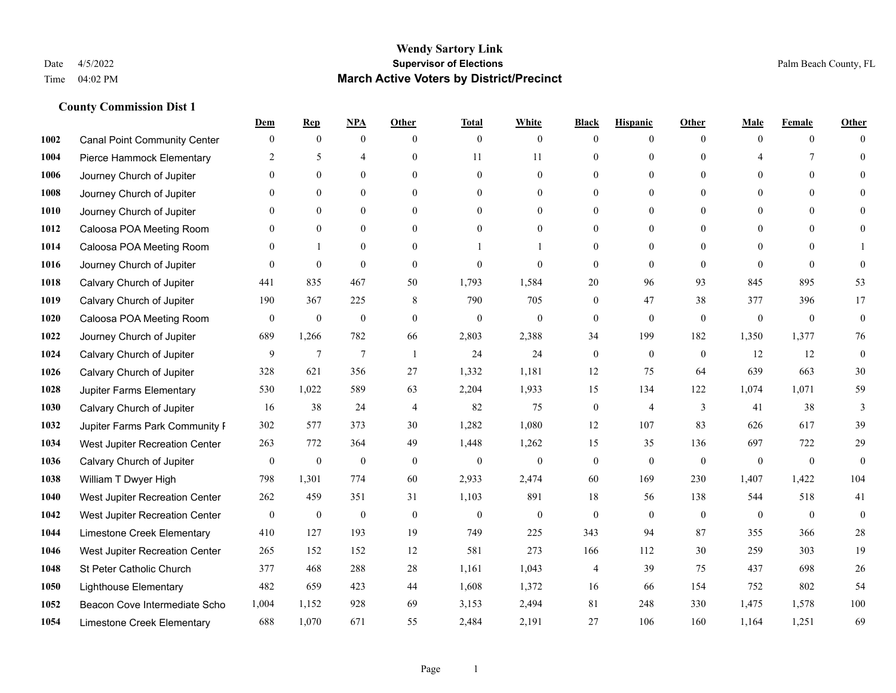# Wendy Sartory Link

**Supervisor of Elections**

**March Active Voters by District/Precinct**

Date 4/5/2022
Time 04:02 PM

Palm Beach County, FL

### County Commission Dist 1

| | | Dem | Rep | NPA | Other | Total | White | Black | Hispanic | Other | Male | Female | Other |
|---|---|---|---|---|---|---|---|---|---|---|---|---|---|
| 1002 | Canal Point Community Center | 0 | 0 | 0 | 0 | 0 | 0 | 0 | 0 | 0 | 0 | 0 | 0 |
| 1004 | Pierce Hammock Elementary | 2 | 5 | 4 | 0 | 11 | 11 | 0 | 0 | 0 | 4 | 7 | 0 |
| 1006 | Journey Church of Jupiter | 0 | 0 | 0 | 0 | 0 | 0 | 0 | 0 | 0 | 0 | 0 | 0 |
| 1008 | Journey Church of Jupiter | 0 | 0 | 0 | 0 | 0 | 0 | 0 | 0 | 0 | 0 | 0 | 0 |
| 1010 | Journey Church of Jupiter | 0 | 0 | 0 | 0 | 0 | 0 | 0 | 0 | 0 | 0 | 0 | 0 |
| 1012 | Caloosa POA Meeting Room | 0 | 0 | 0 | 0 | 0 | 0 | 0 | 0 | 0 | 0 | 0 | 0 |
| 1014 | Caloosa POA Meeting Room | 0 | 1 | 0 | 0 | 1 | 1 | 0 | 0 | 0 | 0 | 0 | 1 |
| 1016 | Journey Church of Jupiter | 0 | 0 | 0 | 0 | 0 | 0 | 0 | 0 | 0 | 0 | 0 | 0 |
| 1018 | Calvary Church of Jupiter | 441 | 835 | 467 | 50 | 1,793 | 1,584 | 20 | 96 | 93 | 845 | 895 | 53 |
| 1019 | Calvary Church of Jupiter | 190 | 367 | 225 | 8 | 790 | 705 | 0 | 47 | 38 | 377 | 396 | 17 |
| 1020 | Caloosa POA Meeting Room | 0 | 0 | 0 | 0 | 0 | 0 | 0 | 0 | 0 | 0 | 0 | 0 |
| 1022 | Journey Church of Jupiter | 689 | 1,266 | 782 | 66 | 2,803 | 2,388 | 34 | 199 | 182 | 1,350 | 1,377 | 76 |
| 1024 | Calvary Church of Jupiter | 9 | 7 | 7 | 1 | 24 | 24 | 0 | 0 | 0 | 12 | 12 | 0 |
| 1026 | Calvary Church of Jupiter | 328 | 621 | 356 | 27 | 1,332 | 1,181 | 12 | 75 | 64 | 639 | 663 | 30 |
| 1028 | Jupiter Farms Elementary | 530 | 1,022 | 589 | 63 | 2,204 | 1,933 | 15 | 134 | 122 | 1,074 | 1,071 | 59 |
| 1030 | Calvary Church of Jupiter | 16 | 38 | 24 | 4 | 82 | 75 | 0 | 4 | 3 | 41 | 38 | 3 |
| 1032 | Jupiter Farms Park Community F | 302 | 577 | 373 | 30 | 1,282 | 1,080 | 12 | 107 | 83 | 626 | 617 | 39 |
| 1034 | West Jupiter Recreation Center | 263 | 772 | 364 | 49 | 1,448 | 1,262 | 15 | 35 | 136 | 697 | 722 | 29 |
| 1036 | Calvary Church of Jupiter | 0 | 0 | 0 | 0 | 0 | 0 | 0 | 0 | 0 | 0 | 0 | 0 |
| 1038 | William T Dwyer High | 798 | 1,301 | 774 | 60 | 2,933 | 2,474 | 60 | 169 | 230 | 1,407 | 1,422 | 104 |
| 1040 | West Jupiter Recreation Center | 262 | 459 | 351 | 31 | 1,103 | 891 | 18 | 56 | 138 | 544 | 518 | 41 |
| 1042 | West Jupiter Recreation Center | 0 | 0 | 0 | 0 | 0 | 0 | 0 | 0 | 0 | 0 | 0 | 0 |
| 1044 | Limestone Creek Elementary | 410 | 127 | 193 | 19 | 749 | 225 | 343 | 94 | 87 | 355 | 366 | 28 |
| 1046 | West Jupiter Recreation Center | 265 | 152 | 152 | 12 | 581 | 273 | 166 | 112 | 30 | 259 | 303 | 19 |
| 1048 | St Peter Catholic Church | 377 | 468 | 288 | 28 | 1,161 | 1,043 | 4 | 39 | 75 | 437 | 698 | 26 |
| 1050 | Lighthouse Elementary | 482 | 659 | 423 | 44 | 1,608 | 1,372 | 16 | 66 | 154 | 752 | 802 | 54 |
| 1052 | Beacon Cove Intermediate Scho | 1,004 | 1,152 | 928 | 69 | 3,153 | 2,494 | 81 | 248 | 330 | 1,475 | 1,578 | 100 |
| 1054 | Limestone Creek Elementary | 688 | 1,070 | 671 | 55 | 2,484 | 2,191 | 27 | 106 | 160 | 1,164 | 1,251 | 69 |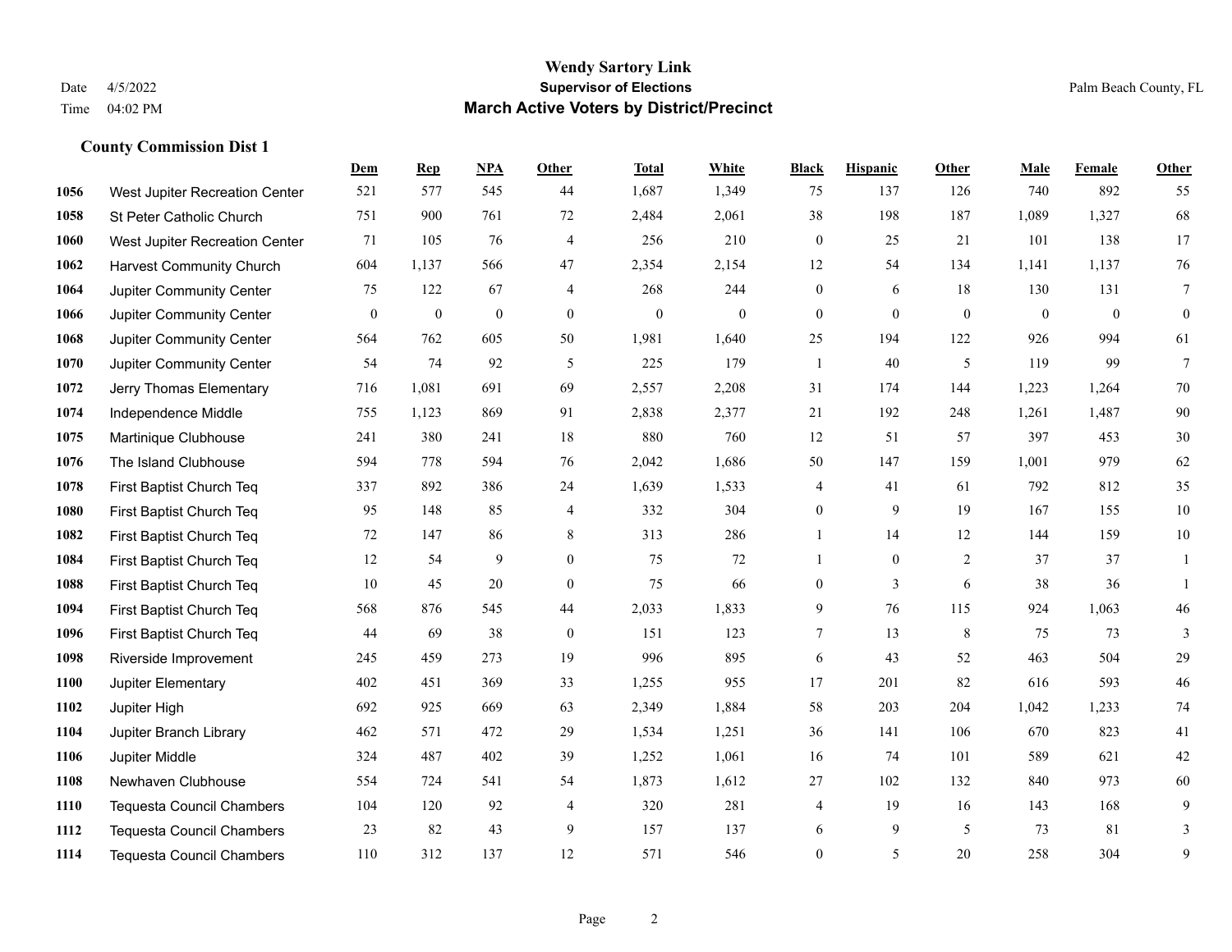# Wendy Sartory Link

## Supervisor of Elections

## March Active Voters by District/Precinct

Date 4/5/2022
Time 04:02 PM

Palm Beach County, FL

### County Commission Dist 1

| | | Dem | Rep | NPA | Other | Total | White | Black | Hispanic | Other | Male | Female | Other |
|---|---|---|---|---|---|---|---|---|---|---|---|---|---|
| 1056 | West Jupiter Recreation Center | 521 | 577 | 545 | 44 | 1,687 | 1,349 | 75 | 137 | 126 | 740 | 892 | 55 |
| 1058 | St Peter Catholic Church | 751 | 900 | 761 | 72 | 2,484 | 2,061 | 38 | 198 | 187 | 1,089 | 1,327 | 68 |
| 1060 | West Jupiter Recreation Center | 71 | 105 | 76 | 4 | 256 | 210 | 0 | 25 | 21 | 101 | 138 | 17 |
| 1062 | Harvest Community Church | 604 | 1,137 | 566 | 47 | 2,354 | 2,154 | 12 | 54 | 134 | 1,141 | 1,137 | 76 |
| 1064 | Jupiter Community Center | 75 | 122 | 67 | 4 | 268 | 244 | 0 | 6 | 18 | 130 | 131 | 7 |
| 1066 | Jupiter Community Center | 0 | 0 | 0 | 0 | 0 | 0 | 0 | 0 | 0 | 0 | 0 | 0 |
| 1068 | Jupiter Community Center | 564 | 762 | 605 | 50 | 1,981 | 1,640 | 25 | 194 | 122 | 926 | 994 | 61 |
| 1070 | Jupiter Community Center | 54 | 74 | 92 | 5 | 225 | 179 | 1 | 40 | 5 | 119 | 99 | 7 |
| 1072 | Jerry Thomas Elementary | 716 | 1,081 | 691 | 69 | 2,557 | 2,208 | 31 | 174 | 144 | 1,223 | 1,264 | 70 |
| 1074 | Independence Middle | 755 | 1,123 | 869 | 91 | 2,838 | 2,377 | 21 | 192 | 248 | 1,261 | 1,487 | 90 |
| 1075 | Martinique Clubhouse | 241 | 380 | 241 | 18 | 880 | 760 | 12 | 51 | 57 | 397 | 453 | 30 |
| 1076 | The Island Clubhouse | 594 | 778 | 594 | 76 | 2,042 | 1,686 | 50 | 147 | 159 | 1,001 | 979 | 62 |
| 1078 | First Baptist Church Teq | 337 | 892 | 386 | 24 | 1,639 | 1,533 | 4 | 41 | 61 | 792 | 812 | 35 |
| 1080 | First Baptist Church Teq | 95 | 148 | 85 | 4 | 332 | 304 | 0 | 9 | 19 | 167 | 155 | 10 |
| 1082 | First Baptist Church Teq | 72 | 147 | 86 | 8 | 313 | 286 | 1 | 14 | 12 | 144 | 159 | 10 |
| 1084 | First Baptist Church Teq | 12 | 54 | 9 | 0 | 75 | 72 | 1 | 0 | 2 | 37 | 37 | 1 |
| 1088 | First Baptist Church Teq | 10 | 45 | 20 | 0 | 75 | 66 | 0 | 3 | 6 | 38 | 36 | 1 |
| 1094 | First Baptist Church Teq | 568 | 876 | 545 | 44 | 2,033 | 1,833 | 9 | 76 | 115 | 924 | 1,063 | 46 |
| 1096 | First Baptist Church Teq | 44 | 69 | 38 | 0 | 151 | 123 | 7 | 13 | 8 | 75 | 73 | 3 |
| 1098 | Riverside Improvement | 245 | 459 | 273 | 19 | 996 | 895 | 6 | 43 | 52 | 463 | 504 | 29 |
| 1100 | Jupiter Elementary | 402 | 451 | 369 | 33 | 1,255 | 955 | 17 | 201 | 82 | 616 | 593 | 46 |
| 1102 | Jupiter High | 692 | 925 | 669 | 63 | 2,349 | 1,884 | 58 | 203 | 204 | 1,042 | 1,233 | 74 |
| 1104 | Jupiter Branch Library | 462 | 571 | 472 | 29 | 1,534 | 1,251 | 36 | 141 | 106 | 670 | 823 | 41 |
| 1106 | Jupiter Middle | 324 | 487 | 402 | 39 | 1,252 | 1,061 | 16 | 74 | 101 | 589 | 621 | 42 |
| 1108 | Newhaven Clubhouse | 554 | 724 | 541 | 54 | 1,873 | 1,612 | 27 | 102 | 132 | 840 | 973 | 60 |
| 1110 | Tequesta Council Chambers | 104 | 120 | 92 | 4 | 320 | 281 | 4 | 19 | 16 | 143 | 168 | 9 |
| 1112 | Tequesta Council Chambers | 23 | 82 | 43 | 9 | 157 | 137 | 6 | 9 | 5 | 73 | 81 | 3 |
| 1114 | Tequesta Council Chambers | 110 | 312 | 137 | 12 | 571 | 546 | 0 | 5 | 20 | 258 | 304 | 9 |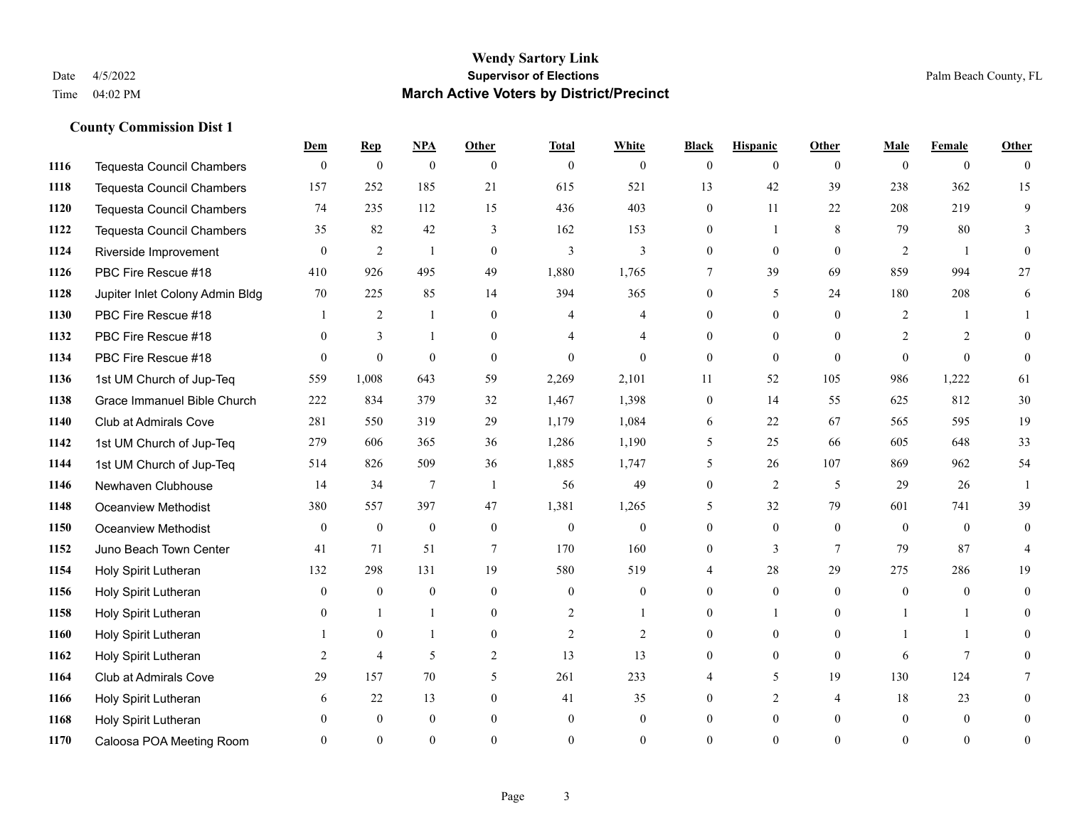## County Commission Dist 1

| | | Dem | Rep | NPA | Other | Total | White | Black | Hispanic | Other | Male | Female | Other |
|---|---|---|---|---|---|---|---|---|---|---|---|---|---|
| 1116 | Tequesta Council Chambers | 0 | 0 | 0 | 0 | 0 | 0 | 0 | 0 | 0 | 0 | 0 | 0 |
| 1118 | Tequesta Council Chambers | 157 | 252 | 185 | 21 | 615 | 521 | 13 | 42 | 39 | 238 | 362 | 15 |
| 1120 | Tequesta Council Chambers | 74 | 235 | 112 | 15 | 436 | 403 | 0 | 11 | 22 | 208 | 219 | 9 |
| 1122 | Tequesta Council Chambers | 35 | 82 | 42 | 3 | 162 | 153 | 0 | 1 | 8 | 79 | 80 | 3 |
| 1124 | Riverside Improvement | 0 | 2 | 1 | 0 | 3 | 3 | 0 | 0 | 0 | 2 | 1 | 0 |
| 1126 | PBC Fire Rescue #18 | 410 | 926 | 495 | 49 | 1,880 | 1,765 | 7 | 39 | 69 | 859 | 994 | 27 |
| 1128 | Jupiter Inlet Colony Admin Bldg | 70 | 225 | 85 | 14 | 394 | 365 | 0 | 5 | 24 | 180 | 208 | 6 |
| 1130 | PBC Fire Rescue #18 | 1 | 2 | 1 | 0 | 4 | 4 | 0 | 0 | 0 | 2 | 1 | 1 |
| 1132 | PBC Fire Rescue #18 | 0 | 3 | 1 | 0 | 4 | 4 | 0 | 0 | 0 | 2 | 2 | 0 |
| 1134 | PBC Fire Rescue #18 | 0 | 0 | 0 | 0 | 0 | 0 | 0 | 0 | 0 | 0 | 0 | 0 |
| 1136 | 1st UM Church of Jup-Teq | 559 | 1,008 | 643 | 59 | 2,269 | 2,101 | 11 | 52 | 105 | 986 | 1,222 | 61 |
| 1138 | Grace Immanuel Bible Church | 222 | 834 | 379 | 32 | 1,467 | 1,398 | 0 | 14 | 55 | 625 | 812 | 30 |
| 1140 | Club at Admirals Cove | 281 | 550 | 319 | 29 | 1,179 | 1,084 | 6 | 22 | 67 | 565 | 595 | 19 |
| 1142 | 1st UM Church of Jup-Teq | 279 | 606 | 365 | 36 | 1,286 | 1,190 | 5 | 25 | 66 | 605 | 648 | 33 |
| 1144 | 1st UM Church of Jup-Teq | 514 | 826 | 509 | 36 | 1,885 | 1,747 | 5 | 26 | 107 | 869 | 962 | 54 |
| 1146 | Newhaven Clubhouse | 14 | 34 | 7 | 1 | 56 | 49 | 0 | 2 | 5 | 29 | 26 | 1 |
| 1148 | Oceanview Methodist | 380 | 557 | 397 | 47 | 1,381 | 1,265 | 5 | 32 | 79 | 601 | 741 | 39 |
| 1150 | Oceanview Methodist | 0 | 0 | 0 | 0 | 0 | 0 | 0 | 0 | 0 | 0 | 0 | 0 |
| 1152 | Juno Beach Town Center | 41 | 71 | 51 | 7 | 170 | 160 | 0 | 3 | 7 | 79 | 87 | 4 |
| 1154 | Holy Spirit Lutheran | 132 | 298 | 131 | 19 | 580 | 519 | 4 | 28 | 29 | 275 | 286 | 19 |
| 1156 | Holy Spirit Lutheran | 0 | 0 | 0 | 0 | 0 | 0 | 0 | 0 | 0 | 0 | 0 | 0 |
| 1158 | Holy Spirit Lutheran | 0 | 1 | 1 | 0 | 2 | 1 | 0 | 1 | 0 | 1 | 1 | 0 |
| 1160 | Holy Spirit Lutheran | 1 | 0 | 1 | 0 | 2 | 2 | 0 | 0 | 0 | 1 | 1 | 0 |
| 1162 | Holy Spirit Lutheran | 2 | 4 | 5 | 2 | 13 | 13 | 0 | 0 | 0 | 6 | 7 | 0 |
| 1164 | Club at Admirals Cove | 29 | 157 | 70 | 5 | 261 | 233 | 4 | 5 | 19 | 130 | 124 | 7 |
| 1166 | Holy Spirit Lutheran | 6 | 22 | 13 | 0 | 41 | 35 | 0 | 2 | 4 | 18 | 23 | 0 |
| 1168 | Holy Spirit Lutheran | 0 | 0 | 0 | 0 | 0 | 0 | 0 | 0 | 0 | 0 | 0 | 0 |
| 1170 | Caloosa POA Meeting Room | 0 | 0 | 0 | 0 | 0 | 0 | 0 | 0 | 0 | 0 | 0 | 0 |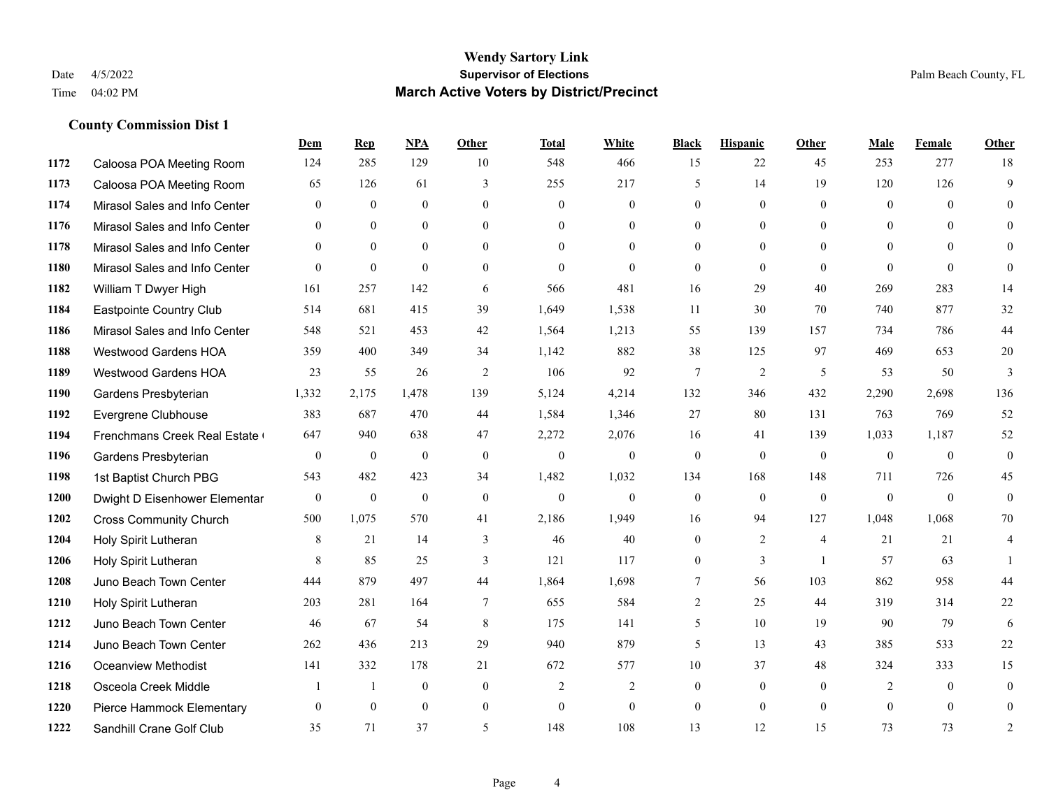# Wendy Sartory Link

**Supervisor of Elections**

**March Active Voters by District/Precinct**

Date 4/5/2022
Time 04:02 PM

Palm Beach County, FL

### County Commission Dist 1

| | | Dem | Rep | NPA | Other | Total | White | Black | Hispanic | Other | Male | Female | Other |
|---|---|---|---|---|---|---|---|---|---|---|---|---|---|
| 1172 | Caloosa POA Meeting Room | 124 | 285 | 129 | 10 | 548 | 466 | 15 | 22 | 45 | 253 | 277 | 18 |
| 1173 | Caloosa POA Meeting Room | 65 | 126 | 61 | 3 | 255 | 217 | 5 | 14 | 19 | 120 | 126 | 9 |
| 1174 | Mirasol Sales and Info Center | 0 | 0 | 0 | 0 | 0 | 0 | 0 | 0 | 0 | 0 | 0 | 0 |
| 1176 | Mirasol Sales and Info Center | 0 | 0 | 0 | 0 | 0 | 0 | 0 | 0 | 0 | 0 | 0 | 0 |
| 1178 | Mirasol Sales and Info Center | 0 | 0 | 0 | 0 | 0 | 0 | 0 | 0 | 0 | 0 | 0 | 0 |
| 1180 | Mirasol Sales and Info Center | 0 | 0 | 0 | 0 | 0 | 0 | 0 | 0 | 0 | 0 | 0 | 0 |
| 1182 | William T Dwyer High | 161 | 257 | 142 | 6 | 566 | 481 | 16 | 29 | 40 | 269 | 283 | 14 |
| 1184 | Eastpointe Country Club | 514 | 681 | 415 | 39 | 1,649 | 1,538 | 11 | 30 | 70 | 740 | 877 | 32 |
| 1186 | Mirasol Sales and Info Center | 548 | 521 | 453 | 42 | 1,564 | 1,213 | 55 | 139 | 157 | 734 | 786 | 44 |
| 1188 | Westwood Gardens HOA | 359 | 400 | 349 | 34 | 1,142 | 882 | 38 | 125 | 97 | 469 | 653 | 20 |
| 1189 | Westwood Gardens HOA | 23 | 55 | 26 | 2 | 106 | 92 | 7 | 2 | 5 | 53 | 50 | 3 |
| 1190 | Gardens Presbyterian | 1,332 | 2,175 | 1,478 | 139 | 5,124 | 4,214 | 132 | 346 | 432 | 2,290 | 2,698 | 136 |
| 1192 | Evergrene Clubhouse | 383 | 687 | 470 | 44 | 1,584 | 1,346 | 27 | 80 | 131 | 763 | 769 | 52 |
| 1194 | Frenchmans Creek Real Estate ( | 647 | 940 | 638 | 47 | 2,272 | 2,076 | 16 | 41 | 139 | 1,033 | 1,187 | 52 |
| 1196 | Gardens Presbyterian | 0 | 0 | 0 | 0 | 0 | 0 | 0 | 0 | 0 | 0 | 0 | 0 |
| 1198 | 1st Baptist Church PBG | 543 | 482 | 423 | 34 | 1,482 | 1,032 | 134 | 168 | 148 | 711 | 726 | 45 |
| 1200 | Dwight D Eisenhower Elementar | 0 | 0 | 0 | 0 | 0 | 0 | 0 | 0 | 0 | 0 | 0 | 0 |
| 1202 | Cross Community Church | 500 | 1,075 | 570 | 41 | 2,186 | 1,949 | 16 | 94 | 127 | 1,048 | 1,068 | 70 |
| 1204 | Holy Spirit Lutheran | 8 | 21 | 14 | 3 | 46 | 40 | 0 | 2 | 4 | 21 | 21 | 4 |
| 1206 | Holy Spirit Lutheran | 8 | 85 | 25 | 3 | 121 | 117 | 0 | 3 | 1 | 57 | 63 | 1 |
| 1208 | Juno Beach Town Center | 444 | 879 | 497 | 44 | 1,864 | 1,698 | 7 | 56 | 103 | 862 | 958 | 44 |
| 1210 | Holy Spirit Lutheran | 203 | 281 | 164 | 7 | 655 | 584 | 2 | 25 | 44 | 319 | 314 | 22 |
| 1212 | Juno Beach Town Center | 46 | 67 | 54 | 8 | 175 | 141 | 5 | 10 | 19 | 90 | 79 | 6 |
| 1214 | Juno Beach Town Center | 262 | 436 | 213 | 29 | 940 | 879 | 5 | 13 | 43 | 385 | 533 | 22 |
| 1216 | Oceanview Methodist | 141 | 332 | 178 | 21 | 672 | 577 | 10 | 37 | 48 | 324 | 333 | 15 |
| 1218 | Osceola Creek Middle | 1 | 1 | 0 | 0 | 2 | 2 | 0 | 0 | 0 | 2 | 0 | 0 |
| 1220 | Pierce Hammock Elementary | 0 | 0 | 0 | 0 | 0 | 0 | 0 | 0 | 0 | 0 | 0 | 0 |
| 1222 | Sandhill Crane Golf Club | 35 | 71 | 37 | 5 | 148 | 108 | 13 | 12 | 15 | 73 | 73 | 2 |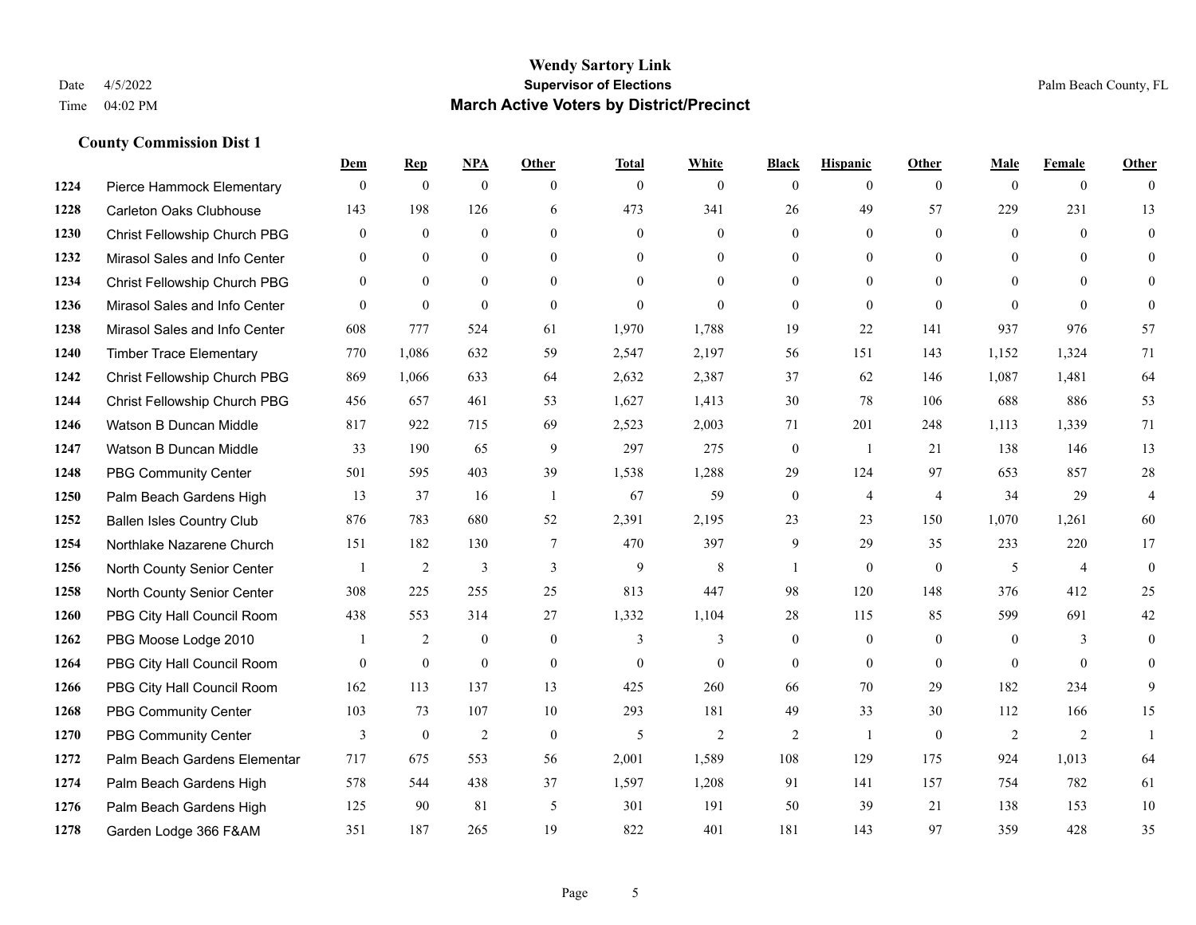# Wendy Sartory Link
## Supervisor of Elections
## March Active Voters by District/Precinct

Date 4/5/2022
Time 04:02 PM

Palm Beach County, FL

### County Commission Dist 1

| | | Dem | Rep | NPA | Other | Total | White | Black | Hispanic | Other | Male | Female | Other |
|---|---|---|---|---|---|---|---|---|---|---|---|---|---|
| 1224 | Pierce Hammock Elementary | 0 | 0 | 0 | 0 | 0 | 0 | 0 | 0 | 0 | 0 | 0 | 0 |
| 1228 | Carleton Oaks Clubhouse | 143 | 198 | 126 | 6 | 473 | 341 | 26 | 49 | 57 | 229 | 231 | 13 |
| 1230 | Christ Fellowship Church PBG | 0 | 0 | 0 | 0 | 0 | 0 | 0 | 0 | 0 | 0 | 0 | 0 |
| 1232 | Mirasol Sales and Info Center | 0 | 0 | 0 | 0 | 0 | 0 | 0 | 0 | 0 | 0 | 0 | 0 |
| 1234 | Christ Fellowship Church PBG | 0 | 0 | 0 | 0 | 0 | 0 | 0 | 0 | 0 | 0 | 0 | 0 |
| 1236 | Mirasol Sales and Info Center | 0 | 0 | 0 | 0 | 0 | 0 | 0 | 0 | 0 | 0 | 0 | 0 |
| 1238 | Mirasol Sales and Info Center | 608 | 777 | 524 | 61 | 1,970 | 1,788 | 19 | 22 | 141 | 937 | 976 | 57 |
| 1240 | Timber Trace Elementary | 770 | 1,086 | 632 | 59 | 2,547 | 2,197 | 56 | 151 | 143 | 1,152 | 1,324 | 71 |
| 1242 | Christ Fellowship Church PBG | 869 | 1,066 | 633 | 64 | 2,632 | 2,387 | 37 | 62 | 146 | 1,087 | 1,481 | 64 |
| 1244 | Christ Fellowship Church PBG | 456 | 657 | 461 | 53 | 1,627 | 1,413 | 30 | 78 | 106 | 688 | 886 | 53 |
| 1246 | Watson B Duncan Middle | 817 | 922 | 715 | 69 | 2,523 | 2,003 | 71 | 201 | 248 | 1,113 | 1,339 | 71 |
| 1247 | Watson B Duncan Middle | 33 | 190 | 65 | 9 | 297 | 275 | 0 | 1 | 21 | 138 | 146 | 13 |
| 1248 | PBG Community Center | 501 | 595 | 403 | 39 | 1,538 | 1,288 | 29 | 124 | 97 | 653 | 857 | 28 |
| 1250 | Palm Beach Gardens High | 13 | 37 | 16 | 1 | 67 | 59 | 0 | 4 | 4 | 34 | 29 | 4 |
| 1252 | Ballen Isles Country Club | 876 | 783 | 680 | 52 | 2,391 | 2,195 | 23 | 23 | 150 | 1,070 | 1,261 | 60 |
| 1254 | Northlake Nazarene Church | 151 | 182 | 130 | 7 | 470 | 397 | 9 | 29 | 35 | 233 | 220 | 17 |
| 1256 | North County Senior Center | 1 | 2 | 3 | 3 | 9 | 8 | 1 | 0 | 0 | 5 | 4 | 0 |
| 1258 | North County Senior Center | 308 | 225 | 255 | 25 | 813 | 447 | 98 | 120 | 148 | 376 | 412 | 25 |
| 1260 | PBG City Hall Council Room | 438 | 553 | 314 | 27 | 1,332 | 1,104 | 28 | 115 | 85 | 599 | 691 | 42 |
| 1262 | PBG Moose Lodge 2010 | 1 | 2 | 0 | 0 | 3 | 3 | 0 | 0 | 0 | 0 | 3 | 0 |
| 1264 | PBG City Hall Council Room | 0 | 0 | 0 | 0 | 0 | 0 | 0 | 0 | 0 | 0 | 0 | 0 |
| 1266 | PBG City Hall Council Room | 162 | 113 | 137 | 13 | 425 | 260 | 66 | 70 | 29 | 182 | 234 | 9 |
| 1268 | PBG Community Center | 103 | 73 | 107 | 10 | 293 | 181 | 49 | 33 | 30 | 112 | 166 | 15 |
| 1270 | PBG Community Center | 3 | 0 | 2 | 0 | 5 | 2 | 2 | 1 | 0 | 2 | 2 | 1 |
| 1272 | Palm Beach Gardens Elementar | 717 | 675 | 553 | 56 | 2,001 | 1,589 | 108 | 129 | 175 | 924 | 1,013 | 64 |
| 1274 | Palm Beach Gardens High | 578 | 544 | 438 | 37 | 1,597 | 1,208 | 91 | 141 | 157 | 754 | 782 | 61 |
| 1276 | Palm Beach Gardens High | 125 | 90 | 81 | 5 | 301 | 191 | 50 | 39 | 21 | 138 | 153 | 10 |
| 1278 | Garden Lodge 366 F&AM | 351 | 187 | 265 | 19 | 822 | 401 | 181 | 143 | 97 | 359 | 428 | 35 |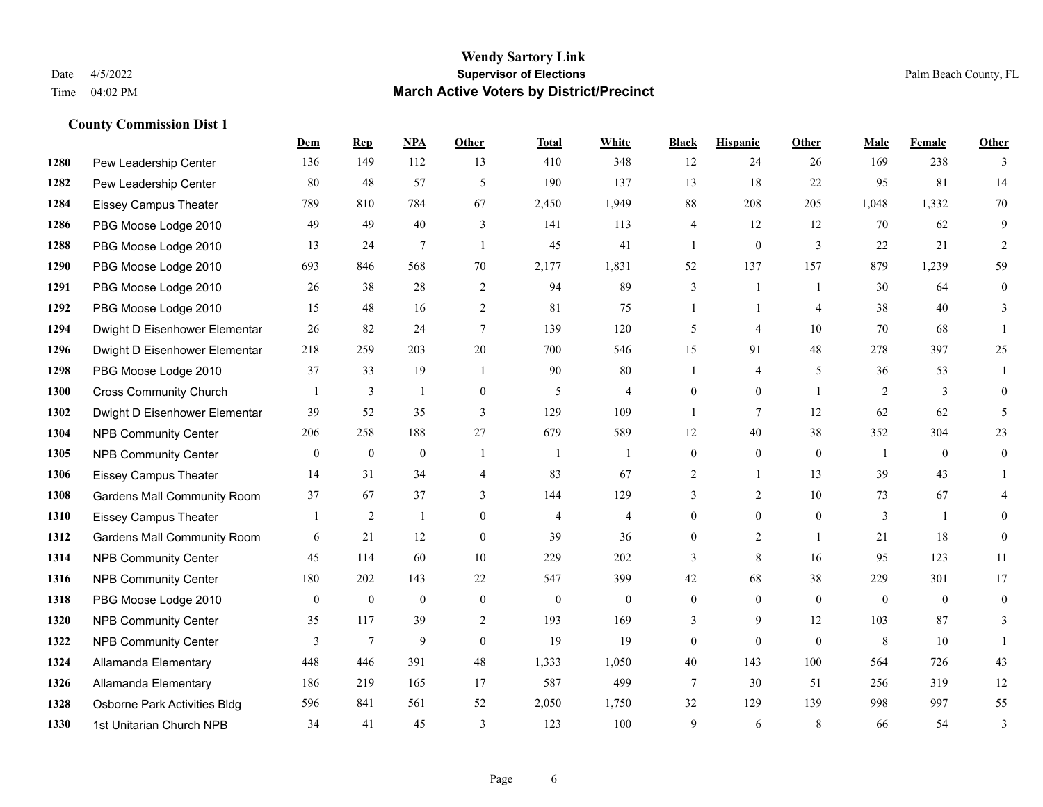# Wendy Sartory Link

## Supervisor of Elections

## March Active Voters by District/Precinct

Date 4/5/2022
Time 04:02 PM

Palm Beach County, FL

### County Commission Dist 1

| | | Dem | Rep | NPA | Other | Total | White | Black | Hispanic | Other | Male | Female | Other |
|---|---|---|---|---|---|---|---|---|---|---|---|---|---|
| 1280 | Pew Leadership Center | 136 | 149 | 112 | 13 | 410 | 348 | 12 | 24 | 26 | 169 | 238 | 3 |
| 1282 | Pew Leadership Center | 80 | 48 | 57 | 5 | 190 | 137 | 13 | 18 | 22 | 95 | 81 | 14 |
| 1284 | Eissey Campus Theater | 789 | 810 | 784 | 67 | 2,450 | 1,949 | 88 | 208 | 205 | 1,048 | 1,332 | 70 |
| 1286 | PBG Moose Lodge 2010 | 49 | 49 | 40 | 3 | 141 | 113 | 4 | 12 | 12 | 70 | 62 | 9 |
| 1288 | PBG Moose Lodge 2010 | 13 | 24 | 7 | 1 | 45 | 41 | 1 | 0 | 3 | 22 | 21 | 2 |
| 1290 | PBG Moose Lodge 2010 | 693 | 846 | 568 | 70 | 2,177 | 1,831 | 52 | 137 | 157 | 879 | 1,239 | 59 |
| 1291 | PBG Moose Lodge 2010 | 26 | 38 | 28 | 2 | 94 | 89 | 3 | 1 | 1 | 30 | 64 | 0 |
| 1292 | PBG Moose Lodge 2010 | 15 | 48 | 16 | 2 | 81 | 75 | 1 | 1 | 4 | 38 | 40 | 3 |
| 1294 | Dwight D Eisenhower Elementar | 26 | 82 | 24 | 7 | 139 | 120 | 5 | 4 | 10 | 70 | 68 | 1 |
| 1296 | Dwight D Eisenhower Elementar | 218 | 259 | 203 | 20 | 700 | 546 | 15 | 91 | 48 | 278 | 397 | 25 |
| 1298 | PBG Moose Lodge 2010 | 37 | 33 | 19 | 1 | 90 | 80 | 1 | 4 | 5 | 36 | 53 | 1 |
| 1300 | Cross Community Church | 1 | 3 | 1 | 0 | 5 | 4 | 0 | 0 | 1 | 2 | 3 | 0 |
| 1302 | Dwight D Eisenhower Elementar | 39 | 52 | 35 | 3 | 129 | 109 | 1 | 7 | 12 | 62 | 62 | 5 |
| 1304 | NPB Community Center | 206 | 258 | 188 | 27 | 679 | 589 | 12 | 40 | 38 | 352 | 304 | 23 |
| 1305 | NPB Community Center | 0 | 0 | 0 | 1 | 1 | 1 | 0 | 0 | 0 | 1 | 0 | 0 |
| 1306 | Eissey Campus Theater | 14 | 31 | 34 | 4 | 83 | 67 | 2 | 1 | 13 | 39 | 43 | 1 |
| 1308 | Gardens Mall Community Room | 37 | 67 | 37 | 3 | 144 | 129 | 3 | 2 | 10 | 73 | 67 | 4 |
| 1310 | Eissey Campus Theater | 1 | 2 | 1 | 0 | 4 | 4 | 0 | 0 | 0 | 3 | 1 | 0 |
| 1312 | Gardens Mall Community Room | 6 | 21 | 12 | 0 | 39 | 36 | 0 | 2 | 1 | 21 | 18 | 0 |
| 1314 | NPB Community Center | 45 | 114 | 60 | 10 | 229 | 202 | 3 | 8 | 16 | 95 | 123 | 11 |
| 1316 | NPB Community Center | 180 | 202 | 143 | 22 | 547 | 399 | 42 | 68 | 38 | 229 | 301 | 17 |
| 1318 | PBG Moose Lodge 2010 | 0 | 0 | 0 | 0 | 0 | 0 | 0 | 0 | 0 | 0 | 0 | 0 |
| 1320 | NPB Community Center | 35 | 117 | 39 | 2 | 193 | 169 | 3 | 9 | 12 | 103 | 87 | 3 |
| 1322 | NPB Community Center | 3 | 7 | 9 | 0 | 19 | 19 | 0 | 0 | 0 | 8 | 10 | 1 |
| 1324 | Allamanda Elementary | 448 | 446 | 391 | 48 | 1,333 | 1,050 | 40 | 143 | 100 | 564 | 726 | 43 |
| 1326 | Allamanda Elementary | 186 | 219 | 165 | 17 | 587 | 499 | 7 | 30 | 51 | 256 | 319 | 12 |
| 1328 | Osborne Park Activities Bldg | 596 | 841 | 561 | 52 | 2,050 | 1,750 | 32 | 129 | 139 | 998 | 997 | 55 |
| 1330 | 1st Unitarian Church NPB | 34 | 41 | 45 | 3 | 123 | 100 | 9 | 6 | 8 | 66 | 54 | 3 |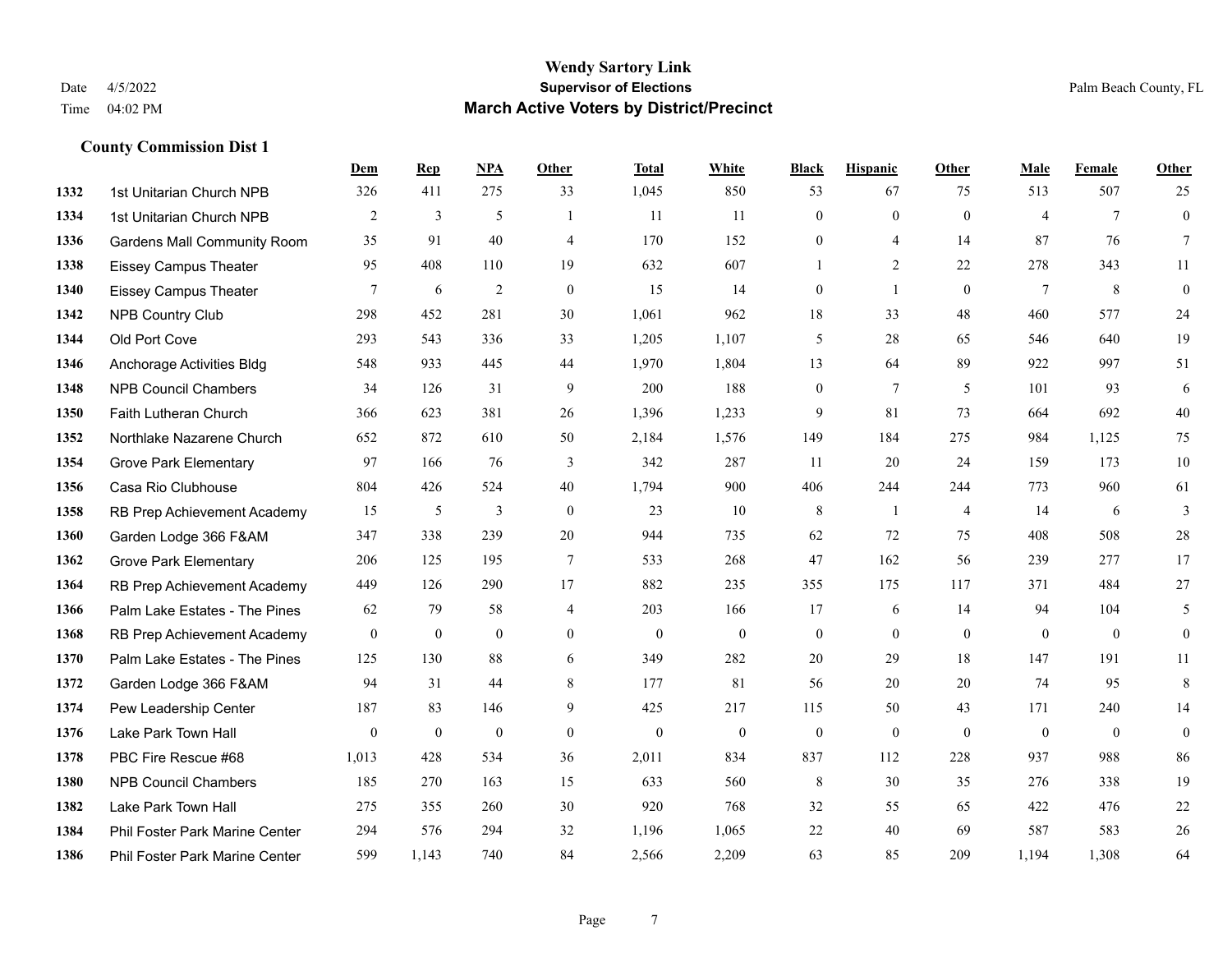# Wendy Sartory Link
## Supervisor of Elections
## March Active Voters by District/Precinct

Date 4/5/2022
Time 04:02 PM

Palm Beach County, FL

### County Commission Dist 1

| | | Dem | Rep | NPA | Other | Total | White | Black | Hispanic | Other | Male | Female | Other |
|---|---|---|---|---|---|---|---|---|---|---|---|---|---|
| 1332 | 1st Unitarian Church NPB | 326 | 411 | 275 | 33 | 1,045 | 850 | 53 | 67 | 75 | 513 | 507 | 25 |
| 1334 | 1st Unitarian Church NPB | 2 | 3 | 5 | 1 | 11 | 11 | 0 | 0 | 0 | 4 | 7 | 0 |
| 1336 | Gardens Mall Community Room | 35 | 91 | 40 | 4 | 170 | 152 | 0 | 4 | 14 | 87 | 76 | 7 |
| 1338 | Eissey Campus Theater | 95 | 408 | 110 | 19 | 632 | 607 | 1 | 2 | 22 | 278 | 343 | 11 |
| 1340 | Eissey Campus Theater | 7 | 6 | 2 | 0 | 15 | 14 | 0 | 1 | 0 | 7 | 8 | 0 |
| 1342 | NPB Country Club | 298 | 452 | 281 | 30 | 1,061 | 962 | 18 | 33 | 48 | 460 | 577 | 24 |
| 1344 | Old Port Cove | 293 | 543 | 336 | 33 | 1,205 | 1,107 | 5 | 28 | 65 | 546 | 640 | 19 |
| 1346 | Anchorage Activities Bldg | 548 | 933 | 445 | 44 | 1,970 | 1,804 | 13 | 64 | 89 | 922 | 997 | 51 |
| 1348 | NPB Council Chambers | 34 | 126 | 31 | 9 | 200 | 188 | 0 | 7 | 5 | 101 | 93 | 6 |
| 1350 | Faith Lutheran Church | 366 | 623 | 381 | 26 | 1,396 | 1,233 | 9 | 81 | 73 | 664 | 692 | 40 |
| 1352 | Northlake Nazarene Church | 652 | 872 | 610 | 50 | 2,184 | 1,576 | 149 | 184 | 275 | 984 | 1,125 | 75 |
| 1354 | Grove Park Elementary | 97 | 166 | 76 | 3 | 342 | 287 | 11 | 20 | 24 | 159 | 173 | 10 |
| 1356 | Casa Rio Clubhouse | 804 | 426 | 524 | 40 | 1,794 | 900 | 406 | 244 | 244 | 773 | 960 | 61 |
| 1358 | RB Prep Achievement Academy | 15 | 5 | 3 | 0 | 23 | 10 | 8 | 1 | 4 | 14 | 6 | 3 |
| 1360 | Garden Lodge 366 F&AM | 347 | 338 | 239 | 20 | 944 | 735 | 62 | 72 | 75 | 408 | 508 | 28 |
| 1362 | Grove Park Elementary | 206 | 125 | 195 | 7 | 533 | 268 | 47 | 162 | 56 | 239 | 277 | 17 |
| 1364 | RB Prep Achievement Academy | 449 | 126 | 290 | 17 | 882 | 235 | 355 | 175 | 117 | 371 | 484 | 27 |
| 1366 | Palm Lake Estates - The Pines | 62 | 79 | 58 | 4 | 203 | 166 | 17 | 6 | 14 | 94 | 104 | 5 |
| 1368 | RB Prep Achievement Academy | 0 | 0 | 0 | 0 | 0 | 0 | 0 | 0 | 0 | 0 | 0 | 0 |
| 1370 | Palm Lake Estates - The Pines | 125 | 130 | 88 | 6 | 349 | 282 | 20 | 29 | 18 | 147 | 191 | 11 |
| 1372 | Garden Lodge 366 F&AM | 94 | 31 | 44 | 8 | 177 | 81 | 56 | 20 | 20 | 74 | 95 | 8 |
| 1374 | Pew Leadership Center | 187 | 83 | 146 | 9 | 425 | 217 | 115 | 50 | 43 | 171 | 240 | 14 |
| 1376 | Lake Park Town Hall | 0 | 0 | 0 | 0 | 0 | 0 | 0 | 0 | 0 | 0 | 0 | 0 |
| 1378 | PBC Fire Rescue #68 | 1,013 | 428 | 534 | 36 | 2,011 | 834 | 837 | 112 | 228 | 937 | 988 | 86 |
| 1380 | NPB Council Chambers | 185 | 270 | 163 | 15 | 633 | 560 | 8 | 30 | 35 | 276 | 338 | 19 |
| 1382 | Lake Park Town Hall | 275 | 355 | 260 | 30 | 920 | 768 | 32 | 55 | 65 | 422 | 476 | 22 |
| 1384 | Phil Foster Park Marine Center | 294 | 576 | 294 | 32 | 1,196 | 1,065 | 22 | 40 | 69 | 587 | 583 | 26 |
| 1386 | Phil Foster Park Marine Center | 599 | 1,143 | 740 | 84 | 2,566 | 2,209 | 63 | 85 | 209 | 1,194 | 1,308 | 64 |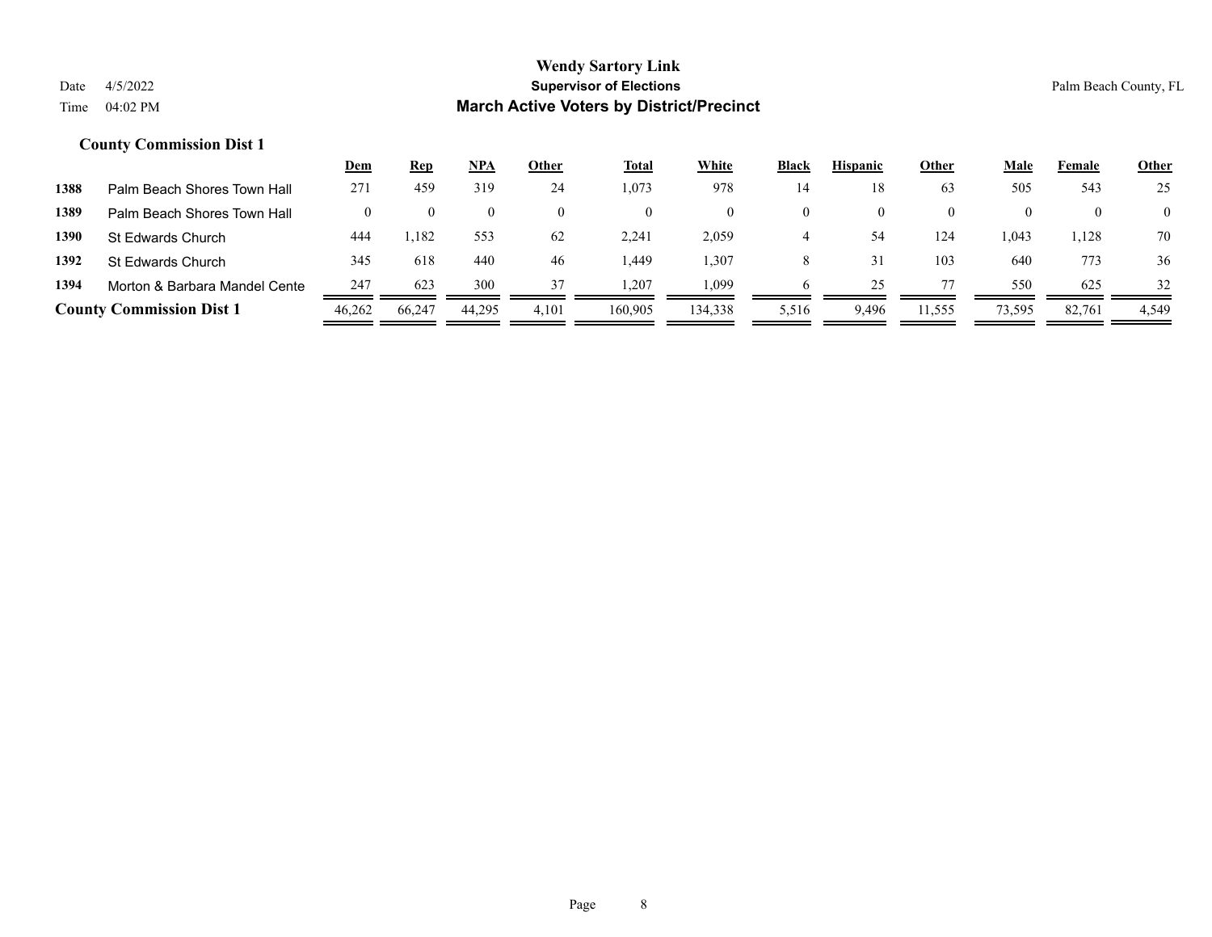**Wendy Sartory Link**
**Supervisor of Elections**
**March Active Voters by District/Precinct**

Date 4/5/2022
Time 04:02 PM

Palm Beach County, FL

### County Commission Dist 1

| | | Dem | Rep | NPA | Other | Total | White | Black | Hispanic | Other | Male | Female | Other |
|---|---|---|---|---|---|---|---|---|---|---|---|---|---|
| 1388 | Palm Beach Shores Town Hall | 271 | 459 | 319 | 24 | 1,073 | 978 | 14 | 18 | 63 | 505 | 543 | 25 |
| 1389 | Palm Beach Shores Town Hall | 0 | 0 | 0 | 0 | 0 | 0 | 0 | 0 | 0 | 0 | 0 | 0 |
| 1390 | St Edwards Church | 444 | 1,182 | 553 | 62 | 2,241 | 2,059 | 4 | 54 | 124 | 1,043 | 1,128 | 70 |
| 1392 | St Edwards Church | 345 | 618 | 440 | 46 | 1,449 | 1,307 | 8 | 31 | 103 | 640 | 773 | 36 |
| 1394 | Morton & Barbara Mandel Cente | 247 | 623 | 300 | 37 | 1,207 | 1,099 | 6 | 25 | 77 | 550 | 625 | 32 |
| **County Commission Dist 1** | | 46,262 | 66,247 | 44,295 | 4,101 | 160,905 | 134,338 | 5,516 | 9,496 | 11,555 | 73,595 | 82,761 | 4,549 |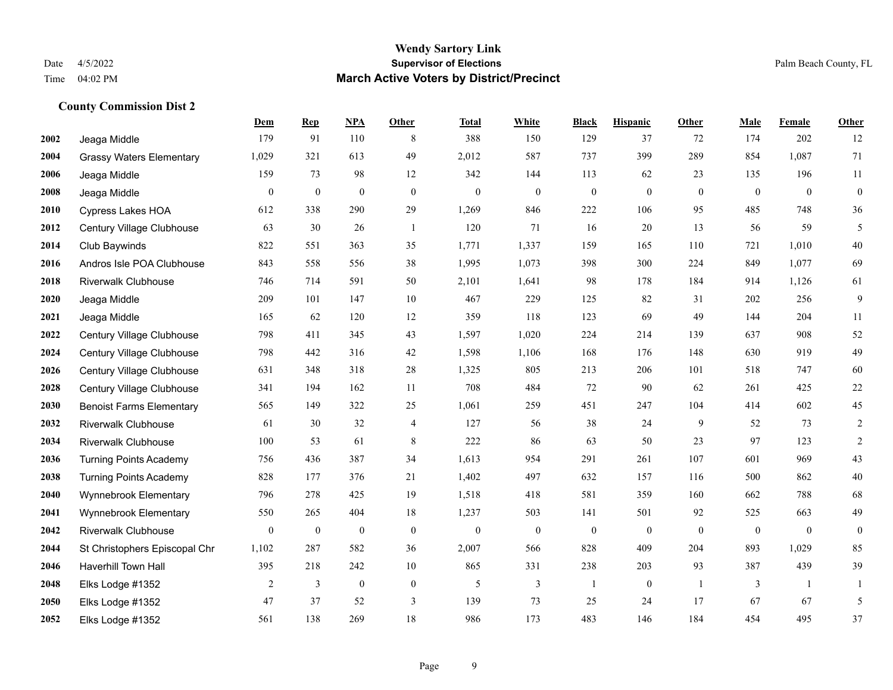# Wendy Sartory Link

**Supervisor of Elections**

**March Active Voters by District/Precinct**

Date 4/5/2022

Time 04:02 PM

Palm Beach County, FL

### County Commission Dist 2

| | | Dem | Rep | NPA | Other | Total | White | Black | Hispanic | Other | Male | Female | Other |
|---|---|---|---|---|---|---|---|---|---|---|---|---|---|
| 2002 | Jeaga Middle | 179 | 91 | 110 | 8 | 388 | 150 | 129 | 37 | 72 | 174 | 202 | 12 |
| 2004 | Grassy Waters Elementary | 1,029 | 321 | 613 | 49 | 2,012 | 587 | 737 | 399 | 289 | 854 | 1,087 | 71 |
| 2006 | Jeaga Middle | 159 | 73 | 98 | 12 | 342 | 144 | 113 | 62 | 23 | 135 | 196 | 11 |
| 2008 | Jeaga Middle | 0 | 0 | 0 | 0 | 0 | 0 | 0 | 0 | 0 | 0 | 0 | 0 |
| 2010 | Cypress Lakes HOA | 612 | 338 | 290 | 29 | 1,269 | 846 | 222 | 106 | 95 | 485 | 748 | 36 |
| 2012 | Century Village Clubhouse | 63 | 30 | 26 | 1 | 120 | 71 | 16 | 20 | 13 | 56 | 59 | 5 |
| 2014 | Club Baywinds | 822 | 551 | 363 | 35 | 1,771 | 1,337 | 159 | 165 | 110 | 721 | 1,010 | 40 |
| 2016 | Andros Isle POA Clubhouse | 843 | 558 | 556 | 38 | 1,995 | 1,073 | 398 | 300 | 224 | 849 | 1,077 | 69 |
| 2018 | Riverwalk Clubhouse | 746 | 714 | 591 | 50 | 2,101 | 1,641 | 98 | 178 | 184 | 914 | 1,126 | 61 |
| 2020 | Jeaga Middle | 209 | 101 | 147 | 10 | 467 | 229 | 125 | 82 | 31 | 202 | 256 | 9 |
| 2021 | Jeaga Middle | 165 | 62 | 120 | 12 | 359 | 118 | 123 | 69 | 49 | 144 | 204 | 11 |
| 2022 | Century Village Clubhouse | 798 | 411 | 345 | 43 | 1,597 | 1,020 | 224 | 214 | 139 | 637 | 908 | 52 |
| 2024 | Century Village Clubhouse | 798 | 442 | 316 | 42 | 1,598 | 1,106 | 168 | 176 | 148 | 630 | 919 | 49 |
| 2026 | Century Village Clubhouse | 631 | 348 | 318 | 28 | 1,325 | 805 | 213 | 206 | 101 | 518 | 747 | 60 |
| 2028 | Century Village Clubhouse | 341 | 194 | 162 | 11 | 708 | 484 | 72 | 90 | 62 | 261 | 425 | 22 |
| 2030 | Benoist Farms Elementary | 565 | 149 | 322 | 25 | 1,061 | 259 | 451 | 247 | 104 | 414 | 602 | 45 |
| 2032 | Riverwalk Clubhouse | 61 | 30 | 32 | 4 | 127 | 56 | 38 | 24 | 9 | 52 | 73 | 2 |
| 2034 | Riverwalk Clubhouse | 100 | 53 | 61 | 8 | 222 | 86 | 63 | 50 | 23 | 97 | 123 | 2 |
| 2036 | Turning Points Academy | 756 | 436 | 387 | 34 | 1,613 | 954 | 291 | 261 | 107 | 601 | 969 | 43 |
| 2038 | Turning Points Academy | 828 | 177 | 376 | 21 | 1,402 | 497 | 632 | 157 | 116 | 500 | 862 | 40 |
| 2040 | Wynnebrook Elementary | 796 | 278 | 425 | 19 | 1,518 | 418 | 581 | 359 | 160 | 662 | 788 | 68 |
| 2041 | Wynnebrook Elementary | 550 | 265 | 404 | 18 | 1,237 | 503 | 141 | 501 | 92 | 525 | 663 | 49 |
| 2042 | Riverwalk Clubhouse | 0 | 0 | 0 | 0 | 0 | 0 | 0 | 0 | 0 | 0 | 0 | 0 |
| 2044 | St Christophers Episcopal Chr | 1,102 | 287 | 582 | 36 | 2,007 | 566 | 828 | 409 | 204 | 893 | 1,029 | 85 |
| 2046 | Haverhill Town Hall | 395 | 218 | 242 | 10 | 865 | 331 | 238 | 203 | 93 | 387 | 439 | 39 |
| 2048 | Elks Lodge #1352 | 2 | 3 | 0 | 0 | 5 | 3 | 1 | 0 | 1 | 3 | 1 | 1 |
| 2050 | Elks Lodge #1352 | 47 | 37 | 52 | 3 | 139 | 73 | 25 | 24 | 17 | 67 | 67 | 5 |
| 2052 | Elks Lodge #1352 | 561 | 138 | 269 | 18 | 986 | 173 | 483 | 146 | 184 | 454 | 495 | 37 |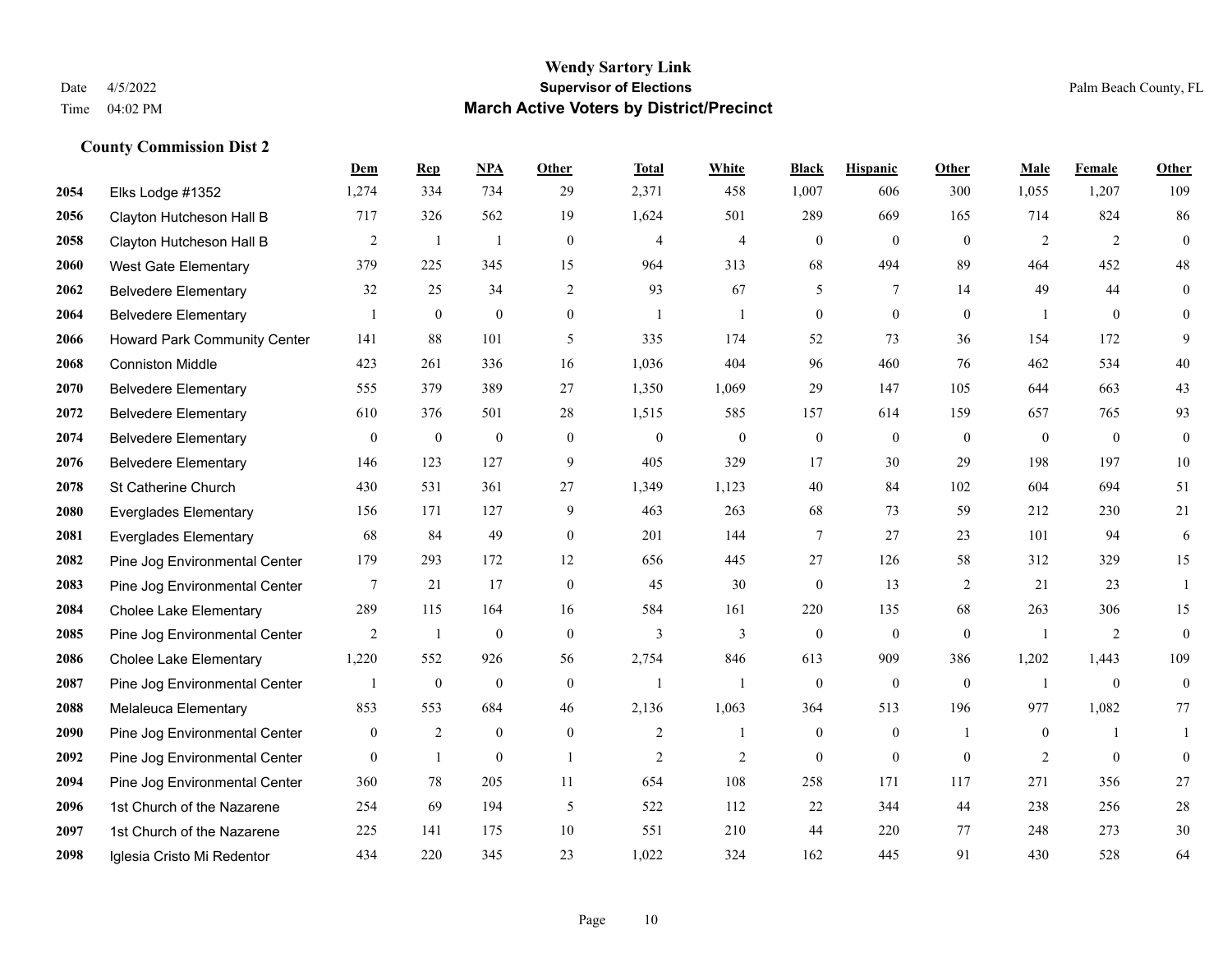# Wendy Sartory Link

## Supervisor of Elections

## March Active Voters by District/Precinct

Date 4/5/2022

Time 04:02 PM

Palm Beach County, FL

### County Commission Dist 2

| | | Dem | Rep | NPA | Other | Total | White | Black | Hispanic | Other | Male | Female | Other |
|---|---|---|---|---|---|---|---|---|---|---|---|---|---|
| 2054 | Elks Lodge #1352 | 1,274 | 334 | 734 | 29 | 2,371 | 458 | 1,007 | 606 | 300 | 1,055 | 1,207 | 109 |
| 2056 | Clayton Hutcheson Hall B | 717 | 326 | 562 | 19 | 1,624 | 501 | 289 | 669 | 165 | 714 | 824 | 86 |
| 2058 | Clayton Hutcheson Hall B | 2 | 1 | 1 | 0 | 4 | 4 | 0 | 0 | 0 | 2 | 2 | 0 |
| 2060 | West Gate Elementary | 379 | 225 | 345 | 15 | 964 | 313 | 68 | 494 | 89 | 464 | 452 | 48 |
| 2062 | Belvedere Elementary | 32 | 25 | 34 | 2 | 93 | 67 | 5 | 7 | 14 | 49 | 44 | 0 |
| 2064 | Belvedere Elementary | 1 | 0 | 0 | 0 | 1 | 1 | 0 | 0 | 0 | 1 | 0 | 0 |
| 2066 | Howard Park Community Center | 141 | 88 | 101 | 5 | 335 | 174 | 52 | 73 | 36 | 154 | 172 | 9 |
| 2068 | Conniston Middle | 423 | 261 | 336 | 16 | 1,036 | 404 | 96 | 460 | 76 | 462 | 534 | 40 |
| 2070 | Belvedere Elementary | 555 | 379 | 389 | 27 | 1,350 | 1,069 | 29 | 147 | 105 | 644 | 663 | 43 |
| 2072 | Belvedere Elementary | 610 | 376 | 501 | 28 | 1,515 | 585 | 157 | 614 | 159 | 657 | 765 | 93 |
| 2074 | Belvedere Elementary | 0 | 0 | 0 | 0 | 0 | 0 | 0 | 0 | 0 | 0 | 0 | 0 |
| 2076 | Belvedere Elementary | 146 | 123 | 127 | 9 | 405 | 329 | 17 | 30 | 29 | 198 | 197 | 10 |
| 2078 | St Catherine Church | 430 | 531 | 361 | 27 | 1,349 | 1,123 | 40 | 84 | 102 | 604 | 694 | 51 |
| 2080 | Everglades Elementary | 156 | 171 | 127 | 9 | 463 | 263 | 68 | 73 | 59 | 212 | 230 | 21 |
| 2081 | Everglades Elementary | 68 | 84 | 49 | 0 | 201 | 144 | 7 | 27 | 23 | 101 | 94 | 6 |
| 2082 | Pine Jog Environmental Center | 179 | 293 | 172 | 12 | 656 | 445 | 27 | 126 | 58 | 312 | 329 | 15 |
| 2083 | Pine Jog Environmental Center | 7 | 21 | 17 | 0 | 45 | 30 | 0 | 13 | 2 | 21 | 23 | 1 |
| 2084 | Cholee Lake Elementary | 289 | 115 | 164 | 16 | 584 | 161 | 220 | 135 | 68 | 263 | 306 | 15 |
| 2085 | Pine Jog Environmental Center | 2 | 1 | 0 | 0 | 3 | 3 | 0 | 0 | 0 | 1 | 2 | 0 |
| 2086 | Cholee Lake Elementary | 1,220 | 552 | 926 | 56 | 2,754 | 846 | 613 | 909 | 386 | 1,202 | 1,443 | 109 |
| 2087 | Pine Jog Environmental Center | 1 | 0 | 0 | 0 | 1 | 1 | 0 | 0 | 0 | 1 | 0 | 0 |
| 2088 | Melaleuca Elementary | 853 | 553 | 684 | 46 | 2,136 | 1,063 | 364 | 513 | 196 | 977 | 1,082 | 77 |
| 2090 | Pine Jog Environmental Center | 0 | 2 | 0 | 0 | 2 | 1 | 0 | 0 | 1 | 0 | 1 | 1 |
| 2092 | Pine Jog Environmental Center | 0 | 1 | 0 | 1 | 2 | 2 | 0 | 0 | 0 | 2 | 0 | 0 |
| 2094 | Pine Jog Environmental Center | 360 | 78 | 205 | 11 | 654 | 108 | 258 | 171 | 117 | 271 | 356 | 27 |
| 2096 | 1st Church of the Nazarene | 254 | 69 | 194 | 5 | 522 | 112 | 22 | 344 | 44 | 238 | 256 | 28 |
| 2097 | 1st Church of the Nazarene | 225 | 141 | 175 | 10 | 551 | 210 | 44 | 220 | 77 | 248 | 273 | 30 |
| 2098 | Iglesia Cristo Mi Redentor | 434 | 220 | 345 | 23 | 1,022 | 324 | 162 | 445 | 91 | 430 | 528 | 64 |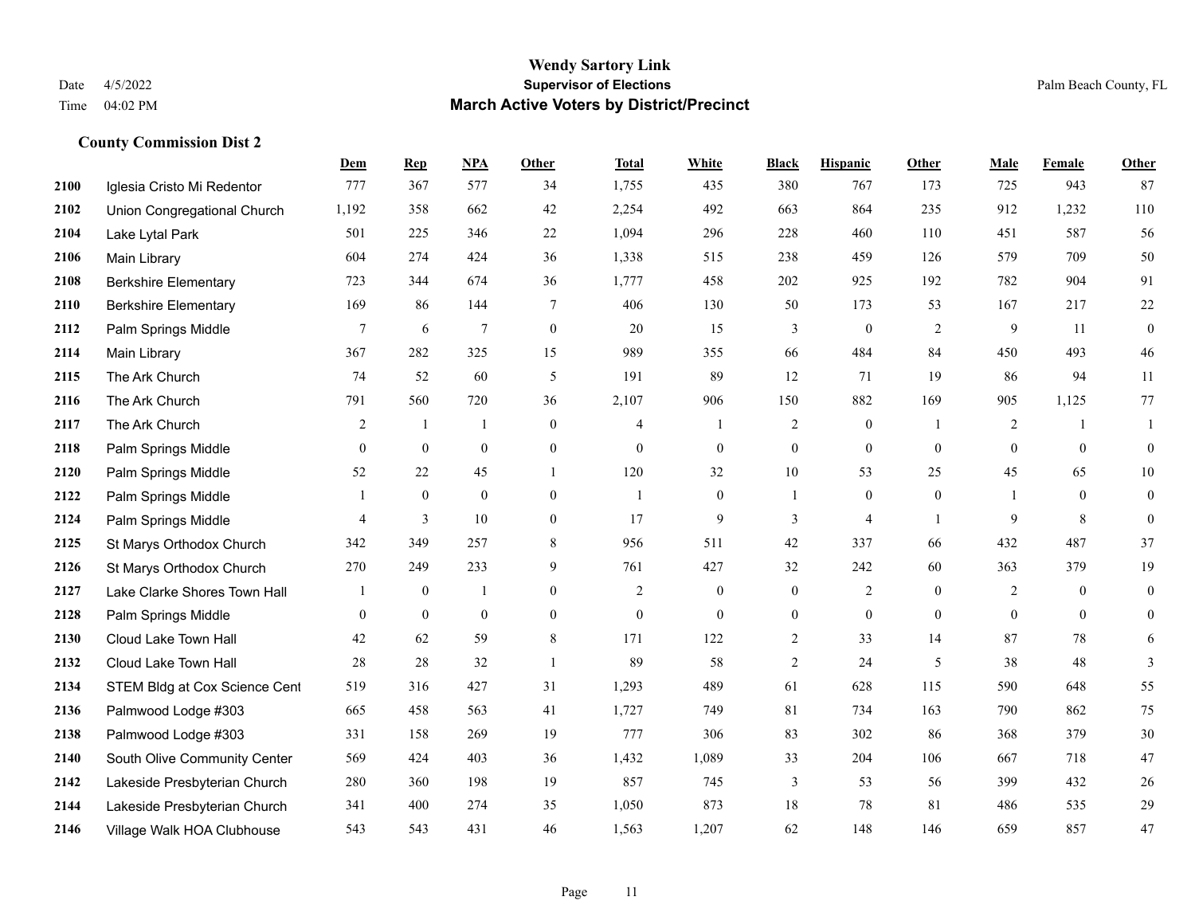# Wendy Sartory Link
## Supervisor of Elections
## March Active Voters by District/Precinct

Date 4/5/2022
Time 04:02 PM

Palm Beach County, FL

### County Commission Dist 2

| | | Dem | Rep | NPA | Other | Total | White | Black | Hispanic | Other | Male | Female | Other |
|---|---|---|---|---|---|---|---|---|---|---|---|---|---|
| 2100 | Iglesia Cristo Mi Redentor | 777 | 367 | 577 | 34 | 1,755 | 435 | 380 | 767 | 173 | 725 | 943 | 87 |
| 2102 | Union Congregational Church | 1,192 | 358 | 662 | 42 | 2,254 | 492 | 663 | 864 | 235 | 912 | 1,232 | 110 |
| 2104 | Lake Lytal Park | 501 | 225 | 346 | 22 | 1,094 | 296 | 228 | 460 | 110 | 451 | 587 | 56 |
| 2106 | Main Library | 604 | 274 | 424 | 36 | 1,338 | 515 | 238 | 459 | 126 | 579 | 709 | 50 |
| 2108 | Berkshire Elementary | 723 | 344 | 674 | 36 | 1,777 | 458 | 202 | 925 | 192 | 782 | 904 | 91 |
| 2110 | Berkshire Elementary | 169 | 86 | 144 | 7 | 406 | 130 | 50 | 173 | 53 | 167 | 217 | 22 |
| 2112 | Palm Springs Middle | 7 | 6 | 7 | 0 | 20 | 15 | 3 | 0 | 2 | 9 | 11 | 0 |
| 2114 | Main Library | 367 | 282 | 325 | 15 | 989 | 355 | 66 | 484 | 84 | 450 | 493 | 46 |
| 2115 | The Ark Church | 74 | 52 | 60 | 5 | 191 | 89 | 12 | 71 | 19 | 86 | 94 | 11 |
| 2116 | The Ark Church | 791 | 560 | 720 | 36 | 2,107 | 906 | 150 | 882 | 169 | 905 | 1,125 | 77 |
| 2117 | The Ark Church | 2 | 1 | 1 | 0 | 4 | 1 | 2 | 0 | 1 | 2 | 1 | 1 |
| 2118 | Palm Springs Middle | 0 | 0 | 0 | 0 | 0 | 0 | 0 | 0 | 0 | 0 | 0 | 0 |
| 2120 | Palm Springs Middle | 52 | 22 | 45 | 1 | 120 | 32 | 10 | 53 | 25 | 45 | 65 | 10 |
| 2122 | Palm Springs Middle | 1 | 0 | 0 | 0 | 1 | 0 | 1 | 0 | 0 | 1 | 0 | 0 |
| 2124 | Palm Springs Middle | 4 | 3 | 10 | 0 | 17 | 9 | 3 | 4 | 1 | 9 | 8 | 0 |
| 2125 | St Marys Orthodox Church | 342 | 349 | 257 | 8 | 956 | 511 | 42 | 337 | 66 | 432 | 487 | 37 |
| 2126 | St Marys Orthodox Church | 270 | 249 | 233 | 9 | 761 | 427 | 32 | 242 | 60 | 363 | 379 | 19 |
| 2127 | Lake Clarke Shores Town Hall | 1 | 0 | 1 | 0 | 2 | 0 | 0 | 2 | 0 | 2 | 0 | 0 |
| 2128 | Palm Springs Middle | 0 | 0 | 0 | 0 | 0 | 0 | 0 | 0 | 0 | 0 | 0 | 0 |
| 2130 | Cloud Lake Town Hall | 42 | 62 | 59 | 8 | 171 | 122 | 2 | 33 | 14 | 87 | 78 | 6 |
| 2132 | Cloud Lake Town Hall | 28 | 28 | 32 | 1 | 89 | 58 | 2 | 24 | 5 | 38 | 48 | 3 |
| 2134 | STEM Bldg at Cox Science Cent | 519 | 316 | 427 | 31 | 1,293 | 489 | 61 | 628 | 115 | 590 | 648 | 55 |
| 2136 | Palmwood Lodge #303 | 665 | 458 | 563 | 41 | 1,727 | 749 | 81 | 734 | 163 | 790 | 862 | 75 |
| 2138 | Palmwood Lodge #303 | 331 | 158 | 269 | 19 | 777 | 306 | 83 | 302 | 86 | 368 | 379 | 30 |
| 2140 | South Olive Community Center | 569 | 424 | 403 | 36 | 1,432 | 1,089 | 33 | 204 | 106 | 667 | 718 | 47 |
| 2142 | Lakeside Presbyterian Church | 280 | 360 | 198 | 19 | 857 | 745 | 3 | 53 | 56 | 399 | 432 | 26 |
| 2144 | Lakeside Presbyterian Church | 341 | 400 | 274 | 35 | 1,050 | 873 | 18 | 78 | 81 | 486 | 535 | 29 |
| 2146 | Village Walk HOA Clubhouse | 543 | 543 | 431 | 46 | 1,563 | 1,207 | 62 | 148 | 146 | 659 | 857 | 47 |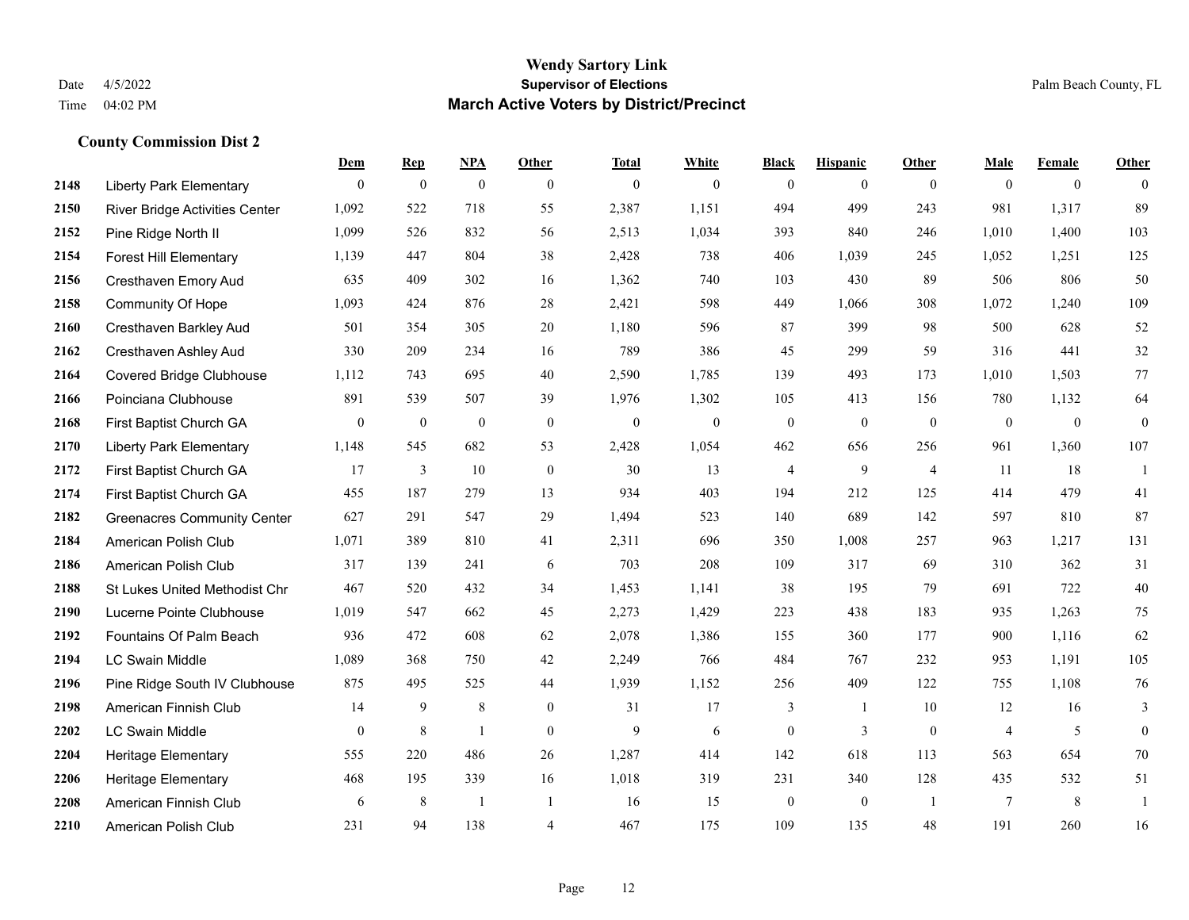# Wendy Sartory Link

**Supervisor of Elections**

**March Active Voters by District/Precinct**

Date 4/5/2022

Time 04:02 PM

Palm Beach County, FL

### County Commission Dist 2

| | | Dem | Rep | NPA | Other | Total | White | Black | Hispanic | Other | Male | Female | Other |
|---|---|---|---|---|---|---|---|---|---|---|---|---|---|
| 2148 | Liberty Park Elementary | 0 | 0 | 0 | 0 | 0 | 0 | 0 | 0 | 0 | 0 | 0 | 0 |
| 2150 | River Bridge Activities Center | 1,092 | 522 | 718 | 55 | 2,387 | 1,151 | 494 | 499 | 243 | 981 | 1,317 | 89 |
| 2152 | Pine Ridge North II | 1,099 | 526 | 832 | 56 | 2,513 | 1,034 | 393 | 840 | 246 | 1,010 | 1,400 | 103 |
| 2154 | Forest Hill Elementary | 1,139 | 447 | 804 | 38 | 2,428 | 738 | 406 | 1,039 | 245 | 1,052 | 1,251 | 125 |
| 2156 | Cresthaven Emory Aud | 635 | 409 | 302 | 16 | 1,362 | 740 | 103 | 430 | 89 | 506 | 806 | 50 |
| 2158 | Community Of Hope | 1,093 | 424 | 876 | 28 | 2,421 | 598 | 449 | 1,066 | 308 | 1,072 | 1,240 | 109 |
| 2160 | Cresthaven Barkley Aud | 501 | 354 | 305 | 20 | 1,180 | 596 | 87 | 399 | 98 | 500 | 628 | 52 |
| 2162 | Cresthaven Ashley Aud | 330 | 209 | 234 | 16 | 789 | 386 | 45 | 299 | 59 | 316 | 441 | 32 |
| 2164 | Covered Bridge Clubhouse | 1,112 | 743 | 695 | 40 | 2,590 | 1,785 | 139 | 493 | 173 | 1,010 | 1,503 | 77 |
| 2166 | Poinciana Clubhouse | 891 | 539 | 507 | 39 | 1,976 | 1,302 | 105 | 413 | 156 | 780 | 1,132 | 64 |
| 2168 | First Baptist Church GA | 0 | 0 | 0 | 0 | 0 | 0 | 0 | 0 | 0 | 0 | 0 | 0 |
| 2170 | Liberty Park Elementary | 1,148 | 545 | 682 | 53 | 2,428 | 1,054 | 462 | 656 | 256 | 961 | 1,360 | 107 |
| 2172 | First Baptist Church GA | 17 | 3 | 10 | 0 | 30 | 13 | 4 | 9 | 4 | 11 | 18 | 1 |
| 2174 | First Baptist Church GA | 455 | 187 | 279 | 13 | 934 | 403 | 194 | 212 | 125 | 414 | 479 | 41 |
| 2182 | Greenacres Community Center | 627 | 291 | 547 | 29 | 1,494 | 523 | 140 | 689 | 142 | 597 | 810 | 87 |
| 2184 | American Polish Club | 1,071 | 389 | 810 | 41 | 2,311 | 696 | 350 | 1,008 | 257 | 963 | 1,217 | 131 |
| 2186 | American Polish Club | 317 | 139 | 241 | 6 | 703 | 208 | 109 | 317 | 69 | 310 | 362 | 31 |
| 2188 | St Lukes United Methodist Chr | 467 | 520 | 432 | 34 | 1,453 | 1,141 | 38 | 195 | 79 | 691 | 722 | 40 |
| 2190 | Lucerne Pointe Clubhouse | 1,019 | 547 | 662 | 45 | 2,273 | 1,429 | 223 | 438 | 183 | 935 | 1,263 | 75 |
| 2192 | Fountains Of Palm Beach | 936 | 472 | 608 | 62 | 2,078 | 1,386 | 155 | 360 | 177 | 900 | 1,116 | 62 |
| 2194 | LC Swain Middle | 1,089 | 368 | 750 | 42 | 2,249 | 766 | 484 | 767 | 232 | 953 | 1,191 | 105 |
| 2196 | Pine Ridge South IV Clubhouse | 875 | 495 | 525 | 44 | 1,939 | 1,152 | 256 | 409 | 122 | 755 | 1,108 | 76 |
| 2198 | American Finnish Club | 14 | 9 | 8 | 0 | 31 | 17 | 3 | 1 | 10 | 12 | 16 | 3 |
| 2202 | LC Swain Middle | 0 | 8 | 1 | 0 | 9 | 6 | 0 | 3 | 0 | 4 | 5 | 0 |
| 2204 | Heritage Elementary | 555 | 220 | 486 | 26 | 1,287 | 414 | 142 | 618 | 113 | 563 | 654 | 70 |
| 2206 | Heritage Elementary | 468 | 195 | 339 | 16 | 1,018 | 319 | 231 | 340 | 128 | 435 | 532 | 51 |
| 2208 | American Finnish Club | 6 | 8 | 1 | 1 | 16 | 15 | 0 | 0 | 1 | 7 | 8 | 1 |
| 2210 | American Polish Club | 231 | 94 | 138 | 4 | 467 | 175 | 109 | 135 | 48 | 191 | 260 | 16 |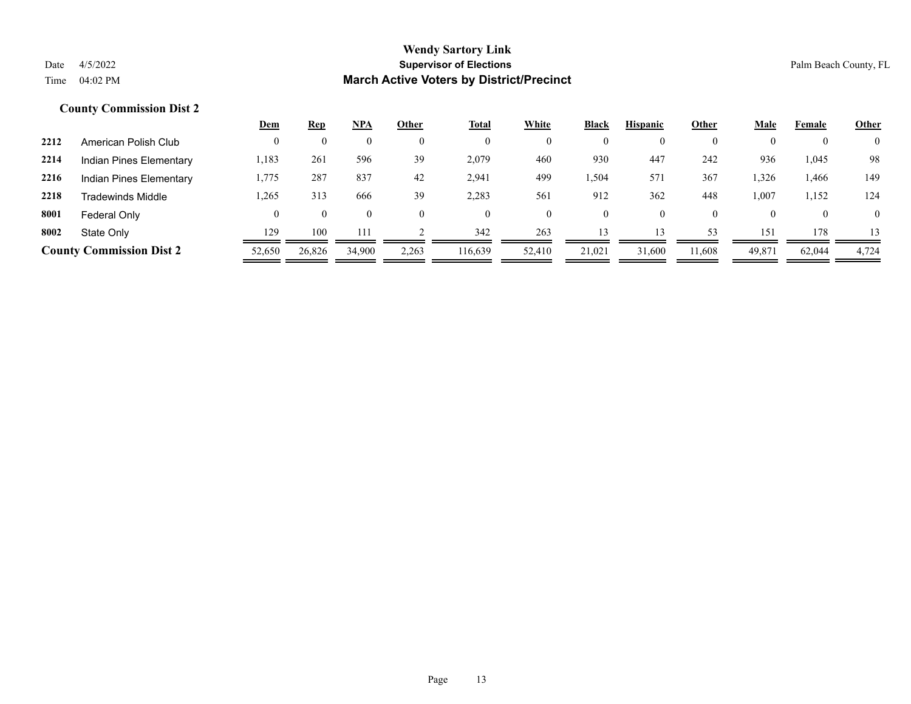### County Commission Dist 2

| | | Dem | Rep | NPA | Other | Total | White | Black | Hispanic | Other | Male | Female | Other |
|---|---|---|---|---|---|---|---|---|---|---|---|---|---|
| 2212 | American Polish Club | 0 | 0 | 0 | 0 | 0 | 0 | 0 | 0 | 0 | 0 | 0 | 0 |
| 2214 | Indian Pines Elementary | 1,183 | 261 | 596 | 39 | 2,079 | 460 | 930 | 447 | 242 | 936 | 1,045 | 98 |
| 2216 | Indian Pines Elementary | 1,775 | 287 | 837 | 42 | 2,941 | 499 | 1,504 | 571 | 367 | 1,326 | 1,466 | 149 |
| 2218 | Tradewinds Middle | 1,265 | 313 | 666 | 39 | 2,283 | 561 | 912 | 362 | 448 | 1,007 | 1,152 | 124 |
| 8001 | Federal Only | 0 | 0 | 0 | 0 | 0 | 0 | 0 | 0 | 0 | 0 | 0 | 0 |
| 8002 | State Only | 129 | 100 | 111 | 2 | 342 | 263 | 13 | 13 | 53 | 151 | 178 | 13 |
| **County Commission Dist 2** | | 52,650 | 26,826 | 34,900 | 2,263 | 116,639 | 52,410 | 21,021 | 31,600 | 11,608 | 49,871 | 62,044 | 4,724 |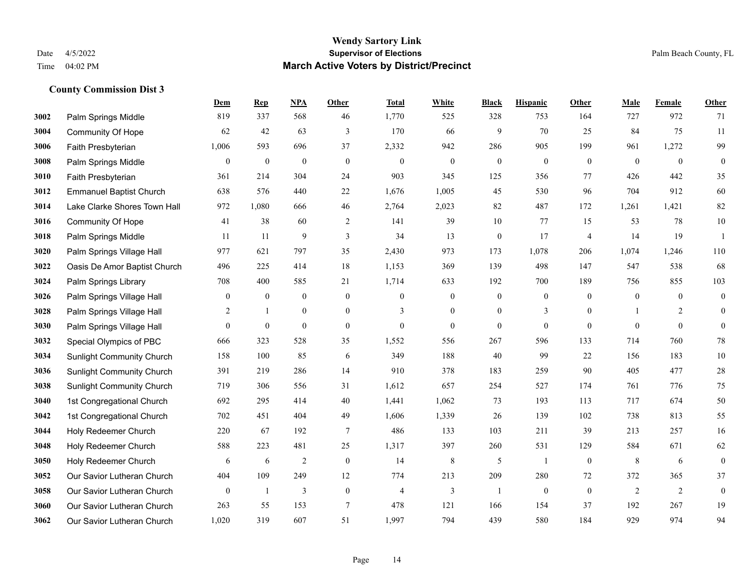# Wendy Sartory Link
## Supervisor of Elections
## March Active Voters by District/Precinct

Date 4/5/2022
Time 04:02 PM

Palm Beach County, FL

### County Commission Dist 3

| | | Dem | Rep | NPA | Other | Total | White | Black | Hispanic | Other | Male | Female | Other |
|---|---|---|---|---|---|---|---|---|---|---|---|---|---|
| 3002 | Palm Springs Middle | 819 | 337 | 568 | 46 | 1,770 | 525 | 328 | 753 | 164 | 727 | 972 | 71 |
| 3004 | Community Of Hope | 62 | 42 | 63 | 3 | 170 | 66 | 9 | 70 | 25 | 84 | 75 | 11 |
| 3006 | Faith Presbyterian | 1,006 | 593 | 696 | 37 | 2,332 | 942 | 286 | 905 | 199 | 961 | 1,272 | 99 |
| 3008 | Palm Springs Middle | 0 | 0 | 0 | 0 | 0 | 0 | 0 | 0 | 0 | 0 | 0 | 0 |
| 3010 | Faith Presbyterian | 361 | 214 | 304 | 24 | 903 | 345 | 125 | 356 | 77 | 426 | 442 | 35 |
| 3012 | Emmanuel Baptist Church | 638 | 576 | 440 | 22 | 1,676 | 1,005 | 45 | 530 | 96 | 704 | 912 | 60 |
| 3014 | Lake Clarke Shores Town Hall | 972 | 1,080 | 666 | 46 | 2,764 | 2,023 | 82 | 487 | 172 | 1,261 | 1,421 | 82 |
| 3016 | Community Of Hope | 41 | 38 | 60 | 2 | 141 | 39 | 10 | 77 | 15 | 53 | 78 | 10 |
| 3018 | Palm Springs Middle | 11 | 11 | 9 | 3 | 34 | 13 | 0 | 17 | 4 | 14 | 19 | 1 |
| 3020 | Palm Springs Village Hall | 977 | 621 | 797 | 35 | 2,430 | 973 | 173 | 1,078 | 206 | 1,074 | 1,246 | 110 |
| 3022 | Oasis De Amor Baptist Church | 496 | 225 | 414 | 18 | 1,153 | 369 | 139 | 498 | 147 | 547 | 538 | 68 |
| 3024 | Palm Springs Library | 708 | 400 | 585 | 21 | 1,714 | 633 | 192 | 700 | 189 | 756 | 855 | 103 |
| 3026 | Palm Springs Village Hall | 0 | 0 | 0 | 0 | 0 | 0 | 0 | 0 | 0 | 0 | 0 | 0 |
| 3028 | Palm Springs Village Hall | 2 | 1 | 0 | 0 | 3 | 0 | 0 | 3 | 0 | 1 | 2 | 0 |
| 3030 | Palm Springs Village Hall | 0 | 0 | 0 | 0 | 0 | 0 | 0 | 0 | 0 | 0 | 0 | 0 |
| 3032 | Special Olympics of PBC | 666 | 323 | 528 | 35 | 1,552 | 556 | 267 | 596 | 133 | 714 | 760 | 78 |
| 3034 | Sunlight Community Church | 158 | 100 | 85 | 6 | 349 | 188 | 40 | 99 | 22 | 156 | 183 | 10 |
| 3036 | Sunlight Community Church | 391 | 219 | 286 | 14 | 910 | 378 | 183 | 259 | 90 | 405 | 477 | 28 |
| 3038 | Sunlight Community Church | 719 | 306 | 556 | 31 | 1,612 | 657 | 254 | 527 | 174 | 761 | 776 | 75 |
| 3040 | 1st Congregational Church | 692 | 295 | 414 | 40 | 1,441 | 1,062 | 73 | 193 | 113 | 717 | 674 | 50 |
| 3042 | 1st Congregational Church | 702 | 451 | 404 | 49 | 1,606 | 1,339 | 26 | 139 | 102 | 738 | 813 | 55 |
| 3044 | Holy Redeemer Church | 220 | 67 | 192 | 7 | 486 | 133 | 103 | 211 | 39 | 213 | 257 | 16 |
| 3048 | Holy Redeemer Church | 588 | 223 | 481 | 25 | 1,317 | 397 | 260 | 531 | 129 | 584 | 671 | 62 |
| 3050 | Holy Redeemer Church | 6 | 6 | 2 | 0 | 14 | 8 | 5 | 1 | 0 | 8 | 6 | 0 |
| 3052 | Our Savior Lutheran Church | 404 | 109 | 249 | 12 | 774 | 213 | 209 | 280 | 72 | 372 | 365 | 37 |
| 3058 | Our Savior Lutheran Church | 0 | 1 | 3 | 0 | 4 | 3 | 1 | 0 | 0 | 2 | 2 | 0 |
| 3060 | Our Savior Lutheran Church | 263 | 55 | 153 | 7 | 478 | 121 | 166 | 154 | 37 | 192 | 267 | 19 |
| 3062 | Our Savior Lutheran Church | 1,020 | 319 | 607 | 51 | 1,997 | 794 | 439 | 580 | 184 | 929 | 974 | 94 |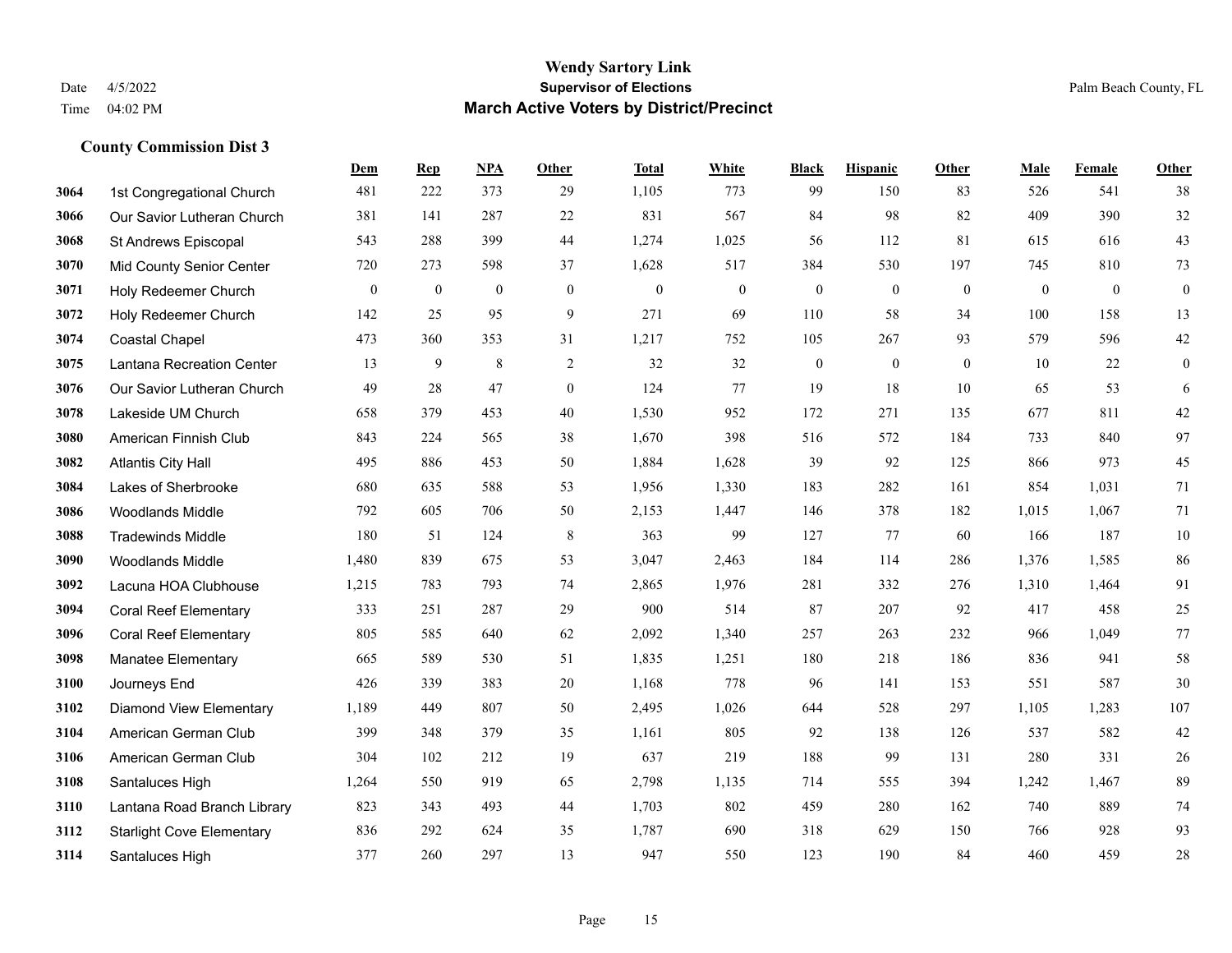# Wendy Sartory Link

## Supervisor of Elections

## March Active Voters by District/Precinct

Date 4/5/2022
Time 04:02 PM

Palm Beach County, FL

### County Commission Dist 3

| | | Dem | Rep | NPA | Other | Total | White | Black | Hispanic | Other | Male | Female | Other |
|---|---|---|---|---|---|---|---|---|---|---|---|---|---|
| 3064 | 1st Congregational Church | 481 | 222 | 373 | 29 | 1,105 | 773 | 99 | 150 | 83 | 526 | 541 | 38 |
| 3066 | Our Savior Lutheran Church | 381 | 141 | 287 | 22 | 831 | 567 | 84 | 98 | 82 | 409 | 390 | 32 |
| 3068 | St Andrews Episcopal | 543 | 288 | 399 | 44 | 1,274 | 1,025 | 56 | 112 | 81 | 615 | 616 | 43 |
| 3070 | Mid County Senior Center | 720 | 273 | 598 | 37 | 1,628 | 517 | 384 | 530 | 197 | 745 | 810 | 73 |
| 3071 | Holy Redeemer Church | 0 | 0 | 0 | 0 | 0 | 0 | 0 | 0 | 0 | 0 | 0 | 0 |
| 3072 | Holy Redeemer Church | 142 | 25 | 95 | 9 | 271 | 69 | 110 | 58 | 34 | 100 | 158 | 13 |
| 3074 | Coastal Chapel | 473 | 360 | 353 | 31 | 1,217 | 752 | 105 | 267 | 93 | 579 | 596 | 42 |
| 3075 | Lantana Recreation Center | 13 | 9 | 8 | 2 | 32 | 32 | 0 | 0 | 0 | 10 | 22 | 0 |
| 3076 | Our Savior Lutheran Church | 49 | 28 | 47 | 0 | 124 | 77 | 19 | 18 | 10 | 65 | 53 | 6 |
| 3078 | Lakeside UM Church | 658 | 379 | 453 | 40 | 1,530 | 952 | 172 | 271 | 135 | 677 | 811 | 42 |
| 3080 | American Finnish Club | 843 | 224 | 565 | 38 | 1,670 | 398 | 516 | 572 | 184 | 733 | 840 | 97 |
| 3082 | Atlantis City Hall | 495 | 886 | 453 | 50 | 1,884 | 1,628 | 39 | 92 | 125 | 866 | 973 | 45 |
| 3084 | Lakes of Sherbrooke | 680 | 635 | 588 | 53 | 1,956 | 1,330 | 183 | 282 | 161 | 854 | 1,031 | 71 |
| 3086 | Woodlands Middle | 792 | 605 | 706 | 50 | 2,153 | 1,447 | 146 | 378 | 182 | 1,015 | 1,067 | 71 |
| 3088 | Tradewinds Middle | 180 | 51 | 124 | 8 | 363 | 99 | 127 | 77 | 60 | 166 | 187 | 10 |
| 3090 | Woodlands Middle | 1,480 | 839 | 675 | 53 | 3,047 | 2,463 | 184 | 114 | 286 | 1,376 | 1,585 | 86 |
| 3092 | Lacuna HOA Clubhouse | 1,215 | 783 | 793 | 74 | 2,865 | 1,976 | 281 | 332 | 276 | 1,310 | 1,464 | 91 |
| 3094 | Coral Reef Elementary | 333 | 251 | 287 | 29 | 900 | 514 | 87 | 207 | 92 | 417 | 458 | 25 |
| 3096 | Coral Reef Elementary | 805 | 585 | 640 | 62 | 2,092 | 1,340 | 257 | 263 | 232 | 966 | 1,049 | 77 |
| 3098 | Manatee Elementary | 665 | 589 | 530 | 51 | 1,835 | 1,251 | 180 | 218 | 186 | 836 | 941 | 58 |
| 3100 | Journeys End | 426 | 339 | 383 | 20 | 1,168 | 778 | 96 | 141 | 153 | 551 | 587 | 30 |
| 3102 | Diamond View Elementary | 1,189 | 449 | 807 | 50 | 2,495 | 1,026 | 644 | 528 | 297 | 1,105 | 1,283 | 107 |
| 3104 | American German Club | 399 | 348 | 379 | 35 | 1,161 | 805 | 92 | 138 | 126 | 537 | 582 | 42 |
| 3106 | American German Club | 304 | 102 | 212 | 19 | 637 | 219 | 188 | 99 | 131 | 280 | 331 | 26 |
| 3108 | Santaluces High | 1,264 | 550 | 919 | 65 | 2,798 | 1,135 | 714 | 555 | 394 | 1,242 | 1,467 | 89 |
| 3110 | Lantana Road Branch Library | 823 | 343 | 493 | 44 | 1,703 | 802 | 459 | 280 | 162 | 740 | 889 | 74 |
| 3112 | Starlight Cove Elementary | 836 | 292 | 624 | 35 | 1,787 | 690 | 318 | 629 | 150 | 766 | 928 | 93 |
| 3114 | Santaluces High | 377 | 260 | 297 | 13 | 947 | 550 | 123 | 190 | 84 | 460 | 459 | 28 |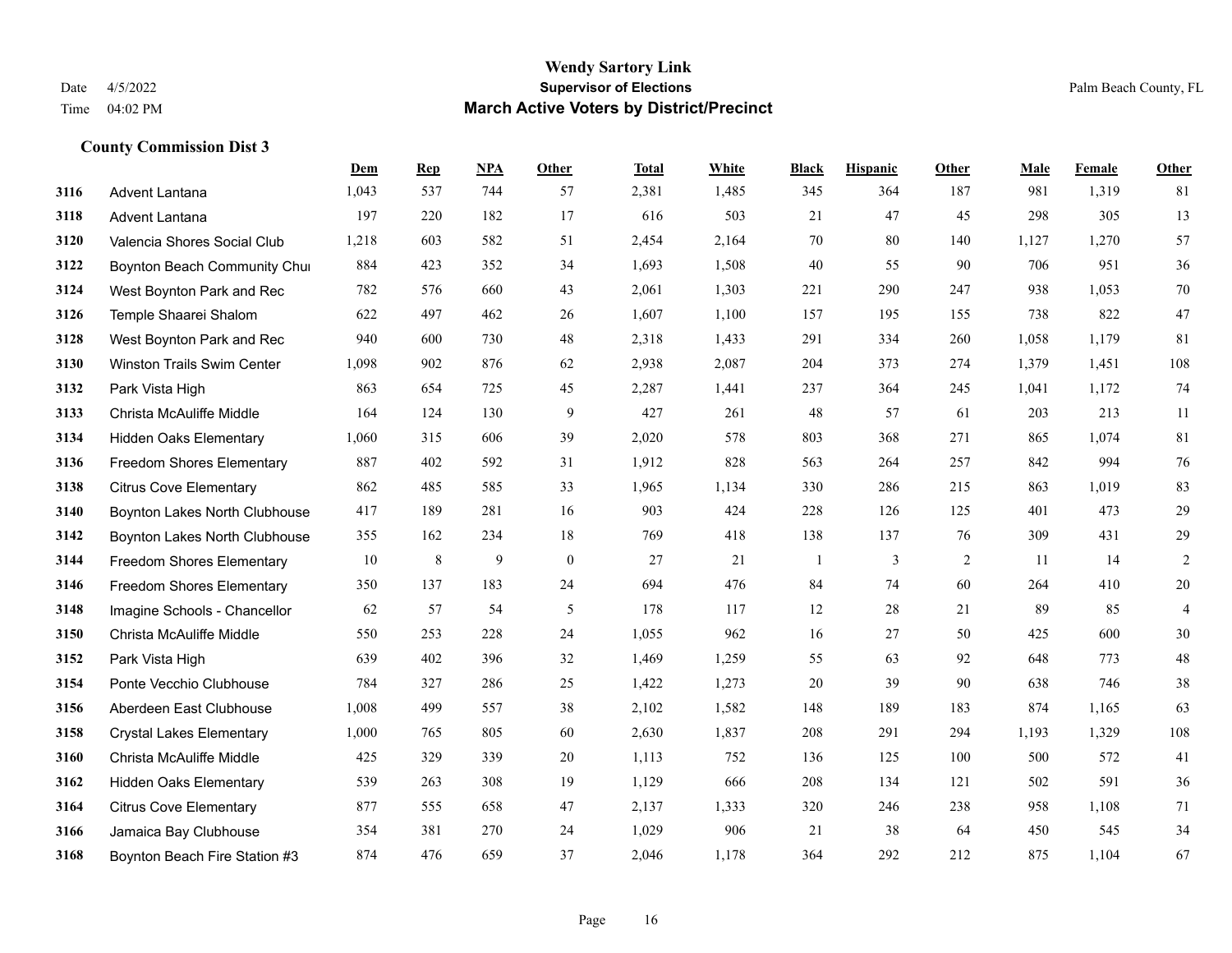# Wendy Sartory Link

## Supervisor of Elections

## March Active Voters by District/Precinct

Date 4/5/2022
Time 04:02 PM

Palm Beach County, FL

### County Commission Dist 3

| | | Dem | Rep | NPA | Other | Total | White | Black | Hispanic | Other | Male | Female | Other |
|---|---|---|---|---|---|---|---|---|---|---|---|---|---|
| 3116 | Advent Lantana | 1,043 | 537 | 744 | 57 | 2,381 | 1,485 | 345 | 364 | 187 | 981 | 1,319 | 81 |
| 3118 | Advent Lantana | 197 | 220 | 182 | 17 | 616 | 503 | 21 | 47 | 45 | 298 | 305 | 13 |
| 3120 | Valencia Shores Social Club | 1,218 | 603 | 582 | 51 | 2,454 | 2,164 | 70 | 80 | 140 | 1,127 | 1,270 | 57 |
| 3122 | Boynton Beach Community Chur | 884 | 423 | 352 | 34 | 1,693 | 1,508 | 40 | 55 | 90 | 706 | 951 | 36 |
| 3124 | West Boynton Park and Rec | 782 | 576 | 660 | 43 | 2,061 | 1,303 | 221 | 290 | 247 | 938 | 1,053 | 70 |
| 3126 | Temple Shaarei Shalom | 622 | 497 | 462 | 26 | 1,607 | 1,100 | 157 | 195 | 155 | 738 | 822 | 47 |
| 3128 | West Boynton Park and Rec | 940 | 600 | 730 | 48 | 2,318 | 1,433 | 291 | 334 | 260 | 1,058 | 1,179 | 81 |
| 3130 | Winston Trails Swim Center | 1,098 | 902 | 876 | 62 | 2,938 | 2,087 | 204 | 373 | 274 | 1,379 | 1,451 | 108 |
| 3132 | Park Vista High | 863 | 654 | 725 | 45 | 2,287 | 1,441 | 237 | 364 | 245 | 1,041 | 1,172 | 74 |
| 3133 | Christa McAuliffe Middle | 164 | 124 | 130 | 9 | 427 | 261 | 48 | 57 | 61 | 203 | 213 | 11 |
| 3134 | Hidden Oaks Elementary | 1,060 | 315 | 606 | 39 | 2,020 | 578 | 803 | 368 | 271 | 865 | 1,074 | 81 |
| 3136 | Freedom Shores Elementary | 887 | 402 | 592 | 31 | 1,912 | 828 | 563 | 264 | 257 | 842 | 994 | 76 |
| 3138 | Citrus Cove Elementary | 862 | 485 | 585 | 33 | 1,965 | 1,134 | 330 | 286 | 215 | 863 | 1,019 | 83 |
| 3140 | Boynton Lakes North Clubhouse | 417 | 189 | 281 | 16 | 903 | 424 | 228 | 126 | 125 | 401 | 473 | 29 |
| 3142 | Boynton Lakes North Clubhouse | 355 | 162 | 234 | 18 | 769 | 418 | 138 | 137 | 76 | 309 | 431 | 29 |
| 3144 | Freedom Shores Elementary | 10 | 8 | 9 | 0 | 27 | 21 | 1 | 3 | 2 | 11 | 14 | 2 |
| 3146 | Freedom Shores Elementary | 350 | 137 | 183 | 24 | 694 | 476 | 84 | 74 | 60 | 264 | 410 | 20 |
| 3148 | Imagine Schools - Chancellor | 62 | 57 | 54 | 5 | 178 | 117 | 12 | 28 | 21 | 89 | 85 | 4 |
| 3150 | Christa McAuliffe Middle | 550 | 253 | 228 | 24 | 1,055 | 962 | 16 | 27 | 50 | 425 | 600 | 30 |
| 3152 | Park Vista High | 639 | 402 | 396 | 32 | 1,469 | 1,259 | 55 | 63 | 92 | 648 | 773 | 48 |
| 3154 | Ponte Vecchio Clubhouse | 784 | 327 | 286 | 25 | 1,422 | 1,273 | 20 | 39 | 90 | 638 | 746 | 38 |
| 3156 | Aberdeen East Clubhouse | 1,008 | 499 | 557 | 38 | 2,102 | 1,582 | 148 | 189 | 183 | 874 | 1,165 | 63 |
| 3158 | Crystal Lakes Elementary | 1,000 | 765 | 805 | 60 | 2,630 | 1,837 | 208 | 291 | 294 | 1,193 | 1,329 | 108 |
| 3160 | Christa McAuliffe Middle | 425 | 329 | 339 | 20 | 1,113 | 752 | 136 | 125 | 100 | 500 | 572 | 41 |
| 3162 | Hidden Oaks Elementary | 539 | 263 | 308 | 19 | 1,129 | 666 | 208 | 134 | 121 | 502 | 591 | 36 |
| 3164 | Citrus Cove Elementary | 877 | 555 | 658 | 47 | 2,137 | 1,333 | 320 | 246 | 238 | 958 | 1,108 | 71 |
| 3166 | Jamaica Bay Clubhouse | 354 | 381 | 270 | 24 | 1,029 | 906 | 21 | 38 | 64 | 450 | 545 | 34 |
| 3168 | Boynton Beach Fire Station #3 | 874 | 476 | 659 | 37 | 2,046 | 1,178 | 364 | 292 | 212 | 875 | 1,104 | 67 |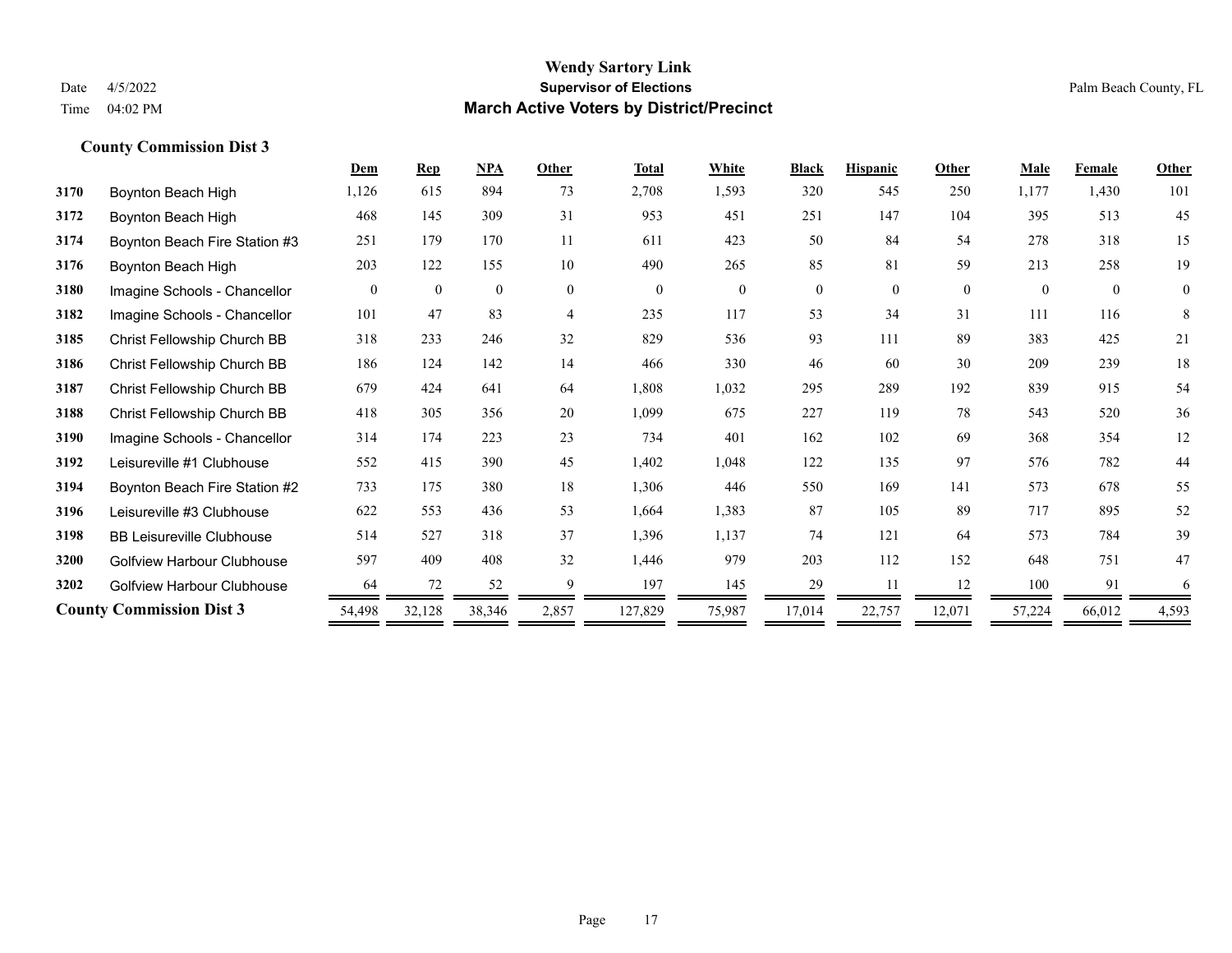# Wendy Sartory Link
## Supervisor of Elections
## March Active Voters by District/Precinct

Date 4/5/2022
Time 04:02 PM

Palm Beach County, FL

### County Commission Dist 3

| | | Dem | Rep | NPA | Other | Total | White | Black | Hispanic | Other | Male | Female | Other |
|---|---|---|---|---|---|---|---|---|---|---|---|---|---|
| 3170 | Boynton Beach High | 1,126 | 615 | 894 | 73 | 2,708 | 1,593 | 320 | 545 | 250 | 1,177 | 1,430 | 101 |
| 3172 | Boynton Beach High | 468 | 145 | 309 | 31 | 953 | 451 | 251 | 147 | 104 | 395 | 513 | 45 |
| 3174 | Boynton Beach Fire Station #3 | 251 | 179 | 170 | 11 | 611 | 423 | 50 | 84 | 54 | 278 | 318 | 15 |
| 3176 | Boynton Beach High | 203 | 122 | 155 | 10 | 490 | 265 | 85 | 81 | 59 | 213 | 258 | 19 |
| 3180 | Imagine Schools - Chancellor | 0 | 0 | 0 | 0 | 0 | 0 | 0 | 0 | 0 | 0 | 0 | 0 |
| 3182 | Imagine Schools - Chancellor | 101 | 47 | 83 | 4 | 235 | 117 | 53 | 34 | 31 | 111 | 116 | 8 |
| 3185 | Christ Fellowship Church BB | 318 | 233 | 246 | 32 | 829 | 536 | 93 | 111 | 89 | 383 | 425 | 21 |
| 3186 | Christ Fellowship Church BB | 186 | 124 | 142 | 14 | 466 | 330 | 46 | 60 | 30 | 209 | 239 | 18 |
| 3187 | Christ Fellowship Church BB | 679 | 424 | 641 | 64 | 1,808 | 1,032 | 295 | 289 | 192 | 839 | 915 | 54 |
| 3188 | Christ Fellowship Church BB | 418 | 305 | 356 | 20 | 1,099 | 675 | 227 | 119 | 78 | 543 | 520 | 36 |
| 3190 | Imagine Schools - Chancellor | 314 | 174 | 223 | 23 | 734 | 401 | 162 | 102 | 69 | 368 | 354 | 12 |
| 3192 | Leisureville #1 Clubhouse | 552 | 415 | 390 | 45 | 1,402 | 1,048 | 122 | 135 | 97 | 576 | 782 | 44 |
| 3194 | Boynton Beach Fire Station #2 | 733 | 175 | 380 | 18 | 1,306 | 446 | 550 | 169 | 141 | 573 | 678 | 55 |
| 3196 | Leisureville #3 Clubhouse | 622 | 553 | 436 | 53 | 1,664 | 1,383 | 87 | 105 | 89 | 717 | 895 | 52 |
| 3198 | BB Leisureville Clubhouse | 514 | 527 | 318 | 37 | 1,396 | 1,137 | 74 | 121 | 64 | 573 | 784 | 39 |
| 3200 | Golfview Harbour Clubhouse | 597 | 409 | 408 | 32 | 1,446 | 979 | 203 | 112 | 152 | 648 | 751 | 47 |
| 3202 | Golfview Harbour Clubhouse | 64 | 72 | 52 | 9 | 197 | 145 | 29 | 11 | 12 | 100 | 91 | 6 |
| **County Commission Dist 3** | | 54,498 | 32,128 | 38,346 | 2,857 | 127,829 | 75,987 | 17,014 | 22,757 | 12,071 | 57,224 | 66,012 | 4,593 |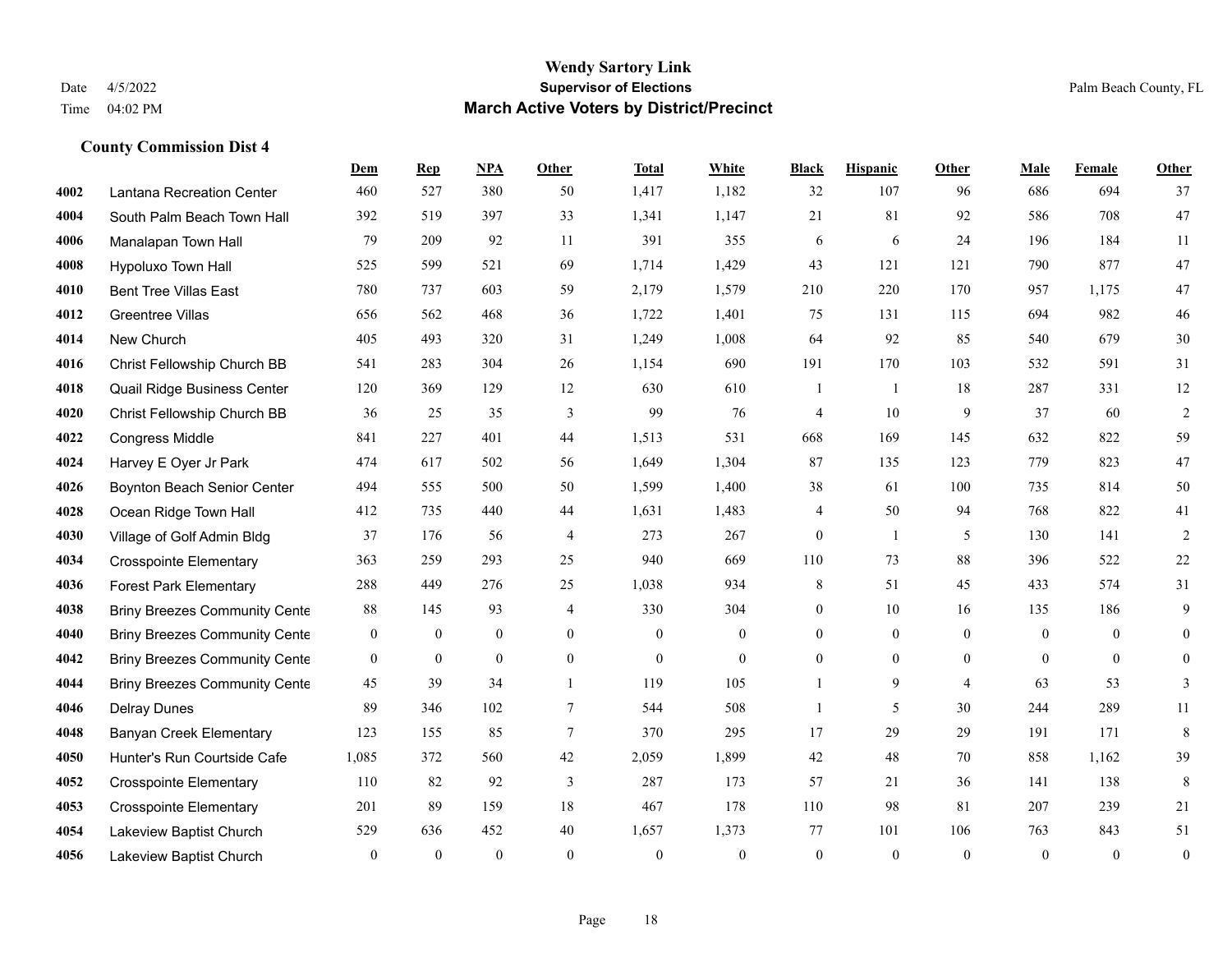# Wendy Sartory Link

**Supervisor of Elections**

**March Active Voters by District/Precinct**

Date 4/5/2022
Time 04:02 PM

Palm Beach County, FL

### County Commission Dist 4

| | | Dem | Rep | NPA | Other | Total | White | Black | Hispanic | Other | Male | Female | Other |
|---|---|---|---|---|---|---|---|---|---|---|---|---|---|
| 4002 | Lantana Recreation Center | 460 | 527 | 380 | 50 | 1,417 | 1,182 | 32 | 107 | 96 | 686 | 694 | 37 |
| 4004 | South Palm Beach Town Hall | 392 | 519 | 397 | 33 | 1,341 | 1,147 | 21 | 81 | 92 | 586 | 708 | 47 |
| 4006 | Manalapan Town Hall | 79 | 209 | 92 | 11 | 391 | 355 | 6 | 6 | 24 | 196 | 184 | 11 |
| 4008 | Hypoluxo Town Hall | 525 | 599 | 521 | 69 | 1,714 | 1,429 | 43 | 121 | 121 | 790 | 877 | 47 |
| 4010 | Bent Tree Villas East | 780 | 737 | 603 | 59 | 2,179 | 1,579 | 210 | 220 | 170 | 957 | 1,175 | 47 |
| 4012 | Greentree Villas | 656 | 562 | 468 | 36 | 1,722 | 1,401 | 75 | 131 | 115 | 694 | 982 | 46 |
| 4014 | New Church | 405 | 493 | 320 | 31 | 1,249 | 1,008 | 64 | 92 | 85 | 540 | 679 | 30 |
| 4016 | Christ Fellowship Church BB | 541 | 283 | 304 | 26 | 1,154 | 690 | 191 | 170 | 103 | 532 | 591 | 31 |
| 4018 | Quail Ridge Business Center | 120 | 369 | 129 | 12 | 630 | 610 | 1 | 1 | 18 | 287 | 331 | 12 |
| 4020 | Christ Fellowship Church BB | 36 | 25 | 35 | 3 | 99 | 76 | 4 | 10 | 9 | 37 | 60 | 2 |
| 4022 | Congress Middle | 841 | 227 | 401 | 44 | 1,513 | 531 | 668 | 169 | 145 | 632 | 822 | 59 |
| 4024 | Harvey E Oyer Jr Park | 474 | 617 | 502 | 56 | 1,649 | 1,304 | 87 | 135 | 123 | 779 | 823 | 47 |
| 4026 | Boynton Beach Senior Center | 494 | 555 | 500 | 50 | 1,599 | 1,400 | 38 | 61 | 100 | 735 | 814 | 50 |
| 4028 | Ocean Ridge Town Hall | 412 | 735 | 440 | 44 | 1,631 | 1,483 | 4 | 50 | 94 | 768 | 822 | 41 |
| 4030 | Village of Golf Admin Bldg | 37 | 176 | 56 | 4 | 273 | 267 | 0 | 1 | 5 | 130 | 141 | 2 |
| 4034 | Crosspointe Elementary | 363 | 259 | 293 | 25 | 940 | 669 | 110 | 73 | 88 | 396 | 522 | 22 |
| 4036 | Forest Park Elementary | 288 | 449 | 276 | 25 | 1,038 | 934 | 8 | 51 | 45 | 433 | 574 | 31 |
| 4038 | Briny Breezes Community Cente | 88 | 145 | 93 | 4 | 330 | 304 | 0 | 10 | 16 | 135 | 186 | 9 |
| 4040 | Briny Breezes Community Cente | 0 | 0 | 0 | 0 | 0 | 0 | 0 | 0 | 0 | 0 | 0 | 0 |
| 4042 | Briny Breezes Community Cente | 0 | 0 | 0 | 0 | 0 | 0 | 0 | 0 | 0 | 0 | 0 | 0 |
| 4044 | Briny Breezes Community Cente | 45 | 39 | 34 | 1 | 119 | 105 | 1 | 9 | 4 | 63 | 53 | 3 |
| 4046 | Delray Dunes | 89 | 346 | 102 | 7 | 544 | 508 | 1 | 5 | 30 | 244 | 289 | 11 |
| 4048 | Banyan Creek Elementary | 123 | 155 | 85 | 7 | 370 | 295 | 17 | 29 | 29 | 191 | 171 | 8 |
| 4050 | Hunter's Run Courtside Cafe | 1,085 | 372 | 560 | 42 | 2,059 | 1,899 | 42 | 48 | 70 | 858 | 1,162 | 39 |
| 4052 | Crosspointe Elementary | 110 | 82 | 92 | 3 | 287 | 173 | 57 | 21 | 36 | 141 | 138 | 8 |
| 4053 | Crosspointe Elementary | 201 | 89 | 159 | 18 | 467 | 178 | 110 | 98 | 81 | 207 | 239 | 21 |
| 4054 | Lakeview Baptist Church | 529 | 636 | 452 | 40 | 1,657 | 1,373 | 77 | 101 | 106 | 763 | 843 | 51 |
| 4056 | Lakeview Baptist Church | 0 | 0 | 0 | 0 | 0 | 0 | 0 | 0 | 0 | 0 | 0 | 0 |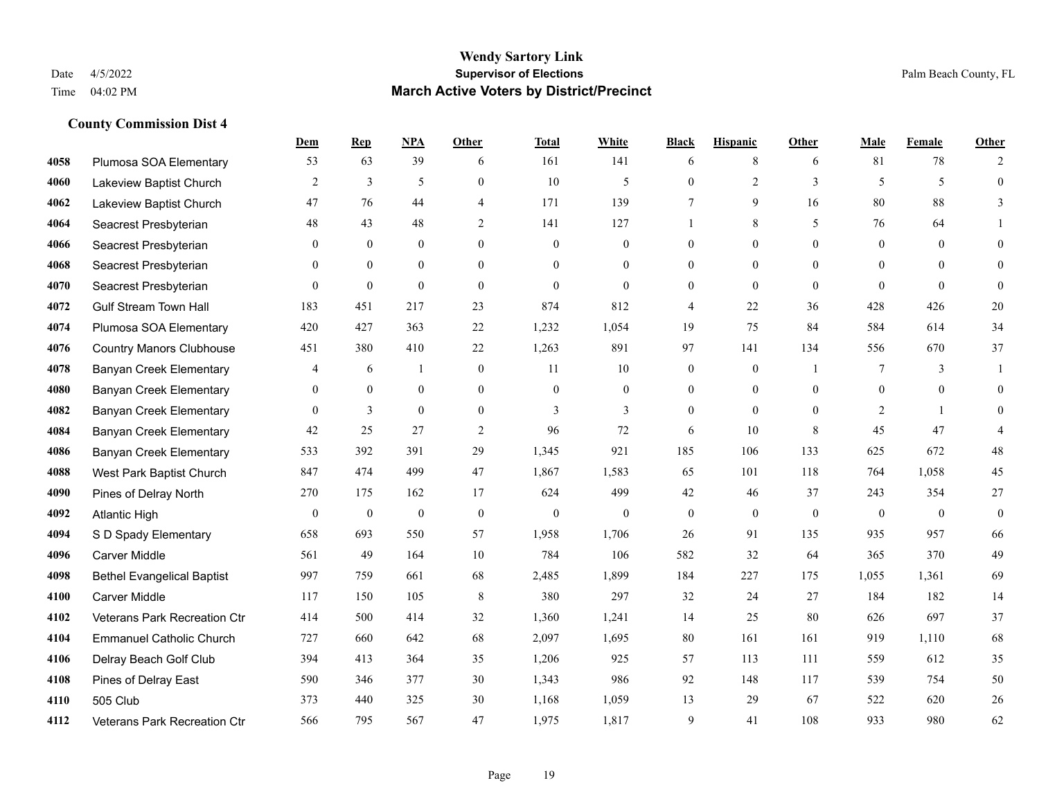**Wendy Sartory Link**
**Supervisor of Elections**
**March Active Voters by District/Precinct**

Date 4/5/2022
Time 04:02 PM

Palm Beach County, FL

### County Commission Dist 4

| | | Dem | Rep | NPA | Other | Total | White | Black | Hispanic | Other | Male | Female | Other |
|---|---|---|---|---|---|---|---|---|---|---|---|---|---|
| 4058 | Plumosa SOA Elementary | 53 | 63 | 39 | 6 | 161 | 141 | 6 | 8 | 6 | 81 | 78 | 2 |
| 4060 | Lakeview Baptist Church | 2 | 3 | 5 | 0 | 10 | 5 | 0 | 2 | 3 | 5 | 5 | 0 |
| 4062 | Lakeview Baptist Church | 47 | 76 | 44 | 4 | 171 | 139 | 7 | 9 | 16 | 80 | 88 | 3 |
| 4064 | Seacrest Presbyterian | 48 | 43 | 48 | 2 | 141 | 127 | 1 | 8 | 5 | 76 | 64 | 1 |
| 4066 | Seacrest Presbyterian | 0 | 0 | 0 | 0 | 0 | 0 | 0 | 0 | 0 | 0 | 0 | 0 |
| 4068 | Seacrest Presbyterian | 0 | 0 | 0 | 0 | 0 | 0 | 0 | 0 | 0 | 0 | 0 | 0 |
| 4070 | Seacrest Presbyterian | 0 | 0 | 0 | 0 | 0 | 0 | 0 | 0 | 0 | 0 | 0 | 0 |
| 4072 | Gulf Stream Town Hall | 183 | 451 | 217 | 23 | 874 | 812 | 4 | 22 | 36 | 428 | 426 | 20 |
| 4074 | Plumosa SOA Elementary | 420 | 427 | 363 | 22 | 1,232 | 1,054 | 19 | 75 | 84 | 584 | 614 | 34 |
| 4076 | Country Manors Clubhouse | 451 | 380 | 410 | 22 | 1,263 | 891 | 97 | 141 | 134 | 556 | 670 | 37 |
| 4078 | Banyan Creek Elementary | 4 | 6 | 1 | 0 | 11 | 10 | 0 | 0 | 1 | 7 | 3 | 1 |
| 4080 | Banyan Creek Elementary | 0 | 0 | 0 | 0 | 0 | 0 | 0 | 0 | 0 | 0 | 0 | 0 |
| 4082 | Banyan Creek Elementary | 0 | 3 | 0 | 0 | 3 | 3 | 0 | 0 | 0 | 2 | 1 | 0 |
| 4084 | Banyan Creek Elementary | 42 | 25 | 27 | 2 | 96 | 72 | 6 | 10 | 8 | 45 | 47 | 4 |
| 4086 | Banyan Creek Elementary | 533 | 392 | 391 | 29 | 1,345 | 921 | 185 | 106 | 133 | 625 | 672 | 48 |
| 4088 | West Park Baptist Church | 847 | 474 | 499 | 47 | 1,867 | 1,583 | 65 | 101 | 118 | 764 | 1,058 | 45 |
| 4090 | Pines of Delray North | 270 | 175 | 162 | 17 | 624 | 499 | 42 | 46 | 37 | 243 | 354 | 27 |
| 4092 | Atlantic High | 0 | 0 | 0 | 0 | 0 | 0 | 0 | 0 | 0 | 0 | 0 | 0 |
| 4094 | S D Spady Elementary | 658 | 693 | 550 | 57 | 1,958 | 1,706 | 26 | 91 | 135 | 935 | 957 | 66 |
| 4096 | Carver Middle | 561 | 49 | 164 | 10 | 784 | 106 | 582 | 32 | 64 | 365 | 370 | 49 |
| 4098 | Bethel Evangelical Baptist | 997 | 759 | 661 | 68 | 2,485 | 1,899 | 184 | 227 | 175 | 1,055 | 1,361 | 69 |
| 4100 | Carver Middle | 117 | 150 | 105 | 8 | 380 | 297 | 32 | 24 | 27 | 184 | 182 | 14 |
| 4102 | Veterans Park Recreation Ctr | 414 | 500 | 414 | 32 | 1,360 | 1,241 | 14 | 25 | 80 | 626 | 697 | 37 |
| 4104 | Emmanuel Catholic Church | 727 | 660 | 642 | 68 | 2,097 | 1,695 | 80 | 161 | 161 | 919 | 1,110 | 68 |
| 4106 | Delray Beach Golf Club | 394 | 413 | 364 | 35 | 1,206 | 925 | 57 | 113 | 111 | 559 | 612 | 35 |
| 4108 | Pines of Delray East | 590 | 346 | 377 | 30 | 1,343 | 986 | 92 | 148 | 117 | 539 | 754 | 50 |
| 4110 | 505 Club | 373 | 440 | 325 | 30 | 1,168 | 1,059 | 13 | 29 | 67 | 522 | 620 | 26 |
| 4112 | Veterans Park Recreation Ctr | 566 | 795 | 567 | 47 | 1,975 | 1,817 | 9 | 41 | 108 | 933 | 980 | 62 |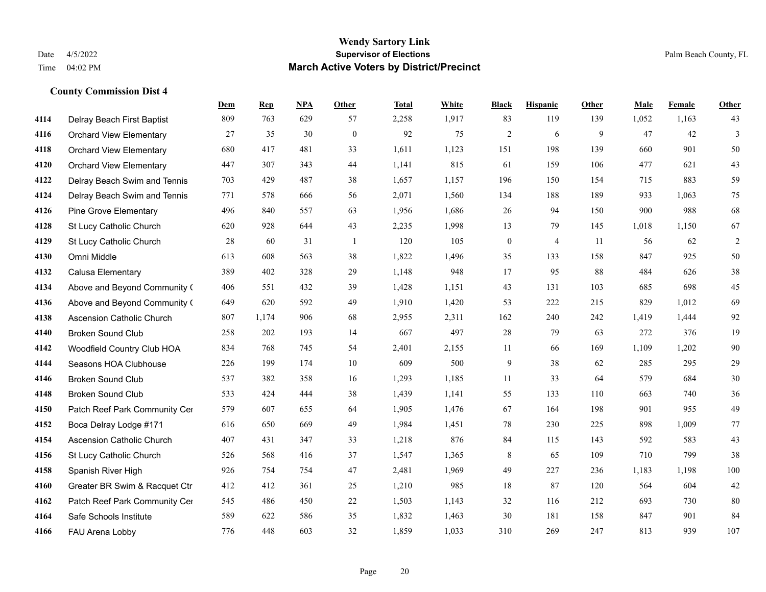# Wendy Sartory Link
## Supervisor of Elections
## March Active Voters by District/Precinct

Date 4/5/2022
Time 04:02 PM

Palm Beach County, FL

### County Commission Dist 4

| | | Dem | Rep | NPA | Other | Total | White | Black | Hispanic | Other | Male | Female | Other |
|---|---|---|---|---|---|---|---|---|---|---|---|---|---|
| 4114 | Delray Beach First Baptist | 809 | 763 | 629 | 57 | 2,258 | 1,917 | 83 | 119 | 139 | 1,052 | 1,163 | 43 |
| 4116 | Orchard View Elementary | 27 | 35 | 30 | 0 | 92 | 75 | 2 | 6 | 9 | 47 | 42 | 3 |
| 4118 | Orchard View Elementary | 680 | 417 | 481 | 33 | 1,611 | 1,123 | 151 | 198 | 139 | 660 | 901 | 50 |
| 4120 | Orchard View Elementary | 447 | 307 | 343 | 44 | 1,141 | 815 | 61 | 159 | 106 | 477 | 621 | 43 |
| 4122 | Delray Beach Swim and Tennis | 703 | 429 | 487 | 38 | 1,657 | 1,157 | 196 | 150 | 154 | 715 | 883 | 59 |
| 4124 | Delray Beach Swim and Tennis | 771 | 578 | 666 | 56 | 2,071 | 1,560 | 134 | 188 | 189 | 933 | 1,063 | 75 |
| 4126 | Pine Grove Elementary | 496 | 840 | 557 | 63 | 1,956 | 1,686 | 26 | 94 | 150 | 900 | 988 | 68 |
| 4128 | St Lucy Catholic Church | 620 | 928 | 644 | 43 | 2,235 | 1,998 | 13 | 79 | 145 | 1,018 | 1,150 | 67 |
| 4129 | St Lucy Catholic Church | 28 | 60 | 31 | 1 | 120 | 105 | 0 | 4 | 11 | 56 | 62 | 2 |
| 4130 | Omni Middle | 613 | 608 | 563 | 38 | 1,822 | 1,496 | 35 | 133 | 158 | 847 | 925 | 50 |
| 4132 | Calusa Elementary | 389 | 402 | 328 | 29 | 1,148 | 948 | 17 | 95 | 88 | 484 | 626 | 38 |
| 4134 | Above and Beyond Community ( | 406 | 551 | 432 | 39 | 1,428 | 1,151 | 43 | 131 | 103 | 685 | 698 | 45 |
| 4136 | Above and Beyond Community ( | 649 | 620 | 592 | 49 | 1,910 | 1,420 | 53 | 222 | 215 | 829 | 1,012 | 69 |
| 4138 | Ascension Catholic Church | 807 | 1,174 | 906 | 68 | 2,955 | 2,311 | 162 | 240 | 242 | 1,419 | 1,444 | 92 |
| 4140 | Broken Sound Club | 258 | 202 | 193 | 14 | 667 | 497 | 28 | 79 | 63 | 272 | 376 | 19 |
| 4142 | Woodfield Country Club HOA | 834 | 768 | 745 | 54 | 2,401 | 2,155 | 11 | 66 | 169 | 1,109 | 1,202 | 90 |
| 4144 | Seasons HOA Clubhouse | 226 | 199 | 174 | 10 | 609 | 500 | 9 | 38 | 62 | 285 | 295 | 29 |
| 4146 | Broken Sound Club | 537 | 382 | 358 | 16 | 1,293 | 1,185 | 11 | 33 | 64 | 579 | 684 | 30 |
| 4148 | Broken Sound Club | 533 | 424 | 444 | 38 | 1,439 | 1,141 | 55 | 133 | 110 | 663 | 740 | 36 |
| 4150 | Patch Reef Park Community Cer | 579 | 607 | 655 | 64 | 1,905 | 1,476 | 67 | 164 | 198 | 901 | 955 | 49 |
| 4152 | Boca Delray Lodge #171 | 616 | 650 | 669 | 49 | 1,984 | 1,451 | 78 | 230 | 225 | 898 | 1,009 | 77 |
| 4154 | Ascension Catholic Church | 407 | 431 | 347 | 33 | 1,218 | 876 | 84 | 115 | 143 | 592 | 583 | 43 |
| 4156 | St Lucy Catholic Church | 526 | 568 | 416 | 37 | 1,547 | 1,365 | 8 | 65 | 109 | 710 | 799 | 38 |
| 4158 | Spanish River High | 926 | 754 | 754 | 47 | 2,481 | 1,969 | 49 | 227 | 236 | 1,183 | 1,198 | 100 |
| 4160 | Greater BR Swim & Racquet Ctr | 412 | 412 | 361 | 25 | 1,210 | 985 | 18 | 87 | 120 | 564 | 604 | 42 |
| 4162 | Patch Reef Park Community Cer | 545 | 486 | 450 | 22 | 1,503 | 1,143 | 32 | 116 | 212 | 693 | 730 | 80 |
| 4164 | Safe Schools Institute | 589 | 622 | 586 | 35 | 1,832 | 1,463 | 30 | 181 | 158 | 847 | 901 | 84 |
| 4166 | FAU Arena Lobby | 776 | 448 | 603 | 32 | 1,859 | 1,033 | 310 | 269 | 247 | 813 | 939 | 107 |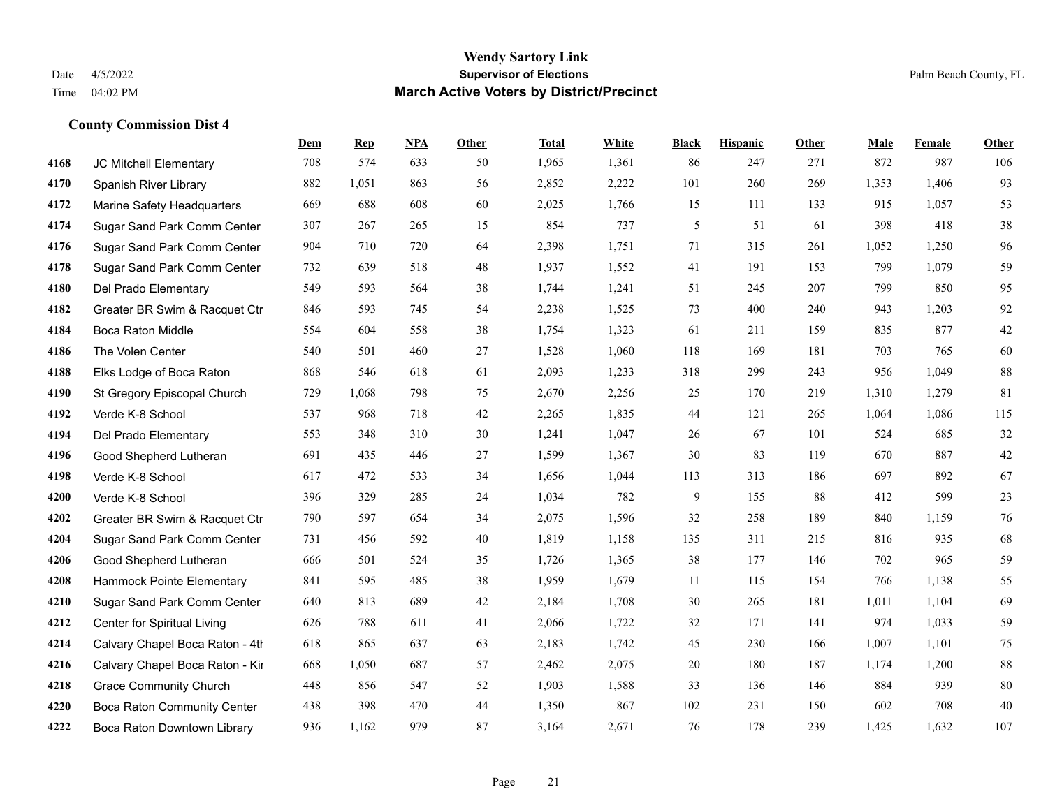## County Commission Dist 4

| | | Dem | Rep | NPA | Other | Total | White | Black | Hispanic | Other | Male | Female | Other |
|---|---|---|---|---|---|---|---|---|---|---|---|---|---|
| 4168 | JC Mitchell Elementary | 708 | 574 | 633 | 50 | 1,965 | 1,361 | 86 | 247 | 271 | 872 | 987 | 106 |
| 4170 | Spanish River Library | 882 | 1,051 | 863 | 56 | 2,852 | 2,222 | 101 | 260 | 269 | 1,353 | 1,406 | 93 |
| 4172 | Marine Safety Headquarters | 669 | 688 | 608 | 60 | 2,025 | 1,766 | 15 | 111 | 133 | 915 | 1,057 | 53 |
| 4174 | Sugar Sand Park Comm Center | 307 | 267 | 265 | 15 | 854 | 737 | 5 | 51 | 61 | 398 | 418 | 38 |
| 4176 | Sugar Sand Park Comm Center | 904 | 710 | 720 | 64 | 2,398 | 1,751 | 71 | 315 | 261 | 1,052 | 1,250 | 96 |
| 4178 | Sugar Sand Park Comm Center | 732 | 639 | 518 | 48 | 1,937 | 1,552 | 41 | 191 | 153 | 799 | 1,079 | 59 |
| 4180 | Del Prado Elementary | 549 | 593 | 564 | 38 | 1,744 | 1,241 | 51 | 245 | 207 | 799 | 850 | 95 |
| 4182 | Greater BR Swim & Racquet Ctr | 846 | 593 | 745 | 54 | 2,238 | 1,525 | 73 | 400 | 240 | 943 | 1,203 | 92 |
| 4184 | Boca Raton Middle | 554 | 604 | 558 | 38 | 1,754 | 1,323 | 61 | 211 | 159 | 835 | 877 | 42 |
| 4186 | The Volen Center | 540 | 501 | 460 | 27 | 1,528 | 1,060 | 118 | 169 | 181 | 703 | 765 | 60 |
| 4188 | Elks Lodge of Boca Raton | 868 | 546 | 618 | 61 | 2,093 | 1,233 | 318 | 299 | 243 | 956 | 1,049 | 88 |
| 4190 | St Gregory Episcopal Church | 729 | 1,068 | 798 | 75 | 2,670 | 2,256 | 25 | 170 | 219 | 1,310 | 1,279 | 81 |
| 4192 | Verde K-8 School | 537 | 968 | 718 | 42 | 2,265 | 1,835 | 44 | 121 | 265 | 1,064 | 1,086 | 115 |
| 4194 | Del Prado Elementary | 553 | 348 | 310 | 30 | 1,241 | 1,047 | 26 | 67 | 101 | 524 | 685 | 32 |
| 4196 | Good Shepherd Lutheran | 691 | 435 | 446 | 27 | 1,599 | 1,367 | 30 | 83 | 119 | 670 | 887 | 42 |
| 4198 | Verde K-8 School | 617 | 472 | 533 | 34 | 1,656 | 1,044 | 113 | 313 | 186 | 697 | 892 | 67 |
| 4200 | Verde K-8 School | 396 | 329 | 285 | 24 | 1,034 | 782 | 9 | 155 | 88 | 412 | 599 | 23 |
| 4202 | Greater BR Swim & Racquet Ctr | 790 | 597 | 654 | 34 | 2,075 | 1,596 | 32 | 258 | 189 | 840 | 1,159 | 76 |
| 4204 | Sugar Sand Park Comm Center | 731 | 456 | 592 | 40 | 1,819 | 1,158 | 135 | 311 | 215 | 816 | 935 | 68 |
| 4206 | Good Shepherd Lutheran | 666 | 501 | 524 | 35 | 1,726 | 1,365 | 38 | 177 | 146 | 702 | 965 | 59 |
| 4208 | Hammock Pointe Elementary | 841 | 595 | 485 | 38 | 1,959 | 1,679 | 11 | 115 | 154 | 766 | 1,138 | 55 |
| 4210 | Sugar Sand Park Comm Center | 640 | 813 | 689 | 42 | 2,184 | 1,708 | 30 | 265 | 181 | 1,011 | 1,104 | 69 |
| 4212 | Center for Spiritual Living | 626 | 788 | 611 | 41 | 2,066 | 1,722 | 32 | 171 | 141 | 974 | 1,033 | 59 |
| 4214 | Calvary Chapel Boca Raton - 4th | 618 | 865 | 637 | 63 | 2,183 | 1,742 | 45 | 230 | 166 | 1,007 | 1,101 | 75 |
| 4216 | Calvary Chapel Boca Raton - Kir | 668 | 1,050 | 687 | 57 | 2,462 | 2,075 | 20 | 180 | 187 | 1,174 | 1,200 | 88 |
| 4218 | Grace Community Church | 448 | 856 | 547 | 52 | 1,903 | 1,588 | 33 | 136 | 146 | 884 | 939 | 80 |
| 4220 | Boca Raton Community Center | 438 | 398 | 470 | 44 | 1,350 | 867 | 102 | 231 | 150 | 602 | 708 | 40 |
| 4222 | Boca Raton Downtown Library | 936 | 1,162 | 979 | 87 | 3,164 | 2,671 | 76 | 178 | 239 | 1,425 | 1,632 | 107 |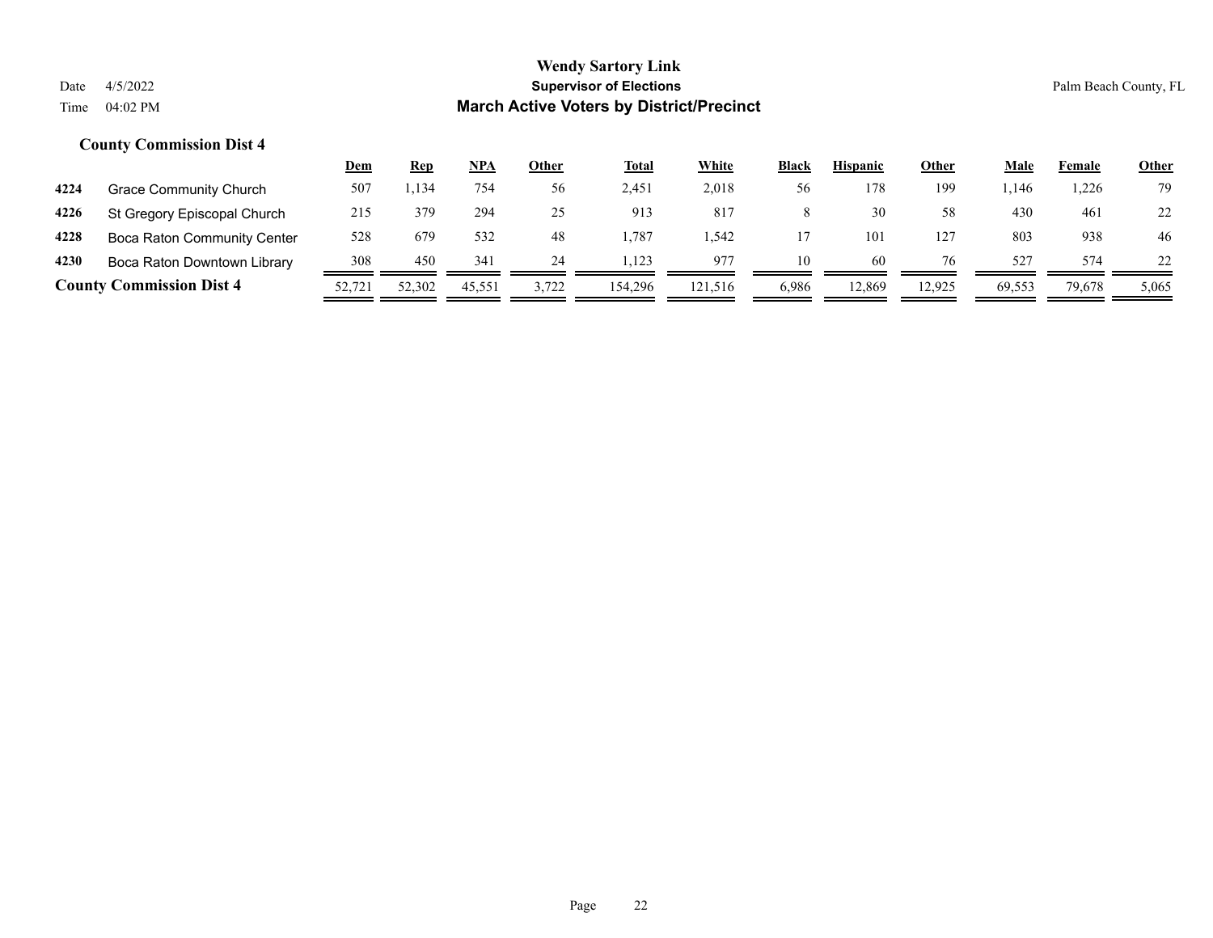# Wendy Sartory Link
## Supervisor of Elections
## March Active Voters by District/Precinct

Date 4/5/2022
Time 04:02 PM

Palm Beach County, FL

### County Commission Dist 4

| | | Dem | Rep | NPA | Other | Total | White | Black | Hispanic | Other | Male | Female | Other |
|---|---|---|---|---|---|---|---|---|---|---|---|---|---|
| 4224 | Grace Community Church | 507 | 1,134 | 754 | 56 | 2,451 | 2,018 | 56 | 178 | 199 | 1,146 | 1,226 | 79 |
| 4226 | St Gregory Episcopal Church | 215 | 379 | 294 | 25 | 913 | 817 | 8 | 30 | 58 | 430 | 461 | 22 |
| 4228 | Boca Raton Community Center | 528 | 679 | 532 | 48 | 1,787 | 1,542 | 17 | 101 | 127 | 803 | 938 | 46 |
| 4230 | Boca Raton Downtown Library | 308 | 450 | 341 | 24 | 1,123 | 977 | 10 | 60 | 76 | 527 | 574 | 22 |
| **County Commission Dist 4** | | 52,721 | 52,302 | 45,551 | 3,722 | 154,296 | 121,516 | 6,986 | 12,869 | 12,925 | 69,553 | 79,678 | 5,065 |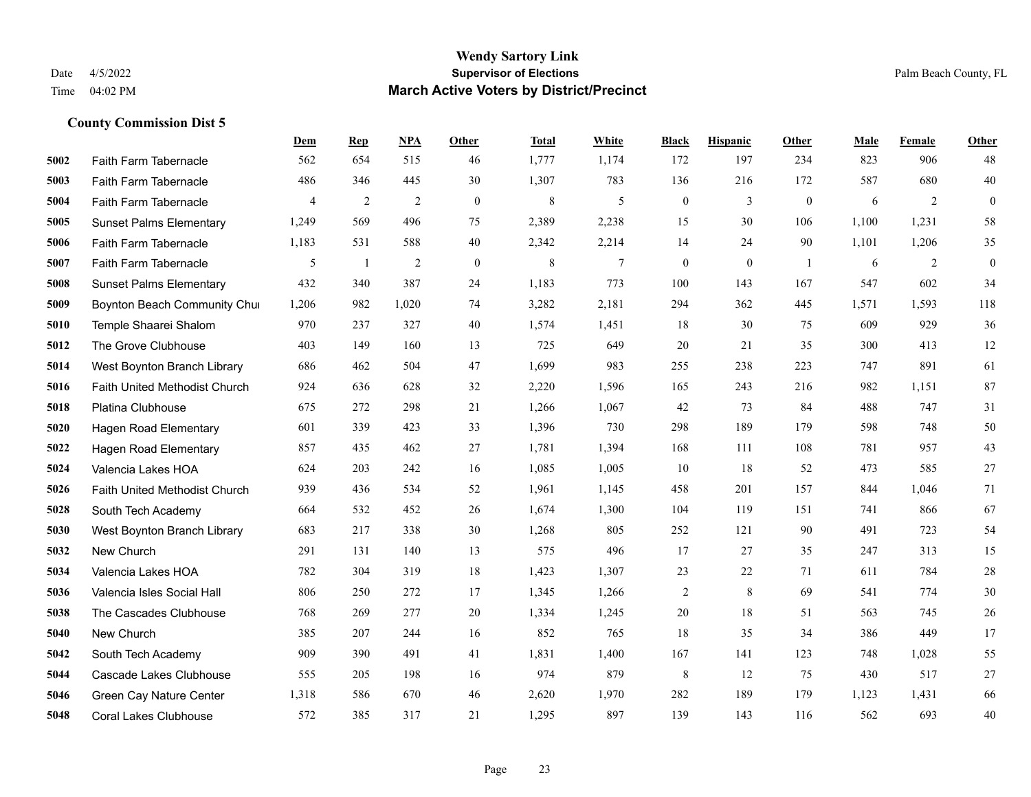# Wendy Sartory Link

## Supervisor of Elections

## March Active Voters by District/Precinct

Date 4/5/2022
Time 04:02 PM

Palm Beach County, FL

### County Commission Dist 5

| | | Dem | Rep | NPA | Other | Total | White | Black | Hispanic | Other | Male | Female | Other |
|---|---|---|---|---|---|---|---|---|---|---|---|---|---|
| 5002 | Faith Farm Tabernacle | 562 | 654 | 515 | 46 | 1,777 | 1,174 | 172 | 197 | 234 | 823 | 906 | 48 |
| 5003 | Faith Farm Tabernacle | 486 | 346 | 445 | 30 | 1,307 | 783 | 136 | 216 | 172 | 587 | 680 | 40 |
| 5004 | Faith Farm Tabernacle | 4 | 2 | 2 | 0 | 8 | 5 | 0 | 3 | 0 | 6 | 2 | 0 |
| 5005 | Sunset Palms Elementary | 1,249 | 569 | 496 | 75 | 2,389 | 2,238 | 15 | 30 | 106 | 1,100 | 1,231 | 58 |
| 5006 | Faith Farm Tabernacle | 1,183 | 531 | 588 | 40 | 2,342 | 2,214 | 14 | 24 | 90 | 1,101 | 1,206 | 35 |
| 5007 | Faith Farm Tabernacle | 5 | 1 | 2 | 0 | 8 | 7 | 0 | 0 | 1 | 6 | 2 | 0 |
| 5008 | Sunset Palms Elementary | 432 | 340 | 387 | 24 | 1,183 | 773 | 100 | 143 | 167 | 547 | 602 | 34 |
| 5009 | Boynton Beach Community Chur | 1,206 | 982 | 1,020 | 74 | 3,282 | 2,181 | 294 | 362 | 445 | 1,571 | 1,593 | 118 |
| 5010 | Temple Shaarei Shalom | 970 | 237 | 327 | 40 | 1,574 | 1,451 | 18 | 30 | 75 | 609 | 929 | 36 |
| 5012 | The Grove Clubhouse | 403 | 149 | 160 | 13 | 725 | 649 | 20 | 21 | 35 | 300 | 413 | 12 |
| 5014 | West Boynton Branch Library | 686 | 462 | 504 | 47 | 1,699 | 983 | 255 | 238 | 223 | 747 | 891 | 61 |
| 5016 | Faith United Methodist Church | 924 | 636 | 628 | 32 | 2,220 | 1,596 | 165 | 243 | 216 | 982 | 1,151 | 87 |
| 5018 | Platina Clubhouse | 675 | 272 | 298 | 21 | 1,266 | 1,067 | 42 | 73 | 84 | 488 | 747 | 31 |
| 5020 | Hagen Road Elementary | 601 | 339 | 423 | 33 | 1,396 | 730 | 298 | 189 | 179 | 598 | 748 | 50 |
| 5022 | Hagen Road Elementary | 857 | 435 | 462 | 27 | 1,781 | 1,394 | 168 | 111 | 108 | 781 | 957 | 43 |
| 5024 | Valencia Lakes HOA | 624 | 203 | 242 | 16 | 1,085 | 1,005 | 10 | 18 | 52 | 473 | 585 | 27 |
| 5026 | Faith United Methodist Church | 939 | 436 | 534 | 52 | 1,961 | 1,145 | 458 | 201 | 157 | 844 | 1,046 | 71 |
| 5028 | South Tech Academy | 664 | 532 | 452 | 26 | 1,674 | 1,300 | 104 | 119 | 151 | 741 | 866 | 67 |
| 5030 | West Boynton Branch Library | 683 | 217 | 338 | 30 | 1,268 | 805 | 252 | 121 | 90 | 491 | 723 | 54 |
| 5032 | New Church | 291 | 131 | 140 | 13 | 575 | 496 | 17 | 27 | 35 | 247 | 313 | 15 |
| 5034 | Valencia Lakes HOA | 782 | 304 | 319 | 18 | 1,423 | 1,307 | 23 | 22 | 71 | 611 | 784 | 28 |
| 5036 | Valencia Isles Social Hall | 806 | 250 | 272 | 17 | 1,345 | 1,266 | 2 | 8 | 69 | 541 | 774 | 30 |
| 5038 | The Cascades Clubhouse | 768 | 269 | 277 | 20 | 1,334 | 1,245 | 20 | 18 | 51 | 563 | 745 | 26 |
| 5040 | New Church | 385 | 207 | 244 | 16 | 852 | 765 | 18 | 35 | 34 | 386 | 449 | 17 |
| 5042 | South Tech Academy | 909 | 390 | 491 | 41 | 1,831 | 1,400 | 167 | 141 | 123 | 748 | 1,028 | 55 |
| 5044 | Cascade Lakes Clubhouse | 555 | 205 | 198 | 16 | 974 | 879 | 8 | 12 | 75 | 430 | 517 | 27 |
| 5046 | Green Cay Nature Center | 1,318 | 586 | 670 | 46 | 2,620 | 1,970 | 282 | 189 | 179 | 1,123 | 1,431 | 66 |
| 5048 | Coral Lakes Clubhouse | 572 | 385 | 317 | 21 | 1,295 | 897 | 139 | 143 | 116 | 562 | 693 | 40 |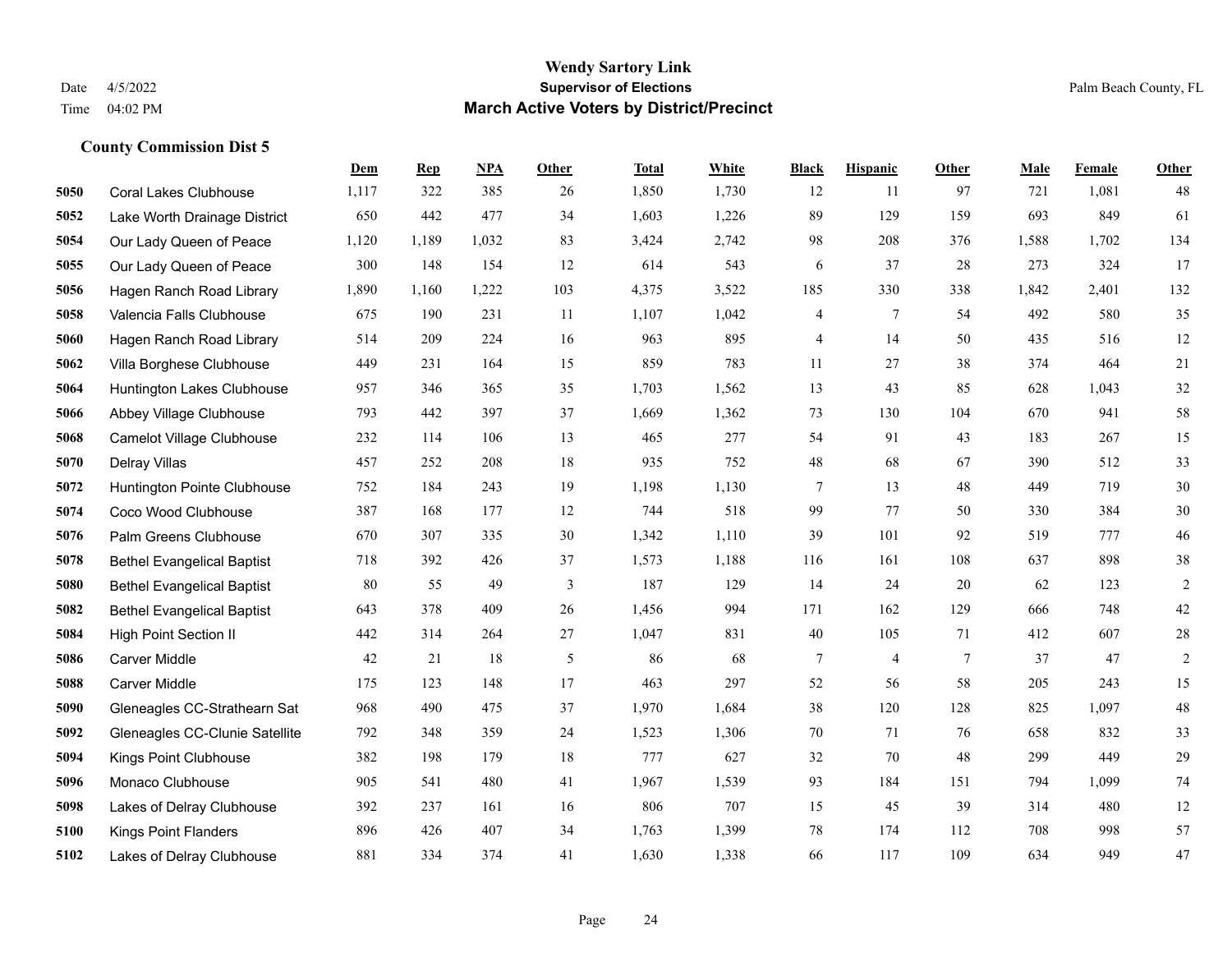# Wendy Sartory Link
## Supervisor of Elections
## March Active Voters by District/Precinct

Date 4/5/2022
Time 04:02 PM

Palm Beach County, FL

### County Commission Dist 5

| | | Dem | Rep | NPA | Other | Total | White | Black | Hispanic | Other | Male | Female | Other |
|---|---|---|---|---|---|---|---|---|---|---|---|---|---|
| 5050 | Coral Lakes Clubhouse | 1,117 | 322 | 385 | 26 | 1,850 | 1,730 | 12 | 11 | 97 | 721 | 1,081 | 48 |
| 5052 | Lake Worth Drainage District | 650 | 442 | 477 | 34 | 1,603 | 1,226 | 89 | 129 | 159 | 693 | 849 | 61 |
| 5054 | Our Lady Queen of Peace | 1,120 | 1,189 | 1,032 | 83 | 3,424 | 2,742 | 98 | 208 | 376 | 1,588 | 1,702 | 134 |
| 5055 | Our Lady Queen of Peace | 300 | 148 | 154 | 12 | 614 | 543 | 6 | 37 | 28 | 273 | 324 | 17 |
| 5056 | Hagen Ranch Road Library | 1,890 | 1,160 | 1,222 | 103 | 4,375 | 3,522 | 185 | 330 | 338 | 1,842 | 2,401 | 132 |
| 5058 | Valencia Falls Clubhouse | 675 | 190 | 231 | 11 | 1,107 | 1,042 | 4 | 7 | 54 | 492 | 580 | 35 |
| 5060 | Hagen Ranch Road Library | 514 | 209 | 224 | 16 | 963 | 895 | 4 | 14 | 50 | 435 | 516 | 12 |
| 5062 | Villa Borghese Clubhouse | 449 | 231 | 164 | 15 | 859 | 783 | 11 | 27 | 38 | 374 | 464 | 21 |
| 5064 | Huntington Lakes Clubhouse | 957 | 346 | 365 | 35 | 1,703 | 1,562 | 13 | 43 | 85 | 628 | 1,043 | 32 |
| 5066 | Abbey Village Clubhouse | 793 | 442 | 397 | 37 | 1,669 | 1,362 | 73 | 130 | 104 | 670 | 941 | 58 |
| 5068 | Camelot Village Clubhouse | 232 | 114 | 106 | 13 | 465 | 277 | 54 | 91 | 43 | 183 | 267 | 15 |
| 5070 | Delray Villas | 457 | 252 | 208 | 18 | 935 | 752 | 48 | 68 | 67 | 390 | 512 | 33 |
| 5072 | Huntington Pointe Clubhouse | 752 | 184 | 243 | 19 | 1,198 | 1,130 | 7 | 13 | 48 | 449 | 719 | 30 |
| 5074 | Coco Wood Clubhouse | 387 | 168 | 177 | 12 | 744 | 518 | 99 | 77 | 50 | 330 | 384 | 30 |
| 5076 | Palm Greens Clubhouse | 670 | 307 | 335 | 30 | 1,342 | 1,110 | 39 | 101 | 92 | 519 | 777 | 46 |
| 5078 | Bethel Evangelical Baptist | 718 | 392 | 426 | 37 | 1,573 | 1,188 | 116 | 161 | 108 | 637 | 898 | 38 |
| 5080 | Bethel Evangelical Baptist | 80 | 55 | 49 | 3 | 187 | 129 | 14 | 24 | 20 | 62 | 123 | 2 |
| 5082 | Bethel Evangelical Baptist | 643 | 378 | 409 | 26 | 1,456 | 994 | 171 | 162 | 129 | 666 | 748 | 42 |
| 5084 | High Point Section II | 442 | 314 | 264 | 27 | 1,047 | 831 | 40 | 105 | 71 | 412 | 607 | 28 |
| 5086 | Carver Middle | 42 | 21 | 18 | 5 | 86 | 68 | 7 | 4 | 7 | 37 | 47 | 2 |
| 5088 | Carver Middle | 175 | 123 | 148 | 17 | 463 | 297 | 52 | 56 | 58 | 205 | 243 | 15 |
| 5090 | Gleneagles CC-Strathearn Sat | 968 | 490 | 475 | 37 | 1,970 | 1,684 | 38 | 120 | 128 | 825 | 1,097 | 48 |
| 5092 | Gleneagles CC-Clunie Satellite | 792 | 348 | 359 | 24 | 1,523 | 1,306 | 70 | 71 | 76 | 658 | 832 | 33 |
| 5094 | Kings Point Clubhouse | 382 | 198 | 179 | 18 | 777 | 627 | 32 | 70 | 48 | 299 | 449 | 29 |
| 5096 | Monaco Clubhouse | 905 | 541 | 480 | 41 | 1,967 | 1,539 | 93 | 184 | 151 | 794 | 1,099 | 74 |
| 5098 | Lakes of Delray Clubhouse | 392 | 237 | 161 | 16 | 806 | 707 | 15 | 45 | 39 | 314 | 480 | 12 |
| 5100 | Kings Point Flanders | 896 | 426 | 407 | 34 | 1,763 | 1,399 | 78 | 174 | 112 | 708 | 998 | 57 |
| 5102 | Lakes of Delray Clubhouse | 881 | 334 | 374 | 41 | 1,630 | 1,338 | 66 | 117 | 109 | 634 | 949 | 47 |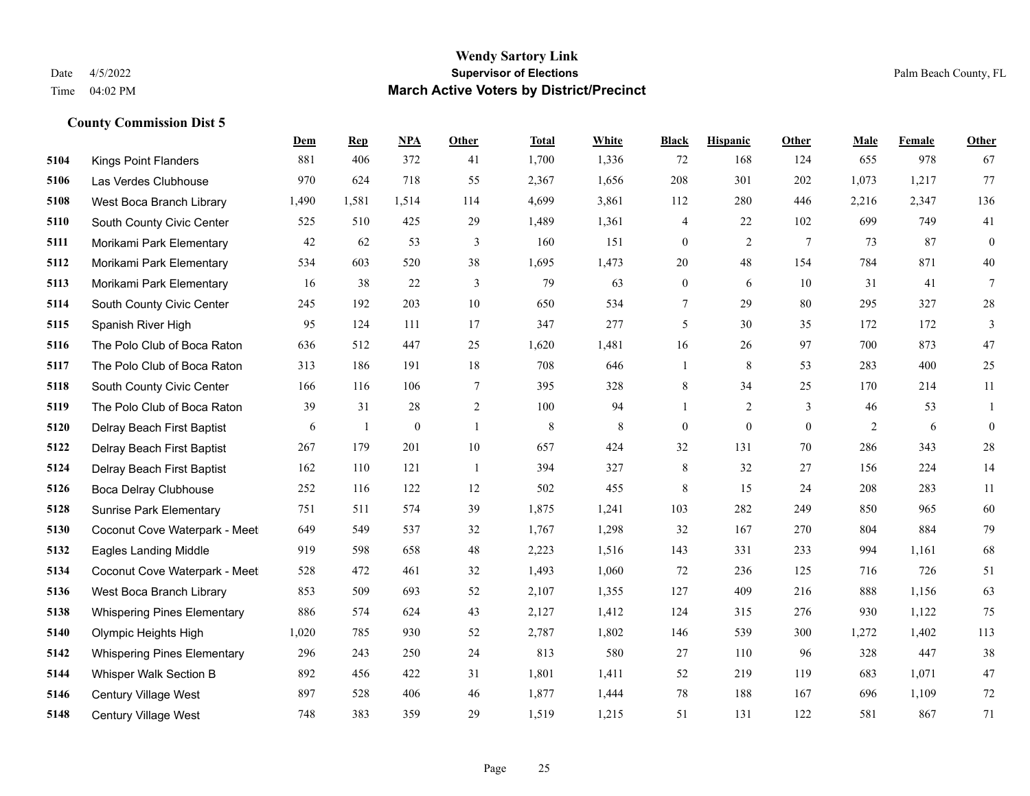**Wendy Sartory Link**
**Supervisor of Elections**
**March Active Voters by District/Precinct**

Date 4/5/2022
Time 04:02 PM

Palm Beach County, FL

### County Commission Dist 5

| | | Dem | Rep | NPA | Other | Total | White | Black | Hispanic | Other | Male | Female | Other |
|---|---|---|---|---|---|---|---|---|---|---|---|---|---|
| 5104 | Kings Point Flanders | 881 | 406 | 372 | 41 | 1,700 | 1,336 | 72 | 168 | 124 | 655 | 978 | 67 |
| 5106 | Las Verdes Clubhouse | 970 | 624 | 718 | 55 | 2,367 | 1,656 | 208 | 301 | 202 | 1,073 | 1,217 | 77 |
| 5108 | West Boca Branch Library | 1,490 | 1,581 | 1,514 | 114 | 4,699 | 3,861 | 112 | 280 | 446 | 2,216 | 2,347 | 136 |
| 5110 | South County Civic Center | 525 | 510 | 425 | 29 | 1,489 | 1,361 | 4 | 22 | 102 | 699 | 749 | 41 |
| 5111 | Morikami Park Elementary | 42 | 62 | 53 | 3 | 160 | 151 | 0 | 2 | 7 | 73 | 87 | 0 |
| 5112 | Morikami Park Elementary | 534 | 603 | 520 | 38 | 1,695 | 1,473 | 20 | 48 | 154 | 784 | 871 | 40 |
| 5113 | Morikami Park Elementary | 16 | 38 | 22 | 3 | 79 | 63 | 0 | 6 | 10 | 31 | 41 | 7 |
| 5114 | South County Civic Center | 245 | 192 | 203 | 10 | 650 | 534 | 7 | 29 | 80 | 295 | 327 | 28 |
| 5115 | Spanish River High | 95 | 124 | 111 | 17 | 347 | 277 | 5 | 30 | 35 | 172 | 172 | 3 |
| 5116 | The Polo Club of Boca Raton | 636 | 512 | 447 | 25 | 1,620 | 1,481 | 16 | 26 | 97 | 700 | 873 | 47 |
| 5117 | The Polo Club of Boca Raton | 313 | 186 | 191 | 18 | 708 | 646 | 1 | 8 | 53 | 283 | 400 | 25 |
| 5118 | South County Civic Center | 166 | 116 | 106 | 7 | 395 | 328 | 8 | 34 | 25 | 170 | 214 | 11 |
| 5119 | The Polo Club of Boca Raton | 39 | 31 | 28 | 2 | 100 | 94 | 1 | 2 | 3 | 46 | 53 | 1 |
| 5120 | Delray Beach First Baptist | 6 | 1 | 0 | 1 | 8 | 8 | 0 | 0 | 0 | 2 | 6 | 0 |
| 5122 | Delray Beach First Baptist | 267 | 179 | 201 | 10 | 657 | 424 | 32 | 131 | 70 | 286 | 343 | 28 |
| 5124 | Delray Beach First Baptist | 162 | 110 | 121 | 1 | 394 | 327 | 8 | 32 | 27 | 156 | 224 | 14 |
| 5126 | Boca Delray Clubhouse | 252 | 116 | 122 | 12 | 502 | 455 | 8 | 15 | 24 | 208 | 283 | 11 |
| 5128 | Sunrise Park Elementary | 751 | 511 | 574 | 39 | 1,875 | 1,241 | 103 | 282 | 249 | 850 | 965 | 60 |
| 5130 | Coconut Cove Waterpark - Meet | 649 | 549 | 537 | 32 | 1,767 | 1,298 | 32 | 167 | 270 | 804 | 884 | 79 |
| 5132 | Eagles Landing Middle | 919 | 598 | 658 | 48 | 2,223 | 1,516 | 143 | 331 | 233 | 994 | 1,161 | 68 |
| 5134 | Coconut Cove Waterpark - Meet | 528 | 472 | 461 | 32 | 1,493 | 1,060 | 72 | 236 | 125 | 716 | 726 | 51 |
| 5136 | West Boca Branch Library | 853 | 509 | 693 | 52 | 2,107 | 1,355 | 127 | 409 | 216 | 888 | 1,156 | 63 |
| 5138 | Whispering Pines Elementary | 886 | 574 | 624 | 43 | 2,127 | 1,412 | 124 | 315 | 276 | 930 | 1,122 | 75 |
| 5140 | Olympic Heights High | 1,020 | 785 | 930 | 52 | 2,787 | 1,802 | 146 | 539 | 300 | 1,272 | 1,402 | 113 |
| 5142 | Whispering Pines Elementary | 296 | 243 | 250 | 24 | 813 | 580 | 27 | 110 | 96 | 328 | 447 | 38 |
| 5144 | Whisper Walk Section B | 892 | 456 | 422 | 31 | 1,801 | 1,411 | 52 | 219 | 119 | 683 | 1,071 | 47 |
| 5146 | Century Village West | 897 | 528 | 406 | 46 | 1,877 | 1,444 | 78 | 188 | 167 | 696 | 1,109 | 72 |
| 5148 | Century Village West | 748 | 383 | 359 | 29 | 1,519 | 1,215 | 51 | 131 | 122 | 581 | 867 | 71 |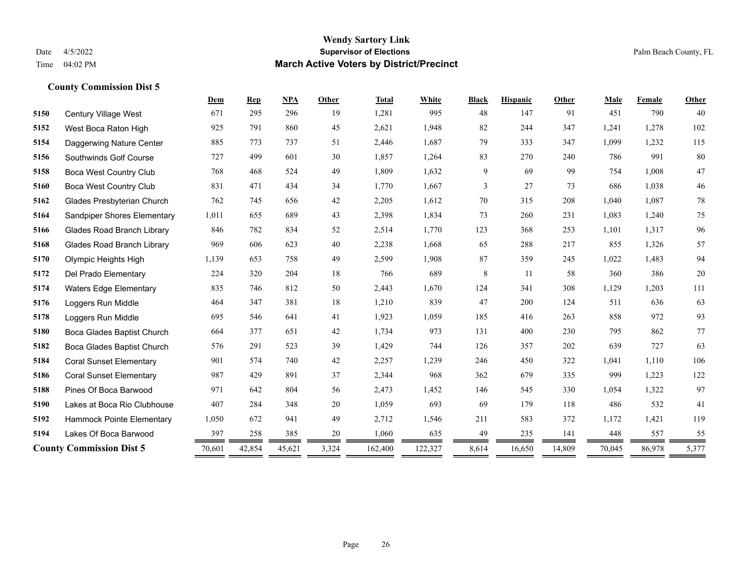# Wendy Sartory Link
## Supervisor of Elections
## March Active Voters by District/Precinct

Date 4/5/2022
Time 04:02 PM

Palm Beach County, FL

### County Commission Dist 5

| | | Dem | Rep | NPA | Other | Total | White | Black | Hispanic | Other | Male | Female | Other |
|---|---|---|---|---|---|---|---|---|---|---|---|---|---|
| 5150 | Century Village West | 671 | 295 | 296 | 19 | 1,281 | 995 | 48 | 147 | 91 | 451 | 790 | 40 |
| 5152 | West Boca Raton High | 925 | 791 | 860 | 45 | 2,621 | 1,948 | 82 | 244 | 347 | 1,241 | 1,278 | 102 |
| 5154 | Daggerwing Nature Center | 885 | 773 | 737 | 51 | 2,446 | 1,687 | 79 | 333 | 347 | 1,099 | 1,232 | 115 |
| 5156 | Southwinds Golf Course | 727 | 499 | 601 | 30 | 1,857 | 1,264 | 83 | 270 | 240 | 786 | 991 | 80 |
| 5158 | Boca West Country Club | 768 | 468 | 524 | 49 | 1,809 | 1,632 | 9 | 69 | 99 | 754 | 1,008 | 47 |
| 5160 | Boca West Country Club | 831 | 471 | 434 | 34 | 1,770 | 1,667 | 3 | 27 | 73 | 686 | 1,038 | 46 |
| 5162 | Glades Presbyterian Church | 762 | 745 | 656 | 42 | 2,205 | 1,612 | 70 | 315 | 208 | 1,040 | 1,087 | 78 |
| 5164 | Sandpiper Shores Elementary | 1,011 | 655 | 689 | 43 | 2,398 | 1,834 | 73 | 260 | 231 | 1,083 | 1,240 | 75 |
| 5166 | Glades Road Branch Library | 846 | 782 | 834 | 52 | 2,514 | 1,770 | 123 | 368 | 253 | 1,101 | 1,317 | 96 |
| 5168 | Glades Road Branch Library | 969 | 606 | 623 | 40 | 2,238 | 1,668 | 65 | 288 | 217 | 855 | 1,326 | 57 |
| 5170 | Olympic Heights High | 1,139 | 653 | 758 | 49 | 2,599 | 1,908 | 87 | 359 | 245 | 1,022 | 1,483 | 94 |
| 5172 | Del Prado Elementary | 224 | 320 | 204 | 18 | 766 | 689 | 8 | 11 | 58 | 360 | 386 | 20 |
| 5174 | Waters Edge Elementary | 835 | 746 | 812 | 50 | 2,443 | 1,670 | 124 | 341 | 308 | 1,129 | 1,203 | 111 |
| 5176 | Loggers Run Middle | 464 | 347 | 381 | 18 | 1,210 | 839 | 47 | 200 | 124 | 511 | 636 | 63 |
| 5178 | Loggers Run Middle | 695 | 546 | 641 | 41 | 1,923 | 1,059 | 185 | 416 | 263 | 858 | 972 | 93 |
| 5180 | Boca Glades Baptist Church | 664 | 377 | 651 | 42 | 1,734 | 973 | 131 | 400 | 230 | 795 | 862 | 77 |
| 5182 | Boca Glades Baptist Church | 576 | 291 | 523 | 39 | 1,429 | 744 | 126 | 357 | 202 | 639 | 727 | 63 |
| 5184 | Coral Sunset Elementary | 901 | 574 | 740 | 42 | 2,257 | 1,239 | 246 | 450 | 322 | 1,041 | 1,110 | 106 |
| 5186 | Coral Sunset Elementary | 987 | 429 | 891 | 37 | 2,344 | 968 | 362 | 679 | 335 | 999 | 1,223 | 122 |
| 5188 | Pines Of Boca Barwood | 971 | 642 | 804 | 56 | 2,473 | 1,452 | 146 | 545 | 330 | 1,054 | 1,322 | 97 |
| 5190 | Lakes at Boca Rio Clubhouse | 407 | 284 | 348 | 20 | 1,059 | 693 | 69 | 179 | 118 | 486 | 532 | 41 |
| 5192 | Hammock Pointe Elementary | 1,050 | 672 | 941 | 49 | 2,712 | 1,546 | 211 | 583 | 372 | 1,172 | 1,421 | 119 |
| 5194 | Lakes Of Boca Barwood | 397 | 258 | 385 | 20 | 1,060 | 635 | 49 | 235 | 141 | 448 | 557 | 55 |
| **County Commission Dist 5** | | 70,601 | 42,854 | 45,621 | 3,324 | 162,400 | 122,327 | 8,614 | 16,650 | 14,809 | 70,045 | 86,978 | 5,377 |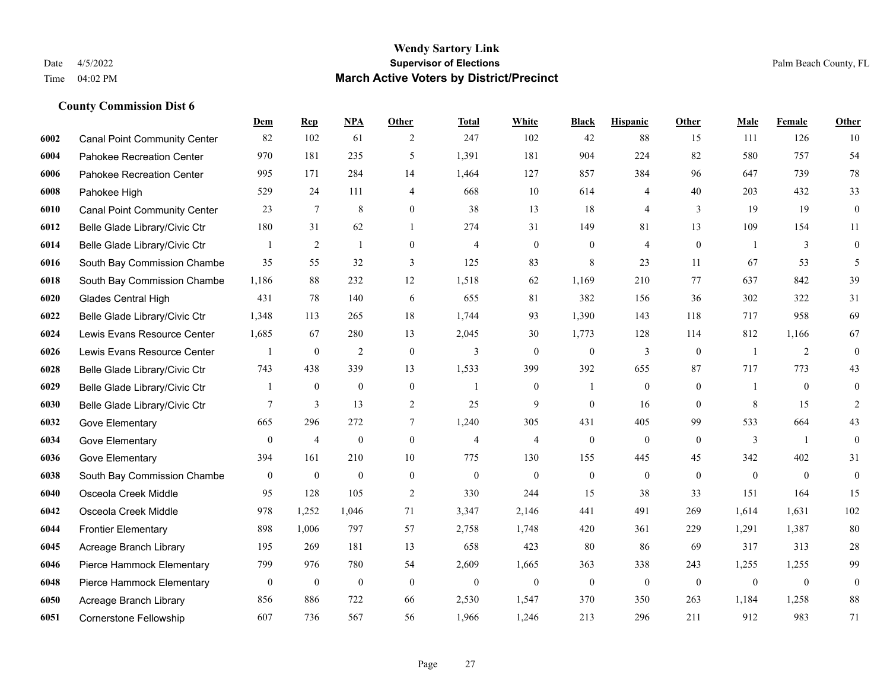# Wendy Sartory Link
## Supervisor of Elections
## March Active Voters by District/Precinct

Date 4/5/2022
Time 04:02 PM

Palm Beach County, FL

### County Commission Dist 6

| | | Dem | Rep | NPA | Other | Total | White | Black | Hispanic | Other | Male | Female | Other |
|---|---|---|---|---|---|---|---|---|---|---|---|---|---|
| 6002 | Canal Point Community Center | 82 | 102 | 61 | 2 | 247 | 102 | 42 | 88 | 15 | 111 | 126 | 10 |
| 6004 | Pahokee Recreation Center | 970 | 181 | 235 | 5 | 1,391 | 181 | 904 | 224 | 82 | 580 | 757 | 54 |
| 6006 | Pahokee Recreation Center | 995 | 171 | 284 | 14 | 1,464 | 127 | 857 | 384 | 96 | 647 | 739 | 78 |
| 6008 | Pahokee High | 529 | 24 | 111 | 4 | 668 | 10 | 614 | 4 | 40 | 203 | 432 | 33 |
| 6010 | Canal Point Community Center | 23 | 7 | 8 | 0 | 38 | 13 | 18 | 4 | 3 | 19 | 19 | 0 |
| 6012 | Belle Glade Library/Civic Ctr | 180 | 31 | 62 | 1 | 274 | 31 | 149 | 81 | 13 | 109 | 154 | 11 |
| 6014 | Belle Glade Library/Civic Ctr | 1 | 2 | 1 | 0 | 4 | 0 | 0 | 4 | 0 | 1 | 3 | 0 |
| 6016 | South Bay Commission Chambe | 35 | 55 | 32 | 3 | 125 | 83 | 8 | 23 | 11 | 67 | 53 | 5 |
| 6018 | South Bay Commission Chambe | 1,186 | 88 | 232 | 12 | 1,518 | 62 | 1,169 | 210 | 77 | 637 | 842 | 39 |
| 6020 | Glades Central High | 431 | 78 | 140 | 6 | 655 | 81 | 382 | 156 | 36 | 302 | 322 | 31 |
| 6022 | Belle Glade Library/Civic Ctr | 1,348 | 113 | 265 | 18 | 1,744 | 93 | 1,390 | 143 | 118 | 717 | 958 | 69 |
| 6024 | Lewis Evans Resource Center | 1,685 | 67 | 280 | 13 | 2,045 | 30 | 1,773 | 128 | 114 | 812 | 1,166 | 67 |
| 6026 | Lewis Evans Resource Center | 1 | 0 | 2 | 0 | 3 | 0 | 0 | 3 | 0 | 1 | 2 | 0 |
| 6028 | Belle Glade Library/Civic Ctr | 743 | 438 | 339 | 13 | 1,533 | 399 | 392 | 655 | 87 | 717 | 773 | 43 |
| 6029 | Belle Glade Library/Civic Ctr | 1 | 0 | 0 | 0 | 1 | 0 | 1 | 0 | 0 | 1 | 0 | 0 |
| 6030 | Belle Glade Library/Civic Ctr | 7 | 3 | 13 | 2 | 25 | 9 | 0 | 16 | 0 | 8 | 15 | 2 |
| 6032 | Gove Elementary | 665 | 296 | 272 | 7 | 1,240 | 305 | 431 | 405 | 99 | 533 | 664 | 43 |
| 6034 | Gove Elementary | 0 | 4 | 0 | 0 | 4 | 4 | 0 | 0 | 0 | 3 | 1 | 0 |
| 6036 | Gove Elementary | 394 | 161 | 210 | 10 | 775 | 130 | 155 | 445 | 45 | 342 | 402 | 31 |
| 6038 | South Bay Commission Chambe | 0 | 0 | 0 | 0 | 0 | 0 | 0 | 0 | 0 | 0 | 0 | 0 |
| 6040 | Osceola Creek Middle | 95 | 128 | 105 | 2 | 330 | 244 | 15 | 38 | 33 | 151 | 164 | 15 |
| 6042 | Osceola Creek Middle | 978 | 1,252 | 1,046 | 71 | 3,347 | 2,146 | 441 | 491 | 269 | 1,614 | 1,631 | 102 |
| 6044 | Frontier Elementary | 898 | 1,006 | 797 | 57 | 2,758 | 1,748 | 420 | 361 | 229 | 1,291 | 1,387 | 80 |
| 6045 | Acreage Branch Library | 195 | 269 | 181 | 13 | 658 | 423 | 80 | 86 | 69 | 317 | 313 | 28 |
| 6046 | Pierce Hammock Elementary | 799 | 976 | 780 | 54 | 2,609 | 1,665 | 363 | 338 | 243 | 1,255 | 1,255 | 99 |
| 6048 | Pierce Hammock Elementary | 0 | 0 | 0 | 0 | 0 | 0 | 0 | 0 | 0 | 0 | 0 | 0 |
| 6050 | Acreage Branch Library | 856 | 886 | 722 | 66 | 2,530 | 1,547 | 370 | 350 | 263 | 1,184 | 1,258 | 88 |
| 6051 | Cornerstone Fellowship | 607 | 736 | 567 | 56 | 1,966 | 1,246 | 213 | 296 | 211 | 912 | 983 | 71 |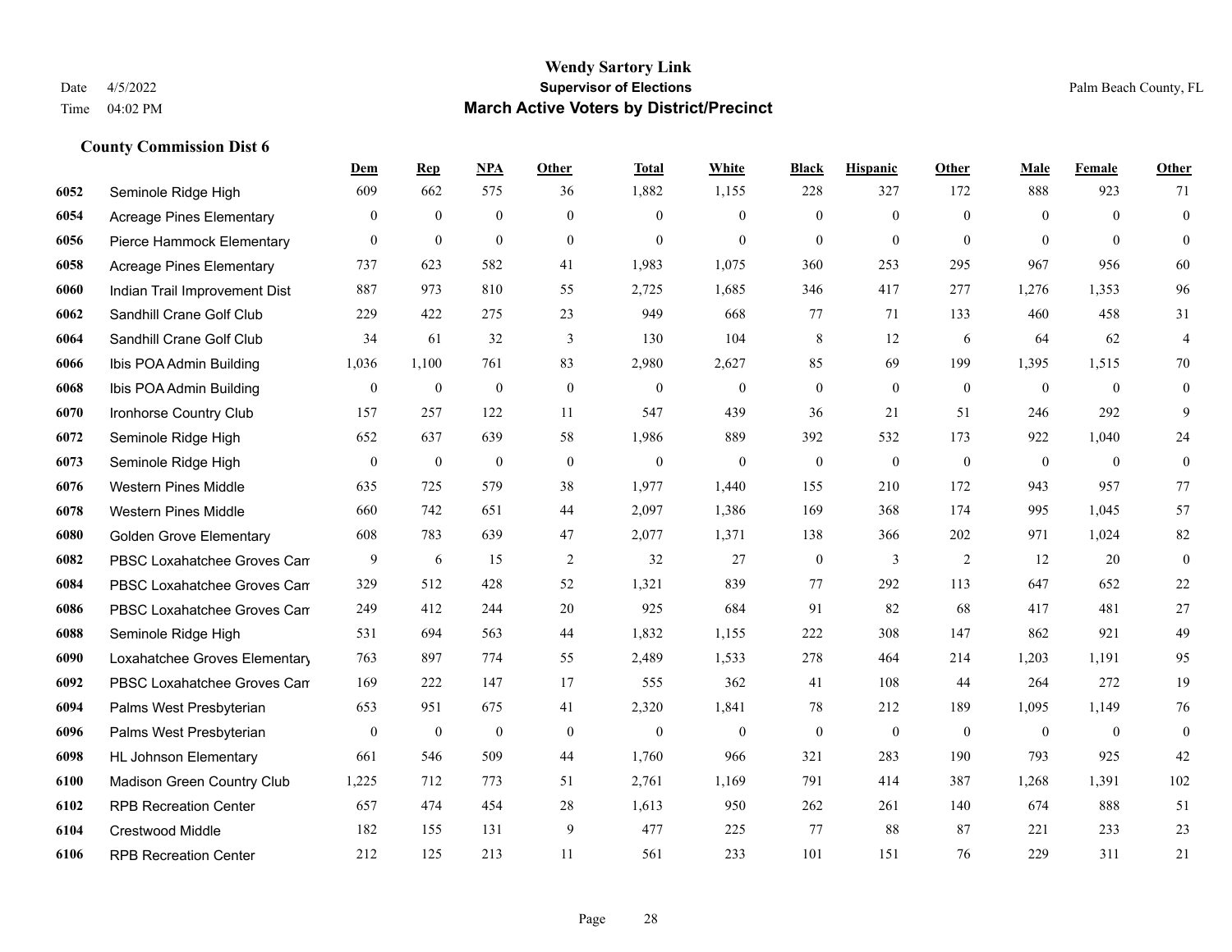# Wendy Sartory Link
## Supervisor of Elections
## March Active Voters by District/Precinct

Date 4/5/2022
Time 04:02 PM

Palm Beach County, FL

### County Commission Dist 6

| | | Dem | Rep | NPA | Other | Total | White | Black | Hispanic | Other | Male | Female | Other |
|---|---|---|---|---|---|---|---|---|---|---|---|---|---|
| 6052 | Seminole Ridge High | 609 | 662 | 575 | 36 | 1,882 | 1,155 | 228 | 327 | 172 | 888 | 923 | 71 |
| 6054 | Acreage Pines Elementary | 0 | 0 | 0 | 0 | 0 | 0 | 0 | 0 | 0 | 0 | 0 | 0 |
| 6056 | Pierce Hammock Elementary | 0 | 0 | 0 | 0 | 0 | 0 | 0 | 0 | 0 | 0 | 0 | 0 |
| 6058 | Acreage Pines Elementary | 737 | 623 | 582 | 41 | 1,983 | 1,075 | 360 | 253 | 295 | 967 | 956 | 60 |
| 6060 | Indian Trail Improvement Dist | 887 | 973 | 810 | 55 | 2,725 | 1,685 | 346 | 417 | 277 | 1,276 | 1,353 | 96 |
| 6062 | Sandhill Crane Golf Club | 229 | 422 | 275 | 23 | 949 | 668 | 77 | 71 | 133 | 460 | 458 | 31 |
| 6064 | Sandhill Crane Golf Club | 34 | 61 | 32 | 3 | 130 | 104 | 8 | 12 | 6 | 64 | 62 | 4 |
| 6066 | Ibis POA Admin Building | 1,036 | 1,100 | 761 | 83 | 2,980 | 2,627 | 85 | 69 | 199 | 1,395 | 1,515 | 70 |
| 6068 | Ibis POA Admin Building | 0 | 0 | 0 | 0 | 0 | 0 | 0 | 0 | 0 | 0 | 0 | 0 |
| 6070 | Ironhorse Country Club | 157 | 257 | 122 | 11 | 547 | 439 | 36 | 21 | 51 | 246 | 292 | 9 |
| 6072 | Seminole Ridge High | 652 | 637 | 639 | 58 | 1,986 | 889 | 392 | 532 | 173 | 922 | 1,040 | 24 |
| 6073 | Seminole Ridge High | 0 | 0 | 0 | 0 | 0 | 0 | 0 | 0 | 0 | 0 | 0 | 0 |
| 6076 | Western Pines Middle | 635 | 725 | 579 | 38 | 1,977 | 1,440 | 155 | 210 | 172 | 943 | 957 | 77 |
| 6078 | Western Pines Middle | 660 | 742 | 651 | 44 | 2,097 | 1,386 | 169 | 368 | 174 | 995 | 1,045 | 57 |
| 6080 | Golden Grove Elementary | 608 | 783 | 639 | 47 | 2,077 | 1,371 | 138 | 366 | 202 | 971 | 1,024 | 82 |
| 6082 | PBSC Loxahatchee Groves Can | 9 | 6 | 15 | 2 | 32 | 27 | 0 | 3 | 2 | 12 | 20 | 0 |
| 6084 | PBSC Loxahatchee Groves Can | 329 | 512 | 428 | 52 | 1,321 | 839 | 77 | 292 | 113 | 647 | 652 | 22 |
| 6086 | PBSC Loxahatchee Groves Can | 249 | 412 | 244 | 20 | 925 | 684 | 91 | 82 | 68 | 417 | 481 | 27 |
| 6088 | Seminole Ridge High | 531 | 694 | 563 | 44 | 1,832 | 1,155 | 222 | 308 | 147 | 862 | 921 | 49 |
| 6090 | Loxahatchee Groves Elementary | 763 | 897 | 774 | 55 | 2,489 | 1,533 | 278 | 464 | 214 | 1,203 | 1,191 | 95 |
| 6092 | PBSC Loxahatchee Groves Can | 169 | 222 | 147 | 17 | 555 | 362 | 41 | 108 | 44 | 264 | 272 | 19 |
| 6094 | Palms West Presbyterian | 653 | 951 | 675 | 41 | 2,320 | 1,841 | 78 | 212 | 189 | 1,095 | 1,149 | 76 |
| 6096 | Palms West Presbyterian | 0 | 0 | 0 | 0 | 0 | 0 | 0 | 0 | 0 | 0 | 0 | 0 |
| 6098 | HL Johnson Elementary | 661 | 546 | 509 | 44 | 1,760 | 966 | 321 | 283 | 190 | 793 | 925 | 42 |
| 6100 | Madison Green Country Club | 1,225 | 712 | 773 | 51 | 2,761 | 1,169 | 791 | 414 | 387 | 1,268 | 1,391 | 102 |
| 6102 | RPB Recreation Center | 657 | 474 | 454 | 28 | 1,613 | 950 | 262 | 261 | 140 | 674 | 888 | 51 |
| 6104 | Crestwood Middle | 182 | 155 | 131 | 9 | 477 | 225 | 77 | 88 | 87 | 221 | 233 | 23 |
| 6106 | RPB Recreation Center | 212 | 125 | 213 | 11 | 561 | 233 | 101 | 151 | 76 | 229 | 311 | 21 |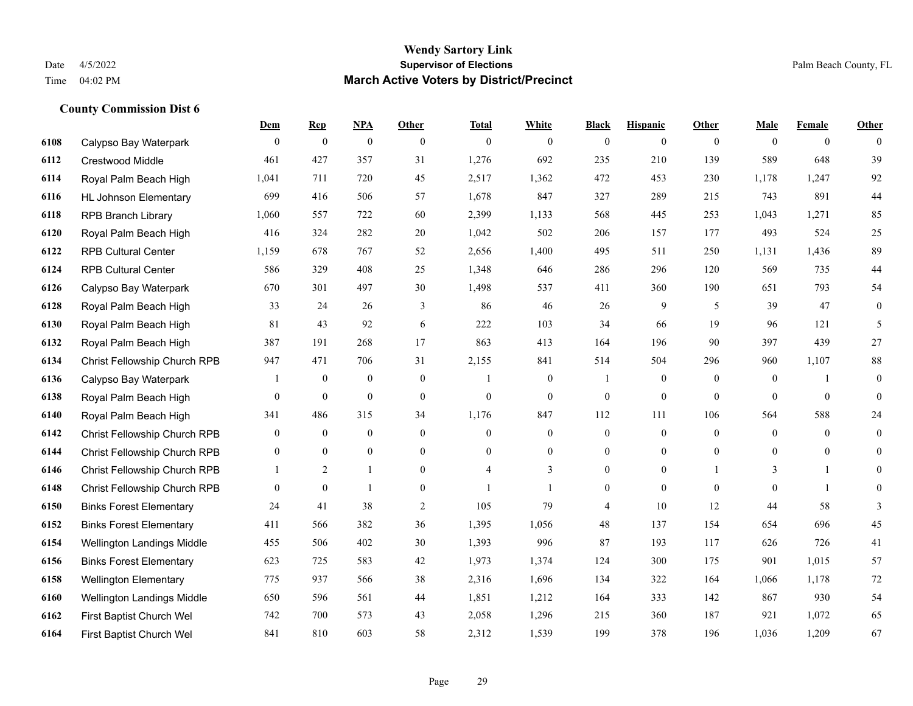# Wendy Sartory Link

**Supervisor of Elections**

**March Active Voters by District/Precinct**

Date 4/5/2022
Time 04:02 PM

Palm Beach County, FL

### County Commission Dist 6

| | | Dem | Rep | NPA | Other | Total | White | Black | Hispanic | Other | Male | Female | Other |
|---|---|---|---|---|---|---|---|---|---|---|---|---|---|
| 6108 | Calypso Bay Waterpark | 0 | 0 | 0 | 0 | 0 | 0 | 0 | 0 | 0 | 0 | 0 | 0 |
| 6112 | Crestwood Middle | 461 | 427 | 357 | 31 | 1,276 | 692 | 235 | 210 | 139 | 589 | 648 | 39 |
| 6114 | Royal Palm Beach High | 1,041 | 711 | 720 | 45 | 2,517 | 1,362 | 472 | 453 | 230 | 1,178 | 1,247 | 92 |
| 6116 | HL Johnson Elementary | 699 | 416 | 506 | 57 | 1,678 | 847 | 327 | 289 | 215 | 743 | 891 | 44 |
| 6118 | RPB Branch Library | 1,060 | 557 | 722 | 60 | 2,399 | 1,133 | 568 | 445 | 253 | 1,043 | 1,271 | 85 |
| 6120 | Royal Palm Beach High | 416 | 324 | 282 | 20 | 1,042 | 502 | 206 | 157 | 177 | 493 | 524 | 25 |
| 6122 | RPB Cultural Center | 1,159 | 678 | 767 | 52 | 2,656 | 1,400 | 495 | 511 | 250 | 1,131 | 1,436 | 89 |
| 6124 | RPB Cultural Center | 586 | 329 | 408 | 25 | 1,348 | 646 | 286 | 296 | 120 | 569 | 735 | 44 |
| 6126 | Calypso Bay Waterpark | 670 | 301 | 497 | 30 | 1,498 | 537 | 411 | 360 | 190 | 651 | 793 | 54 |
| 6128 | Royal Palm Beach High | 33 | 24 | 26 | 3 | 86 | 46 | 26 | 9 | 5 | 39 | 47 | 0 |
| 6130 | Royal Palm Beach High | 81 | 43 | 92 | 6 | 222 | 103 | 34 | 66 | 19 | 96 | 121 | 5 |
| 6132 | Royal Palm Beach High | 387 | 191 | 268 | 17 | 863 | 413 | 164 | 196 | 90 | 397 | 439 | 27 |
| 6134 | Christ Fellowship Church RPB | 947 | 471 | 706 | 31 | 2,155 | 841 | 514 | 504 | 296 | 960 | 1,107 | 88 |
| 6136 | Calypso Bay Waterpark | 1 | 0 | 0 | 0 | 1 | 0 | 1 | 0 | 0 | 0 | 1 | 0 |
| 6138 | Royal Palm Beach High | 0 | 0 | 0 | 0 | 0 | 0 | 0 | 0 | 0 | 0 | 0 | 0 |
| 6140 | Royal Palm Beach High | 341 | 486 | 315 | 34 | 1,176 | 847 | 112 | 111 | 106 | 564 | 588 | 24 |
| 6142 | Christ Fellowship Church RPB | 0 | 0 | 0 | 0 | 0 | 0 | 0 | 0 | 0 | 0 | 0 | 0 |
| 6144 | Christ Fellowship Church RPB | 0 | 0 | 0 | 0 | 0 | 0 | 0 | 0 | 0 | 0 | 0 | 0 |
| 6146 | Christ Fellowship Church RPB | 1 | 2 | 1 | 0 | 4 | 3 | 0 | 0 | 1 | 3 | 1 | 0 |
| 6148 | Christ Fellowship Church RPB | 0 | 0 | 1 | 0 | 1 | 1 | 0 | 0 | 0 | 0 | 1 | 0 |
| 6150 | Binks Forest Elementary | 24 | 41 | 38 | 2 | 105 | 79 | 4 | 10 | 12 | 44 | 58 | 3 |
| 6152 | Binks Forest Elementary | 411 | 566 | 382 | 36 | 1,395 | 1,056 | 48 | 137 | 154 | 654 | 696 | 45 |
| 6154 | Wellington Landings Middle | 455 | 506 | 402 | 30 | 1,393 | 996 | 87 | 193 | 117 | 626 | 726 | 41 |
| 6156 | Binks Forest Elementary | 623 | 725 | 583 | 42 | 1,973 | 1,374 | 124 | 300 | 175 | 901 | 1,015 | 57 |
| 6158 | Wellington Elementary | 775 | 937 | 566 | 38 | 2,316 | 1,696 | 134 | 322 | 164 | 1,066 | 1,178 | 72 |
| 6160 | Wellington Landings Middle | 650 | 596 | 561 | 44 | 1,851 | 1,212 | 164 | 333 | 142 | 867 | 930 | 54 |
| 6162 | First Baptist Church Wel | 742 | 700 | 573 | 43 | 2,058 | 1,296 | 215 | 360 | 187 | 921 | 1,072 | 65 |
| 6164 | First Baptist Church Wel | 841 | 810 | 603 | 58 | 2,312 | 1,539 | 199 | 378 | 196 | 1,036 | 1,209 | 67 |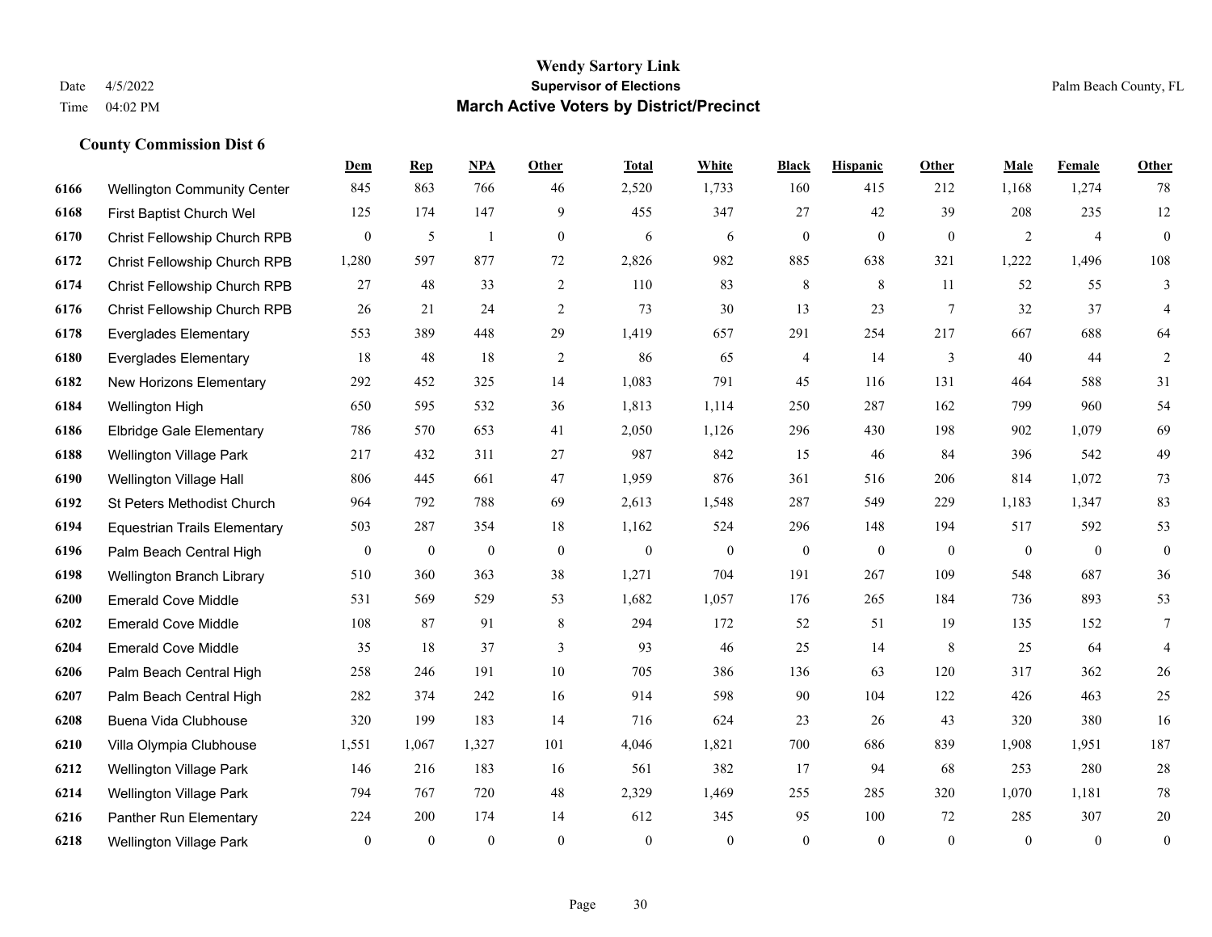**Wendy Sartory Link**
**Supervisor of Elections**
**March Active Voters by District/Precinct**

Date 4/5/2022
Time 04:02 PM

Palm Beach County, FL

### County Commission Dist 6

| | | Dem | Rep | NPA | Other | Total | White | Black | Hispanic | Other | Male | Female | Other |
|---|---|---|---|---|---|---|---|---|---|---|---|---|---|
| 6166 | Wellington Community Center | 845 | 863 | 766 | 46 | 2,520 | 1,733 | 160 | 415 | 212 | 1,168 | 1,274 | 78 |
| 6168 | First Baptist Church Wel | 125 | 174 | 147 | 9 | 455 | 347 | 27 | 42 | 39 | 208 | 235 | 12 |
| 6170 | Christ Fellowship Church RPB | 0 | 5 | 1 | 0 | 6 | 6 | 0 | 0 | 0 | 2 | 4 | 0 |
| 6172 | Christ Fellowship Church RPB | 1,280 | 597 | 877 | 72 | 2,826 | 982 | 885 | 638 | 321 | 1,222 | 1,496 | 108 |
| 6174 | Christ Fellowship Church RPB | 27 | 48 | 33 | 2 | 110 | 83 | 8 | 8 | 11 | 52 | 55 | 3 |
| 6176 | Christ Fellowship Church RPB | 26 | 21 | 24 | 2 | 73 | 30 | 13 | 23 | 7 | 32 | 37 | 4 |
| 6178 | Everglades Elementary | 553 | 389 | 448 | 29 | 1,419 | 657 | 291 | 254 | 217 | 667 | 688 | 64 |
| 6180 | Everglades Elementary | 18 | 48 | 18 | 2 | 86 | 65 | 4 | 14 | 3 | 40 | 44 | 2 |
| 6182 | New Horizons Elementary | 292 | 452 | 325 | 14 | 1,083 | 791 | 45 | 116 | 131 | 464 | 588 | 31 |
| 6184 | Wellington High | 650 | 595 | 532 | 36 | 1,813 | 1,114 | 250 | 287 | 162 | 799 | 960 | 54 |
| 6186 | Elbridge Gale Elementary | 786 | 570 | 653 | 41 | 2,050 | 1,126 | 296 | 430 | 198 | 902 | 1,079 | 69 |
| 6188 | Wellington Village Park | 217 | 432 | 311 | 27 | 987 | 842 | 15 | 46 | 84 | 396 | 542 | 49 |
| 6190 | Wellington Village Hall | 806 | 445 | 661 | 47 | 1,959 | 876 | 361 | 516 | 206 | 814 | 1,072 | 73 |
| 6192 | St Peters Methodist Church | 964 | 792 | 788 | 69 | 2,613 | 1,548 | 287 | 549 | 229 | 1,183 | 1,347 | 83 |
| 6194 | Equestrian Trails Elementary | 503 | 287 | 354 | 18 | 1,162 | 524 | 296 | 148 | 194 | 517 | 592 | 53 |
| 6196 | Palm Beach Central High | 0 | 0 | 0 | 0 | 0 | 0 | 0 | 0 | 0 | 0 | 0 | 0 |
| 6198 | Wellington Branch Library | 510 | 360 | 363 | 38 | 1,271 | 704 | 191 | 267 | 109 | 548 | 687 | 36 |
| 6200 | Emerald Cove Middle | 531 | 569 | 529 | 53 | 1,682 | 1,057 | 176 | 265 | 184 | 736 | 893 | 53 |
| 6202 | Emerald Cove Middle | 108 | 87 | 91 | 8 | 294 | 172 | 52 | 51 | 19 | 135 | 152 | 7 |
| 6204 | Emerald Cove Middle | 35 | 18 | 37 | 3 | 93 | 46 | 25 | 14 | 8 | 25 | 64 | 4 |
| 6206 | Palm Beach Central High | 258 | 246 | 191 | 10 | 705 | 386 | 136 | 63 | 120 | 317 | 362 | 26 |
| 6207 | Palm Beach Central High | 282 | 374 | 242 | 16 | 914 | 598 | 90 | 104 | 122 | 426 | 463 | 25 |
| 6208 | Buena Vida Clubhouse | 320 | 199 | 183 | 14 | 716 | 624 | 23 | 26 | 43 | 320 | 380 | 16 |
| 6210 | Villa Olympia Clubhouse | 1,551 | 1,067 | 1,327 | 101 | 4,046 | 1,821 | 700 | 686 | 839 | 1,908 | 1,951 | 187 |
| 6212 | Wellington Village Park | 146 | 216 | 183 | 16 | 561 | 382 | 17 | 94 | 68 | 253 | 280 | 28 |
| 6214 | Wellington Village Park | 794 | 767 | 720 | 48 | 2,329 | 1,469 | 255 | 285 | 320 | 1,070 | 1,181 | 78 |
| 6216 | Panther Run Elementary | 224 | 200 | 174 | 14 | 612 | 345 | 95 | 100 | 72 | 285 | 307 | 20 |
| 6218 | Wellington Village Park | 0 | 0 | 0 | 0 | 0 | 0 | 0 | 0 | 0 | 0 | 0 | 0 |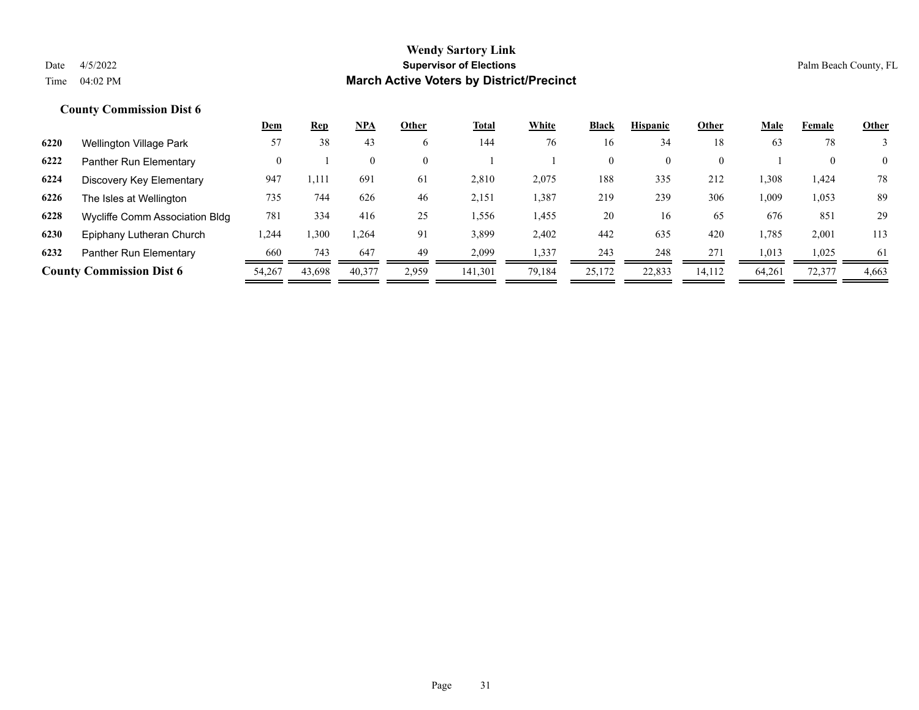# Wendy Sartory Link
## Supervisor of Elections
## March Active Voters by District/Precinct

Date 4/5/2022
Time 04:02 PM

Palm Beach County, FL

### County Commission Dist 6

| | | Dem | Rep | NPA | Other | Total | White | Black | Hispanic | Other | Male | Female | Other |
|---|---|---|---|---|---|---|---|---|---|---|---|---|---|
| 6220 | Wellington Village Park | 57 | 38 | 43 | 6 | 144 | 76 | 16 | 34 | 18 | 63 | 78 | 3 |
| 6222 | Panther Run Elementary | 0 | 1 | 0 | 0 | 1 | 1 | 0 | 0 | 0 | 1 | 0 | 0 |
| 6224 | Discovery Key Elementary | 947 | 1,111 | 691 | 61 | 2,810 | 2,075 | 188 | 335 | 212 | 1,308 | 1,424 | 78 |
| 6226 | The Isles at Wellington | 735 | 744 | 626 | 46 | 2,151 | 1,387 | 219 | 239 | 306 | 1,009 | 1,053 | 89 |
| 6228 | Wycliffe Comm Association Bldg | 781 | 334 | 416 | 25 | 1,556 | 1,455 | 20 | 16 | 65 | 676 | 851 | 29 |
| 6230 | Epiphany Lutheran Church | 1,244 | 1,300 | 1,264 | 91 | 3,899 | 2,402 | 442 | 635 | 420 | 1,785 | 2,001 | 113 |
| 6232 | Panther Run Elementary | 660 | 743 | 647 | 49 | 2,099 | 1,337 | 243 | 248 | 271 | 1,013 | 1,025 | 61 |
| **County Commission Dist 6** | | 54,267 | 43,698 | 40,377 | 2,959 | 141,301 | 79,184 | 25,172 | 22,833 | 14,112 | 64,261 | 72,377 | 4,663 |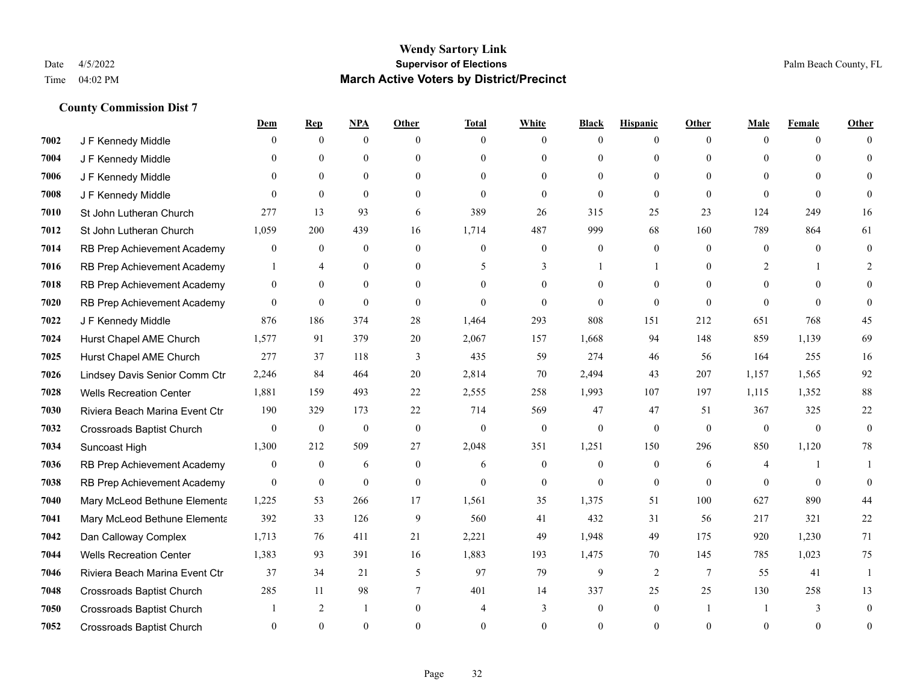# Wendy Sartory Link

**Supervisor of Elections**

**March Active Voters by District/Precinct**

Date 4/5/2022
Time 04:02 PM

Palm Beach County, FL

## County Commission Dist 7

| | | Dem | Rep | NPA | Other | Total | White | Black | Hispanic | Other | Male | Female | Other |
|---|---|---|---|---|---|---|---|---|---|---|---|---|---|
| 7002 | J F Kennedy Middle | 0 | 0 | 0 | 0 | 0 | 0 | 0 | 0 | 0 | 0 | 0 | 0 |
| 7004 | J F Kennedy Middle | 0 | 0 | 0 | 0 | 0 | 0 | 0 | 0 | 0 | 0 | 0 | 0 |
| 7006 | J F Kennedy Middle | 0 | 0 | 0 | 0 | 0 | 0 | 0 | 0 | 0 | 0 | 0 | 0 |
| 7008 | J F Kennedy Middle | 0 | 0 | 0 | 0 | 0 | 0 | 0 | 0 | 0 | 0 | 0 | 0 |
| 7010 | St John Lutheran Church | 277 | 13 | 93 | 6 | 389 | 26 | 315 | 25 | 23 | 124 | 249 | 16 |
| 7012 | St John Lutheran Church | 1,059 | 200 | 439 | 16 | 1,714 | 487 | 999 | 68 | 160 | 789 | 864 | 61 |
| 7014 | RB Prep Achievement Academy | 0 | 0 | 0 | 0 | 0 | 0 | 0 | 0 | 0 | 0 | 0 | 0 |
| 7016 | RB Prep Achievement Academy | 1 | 4 | 0 | 0 | 5 | 3 | 1 | 1 | 0 | 2 | 1 | 2 |
| 7018 | RB Prep Achievement Academy | 0 | 0 | 0 | 0 | 0 | 0 | 0 | 0 | 0 | 0 | 0 | 0 |
| 7020 | RB Prep Achievement Academy | 0 | 0 | 0 | 0 | 0 | 0 | 0 | 0 | 0 | 0 | 0 | 0 |
| 7022 | J F Kennedy Middle | 876 | 186 | 374 | 28 | 1,464 | 293 | 808 | 151 | 212 | 651 | 768 | 45 |
| 7024 | Hurst Chapel AME Church | 1,577 | 91 | 379 | 20 | 2,067 | 157 | 1,668 | 94 | 148 | 859 | 1,139 | 69 |
| 7025 | Hurst Chapel AME Church | 277 | 37 | 118 | 3 | 435 | 59 | 274 | 46 | 56 | 164 | 255 | 16 |
| 7026 | Lindsey Davis Senior Comm Ctr | 2,246 | 84 | 464 | 20 | 2,814 | 70 | 2,494 | 43 | 207 | 1,157 | 1,565 | 92 |
| 7028 | Wells Recreation Center | 1,881 | 159 | 493 | 22 | 2,555 | 258 | 1,993 | 107 | 197 | 1,115 | 1,352 | 88 |
| 7030 | Riviera Beach Marina Event Ctr | 190 | 329 | 173 | 22 | 714 | 569 | 47 | 47 | 51 | 367 | 325 | 22 |
| 7032 | Crossroads Baptist Church | 0 | 0 | 0 | 0 | 0 | 0 | 0 | 0 | 0 | 0 | 0 | 0 |
| 7034 | Suncoast High | 1,300 | 212 | 509 | 27 | 2,048 | 351 | 1,251 | 150 | 296 | 850 | 1,120 | 78 |
| 7036 | RB Prep Achievement Academy | 0 | 0 | 6 | 0 | 6 | 0 | 0 | 0 | 6 | 4 | 1 | 1 |
| 7038 | RB Prep Achievement Academy | 0 | 0 | 0 | 0 | 0 | 0 | 0 | 0 | 0 | 0 | 0 | 0 |
| 7040 | Mary McLeod Bethune Elementa | 1,225 | 53 | 266 | 17 | 1,561 | 35 | 1,375 | 51 | 100 | 627 | 890 | 44 |
| 7041 | Mary McLeod Bethune Elementa | 392 | 33 | 126 | 9 | 560 | 41 | 432 | 31 | 56 | 217 | 321 | 22 |
| 7042 | Dan Calloway Complex | 1,713 | 76 | 411 | 21 | 2,221 | 49 | 1,948 | 49 | 175 | 920 | 1,230 | 71 |
| 7044 | Wells Recreation Center | 1,383 | 93 | 391 | 16 | 1,883 | 193 | 1,475 | 70 | 145 | 785 | 1,023 | 75 |
| 7046 | Riviera Beach Marina Event Ctr | 37 | 34 | 21 | 5 | 97 | 79 | 9 | 2 | 7 | 55 | 41 | 1 |
| 7048 | Crossroads Baptist Church | 285 | 11 | 98 | 7 | 401 | 14 | 337 | 25 | 25 | 130 | 258 | 13 |
| 7050 | Crossroads Baptist Church | 1 | 2 | 1 | 0 | 4 | 3 | 0 | 0 | 1 | 1 | 3 | 0 |
| 7052 | Crossroads Baptist Church | 0 | 0 | 0 | 0 | 0 | 0 | 0 | 0 | 0 | 0 | 0 | 0 |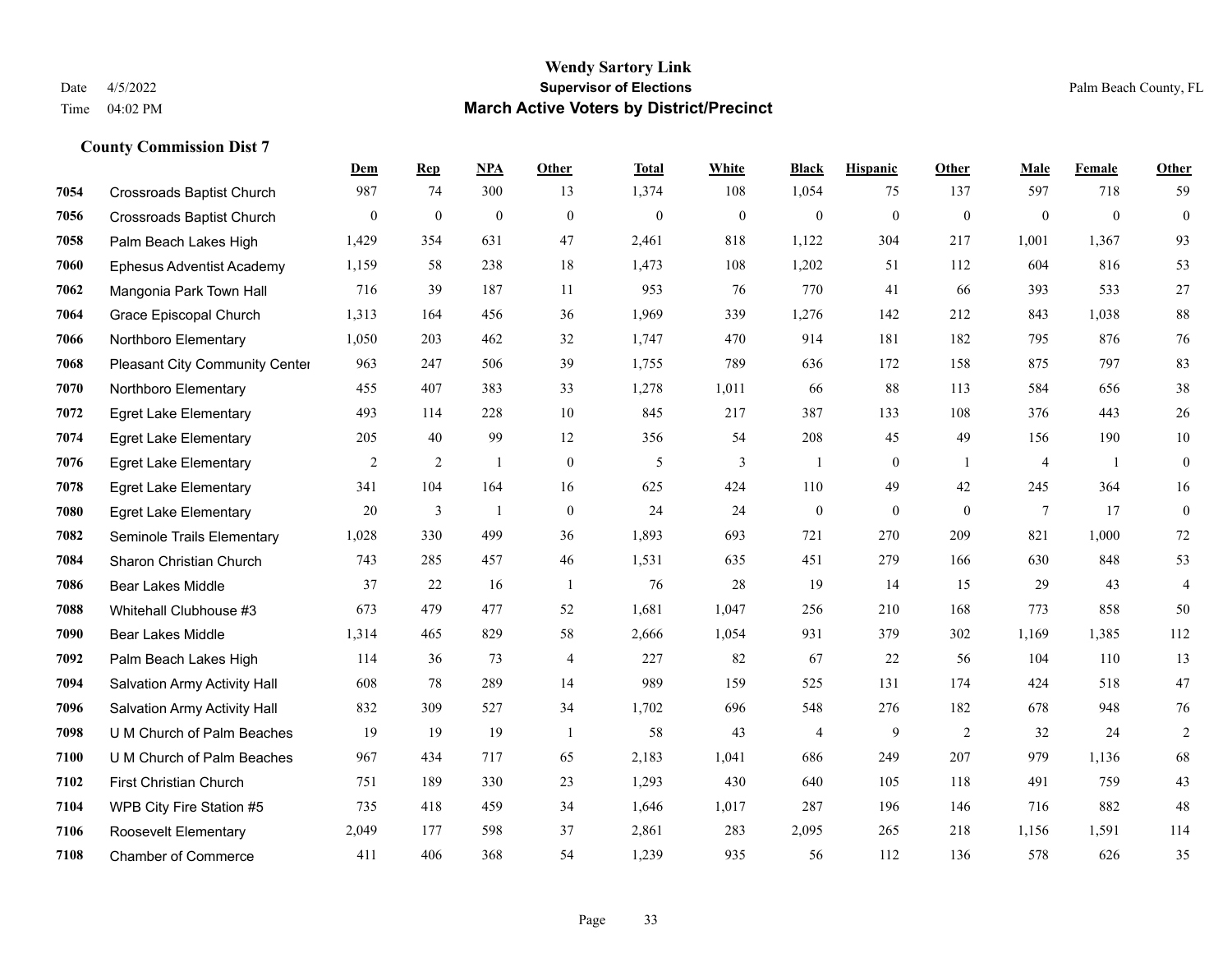# Wendy Sartory Link

**Supervisor of Elections**

**March Active Voters by District/Precinct**

Date 4/5/2022
Time 04:02 PM

Palm Beach County, FL

### County Commission Dist 7

| | | Dem | Rep | NPA | Other | Total | White | Black | Hispanic | Other | Male | Female | Other |
|---|---|---|---|---|---|---|---|---|---|---|---|---|---|
| 7054 | Crossroads Baptist Church | 987 | 74 | 300 | 13 | 1,374 | 108 | 1,054 | 75 | 137 | 597 | 718 | 59 |
| 7056 | Crossroads Baptist Church | 0 | 0 | 0 | 0 | 0 | 0 | 0 | 0 | 0 | 0 | 0 | 0 |
| 7058 | Palm Beach Lakes High | 1,429 | 354 | 631 | 47 | 2,461 | 818 | 1,122 | 304 | 217 | 1,001 | 1,367 | 93 |
| 7060 | Ephesus Adventist Academy | 1,159 | 58 | 238 | 18 | 1,473 | 108 | 1,202 | 51 | 112 | 604 | 816 | 53 |
| 7062 | Mangonia Park Town Hall | 716 | 39 | 187 | 11 | 953 | 76 | 770 | 41 | 66 | 393 | 533 | 27 |
| 7064 | Grace Episcopal Church | 1,313 | 164 | 456 | 36 | 1,969 | 339 | 1,276 | 142 | 212 | 843 | 1,038 | 88 |
| 7066 | Northboro Elementary | 1,050 | 203 | 462 | 32 | 1,747 | 470 | 914 | 181 | 182 | 795 | 876 | 76 |
| 7068 | Pleasant City Community Center | 963 | 247 | 506 | 39 | 1,755 | 789 | 636 | 172 | 158 | 875 | 797 | 83 |
| 7070 | Northboro Elementary | 455 | 407 | 383 | 33 | 1,278 | 1,011 | 66 | 88 | 113 | 584 | 656 | 38 |
| 7072 | Egret Lake Elementary | 493 | 114 | 228 | 10 | 845 | 217 | 387 | 133 | 108 | 376 | 443 | 26 |
| 7074 | Egret Lake Elementary | 205 | 40 | 99 | 12 | 356 | 54 | 208 | 45 | 49 | 156 | 190 | 10 |
| 7076 | Egret Lake Elementary | 2 | 2 | 1 | 0 | 5 | 3 | 1 | 0 | 1 | 4 | 1 | 0 |
| 7078 | Egret Lake Elementary | 341 | 104 | 164 | 16 | 625 | 424 | 110 | 49 | 42 | 245 | 364 | 16 |
| 7080 | Egret Lake Elementary | 20 | 3 | 1 | 0 | 24 | 24 | 0 | 0 | 0 | 7 | 17 | 0 |
| 7082 | Seminole Trails Elementary | 1,028 | 330 | 499 | 36 | 1,893 | 693 | 721 | 270 | 209 | 821 | 1,000 | 72 |
| 7084 | Sharon Christian Church | 743 | 285 | 457 | 46 | 1,531 | 635 | 451 | 279 | 166 | 630 | 848 | 53 |
| 7086 | Bear Lakes Middle | 37 | 22 | 16 | 1 | 76 | 28 | 19 | 14 | 15 | 29 | 43 | 4 |
| 7088 | Whitehall Clubhouse #3 | 673 | 479 | 477 | 52 | 1,681 | 1,047 | 256 | 210 | 168 | 773 | 858 | 50 |
| 7090 | Bear Lakes Middle | 1,314 | 465 | 829 | 58 | 2,666 | 1,054 | 931 | 379 | 302 | 1,169 | 1,385 | 112 |
| 7092 | Palm Beach Lakes High | 114 | 36 | 73 | 4 | 227 | 82 | 67 | 22 | 56 | 104 | 110 | 13 |
| 7094 | Salvation Army Activity Hall | 608 | 78 | 289 | 14 | 989 | 159 | 525 | 131 | 174 | 424 | 518 | 47 |
| 7096 | Salvation Army Activity Hall | 832 | 309 | 527 | 34 | 1,702 | 696 | 548 | 276 | 182 | 678 | 948 | 76 |
| 7098 | U M Church of Palm Beaches | 19 | 19 | 19 | 1 | 58 | 43 | 4 | 9 | 2 | 32 | 24 | 2 |
| 7100 | U M Church of Palm Beaches | 967 | 434 | 717 | 65 | 2,183 | 1,041 | 686 | 249 | 207 | 979 | 1,136 | 68 |
| 7102 | First Christian Church | 751 | 189 | 330 | 23 | 1,293 | 430 | 640 | 105 | 118 | 491 | 759 | 43 |
| 7104 | WPB City Fire Station #5 | 735 | 418 | 459 | 34 | 1,646 | 1,017 | 287 | 196 | 146 | 716 | 882 | 48 |
| 7106 | Roosevelt Elementary | 2,049 | 177 | 598 | 37 | 2,861 | 283 | 2,095 | 265 | 218 | 1,156 | 1,591 | 114 |
| 7108 | Chamber of Commerce | 411 | 406 | 368 | 54 | 1,239 | 935 | 56 | 112 | 136 | 578 | 626 | 35 |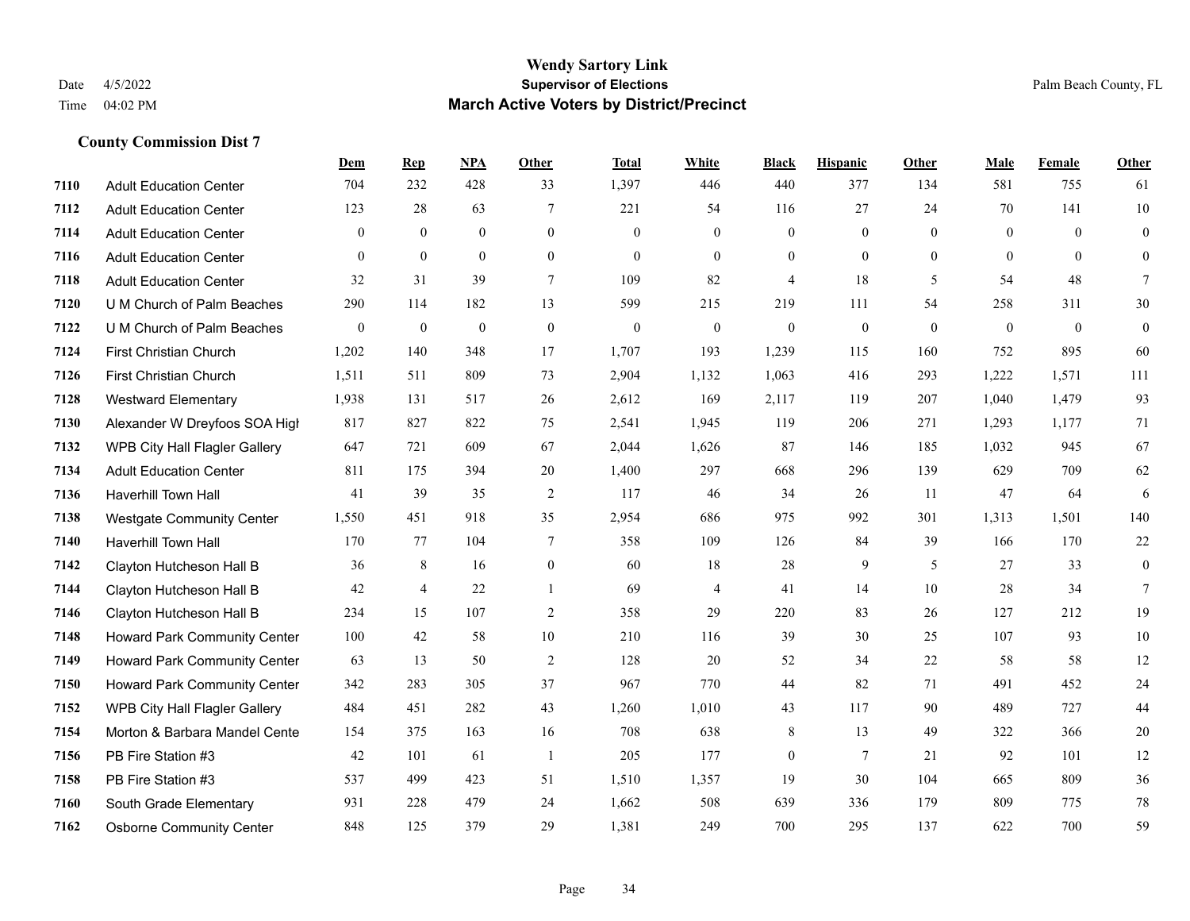**Wendy Sartory Link**
**Supervisor of Elections**
**March Active Voters by District/Precinct**

Date 4/5/2022
Time 04:02 PM

Palm Beach County, FL

### County Commission Dist 7

| | | Dem | Rep | NPA | Other | Total | White | Black | Hispanic | Other | Male | Female | Other |
|---|---|---|---|---|---|---|---|---|---|---|---|---|---|
| 7110 | Adult Education Center | 704 | 232 | 428 | 33 | 1,397 | 446 | 440 | 377 | 134 | 581 | 755 | 61 |
| 7112 | Adult Education Center | 123 | 28 | 63 | 7 | 221 | 54 | 116 | 27 | 24 | 70 | 141 | 10 |
| 7114 | Adult Education Center | 0 | 0 | 0 | 0 | 0 | 0 | 0 | 0 | 0 | 0 | 0 | 0 |
| 7116 | Adult Education Center | 0 | 0 | 0 | 0 | 0 | 0 | 0 | 0 | 0 | 0 | 0 | 0 |
| 7118 | Adult Education Center | 32 | 31 | 39 | 7 | 109 | 82 | 4 | 18 | 5 | 54 | 48 | 7 |
| 7120 | U M Church of Palm Beaches | 290 | 114 | 182 | 13 | 599 | 215 | 219 | 111 | 54 | 258 | 311 | 30 |
| 7122 | U M Church of Palm Beaches | 0 | 0 | 0 | 0 | 0 | 0 | 0 | 0 | 0 | 0 | 0 | 0 |
| 7124 | First Christian Church | 1,202 | 140 | 348 | 17 | 1,707 | 193 | 1,239 | 115 | 160 | 752 | 895 | 60 |
| 7126 | First Christian Church | 1,511 | 511 | 809 | 73 | 2,904 | 1,132 | 1,063 | 416 | 293 | 1,222 | 1,571 | 111 |
| 7128 | Westward Elementary | 1,938 | 131 | 517 | 26 | 2,612 | 169 | 2,117 | 119 | 207 | 1,040 | 1,479 | 93 |
| 7130 | Alexander W Dreyfoos SOA High | 817 | 827 | 822 | 75 | 2,541 | 1,945 | 119 | 206 | 271 | 1,293 | 1,177 | 71 |
| 7132 | WPB City Hall Flagler Gallery | 647 | 721 | 609 | 67 | 2,044 | 1,626 | 87 | 146 | 185 | 1,032 | 945 | 67 |
| 7134 | Adult Education Center | 811 | 175 | 394 | 20 | 1,400 | 297 | 668 | 296 | 139 | 629 | 709 | 62 |
| 7136 | Haverhill Town Hall | 41 | 39 | 35 | 2 | 117 | 46 | 34 | 26 | 11 | 47 | 64 | 6 |
| 7138 | Westgate Community Center | 1,550 | 451 | 918 | 35 | 2,954 | 686 | 975 | 992 | 301 | 1,313 | 1,501 | 140 |
| 7140 | Haverhill Town Hall | 170 | 77 | 104 | 7 | 358 | 109 | 126 | 84 | 39 | 166 | 170 | 22 |
| 7142 | Clayton Hutcheson Hall B | 36 | 8 | 16 | 0 | 60 | 18 | 28 | 9 | 5 | 27 | 33 | 0 |
| 7144 | Clayton Hutcheson Hall B | 42 | 4 | 22 | 1 | 69 | 4 | 41 | 14 | 10 | 28 | 34 | 7 |
| 7146 | Clayton Hutcheson Hall B | 234 | 15 | 107 | 2 | 358 | 29 | 220 | 83 | 26 | 127 | 212 | 19 |
| 7148 | Howard Park Community Center | 100 | 42 | 58 | 10 | 210 | 116 | 39 | 30 | 25 | 107 | 93 | 10 |
| 7149 | Howard Park Community Center | 63 | 13 | 50 | 2 | 128 | 20 | 52 | 34 | 22 | 58 | 58 | 12 |
| 7150 | Howard Park Community Center | 342 | 283 | 305 | 37 | 967 | 770 | 44 | 82 | 71 | 491 | 452 | 24 |
| 7152 | WPB City Hall Flagler Gallery | 484 | 451 | 282 | 43 | 1,260 | 1,010 | 43 | 117 | 90 | 489 | 727 | 44 |
| 7154 | Morton & Barbara Mandel Cente | 154 | 375 | 163 | 16 | 708 | 638 | 8 | 13 | 49 | 322 | 366 | 20 |
| 7156 | PB Fire Station #3 | 42 | 101 | 61 | 1 | 205 | 177 | 0 | 7 | 21 | 92 | 101 | 12 |
| 7158 | PB Fire Station #3 | 537 | 499 | 423 | 51 | 1,510 | 1,357 | 19 | 30 | 104 | 665 | 809 | 36 |
| 7160 | South Grade Elementary | 931 | 228 | 479 | 24 | 1,662 | 508 | 639 | 336 | 179 | 809 | 775 | 78 |
| 7162 | Osborne Community Center | 848 | 125 | 379 | 29 | 1,381 | 249 | 700 | 295 | 137 | 622 | 700 | 59 |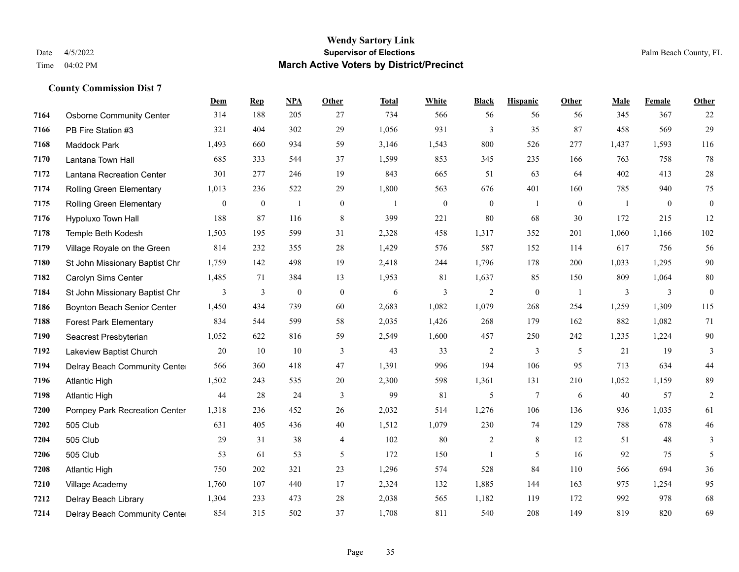# Wendy Sartory Link

## Supervisor of Elections

## March Active Voters by District/Precinct

Date 4/5/2022
Time 04:02 PM

Palm Beach County, FL

### County Commission Dist 7

| | | Dem | Rep | NPA | Other | Total | White | Black | Hispanic | Other | Male | Female | Other |
|---|---|---|---|---|---|---|---|---|---|---|---|---|---|
| 7164 | Osborne Community Center | 314 | 188 | 205 | 27 | 734 | 566 | 56 | 56 | 56 | 345 | 367 | 22 |
| 7166 | PB Fire Station #3 | 321 | 404 | 302 | 29 | 1,056 | 931 | 3 | 35 | 87 | 458 | 569 | 29 |
| 7168 | Maddock Park | 1,493 | 660 | 934 | 59 | 3,146 | 1,543 | 800 | 526 | 277 | 1,437 | 1,593 | 116 |
| 7170 | Lantana Town Hall | 685 | 333 | 544 | 37 | 1,599 | 853 | 345 | 235 | 166 | 763 | 758 | 78 |
| 7172 | Lantana Recreation Center | 301 | 277 | 246 | 19 | 843 | 665 | 51 | 63 | 64 | 402 | 413 | 28 |
| 7174 | Rolling Green Elementary | 1,013 | 236 | 522 | 29 | 1,800 | 563 | 676 | 401 | 160 | 785 | 940 | 75 |
| 7175 | Rolling Green Elementary | 0 | 0 | 1 | 0 | 1 | 0 | 0 | 1 | 0 | 1 | 0 | 0 |
| 7176 | Hypoluxo Town Hall | 188 | 87 | 116 | 8 | 399 | 221 | 80 | 68 | 30 | 172 | 215 | 12 |
| 7178 | Temple Beth Kodesh | 1,503 | 195 | 599 | 31 | 2,328 | 458 | 1,317 | 352 | 201 | 1,060 | 1,166 | 102 |
| 7179 | Village Royale on the Green | 814 | 232 | 355 | 28 | 1,429 | 576 | 587 | 152 | 114 | 617 | 756 | 56 |
| 7180 | St John Missionary Baptist Chr | 1,759 | 142 | 498 | 19 | 2,418 | 244 | 1,796 | 178 | 200 | 1,033 | 1,295 | 90 |
| 7182 | Carolyn Sims Center | 1,485 | 71 | 384 | 13 | 1,953 | 81 | 1,637 | 85 | 150 | 809 | 1,064 | 80 |
| 7184 | St John Missionary Baptist Chr | 3 | 3 | 0 | 0 | 6 | 3 | 2 | 0 | 1 | 3 | 3 | 0 |
| 7186 | Boynton Beach Senior Center | 1,450 | 434 | 739 | 60 | 2,683 | 1,082 | 1,079 | 268 | 254 | 1,259 | 1,309 | 115 |
| 7188 | Forest Park Elementary | 834 | 544 | 599 | 58 | 2,035 | 1,426 | 268 | 179 | 162 | 882 | 1,082 | 71 |
| 7190 | Seacrest Presbyterian | 1,052 | 622 | 816 | 59 | 2,549 | 1,600 | 457 | 250 | 242 | 1,235 | 1,224 | 90 |
| 7192 | Lakeview Baptist Church | 20 | 10 | 10 | 3 | 43 | 33 | 2 | 3 | 5 | 21 | 19 | 3 |
| 7194 | Delray Beach Community Center | 566 | 360 | 418 | 47 | 1,391 | 996 | 194 | 106 | 95 | 713 | 634 | 44 |
| 7196 | Atlantic High | 1,502 | 243 | 535 | 20 | 2,300 | 598 | 1,361 | 131 | 210 | 1,052 | 1,159 | 89 |
| 7198 | Atlantic High | 44 | 28 | 24 | 3 | 99 | 81 | 5 | 7 | 6 | 40 | 57 | 2 |
| 7200 | Pompey Park Recreation Center | 1,318 | 236 | 452 | 26 | 2,032 | 514 | 1,276 | 106 | 136 | 936 | 1,035 | 61 |
| 7202 | 505 Club | 631 | 405 | 436 | 40 | 1,512 | 1,079 | 230 | 74 | 129 | 788 | 678 | 46 |
| 7204 | 505 Club | 29 | 31 | 38 | 4 | 102 | 80 | 2 | 8 | 12 | 51 | 48 | 3 |
| 7206 | 505 Club | 53 | 61 | 53 | 5 | 172 | 150 | 1 | 5 | 16 | 92 | 75 | 5 |
| 7208 | Atlantic High | 750 | 202 | 321 | 23 | 1,296 | 574 | 528 | 84 | 110 | 566 | 694 | 36 |
| 7210 | Village Academy | 1,760 | 107 | 440 | 17 | 2,324 | 132 | 1,885 | 144 | 163 | 975 | 1,254 | 95 |
| 7212 | Delray Beach Library | 1,304 | 233 | 473 | 28 | 2,038 | 565 | 1,182 | 119 | 172 | 992 | 978 | 68 |
| 7214 | Delray Beach Community Center | 854 | 315 | 502 | 37 | 1,708 | 811 | 540 | 208 | 149 | 819 | 820 | 69 |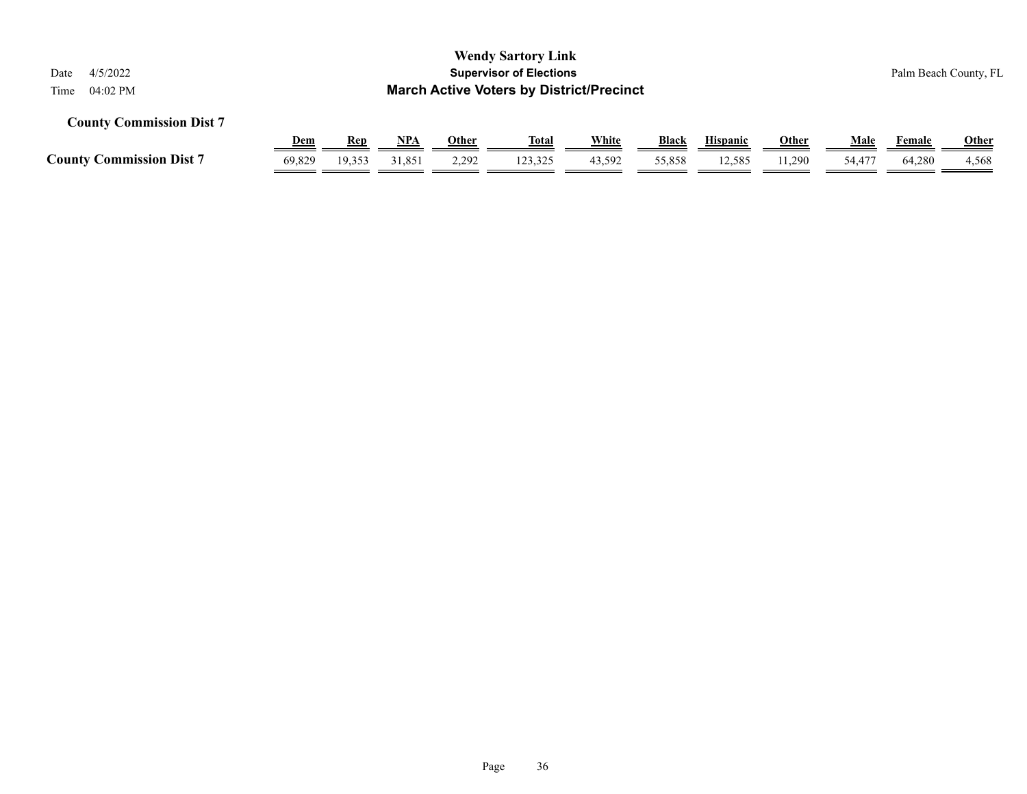# Wendy Sartory Link

## Supervisor of Elections

## March Active Voters by District/Precinct

Date 4/5/2022

Time 04:02 PM

Palm Beach County, FL

### County Commission Dist 7

| | Dem | Rep | NPA | Other | Total | White | Black | Hispanic | Other | Male | Female | Other |
|---|---|---|---|---|---|---|---|---|---|---|---|---|
| **County Commission Dist 7** | 69,829 | 19,353 | 31,851 | 2,292 | 123,325 | 43,592 | 55,858 | 12,585 | 11,290 | 54,477 | 64,280 | 4,568 |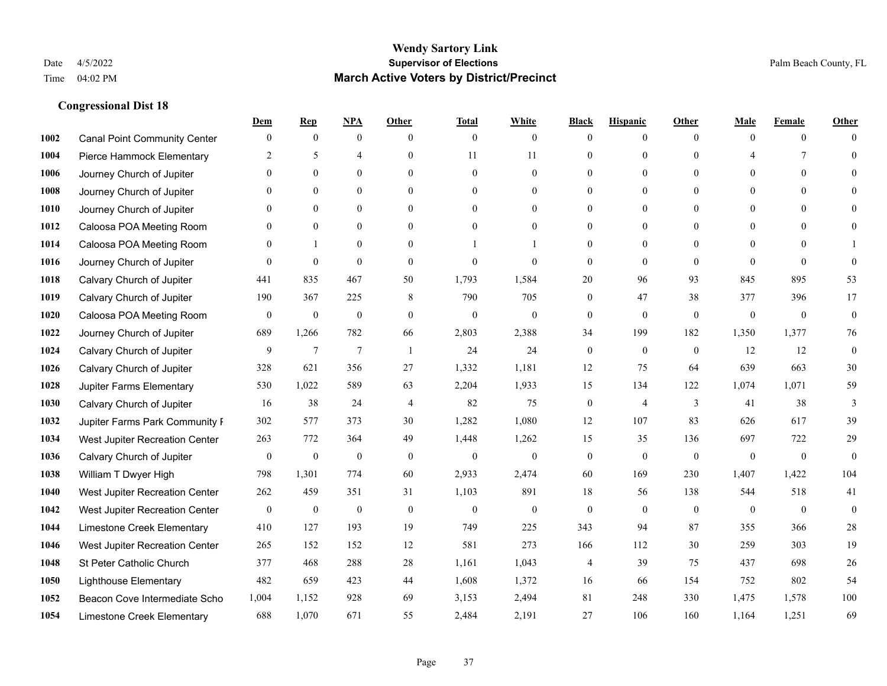# Wendy Sartory Link

**Supervisor of Elections**

**March Active Voters by District/Precinct**

Date 4/5/2022

Time 04:02 PM

Palm Beach County, FL

## Congressional Dist 18

| | | Dem | Rep | NPA | Other | Total | White | Black | Hispanic | Other | Male | Female | Other |
|---|---|---|---|---|---|---|---|---|---|---|---|---|---|
| 1002 | Canal Point Community Center | 0 | 0 | 0 | 0 | 0 | 0 | 0 | 0 | 0 | 0 | 0 | 0 |
| 1004 | Pierce Hammock Elementary | 2 | 5 | 4 | 0 | 11 | 11 | 0 | 0 | 0 | 4 | 7 | 0 |
| 1006 | Journey Church of Jupiter | 0 | 0 | 0 | 0 | 0 | 0 | 0 | 0 | 0 | 0 | 0 | 0 |
| 1008 | Journey Church of Jupiter | 0 | 0 | 0 | 0 | 0 | 0 | 0 | 0 | 0 | 0 | 0 | 0 |
| 1010 | Journey Church of Jupiter | 0 | 0 | 0 | 0 | 0 | 0 | 0 | 0 | 0 | 0 | 0 | 0 |
| 1012 | Caloosa POA Meeting Room | 0 | 0 | 0 | 0 | 0 | 0 | 0 | 0 | 0 | 0 | 0 | 0 |
| 1014 | Caloosa POA Meeting Room | 0 | 1 | 0 | 0 | 1 | 1 | 0 | 0 | 0 | 0 | 0 | 1 |
| 1016 | Journey Church of Jupiter | 0 | 0 | 0 | 0 | 0 | 0 | 0 | 0 | 0 | 0 | 0 | 0 |
| 1018 | Calvary Church of Jupiter | 441 | 835 | 467 | 50 | 1,793 | 1,584 | 20 | 96 | 93 | 845 | 895 | 53 |
| 1019 | Calvary Church of Jupiter | 190 | 367 | 225 | 8 | 790 | 705 | 0 | 47 | 38 | 377 | 396 | 17 |
| 1020 | Caloosa POA Meeting Room | 0 | 0 | 0 | 0 | 0 | 0 | 0 | 0 | 0 | 0 | 0 | 0 |
| 1022 | Journey Church of Jupiter | 689 | 1,266 | 782 | 66 | 2,803 | 2,388 | 34 | 199 | 182 | 1,350 | 1,377 | 76 |
| 1024 | Calvary Church of Jupiter | 9 | 7 | 7 | 1 | 24 | 24 | 0 | 0 | 0 | 12 | 12 | 0 |
| 1026 | Calvary Church of Jupiter | 328 | 621 | 356 | 27 | 1,332 | 1,181 | 12 | 75 | 64 | 639 | 663 | 30 |
| 1028 | Jupiter Farms Elementary | 530 | 1,022 | 589 | 63 | 2,204 | 1,933 | 15 | 134 | 122 | 1,074 | 1,071 | 59 |
| 1030 | Calvary Church of Jupiter | 16 | 38 | 24 | 4 | 82 | 75 | 0 | 4 | 3 | 41 | 38 | 3 |
| 1032 | Jupiter Farms Park Community F | 302 | 577 | 373 | 30 | 1,282 | 1,080 | 12 | 107 | 83 | 626 | 617 | 39 |
| 1034 | West Jupiter Recreation Center | 263 | 772 | 364 | 49 | 1,448 | 1,262 | 15 | 35 | 136 | 697 | 722 | 29 |
| 1036 | Calvary Church of Jupiter | 0 | 0 | 0 | 0 | 0 | 0 | 0 | 0 | 0 | 0 | 0 | 0 |
| 1038 | William T Dwyer High | 798 | 1,301 | 774 | 60 | 2,933 | 2,474 | 60 | 169 | 230 | 1,407 | 1,422 | 104 |
| 1040 | West Jupiter Recreation Center | 262 | 459 | 351 | 31 | 1,103 | 891 | 18 | 56 | 138 | 544 | 518 | 41 |
| 1042 | West Jupiter Recreation Center | 0 | 0 | 0 | 0 | 0 | 0 | 0 | 0 | 0 | 0 | 0 | 0 |
| 1044 | Limestone Creek Elementary | 410 | 127 | 193 | 19 | 749 | 225 | 343 | 94 | 87 | 355 | 366 | 28 |
| 1046 | West Jupiter Recreation Center | 265 | 152 | 152 | 12 | 581 | 273 | 166 | 112 | 30 | 259 | 303 | 19 |
| 1048 | St Peter Catholic Church | 377 | 468 | 288 | 28 | 1,161 | 1,043 | 4 | 39 | 75 | 437 | 698 | 26 |
| 1050 | Lighthouse Elementary | 482 | 659 | 423 | 44 | 1,608 | 1,372 | 16 | 66 | 154 | 752 | 802 | 54 |
| 1052 | Beacon Cove Intermediate Scho | 1,004 | 1,152 | 928 | 69 | 3,153 | 2,494 | 81 | 248 | 330 | 1,475 | 1,578 | 100 |
| 1054 | Limestone Creek Elementary | 688 | 1,070 | 671 | 55 | 2,484 | 2,191 | 27 | 106 | 160 | 1,164 | 1,251 | 69 |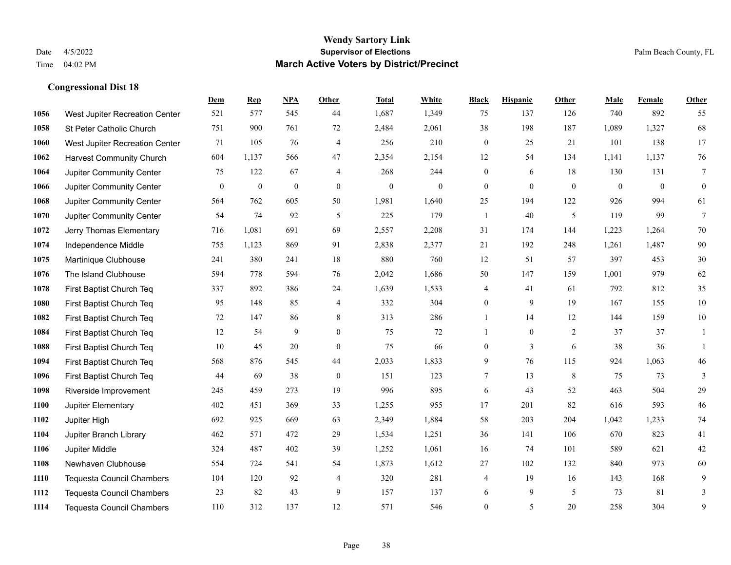# Wendy Sartory Link

**Supervisor of Elections**

**March Active Voters by District/Precinct**

Date 4/5/2022
Time 04:02 PM

Palm Beach County, FL

### Congressional Dist 18

| | | Dem | Rep | NPA | Other | Total | White | Black | Hispanic | Other | Male | Female | Other |
|---|---|---|---|---|---|---|---|---|---|---|---|---|---|
| 1056 | West Jupiter Recreation Center | 521 | 577 | 545 | 44 | 1,687 | 1,349 | 75 | 137 | 126 | 740 | 892 | 55 |
| 1058 | St Peter Catholic Church | 751 | 900 | 761 | 72 | 2,484 | 2,061 | 38 | 198 | 187 | 1,089 | 1,327 | 68 |
| 1060 | West Jupiter Recreation Center | 71 | 105 | 76 | 4 | 256 | 210 | 0 | 25 | 21 | 101 | 138 | 17 |
| 1062 | Harvest Community Church | 604 | 1,137 | 566 | 47 | 2,354 | 2,154 | 12 | 54 | 134 | 1,141 | 1,137 | 76 |
| 1064 | Jupiter Community Center | 75 | 122 | 67 | 4 | 268 | 244 | 0 | 6 | 18 | 130 | 131 | 7 |
| 1066 | Jupiter Community Center | 0 | 0 | 0 | 0 | 0 | 0 | 0 | 0 | 0 | 0 | 0 | 0 |
| 1068 | Jupiter Community Center | 564 | 762 | 605 | 50 | 1,981 | 1,640 | 25 | 194 | 122 | 926 | 994 | 61 |
| 1070 | Jupiter Community Center | 54 | 74 | 92 | 5 | 225 | 179 | 1 | 40 | 5 | 119 | 99 | 7 |
| 1072 | Jerry Thomas Elementary | 716 | 1,081 | 691 | 69 | 2,557 | 2,208 | 31 | 174 | 144 | 1,223 | 1,264 | 70 |
| 1074 | Independence Middle | 755 | 1,123 | 869 | 91 | 2,838 | 2,377 | 21 | 192 | 248 | 1,261 | 1,487 | 90 |
| 1075 | Martinique Clubhouse | 241 | 380 | 241 | 18 | 880 | 760 | 12 | 51 | 57 | 397 | 453 | 30 |
| 1076 | The Island Clubhouse | 594 | 778 | 594 | 76 | 2,042 | 1,686 | 50 | 147 | 159 | 1,001 | 979 | 62 |
| 1078 | First Baptist Church Teq | 337 | 892 | 386 | 24 | 1,639 | 1,533 | 4 | 41 | 61 | 792 | 812 | 35 |
| 1080 | First Baptist Church Teq | 95 | 148 | 85 | 4 | 332 | 304 | 0 | 9 | 19 | 167 | 155 | 10 |
| 1082 | First Baptist Church Teq | 72 | 147 | 86 | 8 | 313 | 286 | 1 | 14 | 12 | 144 | 159 | 10 |
| 1084 | First Baptist Church Teq | 12 | 54 | 9 | 0 | 75 | 72 | 1 | 0 | 2 | 37 | 37 | 1 |
| 1088 | First Baptist Church Teq | 10 | 45 | 20 | 0 | 75 | 66 | 0 | 3 | 6 | 38 | 36 | 1 |
| 1094 | First Baptist Church Teq | 568 | 876 | 545 | 44 | 2,033 | 1,833 | 9 | 76 | 115 | 924 | 1,063 | 46 |
| 1096 | First Baptist Church Teq | 44 | 69 | 38 | 0 | 151 | 123 | 7 | 13 | 8 | 75 | 73 | 3 |
| 1098 | Riverside Improvement | 245 | 459 | 273 | 19 | 996 | 895 | 6 | 43 | 52 | 463 | 504 | 29 |
| 1100 | Jupiter Elementary | 402 | 451 | 369 | 33 | 1,255 | 955 | 17 | 201 | 82 | 616 | 593 | 46 |
| 1102 | Jupiter High | 692 | 925 | 669 | 63 | 2,349 | 1,884 | 58 | 203 | 204 | 1,042 | 1,233 | 74 |
| 1104 | Jupiter Branch Library | 462 | 571 | 472 | 29 | 1,534 | 1,251 | 36 | 141 | 106 | 670 | 823 | 41 |
| 1106 | Jupiter Middle | 324 | 487 | 402 | 39 | 1,252 | 1,061 | 16 | 74 | 101 | 589 | 621 | 42 |
| 1108 | Newhaven Clubhouse | 554 | 724 | 541 | 54 | 1,873 | 1,612 | 27 | 102 | 132 | 840 | 973 | 60 |
| 1110 | Tequesta Council Chambers | 104 | 120 | 92 | 4 | 320 | 281 | 4 | 19 | 16 | 143 | 168 | 9 |
| 1112 | Tequesta Council Chambers | 23 | 82 | 43 | 9 | 157 | 137 | 6 | 9 | 5 | 73 | 81 | 3 |
| 1114 | Tequesta Council Chambers | 110 | 312 | 137 | 12 | 571 | 546 | 0 | 5 | 20 | 258 | 304 | 9 |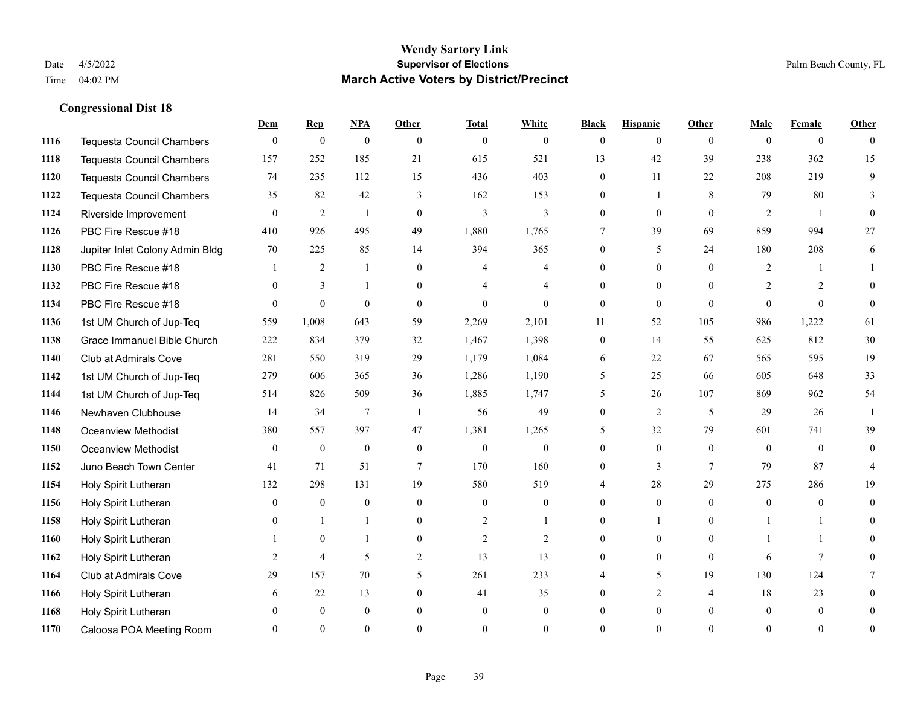# Wendy Sartory Link
## Supervisor of Elections
## March Active Voters by District/Precinct

Date 4/5/2022
Time 04:02 PM

Palm Beach County, FL

### Congressional Dist 18

| | | Dem | Rep | NPA | Other | Total | White | Black | Hispanic | Other | Male | Female | Other |
|---|---|---|---|---|---|---|---|---|---|---|---|---|---|
| 1116 | Tequesta Council Chambers | 0 | 0 | 0 | 0 | 0 | 0 | 0 | 0 | 0 | 0 | 0 | 0 |
| 1118 | Tequesta Council Chambers | 157 | 252 | 185 | 21 | 615 | 521 | 13 | 42 | 39 | 238 | 362 | 15 |
| 1120 | Tequesta Council Chambers | 74 | 235 | 112 | 15 | 436 | 403 | 0 | 11 | 22 | 208 | 219 | 9 |
| 1122 | Tequesta Council Chambers | 35 | 82 | 42 | 3 | 162 | 153 | 0 | 1 | 8 | 79 | 80 | 3 |
| 1124 | Riverside Improvement | 0 | 2 | 1 | 0 | 3 | 3 | 0 | 0 | 0 | 2 | 1 | 0 |
| 1126 | PBC Fire Rescue #18 | 410 | 926 | 495 | 49 | 1,880 | 1,765 | 7 | 39 | 69 | 859 | 994 | 27 |
| 1128 | Jupiter Inlet Colony Admin Bldg | 70 | 225 | 85 | 14 | 394 | 365 | 0 | 5 | 24 | 180 | 208 | 6 |
| 1130 | PBC Fire Rescue #18 | 1 | 2 | 1 | 0 | 4 | 4 | 0 | 0 | 0 | 2 | 1 | 1 |
| 1132 | PBC Fire Rescue #18 | 0 | 3 | 1 | 0 | 4 | 4 | 0 | 0 | 0 | 2 | 2 | 0 |
| 1134 | PBC Fire Rescue #18 | 0 | 0 | 0 | 0 | 0 | 0 | 0 | 0 | 0 | 0 | 0 | 0 |
| 1136 | 1st UM Church of Jup-Teq | 559 | 1,008 | 643 | 59 | 2,269 | 2,101 | 11 | 52 | 105 | 986 | 1,222 | 61 |
| 1138 | Grace Immanuel Bible Church | 222 | 834 | 379 | 32 | 1,467 | 1,398 | 0 | 14 | 55 | 625 | 812 | 30 |
| 1140 | Club at Admirals Cove | 281 | 550 | 319 | 29 | 1,179 | 1,084 | 6 | 22 | 67 | 565 | 595 | 19 |
| 1142 | 1st UM Church of Jup-Teq | 279 | 606 | 365 | 36 | 1,286 | 1,190 | 5 | 25 | 66 | 605 | 648 | 33 |
| 1144 | 1st UM Church of Jup-Teq | 514 | 826 | 509 | 36 | 1,885 | 1,747 | 5 | 26 | 107 | 869 | 962 | 54 |
| 1146 | Newhaven Clubhouse | 14 | 34 | 7 | 1 | 56 | 49 | 0 | 2 | 5 | 29 | 26 | 1 |
| 1148 | Oceanview Methodist | 380 | 557 | 397 | 47 | 1,381 | 1,265 | 5 | 32 | 79 | 601 | 741 | 39 |
| 1150 | Oceanview Methodist | 0 | 0 | 0 | 0 | 0 | 0 | 0 | 0 | 0 | 0 | 0 | 0 |
| 1152 | Juno Beach Town Center | 41 | 71 | 51 | 7 | 170 | 160 | 0 | 3 | 7 | 79 | 87 | 4 |
| 1154 | Holy Spirit Lutheran | 132 | 298 | 131 | 19 | 580 | 519 | 4 | 28 | 29 | 275 | 286 | 19 |
| 1156 | Holy Spirit Lutheran | 0 | 0 | 0 | 0 | 0 | 0 | 0 | 0 | 0 | 0 | 0 | 0 |
| 1158 | Holy Spirit Lutheran | 0 | 1 | 1 | 0 | 2 | 1 | 0 | 1 | 0 | 1 | 1 | 0 |
| 1160 | Holy Spirit Lutheran | 1 | 0 | 1 | 0 | 2 | 2 | 0 | 0 | 0 | 1 | 1 | 0 |
| 1162 | Holy Spirit Lutheran | 2 | 4 | 5 | 2 | 13 | 13 | 0 | 0 | 0 | 6 | 7 | 0 |
| 1164 | Club at Admirals Cove | 29 | 157 | 70 | 5 | 261 | 233 | 4 | 5 | 19 | 130 | 124 | 7 |
| 1166 | Holy Spirit Lutheran | 6 | 22 | 13 | 0 | 41 | 35 | 0 | 2 | 4 | 18 | 23 | 0 |
| 1168 | Holy Spirit Lutheran | 0 | 0 | 0 | 0 | 0 | 0 | 0 | 0 | 0 | 0 | 0 | 0 |
| 1170 | Caloosa POA Meeting Room | 0 | 0 | 0 | 0 | 0 | 0 | 0 | 0 | 0 | 0 | 0 | 0 |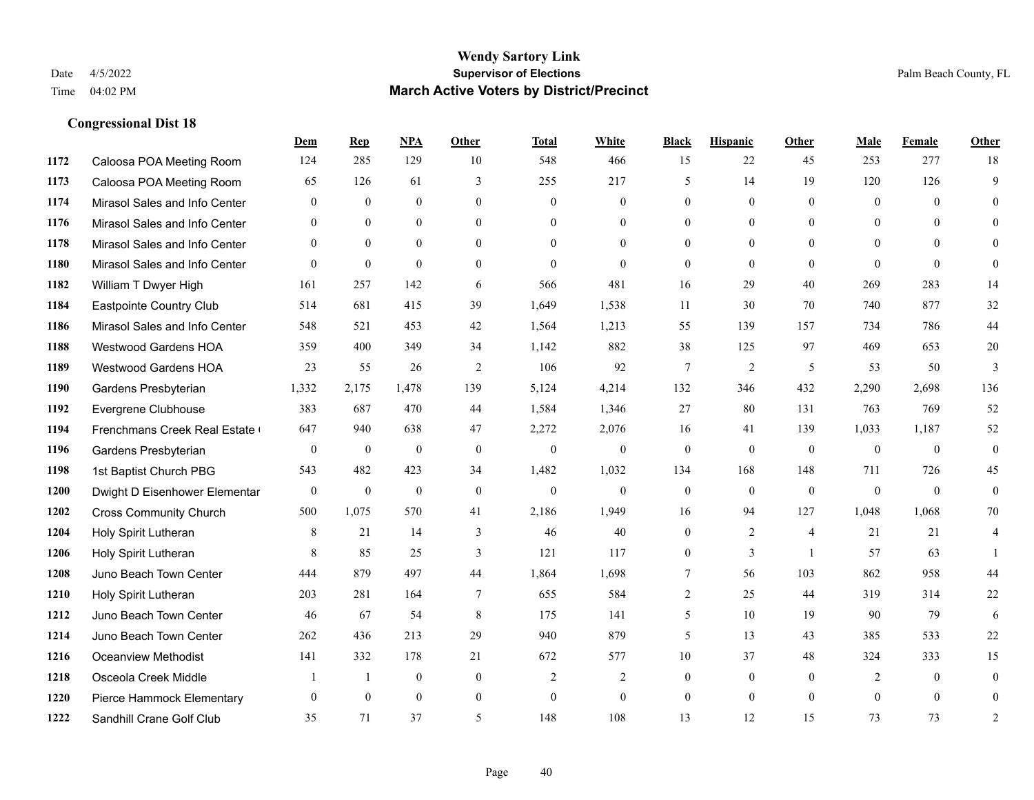# Wendy Sartory Link

**Supervisor of Elections**

**March Active Voters by District/Precinct**

Date 4/5/2022
Time 04:02 PM

Palm Beach County, FL

### Congressional Dist 18

| | | Dem | Rep | NPA | Other | Total | White | Black | Hispanic | Other | Male | Female | Other |
|---|---|---|---|---|---|---|---|---|---|---|---|---|---|
| 1172 | Caloosa POA Meeting Room | 124 | 285 | 129 | 10 | 548 | 466 | 15 | 22 | 45 | 253 | 277 | 18 |
| 1173 | Caloosa POA Meeting Room | 65 | 126 | 61 | 3 | 255 | 217 | 5 | 14 | 19 | 120 | 126 | 9 |
| 1174 | Mirasol Sales and Info Center | 0 | 0 | 0 | 0 | 0 | 0 | 0 | 0 | 0 | 0 | 0 | 0 |
| 1176 | Mirasol Sales and Info Center | 0 | 0 | 0 | 0 | 0 | 0 | 0 | 0 | 0 | 0 | 0 | 0 |
| 1178 | Mirasol Sales and Info Center | 0 | 0 | 0 | 0 | 0 | 0 | 0 | 0 | 0 | 0 | 0 | 0 |
| 1180 | Mirasol Sales and Info Center | 0 | 0 | 0 | 0 | 0 | 0 | 0 | 0 | 0 | 0 | 0 | 0 |
| 1182 | William T Dwyer High | 161 | 257 | 142 | 6 | 566 | 481 | 16 | 29 | 40 | 269 | 283 | 14 |
| 1184 | Eastpointe Country Club | 514 | 681 | 415 | 39 | 1,649 | 1,538 | 11 | 30 | 70 | 740 | 877 | 32 |
| 1186 | Mirasol Sales and Info Center | 548 | 521 | 453 | 42 | 1,564 | 1,213 | 55 | 139 | 157 | 734 | 786 | 44 |
| 1188 | Westwood Gardens HOA | 359 | 400 | 349 | 34 | 1,142 | 882 | 38 | 125 | 97 | 469 | 653 | 20 |
| 1189 | Westwood Gardens HOA | 23 | 55 | 26 | 2 | 106 | 92 | 7 | 2 | 5 | 53 | 50 | 3 |
| 1190 | Gardens Presbyterian | 1,332 | 2,175 | 1,478 | 139 | 5,124 | 4,214 | 132 | 346 | 432 | 2,290 | 2,698 | 136 |
| 1192 | Evergrene Clubhouse | 383 | 687 | 470 | 44 | 1,584 | 1,346 | 27 | 80 | 131 | 763 | 769 | 52 |
| 1194 | Frenchmans Creek Real Estate ( | 647 | 940 | 638 | 47 | 2,272 | 2,076 | 16 | 41 | 139 | 1,033 | 1,187 | 52 |
| 1196 | Gardens Presbyterian | 0 | 0 | 0 | 0 | 0 | 0 | 0 | 0 | 0 | 0 | 0 | 0 |
| 1198 | 1st Baptist Church PBG | 543 | 482 | 423 | 34 | 1,482 | 1,032 | 134 | 168 | 148 | 711 | 726 | 45 |
| 1200 | Dwight D Eisenhower Elementar | 0 | 0 | 0 | 0 | 0 | 0 | 0 | 0 | 0 | 0 | 0 | 0 |
| 1202 | Cross Community Church | 500 | 1,075 | 570 | 41 | 2,186 | 1,949 | 16 | 94 | 127 | 1,048 | 1,068 | 70 |
| 1204 | Holy Spirit Lutheran | 8 | 21 | 14 | 3 | 46 | 40 | 0 | 2 | 4 | 21 | 21 | 4 |
| 1206 | Holy Spirit Lutheran | 8 | 85 | 25 | 3 | 121 | 117 | 0 | 3 | 1 | 57 | 63 | 1 |
| 1208 | Juno Beach Town Center | 444 | 879 | 497 | 44 | 1,864 | 1,698 | 7 | 56 | 103 | 862 | 958 | 44 |
| 1210 | Holy Spirit Lutheran | 203 | 281 | 164 | 7 | 655 | 584 | 2 | 25 | 44 | 319 | 314 | 22 |
| 1212 | Juno Beach Town Center | 46 | 67 | 54 | 8 | 175 | 141 | 5 | 10 | 19 | 90 | 79 | 6 |
| 1214 | Juno Beach Town Center | 262 | 436 | 213 | 29 | 940 | 879 | 5 | 13 | 43 | 385 | 533 | 22 |
| 1216 | Oceanview Methodist | 141 | 332 | 178 | 21 | 672 | 577 | 10 | 37 | 48 | 324 | 333 | 15 |
| 1218 | Osceola Creek Middle | 1 | 1 | 0 | 0 | 2 | 2 | 0 | 0 | 0 | 2 | 0 | 0 |
| 1220 | Pierce Hammock Elementary | 0 | 0 | 0 | 0 | 0 | 0 | 0 | 0 | 0 | 0 | 0 | 0 |
| 1222 | Sandhill Crane Golf Club | 35 | 71 | 37 | 5 | 148 | 108 | 13 | 12 | 15 | 73 | 73 | 2 |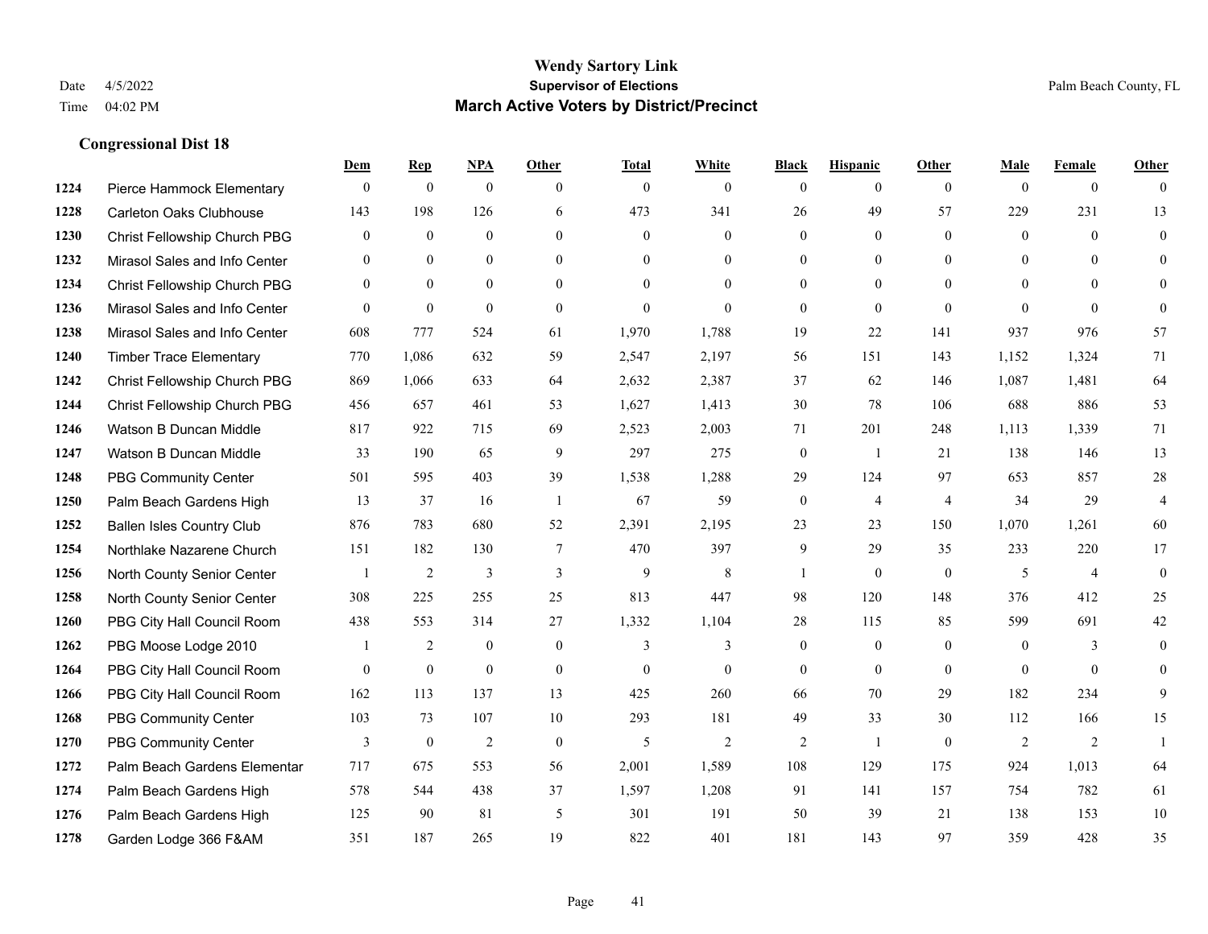**Wendy Sartory Link**
**Supervisor of Elections**
**March Active Voters by District/Precinct**

Date 4/5/2022
Time 04:02 PM

Palm Beach County, FL

## Congressional Dist 18

| | | Dem | Rep | NPA | Other | Total | White | Black | Hispanic | Other | Male | Female | Other |
|---|---|---|---|---|---|---|---|---|---|---|---|---|---|
| 1224 | Pierce Hammock Elementary | 0 | 0 | 0 | 0 | 0 | 0 | 0 | 0 | 0 | 0 | 0 | 0 |
| 1228 | Carleton Oaks Clubhouse | 143 | 198 | 126 | 6 | 473 | 341 | 26 | 49 | 57 | 229 | 231 | 13 |
| 1230 | Christ Fellowship Church PBG | 0 | 0 | 0 | 0 | 0 | 0 | 0 | 0 | 0 | 0 | 0 | 0 |
| 1232 | Mirasol Sales and Info Center | 0 | 0 | 0 | 0 | 0 | 0 | 0 | 0 | 0 | 0 | 0 | 0 |
| 1234 | Christ Fellowship Church PBG | 0 | 0 | 0 | 0 | 0 | 0 | 0 | 0 | 0 | 0 | 0 | 0 |
| 1236 | Mirasol Sales and Info Center | 0 | 0 | 0 | 0 | 0 | 0 | 0 | 0 | 0 | 0 | 0 | 0 |
| 1238 | Mirasol Sales and Info Center | 608 | 777 | 524 | 61 | 1,970 | 1,788 | 19 | 22 | 141 | 937 | 976 | 57 |
| 1240 | Timber Trace Elementary | 770 | 1,086 | 632 | 59 | 2,547 | 2,197 | 56 | 151 | 143 | 1,152 | 1,324 | 71 |
| 1242 | Christ Fellowship Church PBG | 869 | 1,066 | 633 | 64 | 2,632 | 2,387 | 37 | 62 | 146 | 1,087 | 1,481 | 64 |
| 1244 | Christ Fellowship Church PBG | 456 | 657 | 461 | 53 | 1,627 | 1,413 | 30 | 78 | 106 | 688 | 886 | 53 |
| 1246 | Watson B Duncan Middle | 817 | 922 | 715 | 69 | 2,523 | 2,003 | 71 | 201 | 248 | 1,113 | 1,339 | 71 |
| 1247 | Watson B Duncan Middle | 33 | 190 | 65 | 9 | 297 | 275 | 0 | 1 | 21 | 138 | 146 | 13 |
| 1248 | PBG Community Center | 501 | 595 | 403 | 39 | 1,538 | 1,288 | 29 | 124 | 97 | 653 | 857 | 28 |
| 1250 | Palm Beach Gardens High | 13 | 37 | 16 | 1 | 67 | 59 | 0 | 4 | 4 | 34 | 29 | 4 |
| 1252 | Ballen Isles Country Club | 876 | 783 | 680 | 52 | 2,391 | 2,195 | 23 | 23 | 150 | 1,070 | 1,261 | 60 |
| 1254 | Northlake Nazarene Church | 151 | 182 | 130 | 7 | 470 | 397 | 9 | 29 | 35 | 233 | 220 | 17 |
| 1256 | North County Senior Center | 1 | 2 | 3 | 3 | 9 | 8 | 1 | 0 | 0 | 5 | 4 | 0 |
| 1258 | North County Senior Center | 308 | 225 | 255 | 25 | 813 | 447 | 98 | 120 | 148 | 376 | 412 | 25 |
| 1260 | PBG City Hall Council Room | 438 | 553 | 314 | 27 | 1,332 | 1,104 | 28 | 115 | 85 | 599 | 691 | 42 |
| 1262 | PBG Moose Lodge 2010 | 1 | 2 | 0 | 0 | 3 | 3 | 0 | 0 | 0 | 0 | 3 | 0 |
| 1264 | PBG City Hall Council Room | 0 | 0 | 0 | 0 | 0 | 0 | 0 | 0 | 0 | 0 | 0 | 0 |
| 1266 | PBG City Hall Council Room | 162 | 113 | 137 | 13 | 425 | 260 | 66 | 70 | 29 | 182 | 234 | 9 |
| 1268 | PBG Community Center | 103 | 73 | 107 | 10 | 293 | 181 | 49 | 33 | 30 | 112 | 166 | 15 |
| 1270 | PBG Community Center | 3 | 0 | 2 | 0 | 5 | 2 | 2 | 1 | 0 | 2 | 2 | 1 |
| 1272 | Palm Beach Gardens Elementar | 717 | 675 | 553 | 56 | 2,001 | 1,589 | 108 | 129 | 175 | 924 | 1,013 | 64 |
| 1274 | Palm Beach Gardens High | 578 | 544 | 438 | 37 | 1,597 | 1,208 | 91 | 141 | 157 | 754 | 782 | 61 |
| 1276 | Palm Beach Gardens High | 125 | 90 | 81 | 5 | 301 | 191 | 50 | 39 | 21 | 138 | 153 | 10 |
| 1278 | Garden Lodge 366 F&AM | 351 | 187 | 265 | 19 | 822 | 401 | 181 | 143 | 97 | 359 | 428 | 35 |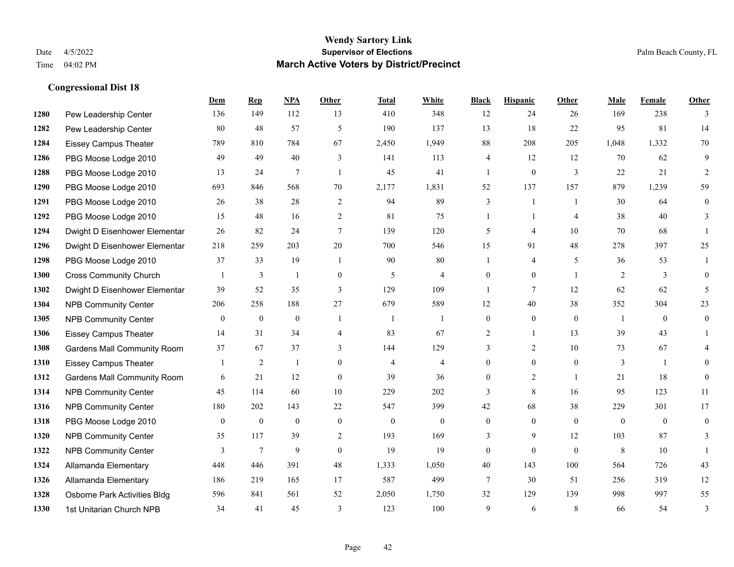# Wendy Sartory Link
## Supervisor of Elections
## March Active Voters by District/Precinct

Date 4/5/2022
Time 04:02 PM

Palm Beach County, FL

### Congressional Dist 18

| | | Dem | Rep | NPA | Other | Total | White | Black | Hispanic | Other | Male | Female | Other |
|---|---|---|---|---|---|---|---|---|---|---|---|---|---|
| 1280 | Pew Leadership Center | 136 | 149 | 112 | 13 | 410 | 348 | 12 | 24 | 26 | 169 | 238 | 3 |
| 1282 | Pew Leadership Center | 80 | 48 | 57 | 5 | 190 | 137 | 13 | 18 | 22 | 95 | 81 | 14 |
| 1284 | Eissey Campus Theater | 789 | 810 | 784 | 67 | 2,450 | 1,949 | 88 | 208 | 205 | 1,048 | 1,332 | 70 |
| 1286 | PBG Moose Lodge 2010 | 49 | 49 | 40 | 3 | 141 | 113 | 4 | 12 | 12 | 70 | 62 | 9 |
| 1288 | PBG Moose Lodge 2010 | 13 | 24 | 7 | 1 | 45 | 41 | 1 | 0 | 3 | 22 | 21 | 2 |
| 1290 | PBG Moose Lodge 2010 | 693 | 846 | 568 | 70 | 2,177 | 1,831 | 52 | 137 | 157 | 879 | 1,239 | 59 |
| 1291 | PBG Moose Lodge 2010 | 26 | 38 | 28 | 2 | 94 | 89 | 3 | 1 | 1 | 30 | 64 | 0 |
| 1292 | PBG Moose Lodge 2010 | 15 | 48 | 16 | 2 | 81 | 75 | 1 | 1 | 4 | 38 | 40 | 3 |
| 1294 | Dwight D Eisenhower Elementar | 26 | 82 | 24 | 7 | 139 | 120 | 5 | 4 | 10 | 70 | 68 | 1 |
| 1296 | Dwight D Eisenhower Elementar | 218 | 259 | 203 | 20 | 700 | 546 | 15 | 91 | 48 | 278 | 397 | 25 |
| 1298 | PBG Moose Lodge 2010 | 37 | 33 | 19 | 1 | 90 | 80 | 1 | 4 | 5 | 36 | 53 | 1 |
| 1300 | Cross Community Church | 1 | 3 | 1 | 0 | 5 | 4 | 0 | 0 | 1 | 2 | 3 | 0 |
| 1302 | Dwight D Eisenhower Elementar | 39 | 52 | 35 | 3 | 129 | 109 | 1 | 7 | 12 | 62 | 62 | 5 |
| 1304 | NPB Community Center | 206 | 258 | 188 | 27 | 679 | 589 | 12 | 40 | 38 | 352 | 304 | 23 |
| 1305 | NPB Community Center | 0 | 0 | 0 | 1 | 1 | 1 | 0 | 0 | 0 | 1 | 0 | 0 |
| 1306 | Eissey Campus Theater | 14 | 31 | 34 | 4 | 83 | 67 | 2 | 1 | 13 | 39 | 43 | 1 |
| 1308 | Gardens Mall Community Room | 37 | 67 | 37 | 3 | 144 | 129 | 3 | 2 | 10 | 73 | 67 | 4 |
| 1310 | Eissey Campus Theater | 1 | 2 | 1 | 0 | 4 | 4 | 0 | 0 | 0 | 3 | 1 | 0 |
| 1312 | Gardens Mall Community Room | 6 | 21 | 12 | 0 | 39 | 36 | 0 | 2 | 1 | 21 | 18 | 0 |
| 1314 | NPB Community Center | 45 | 114 | 60 | 10 | 229 | 202 | 3 | 8 | 16 | 95 | 123 | 11 |
| 1316 | NPB Community Center | 180 | 202 | 143 | 22 | 547 | 399 | 42 | 68 | 38 | 229 | 301 | 17 |
| 1318 | PBG Moose Lodge 2010 | 0 | 0 | 0 | 0 | 0 | 0 | 0 | 0 | 0 | 0 | 0 | 0 |
| 1320 | NPB Community Center | 35 | 117 | 39 | 2 | 193 | 169 | 3 | 9 | 12 | 103 | 87 | 3 |
| 1322 | NPB Community Center | 3 | 7 | 9 | 0 | 19 | 19 | 0 | 0 | 0 | 8 | 10 | 1 |
| 1324 | Allamanda Elementary | 448 | 446 | 391 | 48 | 1,333 | 1,050 | 40 | 143 | 100 | 564 | 726 | 43 |
| 1326 | Allamanda Elementary | 186 | 219 | 165 | 17 | 587 | 499 | 7 | 30 | 51 | 256 | 319 | 12 |
| 1328 | Osborne Park Activities Bldg | 596 | 841 | 561 | 52 | 2,050 | 1,750 | 32 | 129 | 139 | 998 | 997 | 55 |
| 1330 | 1st Unitarian Church NPB | 34 | 41 | 45 | 3 | 123 | 100 | 9 | 6 | 8 | 66 | 54 | 3 |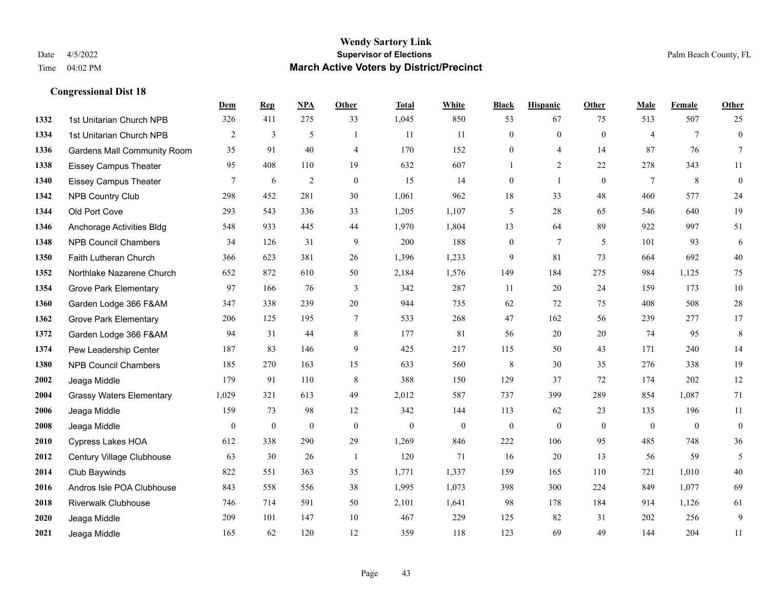**Wendy Sartory Link**
**Supervisor of Elections**
**March Active Voters by District/Precinct**

Date 4/5/2022
Time 04:02 PM

Palm Beach County, FL

### Congressional Dist 18

| | | Dem | Rep | NPA | Other | Total | White | Black | Hispanic | Other | Male | Female | Other |
|---|---|---|---|---|---|---|---|---|---|---|---|---|---|
| 1332 | 1st Unitarian Church NPB | 326 | 411 | 275 | 33 | 1,045 | 850 | 53 | 67 | 75 | 513 | 507 | 25 |
| 1334 | 1st Unitarian Church NPB | 2 | 3 | 5 | 1 | 11 | 11 | 0 | 0 | 0 | 4 | 7 | 0 |
| 1336 | Gardens Mall Community Room | 35 | 91 | 40 | 4 | 170 | 152 | 0 | 4 | 14 | 87 | 76 | 7 |
| 1338 | Eissey Campus Theater | 95 | 408 | 110 | 19 | 632 | 607 | 1 | 2 | 22 | 278 | 343 | 11 |
| 1340 | Eissey Campus Theater | 7 | 6 | 2 | 0 | 15 | 14 | 0 | 1 | 0 | 7 | 8 | 0 |
| 1342 | NPB Country Club | 298 | 452 | 281 | 30 | 1,061 | 962 | 18 | 33 | 48 | 460 | 577 | 24 |
| 1344 | Old Port Cove | 293 | 543 | 336 | 33 | 1,205 | 1,107 | 5 | 28 | 65 | 546 | 640 | 19 |
| 1346 | Anchorage Activities Bldg | 548 | 933 | 445 | 44 | 1,970 | 1,804 | 13 | 64 | 89 | 922 | 997 | 51 |
| 1348 | NPB Council Chambers | 34 | 126 | 31 | 9 | 200 | 188 | 0 | 7 | 5 | 101 | 93 | 6 |
| 1350 | Faith Lutheran Church | 366 | 623 | 381 | 26 | 1,396 | 1,233 | 9 | 81 | 73 | 664 | 692 | 40 |
| 1352 | Northlake Nazarene Church | 652 | 872 | 610 | 50 | 2,184 | 1,576 | 149 | 184 | 275 | 984 | 1,125 | 75 |
| 1354 | Grove Park Elementary | 97 | 166 | 76 | 3 | 342 | 287 | 11 | 20 | 24 | 159 | 173 | 10 |
| 1360 | Garden Lodge 366 F&AM | 347 | 338 | 239 | 20 | 944 | 735 | 62 | 72 | 75 | 408 | 508 | 28 |
| 1362 | Grove Park Elementary | 206 | 125 | 195 | 7 | 533 | 268 | 47 | 162 | 56 | 239 | 277 | 17 |
| 1372 | Garden Lodge 366 F&AM | 94 | 31 | 44 | 8 | 177 | 81 | 56 | 20 | 20 | 74 | 95 | 8 |
| 1374 | Pew Leadership Center | 187 | 83 | 146 | 9 | 425 | 217 | 115 | 50 | 43 | 171 | 240 | 14 |
| 1380 | NPB Council Chambers | 185 | 270 | 163 | 15 | 633 | 560 | 8 | 30 | 35 | 276 | 338 | 19 |
| 2002 | Jeaga Middle | 179 | 91 | 110 | 8 | 388 | 150 | 129 | 37 | 72 | 174 | 202 | 12 |
| 2004 | Grassy Waters Elementary | 1,029 | 321 | 613 | 49 | 2,012 | 587 | 737 | 399 | 289 | 854 | 1,087 | 71 |
| 2006 | Jeaga Middle | 159 | 73 | 98 | 12 | 342 | 144 | 113 | 62 | 23 | 135 | 196 | 11 |
| 2008 | Jeaga Middle | 0 | 0 | 0 | 0 | 0 | 0 | 0 | 0 | 0 | 0 | 0 | 0 |
| 2010 | Cypress Lakes HOA | 612 | 338 | 290 | 29 | 1,269 | 846 | 222 | 106 | 95 | 485 | 748 | 36 |
| 2012 | Century Village Clubhouse | 63 | 30 | 26 | 1 | 120 | 71 | 16 | 20 | 13 | 56 | 59 | 5 |
| 2014 | Club Baywinds | 822 | 551 | 363 | 35 | 1,771 | 1,337 | 159 | 165 | 110 | 721 | 1,010 | 40 |
| 2016 | Andros Isle POA Clubhouse | 843 | 558 | 556 | 38 | 1,995 | 1,073 | 398 | 300 | 224 | 849 | 1,077 | 69 |
| 2018 | Riverwalk Clubhouse | 746 | 714 | 591 | 50 | 2,101 | 1,641 | 98 | 178 | 184 | 914 | 1,126 | 61 |
| 2020 | Jeaga Middle | 209 | 101 | 147 | 10 | 467 | 229 | 125 | 82 | 31 | 202 | 256 | 9 |
| 2021 | Jeaga Middle | 165 | 62 | 120 | 12 | 359 | 118 | 123 | 69 | 49 | 144 | 204 | 11 |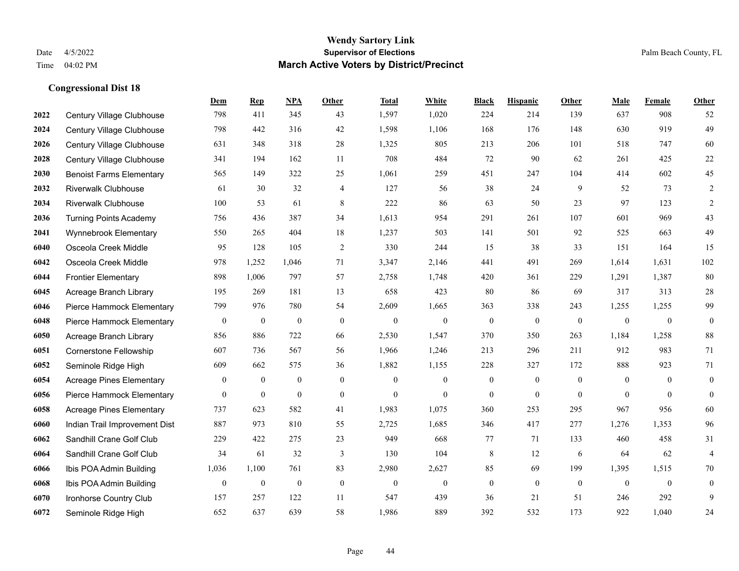# Wendy Sartory Link

**Supervisor of Elections**

**March Active Voters by District/Precinct**

Date 4/5/2022
Time 04:02 PM

Palm Beach County, FL

### Congressional Dist 18

| | | Dem | Rep | NPA | Other | Total | White | Black | Hispanic | Other | Male | Female | Other |
|---|---|---|---|---|---|---|---|---|---|---|---|---|---|
| 2022 | Century Village Clubhouse | 798 | 411 | 345 | 43 | 1,597 | 1,020 | 224 | 214 | 139 | 637 | 908 | 52 |
| 2024 | Century Village Clubhouse | 798 | 442 | 316 | 42 | 1,598 | 1,106 | 168 | 176 | 148 | 630 | 919 | 49 |
| 2026 | Century Village Clubhouse | 631 | 348 | 318 | 28 | 1,325 | 805 | 213 | 206 | 101 | 518 | 747 | 60 |
| 2028 | Century Village Clubhouse | 341 | 194 | 162 | 11 | 708 | 484 | 72 | 90 | 62 | 261 | 425 | 22 |
| 2030 | Benoist Farms Elementary | 565 | 149 | 322 | 25 | 1,061 | 259 | 451 | 247 | 104 | 414 | 602 | 45 |
| 2032 | Riverwalk Clubhouse | 61 | 30 | 32 | 4 | 127 | 56 | 38 | 24 | 9 | 52 | 73 | 2 |
| 2034 | Riverwalk Clubhouse | 100 | 53 | 61 | 8 | 222 | 86 | 63 | 50 | 23 | 97 | 123 | 2 |
| 2036 | Turning Points Academy | 756 | 436 | 387 | 34 | 1,613 | 954 | 291 | 261 | 107 | 601 | 969 | 43 |
| 2041 | Wynnebrook Elementary | 550 | 265 | 404 | 18 | 1,237 | 503 | 141 | 501 | 92 | 525 | 663 | 49 |
| 6040 | Osceola Creek Middle | 95 | 128 | 105 | 2 | 330 | 244 | 15 | 38 | 33 | 151 | 164 | 15 |
| 6042 | Osceola Creek Middle | 978 | 1,252 | 1,046 | 71 | 3,347 | 2,146 | 441 | 491 | 269 | 1,614 | 1,631 | 102 |
| 6044 | Frontier Elementary | 898 | 1,006 | 797 | 57 | 2,758 | 1,748 | 420 | 361 | 229 | 1,291 | 1,387 | 80 |
| 6045 | Acreage Branch Library | 195 | 269 | 181 | 13 | 658 | 423 | 80 | 86 | 69 | 317 | 313 | 28 |
| 6046 | Pierce Hammock Elementary | 799 | 976 | 780 | 54 | 2,609 | 1,665 | 363 | 338 | 243 | 1,255 | 1,255 | 99 |
| 6048 | Pierce Hammock Elementary | 0 | 0 | 0 | 0 | 0 | 0 | 0 | 0 | 0 | 0 | 0 | 0 |
| 6050 | Acreage Branch Library | 856 | 886 | 722 | 66 | 2,530 | 1,547 | 370 | 350 | 263 | 1,184 | 1,258 | 88 |
| 6051 | Cornerstone Fellowship | 607 | 736 | 567 | 56 | 1,966 | 1,246 | 213 | 296 | 211 | 912 | 983 | 71 |
| 6052 | Seminole Ridge High | 609 | 662 | 575 | 36 | 1,882 | 1,155 | 228 | 327 | 172 | 888 | 923 | 71 |
| 6054 | Acreage Pines Elementary | 0 | 0 | 0 | 0 | 0 | 0 | 0 | 0 | 0 | 0 | 0 | 0 |
| 6056 | Pierce Hammock Elementary | 0 | 0 | 0 | 0 | 0 | 0 | 0 | 0 | 0 | 0 | 0 | 0 |
| 6058 | Acreage Pines Elementary | 737 | 623 | 582 | 41 | 1,983 | 1,075 | 360 | 253 | 295 | 967 | 956 | 60 |
| 6060 | Indian Trail Improvement Dist | 887 | 973 | 810 | 55 | 2,725 | 1,685 | 346 | 417 | 277 | 1,276 | 1,353 | 96 |
| 6062 | Sandhill Crane Golf Club | 229 | 422 | 275 | 23 | 949 | 668 | 77 | 71 | 133 | 460 | 458 | 31 |
| 6064 | Sandhill Crane Golf Club | 34 | 61 | 32 | 3 | 130 | 104 | 8 | 12 | 6 | 64 | 62 | 4 |
| 6066 | Ibis POA Admin Building | 1,036 | 1,100 | 761 | 83 | 2,980 | 2,627 | 85 | 69 | 199 | 1,395 | 1,515 | 70 |
| 6068 | Ibis POA Admin Building | 0 | 0 | 0 | 0 | 0 | 0 | 0 | 0 | 0 | 0 | 0 | 0 |
| 6070 | Ironhorse Country Club | 157 | 257 | 122 | 11 | 547 | 439 | 36 | 21 | 51 | 246 | 292 | 9 |
| 6072 | Seminole Ridge High | 652 | 637 | 639 | 58 | 1,986 | 889 | 392 | 532 | 173 | 922 | 1,040 | 24 |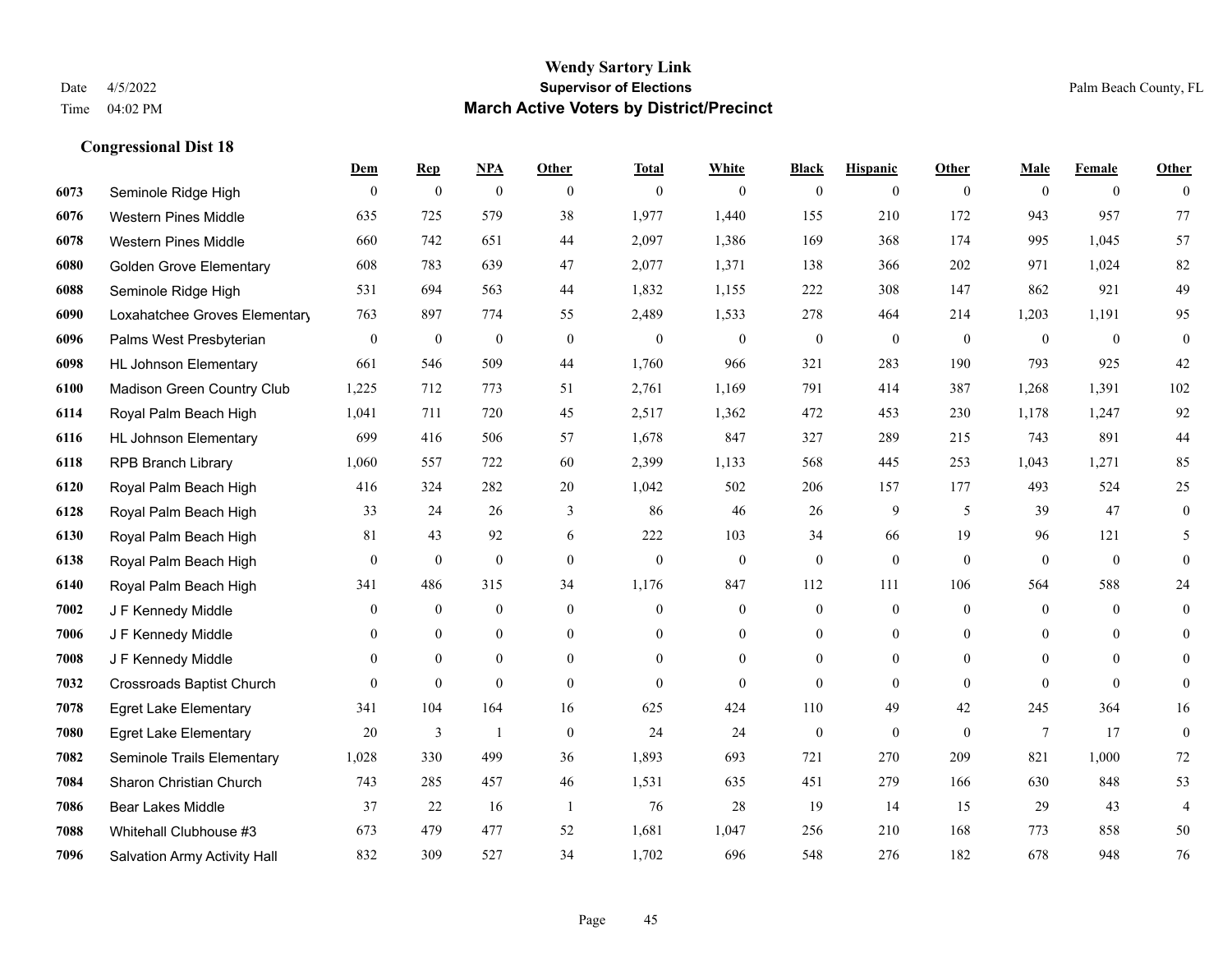# Wendy Sartory Link
## Supervisor of Elections
## March Active Voters by District/Precinct

Date 4/5/2022
Time 04:02 PM

Palm Beach County, FL

### Congressional Dist 18

| | | Dem | Rep | NPA | Other | Total | White | Black | Hispanic | Other | Male | Female | Other |
|---|---|---|---|---|---|---|---|---|---|---|---|---|---|
| 6073 | Seminole Ridge High | 0 | 0 | 0 | 0 | 0 | 0 | 0 | 0 | 0 | 0 | 0 | 0 |
| 6076 | Western Pines Middle | 635 | 725 | 579 | 38 | 1,977 | 1,440 | 155 | 210 | 172 | 943 | 957 | 77 |
| 6078 | Western Pines Middle | 660 | 742 | 651 | 44 | 2,097 | 1,386 | 169 | 368 | 174 | 995 | 1,045 | 57 |
| 6080 | Golden Grove Elementary | 608 | 783 | 639 | 47 | 2,077 | 1,371 | 138 | 366 | 202 | 971 | 1,024 | 82 |
| 6088 | Seminole Ridge High | 531 | 694 | 563 | 44 | 1,832 | 1,155 | 222 | 308 | 147 | 862 | 921 | 49 |
| 6090 | Loxahatchee Groves Elementary | 763 | 897 | 774 | 55 | 2,489 | 1,533 | 278 | 464 | 214 | 1,203 | 1,191 | 95 |
| 6096 | Palms West Presbyterian | 0 | 0 | 0 | 0 | 0 | 0 | 0 | 0 | 0 | 0 | 0 | 0 |
| 6098 | HL Johnson Elementary | 661 | 546 | 509 | 44 | 1,760 | 966 | 321 | 283 | 190 | 793 | 925 | 42 |
| 6100 | Madison Green Country Club | 1,225 | 712 | 773 | 51 | 2,761 | 1,169 | 791 | 414 | 387 | 1,268 | 1,391 | 102 |
| 6114 | Royal Palm Beach High | 1,041 | 711 | 720 | 45 | 2,517 | 1,362 | 472 | 453 | 230 | 1,178 | 1,247 | 92 |
| 6116 | HL Johnson Elementary | 699 | 416 | 506 | 57 | 1,678 | 847 | 327 | 289 | 215 | 743 | 891 | 44 |
| 6118 | RPB Branch Library | 1,060 | 557 | 722 | 60 | 2,399 | 1,133 | 568 | 445 | 253 | 1,043 | 1,271 | 85 |
| 6120 | Royal Palm Beach High | 416 | 324 | 282 | 20 | 1,042 | 502 | 206 | 157 | 177 | 493 | 524 | 25 |
| 6128 | Royal Palm Beach High | 33 | 24 | 26 | 3 | 86 | 46 | 26 | 9 | 5 | 39 | 47 | 0 |
| 6130 | Royal Palm Beach High | 81 | 43 | 92 | 6 | 222 | 103 | 34 | 66 | 19 | 96 | 121 | 5 |
| 6138 | Royal Palm Beach High | 0 | 0 | 0 | 0 | 0 | 0 | 0 | 0 | 0 | 0 | 0 | 0 |
| 6140 | Royal Palm Beach High | 341 | 486 | 315 | 34 | 1,176 | 847 | 112 | 111 | 106 | 564 | 588 | 24 |
| 7002 | J F Kennedy Middle | 0 | 0 | 0 | 0 | 0 | 0 | 0 | 0 | 0 | 0 | 0 | 0 |
| 7006 | J F Kennedy Middle | 0 | 0 | 0 | 0 | 0 | 0 | 0 | 0 | 0 | 0 | 0 | 0 |
| 7008 | J F Kennedy Middle | 0 | 0 | 0 | 0 | 0 | 0 | 0 | 0 | 0 | 0 | 0 | 0 |
| 7032 | Crossroads Baptist Church | 0 | 0 | 0 | 0 | 0 | 0 | 0 | 0 | 0 | 0 | 0 | 0 |
| 7078 | Egret Lake Elementary | 341 | 104 | 164 | 16 | 625 | 424 | 110 | 49 | 42 | 245 | 364 | 16 |
| 7080 | Egret Lake Elementary | 20 | 3 | 1 | 0 | 24 | 24 | 0 | 0 | 0 | 7 | 17 | 0 |
| 7082 | Seminole Trails Elementary | 1,028 | 330 | 499 | 36 | 1,893 | 693 | 721 | 270 | 209 | 821 | 1,000 | 72 |
| 7084 | Sharon Christian Church | 743 | 285 | 457 | 46 | 1,531 | 635 | 451 | 279 | 166 | 630 | 848 | 53 |
| 7086 | Bear Lakes Middle | 37 | 22 | 16 | 1 | 76 | 28 | 19 | 14 | 15 | 29 | 43 | 4 |
| 7088 | Whitehall Clubhouse #3 | 673 | 479 | 477 | 52 | 1,681 | 1,047 | 256 | 210 | 168 | 773 | 858 | 50 |
| 7096 | Salvation Army Activity Hall | 832 | 309 | 527 | 34 | 1,702 | 696 | 548 | 276 | 182 | 678 | 948 | 76 |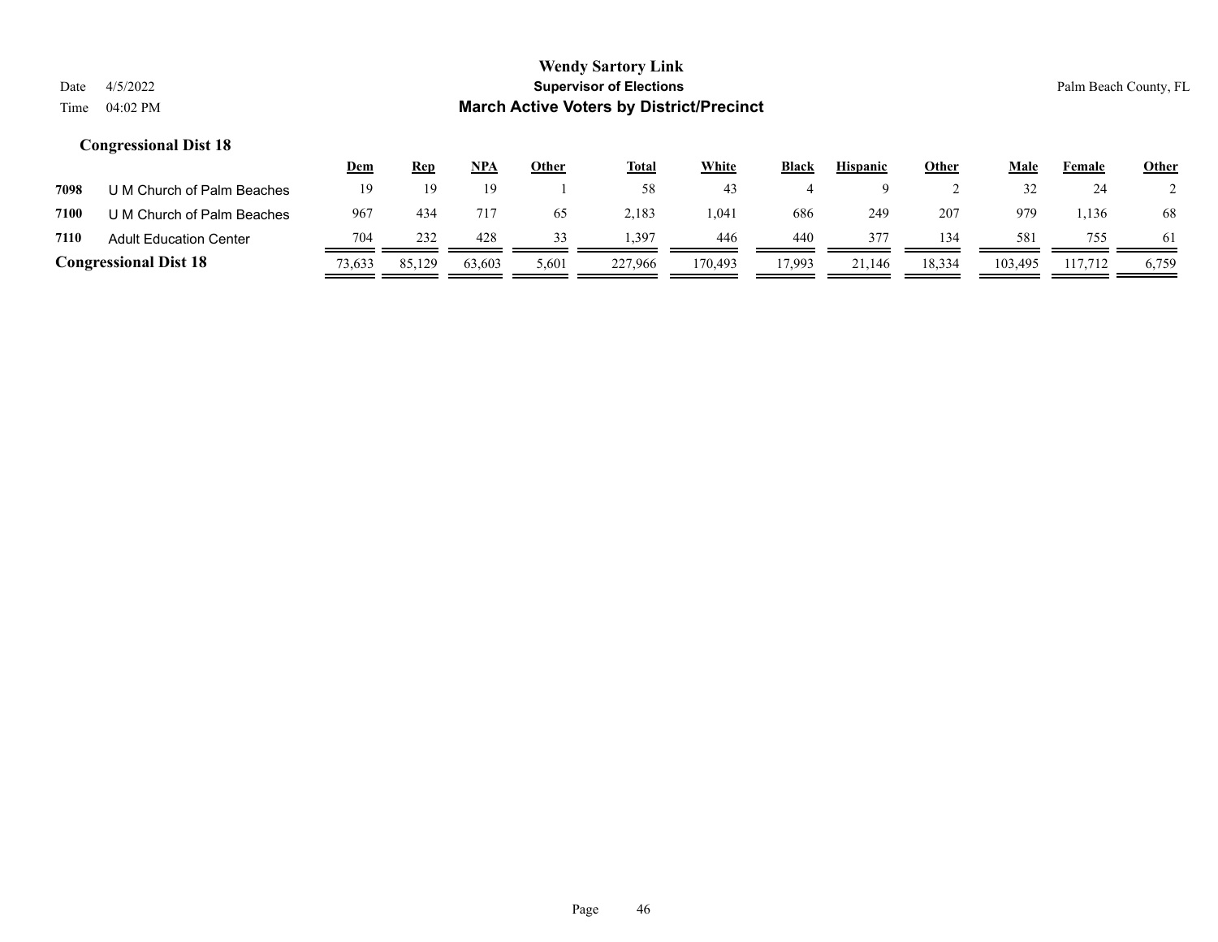# Wendy Sartory Link
## Supervisor of Elections
## March Active Voters by District/Precinct

Date 4/5/2022
Time 04:02 PM

Palm Beach County, FL

### Congressional Dist 18

| | | Dem | Rep | NPA | Other | Total | White | Black | Hispanic | Other | Male | Female | Other |
|---|---|---|---|---|---|---|---|---|---|---|---|---|---|
| 7098 | U M Church of Palm Beaches | 19 | 19 | 19 | 1 | 58 | 43 | 4 | 9 | 2 | 32 | 24 | 2 |
| 7100 | U M Church of Palm Beaches | 967 | 434 | 717 | 65 | 2,183 | 1,041 | 686 | 249 | 207 | 979 | 1,136 | 68 |
| 7110 | Adult Education Center | 704 | 232 | 428 | 33 | 1,397 | 446 | 440 | 377 | 134 | 581 | 755 | 61 |
| **Congressional Dist 18** | | 73,633 | 85,129 | 63,603 | 5,601 | 227,966 | 170,493 | 17,993 | 21,146 | 18,334 | 103,495 | 117,712 | 6,759 |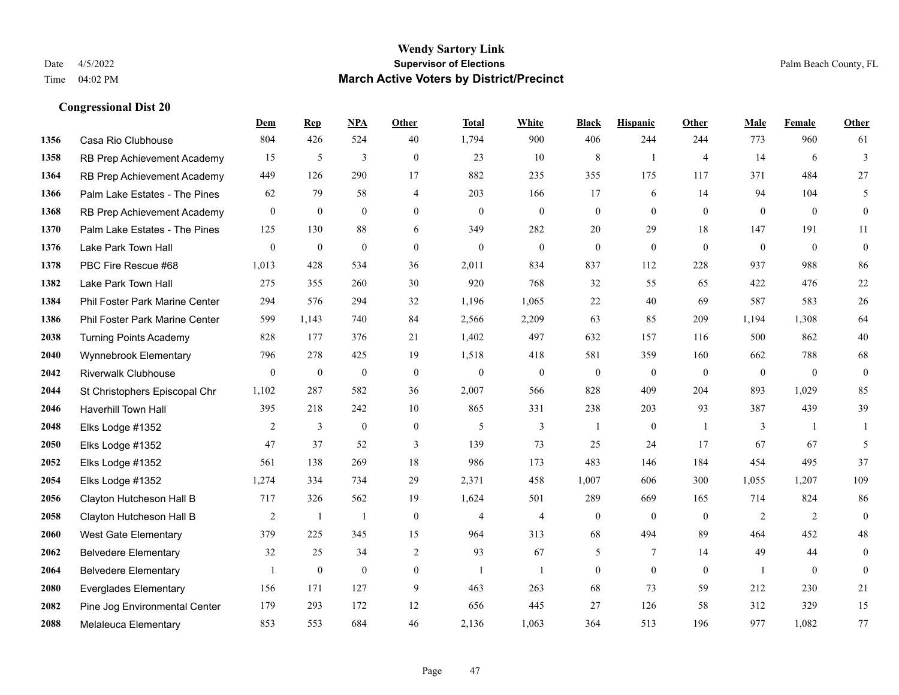# Wendy Sartory Link

**Supervisor of Elections**

**March Active Voters by District/Precinct**

Date 4/5/2022
Time 04:02 PM

Palm Beach County, FL

### Congressional Dist 20

| | | Dem | Rep | NPA | Other | Total | White | Black | Hispanic | Other | Male | Female | Other |
|---|---|---|---|---|---|---|---|---|---|---|---|---|---|
| 1356 | Casa Rio Clubhouse | 804 | 426 | 524 | 40 | 1,794 | 900 | 406 | 244 | 244 | 773 | 960 | 61 |
| 1358 | RB Prep Achievement Academy | 15 | 5 | 3 | 0 | 23 | 10 | 8 | 1 | 4 | 14 | 6 | 3 |
| 1364 | RB Prep Achievement Academy | 449 | 126 | 290 | 17 | 882 | 235 | 355 | 175 | 117 | 371 | 484 | 27 |
| 1366 | Palm Lake Estates - The Pines | 62 | 79 | 58 | 4 | 203 | 166 | 17 | 6 | 14 | 94 | 104 | 5 |
| 1368 | RB Prep Achievement Academy | 0 | 0 | 0 | 0 | 0 | 0 | 0 | 0 | 0 | 0 | 0 | 0 |
| 1370 | Palm Lake Estates - The Pines | 125 | 130 | 88 | 6 | 349 | 282 | 20 | 29 | 18 | 147 | 191 | 11 |
| 1376 | Lake Park Town Hall | 0 | 0 | 0 | 0 | 0 | 0 | 0 | 0 | 0 | 0 | 0 | 0 |
| 1378 | PBC Fire Rescue #68 | 1,013 | 428 | 534 | 36 | 2,011 | 834 | 837 | 112 | 228 | 937 | 988 | 86 |
| 1382 | Lake Park Town Hall | 275 | 355 | 260 | 30 | 920 | 768 | 32 | 55 | 65 | 422 | 476 | 22 |
| 1384 | Phil Foster Park Marine Center | 294 | 576 | 294 | 32 | 1,196 | 1,065 | 22 | 40 | 69 | 587 | 583 | 26 |
| 1386 | Phil Foster Park Marine Center | 599 | 1,143 | 740 | 84 | 2,566 | 2,209 | 63 | 85 | 209 | 1,194 | 1,308 | 64 |
| 2038 | Turning Points Academy | 828 | 177 | 376 | 21 | 1,402 | 497 | 632 | 157 | 116 | 500 | 862 | 40 |
| 2040 | Wynnebrook Elementary | 796 | 278 | 425 | 19 | 1,518 | 418 | 581 | 359 | 160 | 662 | 788 | 68 |
| 2042 | Riverwalk Clubhouse | 0 | 0 | 0 | 0 | 0 | 0 | 0 | 0 | 0 | 0 | 0 | 0 |
| 2044 | St Christophers Episcopal Chr | 1,102 | 287 | 582 | 36 | 2,007 | 566 | 828 | 409 | 204 | 893 | 1,029 | 85 |
| 2046 | Haverhill Town Hall | 395 | 218 | 242 | 10 | 865 | 331 | 238 | 203 | 93 | 387 | 439 | 39 |
| 2048 | Elks Lodge #1352 | 2 | 3 | 0 | 0 | 5 | 3 | 1 | 0 | 1 | 3 | 1 | 1 |
| 2050 | Elks Lodge #1352 | 47 | 37 | 52 | 3 | 139 | 73 | 25 | 24 | 17 | 67 | 67 | 5 |
| 2052 | Elks Lodge #1352 | 561 | 138 | 269 | 18 | 986 | 173 | 483 | 146 | 184 | 454 | 495 | 37 |
| 2054 | Elks Lodge #1352 | 1,274 | 334 | 734 | 29 | 2,371 | 458 | 1,007 | 606 | 300 | 1,055 | 1,207 | 109 |
| 2056 | Clayton Hutcheson Hall B | 717 | 326 | 562 | 19 | 1,624 | 501 | 289 | 669 | 165 | 714 | 824 | 86 |
| 2058 | Clayton Hutcheson Hall B | 2 | 1 | 1 | 0 | 4 | 4 | 0 | 0 | 0 | 2 | 2 | 0 |
| 2060 | West Gate Elementary | 379 | 225 | 345 | 15 | 964 | 313 | 68 | 494 | 89 | 464 | 452 | 48 |
| 2062 | Belvedere Elementary | 32 | 25 | 34 | 2 | 93 | 67 | 5 | 7 | 14 | 49 | 44 | 0 |
| 2064 | Belvedere Elementary | 1 | 0 | 0 | 0 | 1 | 1 | 0 | 0 | 0 | 1 | 0 | 0 |
| 2080 | Everglades Elementary | 156 | 171 | 127 | 9 | 463 | 263 | 68 | 73 | 59 | 212 | 230 | 21 |
| 2082 | Pine Jog Environmental Center | 179 | 293 | 172 | 12 | 656 | 445 | 27 | 126 | 58 | 312 | 329 | 15 |
| 2088 | Melaleuca Elementary | 853 | 553 | 684 | 46 | 2,136 | 1,063 | 364 | 513 | 196 | 977 | 1,082 | 77 |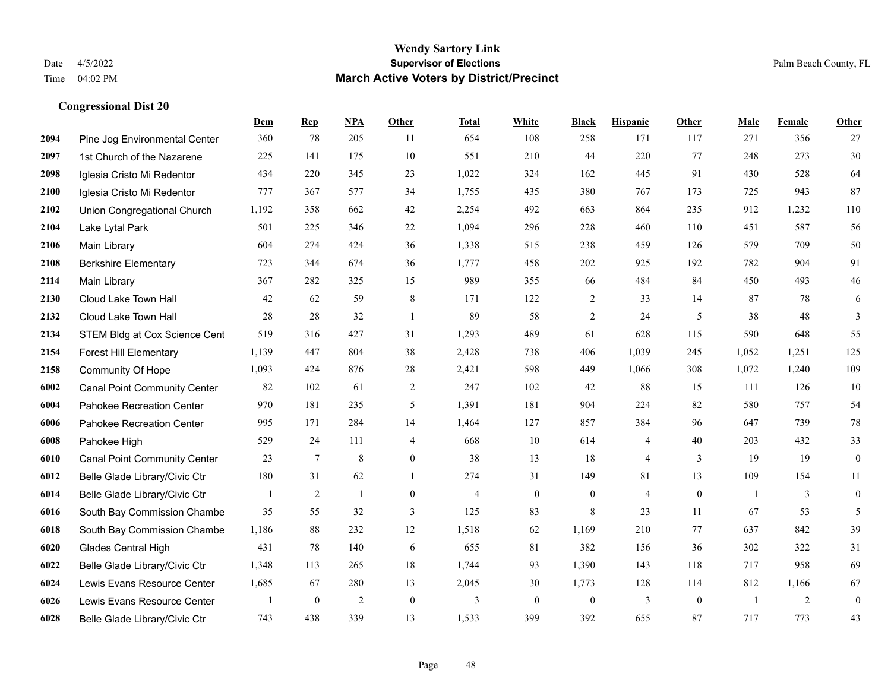# Wendy Sartory Link

**Supervisor of Elections**

**March Active Voters by District/Precinct**

Date 4/5/2022
Time 04:02 PM

Palm Beach County, FL

## Congressional Dist 20

| | | Dem | Rep | NPA | Other | Total | White | Black | Hispanic | Other | Male | Female | Other |
|---|---|---|---|---|---|---|---|---|---|---|---|---|---|
| 2094 | Pine Jog Environmental Center | 360 | 78 | 205 | 11 | 654 | 108 | 258 | 171 | 117 | 271 | 356 | 27 |
| 2097 | 1st Church of the Nazarene | 225 | 141 | 175 | 10 | 551 | 210 | 44 | 220 | 77 | 248 | 273 | 30 |
| 2098 | Iglesia Cristo Mi Redentor | 434 | 220 | 345 | 23 | 1,022 | 324 | 162 | 445 | 91 | 430 | 528 | 64 |
| 2100 | Iglesia Cristo Mi Redentor | 777 | 367 | 577 | 34 | 1,755 | 435 | 380 | 767 | 173 | 725 | 943 | 87 |
| 2102 | Union Congregational Church | 1,192 | 358 | 662 | 42 | 2,254 | 492 | 663 | 864 | 235 | 912 | 1,232 | 110 |
| 2104 | Lake Lytal Park | 501 | 225 | 346 | 22 | 1,094 | 296 | 228 | 460 | 110 | 451 | 587 | 56 |
| 2106 | Main Library | 604 | 274 | 424 | 36 | 1,338 | 515 | 238 | 459 | 126 | 579 | 709 | 50 |
| 2108 | Berkshire Elementary | 723 | 344 | 674 | 36 | 1,777 | 458 | 202 | 925 | 192 | 782 | 904 | 91 |
| 2114 | Main Library | 367 | 282 | 325 | 15 | 989 | 355 | 66 | 484 | 84 | 450 | 493 | 46 |
| 2130 | Cloud Lake Town Hall | 42 | 62 | 59 | 8 | 171 | 122 | 2 | 33 | 14 | 87 | 78 | 6 |
| 2132 | Cloud Lake Town Hall | 28 | 28 | 32 | 1 | 89 | 58 | 2 | 24 | 5 | 38 | 48 | 3 |
| 2134 | STEM Bldg at Cox Science Cent | 519 | 316 | 427 | 31 | 1,293 | 489 | 61 | 628 | 115 | 590 | 648 | 55 |
| 2154 | Forest Hill Elementary | 1,139 | 447 | 804 | 38 | 2,428 | 738 | 406 | 1,039 | 245 | 1,052 | 1,251 | 125 |
| 2158 | Community Of Hope | 1,093 | 424 | 876 | 28 | 2,421 | 598 | 449 | 1,066 | 308 | 1,072 | 1,240 | 109 |
| 6002 | Canal Point Community Center | 82 | 102 | 61 | 2 | 247 | 102 | 42 | 88 | 15 | 111 | 126 | 10 |
| 6004 | Pahokee Recreation Center | 970 | 181 | 235 | 5 | 1,391 | 181 | 904 | 224 | 82 | 580 | 757 | 54 |
| 6006 | Pahokee Recreation Center | 995 | 171 | 284 | 14 | 1,464 | 127 | 857 | 384 | 96 | 647 | 739 | 78 |
| 6008 | Pahokee High | 529 | 24 | 111 | 4 | 668 | 10 | 614 | 4 | 40 | 203 | 432 | 33 |
| 6010 | Canal Point Community Center | 23 | 7 | 8 | 0 | 38 | 13 | 18 | 4 | 3 | 19 | 19 | 0 |
| 6012 | Belle Glade Library/Civic Ctr | 180 | 31 | 62 | 1 | 274 | 31 | 149 | 81 | 13 | 109 | 154 | 11 |
| 6014 | Belle Glade Library/Civic Ctr | 1 | 2 | 1 | 0 | 4 | 0 | 0 | 4 | 0 | 1 | 3 | 0 |
| 6016 | South Bay Commission Chambe | 35 | 55 | 32 | 3 | 125 | 83 | 8 | 23 | 11 | 67 | 53 | 5 |
| 6018 | South Bay Commission Chambe | 1,186 | 88 | 232 | 12 | 1,518 | 62 | 1,169 | 210 | 77 | 637 | 842 | 39 |
| 6020 | Glades Central High | 431 | 78 | 140 | 6 | 655 | 81 | 382 | 156 | 36 | 302 | 322 | 31 |
| 6022 | Belle Glade Library/Civic Ctr | 1,348 | 113 | 265 | 18 | 1,744 | 93 | 1,390 | 143 | 118 | 717 | 958 | 69 |
| 6024 | Lewis Evans Resource Center | 1,685 | 67 | 280 | 13 | 2,045 | 30 | 1,773 | 128 | 114 | 812 | 1,166 | 67 |
| 6026 | Lewis Evans Resource Center | 1 | 0 | 2 | 0 | 3 | 0 | 0 | 3 | 0 | 1 | 2 | 0 |
| 6028 | Belle Glade Library/Civic Ctr | 743 | 438 | 339 | 13 | 1,533 | 399 | 392 | 655 | 87 | 717 | 773 | 43 |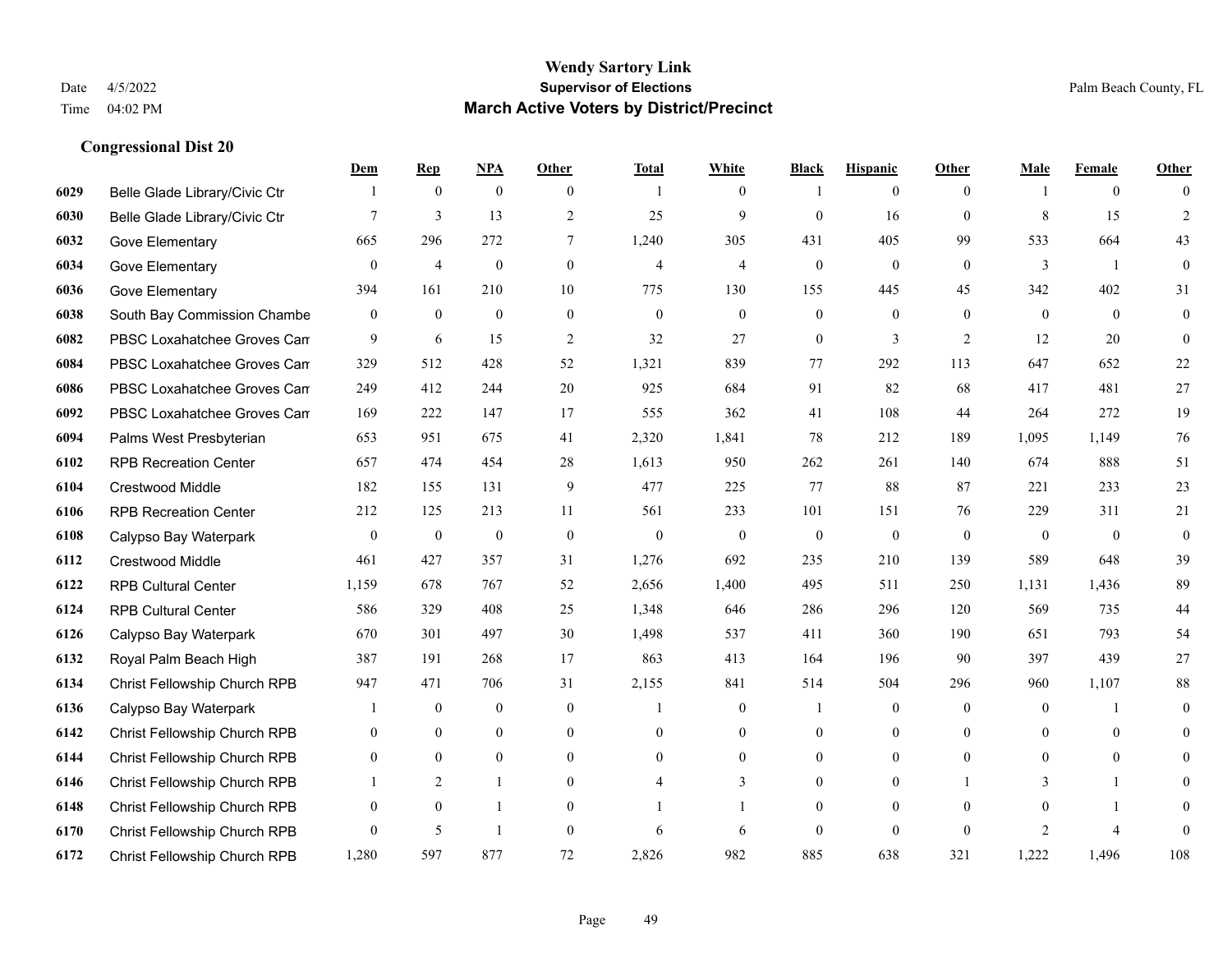# Wendy Sartory Link
## Supervisor of Elections
## March Active Voters by District/Precinct

Date 4/5/2022
Time 04:02 PM

Palm Beach County, FL

### Congressional Dist 20

| | | Dem | Rep | NPA | Other | Total | White | Black | Hispanic | Other | Male | Female | Other |
|---|---|---|---|---|---|---|---|---|---|---|---|---|---|
| 6029 | Belle Glade Library/Civic Ctr | 1 | 0 | 0 | 0 | 1 | 0 | 1 | 0 | 0 | 1 | 0 | 0 |
| 6030 | Belle Glade Library/Civic Ctr | 7 | 3 | 13 | 2 | 25 | 9 | 0 | 16 | 0 | 8 | 15 | 2 |
| 6032 | Gove Elementary | 665 | 296 | 272 | 7 | 1,240 | 305 | 431 | 405 | 99 | 533 | 664 | 43 |
| 6034 | Gove Elementary | 0 | 4 | 0 | 0 | 4 | 4 | 0 | 0 | 0 | 3 | 1 | 0 |
| 6036 | Gove Elementary | 394 | 161 | 210 | 10 | 775 | 130 | 155 | 445 | 45 | 342 | 402 | 31 |
| 6038 | South Bay Commission Chambe | 0 | 0 | 0 | 0 | 0 | 0 | 0 | 0 | 0 | 0 | 0 | 0 |
| 6082 | PBSC Loxahatchee Groves Cam | 9 | 6 | 15 | 2 | 32 | 27 | 0 | 3 | 2 | 12 | 20 | 0 |
| 6084 | PBSC Loxahatchee Groves Cam | 329 | 512 | 428 | 52 | 1,321 | 839 | 77 | 292 | 113 | 647 | 652 | 22 |
| 6086 | PBSC Loxahatchee Groves Cam | 249 | 412 | 244 | 20 | 925 | 684 | 91 | 82 | 68 | 417 | 481 | 27 |
| 6092 | PBSC Loxahatchee Groves Cam | 169 | 222 | 147 | 17 | 555 | 362 | 41 | 108 | 44 | 264 | 272 | 19 |
| 6094 | Palms West Presbyterian | 653 | 951 | 675 | 41 | 2,320 | 1,841 | 78 | 212 | 189 | 1,095 | 1,149 | 76 |
| 6102 | RPB Recreation Center | 657 | 474 | 454 | 28 | 1,613 | 950 | 262 | 261 | 140 | 674 | 888 | 51 |
| 6104 | Crestwood Middle | 182 | 155 | 131 | 9 | 477 | 225 | 77 | 88 | 87 | 221 | 233 | 23 |
| 6106 | RPB Recreation Center | 212 | 125 | 213 | 11 | 561 | 233 | 101 | 151 | 76 | 229 | 311 | 21 |
| 6108 | Calypso Bay Waterpark | 0 | 0 | 0 | 0 | 0 | 0 | 0 | 0 | 0 | 0 | 0 | 0 |
| 6112 | Crestwood Middle | 461 | 427 | 357 | 31 | 1,276 | 692 | 235 | 210 | 139 | 589 | 648 | 39 |
| 6122 | RPB Cultural Center | 1,159 | 678 | 767 | 52 | 2,656 | 1,400 | 495 | 511 | 250 | 1,131 | 1,436 | 89 |
| 6124 | RPB Cultural Center | 586 | 329 | 408 | 25 | 1,348 | 646 | 286 | 296 | 120 | 569 | 735 | 44 |
| 6126 | Calypso Bay Waterpark | 670 | 301 | 497 | 30 | 1,498 | 537 | 411 | 360 | 190 | 651 | 793 | 54 |
| 6132 | Royal Palm Beach High | 387 | 191 | 268 | 17 | 863 | 413 | 164 | 196 | 90 | 397 | 439 | 27 |
| 6134 | Christ Fellowship Church RPB | 947 | 471 | 706 | 31 | 2,155 | 841 | 514 | 504 | 296 | 960 | 1,107 | 88 |
| 6136 | Calypso Bay Waterpark | 1 | 0 | 0 | 0 | 1 | 0 | 1 | 0 | 0 | 0 | 1 | 0 |
| 6142 | Christ Fellowship Church RPB | 0 | 0 | 0 | 0 | 0 | 0 | 0 | 0 | 0 | 0 | 0 | 0 |
| 6144 | Christ Fellowship Church RPB | 0 | 0 | 0 | 0 | 0 | 0 | 0 | 0 | 0 | 0 | 0 | 0 |
| 6146 | Christ Fellowship Church RPB | 1 | 2 | 1 | 0 | 4 | 3 | 0 | 0 | 1 | 3 | 1 | 0 |
| 6148 | Christ Fellowship Church RPB | 0 | 0 | 1 | 0 | 1 | 1 | 0 | 0 | 0 | 0 | 1 | 0 |
| 6170 | Christ Fellowship Church RPB | 0 | 5 | 1 | 0 | 6 | 6 | 0 | 0 | 0 | 2 | 4 | 0 |
| 6172 | Christ Fellowship Church RPB | 1,280 | 597 | 877 | 72 | 2,826 | 982 | 885 | 638 | 321 | 1,222 | 1,496 | 108 |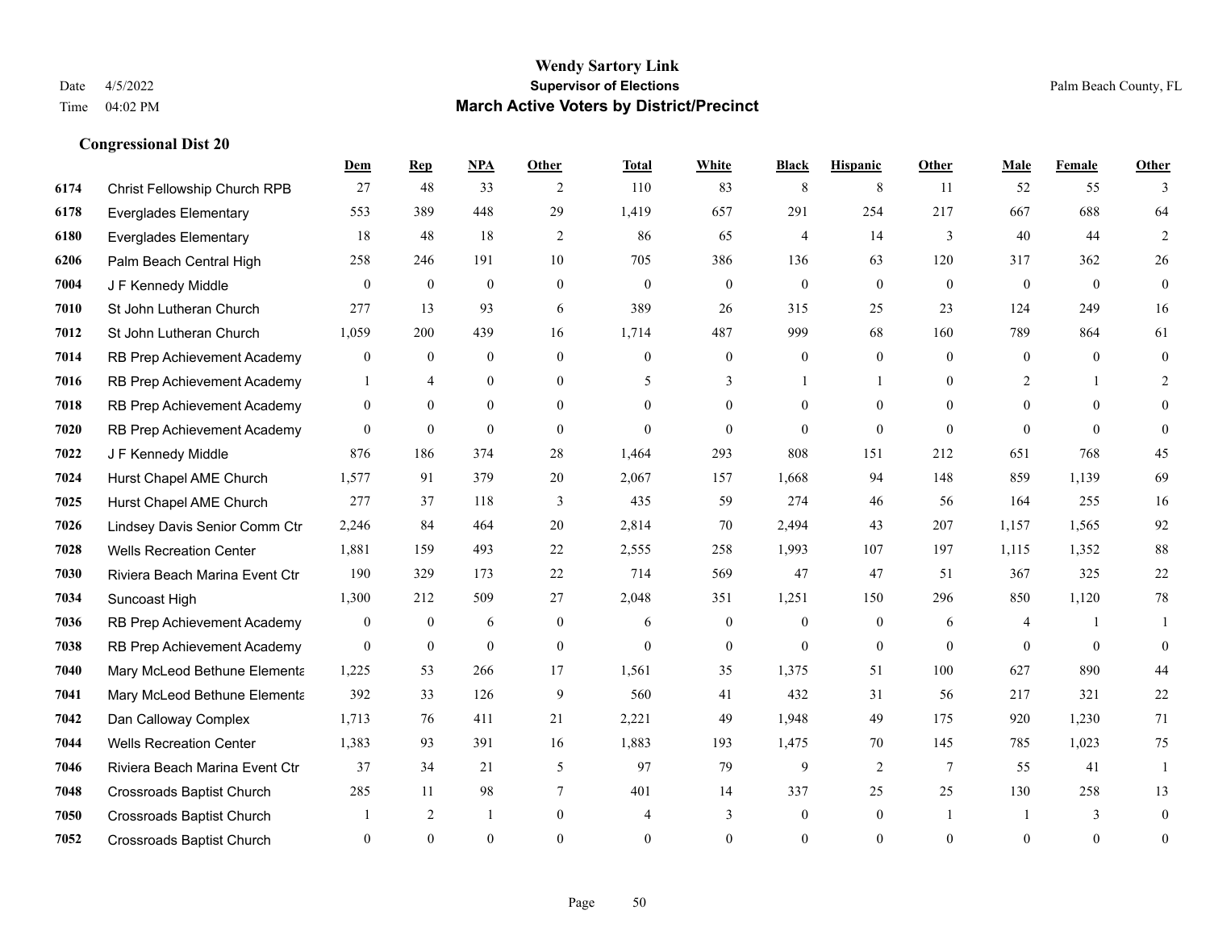# Wendy Sartory Link

**Supervisor of Elections**

**March Active Voters by District/Precinct**

Date 4/5/2022
Time 04:02 PM

Palm Beach County, FL

### Congressional Dist 20

| | | Dem | Rep | NPA | Other | Total | White | Black | Hispanic | Other | Male | Female | Other |
|---|---|---|---|---|---|---|---|---|---|---|---|---|---|
| 6174 | Christ Fellowship Church RPB | 27 | 48 | 33 | 2 | 110 | 83 | 8 | 8 | 11 | 52 | 55 | 3 |
| 6178 | Everglades Elementary | 553 | 389 | 448 | 29 | 1,419 | 657 | 291 | 254 | 217 | 667 | 688 | 64 |
| 6180 | Everglades Elementary | 18 | 48 | 18 | 2 | 86 | 65 | 4 | 14 | 3 | 40 | 44 | 2 |
| 6206 | Palm Beach Central High | 258 | 246 | 191 | 10 | 705 | 386 | 136 | 63 | 120 | 317 | 362 | 26 |
| 7004 | J F Kennedy Middle | 0 | 0 | 0 | 0 | 0 | 0 | 0 | 0 | 0 | 0 | 0 | 0 |
| 7010 | St John Lutheran Church | 277 | 13 | 93 | 6 | 389 | 26 | 315 | 25 | 23 | 124 | 249 | 16 |
| 7012 | St John Lutheran Church | 1,059 | 200 | 439 | 16 | 1,714 | 487 | 999 | 68 | 160 | 789 | 864 | 61 |
| 7014 | RB Prep Achievement Academy | 0 | 0 | 0 | 0 | 0 | 0 | 0 | 0 | 0 | 0 | 0 | 0 |
| 7016 | RB Prep Achievement Academy | 1 | 4 | 0 | 0 | 5 | 3 | 1 | 1 | 0 | 2 | 1 | 2 |
| 7018 | RB Prep Achievement Academy | 0 | 0 | 0 | 0 | 0 | 0 | 0 | 0 | 0 | 0 | 0 | 0 |
| 7020 | RB Prep Achievement Academy | 0 | 0 | 0 | 0 | 0 | 0 | 0 | 0 | 0 | 0 | 0 | 0 |
| 7022 | J F Kennedy Middle | 876 | 186 | 374 | 28 | 1,464 | 293 | 808 | 151 | 212 | 651 | 768 | 45 |
| 7024 | Hurst Chapel AME Church | 1,577 | 91 | 379 | 20 | 2,067 | 157 | 1,668 | 94 | 148 | 859 | 1,139 | 69 |
| 7025 | Hurst Chapel AME Church | 277 | 37 | 118 | 3 | 435 | 59 | 274 | 46 | 56 | 164 | 255 | 16 |
| 7026 | Lindsey Davis Senior Comm Ctr | 2,246 | 84 | 464 | 20 | 2,814 | 70 | 2,494 | 43 | 207 | 1,157 | 1,565 | 92 |
| 7028 | Wells Recreation Center | 1,881 | 159 | 493 | 22 | 2,555 | 258 | 1,993 | 107 | 197 | 1,115 | 1,352 | 88 |
| 7030 | Riviera Beach Marina Event Ctr | 190 | 329 | 173 | 22 | 714 | 569 | 47 | 47 | 51 | 367 | 325 | 22 |
| 7034 | Suncoast High | 1,300 | 212 | 509 | 27 | 2,048 | 351 | 1,251 | 150 | 296 | 850 | 1,120 | 78 |
| 7036 | RB Prep Achievement Academy | 0 | 0 | 6 | 0 | 6 | 0 | 0 | 0 | 6 | 4 | 1 | 1 |
| 7038 | RB Prep Achievement Academy | 0 | 0 | 0 | 0 | 0 | 0 | 0 | 0 | 0 | 0 | 0 | 0 |
| 7040 | Mary McLeod Bethune Elementa | 1,225 | 53 | 266 | 17 | 1,561 | 35 | 1,375 | 51 | 100 | 627 | 890 | 44 |
| 7041 | Mary McLeod Bethune Elementa | 392 | 33 | 126 | 9 | 560 | 41 | 432 | 31 | 56 | 217 | 321 | 22 |
| 7042 | Dan Calloway Complex | 1,713 | 76 | 411 | 21 | 2,221 | 49 | 1,948 | 49 | 175 | 920 | 1,230 | 71 |
| 7044 | Wells Recreation Center | 1,383 | 93 | 391 | 16 | 1,883 | 193 | 1,475 | 70 | 145 | 785 | 1,023 | 75 |
| 7046 | Riviera Beach Marina Event Ctr | 37 | 34 | 21 | 5 | 97 | 79 | 9 | 2 | 7 | 55 | 41 | 1 |
| 7048 | Crossroads Baptist Church | 285 | 11 | 98 | 7 | 401 | 14 | 337 | 25 | 25 | 130 | 258 | 13 |
| 7050 | Crossroads Baptist Church | 1 | 2 | 1 | 0 | 4 | 3 | 0 | 0 | 1 | 1 | 3 | 0 |
| 7052 | Crossroads Baptist Church | 0 | 0 | 0 | 0 | 0 | 0 | 0 | 0 | 0 | 0 | 0 | 0 |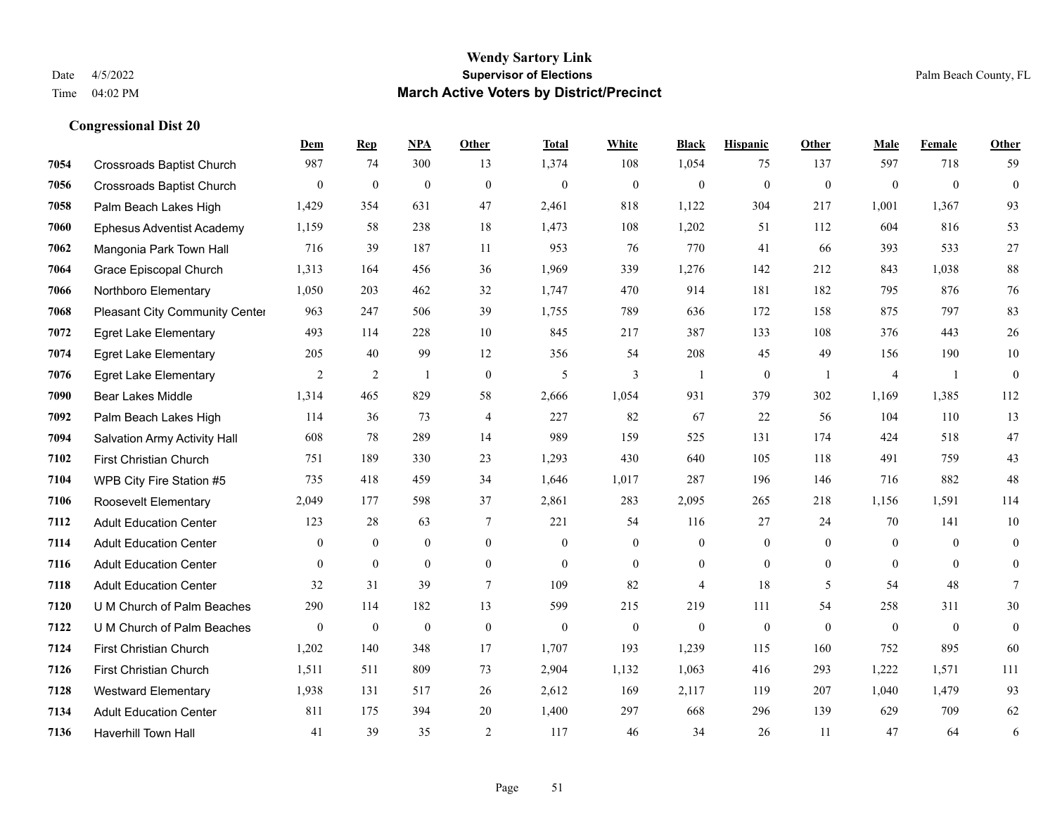# Wendy Sartory Link
## Supervisor of Elections
## March Active Voters by District/Precinct

Date 4/5/2022
Time 04:02 PM

Palm Beach County, FL

### Congressional Dist 20

| | | Dem | Rep | NPA | Other | Total | White | Black | Hispanic | Other | Male | Female | Other |
|---|---|---|---|---|---|---|---|---|---|---|---|---|---|
| 7054 | Crossroads Baptist Church | 987 | 74 | 300 | 13 | 1,374 | 108 | 1,054 | 75 | 137 | 597 | 718 | 59 |
| 7056 | Crossroads Baptist Church | 0 | 0 | 0 | 0 | 0 | 0 | 0 | 0 | 0 | 0 | 0 | 0 |
| 7058 | Palm Beach Lakes High | 1,429 | 354 | 631 | 47 | 2,461 | 818 | 1,122 | 304 | 217 | 1,001 | 1,367 | 93 |
| 7060 | Ephesus Adventist Academy | 1,159 | 58 | 238 | 18 | 1,473 | 108 | 1,202 | 51 | 112 | 604 | 816 | 53 |
| 7062 | Mangonia Park Town Hall | 716 | 39 | 187 | 11 | 953 | 76 | 770 | 41 | 66 | 393 | 533 | 27 |
| 7064 | Grace Episcopal Church | 1,313 | 164 | 456 | 36 | 1,969 | 339 | 1,276 | 142 | 212 | 843 | 1,038 | 88 |
| 7066 | Northboro Elementary | 1,050 | 203 | 462 | 32 | 1,747 | 470 | 914 | 181 | 182 | 795 | 876 | 76 |
| 7068 | Pleasant City Community Center | 963 | 247 | 506 | 39 | 1,755 | 789 | 636 | 172 | 158 | 875 | 797 | 83 |
| 7072 | Egret Lake Elementary | 493 | 114 | 228 | 10 | 845 | 217 | 387 | 133 | 108 | 376 | 443 | 26 |
| 7074 | Egret Lake Elementary | 205 | 40 | 99 | 12 | 356 | 54 | 208 | 45 | 49 | 156 | 190 | 10 |
| 7076 | Egret Lake Elementary | 2 | 2 | 1 | 0 | 5 | 3 | 1 | 0 | 1 | 4 | 1 | 0 |
| 7090 | Bear Lakes Middle | 1,314 | 465 | 829 | 58 | 2,666 | 1,054 | 931 | 379 | 302 | 1,169 | 1,385 | 112 |
| 7092 | Palm Beach Lakes High | 114 | 36 | 73 | 4 | 227 | 82 | 67 | 22 | 56 | 104 | 110 | 13 |
| 7094 | Salvation Army Activity Hall | 608 | 78 | 289 | 14 | 989 | 159 | 525 | 131 | 174 | 424 | 518 | 47 |
| 7102 | First Christian Church | 751 | 189 | 330 | 23 | 1,293 | 430 | 640 | 105 | 118 | 491 | 759 | 43 |
| 7104 | WPB City Fire Station #5 | 735 | 418 | 459 | 34 | 1,646 | 1,017 | 287 | 196 | 146 | 716 | 882 | 48 |
| 7106 | Roosevelt Elementary | 2,049 | 177 | 598 | 37 | 2,861 | 283 | 2,095 | 265 | 218 | 1,156 | 1,591 | 114 |
| 7112 | Adult Education Center | 123 | 28 | 63 | 7 | 221 | 54 | 116 | 27 | 24 | 70 | 141 | 10 |
| 7114 | Adult Education Center | 0 | 0 | 0 | 0 | 0 | 0 | 0 | 0 | 0 | 0 | 0 | 0 |
| 7116 | Adult Education Center | 0 | 0 | 0 | 0 | 0 | 0 | 0 | 0 | 0 | 0 | 0 | 0 |
| 7118 | Adult Education Center | 32 | 31 | 39 | 7 | 109 | 82 | 4 | 18 | 5 | 54 | 48 | 7 |
| 7120 | U M Church of Palm Beaches | 290 | 114 | 182 | 13 | 599 | 215 | 219 | 111 | 54 | 258 | 311 | 30 |
| 7122 | U M Church of Palm Beaches | 0 | 0 | 0 | 0 | 0 | 0 | 0 | 0 | 0 | 0 | 0 | 0 |
| 7124 | First Christian Church | 1,202 | 140 | 348 | 17 | 1,707 | 193 | 1,239 | 115 | 160 | 752 | 895 | 60 |
| 7126 | First Christian Church | 1,511 | 511 | 809 | 73 | 2,904 | 1,132 | 1,063 | 416 | 293 | 1,222 | 1,571 | 111 |
| 7128 | Westward Elementary | 1,938 | 131 | 517 | 26 | 2,612 | 169 | 2,117 | 119 | 207 | 1,040 | 1,479 | 93 |
| 7134 | Adult Education Center | 811 | 175 | 394 | 20 | 1,400 | 297 | 668 | 296 | 139 | 629 | 709 | 62 |
| 7136 | Haverhill Town Hall | 41 | 39 | 35 | 2 | 117 | 46 | 34 | 26 | 11 | 47 | 64 | 6 |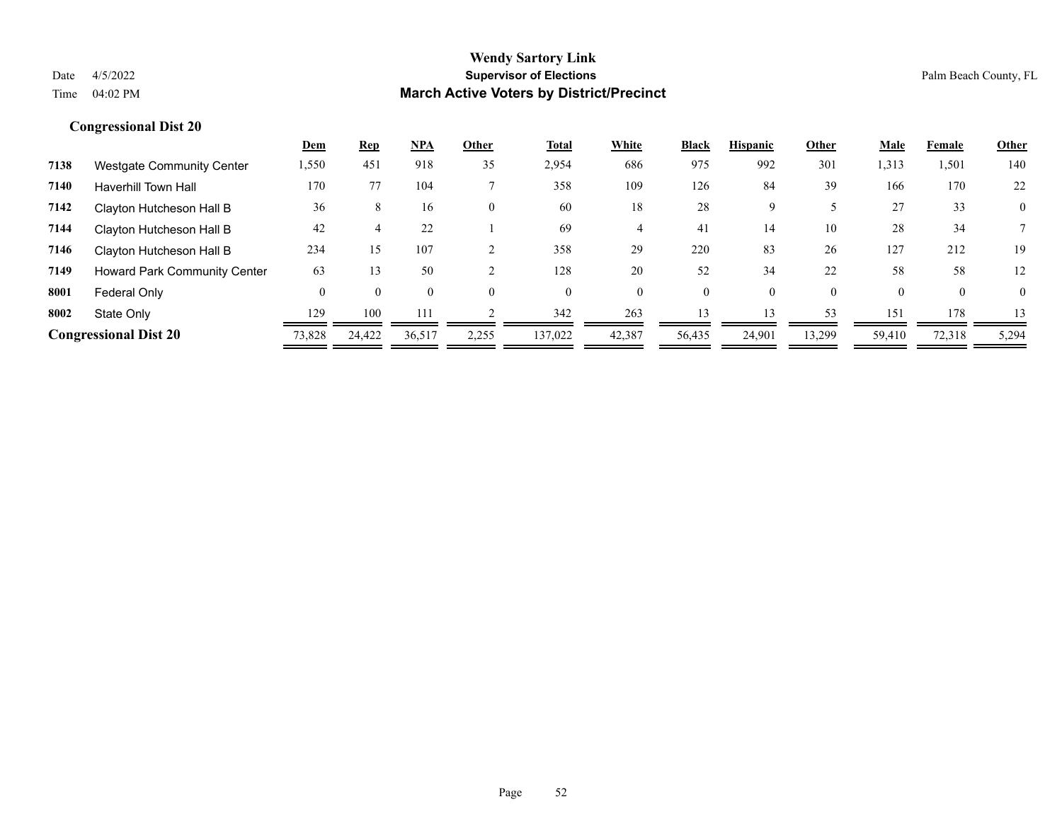## Wendy Sartory Link
### Supervisor of Elections
### March Active Voters by District/Precinct

Date 4/5/2022
Time 04:02 PM

Palm Beach County, FL

**Congressional Dist 20**

| | | Dem | Rep | NPA | Other | Total | White | Black | Hispanic | Other | Male | Female | Other |
|---|---|---|---|---|---|---|---|---|---|---|---|---|---|
| 7138 | Westgate Community Center | 1,550 | 451 | 918 | 35 | 2,954 | 686 | 975 | 992 | 301 | 1,313 | 1,501 | 140 |
| 7140 | Haverhill Town Hall | 170 | 77 | 104 | 7 | 358 | 109 | 126 | 84 | 39 | 166 | 170 | 22 |
| 7142 | Clayton Hutcheson Hall B | 36 | 8 | 16 | 0 | 60 | 18 | 28 | 9 | 5 | 27 | 33 | 0 |
| 7144 | Clayton Hutcheson Hall B | 42 | 4 | 22 | 1 | 69 | 4 | 41 | 14 | 10 | 28 | 34 | 7 |
| 7146 | Clayton Hutcheson Hall B | 234 | 15 | 107 | 2 | 358 | 29 | 220 | 83 | 26 | 127 | 212 | 19 |
| 7149 | Howard Park Community Center | 63 | 13 | 50 | 2 | 128 | 20 | 52 | 34 | 22 | 58 | 58 | 12 |
| 8001 | Federal Only | 0 | 0 | 0 | 0 | 0 | 0 | 0 | 0 | 0 | 0 | 0 | 0 |
| 8002 | State Only | 129 | 100 | 111 | 2 | 342 | 263 | 13 | 13 | 53 | 151 | 178 | 13 |
| **Congressional Dist 20** | | 73,828 | 24,422 | 36,517 | 2,255 | 137,022 | 42,387 | 56,435 | 24,901 | 13,299 | 59,410 | 72,318 | 5,294 |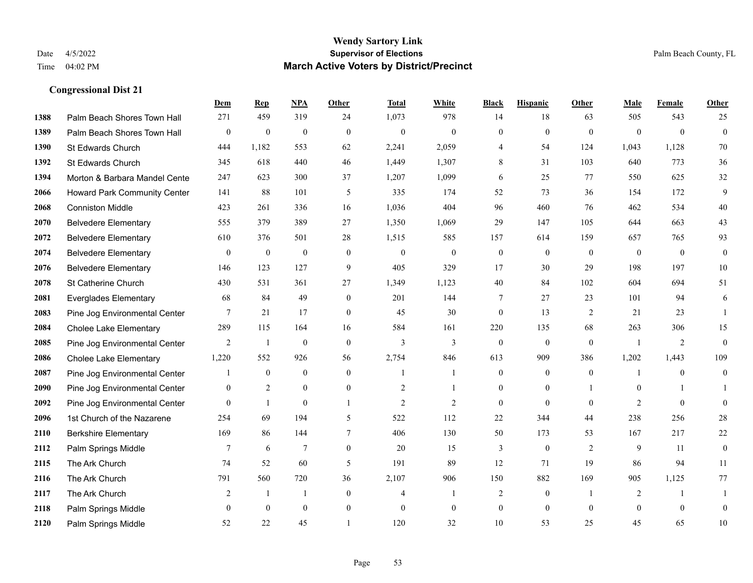# Wendy Sartory Link
## Supervisor of Elections
## March Active Voters by District/Precinct

Date 4/5/2022
Time 04:02 PM

Palm Beach County, FL

### Congressional Dist 21

| | | Dem | Rep | NPA | Other | Total | White | Black | Hispanic | Other | Male | Female | Other |
|---|---|---|---|---|---|---|---|---|---|---|---|---|---|
| 1388 | Palm Beach Shores Town Hall | 271 | 459 | 319 | 24 | 1,073 | 978 | 14 | 18 | 63 | 505 | 543 | 25 |
| 1389 | Palm Beach Shores Town Hall | 0 | 0 | 0 | 0 | 0 | 0 | 0 | 0 | 0 | 0 | 0 | 0 |
| 1390 | St Edwards Church | 444 | 1,182 | 553 | 62 | 2,241 | 2,059 | 4 | 54 | 124 | 1,043 | 1,128 | 70 |
| 1392 | St Edwards Church | 345 | 618 | 440 | 46 | 1,449 | 1,307 | 8 | 31 | 103 | 640 | 773 | 36 |
| 1394 | Morton & Barbara Mandel Cente | 247 | 623 | 300 | 37 | 1,207 | 1,099 | 6 | 25 | 77 | 550 | 625 | 32 |
| 2066 | Howard Park Community Center | 141 | 88 | 101 | 5 | 335 | 174 | 52 | 73 | 36 | 154 | 172 | 9 |
| 2068 | Conniston Middle | 423 | 261 | 336 | 16 | 1,036 | 404 | 96 | 460 | 76 | 462 | 534 | 40 |
| 2070 | Belvedere Elementary | 555 | 379 | 389 | 27 | 1,350 | 1,069 | 29 | 147 | 105 | 644 | 663 | 43 |
| 2072 | Belvedere Elementary | 610 | 376 | 501 | 28 | 1,515 | 585 | 157 | 614 | 159 | 657 | 765 | 93 |
| 2074 | Belvedere Elementary | 0 | 0 | 0 | 0 | 0 | 0 | 0 | 0 | 0 | 0 | 0 | 0 |
| 2076 | Belvedere Elementary | 146 | 123 | 127 | 9 | 405 | 329 | 17 | 30 | 29 | 198 | 197 | 10 |
| 2078 | St Catherine Church | 430 | 531 | 361 | 27 | 1,349 | 1,123 | 40 | 84 | 102 | 604 | 694 | 51 |
| 2081 | Everglades Elementary | 68 | 84 | 49 | 0 | 201 | 144 | 7 | 27 | 23 | 101 | 94 | 6 |
| 2083 | Pine Jog Environmental Center | 7 | 21 | 17 | 0 | 45 | 30 | 0 | 13 | 2 | 21 | 23 | 1 |
| 2084 | Cholee Lake Elementary | 289 | 115 | 164 | 16 | 584 | 161 | 220 | 135 | 68 | 263 | 306 | 15 |
| 2085 | Pine Jog Environmental Center | 2 | 1 | 0 | 0 | 3 | 3 | 0 | 0 | 0 | 1 | 2 | 0 |
| 2086 | Cholee Lake Elementary | 1,220 | 552 | 926 | 56 | 2,754 | 846 | 613 | 909 | 386 | 1,202 | 1,443 | 109 |
| 2087 | Pine Jog Environmental Center | 1 | 0 | 0 | 0 | 1 | 1 | 0 | 0 | 0 | 1 | 0 | 0 |
| 2090 | Pine Jog Environmental Center | 0 | 2 | 0 | 0 | 2 | 1 | 0 | 0 | 1 | 0 | 1 | 1 |
| 2092 | Pine Jog Environmental Center | 0 | 1 | 0 | 1 | 2 | 2 | 0 | 0 | 0 | 2 | 0 | 0 |
| 2096 | 1st Church of the Nazarene | 254 | 69 | 194 | 5 | 522 | 112 | 22 | 344 | 44 | 238 | 256 | 28 |
| 2110 | Berkshire Elementary | 169 | 86 | 144 | 7 | 406 | 130 | 50 | 173 | 53 | 167 | 217 | 22 |
| 2112 | Palm Springs Middle | 7 | 6 | 7 | 0 | 20 | 15 | 3 | 0 | 2 | 9 | 11 | 0 |
| 2115 | The Ark Church | 74 | 52 | 60 | 5 | 191 | 89 | 12 | 71 | 19 | 86 | 94 | 11 |
| 2116 | The Ark Church | 791 | 560 | 720 | 36 | 2,107 | 906 | 150 | 882 | 169 | 905 | 1,125 | 77 |
| 2117 | The Ark Church | 2 | 1 | 1 | 0 | 4 | 1 | 2 | 0 | 1 | 2 | 1 | 1 |
| 2118 | Palm Springs Middle | 0 | 0 | 0 | 0 | 0 | 0 | 0 | 0 | 0 | 0 | 0 | 0 |
| 2120 | Palm Springs Middle | 52 | 22 | 45 | 1 | 120 | 32 | 10 | 53 | 25 | 45 | 65 | 10 |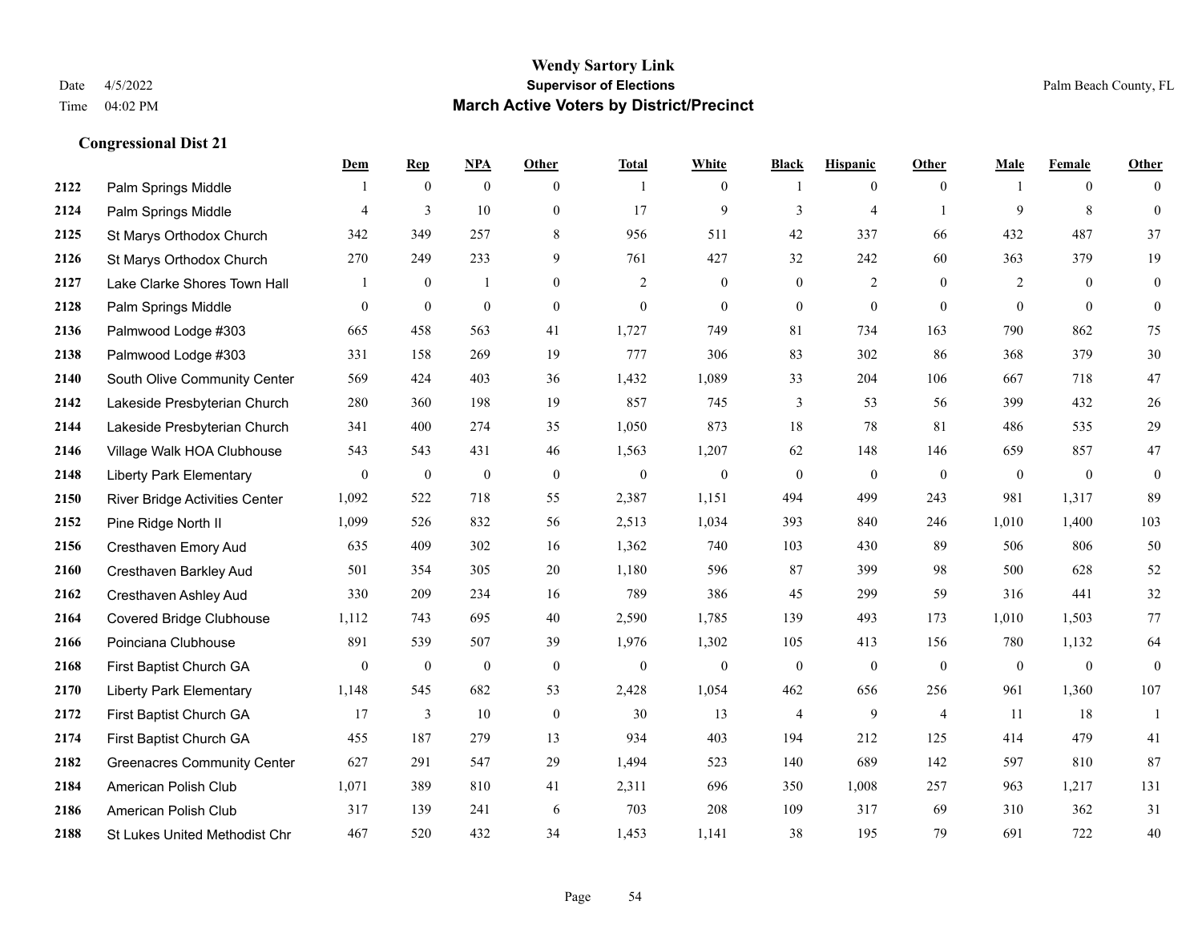**Wendy Sartory Link**
**Supervisor of Elections**
**March Active Voters by District/Precinct**

Date 4/5/2022
Time 04:02 PM

Palm Beach County, FL

### Congressional Dist 21

| | | Dem | Rep | NPA | Other | Total | White | Black | Hispanic | Other | Male | Female | Other |
|---|---|---|---|---|---|---|---|---|---|---|---|---|---|
| 2122 | Palm Springs Middle | 1 | 0 | 0 | 0 | 1 | 0 | 1 | 0 | 0 | 1 | 0 | 0 |
| 2124 | Palm Springs Middle | 4 | 3 | 10 | 0 | 17 | 9 | 3 | 4 | 1 | 9 | 8 | 0 |
| 2125 | St Marys Orthodox Church | 342 | 349 | 257 | 8 | 956 | 511 | 42 | 337 | 66 | 432 | 487 | 37 |
| 2126 | St Marys Orthodox Church | 270 | 249 | 233 | 9 | 761 | 427 | 32 | 242 | 60 | 363 | 379 | 19 |
| 2127 | Lake Clarke Shores Town Hall | 1 | 0 | 1 | 0 | 2 | 0 | 0 | 2 | 0 | 2 | 0 | 0 |
| 2128 | Palm Springs Middle | 0 | 0 | 0 | 0 | 0 | 0 | 0 | 0 | 0 | 0 | 0 | 0 |
| 2136 | Palmwood Lodge #303 | 665 | 458 | 563 | 41 | 1,727 | 749 | 81 | 734 | 163 | 790 | 862 | 75 |
| 2138 | Palmwood Lodge #303 | 331 | 158 | 269 | 19 | 777 | 306 | 83 | 302 | 86 | 368 | 379 | 30 |
| 2140 | South Olive Community Center | 569 | 424 | 403 | 36 | 1,432 | 1,089 | 33 | 204 | 106 | 667 | 718 | 47 |
| 2142 | Lakeside Presbyterian Church | 280 | 360 | 198 | 19 | 857 | 745 | 3 | 53 | 56 | 399 | 432 | 26 |
| 2144 | Lakeside Presbyterian Church | 341 | 400 | 274 | 35 | 1,050 | 873 | 18 | 78 | 81 | 486 | 535 | 29 |
| 2146 | Village Walk HOA Clubhouse | 543 | 543 | 431 | 46 | 1,563 | 1,207 | 62 | 148 | 146 | 659 | 857 | 47 |
| 2148 | Liberty Park Elementary | 0 | 0 | 0 | 0 | 0 | 0 | 0 | 0 | 0 | 0 | 0 | 0 |
| 2150 | River Bridge Activities Center | 1,092 | 522 | 718 | 55 | 2,387 | 1,151 | 494 | 499 | 243 | 981 | 1,317 | 89 |
| 2152 | Pine Ridge North II | 1,099 | 526 | 832 | 56 | 2,513 | 1,034 | 393 | 840 | 246 | 1,010 | 1,400 | 103 |
| 2156 | Cresthaven Emory Aud | 635 | 409 | 302 | 16 | 1,362 | 740 | 103 | 430 | 89 | 506 | 806 | 50 |
| 2160 | Cresthaven Barkley Aud | 501 | 354 | 305 | 20 | 1,180 | 596 | 87 | 399 | 98 | 500 | 628 | 52 |
| 2162 | Cresthaven Ashley Aud | 330 | 209 | 234 | 16 | 789 | 386 | 45 | 299 | 59 | 316 | 441 | 32 |
| 2164 | Covered Bridge Clubhouse | 1,112 | 743 | 695 | 40 | 2,590 | 1,785 | 139 | 493 | 173 | 1,010 | 1,503 | 77 |
| 2166 | Poinciana Clubhouse | 891 | 539 | 507 | 39 | 1,976 | 1,302 | 105 | 413 | 156 | 780 | 1,132 | 64 |
| 2168 | First Baptist Church GA | 0 | 0 | 0 | 0 | 0 | 0 | 0 | 0 | 0 | 0 | 0 | 0 |
| 2170 | Liberty Park Elementary | 1,148 | 545 | 682 | 53 | 2,428 | 1,054 | 462 | 656 | 256 | 961 | 1,360 | 107 |
| 2172 | First Baptist Church GA | 17 | 3 | 10 | 0 | 30 | 13 | 4 | 9 | 4 | 11 | 18 | 1 |
| 2174 | First Baptist Church GA | 455 | 187 | 279 | 13 | 934 | 403 | 194 | 212 | 125 | 414 | 479 | 41 |
| 2182 | Greenacres Community Center | 627 | 291 | 547 | 29 | 1,494 | 523 | 140 | 689 | 142 | 597 | 810 | 87 |
| 2184 | American Polish Club | 1,071 | 389 | 810 | 41 | 2,311 | 696 | 350 | 1,008 | 257 | 963 | 1,217 | 131 |
| 2186 | American Polish Club | 317 | 139 | 241 | 6 | 703 | 208 | 109 | 317 | 69 | 310 | 362 | 31 |
| 2188 | St Lukes United Methodist Chr | 467 | 520 | 432 | 34 | 1,453 | 1,141 | 38 | 195 | 79 | 691 | 722 | 40 |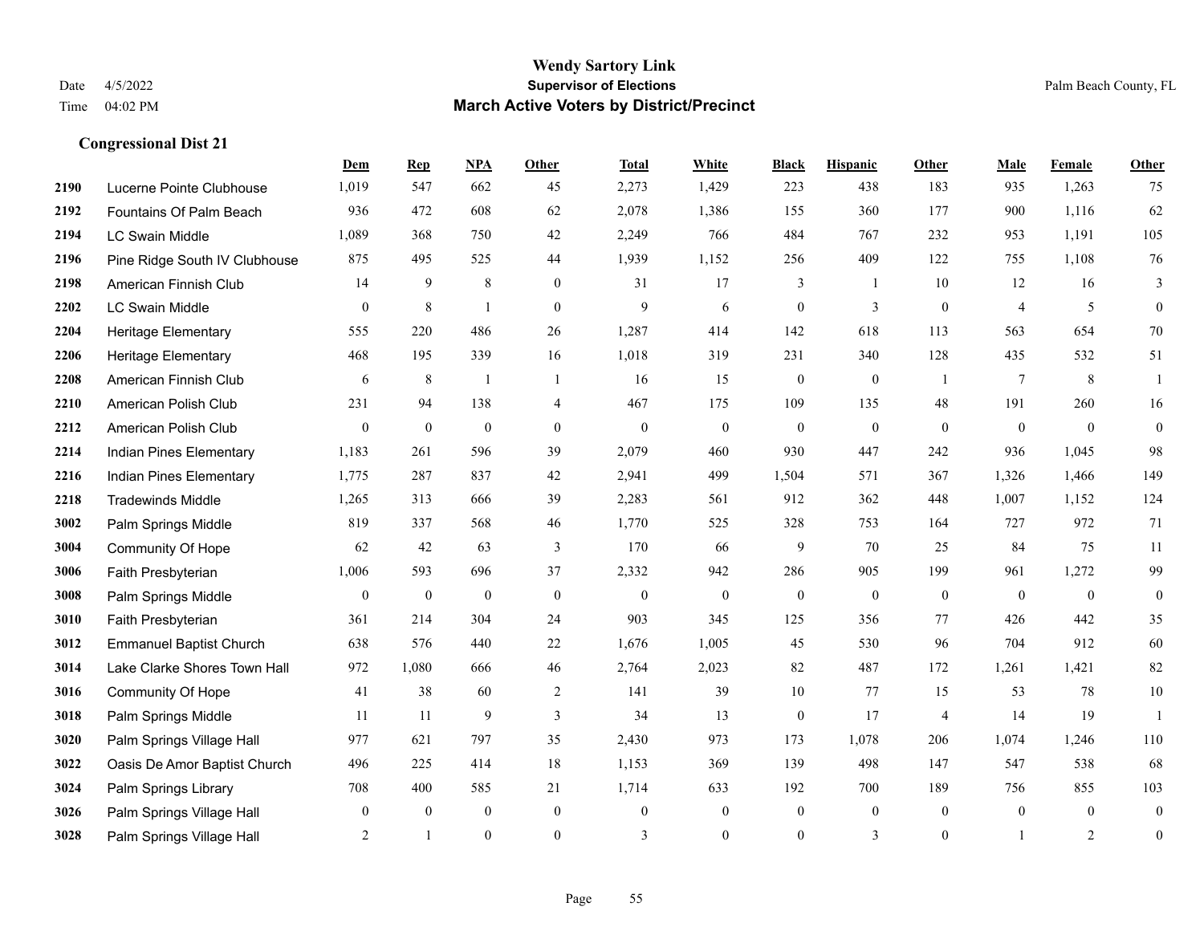**Wendy Sartory Link**
**Supervisor of Elections**
**March Active Voters by District/Precinct**

Date 4/5/2022
Time 04:02 PM

Palm Beach County, FL

### Congressional Dist 21

| | | Dem | Rep | NPA | Other | Total | White | Black | Hispanic | Other | Male | Female | Other |
|---|---|---|---|---|---|---|---|---|---|---|---|---|---|
| 2190 | Lucerne Pointe Clubhouse | 1,019 | 547 | 662 | 45 | 2,273 | 1,429 | 223 | 438 | 183 | 935 | 1,263 | 75 |
| 2192 | Fountains Of Palm Beach | 936 | 472 | 608 | 62 | 2,078 | 1,386 | 155 | 360 | 177 | 900 | 1,116 | 62 |
| 2194 | LC Swain Middle | 1,089 | 368 | 750 | 42 | 2,249 | 766 | 484 | 767 | 232 | 953 | 1,191 | 105 |
| 2196 | Pine Ridge South IV Clubhouse | 875 | 495 | 525 | 44 | 1,939 | 1,152 | 256 | 409 | 122 | 755 | 1,108 | 76 |
| 2198 | American Finnish Club | 14 | 9 | 8 | 0 | 31 | 17 | 3 | 1 | 10 | 12 | 16 | 3 |
| 2202 | LC Swain Middle | 0 | 8 | 1 | 0 | 9 | 6 | 0 | 3 | 0 | 4 | 5 | 0 |
| 2204 | Heritage Elementary | 555 | 220 | 486 | 26 | 1,287 | 414 | 142 | 618 | 113 | 563 | 654 | 70 |
| 2206 | Heritage Elementary | 468 | 195 | 339 | 16 | 1,018 | 319 | 231 | 340 | 128 | 435 | 532 | 51 |
| 2208 | American Finnish Club | 6 | 8 | 1 | 1 | 16 | 15 | 0 | 0 | 1 | 7 | 8 | 1 |
| 2210 | American Polish Club | 231 | 94 | 138 | 4 | 467 | 175 | 109 | 135 | 48 | 191 | 260 | 16 |
| 2212 | American Polish Club | 0 | 0 | 0 | 0 | 0 | 0 | 0 | 0 | 0 | 0 | 0 | 0 |
| 2214 | Indian Pines Elementary | 1,183 | 261 | 596 | 39 | 2,079 | 460 | 930 | 447 | 242 | 936 | 1,045 | 98 |
| 2216 | Indian Pines Elementary | 1,775 | 287 | 837 | 42 | 2,941 | 499 | 1,504 | 571 | 367 | 1,326 | 1,466 | 149 |
| 2218 | Tradewinds Middle | 1,265 | 313 | 666 | 39 | 2,283 | 561 | 912 | 362 | 448 | 1,007 | 1,152 | 124 |
| 3002 | Palm Springs Middle | 819 | 337 | 568 | 46 | 1,770 | 525 | 328 | 753 | 164 | 727 | 972 | 71 |
| 3004 | Community Of Hope | 62 | 42 | 63 | 3 | 170 | 66 | 9 | 70 | 25 | 84 | 75 | 11 |
| 3006 | Faith Presbyterian | 1,006 | 593 | 696 | 37 | 2,332 | 942 | 286 | 905 | 199 | 961 | 1,272 | 99 |
| 3008 | Palm Springs Middle | 0 | 0 | 0 | 0 | 0 | 0 | 0 | 0 | 0 | 0 | 0 | 0 |
| 3010 | Faith Presbyterian | 361 | 214 | 304 | 24 | 903 | 345 | 125 | 356 | 77 | 426 | 442 | 35 |
| 3012 | Emmanuel Baptist Church | 638 | 576 | 440 | 22 | 1,676 | 1,005 | 45 | 530 | 96 | 704 | 912 | 60 |
| 3014 | Lake Clarke Shores Town Hall | 972 | 1,080 | 666 | 46 | 2,764 | 2,023 | 82 | 487 | 172 | 1,261 | 1,421 | 82 |
| 3016 | Community Of Hope | 41 | 38 | 60 | 2 | 141 | 39 | 10 | 77 | 15 | 53 | 78 | 10 |
| 3018 | Palm Springs Middle | 11 | 11 | 9 | 3 | 34 | 13 | 0 | 17 | 4 | 14 | 19 | 1 |
| 3020 | Palm Springs Village Hall | 977 | 621 | 797 | 35 | 2,430 | 973 | 173 | 1,078 | 206 | 1,074 | 1,246 | 110 |
| 3022 | Oasis De Amor Baptist Church | 496 | 225 | 414 | 18 | 1,153 | 369 | 139 | 498 | 147 | 547 | 538 | 68 |
| 3024 | Palm Springs Library | 708 | 400 | 585 | 21 | 1,714 | 633 | 192 | 700 | 189 | 756 | 855 | 103 |
| 3026 | Palm Springs Village Hall | 0 | 0 | 0 | 0 | 0 | 0 | 0 | 0 | 0 | 0 | 0 | 0 |
| 3028 | Palm Springs Village Hall | 2 | 1 | 0 | 0 | 3 | 0 | 0 | 3 | 0 | 1 | 2 | 0 |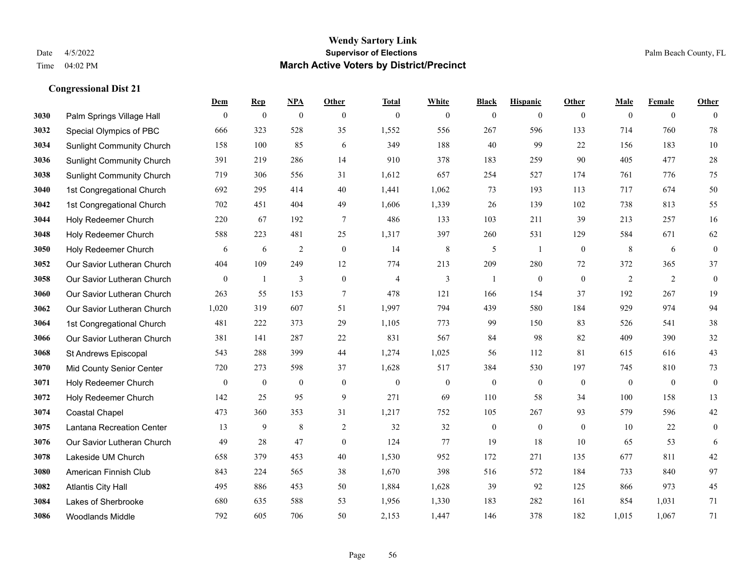# Wendy Sartory Link

**Supervisor of Elections**

**March Active Voters by District/Precinct**

Date 4/5/2022
Time 04:02 PM

Palm Beach County, FL

## Congressional Dist 21

| | | Dem | Rep | NPA | Other | Total | White | Black | Hispanic | Other | Male | Female | Other |
|---|---|---|---|---|---|---|---|---|---|---|---|---|---|
| 3030 | Palm Springs Village Hall | 0 | 0 | 0 | 0 | 0 | 0 | 0 | 0 | 0 | 0 | 0 | 0 |
| 3032 | Special Olympics of PBC | 666 | 323 | 528 | 35 | 1,552 | 556 | 267 | 596 | 133 | 714 | 760 | 78 |
| 3034 | Sunlight Community Church | 158 | 100 | 85 | 6 | 349 | 188 | 40 | 99 | 22 | 156 | 183 | 10 |
| 3036 | Sunlight Community Church | 391 | 219 | 286 | 14 | 910 | 378 | 183 | 259 | 90 | 405 | 477 | 28 |
| 3038 | Sunlight Community Church | 719 | 306 | 556 | 31 | 1,612 | 657 | 254 | 527 | 174 | 761 | 776 | 75 |
| 3040 | 1st Congregational Church | 692 | 295 | 414 | 40 | 1,441 | 1,062 | 73 | 193 | 113 | 717 | 674 | 50 |
| 3042 | 1st Congregational Church | 702 | 451 | 404 | 49 | 1,606 | 1,339 | 26 | 139 | 102 | 738 | 813 | 55 |
| 3044 | Holy Redeemer Church | 220 | 67 | 192 | 7 | 486 | 133 | 103 | 211 | 39 | 213 | 257 | 16 |
| 3048 | Holy Redeemer Church | 588 | 223 | 481 | 25 | 1,317 | 397 | 260 | 531 | 129 | 584 | 671 | 62 |
| 3050 | Holy Redeemer Church | 6 | 6 | 2 | 0 | 14 | 8 | 5 | 1 | 0 | 8 | 6 | 0 |
| 3052 | Our Savior Lutheran Church | 404 | 109 | 249 | 12 | 774 | 213 | 209 | 280 | 72 | 372 | 365 | 37 |
| 3058 | Our Savior Lutheran Church | 0 | 1 | 3 | 0 | 4 | 3 | 1 | 0 | 0 | 2 | 2 | 0 |
| 3060 | Our Savior Lutheran Church | 263 | 55 | 153 | 7 | 478 | 121 | 166 | 154 | 37 | 192 | 267 | 19 |
| 3062 | Our Savior Lutheran Church | 1,020 | 319 | 607 | 51 | 1,997 | 794 | 439 | 580 | 184 | 929 | 974 | 94 |
| 3064 | 1st Congregational Church | 481 | 222 | 373 | 29 | 1,105 | 773 | 99 | 150 | 83 | 526 | 541 | 38 |
| 3066 | Our Savior Lutheran Church | 381 | 141 | 287 | 22 | 831 | 567 | 84 | 98 | 82 | 409 | 390 | 32 |
| 3068 | St Andrews Episcopal | 543 | 288 | 399 | 44 | 1,274 | 1,025 | 56 | 112 | 81 | 615 | 616 | 43 |
| 3070 | Mid County Senior Center | 720 | 273 | 598 | 37 | 1,628 | 517 | 384 | 530 | 197 | 745 | 810 | 73 |
| 3071 | Holy Redeemer Church | 0 | 0 | 0 | 0 | 0 | 0 | 0 | 0 | 0 | 0 | 0 | 0 |
| 3072 | Holy Redeemer Church | 142 | 25 | 95 | 9 | 271 | 69 | 110 | 58 | 34 | 100 | 158 | 13 |
| 3074 | Coastal Chapel | 473 | 360 | 353 | 31 | 1,217 | 752 | 105 | 267 | 93 | 579 | 596 | 42 |
| 3075 | Lantana Recreation Center | 13 | 9 | 8 | 2 | 32 | 32 | 0 | 0 | 0 | 10 | 22 | 0 |
| 3076 | Our Savior Lutheran Church | 49 | 28 | 47 | 0 | 124 | 77 | 19 | 18 | 10 | 65 | 53 | 6 |
| 3078 | Lakeside UM Church | 658 | 379 | 453 | 40 | 1,530 | 952 | 172 | 271 | 135 | 677 | 811 | 42 |
| 3080 | American Finnish Club | 843 | 224 | 565 | 38 | 1,670 | 398 | 516 | 572 | 184 | 733 | 840 | 97 |
| 3082 | Atlantis City Hall | 495 | 886 | 453 | 50 | 1,884 | 1,628 | 39 | 92 | 125 | 866 | 973 | 45 |
| 3084 | Lakes of Sherbrooke | 680 | 635 | 588 | 53 | 1,956 | 1,330 | 183 | 282 | 161 | 854 | 1,031 | 71 |
| 3086 | Woodlands Middle | 792 | 605 | 706 | 50 | 2,153 | 1,447 | 146 | 378 | 182 | 1,015 | 1,067 | 71 |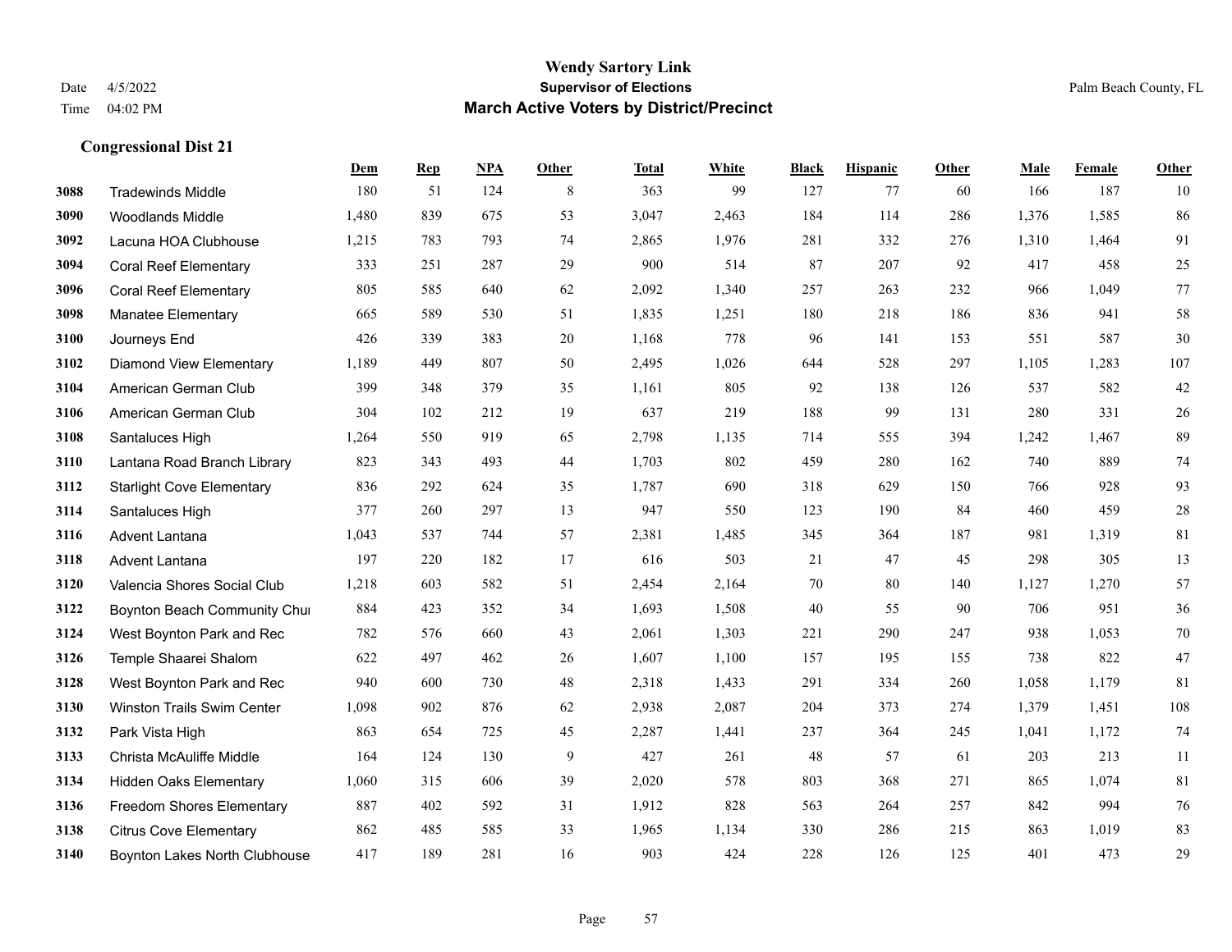# Wendy Sartory Link

## Supervisor of Elections

## March Active Voters by District/Precinct

Date 4/5/2022
Time 04:02 PM

Palm Beach County, FL

### Congressional Dist 21

| | | Dem | Rep | NPA | Other | Total | White | Black | Hispanic | Other | Male | Female | Other |
|---|---|---|---|---|---|---|---|---|---|---|---|---|---|
| 3088 | Tradewinds Middle | 180 | 51 | 124 | 8 | 363 | 99 | 127 | 77 | 60 | 166 | 187 | 10 |
| 3090 | Woodlands Middle | 1,480 | 839 | 675 | 53 | 3,047 | 2,463 | 184 | 114 | 286 | 1,376 | 1,585 | 86 |
| 3092 | Lacuna HOA Clubhouse | 1,215 | 783 | 793 | 74 | 2,865 | 1,976 | 281 | 332 | 276 | 1,310 | 1,464 | 91 |
| 3094 | Coral Reef Elementary | 333 | 251 | 287 | 29 | 900 | 514 | 87 | 207 | 92 | 417 | 458 | 25 |
| 3096 | Coral Reef Elementary | 805 | 585 | 640 | 62 | 2,092 | 1,340 | 257 | 263 | 232 | 966 | 1,049 | 77 |
| 3098 | Manatee Elementary | 665 | 589 | 530 | 51 | 1,835 | 1,251 | 180 | 218 | 186 | 836 | 941 | 58 |
| 3100 | Journeys End | 426 | 339 | 383 | 20 | 1,168 | 778 | 96 | 141 | 153 | 551 | 587 | 30 |
| 3102 | Diamond View Elementary | 1,189 | 449 | 807 | 50 | 2,495 | 1,026 | 644 | 528 | 297 | 1,105 | 1,283 | 107 |
| 3104 | American German Club | 399 | 348 | 379 | 35 | 1,161 | 805 | 92 | 138 | 126 | 537 | 582 | 42 |
| 3106 | American German Club | 304 | 102 | 212 | 19 | 637 | 219 | 188 | 99 | 131 | 280 | 331 | 26 |
| 3108 | Santaluces High | 1,264 | 550 | 919 | 65 | 2,798 | 1,135 | 714 | 555 | 394 | 1,242 | 1,467 | 89 |
| 3110 | Lantana Road Branch Library | 823 | 343 | 493 | 44 | 1,703 | 802 | 459 | 280 | 162 | 740 | 889 | 74 |
| 3112 | Starlight Cove Elementary | 836 | 292 | 624 | 35 | 1,787 | 690 | 318 | 629 | 150 | 766 | 928 | 93 |
| 3114 | Santaluces High | 377 | 260 | 297 | 13 | 947 | 550 | 123 | 190 | 84 | 460 | 459 | 28 |
| 3116 | Advent Lantana | 1,043 | 537 | 744 | 57 | 2,381 | 1,485 | 345 | 364 | 187 | 981 | 1,319 | 81 |
| 3118 | Advent Lantana | 197 | 220 | 182 | 17 | 616 | 503 | 21 | 47 | 45 | 298 | 305 | 13 |
| 3120 | Valencia Shores Social Club | 1,218 | 603 | 582 | 51 | 2,454 | 2,164 | 70 | 80 | 140 | 1,127 | 1,270 | 57 |
| 3122 | Boynton Beach Community Chui | 884 | 423 | 352 | 34 | 1,693 | 1,508 | 40 | 55 | 90 | 706 | 951 | 36 |
| 3124 | West Boynton Park and Rec | 782 | 576 | 660 | 43 | 2,061 | 1,303 | 221 | 290 | 247 | 938 | 1,053 | 70 |
| 3126 | Temple Shaarei Shalom | 622 | 497 | 462 | 26 | 1,607 | 1,100 | 157 | 195 | 155 | 738 | 822 | 47 |
| 3128 | West Boynton Park and Rec | 940 | 600 | 730 | 48 | 2,318 | 1,433 | 291 | 334 | 260 | 1,058 | 1,179 | 81 |
| 3130 | Winston Trails Swim Center | 1,098 | 902 | 876 | 62 | 2,938 | 2,087 | 204 | 373 | 274 | 1,379 | 1,451 | 108 |
| 3132 | Park Vista High | 863 | 654 | 725 | 45 | 2,287 | 1,441 | 237 | 364 | 245 | 1,041 | 1,172 | 74 |
| 3133 | Christa McAuliffe Middle | 164 | 124 | 130 | 9 | 427 | 261 | 48 | 57 | 61 | 203 | 213 | 11 |
| 3134 | Hidden Oaks Elementary | 1,060 | 315 | 606 | 39 | 2,020 | 578 | 803 | 368 | 271 | 865 | 1,074 | 81 |
| 3136 | Freedom Shores Elementary | 887 | 402 | 592 | 31 | 1,912 | 828 | 563 | 264 | 257 | 842 | 994 | 76 |
| 3138 | Citrus Cove Elementary | 862 | 485 | 585 | 33 | 1,965 | 1,134 | 330 | 286 | 215 | 863 | 1,019 | 83 |
| 3140 | Boynton Lakes North Clubhouse | 417 | 189 | 281 | 16 | 903 | 424 | 228 | 126 | 125 | 401 | 473 | 29 |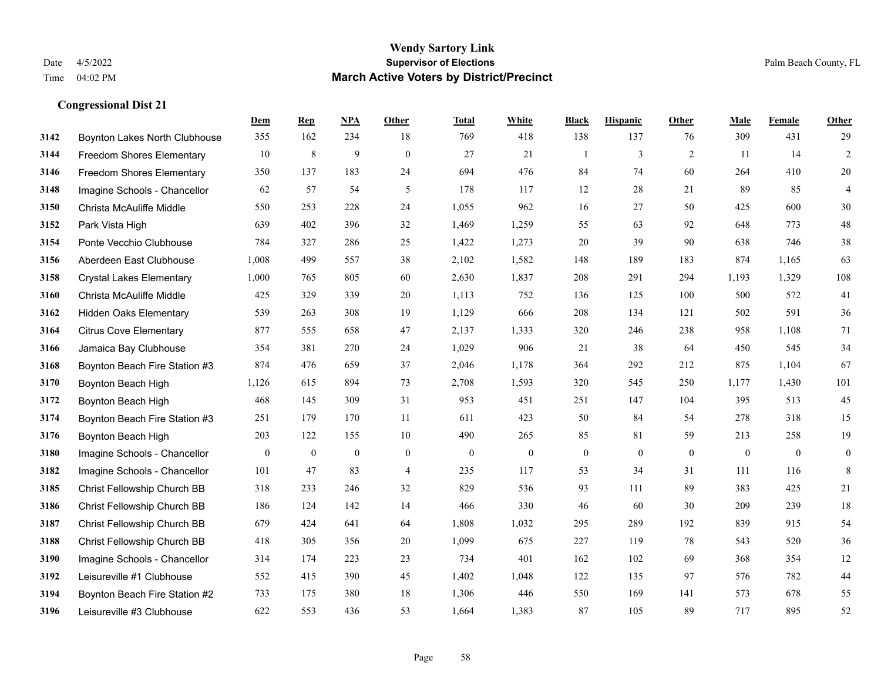**Wendy Sartory Link**
**Supervisor of Elections**
**March Active Voters by District/Precinct**

Date 4/5/2022
Time 04:02 PM

Palm Beach County, FL

### Congressional Dist 21

| | | Dem | Rep | NPA | Other | Total | White | Black | Hispanic | Other | Male | Female | Other |
|---|---|---|---|---|---|---|---|---|---|---|---|---|---|
| 3142 | Boynton Lakes North Clubhouse | 355 | 162 | 234 | 18 | 769 | 418 | 138 | 137 | 76 | 309 | 431 | 29 |
| 3144 | Freedom Shores Elementary | 10 | 8 | 9 | 0 | 27 | 21 | 1 | 3 | 2 | 11 | 14 | 2 |
| 3146 | Freedom Shores Elementary | 350 | 137 | 183 | 24 | 694 | 476 | 84 | 74 | 60 | 264 | 410 | 20 |
| 3148 | Imagine Schools - Chancellor | 62 | 57 | 54 | 5 | 178 | 117 | 12 | 28 | 21 | 89 | 85 | 4 |
| 3150 | Christa McAuliffe Middle | 550 | 253 | 228 | 24 | 1,055 | 962 | 16 | 27 | 50 | 425 | 600 | 30 |
| 3152 | Park Vista High | 639 | 402 | 396 | 32 | 1,469 | 1,259 | 55 | 63 | 92 | 648 | 773 | 48 |
| 3154 | Ponte Vecchio Clubhouse | 784 | 327 | 286 | 25 | 1,422 | 1,273 | 20 | 39 | 90 | 638 | 746 | 38 |
| 3156 | Aberdeen East Clubhouse | 1,008 | 499 | 557 | 38 | 2,102 | 1,582 | 148 | 189 | 183 | 874 | 1,165 | 63 |
| 3158 | Crystal Lakes Elementary | 1,000 | 765 | 805 | 60 | 2,630 | 1,837 | 208 | 291 | 294 | 1,193 | 1,329 | 108 |
| 3160 | Christa McAuliffe Middle | 425 | 329 | 339 | 20 | 1,113 | 752 | 136 | 125 | 100 | 500 | 572 | 41 |
| 3162 | Hidden Oaks Elementary | 539 | 263 | 308 | 19 | 1,129 | 666 | 208 | 134 | 121 | 502 | 591 | 36 |
| 3164 | Citrus Cove Elementary | 877 | 555 | 658 | 47 | 2,137 | 1,333 | 320 | 246 | 238 | 958 | 1,108 | 71 |
| 3166 | Jamaica Bay Clubhouse | 354 | 381 | 270 | 24 | 1,029 | 906 | 21 | 38 | 64 | 450 | 545 | 34 |
| 3168 | Boynton Beach Fire Station #3 | 874 | 476 | 659 | 37 | 2,046 | 1,178 | 364 | 292 | 212 | 875 | 1,104 | 67 |
| 3170 | Boynton Beach High | 1,126 | 615 | 894 | 73 | 2,708 | 1,593 | 320 | 545 | 250 | 1,177 | 1,430 | 101 |
| 3172 | Boynton Beach High | 468 | 145 | 309 | 31 | 953 | 451 | 251 | 147 | 104 | 395 | 513 | 45 |
| 3174 | Boynton Beach Fire Station #3 | 251 | 179 | 170 | 11 | 611 | 423 | 50 | 84 | 54 | 278 | 318 | 15 |
| 3176 | Boynton Beach High | 203 | 122 | 155 | 10 | 490 | 265 | 85 | 81 | 59 | 213 | 258 | 19 |
| 3180 | Imagine Schools - Chancellor | 0 | 0 | 0 | 0 | 0 | 0 | 0 | 0 | 0 | 0 | 0 | 0 |
| 3182 | Imagine Schools - Chancellor | 101 | 47 | 83 | 4 | 235 | 117 | 53 | 34 | 31 | 111 | 116 | 8 |
| 3185 | Christ Fellowship Church BB | 318 | 233 | 246 | 32 | 829 | 536 | 93 | 111 | 89 | 383 | 425 | 21 |
| 3186 | Christ Fellowship Church BB | 186 | 124 | 142 | 14 | 466 | 330 | 46 | 60 | 30 | 209 | 239 | 18 |
| 3187 | Christ Fellowship Church BB | 679 | 424 | 641 | 64 | 1,808 | 1,032 | 295 | 289 | 192 | 839 | 915 | 54 |
| 3188 | Christ Fellowship Church BB | 418 | 305 | 356 | 20 | 1,099 | 675 | 227 | 119 | 78 | 543 | 520 | 36 |
| 3190 | Imagine Schools - Chancellor | 314 | 174 | 223 | 23 | 734 | 401 | 162 | 102 | 69 | 368 | 354 | 12 |
| 3192 | Leisureville #1 Clubhouse | 552 | 415 | 390 | 45 | 1,402 | 1,048 | 122 | 135 | 97 | 576 | 782 | 44 |
| 3194 | Boynton Beach Fire Station #2 | 733 | 175 | 380 | 18 | 1,306 | 446 | 550 | 169 | 141 | 573 | 678 | 55 |
| 3196 | Leisureville #3 Clubhouse | 622 | 553 | 436 | 53 | 1,664 | 1,383 | 87 | 105 | 89 | 717 | 895 | 52 |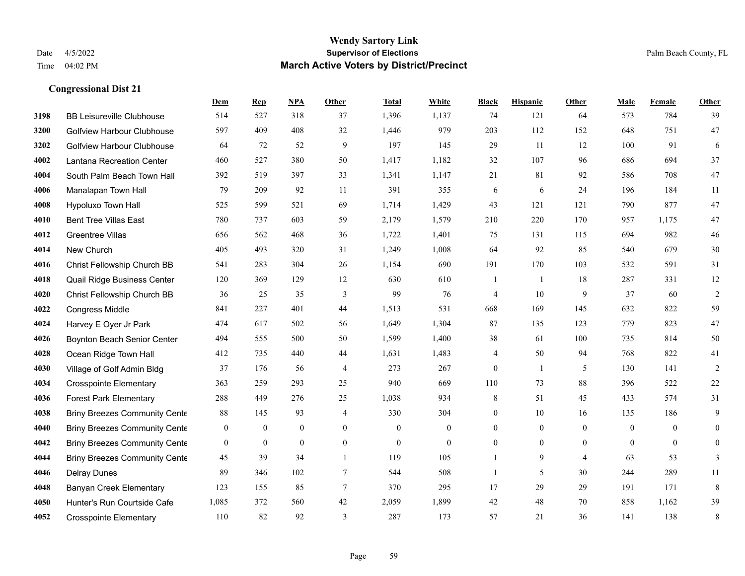# Wendy Sartory Link
## Supervisor of Elections
## March Active Voters by District/Precinct

Date 4/5/2022
Time 04:02 PM

Palm Beach County, FL

### Congressional Dist 21

| | | Dem | Rep | NPA | Other | Total | White | Black | Hispanic | Other | Male | Female | Other |
|---|---|---|---|---|---|---|---|---|---|---|---|---|---|
| 3198 | BB Leisureville Clubhouse | 514 | 527 | 318 | 37 | 1,396 | 1,137 | 74 | 121 | 64 | 573 | 784 | 39 |
| 3200 | Golfview Harbour Clubhouse | 597 | 409 | 408 | 32 | 1,446 | 979 | 203 | 112 | 152 | 648 | 751 | 47 |
| 3202 | Golfview Harbour Clubhouse | 64 | 72 | 52 | 9 | 197 | 145 | 29 | 11 | 12 | 100 | 91 | 6 |
| 4002 | Lantana Recreation Center | 460 | 527 | 380 | 50 | 1,417 | 1,182 | 32 | 107 | 96 | 686 | 694 | 37 |
| 4004 | South Palm Beach Town Hall | 392 | 519 | 397 | 33 | 1,341 | 1,147 | 21 | 81 | 92 | 586 | 708 | 47 |
| 4006 | Manalapan Town Hall | 79 | 209 | 92 | 11 | 391 | 355 | 6 | 6 | 24 | 196 | 184 | 11 |
| 4008 | Hypoluxo Town Hall | 525 | 599 | 521 | 69 | 1,714 | 1,429 | 43 | 121 | 121 | 790 | 877 | 47 |
| 4010 | Bent Tree Villas East | 780 | 737 | 603 | 59 | 2,179 | 1,579 | 210 | 220 | 170 | 957 | 1,175 | 47 |
| 4012 | Greentree Villas | 656 | 562 | 468 | 36 | 1,722 | 1,401 | 75 | 131 | 115 | 694 | 982 | 46 |
| 4014 | New Church | 405 | 493 | 320 | 31 | 1,249 | 1,008 | 64 | 92 | 85 | 540 | 679 | 30 |
| 4016 | Christ Fellowship Church BB | 541 | 283 | 304 | 26 | 1,154 | 690 | 191 | 170 | 103 | 532 | 591 | 31 |
| 4018 | Quail Ridge Business Center | 120 | 369 | 129 | 12 | 630 | 610 | 1 | 1 | 18 | 287 | 331 | 12 |
| 4020 | Christ Fellowship Church BB | 36 | 25 | 35 | 3 | 99 | 76 | 4 | 10 | 9 | 37 | 60 | 2 |
| 4022 | Congress Middle | 841 | 227 | 401 | 44 | 1,513 | 531 | 668 | 169 | 145 | 632 | 822 | 59 |
| 4024 | Harvey E Oyer Jr Park | 474 | 617 | 502 | 56 | 1,649 | 1,304 | 87 | 135 | 123 | 779 | 823 | 47 |
| 4026 | Boynton Beach Senior Center | 494 | 555 | 500 | 50 | 1,599 | 1,400 | 38 | 61 | 100 | 735 | 814 | 50 |
| 4028 | Ocean Ridge Town Hall | 412 | 735 | 440 | 44 | 1,631 | 1,483 | 4 | 50 | 94 | 768 | 822 | 41 |
| 4030 | Village of Golf Admin Bldg | 37 | 176 | 56 | 4 | 273 | 267 | 0 | 1 | 5 | 130 | 141 | 2 |
| 4034 | Crosspointe Elementary | 363 | 259 | 293 | 25 | 940 | 669 | 110 | 73 | 88 | 396 | 522 | 22 |
| 4036 | Forest Park Elementary | 288 | 449 | 276 | 25 | 1,038 | 934 | 8 | 51 | 45 | 433 | 574 | 31 |
| 4038 | Briny Breezes Community Cente | 88 | 145 | 93 | 4 | 330 | 304 | 0 | 10 | 16 | 135 | 186 | 9 |
| 4040 | Briny Breezes Community Cente | 0 | 0 | 0 | 0 | 0 | 0 | 0 | 0 | 0 | 0 | 0 | 0 |
| 4042 | Briny Breezes Community Cente | 0 | 0 | 0 | 0 | 0 | 0 | 0 | 0 | 0 | 0 | 0 | 0 |
| 4044 | Briny Breezes Community Cente | 45 | 39 | 34 | 1 | 119 | 105 | 1 | 9 | 4 | 63 | 53 | 3 |
| 4046 | Delray Dunes | 89 | 346 | 102 | 7 | 544 | 508 | 1 | 5 | 30 | 244 | 289 | 11 |
| 4048 | Banyan Creek Elementary | 123 | 155 | 85 | 7 | 370 | 295 | 17 | 29 | 29 | 191 | 171 | 8 |
| 4050 | Hunter's Run Courtside Cafe | 1,085 | 372 | 560 | 42 | 2,059 | 1,899 | 42 | 48 | 70 | 858 | 1,162 | 39 |
| 4052 | Crosspointe Elementary | 110 | 82 | 92 | 3 | 287 | 173 | 57 | 21 | 36 | 141 | 138 | 8 |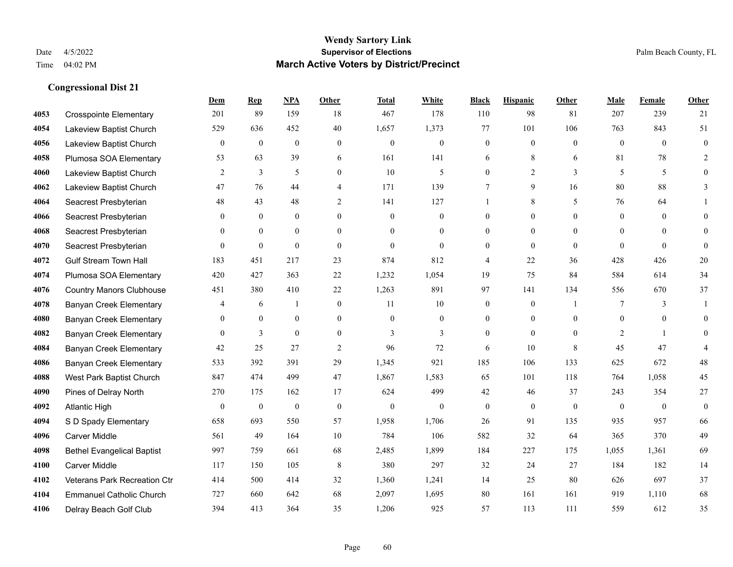# Wendy Sartory Link
## Supervisor of Elections
## March Active Voters by District/Precinct

Date 4/5/2022
Time 04:02 PM
Palm Beach County, FL

### Congressional Dist 21

| | | Dem | Rep | NPA | Other | Total | White | Black | Hispanic | Other | Male | Female | Other |
|---|---|---|---|---|---|---|---|---|---|---|---|---|---|
| 4053 | Crosspointe Elementary | 201 | 89 | 159 | 18 | 467 | 178 | 110 | 98 | 81 | 207 | 239 | 21 |
| 4054 | Lakeview Baptist Church | 529 | 636 | 452 | 40 | 1,657 | 1,373 | 77 | 101 | 106 | 763 | 843 | 51 |
| 4056 | Lakeview Baptist Church | 0 | 0 | 0 | 0 | 0 | 0 | 0 | 0 | 0 | 0 | 0 | 0 |
| 4058 | Plumosa SOA Elementary | 53 | 63 | 39 | 6 | 161 | 141 | 6 | 8 | 6 | 81 | 78 | 2 |
| 4060 | Lakeview Baptist Church | 2 | 3 | 5 | 0 | 10 | 5 | 0 | 2 | 3 | 5 | 5 | 0 |
| 4062 | Lakeview Baptist Church | 47 | 76 | 44 | 4 | 171 | 139 | 7 | 9 | 16 | 80 | 88 | 3 |
| 4064 | Seacrest Presbyterian | 48 | 43 | 48 | 2 | 141 | 127 | 1 | 8 | 5 | 76 | 64 | 1 |
| 4066 | Seacrest Presbyterian | 0 | 0 | 0 | 0 | 0 | 0 | 0 | 0 | 0 | 0 | 0 | 0 |
| 4068 | Seacrest Presbyterian | 0 | 0 | 0 | 0 | 0 | 0 | 0 | 0 | 0 | 0 | 0 | 0 |
| 4070 | Seacrest Presbyterian | 0 | 0 | 0 | 0 | 0 | 0 | 0 | 0 | 0 | 0 | 0 | 0 |
| 4072 | Gulf Stream Town Hall | 183 | 451 | 217 | 23 | 874 | 812 | 4 | 22 | 36 | 428 | 426 | 20 |
| 4074 | Plumosa SOA Elementary | 420 | 427 | 363 | 22 | 1,232 | 1,054 | 19 | 75 | 84 | 584 | 614 | 34 |
| 4076 | Country Manors Clubhouse | 451 | 380 | 410 | 22 | 1,263 | 891 | 97 | 141 | 134 | 556 | 670 | 37 |
| 4078 | Banyan Creek Elementary | 4 | 6 | 1 | 0 | 11 | 10 | 0 | 0 | 1 | 7 | 3 | 1 |
| 4080 | Banyan Creek Elementary | 0 | 0 | 0 | 0 | 0 | 0 | 0 | 0 | 0 | 0 | 0 | 0 |
| 4082 | Banyan Creek Elementary | 0 | 3 | 0 | 0 | 3 | 3 | 0 | 0 | 0 | 2 | 1 | 0 |
| 4084 | Banyan Creek Elementary | 42 | 25 | 27 | 2 | 96 | 72 | 6 | 10 | 8 | 45 | 47 | 4 |
| 4086 | Banyan Creek Elementary | 533 | 392 | 391 | 29 | 1,345 | 921 | 185 | 106 | 133 | 625 | 672 | 48 |
| 4088 | West Park Baptist Church | 847 | 474 | 499 | 47 | 1,867 | 1,583 | 65 | 101 | 118 | 764 | 1,058 | 45 |
| 4090 | Pines of Delray North | 270 | 175 | 162 | 17 | 624 | 499 | 42 | 46 | 37 | 243 | 354 | 27 |
| 4092 | Atlantic High | 0 | 0 | 0 | 0 | 0 | 0 | 0 | 0 | 0 | 0 | 0 | 0 |
| 4094 | S D Spady Elementary | 658 | 693 | 550 | 57 | 1,958 | 1,706 | 26 | 91 | 135 | 935 | 957 | 66 |
| 4096 | Carver Middle | 561 | 49 | 164 | 10 | 784 | 106 | 582 | 32 | 64 | 365 | 370 | 49 |
| 4098 | Bethel Evangelical Baptist | 997 | 759 | 661 | 68 | 2,485 | 1,899 | 184 | 227 | 175 | 1,055 | 1,361 | 69 |
| 4100 | Carver Middle | 117 | 150 | 105 | 8 | 380 | 297 | 32 | 24 | 27 | 184 | 182 | 14 |
| 4102 | Veterans Park Recreation Ctr | 414 | 500 | 414 | 32 | 1,360 | 1,241 | 14 | 25 | 80 | 626 | 697 | 37 |
| 4104 | Emmanuel Catholic Church | 727 | 660 | 642 | 68 | 2,097 | 1,695 | 80 | 161 | 161 | 919 | 1,110 | 68 |
| 4106 | Delray Beach Golf Club | 394 | 413 | 364 | 35 | 1,206 | 925 | 57 | 113 | 111 | 559 | 612 | 35 |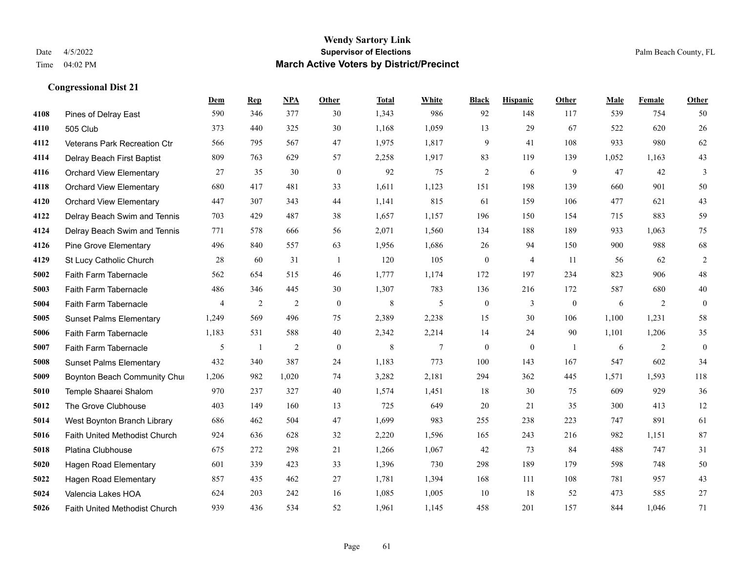# Wendy Sartory Link

## Supervisor of Elections

## March Active Voters by District/Precinct

Date 4/5/2022
Time 04:02 PM

Palm Beach County, FL

### Congressional Dist 21

| | | Dem | Rep | NPA | Other | Total | White | Black | Hispanic | Other | Male | Female | Other |
|---|---|---|---|---|---|---|---|---|---|---|---|---|---|
| 4108 | Pines of Delray East | 590 | 346 | 377 | 30 | 1,343 | 986 | 92 | 148 | 117 | 539 | 754 | 50 |
| 4110 | 505 Club | 373 | 440 | 325 | 30 | 1,168 | 1,059 | 13 | 29 | 67 | 522 | 620 | 26 |
| 4112 | Veterans Park Recreation Ctr | 566 | 795 | 567 | 47 | 1,975 | 1,817 | 9 | 41 | 108 | 933 | 980 | 62 |
| 4114 | Delray Beach First Baptist | 809 | 763 | 629 | 57 | 2,258 | 1,917 | 83 | 119 | 139 | 1,052 | 1,163 | 43 |
| 4116 | Orchard View Elementary | 27 | 35 | 30 | 0 | 92 | 75 | 2 | 6 | 9 | 47 | 42 | 3 |
| 4118 | Orchard View Elementary | 680 | 417 | 481 | 33 | 1,611 | 1,123 | 151 | 198 | 139 | 660 | 901 | 50 |
| 4120 | Orchard View Elementary | 447 | 307 | 343 | 44 | 1,141 | 815 | 61 | 159 | 106 | 477 | 621 | 43 |
| 4122 | Delray Beach Swim and Tennis | 703 | 429 | 487 | 38 | 1,657 | 1,157 | 196 | 150 | 154 | 715 | 883 | 59 |
| 4124 | Delray Beach Swim and Tennis | 771 | 578 | 666 | 56 | 2,071 | 1,560 | 134 | 188 | 189 | 933 | 1,063 | 75 |
| 4126 | Pine Grove Elementary | 496 | 840 | 557 | 63 | 1,956 | 1,686 | 26 | 94 | 150 | 900 | 988 | 68 |
| 4129 | St Lucy Catholic Church | 28 | 60 | 31 | 1 | 120 | 105 | 0 | 4 | 11 | 56 | 62 | 2 |
| 5002 | Faith Farm Tabernacle | 562 | 654 | 515 | 46 | 1,777 | 1,174 | 172 | 197 | 234 | 823 | 906 | 48 |
| 5003 | Faith Farm Tabernacle | 486 | 346 | 445 | 30 | 1,307 | 783 | 136 | 216 | 172 | 587 | 680 | 40 |
| 5004 | Faith Farm Tabernacle | 4 | 2 | 2 | 0 | 8 | 5 | 0 | 3 | 0 | 6 | 2 | 0 |
| 5005 | Sunset Palms Elementary | 1,249 | 569 | 496 | 75 | 2,389 | 2,238 | 15 | 30 | 106 | 1,100 | 1,231 | 58 |
| 5006 | Faith Farm Tabernacle | 1,183 | 531 | 588 | 40 | 2,342 | 2,214 | 14 | 24 | 90 | 1,101 | 1,206 | 35 |
| 5007 | Faith Farm Tabernacle | 5 | 1 | 2 | 0 | 8 | 7 | 0 | 0 | 1 | 6 | 2 | 0 |
| 5008 | Sunset Palms Elementary | 432 | 340 | 387 | 24 | 1,183 | 773 | 100 | 143 | 167 | 547 | 602 | 34 |
| 5009 | Boynton Beach Community Chu | 1,206 | 982 | 1,020 | 74 | 3,282 | 2,181 | 294 | 362 | 445 | 1,571 | 1,593 | 118 |
| 5010 | Temple Shaarei Shalom | 970 | 237 | 327 | 40 | 1,574 | 1,451 | 18 | 30 | 75 | 609 | 929 | 36 |
| 5012 | The Grove Clubhouse | 403 | 149 | 160 | 13 | 725 | 649 | 20 | 21 | 35 | 300 | 413 | 12 |
| 5014 | West Boynton Branch Library | 686 | 462 | 504 | 47 | 1,699 | 983 | 255 | 238 | 223 | 747 | 891 | 61 |
| 5016 | Faith United Methodist Church | 924 | 636 | 628 | 32 | 2,220 | 1,596 | 165 | 243 | 216 | 982 | 1,151 | 87 |
| 5018 | Platina Clubhouse | 675 | 272 | 298 | 21 | 1,266 | 1,067 | 42 | 73 | 84 | 488 | 747 | 31 |
| 5020 | Hagen Road Elementary | 601 | 339 | 423 | 33 | 1,396 | 730 | 298 | 189 | 179 | 598 | 748 | 50 |
| 5022 | Hagen Road Elementary | 857 | 435 | 462 | 27 | 1,781 | 1,394 | 168 | 111 | 108 | 781 | 957 | 43 |
| 5024 | Valencia Lakes HOA | 624 | 203 | 242 | 16 | 1,085 | 1,005 | 10 | 18 | 52 | 473 | 585 | 27 |
| 5026 | Faith United Methodist Church | 939 | 436 | 534 | 52 | 1,961 | 1,145 | 458 | 201 | 157 | 844 | 1,046 | 71 |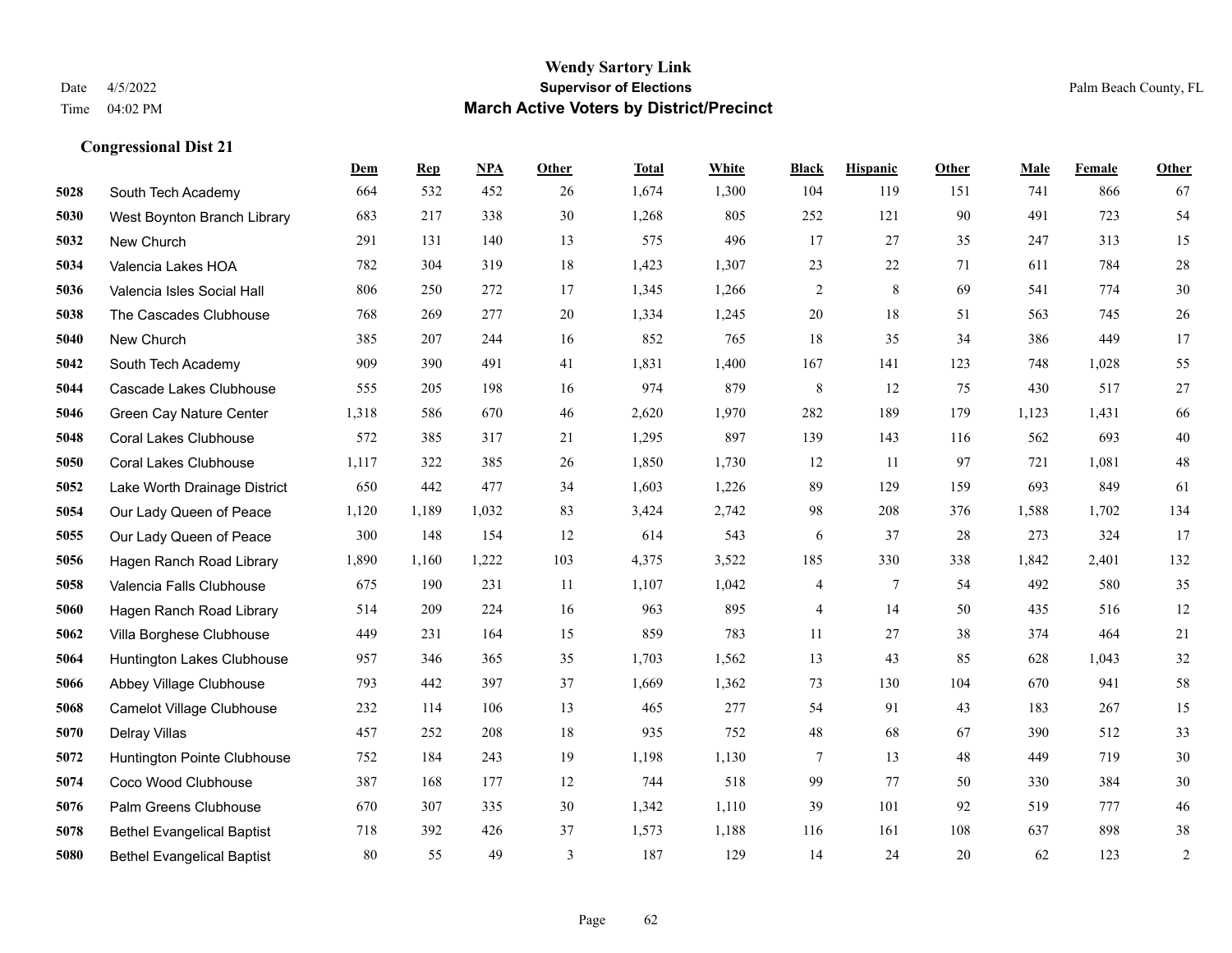# Wendy Sartory Link
## Supervisor of Elections
## March Active Voters by District/Precinct

Date 4/5/2022
Time 04:02 PM

Palm Beach County, FL

### Congressional Dist 21

| | | Dem | Rep | NPA | Other | Total | White | Black | Hispanic | Other | Male | Female | Other |
|---|---|---|---|---|---|---|---|---|---|---|---|---|---|
| 5028 | South Tech Academy | 664 | 532 | 452 | 26 | 1,674 | 1,300 | 104 | 119 | 151 | 741 | 866 | 67 |
| 5030 | West Boynton Branch Library | 683 | 217 | 338 | 30 | 1,268 | 805 | 252 | 121 | 90 | 491 | 723 | 54 |
| 5032 | New Church | 291 | 131 | 140 | 13 | 575 | 496 | 17 | 27 | 35 | 247 | 313 | 15 |
| 5034 | Valencia Lakes HOA | 782 | 304 | 319 | 18 | 1,423 | 1,307 | 23 | 22 | 71 | 611 | 784 | 28 |
| 5036 | Valencia Isles Social Hall | 806 | 250 | 272 | 17 | 1,345 | 1,266 | 2 | 8 | 69 | 541 | 774 | 30 |
| 5038 | The Cascades Clubhouse | 768 | 269 | 277 | 20 | 1,334 | 1,245 | 20 | 18 | 51 | 563 | 745 | 26 |
| 5040 | New Church | 385 | 207 | 244 | 16 | 852 | 765 | 18 | 35 | 34 | 386 | 449 | 17 |
| 5042 | South Tech Academy | 909 | 390 | 491 | 41 | 1,831 | 1,400 | 167 | 141 | 123 | 748 | 1,028 | 55 |
| 5044 | Cascade Lakes Clubhouse | 555 | 205 | 198 | 16 | 974 | 879 | 8 | 12 | 75 | 430 | 517 | 27 |
| 5046 | Green Cay Nature Center | 1,318 | 586 | 670 | 46 | 2,620 | 1,970 | 282 | 189 | 179 | 1,123 | 1,431 | 66 |
| 5048 | Coral Lakes Clubhouse | 572 | 385 | 317 | 21 | 1,295 | 897 | 139 | 143 | 116 | 562 | 693 | 40 |
| 5050 | Coral Lakes Clubhouse | 1,117 | 322 | 385 | 26 | 1,850 | 1,730 | 12 | 11 | 97 | 721 | 1,081 | 48 |
| 5052 | Lake Worth Drainage District | 650 | 442 | 477 | 34 | 1,603 | 1,226 | 89 | 129 | 159 | 693 | 849 | 61 |
| 5054 | Our Lady Queen of Peace | 1,120 | 1,189 | 1,032 | 83 | 3,424 | 2,742 | 98 | 208 | 376 | 1,588 | 1,702 | 134 |
| 5055 | Our Lady Queen of Peace | 300 | 148 | 154 | 12 | 614 | 543 | 6 | 37 | 28 | 273 | 324 | 17 |
| 5056 | Hagen Ranch Road Library | 1,890 | 1,160 | 1,222 | 103 | 4,375 | 3,522 | 185 | 330 | 338 | 1,842 | 2,401 | 132 |
| 5058 | Valencia Falls Clubhouse | 675 | 190 | 231 | 11 | 1,107 | 1,042 | 4 | 7 | 54 | 492 | 580 | 35 |
| 5060 | Hagen Ranch Road Library | 514 | 209 | 224 | 16 | 963 | 895 | 4 | 14 | 50 | 435 | 516 | 12 |
| 5062 | Villa Borghese Clubhouse | 449 | 231 | 164 | 15 | 859 | 783 | 11 | 27 | 38 | 374 | 464 | 21 |
| 5064 | Huntington Lakes Clubhouse | 957 | 346 | 365 | 35 | 1,703 | 1,562 | 13 | 43 | 85 | 628 | 1,043 | 32 |
| 5066 | Abbey Village Clubhouse | 793 | 442 | 397 | 37 | 1,669 | 1,362 | 73 | 130 | 104 | 670 | 941 | 58 |
| 5068 | Camelot Village Clubhouse | 232 | 114 | 106 | 13 | 465 | 277 | 54 | 91 | 43 | 183 | 267 | 15 |
| 5070 | Delray Villas | 457 | 252 | 208 | 18 | 935 | 752 | 48 | 68 | 67 | 390 | 512 | 33 |
| 5072 | Huntington Pointe Clubhouse | 752 | 184 | 243 | 19 | 1,198 | 1,130 | 7 | 13 | 48 | 449 | 719 | 30 |
| 5074 | Coco Wood Clubhouse | 387 | 168 | 177 | 12 | 744 | 518 | 99 | 77 | 50 | 330 | 384 | 30 |
| 5076 | Palm Greens Clubhouse | 670 | 307 | 335 | 30 | 1,342 | 1,110 | 39 | 101 | 92 | 519 | 777 | 46 |
| 5078 | Bethel Evangelical Baptist | 718 | 392 | 426 | 37 | 1,573 | 1,188 | 116 | 161 | 108 | 637 | 898 | 38 |
| 5080 | Bethel Evangelical Baptist | 80 | 55 | 49 | 3 | 187 | 129 | 14 | 24 | 20 | 62 | 123 | 2 |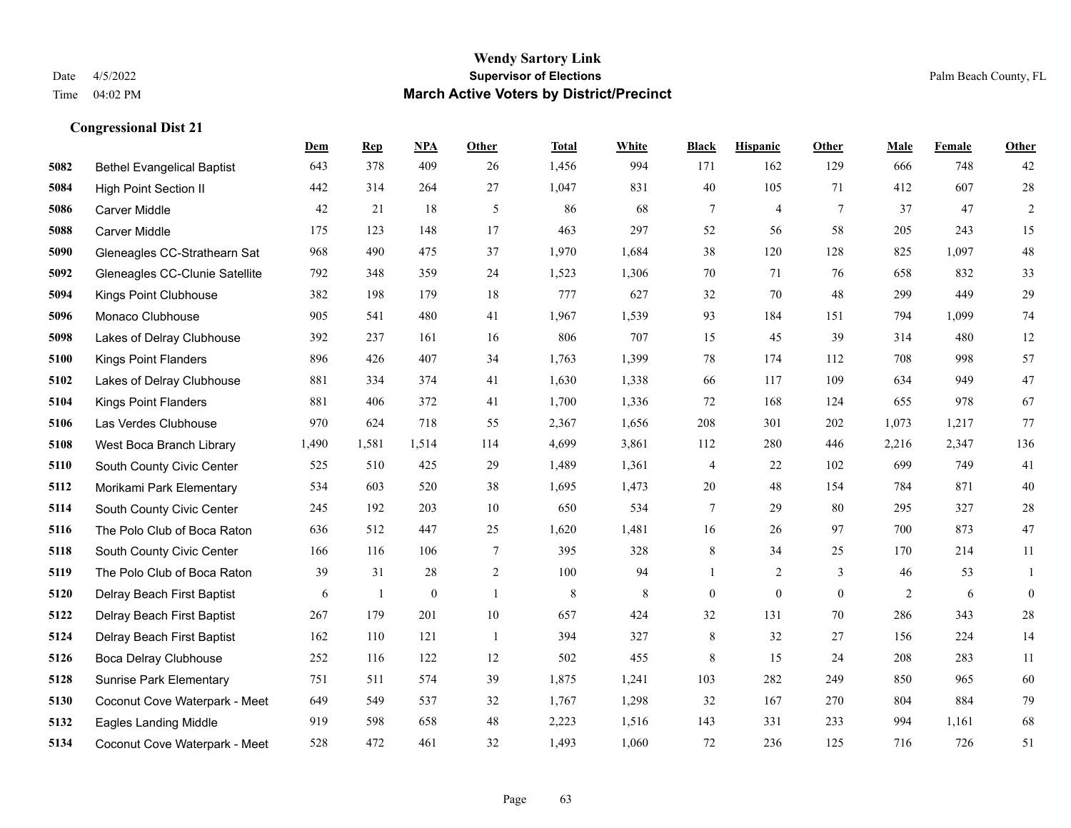# Wendy Sartory Link
## Supervisor of Elections
## March Active Voters by District/Precinct

Date 4/5/2022
Time 04:02 PM

Palm Beach County, FL

### Congressional Dist 21

| | | Dem | Rep | NPA | Other | Total | White | Black | Hispanic | Other | Male | Female | Other |
|---|---|---|---|---|---|---|---|---|---|---|---|---|---|
| 5082 | Bethel Evangelical Baptist | 643 | 378 | 409 | 26 | 1,456 | 994 | 171 | 162 | 129 | 666 | 748 | 42 |
| 5084 | High Point Section II | 442 | 314 | 264 | 27 | 1,047 | 831 | 40 | 105 | 71 | 412 | 607 | 28 |
| 5086 | Carver Middle | 42 | 21 | 18 | 5 | 86 | 68 | 7 | 4 | 7 | 37 | 47 | 2 |
| 5088 | Carver Middle | 175 | 123 | 148 | 17 | 463 | 297 | 52 | 56 | 58 | 205 | 243 | 15 |
| 5090 | Gleneagles CC-Strathearn Sat | 968 | 490 | 475 | 37 | 1,970 | 1,684 | 38 | 120 | 128 | 825 | 1,097 | 48 |
| 5092 | Gleneagles CC-Clunie Satellite | 792 | 348 | 359 | 24 | 1,523 | 1,306 | 70 | 71 | 76 | 658 | 832 | 33 |
| 5094 | Kings Point Clubhouse | 382 | 198 | 179 | 18 | 777 | 627 | 32 | 70 | 48 | 299 | 449 | 29 |
| 5096 | Monaco Clubhouse | 905 | 541 | 480 | 41 | 1,967 | 1,539 | 93 | 184 | 151 | 794 | 1,099 | 74 |
| 5098 | Lakes of Delray Clubhouse | 392 | 237 | 161 | 16 | 806 | 707 | 15 | 45 | 39 | 314 | 480 | 12 |
| 5100 | Kings Point Flanders | 896 | 426 | 407 | 34 | 1,763 | 1,399 | 78 | 174 | 112 | 708 | 998 | 57 |
| 5102 | Lakes of Delray Clubhouse | 881 | 334 | 374 | 41 | 1,630 | 1,338 | 66 | 117 | 109 | 634 | 949 | 47 |
| 5104 | Kings Point Flanders | 881 | 406 | 372 | 41 | 1,700 | 1,336 | 72 | 168 | 124 | 655 | 978 | 67 |
| 5106 | Las Verdes Clubhouse | 970 | 624 | 718 | 55 | 2,367 | 1,656 | 208 | 301 | 202 | 1,073 | 1,217 | 77 |
| 5108 | West Boca Branch Library | 1,490 | 1,581 | 1,514 | 114 | 4,699 | 3,861 | 112 | 280 | 446 | 2,216 | 2,347 | 136 |
| 5110 | South County Civic Center | 525 | 510 | 425 | 29 | 1,489 | 1,361 | 4 | 22 | 102 | 699 | 749 | 41 |
| 5112 | Morikami Park Elementary | 534 | 603 | 520 | 38 | 1,695 | 1,473 | 20 | 48 | 154 | 784 | 871 | 40 |
| 5114 | South County Civic Center | 245 | 192 | 203 | 10 | 650 | 534 | 7 | 29 | 80 | 295 | 327 | 28 |
| 5116 | The Polo Club of Boca Raton | 636 | 512 | 447 | 25 | 1,620 | 1,481 | 16 | 26 | 97 | 700 | 873 | 47 |
| 5118 | South County Civic Center | 166 | 116 | 106 | 7 | 395 | 328 | 8 | 34 | 25 | 170 | 214 | 11 |
| 5119 | The Polo Club of Boca Raton | 39 | 31 | 28 | 2 | 100 | 94 | 1 | 2 | 3 | 46 | 53 | 1 |
| 5120 | Delray Beach First Baptist | 6 | 1 | 0 | 1 | 8 | 8 | 0 | 0 | 0 | 2 | 6 | 0 |
| 5122 | Delray Beach First Baptist | 267 | 179 | 201 | 10 | 657 | 424 | 32 | 131 | 70 | 286 | 343 | 28 |
| 5124 | Delray Beach First Baptist | 162 | 110 | 121 | 1 | 394 | 327 | 8 | 32 | 27 | 156 | 224 | 14 |
| 5126 | Boca Delray Clubhouse | 252 | 116 | 122 | 12 | 502 | 455 | 8 | 15 | 24 | 208 | 283 | 11 |
| 5128 | Sunrise Park Elementary | 751 | 511 | 574 | 39 | 1,875 | 1,241 | 103 | 282 | 249 | 850 | 965 | 60 |
| 5130 | Coconut Cove Waterpark - Meet | 649 | 549 | 537 | 32 | 1,767 | 1,298 | 32 | 167 | 270 | 804 | 884 | 79 |
| 5132 | Eagles Landing Middle | 919 | 598 | 658 | 48 | 2,223 | 1,516 | 143 | 331 | 233 | 994 | 1,161 | 68 |
| 5134 | Coconut Cove Waterpark - Meet | 528 | 472 | 461 | 32 | 1,493 | 1,060 | 72 | 236 | 125 | 716 | 726 | 51 |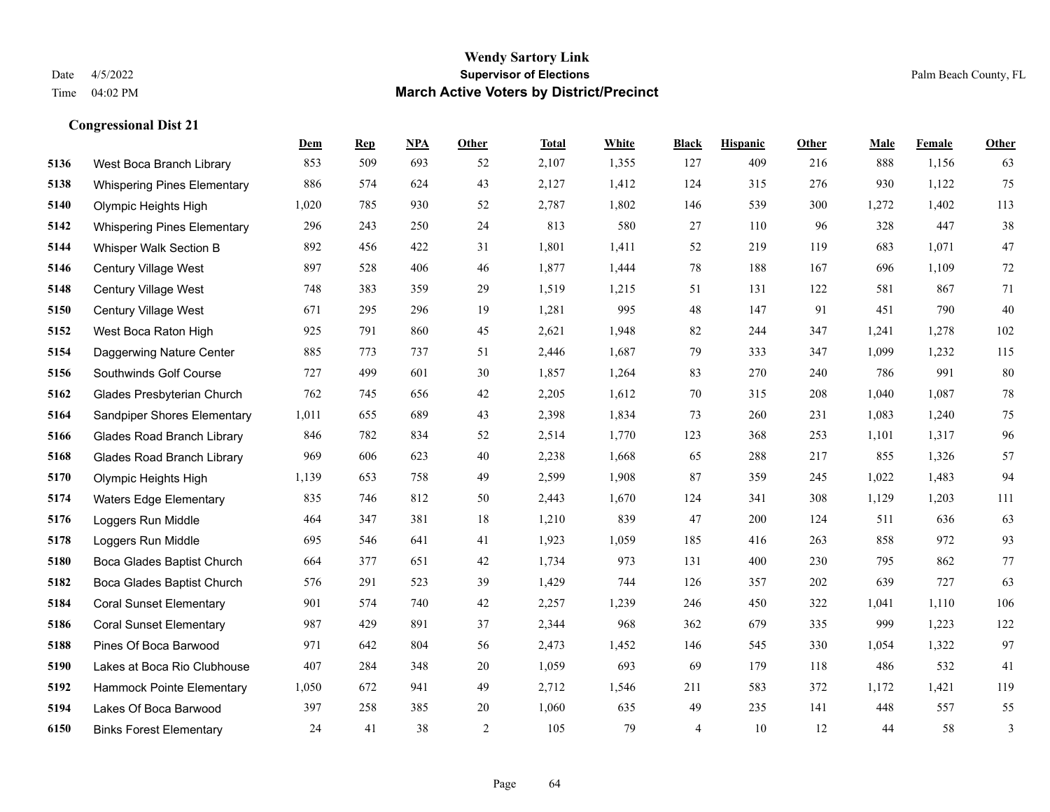**Wendy Sartory Link**

Date 4/5/2022 **Supervisor of Elections** Palm Beach County, FL

Time 04:02 PM **March Active Voters by District/Precinct**

## Congressional Dist 21

| | | Dem | Rep | NPA | Other | Total | White | Black | Hispanic | Other | Male | Female | Other |
|---|---|---|---|---|---|---|---|---|---|---|---|---|---|
| 5136 | West Boca Branch Library | 853 | 509 | 693 | 52 | 2,107 | 1,355 | 127 | 409 | 216 | 888 | 1,156 | 63 |
| 5138 | Whispering Pines Elementary | 886 | 574 | 624 | 43 | 2,127 | 1,412 | 124 | 315 | 276 | 930 | 1,122 | 75 |
| 5140 | Olympic Heights High | 1,020 | 785 | 930 | 52 | 2,787 | 1,802 | 146 | 539 | 300 | 1,272 | 1,402 | 113 |
| 5142 | Whispering Pines Elementary | 296 | 243 | 250 | 24 | 813 | 580 | 27 | 110 | 96 | 328 | 447 | 38 |
| 5144 | Whisper Walk Section B | 892 | 456 | 422 | 31 | 1,801 | 1,411 | 52 | 219 | 119 | 683 | 1,071 | 47 |
| 5146 | Century Village West | 897 | 528 | 406 | 46 | 1,877 | 1,444 | 78 | 188 | 167 | 696 | 1,109 | 72 |
| 5148 | Century Village West | 748 | 383 | 359 | 29 | 1,519 | 1,215 | 51 | 131 | 122 | 581 | 867 | 71 |
| 5150 | Century Village West | 671 | 295 | 296 | 19 | 1,281 | 995 | 48 | 147 | 91 | 451 | 790 | 40 |
| 5152 | West Boca Raton High | 925 | 791 | 860 | 45 | 2,621 | 1,948 | 82 | 244 | 347 | 1,241 | 1,278 | 102 |
| 5154 | Daggerwing Nature Center | 885 | 773 | 737 | 51 | 2,446 | 1,687 | 79 | 333 | 347 | 1,099 | 1,232 | 115 |
| 5156 | Southwinds Golf Course | 727 | 499 | 601 | 30 | 1,857 | 1,264 | 83 | 270 | 240 | 786 | 991 | 80 |
| 5162 | Glades Presbyterian Church | 762 | 745 | 656 | 42 | 2,205 | 1,612 | 70 | 315 | 208 | 1,040 | 1,087 | 78 |
| 5164 | Sandpiper Shores Elementary | 1,011 | 655 | 689 | 43 | 2,398 | 1,834 | 73 | 260 | 231 | 1,083 | 1,240 | 75 |
| 5166 | Glades Road Branch Library | 846 | 782 | 834 | 52 | 2,514 | 1,770 | 123 | 368 | 253 | 1,101 | 1,317 | 96 |
| 5168 | Glades Road Branch Library | 969 | 606 | 623 | 40 | 2,238 | 1,668 | 65 | 288 | 217 | 855 | 1,326 | 57 |
| 5170 | Olympic Heights High | 1,139 | 653 | 758 | 49 | 2,599 | 1,908 | 87 | 359 | 245 | 1,022 | 1,483 | 94 |
| 5174 | Waters Edge Elementary | 835 | 746 | 812 | 50 | 2,443 | 1,670 | 124 | 341 | 308 | 1,129 | 1,203 | 111 |
| 5176 | Loggers Run Middle | 464 | 347 | 381 | 18 | 1,210 | 839 | 47 | 200 | 124 | 511 | 636 | 63 |
| 5178 | Loggers Run Middle | 695 | 546 | 641 | 41 | 1,923 | 1,059 | 185 | 416 | 263 | 858 | 972 | 93 |
| 5180 | Boca Glades Baptist Church | 664 | 377 | 651 | 42 | 1,734 | 973 | 131 | 400 | 230 | 795 | 862 | 77 |
| 5182 | Boca Glades Baptist Church | 576 | 291 | 523 | 39 | 1,429 | 744 | 126 | 357 | 202 | 639 | 727 | 63 |
| 5184 | Coral Sunset Elementary | 901 | 574 | 740 | 42 | 2,257 | 1,239 | 246 | 450 | 322 | 1,041 | 1,110 | 106 |
| 5186 | Coral Sunset Elementary | 987 | 429 | 891 | 37 | 2,344 | 968 | 362 | 679 | 335 | 999 | 1,223 | 122 |
| 5188 | Pines Of Boca Barwood | 971 | 642 | 804 | 56 | 2,473 | 1,452 | 146 | 545 | 330 | 1,054 | 1,322 | 97 |
| 5190 | Lakes at Boca Rio Clubhouse | 407 | 284 | 348 | 20 | 1,059 | 693 | 69 | 179 | 118 | 486 | 532 | 41 |
| 5192 | Hammock Pointe Elementary | 1,050 | 672 | 941 | 49 | 2,712 | 1,546 | 211 | 583 | 372 | 1,172 | 1,421 | 119 |
| 5194 | Lakes Of Boca Barwood | 397 | 258 | 385 | 20 | 1,060 | 635 | 49 | 235 | 141 | 448 | 557 | 55 |
| 6150 | Binks Forest Elementary | 24 | 41 | 38 | 2 | 105 | 79 | 4 | 10 | 12 | 44 | 58 | 3 |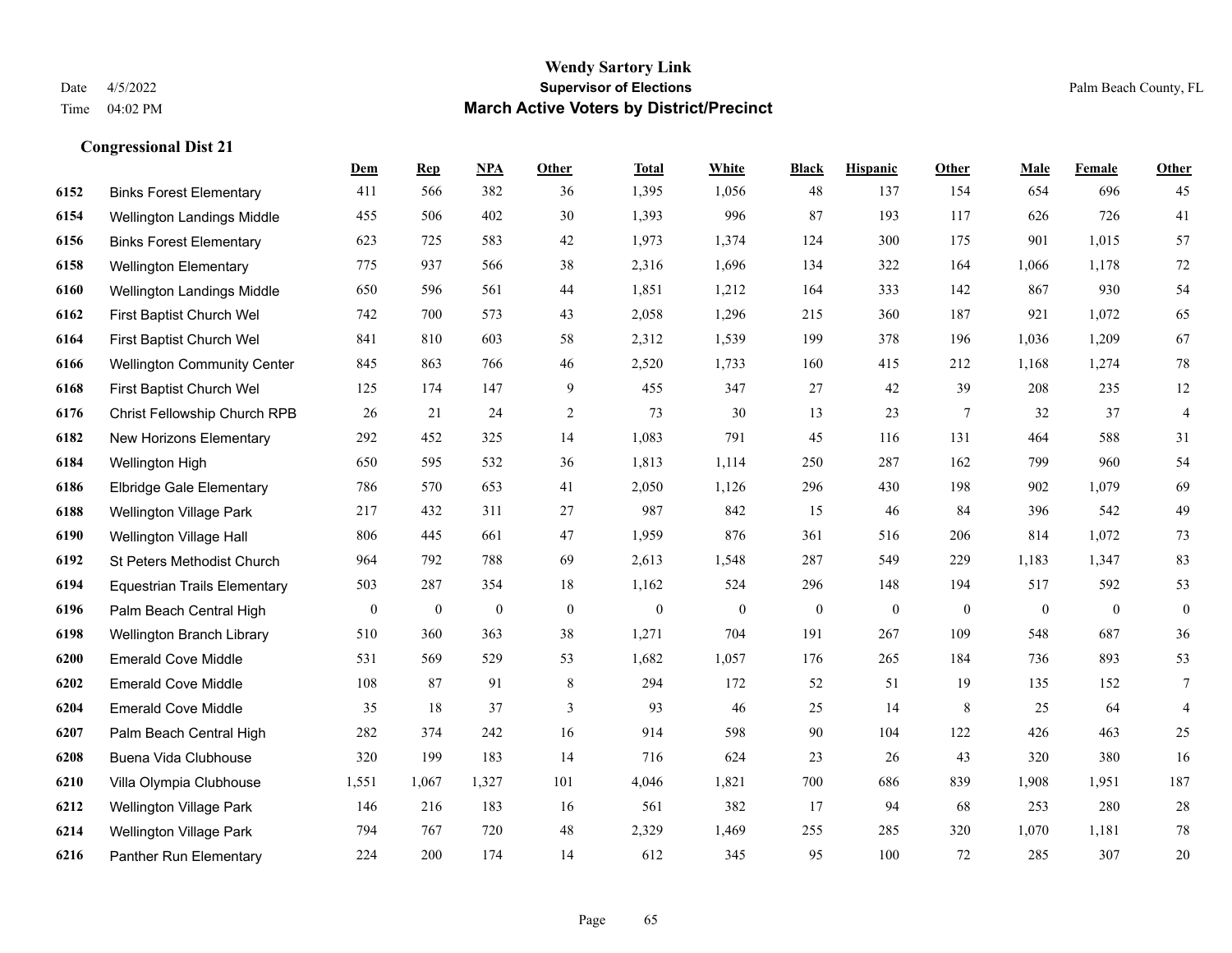**Wendy Sartory Link**
**Supervisor of Elections**
**March Active Voters by District/Precinct**

Date 4/5/2022
Time 04:02 PM

Palm Beach County, FL

## Congressional Dist 21

| | | Dem | Rep | NPA | Other | Total | White | Black | Hispanic | Other | Male | Female | Other |
|---|---|---|---|---|---|---|---|---|---|---|---|---|---|
| 6152 | Binks Forest Elementary | 411 | 566 | 382 | 36 | 1,395 | 1,056 | 48 | 137 | 154 | 654 | 696 | 45 |
| 6154 | Wellington Landings Middle | 455 | 506 | 402 | 30 | 1,393 | 996 | 87 | 193 | 117 | 626 | 726 | 41 |
| 6156 | Binks Forest Elementary | 623 | 725 | 583 | 42 | 1,973 | 1,374 | 124 | 300 | 175 | 901 | 1,015 | 57 |
| 6158 | Wellington Elementary | 775 | 937 | 566 | 38 | 2,316 | 1,696 | 134 | 322 | 164 | 1,066 | 1,178 | 72 |
| 6160 | Wellington Landings Middle | 650 | 596 | 561 | 44 | 1,851 | 1,212 | 164 | 333 | 142 | 867 | 930 | 54 |
| 6162 | First Baptist Church Wel | 742 | 700 | 573 | 43 | 2,058 | 1,296 | 215 | 360 | 187 | 921 | 1,072 | 65 |
| 6164 | First Baptist Church Wel | 841 | 810 | 603 | 58 | 2,312 | 1,539 | 199 | 378 | 196 | 1,036 | 1,209 | 67 |
| 6166 | Wellington Community Center | 845 | 863 | 766 | 46 | 2,520 | 1,733 | 160 | 415 | 212 | 1,168 | 1,274 | 78 |
| 6168 | First Baptist Church Wel | 125 | 174 | 147 | 9 | 455 | 347 | 27 | 42 | 39 | 208 | 235 | 12 |
| 6176 | Christ Fellowship Church RPB | 26 | 21 | 24 | 2 | 73 | 30 | 13 | 23 | 7 | 32 | 37 | 4 |
| 6182 | New Horizons Elementary | 292 | 452 | 325 | 14 | 1,083 | 791 | 45 | 116 | 131 | 464 | 588 | 31 |
| 6184 | Wellington High | 650 | 595 | 532 | 36 | 1,813 | 1,114 | 250 | 287 | 162 | 799 | 960 | 54 |
| 6186 | Elbridge Gale Elementary | 786 | 570 | 653 | 41 | 2,050 | 1,126 | 296 | 430 | 198 | 902 | 1,079 | 69 |
| 6188 | Wellington Village Park | 217 | 432 | 311 | 27 | 987 | 842 | 15 | 46 | 84 | 396 | 542 | 49 |
| 6190 | Wellington Village Hall | 806 | 445 | 661 | 47 | 1,959 | 876 | 361 | 516 | 206 | 814 | 1,072 | 73 |
| 6192 | St Peters Methodist Church | 964 | 792 | 788 | 69 | 2,613 | 1,548 | 287 | 549 | 229 | 1,183 | 1,347 | 83 |
| 6194 | Equestrian Trails Elementary | 503 | 287 | 354 | 18 | 1,162 | 524 | 296 | 148 | 194 | 517 | 592 | 53 |
| 6196 | Palm Beach Central High | 0 | 0 | 0 | 0 | 0 | 0 | 0 | 0 | 0 | 0 | 0 | 0 |
| 6198 | Wellington Branch Library | 510 | 360 | 363 | 38 | 1,271 | 704 | 191 | 267 | 109 | 548 | 687 | 36 |
| 6200 | Emerald Cove Middle | 531 | 569 | 529 | 53 | 1,682 | 1,057 | 176 | 265 | 184 | 736 | 893 | 53 |
| 6202 | Emerald Cove Middle | 108 | 87 | 91 | 8 | 294 | 172 | 52 | 51 | 19 | 135 | 152 | 7 |
| 6204 | Emerald Cove Middle | 35 | 18 | 37 | 3 | 93 | 46 | 25 | 14 | 8 | 25 | 64 | 4 |
| 6207 | Palm Beach Central High | 282 | 374 | 242 | 16 | 914 | 598 | 90 | 104 | 122 | 426 | 463 | 25 |
| 6208 | Buena Vida Clubhouse | 320 | 199 | 183 | 14 | 716 | 624 | 23 | 26 | 43 | 320 | 380 | 16 |
| 6210 | Villa Olympia Clubhouse | 1,551 | 1,067 | 1,327 | 101 | 4,046 | 1,821 | 700 | 686 | 839 | 1,908 | 1,951 | 187 |
| 6212 | Wellington Village Park | 146 | 216 | 183 | 16 | 561 | 382 | 17 | 94 | 68 | 253 | 280 | 28 |
| 6214 | Wellington Village Park | 794 | 767 | 720 | 48 | 2,329 | 1,469 | 255 | 285 | 320 | 1,070 | 1,181 | 78 |
| 6216 | Panther Run Elementary | 224 | 200 | 174 | 14 | 612 | 345 | 95 | 100 | 72 | 285 | 307 | 20 |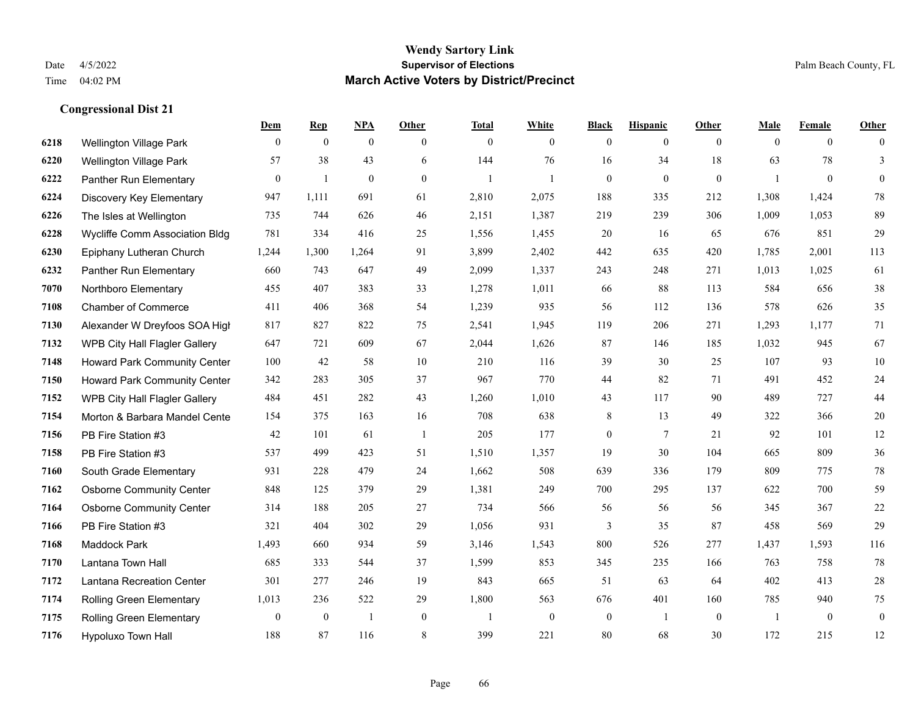# Wendy Sartory Link
## Supervisor of Elections
## March Active Voters by District/Precinct

Date 4/5/2022
Time 04:02 PM

Palm Beach County, FL

### Congressional Dist 21

| | | Dem | Rep | NPA | Other | Total | White | Black | Hispanic | Other | Male | Female | Other |
|---|---|---|---|---|---|---|---|---|---|---|---|---|---|
| 6218 | Wellington Village Park | 0 | 0 | 0 | 0 | 0 | 0 | 0 | 0 | 0 | 0 | 0 | 0 |
| 6220 | Wellington Village Park | 57 | 38 | 43 | 6 | 144 | 76 | 16 | 34 | 18 | 63 | 78 | 3 |
| 6222 | Panther Run Elementary | 0 | 1 | 0 | 0 | 1 | 1 | 0 | 0 | 0 | 1 | 0 | 0 |
| 6224 | Discovery Key Elementary | 947 | 1,111 | 691 | 61 | 2,810 | 2,075 | 188 | 335 | 212 | 1,308 | 1,424 | 78 |
| 6226 | The Isles at Wellington | 735 | 744 | 626 | 46 | 2,151 | 1,387 | 219 | 239 | 306 | 1,009 | 1,053 | 89 |
| 6228 | Wycliffe Comm Association Bldg | 781 | 334 | 416 | 25 | 1,556 | 1,455 | 20 | 16 | 65 | 676 | 851 | 29 |
| 6230 | Epiphany Lutheran Church | 1,244 | 1,300 | 1,264 | 91 | 3,899 | 2,402 | 442 | 635 | 420 | 1,785 | 2,001 | 113 |
| 6232 | Panther Run Elementary | 660 | 743 | 647 | 49 | 2,099 | 1,337 | 243 | 248 | 271 | 1,013 | 1,025 | 61 |
| 7070 | Northboro Elementary | 455 | 407 | 383 | 33 | 1,278 | 1,011 | 66 | 88 | 113 | 584 | 656 | 38 |
| 7108 | Chamber of Commerce | 411 | 406 | 368 | 54 | 1,239 | 935 | 56 | 112 | 136 | 578 | 626 | 35 |
| 7130 | Alexander W Dreyfoos SOA High | 817 | 827 | 822 | 75 | 2,541 | 1,945 | 119 | 206 | 271 | 1,293 | 1,177 | 71 |
| 7132 | WPB City Hall Flagler Gallery | 647 | 721 | 609 | 67 | 2,044 | 1,626 | 87 | 146 | 185 | 1,032 | 945 | 67 |
| 7148 | Howard Park Community Center | 100 | 42 | 58 | 10 | 210 | 116 | 39 | 30 | 25 | 107 | 93 | 10 |
| 7150 | Howard Park Community Center | 342 | 283 | 305 | 37 | 967 | 770 | 44 | 82 | 71 | 491 | 452 | 24 |
| 7152 | WPB City Hall Flagler Gallery | 484 | 451 | 282 | 43 | 1,260 | 1,010 | 43 | 117 | 90 | 489 | 727 | 44 |
| 7154 | Morton & Barbara Mandel Cente | 154 | 375 | 163 | 16 | 708 | 638 | 8 | 13 | 49 | 322 | 366 | 20 |
| 7156 | PB Fire Station #3 | 42 | 101 | 61 | 1 | 205 | 177 | 0 | 7 | 21 | 92 | 101 | 12 |
| 7158 | PB Fire Station #3 | 537 | 499 | 423 | 51 | 1,510 | 1,357 | 19 | 30 | 104 | 665 | 809 | 36 |
| 7160 | South Grade Elementary | 931 | 228 | 479 | 24 | 1,662 | 508 | 639 | 336 | 179 | 809 | 775 | 78 |
| 7162 | Osborne Community Center | 848 | 125 | 379 | 29 | 1,381 | 249 | 700 | 295 | 137 | 622 | 700 | 59 |
| 7164 | Osborne Community Center | 314 | 188 | 205 | 27 | 734 | 566 | 56 | 56 | 56 | 345 | 367 | 22 |
| 7166 | PB Fire Station #3 | 321 | 404 | 302 | 29 | 1,056 | 931 | 3 | 35 | 87 | 458 | 569 | 29 |
| 7168 | Maddock Park | 1,493 | 660 | 934 | 59 | 3,146 | 1,543 | 800 | 526 | 277 | 1,437 | 1,593 | 116 |
| 7170 | Lantana Town Hall | 685 | 333 | 544 | 37 | 1,599 | 853 | 345 | 235 | 166 | 763 | 758 | 78 |
| 7172 | Lantana Recreation Center | 301 | 277 | 246 | 19 | 843 | 665 | 51 | 63 | 64 | 402 | 413 | 28 |
| 7174 | Rolling Green Elementary | 1,013 | 236 | 522 | 29 | 1,800 | 563 | 676 | 401 | 160 | 785 | 940 | 75 |
| 7175 | Rolling Green Elementary | 0 | 0 | 1 | 0 | 1 | 0 | 0 | 1 | 0 | 1 | 0 | 0 |
| 7176 | Hypoluxo Town Hall | 188 | 87 | 116 | 8 | 399 | 221 | 80 | 68 | 30 | 172 | 215 | 12 |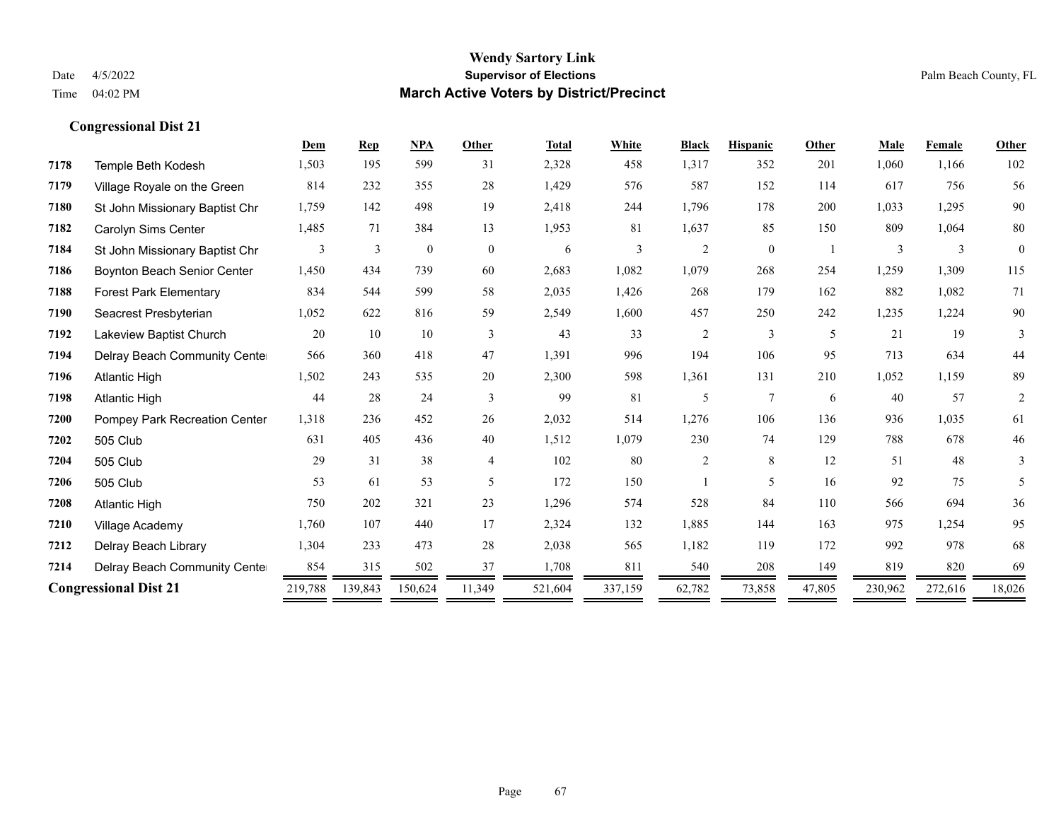# Wendy Sartory Link
## Supervisor of Elections
## March Active Voters by District/Precinct

Date 4/5/2022
Time 04:02 PM

Palm Beach County, FL

### Congressional Dist 21

| | | Dem | Rep | NPA | Other | Total | White | Black | Hispanic | Other | Male | Female | Other |
|---|---|---|---|---|---|---|---|---|---|---|---|---|---|
| 7178 | Temple Beth Kodesh | 1,503 | 195 | 599 | 31 | 2,328 | 458 | 1,317 | 352 | 201 | 1,060 | 1,166 | 102 |
| 7179 | Village Royale on the Green | 814 | 232 | 355 | 28 | 1,429 | 576 | 587 | 152 | 114 | 617 | 756 | 56 |
| 7180 | St John Missionary Baptist Chr | 1,759 | 142 | 498 | 19 | 2,418 | 244 | 1,796 | 178 | 200 | 1,033 | 1,295 | 90 |
| 7182 | Carolyn Sims Center | 1,485 | 71 | 384 | 13 | 1,953 | 81 | 1,637 | 85 | 150 | 809 | 1,064 | 80 |
| 7184 | St John Missionary Baptist Chr | 3 | 3 | 0 | 0 | 6 | 3 | 2 | 0 | 1 | 3 | 3 | 0 |
| 7186 | Boynton Beach Senior Center | 1,450 | 434 | 739 | 60 | 2,683 | 1,082 | 1,079 | 268 | 254 | 1,259 | 1,309 | 115 |
| 7188 | Forest Park Elementary | 834 | 544 | 599 | 58 | 2,035 | 1,426 | 268 | 179 | 162 | 882 | 1,082 | 71 |
| 7190 | Seacrest Presbyterian | 1,052 | 622 | 816 | 59 | 2,549 | 1,600 | 457 | 250 | 242 | 1,235 | 1,224 | 90 |
| 7192 | Lakeview Baptist Church | 20 | 10 | 10 | 3 | 43 | 33 | 2 | 3 | 5 | 21 | 19 | 3 |
| 7194 | Delray Beach Community Cente | 566 | 360 | 418 | 47 | 1,391 | 996 | 194 | 106 | 95 | 713 | 634 | 44 |
| 7196 | Atlantic High | 1,502 | 243 | 535 | 20 | 2,300 | 598 | 1,361 | 131 | 210 | 1,052 | 1,159 | 89 |
| 7198 | Atlantic High | 44 | 28 | 24 | 3 | 99 | 81 | 5 | 7 | 6 | 40 | 57 | 2 |
| 7200 | Pompey Park Recreation Center | 1,318 | 236 | 452 | 26 | 2,032 | 514 | 1,276 | 106 | 136 | 936 | 1,035 | 61 |
| 7202 | 505 Club | 631 | 405 | 436 | 40 | 1,512 | 1,079 | 230 | 74 | 129 | 788 | 678 | 46 |
| 7204 | 505 Club | 29 | 31 | 38 | 4 | 102 | 80 | 2 | 8 | 12 | 51 | 48 | 3 |
| 7206 | 505 Club | 53 | 61 | 53 | 5 | 172 | 150 | 1 | 5 | 16 | 92 | 75 | 5 |
| 7208 | Atlantic High | 750 | 202 | 321 | 23 | 1,296 | 574 | 528 | 84 | 110 | 566 | 694 | 36 |
| 7210 | Village Academy | 1,760 | 107 | 440 | 17 | 2,324 | 132 | 1,885 | 144 | 163 | 975 | 1,254 | 95 |
| 7212 | Delray Beach Library | 1,304 | 233 | 473 | 28 | 2,038 | 565 | 1,182 | 119 | 172 | 992 | 978 | 68 |
| 7214 | Delray Beach Community Cente | 854 | 315 | 502 | 37 | 1,708 | 811 | 540 | 208 | 149 | 819 | 820 | 69 |
| **Congressional Dist 21** | | 219,788 | 139,843 | 150,624 | 11,349 | 521,604 | 337,159 | 62,782 | 73,858 | 47,805 | 230,962 | 272,616 | 18,026 |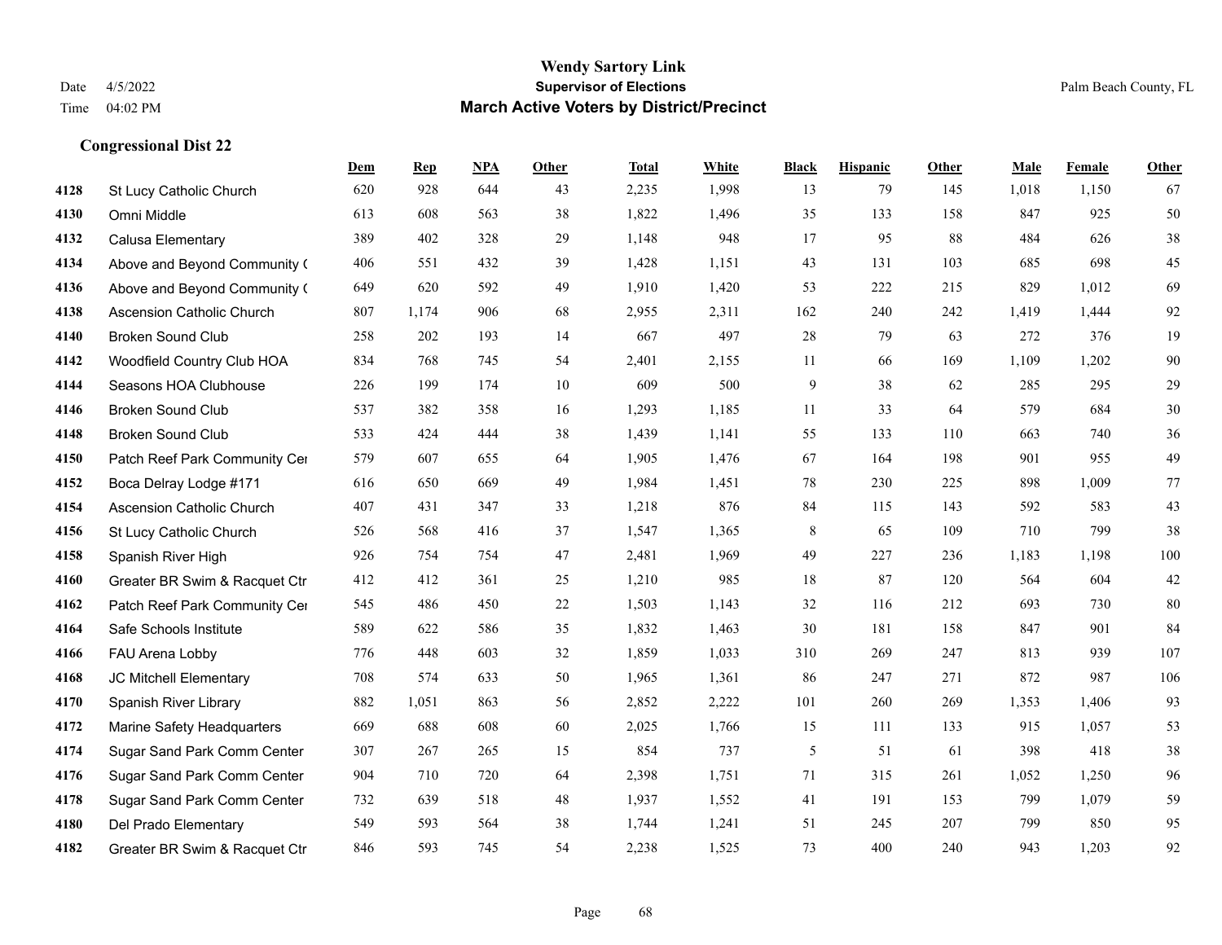# Wendy Sartory Link

**Supervisor of Elections**

**March Active Voters by District/Precinct**

Date 4/5/2022

Time 04:02 PM

Palm Beach County, FL

### Congressional Dist 22

| | | Dem | Rep | NPA | Other | Total | White | Black | Hispanic | Other | Male | Female | Other |
|---|---|---|---|---|---|---|---|---|---|---|---|---|---|
| 4128 | St Lucy Catholic Church | 620 | 928 | 644 | 43 | 2,235 | 1,998 | 13 | 79 | 145 | 1,018 | 1,150 | 67 |
| 4130 | Omni Middle | 613 | 608 | 563 | 38 | 1,822 | 1,496 | 35 | 133 | 158 | 847 | 925 | 50 |
| 4132 | Calusa Elementary | 389 | 402 | 328 | 29 | 1,148 | 948 | 17 | 95 | 88 | 484 | 626 | 38 |
| 4134 | Above and Beyond Community ( | 406 | 551 | 432 | 39 | 1,428 | 1,151 | 43 | 131 | 103 | 685 | 698 | 45 |
| 4136 | Above and Beyond Community ( | 649 | 620 | 592 | 49 | 1,910 | 1,420 | 53 | 222 | 215 | 829 | 1,012 | 69 |
| 4138 | Ascension Catholic Church | 807 | 1,174 | 906 | 68 | 2,955 | 2,311 | 162 | 240 | 242 | 1,419 | 1,444 | 92 |
| 4140 | Broken Sound Club | 258 | 202 | 193 | 14 | 667 | 497 | 28 | 79 | 63 | 272 | 376 | 19 |
| 4142 | Woodfield Country Club HOA | 834 | 768 | 745 | 54 | 2,401 | 2,155 | 11 | 66 | 169 | 1,109 | 1,202 | 90 |
| 4144 | Seasons HOA Clubhouse | 226 | 199 | 174 | 10 | 609 | 500 | 9 | 38 | 62 | 285 | 295 | 29 |
| 4146 | Broken Sound Club | 537 | 382 | 358 | 16 | 1,293 | 1,185 | 11 | 33 | 64 | 579 | 684 | 30 |
| 4148 | Broken Sound Club | 533 | 424 | 444 | 38 | 1,439 | 1,141 | 55 | 133 | 110 | 663 | 740 | 36 |
| 4150 | Patch Reef Park Community Cer | 579 | 607 | 655 | 64 | 1,905 | 1,476 | 67 | 164 | 198 | 901 | 955 | 49 |
| 4152 | Boca Delray Lodge #171 | 616 | 650 | 669 | 49 | 1,984 | 1,451 | 78 | 230 | 225 | 898 | 1,009 | 77 |
| 4154 | Ascension Catholic Church | 407 | 431 | 347 | 33 | 1,218 | 876 | 84 | 115 | 143 | 592 | 583 | 43 |
| 4156 | St Lucy Catholic Church | 526 | 568 | 416 | 37 | 1,547 | 1,365 | 8 | 65 | 109 | 710 | 799 | 38 |
| 4158 | Spanish River High | 926 | 754 | 754 | 47 | 2,481 | 1,969 | 49 | 227 | 236 | 1,183 | 1,198 | 100 |
| 4160 | Greater BR Swim & Racquet Ctr | 412 | 412 | 361 | 25 | 1,210 | 985 | 18 | 87 | 120 | 564 | 604 | 42 |
| 4162 | Patch Reef Park Community Cer | 545 | 486 | 450 | 22 | 1,503 | 1,143 | 32 | 116 | 212 | 693 | 730 | 80 |
| 4164 | Safe Schools Institute | 589 | 622 | 586 | 35 | 1,832 | 1,463 | 30 | 181 | 158 | 847 | 901 | 84 |
| 4166 | FAU Arena Lobby | 776 | 448 | 603 | 32 | 1,859 | 1,033 | 310 | 269 | 247 | 813 | 939 | 107 |
| 4168 | JC Mitchell Elementary | 708 | 574 | 633 | 50 | 1,965 | 1,361 | 86 | 247 | 271 | 872 | 987 | 106 |
| 4170 | Spanish River Library | 882 | 1,051 | 863 | 56 | 2,852 | 2,222 | 101 | 260 | 269 | 1,353 | 1,406 | 93 |
| 4172 | Marine Safety Headquarters | 669 | 688 | 608 | 60 | 2,025 | 1,766 | 15 | 111 | 133 | 915 | 1,057 | 53 |
| 4174 | Sugar Sand Park Comm Center | 307 | 267 | 265 | 15 | 854 | 737 | 5 | 51 | 61 | 398 | 418 | 38 |
| 4176 | Sugar Sand Park Comm Center | 904 | 710 | 720 | 64 | 2,398 | 1,751 | 71 | 315 | 261 | 1,052 | 1,250 | 96 |
| 4178 | Sugar Sand Park Comm Center | 732 | 639 | 518 | 48 | 1,937 | 1,552 | 41 | 191 | 153 | 799 | 1,079 | 59 |
| 4180 | Del Prado Elementary | 549 | 593 | 564 | 38 | 1,744 | 1,241 | 51 | 245 | 207 | 799 | 850 | 95 |
| 4182 | Greater BR Swim & Racquet Ctr | 846 | 593 | 745 | 54 | 2,238 | 1,525 | 73 | 400 | 240 | 943 | 1,203 | 92 |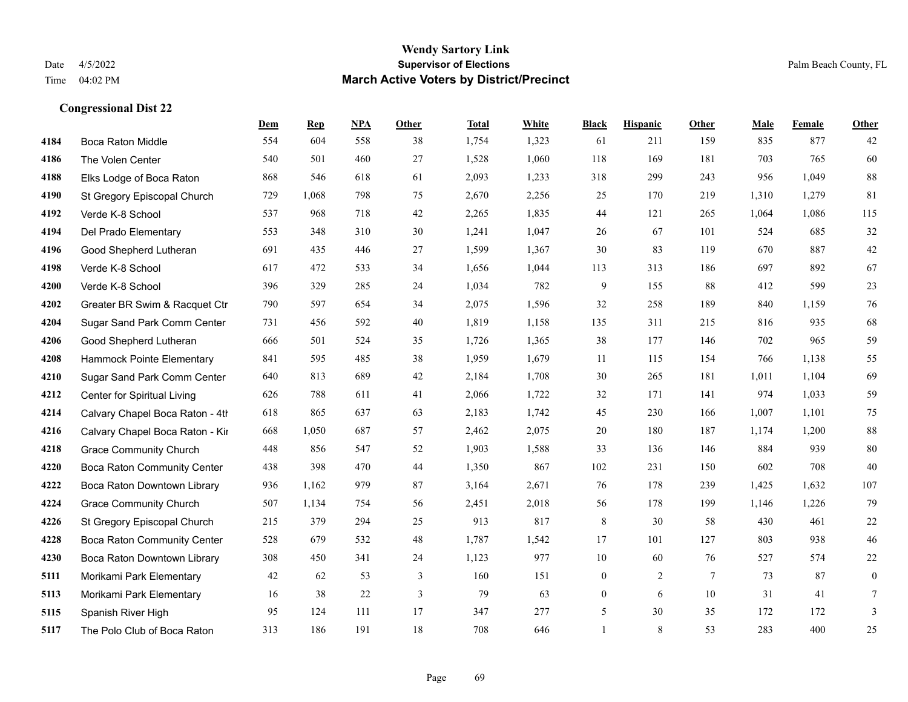**Wendy Sartory Link**
**Supervisor of Elections**
**March Active Voters by District/Precinct**

Date 4/5/2022
Time 04:02 PM

Palm Beach County, FL

## Congressional Dist 22

| | | Dem | Rep | NPA | Other | Total | White | Black | Hispanic | Other | Male | Female | Other |
|---|---|---|---|---|---|---|---|---|---|---|---|---|---|
| 4184 | Boca Raton Middle | 554 | 604 | 558 | 38 | 1,754 | 1,323 | 61 | 211 | 159 | 835 | 877 | 42 |
| 4186 | The Volen Center | 540 | 501 | 460 | 27 | 1,528 | 1,060 | 118 | 169 | 181 | 703 | 765 | 60 |
| 4188 | Elks Lodge of Boca Raton | 868 | 546 | 618 | 61 | 2,093 | 1,233 | 318 | 299 | 243 | 956 | 1,049 | 88 |
| 4190 | St Gregory Episcopal Church | 729 | 1,068 | 798 | 75 | 2,670 | 2,256 | 25 | 170 | 219 | 1,310 | 1,279 | 81 |
| 4192 | Verde K-8 School | 537 | 968 | 718 | 42 | 2,265 | 1,835 | 44 | 121 | 265 | 1,064 | 1,086 | 115 |
| 4194 | Del Prado Elementary | 553 | 348 | 310 | 30 | 1,241 | 1,047 | 26 | 67 | 101 | 524 | 685 | 32 |
| 4196 | Good Shepherd Lutheran | 691 | 435 | 446 | 27 | 1,599 | 1,367 | 30 | 83 | 119 | 670 | 887 | 42 |
| 4198 | Verde K-8 School | 617 | 472 | 533 | 34 | 1,656 | 1,044 | 113 | 313 | 186 | 697 | 892 | 67 |
| 4200 | Verde K-8 School | 396 | 329 | 285 | 24 | 1,034 | 782 | 9 | 155 | 88 | 412 | 599 | 23 |
| 4202 | Greater BR Swim & Racquet Ctr | 790 | 597 | 654 | 34 | 2,075 | 1,596 | 32 | 258 | 189 | 840 | 1,159 | 76 |
| 4204 | Sugar Sand Park Comm Center | 731 | 456 | 592 | 40 | 1,819 | 1,158 | 135 | 311 | 215 | 816 | 935 | 68 |
| 4206 | Good Shepherd Lutheran | 666 | 501 | 524 | 35 | 1,726 | 1,365 | 38 | 177 | 146 | 702 | 965 | 59 |
| 4208 | Hammock Pointe Elementary | 841 | 595 | 485 | 38 | 1,959 | 1,679 | 11 | 115 | 154 | 766 | 1,138 | 55 |
| 4210 | Sugar Sand Park Comm Center | 640 | 813 | 689 | 42 | 2,184 | 1,708 | 30 | 265 | 181 | 1,011 | 1,104 | 69 |
| 4212 | Center for Spiritual Living | 626 | 788 | 611 | 41 | 2,066 | 1,722 | 32 | 171 | 141 | 974 | 1,033 | 59 |
| 4214 | Calvary Chapel Boca Raton - 4tl | 618 | 865 | 637 | 63 | 2,183 | 1,742 | 45 | 230 | 166 | 1,007 | 1,101 | 75 |
| 4216 | Calvary Chapel Boca Raton - Kir | 668 | 1,050 | 687 | 57 | 2,462 | 2,075 | 20 | 180 | 187 | 1,174 | 1,200 | 88 |
| 4218 | Grace Community Church | 448 | 856 | 547 | 52 | 1,903 | 1,588 | 33 | 136 | 146 | 884 | 939 | 80 |
| 4220 | Boca Raton Community Center | 438 | 398 | 470 | 44 | 1,350 | 867 | 102 | 231 | 150 | 602 | 708 | 40 |
| 4222 | Boca Raton Downtown Library | 936 | 1,162 | 979 | 87 | 3,164 | 2,671 | 76 | 178 | 239 | 1,425 | 1,632 | 107 |
| 4224 | Grace Community Church | 507 | 1,134 | 754 | 56 | 2,451 | 2,018 | 56 | 178 | 199 | 1,146 | 1,226 | 79 |
| 4226 | St Gregory Episcopal Church | 215 | 379 | 294 | 25 | 913 | 817 | 8 | 30 | 58 | 430 | 461 | 22 |
| 4228 | Boca Raton Community Center | 528 | 679 | 532 | 48 | 1,787 | 1,542 | 17 | 101 | 127 | 803 | 938 | 46 |
| 4230 | Boca Raton Downtown Library | 308 | 450 | 341 | 24 | 1,123 | 977 | 10 | 60 | 76 | 527 | 574 | 22 |
| 5111 | Morikami Park Elementary | 42 | 62 | 53 | 3 | 160 | 151 | 0 | 2 | 7 | 73 | 87 | 0 |
| 5113 | Morikami Park Elementary | 16 | 38 | 22 | 3 | 79 | 63 | 0 | 6 | 10 | 31 | 41 | 7 |
| 5115 | Spanish River High | 95 | 124 | 111 | 17 | 347 | 277 | 5 | 30 | 35 | 172 | 172 | 3 |
| 5117 | The Polo Club of Boca Raton | 313 | 186 | 191 | 18 | 708 | 646 | 1 | 8 | 53 | 283 | 400 | 25 |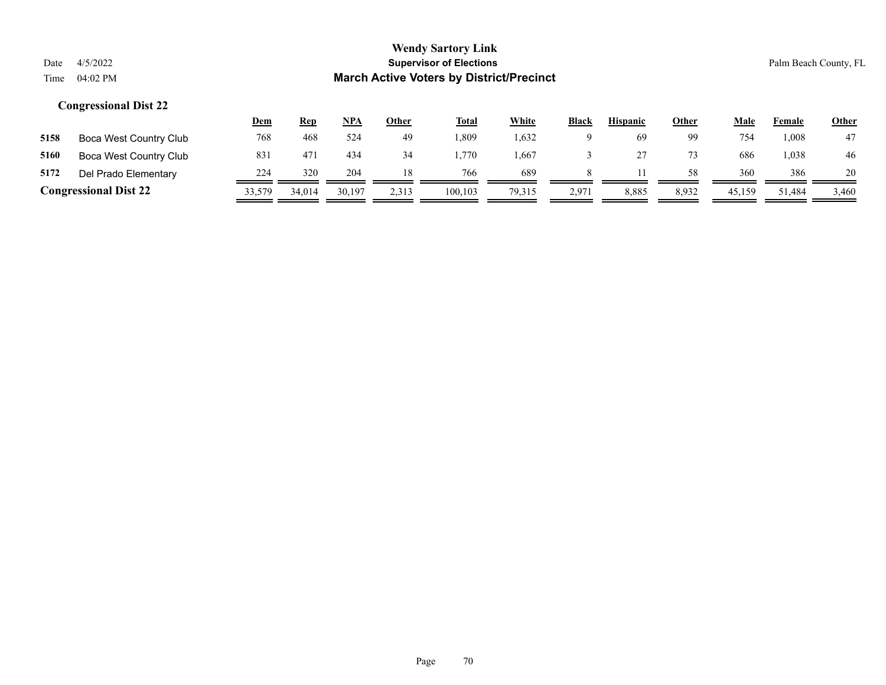**Wendy Sartory Link**

**Supervisor of Elections**

**March Active Voters by District/Precinct**

Date 4/5/2022

Time 04:02 PM

Palm Beach County, FL

### Congressional Dist 22

| | | Dem | Rep | NPA | Other | Total | White | Black | Hispanic | Other | Male | Female | Other |
|---|---|---|---|---|---|---|---|---|---|---|---|---|---|
| 5158 | Boca West Country Club | 768 | 468 | 524 | 49 | 1,809 | 1,632 | 9 | 69 | 99 | 754 | 1,008 | 47 |
| 5160 | Boca West Country Club | 831 | 471 | 434 | 34 | 1,770 | 1,667 | 3 | 27 | 73 | 686 | 1,038 | 46 |
| 5172 | Del Prado Elementary | 224 | 320 | 204 | 18 | 766 | 689 | 8 | 11 | 58 | 360 | 386 | 20 |
| **Congressional Dist 22** | | 33,579 | 34,014 | 30,197 | 2,313 | 100,103 | 79,315 | 2,971 | 8,885 | 8,932 | 45,159 | 51,484 | 3,460 |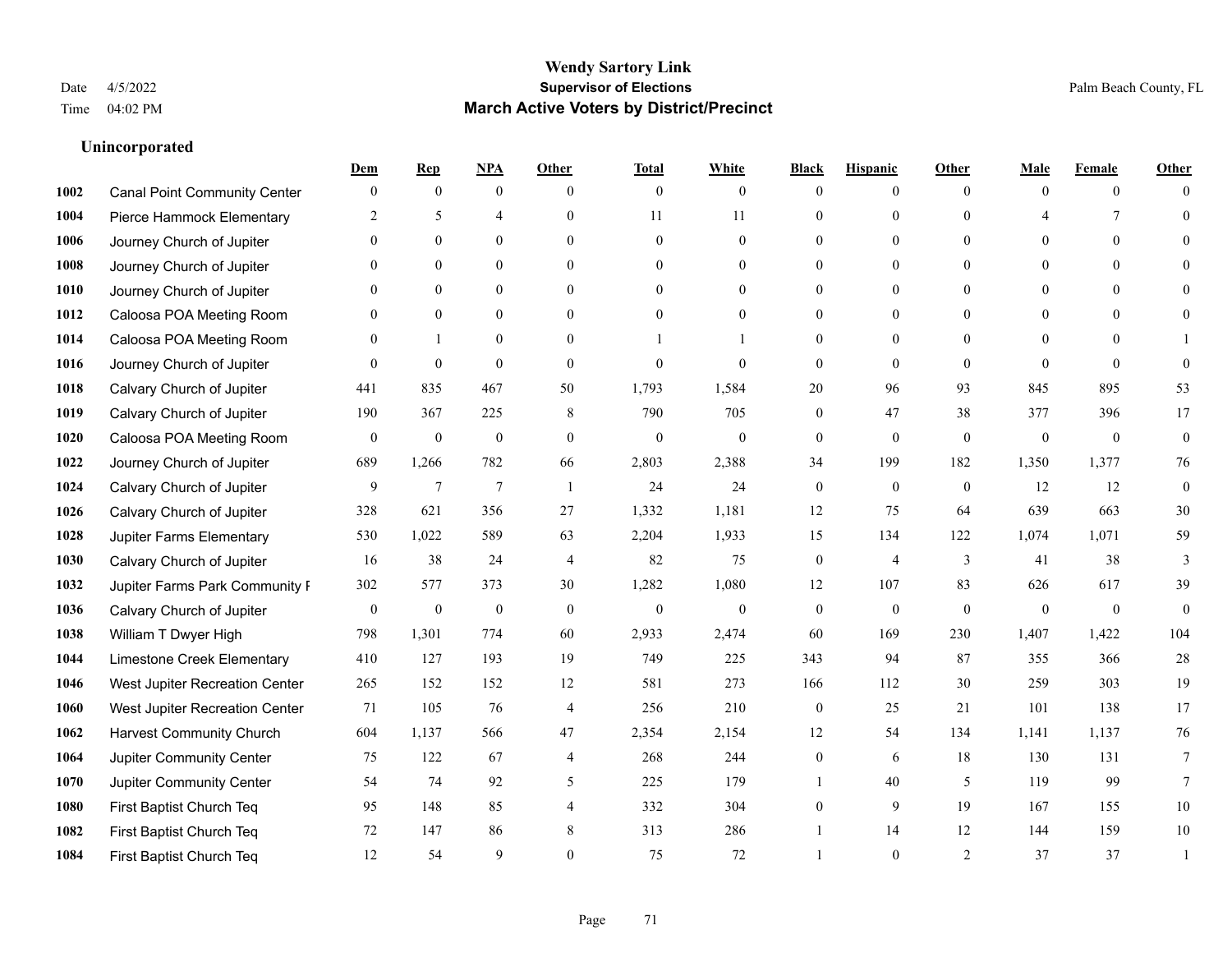# Wendy Sartory Link
## Supervisor of Elections
## March Active Voters by District/Precinct

Date 4/5/2022
Time 04:02 PM

Palm Beach County, FL

### Unincorporated

| | | Dem | Rep | NPA | Other | Total | White | Black | Hispanic | Other | Male | Female | Other |
|---|---|---|---|---|---|---|---|---|---|---|---|---|---|
| 1002 | Canal Point Community Center | 0 | 0 | 0 | 0 | 0 | 0 | 0 | 0 | 0 | 0 | 0 | 0 |
| 1004 | Pierce Hammock Elementary | 2 | 5 | 4 | 0 | 11 | 11 | 0 | 0 | 0 | 4 | 7 | 0 |
| 1006 | Journey Church of Jupiter | 0 | 0 | 0 | 0 | 0 | 0 | 0 | 0 | 0 | 0 | 0 | 0 |
| 1008 | Journey Church of Jupiter | 0 | 0 | 0 | 0 | 0 | 0 | 0 | 0 | 0 | 0 | 0 | 0 |
| 1010 | Journey Church of Jupiter | 0 | 0 | 0 | 0 | 0 | 0 | 0 | 0 | 0 | 0 | 0 | 0 |
| 1012 | Caloosa POA Meeting Room | 0 | 0 | 0 | 0 | 0 | 0 | 0 | 0 | 0 | 0 | 0 | 0 |
| 1014 | Caloosa POA Meeting Room | 0 | 1 | 0 | 0 | 1 | 1 | 0 | 0 | 0 | 0 | 0 | 1 |
| 1016 | Journey Church of Jupiter | 0 | 0 | 0 | 0 | 0 | 0 | 0 | 0 | 0 | 0 | 0 | 0 |
| 1018 | Calvary Church of Jupiter | 441 | 835 | 467 | 50 | 1,793 | 1,584 | 20 | 96 | 93 | 845 | 895 | 53 |
| 1019 | Calvary Church of Jupiter | 190 | 367 | 225 | 8 | 790 | 705 | 0 | 47 | 38 | 377 | 396 | 17 |
| 1020 | Caloosa POA Meeting Room | 0 | 0 | 0 | 0 | 0 | 0 | 0 | 0 | 0 | 0 | 0 | 0 |
| 1022 | Journey Church of Jupiter | 689 | 1,266 | 782 | 66 | 2,803 | 2,388 | 34 | 199 | 182 | 1,350 | 1,377 | 76 |
| 1024 | Calvary Church of Jupiter | 9 | 7 | 7 | 1 | 24 | 24 | 0 | 0 | 0 | 12 | 12 | 0 |
| 1026 | Calvary Church of Jupiter | 328 | 621 | 356 | 27 | 1,332 | 1,181 | 12 | 75 | 64 | 639 | 663 | 30 |
| 1028 | Jupiter Farms Elementary | 530 | 1,022 | 589 | 63 | 2,204 | 1,933 | 15 | 134 | 122 | 1,074 | 1,071 | 59 |
| 1030 | Calvary Church of Jupiter | 16 | 38 | 24 | 4 | 82 | 75 | 0 | 4 | 3 | 41 | 38 | 3 |
| 1032 | Jupiter Farms Park Community F | 302 | 577 | 373 | 30 | 1,282 | 1,080 | 12 | 107 | 83 | 626 | 617 | 39 |
| 1036 | Calvary Church of Jupiter | 0 | 0 | 0 | 0 | 0 | 0 | 0 | 0 | 0 | 0 | 0 | 0 |
| 1038 | William T Dwyer High | 798 | 1,301 | 774 | 60 | 2,933 | 2,474 | 60 | 169 | 230 | 1,407 | 1,422 | 104 |
| 1044 | Limestone Creek Elementary | 410 | 127 | 193 | 19 | 749 | 225 | 343 | 94 | 87 | 355 | 366 | 28 |
| 1046 | West Jupiter Recreation Center | 265 | 152 | 152 | 12 | 581 | 273 | 166 | 112 | 30 | 259 | 303 | 19 |
| 1060 | West Jupiter Recreation Center | 71 | 105 | 76 | 4 | 256 | 210 | 0 | 25 | 21 | 101 | 138 | 17 |
| 1062 | Harvest Community Church | 604 | 1,137 | 566 | 47 | 2,354 | 2,154 | 12 | 54 | 134 | 1,141 | 1,137 | 76 |
| 1064 | Jupiter Community Center | 75 | 122 | 67 | 4 | 268 | 244 | 0 | 6 | 18 | 130 | 131 | 7 |
| 1070 | Jupiter Community Center | 54 | 74 | 92 | 5 | 225 | 179 | 1 | 40 | 5 | 119 | 99 | 7 |
| 1080 | First Baptist Church Teq | 95 | 148 | 85 | 4 | 332 | 304 | 0 | 9 | 19 | 167 | 155 | 10 |
| 1082 | First Baptist Church Teq | 72 | 147 | 86 | 8 | 313 | 286 | 1 | 14 | 12 | 144 | 159 | 10 |
| 1084 | First Baptist Church Teq | 12 | 54 | 9 | 0 | 75 | 72 | 1 | 0 | 2 | 37 | 37 | 1 |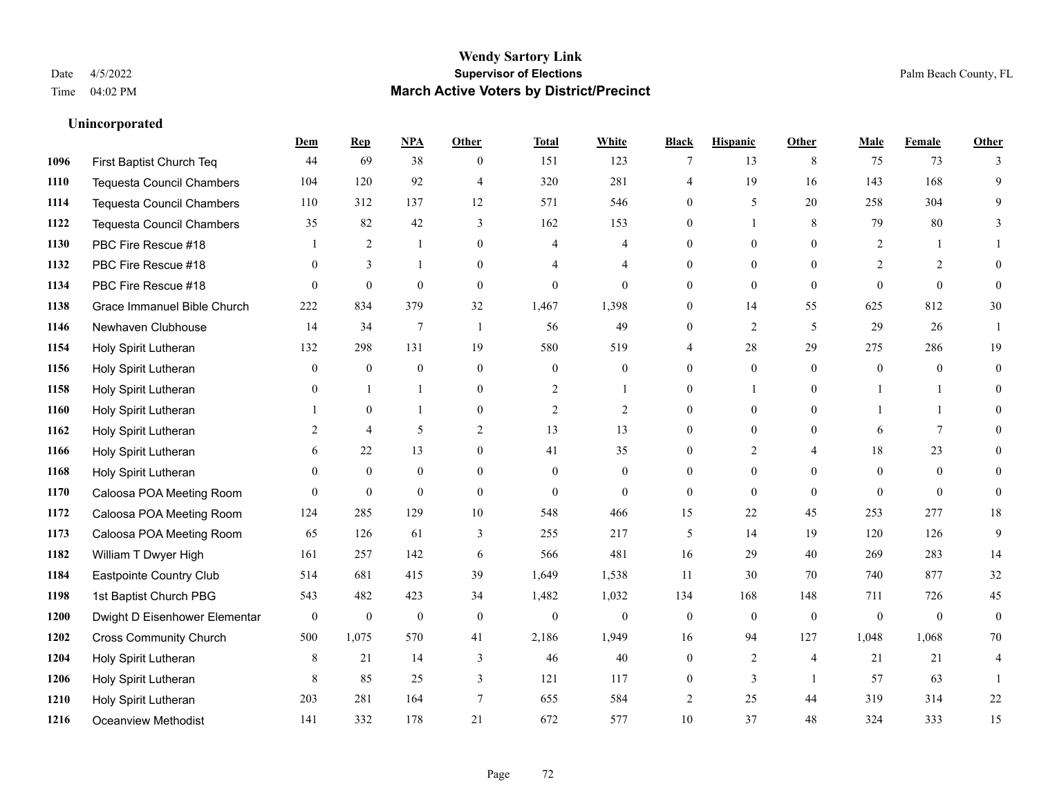**Wendy Sartory Link**
**Supervisor of Elections**
**March Active Voters by District/Precinct**

Date 4/5/2022
Time 04:02 PM

Palm Beach County, FL

### Unincorporated

| | | Dem | Rep | NPA | Other | Total | White | Black | Hispanic | Other | Male | Female | Other |
|---|---|---|---|---|---|---|---|---|---|---|---|---|---|
| 1096 | First Baptist Church Teq | 44 | 69 | 38 | 0 | 151 | 123 | 7 | 13 | 8 | 75 | 73 | 3 |
| 1110 | Tequesta Council Chambers | 104 | 120 | 92 | 4 | 320 | 281 | 4 | 19 | 16 | 143 | 168 | 9 |
| 1114 | Tequesta Council Chambers | 110 | 312 | 137 | 12 | 571 | 546 | 0 | 5 | 20 | 258 | 304 | 9 |
| 1122 | Tequesta Council Chambers | 35 | 82 | 42 | 3 | 162 | 153 | 0 | 1 | 8 | 79 | 80 | 3 |
| 1130 | PBC Fire Rescue #18 | 1 | 2 | 1 | 0 | 4 | 4 | 0 | 0 | 0 | 2 | 1 | 1 |
| 1132 | PBC Fire Rescue #18 | 0 | 3 | 1 | 0 | 4 | 4 | 0 | 0 | 0 | 2 | 2 | 0 |
| 1134 | PBC Fire Rescue #18 | 0 | 0 | 0 | 0 | 0 | 0 | 0 | 0 | 0 | 0 | 0 | 0 |
| 1138 | Grace Immanuel Bible Church | 222 | 834 | 379 | 32 | 1,467 | 1,398 | 0 | 14 | 55 | 625 | 812 | 30 |
| 1146 | Newhaven Clubhouse | 14 | 34 | 7 | 1 | 56 | 49 | 0 | 2 | 5 | 29 | 26 | 1 |
| 1154 | Holy Spirit Lutheran | 132 | 298 | 131 | 19 | 580 | 519 | 4 | 28 | 29 | 275 | 286 | 19 |
| 1156 | Holy Spirit Lutheran | 0 | 0 | 0 | 0 | 0 | 0 | 0 | 0 | 0 | 0 | 0 | 0 |
| 1158 | Holy Spirit Lutheran | 0 | 1 | 1 | 0 | 2 | 1 | 0 | 1 | 0 | 1 | 1 | 0 |
| 1160 | Holy Spirit Lutheran | 1 | 0 | 1 | 0 | 2 | 2 | 0 | 0 | 0 | 1 | 1 | 0 |
| 1162 | Holy Spirit Lutheran | 2 | 4 | 5 | 2 | 13 | 13 | 0 | 0 | 0 | 6 | 7 | 0 |
| 1166 | Holy Spirit Lutheran | 6 | 22 | 13 | 0 | 41 | 35 | 0 | 2 | 4 | 18 | 23 | 0 |
| 1168 | Holy Spirit Lutheran | 0 | 0 | 0 | 0 | 0 | 0 | 0 | 0 | 0 | 0 | 0 | 0 |
| 1170 | Caloosa POA Meeting Room | 0 | 0 | 0 | 0 | 0 | 0 | 0 | 0 | 0 | 0 | 0 | 0 |
| 1172 | Caloosa POA Meeting Room | 124 | 285 | 129 | 10 | 548 | 466 | 15 | 22 | 45 | 253 | 277 | 18 |
| 1173 | Caloosa POA Meeting Room | 65 | 126 | 61 | 3 | 255 | 217 | 5 | 14 | 19 | 120 | 126 | 9 |
| 1182 | William T Dwyer High | 161 | 257 | 142 | 6 | 566 | 481 | 16 | 29 | 40 | 269 | 283 | 14 |
| 1184 | Eastpointe Country Club | 514 | 681 | 415 | 39 | 1,649 | 1,538 | 11 | 30 | 70 | 740 | 877 | 32 |
| 1198 | 1st Baptist Church PBG | 543 | 482 | 423 | 34 | 1,482 | 1,032 | 134 | 168 | 148 | 711 | 726 | 45 |
| 1200 | Dwight D Eisenhower Elementar | 0 | 0 | 0 | 0 | 0 | 0 | 0 | 0 | 0 | 0 | 0 | 0 |
| 1202 | Cross Community Church | 500 | 1,075 | 570 | 41 | 2,186 | 1,949 | 16 | 94 | 127 | 1,048 | 1,068 | 70 |
| 1204 | Holy Spirit Lutheran | 8 | 21 | 14 | 3 | 46 | 40 | 0 | 2 | 4 | 21 | 21 | 4 |
| 1206 | Holy Spirit Lutheran | 8 | 85 | 25 | 3 | 121 | 117 | 0 | 3 | 1 | 57 | 63 | 1 |
| 1210 | Holy Spirit Lutheran | 203 | 281 | 164 | 7 | 655 | 584 | 2 | 25 | 44 | 319 | 314 | 22 |
| 1216 | Oceanview Methodist | 141 | 332 | 178 | 21 | 672 | 577 | 10 | 37 | 48 | 324 | 333 | 15 |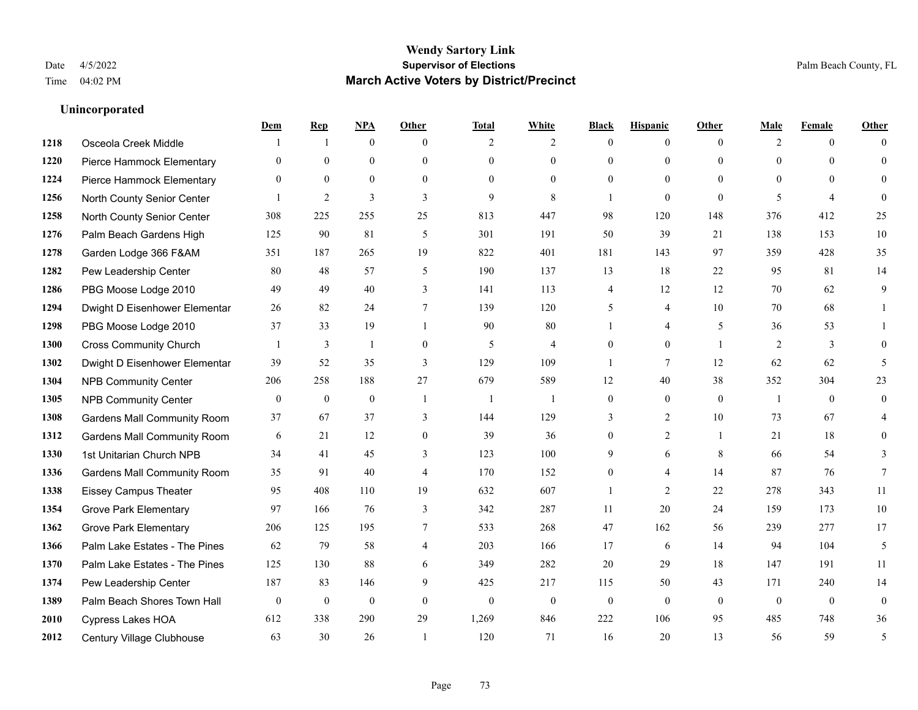# Wendy Sartory Link
## Supervisor of Elections
## March Active Voters by District/Precinct

Date 4/5/2022
Time 04:02 PM

Palm Beach County, FL

### Unincorporated

| | | Dem | Rep | NPA | Other | Total | White | Black | Hispanic | Other | Male | Female | Other |
|---|---|---|---|---|---|---|---|---|---|---|---|---|---|
| 1218 | Osceola Creek Middle | 1 | 1 | 0 | 0 | 2 | 2 | 0 | 0 | 0 | 2 | 0 | 0 |
| 1220 | Pierce Hammock Elementary | 0 | 0 | 0 | 0 | 0 | 0 | 0 | 0 | 0 | 0 | 0 | 0 |
| 1224 | Pierce Hammock Elementary | 0 | 0 | 0 | 0 | 0 | 0 | 0 | 0 | 0 | 0 | 0 | 0 |
| 1256 | North County Senior Center | 1 | 2 | 3 | 3 | 9 | 8 | 1 | 0 | 0 | 5 | 4 | 0 |
| 1258 | North County Senior Center | 308 | 225 | 255 | 25 | 813 | 447 | 98 | 120 | 148 | 376 | 412 | 25 |
| 1276 | Palm Beach Gardens High | 125 | 90 | 81 | 5 | 301 | 191 | 50 | 39 | 21 | 138 | 153 | 10 |
| 1278 | Garden Lodge 366 F&AM | 351 | 187 | 265 | 19 | 822 | 401 | 181 | 143 | 97 | 359 | 428 | 35 |
| 1282 | Pew Leadership Center | 80 | 48 | 57 | 5 | 190 | 137 | 13 | 18 | 22 | 95 | 81 | 14 |
| 1286 | PBG Moose Lodge 2010 | 49 | 49 | 40 | 3 | 141 | 113 | 4 | 12 | 12 | 70 | 62 | 9 |
| 1294 | Dwight D Eisenhower Elementar | 26 | 82 | 24 | 7 | 139 | 120 | 5 | 4 | 10 | 70 | 68 | 1 |
| 1298 | PBG Moose Lodge 2010 | 37 | 33 | 19 | 1 | 90 | 80 | 1 | 4 | 5 | 36 | 53 | 1 |
| 1300 | Cross Community Church | 1 | 3 | 1 | 0 | 5 | 4 | 0 | 0 | 1 | 2 | 3 | 0 |
| 1302 | Dwight D Eisenhower Elementar | 39 | 52 | 35 | 3 | 129 | 109 | 1 | 7 | 12 | 62 | 62 | 5 |
| 1304 | NPB Community Center | 206 | 258 | 188 | 27 | 679 | 589 | 12 | 40 | 38 | 352 | 304 | 23 |
| 1305 | NPB Community Center | 0 | 0 | 0 | 1 | 1 | 1 | 0 | 0 | 0 | 1 | 0 | 0 |
| 1308 | Gardens Mall Community Room | 37 | 67 | 37 | 3 | 144 | 129 | 3 | 2 | 10 | 73 | 67 | 4 |
| 1312 | Gardens Mall Community Room | 6 | 21 | 12 | 0 | 39 | 36 | 0 | 2 | 1 | 21 | 18 | 0 |
| 1330 | 1st Unitarian Church NPB | 34 | 41 | 45 | 3 | 123 | 100 | 9 | 6 | 8 | 66 | 54 | 3 |
| 1336 | Gardens Mall Community Room | 35 | 91 | 40 | 4 | 170 | 152 | 0 | 4 | 14 | 87 | 76 | 7 |
| 1338 | Eissey Campus Theater | 95 | 408 | 110 | 19 | 632 | 607 | 1 | 2 | 22 | 278 | 343 | 11 |
| 1354 | Grove Park Elementary | 97 | 166 | 76 | 3 | 342 | 287 | 11 | 20 | 24 | 159 | 173 | 10 |
| 1362 | Grove Park Elementary | 206 | 125 | 195 | 7 | 533 | 268 | 47 | 162 | 56 | 239 | 277 | 17 |
| 1366 | Palm Lake Estates - The Pines | 62 | 79 | 58 | 4 | 203 | 166 | 17 | 6 | 14 | 94 | 104 | 5 |
| 1370 | Palm Lake Estates - The Pines | 125 | 130 | 88 | 6 | 349 | 282 | 20 | 29 | 18 | 147 | 191 | 11 |
| 1374 | Pew Leadership Center | 187 | 83 | 146 | 9 | 425 | 217 | 115 | 50 | 43 | 171 | 240 | 14 |
| 1389 | Palm Beach Shores Town Hall | 0 | 0 | 0 | 0 | 0 | 0 | 0 | 0 | 0 | 0 | 0 | 0 |
| 2010 | Cypress Lakes HOA | 612 | 338 | 290 | 29 | 1,269 | 846 | 222 | 106 | 95 | 485 | 748 | 36 |
| 2012 | Century Village Clubhouse | 63 | 30 | 26 | 1 | 120 | 71 | 16 | 20 | 13 | 56 | 59 | 5 |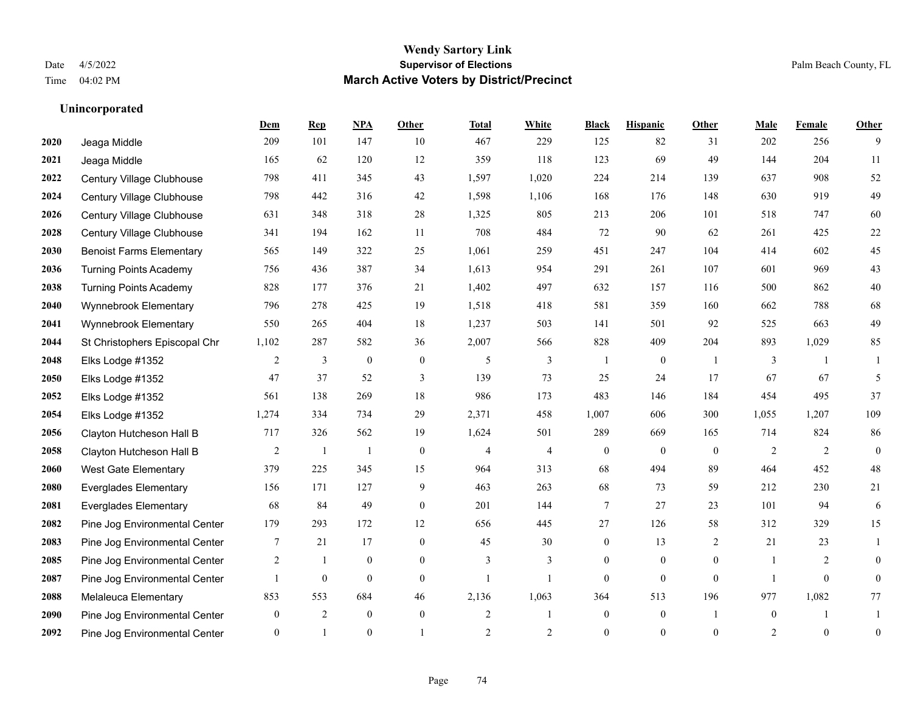# Wendy Sartory Link
## Supervisor of Elections
## March Active Voters by District/Precinct

Date 4/5/2022
Time 04:02 PM

Palm Beach County, FL

### Unincorporated

| | | Dem | Rep | NPA | Other | Total | White | Black | Hispanic | Other | Male | Female | Other |
|---|---|---|---|---|---|---|---|---|---|---|---|---|---|
| 2020 | Jeaga Middle | 209 | 101 | 147 | 10 | 467 | 229 | 125 | 82 | 31 | 202 | 256 | 9 |
| 2021 | Jeaga Middle | 165 | 62 | 120 | 12 | 359 | 118 | 123 | 69 | 49 | 144 | 204 | 11 |
| 2022 | Century Village Clubhouse | 798 | 411 | 345 | 43 | 1,597 | 1,020 | 224 | 214 | 139 | 637 | 908 | 52 |
| 2024 | Century Village Clubhouse | 798 | 442 | 316 | 42 | 1,598 | 1,106 | 168 | 176 | 148 | 630 | 919 | 49 |
| 2026 | Century Village Clubhouse | 631 | 348 | 318 | 28 | 1,325 | 805 | 213 | 206 | 101 | 518 | 747 | 60 |
| 2028 | Century Village Clubhouse | 341 | 194 | 162 | 11 | 708 | 484 | 72 | 90 | 62 | 261 | 425 | 22 |
| 2030 | Benoist Farms Elementary | 565 | 149 | 322 | 25 | 1,061 | 259 | 451 | 247 | 104 | 414 | 602 | 45 |
| 2036 | Turning Points Academy | 756 | 436 | 387 | 34 | 1,613 | 954 | 291 | 261 | 107 | 601 | 969 | 43 |
| 2038 | Turning Points Academy | 828 | 177 | 376 | 21 | 1,402 | 497 | 632 | 157 | 116 | 500 | 862 | 40 |
| 2040 | Wynnebrook Elementary | 796 | 278 | 425 | 19 | 1,518 | 418 | 581 | 359 | 160 | 662 | 788 | 68 |
| 2041 | Wynnebrook Elementary | 550 | 265 | 404 | 18 | 1,237 | 503 | 141 | 501 | 92 | 525 | 663 | 49 |
| 2044 | St Christophers Episcopal Chr | 1,102 | 287 | 582 | 36 | 2,007 | 566 | 828 | 409 | 204 | 893 | 1,029 | 85 |
| 2048 | Elks Lodge #1352 | 2 | 3 | 0 | 0 | 5 | 3 | 1 | 0 | 1 | 3 | 1 | 1 |
| 2050 | Elks Lodge #1352 | 47 | 37 | 52 | 3 | 139 | 73 | 25 | 24 | 17 | 67 | 67 | 5 |
| 2052 | Elks Lodge #1352 | 561 | 138 | 269 | 18 | 986 | 173 | 483 | 146 | 184 | 454 | 495 | 37 |
| 2054 | Elks Lodge #1352 | 1,274 | 334 | 734 | 29 | 2,371 | 458 | 1,007 | 606 | 300 | 1,055 | 1,207 | 109 |
| 2056 | Clayton Hutcheson Hall B | 717 | 326 | 562 | 19 | 1,624 | 501 | 289 | 669 | 165 | 714 | 824 | 86 |
| 2058 | Clayton Hutcheson Hall B | 2 | 1 | 1 | 0 | 4 | 4 | 0 | 0 | 0 | 2 | 2 | 0 |
| 2060 | West Gate Elementary | 379 | 225 | 345 | 15 | 964 | 313 | 68 | 494 | 89 | 464 | 452 | 48 |
| 2080 | Everglades Elementary | 156 | 171 | 127 | 9 | 463 | 263 | 68 | 73 | 59 | 212 | 230 | 21 |
| 2081 | Everglades Elementary | 68 | 84 | 49 | 0 | 201 | 144 | 7 | 27 | 23 | 101 | 94 | 6 |
| 2082 | Pine Jog Environmental Center | 179 | 293 | 172 | 12 | 656 | 445 | 27 | 126 | 58 | 312 | 329 | 15 |
| 2083 | Pine Jog Environmental Center | 7 | 21 | 17 | 0 | 45 | 30 | 0 | 13 | 2 | 21 | 23 | 1 |
| 2085 | Pine Jog Environmental Center | 2 | 1 | 0 | 0 | 3 | 3 | 0 | 0 | 0 | 1 | 2 | 0 |
| 2087 | Pine Jog Environmental Center | 1 | 0 | 0 | 0 | 1 | 1 | 0 | 0 | 0 | 1 | 0 | 0 |
| 2088 | Melaleuca Elementary | 853 | 553 | 684 | 46 | 2,136 | 1,063 | 364 | 513 | 196 | 977 | 1,082 | 77 |
| 2090 | Pine Jog Environmental Center | 0 | 2 | 0 | 0 | 2 | 1 | 0 | 0 | 1 | 0 | 1 | 1 |
| 2092 | Pine Jog Environmental Center | 0 | 1 | 0 | 1 | 2 | 2 | 0 | 0 | 0 | 2 | 0 | 0 |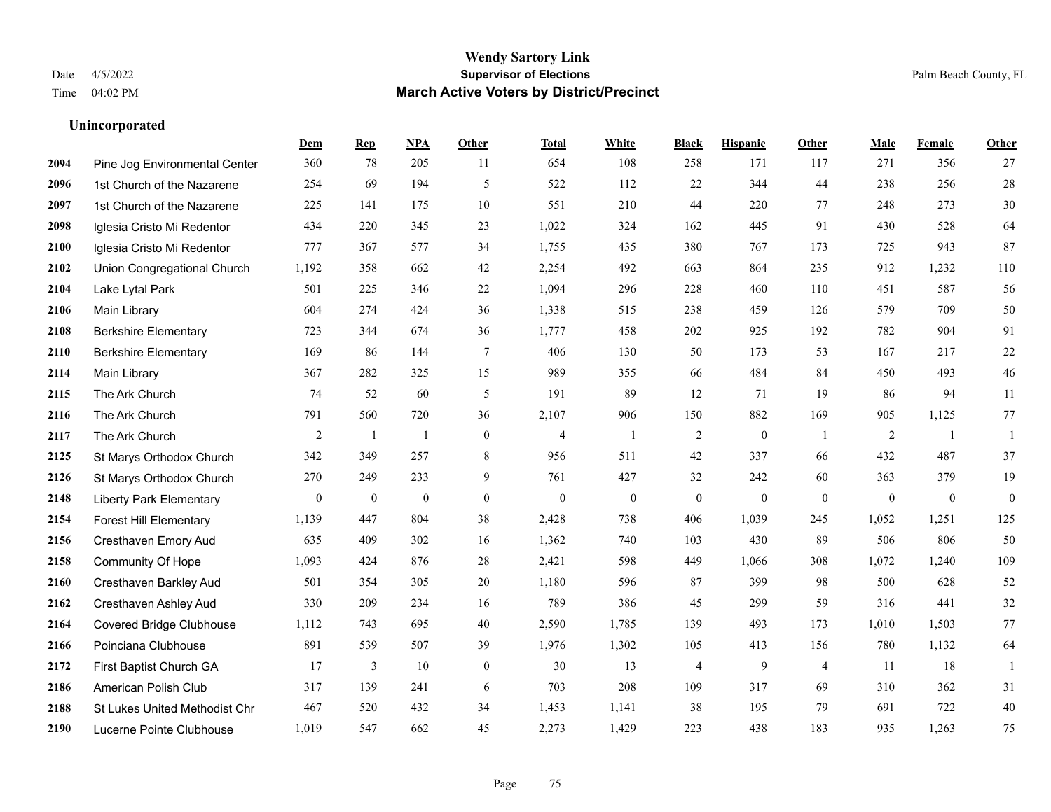**Wendy Sartory Link**
**Supervisor of Elections**
**March Active Voters by District/Precinct**

Date 4/5/2022
Time 04:02 PM

Palm Beach County, FL

### Unincorporated

| | | Dem | Rep | NPA | Other | Total | White | Black | Hispanic | Other | Male | Female | Other |
|---|---|---|---|---|---|---|---|---|---|---|---|---|---|
| 2094 | Pine Jog Environmental Center | 360 | 78 | 205 | 11 | 654 | 108 | 258 | 171 | 117 | 271 | 356 | 27 |
| 2096 | 1st Church of the Nazarene | 254 | 69 | 194 | 5 | 522 | 112 | 22 | 344 | 44 | 238 | 256 | 28 |
| 2097 | 1st Church of the Nazarene | 225 | 141 | 175 | 10 | 551 | 210 | 44 | 220 | 77 | 248 | 273 | 30 |
| 2098 | Iglesia Cristo Mi Redentor | 434 | 220 | 345 | 23 | 1,022 | 324 | 162 | 445 | 91 | 430 | 528 | 64 |
| 2100 | Iglesia Cristo Mi Redentor | 777 | 367 | 577 | 34 | 1,755 | 435 | 380 | 767 | 173 | 725 | 943 | 87 |
| 2102 | Union Congregational Church | 1,192 | 358 | 662 | 42 | 2,254 | 492 | 663 | 864 | 235 | 912 | 1,232 | 110 |
| 2104 | Lake Lytal Park | 501 | 225 | 346 | 22 | 1,094 | 296 | 228 | 460 | 110 | 451 | 587 | 56 |
| 2106 | Main Library | 604 | 274 | 424 | 36 | 1,338 | 515 | 238 | 459 | 126 | 579 | 709 | 50 |
| 2108 | Berkshire Elementary | 723 | 344 | 674 | 36 | 1,777 | 458 | 202 | 925 | 192 | 782 | 904 | 91 |
| 2110 | Berkshire Elementary | 169 | 86 | 144 | 7 | 406 | 130 | 50 | 173 | 53 | 167 | 217 | 22 |
| 2114 | Main Library | 367 | 282 | 325 | 15 | 989 | 355 | 66 | 484 | 84 | 450 | 493 | 46 |
| 2115 | The Ark Church | 74 | 52 | 60 | 5 | 191 | 89 | 12 | 71 | 19 | 86 | 94 | 11 |
| 2116 | The Ark Church | 791 | 560 | 720 | 36 | 2,107 | 906 | 150 | 882 | 169 | 905 | 1,125 | 77 |
| 2117 | The Ark Church | 2 | 1 | 1 | 0 | 4 | 1 | 2 | 0 | 1 | 2 | 1 | 1 |
| 2125 | St Marys Orthodox Church | 342 | 349 | 257 | 8 | 956 | 511 | 42 | 337 | 66 | 432 | 487 | 37 |
| 2126 | St Marys Orthodox Church | 270 | 249 | 233 | 9 | 761 | 427 | 32 | 242 | 60 | 363 | 379 | 19 |
| 2148 | Liberty Park Elementary | 0 | 0 | 0 | 0 | 0 | 0 | 0 | 0 | 0 | 0 | 0 | 0 |
| 2154 | Forest Hill Elementary | 1,139 | 447 | 804 | 38 | 2,428 | 738 | 406 | 1,039 | 245 | 1,052 | 1,251 | 125 |
| 2156 | Cresthaven Emory Aud | 635 | 409 | 302 | 16 | 1,362 | 740 | 103 | 430 | 89 | 506 | 806 | 50 |
| 2158 | Community Of Hope | 1,093 | 424 | 876 | 28 | 2,421 | 598 | 449 | 1,066 | 308 | 1,072 | 1,240 | 109 |
| 2160 | Cresthaven Barkley Aud | 501 | 354 | 305 | 20 | 1,180 | 596 | 87 | 399 | 98 | 500 | 628 | 52 |
| 2162 | Cresthaven Ashley Aud | 330 | 209 | 234 | 16 | 789 | 386 | 45 | 299 | 59 | 316 | 441 | 32 |
| 2164 | Covered Bridge Clubhouse | 1,112 | 743 | 695 | 40 | 2,590 | 1,785 | 139 | 493 | 173 | 1,010 | 1,503 | 77 |
| 2166 | Poinciana Clubhouse | 891 | 539 | 507 | 39 | 1,976 | 1,302 | 105 | 413 | 156 | 780 | 1,132 | 64 |
| 2172 | First Baptist Church GA | 17 | 3 | 10 | 0 | 30 | 13 | 4 | 9 | 4 | 11 | 18 | 1 |
| 2186 | American Polish Club | 317 | 139 | 241 | 6 | 703 | 208 | 109 | 317 | 69 | 310 | 362 | 31 |
| 2188 | St Lukes United Methodist Chr | 467 | 520 | 432 | 34 | 1,453 | 1,141 | 38 | 195 | 79 | 691 | 722 | 40 |
| 2190 | Lucerne Pointe Clubhouse | 1,019 | 547 | 662 | 45 | 2,273 | 1,429 | 223 | 438 | 183 | 935 | 1,263 | 75 |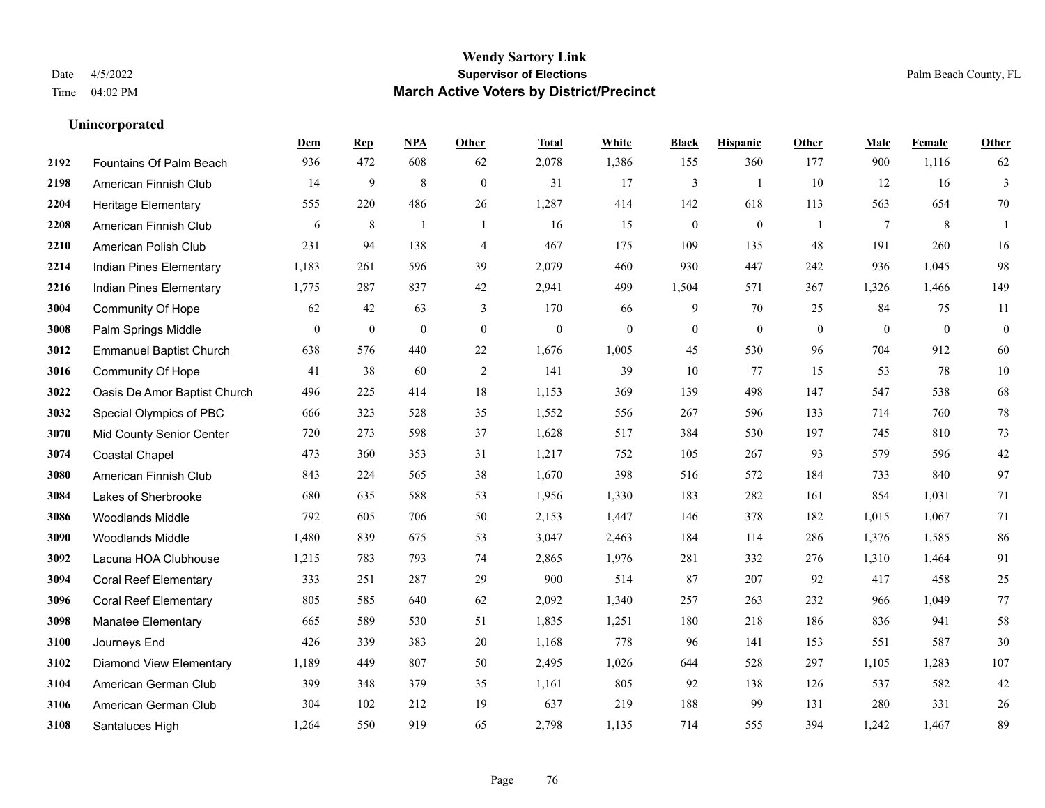# Wendy Sartory Link

## Supervisor of Elections

## March Active Voters by District/Precinct

Date 4/5/2022
Time 04:02 PM

Palm Beach County, FL

### Unincorporated

| | | Dem | Rep | NPA | Other | Total | White | Black | Hispanic | Other | Male | Female | Other |
|---|---|---|---|---|---|---|---|---|---|---|---|---|---|
| 2192 | Fountains Of Palm Beach | 936 | 472 | 608 | 62 | 2,078 | 1,386 | 155 | 360 | 177 | 900 | 1,116 | 62 |
| 2198 | American Finnish Club | 14 | 9 | 8 | 0 | 31 | 17 | 3 | 1 | 10 | 12 | 16 | 3 |
| 2204 | Heritage Elementary | 555 | 220 | 486 | 26 | 1,287 | 414 | 142 | 618 | 113 | 563 | 654 | 70 |
| 2208 | American Finnish Club | 6 | 8 | 1 | 1 | 16 | 15 | 0 | 0 | 1 | 7 | 8 | 1 |
| 2210 | American Polish Club | 231 | 94 | 138 | 4 | 467 | 175 | 109 | 135 | 48 | 191 | 260 | 16 |
| 2214 | Indian Pines Elementary | 1,183 | 261 | 596 | 39 | 2,079 | 460 | 930 | 447 | 242 | 936 | 1,045 | 98 |
| 2216 | Indian Pines Elementary | 1,775 | 287 | 837 | 42 | 2,941 | 499 | 1,504 | 571 | 367 | 1,326 | 1,466 | 149 |
| 3004 | Community Of Hope | 62 | 42 | 63 | 3 | 170 | 66 | 9 | 70 | 25 | 84 | 75 | 11 |
| 3008 | Palm Springs Middle | 0 | 0 | 0 | 0 | 0 | 0 | 0 | 0 | 0 | 0 | 0 | 0 |
| 3012 | Emmanuel Baptist Church | 638 | 576 | 440 | 22 | 1,676 | 1,005 | 45 | 530 | 96 | 704 | 912 | 60 |
| 3016 | Community Of Hope | 41 | 38 | 60 | 2 | 141 | 39 | 10 | 77 | 15 | 53 | 78 | 10 |
| 3022 | Oasis De Amor Baptist Church | 496 | 225 | 414 | 18 | 1,153 | 369 | 139 | 498 | 147 | 547 | 538 | 68 |
| 3032 | Special Olympics of PBC | 666 | 323 | 528 | 35 | 1,552 | 556 | 267 | 596 | 133 | 714 | 760 | 78 |
| 3070 | Mid County Senior Center | 720 | 273 | 598 | 37 | 1,628 | 517 | 384 | 530 | 197 | 745 | 810 | 73 |
| 3074 | Coastal Chapel | 473 | 360 | 353 | 31 | 1,217 | 752 | 105 | 267 | 93 | 579 | 596 | 42 |
| 3080 | American Finnish Club | 843 | 224 | 565 | 38 | 1,670 | 398 | 516 | 572 | 184 | 733 | 840 | 97 |
| 3084 | Lakes of Sherbrooke | 680 | 635 | 588 | 53 | 1,956 | 1,330 | 183 | 282 | 161 | 854 | 1,031 | 71 |
| 3086 | Woodlands Middle | 792 | 605 | 706 | 50 | 2,153 | 1,447 | 146 | 378 | 182 | 1,015 | 1,067 | 71 |
| 3090 | Woodlands Middle | 1,480 | 839 | 675 | 53 | 3,047 | 2,463 | 184 | 114 | 286 | 1,376 | 1,585 | 86 |
| 3092 | Lacuna HOA Clubhouse | 1,215 | 783 | 793 | 74 | 2,865 | 1,976 | 281 | 332 | 276 | 1,310 | 1,464 | 91 |
| 3094 | Coral Reef Elementary | 333 | 251 | 287 | 29 | 900 | 514 | 87 | 207 | 92 | 417 | 458 | 25 |
| 3096 | Coral Reef Elementary | 805 | 585 | 640 | 62 | 2,092 | 1,340 | 257 | 263 | 232 | 966 | 1,049 | 77 |
| 3098 | Manatee Elementary | 665 | 589 | 530 | 51 | 1,835 | 1,251 | 180 | 218 | 186 | 836 | 941 | 58 |
| 3100 | Journeys End | 426 | 339 | 383 | 20 | 1,168 | 778 | 96 | 141 | 153 | 551 | 587 | 30 |
| 3102 | Diamond View Elementary | 1,189 | 449 | 807 | 50 | 2,495 | 1,026 | 644 | 528 | 297 | 1,105 | 1,283 | 107 |
| 3104 | American German Club | 399 | 348 | 379 | 35 | 1,161 | 805 | 92 | 138 | 126 | 537 | 582 | 42 |
| 3106 | American German Club | 304 | 102 | 212 | 19 | 637 | 219 | 188 | 99 | 131 | 280 | 331 | 26 |
| 3108 | Santaluces High | 1,264 | 550 | 919 | 65 | 2,798 | 1,135 | 714 | 555 | 394 | 1,242 | 1,467 | 89 |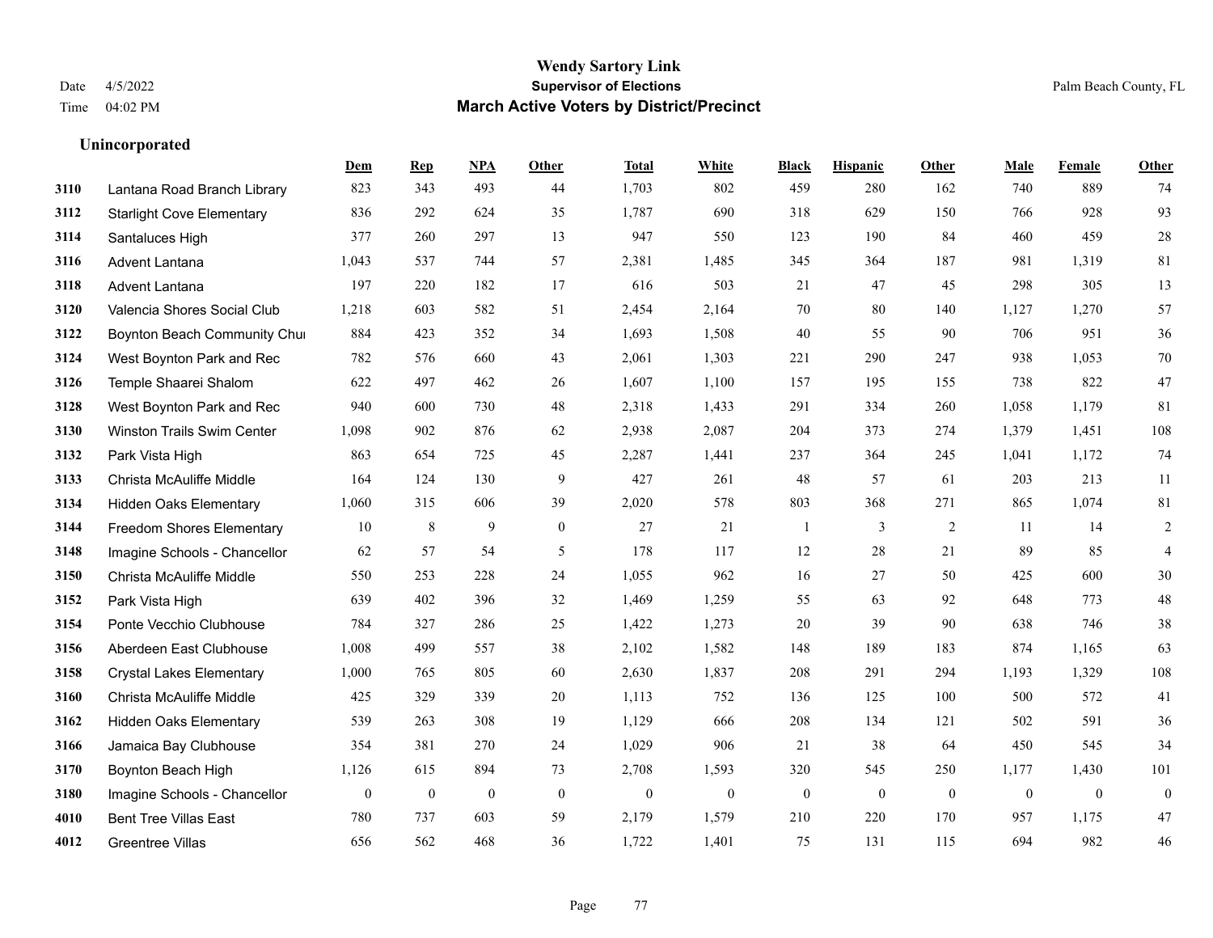# Wendy Sartory Link

## Supervisor of Elections

## March Active Voters by District/Precinct

Date 4/5/2022
Time 04:02 PM

Palm Beach County, FL

### Unincorporated

| | | Dem | Rep | NPA | Other | Total | White | Black | Hispanic | Other | Male | Female | Other |
|---|---|---|---|---|---|---|---|---|---|---|---|---|---|
| 3110 | Lantana Road Branch Library | 823 | 343 | 493 | 44 | 1,703 | 802 | 459 | 280 | 162 | 740 | 889 | 74 |
| 3112 | Starlight Cove Elementary | 836 | 292 | 624 | 35 | 1,787 | 690 | 318 | 629 | 150 | 766 | 928 | 93 |
| 3114 | Santaluces High | 377 | 260 | 297 | 13 | 947 | 550 | 123 | 190 | 84 | 460 | 459 | 28 |
| 3116 | Advent Lantana | 1,043 | 537 | 744 | 57 | 2,381 | 1,485 | 345 | 364 | 187 | 981 | 1,319 | 81 |
| 3118 | Advent Lantana | 197 | 220 | 182 | 17 | 616 | 503 | 21 | 47 | 45 | 298 | 305 | 13 |
| 3120 | Valencia Shores Social Club | 1,218 | 603 | 582 | 51 | 2,454 | 2,164 | 70 | 80 | 140 | 1,127 | 1,270 | 57 |
| 3122 | Boynton Beach Community Chu | 884 | 423 | 352 | 34 | 1,693 | 1,508 | 40 | 55 | 90 | 706 | 951 | 36 |
| 3124 | West Boynton Park and Rec | 782 | 576 | 660 | 43 | 2,061 | 1,303 | 221 | 290 | 247 | 938 | 1,053 | 70 |
| 3126 | Temple Shaarei Shalom | 622 | 497 | 462 | 26 | 1,607 | 1,100 | 157 | 195 | 155 | 738 | 822 | 47 |
| 3128 | West Boynton Park and Rec | 940 | 600 | 730 | 48 | 2,318 | 1,433 | 291 | 334 | 260 | 1,058 | 1,179 | 81 |
| 3130 | Winston Trails Swim Center | 1,098 | 902 | 876 | 62 | 2,938 | 2,087 | 204 | 373 | 274 | 1,379 | 1,451 | 108 |
| 3132 | Park Vista High | 863 | 654 | 725 | 45 | 2,287 | 1,441 | 237 | 364 | 245 | 1,041 | 1,172 | 74 |
| 3133 | Christa McAuliffe Middle | 164 | 124 | 130 | 9 | 427 | 261 | 48 | 57 | 61 | 203 | 213 | 11 |
| 3134 | Hidden Oaks Elementary | 1,060 | 315 | 606 | 39 | 2,020 | 578 | 803 | 368 | 271 | 865 | 1,074 | 81 |
| 3144 | Freedom Shores Elementary | 10 | 8 | 9 | 0 | 27 | 21 | 1 | 3 | 2 | 11 | 14 | 2 |
| 3148 | Imagine Schools - Chancellor | 62 | 57 | 54 | 5 | 178 | 117 | 12 | 28 | 21 | 89 | 85 | 4 |
| 3150 | Christa McAuliffe Middle | 550 | 253 | 228 | 24 | 1,055 | 962 | 16 | 27 | 50 | 425 | 600 | 30 |
| 3152 | Park Vista High | 639 | 402 | 396 | 32 | 1,469 | 1,259 | 55 | 63 | 92 | 648 | 773 | 48 |
| 3154 | Ponte Vecchio Clubhouse | 784 | 327 | 286 | 25 | 1,422 | 1,273 | 20 | 39 | 90 | 638 | 746 | 38 |
| 3156 | Aberdeen East Clubhouse | 1,008 | 499 | 557 | 38 | 2,102 | 1,582 | 148 | 189 | 183 | 874 | 1,165 | 63 |
| 3158 | Crystal Lakes Elementary | 1,000 | 765 | 805 | 60 | 2,630 | 1,837 | 208 | 291 | 294 | 1,193 | 1,329 | 108 |
| 3160 | Christa McAuliffe Middle | 425 | 329 | 339 | 20 | 1,113 | 752 | 136 | 125 | 100 | 500 | 572 | 41 |
| 3162 | Hidden Oaks Elementary | 539 | 263 | 308 | 19 | 1,129 | 666 | 208 | 134 | 121 | 502 | 591 | 36 |
| 3166 | Jamaica Bay Clubhouse | 354 | 381 | 270 | 24 | 1,029 | 906 | 21 | 38 | 64 | 450 | 545 | 34 |
| 3170 | Boynton Beach High | 1,126 | 615 | 894 | 73 | 2,708 | 1,593 | 320 | 545 | 250 | 1,177 | 1,430 | 101 |
| 3180 | Imagine Schools - Chancellor | 0 | 0 | 0 | 0 | 0 | 0 | 0 | 0 | 0 | 0 | 0 | 0 |
| 4010 | Bent Tree Villas East | 780 | 737 | 603 | 59 | 2,179 | 1,579 | 210 | 220 | 170 | 957 | 1,175 | 47 |
| 4012 | Greentree Villas | 656 | 562 | 468 | 36 | 1,722 | 1,401 | 75 | 131 | 115 | 694 | 982 | 46 |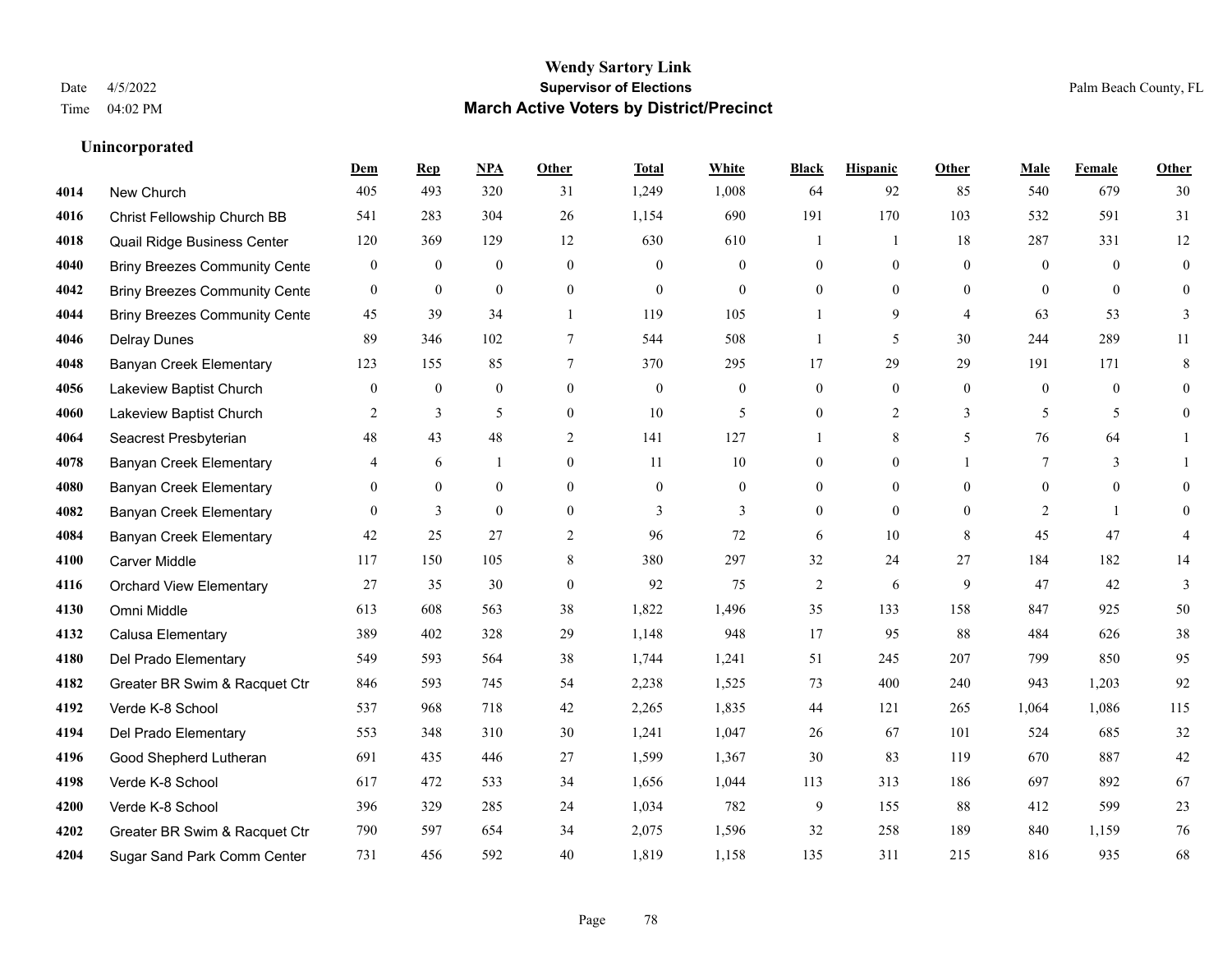# Wendy Sartory Link
## Supervisor of Elections
## March Active Voters by District/Precinct

Date 4/5/2022
Time 04:02 PM

Palm Beach County, FL

### Unincorporated

| | | Dem | Rep | NPA | Other | Total | White | Black | Hispanic | Other | Male | Female | Other |
|---|---|---|---|---|---|---|---|---|---|---|---|---|---|
| 4014 | New Church | 405 | 493 | 320 | 31 | 1,249 | 1,008 | 64 | 92 | 85 | 540 | 679 | 30 |
| 4016 | Christ Fellowship Church BB | 541 | 283 | 304 | 26 | 1,154 | 690 | 191 | 170 | 103 | 532 | 591 | 31 |
| 4018 | Quail Ridge Business Center | 120 | 369 | 129 | 12 | 630 | 610 | 1 | 1 | 18 | 287 | 331 | 12 |
| 4040 | Briny Breezes Community Cente | 0 | 0 | 0 | 0 | 0 | 0 | 0 | 0 | 0 | 0 | 0 | 0 |
| 4042 | Briny Breezes Community Cente | 0 | 0 | 0 | 0 | 0 | 0 | 0 | 0 | 0 | 0 | 0 | 0 |
| 4044 | Briny Breezes Community Cente | 45 | 39 | 34 | 1 | 119 | 105 | 1 | 9 | 4 | 63 | 53 | 3 |
| 4046 | Delray Dunes | 89 | 346 | 102 | 7 | 544 | 508 | 1 | 5 | 30 | 244 | 289 | 11 |
| 4048 | Banyan Creek Elementary | 123 | 155 | 85 | 7 | 370 | 295 | 17 | 29 | 29 | 191 | 171 | 8 |
| 4056 | Lakeview Baptist Church | 0 | 0 | 0 | 0 | 0 | 0 | 0 | 0 | 0 | 0 | 0 | 0 |
| 4060 | Lakeview Baptist Church | 2 | 3 | 5 | 0 | 10 | 5 | 0 | 2 | 3 | 5 | 5 | 0 |
| 4064 | Seacrest Presbyterian | 48 | 43 | 48 | 2 | 141 | 127 | 1 | 8 | 5 | 76 | 64 | 1 |
| 4078 | Banyan Creek Elementary | 4 | 6 | 1 | 0 | 11 | 10 | 0 | 0 | 1 | 7 | 3 | 1 |
| 4080 | Banyan Creek Elementary | 0 | 0 | 0 | 0 | 0 | 0 | 0 | 0 | 0 | 0 | 0 | 0 |
| 4082 | Banyan Creek Elementary | 0 | 3 | 0 | 0 | 3 | 3 | 0 | 0 | 0 | 2 | 1 | 0 |
| 4084 | Banyan Creek Elementary | 42 | 25 | 27 | 2 | 96 | 72 | 6 | 10 | 8 | 45 | 47 | 4 |
| 4100 | Carver Middle | 117 | 150 | 105 | 8 | 380 | 297 | 32 | 24 | 27 | 184 | 182 | 14 |
| 4116 | Orchard View Elementary | 27 | 35 | 30 | 0 | 92 | 75 | 2 | 6 | 9 | 47 | 42 | 3 |
| 4130 | Omni Middle | 613 | 608 | 563 | 38 | 1,822 | 1,496 | 35 | 133 | 158 | 847 | 925 | 50 |
| 4132 | Calusa Elementary | 389 | 402 | 328 | 29 | 1,148 | 948 | 17 | 95 | 88 | 484 | 626 | 38 |
| 4180 | Del Prado Elementary | 549 | 593 | 564 | 38 | 1,744 | 1,241 | 51 | 245 | 207 | 799 | 850 | 95 |
| 4182 | Greater BR Swim & Racquet Ctr | 846 | 593 | 745 | 54 | 2,238 | 1,525 | 73 | 400 | 240 | 943 | 1,203 | 92 |
| 4192 | Verde K-8 School | 537 | 968 | 718 | 42 | 2,265 | 1,835 | 44 | 121 | 265 | 1,064 | 1,086 | 115 |
| 4194 | Del Prado Elementary | 553 | 348 | 310 | 30 | 1,241 | 1,047 | 26 | 67 | 101 | 524 | 685 | 32 |
| 4196 | Good Shepherd Lutheran | 691 | 435 | 446 | 27 | 1,599 | 1,367 | 30 | 83 | 119 | 670 | 887 | 42 |
| 4198 | Verde K-8 School | 617 | 472 | 533 | 34 | 1,656 | 1,044 | 113 | 313 | 186 | 697 | 892 | 67 |
| 4200 | Verde K-8 School | 396 | 329 | 285 | 24 | 1,034 | 782 | 9 | 155 | 88 | 412 | 599 | 23 |
| 4202 | Greater BR Swim & Racquet Ctr | 790 | 597 | 654 | 34 | 2,075 | 1,596 | 32 | 258 | 189 | 840 | 1,159 | 76 |
| 4204 | Sugar Sand Park Comm Center | 731 | 456 | 592 | 40 | 1,819 | 1,158 | 135 | 311 | 215 | 816 | 935 | 68 |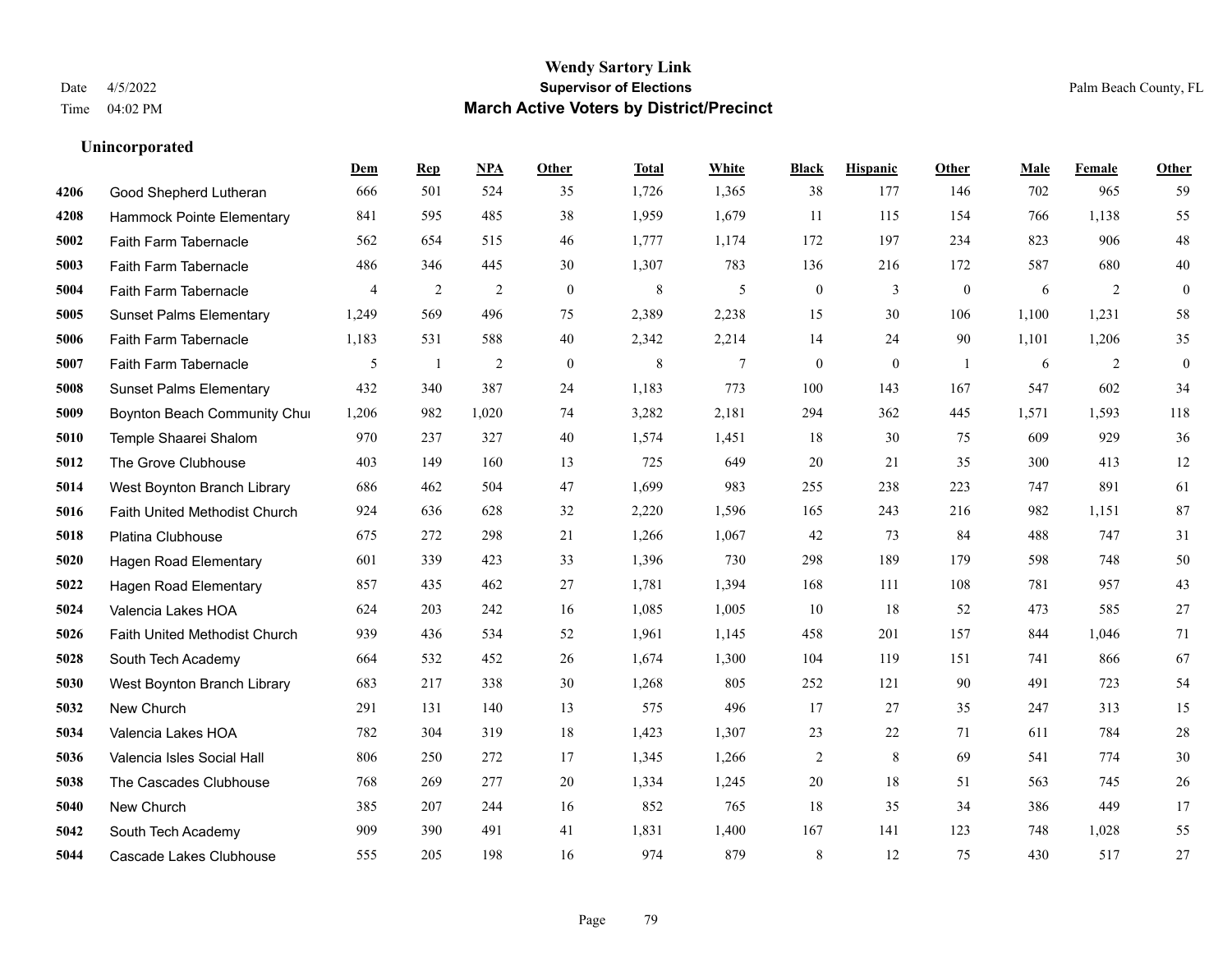# Wendy Sartory Link

**Supervisor of Elections**

**March Active Voters by District/Precinct**

Date 4/5/2022
Time 04:02 PM

Palm Beach County, FL

### Unincorporated

| | | Dem | Rep | NPA | Other | Total | White | Black | Hispanic | Other | Male | Female | Other |
|---|---|---|---|---|---|---|---|---|---|---|---|---|---|
| 4206 | Good Shepherd Lutheran | 666 | 501 | 524 | 35 | 1,726 | 1,365 | 38 | 177 | 146 | 702 | 965 | 59 |
| 4208 | Hammock Pointe Elementary | 841 | 595 | 485 | 38 | 1,959 | 1,679 | 11 | 115 | 154 | 766 | 1,138 | 55 |
| 5002 | Faith Farm Tabernacle | 562 | 654 | 515 | 46 | 1,777 | 1,174 | 172 | 197 | 234 | 823 | 906 | 48 |
| 5003 | Faith Farm Tabernacle | 486 | 346 | 445 | 30 | 1,307 | 783 | 136 | 216 | 172 | 587 | 680 | 40 |
| 5004 | Faith Farm Tabernacle | 4 | 2 | 2 | 0 | 8 | 5 | 0 | 3 | 0 | 6 | 2 | 0 |
| 5005 | Sunset Palms Elementary | 1,249 | 569 | 496 | 75 | 2,389 | 2,238 | 15 | 30 | 106 | 1,100 | 1,231 | 58 |
| 5006 | Faith Farm Tabernacle | 1,183 | 531 | 588 | 40 | 2,342 | 2,214 | 14 | 24 | 90 | 1,101 | 1,206 | 35 |
| 5007 | Faith Farm Tabernacle | 5 | 1 | 2 | 0 | 8 | 7 | 0 | 0 | 1 | 6 | 2 | 0 |
| 5008 | Sunset Palms Elementary | 432 | 340 | 387 | 24 | 1,183 | 773 | 100 | 143 | 167 | 547 | 602 | 34 |
| 5009 | Boynton Beach Community Chur | 1,206 | 982 | 1,020 | 74 | 3,282 | 2,181 | 294 | 362 | 445 | 1,571 | 1,593 | 118 |
| 5010 | Temple Shaarei Shalom | 970 | 237 | 327 | 40 | 1,574 | 1,451 | 18 | 30 | 75 | 609 | 929 | 36 |
| 5012 | The Grove Clubhouse | 403 | 149 | 160 | 13 | 725 | 649 | 20 | 21 | 35 | 300 | 413 | 12 |
| 5014 | West Boynton Branch Library | 686 | 462 | 504 | 47 | 1,699 | 983 | 255 | 238 | 223 | 747 | 891 | 61 |
| 5016 | Faith United Methodist Church | 924 | 636 | 628 | 32 | 2,220 | 1,596 | 165 | 243 | 216 | 982 | 1,151 | 87 |
| 5018 | Platina Clubhouse | 675 | 272 | 298 | 21 | 1,266 | 1,067 | 42 | 73 | 84 | 488 | 747 | 31 |
| 5020 | Hagen Road Elementary | 601 | 339 | 423 | 33 | 1,396 | 730 | 298 | 189 | 179 | 598 | 748 | 50 |
| 5022 | Hagen Road Elementary | 857 | 435 | 462 | 27 | 1,781 | 1,394 | 168 | 111 | 108 | 781 | 957 | 43 |
| 5024 | Valencia Lakes HOA | 624 | 203 | 242 | 16 | 1,085 | 1,005 | 10 | 18 | 52 | 473 | 585 | 27 |
| 5026 | Faith United Methodist Church | 939 | 436 | 534 | 52 | 1,961 | 1,145 | 458 | 201 | 157 | 844 | 1,046 | 71 |
| 5028 | South Tech Academy | 664 | 532 | 452 | 26 | 1,674 | 1,300 | 104 | 119 | 151 | 741 | 866 | 67 |
| 5030 | West Boynton Branch Library | 683 | 217 | 338 | 30 | 1,268 | 805 | 252 | 121 | 90 | 491 | 723 | 54 |
| 5032 | New Church | 291 | 131 | 140 | 13 | 575 | 496 | 17 | 27 | 35 | 247 | 313 | 15 |
| 5034 | Valencia Lakes HOA | 782 | 304 | 319 | 18 | 1,423 | 1,307 | 23 | 22 | 71 | 611 | 784 | 28 |
| 5036 | Valencia Isles Social Hall | 806 | 250 | 272 | 17 | 1,345 | 1,266 | 2 | 8 | 69 | 541 | 774 | 30 |
| 5038 | The Cascades Clubhouse | 768 | 269 | 277 | 20 | 1,334 | 1,245 | 20 | 18 | 51 | 563 | 745 | 26 |
| 5040 | New Church | 385 | 207 | 244 | 16 | 852 | 765 | 18 | 35 | 34 | 386 | 449 | 17 |
| 5042 | South Tech Academy | 909 | 390 | 491 | 41 | 1,831 | 1,400 | 167 | 141 | 123 | 748 | 1,028 | 55 |
| 5044 | Cascade Lakes Clubhouse | 555 | 205 | 198 | 16 | 974 | 879 | 8 | 12 | 75 | 430 | 517 | 27 |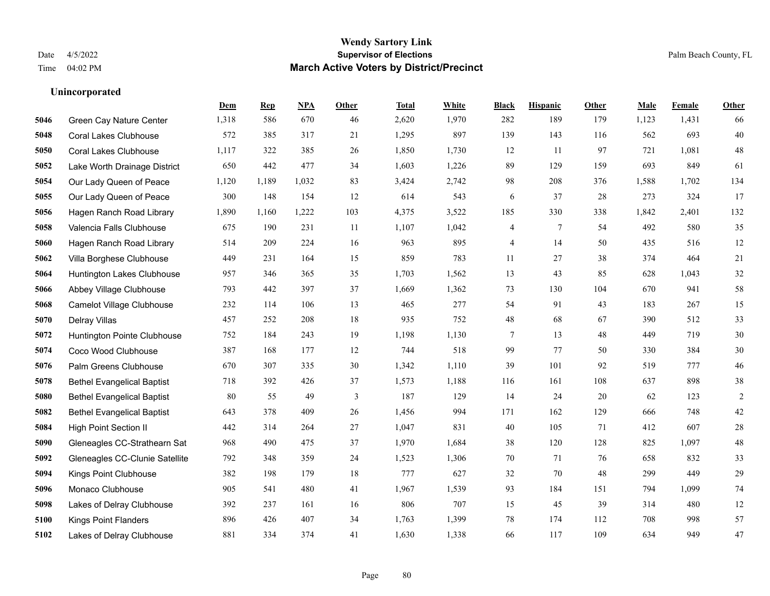# Wendy Sartory Link

**Supervisor of Elections**

**March Active Voters by District/Precinct**

Date 4/5/2022

Time 04:02 PM

Palm Beach County, FL

### Unincorporated

| | | Dem | Rep | NPA | Other | Total | White | Black | Hispanic | Other | Male | Female | Other |
|---|---|---|---|---|---|---|---|---|---|---|---|---|---|
| 5046 | Green Cay Nature Center | 1,318 | 586 | 670 | 46 | 2,620 | 1,970 | 282 | 189 | 179 | 1,123 | 1,431 | 66 |
| 5048 | Coral Lakes Clubhouse | 572 | 385 | 317 | 21 | 1,295 | 897 | 139 | 143 | 116 | 562 | 693 | 40 |
| 5050 | Coral Lakes Clubhouse | 1,117 | 322 | 385 | 26 | 1,850 | 1,730 | 12 | 11 | 97 | 721 | 1,081 | 48 |
| 5052 | Lake Worth Drainage District | 650 | 442 | 477 | 34 | 1,603 | 1,226 | 89 | 129 | 159 | 693 | 849 | 61 |
| 5054 | Our Lady Queen of Peace | 1,120 | 1,189 | 1,032 | 83 | 3,424 | 2,742 | 98 | 208 | 376 | 1,588 | 1,702 | 134 |
| 5055 | Our Lady Queen of Peace | 300 | 148 | 154 | 12 | 614 | 543 | 6 | 37 | 28 | 273 | 324 | 17 |
| 5056 | Hagen Ranch Road Library | 1,890 | 1,160 | 1,222 | 103 | 4,375 | 3,522 | 185 | 330 | 338 | 1,842 | 2,401 | 132 |
| 5058 | Valencia Falls Clubhouse | 675 | 190 | 231 | 11 | 1,107 | 1,042 | 4 | 7 | 54 | 492 | 580 | 35 |
| 5060 | Hagen Ranch Road Library | 514 | 209 | 224 | 16 | 963 | 895 | 4 | 14 | 50 | 435 | 516 | 12 |
| 5062 | Villa Borghese Clubhouse | 449 | 231 | 164 | 15 | 859 | 783 | 11 | 27 | 38 | 374 | 464 | 21 |
| 5064 | Huntington Lakes Clubhouse | 957 | 346 | 365 | 35 | 1,703 | 1,562 | 13 | 43 | 85 | 628 | 1,043 | 32 |
| 5066 | Abbey Village Clubhouse | 793 | 442 | 397 | 37 | 1,669 | 1,362 | 73 | 130 | 104 | 670 | 941 | 58 |
| 5068 | Camelot Village Clubhouse | 232 | 114 | 106 | 13 | 465 | 277 | 54 | 91 | 43 | 183 | 267 | 15 |
| 5070 | Delray Villas | 457 | 252 | 208 | 18 | 935 | 752 | 48 | 68 | 67 | 390 | 512 | 33 |
| 5072 | Huntington Pointe Clubhouse | 752 | 184 | 243 | 19 | 1,198 | 1,130 | 7 | 13 | 48 | 449 | 719 | 30 |
| 5074 | Coco Wood Clubhouse | 387 | 168 | 177 | 12 | 744 | 518 | 99 | 77 | 50 | 330 | 384 | 30 |
| 5076 | Palm Greens Clubhouse | 670 | 307 | 335 | 30 | 1,342 | 1,110 | 39 | 101 | 92 | 519 | 777 | 46 |
| 5078 | Bethel Evangelical Baptist | 718 | 392 | 426 | 37 | 1,573 | 1,188 | 116 | 161 | 108 | 637 | 898 | 38 |
| 5080 | Bethel Evangelical Baptist | 80 | 55 | 49 | 3 | 187 | 129 | 14 | 24 | 20 | 62 | 123 | 2 |
| 5082 | Bethel Evangelical Baptist | 643 | 378 | 409 | 26 | 1,456 | 994 | 171 | 162 | 129 | 666 | 748 | 42 |
| 5084 | High Point Section II | 442 | 314 | 264 | 27 | 1,047 | 831 | 40 | 105 | 71 | 412 | 607 | 28 |
| 5090 | Gleneagles CC-Strathearn Sat | 968 | 490 | 475 | 37 | 1,970 | 1,684 | 38 | 120 | 128 | 825 | 1,097 | 48 |
| 5092 | Gleneagles CC-Clunie Satellite | 792 | 348 | 359 | 24 | 1,523 | 1,306 | 70 | 71 | 76 | 658 | 832 | 33 |
| 5094 | Kings Point Clubhouse | 382 | 198 | 179 | 18 | 777 | 627 | 32 | 70 | 48 | 299 | 449 | 29 |
| 5096 | Monaco Clubhouse | 905 | 541 | 480 | 41 | 1,967 | 1,539 | 93 | 184 | 151 | 794 | 1,099 | 74 |
| 5098 | Lakes of Delray Clubhouse | 392 | 237 | 161 | 16 | 806 | 707 | 15 | 45 | 39 | 314 | 480 | 12 |
| 5100 | Kings Point Flanders | 896 | 426 | 407 | 34 | 1,763 | 1,399 | 78 | 174 | 112 | 708 | 998 | 57 |
| 5102 | Lakes of Delray Clubhouse | 881 | 334 | 374 | 41 | 1,630 | 1,338 | 66 | 117 | 109 | 634 | 949 | 47 |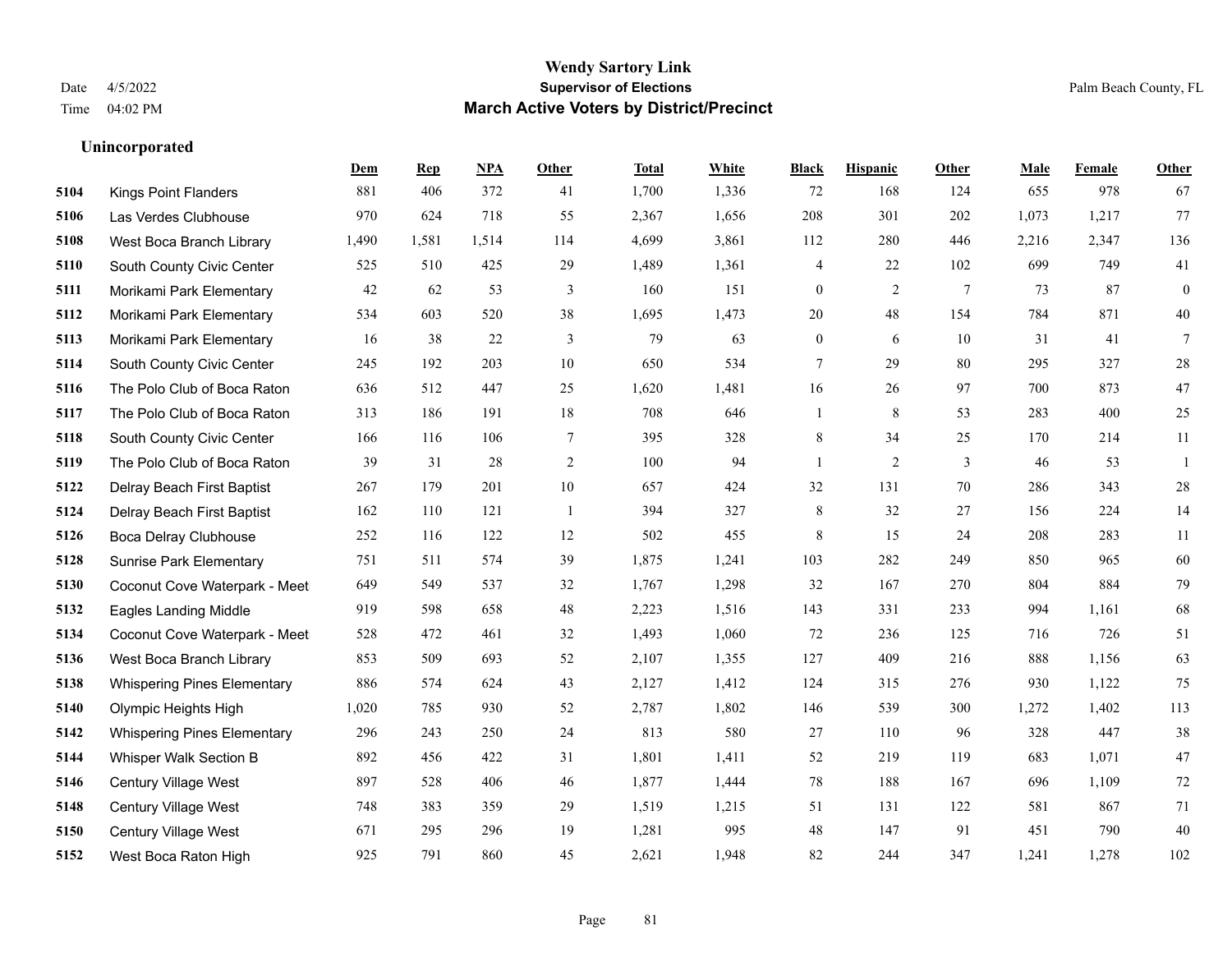Wendy Sartory Link
**Supervisor of Elections**
**March Active Voters by District/Precinct**

Date 4/5/2022
Time 04:02 PM

Palm Beach County, FL

### Unincorporated

| | | Dem | Rep | NPA | Other | Total | White | Black | Hispanic | Other | Male | Female | Other |
|---|---|---|---|---|---|---|---|---|---|---|---|---|---|
| 5104 | Kings Point Flanders | 881 | 406 | 372 | 41 | 1,700 | 1,336 | 72 | 168 | 124 | 655 | 978 | 67 |
| 5106 | Las Verdes Clubhouse | 970 | 624 | 718 | 55 | 2,367 | 1,656 | 208 | 301 | 202 | 1,073 | 1,217 | 77 |
| 5108 | West Boca Branch Library | 1,490 | 1,581 | 1,514 | 114 | 4,699 | 3,861 | 112 | 280 | 446 | 2,216 | 2,347 | 136 |
| 5110 | South County Civic Center | 525 | 510 | 425 | 29 | 1,489 | 1,361 | 4 | 22 | 102 | 699 | 749 | 41 |
| 5111 | Morikami Park Elementary | 42 | 62 | 53 | 3 | 160 | 151 | 0 | 2 | 7 | 73 | 87 | 0 |
| 5112 | Morikami Park Elementary | 534 | 603 | 520 | 38 | 1,695 | 1,473 | 20 | 48 | 154 | 784 | 871 | 40 |
| 5113 | Morikami Park Elementary | 16 | 38 | 22 | 3 | 79 | 63 | 0 | 6 | 10 | 31 | 41 | 7 |
| 5114 | South County Civic Center | 245 | 192 | 203 | 10 | 650 | 534 | 7 | 29 | 80 | 295 | 327 | 28 |
| 5116 | The Polo Club of Boca Raton | 636 | 512 | 447 | 25 | 1,620 | 1,481 | 16 | 26 | 97 | 700 | 873 | 47 |
| 5117 | The Polo Club of Boca Raton | 313 | 186 | 191 | 18 | 708 | 646 | 1 | 8 | 53 | 283 | 400 | 25 |
| 5118 | South County Civic Center | 166 | 116 | 106 | 7 | 395 | 328 | 8 | 34 | 25 | 170 | 214 | 11 |
| 5119 | The Polo Club of Boca Raton | 39 | 31 | 28 | 2 | 100 | 94 | 1 | 2 | 3 | 46 | 53 | 1 |
| 5122 | Delray Beach First Baptist | 267 | 179 | 201 | 10 | 657 | 424 | 32 | 131 | 70 | 286 | 343 | 28 |
| 5124 | Delray Beach First Baptist | 162 | 110 | 121 | 1 | 394 | 327 | 8 | 32 | 27 | 156 | 224 | 14 |
| 5126 | Boca Delray Clubhouse | 252 | 116 | 122 | 12 | 502 | 455 | 8 | 15 | 24 | 208 | 283 | 11 |
| 5128 | Sunrise Park Elementary | 751 | 511 | 574 | 39 | 1,875 | 1,241 | 103 | 282 | 249 | 850 | 965 | 60 |
| 5130 | Coconut Cove Waterpark - Meet | 649 | 549 | 537 | 32 | 1,767 | 1,298 | 32 | 167 | 270 | 804 | 884 | 79 |
| 5132 | Eagles Landing Middle | 919 | 598 | 658 | 48 | 2,223 | 1,516 | 143 | 331 | 233 | 994 | 1,161 | 68 |
| 5134 | Coconut Cove Waterpark - Meet | 528 | 472 | 461 | 32 | 1,493 | 1,060 | 72 | 236 | 125 | 716 | 726 | 51 |
| 5136 | West Boca Branch Library | 853 | 509 | 693 | 52 | 2,107 | 1,355 | 127 | 409 | 216 | 888 | 1,156 | 63 |
| 5138 | Whispering Pines Elementary | 886 | 574 | 624 | 43 | 2,127 | 1,412 | 124 | 315 | 276 | 930 | 1,122 | 75 |
| 5140 | Olympic Heights High | 1,020 | 785 | 930 | 52 | 2,787 | 1,802 | 146 | 539 | 300 | 1,272 | 1,402 | 113 |
| 5142 | Whispering Pines Elementary | 296 | 243 | 250 | 24 | 813 | 580 | 27 | 110 | 96 | 328 | 447 | 38 |
| 5144 | Whisper Walk Section B | 892 | 456 | 422 | 31 | 1,801 | 1,411 | 52 | 219 | 119 | 683 | 1,071 | 47 |
| 5146 | Century Village West | 897 | 528 | 406 | 46 | 1,877 | 1,444 | 78 | 188 | 167 | 696 | 1,109 | 72 |
| 5148 | Century Village West | 748 | 383 | 359 | 29 | 1,519 | 1,215 | 51 | 131 | 122 | 581 | 867 | 71 |
| 5150 | Century Village West | 671 | 295 | 296 | 19 | 1,281 | 995 | 48 | 147 | 91 | 451 | 790 | 40 |
| 5152 | West Boca Raton High | 925 | 791 | 860 | 45 | 2,621 | 1,948 | 82 | 244 | 347 | 1,241 | 1,278 | 102 |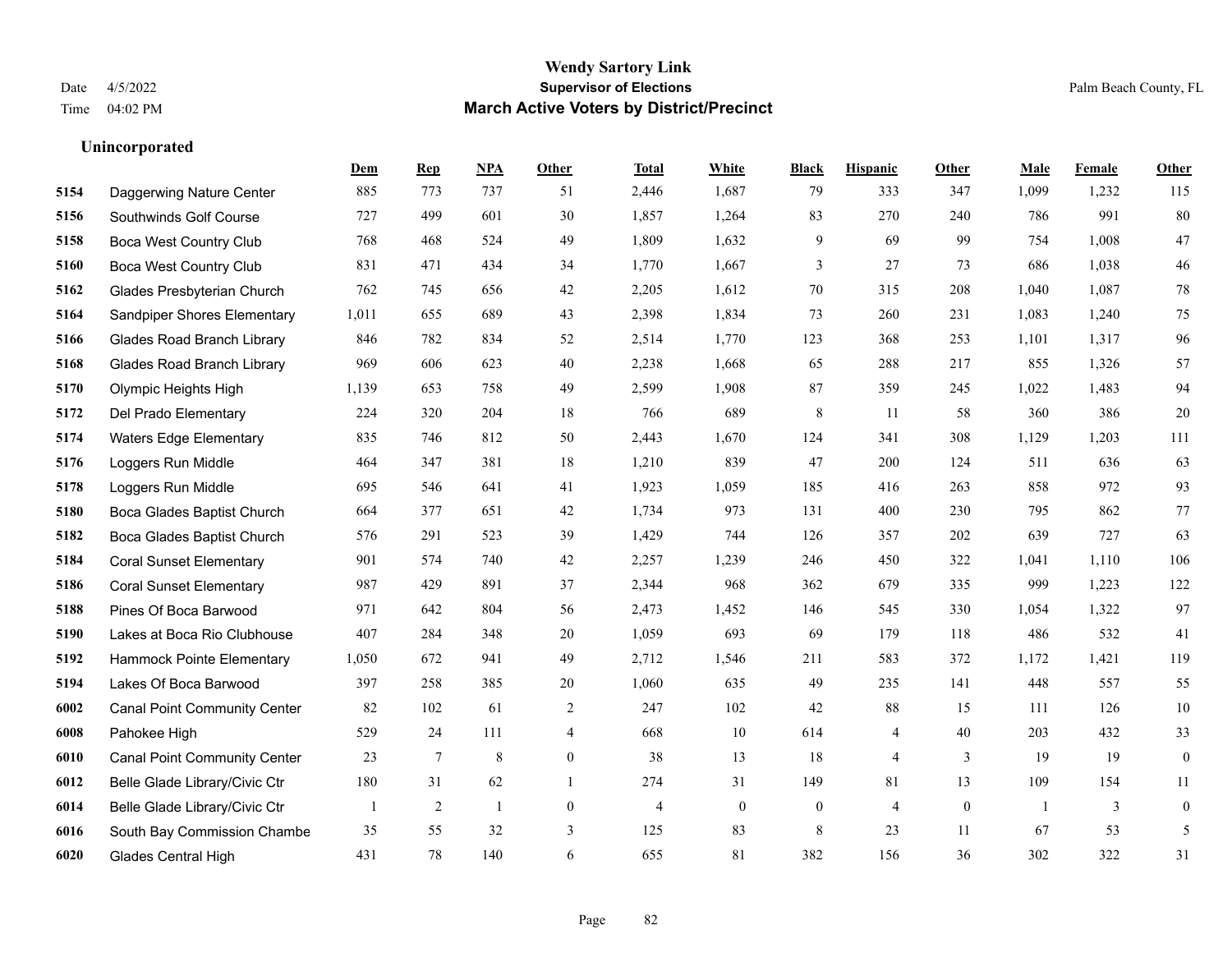**Wendy Sartory Link**
**Supervisor of Elections**
**March Active Voters by District/Precinct**

Date 4/5/2022
Time 04:02 PM

Palm Beach County, FL

### Unincorporated

| | | Dem | Rep | NPA | Other | Total | White | Black | Hispanic | Other | Male | Female | Other |
|---|---|---|---|---|---|---|---|---|---|---|---|---|---|
| 5154 | Daggerwing Nature Center | 885 | 773 | 737 | 51 | 2,446 | 1,687 | 79 | 333 | 347 | 1,099 | 1,232 | 115 |
| 5156 | Southwinds Golf Course | 727 | 499 | 601 | 30 | 1,857 | 1,264 | 83 | 270 | 240 | 786 | 991 | 80 |
| 5158 | Boca West Country Club | 768 | 468 | 524 | 49 | 1,809 | 1,632 | 9 | 69 | 99 | 754 | 1,008 | 47 |
| 5160 | Boca West Country Club | 831 | 471 | 434 | 34 | 1,770 | 1,667 | 3 | 27 | 73 | 686 | 1,038 | 46 |
| 5162 | Glades Presbyterian Church | 762 | 745 | 656 | 42 | 2,205 | 1,612 | 70 | 315 | 208 | 1,040 | 1,087 | 78 |
| 5164 | Sandpiper Shores Elementary | 1,011 | 655 | 689 | 43 | 2,398 | 1,834 | 73 | 260 | 231 | 1,083 | 1,240 | 75 |
| 5166 | Glades Road Branch Library | 846 | 782 | 834 | 52 | 2,514 | 1,770 | 123 | 368 | 253 | 1,101 | 1,317 | 96 |
| 5168 | Glades Road Branch Library | 969 | 606 | 623 | 40 | 2,238 | 1,668 | 65 | 288 | 217 | 855 | 1,326 | 57 |
| 5170 | Olympic Heights High | 1,139 | 653 | 758 | 49 | 2,599 | 1,908 | 87 | 359 | 245 | 1,022 | 1,483 | 94 |
| 5172 | Del Prado Elementary | 224 | 320 | 204 | 18 | 766 | 689 | 8 | 11 | 58 | 360 | 386 | 20 |
| 5174 | Waters Edge Elementary | 835 | 746 | 812 | 50 | 2,443 | 1,670 | 124 | 341 | 308 | 1,129 | 1,203 | 111 |
| 5176 | Loggers Run Middle | 464 | 347 | 381 | 18 | 1,210 | 839 | 47 | 200 | 124 | 511 | 636 | 63 |
| 5178 | Loggers Run Middle | 695 | 546 | 641 | 41 | 1,923 | 1,059 | 185 | 416 | 263 | 858 | 972 | 93 |
| 5180 | Boca Glades Baptist Church | 664 | 377 | 651 | 42 | 1,734 | 973 | 131 | 400 | 230 | 795 | 862 | 77 |
| 5182 | Boca Glades Baptist Church | 576 | 291 | 523 | 39 | 1,429 | 744 | 126 | 357 | 202 | 639 | 727 | 63 |
| 5184 | Coral Sunset Elementary | 901 | 574 | 740 | 42 | 2,257 | 1,239 | 246 | 450 | 322 | 1,041 | 1,110 | 106 |
| 5186 | Coral Sunset Elementary | 987 | 429 | 891 | 37 | 2,344 | 968 | 362 | 679 | 335 | 999 | 1,223 | 122 |
| 5188 | Pines Of Boca Barwood | 971 | 642 | 804 | 56 | 2,473 | 1,452 | 146 | 545 | 330 | 1,054 | 1,322 | 97 |
| 5190 | Lakes at Boca Rio Clubhouse | 407 | 284 | 348 | 20 | 1,059 | 693 | 69 | 179 | 118 | 486 | 532 | 41 |
| 5192 | Hammock Pointe Elementary | 1,050 | 672 | 941 | 49 | 2,712 | 1,546 | 211 | 583 | 372 | 1,172 | 1,421 | 119 |
| 5194 | Lakes Of Boca Barwood | 397 | 258 | 385 | 20 | 1,060 | 635 | 49 | 235 | 141 | 448 | 557 | 55 |
| 6002 | Canal Point Community Center | 82 | 102 | 61 | 2 | 247 | 102 | 42 | 88 | 15 | 111 | 126 | 10 |
| 6008 | Pahokee High | 529 | 24 | 111 | 4 | 668 | 10 | 614 | 4 | 40 | 203 | 432 | 33 |
| 6010 | Canal Point Community Center | 23 | 7 | 8 | 0 | 38 | 13 | 18 | 4 | 3 | 19 | 19 | 0 |
| 6012 | Belle Glade Library/Civic Ctr | 180 | 31 | 62 | 1 | 274 | 31 | 149 | 81 | 13 | 109 | 154 | 11 |
| 6014 | Belle Glade Library/Civic Ctr | 1 | 2 | 1 | 0 | 4 | 0 | 0 | 4 | 0 | 1 | 3 | 0 |
| 6016 | South Bay Commission Chambe | 35 | 55 | 32 | 3 | 125 | 83 | 8 | 23 | 11 | 67 | 53 | 5 |
| 6020 | Glades Central High | 431 | 78 | 140 | 6 | 655 | 81 | 382 | 156 | 36 | 302 | 322 | 31 |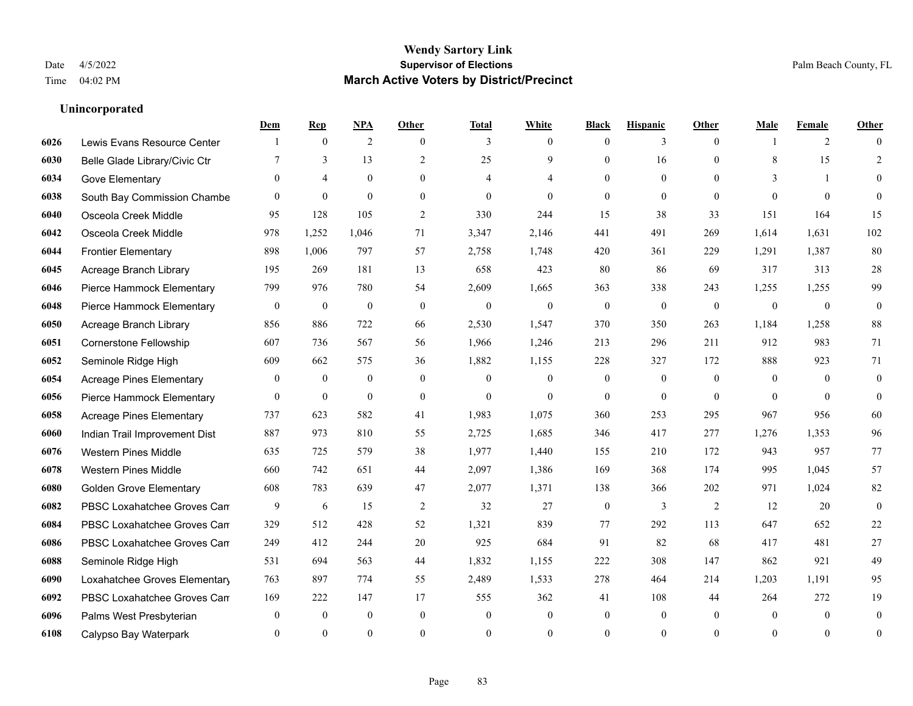# Wendy Sartory Link
## Supervisor of Elections
## March Active Voters by District/Precinct

Date 4/5/2022
Time 04:02 PM

Palm Beach County, FL

### Unincorporated

| | | Dem | Rep | NPA | Other | Total | White | Black | Hispanic | Other | Male | Female | Other |
|---|---|---|---|---|---|---|---|---|---|---|---|---|---|
| 6026 | Lewis Evans Resource Center | 1 | 0 | 2 | 0 | 3 | 0 | 0 | 3 | 0 | 1 | 2 | 0 |
| 6030 | Belle Glade Library/Civic Ctr | 7 | 3 | 13 | 2 | 25 | 9 | 0 | 16 | 0 | 8 | 15 | 2 |
| 6034 | Gove Elementary | 0 | 4 | 0 | 0 | 4 | 4 | 0 | 0 | 0 | 3 | 1 | 0 |
| 6038 | South Bay Commission Chambe | 0 | 0 | 0 | 0 | 0 | 0 | 0 | 0 | 0 | 0 | 0 | 0 |
| 6040 | Osceola Creek Middle | 95 | 128 | 105 | 2 | 330 | 244 | 15 | 38 | 33 | 151 | 164 | 15 |
| 6042 | Osceola Creek Middle | 978 | 1,252 | 1,046 | 71 | 3,347 | 2,146 | 441 | 491 | 269 | 1,614 | 1,631 | 102 |
| 6044 | Frontier Elementary | 898 | 1,006 | 797 | 57 | 2,758 | 1,748 | 420 | 361 | 229 | 1,291 | 1,387 | 80 |
| 6045 | Acreage Branch Library | 195 | 269 | 181 | 13 | 658 | 423 | 80 | 86 | 69 | 317 | 313 | 28 |
| 6046 | Pierce Hammock Elementary | 799 | 976 | 780 | 54 | 2,609 | 1,665 | 363 | 338 | 243 | 1,255 | 1,255 | 99 |
| 6048 | Pierce Hammock Elementary | 0 | 0 | 0 | 0 | 0 | 0 | 0 | 0 | 0 | 0 | 0 | 0 |
| 6050 | Acreage Branch Library | 856 | 886 | 722 | 66 | 2,530 | 1,547 | 370 | 350 | 263 | 1,184 | 1,258 | 88 |
| 6051 | Cornerstone Fellowship | 607 | 736 | 567 | 56 | 1,966 | 1,246 | 213 | 296 | 211 | 912 | 983 | 71 |
| 6052 | Seminole Ridge High | 609 | 662 | 575 | 36 | 1,882 | 1,155 | 228 | 327 | 172 | 888 | 923 | 71 |
| 6054 | Acreage Pines Elementary | 0 | 0 | 0 | 0 | 0 | 0 | 0 | 0 | 0 | 0 | 0 | 0 |
| 6056 | Pierce Hammock Elementary | 0 | 0 | 0 | 0 | 0 | 0 | 0 | 0 | 0 | 0 | 0 | 0 |
| 6058 | Acreage Pines Elementary | 737 | 623 | 582 | 41 | 1,983 | 1,075 | 360 | 253 | 295 | 967 | 956 | 60 |
| 6060 | Indian Trail Improvement Dist | 887 | 973 | 810 | 55 | 2,725 | 1,685 | 346 | 417 | 277 | 1,276 | 1,353 | 96 |
| 6076 | Western Pines Middle | 635 | 725 | 579 | 38 | 1,977 | 1,440 | 155 | 210 | 172 | 943 | 957 | 77 |
| 6078 | Western Pines Middle | 660 | 742 | 651 | 44 | 2,097 | 1,386 | 169 | 368 | 174 | 995 | 1,045 | 57 |
| 6080 | Golden Grove Elementary | 608 | 783 | 639 | 47 | 2,077 | 1,371 | 138 | 366 | 202 | 971 | 1,024 | 82 |
| 6082 | PBSC Loxahatchee Groves Cam | 9 | 6 | 15 | 2 | 32 | 27 | 0 | 3 | 2 | 12 | 20 | 0 |
| 6084 | PBSC Loxahatchee Groves Cam | 329 | 512 | 428 | 52 | 1,321 | 839 | 77 | 292 | 113 | 647 | 652 | 22 |
| 6086 | PBSC Loxahatchee Groves Cam | 249 | 412 | 244 | 20 | 925 | 684 | 91 | 82 | 68 | 417 | 481 | 27 |
| 6088 | Seminole Ridge High | 531 | 694 | 563 | 44 | 1,832 | 1,155 | 222 | 308 | 147 | 862 | 921 | 49 |
| 6090 | Loxahatchee Groves Elementary | 763 | 897 | 774 | 55 | 2,489 | 1,533 | 278 | 464 | 214 | 1,203 | 1,191 | 95 |
| 6092 | PBSC Loxahatchee Groves Cam | 169 | 222 | 147 | 17 | 555 | 362 | 41 | 108 | 44 | 264 | 272 | 19 |
| 6096 | Palms West Presbyterian | 0 | 0 | 0 | 0 | 0 | 0 | 0 | 0 | 0 | 0 | 0 | 0 |
| 6108 | Calypso Bay Waterpark | 0 | 0 | 0 | 0 | 0 | 0 | 0 | 0 | 0 | 0 | 0 | 0 |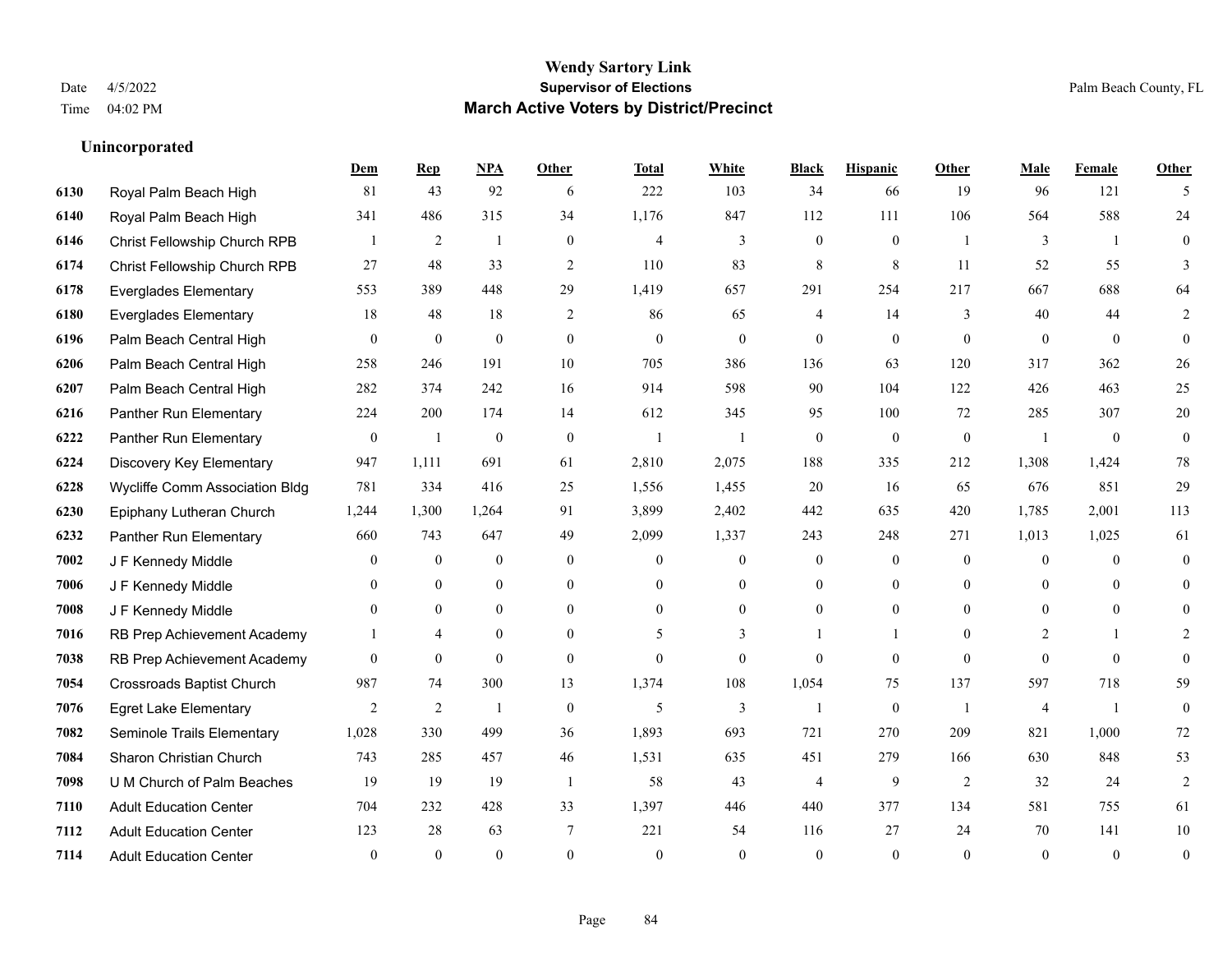# Wendy Sartory Link

## Supervisor of Elections

## March Active Voters by District/Precinct

Date 4/5/2022
Time 04:02 PM

Palm Beach County, FL

### Unincorporated

| | | Dem | Rep | NPA | Other | Total | White | Black | Hispanic | Other | Male | Female | Other |
|---|---|---|---|---|---|---|---|---|---|---|---|---|---|
| 6130 | Royal Palm Beach High | 81 | 43 | 92 | 6 | 222 | 103 | 34 | 66 | 19 | 96 | 121 | 5 |
| 6140 | Royal Palm Beach High | 341 | 486 | 315 | 34 | 1,176 | 847 | 112 | 111 | 106 | 564 | 588 | 24 |
| 6146 | Christ Fellowship Church RPB | 1 | 2 | 1 | 0 | 4 | 3 | 0 | 0 | 1 | 3 | 1 | 0 |
| 6174 | Christ Fellowship Church RPB | 27 | 48 | 33 | 2 | 110 | 83 | 8 | 8 | 11 | 52 | 55 | 3 |
| 6178 | Everglades Elementary | 553 | 389 | 448 | 29 | 1,419 | 657 | 291 | 254 | 217 | 667 | 688 | 64 |
| 6180 | Everglades Elementary | 18 | 48 | 18 | 2 | 86 | 65 | 4 | 14 | 3 | 40 | 44 | 2 |
| 6196 | Palm Beach Central High | 0 | 0 | 0 | 0 | 0 | 0 | 0 | 0 | 0 | 0 | 0 | 0 |
| 6206 | Palm Beach Central High | 258 | 246 | 191 | 10 | 705 | 386 | 136 | 63 | 120 | 317 | 362 | 26 |
| 6207 | Palm Beach Central High | 282 | 374 | 242 | 16 | 914 | 598 | 90 | 104 | 122 | 426 | 463 | 25 |
| 6216 | Panther Run Elementary | 224 | 200 | 174 | 14 | 612 | 345 | 95 | 100 | 72 | 285 | 307 | 20 |
| 6222 | Panther Run Elementary | 0 | 1 | 0 | 0 | 1 | 1 | 0 | 0 | 0 | 1 | 0 | 0 |
| 6224 | Discovery Key Elementary | 947 | 1,111 | 691 | 61 | 2,810 | 2,075 | 188 | 335 | 212 | 1,308 | 1,424 | 78 |
| 6228 | Wycliffe Comm Association Bldg | 781 | 334 | 416 | 25 | 1,556 | 1,455 | 20 | 16 | 65 | 676 | 851 | 29 |
| 6230 | Epiphany Lutheran Church | 1,244 | 1,300 | 1,264 | 91 | 3,899 | 2,402 | 442 | 635 | 420 | 1,785 | 2,001 | 113 |
| 6232 | Panther Run Elementary | 660 | 743 | 647 | 49 | 2,099 | 1,337 | 243 | 248 | 271 | 1,013 | 1,025 | 61 |
| 7002 | J F Kennedy Middle | 0 | 0 | 0 | 0 | 0 | 0 | 0 | 0 | 0 | 0 | 0 | 0 |
| 7006 | J F Kennedy Middle | 0 | 0 | 0 | 0 | 0 | 0 | 0 | 0 | 0 | 0 | 0 | 0 |
| 7008 | J F Kennedy Middle | 0 | 0 | 0 | 0 | 0 | 0 | 0 | 0 | 0 | 0 | 0 | 0 |
| 7016 | RB Prep Achievement Academy | 1 | 4 | 0 | 0 | 5 | 3 | 1 | 1 | 0 | 2 | 1 | 2 |
| 7038 | RB Prep Achievement Academy | 0 | 0 | 0 | 0 | 0 | 0 | 0 | 0 | 0 | 0 | 0 | 0 |
| 7054 | Crossroads Baptist Church | 987 | 74 | 300 | 13 | 1,374 | 108 | 1,054 | 75 | 137 | 597 | 718 | 59 |
| 7076 | Egret Lake Elementary | 2 | 2 | 1 | 0 | 5 | 3 | 1 | 0 | 1 | 4 | 1 | 0 |
| 7082 | Seminole Trails Elementary | 1,028 | 330 | 499 | 36 | 1,893 | 693 | 721 | 270 | 209 | 821 | 1,000 | 72 |
| 7084 | Sharon Christian Church | 743 | 285 | 457 | 46 | 1,531 | 635 | 451 | 279 | 166 | 630 | 848 | 53 |
| 7098 | U M Church of Palm Beaches | 19 | 19 | 19 | 1 | 58 | 43 | 4 | 9 | 2 | 32 | 24 | 2 |
| 7110 | Adult Education Center | 704 | 232 | 428 | 33 | 1,397 | 446 | 440 | 377 | 134 | 581 | 755 | 61 |
| 7112 | Adult Education Center | 123 | 28 | 63 | 7 | 221 | 54 | 116 | 27 | 24 | 70 | 141 | 10 |
| 7114 | Adult Education Center | 0 | 0 | 0 | 0 | 0 | 0 | 0 | 0 | 0 | 0 | 0 | 0 |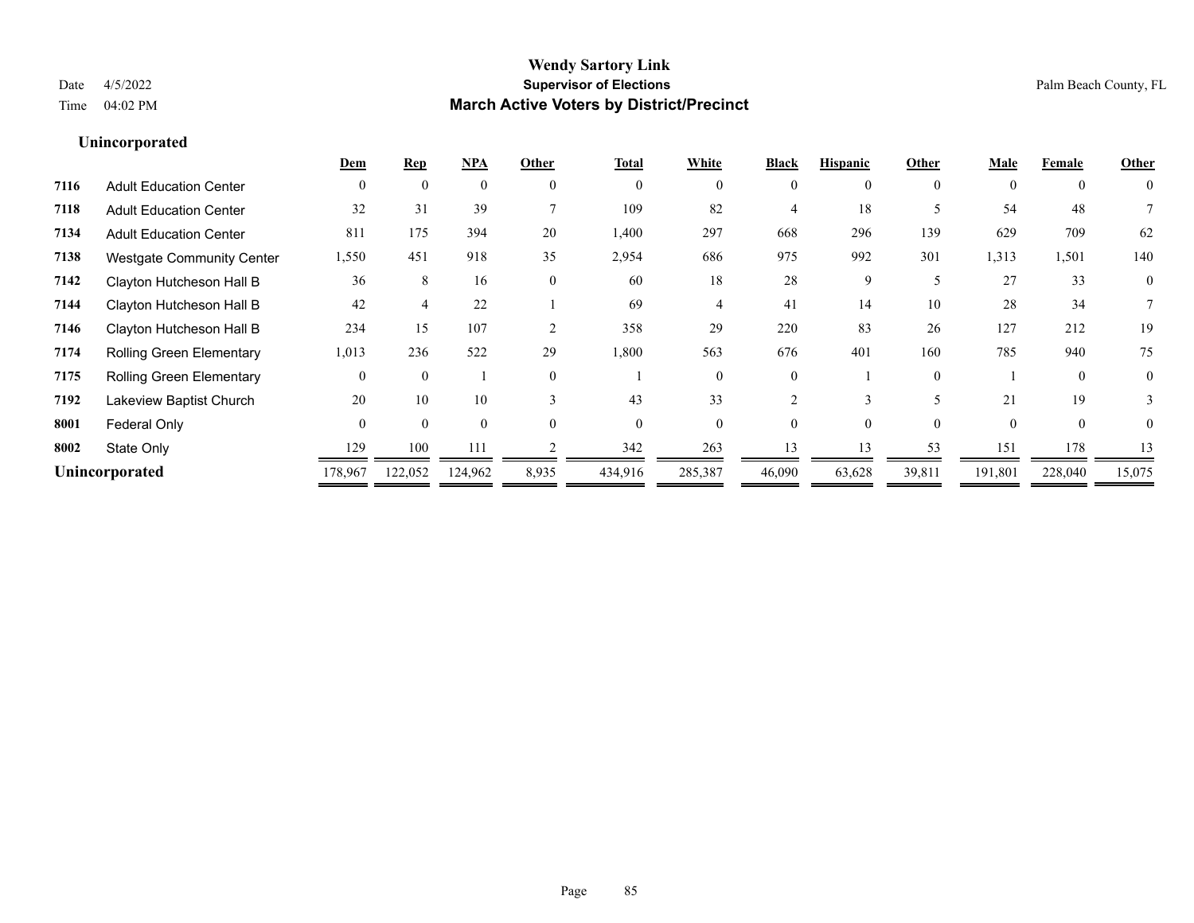# Wendy Sartory Link

## Supervisor of Elections

## March Active Voters by District/Precinct

Date 4/5/2022

Time 04:02 PM

Palm Beach County, FL

### Unincorporated

| | | Dem | Rep | NPA | Other | Total | White | Black | Hispanic | Other | Male | Female | Other |
|---|---|---|---|---|---|---|---|---|---|---|---|---|---|
| 7116 | Adult Education Center | 0 | 0 | 0 | 0 | 0 | 0 | 0 | 0 | 0 | 0 | 0 | 0 |
| 7118 | Adult Education Center | 32 | 31 | 39 | 7 | 109 | 82 | 4 | 18 | 5 | 54 | 48 | 7 |
| 7134 | Adult Education Center | 811 | 175 | 394 | 20 | 1,400 | 297 | 668 | 296 | 139 | 629 | 709 | 62 |
| 7138 | Westgate Community Center | 1,550 | 451 | 918 | 35 | 2,954 | 686 | 975 | 992 | 301 | 1,313 | 1,501 | 140 |
| 7142 | Clayton Hutcheson Hall B | 36 | 8 | 16 | 0 | 60 | 18 | 28 | 9 | 5 | 27 | 33 | 0 |
| 7144 | Clayton Hutcheson Hall B | 42 | 4 | 22 | 1 | 69 | 4 | 41 | 14 | 10 | 28 | 34 | 7 |
| 7146 | Clayton Hutcheson Hall B | 234 | 15 | 107 | 2 | 358 | 29 | 220 | 83 | 26 | 127 | 212 | 19 |
| 7174 | Rolling Green Elementary | 1,013 | 236 | 522 | 29 | 1,800 | 563 | 676 | 401 | 160 | 785 | 940 | 75 |
| 7175 | Rolling Green Elementary | 0 | 0 | 1 | 0 | 1 | 0 | 0 | 1 | 0 | 1 | 0 | 0 |
| 7192 | Lakeview Baptist Church | 20 | 10 | 10 | 3 | 43 | 33 | 2 | 3 | 5 | 21 | 19 | 3 |
| 8001 | Federal Only | 0 | 0 | 0 | 0 | 0 | 0 | 0 | 0 | 0 | 0 | 0 | 0 |
| 8002 | State Only | 129 | 100 | 111 | 2 | 342 | 263 | 13 | 13 | 53 | 151 | 178 | 13 |
| **Unincorporated** | | 178,967 | 122,052 | 124,962 | 8,935 | 434,916 | 285,387 | 46,090 | 63,628 | 39,811 | 191,801 | 228,040 | 15,075 |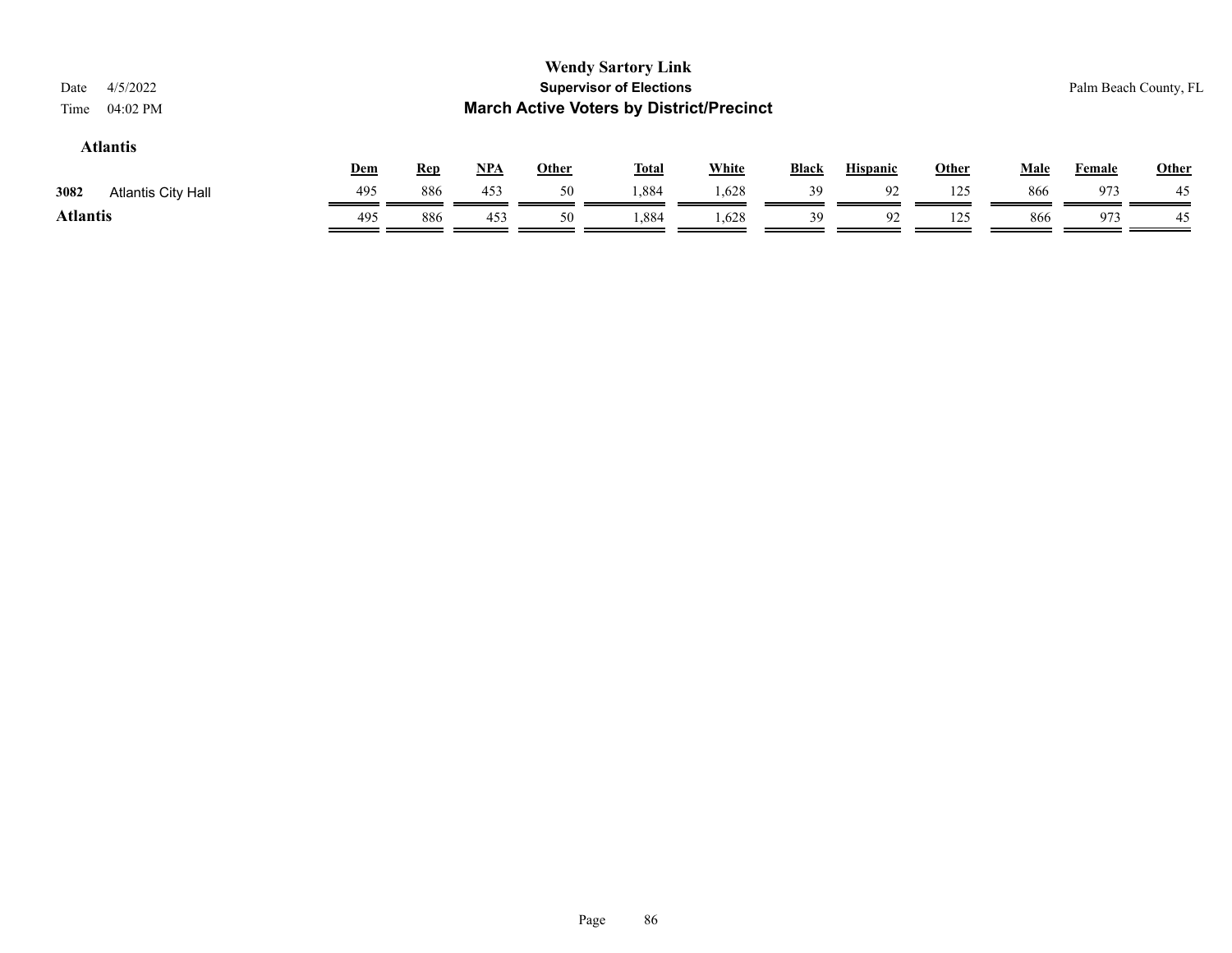**Wendy Sartory Link**
**Supervisor of Elections**
**March Active Voters by District/Precinct**

Date 4/5/2022
Time 04:02 PM

Palm Beach County, FL

### Atlantis

| | | Dem | Rep | NPA | Other | Total | White | Black | Hispanic | Other | Male | Female | Other |
|---|---|---|---|---|---|---|---|---|---|---|---|---|---|
| 3082 | Atlantis City Hall | 495 | 886 | 453 | 50 | 1,884 | 1,628 | 39 | 92 | 125 | 866 | 973 | 45 |
| **Atlantis** | | 495 | 886 | 453 | 50 | 1,884 | 1,628 | 39 | 92 | 125 | 866 | 973 | 45 |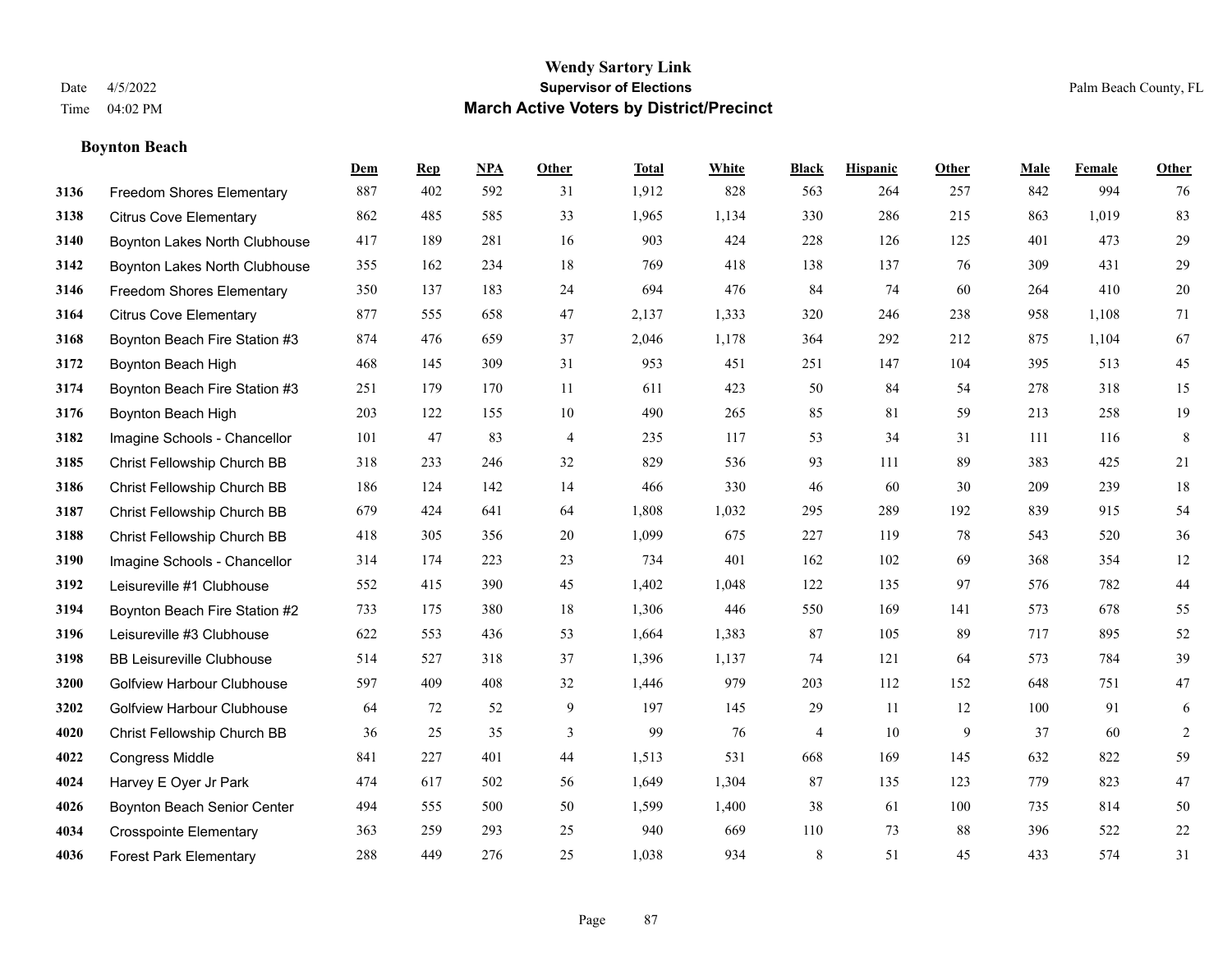# Wendy Sartory Link

## Supervisor of Elections

## March Active Voters by District/Precinct

Date 4/5/2022
Time 04:02 PM

Palm Beach County, FL

### Boynton Beach

| | | Dem | Rep | NPA | Other | Total | White | Black | Hispanic | Other | Male | Female | Other |
|---|---|---|---|---|---|---|---|---|---|---|---|---|---|
| 3136 | Freedom Shores Elementary | 887 | 402 | 592 | 31 | 1,912 | 828 | 563 | 264 | 257 | 842 | 994 | 76 |
| 3138 | Citrus Cove Elementary | 862 | 485 | 585 | 33 | 1,965 | 1,134 | 330 | 286 | 215 | 863 | 1,019 | 83 |
| 3140 | Boynton Lakes North Clubhouse | 417 | 189 | 281 | 16 | 903 | 424 | 228 | 126 | 125 | 401 | 473 | 29 |
| 3142 | Boynton Lakes North Clubhouse | 355 | 162 | 234 | 18 | 769 | 418 | 138 | 137 | 76 | 309 | 431 | 29 |
| 3146 | Freedom Shores Elementary | 350 | 137 | 183 | 24 | 694 | 476 | 84 | 74 | 60 | 264 | 410 | 20 |
| 3164 | Citrus Cove Elementary | 877 | 555 | 658 | 47 | 2,137 | 1,333 | 320 | 246 | 238 | 958 | 1,108 | 71 |
| 3168 | Boynton Beach Fire Station #3 | 874 | 476 | 659 | 37 | 2,046 | 1,178 | 364 | 292 | 212 | 875 | 1,104 | 67 |
| 3172 | Boynton Beach High | 468 | 145 | 309 | 31 | 953 | 451 | 251 | 147 | 104 | 395 | 513 | 45 |
| 3174 | Boynton Beach Fire Station #3 | 251 | 179 | 170 | 11 | 611 | 423 | 50 | 84 | 54 | 278 | 318 | 15 |
| 3176 | Boynton Beach High | 203 | 122 | 155 | 10 | 490 | 265 | 85 | 81 | 59 | 213 | 258 | 19 |
| 3182 | Imagine Schools - Chancellor | 101 | 47 | 83 | 4 | 235 | 117 | 53 | 34 | 31 | 111 | 116 | 8 |
| 3185 | Christ Fellowship Church BB | 318 | 233 | 246 | 32 | 829 | 536 | 93 | 111 | 89 | 383 | 425 | 21 |
| 3186 | Christ Fellowship Church BB | 186 | 124 | 142 | 14 | 466 | 330 | 46 | 60 | 30 | 209 | 239 | 18 |
| 3187 | Christ Fellowship Church BB | 679 | 424 | 641 | 64 | 1,808 | 1,032 | 295 | 289 | 192 | 839 | 915 | 54 |
| 3188 | Christ Fellowship Church BB | 418 | 305 | 356 | 20 | 1,099 | 675 | 227 | 119 | 78 | 543 | 520 | 36 |
| 3190 | Imagine Schools - Chancellor | 314 | 174 | 223 | 23 | 734 | 401 | 162 | 102 | 69 | 368 | 354 | 12 |
| 3192 | Leisureville #1 Clubhouse | 552 | 415 | 390 | 45 | 1,402 | 1,048 | 122 | 135 | 97 | 576 | 782 | 44 |
| 3194 | Boynton Beach Fire Station #2 | 733 | 175 | 380 | 18 | 1,306 | 446 | 550 | 169 | 141 | 573 | 678 | 55 |
| 3196 | Leisureville #3 Clubhouse | 622 | 553 | 436 | 53 | 1,664 | 1,383 | 87 | 105 | 89 | 717 | 895 | 52 |
| 3198 | BB Leisureville Clubhouse | 514 | 527 | 318 | 37 | 1,396 | 1,137 | 74 | 121 | 64 | 573 | 784 | 39 |
| 3200 | Golfview Harbour Clubhouse | 597 | 409 | 408 | 32 | 1,446 | 979 | 203 | 112 | 152 | 648 | 751 | 47 |
| 3202 | Golfview Harbour Clubhouse | 64 | 72 | 52 | 9 | 197 | 145 | 29 | 11 | 12 | 100 | 91 | 6 |
| 4020 | Christ Fellowship Church BB | 36 | 25 | 35 | 3 | 99 | 76 | 4 | 10 | 9 | 37 | 60 | 2 |
| 4022 | Congress Middle | 841 | 227 | 401 | 44 | 1,513 | 531 | 668 | 169 | 145 | 632 | 822 | 59 |
| 4024 | Harvey E Oyer Jr Park | 474 | 617 | 502 | 56 | 1,649 | 1,304 | 87 | 135 | 123 | 779 | 823 | 47 |
| 4026 | Boynton Beach Senior Center | 494 | 555 | 500 | 50 | 1,599 | 1,400 | 38 | 61 | 100 | 735 | 814 | 50 |
| 4034 | Crosspointe Elementary | 363 | 259 | 293 | 25 | 940 | 669 | 110 | 73 | 88 | 396 | 522 | 22 |
| 4036 | Forest Park Elementary | 288 | 449 | 276 | 25 | 1,038 | 934 | 8 | 51 | 45 | 433 | 574 | 31 |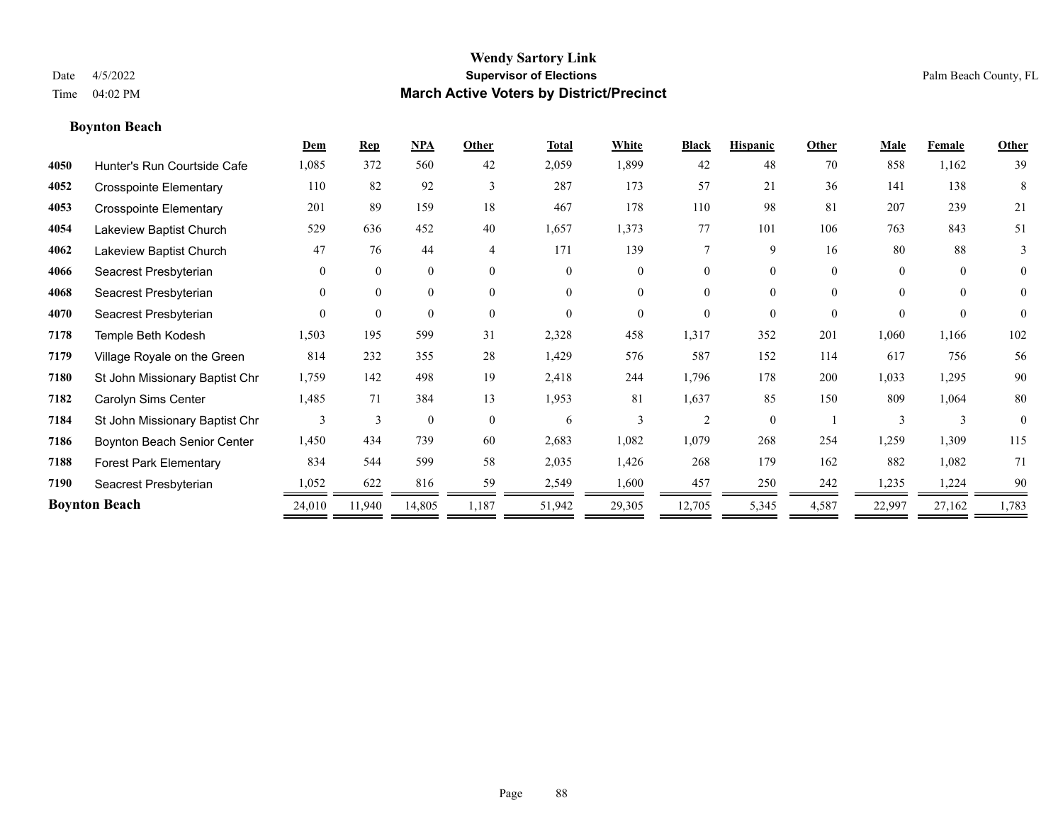# Wendy Sartory Link

## Supervisor of Elections

## March Active Voters by District/Precinct

Date 4/5/2022
Time 04:02 PM

Palm Beach County, FL

**Boynton Beach**

| | | Dem | Rep | NPA | Other | Total | White | Black | Hispanic | Other | Male | Female | Other |
|---|---|---|---|---|---|---|---|---|---|---|---|---|---|
| 4050 | Hunter's Run Courtside Cafe | 1,085 | 372 | 560 | 42 | 2,059 | 1,899 | 42 | 48 | 70 | 858 | 1,162 | 39 |
| 4052 | Crosspointe Elementary | 110 | 82 | 92 | 3 | 287 | 173 | 57 | 21 | 36 | 141 | 138 | 8 |
| 4053 | Crosspointe Elementary | 201 | 89 | 159 | 18 | 467 | 178 | 110 | 98 | 81 | 207 | 239 | 21 |
| 4054 | Lakeview Baptist Church | 529 | 636 | 452 | 40 | 1,657 | 1,373 | 77 | 101 | 106 | 763 | 843 | 51 |
| 4062 | Lakeview Baptist Church | 47 | 76 | 44 | 4 | 171 | 139 | 7 | 9 | 16 | 80 | 88 | 3 |
| 4066 | Seacrest Presbyterian | 0 | 0 | 0 | 0 | 0 | 0 | 0 | 0 | 0 | 0 | 0 | 0 |
| 4068 | Seacrest Presbyterian | 0 | 0 | 0 | 0 | 0 | 0 | 0 | 0 | 0 | 0 | 0 | 0 |
| 4070 | Seacrest Presbyterian | 0 | 0 | 0 | 0 | 0 | 0 | 0 | 0 | 0 | 0 | 0 | 0 |
| 7178 | Temple Beth Kodesh | 1,503 | 195 | 599 | 31 | 2,328 | 458 | 1,317 | 352 | 201 | 1,060 | 1,166 | 102 |
| 7179 | Village Royale on the Green | 814 | 232 | 355 | 28 | 1,429 | 576 | 587 | 152 | 114 | 617 | 756 | 56 |
| 7180 | St John Missionary Baptist Chr | 1,759 | 142 | 498 | 19 | 2,418 | 244 | 1,796 | 178 | 200 | 1,033 | 1,295 | 90 |
| 7182 | Carolyn Sims Center | 1,485 | 71 | 384 | 13 | 1,953 | 81 | 1,637 | 85 | 150 | 809 | 1,064 | 80 |
| 7184 | St John Missionary Baptist Chr | 3 | 3 | 0 | 0 | 6 | 3 | 2 | 0 | 1 | 3 | 3 | 0 |
| 7186 | Boynton Beach Senior Center | 1,450 | 434 | 739 | 60 | 2,683 | 1,082 | 1,079 | 268 | 254 | 1,259 | 1,309 | 115 |
| 7188 | Forest Park Elementary | 834 | 544 | 599 | 58 | 2,035 | 1,426 | 268 | 179 | 162 | 882 | 1,082 | 71 |
| 7190 | Seacrest Presbyterian | 1,052 | 622 | 816 | 59 | 2,549 | 1,600 | 457 | 250 | 242 | 1,235 | 1,224 | 90 |
| **Boynton Beach** | | 24,010 | 11,940 | 14,805 | 1,187 | 51,942 | 29,305 | 12,705 | 5,345 | 4,587 | 22,997 | 27,162 | 1,783 |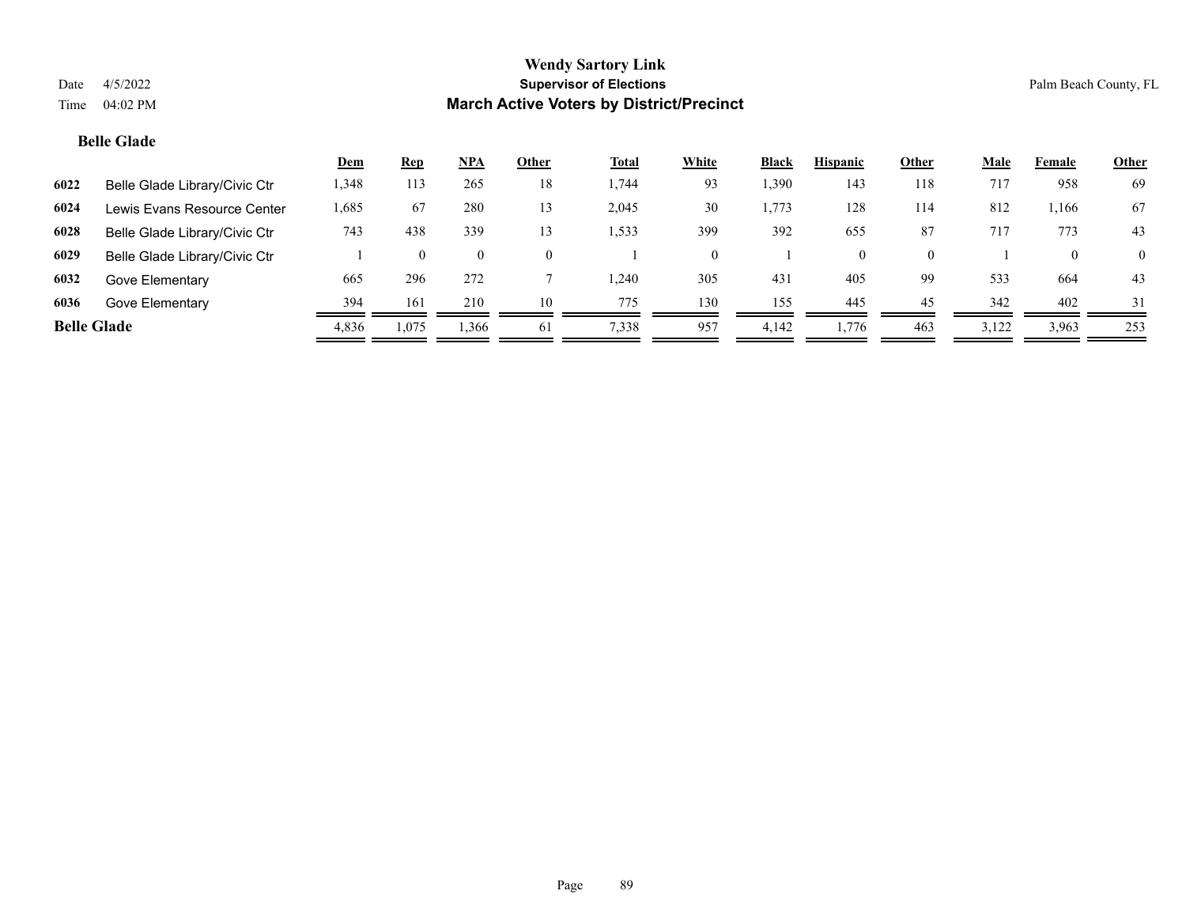# Wendy Sartory Link

## Supervisor of Elections

## March Active Voters by District/Precinct

Date 4/5/2022

Time 04:02 PM

Palm Beach County, FL

### Belle Glade

| | | Dem | Rep | NPA | Other | Total | White | Black | Hispanic | Other | Male | Female | Other |
|---|---|---|---|---|---|---|---|---|---|---|---|---|---|
| 6022 | Belle Glade Library/Civic Ctr | 1,348 | 113 | 265 | 18 | 1,744 | 93 | 1,390 | 143 | 118 | 717 | 958 | 69 |
| 6024 | Lewis Evans Resource Center | 1,685 | 67 | 280 | 13 | 2,045 | 30 | 1,773 | 128 | 114 | 812 | 1,166 | 67 |
| 6028 | Belle Glade Library/Civic Ctr | 743 | 438 | 339 | 13 | 1,533 | 399 | 392 | 655 | 87 | 717 | 773 | 43 |
| 6029 | Belle Glade Library/Civic Ctr | 1 | 0 | 0 | 0 | 1 | 0 | 1 | 0 | 0 | 1 | 0 | 0 |
| 6032 | Gove Elementary | 665 | 296 | 272 | 7 | 1,240 | 305 | 431 | 405 | 99 | 533 | 664 | 43 |
| 6036 | Gove Elementary | 394 | 161 | 210 | 10 | 775 | 130 | 155 | 445 | 45 | 342 | 402 | 31 |
| **Belle Glade** | | 4,836 | 1,075 | 1,366 | 61 | 7,338 | 957 | 4,142 | 1,776 | 463 | 3,122 | 3,963 | 253 |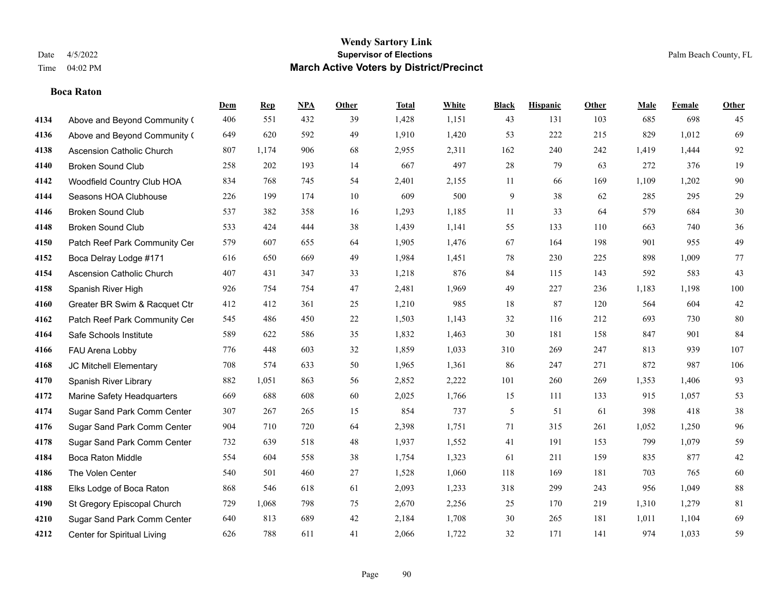# Wendy Sartory Link

## Supervisor of Elections

## March Active Voters by District/Precinct

Date 4/5/2022
Time 04:02 PM

Palm Beach County, FL

### Boca Raton

| | | Dem | Rep | NPA | Other | Total | White | Black | Hispanic | Other | Male | Female | Other |
|---|---|---|---|---|---|---|---|---|---|---|---|---|---|
| 4134 | Above and Beyond Community ( | 406 | 551 | 432 | 39 | 1,428 | 1,151 | 43 | 131 | 103 | 685 | 698 | 45 |
| 4136 | Above and Beyond Community ( | 649 | 620 | 592 | 49 | 1,910 | 1,420 | 53 | 222 | 215 | 829 | 1,012 | 69 |
| 4138 | Ascension Catholic Church | 807 | 1,174 | 906 | 68 | 2,955 | 2,311 | 162 | 240 | 242 | 1,419 | 1,444 | 92 |
| 4140 | Broken Sound Club | 258 | 202 | 193 | 14 | 667 | 497 | 28 | 79 | 63 | 272 | 376 | 19 |
| 4142 | Woodfield Country Club HOA | 834 | 768 | 745 | 54 | 2,401 | 2,155 | 11 | 66 | 169 | 1,109 | 1,202 | 90 |
| 4144 | Seasons HOA Clubhouse | 226 | 199 | 174 | 10 | 609 | 500 | 9 | 38 | 62 | 285 | 295 | 29 |
| 4146 | Broken Sound Club | 537 | 382 | 358 | 16 | 1,293 | 1,185 | 11 | 33 | 64 | 579 | 684 | 30 |
| 4148 | Broken Sound Club | 533 | 424 | 444 | 38 | 1,439 | 1,141 | 55 | 133 | 110 | 663 | 740 | 36 |
| 4150 | Patch Reef Park Community Cer | 579 | 607 | 655 | 64 | 1,905 | 1,476 | 67 | 164 | 198 | 901 | 955 | 49 |
| 4152 | Boca Delray Lodge #171 | 616 | 650 | 669 | 49 | 1,984 | 1,451 | 78 | 230 | 225 | 898 | 1,009 | 77 |
| 4154 | Ascension Catholic Church | 407 | 431 | 347 | 33 | 1,218 | 876 | 84 | 115 | 143 | 592 | 583 | 43 |
| 4158 | Spanish River High | 926 | 754 | 754 | 47 | 2,481 | 1,969 | 49 | 227 | 236 | 1,183 | 1,198 | 100 |
| 4160 | Greater BR Swim & Racquet Ctr | 412 | 412 | 361 | 25 | 1,210 | 985 | 18 | 87 | 120 | 564 | 604 | 42 |
| 4162 | Patch Reef Park Community Cer | 545 | 486 | 450 | 22 | 1,503 | 1,143 | 32 | 116 | 212 | 693 | 730 | 80 |
| 4164 | Safe Schools Institute | 589 | 622 | 586 | 35 | 1,832 | 1,463 | 30 | 181 | 158 | 847 | 901 | 84 |
| 4166 | FAU Arena Lobby | 776 | 448 | 603 | 32 | 1,859 | 1,033 | 310 | 269 | 247 | 813 | 939 | 107 |
| 4168 | JC Mitchell Elementary | 708 | 574 | 633 | 50 | 1,965 | 1,361 | 86 | 247 | 271 | 872 | 987 | 106 |
| 4170 | Spanish River Library | 882 | 1,051 | 863 | 56 | 2,852 | 2,222 | 101 | 260 | 269 | 1,353 | 1,406 | 93 |
| 4172 | Marine Safety Headquarters | 669 | 688 | 608 | 60 | 2,025 | 1,766 | 15 | 111 | 133 | 915 | 1,057 | 53 |
| 4174 | Sugar Sand Park Comm Center | 307 | 267 | 265 | 15 | 854 | 737 | 5 | 51 | 61 | 398 | 418 | 38 |
| 4176 | Sugar Sand Park Comm Center | 904 | 710 | 720 | 64 | 2,398 | 1,751 | 71 | 315 | 261 | 1,052 | 1,250 | 96 |
| 4178 | Sugar Sand Park Comm Center | 732 | 639 | 518 | 48 | 1,937 | 1,552 | 41 | 191 | 153 | 799 | 1,079 | 59 |
| 4184 | Boca Raton Middle | 554 | 604 | 558 | 38 | 1,754 | 1,323 | 61 | 211 | 159 | 835 | 877 | 42 |
| 4186 | The Volen Center | 540 | 501 | 460 | 27 | 1,528 | 1,060 | 118 | 169 | 181 | 703 | 765 | 60 |
| 4188 | Elks Lodge of Boca Raton | 868 | 546 | 618 | 61 | 2,093 | 1,233 | 318 | 299 | 243 | 956 | 1,049 | 88 |
| 4190 | St Gregory Episcopal Church | 729 | 1,068 | 798 | 75 | 2,670 | 2,256 | 25 | 170 | 219 | 1,310 | 1,279 | 81 |
| 4210 | Sugar Sand Park Comm Center | 640 | 813 | 689 | 42 | 2,184 | 1,708 | 30 | 265 | 181 | 1,011 | 1,104 | 69 |
| 4212 | Center for Spiritual Living | 626 | 788 | 611 | 41 | 2,066 | 1,722 | 32 | 171 | 141 | 974 | 1,033 | 59 |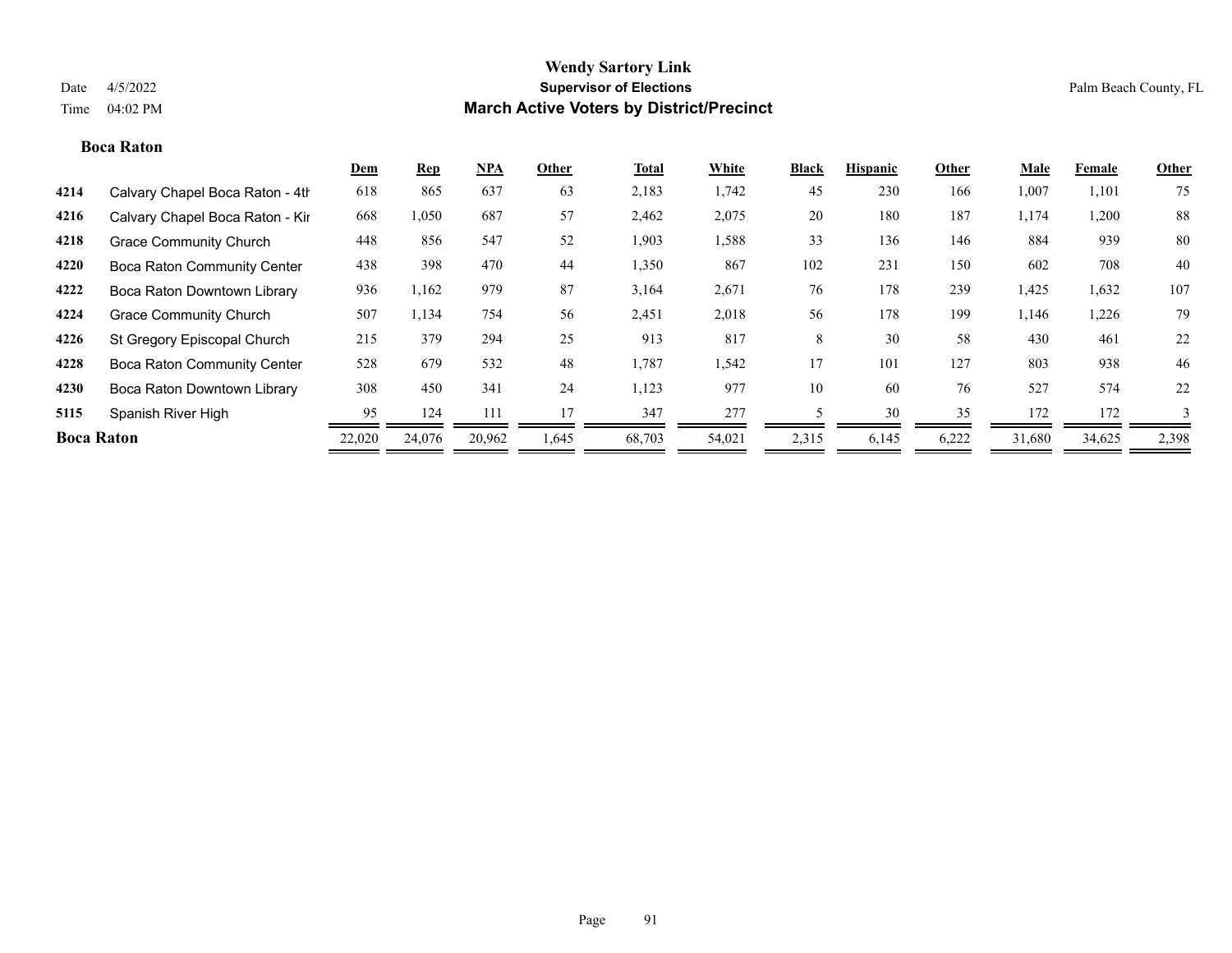**Wendy Sartory Link**

**Supervisor of Elections**

**March Active Voters by District/Precinct**

Date 4/5/2022

Time 04:02 PM

Palm Beach County, FL

### Boca Raton

| | | Dem | Rep | NPA | Other | Total | White | Black | Hispanic | Other | Male | Female | Other |
|---|---|---|---|---|---|---|---|---|---|---|---|---|---|
| 4214 | Calvary Chapel Boca Raton - 4th | 618 | 865 | 637 | 63 | 2,183 | 1,742 | 45 | 230 | 166 | 1,007 | 1,101 | 75 |
| 4216 | Calvary Chapel Boca Raton - Kir | 668 | 1,050 | 687 | 57 | 2,462 | 2,075 | 20 | 180 | 187 | 1,174 | 1,200 | 88 |
| 4218 | Grace Community Church | 448 | 856 | 547 | 52 | 1,903 | 1,588 | 33 | 136 | 146 | 884 | 939 | 80 |
| 4220 | Boca Raton Community Center | 438 | 398 | 470 | 44 | 1,350 | 867 | 102 | 231 | 150 | 602 | 708 | 40 |
| 4222 | Boca Raton Downtown Library | 936 | 1,162 | 979 | 87 | 3,164 | 2,671 | 76 | 178 | 239 | 1,425 | 1,632 | 107 |
| 4224 | Grace Community Church | 507 | 1,134 | 754 | 56 | 2,451 | 2,018 | 56 | 178 | 199 | 1,146 | 1,226 | 79 |
| 4226 | St Gregory Episcopal Church | 215 | 379 | 294 | 25 | 913 | 817 | 8 | 30 | 58 | 430 | 461 | 22 |
| 4228 | Boca Raton Community Center | 528 | 679 | 532 | 48 | 1,787 | 1,542 | 17 | 101 | 127 | 803 | 938 | 46 |
| 4230 | Boca Raton Downtown Library | 308 | 450 | 341 | 24 | 1,123 | 977 | 10 | 60 | 76 | 527 | 574 | 22 |
| 5115 | Spanish River High | 95 | 124 | 111 | 17 | 347 | 277 | 5 | 30 | 35 | 172 | 172 | 3 |
| **Boca Raton** | | 22,020 | 24,076 | 20,962 | 1,645 | 68,703 | 54,021 | 2,315 | 6,145 | 6,222 | 31,680 | 34,625 | 2,398 |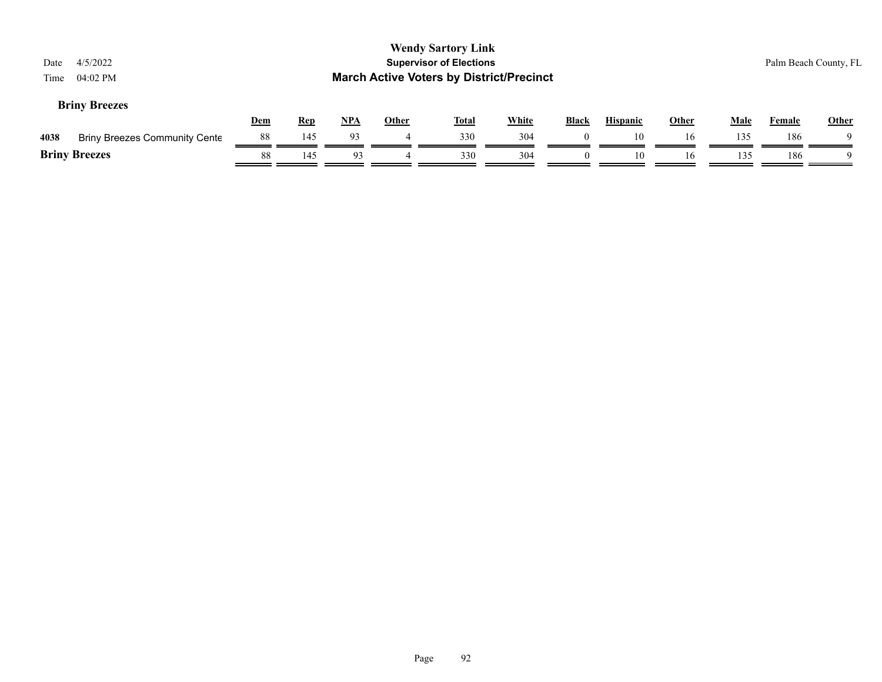# Wendy Sartory Link

## Supervisor of Elections

## March Active Voters by District/Precinct

Date 4/5/2022
Time 04:02 PM

Palm Beach County, FL

### Briny Breezes

| | | Dem | Rep | NPA | Other | Total | White | Black | Hispanic | Other | Male | Female | Other |
|---|---|---|---|---|---|---|---|---|---|---|---|---|---|
| 4038 | Briny Breezes Community Cente | 88 | 145 | 93 | 4 | 330 | 304 | 0 | 10 | 16 | 135 | 186 | 9 |
| **Briny Breezes** | | 88 | 145 | 93 | 4 | 330 | 304 | 0 | 10 | 16 | 135 | 186 | 9 |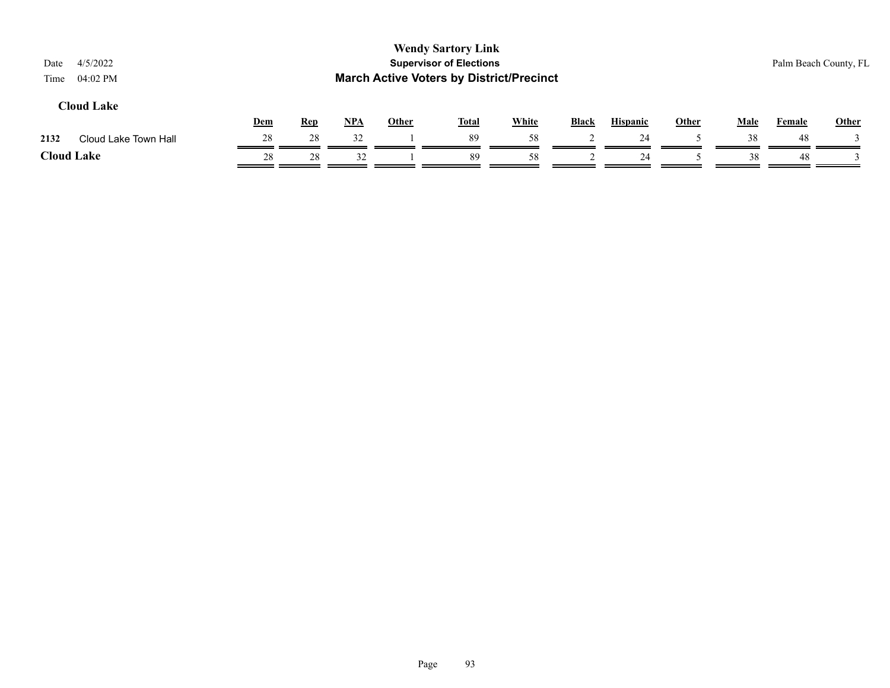**Wendy Sartory Link**
**Supervisor of Elections**
**March Active Voters by District/Precinct**

Date 4/5/2022
Time 04:02 PM

Palm Beach County, FL

### Cloud Lake

| | | Dem | Rep | NPA | Other | Total | White | Black | Hispanic | Other | Male | Female | Other |
|---|---|---|---|---|---|---|---|---|---|---|---|---|---|
| 2132 | Cloud Lake Town Hall | 28 | 28 | 32 | 1 | 89 | 58 | 2 | 24 | 5 | 38 | 48 | 3 |
| **Cloud Lake** | | 28 | 28 | 32 | 1 | 89 | 58 | 2 | 24 | 5 | 38 | 48 | 3 |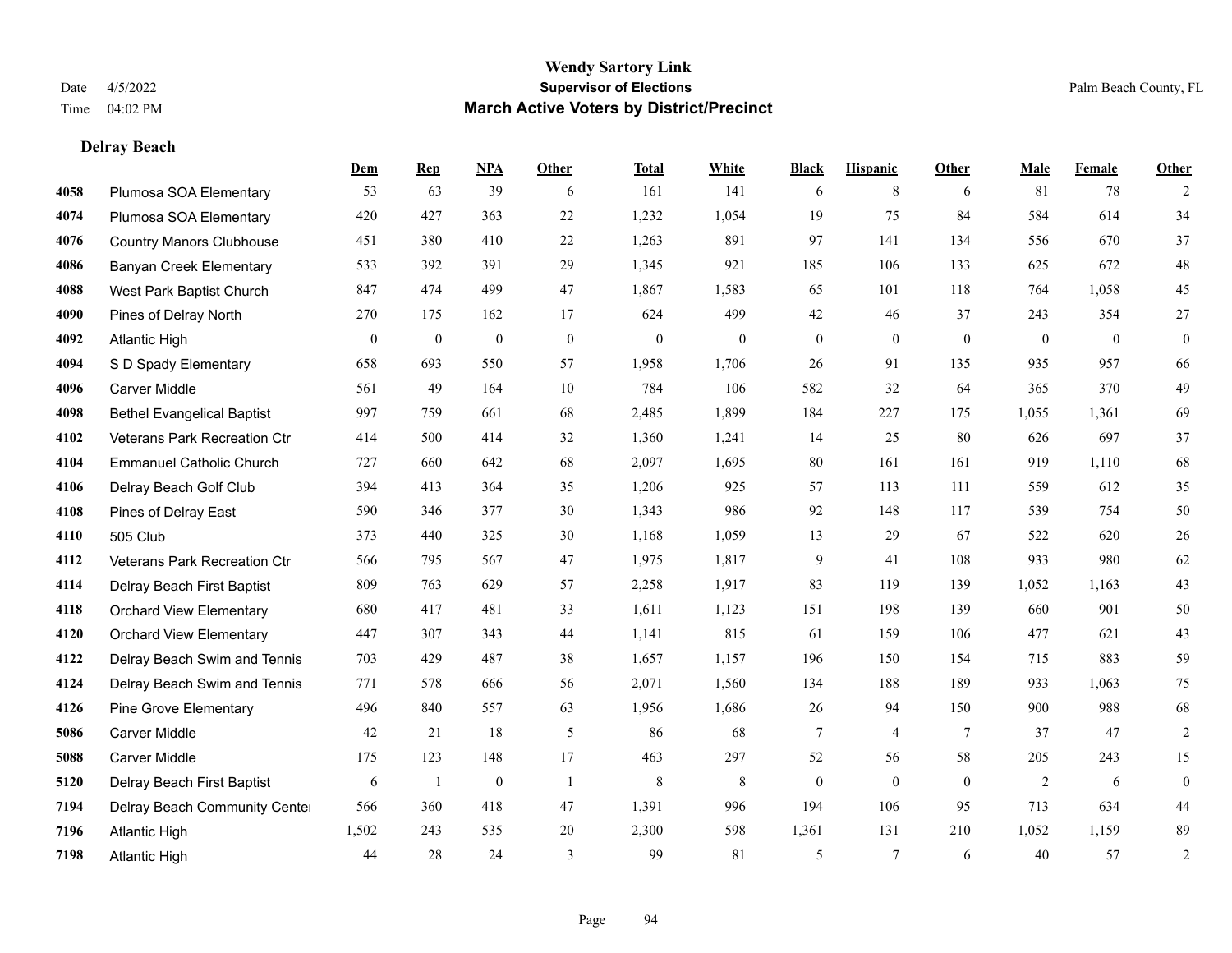# Wendy Sartory Link

**Supervisor of Elections**

**March Active Voters by District/Precinct**

Date 4/5/2022
Time 04:02 PM

Palm Beach County, FL

### Delray Beach

| | | Dem | Rep | NPA | Other | Total | White | Black | Hispanic | Other | Male | Female | Other |
|---|---|---|---|---|---|---|---|---|---|---|---|---|---|
| 4058 | Plumosa SOA Elementary | 53 | 63 | 39 | 6 | 161 | 141 | 6 | 8 | 6 | 81 | 78 | 2 |
| 4074 | Plumosa SOA Elementary | 420 | 427 | 363 | 22 | 1,232 | 1,054 | 19 | 75 | 84 | 584 | 614 | 34 |
| 4076 | Country Manors Clubhouse | 451 | 380 | 410 | 22 | 1,263 | 891 | 97 | 141 | 134 | 556 | 670 | 37 |
| 4086 | Banyan Creek Elementary | 533 | 392 | 391 | 29 | 1,345 | 921 | 185 | 106 | 133 | 625 | 672 | 48 |
| 4088 | West Park Baptist Church | 847 | 474 | 499 | 47 | 1,867 | 1,583 | 65 | 101 | 118 | 764 | 1,058 | 45 |
| 4090 | Pines of Delray North | 270 | 175 | 162 | 17 | 624 | 499 | 42 | 46 | 37 | 243 | 354 | 27 |
| 4092 | Atlantic High | 0 | 0 | 0 | 0 | 0 | 0 | 0 | 0 | 0 | 0 | 0 | 0 |
| 4094 | S D Spady Elementary | 658 | 693 | 550 | 57 | 1,958 | 1,706 | 26 | 91 | 135 | 935 | 957 | 66 |
| 4096 | Carver Middle | 561 | 49 | 164 | 10 | 784 | 106 | 582 | 32 | 64 | 365 | 370 | 49 |
| 4098 | Bethel Evangelical Baptist | 997 | 759 | 661 | 68 | 2,485 | 1,899 | 184 | 227 | 175 | 1,055 | 1,361 | 69 |
| 4102 | Veterans Park Recreation Ctr | 414 | 500 | 414 | 32 | 1,360 | 1,241 | 14 | 25 | 80 | 626 | 697 | 37 |
| 4104 | Emmanuel Catholic Church | 727 | 660 | 642 | 68 | 2,097 | 1,695 | 80 | 161 | 161 | 919 | 1,110 | 68 |
| 4106 | Delray Beach Golf Club | 394 | 413 | 364 | 35 | 1,206 | 925 | 57 | 113 | 111 | 559 | 612 | 35 |
| 4108 | Pines of Delray East | 590 | 346 | 377 | 30 | 1,343 | 986 | 92 | 148 | 117 | 539 | 754 | 50 |
| 4110 | 505 Club | 373 | 440 | 325 | 30 | 1,168 | 1,059 | 13 | 29 | 67 | 522 | 620 | 26 |
| 4112 | Veterans Park Recreation Ctr | 566 | 795 | 567 | 47 | 1,975 | 1,817 | 9 | 41 | 108 | 933 | 980 | 62 |
| 4114 | Delray Beach First Baptist | 809 | 763 | 629 | 57 | 2,258 | 1,917 | 83 | 119 | 139 | 1,052 | 1,163 | 43 |
| 4118 | Orchard View Elementary | 680 | 417 | 481 | 33 | 1,611 | 1,123 | 151 | 198 | 139 | 660 | 901 | 50 |
| 4120 | Orchard View Elementary | 447 | 307 | 343 | 44 | 1,141 | 815 | 61 | 159 | 106 | 477 | 621 | 43 |
| 4122 | Delray Beach Swim and Tennis | 703 | 429 | 487 | 38 | 1,657 | 1,157 | 196 | 150 | 154 | 715 | 883 | 59 |
| 4124 | Delray Beach Swim and Tennis | 771 | 578 | 666 | 56 | 2,071 | 1,560 | 134 | 188 | 189 | 933 | 1,063 | 75 |
| 4126 | Pine Grove Elementary | 496 | 840 | 557 | 63 | 1,956 | 1,686 | 26 | 94 | 150 | 900 | 988 | 68 |
| 5086 | Carver Middle | 42 | 21 | 18 | 5 | 86 | 68 | 7 | 4 | 7 | 37 | 47 | 2 |
| 5088 | Carver Middle | 175 | 123 | 148 | 17 | 463 | 297 | 52 | 56 | 58 | 205 | 243 | 15 |
| 5120 | Delray Beach First Baptist | 6 | 1 | 0 | 1 | 8 | 8 | 0 | 0 | 0 | 2 | 6 | 0 |
| 7194 | Delray Beach Community Cente | 566 | 360 | 418 | 47 | 1,391 | 996 | 194 | 106 | 95 | 713 | 634 | 44 |
| 7196 | Atlantic High | 1,502 | 243 | 535 | 20 | 2,300 | 598 | 1,361 | 131 | 210 | 1,052 | 1,159 | 89 |
| 7198 | Atlantic High | 44 | 28 | 24 | 3 | 99 | 81 | 5 | 7 | 6 | 40 | 57 | 2 |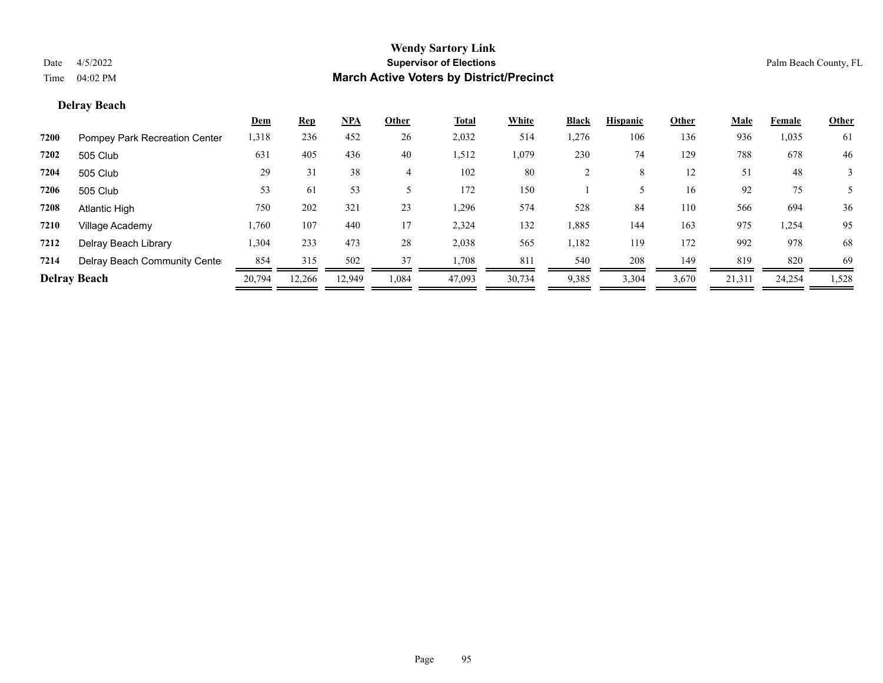# Wendy Sartory Link

## Supervisor of Elections

## March Active Voters by District/Precinct

Date 4/5/2022
Time 04:02 PM

Palm Beach County, FL

### Delray Beach

| | | Dem | Rep | NPA | Other | Total | White | Black | Hispanic | Other | Male | Female | Other |
|---|---|---|---|---|---|---|---|---|---|---|---|---|---|
| 7200 | Pompey Park Recreation Center | 1,318 | 236 | 452 | 26 | 2,032 | 514 | 1,276 | 106 | 136 | 936 | 1,035 | 61 |
| 7202 | 505 Club | 631 | 405 | 436 | 40 | 1,512 | 1,079 | 230 | 74 | 129 | 788 | 678 | 46 |
| 7204 | 505 Club | 29 | 31 | 38 | 4 | 102 | 80 | 2 | 8 | 12 | 51 | 48 | 3 |
| 7206 | 505 Club | 53 | 61 | 53 | 5 | 172 | 150 | 1 | 5 | 16 | 92 | 75 | 5 |
| 7208 | Atlantic High | 750 | 202 | 321 | 23 | 1,296 | 574 | 528 | 84 | 110 | 566 | 694 | 36 |
| 7210 | Village Academy | 1,760 | 107 | 440 | 17 | 2,324 | 132 | 1,885 | 144 | 163 | 975 | 1,254 | 95 |
| 7212 | Delray Beach Library | 1,304 | 233 | 473 | 28 | 2,038 | 565 | 1,182 | 119 | 172 | 992 | 978 | 68 |
| 7214 | Delray Beach Community Center | 854 | 315 | 502 | 37 | 1,708 | 811 | 540 | 208 | 149 | 819 | 820 | 69 |
| **Delray Beach** | | 20,794 | 12,266 | 12,949 | 1,084 | 47,093 | 30,734 | 9,385 | 3,304 | 3,670 | 21,311 | 24,254 | 1,528 |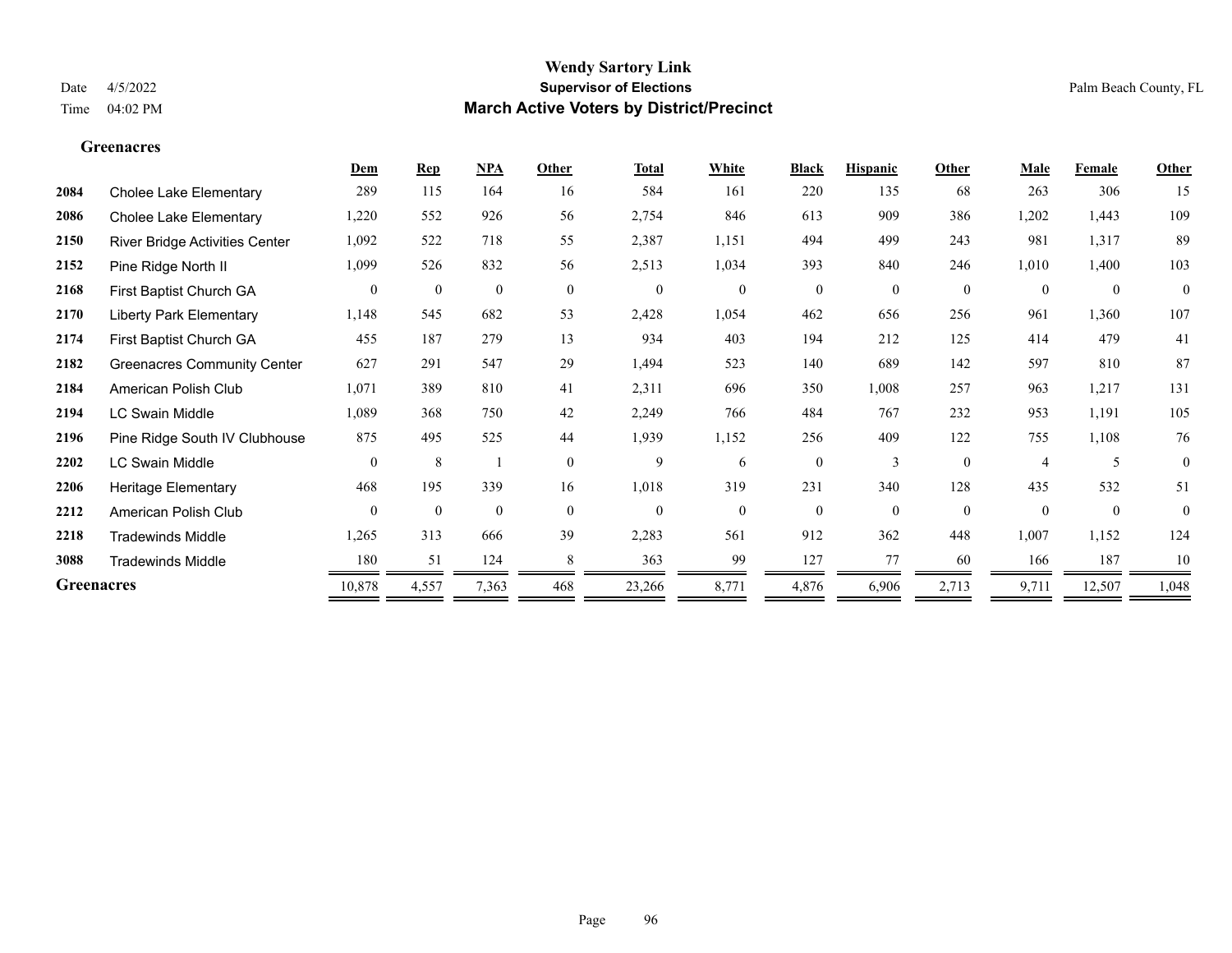# Wendy Sartory Link
## Supervisor of Elections
## March Active Voters by District/Precinct

Date 4/5/2022
Time 04:02 PM

Palm Beach County, FL

### Greenacres

| | | Dem | Rep | NPA | Other | Total | White | Black | Hispanic | Other | Male | Female | Other |
|---|---|---|---|---|---|---|---|---|---|---|---|---|---|
| 2084 | Cholee Lake Elementary | 289 | 115 | 164 | 16 | 584 | 161 | 220 | 135 | 68 | 263 | 306 | 15 |
| 2086 | Cholee Lake Elementary | 1,220 | 552 | 926 | 56 | 2,754 | 846 | 613 | 909 | 386 | 1,202 | 1,443 | 109 |
| 2150 | River Bridge Activities Center | 1,092 | 522 | 718 | 55 | 2,387 | 1,151 | 494 | 499 | 243 | 981 | 1,317 | 89 |
| 2152 | Pine Ridge North II | 1,099 | 526 | 832 | 56 | 2,513 | 1,034 | 393 | 840 | 246 | 1,010 | 1,400 | 103 |
| 2168 | First Baptist Church GA | 0 | 0 | 0 | 0 | 0 | 0 | 0 | 0 | 0 | 0 | 0 | 0 |
| 2170 | Liberty Park Elementary | 1,148 | 545 | 682 | 53 | 2,428 | 1,054 | 462 | 656 | 256 | 961 | 1,360 | 107 |
| 2174 | First Baptist Church GA | 455 | 187 | 279 | 13 | 934 | 403 | 194 | 212 | 125 | 414 | 479 | 41 |
| 2182 | Greenacres Community Center | 627 | 291 | 547 | 29 | 1,494 | 523 | 140 | 689 | 142 | 597 | 810 | 87 |
| 2184 | American Polish Club | 1,071 | 389 | 810 | 41 | 2,311 | 696 | 350 | 1,008 | 257 | 963 | 1,217 | 131 |
| 2194 | LC Swain Middle | 1,089 | 368 | 750 | 42 | 2,249 | 766 | 484 | 767 | 232 | 953 | 1,191 | 105 |
| 2196 | Pine Ridge South IV Clubhouse | 875 | 495 | 525 | 44 | 1,939 | 1,152 | 256 | 409 | 122 | 755 | 1,108 | 76 |
| 2202 | LC Swain Middle | 0 | 8 | 1 | 0 | 9 | 6 | 0 | 3 | 0 | 4 | 5 | 0 |
| 2206 | Heritage Elementary | 468 | 195 | 339 | 16 | 1,018 | 319 | 231 | 340 | 128 | 435 | 532 | 51 |
| 2212 | American Polish Club | 0 | 0 | 0 | 0 | 0 | 0 | 0 | 0 | 0 | 0 | 0 | 0 |
| 2218 | Tradewinds Middle | 1,265 | 313 | 666 | 39 | 2,283 | 561 | 912 | 362 | 448 | 1,007 | 1,152 | 124 |
| 3088 | Tradewinds Middle | 180 | 51 | 124 | 8 | 363 | 99 | 127 | 77 | 60 | 166 | 187 | 10 |
| **Greenacres** | | 10,878 | 4,557 | 7,363 | 468 | 23,266 | 8,771 | 4,876 | 6,906 | 2,713 | 9,711 | 12,507 | 1,048 |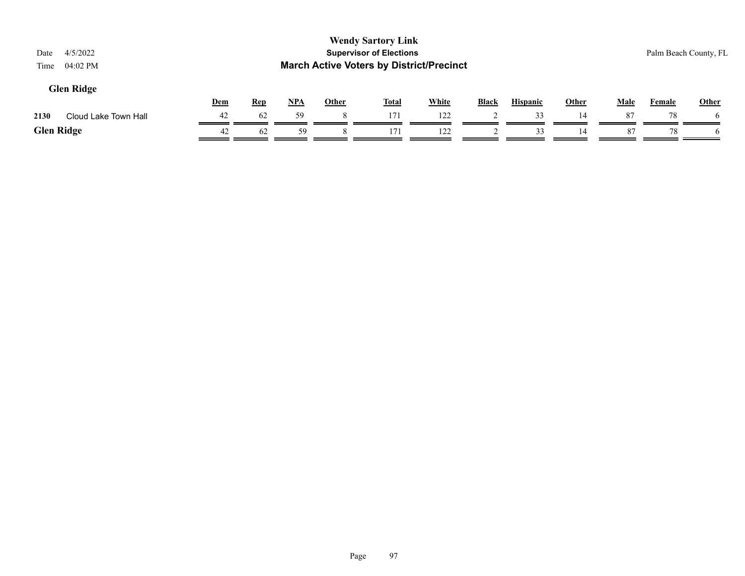## Glen Ridge

| | | Dem | Rep | NPA | Other | Total | White | Black | Hispanic | Other | Male | Female | Other |
|---|---|---|---|---|---|---|---|---|---|---|---|---|---|
| 2130 | Cloud Lake Town Hall | 42 | 62 | 59 | 8 | 171 | 122 | 2 | 33 | 14 | 87 | 78 | 6 |
| **Glen Ridge** | | 42 | 62 | 59 | 8 | 171 | 122 | 2 | 33 | 14 | 87 | 78 | 6 |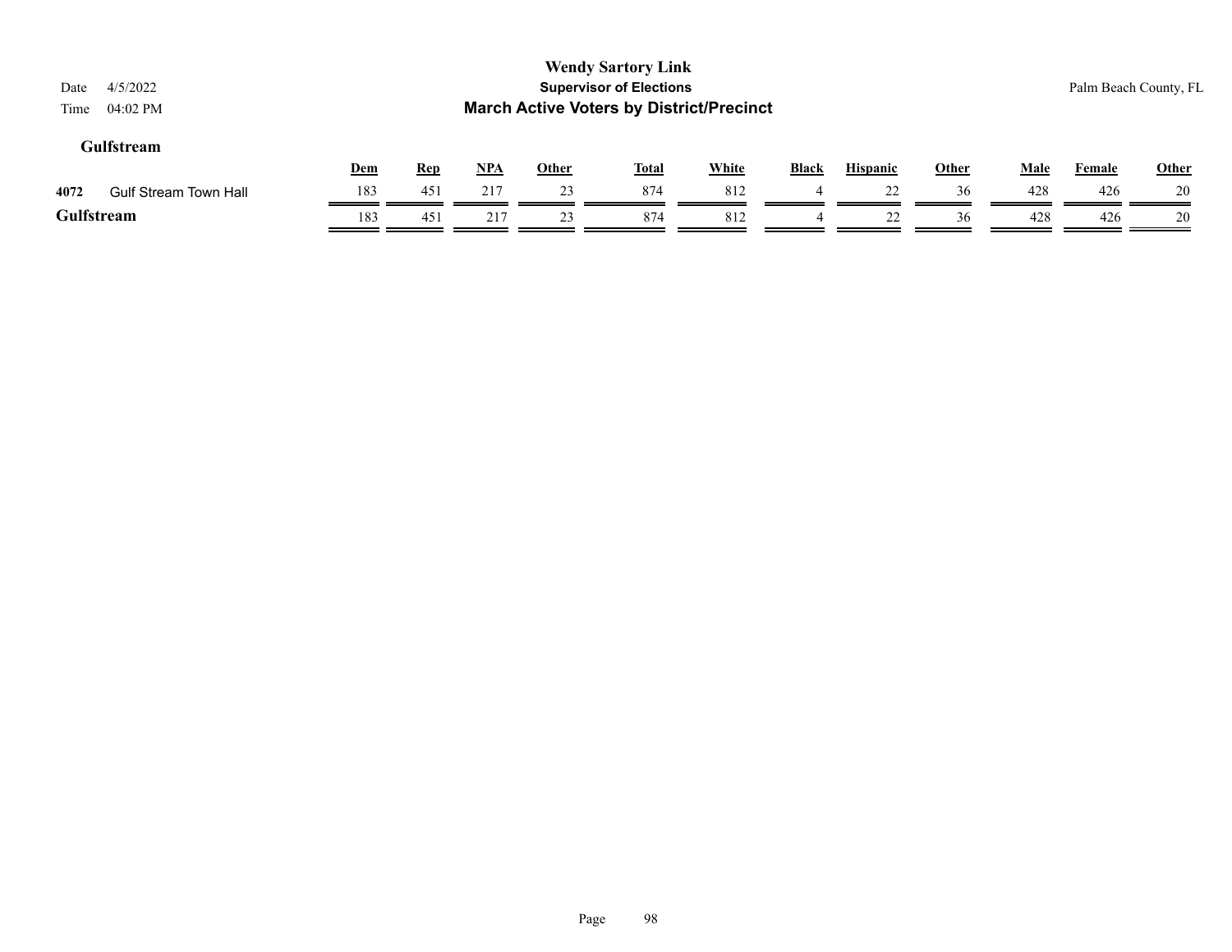## Gulfstream

| | | Dem | Rep | NPA | Other | Total | White | Black | Hispanic | Other | Male | Female | Other |
|---|---|---|---|---|---|---|---|---|---|---|---|---|---|
| 4072 | Gulf Stream Town Hall | 183 | 451 | 217 | 23 | 874 | 812 | 4 | 22 | 36 | 428 | 426 | 20 |
| **Gulfstream** | | 183 | 451 | 217 | 23 | 874 | 812 | 4 | 22 | 36 | 428 | 426 | 20 |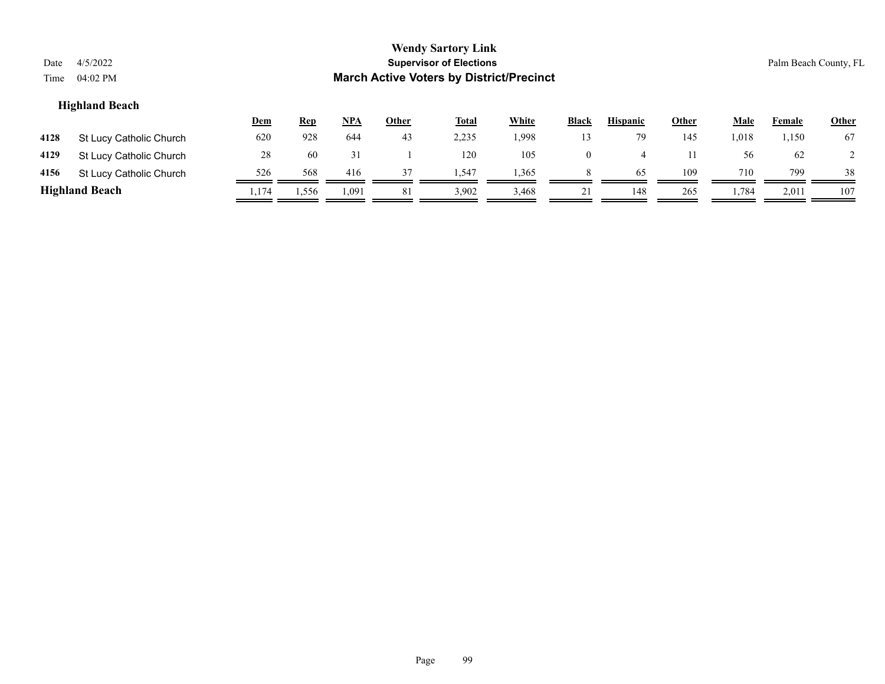# Wendy Sartory Link
## Supervisor of Elections
## March Active Voters by District/Precinct

Date 4/5/2022
Time 04:02 PM

Palm Beach County, FL

### Highland Beach

| | | Dem | Rep | NPA | Other | Total | White | Black | Hispanic | Other | Male | Female | Other |
|---|---|---|---|---|---|---|---|---|---|---|---|---|---|
| 4128 | St Lucy Catholic Church | 620 | 928 | 644 | 43 | 2,235 | 1,998 | 13 | 79 | 145 | 1,018 | 1,150 | 67 |
| 4129 | St Lucy Catholic Church | 28 | 60 | 31 | 1 | 120 | 105 | 0 | 4 | 11 | 56 | 62 | 2 |
| 4156 | St Lucy Catholic Church | 526 | 568 | 416 | 37 | 1,547 | 1,365 | 8 | 65 | 109 | 710 | 799 | 38 |
| **Highland Beach** | | 1,174 | 1,556 | 1,091 | 81 | 3,902 | 3,468 | 21 | 148 | 265 | 1,784 | 2,011 | 107 |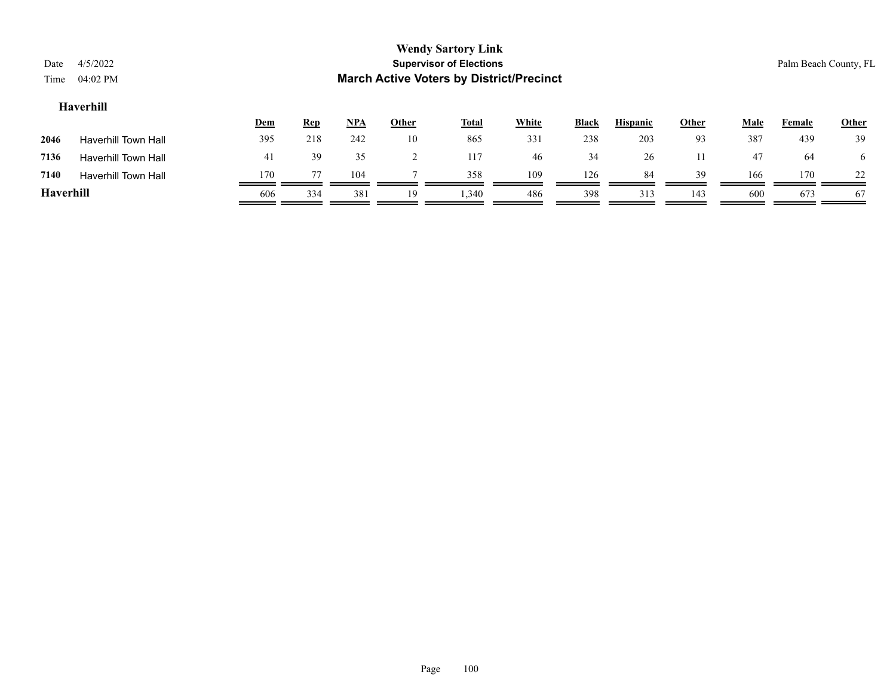# Wendy Sartory Link

## Supervisor of Elections

## March Active Voters by District/Precinct

Date 4/5/2022
Time 04:02 PM

Palm Beach County, FL

### Haverhill

| | | Dem | Rep | NPA | Other | Total | White | Black | Hispanic | Other | Male | Female | Other |
|---|---|---|---|---|---|---|---|---|---|---|---|---|---|
| 2046 | Haverhill Town Hall | 395 | 218 | 242 | 10 | 865 | 331 | 238 | 203 | 93 | 387 | 439 | 39 |
| 7136 | Haverhill Town Hall | 41 | 39 | 35 | 2 | 117 | 46 | 34 | 26 | 11 | 47 | 64 | 6 |
| 7140 | Haverhill Town Hall | 170 | 77 | 104 | 7 | 358 | 109 | 126 | 84 | 39 | 166 | 170 | 22 |
| **Haverhill** | | 606 | 334 | 381 | 19 | 1,340 | 486 | 398 | 313 | 143 | 600 | 673 | 67 |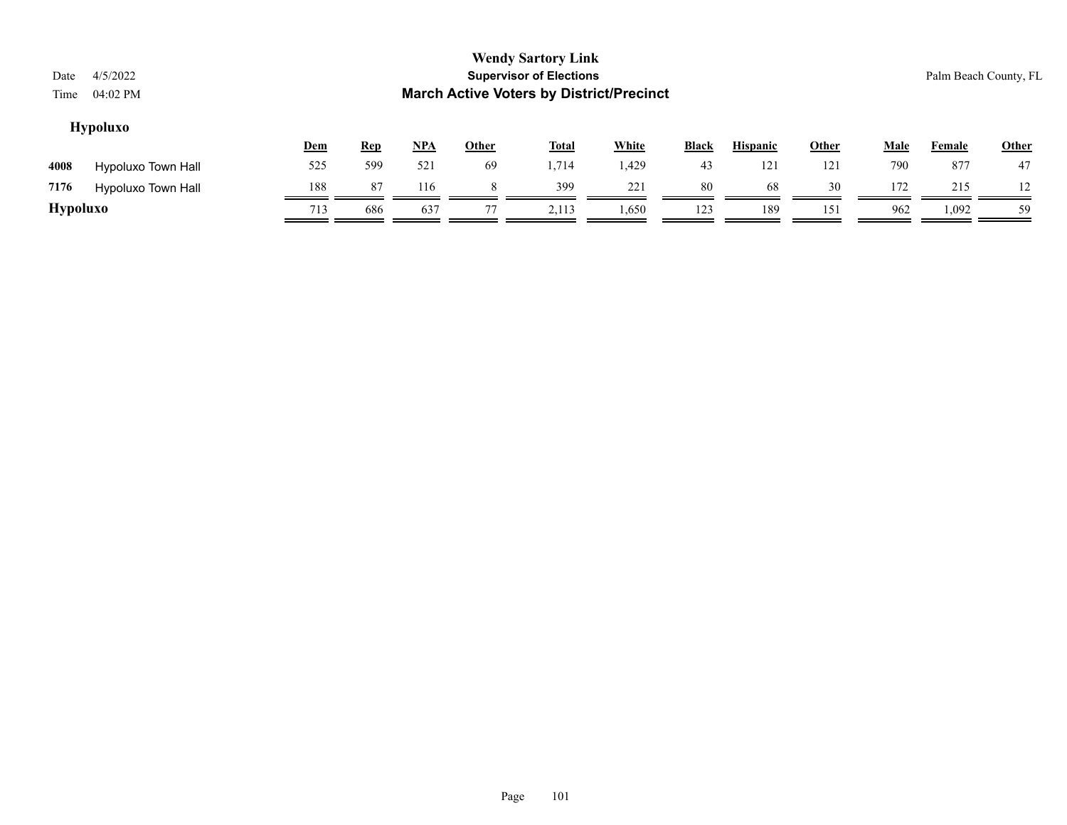**Wendy Sartory Link**
**Supervisor of Elections**
**March Active Voters by District/Precinct**

Date 4/5/2022
Time 04:02 PM

Palm Beach County, FL

## Hypoluxo

| | | Dem | Rep | NPA | Other | Total | White | Black | Hispanic | Other | Male | Female | Other |
|---|---|---|---|---|---|---|---|---|---|---|---|---|---|
| 4008 | Hypoluxo Town Hall | 525 | 599 | 521 | 69 | 1,714 | 1,429 | 43 | 121 | 121 | 790 | 877 | 47 |
| 7176 | Hypoluxo Town Hall | 188 | 87 | 116 | 8 | 399 | 221 | 80 | 68 | 30 | 172 | 215 | 12 |
| **Hypoluxo** | | 713 | 686 | 637 | 77 | 2,113 | 1,650 | 123 | 189 | 151 | 962 | 1,092 | 59 |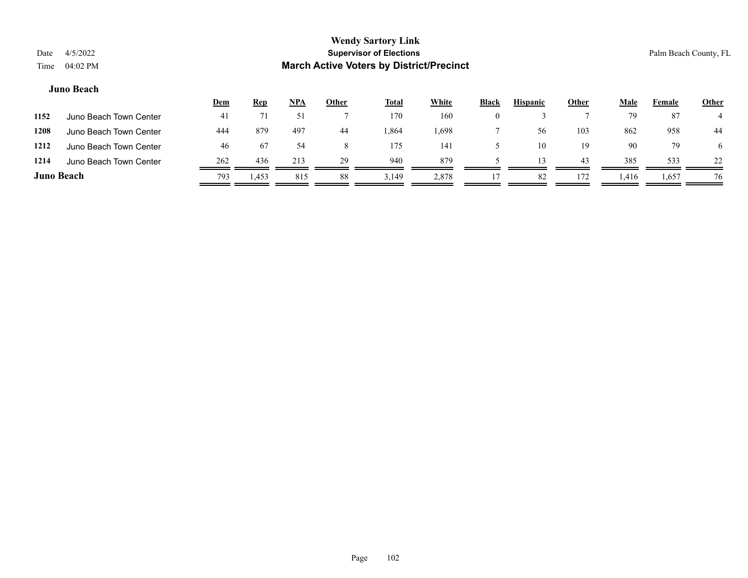# Wendy Sartory Link
## Supervisor of Elections
## March Active Voters by District/Precinct

Date 4/5/2022
Time 04:02 PM

Palm Beach County, FL

### Juno Beach

| | | Dem | Rep | NPA | Other | Total | White | Black | Hispanic | Other | Male | Female | Other |
|---|---|---|---|---|---|---|---|---|---|---|---|---|---|
| 1152 | Juno Beach Town Center | 41 | 71 | 51 | 7 | 170 | 160 | 0 | 3 | 7 | 79 | 87 | 4 |
| 1208 | Juno Beach Town Center | 444 | 879 | 497 | 44 | 1,864 | 1,698 | 7 | 56 | 103 | 862 | 958 | 44 |
| 1212 | Juno Beach Town Center | 46 | 67 | 54 | 8 | 175 | 141 | 5 | 10 | 19 | 90 | 79 | 6 |
| 1214 | Juno Beach Town Center | 262 | 436 | 213 | 29 | 940 | 879 | 5 | 13 | 43 | 385 | 533 | 22 |
| **Juno Beach** | | 793 | 1,453 | 815 | 88 | 3,149 | 2,878 | 17 | 82 | 172 | 1,416 | 1,657 | 76 |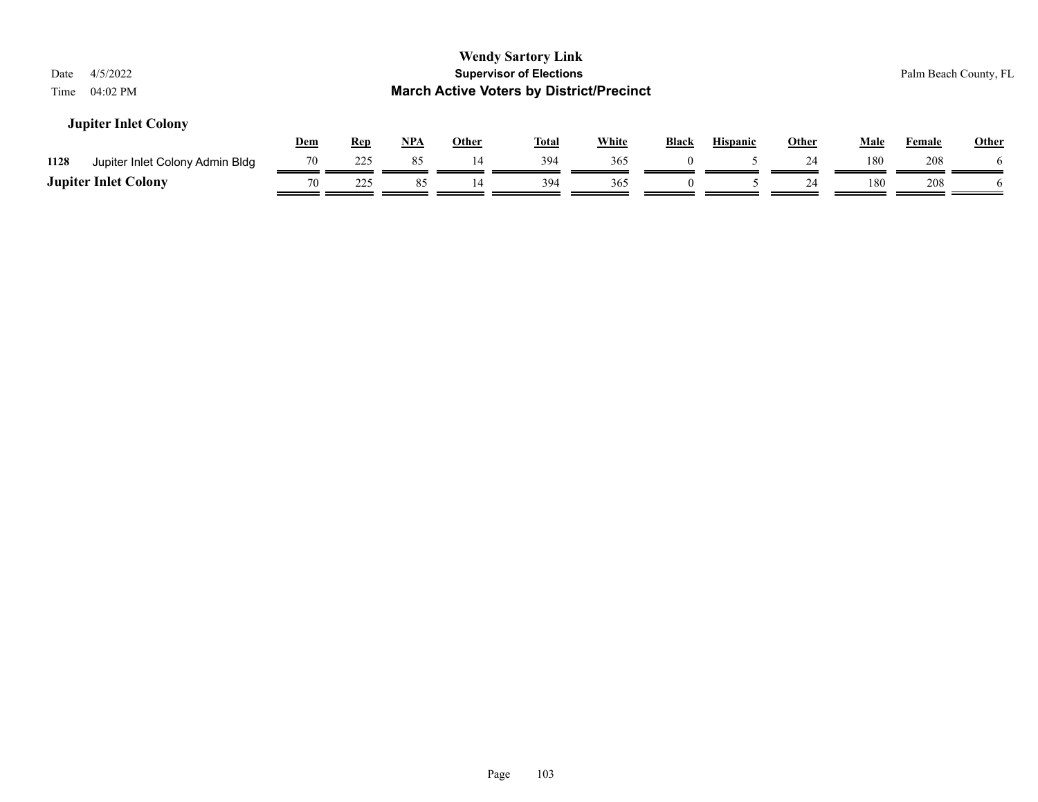**Wendy Sartory Link**
**Supervisor of Elections**
**March Active Voters by District/Precinct**

Date 4/5/2022
Time 04:02 PM

Palm Beach County, FL

## Jupiter Inlet Colony

| | | Dem | Rep | NPA | Other | Total | White | Black | Hispanic | Other | Male | Female | Other |
|---|---|---|---|---|---|---|---|---|---|---|---|---|---|
| 1128 | Jupiter Inlet Colony Admin Bldg | 70 | 225 | 85 | 14 | 394 | 365 | 0 | 5 | 24 | 180 | 208 | 6 |
| **Jupiter Inlet Colony** | | 70 | 225 | 85 | 14 | 394 | 365 | 0 | 5 | 24 | 180 | 208 | 6 |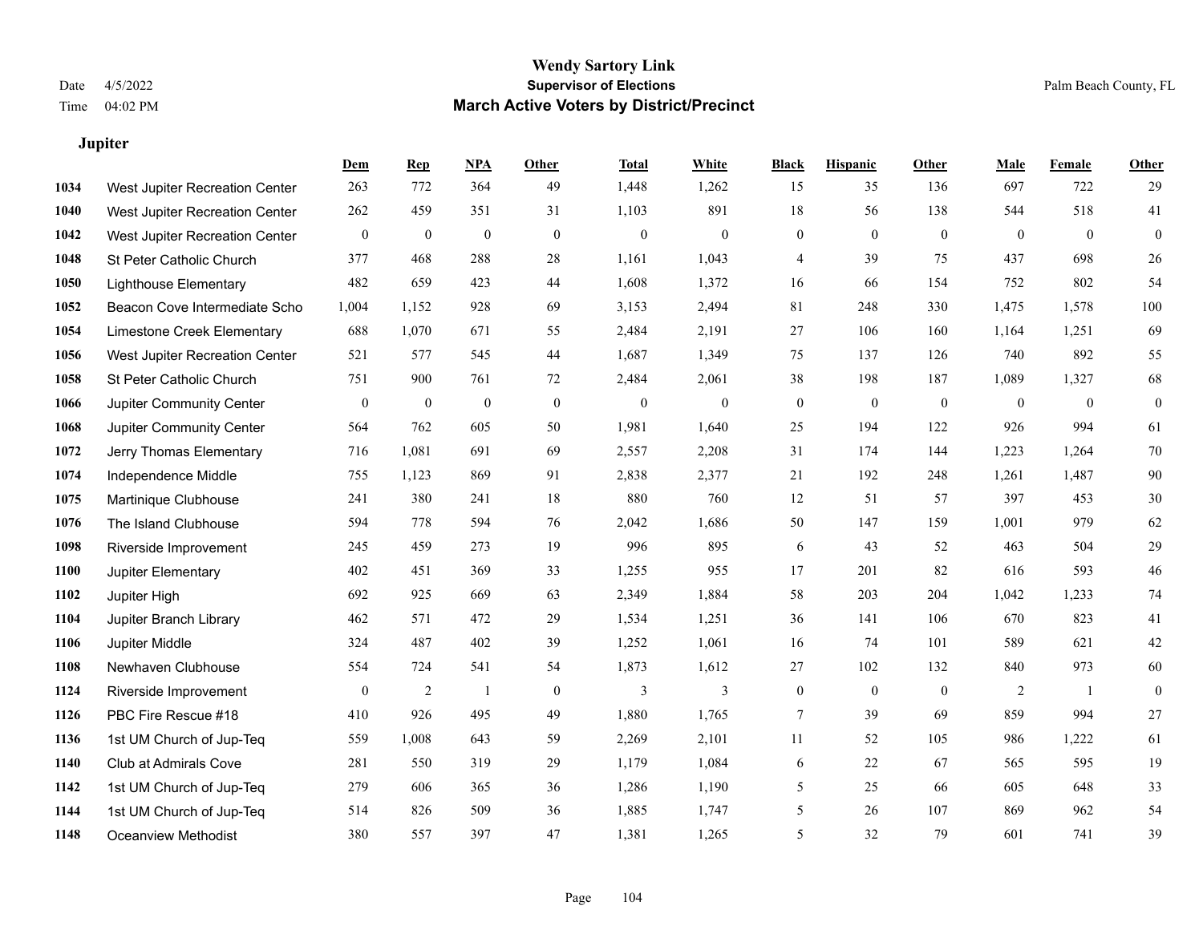# Wendy Sartory Link

**Supervisor of Elections**

**March Active Voters by District/Precinct**

Date 4/5/2022
Time 04:02 PM

Palm Beach County, FL

## Jupiter

| | | Dem | Rep | NPA | Other | Total | White | Black | Hispanic | Other | Male | Female | Other |
|---|---|---|---|---|---|---|---|---|---|---|---|---|---|
| 1034 | West Jupiter Recreation Center | 263 | 772 | 364 | 49 | 1,448 | 1,262 | 15 | 35 | 136 | 697 | 722 | 29 |
| 1040 | West Jupiter Recreation Center | 262 | 459 | 351 | 31 | 1,103 | 891 | 18 | 56 | 138 | 544 | 518 | 41 |
| 1042 | West Jupiter Recreation Center | 0 | 0 | 0 | 0 | 0 | 0 | 0 | 0 | 0 | 0 | 0 | 0 |
| 1048 | St Peter Catholic Church | 377 | 468 | 288 | 28 | 1,161 | 1,043 | 4 | 39 | 75 | 437 | 698 | 26 |
| 1050 | Lighthouse Elementary | 482 | 659 | 423 | 44 | 1,608 | 1,372 | 16 | 66 | 154 | 752 | 802 | 54 |
| 1052 | Beacon Cove Intermediate Scho | 1,004 | 1,152 | 928 | 69 | 3,153 | 2,494 | 81 | 248 | 330 | 1,475 | 1,578 | 100 |
| 1054 | Limestone Creek Elementary | 688 | 1,070 | 671 | 55 | 2,484 | 2,191 | 27 | 106 | 160 | 1,164 | 1,251 | 69 |
| 1056 | West Jupiter Recreation Center | 521 | 577 | 545 | 44 | 1,687 | 1,349 | 75 | 137 | 126 | 740 | 892 | 55 |
| 1058 | St Peter Catholic Church | 751 | 900 | 761 | 72 | 2,484 | 2,061 | 38 | 198 | 187 | 1,089 | 1,327 | 68 |
| 1066 | Jupiter Community Center | 0 | 0 | 0 | 0 | 0 | 0 | 0 | 0 | 0 | 0 | 0 | 0 |
| 1068 | Jupiter Community Center | 564 | 762 | 605 | 50 | 1,981 | 1,640 | 25 | 194 | 122 | 926 | 994 | 61 |
| 1072 | Jerry Thomas Elementary | 716 | 1,081 | 691 | 69 | 2,557 | 2,208 | 31 | 174 | 144 | 1,223 | 1,264 | 70 |
| 1074 | Independence Middle | 755 | 1,123 | 869 | 91 | 2,838 | 2,377 | 21 | 192 | 248 | 1,261 | 1,487 | 90 |
| 1075 | Martinique Clubhouse | 241 | 380 | 241 | 18 | 880 | 760 | 12 | 51 | 57 | 397 | 453 | 30 |
| 1076 | The Island Clubhouse | 594 | 778 | 594 | 76 | 2,042 | 1,686 | 50 | 147 | 159 | 1,001 | 979 | 62 |
| 1098 | Riverside Improvement | 245 | 459 | 273 | 19 | 996 | 895 | 6 | 43 | 52 | 463 | 504 | 29 |
| 1100 | Jupiter Elementary | 402 | 451 | 369 | 33 | 1,255 | 955 | 17 | 201 | 82 | 616 | 593 | 46 |
| 1102 | Jupiter High | 692 | 925 | 669 | 63 | 2,349 | 1,884 | 58 | 203 | 204 | 1,042 | 1,233 | 74 |
| 1104 | Jupiter Branch Library | 462 | 571 | 472 | 29 | 1,534 | 1,251 | 36 | 141 | 106 | 670 | 823 | 41 |
| 1106 | Jupiter Middle | 324 | 487 | 402 | 39 | 1,252 | 1,061 | 16 | 74 | 101 | 589 | 621 | 42 |
| 1108 | Newhaven Clubhouse | 554 | 724 | 541 | 54 | 1,873 | 1,612 | 27 | 102 | 132 | 840 | 973 | 60 |
| 1124 | Riverside Improvement | 0 | 2 | 1 | 0 | 3 | 3 | 0 | 0 | 0 | 2 | 1 | 0 |
| 1126 | PBC Fire Rescue #18 | 410 | 926 | 495 | 49 | 1,880 | 1,765 | 7 | 39 | 69 | 859 | 994 | 27 |
| 1136 | 1st UM Church of Jup-Teq | 559 | 1,008 | 643 | 59 | 2,269 | 2,101 | 11 | 52 | 105 | 986 | 1,222 | 61 |
| 1140 | Club at Admirals Cove | 281 | 550 | 319 | 29 | 1,179 | 1,084 | 6 | 22 | 67 | 565 | 595 | 19 |
| 1142 | 1st UM Church of Jup-Teq | 279 | 606 | 365 | 36 | 1,286 | 1,190 | 5 | 25 | 66 | 605 | 648 | 33 |
| 1144 | 1st UM Church of Jup-Teq | 514 | 826 | 509 | 36 | 1,885 | 1,747 | 5 | 26 | 107 | 869 | 962 | 54 |
| 1148 | Oceanview Methodist | 380 | 557 | 397 | 47 | 1,381 | 1,265 | 5 | 32 | 79 | 601 | 741 | 39 |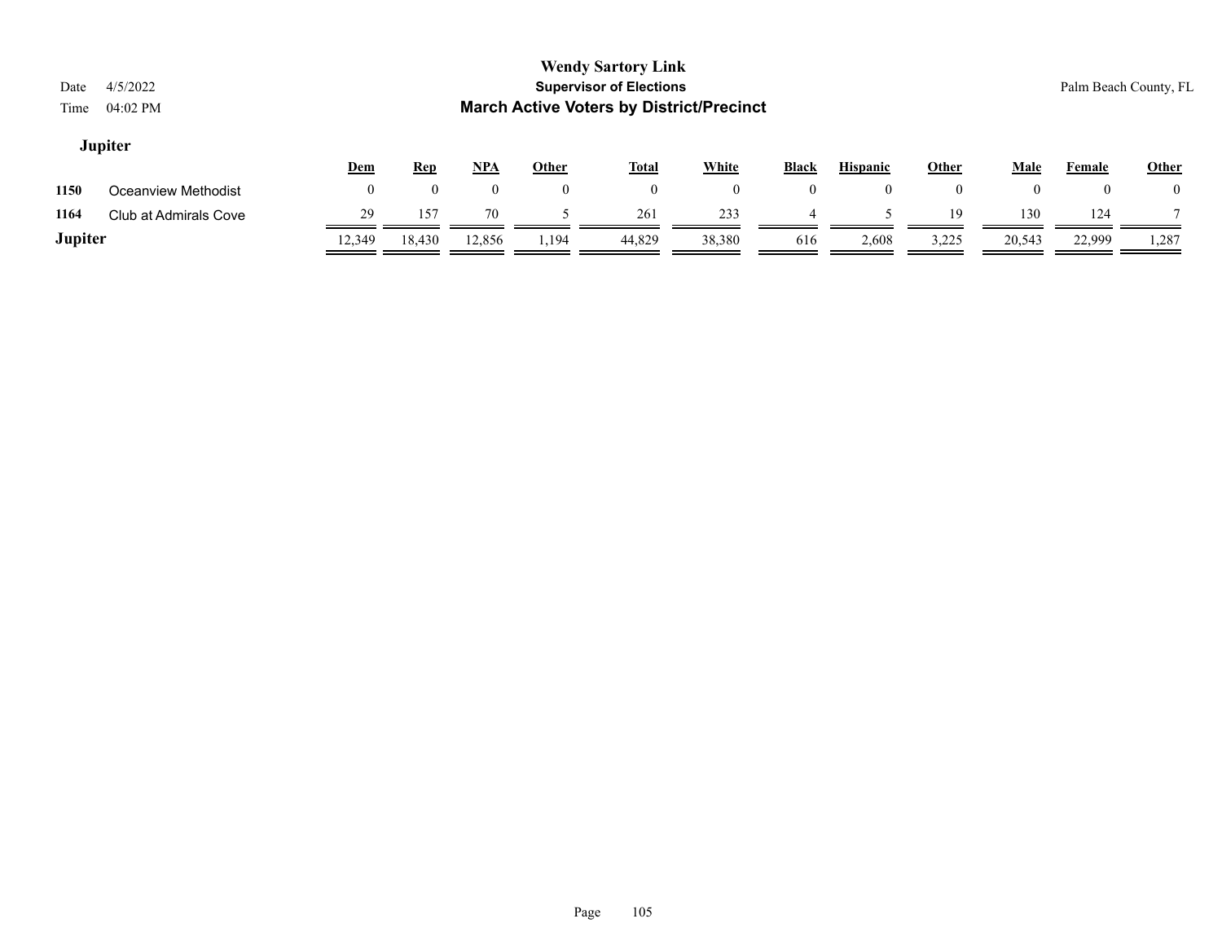## Jupiter

| | | Dem | Rep | NPA | Other | Total | White | Black | Hispanic | Other | Male | Female | Other |
|---|---|---|---|---|---|---|---|---|---|---|---|---|---|
| 1150 | Oceanview Methodist | 0 | 0 | 0 | 0 | 0 | 0 | 0 | 0 | 0 | 0 | 0 | 0 |
| 1164 | Club at Admirals Cove | 29 | 157 | 70 | 5 | 261 | 233 | 4 | 5 | 19 | 130 | 124 | 7 |
| **Jupiter** | | 12,349 | 18,430 | 12,856 | 1,194 | 44,829 | 38,380 | 616 | 2,608 | 3,225 | 20,543 | 22,999 | 1,287 |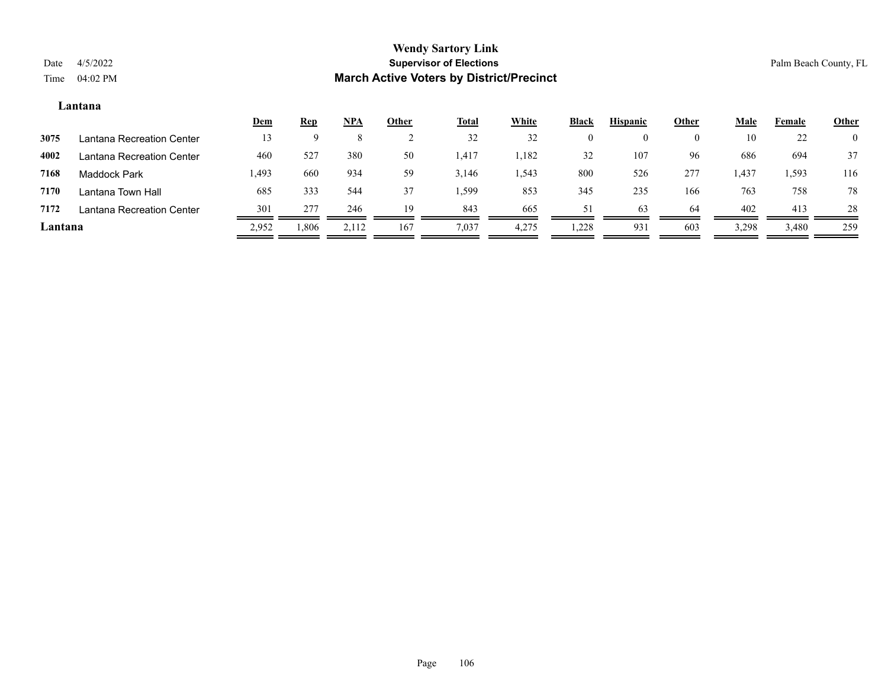# Wendy Sartory Link

## Supervisor of Elections

## March Active Voters by District/Precinct

Date 4/5/2022
Time 04:02 PM

Palm Beach County, FL

### Lantana

| | | Dem | Rep | NPA | Other | Total | White | Black | Hispanic | Other | Male | Female | Other |
|---|---|---|---|---|---|---|---|---|---|---|---|---|---|
| 3075 | Lantana Recreation Center | 13 | 9 | 8 | 2 | 32 | 32 | 0 | 0 | 0 | 10 | 22 | 0 |
| 4002 | Lantana Recreation Center | 460 | 527 | 380 | 50 | 1,417 | 1,182 | 32 | 107 | 96 | 686 | 694 | 37 |
| 7168 | Maddock Park | 1,493 | 660 | 934 | 59 | 3,146 | 1,543 | 800 | 526 | 277 | 1,437 | 1,593 | 116 |
| 7170 | Lantana Town Hall | 685 | 333 | 544 | 37 | 1,599 | 853 | 345 | 235 | 166 | 763 | 758 | 78 |
| 7172 | Lantana Recreation Center | 301 | 277 | 246 | 19 | 843 | 665 | 51 | 63 | 64 | 402 | 413 | 28 |
| **Lantana** | | 2,952 | 1,806 | 2,112 | 167 | 7,037 | 4,275 | 1,228 | 931 | 603 | 3,298 | 3,480 | 259 |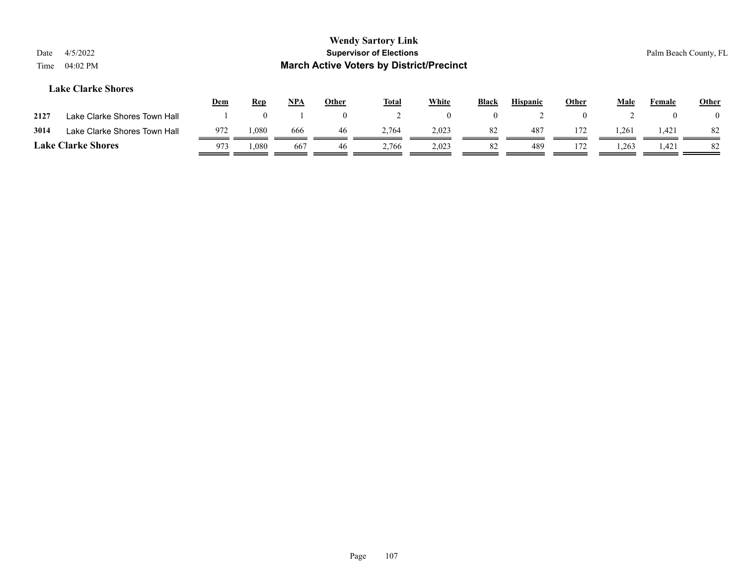# Wendy Sartory Link
## Supervisor of Elections
## March Active Voters by District/Precinct

Date 4/5/2022
Time 04:02 PM

Palm Beach County, FL

### Lake Clarke Shores

| | | Dem | Rep | NPA | Other | Total | White | Black | Hispanic | Other | Male | Female | Other |
|---|---|---|---|---|---|---|---|---|---|---|---|---|---|
| 2127 | Lake Clarke Shores Town Hall | 1 | 0 | 1 | 0 | 2 | 0 | 0 | 2 | 0 | 2 | 0 | 0 |
| 3014 | Lake Clarke Shores Town Hall | 972 | 1,080 | 666 | 46 | 2,764 | 2,023 | 82 | 487 | 172 | 1,261 | 1,421 | 82 |
| **Lake Clarke Shores** | | 973 | 1,080 | 667 | 46 | 2,766 | 2,023 | 82 | 489 | 172 | 1,263 | 1,421 | 82 |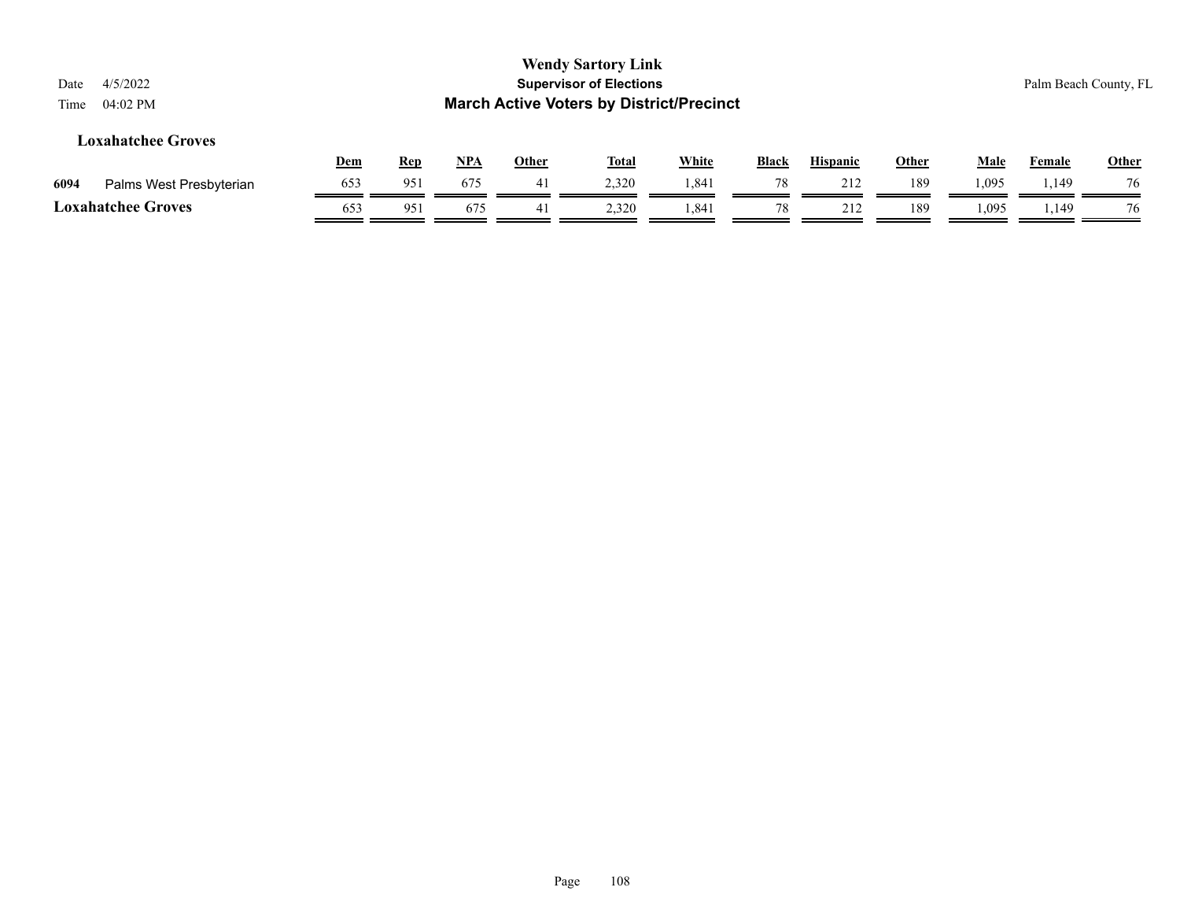## Loxahatchee Groves

| | | Dem | Rep | NPA | Other | Total | White | Black | Hispanic | Other | Male | Female | Other |
|---|---|---|---|---|---|---|---|---|---|---|---|---|---|
| 6094 | Palms West Presbyterian | 653 | 951 | 675 | 41 | 2,320 | 1,841 | 78 | 212 | 189 | 1,095 | 1,149 | 76 |
| **Loxahatchee Groves** | | 653 | 951 | 675 | 41 | 2,320 | 1,841 | 78 | 212 | 189 | 1,095 | 1,149 | 76 |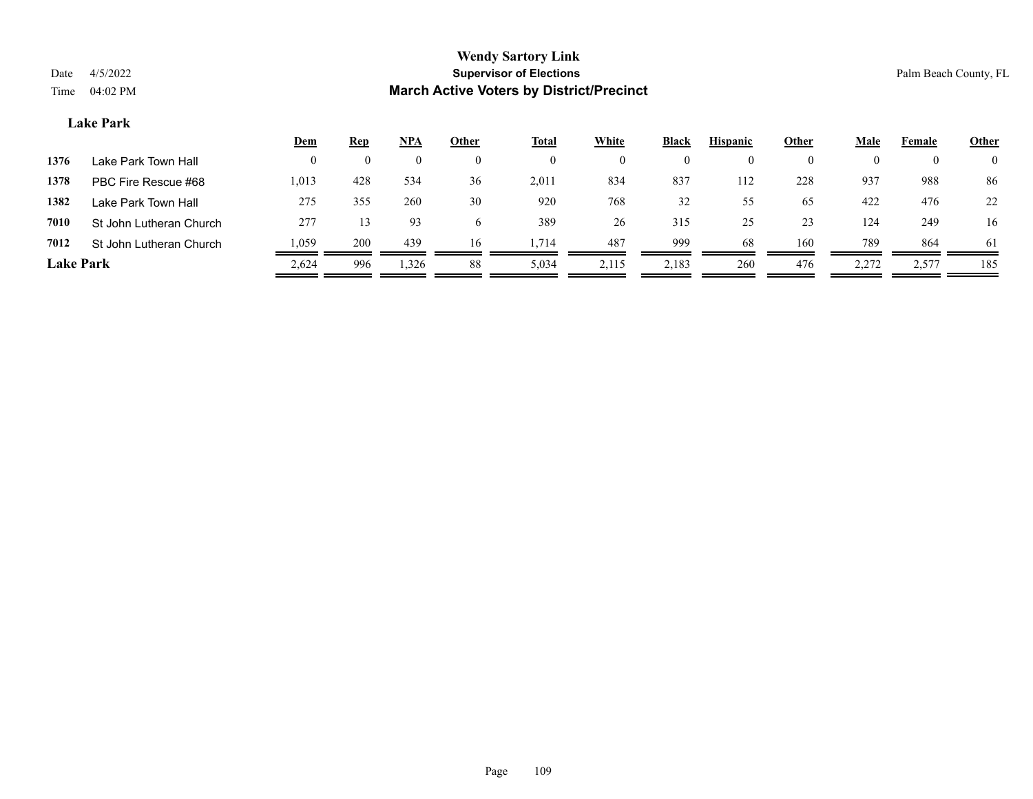# Wendy Sartory Link

## Supervisor of Elections

## March Active Voters by District/Precinct

Date 4/5/2022

Time 04:02 PM

Palm Beach County, FL

### Lake Park

| | | Dem | Rep | NPA | Other | Total | White | Black | Hispanic | Other | Male | Female | Other |
|---|---|---|---|---|---|---|---|---|---|---|---|---|---|
| 1376 | Lake Park Town Hall | 0 | 0 | 0 | 0 | 0 | 0 | 0 | 0 | 0 | 0 | 0 | 0 |
| 1378 | PBC Fire Rescue #68 | 1,013 | 428 | 534 | 36 | 2,011 | 834 | 837 | 112 | 228 | 937 | 988 | 86 |
| 1382 | Lake Park Town Hall | 275 | 355 | 260 | 30 | 920 | 768 | 32 | 55 | 65 | 422 | 476 | 22 |
| 7010 | St John Lutheran Church | 277 | 13 | 93 | 6 | 389 | 26 | 315 | 25 | 23 | 124 | 249 | 16 |
| 7012 | St John Lutheran Church | 1,059 | 200 | 439 | 16 | 1,714 | 487 | 999 | 68 | 160 | 789 | 864 | 61 |
| **Lake Park** | | 2,624 | 996 | 1,326 | 88 | 5,034 | 2,115 | 2,183 | 260 | 476 | 2,272 | 2,577 | 185 |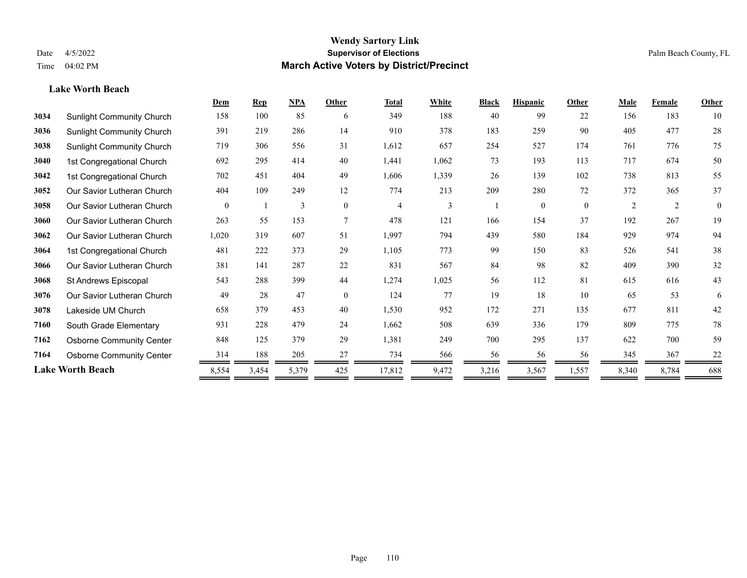**Wendy Sartory Link**
**Supervisor of Elections**
**March Active Voters by District/Precinct**

Date 4/5/2022
Time 04:02 PM

Palm Beach County, FL

### Lake Worth Beach

| | | Dem | Rep | NPA | Other | Total | White | Black | Hispanic | Other | Male | Female | Other |
|---|---|---|---|---|---|---|---|---|---|---|---|---|---|
| 3034 | Sunlight Community Church | 158 | 100 | 85 | 6 | 349 | 188 | 40 | 99 | 22 | 156 | 183 | 10 |
| 3036 | Sunlight Community Church | 391 | 219 | 286 | 14 | 910 | 378 | 183 | 259 | 90 | 405 | 477 | 28 |
| 3038 | Sunlight Community Church | 719 | 306 | 556 | 31 | 1,612 | 657 | 254 | 527 | 174 | 761 | 776 | 75 |
| 3040 | 1st Congregational Church | 692 | 295 | 414 | 40 | 1,441 | 1,062 | 73 | 193 | 113 | 717 | 674 | 50 |
| 3042 | 1st Congregational Church | 702 | 451 | 404 | 49 | 1,606 | 1,339 | 26 | 139 | 102 | 738 | 813 | 55 |
| 3052 | Our Savior Lutheran Church | 404 | 109 | 249 | 12 | 774 | 213 | 209 | 280 | 72 | 372 | 365 | 37 |
| 3058 | Our Savior Lutheran Church | 0 | 1 | 3 | 0 | 4 | 3 | 1 | 0 | 0 | 2 | 2 | 0 |
| 3060 | Our Savior Lutheran Church | 263 | 55 | 153 | 7 | 478 | 121 | 166 | 154 | 37 | 192 | 267 | 19 |
| 3062 | Our Savior Lutheran Church | 1,020 | 319 | 607 | 51 | 1,997 | 794 | 439 | 580 | 184 | 929 | 974 | 94 |
| 3064 | 1st Congregational Church | 481 | 222 | 373 | 29 | 1,105 | 773 | 99 | 150 | 83 | 526 | 541 | 38 |
| 3066 | Our Savior Lutheran Church | 381 | 141 | 287 | 22 | 831 | 567 | 84 | 98 | 82 | 409 | 390 | 32 |
| 3068 | St Andrews Episcopal | 543 | 288 | 399 | 44 | 1,274 | 1,025 | 56 | 112 | 81 | 615 | 616 | 43 |
| 3076 | Our Savior Lutheran Church | 49 | 28 | 47 | 0 | 124 | 77 | 19 | 18 | 10 | 65 | 53 | 6 |
| 3078 | Lakeside UM Church | 658 | 379 | 453 | 40 | 1,530 | 952 | 172 | 271 | 135 | 677 | 811 | 42 |
| 7160 | South Grade Elementary | 931 | 228 | 479 | 24 | 1,662 | 508 | 639 | 336 | 179 | 809 | 775 | 78 |
| 7162 | Osborne Community Center | 848 | 125 | 379 | 29 | 1,381 | 249 | 700 | 295 | 137 | 622 | 700 | 59 |
| 7164 | Osborne Community Center | 314 | 188 | 205 | 27 | 734 | 566 | 56 | 56 | 56 | 345 | 367 | 22 |
| **Lake Worth Beach** | | 8,554 | 3,454 | 5,379 | 425 | 17,812 | 9,472 | 3,216 | 3,567 | 1,557 | 8,340 | 8,784 | 688 |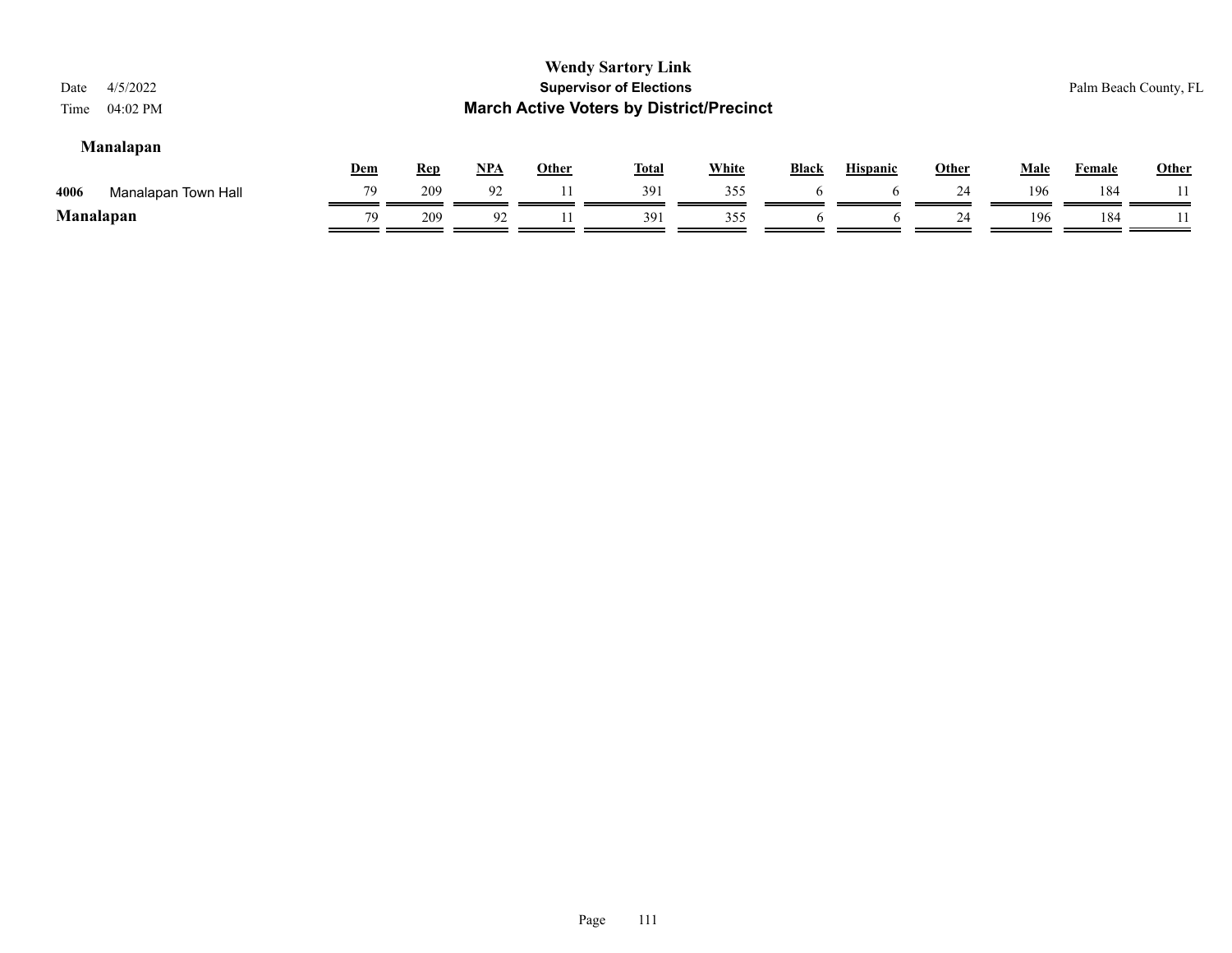# Wendy Sartory Link

## Supervisor of Elections

## March Active Voters by District/Precinct

Date 4/5/2022
Time 04:02 PM

Palm Beach County, FL

### Manalapan

| | | Dem | Rep | NPA | Other | Total | White | Black | Hispanic | Other | Male | Female | Other |
|---|---|---|---|---|---|---|---|---|---|---|---|---|---|
| 4006 | Manalapan Town Hall | 79 | 209 | 92 | 11 | 391 | 355 | 6 | 6 | 24 | 196 | 184 | 11 |
| **Manalapan** | | 79 | 209 | 92 | 11 | 391 | 355 | 6 | 6 | 24 | 196 | 184 | 11 |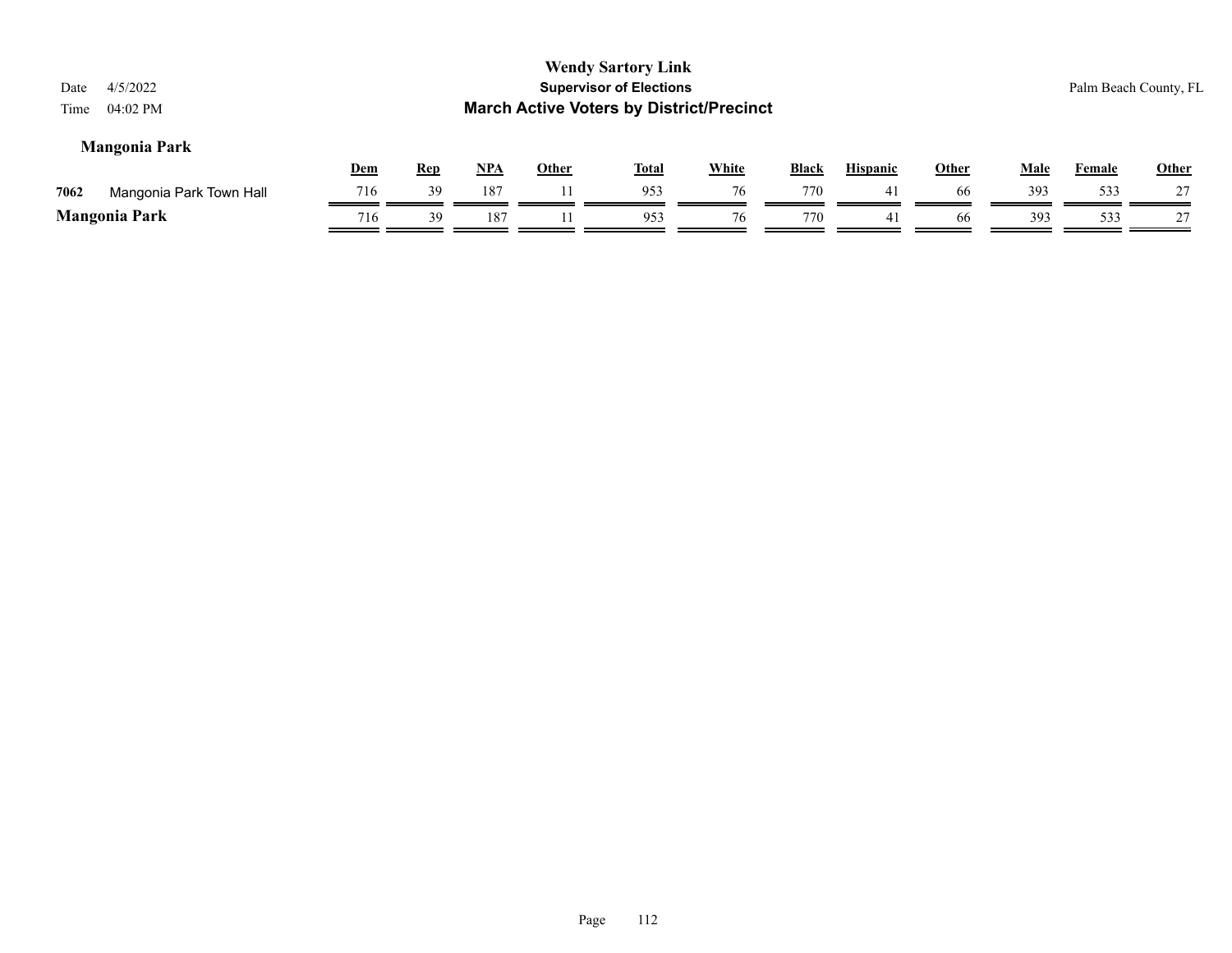**Wendy Sartory Link**
**Supervisor of Elections**
**March Active Voters by District/Precinct**

Date 4/5/2022
Time 04:02 PM

Palm Beach County, FL

## Mangonia Park

| | | Dem | Rep | NPA | Other | Total | White | Black | Hispanic | Other | Male | Female | Other |
|---|---|---|---|---|---|---|---|---|---|---|---|---|---|
| 7062 | Mangonia Park Town Hall | 716 | 39 | 187 | 11 | 953 | 76 | 770 | 41 | 66 | 393 | 533 | 27 |
| **Mangonia Park** | | 716 | 39 | 187 | 11 | 953 | 76 | 770 | 41 | 66 | 393 | 533 | 27 |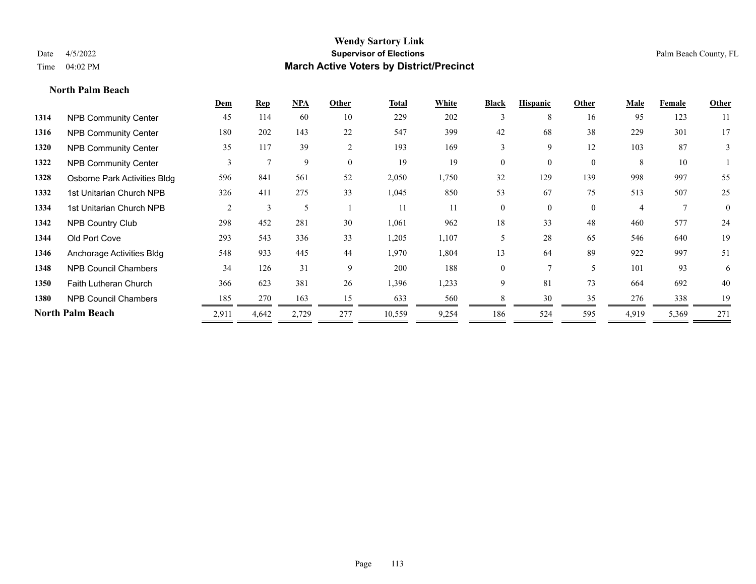# Wendy Sartory Link

**Supervisor of Elections**

**March Active Voters by District/Precinct**

Date 4/5/2022

Time 04:02 PM

Palm Beach County, FL

### North Palm Beach

| | | Dem | Rep | NPA | Other | Total | White | Black | Hispanic | Other | Male | Female | Other |
|---|---|---|---|---|---|---|---|---|---|---|---|---|---|
| 1314 | NPB Community Center | 45 | 114 | 60 | 10 | 229 | 202 | 3 | 8 | 16 | 95 | 123 | 11 |
| 1316 | NPB Community Center | 180 | 202 | 143 | 22 | 547 | 399 | 42 | 68 | 38 | 229 | 301 | 17 |
| 1320 | NPB Community Center | 35 | 117 | 39 | 2 | 193 | 169 | 3 | 9 | 12 | 103 | 87 | 3 |
| 1322 | NPB Community Center | 3 | 7 | 9 | 0 | 19 | 19 | 0 | 0 | 0 | 8 | 10 | 1 |
| 1328 | Osborne Park Activities Bldg | 596 | 841 | 561 | 52 | 2,050 | 1,750 | 32 | 129 | 139 | 998 | 997 | 55 |
| 1332 | 1st Unitarian Church NPB | 326 | 411 | 275 | 33 | 1,045 | 850 | 53 | 67 | 75 | 513 | 507 | 25 |
| 1334 | 1st Unitarian Church NPB | 2 | 3 | 5 | 1 | 11 | 11 | 0 | 0 | 0 | 4 | 7 | 0 |
| 1342 | NPB Country Club | 298 | 452 | 281 | 30 | 1,061 | 962 | 18 | 33 | 48 | 460 | 577 | 24 |
| 1344 | Old Port Cove | 293 | 543 | 336 | 33 | 1,205 | 1,107 | 5 | 28 | 65 | 546 | 640 | 19 |
| 1346 | Anchorage Activities Bldg | 548 | 933 | 445 | 44 | 1,970 | 1,804 | 13 | 64 | 89 | 922 | 997 | 51 |
| 1348 | NPB Council Chambers | 34 | 126 | 31 | 9 | 200 | 188 | 0 | 7 | 5 | 101 | 93 | 6 |
| 1350 | Faith Lutheran Church | 366 | 623 | 381 | 26 | 1,396 | 1,233 | 9 | 81 | 73 | 664 | 692 | 40 |
| 1380 | NPB Council Chambers | 185 | 270 | 163 | 15 | 633 | 560 | 8 | 30 | 35 | 276 | 338 | 19 |
| **North Palm Beach** | | 2,911 | 4,642 | 2,729 | 277 | 10,559 | 9,254 | 186 | 524 | 595 | 4,919 | 5,369 | 271 |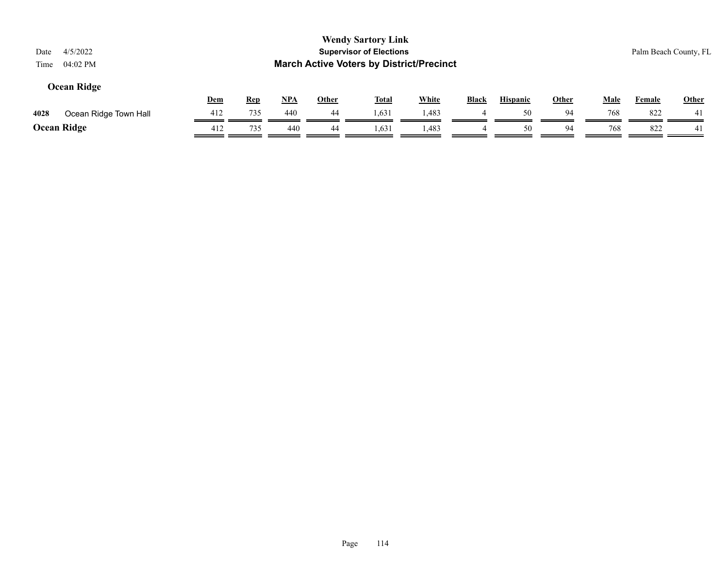# Wendy Sartory Link

## Supervisor of Elections

## March Active Voters by District/Precinct

Date 4/5/2022
Time 04:02 PM

Palm Beach County, FL

### Ocean Ridge

| | | Dem | Rep | NPA | Other | Total | White | Black | Hispanic | Other | Male | Female | Other |
|---|---|---|---|---|---|---|---|---|---|---|---|---|---|
| 4028 | Ocean Ridge Town Hall | 412 | 735 | 440 | 44 | 1,631 | 1,483 | 4 | 50 | 94 | 768 | 822 | 41 |
| **Ocean Ridge** | | 412 | 735 | 440 | 44 | 1,631 | 1,483 | 4 | 50 | 94 | 768 | 822 | 41 |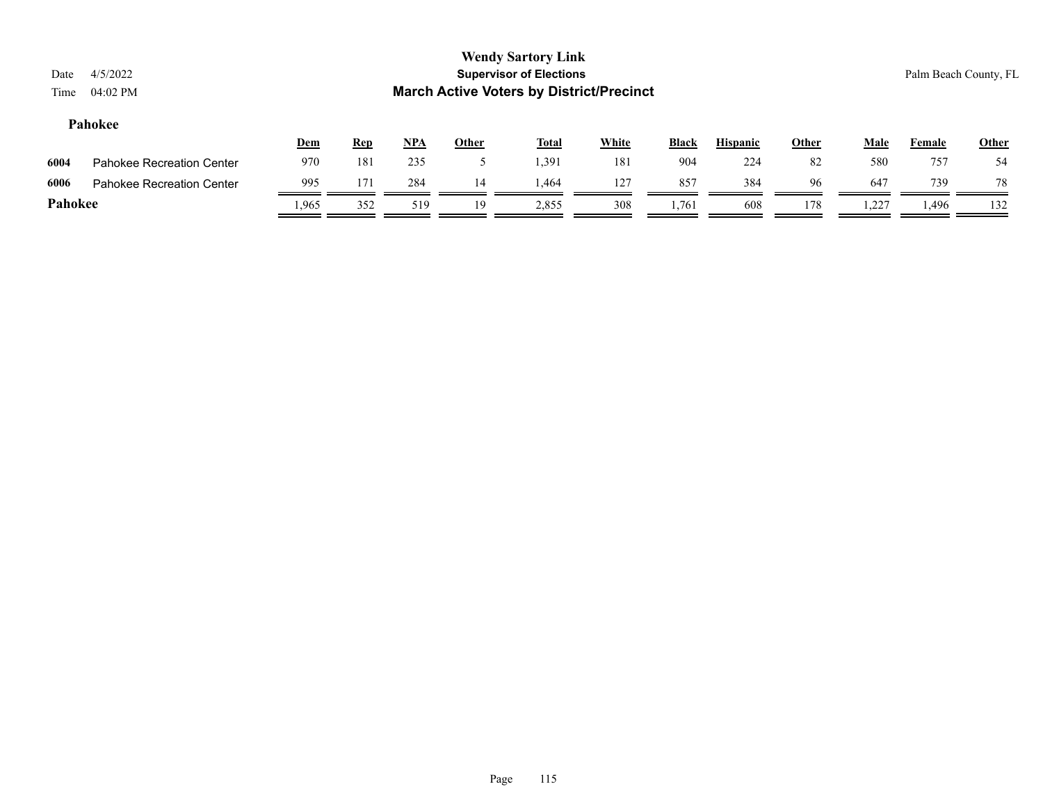**Wendy Sartory Link**
**Supervisor of Elections**
**March Active Voters by District/Precinct**

Date 4/5/2022
Time 04:02 PM

Palm Beach County, FL

### Pahokee

| | | Dem | Rep | NPA | Other | Total | White | Black | Hispanic | Other | Male | Female | Other |
|---|---|---|---|---|---|---|---|---|---|---|---|---|---|
| 6004 | Pahokee Recreation Center | 970 | 181 | 235 | 5 | 1,391 | 181 | 904 | 224 | 82 | 580 | 757 | 54 |
| 6006 | Pahokee Recreation Center | 995 | 171 | 284 | 14 | 1,464 | 127 | 857 | 384 | 96 | 647 | 739 | 78 |
| **Pahokee** | | 1,965 | 352 | 519 | 19 | 2,855 | 308 | 1,761 | 608 | 178 | 1,227 | 1,496 | 132 |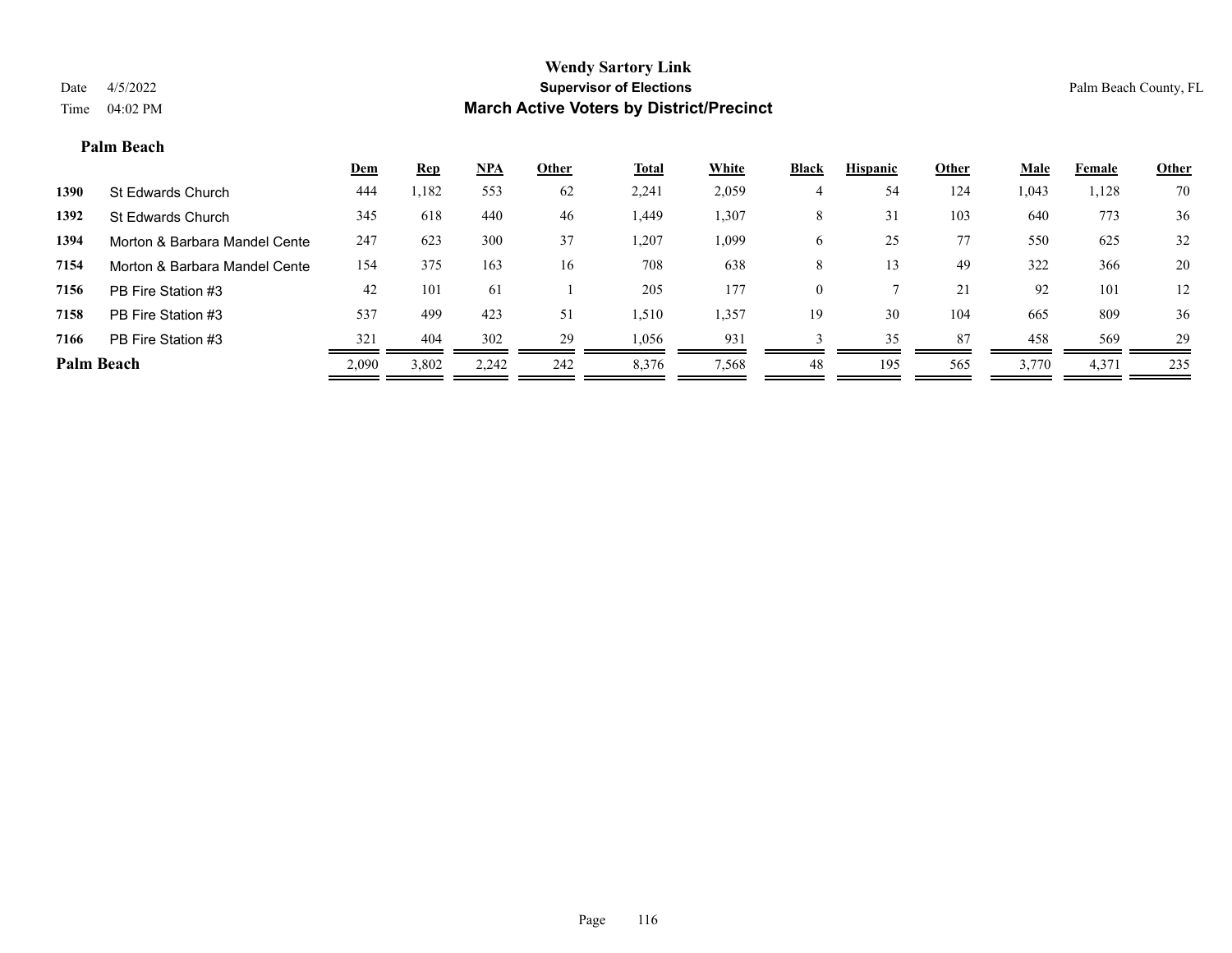# Wendy Sartory Link
## Supervisor of Elections
## March Active Voters by District/Precinct

Date 4/5/2022
Time 04:02 PM

Palm Beach County, FL

### Palm Beach

| | | Dem | Rep | NPA | Other | Total | White | Black | Hispanic | Other | Male | Female | Other |
|---|---|---|---|---|---|---|---|---|---|---|---|---|---|
| 1390 | St Edwards Church | 444 | 1,182 | 553 | 62 | 2,241 | 2,059 | 4 | 54 | 124 | 1,043 | 1,128 | 70 |
| 1392 | St Edwards Church | 345 | 618 | 440 | 46 | 1,449 | 1,307 | 8 | 31 | 103 | 640 | 773 | 36 |
| 1394 | Morton & Barbara Mandel Cente | 247 | 623 | 300 | 37 | 1,207 | 1,099 | 6 | 25 | 77 | 550 | 625 | 32 |
| 7154 | Morton & Barbara Mandel Cente | 154 | 375 | 163 | 16 | 708 | 638 | 8 | 13 | 49 | 322 | 366 | 20 |
| 7156 | PB Fire Station #3 | 42 | 101 | 61 | 1 | 205 | 177 | 0 | 7 | 21 | 92 | 101 | 12 |
| 7158 | PB Fire Station #3 | 537 | 499 | 423 | 51 | 1,510 | 1,357 | 19 | 30 | 104 | 665 | 809 | 36 |
| 7166 | PB Fire Station #3 | 321 | 404 | 302 | 29 | 1,056 | 931 | 3 | 35 | 87 | 458 | 569 | 29 |
| **Palm Beach** | | 2,090 | 3,802 | 2,242 | 242 | 8,376 | 7,568 | 48 | 195 | 565 | 3,770 | 4,371 | 235 |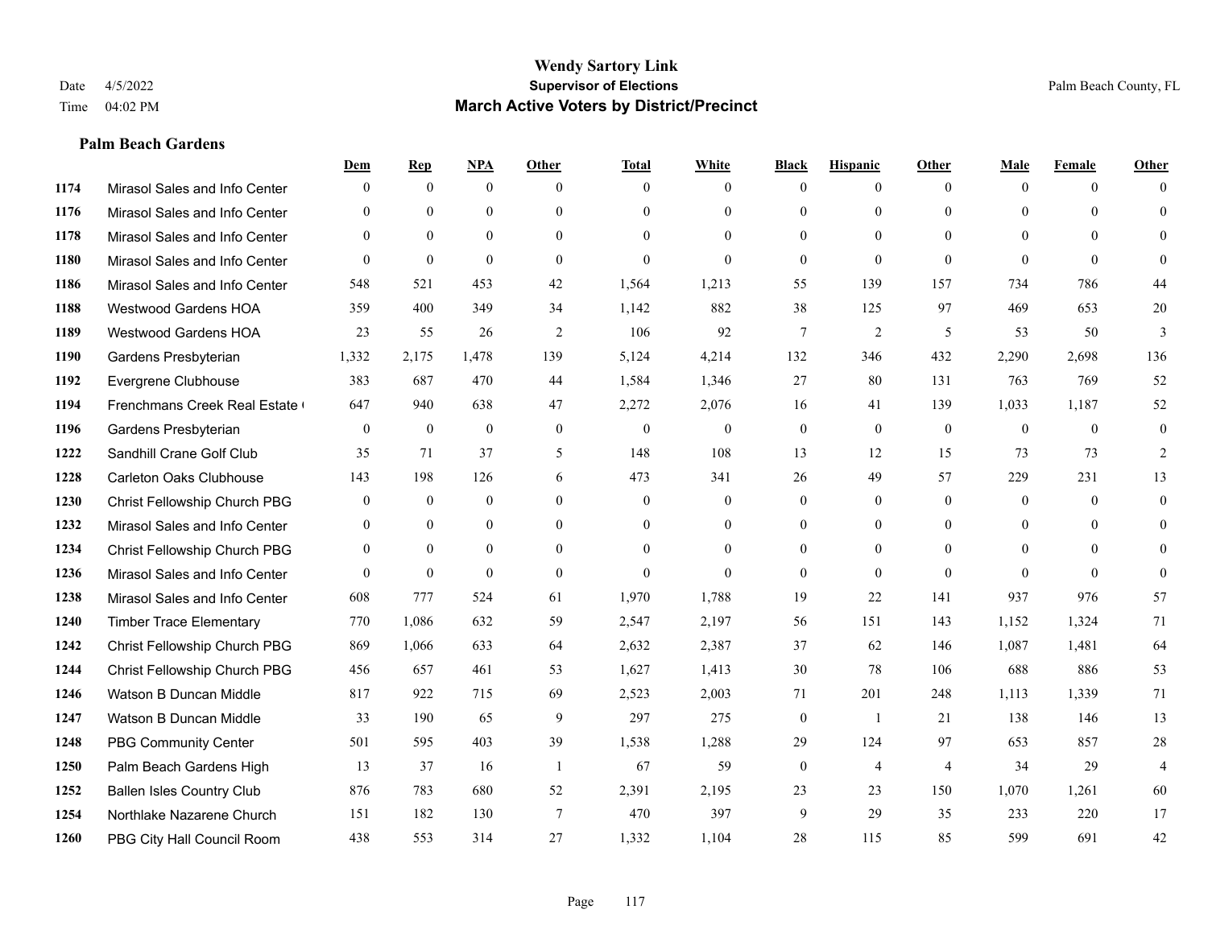# Wendy Sartory Link

**Supervisor of Elections**

**March Active Voters by District/Precinct**

Date 4/5/2022
Time 04:02 PM

Palm Beach County, FL

## Palm Beach Gardens

| | | Dem | Rep | NPA | Other | Total | White | Black | Hispanic | Other | Male | Female | Other |
|---|---|---|---|---|---|---|---|---|---|---|---|---|---|
| 1174 | Mirasol Sales and Info Center | 0 | 0 | 0 | 0 | 0 | 0 | 0 | 0 | 0 | 0 | 0 | 0 |
| 1176 | Mirasol Sales and Info Center | 0 | 0 | 0 | 0 | 0 | 0 | 0 | 0 | 0 | 0 | 0 | 0 |
| 1178 | Mirasol Sales and Info Center | 0 | 0 | 0 | 0 | 0 | 0 | 0 | 0 | 0 | 0 | 0 | 0 |
| 1180 | Mirasol Sales and Info Center | 0 | 0 | 0 | 0 | 0 | 0 | 0 | 0 | 0 | 0 | 0 | 0 |
| 1186 | Mirasol Sales and Info Center | 548 | 521 | 453 | 42 | 1,564 | 1,213 | 55 | 139 | 157 | 734 | 786 | 44 |
| 1188 | Westwood Gardens HOA | 359 | 400 | 349 | 34 | 1,142 | 882 | 38 | 125 | 97 | 469 | 653 | 20 |
| 1189 | Westwood Gardens HOA | 23 | 55 | 26 | 2 | 106 | 92 | 7 | 2 | 5 | 53 | 50 | 3 |
| 1190 | Gardens Presbyterian | 1,332 | 2,175 | 1,478 | 139 | 5,124 | 4,214 | 132 | 346 | 432 | 2,290 | 2,698 | 136 |
| 1192 | Evergrene Clubhouse | 383 | 687 | 470 | 44 | 1,584 | 1,346 | 27 | 80 | 131 | 763 | 769 | 52 |
| 1194 | Frenchmans Creek Real Estate ( | 647 | 940 | 638 | 47 | 2,272 | 2,076 | 16 | 41 | 139 | 1,033 | 1,187 | 52 |
| 1196 | Gardens Presbyterian | 0 | 0 | 0 | 0 | 0 | 0 | 0 | 0 | 0 | 0 | 0 | 0 |
| 1222 | Sandhill Crane Golf Club | 35 | 71 | 37 | 5 | 148 | 108 | 13 | 12 | 15 | 73 | 73 | 2 |
| 1228 | Carleton Oaks Clubhouse | 143 | 198 | 126 | 6 | 473 | 341 | 26 | 49 | 57 | 229 | 231 | 13 |
| 1230 | Christ Fellowship Church PBG | 0 | 0 | 0 | 0 | 0 | 0 | 0 | 0 | 0 | 0 | 0 | 0 |
| 1232 | Mirasol Sales and Info Center | 0 | 0 | 0 | 0 | 0 | 0 | 0 | 0 | 0 | 0 | 0 | 0 |
| 1234 | Christ Fellowship Church PBG | 0 | 0 | 0 | 0 | 0 | 0 | 0 | 0 | 0 | 0 | 0 | 0 |
| 1236 | Mirasol Sales and Info Center | 0 | 0 | 0 | 0 | 0 | 0 | 0 | 0 | 0 | 0 | 0 | 0 |
| 1238 | Mirasol Sales and Info Center | 608 | 777 | 524 | 61 | 1,970 | 1,788 | 19 | 22 | 141 | 937 | 976 | 57 |
| 1240 | Timber Trace Elementary | 770 | 1,086 | 632 | 59 | 2,547 | 2,197 | 56 | 151 | 143 | 1,152 | 1,324 | 71 |
| 1242 | Christ Fellowship Church PBG | 869 | 1,066 | 633 | 64 | 2,632 | 2,387 | 37 | 62 | 146 | 1,087 | 1,481 | 64 |
| 1244 | Christ Fellowship Church PBG | 456 | 657 | 461 | 53 | 1,627 | 1,413 | 30 | 78 | 106 | 688 | 886 | 53 |
| 1246 | Watson B Duncan Middle | 817 | 922 | 715 | 69 | 2,523 | 2,003 | 71 | 201 | 248 | 1,113 | 1,339 | 71 |
| 1247 | Watson B Duncan Middle | 33 | 190 | 65 | 9 | 297 | 275 | 0 | 1 | 21 | 138 | 146 | 13 |
| 1248 | PBG Community Center | 501 | 595 | 403 | 39 | 1,538 | 1,288 | 29 | 124 | 97 | 653 | 857 | 28 |
| 1250 | Palm Beach Gardens High | 13 | 37 | 16 | 1 | 67 | 59 | 0 | 4 | 4 | 34 | 29 | 4 |
| 1252 | Ballen Isles Country Club | 876 | 783 | 680 | 52 | 2,391 | 2,195 | 23 | 23 | 150 | 1,070 | 1,261 | 60 |
| 1254 | Northlake Nazarene Church | 151 | 182 | 130 | 7 | 470 | 397 | 9 | 29 | 35 | 233 | 220 | 17 |
| 1260 | PBG City Hall Council Room | 438 | 553 | 314 | 27 | 1,332 | 1,104 | 28 | 115 | 85 | 599 | 691 | 42 |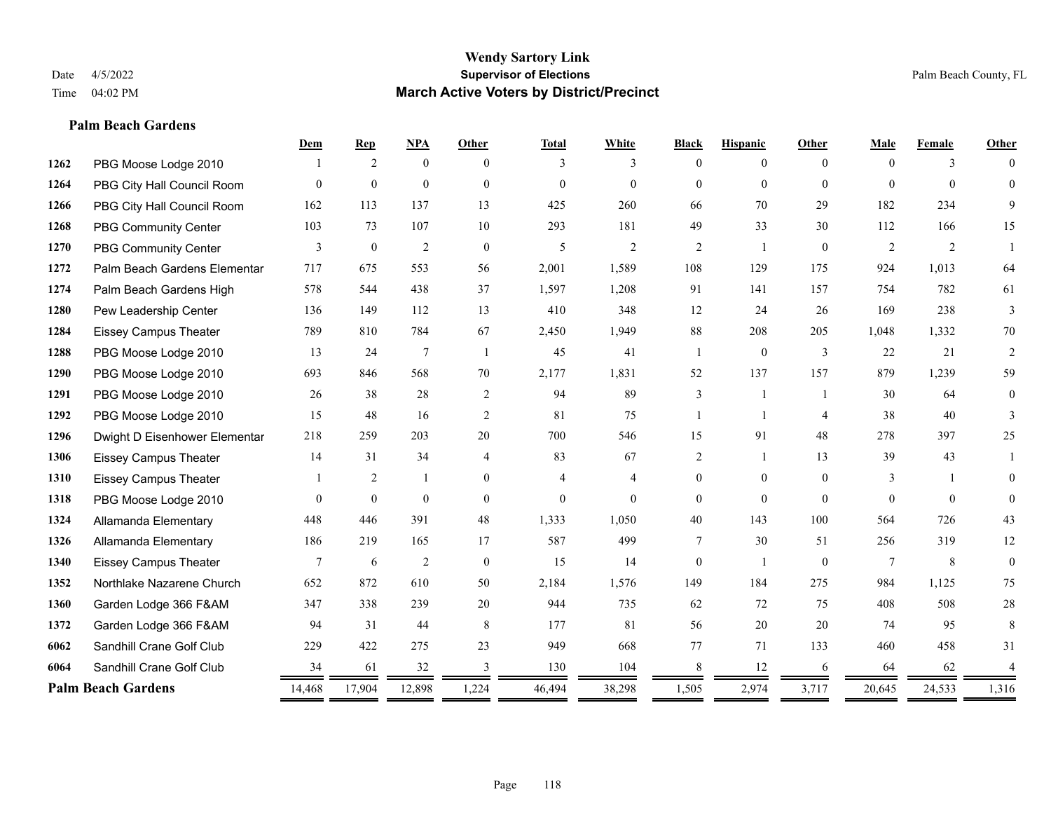# Wendy Sartory Link

**Supervisor of Elections**

**March Active Voters by District/Precinct**

Date 4/5/2022 | Palm Beach County, FL
Time 04:02 PM

## Palm Beach Gardens

| | | Dem | Rep | NPA | Other | Total | White | Black | Hispanic | Other | Male | Female | Other |
|---|---|---|---|---|---|---|---|---|---|---|---|---|---|
| 1262 | PBG Moose Lodge 2010 | 1 | 2 | 0 | 0 | 3 | 3 | 0 | 0 | 0 | 0 | 3 | 0 |
| 1264 | PBG City Hall Council Room | 0 | 0 | 0 | 0 | 0 | 0 | 0 | 0 | 0 | 0 | 0 | 0 |
| 1266 | PBG City Hall Council Room | 162 | 113 | 137 | 13 | 425 | 260 | 66 | 70 | 29 | 182 | 234 | 9 |
| 1268 | PBG Community Center | 103 | 73 | 107 | 10 | 293 | 181 | 49 | 33 | 30 | 112 | 166 | 15 |
| 1270 | PBG Community Center | 3 | 0 | 2 | 0 | 5 | 2 | 2 | 1 | 0 | 2 | 2 | 1 |
| 1272 | Palm Beach Gardens Elementar | 717 | 675 | 553 | 56 | 2,001 | 1,589 | 108 | 129 | 175 | 924 | 1,013 | 64 |
| 1274 | Palm Beach Gardens High | 578 | 544 | 438 | 37 | 1,597 | 1,208 | 91 | 141 | 157 | 754 | 782 | 61 |
| 1280 | Pew Leadership Center | 136 | 149 | 112 | 13 | 410 | 348 | 12 | 24 | 26 | 169 | 238 | 3 |
| 1284 | Eissey Campus Theater | 789 | 810 | 784 | 67 | 2,450 | 1,949 | 88 | 208 | 205 | 1,048 | 1,332 | 70 |
| 1288 | PBG Moose Lodge 2010 | 13 | 24 | 7 | 1 | 45 | 41 | 1 | 0 | 3 | 22 | 21 | 2 |
| 1290 | PBG Moose Lodge 2010 | 693 | 846 | 568 | 70 | 2,177 | 1,831 | 52 | 137 | 157 | 879 | 1,239 | 59 |
| 1291 | PBG Moose Lodge 2010 | 26 | 38 | 28 | 2 | 94 | 89 | 3 | 1 | 1 | 30 | 64 | 0 |
| 1292 | PBG Moose Lodge 2010 | 15 | 48 | 16 | 2 | 81 | 75 | 1 | 1 | 4 | 38 | 40 | 3 |
| 1296 | Dwight D Eisenhower Elementar | 218 | 259 | 203 | 20 | 700 | 546 | 15 | 91 | 48 | 278 | 397 | 25 |
| 1306 | Eissey Campus Theater | 14 | 31 | 34 | 4 | 83 | 67 | 2 | 1 | 13 | 39 | 43 | 1 |
| 1310 | Eissey Campus Theater | 1 | 2 | 1 | 0 | 4 | 4 | 0 | 0 | 0 | 3 | 1 | 0 |
| 1318 | PBG Moose Lodge 2010 | 0 | 0 | 0 | 0 | 0 | 0 | 0 | 0 | 0 | 0 | 0 | 0 |
| 1324 | Allamanda Elementary | 448 | 446 | 391 | 48 | 1,333 | 1,050 | 40 | 143 | 100 | 564 | 726 | 43 |
| 1326 | Allamanda Elementary | 186 | 219 | 165 | 17 | 587 | 499 | 7 | 30 | 51 | 256 | 319 | 12 |
| 1340 | Eissey Campus Theater | 7 | 6 | 2 | 0 | 15 | 14 | 0 | 1 | 0 | 7 | 8 | 0 |
| 1352 | Northlake Nazarene Church | 652 | 872 | 610 | 50 | 2,184 | 1,576 | 149 | 184 | 275 | 984 | 1,125 | 75 |
| 1360 | Garden Lodge 366 F&AM | 347 | 338 | 239 | 20 | 944 | 735 | 62 | 72 | 75 | 408 | 508 | 28 |
| 1372 | Garden Lodge 366 F&AM | 94 | 31 | 44 | 8 | 177 | 81 | 56 | 20 | 20 | 74 | 95 | 8 |
| 6062 | Sandhill Crane Golf Club | 229 | 422 | 275 | 23 | 949 | 668 | 77 | 71 | 133 | 460 | 458 | 31 |
| 6064 | Sandhill Crane Golf Club | 34 | 61 | 32 | 3 | 130 | 104 | 8 | 12 | 6 | 64 | 62 | 4 |
| **Palm Beach Gardens** | | **14,468** | **17,904** | **12,898** | **1,224** | **46,494** | **38,298** | **1,505** | **2,974** | **3,717** | **20,645** | **24,533** | **1,316** |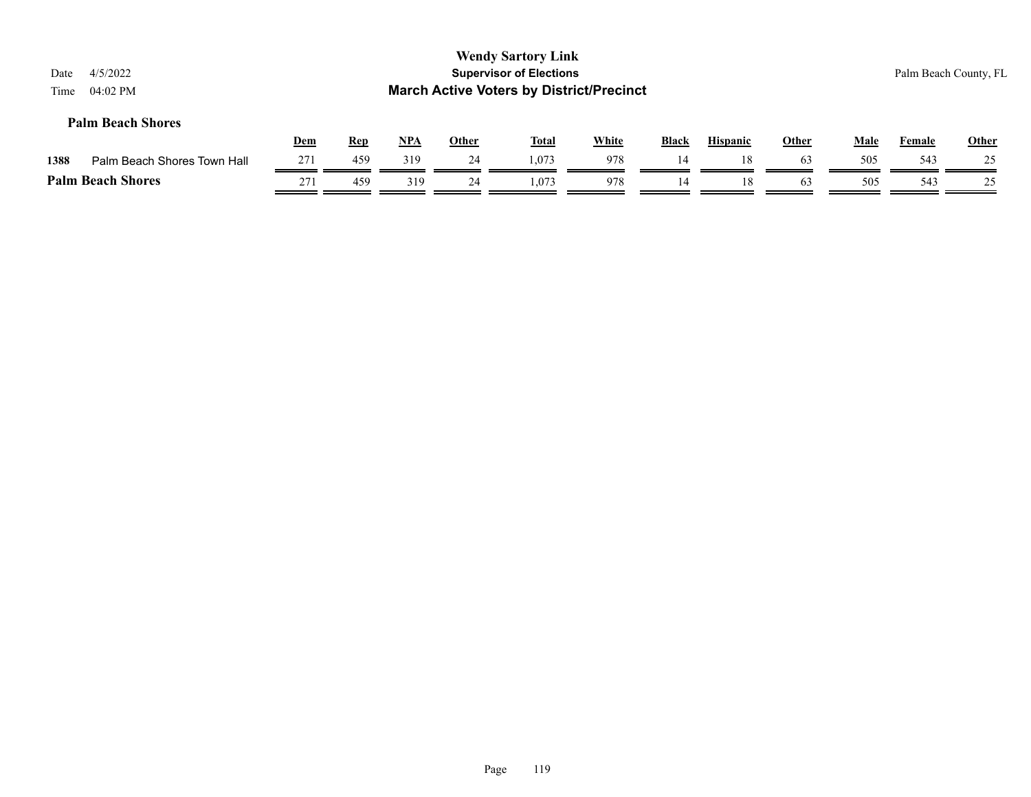## Palm Beach Shores

| | | Dem | Rep | NPA | Other | Total | White | Black | Hispanic | Other | Male | Female | Other |
|---|---|---|---|---|---|---|---|---|---|---|---|---|---|
| 1388 | Palm Beach Shores Town Hall | 271 | 459 | 319 | 24 | 1,073 | 978 | 14 | 18 | 63 | 505 | 543 | 25 |
| **Palm Beach Shores** | | 271 | 459 | 319 | 24 | 1,073 | 978 | 14 | 18 | 63 | 505 | 543 | 25 |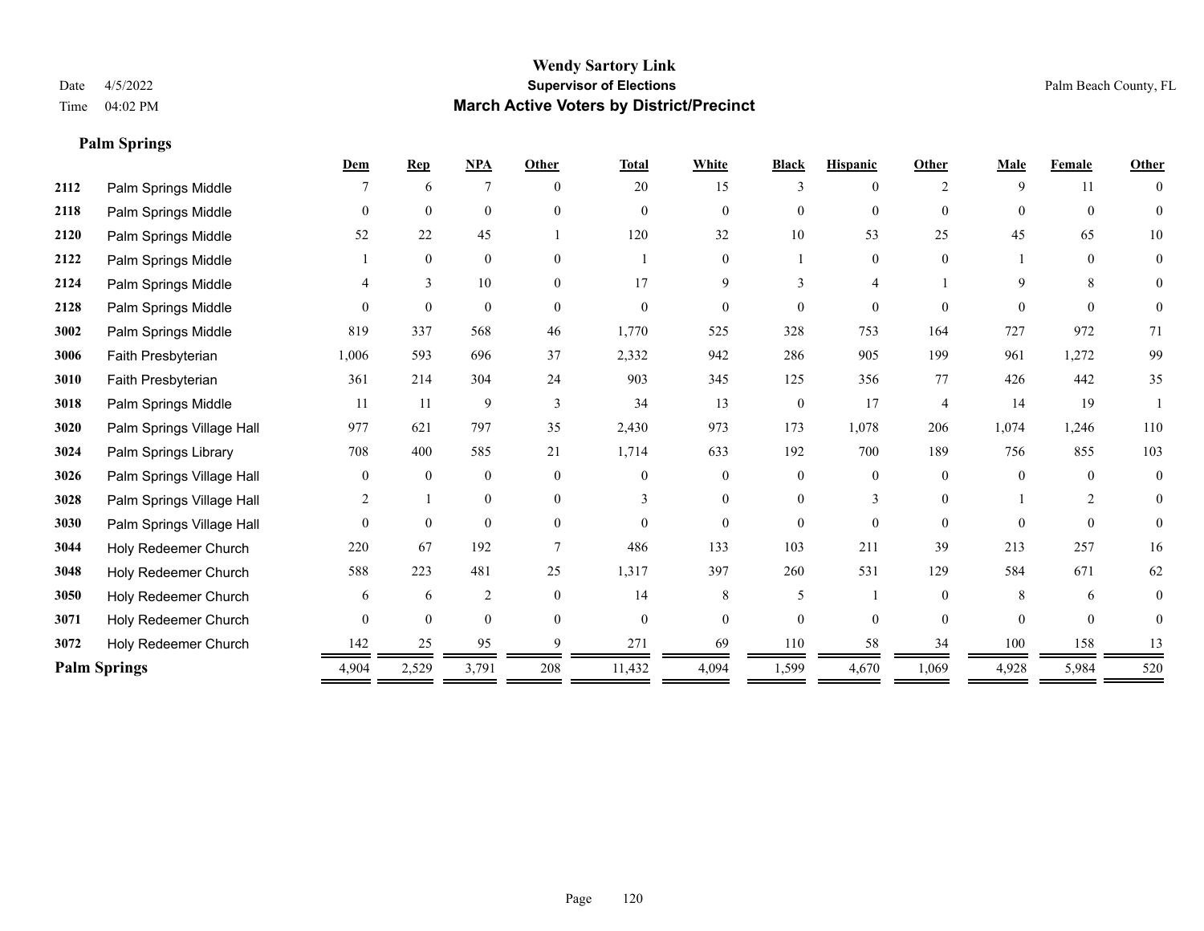# Wendy Sartory Link

**Supervisor of Elections**

**March Active Voters by District/Precinct**

Date 4/5/2022 Palm Beach County, FL

Time 04:02 PM

## Palm Springs

| | | Dem | Rep | NPA | Other | Total | White | Black | Hispanic | Other | Male | Female | Other |
|---|---|---|---|---|---|---|---|---|---|---|---|---|---|
| 2112 | Palm Springs Middle | 7 | 6 | 7 | 0 | 20 | 15 | 3 | 0 | 2 | 9 | 11 | 0 |
| 2118 | Palm Springs Middle | 0 | 0 | 0 | 0 | 0 | 0 | 0 | 0 | 0 | 0 | 0 | 0 |
| 2120 | Palm Springs Middle | 52 | 22 | 45 | 1 | 120 | 32 | 10 | 53 | 25 | 45 | 65 | 10 |
| 2122 | Palm Springs Middle | 1 | 0 | 0 | 0 | 1 | 0 | 1 | 0 | 0 | 1 | 0 | 0 |
| 2124 | Palm Springs Middle | 4 | 3 | 10 | 0 | 17 | 9 | 3 | 4 | 1 | 9 | 8 | 0 |
| 2128 | Palm Springs Middle | 0 | 0 | 0 | 0 | 0 | 0 | 0 | 0 | 0 | 0 | 0 | 0 |
| 3002 | Palm Springs Middle | 819 | 337 | 568 | 46 | 1,770 | 525 | 328 | 753 | 164 | 727 | 972 | 71 |
| 3006 | Faith Presbyterian | 1,006 | 593 | 696 | 37 | 2,332 | 942 | 286 | 905 | 199 | 961 | 1,272 | 99 |
| 3010 | Faith Presbyterian | 361 | 214 | 304 | 24 | 903 | 345 | 125 | 356 | 77 | 426 | 442 | 35 |
| 3018 | Palm Springs Middle | 11 | 11 | 9 | 3 | 34 | 13 | 0 | 17 | 4 | 14 | 19 | 1 |
| 3020 | Palm Springs Village Hall | 977 | 621 | 797 | 35 | 2,430 | 973 | 173 | 1,078 | 206 | 1,074 | 1,246 | 110 |
| 3024 | Palm Springs Library | 708 | 400 | 585 | 21 | 1,714 | 633 | 192 | 700 | 189 | 756 | 855 | 103 |
| 3026 | Palm Springs Village Hall | 0 | 0 | 0 | 0 | 0 | 0 | 0 | 0 | 0 | 0 | 0 | 0 |
| 3028 | Palm Springs Village Hall | 2 | 1 | 0 | 0 | 3 | 0 | 0 | 3 | 0 | 1 | 2 | 0 |
| 3030 | Palm Springs Village Hall | 0 | 0 | 0 | 0 | 0 | 0 | 0 | 0 | 0 | 0 | 0 | 0 |
| 3044 | Holy Redeemer Church | 220 | 67 | 192 | 7 | 486 | 133 | 103 | 211 | 39 | 213 | 257 | 16 |
| 3048 | Holy Redeemer Church | 588 | 223 | 481 | 25 | 1,317 | 397 | 260 | 531 | 129 | 584 | 671 | 62 |
| 3050 | Holy Redeemer Church | 6 | 6 | 2 | 0 | 14 | 8 | 5 | 1 | 0 | 8 | 6 | 0 |
| 3071 | Holy Redeemer Church | 0 | 0 | 0 | 0 | 0 | 0 | 0 | 0 | 0 | 0 | 0 | 0 |
| 3072 | Holy Redeemer Church | 142 | 25 | 95 | 9 | 271 | 69 | 110 | 58 | 34 | 100 | 158 | 13 |
| **Palm Springs** | | 4,904 | 2,529 | 3,791 | 208 | 11,432 | 4,094 | 1,599 | 4,670 | 1,069 | 4,928 | 5,984 | 520 |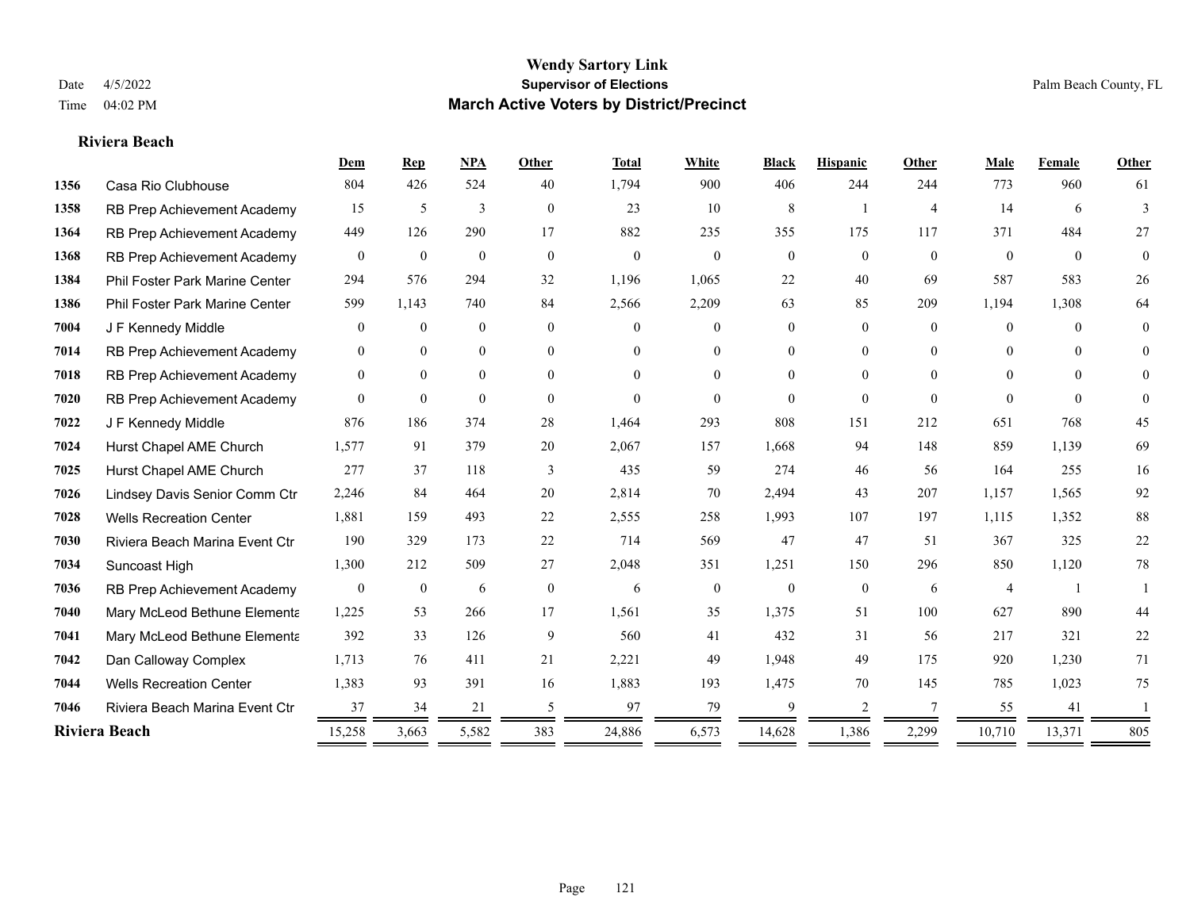# Wendy Sartory Link

**Supervisor of Elections**

**March Active Voters by District/Precinct**

Date 4/5/2022

Time 04:02 PM

Palm Beach County, FL

**Riviera Beach**

| | | Dem | Rep | NPA | Other | Total | White | Black | Hispanic | Other | Male | Female | Other |
|---|---|---|---|---|---|---|---|---|---|---|---|---|---|
| 1356 | Casa Rio Clubhouse | 804 | 426 | 524 | 40 | 1,794 | 900 | 406 | 244 | 244 | 773 | 960 | 61 |
| 1358 | RB Prep Achievement Academy | 15 | 5 | 3 | 0 | 23 | 10 | 8 | 1 | 4 | 14 | 6 | 3 |
| 1364 | RB Prep Achievement Academy | 449 | 126 | 290 | 17 | 882 | 235 | 355 | 175 | 117 | 371 | 484 | 27 |
| 1368 | RB Prep Achievement Academy | 0 | 0 | 0 | 0 | 0 | 0 | 0 | 0 | 0 | 0 | 0 | 0 |
| 1384 | Phil Foster Park Marine Center | 294 | 576 | 294 | 32 | 1,196 | 1,065 | 22 | 40 | 69 | 587 | 583 | 26 |
| 1386 | Phil Foster Park Marine Center | 599 | 1,143 | 740 | 84 | 2,566 | 2,209 | 63 | 85 | 209 | 1,194 | 1,308 | 64 |
| 7004 | J F Kennedy Middle | 0 | 0 | 0 | 0 | 0 | 0 | 0 | 0 | 0 | 0 | 0 | 0 |
| 7014 | RB Prep Achievement Academy | 0 | 0 | 0 | 0 | 0 | 0 | 0 | 0 | 0 | 0 | 0 | 0 |
| 7018 | RB Prep Achievement Academy | 0 | 0 | 0 | 0 | 0 | 0 | 0 | 0 | 0 | 0 | 0 | 0 |
| 7020 | RB Prep Achievement Academy | 0 | 0 | 0 | 0 | 0 | 0 | 0 | 0 | 0 | 0 | 0 | 0 |
| 7022 | J F Kennedy Middle | 876 | 186 | 374 | 28 | 1,464 | 293 | 808 | 151 | 212 | 651 | 768 | 45 |
| 7024 | Hurst Chapel AME Church | 1,577 | 91 | 379 | 20 | 2,067 | 157 | 1,668 | 94 | 148 | 859 | 1,139 | 69 |
| 7025 | Hurst Chapel AME Church | 277 | 37 | 118 | 3 | 435 | 59 | 274 | 46 | 56 | 164 | 255 | 16 |
| 7026 | Lindsey Davis Senior Comm Ctr | 2,246 | 84 | 464 | 20 | 2,814 | 70 | 2,494 | 43 | 207 | 1,157 | 1,565 | 92 |
| 7028 | Wells Recreation Center | 1,881 | 159 | 493 | 22 | 2,555 | 258 | 1,993 | 107 | 197 | 1,115 | 1,352 | 88 |
| 7030 | Riviera Beach Marina Event Ctr | 190 | 329 | 173 | 22 | 714 | 569 | 47 | 47 | 51 | 367 | 325 | 22 |
| 7034 | Suncoast High | 1,300 | 212 | 509 | 27 | 2,048 | 351 | 1,251 | 150 | 296 | 850 | 1,120 | 78 |
| 7036 | RB Prep Achievement Academy | 0 | 0 | 6 | 0 | 6 | 0 | 0 | 0 | 6 | 4 | 1 | 1 |
| 7040 | Mary McLeod Bethune Elementa | 1,225 | 53 | 266 | 17 | 1,561 | 35 | 1,375 | 51 | 100 | 627 | 890 | 44 |
| 7041 | Mary McLeod Bethune Elementa | 392 | 33 | 126 | 9 | 560 | 41 | 432 | 31 | 56 | 217 | 321 | 22 |
| 7042 | Dan Calloway Complex | 1,713 | 76 | 411 | 21 | 2,221 | 49 | 1,948 | 49 | 175 | 920 | 1,230 | 71 |
| 7044 | Wells Recreation Center | 1,383 | 93 | 391 | 16 | 1,883 | 193 | 1,475 | 70 | 145 | 785 | 1,023 | 75 |
| 7046 | Riviera Beach Marina Event Ctr | 37 | 34 | 21 | 5 | 97 | 79 | 9 | 2 | 7 | 55 | 41 | 1 |
| **Riviera Beach** | | 15,258 | 3,663 | 5,582 | 383 | 24,886 | 6,573 | 14,628 | 1,386 | 2,299 | 10,710 | 13,371 | 805 |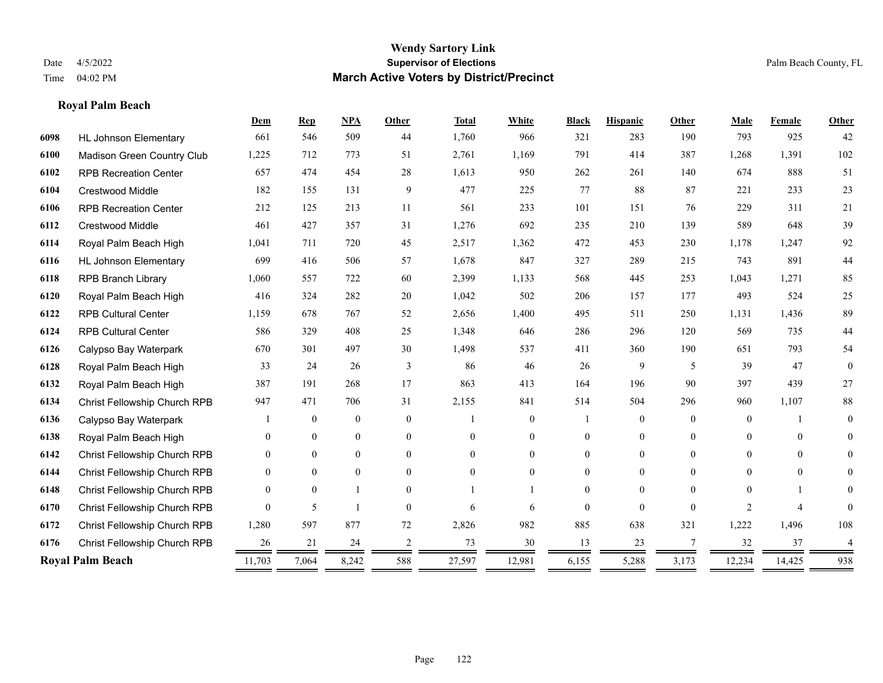# Wendy Sartory Link
## Supervisor of Elections
## March Active Voters by District/Precinct

Date 4/5/2022
Time 04:02 PM

Palm Beach County, FL

### Royal Palm Beach

| | | Dem | Rep | NPA | Other | Total | White | Black | Hispanic | Other | Male | Female | Other |
|---|---|---|---|---|---|---|---|---|---|---|---|---|---|
| 6098 | HL Johnson Elementary | 661 | 546 | 509 | 44 | 1,760 | 966 | 321 | 283 | 190 | 793 | 925 | 42 |
| 6100 | Madison Green Country Club | 1,225 | 712 | 773 | 51 | 2,761 | 1,169 | 791 | 414 | 387 | 1,268 | 1,391 | 102 |
| 6102 | RPB Recreation Center | 657 | 474 | 454 | 28 | 1,613 | 950 | 262 | 261 | 140 | 674 | 888 | 51 |
| 6104 | Crestwood Middle | 182 | 155 | 131 | 9 | 477 | 225 | 77 | 88 | 87 | 221 | 233 | 23 |
| 6106 | RPB Recreation Center | 212 | 125 | 213 | 11 | 561 | 233 | 101 | 151 | 76 | 229 | 311 | 21 |
| 6112 | Crestwood Middle | 461 | 427 | 357 | 31 | 1,276 | 692 | 235 | 210 | 139 | 589 | 648 | 39 |
| 6114 | Royal Palm Beach High | 1,041 | 711 | 720 | 45 | 2,517 | 1,362 | 472 | 453 | 230 | 1,178 | 1,247 | 92 |
| 6116 | HL Johnson Elementary | 699 | 416 | 506 | 57 | 1,678 | 847 | 327 | 289 | 215 | 743 | 891 | 44 |
| 6118 | RPB Branch Library | 1,060 | 557 | 722 | 60 | 2,399 | 1,133 | 568 | 445 | 253 | 1,043 | 1,271 | 85 |
| 6120 | Royal Palm Beach High | 416 | 324 | 282 | 20 | 1,042 | 502 | 206 | 157 | 177 | 493 | 524 | 25 |
| 6122 | RPB Cultural Center | 1,159 | 678 | 767 | 52 | 2,656 | 1,400 | 495 | 511 | 250 | 1,131 | 1,436 | 89 |
| 6124 | RPB Cultural Center | 586 | 329 | 408 | 25 | 1,348 | 646 | 286 | 296 | 120 | 569 | 735 | 44 |
| 6126 | Calypso Bay Waterpark | 670 | 301 | 497 | 30 | 1,498 | 537 | 411 | 360 | 190 | 651 | 793 | 54 |
| 6128 | Royal Palm Beach High | 33 | 24 | 26 | 3 | 86 | 46 | 26 | 9 | 5 | 39 | 47 | 0 |
| 6132 | Royal Palm Beach High | 387 | 191 | 268 | 17 | 863 | 413 | 164 | 196 | 90 | 397 | 439 | 27 |
| 6134 | Christ Fellowship Church RPB | 947 | 471 | 706 | 31 | 2,155 | 841 | 514 | 504 | 296 | 960 | 1,107 | 88 |
| 6136 | Calypso Bay Waterpark | 1 | 0 | 0 | 0 | 1 | 0 | 1 | 0 | 0 | 0 | 1 | 0 |
| 6138 | Royal Palm Beach High | 0 | 0 | 0 | 0 | 0 | 0 | 0 | 0 | 0 | 0 | 0 | 0 |
| 6142 | Christ Fellowship Church RPB | 0 | 0 | 0 | 0 | 0 | 0 | 0 | 0 | 0 | 0 | 0 | 0 |
| 6144 | Christ Fellowship Church RPB | 0 | 0 | 0 | 0 | 0 | 0 | 0 | 0 | 0 | 0 | 0 | 0 |
| 6148 | Christ Fellowship Church RPB | 0 | 0 | 1 | 0 | 1 | 1 | 0 | 0 | 0 | 0 | 1 | 0 |
| 6170 | Christ Fellowship Church RPB | 0 | 5 | 1 | 0 | 6 | 6 | 0 | 0 | 0 | 2 | 4 | 0 |
| 6172 | Christ Fellowship Church RPB | 1,280 | 597 | 877 | 72 | 2,826 | 982 | 885 | 638 | 321 | 1,222 | 1,496 | 108 |
| 6176 | Christ Fellowship Church RPB | 26 | 21 | 24 | 2 | 73 | 30 | 13 | 23 | 7 | 32 | 37 | 4 |
| **Royal Palm Beach** | | 11,703 | 7,064 | 8,242 | 588 | 27,597 | 12,981 | 6,155 | 5,288 | 3,173 | 12,234 | 14,425 | 938 |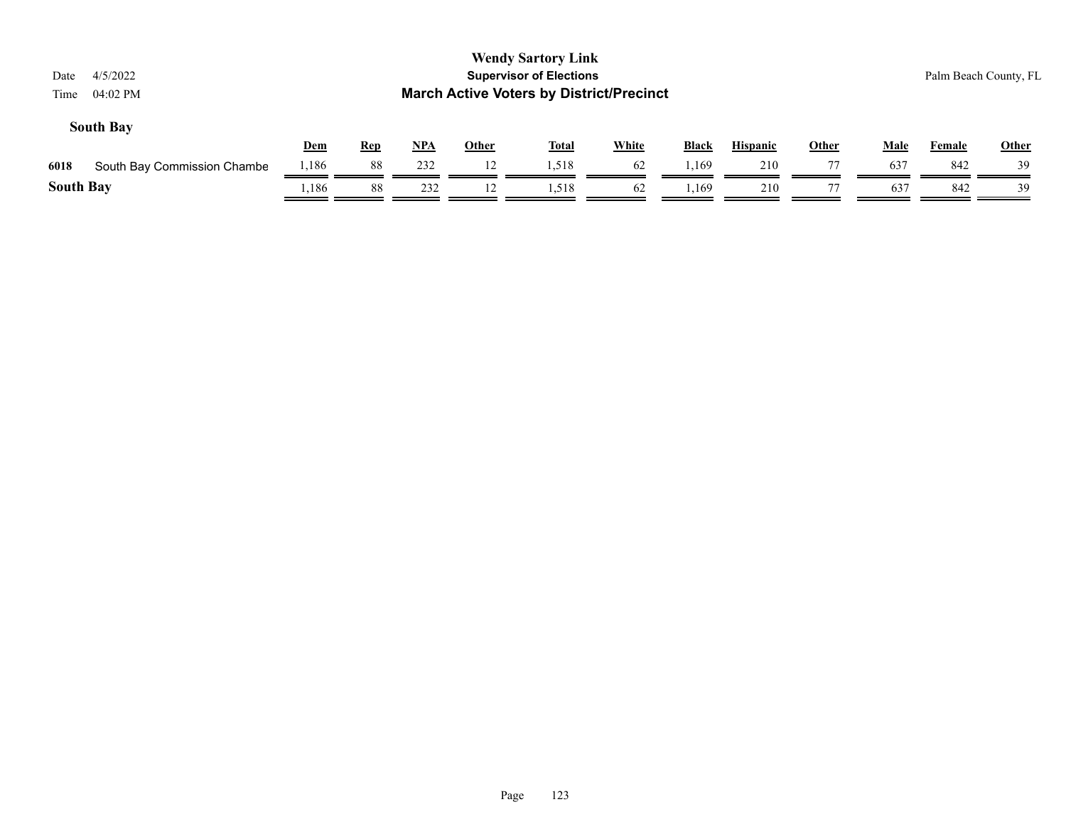**Wendy Sartory Link**

**Supervisor of Elections**

**March Active Voters by District/Precinct**

Date 4/5/2022

Time 04:02 PM

Palm Beach County, FL

### South Bay

| | | Dem | Rep | NPA | Other | Total | White | Black | Hispanic | Other | Male | Female | Other |
|---|---|---|---|---|---|---|---|---|---|---|---|---|---|
| 6018 | South Bay Commission Chambe | 1,186 | 88 | 232 | 12 | 1,518 | 62 | 1,169 | 210 | 77 | 637 | 842 | 39 |
| **South Bay** | | 1,186 | 88 | 232 | 12 | 1,518 | 62 | 1,169 | 210 | 77 | 637 | 842 | 39 |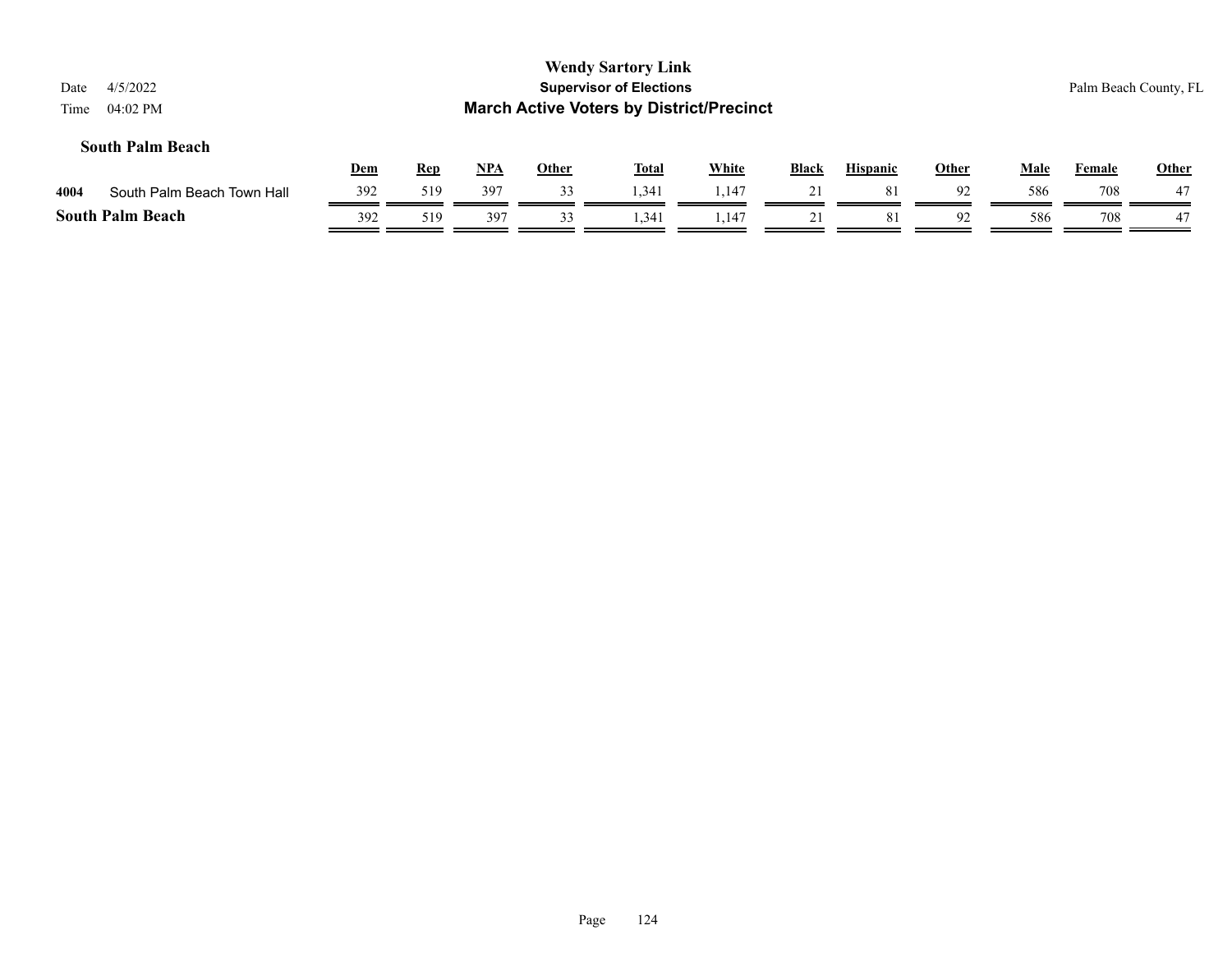**Wendy Sartory Link**
**Supervisor of Elections**
**March Active Voters by District/Precinct**

Date 4/5/2022
Time 04:02 PM

Palm Beach County, FL

### South Palm Beach

| | | Dem | Rep | NPA | Other | Total | White | Black | Hispanic | Other | Male | Female | Other |
|---|---|---|---|---|---|---|---|---|---|---|---|---|---|
| 4004 | South Palm Beach Town Hall | 392 | 519 | 397 | 33 | 1,341 | 1,147 | 21 | 81 | 92 | 586 | 708 | 47 |
| **South Palm Beach** | | 392 | 519 | 397 | 33 | 1,341 | 1,147 | 21 | 81 | 92 | 586 | 708 | 47 |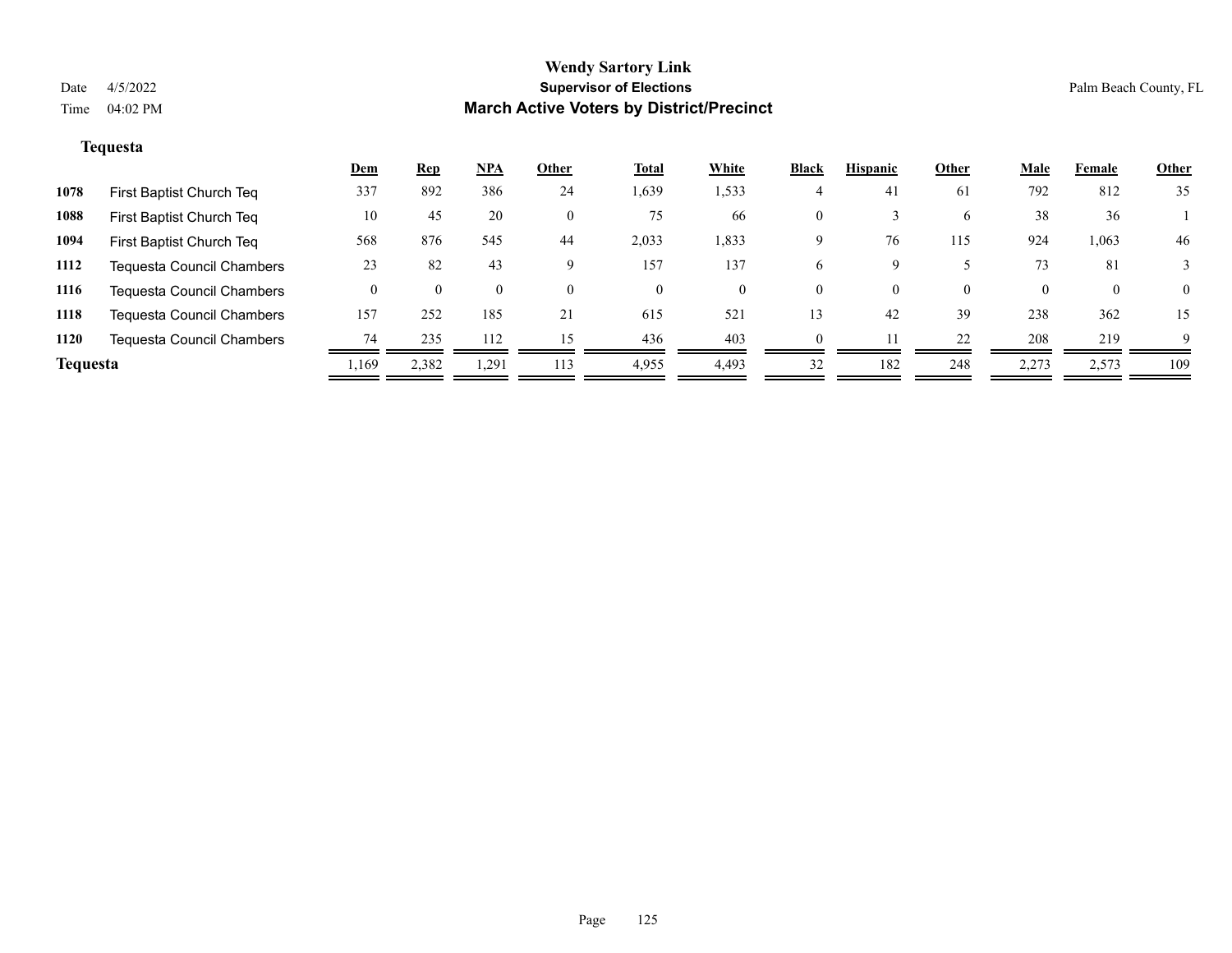# Wendy Sartory Link

## Supervisor of Elections

## March Active Voters by District/Precinct

Date 4/5/2022

Time 04:02 PM

Palm Beach County, FL

### Tequesta

| | | Dem | Rep | NPA | Other | Total | White | Black | Hispanic | Other | Male | Female | Other |
|---|---|---|---|---|---|---|---|---|---|---|---|---|---|
| 1078 | First Baptist Church Teq | 337 | 892 | 386 | 24 | 1,639 | 1,533 | 4 | 41 | 61 | 792 | 812 | 35 |
| 1088 | First Baptist Church Teq | 10 | 45 | 20 | 0 | 75 | 66 | 0 | 3 | 6 | 38 | 36 | 1 |
| 1094 | First Baptist Church Teq | 568 | 876 | 545 | 44 | 2,033 | 1,833 | 9 | 76 | 115 | 924 | 1,063 | 46 |
| 1112 | Tequesta Council Chambers | 23 | 82 | 43 | 9 | 157 | 137 | 6 | 9 | 5 | 73 | 81 | 3 |
| 1116 | Tequesta Council Chambers | 0 | 0 | 0 | 0 | 0 | 0 | 0 | 0 | 0 | 0 | 0 | 0 |
| 1118 | Tequesta Council Chambers | 157 | 252 | 185 | 21 | 615 | 521 | 13 | 42 | 39 | 238 | 362 | 15 |
| 1120 | Tequesta Council Chambers | 74 | 235 | 112 | 15 | 436 | 403 | 0 | 11 | 22 | 208 | 219 | 9 |
| **Tequesta** | | 1,169 | 2,382 | 1,291 | 113 | 4,955 | 4,493 | 32 | 182 | 248 | 2,273 | 2,573 | 109 |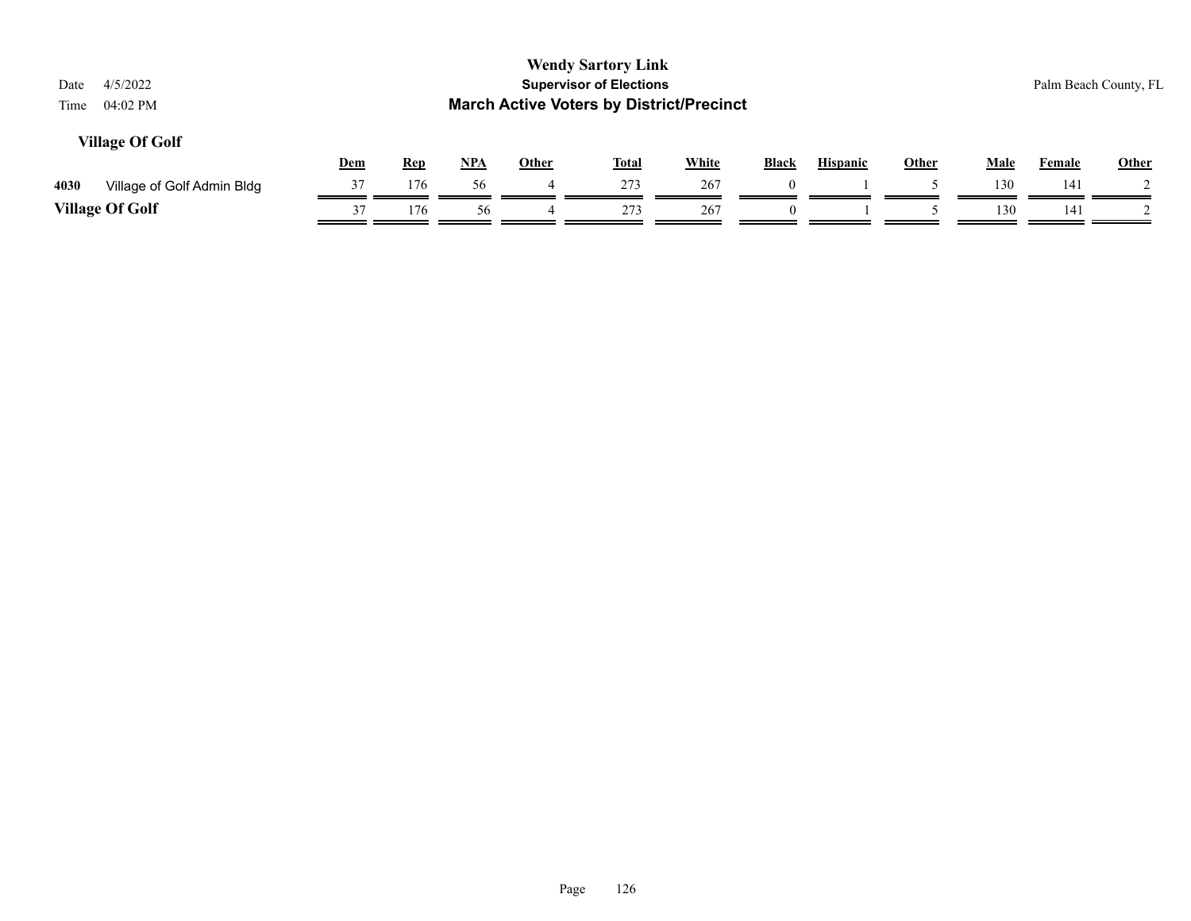# Wendy Sartory Link

## Supervisor of Elections

## March Active Voters by District/Precinct

Date 4/5/2022
Time 04:02 PM

Palm Beach County, FL

### Village Of Golf

| | | Dem | Rep | NPA | Other | Total | White | Black | Hispanic | Other | Male | Female | Other |
|---|---|---|---|---|---|---|---|---|---|---|---|---|---|
| 4030 | Village of Golf Admin Bldg | 37 | 176 | 56 | 4 | 273 | 267 | 0 | 1 | 5 | 130 | 141 | 2 |
| **Village Of Golf** | | 37 | 176 | 56 | 4 | 273 | 267 | 0 | 1 | 5 | 130 | 141 | 2 |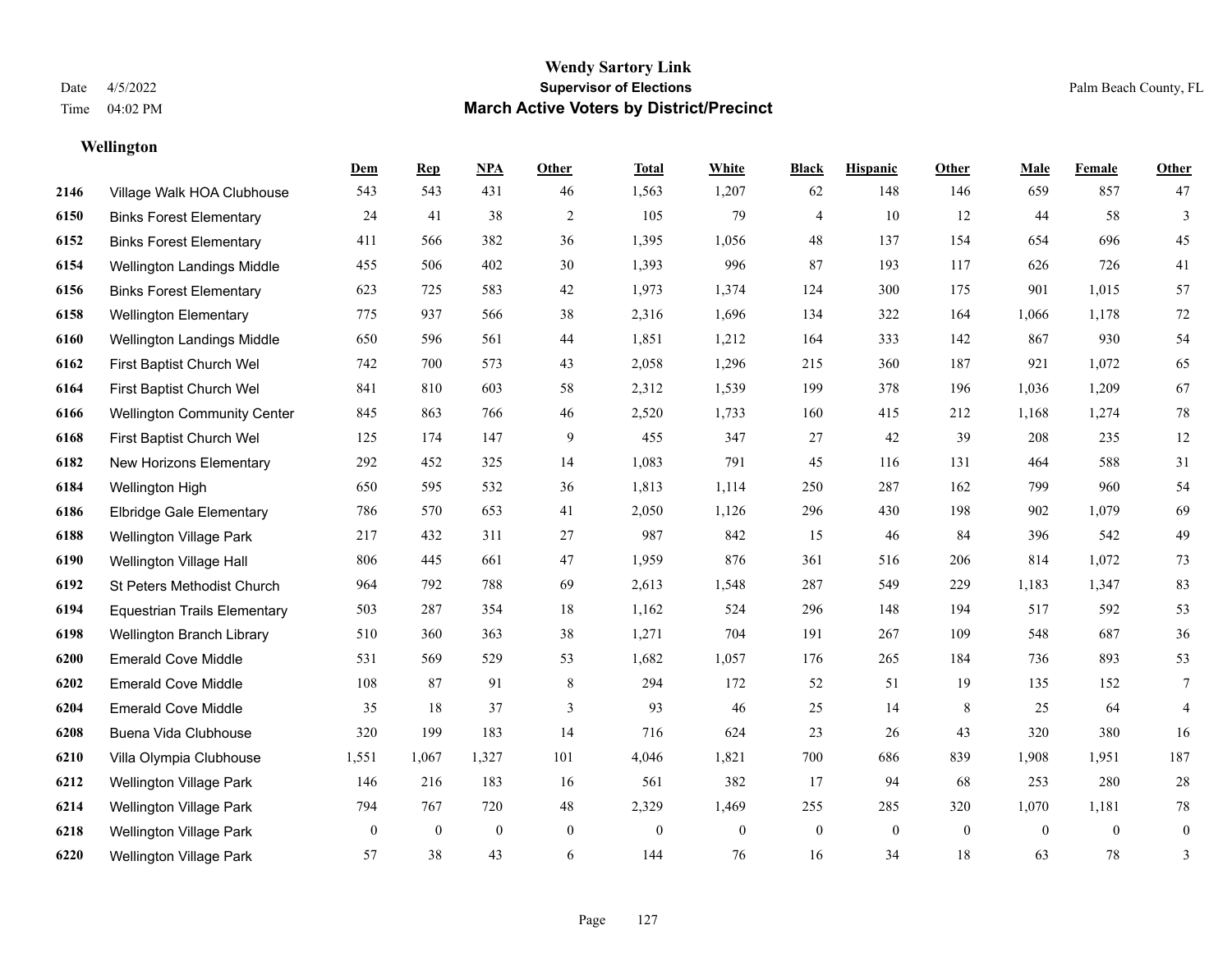# Wendy Sartory Link
## Supervisor of Elections
## March Active Voters by District/Precinct

Date 4/5/2022
Time 04:02 PM

Palm Beach County, FL

### Wellington

| | | Dem | Rep | NPA | Other | Total | White | Black | Hispanic | Other | Male | Female | Other |
|---|---|---|---|---|---|---|---|---|---|---|---|---|---|
| 2146 | Village Walk HOA Clubhouse | 543 | 543 | 431 | 46 | 1,563 | 1,207 | 62 | 148 | 146 | 659 | 857 | 47 |
| 6150 | Binks Forest Elementary | 24 | 41 | 38 | 2 | 105 | 79 | 4 | 10 | 12 | 44 | 58 | 3 |
| 6152 | Binks Forest Elementary | 411 | 566 | 382 | 36 | 1,395 | 1,056 | 48 | 137 | 154 | 654 | 696 | 45 |
| 6154 | Wellington Landings Middle | 455 | 506 | 402 | 30 | 1,393 | 996 | 87 | 193 | 117 | 626 | 726 | 41 |
| 6156 | Binks Forest Elementary | 623 | 725 | 583 | 42 | 1,973 | 1,374 | 124 | 300 | 175 | 901 | 1,015 | 57 |
| 6158 | Wellington Elementary | 775 | 937 | 566 | 38 | 2,316 | 1,696 | 134 | 322 | 164 | 1,066 | 1,178 | 72 |
| 6160 | Wellington Landings Middle | 650 | 596 | 561 | 44 | 1,851 | 1,212 | 164 | 333 | 142 | 867 | 930 | 54 |
| 6162 | First Baptist Church Wel | 742 | 700 | 573 | 43 | 2,058 | 1,296 | 215 | 360 | 187 | 921 | 1,072 | 65 |
| 6164 | First Baptist Church Wel | 841 | 810 | 603 | 58 | 2,312 | 1,539 | 199 | 378 | 196 | 1,036 | 1,209 | 67 |
| 6166 | Wellington Community Center | 845 | 863 | 766 | 46 | 2,520 | 1,733 | 160 | 415 | 212 | 1,168 | 1,274 | 78 |
| 6168 | First Baptist Church Wel | 125 | 174 | 147 | 9 | 455 | 347 | 27 | 42 | 39 | 208 | 235 | 12 |
| 6182 | New Horizons Elementary | 292 | 452 | 325 | 14 | 1,083 | 791 | 45 | 116 | 131 | 464 | 588 | 31 |
| 6184 | Wellington High | 650 | 595 | 532 | 36 | 1,813 | 1,114 | 250 | 287 | 162 | 799 | 960 | 54 |
| 6186 | Elbridge Gale Elementary | 786 | 570 | 653 | 41 | 2,050 | 1,126 | 296 | 430 | 198 | 902 | 1,079 | 69 |
| 6188 | Wellington Village Park | 217 | 432 | 311 | 27 | 987 | 842 | 15 | 46 | 84 | 396 | 542 | 49 |
| 6190 | Wellington Village Hall | 806 | 445 | 661 | 47 | 1,959 | 876 | 361 | 516 | 206 | 814 | 1,072 | 73 |
| 6192 | St Peters Methodist Church | 964 | 792 | 788 | 69 | 2,613 | 1,548 | 287 | 549 | 229 | 1,183 | 1,347 | 83 |
| 6194 | Equestrian Trails Elementary | 503 | 287 | 354 | 18 | 1,162 | 524 | 296 | 148 | 194 | 517 | 592 | 53 |
| 6198 | Wellington Branch Library | 510 | 360 | 363 | 38 | 1,271 | 704 | 191 | 267 | 109 | 548 | 687 | 36 |
| 6200 | Emerald Cove Middle | 531 | 569 | 529 | 53 | 1,682 | 1,057 | 176 | 265 | 184 | 736 | 893 | 53 |
| 6202 | Emerald Cove Middle | 108 | 87 | 91 | 8 | 294 | 172 | 52 | 51 | 19 | 135 | 152 | 7 |
| 6204 | Emerald Cove Middle | 35 | 18 | 37 | 3 | 93 | 46 | 25 | 14 | 8 | 25 | 64 | 4 |
| 6208 | Buena Vida Clubhouse | 320 | 199 | 183 | 14 | 716 | 624 | 23 | 26 | 43 | 320 | 380 | 16 |
| 6210 | Villa Olympia Clubhouse | 1,551 | 1,067 | 1,327 | 101 | 4,046 | 1,821 | 700 | 686 | 839 | 1,908 | 1,951 | 187 |
| 6212 | Wellington Village Park | 146 | 216 | 183 | 16 | 561 | 382 | 17 | 94 | 68 | 253 | 280 | 28 |
| 6214 | Wellington Village Park | 794 | 767 | 720 | 48 | 2,329 | 1,469 | 255 | 285 | 320 | 1,070 | 1,181 | 78 |
| 6218 | Wellington Village Park | 0 | 0 | 0 | 0 | 0 | 0 | 0 | 0 | 0 | 0 | 0 | 0 |
| 6220 | Wellington Village Park | 57 | 38 | 43 | 6 | 144 | 76 | 16 | 34 | 18 | 63 | 78 | 3 |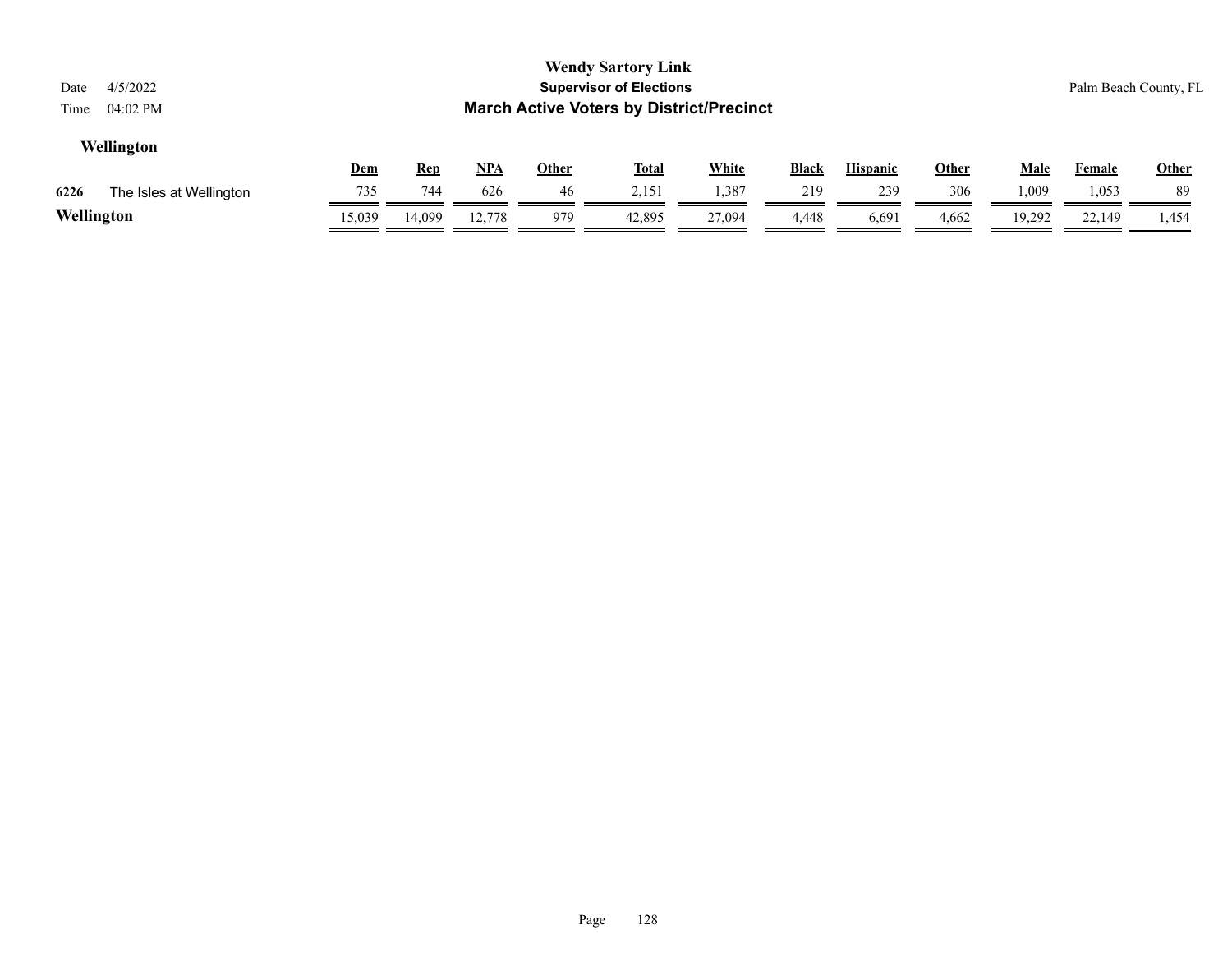# Wendy Sartory Link

## Supervisor of Elections

## March Active Voters by District/Precinct

Date 4/5/2022

Time 04:02 PM

Palm Beach County, FL

### Wellington

| | | Dem | Rep | NPA | Other | Total | White | Black | Hispanic | Other | Male | Female | Other |
|---|---|---|---|---|---|---|---|---|---|---|---|---|---|
| 6226 | The Isles at Wellington | 735 | 744 | 626 | 46 | 2,151 | 1,387 | 219 | 239 | 306 | 1,009 | 1,053 | 89 |
| **Wellington** | | 15,039 | 14,099 | 12,778 | 979 | 42,895 | 27,094 | 4,448 | 6,691 | 4,662 | 19,292 | 22,149 | 1,454 |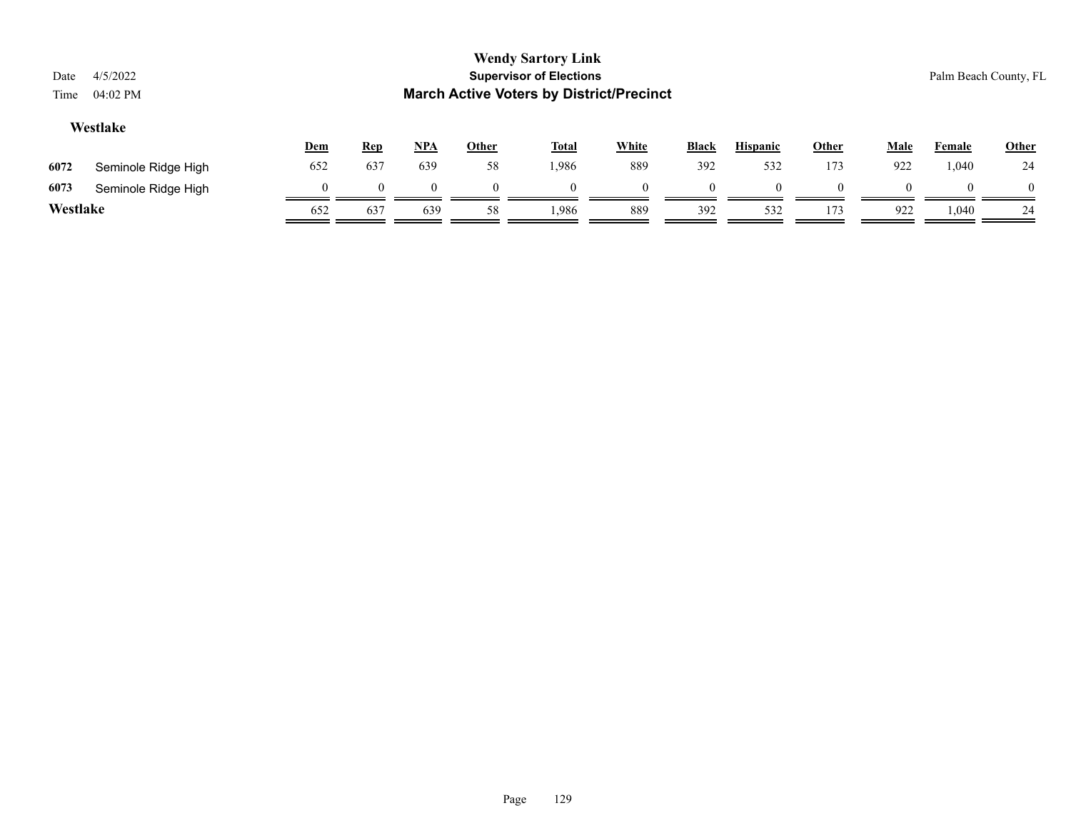# Wendy Sartory Link
## Supervisor of Elections
## March Active Voters by District/Precinct

Date 4/5/2022
Time 04:02 PM

Palm Beach County, FL

### Westlake

| | | Dem | Rep | NPA | Other | Total | White | Black | Hispanic | Other | Male | Female | Other |
|---|---|---|---|---|---|---|---|---|---|---|---|---|---|
| 6072 | Seminole Ridge High | 652 | 637 | 639 | 58 | 1,986 | 889 | 392 | 532 | 173 | 922 | 1,040 | 24 |
| 6073 | Seminole Ridge High | 0 | 0 | 0 | 0 | 0 | 0 | 0 | 0 | 0 | 0 | 0 | 0 |
| **Westlake** | | 652 | 637 | 639 | 58 | 1,986 | 889 | 392 | 532 | 173 | 922 | 1,040 | 24 |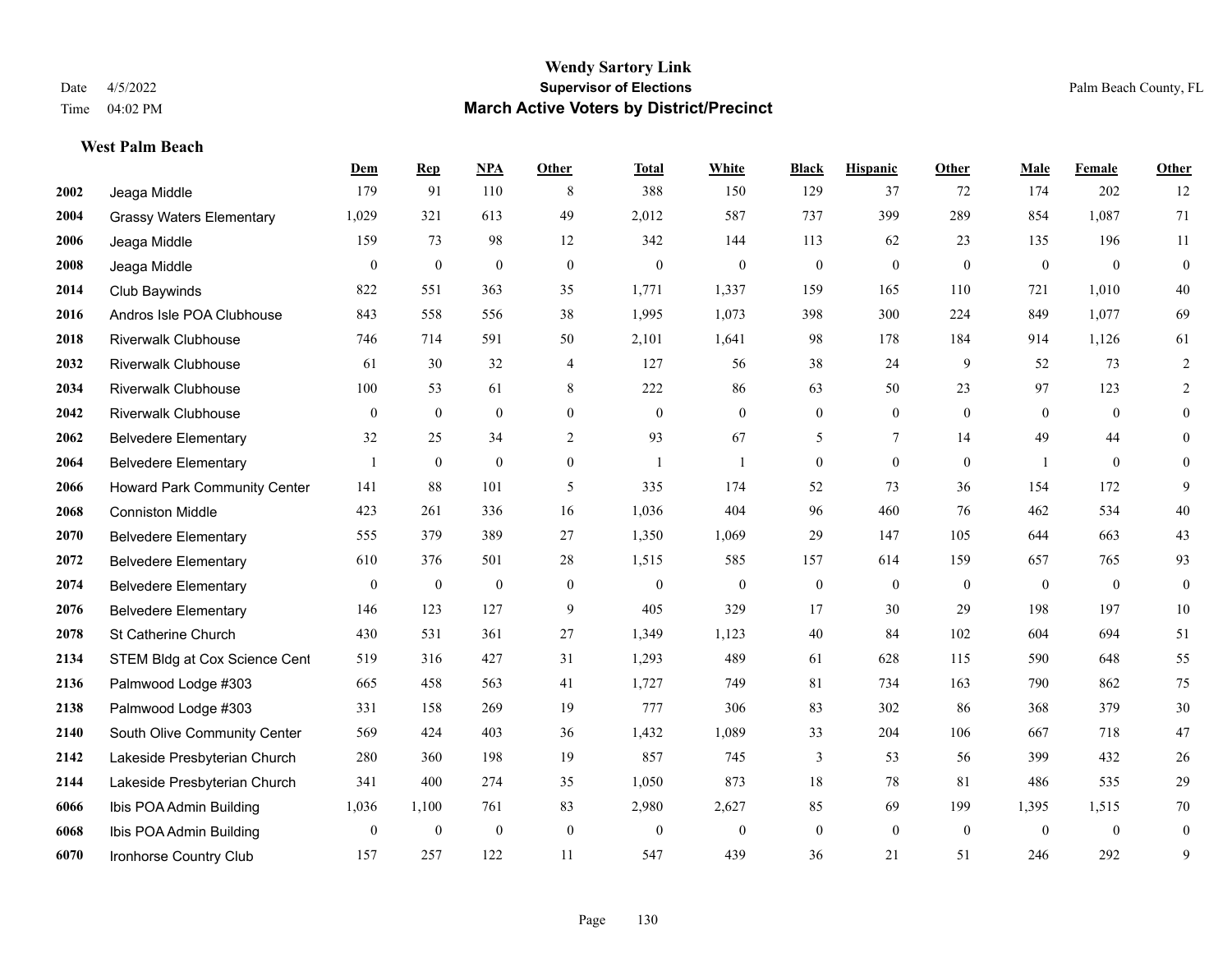# Wendy Sartory Link

## Supervisor of Elections

## March Active Voters by District/Precinct

Date 4/5/2022
Time 04:02 PM

Palm Beach County, FL

### West Palm Beach

| | | Dem | Rep | NPA | Other | Total | White | Black | Hispanic | Other | Male | Female | Other |
|---|---|---|---|---|---|---|---|---|---|---|---|---|---|
| 2002 | Jeaga Middle | 179 | 91 | 110 | 8 | 388 | 150 | 129 | 37 | 72 | 174 | 202 | 12 |
| 2004 | Grassy Waters Elementary | 1,029 | 321 | 613 | 49 | 2,012 | 587 | 737 | 399 | 289 | 854 | 1,087 | 71 |
| 2006 | Jeaga Middle | 159 | 73 | 98 | 12 | 342 | 144 | 113 | 62 | 23 | 135 | 196 | 11 |
| 2008 | Jeaga Middle | 0 | 0 | 0 | 0 | 0 | 0 | 0 | 0 | 0 | 0 | 0 | 0 |
| 2014 | Club Baywinds | 822 | 551 | 363 | 35 | 1,771 | 1,337 | 159 | 165 | 110 | 721 | 1,010 | 40 |
| 2016 | Andros Isle POA Clubhouse | 843 | 558 | 556 | 38 | 1,995 | 1,073 | 398 | 300 | 224 | 849 | 1,077 | 69 |
| 2018 | Riverwalk Clubhouse | 746 | 714 | 591 | 50 | 2,101 | 1,641 | 98 | 178 | 184 | 914 | 1,126 | 61 |
| 2032 | Riverwalk Clubhouse | 61 | 30 | 32 | 4 | 127 | 56 | 38 | 24 | 9 | 52 | 73 | 2 |
| 2034 | Riverwalk Clubhouse | 100 | 53 | 61 | 8 | 222 | 86 | 63 | 50 | 23 | 97 | 123 | 2 |
| 2042 | Riverwalk Clubhouse | 0 | 0 | 0 | 0 | 0 | 0 | 0 | 0 | 0 | 0 | 0 | 0 |
| 2062 | Belvedere Elementary | 32 | 25 | 34 | 2 | 93 | 67 | 5 | 7 | 14 | 49 | 44 | 0 |
| 2064 | Belvedere Elementary | 1 | 0 | 0 | 0 | 1 | 1 | 0 | 0 | 0 | 1 | 0 | 0 |
| 2066 | Howard Park Community Center | 141 | 88 | 101 | 5 | 335 | 174 | 52 | 73 | 36 | 154 | 172 | 9 |
| 2068 | Conniston Middle | 423 | 261 | 336 | 16 | 1,036 | 404 | 96 | 460 | 76 | 462 | 534 | 40 |
| 2070 | Belvedere Elementary | 555 | 379 | 389 | 27 | 1,350 | 1,069 | 29 | 147 | 105 | 644 | 663 | 43 |
| 2072 | Belvedere Elementary | 610 | 376 | 501 | 28 | 1,515 | 585 | 157 | 614 | 159 | 657 | 765 | 93 |
| 2074 | Belvedere Elementary | 0 | 0 | 0 | 0 | 0 | 0 | 0 | 0 | 0 | 0 | 0 | 0 |
| 2076 | Belvedere Elementary | 146 | 123 | 127 | 9 | 405 | 329 | 17 | 30 | 29 | 198 | 197 | 10 |
| 2078 | St Catherine Church | 430 | 531 | 361 | 27 | 1,349 | 1,123 | 40 | 84 | 102 | 604 | 694 | 51 |
| 2134 | STEM Bldg at Cox Science Cent | 519 | 316 | 427 | 31 | 1,293 | 489 | 61 | 628 | 115 | 590 | 648 | 55 |
| 2136 | Palmwood Lodge #303 | 665 | 458 | 563 | 41 | 1,727 | 749 | 81 | 734 | 163 | 790 | 862 | 75 |
| 2138 | Palmwood Lodge #303 | 331 | 158 | 269 | 19 | 777 | 306 | 83 | 302 | 86 | 368 | 379 | 30 |
| 2140 | South Olive Community Center | 569 | 424 | 403 | 36 | 1,432 | 1,089 | 33 | 204 | 106 | 667 | 718 | 47 |
| 2142 | Lakeside Presbyterian Church | 280 | 360 | 198 | 19 | 857 | 745 | 3 | 53 | 56 | 399 | 432 | 26 |
| 2144 | Lakeside Presbyterian Church | 341 | 400 | 274 | 35 | 1,050 | 873 | 18 | 78 | 81 | 486 | 535 | 29 |
| 6066 | Ibis POA Admin Building | 1,036 | 1,100 | 761 | 83 | 2,980 | 2,627 | 85 | 69 | 199 | 1,395 | 1,515 | 70 |
| 6068 | Ibis POA Admin Building | 0 | 0 | 0 | 0 | 0 | 0 | 0 | 0 | 0 | 0 | 0 | 0 |
| 6070 | Ironhorse Country Club | 157 | 257 | 122 | 11 | 547 | 439 | 36 | 21 | 51 | 246 | 292 | 9 |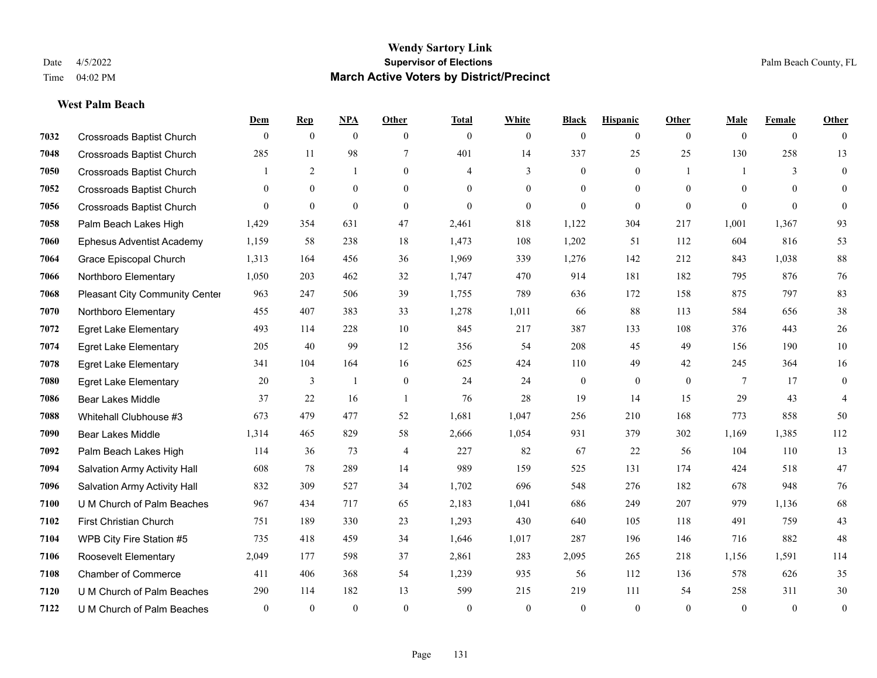# Wendy Sartory Link

**Supervisor of Elections**

**March Active Voters by District/Precinct**

Date 4/5/2022

Time 04:02 PM

Palm Beach County, FL

### West Palm Beach

| | | Dem | Rep | NPA | Other | Total | White | Black | Hispanic | Other | Male | Female | Other |
|---|---|---|---|---|---|---|---|---|---|---|---|---|---|
| 7032 | Crossroads Baptist Church | 0 | 0 | 0 | 0 | 0 | 0 | 0 | 0 | 0 | 0 | 0 | 0 |
| 7048 | Crossroads Baptist Church | 285 | 11 | 98 | 7 | 401 | 14 | 337 | 25 | 25 | 130 | 258 | 13 |
| 7050 | Crossroads Baptist Church | 1 | 2 | 1 | 0 | 4 | 3 | 0 | 0 | 1 | 1 | 3 | 0 |
| 7052 | Crossroads Baptist Church | 0 | 0 | 0 | 0 | 0 | 0 | 0 | 0 | 0 | 0 | 0 | 0 |
| 7056 | Crossroads Baptist Church | 0 | 0 | 0 | 0 | 0 | 0 | 0 | 0 | 0 | 0 | 0 | 0 |
| 7058 | Palm Beach Lakes High | 1,429 | 354 | 631 | 47 | 2,461 | 818 | 1,122 | 304 | 217 | 1,001 | 1,367 | 93 |
| 7060 | Ephesus Adventist Academy | 1,159 | 58 | 238 | 18 | 1,473 | 108 | 1,202 | 51 | 112 | 604 | 816 | 53 |
| 7064 | Grace Episcopal Church | 1,313 | 164 | 456 | 36 | 1,969 | 339 | 1,276 | 142 | 212 | 843 | 1,038 | 88 |
| 7066 | Northboro Elementary | 1,050 | 203 | 462 | 32 | 1,747 | 470 | 914 | 181 | 182 | 795 | 876 | 76 |
| 7068 | Pleasant City Community Center | 963 | 247 | 506 | 39 | 1,755 | 789 | 636 | 172 | 158 | 875 | 797 | 83 |
| 7070 | Northboro Elementary | 455 | 407 | 383 | 33 | 1,278 | 1,011 | 66 | 88 | 113 | 584 | 656 | 38 |
| 7072 | Egret Lake Elementary | 493 | 114 | 228 | 10 | 845 | 217 | 387 | 133 | 108 | 376 | 443 | 26 |
| 7074 | Egret Lake Elementary | 205 | 40 | 99 | 12 | 356 | 54 | 208 | 45 | 49 | 156 | 190 | 10 |
| 7078 | Egret Lake Elementary | 341 | 104 | 164 | 16 | 625 | 424 | 110 | 49 | 42 | 245 | 364 | 16 |
| 7080 | Egret Lake Elementary | 20 | 3 | 1 | 0 | 24 | 24 | 0 | 0 | 0 | 7 | 17 | 0 |
| 7086 | Bear Lakes Middle | 37 | 22 | 16 | 1 | 76 | 28 | 19 | 14 | 15 | 29 | 43 | 4 |
| 7088 | Whitehall Clubhouse #3 | 673 | 479 | 477 | 52 | 1,681 | 1,047 | 256 | 210 | 168 | 773 | 858 | 50 |
| 7090 | Bear Lakes Middle | 1,314 | 465 | 829 | 58 | 2,666 | 1,054 | 931 | 379 | 302 | 1,169 | 1,385 | 112 |
| 7092 | Palm Beach Lakes High | 114 | 36 | 73 | 4 | 227 | 82 | 67 | 22 | 56 | 104 | 110 | 13 |
| 7094 | Salvation Army Activity Hall | 608 | 78 | 289 | 14 | 989 | 159 | 525 | 131 | 174 | 424 | 518 | 47 |
| 7096 | Salvation Army Activity Hall | 832 | 309 | 527 | 34 | 1,702 | 696 | 548 | 276 | 182 | 678 | 948 | 76 |
| 7100 | U M Church of Palm Beaches | 967 | 434 | 717 | 65 | 2,183 | 1,041 | 686 | 249 | 207 | 979 | 1,136 | 68 |
| 7102 | First Christian Church | 751 | 189 | 330 | 23 | 1,293 | 430 | 640 | 105 | 118 | 491 | 759 | 43 |
| 7104 | WPB City Fire Station #5 | 735 | 418 | 459 | 34 | 1,646 | 1,017 | 287 | 196 | 146 | 716 | 882 | 48 |
| 7106 | Roosevelt Elementary | 2,049 | 177 | 598 | 37 | 2,861 | 283 | 2,095 | 265 | 218 | 1,156 | 1,591 | 114 |
| 7108 | Chamber of Commerce | 411 | 406 | 368 | 54 | 1,239 | 935 | 56 | 112 | 136 | 578 | 626 | 35 |
| 7120 | U M Church of Palm Beaches | 290 | 114 | 182 | 13 | 599 | 215 | 219 | 111 | 54 | 258 | 311 | 30 |
| 7122 | U M Church of Palm Beaches | 0 | 0 | 0 | 0 | 0 | 0 | 0 | 0 | 0 | 0 | 0 | 0 |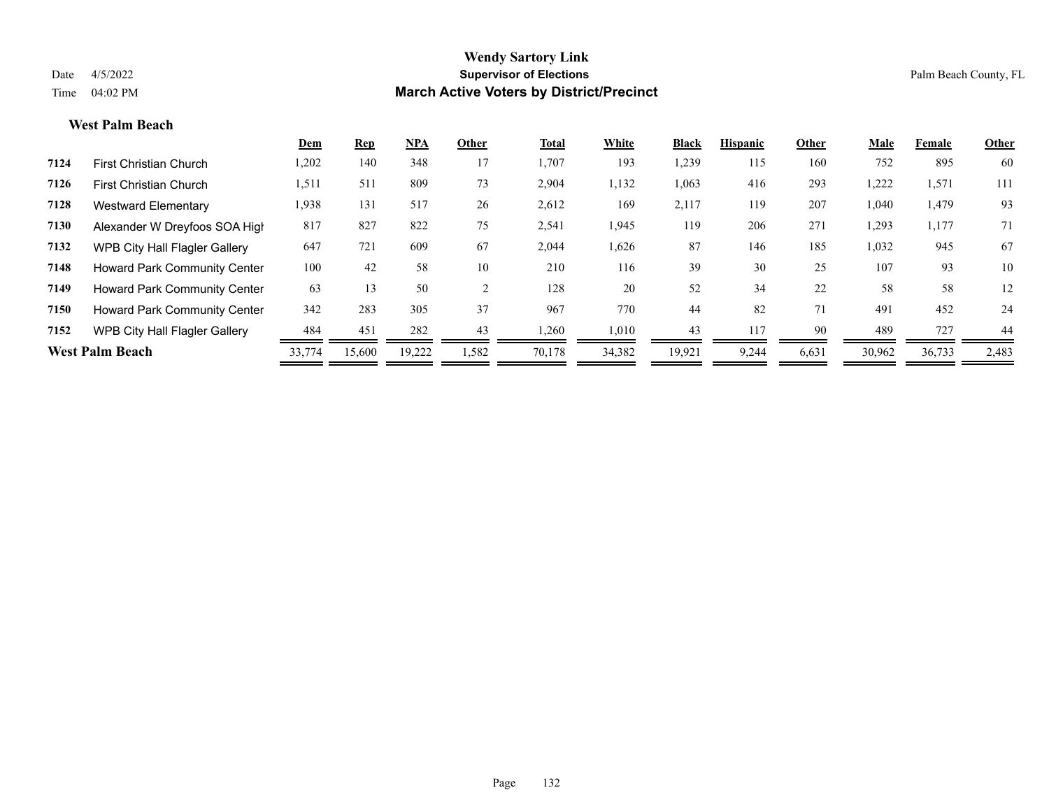**Wendy Sartory Link**
**Supervisor of Elections**
**March Active Voters by District/Precinct**

Date 4/5/2022
Time 04:02 PM

Palm Beach County, FL

### West Palm Beach

| | | Dem | Rep | NPA | Other | Total | White | Black | Hispanic | Other | Male | Female | Other |
|---|---|---|---|---|---|---|---|---|---|---|---|---|---|
| 7124 | First Christian Church | 1,202 | 140 | 348 | 17 | 1,707 | 193 | 1,239 | 115 | 160 | 752 | 895 | 60 |
| 7126 | First Christian Church | 1,511 | 511 | 809 | 73 | 2,904 | 1,132 | 1,063 | 416 | 293 | 1,222 | 1,571 | 111 |
| 7128 | Westward Elementary | 1,938 | 131 | 517 | 26 | 2,612 | 169 | 2,117 | 119 | 207 | 1,040 | 1,479 | 93 |
| 7130 | Alexander W Dreyfoos SOA High | 817 | 827 | 822 | 75 | 2,541 | 1,945 | 119 | 206 | 271 | 1,293 | 1,177 | 71 |
| 7132 | WPB City Hall Flagler Gallery | 647 | 721 | 609 | 67 | 2,044 | 1,626 | 87 | 146 | 185 | 1,032 | 945 | 67 |
| 7148 | Howard Park Community Center | 100 | 42 | 58 | 10 | 210 | 116 | 39 | 30 | 25 | 107 | 93 | 10 |
| 7149 | Howard Park Community Center | 63 | 13 | 50 | 2 | 128 | 20 | 52 | 34 | 22 | 58 | 58 | 12 |
| 7150 | Howard Park Community Center | 342 | 283 | 305 | 37 | 967 | 770 | 44 | 82 | 71 | 491 | 452 | 24 |
| 7152 | WPB City Hall Flagler Gallery | 484 | 451 | 282 | 43 | 1,260 | 1,010 | 43 | 117 | 90 | 489 | 727 | 44 |
| **West Palm Beach** | | 33,774 | 15,600 | 19,222 | 1,582 | 70,178 | 34,382 | 19,921 | 9,244 | 6,631 | 30,962 | 36,733 | 2,483 |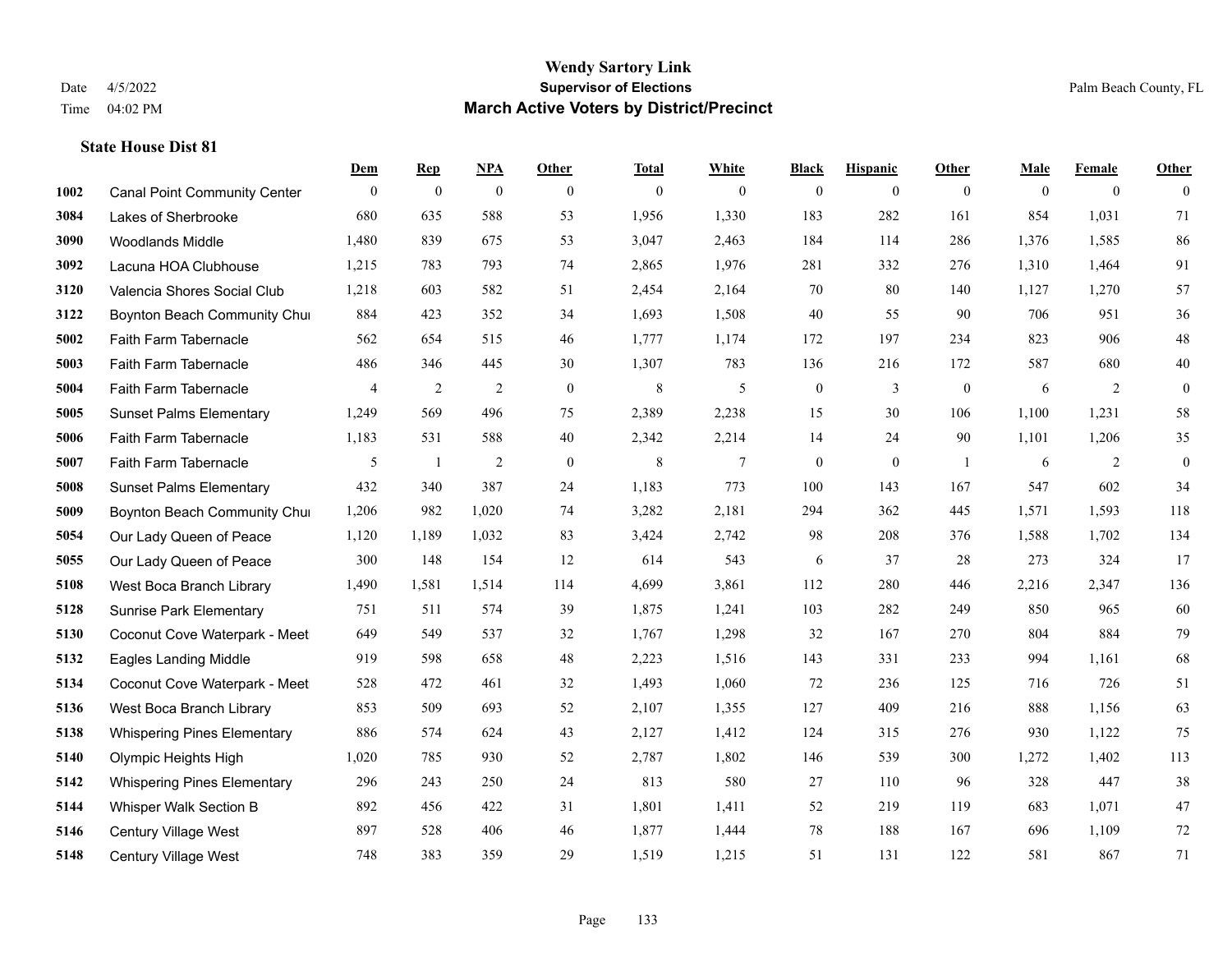# Wendy Sartory Link
## Supervisor of Elections
## March Active Voters by District/Precinct

Date 4/5/2022
Time 04:02 PM

Palm Beach County, FL

### State House Dist 81

| | | Dem | Rep | NPA | Other | Total | White | Black | Hispanic | Other | Male | Female | Other |
|---|---|---|---|---|---|---|---|---|---|---|---|---|---|
| 1002 | Canal Point Community Center | 0 | 0 | 0 | 0 | 0 | 0 | 0 | 0 | 0 | 0 | 0 | 0 |
| 3084 | Lakes of Sherbrooke | 680 | 635 | 588 | 53 | 1,956 | 1,330 | 183 | 282 | 161 | 854 | 1,031 | 71 |
| 3090 | Woodlands Middle | 1,480 | 839 | 675 | 53 | 3,047 | 2,463 | 184 | 114 | 286 | 1,376 | 1,585 | 86 |
| 3092 | Lacuna HOA Clubhouse | 1,215 | 783 | 793 | 74 | 2,865 | 1,976 | 281 | 332 | 276 | 1,310 | 1,464 | 91 |
| 3120 | Valencia Shores Social Club | 1,218 | 603 | 582 | 51 | 2,454 | 2,164 | 70 | 80 | 140 | 1,127 | 1,270 | 57 |
| 3122 | Boynton Beach Community Chur | 884 | 423 | 352 | 34 | 1,693 | 1,508 | 40 | 55 | 90 | 706 | 951 | 36 |
| 5002 | Faith Farm Tabernacle | 562 | 654 | 515 | 46 | 1,777 | 1,174 | 172 | 197 | 234 | 823 | 906 | 48 |
| 5003 | Faith Farm Tabernacle | 486 | 346 | 445 | 30 | 1,307 | 783 | 136 | 216 | 172 | 587 | 680 | 40 |
| 5004 | Faith Farm Tabernacle | 4 | 2 | 2 | 0 | 8 | 5 | 0 | 3 | 0 | 6 | 2 | 0 |
| 5005 | Sunset Palms Elementary | 1,249 | 569 | 496 | 75 | 2,389 | 2,238 | 15 | 30 | 106 | 1,100 | 1,231 | 58 |
| 5006 | Faith Farm Tabernacle | 1,183 | 531 | 588 | 40 | 2,342 | 2,214 | 14 | 24 | 90 | 1,101 | 1,206 | 35 |
| 5007 | Faith Farm Tabernacle | 5 | 1 | 2 | 0 | 8 | 7 | 0 | 0 | 1 | 6 | 2 | 0 |
| 5008 | Sunset Palms Elementary | 432 | 340 | 387 | 24 | 1,183 | 773 | 100 | 143 | 167 | 547 | 602 | 34 |
| 5009 | Boynton Beach Community Chur | 1,206 | 982 | 1,020 | 74 | 3,282 | 2,181 | 294 | 362 | 445 | 1,571 | 1,593 | 118 |
| 5054 | Our Lady Queen of Peace | 1,120 | 1,189 | 1,032 | 83 | 3,424 | 2,742 | 98 | 208 | 376 | 1,588 | 1,702 | 134 |
| 5055 | Our Lady Queen of Peace | 300 | 148 | 154 | 12 | 614 | 543 | 6 | 37 | 28 | 273 | 324 | 17 |
| 5108 | West Boca Branch Library | 1,490 | 1,581 | 1,514 | 114 | 4,699 | 3,861 | 112 | 280 | 446 | 2,216 | 2,347 | 136 |
| 5128 | Sunrise Park Elementary | 751 | 511 | 574 | 39 | 1,875 | 1,241 | 103 | 282 | 249 | 850 | 965 | 60 |
| 5130 | Coconut Cove Waterpark - Meet | 649 | 549 | 537 | 32 | 1,767 | 1,298 | 32 | 167 | 270 | 804 | 884 | 79 |
| 5132 | Eagles Landing Middle | 919 | 598 | 658 | 48 | 2,223 | 1,516 | 143 | 331 | 233 | 994 | 1,161 | 68 |
| 5134 | Coconut Cove Waterpark - Meet | 528 | 472 | 461 | 32 | 1,493 | 1,060 | 72 | 236 | 125 | 716 | 726 | 51 |
| 5136 | West Boca Branch Library | 853 | 509 | 693 | 52 | 2,107 | 1,355 | 127 | 409 | 216 | 888 | 1,156 | 63 |
| 5138 | Whispering Pines Elementary | 886 | 574 | 624 | 43 | 2,127 | 1,412 | 124 | 315 | 276 | 930 | 1,122 | 75 |
| 5140 | Olympic Heights High | 1,020 | 785 | 930 | 52 | 2,787 | 1,802 | 146 | 539 | 300 | 1,272 | 1,402 | 113 |
| 5142 | Whispering Pines Elementary | 296 | 243 | 250 | 24 | 813 | 580 | 27 | 110 | 96 | 328 | 447 | 38 |
| 5144 | Whisper Walk Section B | 892 | 456 | 422 | 31 | 1,801 | 1,411 | 52 | 219 | 119 | 683 | 1,071 | 47 |
| 5146 | Century Village West | 897 | 528 | 406 | 46 | 1,877 | 1,444 | 78 | 188 | 167 | 696 | 1,109 | 72 |
| 5148 | Century Village West | 748 | 383 | 359 | 29 | 1,519 | 1,215 | 51 | 131 | 122 | 581 | 867 | 71 |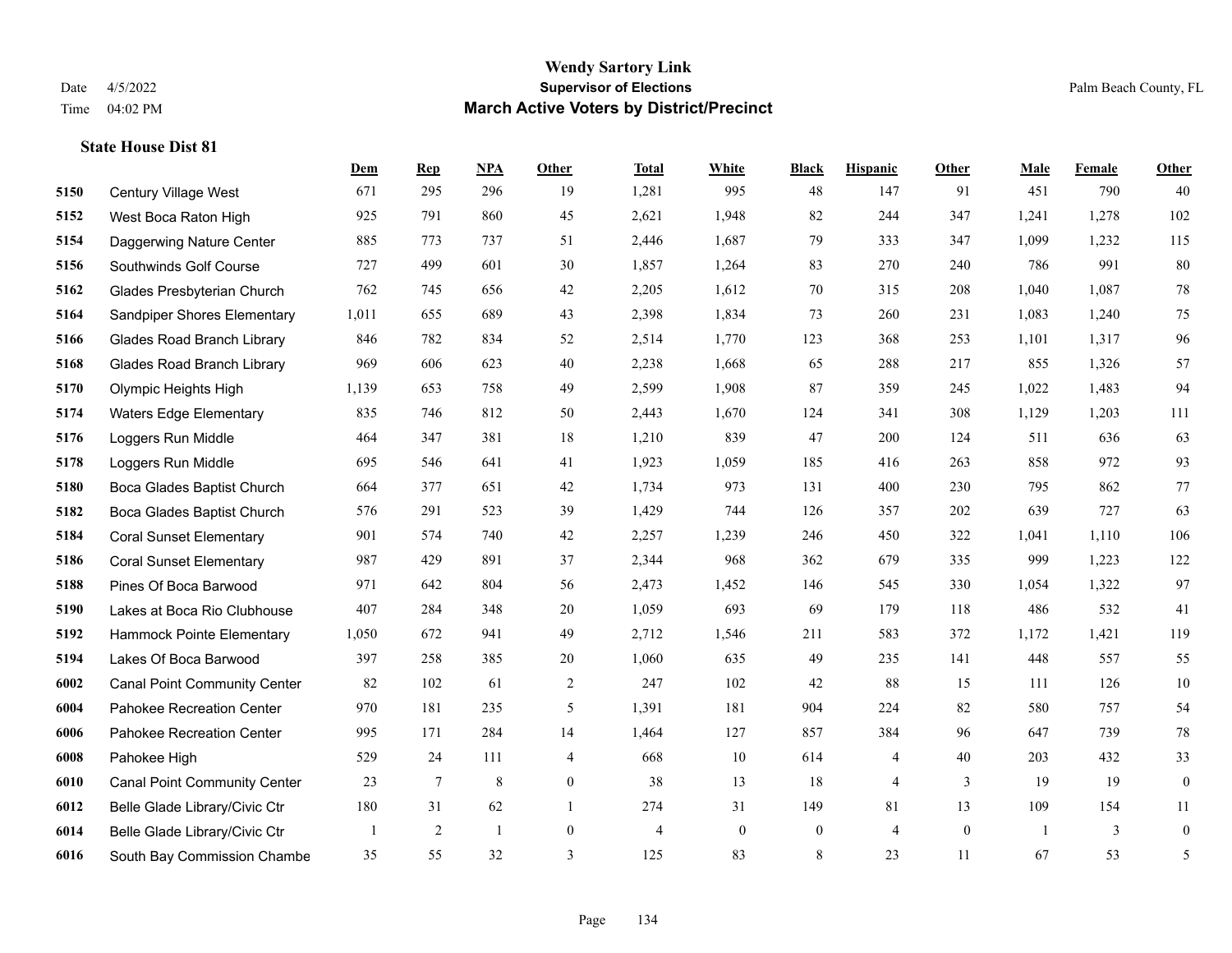Wendy Sartory Link
Supervisor of Elections
Palm Beach County, FL
Date 4/5/2022
Time 04:02 PM

# March Active Voters by District/Precinct

## State House Dist 81

| | | Dem | Rep | NPA | Other | Total | White | Black | Hispanic | Other | Male | Female | Other |
|---|---|---|---|---|---|---|---|---|---|---|---|---|---|
| 5150 | Century Village West | 671 | 295 | 296 | 19 | 1,281 | 995 | 48 | 147 | 91 | 451 | 790 | 40 |
| 5152 | West Boca Raton High | 925 | 791 | 860 | 45 | 2,621 | 1,948 | 82 | 244 | 347 | 1,241 | 1,278 | 102 |
| 5154 | Daggerwing Nature Center | 885 | 773 | 737 | 51 | 2,446 | 1,687 | 79 | 333 | 347 | 1,099 | 1,232 | 115 |
| 5156 | Southwinds Golf Course | 727 | 499 | 601 | 30 | 1,857 | 1,264 | 83 | 270 | 240 | 786 | 991 | 80 |
| 5162 | Glades Presbyterian Church | 762 | 745 | 656 | 42 | 2,205 | 1,612 | 70 | 315 | 208 | 1,040 | 1,087 | 78 |
| 5164 | Sandpiper Shores Elementary | 1,011 | 655 | 689 | 43 | 2,398 | 1,834 | 73 | 260 | 231 | 1,083 | 1,240 | 75 |
| 5166 | Glades Road Branch Library | 846 | 782 | 834 | 52 | 2,514 | 1,770 | 123 | 368 | 253 | 1,101 | 1,317 | 96 |
| 5168 | Glades Road Branch Library | 969 | 606 | 623 | 40 | 2,238 | 1,668 | 65 | 288 | 217 | 855 | 1,326 | 57 |
| 5170 | Olympic Heights High | 1,139 | 653 | 758 | 49 | 2,599 | 1,908 | 87 | 359 | 245 | 1,022 | 1,483 | 94 |
| 5174 | Waters Edge Elementary | 835 | 746 | 812 | 50 | 2,443 | 1,670 | 124 | 341 | 308 | 1,129 | 1,203 | 111 |
| 5176 | Loggers Run Middle | 464 | 347 | 381 | 18 | 1,210 | 839 | 47 | 200 | 124 | 511 | 636 | 63 |
| 5178 | Loggers Run Middle | 695 | 546 | 641 | 41 | 1,923 | 1,059 | 185 | 416 | 263 | 858 | 972 | 93 |
| 5180 | Boca Glades Baptist Church | 664 | 377 | 651 | 42 | 1,734 | 973 | 131 | 400 | 230 | 795 | 862 | 77 |
| 5182 | Boca Glades Baptist Church | 576 | 291 | 523 | 39 | 1,429 | 744 | 126 | 357 | 202 | 639 | 727 | 63 |
| 5184 | Coral Sunset Elementary | 901 | 574 | 740 | 42 | 2,257 | 1,239 | 246 | 450 | 322 | 1,041 | 1,110 | 106 |
| 5186 | Coral Sunset Elementary | 987 | 429 | 891 | 37 | 2,344 | 968 | 362 | 679 | 335 | 999 | 1,223 | 122 |
| 5188 | Pines Of Boca Barwood | 971 | 642 | 804 | 56 | 2,473 | 1,452 | 146 | 545 | 330 | 1,054 | 1,322 | 97 |
| 5190 | Lakes at Boca Rio Clubhouse | 407 | 284 | 348 | 20 | 1,059 | 693 | 69 | 179 | 118 | 486 | 532 | 41 |
| 5192 | Hammock Pointe Elementary | 1,050 | 672 | 941 | 49 | 2,712 | 1,546 | 211 | 583 | 372 | 1,172 | 1,421 | 119 |
| 5194 | Lakes Of Boca Barwood | 397 | 258 | 385 | 20 | 1,060 | 635 | 49 | 235 | 141 | 448 | 557 | 55 |
| 6002 | Canal Point Community Center | 82 | 102 | 61 | 2 | 247 | 102 | 42 | 88 | 15 | 111 | 126 | 10 |
| 6004 | Pahokee Recreation Center | 970 | 181 | 235 | 5 | 1,391 | 181 | 904 | 224 | 82 | 580 | 757 | 54 |
| 6006 | Pahokee Recreation Center | 995 | 171 | 284 | 14 | 1,464 | 127 | 857 | 384 | 96 | 647 | 739 | 78 |
| 6008 | Pahokee High | 529 | 24 | 111 | 4 | 668 | 10 | 614 | 4 | 40 | 203 | 432 | 33 |
| 6010 | Canal Point Community Center | 23 | 7 | 8 | 0 | 38 | 13 | 18 | 4 | 3 | 19 | 19 | 0 |
| 6012 | Belle Glade Library/Civic Ctr | 180 | 31 | 62 | 1 | 274 | 31 | 149 | 81 | 13 | 109 | 154 | 11 |
| 6014 | Belle Glade Library/Civic Ctr | 1 | 2 | 1 | 0 | 4 | 0 | 0 | 4 | 0 | 1 | 3 | 0 |
| 6016 | South Bay Commission Chambe | 35 | 55 | 32 | 3 | 125 | 83 | 8 | 23 | 11 | 67 | 53 | 5 |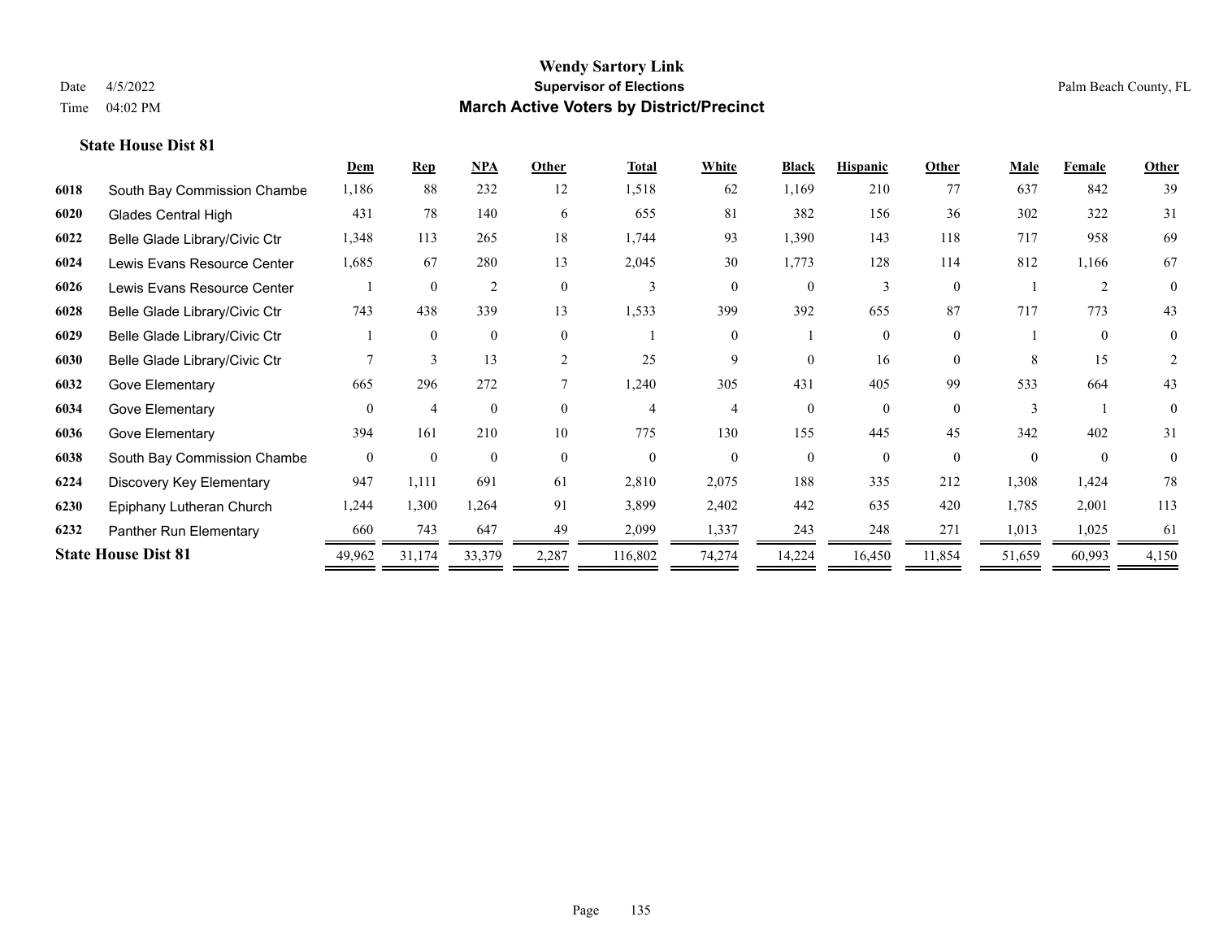## State House Dist 81

| | | Dem | Rep | NPA | Other | Total | White | Black | Hispanic | Other | Male | Female | Other |
|---|---|---|---|---|---|---|---|---|---|---|---|---|---|
| 6018 | South Bay Commission Chambe | 1,186 | 88 | 232 | 12 | 1,518 | 62 | 1,169 | 210 | 77 | 637 | 842 | 39 |
| 6020 | Glades Central High | 431 | 78 | 140 | 6 | 655 | 81 | 382 | 156 | 36 | 302 | 322 | 31 |
| 6022 | Belle Glade Library/Civic Ctr | 1,348 | 113 | 265 | 18 | 1,744 | 93 | 1,390 | 143 | 118 | 717 | 958 | 69 |
| 6024 | Lewis Evans Resource Center | 1,685 | 67 | 280 | 13 | 2,045 | 30 | 1,773 | 128 | 114 | 812 | 1,166 | 67 |
| 6026 | Lewis Evans Resource Center | 1 | 0 | 2 | 0 | 3 | 0 | 0 | 3 | 0 | 1 | 2 | 0 |
| 6028 | Belle Glade Library/Civic Ctr | 743 | 438 | 339 | 13 | 1,533 | 399 | 392 | 655 | 87 | 717 | 773 | 43 |
| 6029 | Belle Glade Library/Civic Ctr | 1 | 0 | 0 | 0 | 1 | 0 | 1 | 0 | 0 | 1 | 0 | 0 |
| 6030 | Belle Glade Library/Civic Ctr | 7 | 3 | 13 | 2 | 25 | 9 | 0 | 16 | 0 | 8 | 15 | 2 |
| 6032 | Gove Elementary | 665 | 296 | 272 | 7 | 1,240 | 305 | 431 | 405 | 99 | 533 | 664 | 43 |
| 6034 | Gove Elementary | 0 | 4 | 0 | 0 | 4 | 4 | 0 | 0 | 0 | 3 | 1 | 0 |
| 6036 | Gove Elementary | 394 | 161 | 210 | 10 | 775 | 130 | 155 | 445 | 45 | 342 | 402 | 31 |
| 6038 | South Bay Commission Chambe | 0 | 0 | 0 | 0 | 0 | 0 | 0 | 0 | 0 | 0 | 0 | 0 |
| 6224 | Discovery Key Elementary | 947 | 1,111 | 691 | 61 | 2,810 | 2,075 | 188 | 335 | 212 | 1,308 | 1,424 | 78 |
| 6230 | Epiphany Lutheran Church | 1,244 | 1,300 | 1,264 | 91 | 3,899 | 2,402 | 442 | 635 | 420 | 1,785 | 2,001 | 113 |
| 6232 | Panther Run Elementary | 660 | 743 | 647 | 49 | 2,099 | 1,337 | 243 | 248 | 271 | 1,013 | 1,025 | 61 |
| **State House Dist 81** | | 49,962 | 31,174 | 33,379 | 2,287 | 116,802 | 74,274 | 14,224 | 16,450 | 11,854 | 51,659 | 60,993 | 4,150 |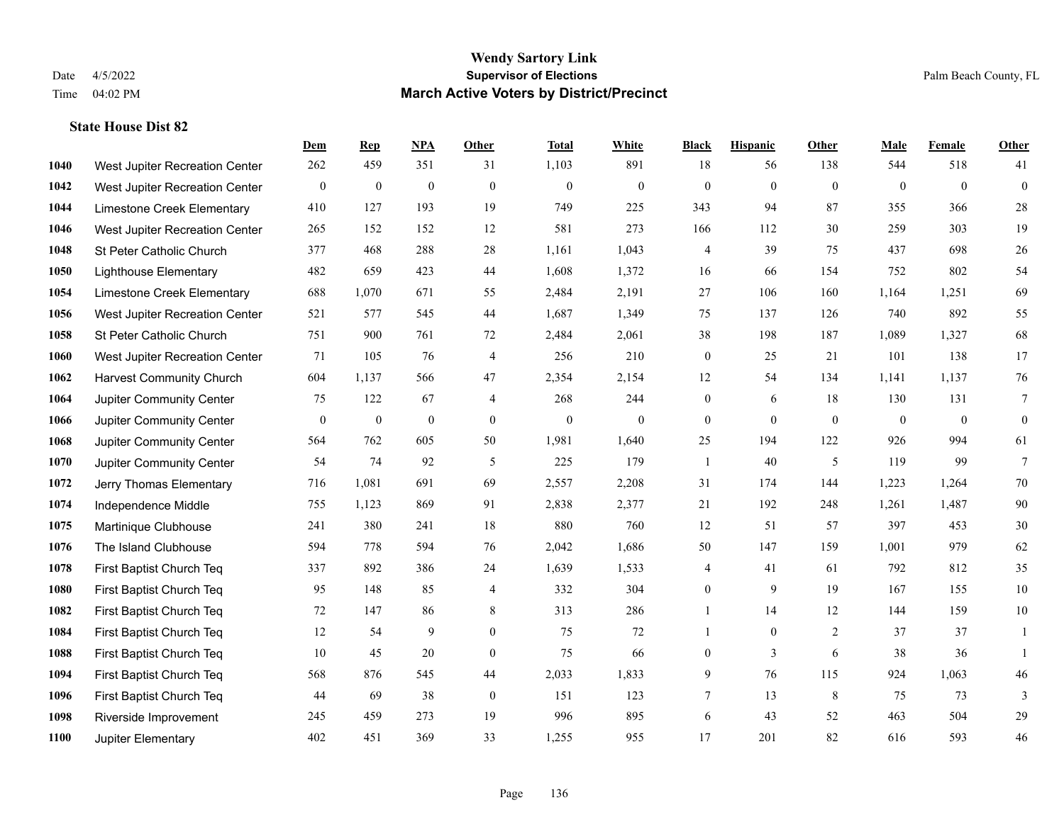# Wendy Sartory Link

**Supervisor of Elections**

**March Active Voters by District/Precinct**

Date 4/5/2022
Time 04:02 PM

Palm Beach County, FL

### State House Dist 82

| | | Dem | Rep | NPA | Other | Total | White | Black | Hispanic | Other | Male | Female | Other |
|---|---|---|---|---|---|---|---|---|---|---|---|---|---|
| 1040 | West Jupiter Recreation Center | 262 | 459 | 351 | 31 | 1,103 | 891 | 18 | 56 | 138 | 544 | 518 | 41 |
| 1042 | West Jupiter Recreation Center | 0 | 0 | 0 | 0 | 0 | 0 | 0 | 0 | 0 | 0 | 0 | 0 |
| 1044 | Limestone Creek Elementary | 410 | 127 | 193 | 19 | 749 | 225 | 343 | 94 | 87 | 355 | 366 | 28 |
| 1046 | West Jupiter Recreation Center | 265 | 152 | 152 | 12 | 581 | 273 | 166 | 112 | 30 | 259 | 303 | 19 |
| 1048 | St Peter Catholic Church | 377 | 468 | 288 | 28 | 1,161 | 1,043 | 4 | 39 | 75 | 437 | 698 | 26 |
| 1050 | Lighthouse Elementary | 482 | 659 | 423 | 44 | 1,608 | 1,372 | 16 | 66 | 154 | 752 | 802 | 54 |
| 1054 | Limestone Creek Elementary | 688 | 1,070 | 671 | 55 | 2,484 | 2,191 | 27 | 106 | 160 | 1,164 | 1,251 | 69 |
| 1056 | West Jupiter Recreation Center | 521 | 577 | 545 | 44 | 1,687 | 1,349 | 75 | 137 | 126 | 740 | 892 | 55 |
| 1058 | St Peter Catholic Church | 751 | 900 | 761 | 72 | 2,484 | 2,061 | 38 | 198 | 187 | 1,089 | 1,327 | 68 |
| 1060 | West Jupiter Recreation Center | 71 | 105 | 76 | 4 | 256 | 210 | 0 | 25 | 21 | 101 | 138 | 17 |
| 1062 | Harvest Community Church | 604 | 1,137 | 566 | 47 | 2,354 | 2,154 | 12 | 54 | 134 | 1,141 | 1,137 | 76 |
| 1064 | Jupiter Community Center | 75 | 122 | 67 | 4 | 268 | 244 | 0 | 6 | 18 | 130 | 131 | 7 |
| 1066 | Jupiter Community Center | 0 | 0 | 0 | 0 | 0 | 0 | 0 | 0 | 0 | 0 | 0 | 0 |
| 1068 | Jupiter Community Center | 564 | 762 | 605 | 50 | 1,981 | 1,640 | 25 | 194 | 122 | 926 | 994 | 61 |
| 1070 | Jupiter Community Center | 54 | 74 | 92 | 5 | 225 | 179 | 1 | 40 | 5 | 119 | 99 | 7 |
| 1072 | Jerry Thomas Elementary | 716 | 1,081 | 691 | 69 | 2,557 | 2,208 | 31 | 174 | 144 | 1,223 | 1,264 | 70 |
| 1074 | Independence Middle | 755 | 1,123 | 869 | 91 | 2,838 | 2,377 | 21 | 192 | 248 | 1,261 | 1,487 | 90 |
| 1075 | Martinique Clubhouse | 241 | 380 | 241 | 18 | 880 | 760 | 12 | 51 | 57 | 397 | 453 | 30 |
| 1076 | The Island Clubhouse | 594 | 778 | 594 | 76 | 2,042 | 1,686 | 50 | 147 | 159 | 1,001 | 979 | 62 |
| 1078 | First Baptist Church Teq | 337 | 892 | 386 | 24 | 1,639 | 1,533 | 4 | 41 | 61 | 792 | 812 | 35 |
| 1080 | First Baptist Church Teq | 95 | 148 | 85 | 4 | 332 | 304 | 0 | 9 | 19 | 167 | 155 | 10 |
| 1082 | First Baptist Church Teq | 72 | 147 | 86 | 8 | 313 | 286 | 1 | 14 | 12 | 144 | 159 | 10 |
| 1084 | First Baptist Church Teq | 12 | 54 | 9 | 0 | 75 | 72 | 1 | 0 | 2 | 37 | 37 | 1 |
| 1088 | First Baptist Church Teq | 10 | 45 | 20 | 0 | 75 | 66 | 0 | 3 | 6 | 38 | 36 | 1 |
| 1094 | First Baptist Church Teq | 568 | 876 | 545 | 44 | 2,033 | 1,833 | 9 | 76 | 115 | 924 | 1,063 | 46 |
| 1096 | First Baptist Church Teq | 44 | 69 | 38 | 0 | 151 | 123 | 7 | 13 | 8 | 75 | 73 | 3 |
| 1098 | Riverside Improvement | 245 | 459 | 273 | 19 | 996 | 895 | 6 | 43 | 52 | 463 | 504 | 29 |
| 1100 | Jupiter Elementary | 402 | 451 | 369 | 33 | 1,255 | 955 | 17 | 201 | 82 | 616 | 593 | 46 |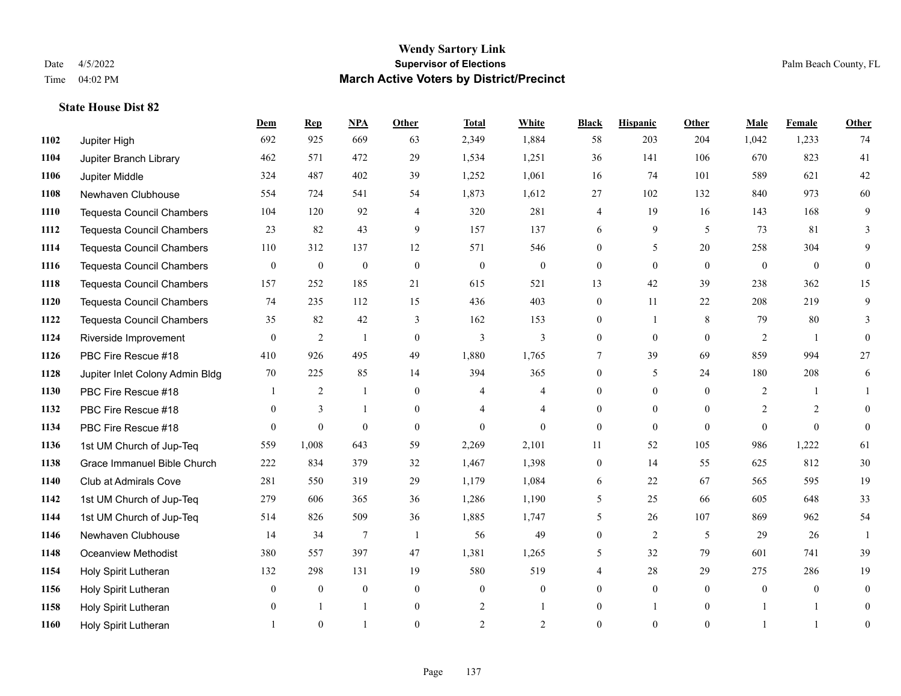# Wendy Sartory Link

**Supervisor of Elections**

**March Active Voters by District/Precinct**

Date 4/5/2022
Time 04:02 PM

Palm Beach County, FL

### State House Dist 82

| | | Dem | Rep | NPA | Other | Total | White | Black | Hispanic | Other | Male | Female | Other |
|---|---|---|---|---|---|---|---|---|---|---|---|---|---|
| 1102 | Jupiter High | 692 | 925 | 669 | 63 | 2,349 | 1,884 | 58 | 203 | 204 | 1,042 | 1,233 | 74 |
| 1104 | Jupiter Branch Library | 462 | 571 | 472 | 29 | 1,534 | 1,251 | 36 | 141 | 106 | 670 | 823 | 41 |
| 1106 | Jupiter Middle | 324 | 487 | 402 | 39 | 1,252 | 1,061 | 16 | 74 | 101 | 589 | 621 | 42 |
| 1108 | Newhaven Clubhouse | 554 | 724 | 541 | 54 | 1,873 | 1,612 | 27 | 102 | 132 | 840 | 973 | 60 |
| 1110 | Tequesta Council Chambers | 104 | 120 | 92 | 4 | 320 | 281 | 4 | 19 | 16 | 143 | 168 | 9 |
| 1112 | Tequesta Council Chambers | 23 | 82 | 43 | 9 | 157 | 137 | 6 | 9 | 5 | 73 | 81 | 3 |
| 1114 | Tequesta Council Chambers | 110 | 312 | 137 | 12 | 571 | 546 | 0 | 5 | 20 | 258 | 304 | 9 |
| 1116 | Tequesta Council Chambers | 0 | 0 | 0 | 0 | 0 | 0 | 0 | 0 | 0 | 0 | 0 | 0 |
| 1118 | Tequesta Council Chambers | 157 | 252 | 185 | 21 | 615 | 521 | 13 | 42 | 39 | 238 | 362 | 15 |
| 1120 | Tequesta Council Chambers | 74 | 235 | 112 | 15 | 436 | 403 | 0 | 11 | 22 | 208 | 219 | 9 |
| 1122 | Tequesta Council Chambers | 35 | 82 | 42 | 3 | 162 | 153 | 0 | 1 | 8 | 79 | 80 | 3 |
| 1124 | Riverside Improvement | 0 | 2 | 1 | 0 | 3 | 3 | 0 | 0 | 0 | 2 | 1 | 0 |
| 1126 | PBC Fire Rescue #18 | 410 | 926 | 495 | 49 | 1,880 | 1,765 | 7 | 39 | 69 | 859 | 994 | 27 |
| 1128 | Jupiter Inlet Colony Admin Bldg | 70 | 225 | 85 | 14 | 394 | 365 | 0 | 5 | 24 | 180 | 208 | 6 |
| 1130 | PBC Fire Rescue #18 | 1 | 2 | 1 | 0 | 4 | 4 | 0 | 0 | 0 | 2 | 1 | 1 |
| 1132 | PBC Fire Rescue #18 | 0 | 3 | 1 | 0 | 4 | 4 | 0 | 0 | 0 | 2 | 2 | 0 |
| 1134 | PBC Fire Rescue #18 | 0 | 0 | 0 | 0 | 0 | 0 | 0 | 0 | 0 | 0 | 0 | 0 |
| 1136 | 1st UM Church of Jup-Teq | 559 | 1,008 | 643 | 59 | 2,269 | 2,101 | 11 | 52 | 105 | 986 | 1,222 | 61 |
| 1138 | Grace Immanuel Bible Church | 222 | 834 | 379 | 32 | 1,467 | 1,398 | 0 | 14 | 55 | 625 | 812 | 30 |
| 1140 | Club at Admirals Cove | 281 | 550 | 319 | 29 | 1,179 | 1,084 | 6 | 22 | 67 | 565 | 595 | 19 |
| 1142 | 1st UM Church of Jup-Teq | 279 | 606 | 365 | 36 | 1,286 | 1,190 | 5 | 25 | 66 | 605 | 648 | 33 |
| 1144 | 1st UM Church of Jup-Teq | 514 | 826 | 509 | 36 | 1,885 | 1,747 | 5 | 26 | 107 | 869 | 962 | 54 |
| 1146 | Newhaven Clubhouse | 14 | 34 | 7 | 1 | 56 | 49 | 0 | 2 | 5 | 29 | 26 | 1 |
| 1148 | Oceanview Methodist | 380 | 557 | 397 | 47 | 1,381 | 1,265 | 5 | 32 | 79 | 601 | 741 | 39 |
| 1154 | Holy Spirit Lutheran | 132 | 298 | 131 | 19 | 580 | 519 | 4 | 28 | 29 | 275 | 286 | 19 |
| 1156 | Holy Spirit Lutheran | 0 | 0 | 0 | 0 | 0 | 0 | 0 | 0 | 0 | 0 | 0 | 0 |
| 1158 | Holy Spirit Lutheran | 0 | 1 | 1 | 0 | 2 | 1 | 0 | 1 | 0 | 1 | 1 | 0 |
| 1160 | Holy Spirit Lutheran | 1 | 0 | 1 | 0 | 2 | 2 | 0 | 0 | 0 | 1 | 1 | 0 |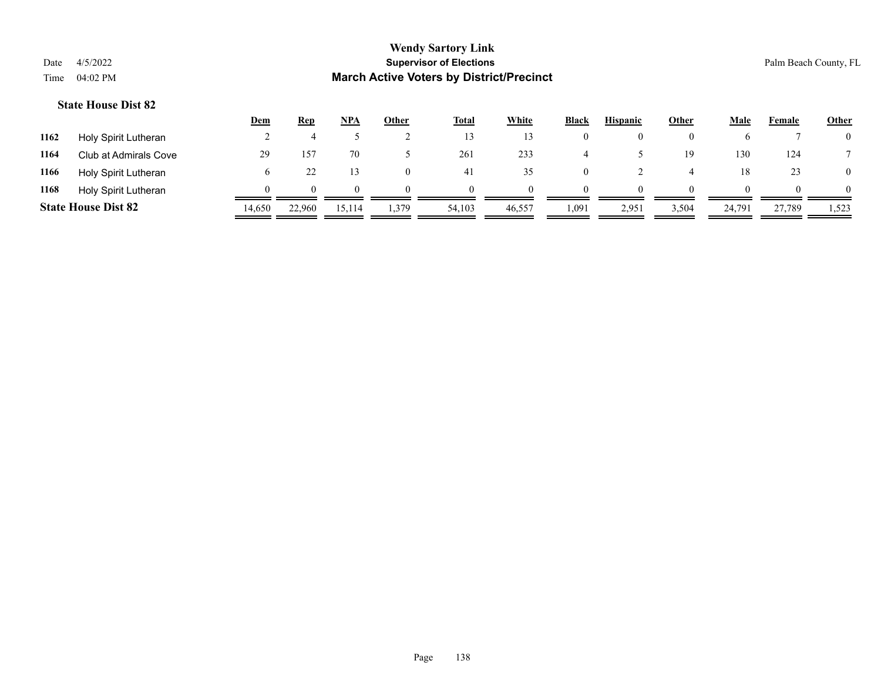# Wendy Sartory Link
## Supervisor of Elections
## March Active Voters by District/Precinct

Date 4/5/2022
Time 04:02 PM

Palm Beach County, FL

### State House Dist 82

| | | Dem | Rep | NPA | Other | Total | White | Black | Hispanic | Other | Male | Female | Other |
|---|---|---|---|---|---|---|---|---|---|---|---|---|---|
| 1162 | Holy Spirit Lutheran | 2 | 4 | 5 | 2 | 13 | 13 | 0 | 0 | 0 | 6 | 7 | 0 |
| 1164 | Club at Admirals Cove | 29 | 157 | 70 | 5 | 261 | 233 | 4 | 5 | 19 | 130 | 124 | 7 |
| 1166 | Holy Spirit Lutheran | 6 | 22 | 13 | 0 | 41 | 35 | 0 | 2 | 4 | 18 | 23 | 0 |
| 1168 | Holy Spirit Lutheran | 0 | 0 | 0 | 0 | 0 | 0 | 0 | 0 | 0 | 0 | 0 | 0 |
| **State House Dist 82** | | 14,650 | 22,960 | 15,114 | 1,379 | 54,103 | 46,557 | 1,091 | 2,951 | 3,504 | 24,791 | 27,789 | 1,523 |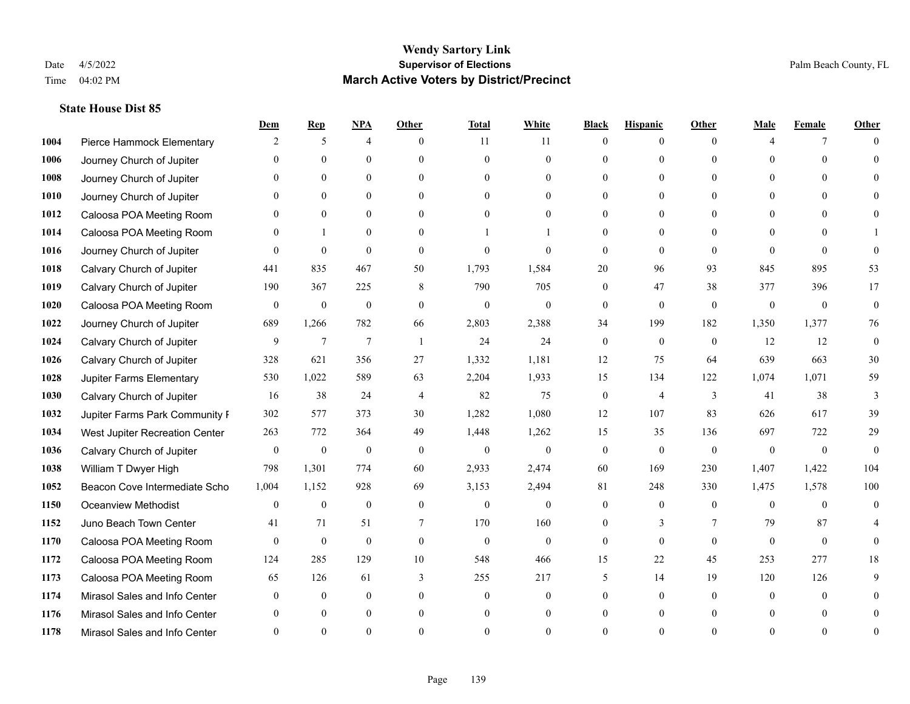# Wendy Sartory Link
## Supervisor of Elections
## March Active Voters by District/Precinct

Date 4/5/2022
Time 04:02 PM

Palm Beach County, FL

### State House Dist 85

| | | Dem | Rep | NPA | Other | Total | White | Black | Hispanic | Other | Male | Female | Other |
|---|---|---|---|---|---|---|---|---|---|---|---|---|---|
| 1004 | Pierce Hammock Elementary | 2 | 5 | 4 | 0 | 11 | 11 | 0 | 0 | 0 | 4 | 7 | 0 |
| 1006 | Journey Church of Jupiter | 0 | 0 | 0 | 0 | 0 | 0 | 0 | 0 | 0 | 0 | 0 | 0 |
| 1008 | Journey Church of Jupiter | 0 | 0 | 0 | 0 | 0 | 0 | 0 | 0 | 0 | 0 | 0 | 0 |
| 1010 | Journey Church of Jupiter | 0 | 0 | 0 | 0 | 0 | 0 | 0 | 0 | 0 | 0 | 0 | 0 |
| 1012 | Caloosa POA Meeting Room | 0 | 0 | 0 | 0 | 0 | 0 | 0 | 0 | 0 | 0 | 0 | 0 |
| 1014 | Caloosa POA Meeting Room | 0 | 1 | 0 | 0 | 1 | 1 | 0 | 0 | 0 | 0 | 0 | 1 |
| 1016 | Journey Church of Jupiter | 0 | 0 | 0 | 0 | 0 | 0 | 0 | 0 | 0 | 0 | 0 | 0 |
| 1018 | Calvary Church of Jupiter | 441 | 835 | 467 | 50 | 1,793 | 1,584 | 20 | 96 | 93 | 845 | 895 | 53 |
| 1019 | Calvary Church of Jupiter | 190 | 367 | 225 | 8 | 790 | 705 | 0 | 47 | 38 | 377 | 396 | 17 |
| 1020 | Caloosa POA Meeting Room | 0 | 0 | 0 | 0 | 0 | 0 | 0 | 0 | 0 | 0 | 0 | 0 |
| 1022 | Journey Church of Jupiter | 689 | 1,266 | 782 | 66 | 2,803 | 2,388 | 34 | 199 | 182 | 1,350 | 1,377 | 76 |
| 1024 | Calvary Church of Jupiter | 9 | 7 | 7 | 1 | 24 | 24 | 0 | 0 | 0 | 12 | 12 | 0 |
| 1026 | Calvary Church of Jupiter | 328 | 621 | 356 | 27 | 1,332 | 1,181 | 12 | 75 | 64 | 639 | 663 | 30 |
| 1028 | Jupiter Farms Elementary | 530 | 1,022 | 589 | 63 | 2,204 | 1,933 | 15 | 134 | 122 | 1,074 | 1,071 | 59 |
| 1030 | Calvary Church of Jupiter | 16 | 38 | 24 | 4 | 82 | 75 | 0 | 4 | 3 | 41 | 38 | 3 |
| 1032 | Jupiter Farms Park Community F | 302 | 577 | 373 | 30 | 1,282 | 1,080 | 12 | 107 | 83 | 626 | 617 | 39 |
| 1034 | West Jupiter Recreation Center | 263 | 772 | 364 | 49 | 1,448 | 1,262 | 15 | 35 | 136 | 697 | 722 | 29 |
| 1036 | Calvary Church of Jupiter | 0 | 0 | 0 | 0 | 0 | 0 | 0 | 0 | 0 | 0 | 0 | 0 |
| 1038 | William T Dwyer High | 798 | 1,301 | 774 | 60 | 2,933 | 2,474 | 60 | 169 | 230 | 1,407 | 1,422 | 104 |
| 1052 | Beacon Cove Intermediate Scho | 1,004 | 1,152 | 928 | 69 | 3,153 | 2,494 | 81 | 248 | 330 | 1,475 | 1,578 | 100 |
| 1150 | Oceanview Methodist | 0 | 0 | 0 | 0 | 0 | 0 | 0 | 0 | 0 | 0 | 0 | 0 |
| 1152 | Juno Beach Town Center | 41 | 71 | 51 | 7 | 170 | 160 | 0 | 3 | 7 | 79 | 87 | 4 |
| 1170 | Caloosa POA Meeting Room | 0 | 0 | 0 | 0 | 0 | 0 | 0 | 0 | 0 | 0 | 0 | 0 |
| 1172 | Caloosa POA Meeting Room | 124 | 285 | 129 | 10 | 548 | 466 | 15 | 22 | 45 | 253 | 277 | 18 |
| 1173 | Caloosa POA Meeting Room | 65 | 126 | 61 | 3 | 255 | 217 | 5 | 14 | 19 | 120 | 126 | 9 |
| 1174 | Mirasol Sales and Info Center | 0 | 0 | 0 | 0 | 0 | 0 | 0 | 0 | 0 | 0 | 0 | 0 |
| 1176 | Mirasol Sales and Info Center | 0 | 0 | 0 | 0 | 0 | 0 | 0 | 0 | 0 | 0 | 0 | 0 |
| 1178 | Mirasol Sales and Info Center | 0 | 0 | 0 | 0 | 0 | 0 | 0 | 0 | 0 | 0 | 0 | 0 |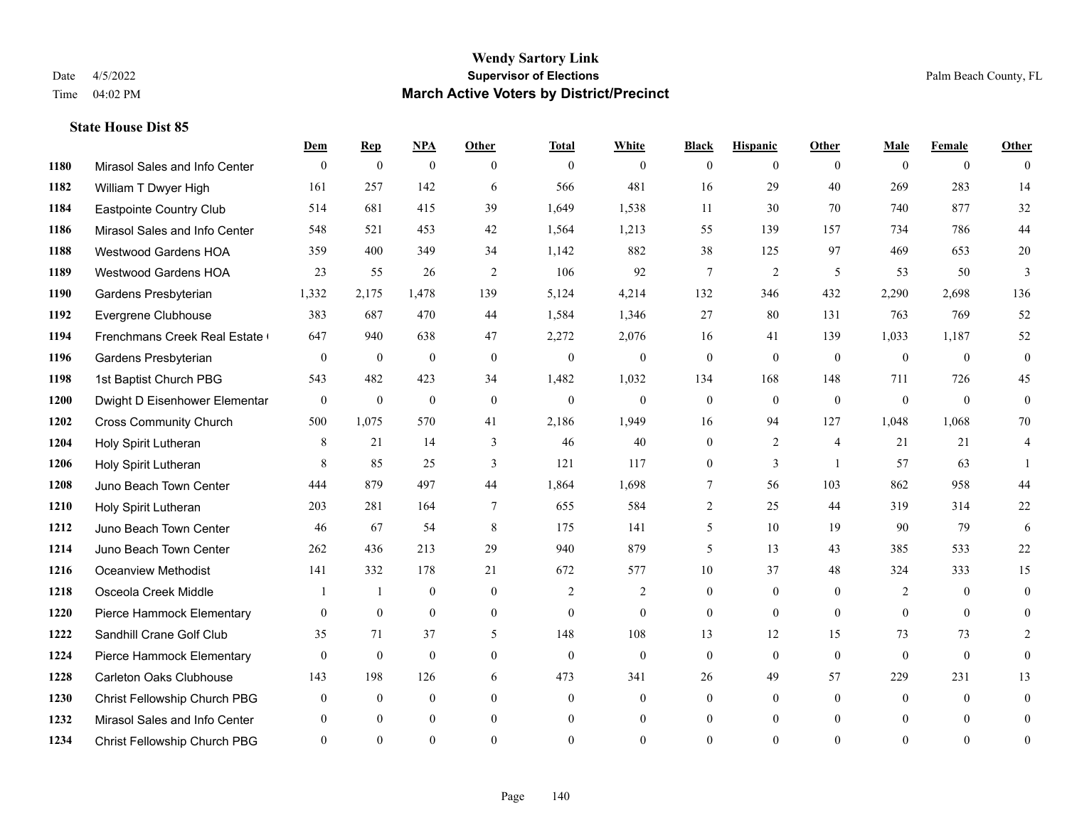**Wendy Sartory Link**
**Supervisor of Elections**
**March Active Voters by District/Precinct**

Date 4/5/2022
Time 04:02 PM

Palm Beach County, FL

### State House Dist 85

| | | Dem | Rep | NPA | Other | Total | White | Black | Hispanic | Other | Male | Female | Other |
|---|---|---|---|---|---|---|---|---|---|---|---|---|---|
| 1180 | Mirasol Sales and Info Center | 0 | 0 | 0 | 0 | 0 | 0 | 0 | 0 | 0 | 0 | 0 | 0 |
| 1182 | William T Dwyer High | 161 | 257 | 142 | 6 | 566 | 481 | 16 | 29 | 40 | 269 | 283 | 14 |
| 1184 | Eastpointe Country Club | 514 | 681 | 415 | 39 | 1,649 | 1,538 | 11 | 30 | 70 | 740 | 877 | 32 |
| 1186 | Mirasol Sales and Info Center | 548 | 521 | 453 | 42 | 1,564 | 1,213 | 55 | 139 | 157 | 734 | 786 | 44 |
| 1188 | Westwood Gardens HOA | 359 | 400 | 349 | 34 | 1,142 | 882 | 38 | 125 | 97 | 469 | 653 | 20 |
| 1189 | Westwood Gardens HOA | 23 | 55 | 26 | 2 | 106 | 92 | 7 | 2 | 5 | 53 | 50 | 3 |
| 1190 | Gardens Presbyterian | 1,332 | 2,175 | 1,478 | 139 | 5,124 | 4,214 | 132 | 346 | 432 | 2,290 | 2,698 | 136 |
| 1192 | Evergrene Clubhouse | 383 | 687 | 470 | 44 | 1,584 | 1,346 | 27 | 80 | 131 | 763 | 769 | 52 |
| 1194 | Frenchmans Creek Real Estate ( | 647 | 940 | 638 | 47 | 2,272 | 2,076 | 16 | 41 | 139 | 1,033 | 1,187 | 52 |
| 1196 | Gardens Presbyterian | 0 | 0 | 0 | 0 | 0 | 0 | 0 | 0 | 0 | 0 | 0 | 0 |
| 1198 | 1st Baptist Church PBG | 543 | 482 | 423 | 34 | 1,482 | 1,032 | 134 | 168 | 148 | 711 | 726 | 45 |
| 1200 | Dwight D Eisenhower Elementar | 0 | 0 | 0 | 0 | 0 | 0 | 0 | 0 | 0 | 0 | 0 | 0 |
| 1202 | Cross Community Church | 500 | 1,075 | 570 | 41 | 2,186 | 1,949 | 16 | 94 | 127 | 1,048 | 1,068 | 70 |
| 1204 | Holy Spirit Lutheran | 8 | 21 | 14 | 3 | 46 | 40 | 0 | 2 | 4 | 21 | 21 | 4 |
| 1206 | Holy Spirit Lutheran | 8 | 85 | 25 | 3 | 121 | 117 | 0 | 3 | 1 | 57 | 63 | 1 |
| 1208 | Juno Beach Town Center | 444 | 879 | 497 | 44 | 1,864 | 1,698 | 7 | 56 | 103 | 862 | 958 | 44 |
| 1210 | Holy Spirit Lutheran | 203 | 281 | 164 | 7 | 655 | 584 | 2 | 25 | 44 | 319 | 314 | 22 |
| 1212 | Juno Beach Town Center | 46 | 67 | 54 | 8 | 175 | 141 | 5 | 10 | 19 | 90 | 79 | 6 |
| 1214 | Juno Beach Town Center | 262 | 436 | 213 | 29 | 940 | 879 | 5 | 13 | 43 | 385 | 533 | 22 |
| 1216 | Oceanview Methodist | 141 | 332 | 178 | 21 | 672 | 577 | 10 | 37 | 48 | 324 | 333 | 15 |
| 1218 | Osceola Creek Middle | 1 | 1 | 0 | 0 | 2 | 2 | 0 | 0 | 0 | 2 | 0 | 0 |
| 1220 | Pierce Hammock Elementary | 0 | 0 | 0 | 0 | 0 | 0 | 0 | 0 | 0 | 0 | 0 | 0 |
| 1222 | Sandhill Crane Golf Club | 35 | 71 | 37 | 5 | 148 | 108 | 13 | 12 | 15 | 73 | 73 | 2 |
| 1224 | Pierce Hammock Elementary | 0 | 0 | 0 | 0 | 0 | 0 | 0 | 0 | 0 | 0 | 0 | 0 |
| 1228 | Carleton Oaks Clubhouse | 143 | 198 | 126 | 6 | 473 | 341 | 26 | 49 | 57 | 229 | 231 | 13 |
| 1230 | Christ Fellowship Church PBG | 0 | 0 | 0 | 0 | 0 | 0 | 0 | 0 | 0 | 0 | 0 | 0 |
| 1232 | Mirasol Sales and Info Center | 0 | 0 | 0 | 0 | 0 | 0 | 0 | 0 | 0 | 0 | 0 | 0 |
| 1234 | Christ Fellowship Church PBG | 0 | 0 | 0 | 0 | 0 | 0 | 0 | 0 | 0 | 0 | 0 | 0 |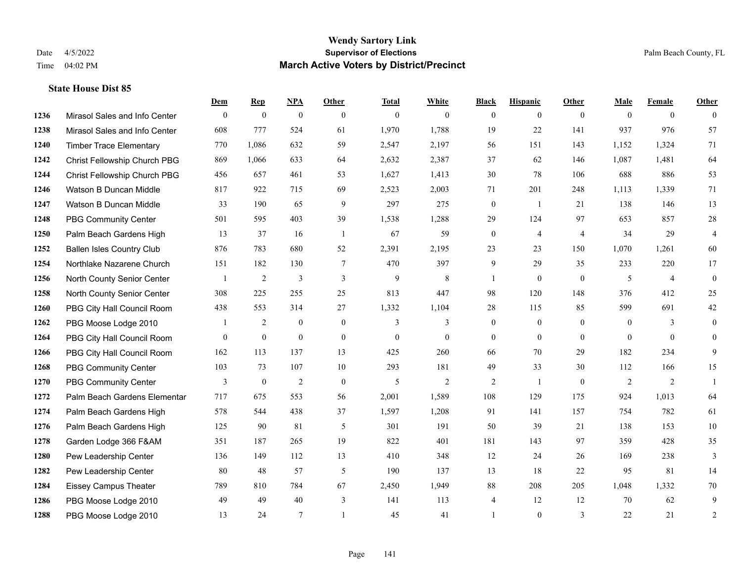# Wendy Sartory Link
## Supervisor of Elections
## March Active Voters by District/Precinct

Date 4/5/2022
Time 04:02 PM

Palm Beach County, FL

### State House Dist 85

| | | Dem | Rep | NPA | Other | Total | White | Black | Hispanic | Other | Male | Female | Other |
|---|---|---|---|---|---|---|---|---|---|---|---|---|---|
| 1236 | Mirasol Sales and Info Center | 0 | 0 | 0 | 0 | 0 | 0 | 0 | 0 | 0 | 0 | 0 | 0 |
| 1238 | Mirasol Sales and Info Center | 608 | 777 | 524 | 61 | 1,970 | 1,788 | 19 | 22 | 141 | 937 | 976 | 57 |
| 1240 | Timber Trace Elementary | 770 | 1,086 | 632 | 59 | 2,547 | 2,197 | 56 | 151 | 143 | 1,152 | 1,324 | 71 |
| 1242 | Christ Fellowship Church PBG | 869 | 1,066 | 633 | 64 | 2,632 | 2,387 | 37 | 62 | 146 | 1,087 | 1,481 | 64 |
| 1244 | Christ Fellowship Church PBG | 456 | 657 | 461 | 53 | 1,627 | 1,413 | 30 | 78 | 106 | 688 | 886 | 53 |
| 1246 | Watson B Duncan Middle | 817 | 922 | 715 | 69 | 2,523 | 2,003 | 71 | 201 | 248 | 1,113 | 1,339 | 71 |
| 1247 | Watson B Duncan Middle | 33 | 190 | 65 | 9 | 297 | 275 | 0 | 1 | 21 | 138 | 146 | 13 |
| 1248 | PBG Community Center | 501 | 595 | 403 | 39 | 1,538 | 1,288 | 29 | 124 | 97 | 653 | 857 | 28 |
| 1250 | Palm Beach Gardens High | 13 | 37 | 16 | 1 | 67 | 59 | 0 | 4 | 4 | 34 | 29 | 4 |
| 1252 | Ballen Isles Country Club | 876 | 783 | 680 | 52 | 2,391 | 2,195 | 23 | 23 | 150 | 1,070 | 1,261 | 60 |
| 1254 | Northlake Nazarene Church | 151 | 182 | 130 | 7 | 470 | 397 | 9 | 29 | 35 | 233 | 220 | 17 |
| 1256 | North County Senior Center | 1 | 2 | 3 | 3 | 9 | 8 | 1 | 0 | 0 | 5 | 4 | 0 |
| 1258 | North County Senior Center | 308 | 225 | 255 | 25 | 813 | 447 | 98 | 120 | 148 | 376 | 412 | 25 |
| 1260 | PBG City Hall Council Room | 438 | 553 | 314 | 27 | 1,332 | 1,104 | 28 | 115 | 85 | 599 | 691 | 42 |
| 1262 | PBG Moose Lodge 2010 | 1 | 2 | 0 | 0 | 3 | 3 | 0 | 0 | 0 | 0 | 3 | 0 |
| 1264 | PBG City Hall Council Room | 0 | 0 | 0 | 0 | 0 | 0 | 0 | 0 | 0 | 0 | 0 | 0 |
| 1266 | PBG City Hall Council Room | 162 | 113 | 137 | 13 | 425 | 260 | 66 | 70 | 29 | 182 | 234 | 9 |
| 1268 | PBG Community Center | 103 | 73 | 107 | 10 | 293 | 181 | 49 | 33 | 30 | 112 | 166 | 15 |
| 1270 | PBG Community Center | 3 | 0 | 2 | 0 | 5 | 2 | 2 | 1 | 0 | 2 | 2 | 1 |
| 1272 | Palm Beach Gardens Elementar | 717 | 675 | 553 | 56 | 2,001 | 1,589 | 108 | 129 | 175 | 924 | 1,013 | 64 |
| 1274 | Palm Beach Gardens High | 578 | 544 | 438 | 37 | 1,597 | 1,208 | 91 | 141 | 157 | 754 | 782 | 61 |
| 1276 | Palm Beach Gardens High | 125 | 90 | 81 | 5 | 301 | 191 | 50 | 39 | 21 | 138 | 153 | 10 |
| 1278 | Garden Lodge 366 F&AM | 351 | 187 | 265 | 19 | 822 | 401 | 181 | 143 | 97 | 359 | 428 | 35 |
| 1280 | Pew Leadership Center | 136 | 149 | 112 | 13 | 410 | 348 | 12 | 24 | 26 | 169 | 238 | 3 |
| 1282 | Pew Leadership Center | 80 | 48 | 57 | 5 | 190 | 137 | 13 | 18 | 22 | 95 | 81 | 14 |
| 1284 | Eissey Campus Theater | 789 | 810 | 784 | 67 | 2,450 | 1,949 | 88 | 208 | 205 | 1,048 | 1,332 | 70 |
| 1286 | PBG Moose Lodge 2010 | 49 | 49 | 40 | 3 | 141 | 113 | 4 | 12 | 12 | 70 | 62 | 9 |
| 1288 | PBG Moose Lodge 2010 | 13 | 24 | 7 | 1 | 45 | 41 | 1 | 0 | 3 | 22 | 21 | 2 |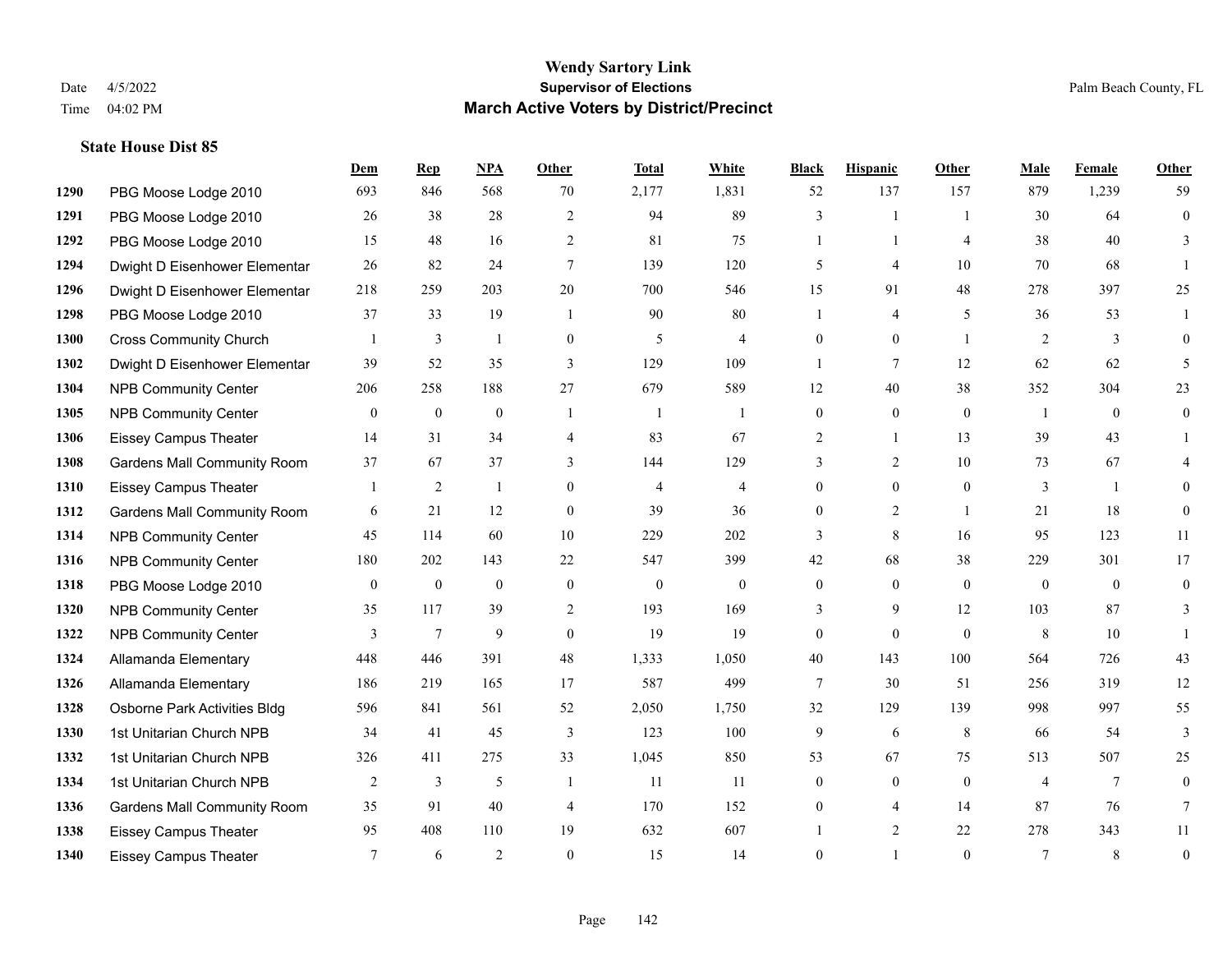# Wendy Sartory Link
## Supervisor of Elections
## March Active Voters by District/Precinct

Date 4/5/2022
Time 04:02 PM

Palm Beach County, FL

### State House Dist 85

| | | Dem | Rep | NPA | Other | Total | White | Black | Hispanic | Other | Male | Female | Other |
|---|---|---|---|---|---|---|---|---|---|---|---|---|---|
| 1290 | PBG Moose Lodge 2010 | 693 | 846 | 568 | 70 | 2,177 | 1,831 | 52 | 137 | 157 | 879 | 1,239 | 59 |
| 1291 | PBG Moose Lodge 2010 | 26 | 38 | 28 | 2 | 94 | 89 | 3 | 1 | 1 | 30 | 64 | 0 |
| 1292 | PBG Moose Lodge 2010 | 15 | 48 | 16 | 2 | 81 | 75 | 1 | 1 | 4 | 38 | 40 | 3 |
| 1294 | Dwight D Eisenhower Elementar | 26 | 82 | 24 | 7 | 139 | 120 | 5 | 4 | 10 | 70 | 68 | 1 |
| 1296 | Dwight D Eisenhower Elementar | 218 | 259 | 203 | 20 | 700 | 546 | 15 | 91 | 48 | 278 | 397 | 25 |
| 1298 | PBG Moose Lodge 2010 | 37 | 33 | 19 | 1 | 90 | 80 | 1 | 4 | 5 | 36 | 53 | 1 |
| 1300 | Cross Community Church | 1 | 3 | 1 | 0 | 5 | 4 | 0 | 0 | 1 | 2 | 3 | 0 |
| 1302 | Dwight D Eisenhower Elementar | 39 | 52 | 35 | 3 | 129 | 109 | 1 | 7 | 12 | 62 | 62 | 5 |
| 1304 | NPB Community Center | 206 | 258 | 188 | 27 | 679 | 589 | 12 | 40 | 38 | 352 | 304 | 23 |
| 1305 | NPB Community Center | 0 | 0 | 0 | 1 | 1 | 1 | 0 | 0 | 0 | 1 | 0 | 0 |
| 1306 | Eissey Campus Theater | 14 | 31 | 34 | 4 | 83 | 67 | 2 | 1 | 13 | 39 | 43 | 1 |
| 1308 | Gardens Mall Community Room | 37 | 67 | 37 | 3 | 144 | 129 | 3 | 2 | 10 | 73 | 67 | 4 |
| 1310 | Eissey Campus Theater | 1 | 2 | 1 | 0 | 4 | 4 | 0 | 0 | 0 | 3 | 1 | 0 |
| 1312 | Gardens Mall Community Room | 6 | 21 | 12 | 0 | 39 | 36 | 0 | 2 | 1 | 21 | 18 | 0 |
| 1314 | NPB Community Center | 45 | 114 | 60 | 10 | 229 | 202 | 3 | 8 | 16 | 95 | 123 | 11 |
| 1316 | NPB Community Center | 180 | 202 | 143 | 22 | 547 | 399 | 42 | 68 | 38 | 229 | 301 | 17 |
| 1318 | PBG Moose Lodge 2010 | 0 | 0 | 0 | 0 | 0 | 0 | 0 | 0 | 0 | 0 | 0 | 0 |
| 1320 | NPB Community Center | 35 | 117 | 39 | 2 | 193 | 169 | 3 | 9 | 12 | 103 | 87 | 3 |
| 1322 | NPB Community Center | 3 | 7 | 9 | 0 | 19 | 19 | 0 | 0 | 0 | 8 | 10 | 1 |
| 1324 | Allamanda Elementary | 448 | 446 | 391 | 48 | 1,333 | 1,050 | 40 | 143 | 100 | 564 | 726 | 43 |
| 1326 | Allamanda Elementary | 186 | 219 | 165 | 17 | 587 | 499 | 7 | 30 | 51 | 256 | 319 | 12 |
| 1328 | Osborne Park Activities Bldg | 596 | 841 | 561 | 52 | 2,050 | 1,750 | 32 | 129 | 139 | 998 | 997 | 55 |
| 1330 | 1st Unitarian Church NPB | 34 | 41 | 45 | 3 | 123 | 100 | 9 | 6 | 8 | 66 | 54 | 3 |
| 1332 | 1st Unitarian Church NPB | 326 | 411 | 275 | 33 | 1,045 | 850 | 53 | 67 | 75 | 513 | 507 | 25 |
| 1334 | 1st Unitarian Church NPB | 2 | 3 | 5 | 1 | 11 | 11 | 0 | 0 | 0 | 4 | 7 | 0 |
| 1336 | Gardens Mall Community Room | 35 | 91 | 40 | 4 | 170 | 152 | 0 | 4 | 14 | 87 | 76 | 7 |
| 1338 | Eissey Campus Theater | 95 | 408 | 110 | 19 | 632 | 607 | 1 | 2 | 22 | 278 | 343 | 11 |
| 1340 | Eissey Campus Theater | 7 | 6 | 2 | 0 | 15 | 14 | 0 | 1 | 0 | 7 | 8 | 0 |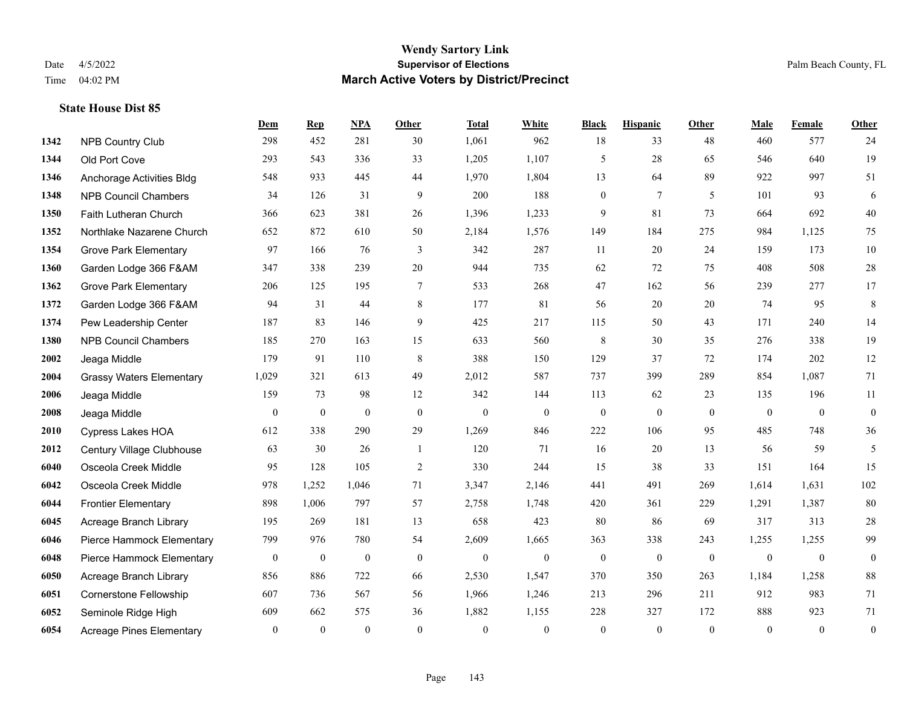# Wendy Sartory Link

**Supervisor of Elections**

**March Active Voters by District/Precinct**

Date 4/5/2022
Time 04:02 PM

Palm Beach County, FL

### State House Dist 85

| | | Dem | Rep | NPA | Other | Total | White | Black | Hispanic | Other | Male | Female | Other |
|---|---|---|---|---|---|---|---|---|---|---|---|---|---|
| 1342 | NPB Country Club | 298 | 452 | 281 | 30 | 1,061 | 962 | 18 | 33 | 48 | 460 | 577 | 24 |
| 1344 | Old Port Cove | 293 | 543 | 336 | 33 | 1,205 | 1,107 | 5 | 28 | 65 | 546 | 640 | 19 |
| 1346 | Anchorage Activities Bldg | 548 | 933 | 445 | 44 | 1,970 | 1,804 | 13 | 64 | 89 | 922 | 997 | 51 |
| 1348 | NPB Council Chambers | 34 | 126 | 31 | 9 | 200 | 188 | 0 | 7 | 5 | 101 | 93 | 6 |
| 1350 | Faith Lutheran Church | 366 | 623 | 381 | 26 | 1,396 | 1,233 | 9 | 81 | 73 | 664 | 692 | 40 |
| 1352 | Northlake Nazarene Church | 652 | 872 | 610 | 50 | 2,184 | 1,576 | 149 | 184 | 275 | 984 | 1,125 | 75 |
| 1354 | Grove Park Elementary | 97 | 166 | 76 | 3 | 342 | 287 | 11 | 20 | 24 | 159 | 173 | 10 |
| 1360 | Garden Lodge 366 F&AM | 347 | 338 | 239 | 20 | 944 | 735 | 62 | 72 | 75 | 408 | 508 | 28 |
| 1362 | Grove Park Elementary | 206 | 125 | 195 | 7 | 533 | 268 | 47 | 162 | 56 | 239 | 277 | 17 |
| 1372 | Garden Lodge 366 F&AM | 94 | 31 | 44 | 8 | 177 | 81 | 56 | 20 | 20 | 74 | 95 | 8 |
| 1374 | Pew Leadership Center | 187 | 83 | 146 | 9 | 425 | 217 | 115 | 50 | 43 | 171 | 240 | 14 |
| 1380 | NPB Council Chambers | 185 | 270 | 163 | 15 | 633 | 560 | 8 | 30 | 35 | 276 | 338 | 19 |
| 2002 | Jeaga Middle | 179 | 91 | 110 | 8 | 388 | 150 | 129 | 37 | 72 | 174 | 202 | 12 |
| 2004 | Grassy Waters Elementary | 1,029 | 321 | 613 | 49 | 2,012 | 587 | 737 | 399 | 289 | 854 | 1,087 | 71 |
| 2006 | Jeaga Middle | 159 | 73 | 98 | 12 | 342 | 144 | 113 | 62 | 23 | 135 | 196 | 11 |
| 2008 | Jeaga Middle | 0 | 0 | 0 | 0 | 0 | 0 | 0 | 0 | 0 | 0 | 0 | 0 |
| 2010 | Cypress Lakes HOA | 612 | 338 | 290 | 29 | 1,269 | 846 | 222 | 106 | 95 | 485 | 748 | 36 |
| 2012 | Century Village Clubhouse | 63 | 30 | 26 | 1 | 120 | 71 | 16 | 20 | 13 | 56 | 59 | 5 |
| 6040 | Osceola Creek Middle | 95 | 128 | 105 | 2 | 330 | 244 | 15 | 38 | 33 | 151 | 164 | 15 |
| 6042 | Osceola Creek Middle | 978 | 1,252 | 1,046 | 71 | 3,347 | 2,146 | 441 | 491 | 269 | 1,614 | 1,631 | 102 |
| 6044 | Frontier Elementary | 898 | 1,006 | 797 | 57 | 2,758 | 1,748 | 420 | 361 | 229 | 1,291 | 1,387 | 80 |
| 6045 | Acreage Branch Library | 195 | 269 | 181 | 13 | 658 | 423 | 80 | 86 | 69 | 317 | 313 | 28 |
| 6046 | Pierce Hammock Elementary | 799 | 976 | 780 | 54 | 2,609 | 1,665 | 363 | 338 | 243 | 1,255 | 1,255 | 99 |
| 6048 | Pierce Hammock Elementary | 0 | 0 | 0 | 0 | 0 | 0 | 0 | 0 | 0 | 0 | 0 | 0 |
| 6050 | Acreage Branch Library | 856 | 886 | 722 | 66 | 2,530 | 1,547 | 370 | 350 | 263 | 1,184 | 1,258 | 88 |
| 6051 | Cornerstone Fellowship | 607 | 736 | 567 | 56 | 1,966 | 1,246 | 213 | 296 | 211 | 912 | 983 | 71 |
| 6052 | Seminole Ridge High | 609 | 662 | 575 | 36 | 1,882 | 1,155 | 228 | 327 | 172 | 888 | 923 | 71 |
| 6054 | Acreage Pines Elementary | 0 | 0 | 0 | 0 | 0 | 0 | 0 | 0 | 0 | 0 | 0 | 0 |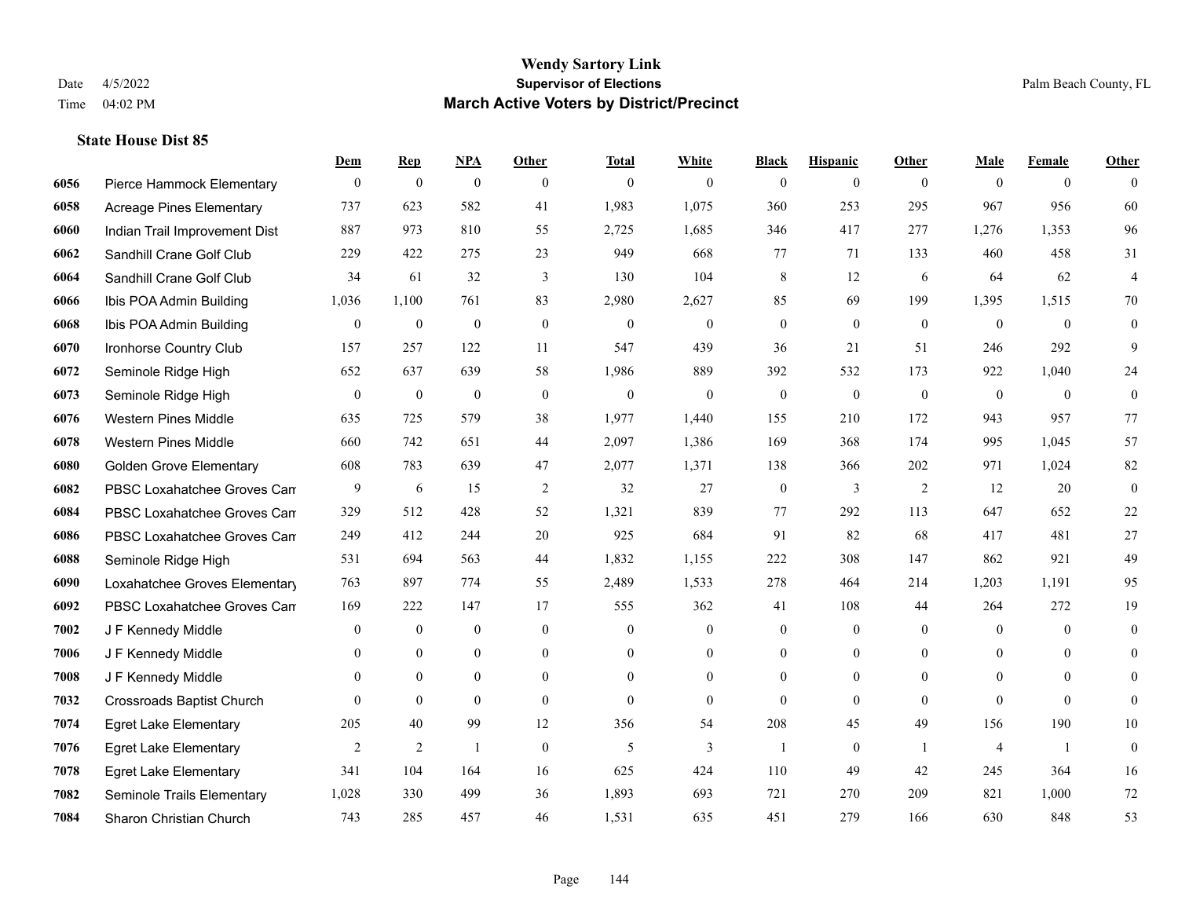# Wendy Sartory Link
## Supervisor of Elections
## March Active Voters by District/Precinct

Date 4/5/2022
Time 04:02 PM
Palm Beach County, FL

### State House Dist 85

| | | Dem | Rep | NPA | Other | Total | White | Black | Hispanic | Other | Male | Female | Other |
|---|---|---|---|---|---|---|---|---|---|---|---|---|---|
| 6056 | Pierce Hammock Elementary | 0 | 0 | 0 | 0 | 0 | 0 | 0 | 0 | 0 | 0 | 0 | 0 |
| 6058 | Acreage Pines Elementary | 737 | 623 | 582 | 41 | 1,983 | 1,075 | 360 | 253 | 295 | 967 | 956 | 60 |
| 6060 | Indian Trail Improvement Dist | 887 | 973 | 810 | 55 | 2,725 | 1,685 | 346 | 417 | 277 | 1,276 | 1,353 | 96 |
| 6062 | Sandhill Crane Golf Club | 229 | 422 | 275 | 23 | 949 | 668 | 77 | 71 | 133 | 460 | 458 | 31 |
| 6064 | Sandhill Crane Golf Club | 34 | 61 | 32 | 3 | 130 | 104 | 8 | 12 | 6 | 64 | 62 | 4 |
| 6066 | Ibis POA Admin Building | 1,036 | 1,100 | 761 | 83 | 2,980 | 2,627 | 85 | 69 | 199 | 1,395 | 1,515 | 70 |
| 6068 | Ibis POA Admin Building | 0 | 0 | 0 | 0 | 0 | 0 | 0 | 0 | 0 | 0 | 0 | 0 |
| 6070 | Ironhorse Country Club | 157 | 257 | 122 | 11 | 547 | 439 | 36 | 21 | 51 | 246 | 292 | 9 |
| 6072 | Seminole Ridge High | 652 | 637 | 639 | 58 | 1,986 | 889 | 392 | 532 | 173 | 922 | 1,040 | 24 |
| 6073 | Seminole Ridge High | 0 | 0 | 0 | 0 | 0 | 0 | 0 | 0 | 0 | 0 | 0 | 0 |
| 6076 | Western Pines Middle | 635 | 725 | 579 | 38 | 1,977 | 1,440 | 155 | 210 | 172 | 943 | 957 | 77 |
| 6078 | Western Pines Middle | 660 | 742 | 651 | 44 | 2,097 | 1,386 | 169 | 368 | 174 | 995 | 1,045 | 57 |
| 6080 | Golden Grove Elementary | 608 | 783 | 639 | 47 | 2,077 | 1,371 | 138 | 366 | 202 | 971 | 1,024 | 82 |
| 6082 | PBSC Loxahatchee Groves Cam | 9 | 6 | 15 | 2 | 32 | 27 | 0 | 3 | 2 | 12 | 20 | 0 |
| 6084 | PBSC Loxahatchee Groves Cam | 329 | 512 | 428 | 52 | 1,321 | 839 | 77 | 292 | 113 | 647 | 652 | 22 |
| 6086 | PBSC Loxahatchee Groves Cam | 249 | 412 | 244 | 20 | 925 | 684 | 91 | 82 | 68 | 417 | 481 | 27 |
| 6088 | Seminole Ridge High | 531 | 694 | 563 | 44 | 1,832 | 1,155 | 222 | 308 | 147 | 862 | 921 | 49 |
| 6090 | Loxahatchee Groves Elementary | 763 | 897 | 774 | 55 | 2,489 | 1,533 | 278 | 464 | 214 | 1,203 | 1,191 | 95 |
| 6092 | PBSC Loxahatchee Groves Cam | 169 | 222 | 147 | 17 | 555 | 362 | 41 | 108 | 44 | 264 | 272 | 19 |
| 7002 | J F Kennedy Middle | 0 | 0 | 0 | 0 | 0 | 0 | 0 | 0 | 0 | 0 | 0 | 0 |
| 7006 | J F Kennedy Middle | 0 | 0 | 0 | 0 | 0 | 0 | 0 | 0 | 0 | 0 | 0 | 0 |
| 7008 | J F Kennedy Middle | 0 | 0 | 0 | 0 | 0 | 0 | 0 | 0 | 0 | 0 | 0 | 0 |
| 7032 | Crossroads Baptist Church | 0 | 0 | 0 | 0 | 0 | 0 | 0 | 0 | 0 | 0 | 0 | 0 |
| 7074 | Egret Lake Elementary | 205 | 40 | 99 | 12 | 356 | 54 | 208 | 45 | 49 | 156 | 190 | 10 |
| 7076 | Egret Lake Elementary | 2 | 2 | 1 | 0 | 5 | 3 | 1 | 0 | 1 | 4 | 1 | 0 |
| 7078 | Egret Lake Elementary | 341 | 104 | 164 | 16 | 625 | 424 | 110 | 49 | 42 | 245 | 364 | 16 |
| 7082 | Seminole Trails Elementary | 1,028 | 330 | 499 | 36 | 1,893 | 693 | 721 | 270 | 209 | 821 | 1,000 | 72 |
| 7084 | Sharon Christian Church | 743 | 285 | 457 | 46 | 1,531 | 635 | 451 | 279 | 166 | 630 | 848 | 53 |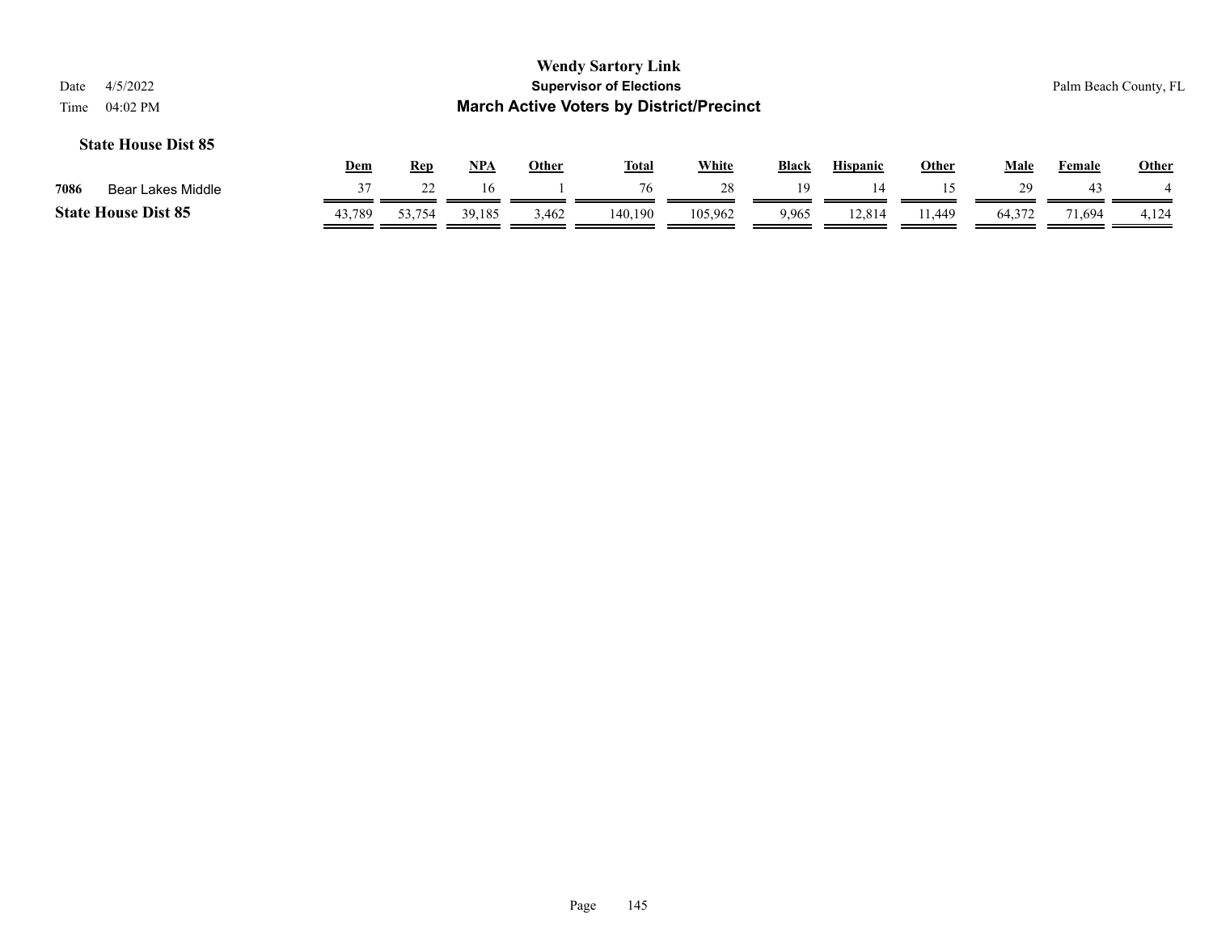# Wendy Sartory Link

## Supervisor of Elections

## March Active Voters by District/Precinct

Date 4/5/2022

Time 04:02 PM

Palm Beach County, FL

### State House Dist 85

| | | Dem | Rep | NPA | Other | Total | White | Black | Hispanic | Other | Male | Female | Other |
|---|---|---|---|---|---|---|---|---|---|---|---|---|---|
| 7086 | Bear Lakes Middle | 37 | 22 | 16 | 1 | 76 | 28 | 19 | 14 | 15 | 29 | 43 | 4 |
| **State House Dist 85** | | 43,789 | 53,754 | 39,185 | 3,462 | 140,190 | 105,962 | 9,965 | 12,814 | 11,449 | 64,372 | 71,694 | 4,124 |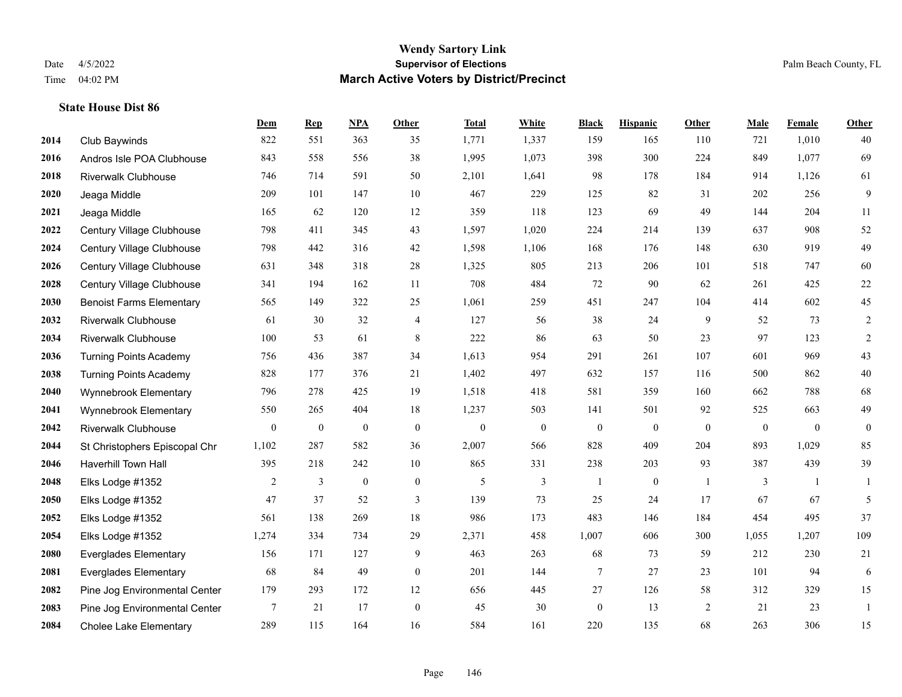# Wendy Sartory Link
## Supervisor of Elections
## March Active Voters by District/Precinct

Date 4/5/2022
Time 04:02 PM

Palm Beach County, FL

### State House Dist 86

| | | Dem | Rep | NPA | Other | Total | White | Black | Hispanic | Other | Male | Female | Other |
|---|---|---|---|---|---|---|---|---|---|---|---|---|---|
| 2014 | Club Baywinds | 822 | 551 | 363 | 35 | 1,771 | 1,337 | 159 | 165 | 110 | 721 | 1,010 | 40 |
| 2016 | Andros Isle POA Clubhouse | 843 | 558 | 556 | 38 | 1,995 | 1,073 | 398 | 300 | 224 | 849 | 1,077 | 69 |
| 2018 | Riverwalk Clubhouse | 746 | 714 | 591 | 50 | 2,101 | 1,641 | 98 | 178 | 184 | 914 | 1,126 | 61 |
| 2020 | Jeaga Middle | 209 | 101 | 147 | 10 | 467 | 229 | 125 | 82 | 31 | 202 | 256 | 9 |
| 2021 | Jeaga Middle | 165 | 62 | 120 | 12 | 359 | 118 | 123 | 69 | 49 | 144 | 204 | 11 |
| 2022 | Century Village Clubhouse | 798 | 411 | 345 | 43 | 1,597 | 1,020 | 224 | 214 | 139 | 637 | 908 | 52 |
| 2024 | Century Village Clubhouse | 798 | 442 | 316 | 42 | 1,598 | 1,106 | 168 | 176 | 148 | 630 | 919 | 49 |
| 2026 | Century Village Clubhouse | 631 | 348 | 318 | 28 | 1,325 | 805 | 213 | 206 | 101 | 518 | 747 | 60 |
| 2028 | Century Village Clubhouse | 341 | 194 | 162 | 11 | 708 | 484 | 72 | 90 | 62 | 261 | 425 | 22 |
| 2030 | Benoist Farms Elementary | 565 | 149 | 322 | 25 | 1,061 | 259 | 451 | 247 | 104 | 414 | 602 | 45 |
| 2032 | Riverwalk Clubhouse | 61 | 30 | 32 | 4 | 127 | 56 | 38 | 24 | 9 | 52 | 73 | 2 |
| 2034 | Riverwalk Clubhouse | 100 | 53 | 61 | 8 | 222 | 86 | 63 | 50 | 23 | 97 | 123 | 2 |
| 2036 | Turning Points Academy | 756 | 436 | 387 | 34 | 1,613 | 954 | 291 | 261 | 107 | 601 | 969 | 43 |
| 2038 | Turning Points Academy | 828 | 177 | 376 | 21 | 1,402 | 497 | 632 | 157 | 116 | 500 | 862 | 40 |
| 2040 | Wynnebrook Elementary | 796 | 278 | 425 | 19 | 1,518 | 418 | 581 | 359 | 160 | 662 | 788 | 68 |
| 2041 | Wynnebrook Elementary | 550 | 265 | 404 | 18 | 1,237 | 503 | 141 | 501 | 92 | 525 | 663 | 49 |
| 2042 | Riverwalk Clubhouse | 0 | 0 | 0 | 0 | 0 | 0 | 0 | 0 | 0 | 0 | 0 | 0 |
| 2044 | St Christophers Episcopal Chr | 1,102 | 287 | 582 | 36 | 2,007 | 566 | 828 | 409 | 204 | 893 | 1,029 | 85 |
| 2046 | Haverhill Town Hall | 395 | 218 | 242 | 10 | 865 | 331 | 238 | 203 | 93 | 387 | 439 | 39 |
| 2048 | Elks Lodge #1352 | 2 | 3 | 0 | 0 | 5 | 3 | 1 | 0 | 1 | 3 | 1 | 1 |
| 2050 | Elks Lodge #1352 | 47 | 37 | 52 | 3 | 139 | 73 | 25 | 24 | 17 | 67 | 67 | 5 |
| 2052 | Elks Lodge #1352 | 561 | 138 | 269 | 18 | 986 | 173 | 483 | 146 | 184 | 454 | 495 | 37 |
| 2054 | Elks Lodge #1352 | 1,274 | 334 | 734 | 29 | 2,371 | 458 | 1,007 | 606 | 300 | 1,055 | 1,207 | 109 |
| 2080 | Everglades Elementary | 156 | 171 | 127 | 9 | 463 | 263 | 68 | 73 | 59 | 212 | 230 | 21 |
| 2081 | Everglades Elementary | 68 | 84 | 49 | 0 | 201 | 144 | 7 | 27 | 23 | 101 | 94 | 6 |
| 2082 | Pine Jog Environmental Center | 179 | 293 | 172 | 12 | 656 | 445 | 27 | 126 | 58 | 312 | 329 | 15 |
| 2083 | Pine Jog Environmental Center | 7 | 21 | 17 | 0 | 45 | 30 | 0 | 13 | 2 | 21 | 23 | 1 |
| 2084 | Cholee Lake Elementary | 289 | 115 | 164 | 16 | 584 | 161 | 220 | 135 | 68 | 263 | 306 | 15 |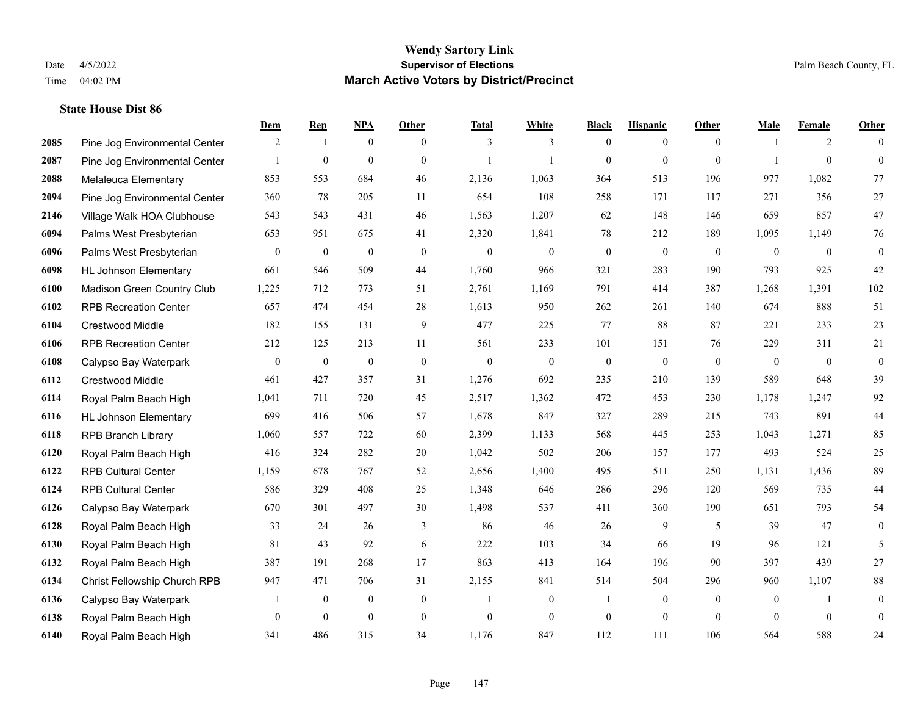# Wendy Sartory Link
## Supervisor of Elections
## March Active Voters by District/Precinct

Date 4/5/2022
Time 04:02 PM

Palm Beach County, FL

**State House Dist 86**

| | | Dem | Rep | NPA | Other | Total | White | Black | Hispanic | Other | Male | Female | Other |
|---|---|---|---|---|---|---|---|---|---|---|---|---|---|
| 2085 | Pine Jog Environmental Center | 2 | 1 | 0 | 0 | 3 | 3 | 0 | 0 | 0 | 1 | 2 | 0 |
| 2087 | Pine Jog Environmental Center | 1 | 0 | 0 | 0 | 1 | 1 | 0 | 0 | 0 | 1 | 0 | 0 |
| 2088 | Melaleuca Elementary | 853 | 553 | 684 | 46 | 2,136 | 1,063 | 364 | 513 | 196 | 977 | 1,082 | 77 |
| 2094 | Pine Jog Environmental Center | 360 | 78 | 205 | 11 | 654 | 108 | 258 | 171 | 117 | 271 | 356 | 27 |
| 2146 | Village Walk HOA Clubhouse | 543 | 543 | 431 | 46 | 1,563 | 1,207 | 62 | 148 | 146 | 659 | 857 | 47 |
| 6094 | Palms West Presbyterian | 653 | 951 | 675 | 41 | 2,320 | 1,841 | 78 | 212 | 189 | 1,095 | 1,149 | 76 |
| 6096 | Palms West Presbyterian | 0 | 0 | 0 | 0 | 0 | 0 | 0 | 0 | 0 | 0 | 0 | 0 |
| 6098 | HL Johnson Elementary | 661 | 546 | 509 | 44 | 1,760 | 966 | 321 | 283 | 190 | 793 | 925 | 42 |
| 6100 | Madison Green Country Club | 1,225 | 712 | 773 | 51 | 2,761 | 1,169 | 791 | 414 | 387 | 1,268 | 1,391 | 102 |
| 6102 | RPB Recreation Center | 657 | 474 | 454 | 28 | 1,613 | 950 | 262 | 261 | 140 | 674 | 888 | 51 |
| 6104 | Crestwood Middle | 182 | 155 | 131 | 9 | 477 | 225 | 77 | 88 | 87 | 221 | 233 | 23 |
| 6106 | RPB Recreation Center | 212 | 125 | 213 | 11 | 561 | 233 | 101 | 151 | 76 | 229 | 311 | 21 |
| 6108 | Calypso Bay Waterpark | 0 | 0 | 0 | 0 | 0 | 0 | 0 | 0 | 0 | 0 | 0 | 0 |
| 6112 | Crestwood Middle | 461 | 427 | 357 | 31 | 1,276 | 692 | 235 | 210 | 139 | 589 | 648 | 39 |
| 6114 | Royal Palm Beach High | 1,041 | 711 | 720 | 45 | 2,517 | 1,362 | 472 | 453 | 230 | 1,178 | 1,247 | 92 |
| 6116 | HL Johnson Elementary | 699 | 416 | 506 | 57 | 1,678 | 847 | 327 | 289 | 215 | 743 | 891 | 44 |
| 6118 | RPB Branch Library | 1,060 | 557 | 722 | 60 | 2,399 | 1,133 | 568 | 445 | 253 | 1,043 | 1,271 | 85 |
| 6120 | Royal Palm Beach High | 416 | 324 | 282 | 20 | 1,042 | 502 | 206 | 157 | 177 | 493 | 524 | 25 |
| 6122 | RPB Cultural Center | 1,159 | 678 | 767 | 52 | 2,656 | 1,400 | 495 | 511 | 250 | 1,131 | 1,436 | 89 |
| 6124 | RPB Cultural Center | 586 | 329 | 408 | 25 | 1,348 | 646 | 286 | 296 | 120 | 569 | 735 | 44 |
| 6126 | Calypso Bay Waterpark | 670 | 301 | 497 | 30 | 1,498 | 537 | 411 | 360 | 190 | 651 | 793 | 54 |
| 6128 | Royal Palm Beach High | 33 | 24 | 26 | 3 | 86 | 46 | 26 | 9 | 5 | 39 | 47 | 0 |
| 6130 | Royal Palm Beach High | 81 | 43 | 92 | 6 | 222 | 103 | 34 | 66 | 19 | 96 | 121 | 5 |
| 6132 | Royal Palm Beach High | 387 | 191 | 268 | 17 | 863 | 413 | 164 | 196 | 90 | 397 | 439 | 27 |
| 6134 | Christ Fellowship Church RPB | 947 | 471 | 706 | 31 | 2,155 | 841 | 514 | 504 | 296 | 960 | 1,107 | 88 |
| 6136 | Calypso Bay Waterpark | 1 | 0 | 0 | 0 | 1 | 0 | 1 | 0 | 0 | 0 | 1 | 0 |
| 6138 | Royal Palm Beach High | 0 | 0 | 0 | 0 | 0 | 0 | 0 | 0 | 0 | 0 | 0 | 0 |
| 6140 | Royal Palm Beach High | 341 | 486 | 315 | 34 | 1,176 | 847 | 112 | 111 | 106 | 564 | 588 | 24 |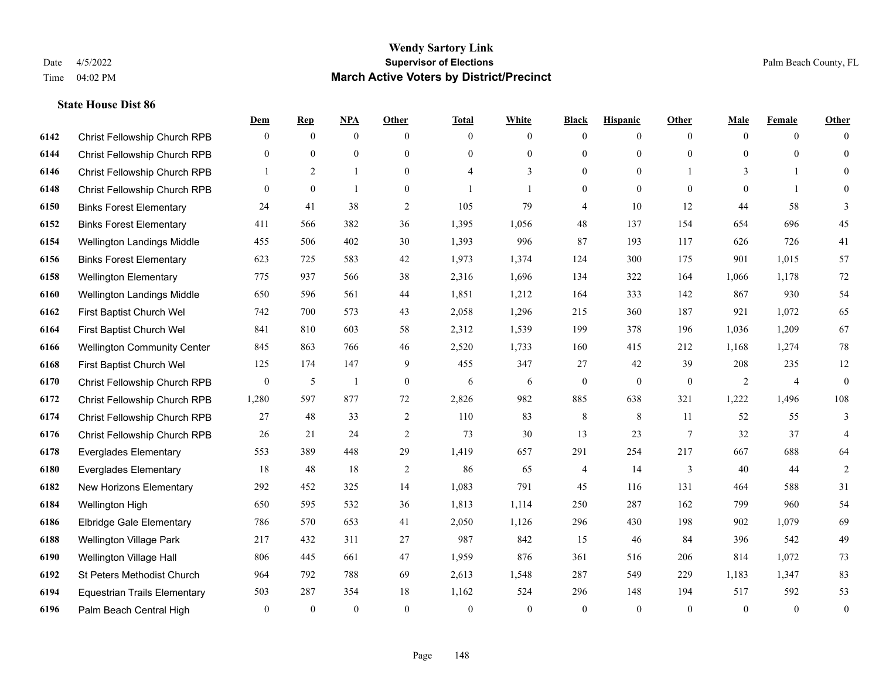# Wendy Sartory Link
## Supervisor of Elections
## March Active Voters by District/Precinct

Date 4/5/2022
Time 04:02 PM

Palm Beach County, FL

### State House Dist 86

| | | Dem | Rep | NPA | Other | Total | White | Black | Hispanic | Other | Male | Female | Other |
|---|---|---|---|---|---|---|---|---|---|---|---|---|---|
| 6142 | Christ Fellowship Church RPB | 0 | 0 | 0 | 0 | 0 | 0 | 0 | 0 | 0 | 0 | 0 | 0 |
| 6144 | Christ Fellowship Church RPB | 0 | 0 | 0 | 0 | 0 | 0 | 0 | 0 | 0 | 0 | 0 | 0 |
| 6146 | Christ Fellowship Church RPB | 1 | 2 | 1 | 0 | 4 | 3 | 0 | 0 | 1 | 3 | 1 | 0 |
| 6148 | Christ Fellowship Church RPB | 0 | 0 | 1 | 0 | 1 | 1 | 0 | 0 | 0 | 0 | 1 | 0 |
| 6150 | Binks Forest Elementary | 24 | 41 | 38 | 2 | 105 | 79 | 4 | 10 | 12 | 44 | 58 | 3 |
| 6152 | Binks Forest Elementary | 411 | 566 | 382 | 36 | 1,395 | 1,056 | 48 | 137 | 154 | 654 | 696 | 45 |
| 6154 | Wellington Landings Middle | 455 | 506 | 402 | 30 | 1,393 | 996 | 87 | 193 | 117 | 626 | 726 | 41 |
| 6156 | Binks Forest Elementary | 623 | 725 | 583 | 42 | 1,973 | 1,374 | 124 | 300 | 175 | 901 | 1,015 | 57 |
| 6158 | Wellington Elementary | 775 | 937 | 566 | 38 | 2,316 | 1,696 | 134 | 322 | 164 | 1,066 | 1,178 | 72 |
| 6160 | Wellington Landings Middle | 650 | 596 | 561 | 44 | 1,851 | 1,212 | 164 | 333 | 142 | 867 | 930 | 54 |
| 6162 | First Baptist Church Wel | 742 | 700 | 573 | 43 | 2,058 | 1,296 | 215 | 360 | 187 | 921 | 1,072 | 65 |
| 6164 | First Baptist Church Wel | 841 | 810 | 603 | 58 | 2,312 | 1,539 | 199 | 378 | 196 | 1,036 | 1,209 | 67 |
| 6166 | Wellington Community Center | 845 | 863 | 766 | 46 | 2,520 | 1,733 | 160 | 415 | 212 | 1,168 | 1,274 | 78 |
| 6168 | First Baptist Church Wel | 125 | 174 | 147 | 9 | 455 | 347 | 27 | 42 | 39 | 208 | 235 | 12 |
| 6170 | Christ Fellowship Church RPB | 0 | 5 | 1 | 0 | 6 | 6 | 0 | 0 | 0 | 2 | 4 | 0 |
| 6172 | Christ Fellowship Church RPB | 1,280 | 597 | 877 | 72 | 2,826 | 982 | 885 | 638 | 321 | 1,222 | 1,496 | 108 |
| 6174 | Christ Fellowship Church RPB | 27 | 48 | 33 | 2 | 110 | 83 | 8 | 8 | 11 | 52 | 55 | 3 |
| 6176 | Christ Fellowship Church RPB | 26 | 21 | 24 | 2 | 73 | 30 | 13 | 23 | 7 | 32 | 37 | 4 |
| 6178 | Everglades Elementary | 553 | 389 | 448 | 29 | 1,419 | 657 | 291 | 254 | 217 | 667 | 688 | 64 |
| 6180 | Everglades Elementary | 18 | 48 | 18 | 2 | 86 | 65 | 4 | 14 | 3 | 40 | 44 | 2 |
| 6182 | New Horizons Elementary | 292 | 452 | 325 | 14 | 1,083 | 791 | 45 | 116 | 131 | 464 | 588 | 31 |
| 6184 | Wellington High | 650 | 595 | 532 | 36 | 1,813 | 1,114 | 250 | 287 | 162 | 799 | 960 | 54 |
| 6186 | Elbridge Gale Elementary | 786 | 570 | 653 | 41 | 2,050 | 1,126 | 296 | 430 | 198 | 902 | 1,079 | 69 |
| 6188 | Wellington Village Park | 217 | 432 | 311 | 27 | 987 | 842 | 15 | 46 | 84 | 396 | 542 | 49 |
| 6190 | Wellington Village Hall | 806 | 445 | 661 | 47 | 1,959 | 876 | 361 | 516 | 206 | 814 | 1,072 | 73 |
| 6192 | St Peters Methodist Church | 964 | 792 | 788 | 69 | 2,613 | 1,548 | 287 | 549 | 229 | 1,183 | 1,347 | 83 |
| 6194 | Equestrian Trails Elementary | 503 | 287 | 354 | 18 | 1,162 | 524 | 296 | 148 | 194 | 517 | 592 | 53 |
| 6196 | Palm Beach Central High | 0 | 0 | 0 | 0 | 0 | 0 | 0 | 0 | 0 | 0 | 0 | 0 |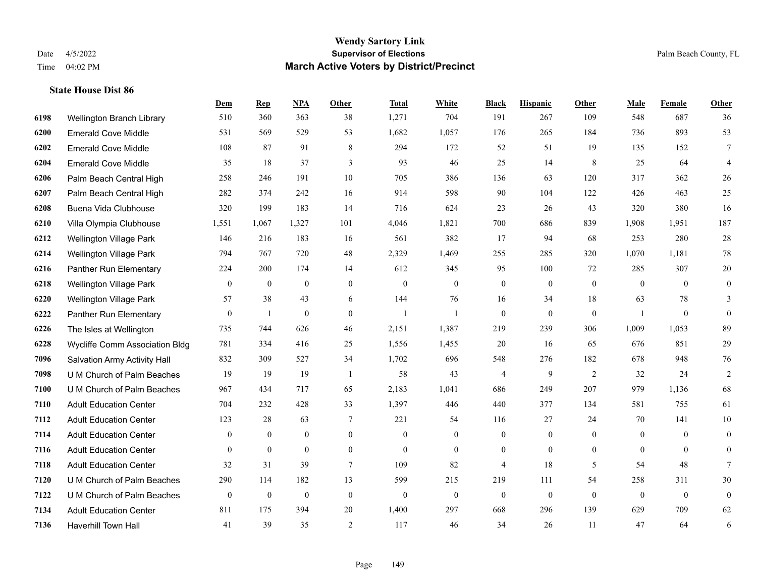# Wendy Sartory Link
## Supervisor of Elections
## March Active Voters by District/Precinct

Date 4/5/2022
Time 04:02 PM

Palm Beach County, FL

### State House Dist 86

| | | Dem | Rep | NPA | Other | Total | White | Black | Hispanic | Other | Male | Female | Other |
|---|---|---|---|---|---|---|---|---|---|---|---|---|---|
| 6198 | Wellington Branch Library | 510 | 360 | 363 | 38 | 1,271 | 704 | 191 | 267 | 109 | 548 | 687 | 36 |
| 6200 | Emerald Cove Middle | 531 | 569 | 529 | 53 | 1,682 | 1,057 | 176 | 265 | 184 | 736 | 893 | 53 |
| 6202 | Emerald Cove Middle | 108 | 87 | 91 | 8 | 294 | 172 | 52 | 51 | 19 | 135 | 152 | 7 |
| 6204 | Emerald Cove Middle | 35 | 18 | 37 | 3 | 93 | 46 | 25 | 14 | 8 | 25 | 64 | 4 |
| 6206 | Palm Beach Central High | 258 | 246 | 191 | 10 | 705 | 386 | 136 | 63 | 120 | 317 | 362 | 26 |
| 6207 | Palm Beach Central High | 282 | 374 | 242 | 16 | 914 | 598 | 90 | 104 | 122 | 426 | 463 | 25 |
| 6208 | Buena Vida Clubhouse | 320 | 199 | 183 | 14 | 716 | 624 | 23 | 26 | 43 | 320 | 380 | 16 |
| 6210 | Villa Olympia Clubhouse | 1,551 | 1,067 | 1,327 | 101 | 4,046 | 1,821 | 700 | 686 | 839 | 1,908 | 1,951 | 187 |
| 6212 | Wellington Village Park | 146 | 216 | 183 | 16 | 561 | 382 | 17 | 94 | 68 | 253 | 280 | 28 |
| 6214 | Wellington Village Park | 794 | 767 | 720 | 48 | 2,329 | 1,469 | 255 | 285 | 320 | 1,070 | 1,181 | 78 |
| 6216 | Panther Run Elementary | 224 | 200 | 174 | 14 | 612 | 345 | 95 | 100 | 72 | 285 | 307 | 20 |
| 6218 | Wellington Village Park | 0 | 0 | 0 | 0 | 0 | 0 | 0 | 0 | 0 | 0 | 0 | 0 |
| 6220 | Wellington Village Park | 57 | 38 | 43 | 6 | 144 | 76 | 16 | 34 | 18 | 63 | 78 | 3 |
| 6222 | Panther Run Elementary | 0 | 1 | 0 | 0 | 1 | 1 | 0 | 0 | 0 | 1 | 0 | 0 |
| 6226 | The Isles at Wellington | 735 | 744 | 626 | 46 | 2,151 | 1,387 | 219 | 239 | 306 | 1,009 | 1,053 | 89 |
| 6228 | Wycliffe Comm Association Bldg | 781 | 334 | 416 | 25 | 1,556 | 1,455 | 20 | 16 | 65 | 676 | 851 | 29 |
| 7096 | Salvation Army Activity Hall | 832 | 309 | 527 | 34 | 1,702 | 696 | 548 | 276 | 182 | 678 | 948 | 76 |
| 7098 | U M Church of Palm Beaches | 19 | 19 | 19 | 1 | 58 | 43 | 4 | 9 | 2 | 32 | 24 | 2 |
| 7100 | U M Church of Palm Beaches | 967 | 434 | 717 | 65 | 2,183 | 1,041 | 686 | 249 | 207 | 979 | 1,136 | 68 |
| 7110 | Adult Education Center | 704 | 232 | 428 | 33 | 1,397 | 446 | 440 | 377 | 134 | 581 | 755 | 61 |
| 7112 | Adult Education Center | 123 | 28 | 63 | 7 | 221 | 54 | 116 | 27 | 24 | 70 | 141 | 10 |
| 7114 | Adult Education Center | 0 | 0 | 0 | 0 | 0 | 0 | 0 | 0 | 0 | 0 | 0 | 0 |
| 7116 | Adult Education Center | 0 | 0 | 0 | 0 | 0 | 0 | 0 | 0 | 0 | 0 | 0 | 0 |
| 7118 | Adult Education Center | 32 | 31 | 39 | 7 | 109 | 82 | 4 | 18 | 5 | 54 | 48 | 7 |
| 7120 | U M Church of Palm Beaches | 290 | 114 | 182 | 13 | 599 | 215 | 219 | 111 | 54 | 258 | 311 | 30 |
| 7122 | U M Church of Palm Beaches | 0 | 0 | 0 | 0 | 0 | 0 | 0 | 0 | 0 | 0 | 0 | 0 |
| 7134 | Adult Education Center | 811 | 175 | 394 | 20 | 1,400 | 297 | 668 | 296 | 139 | 629 | 709 | 62 |
| 7136 | Haverhill Town Hall | 41 | 39 | 35 | 2 | 117 | 46 | 34 | 26 | 11 | 47 | 64 | 6 |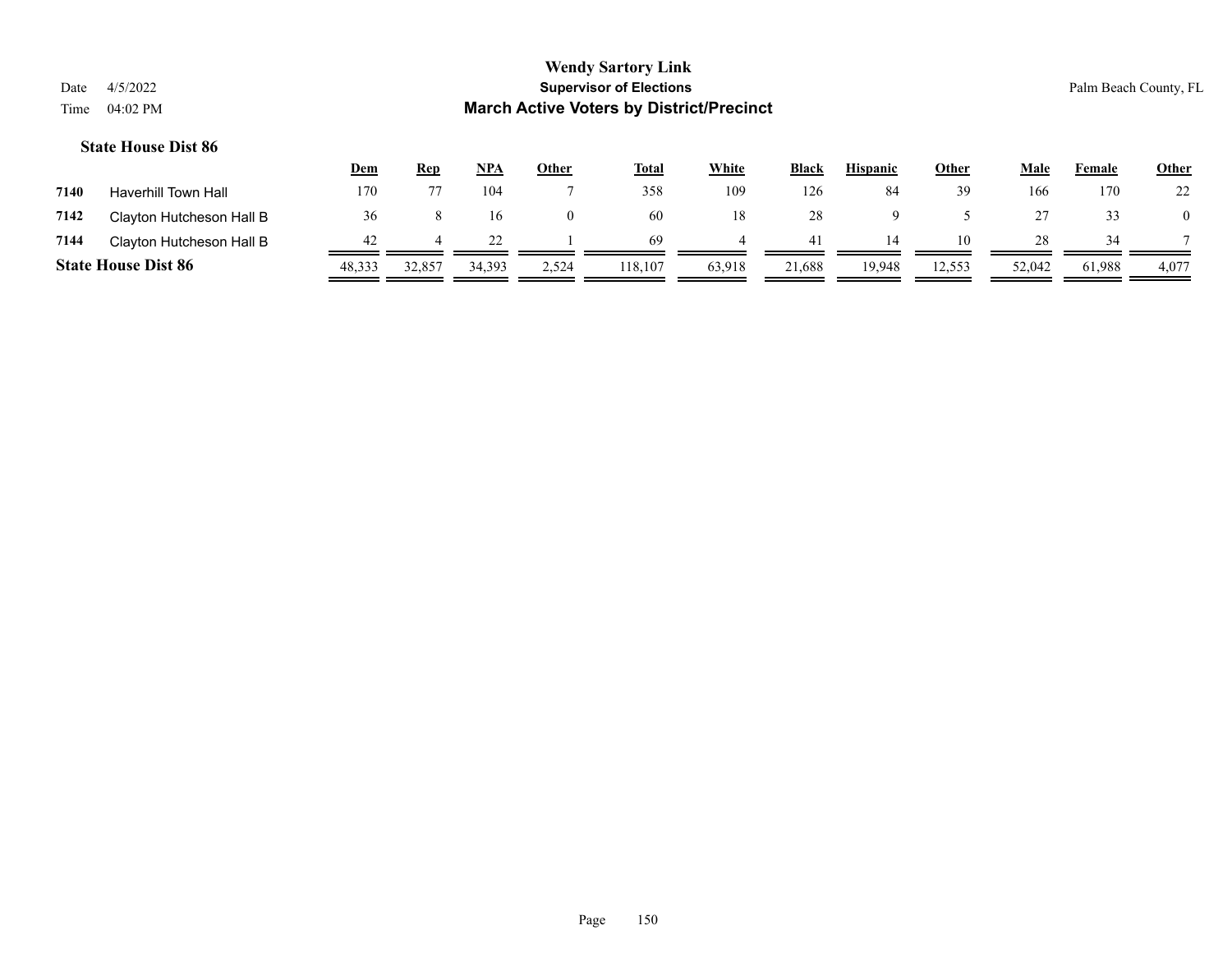**Wendy Sartory Link**
**Supervisor of Elections**
**March Active Voters by District/Precinct**

Date 4/5/2022
Time 04:02 PM

Palm Beach County, FL

### State House Dist 86

| | | Dem | Rep | NPA | Other | Total | White | Black | Hispanic | Other | Male | Female | Other |
|---|---|---|---|---|---|---|---|---|---|---|---|---|---|
| 7140 | Haverhill Town Hall | 170 | 77 | 104 | 7 | 358 | 109 | 126 | 84 | 39 | 166 | 170 | 22 |
| 7142 | Clayton Hutcheson Hall B | 36 | 8 | 16 | 0 | 60 | 18 | 28 | 9 | 5 | 27 | 33 | 0 |
| 7144 | Clayton Hutcheson Hall B | 42 | 4 | 22 | 1 | 69 | 4 | 41 | 14 | 10 | 28 | 34 | 7 |
| **State House Dist 86** | | 48,333 | 32,857 | 34,393 | 2,524 | 118,107 | 63,918 | 21,688 | 19,948 | 12,553 | 52,042 | 61,988 | 4,077 |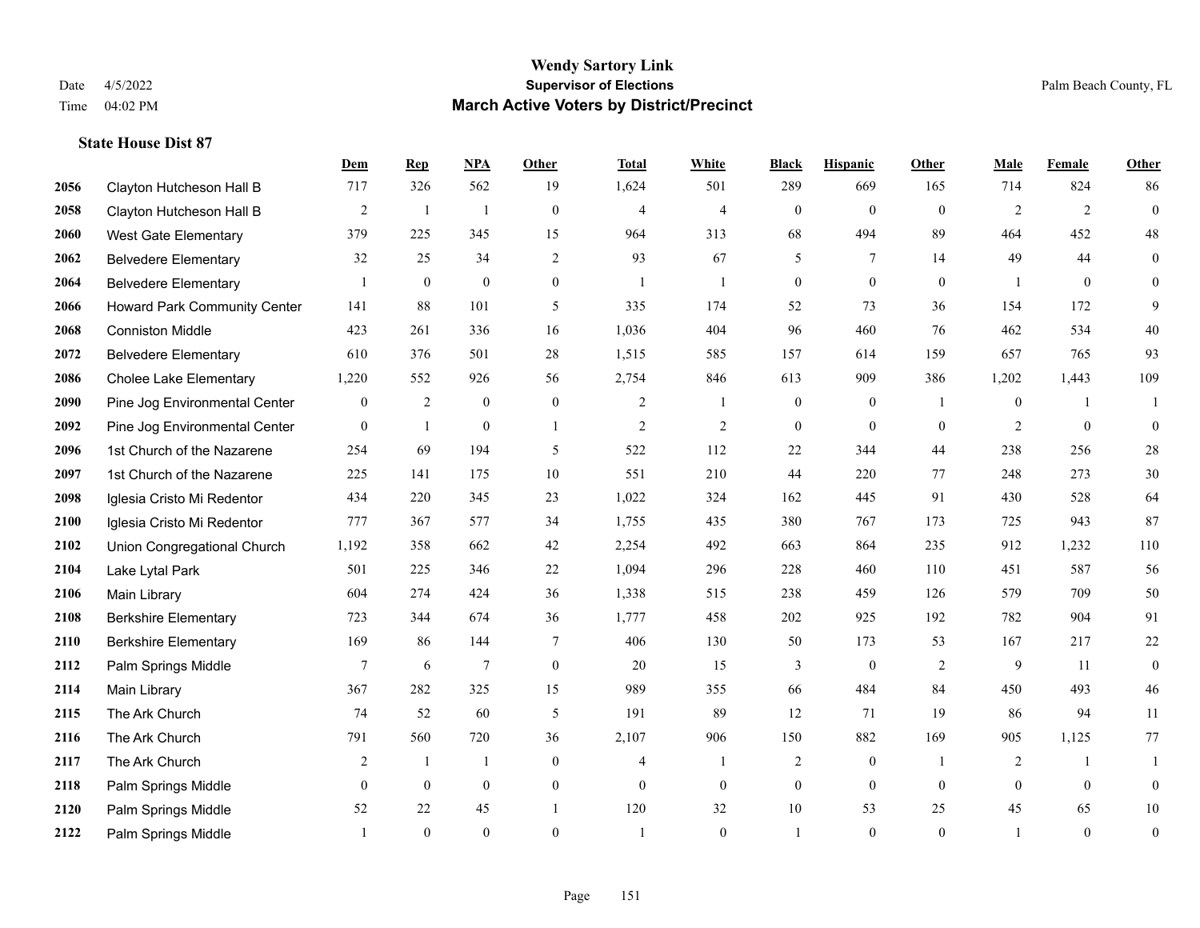# Wendy Sartory Link
## Supervisor of Elections
## March Active Voters by District/Precinct

Date 4/5/2022
Time 04:02 PM

Palm Beach County, FL

### State House Dist 87

| | | Dem | Rep | NPA | Other | Total | White | Black | Hispanic | Other | Male | Female | Other |
|---|---|---|---|---|---|---|---|---|---|---|---|---|---|
| 2056 | Clayton Hutcheson Hall B | 717 | 326 | 562 | 19 | 1,624 | 501 | 289 | 669 | 165 | 714 | 824 | 86 |
| 2058 | Clayton Hutcheson Hall B | 2 | 1 | 1 | 0 | 4 | 4 | 0 | 0 | 0 | 2 | 2 | 0 |
| 2060 | West Gate Elementary | 379 | 225 | 345 | 15 | 964 | 313 | 68 | 494 | 89 | 464 | 452 | 48 |
| 2062 | Belvedere Elementary | 32 | 25 | 34 | 2 | 93 | 67 | 5 | 7 | 14 | 49 | 44 | 0 |
| 2064 | Belvedere Elementary | 1 | 0 | 0 | 0 | 1 | 1 | 0 | 0 | 0 | 1 | 0 | 0 |
| 2066 | Howard Park Community Center | 141 | 88 | 101 | 5 | 335 | 174 | 52 | 73 | 36 | 154 | 172 | 9 |
| 2068 | Conniston Middle | 423 | 261 | 336 | 16 | 1,036 | 404 | 96 | 460 | 76 | 462 | 534 | 40 |
| 2072 | Belvedere Elementary | 610 | 376 | 501 | 28 | 1,515 | 585 | 157 | 614 | 159 | 657 | 765 | 93 |
| 2086 | Cholee Lake Elementary | 1,220 | 552 | 926 | 56 | 2,754 | 846 | 613 | 909 | 386 | 1,202 | 1,443 | 109 |
| 2090 | Pine Jog Environmental Center | 0 | 2 | 0 | 0 | 2 | 1 | 0 | 0 | 1 | 0 | 1 | 1 |
| 2092 | Pine Jog Environmental Center | 0 | 1 | 0 | 1 | 2 | 2 | 0 | 0 | 0 | 2 | 0 | 0 |
| 2096 | 1st Church of the Nazarene | 254 | 69 | 194 | 5 | 522 | 112 | 22 | 344 | 44 | 238 | 256 | 28 |
| 2097 | 1st Church of the Nazarene | 225 | 141 | 175 | 10 | 551 | 210 | 44 | 220 | 77 | 248 | 273 | 30 |
| 2098 | Iglesia Cristo Mi Redentor | 434 | 220 | 345 | 23 | 1,022 | 324 | 162 | 445 | 91 | 430 | 528 | 64 |
| 2100 | Iglesia Cristo Mi Redentor | 777 | 367 | 577 | 34 | 1,755 | 435 | 380 | 767 | 173 | 725 | 943 | 87 |
| 2102 | Union Congregational Church | 1,192 | 358 | 662 | 42 | 2,254 | 492 | 663 | 864 | 235 | 912 | 1,232 | 110 |
| 2104 | Lake Lytal Park | 501 | 225 | 346 | 22 | 1,094 | 296 | 228 | 460 | 110 | 451 | 587 | 56 |
| 2106 | Main Library | 604 | 274 | 424 | 36 | 1,338 | 515 | 238 | 459 | 126 | 579 | 709 | 50 |
| 2108 | Berkshire Elementary | 723 | 344 | 674 | 36 | 1,777 | 458 | 202 | 925 | 192 | 782 | 904 | 91 |
| 2110 | Berkshire Elementary | 169 | 86 | 144 | 7 | 406 | 130 | 50 | 173 | 53 | 167 | 217 | 22 |
| 2112 | Palm Springs Middle | 7 | 6 | 7 | 0 | 20 | 15 | 3 | 0 | 2 | 9 | 11 | 0 |
| 2114 | Main Library | 367 | 282 | 325 | 15 | 989 | 355 | 66 | 484 | 84 | 450 | 493 | 46 |
| 2115 | The Ark Church | 74 | 52 | 60 | 5 | 191 | 89 | 12 | 71 | 19 | 86 | 94 | 11 |
| 2116 | The Ark Church | 791 | 560 | 720 | 36 | 2,107 | 906 | 150 | 882 | 169 | 905 | 1,125 | 77 |
| 2117 | The Ark Church | 2 | 1 | 1 | 0 | 4 | 1 | 2 | 0 | 1 | 2 | 1 | 1 |
| 2118 | Palm Springs Middle | 0 | 0 | 0 | 0 | 0 | 0 | 0 | 0 | 0 | 0 | 0 | 0 |
| 2120 | Palm Springs Middle | 52 | 22 | 45 | 1 | 120 | 32 | 10 | 53 | 25 | 45 | 65 | 10 |
| 2122 | Palm Springs Middle | 1 | 0 | 0 | 0 | 1 | 0 | 1 | 0 | 0 | 1 | 0 | 0 |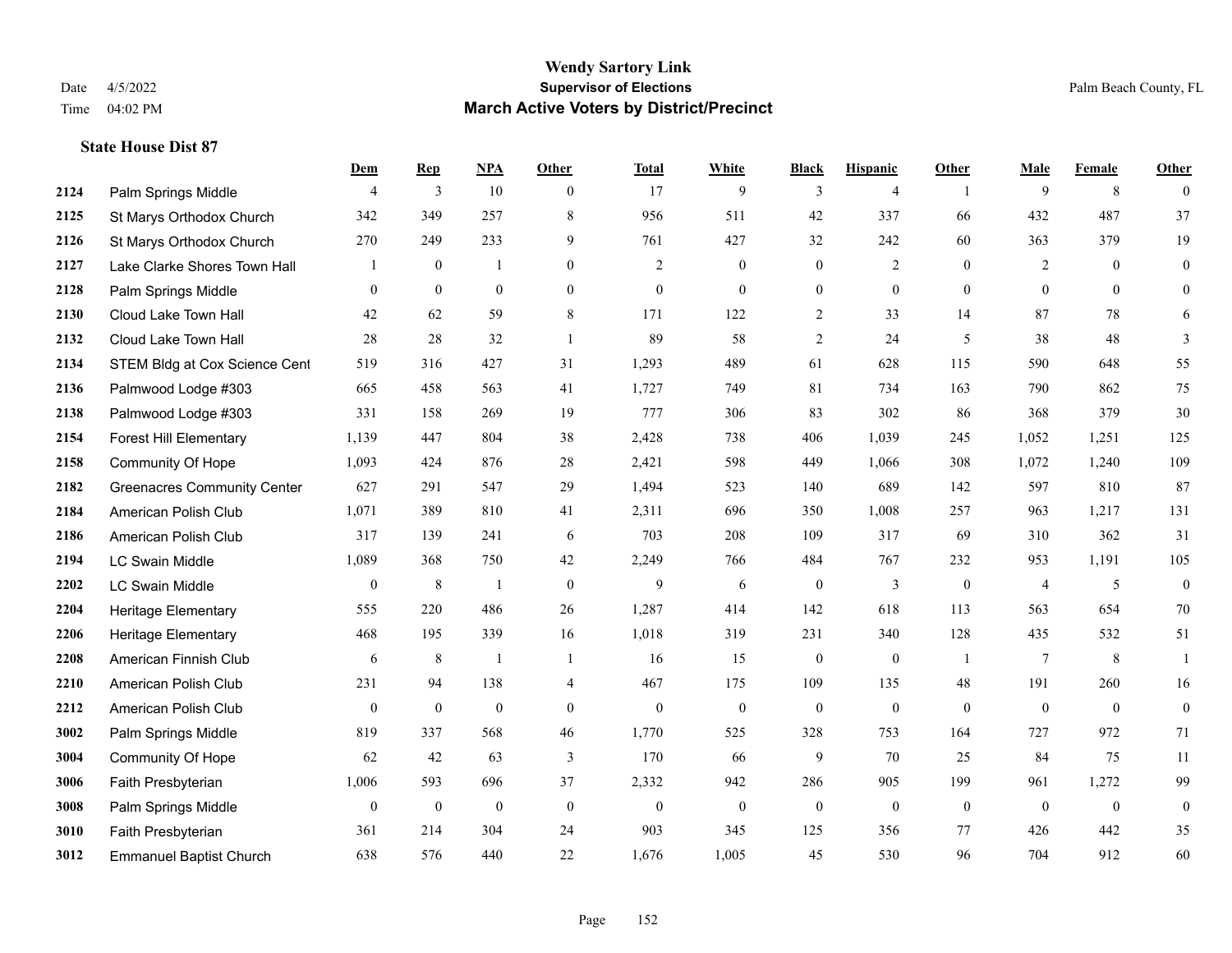# Wendy Sartory Link
## Supervisor of Elections
## March Active Voters by District/Precinct

Date 4/5/2022
Time 04:02 PM

Palm Beach County, FL

### State House Dist 87

| | | Dem | Rep | NPA | Other | Total | White | Black | Hispanic | Other | Male | Female | Other |
|---|---|---|---|---|---|---|---|---|---|---|---|---|---|
| 2124 | Palm Springs Middle | 4 | 3 | 10 | 0 | 17 | 9 | 3 | 4 | 1 | 9 | 8 | 0 |
| 2125 | St Marys Orthodox Church | 342 | 349 | 257 | 8 | 956 | 511 | 42 | 337 | 66 | 432 | 487 | 37 |
| 2126 | St Marys Orthodox Church | 270 | 249 | 233 | 9 | 761 | 427 | 32 | 242 | 60 | 363 | 379 | 19 |
| 2127 | Lake Clarke Shores Town Hall | 1 | 0 | 1 | 0 | 2 | 0 | 0 | 2 | 0 | 2 | 0 | 0 |
| 2128 | Palm Springs Middle | 0 | 0 | 0 | 0 | 0 | 0 | 0 | 0 | 0 | 0 | 0 | 0 |
| 2130 | Cloud Lake Town Hall | 42 | 62 | 59 | 8 | 171 | 122 | 2 | 33 | 14 | 87 | 78 | 6 |
| 2132 | Cloud Lake Town Hall | 28 | 28 | 32 | 1 | 89 | 58 | 2 | 24 | 5 | 38 | 48 | 3 |
| 2134 | STEM Bldg at Cox Science Cent | 519 | 316 | 427 | 31 | 1,293 | 489 | 61 | 628 | 115 | 590 | 648 | 55 |
| 2136 | Palmwood Lodge #303 | 665 | 458 | 563 | 41 | 1,727 | 749 | 81 | 734 | 163 | 790 | 862 | 75 |
| 2138 | Palmwood Lodge #303 | 331 | 158 | 269 | 19 | 777 | 306 | 83 | 302 | 86 | 368 | 379 | 30 |
| 2154 | Forest Hill Elementary | 1,139 | 447 | 804 | 38 | 2,428 | 738 | 406 | 1,039 | 245 | 1,052 | 1,251 | 125 |
| 2158 | Community Of Hope | 1,093 | 424 | 876 | 28 | 2,421 | 598 | 449 | 1,066 | 308 | 1,072 | 1,240 | 109 |
| 2182 | Greenacres Community Center | 627 | 291 | 547 | 29 | 1,494 | 523 | 140 | 689 | 142 | 597 | 810 | 87 |
| 2184 | American Polish Club | 1,071 | 389 | 810 | 41 | 2,311 | 696 | 350 | 1,008 | 257 | 963 | 1,217 | 131 |
| 2186 | American Polish Club | 317 | 139 | 241 | 6 | 703 | 208 | 109 | 317 | 69 | 310 | 362 | 31 |
| 2194 | LC Swain Middle | 1,089 | 368 | 750 | 42 | 2,249 | 766 | 484 | 767 | 232 | 953 | 1,191 | 105 |
| 2202 | LC Swain Middle | 0 | 8 | 1 | 0 | 9 | 6 | 0 | 3 | 0 | 4 | 5 | 0 |
| 2204 | Heritage Elementary | 555 | 220 | 486 | 26 | 1,287 | 414 | 142 | 618 | 113 | 563 | 654 | 70 |
| 2206 | Heritage Elementary | 468 | 195 | 339 | 16 | 1,018 | 319 | 231 | 340 | 128 | 435 | 532 | 51 |
| 2208 | American Finnish Club | 6 | 8 | 1 | 1 | 16 | 15 | 0 | 0 | 1 | 7 | 8 | 1 |
| 2210 | American Polish Club | 231 | 94 | 138 | 4 | 467 | 175 | 109 | 135 | 48 | 191 | 260 | 16 |
| 2212 | American Polish Club | 0 | 0 | 0 | 0 | 0 | 0 | 0 | 0 | 0 | 0 | 0 | 0 |
| 3002 | Palm Springs Middle | 819 | 337 | 568 | 46 | 1,770 | 525 | 328 | 753 | 164 | 727 | 972 | 71 |
| 3004 | Community Of Hope | 62 | 42 | 63 | 3 | 170 | 66 | 9 | 70 | 25 | 84 | 75 | 11 |
| 3006 | Faith Presbyterian | 1,006 | 593 | 696 | 37 | 2,332 | 942 | 286 | 905 | 199 | 961 | 1,272 | 99 |
| 3008 | Palm Springs Middle | 0 | 0 | 0 | 0 | 0 | 0 | 0 | 0 | 0 | 0 | 0 | 0 |
| 3010 | Faith Presbyterian | 361 | 214 | 304 | 24 | 903 | 345 | 125 | 356 | 77 | 426 | 442 | 35 |
| 3012 | Emmanuel Baptist Church | 638 | 576 | 440 | 22 | 1,676 | 1,005 | 45 | 530 | 96 | 704 | 912 | 60 |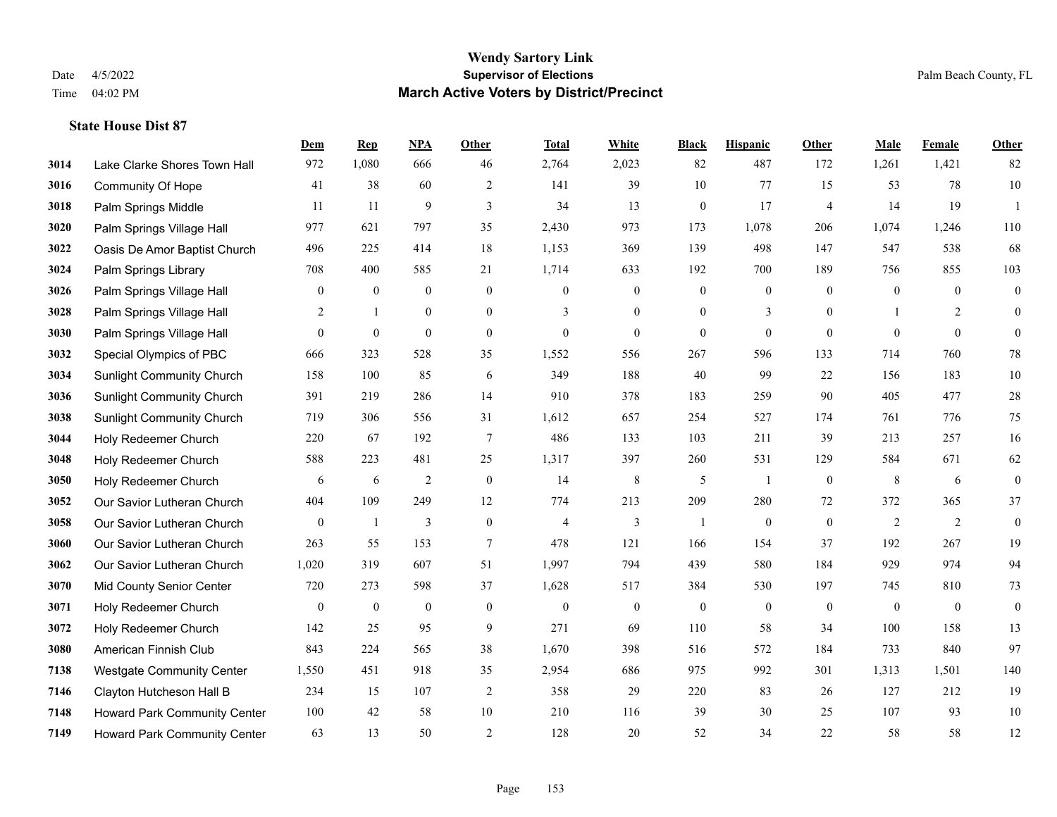# Wendy Sartory Link
## Supervisor of Elections
## March Active Voters by District/Precinct

Date 4/5/2022
Time 04:02 PM

Palm Beach County, FL

### State House Dist 87

| | | Dem | Rep | NPA | Other | Total | White | Black | Hispanic | Other | Male | Female | Other |
|---|---|---|---|---|---|---|---|---|---|---|---|---|---|
| 3014 | Lake Clarke Shores Town Hall | 972 | 1,080 | 666 | 46 | 2,764 | 2,023 | 82 | 487 | 172 | 1,261 | 1,421 | 82 |
| 3016 | Community Of Hope | 41 | 38 | 60 | 2 | 141 | 39 | 10 | 77 | 15 | 53 | 78 | 10 |
| 3018 | Palm Springs Middle | 11 | 11 | 9 | 3 | 34 | 13 | 0 | 17 | 4 | 14 | 19 | 1 |
| 3020 | Palm Springs Village Hall | 977 | 621 | 797 | 35 | 2,430 | 973 | 173 | 1,078 | 206 | 1,074 | 1,246 | 110 |
| 3022 | Oasis De Amor Baptist Church | 496 | 225 | 414 | 18 | 1,153 | 369 | 139 | 498 | 147 | 547 | 538 | 68 |
| 3024 | Palm Springs Library | 708 | 400 | 585 | 21 | 1,714 | 633 | 192 | 700 | 189 | 756 | 855 | 103 |
| 3026 | Palm Springs Village Hall | 0 | 0 | 0 | 0 | 0 | 0 | 0 | 0 | 0 | 0 | 0 | 0 |
| 3028 | Palm Springs Village Hall | 2 | 1 | 0 | 0 | 3 | 0 | 0 | 3 | 0 | 1 | 2 | 0 |
| 3030 | Palm Springs Village Hall | 0 | 0 | 0 | 0 | 0 | 0 | 0 | 0 | 0 | 0 | 0 | 0 |
| 3032 | Special Olympics of PBC | 666 | 323 | 528 | 35 | 1,552 | 556 | 267 | 596 | 133 | 714 | 760 | 78 |
| 3034 | Sunlight Community Church | 158 | 100 | 85 | 6 | 349 | 188 | 40 | 99 | 22 | 156 | 183 | 10 |
| 3036 | Sunlight Community Church | 391 | 219 | 286 | 14 | 910 | 378 | 183 | 259 | 90 | 405 | 477 | 28 |
| 3038 | Sunlight Community Church | 719 | 306 | 556 | 31 | 1,612 | 657 | 254 | 527 | 174 | 761 | 776 | 75 |
| 3044 | Holy Redeemer Church | 220 | 67 | 192 | 7 | 486 | 133 | 103 | 211 | 39 | 213 | 257 | 16 |
| 3048 | Holy Redeemer Church | 588 | 223 | 481 | 25 | 1,317 | 397 | 260 | 531 | 129 | 584 | 671 | 62 |
| 3050 | Holy Redeemer Church | 6 | 6 | 2 | 0 | 14 | 8 | 5 | 1 | 0 | 8 | 6 | 0 |
| 3052 | Our Savior Lutheran Church | 404 | 109 | 249 | 12 | 774 | 213 | 209 | 280 | 72 | 372 | 365 | 37 |
| 3058 | Our Savior Lutheran Church | 0 | 1 | 3 | 0 | 4 | 3 | 1 | 0 | 0 | 2 | 2 | 0 |
| 3060 | Our Savior Lutheran Church | 263 | 55 | 153 | 7 | 478 | 121 | 166 | 154 | 37 | 192 | 267 | 19 |
| 3062 | Our Savior Lutheran Church | 1,020 | 319 | 607 | 51 | 1,997 | 794 | 439 | 580 | 184 | 929 | 974 | 94 |
| 3070 | Mid County Senior Center | 720 | 273 | 598 | 37 | 1,628 | 517 | 384 | 530 | 197 | 745 | 810 | 73 |
| 3071 | Holy Redeemer Church | 0 | 0 | 0 | 0 | 0 | 0 | 0 | 0 | 0 | 0 | 0 | 0 |
| 3072 | Holy Redeemer Church | 142 | 25 | 95 | 9 | 271 | 69 | 110 | 58 | 34 | 100 | 158 | 13 |
| 3080 | American Finnish Club | 843 | 224 | 565 | 38 | 1,670 | 398 | 516 | 572 | 184 | 733 | 840 | 97 |
| 7138 | Westgate Community Center | 1,550 | 451 | 918 | 35 | 2,954 | 686 | 975 | 992 | 301 | 1,313 | 1,501 | 140 |
| 7146 | Clayton Hutcheson Hall B | 234 | 15 | 107 | 2 | 358 | 29 | 220 | 83 | 26 | 127 | 212 | 19 |
| 7148 | Howard Park Community Center | 100 | 42 | 58 | 10 | 210 | 116 | 39 | 30 | 25 | 107 | 93 | 10 |
| 7149 | Howard Park Community Center | 63 | 13 | 50 | 2 | 128 | 20 | 52 | 34 | 22 | 58 | 58 | 12 |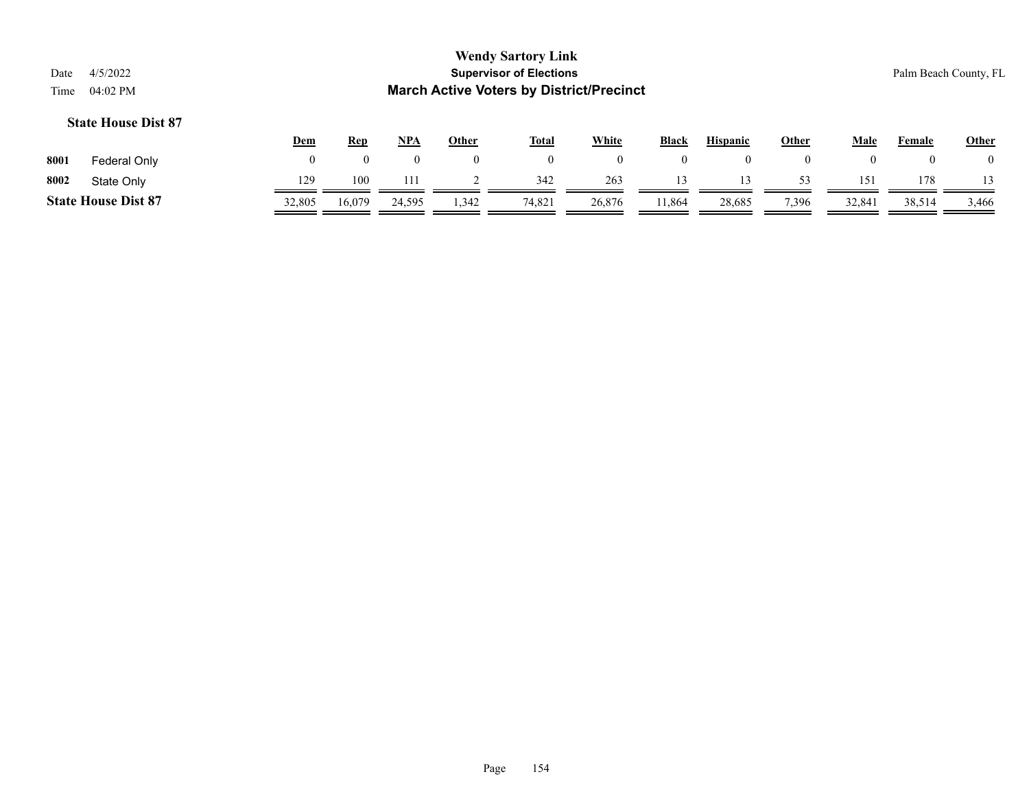# Wendy Sartory Link

**Supervisor of Elections**

**March Active Voters by District/Precinct**

Date 4/5/2022

Time 04:02 PM

Palm Beach County, FL

### State House Dist 87

| | | Dem | Rep | NPA | Other | Total | White | Black | Hispanic | Other | Male | Female | Other |
|---|---|---|---|---|---|---|---|---|---|---|---|---|---|
| 8001 | Federal Only | 0 | 0 | 0 | 0 | 0 | 0 | 0 | 0 | 0 | 0 | 0 | 0 |
| 8002 | State Only | 129 | 100 | 111 | 2 | 342 | 263 | 13 | 13 | 53 | 151 | 178 | 13 |
| **State House Dist 87** | | 32,805 | 16,079 | 24,595 | 1,342 | 74,821 | 26,876 | 11,864 | 28,685 | 7,396 | 32,841 | 38,514 | 3,466 |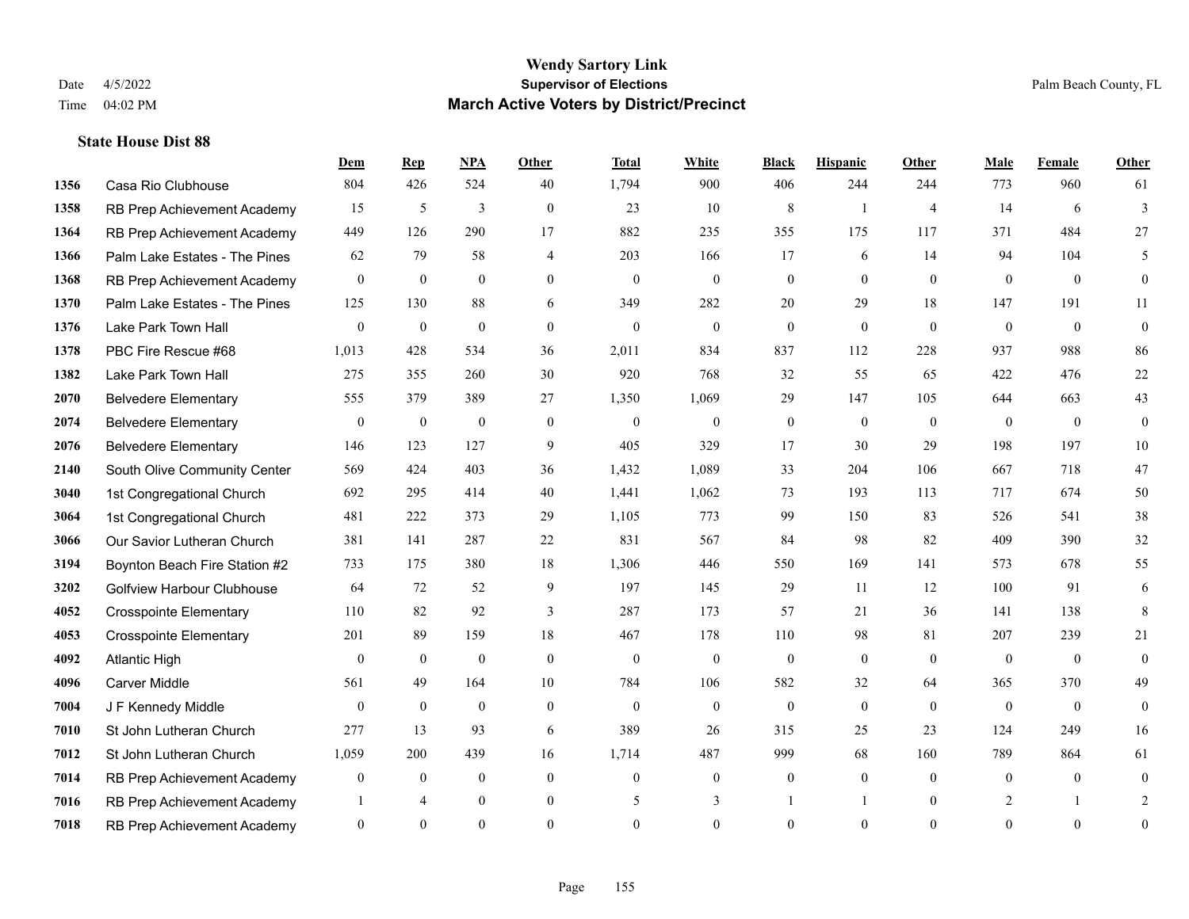**Wendy Sartory Link**
**Supervisor of Elections**
**March Active Voters by District/Precinct**

Date 4/5/2022
Time 04:02 PM

Palm Beach County, FL

### State House Dist 88

| | | Dem | Rep | NPA | Other | Total | White | Black | Hispanic | Other | Male | Female | Other |
|---|---|---|---|---|---|---|---|---|---|---|---|---|---|
| 1356 | Casa Rio Clubhouse | 804 | 426 | 524 | 40 | 1,794 | 900 | 406 | 244 | 244 | 773 | 960 | 61 |
| 1358 | RB Prep Achievement Academy | 15 | 5 | 3 | 0 | 23 | 10 | 8 | 1 | 4 | 14 | 6 | 3 |
| 1364 | RB Prep Achievement Academy | 449 | 126 | 290 | 17 | 882 | 235 | 355 | 175 | 117 | 371 | 484 | 27 |
| 1366 | Palm Lake Estates - The Pines | 62 | 79 | 58 | 4 | 203 | 166 | 17 | 6 | 14 | 94 | 104 | 5 |
| 1368 | RB Prep Achievement Academy | 0 | 0 | 0 | 0 | 0 | 0 | 0 | 0 | 0 | 0 | 0 | 0 |
| 1370 | Palm Lake Estates - The Pines | 125 | 130 | 88 | 6 | 349 | 282 | 20 | 29 | 18 | 147 | 191 | 11 |
| 1376 | Lake Park Town Hall | 0 | 0 | 0 | 0 | 0 | 0 | 0 | 0 | 0 | 0 | 0 | 0 |
| 1378 | PBC Fire Rescue #68 | 1,013 | 428 | 534 | 36 | 2,011 | 834 | 837 | 112 | 228 | 937 | 988 | 86 |
| 1382 | Lake Park Town Hall | 275 | 355 | 260 | 30 | 920 | 768 | 32 | 55 | 65 | 422 | 476 | 22 |
| 2070 | Belvedere Elementary | 555 | 379 | 389 | 27 | 1,350 | 1,069 | 29 | 147 | 105 | 644 | 663 | 43 |
| 2074 | Belvedere Elementary | 0 | 0 | 0 | 0 | 0 | 0 | 0 | 0 | 0 | 0 | 0 | 0 |
| 2076 | Belvedere Elementary | 146 | 123 | 127 | 9 | 405 | 329 | 17 | 30 | 29 | 198 | 197 | 10 |
| 2140 | South Olive Community Center | 569 | 424 | 403 | 36 | 1,432 | 1,089 | 33 | 204 | 106 | 667 | 718 | 47 |
| 3040 | 1st Congregational Church | 692 | 295 | 414 | 40 | 1,441 | 1,062 | 73 | 193 | 113 | 717 | 674 | 50 |
| 3064 | 1st Congregational Church | 481 | 222 | 373 | 29 | 1,105 | 773 | 99 | 150 | 83 | 526 | 541 | 38 |
| 3066 | Our Savior Lutheran Church | 381 | 141 | 287 | 22 | 831 | 567 | 84 | 98 | 82 | 409 | 390 | 32 |
| 3194 | Boynton Beach Fire Station #2 | 733 | 175 | 380 | 18 | 1,306 | 446 | 550 | 169 | 141 | 573 | 678 | 55 |
| 3202 | Golfview Harbour Clubhouse | 64 | 72 | 52 | 9 | 197 | 145 | 29 | 11 | 12 | 100 | 91 | 6 |
| 4052 | Crosspointe Elementary | 110 | 82 | 92 | 3 | 287 | 173 | 57 | 21 | 36 | 141 | 138 | 8 |
| 4053 | Crosspointe Elementary | 201 | 89 | 159 | 18 | 467 | 178 | 110 | 98 | 81 | 207 | 239 | 21 |
| 4092 | Atlantic High | 0 | 0 | 0 | 0 | 0 | 0 | 0 | 0 | 0 | 0 | 0 | 0 |
| 4096 | Carver Middle | 561 | 49 | 164 | 10 | 784 | 106 | 582 | 32 | 64 | 365 | 370 | 49 |
| 7004 | J F Kennedy Middle | 0 | 0 | 0 | 0 | 0 | 0 | 0 | 0 | 0 | 0 | 0 | 0 |
| 7010 | St John Lutheran Church | 277 | 13 | 93 | 6 | 389 | 26 | 315 | 25 | 23 | 124 | 249 | 16 |
| 7012 | St John Lutheran Church | 1,059 | 200 | 439 | 16 | 1,714 | 487 | 999 | 68 | 160 | 789 | 864 | 61 |
| 7014 | RB Prep Achievement Academy | 0 | 0 | 0 | 0 | 0 | 0 | 0 | 0 | 0 | 0 | 0 | 0 |
| 7016 | RB Prep Achievement Academy | 1 | 4 | 0 | 0 | 5 | 3 | 1 | 1 | 0 | 2 | 1 | 2 |
| 7018 | RB Prep Achievement Academy | 0 | 0 | 0 | 0 | 0 | 0 | 0 | 0 | 0 | 0 | 0 | 0 |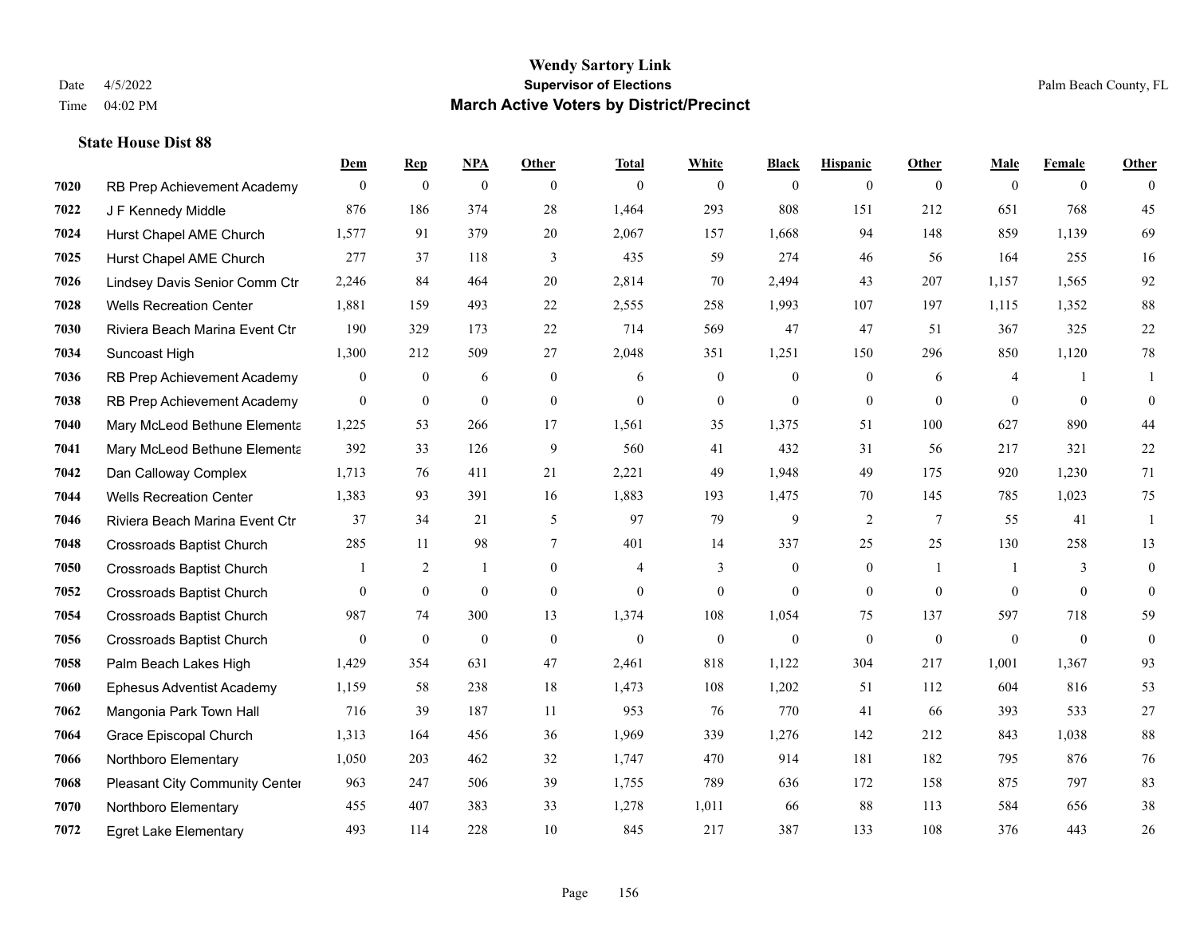# Wendy Sartory Link
## Supervisor of Elections
## March Active Voters by District/Precinct

Date 4/5/2022
Time 04:02 PM

Palm Beach County, FL

### State House Dist 88

| | | Dem | Rep | NPA | Other | Total | White | Black | Hispanic | Other | Male | Female | Other |
|---|---|---|---|---|---|---|---|---|---|---|---|---|---|
| 7020 | RB Prep Achievement Academy | 0 | 0 | 0 | 0 | 0 | 0 | 0 | 0 | 0 | 0 | 0 | 0 |
| 7022 | J F Kennedy Middle | 876 | 186 | 374 | 28 | 1,464 | 293 | 808 | 151 | 212 | 651 | 768 | 45 |
| 7024 | Hurst Chapel AME Church | 1,577 | 91 | 379 | 20 | 2,067 | 157 | 1,668 | 94 | 148 | 859 | 1,139 | 69 |
| 7025 | Hurst Chapel AME Church | 277 | 37 | 118 | 3 | 435 | 59 | 274 | 46 | 56 | 164 | 255 | 16 |
| 7026 | Lindsey Davis Senior Comm Ctr | 2,246 | 84 | 464 | 20 | 2,814 | 70 | 2,494 | 43 | 207 | 1,157 | 1,565 | 92 |
| 7028 | Wells Recreation Center | 1,881 | 159 | 493 | 22 | 2,555 | 258 | 1,993 | 107 | 197 | 1,115 | 1,352 | 88 |
| 7030 | Riviera Beach Marina Event Ctr | 190 | 329 | 173 | 22 | 714 | 569 | 47 | 47 | 51 | 367 | 325 | 22 |
| 7034 | Suncoast High | 1,300 | 212 | 509 | 27 | 2,048 | 351 | 1,251 | 150 | 296 | 850 | 1,120 | 78 |
| 7036 | RB Prep Achievement Academy | 0 | 0 | 6 | 0 | 6 | 0 | 0 | 0 | 6 | 4 | 1 | 1 |
| 7038 | RB Prep Achievement Academy | 0 | 0 | 0 | 0 | 0 | 0 | 0 | 0 | 0 | 0 | 0 | 0 |
| 7040 | Mary McLeod Bethune Elementa | 1,225 | 53 | 266 | 17 | 1,561 | 35 | 1,375 | 51 | 100 | 627 | 890 | 44 |
| 7041 | Mary McLeod Bethune Elementa | 392 | 33 | 126 | 9 | 560 | 41 | 432 | 31 | 56 | 217 | 321 | 22 |
| 7042 | Dan Calloway Complex | 1,713 | 76 | 411 | 21 | 2,221 | 49 | 1,948 | 49 | 175 | 920 | 1,230 | 71 |
| 7044 | Wells Recreation Center | 1,383 | 93 | 391 | 16 | 1,883 | 193 | 1,475 | 70 | 145 | 785 | 1,023 | 75 |
| 7046 | Riviera Beach Marina Event Ctr | 37 | 34 | 21 | 5 | 97 | 79 | 9 | 2 | 7 | 55 | 41 | 1 |
| 7048 | Crossroads Baptist Church | 285 | 11 | 98 | 7 | 401 | 14 | 337 | 25 | 25 | 130 | 258 | 13 |
| 7050 | Crossroads Baptist Church | 1 | 2 | 1 | 0 | 4 | 3 | 0 | 0 | 1 | 1 | 3 | 0 |
| 7052 | Crossroads Baptist Church | 0 | 0 | 0 | 0 | 0 | 0 | 0 | 0 | 0 | 0 | 0 | 0 |
| 7054 | Crossroads Baptist Church | 987 | 74 | 300 | 13 | 1,374 | 108 | 1,054 | 75 | 137 | 597 | 718 | 59 |
| 7056 | Crossroads Baptist Church | 0 | 0 | 0 | 0 | 0 | 0 | 0 | 0 | 0 | 0 | 0 | 0 |
| 7058 | Palm Beach Lakes High | 1,429 | 354 | 631 | 47 | 2,461 | 818 | 1,122 | 304 | 217 | 1,001 | 1,367 | 93 |
| 7060 | Ephesus Adventist Academy | 1,159 | 58 | 238 | 18 | 1,473 | 108 | 1,202 | 51 | 112 | 604 | 816 | 53 |
| 7062 | Mangonia Park Town Hall | 716 | 39 | 187 | 11 | 953 | 76 | 770 | 41 | 66 | 393 | 533 | 27 |
| 7064 | Grace Episcopal Church | 1,313 | 164 | 456 | 36 | 1,969 | 339 | 1,276 | 142 | 212 | 843 | 1,038 | 88 |
| 7066 | Northboro Elementary | 1,050 | 203 | 462 | 32 | 1,747 | 470 | 914 | 181 | 182 | 795 | 876 | 76 |
| 7068 | Pleasant City Community Center | 963 | 247 | 506 | 39 | 1,755 | 789 | 636 | 172 | 158 | 875 | 797 | 83 |
| 7070 | Northboro Elementary | 455 | 407 | 383 | 33 | 1,278 | 1,011 | 66 | 88 | 113 | 584 | 656 | 38 |
| 7072 | Egret Lake Elementary | 493 | 114 | 228 | 10 | 845 | 217 | 387 | 133 | 108 | 376 | 443 | 26 |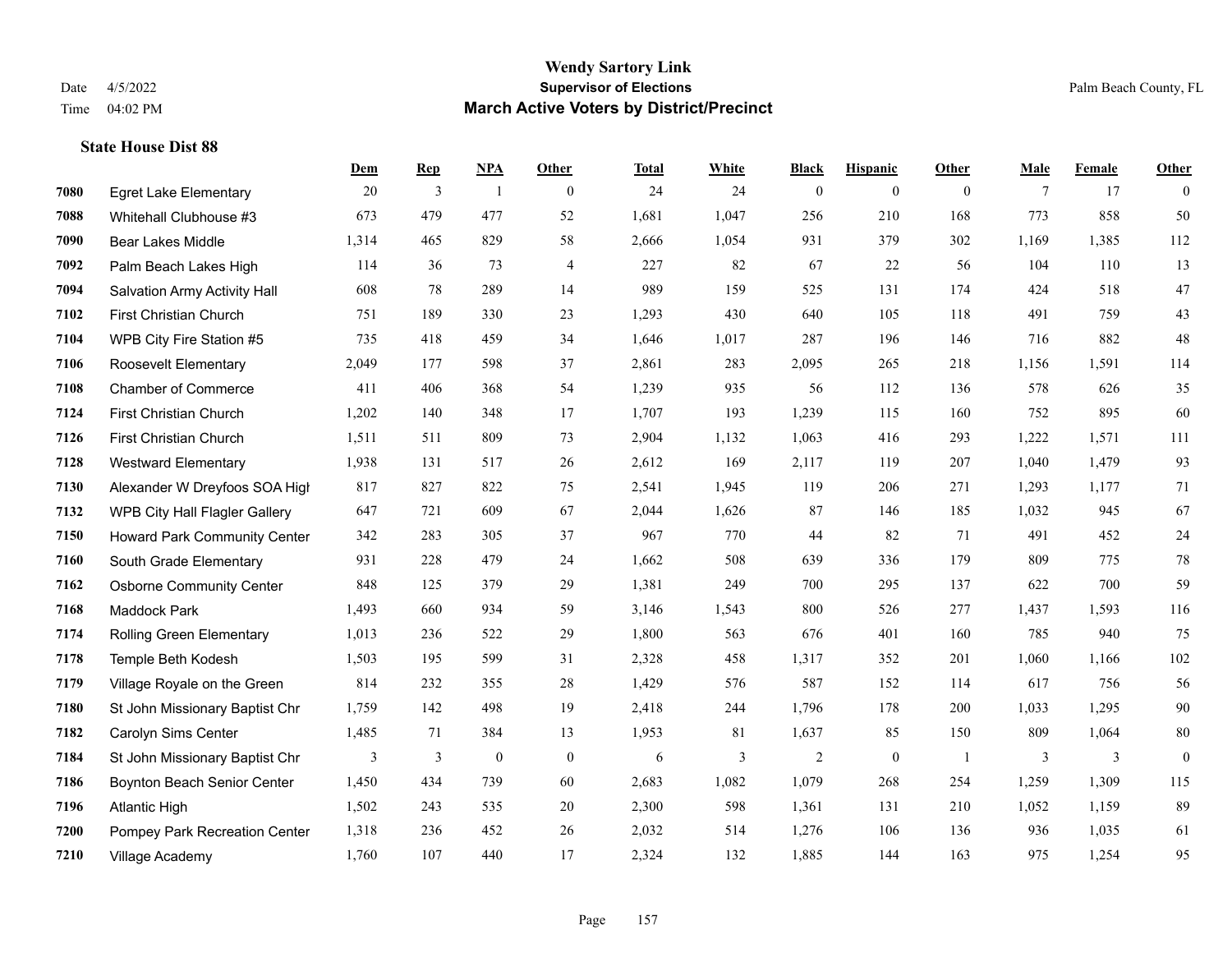# Wendy Sartory Link

**Supervisor of Elections**

**March Active Voters by District/Precinct**

Date 4/5/2022
Time 04:02 PM

Palm Beach County, FL

**State House Dist 88**

| | | Dem | Rep | NPA | Other | Total | White | Black | Hispanic | Other | Male | Female | Other |
|---|---|---|---|---|---|---|---|---|---|---|---|---|---|
| **7080** | Egret Lake Elementary | 20 | 3 | 1 | 0 | 24 | 24 | 0 | 0 | 0 | 7 | 17 | 0 |
| **7088** | Whitehall Clubhouse #3 | 673 | 479 | 477 | 52 | 1,681 | 1,047 | 256 | 210 | 168 | 773 | 858 | 50 |
| **7090** | Bear Lakes Middle | 1,314 | 465 | 829 | 58 | 2,666 | 1,054 | 931 | 379 | 302 | 1,169 | 1,385 | 112 |
| **7092** | Palm Beach Lakes High | 114 | 36 | 73 | 4 | 227 | 82 | 67 | 22 | 56 | 104 | 110 | 13 |
| **7094** | Salvation Army Activity Hall | 608 | 78 | 289 | 14 | 989 | 159 | 525 | 131 | 174 | 424 | 518 | 47 |
| **7102** | First Christian Church | 751 | 189 | 330 | 23 | 1,293 | 430 | 640 | 105 | 118 | 491 | 759 | 43 |
| **7104** | WPB City Fire Station #5 | 735 | 418 | 459 | 34 | 1,646 | 1,017 | 287 | 196 | 146 | 716 | 882 | 48 |
| **7106** | Roosevelt Elementary | 2,049 | 177 | 598 | 37 | 2,861 | 283 | 2,095 | 265 | 218 | 1,156 | 1,591 | 114 |
| **7108** | Chamber of Commerce | 411 | 406 | 368 | 54 | 1,239 | 935 | 56 | 112 | 136 | 578 | 626 | 35 |
| **7124** | First Christian Church | 1,202 | 140 | 348 | 17 | 1,707 | 193 | 1,239 | 115 | 160 | 752 | 895 | 60 |
| **7126** | First Christian Church | 1,511 | 511 | 809 | 73 | 2,904 | 1,132 | 1,063 | 416 | 293 | 1,222 | 1,571 | 111 |
| **7128** | Westward Elementary | 1,938 | 131 | 517 | 26 | 2,612 | 169 | 2,117 | 119 | 207 | 1,040 | 1,479 | 93 |
| **7130** | Alexander W Dreyfoos SOA High | 817 | 827 | 822 | 75 | 2,541 | 1,945 | 119 | 206 | 271 | 1,293 | 1,177 | 71 |
| **7132** | WPB City Hall Flagler Gallery | 647 | 721 | 609 | 67 | 2,044 | 1,626 | 87 | 146 | 185 | 1,032 | 945 | 67 |
| **7150** | Howard Park Community Center | 342 | 283 | 305 | 37 | 967 | 770 | 44 | 82 | 71 | 491 | 452 | 24 |
| **7160** | South Grade Elementary | 931 | 228 | 479 | 24 | 1,662 | 508 | 639 | 336 | 179 | 809 | 775 | 78 |
| **7162** | Osborne Community Center | 848 | 125 | 379 | 29 | 1,381 | 249 | 700 | 295 | 137 | 622 | 700 | 59 |
| **7168** | Maddock Park | 1,493 | 660 | 934 | 59 | 3,146 | 1,543 | 800 | 526 | 277 | 1,437 | 1,593 | 116 |
| **7174** | Rolling Green Elementary | 1,013 | 236 | 522 | 29 | 1,800 | 563 | 676 | 401 | 160 | 785 | 940 | 75 |
| **7178** | Temple Beth Kodesh | 1,503 | 195 | 599 | 31 | 2,328 | 458 | 1,317 | 352 | 201 | 1,060 | 1,166 | 102 |
| **7179** | Village Royale on the Green | 814 | 232 | 355 | 28 | 1,429 | 576 | 587 | 152 | 114 | 617 | 756 | 56 |
| **7180** | St John Missionary Baptist Chr | 1,759 | 142 | 498 | 19 | 2,418 | 244 | 1,796 | 178 | 200 | 1,033 | 1,295 | 90 |
| **7182** | Carolyn Sims Center | 1,485 | 71 | 384 | 13 | 1,953 | 81 | 1,637 | 85 | 150 | 809 | 1,064 | 80 |
| **7184** | St John Missionary Baptist Chr | 3 | 3 | 0 | 0 | 6 | 3 | 2 | 0 | 1 | 3 | 3 | 0 |
| **7186** | Boynton Beach Senior Center | 1,450 | 434 | 739 | 60 | 2,683 | 1,082 | 1,079 | 268 | 254 | 1,259 | 1,309 | 115 |
| **7196** | Atlantic High | 1,502 | 243 | 535 | 20 | 2,300 | 598 | 1,361 | 131 | 210 | 1,052 | 1,159 | 89 |
| **7200** | Pompey Park Recreation Center | 1,318 | 236 | 452 | 26 | 2,032 | 514 | 1,276 | 106 | 136 | 936 | 1,035 | 61 |
| **7210** | Village Academy | 1,760 | 107 | 440 | 17 | 2,324 | 132 | 1,885 | 144 | 163 | 975 | 1,254 | 95 |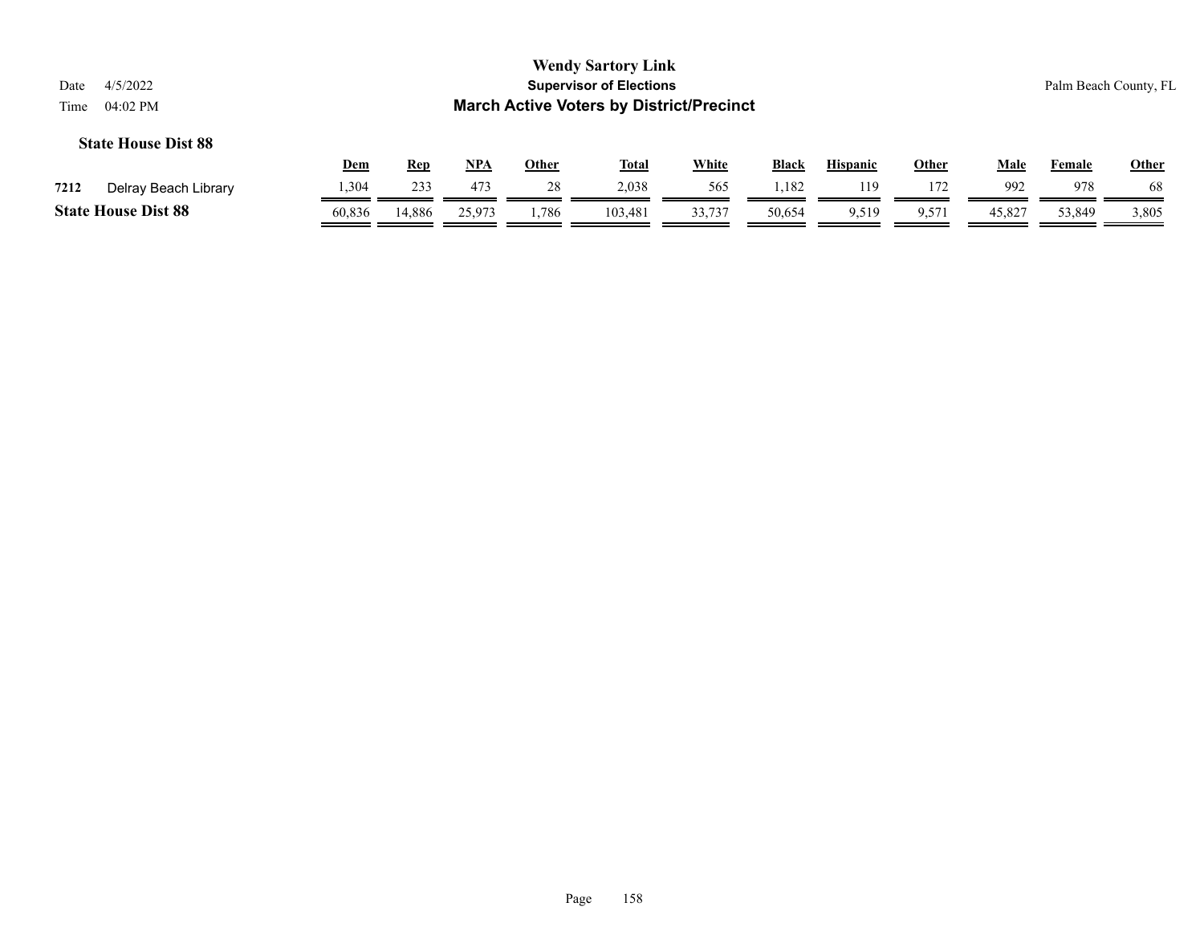# Wendy Sartory Link
## Supervisor of Elections
## March Active Voters by District/Precinct

Date 4/5/2022
Time 04:02 PM

Palm Beach County, FL

### State House Dist 88

| | | Dem | Rep | NPA | Other | Total | White | Black | Hispanic | Other | Male | Female | Other |
|---|---|---|---|---|---|---|---|---|---|---|---|---|---|
| 7212 | Delray Beach Library | 1,304 | 233 | 473 | 28 | 2,038 | 565 | 1,182 | 119 | 172 | 992 | 978 | 68 |
| **State House Dist 88** | | 60,836 | 14,886 | 25,973 | 1,786 | 103,481 | 33,737 | 50,654 | 9,519 | 9,571 | 45,827 | 53,849 | 3,805 |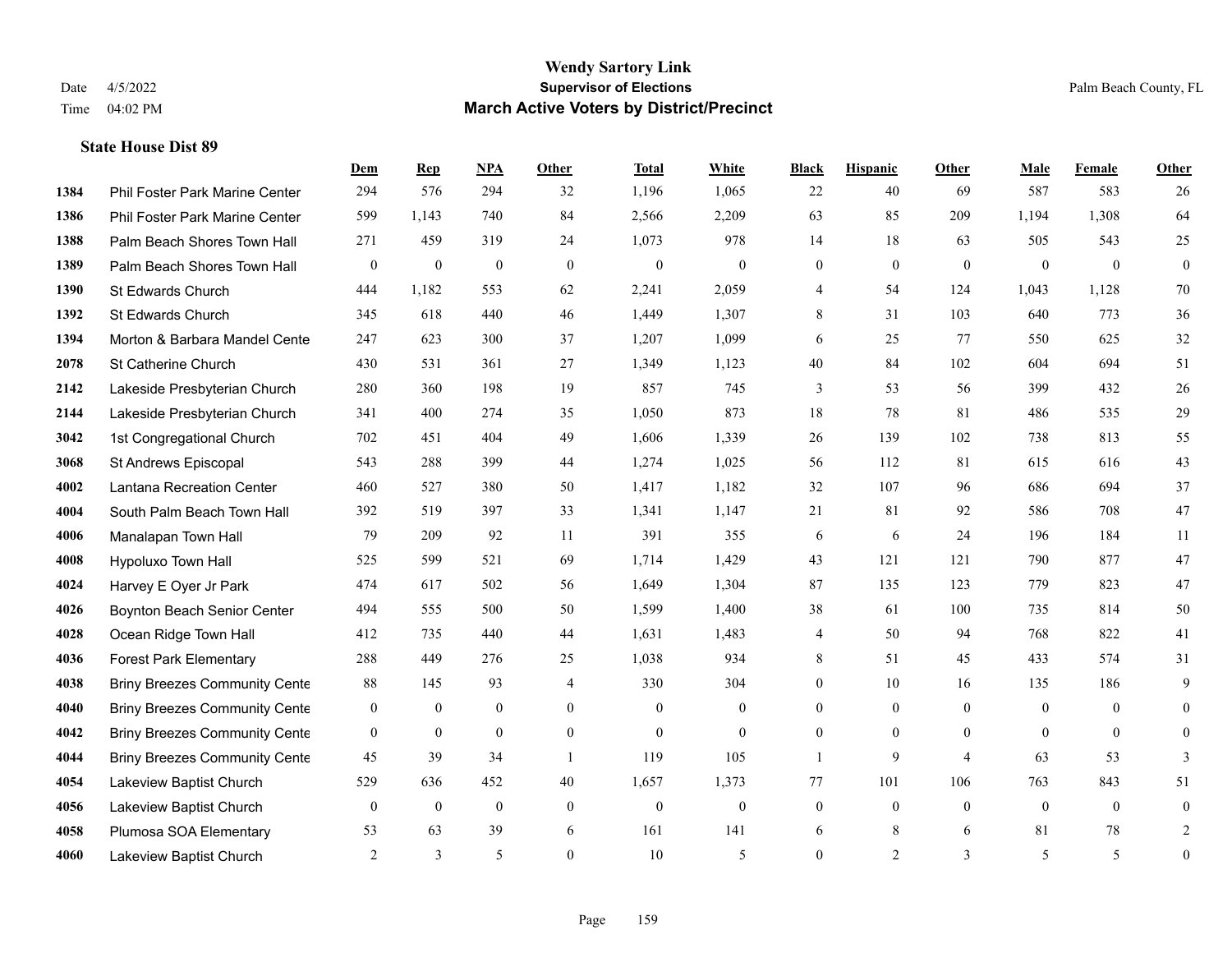# Wendy Sartory Link

**Supervisor of Elections**

**March Active Voters by District/Precinct**

Date 4/5/2022

Time 04:02 PM

Palm Beach County, FL

### State House Dist 89

| | | Dem | Rep | NPA | Other | Total | White | Black | Hispanic | Other | Male | Female | Other |
|---|---|---|---|---|---|---|---|---|---|---|---|---|---|
| 1384 | Phil Foster Park Marine Center | 294 | 576 | 294 | 32 | 1,196 | 1,065 | 22 | 40 | 69 | 587 | 583 | 26 |
| 1386 | Phil Foster Park Marine Center | 599 | 1,143 | 740 | 84 | 2,566 | 2,209 | 63 | 85 | 209 | 1,194 | 1,308 | 64 |
| 1388 | Palm Beach Shores Town Hall | 271 | 459 | 319 | 24 | 1,073 | 978 | 14 | 18 | 63 | 505 | 543 | 25 |
| 1389 | Palm Beach Shores Town Hall | 0 | 0 | 0 | 0 | 0 | 0 | 0 | 0 | 0 | 0 | 0 | 0 |
| 1390 | St Edwards Church | 444 | 1,182 | 553 | 62 | 2,241 | 2,059 | 4 | 54 | 124 | 1,043 | 1,128 | 70 |
| 1392 | St Edwards Church | 345 | 618 | 440 | 46 | 1,449 | 1,307 | 8 | 31 | 103 | 640 | 773 | 36 |
| 1394 | Morton & Barbara Mandel Cente | 247 | 623 | 300 | 37 | 1,207 | 1,099 | 6 | 25 | 77 | 550 | 625 | 32 |
| 2078 | St Catherine Church | 430 | 531 | 361 | 27 | 1,349 | 1,123 | 40 | 84 | 102 | 604 | 694 | 51 |
| 2142 | Lakeside Presbyterian Church | 280 | 360 | 198 | 19 | 857 | 745 | 3 | 53 | 56 | 399 | 432 | 26 |
| 2144 | Lakeside Presbyterian Church | 341 | 400 | 274 | 35 | 1,050 | 873 | 18 | 78 | 81 | 486 | 535 | 29 |
| 3042 | 1st Congregational Church | 702 | 451 | 404 | 49 | 1,606 | 1,339 | 26 | 139 | 102 | 738 | 813 | 55 |
| 3068 | St Andrews Episcopal | 543 | 288 | 399 | 44 | 1,274 | 1,025 | 56 | 112 | 81 | 615 | 616 | 43 |
| 4002 | Lantana Recreation Center | 460 | 527 | 380 | 50 | 1,417 | 1,182 | 32 | 107 | 96 | 686 | 694 | 37 |
| 4004 | South Palm Beach Town Hall | 392 | 519 | 397 | 33 | 1,341 | 1,147 | 21 | 81 | 92 | 586 | 708 | 47 |
| 4006 | Manalapan Town Hall | 79 | 209 | 92 | 11 | 391 | 355 | 6 | 6 | 24 | 196 | 184 | 11 |
| 4008 | Hypoluxo Town Hall | 525 | 599 | 521 | 69 | 1,714 | 1,429 | 43 | 121 | 121 | 790 | 877 | 47 |
| 4024 | Harvey E Oyer Jr Park | 474 | 617 | 502 | 56 | 1,649 | 1,304 | 87 | 135 | 123 | 779 | 823 | 47 |
| 4026 | Boynton Beach Senior Center | 494 | 555 | 500 | 50 | 1,599 | 1,400 | 38 | 61 | 100 | 735 | 814 | 50 |
| 4028 | Ocean Ridge Town Hall | 412 | 735 | 440 | 44 | 1,631 | 1,483 | 4 | 50 | 94 | 768 | 822 | 41 |
| 4036 | Forest Park Elementary | 288 | 449 | 276 | 25 | 1,038 | 934 | 8 | 51 | 45 | 433 | 574 | 31 |
| 4038 | Briny Breezes Community Cente | 88 | 145 | 93 | 4 | 330 | 304 | 0 | 10 | 16 | 135 | 186 | 9 |
| 4040 | Briny Breezes Community Cente | 0 | 0 | 0 | 0 | 0 | 0 | 0 | 0 | 0 | 0 | 0 | 0 |
| 4042 | Briny Breezes Community Cente | 0 | 0 | 0 | 0 | 0 | 0 | 0 | 0 | 0 | 0 | 0 | 0 |
| 4044 | Briny Breezes Community Cente | 45 | 39 | 34 | 1 | 119 | 105 | 1 | 9 | 4 | 63 | 53 | 3 |
| 4054 | Lakeview Baptist Church | 529 | 636 | 452 | 40 | 1,657 | 1,373 | 77 | 101 | 106 | 763 | 843 | 51 |
| 4056 | Lakeview Baptist Church | 0 | 0 | 0 | 0 | 0 | 0 | 0 | 0 | 0 | 0 | 0 | 0 |
| 4058 | Plumosa SOA Elementary | 53 | 63 | 39 | 6 | 161 | 141 | 6 | 8 | 6 | 81 | 78 | 2 |
| 4060 | Lakeview Baptist Church | 2 | 3 | 5 | 0 | 10 | 5 | 0 | 2 | 3 | 5 | 5 | 0 |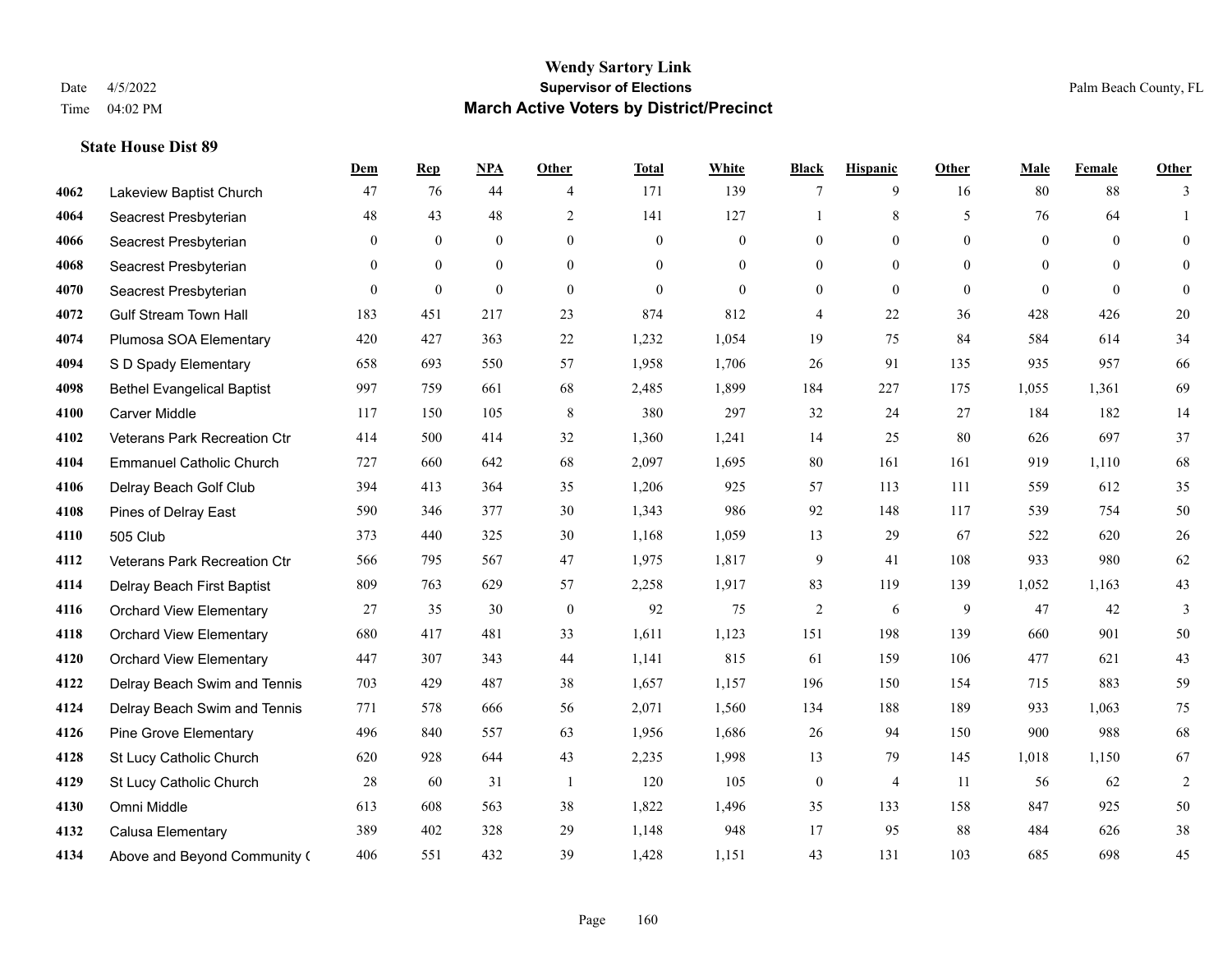# Wendy Sartory Link

**Supervisor of Elections**

**March Active Voters by District/Precinct**

Date 4/5/2022
Time 04:02 PM

Palm Beach County, FL

### State House Dist 89

| | | Dem | Rep | NPA | Other | Total | White | Black | Hispanic | Other | Male | Female | Other |
|---|---|---|---|---|---|---|---|---|---|---|---|---|---|
| 4062 | Lakeview Baptist Church | 47 | 76 | 44 | 4 | 171 | 139 | 7 | 9 | 16 | 80 | 88 | 3 |
| 4064 | Seacrest Presbyterian | 48 | 43 | 48 | 2 | 141 | 127 | 1 | 8 | 5 | 76 | 64 | 1 |
| 4066 | Seacrest Presbyterian | 0 | 0 | 0 | 0 | 0 | 0 | 0 | 0 | 0 | 0 | 0 | 0 |
| 4068 | Seacrest Presbyterian | 0 | 0 | 0 | 0 | 0 | 0 | 0 | 0 | 0 | 0 | 0 | 0 |
| 4070 | Seacrest Presbyterian | 0 | 0 | 0 | 0 | 0 | 0 | 0 | 0 | 0 | 0 | 0 | 0 |
| 4072 | Gulf Stream Town Hall | 183 | 451 | 217 | 23 | 874 | 812 | 4 | 22 | 36 | 428 | 426 | 20 |
| 4074 | Plumosa SOA Elementary | 420 | 427 | 363 | 22 | 1,232 | 1,054 | 19 | 75 | 84 | 584 | 614 | 34 |
| 4094 | S D Spady Elementary | 658 | 693 | 550 | 57 | 1,958 | 1,706 | 26 | 91 | 135 | 935 | 957 | 66 |
| 4098 | Bethel Evangelical Baptist | 997 | 759 | 661 | 68 | 2,485 | 1,899 | 184 | 227 | 175 | 1,055 | 1,361 | 69 |
| 4100 | Carver Middle | 117 | 150 | 105 | 8 | 380 | 297 | 32 | 24 | 27 | 184 | 182 | 14 |
| 4102 | Veterans Park Recreation Ctr | 414 | 500 | 414 | 32 | 1,360 | 1,241 | 14 | 25 | 80 | 626 | 697 | 37 |
| 4104 | Emmanuel Catholic Church | 727 | 660 | 642 | 68 | 2,097 | 1,695 | 80 | 161 | 161 | 919 | 1,110 | 68 |
| 4106 | Delray Beach Golf Club | 394 | 413 | 364 | 35 | 1,206 | 925 | 57 | 113 | 111 | 559 | 612 | 35 |
| 4108 | Pines of Delray East | 590 | 346 | 377 | 30 | 1,343 | 986 | 92 | 148 | 117 | 539 | 754 | 50 |
| 4110 | 505 Club | 373 | 440 | 325 | 30 | 1,168 | 1,059 | 13 | 29 | 67 | 522 | 620 | 26 |
| 4112 | Veterans Park Recreation Ctr | 566 | 795 | 567 | 47 | 1,975 | 1,817 | 9 | 41 | 108 | 933 | 980 | 62 |
| 4114 | Delray Beach First Baptist | 809 | 763 | 629 | 57 | 2,258 | 1,917 | 83 | 119 | 139 | 1,052 | 1,163 | 43 |
| 4116 | Orchard View Elementary | 27 | 35 | 30 | 0 | 92 | 75 | 2 | 6 | 9 | 47 | 42 | 3 |
| 4118 | Orchard View Elementary | 680 | 417 | 481 | 33 | 1,611 | 1,123 | 151 | 198 | 139 | 660 | 901 | 50 |
| 4120 | Orchard View Elementary | 447 | 307 | 343 | 44 | 1,141 | 815 | 61 | 159 | 106 | 477 | 621 | 43 |
| 4122 | Delray Beach Swim and Tennis | 703 | 429 | 487 | 38 | 1,657 | 1,157 | 196 | 150 | 154 | 715 | 883 | 59 |
| 4124 | Delray Beach Swim and Tennis | 771 | 578 | 666 | 56 | 2,071 | 1,560 | 134 | 188 | 189 | 933 | 1,063 | 75 |
| 4126 | Pine Grove Elementary | 496 | 840 | 557 | 63 | 1,956 | 1,686 | 26 | 94 | 150 | 900 | 988 | 68 |
| 4128 | St Lucy Catholic Church | 620 | 928 | 644 | 43 | 2,235 | 1,998 | 13 | 79 | 145 | 1,018 | 1,150 | 67 |
| 4129 | St Lucy Catholic Church | 28 | 60 | 31 | 1 | 120 | 105 | 0 | 4 | 11 | 56 | 62 | 2 |
| 4130 | Omni Middle | 613 | 608 | 563 | 38 | 1,822 | 1,496 | 35 | 133 | 158 | 847 | 925 | 50 |
| 4132 | Calusa Elementary | 389 | 402 | 328 | 29 | 1,148 | 948 | 17 | 95 | 88 | 484 | 626 | 38 |
| 4134 | Above and Beyond Community ( | 406 | 551 | 432 | 39 | 1,428 | 1,151 | 43 | 131 | 103 | 685 | 698 | 45 |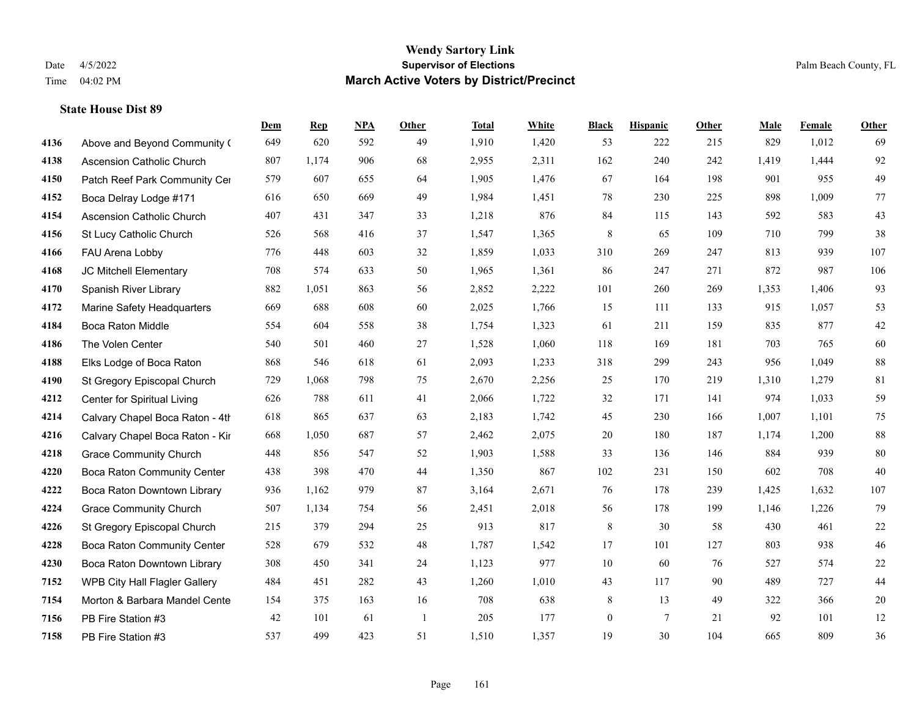# Wendy Sartory Link

**Supervisor of Elections**

**March Active Voters by District/Precinct**

Date 4/5/2022
Time 04:02 PM

Palm Beach County, FL

### State House Dist 89

| | | Dem | Rep | NPA | Other | Total | White | Black | Hispanic | Other | Male | Female | Other |
|---|---|---|---|---|---|---|---|---|---|---|---|---|---|
| 4136 | Above and Beyond Community ( | 649 | 620 | 592 | 49 | 1,910 | 1,420 | 53 | 222 | 215 | 829 | 1,012 | 69 |
| 4138 | Ascension Catholic Church | 807 | 1,174 | 906 | 68 | 2,955 | 2,311 | 162 | 240 | 242 | 1,419 | 1,444 | 92 |
| 4150 | Patch Reef Park Community Cer | 579 | 607 | 655 | 64 | 1,905 | 1,476 | 67 | 164 | 198 | 901 | 955 | 49 |
| 4152 | Boca Delray Lodge #171 | 616 | 650 | 669 | 49 | 1,984 | 1,451 | 78 | 230 | 225 | 898 | 1,009 | 77 |
| 4154 | Ascension Catholic Church | 407 | 431 | 347 | 33 | 1,218 | 876 | 84 | 115 | 143 | 592 | 583 | 43 |
| 4156 | St Lucy Catholic Church | 526 | 568 | 416 | 37 | 1,547 | 1,365 | 8 | 65 | 109 | 710 | 799 | 38 |
| 4166 | FAU Arena Lobby | 776 | 448 | 603 | 32 | 1,859 | 1,033 | 310 | 269 | 247 | 813 | 939 | 107 |
| 4168 | JC Mitchell Elementary | 708 | 574 | 633 | 50 | 1,965 | 1,361 | 86 | 247 | 271 | 872 | 987 | 106 |
| 4170 | Spanish River Library | 882 | 1,051 | 863 | 56 | 2,852 | 2,222 | 101 | 260 | 269 | 1,353 | 1,406 | 93 |
| 4172 | Marine Safety Headquarters | 669 | 688 | 608 | 60 | 2,025 | 1,766 | 15 | 111 | 133 | 915 | 1,057 | 53 |
| 4184 | Boca Raton Middle | 554 | 604 | 558 | 38 | 1,754 | 1,323 | 61 | 211 | 159 | 835 | 877 | 42 |
| 4186 | The Volen Center | 540 | 501 | 460 | 27 | 1,528 | 1,060 | 118 | 169 | 181 | 703 | 765 | 60 |
| 4188 | Elks Lodge of Boca Raton | 868 | 546 | 618 | 61 | 2,093 | 1,233 | 318 | 299 | 243 | 956 | 1,049 | 88 |
| 4190 | St Gregory Episcopal Church | 729 | 1,068 | 798 | 75 | 2,670 | 2,256 | 25 | 170 | 219 | 1,310 | 1,279 | 81 |
| 4212 | Center for Spiritual Living | 626 | 788 | 611 | 41 | 2,066 | 1,722 | 32 | 171 | 141 | 974 | 1,033 | 59 |
| 4214 | Calvary Chapel Boca Raton - 4th | 618 | 865 | 637 | 63 | 2,183 | 1,742 | 45 | 230 | 166 | 1,007 | 1,101 | 75 |
| 4216 | Calvary Chapel Boca Raton - Kir | 668 | 1,050 | 687 | 57 | 2,462 | 2,075 | 20 | 180 | 187 | 1,174 | 1,200 | 88 |
| 4218 | Grace Community Church | 448 | 856 | 547 | 52 | 1,903 | 1,588 | 33 | 136 | 146 | 884 | 939 | 80 |
| 4220 | Boca Raton Community Center | 438 | 398 | 470 | 44 | 1,350 | 867 | 102 | 231 | 150 | 602 | 708 | 40 |
| 4222 | Boca Raton Downtown Library | 936 | 1,162 | 979 | 87 | 3,164 | 2,671 | 76 | 178 | 239 | 1,425 | 1,632 | 107 |
| 4224 | Grace Community Church | 507 | 1,134 | 754 | 56 | 2,451 | 2,018 | 56 | 178 | 199 | 1,146 | 1,226 | 79 |
| 4226 | St Gregory Episcopal Church | 215 | 379 | 294 | 25 | 913 | 817 | 8 | 30 | 58 | 430 | 461 | 22 |
| 4228 | Boca Raton Community Center | 528 | 679 | 532 | 48 | 1,787 | 1,542 | 17 | 101 | 127 | 803 | 938 | 46 |
| 4230 | Boca Raton Downtown Library | 308 | 450 | 341 | 24 | 1,123 | 977 | 10 | 60 | 76 | 527 | 574 | 22 |
| 7152 | WPB City Hall Flagler Gallery | 484 | 451 | 282 | 43 | 1,260 | 1,010 | 43 | 117 | 90 | 489 | 727 | 44 |
| 7154 | Morton & Barbara Mandel Cente | 154 | 375 | 163 | 16 | 708 | 638 | 8 | 13 | 49 | 322 | 366 | 20 |
| 7156 | PB Fire Station #3 | 42 | 101 | 61 | 1 | 205 | 177 | 0 | 7 | 21 | 92 | 101 | 12 |
| 7158 | PB Fire Station #3 | 537 | 499 | 423 | 51 | 1,510 | 1,357 | 19 | 30 | 104 | 665 | 809 | 36 |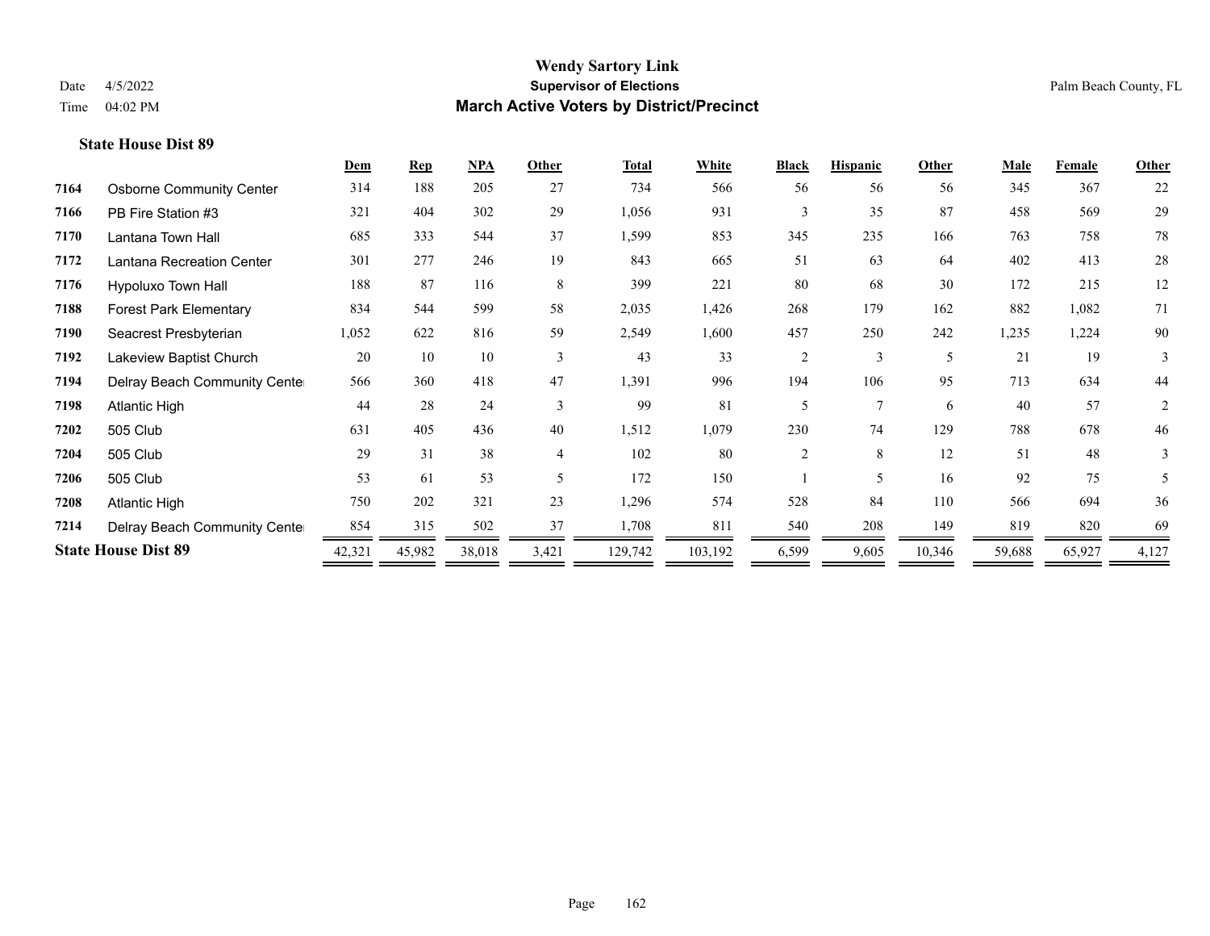# Wendy Sartory Link

## Supervisor of Elections

## March Active Voters by District/Precinct

Date 4/5/2022
Time 04:02 PM

Palm Beach County, FL

### State House Dist 89

| | | Dem | Rep | NPA | Other | Total | White | Black | Hispanic | Other | Male | Female | Other |
|---|---|---|---|---|---|---|---|---|---|---|---|---|---|
| 7164 | Osborne Community Center | 314 | 188 | 205 | 27 | 734 | 566 | 56 | 56 | 56 | 345 | 367 | 22 |
| 7166 | PB Fire Station #3 | 321 | 404 | 302 | 29 | 1,056 | 931 | 3 | 35 | 87 | 458 | 569 | 29 |
| 7170 | Lantana Town Hall | 685 | 333 | 544 | 37 | 1,599 | 853 | 345 | 235 | 166 | 763 | 758 | 78 |
| 7172 | Lantana Recreation Center | 301 | 277 | 246 | 19 | 843 | 665 | 51 | 63 | 64 | 402 | 413 | 28 |
| 7176 | Hypoluxo Town Hall | 188 | 87 | 116 | 8 | 399 | 221 | 80 | 68 | 30 | 172 | 215 | 12 |
| 7188 | Forest Park Elementary | 834 | 544 | 599 | 58 | 2,035 | 1,426 | 268 | 179 | 162 | 882 | 1,082 | 71 |
| 7190 | Seacrest Presbyterian | 1,052 | 622 | 816 | 59 | 2,549 | 1,600 | 457 | 250 | 242 | 1,235 | 1,224 | 90 |
| 7192 | Lakeview Baptist Church | 20 | 10 | 10 | 3 | 43 | 33 | 2 | 3 | 5 | 21 | 19 | 3 |
| 7194 | Delray Beach Community Center | 566 | 360 | 418 | 47 | 1,391 | 996 | 194 | 106 | 95 | 713 | 634 | 44 |
| 7198 | Atlantic High | 44 | 28 | 24 | 3 | 99 | 81 | 5 | 7 | 6 | 40 | 57 | 2 |
| 7202 | 505 Club | 631 | 405 | 436 | 40 | 1,512 | 1,079 | 230 | 74 | 129 | 788 | 678 | 46 |
| 7204 | 505 Club | 29 | 31 | 38 | 4 | 102 | 80 | 2 | 8 | 12 | 51 | 48 | 3 |
| 7206 | 505 Club | 53 | 61 | 53 | 5 | 172 | 150 | 1 | 5 | 16 | 92 | 75 | 5 |
| 7208 | Atlantic High | 750 | 202 | 321 | 23 | 1,296 | 574 | 528 | 84 | 110 | 566 | 694 | 36 |
| 7214 | Delray Beach Community Center | 854 | 315 | 502 | 37 | 1,708 | 811 | 540 | 208 | 149 | 819 | 820 | 69 |
| **State House Dist 89** | | 42,321 | 45,982 | 38,018 | 3,421 | 129,742 | 103,192 | 6,599 | 9,605 | 10,346 | 59,688 | 65,927 | 4,127 |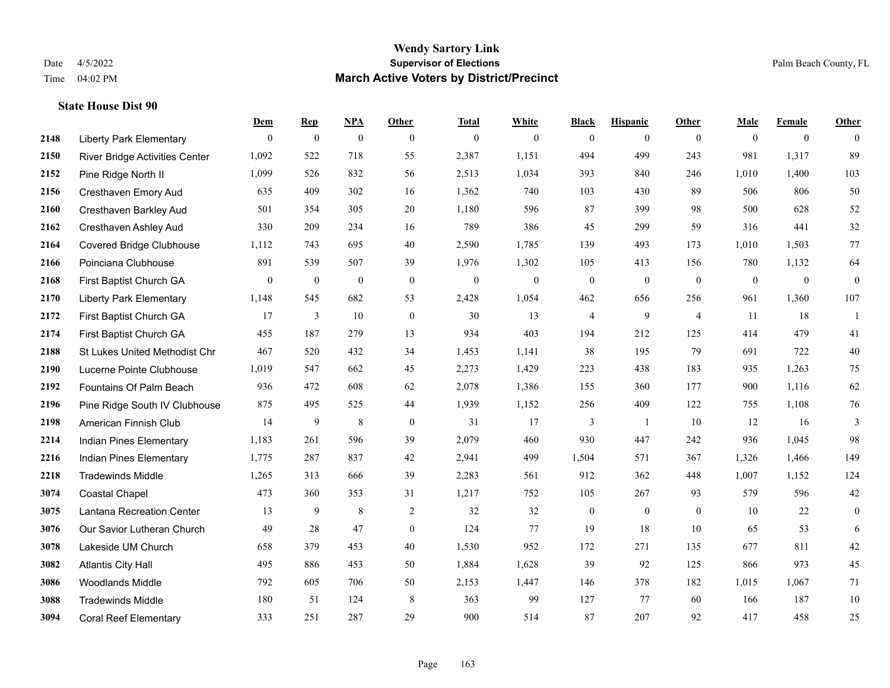**Wendy Sartory Link**
**Supervisor of Elections**
**March Active Voters by District/Precinct**

Date 4/5/2022
Time 04:02 PM
Palm Beach County, FL

### State House Dist 90

| | | Dem | Rep | NPA | Other | Total | White | Black | Hispanic | Other | Male | Female | Other |
|---|---|---|---|---|---|---|---|---|---|---|---|---|---|
| 2148 | Liberty Park Elementary | 0 | 0 | 0 | 0 | 0 | 0 | 0 | 0 | 0 | 0 | 0 | 0 |
| 2150 | River Bridge Activities Center | 1,092 | 522 | 718 | 55 | 2,387 | 1,151 | 494 | 499 | 243 | 981 | 1,317 | 89 |
| 2152 | Pine Ridge North II | 1,099 | 526 | 832 | 56 | 2,513 | 1,034 | 393 | 840 | 246 | 1,010 | 1,400 | 103 |
| 2156 | Cresthaven Emory Aud | 635 | 409 | 302 | 16 | 1,362 | 740 | 103 | 430 | 89 | 506 | 806 | 50 |
| 2160 | Cresthaven Barkley Aud | 501 | 354 | 305 | 20 | 1,180 | 596 | 87 | 399 | 98 | 500 | 628 | 52 |
| 2162 | Cresthaven Ashley Aud | 330 | 209 | 234 | 16 | 789 | 386 | 45 | 299 | 59 | 316 | 441 | 32 |
| 2164 | Covered Bridge Clubhouse | 1,112 | 743 | 695 | 40 | 2,590 | 1,785 | 139 | 493 | 173 | 1,010 | 1,503 | 77 |
| 2166 | Poinciana Clubhouse | 891 | 539 | 507 | 39 | 1,976 | 1,302 | 105 | 413 | 156 | 780 | 1,132 | 64 |
| 2168 | First Baptist Church GA | 0 | 0 | 0 | 0 | 0 | 0 | 0 | 0 | 0 | 0 | 0 | 0 |
| 2170 | Liberty Park Elementary | 1,148 | 545 | 682 | 53 | 2,428 | 1,054 | 462 | 656 | 256 | 961 | 1,360 | 107 |
| 2172 | First Baptist Church GA | 17 | 3 | 10 | 0 | 30 | 13 | 4 | 9 | 4 | 11 | 18 | 1 |
| 2174 | First Baptist Church GA | 455 | 187 | 279 | 13 | 934 | 403 | 194 | 212 | 125 | 414 | 479 | 41 |
| 2188 | St Lukes United Methodist Chr | 467 | 520 | 432 | 34 | 1,453 | 1,141 | 38 | 195 | 79 | 691 | 722 | 40 |
| 2190 | Lucerne Pointe Clubhouse | 1,019 | 547 | 662 | 45 | 2,273 | 1,429 | 223 | 438 | 183 | 935 | 1,263 | 75 |
| 2192 | Fountains Of Palm Beach | 936 | 472 | 608 | 62 | 2,078 | 1,386 | 155 | 360 | 177 | 900 | 1,116 | 62 |
| 2196 | Pine Ridge South IV Clubhouse | 875 | 495 | 525 | 44 | 1,939 | 1,152 | 256 | 409 | 122 | 755 | 1,108 | 76 |
| 2198 | American Finnish Club | 14 | 9 | 8 | 0 | 31 | 17 | 3 | 1 | 10 | 12 | 16 | 3 |
| 2214 | Indian Pines Elementary | 1,183 | 261 | 596 | 39 | 2,079 | 460 | 930 | 447 | 242 | 936 | 1,045 | 98 |
| 2216 | Indian Pines Elementary | 1,775 | 287 | 837 | 42 | 2,941 | 499 | 1,504 | 571 | 367 | 1,326 | 1,466 | 149 |
| 2218 | Tradewinds Middle | 1,265 | 313 | 666 | 39 | 2,283 | 561 | 912 | 362 | 448 | 1,007 | 1,152 | 124 |
| 3074 | Coastal Chapel | 473 | 360 | 353 | 31 | 1,217 | 752 | 105 | 267 | 93 | 579 | 596 | 42 |
| 3075 | Lantana Recreation Center | 13 | 9 | 8 | 2 | 32 | 32 | 0 | 0 | 0 | 10 | 22 | 0 |
| 3076 | Our Savior Lutheran Church | 49 | 28 | 47 | 0 | 124 | 77 | 19 | 18 | 10 | 65 | 53 | 6 |
| 3078 | Lakeside UM Church | 658 | 379 | 453 | 40 | 1,530 | 952 | 172 | 271 | 135 | 677 | 811 | 42 |
| 3082 | Atlantis City Hall | 495 | 886 | 453 | 50 | 1,884 | 1,628 | 39 | 92 | 125 | 866 | 973 | 45 |
| 3086 | Woodlands Middle | 792 | 605 | 706 | 50 | 2,153 | 1,447 | 146 | 378 | 182 | 1,015 | 1,067 | 71 |
| 3088 | Tradewinds Middle | 180 | 51 | 124 | 8 | 363 | 99 | 127 | 77 | 60 | 166 | 187 | 10 |
| 3094 | Coral Reef Elementary | 333 | 251 | 287 | 29 | 900 | 514 | 87 | 207 | 92 | 417 | 458 | 25 |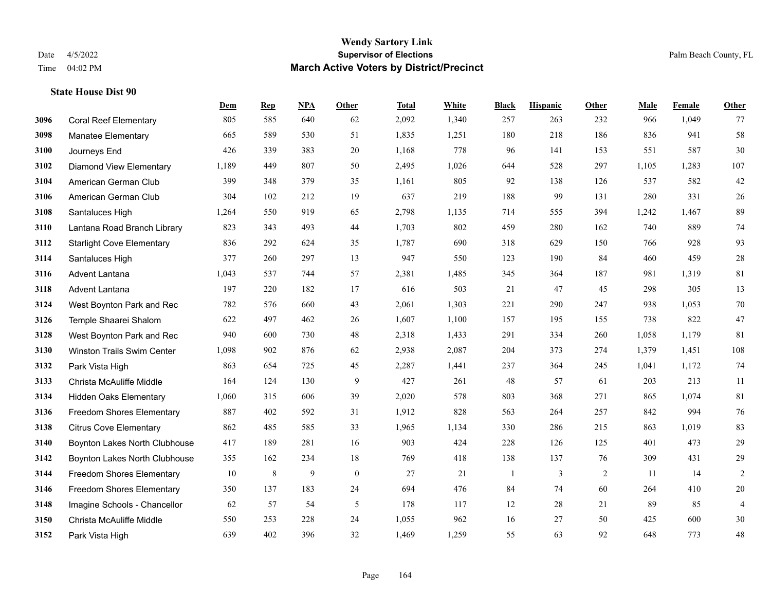**Wendy Sartory Link**
**Supervisor of Elections**
**March Active Voters by District/Precinct**

Date 4/5/2022
Time 04:02 PM

Palm Beach County, FL

**State House Dist 90**

| | | Dem | Rep | NPA | Other | Total | White | Black | Hispanic | Other | Male | Female | Other |
|---|---|---|---|---|---|---|---|---|---|---|---|---|---|
| 3096 | Coral Reef Elementary | 805 | 585 | 640 | 62 | 2,092 | 1,340 | 257 | 263 | 232 | 966 | 1,049 | 77 |
| 3098 | Manatee Elementary | 665 | 589 | 530 | 51 | 1,835 | 1,251 | 180 | 218 | 186 | 836 | 941 | 58 |
| 3100 | Journeys End | 426 | 339 | 383 | 20 | 1,168 | 778 | 96 | 141 | 153 | 551 | 587 | 30 |
| 3102 | Diamond View Elementary | 1,189 | 449 | 807 | 50 | 2,495 | 1,026 | 644 | 528 | 297 | 1,105 | 1,283 | 107 |
| 3104 | American German Club | 399 | 348 | 379 | 35 | 1,161 | 805 | 92 | 138 | 126 | 537 | 582 | 42 |
| 3106 | American German Club | 304 | 102 | 212 | 19 | 637 | 219 | 188 | 99 | 131 | 280 | 331 | 26 |
| 3108 | Santaluces High | 1,264 | 550 | 919 | 65 | 2,798 | 1,135 | 714 | 555 | 394 | 1,242 | 1,467 | 89 |
| 3110 | Lantana Road Branch Library | 823 | 343 | 493 | 44 | 1,703 | 802 | 459 | 280 | 162 | 740 | 889 | 74 |
| 3112 | Starlight Cove Elementary | 836 | 292 | 624 | 35 | 1,787 | 690 | 318 | 629 | 150 | 766 | 928 | 93 |
| 3114 | Santaluces High | 377 | 260 | 297 | 13 | 947 | 550 | 123 | 190 | 84 | 460 | 459 | 28 |
| 3116 | Advent Lantana | 1,043 | 537 | 744 | 57 | 2,381 | 1,485 | 345 | 364 | 187 | 981 | 1,319 | 81 |
| 3118 | Advent Lantana | 197 | 220 | 182 | 17 | 616 | 503 | 21 | 47 | 45 | 298 | 305 | 13 |
| 3124 | West Boynton Park and Rec | 782 | 576 | 660 | 43 | 2,061 | 1,303 | 221 | 290 | 247 | 938 | 1,053 | 70 |
| 3126 | Temple Shaarei Shalom | 622 | 497 | 462 | 26 | 1,607 | 1,100 | 157 | 195 | 155 | 738 | 822 | 47 |
| 3128 | West Boynton Park and Rec | 940 | 600 | 730 | 48 | 2,318 | 1,433 | 291 | 334 | 260 | 1,058 | 1,179 | 81 |
| 3130 | Winston Trails Swim Center | 1,098 | 902 | 876 | 62 | 2,938 | 2,087 | 204 | 373 | 274 | 1,379 | 1,451 | 108 |
| 3132 | Park Vista High | 863 | 654 | 725 | 45 | 2,287 | 1,441 | 237 | 364 | 245 | 1,041 | 1,172 | 74 |
| 3133 | Christa McAuliffe Middle | 164 | 124 | 130 | 9 | 427 | 261 | 48 | 57 | 61 | 203 | 213 | 11 |
| 3134 | Hidden Oaks Elementary | 1,060 | 315 | 606 | 39 | 2,020 | 578 | 803 | 368 | 271 | 865 | 1,074 | 81 |
| 3136 | Freedom Shores Elementary | 887 | 402 | 592 | 31 | 1,912 | 828 | 563 | 264 | 257 | 842 | 994 | 76 |
| 3138 | Citrus Cove Elementary | 862 | 485 | 585 | 33 | 1,965 | 1,134 | 330 | 286 | 215 | 863 | 1,019 | 83 |
| 3140 | Boynton Lakes North Clubhouse | 417 | 189 | 281 | 16 | 903 | 424 | 228 | 126 | 125 | 401 | 473 | 29 |
| 3142 | Boynton Lakes North Clubhouse | 355 | 162 | 234 | 18 | 769 | 418 | 138 | 137 | 76 | 309 | 431 | 29 |
| 3144 | Freedom Shores Elementary | 10 | 8 | 9 | 0 | 27 | 21 | 1 | 3 | 2 | 11 | 14 | 2 |
| 3146 | Freedom Shores Elementary | 350 | 137 | 183 | 24 | 694 | 476 | 84 | 74 | 60 | 264 | 410 | 20 |
| 3148 | Imagine Schools - Chancellor | 62 | 57 | 54 | 5 | 178 | 117 | 12 | 28 | 21 | 89 | 85 | 4 |
| 3150 | Christa McAuliffe Middle | 550 | 253 | 228 | 24 | 1,055 | 962 | 16 | 27 | 50 | 425 | 600 | 30 |
| 3152 | Park Vista High | 639 | 402 | 396 | 32 | 1,469 | 1,259 | 55 | 63 | 92 | 648 | 773 | 48 |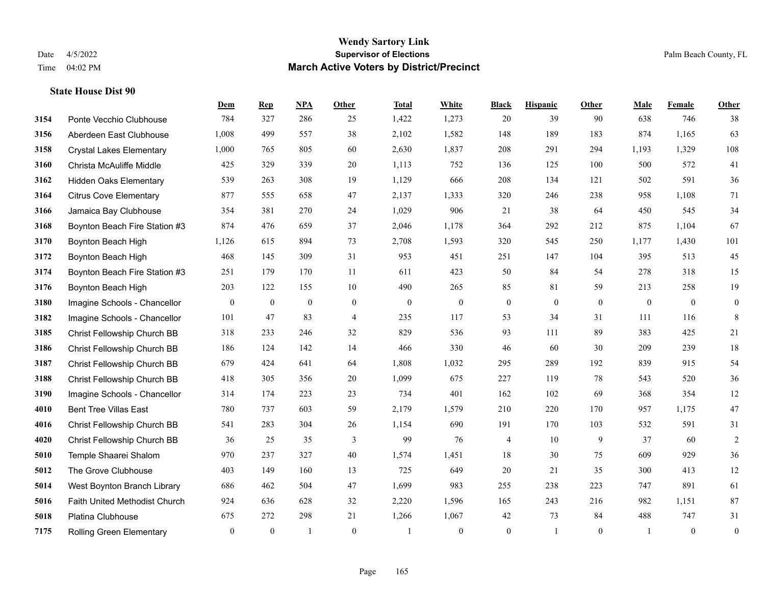# Wendy Sartory Link

**Supervisor of Elections**

**March Active Voters by District/Precinct**

Date 4/5/2022
Time 04:02 PM

Palm Beach County, FL

### State House Dist 90

| | | Dem | Rep | NPA | Other | Total | White | Black | Hispanic | Other | Male | Female | Other |
|---|---|---|---|---|---|---|---|---|---|---|---|---|---|
| 3154 | Ponte Vecchio Clubhouse | 784 | 327 | 286 | 25 | 1,422 | 1,273 | 20 | 39 | 90 | 638 | 746 | 38 |
| 3156 | Aberdeen East Clubhouse | 1,008 | 499 | 557 | 38 | 2,102 | 1,582 | 148 | 189 | 183 | 874 | 1,165 | 63 |
| 3158 | Crystal Lakes Elementary | 1,000 | 765 | 805 | 60 | 2,630 | 1,837 | 208 | 291 | 294 | 1,193 | 1,329 | 108 |
| 3160 | Christa McAuliffe Middle | 425 | 329 | 339 | 20 | 1,113 | 752 | 136 | 125 | 100 | 500 | 572 | 41 |
| 3162 | Hidden Oaks Elementary | 539 | 263 | 308 | 19 | 1,129 | 666 | 208 | 134 | 121 | 502 | 591 | 36 |
| 3164 | Citrus Cove Elementary | 877 | 555 | 658 | 47 | 2,137 | 1,333 | 320 | 246 | 238 | 958 | 1,108 | 71 |
| 3166 | Jamaica Bay Clubhouse | 354 | 381 | 270 | 24 | 1,029 | 906 | 21 | 38 | 64 | 450 | 545 | 34 |
| 3168 | Boynton Beach Fire Station #3 | 874 | 476 | 659 | 37 | 2,046 | 1,178 | 364 | 292 | 212 | 875 | 1,104 | 67 |
| 3170 | Boynton Beach High | 1,126 | 615 | 894 | 73 | 2,708 | 1,593 | 320 | 545 | 250 | 1,177 | 1,430 | 101 |
| 3172 | Boynton Beach High | 468 | 145 | 309 | 31 | 953 | 451 | 251 | 147 | 104 | 395 | 513 | 45 |
| 3174 | Boynton Beach Fire Station #3 | 251 | 179 | 170 | 11 | 611 | 423 | 50 | 84 | 54 | 278 | 318 | 15 |
| 3176 | Boynton Beach High | 203 | 122 | 155 | 10 | 490 | 265 | 85 | 81 | 59 | 213 | 258 | 19 |
| 3180 | Imagine Schools - Chancellor | 0 | 0 | 0 | 0 | 0 | 0 | 0 | 0 | 0 | 0 | 0 | 0 |
| 3182 | Imagine Schools - Chancellor | 101 | 47 | 83 | 4 | 235 | 117 | 53 | 34 | 31 | 111 | 116 | 8 |
| 3185 | Christ Fellowship Church BB | 318 | 233 | 246 | 32 | 829 | 536 | 93 | 111 | 89 | 383 | 425 | 21 |
| 3186 | Christ Fellowship Church BB | 186 | 124 | 142 | 14 | 466 | 330 | 46 | 60 | 30 | 209 | 239 | 18 |
| 3187 | Christ Fellowship Church BB | 679 | 424 | 641 | 64 | 1,808 | 1,032 | 295 | 289 | 192 | 839 | 915 | 54 |
| 3188 | Christ Fellowship Church BB | 418 | 305 | 356 | 20 | 1,099 | 675 | 227 | 119 | 78 | 543 | 520 | 36 |
| 3190 | Imagine Schools - Chancellor | 314 | 174 | 223 | 23 | 734 | 401 | 162 | 102 | 69 | 368 | 354 | 12 |
| 4010 | Bent Tree Villas East | 780 | 737 | 603 | 59 | 2,179 | 1,579 | 210 | 220 | 170 | 957 | 1,175 | 47 |
| 4016 | Christ Fellowship Church BB | 541 | 283 | 304 | 26 | 1,154 | 690 | 191 | 170 | 103 | 532 | 591 | 31 |
| 4020 | Christ Fellowship Church BB | 36 | 25 | 35 | 3 | 99 | 76 | 4 | 10 | 9 | 37 | 60 | 2 |
| 5010 | Temple Shaarei Shalom | 970 | 237 | 327 | 40 | 1,574 | 1,451 | 18 | 30 | 75 | 609 | 929 | 36 |
| 5012 | The Grove Clubhouse | 403 | 149 | 160 | 13 | 725 | 649 | 20 | 21 | 35 | 300 | 413 | 12 |
| 5014 | West Boynton Branch Library | 686 | 462 | 504 | 47 | 1,699 | 983 | 255 | 238 | 223 | 747 | 891 | 61 |
| 5016 | Faith United Methodist Church | 924 | 636 | 628 | 32 | 2,220 | 1,596 | 165 | 243 | 216 | 982 | 1,151 | 87 |
| 5018 | Platina Clubhouse | 675 | 272 | 298 | 21 | 1,266 | 1,067 | 42 | 73 | 84 | 488 | 747 | 31 |
| 7175 | Rolling Green Elementary | 0 | 0 | 1 | 0 | 1 | 0 | 0 | 1 | 0 | 1 | 0 | 0 |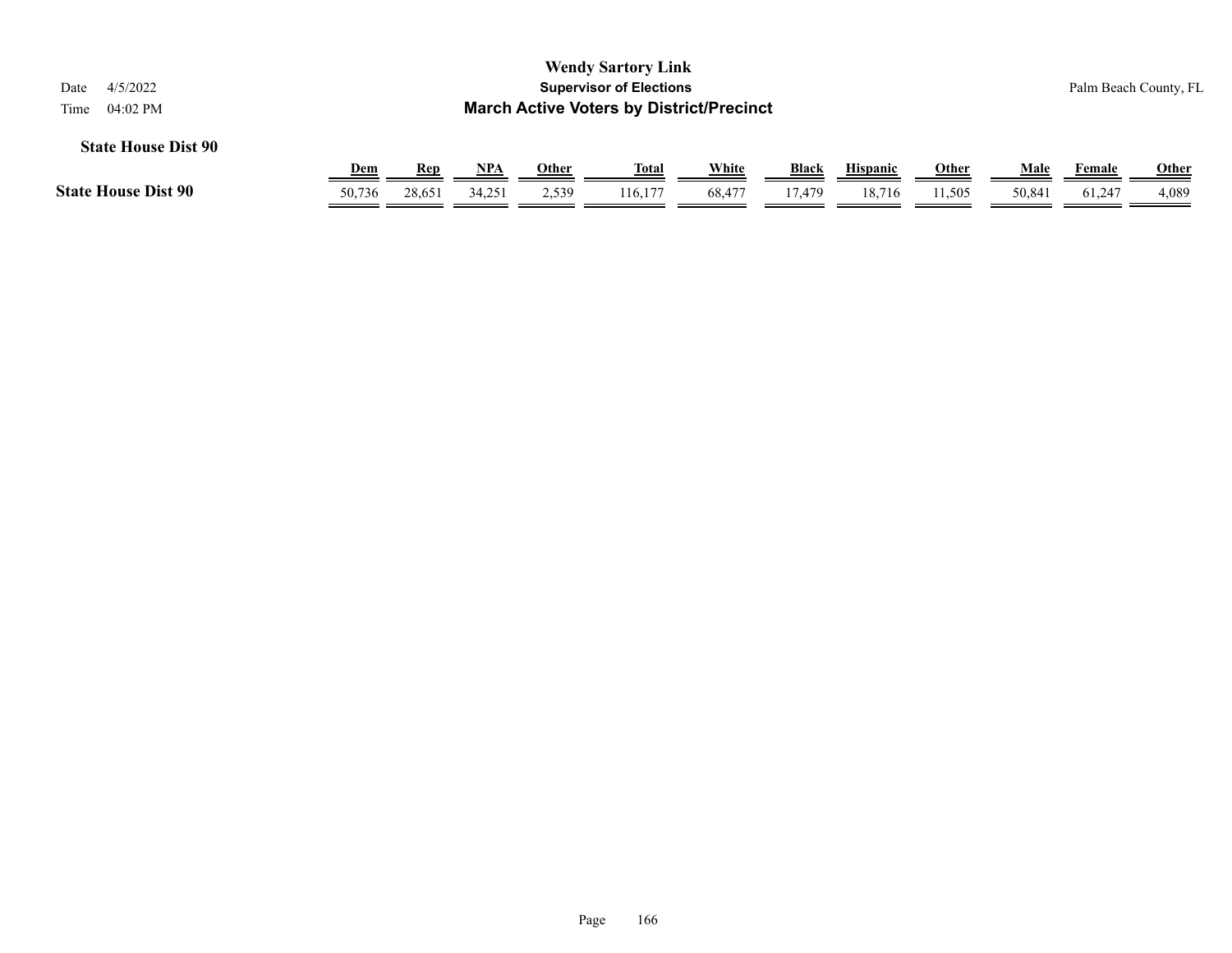# Wendy Sartory Link

## Supervisor of Elections

## March Active Voters by District/Precinct

Date 4/5/2022

Time 04:02 PM

Palm Beach County, FL

### State House Dist 90

| | Dem | Rep | NPA | Other | Total | White | Black | Hispanic | Other | Male | Female | Other |
|---|---|---|---|---|---|---|---|---|---|---|---|---|
| **State House Dist 90** | 50,736 | 28,651 | 34,251 | 2,539 | 116,177 | 68,477 | 17,479 | 18,716 | 11,505 | 50,841 | 61,247 | 4,089 |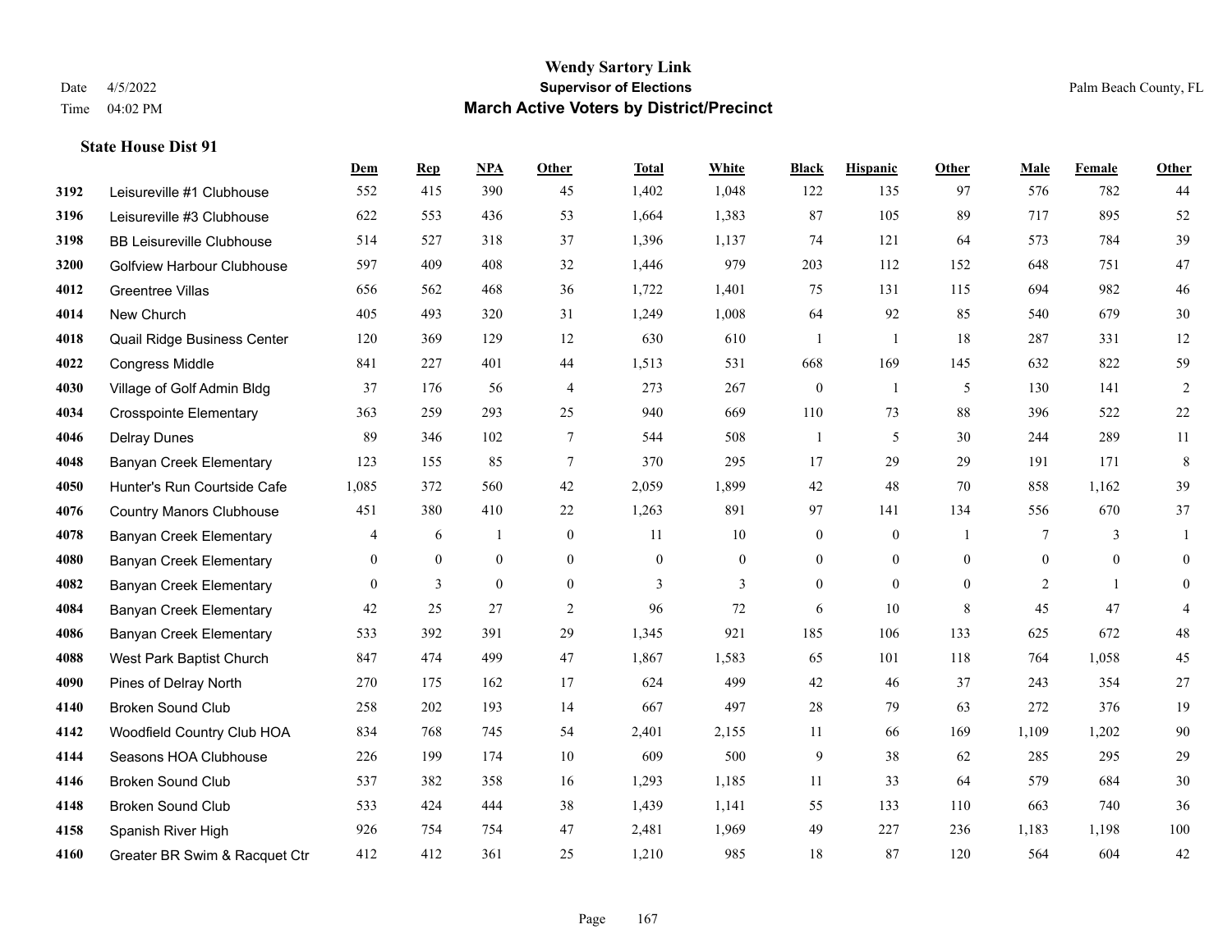# Wendy Sartory Link

**Supervisor of Elections**

**March Active Voters by District/Precinct**

Date 4/5/2022

Time 04:02 PM

Palm Beach County, FL

### State House Dist 91

| | | Dem | Rep | NPA | Other | Total | White | Black | Hispanic | Other | Male | Female | Other |
|---|---|---|---|---|---|---|---|---|---|---|---|---|---|
| 3192 | Leisureville #1 Clubhouse | 552 | 415 | 390 | 45 | 1,402 | 1,048 | 122 | 135 | 97 | 576 | 782 | 44 |
| 3196 | Leisureville #3 Clubhouse | 622 | 553 | 436 | 53 | 1,664 | 1,383 | 87 | 105 | 89 | 717 | 895 | 52 |
| 3198 | BB Leisureville Clubhouse | 514 | 527 | 318 | 37 | 1,396 | 1,137 | 74 | 121 | 64 | 573 | 784 | 39 |
| 3200 | Golfview Harbour Clubhouse | 597 | 409 | 408 | 32 | 1,446 | 979 | 203 | 112 | 152 | 648 | 751 | 47 |
| 4012 | Greentree Villas | 656 | 562 | 468 | 36 | 1,722 | 1,401 | 75 | 131 | 115 | 694 | 982 | 46 |
| 4014 | New Church | 405 | 493 | 320 | 31 | 1,249 | 1,008 | 64 | 92 | 85 | 540 | 679 | 30 |
| 4018 | Quail Ridge Business Center | 120 | 369 | 129 | 12 | 630 | 610 | 1 | 1 | 18 | 287 | 331 | 12 |
| 4022 | Congress Middle | 841 | 227 | 401 | 44 | 1,513 | 531 | 668 | 169 | 145 | 632 | 822 | 59 |
| 4030 | Village of Golf Admin Bldg | 37 | 176 | 56 | 4 | 273 | 267 | 0 | 1 | 5 | 130 | 141 | 2 |
| 4034 | Crosspointe Elementary | 363 | 259 | 293 | 25 | 940 | 669 | 110 | 73 | 88 | 396 | 522 | 22 |
| 4046 | Delray Dunes | 89 | 346 | 102 | 7 | 544 | 508 | 1 | 5 | 30 | 244 | 289 | 11 |
| 4048 | Banyan Creek Elementary | 123 | 155 | 85 | 7 | 370 | 295 | 17 | 29 | 29 | 191 | 171 | 8 |
| 4050 | Hunter's Run Courtside Cafe | 1,085 | 372 | 560 | 42 | 2,059 | 1,899 | 42 | 48 | 70 | 858 | 1,162 | 39 |
| 4076 | Country Manors Clubhouse | 451 | 380 | 410 | 22 | 1,263 | 891 | 97 | 141 | 134 | 556 | 670 | 37 |
| 4078 | Banyan Creek Elementary | 4 | 6 | 1 | 0 | 11 | 10 | 0 | 0 | 1 | 7 | 3 | 1 |
| 4080 | Banyan Creek Elementary | 0 | 0 | 0 | 0 | 0 | 0 | 0 | 0 | 0 | 0 | 0 | 0 |
| 4082 | Banyan Creek Elementary | 0 | 3 | 0 | 0 | 3 | 3 | 0 | 0 | 0 | 2 | 1 | 0 |
| 4084 | Banyan Creek Elementary | 42 | 25 | 27 | 2 | 96 | 72 | 6 | 10 | 8 | 45 | 47 | 4 |
| 4086 | Banyan Creek Elementary | 533 | 392 | 391 | 29 | 1,345 | 921 | 185 | 106 | 133 | 625 | 672 | 48 |
| 4088 | West Park Baptist Church | 847 | 474 | 499 | 47 | 1,867 | 1,583 | 65 | 101 | 118 | 764 | 1,058 | 45 |
| 4090 | Pines of Delray North | 270 | 175 | 162 | 17 | 624 | 499 | 42 | 46 | 37 | 243 | 354 | 27 |
| 4140 | Broken Sound Club | 258 | 202 | 193 | 14 | 667 | 497 | 28 | 79 | 63 | 272 | 376 | 19 |
| 4142 | Woodfield Country Club HOA | 834 | 768 | 745 | 54 | 2,401 | 2,155 | 11 | 66 | 169 | 1,109 | 1,202 | 90 |
| 4144 | Seasons HOA Clubhouse | 226 | 199 | 174 | 10 | 609 | 500 | 9 | 38 | 62 | 285 | 295 | 29 |
| 4146 | Broken Sound Club | 537 | 382 | 358 | 16 | 1,293 | 1,185 | 11 | 33 | 64 | 579 | 684 | 30 |
| 4148 | Broken Sound Club | 533 | 424 | 444 | 38 | 1,439 | 1,141 | 55 | 133 | 110 | 663 | 740 | 36 |
| 4158 | Spanish River High | 926 | 754 | 754 | 47 | 2,481 | 1,969 | 49 | 227 | 236 | 1,183 | 1,198 | 100 |
| 4160 | Greater BR Swim & Racquet Ctr | 412 | 412 | 361 | 25 | 1,210 | 985 | 18 | 87 | 120 | 564 | 604 | 42 |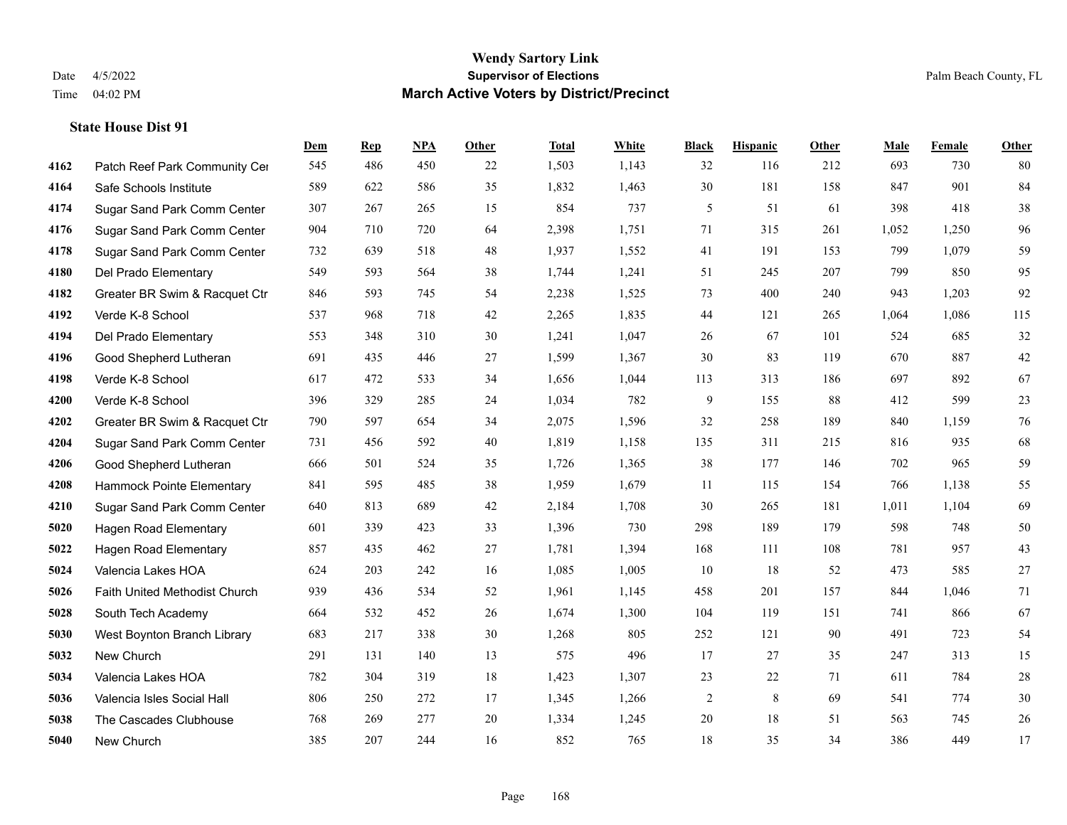**Wendy Sartory Link**
**Supervisor of Elections**
**March Active Voters by District/Precinct**

Date 4/5/2022
Time 04:02 PM
Palm Beach County, FL

### State House Dist 91

| | | Dem | Rep | NPA | Other | Total | White | Black | Hispanic | Other | Male | Female | Other |
|---|---|---|---|---|---|---|---|---|---|---|---|---|---|
| 4162 | Patch Reef Park Community Cer | 545 | 486 | 450 | 22 | 1,503 | 1,143 | 32 | 116 | 212 | 693 | 730 | 80 |
| 4164 | Safe Schools Institute | 589 | 622 | 586 | 35 | 1,832 | 1,463 | 30 | 181 | 158 | 847 | 901 | 84 |
| 4174 | Sugar Sand Park Comm Center | 307 | 267 | 265 | 15 | 854 | 737 | 5 | 51 | 61 | 398 | 418 | 38 |
| 4176 | Sugar Sand Park Comm Center | 904 | 710 | 720 | 64 | 2,398 | 1,751 | 71 | 315 | 261 | 1,052 | 1,250 | 96 |
| 4178 | Sugar Sand Park Comm Center | 732 | 639 | 518 | 48 | 1,937 | 1,552 | 41 | 191 | 153 | 799 | 1,079 | 59 |
| 4180 | Del Prado Elementary | 549 | 593 | 564 | 38 | 1,744 | 1,241 | 51 | 245 | 207 | 799 | 850 | 95 |
| 4182 | Greater BR Swim & Racquet Ctr | 846 | 593 | 745 | 54 | 2,238 | 1,525 | 73 | 400 | 240 | 943 | 1,203 | 92 |
| 4192 | Verde K-8 School | 537 | 968 | 718 | 42 | 2,265 | 1,835 | 44 | 121 | 265 | 1,064 | 1,086 | 115 |
| 4194 | Del Prado Elementary | 553 | 348 | 310 | 30 | 1,241 | 1,047 | 26 | 67 | 101 | 524 | 685 | 32 |
| 4196 | Good Shepherd Lutheran | 691 | 435 | 446 | 27 | 1,599 | 1,367 | 30 | 83 | 119 | 670 | 887 | 42 |
| 4198 | Verde K-8 School | 617 | 472 | 533 | 34 | 1,656 | 1,044 | 113 | 313 | 186 | 697 | 892 | 67 |
| 4200 | Verde K-8 School | 396 | 329 | 285 | 24 | 1,034 | 782 | 9 | 155 | 88 | 412 | 599 | 23 |
| 4202 | Greater BR Swim & Racquet Ctr | 790 | 597 | 654 | 34 | 2,075 | 1,596 | 32 | 258 | 189 | 840 | 1,159 | 76 |
| 4204 | Sugar Sand Park Comm Center | 731 | 456 | 592 | 40 | 1,819 | 1,158 | 135 | 311 | 215 | 816 | 935 | 68 |
| 4206 | Good Shepherd Lutheran | 666 | 501 | 524 | 35 | 1,726 | 1,365 | 38 | 177 | 146 | 702 | 965 | 59 |
| 4208 | Hammock Pointe Elementary | 841 | 595 | 485 | 38 | 1,959 | 1,679 | 11 | 115 | 154 | 766 | 1,138 | 55 |
| 4210 | Sugar Sand Park Comm Center | 640 | 813 | 689 | 42 | 2,184 | 1,708 | 30 | 265 | 181 | 1,011 | 1,104 | 69 |
| 5020 | Hagen Road Elementary | 601 | 339 | 423 | 33 | 1,396 | 730 | 298 | 189 | 179 | 598 | 748 | 50 |
| 5022 | Hagen Road Elementary | 857 | 435 | 462 | 27 | 1,781 | 1,394 | 168 | 111 | 108 | 781 | 957 | 43 |
| 5024 | Valencia Lakes HOA | 624 | 203 | 242 | 16 | 1,085 | 1,005 | 10 | 18 | 52 | 473 | 585 | 27 |
| 5026 | Faith United Methodist Church | 939 | 436 | 534 | 52 | 1,961 | 1,145 | 458 | 201 | 157 | 844 | 1,046 | 71 |
| 5028 | South Tech Academy | 664 | 532 | 452 | 26 | 1,674 | 1,300 | 104 | 119 | 151 | 741 | 866 | 67 |
| 5030 | West Boynton Branch Library | 683 | 217 | 338 | 30 | 1,268 | 805 | 252 | 121 | 90 | 491 | 723 | 54 |
| 5032 | New Church | 291 | 131 | 140 | 13 | 575 | 496 | 17 | 27 | 35 | 247 | 313 | 15 |
| 5034 | Valencia Lakes HOA | 782 | 304 | 319 | 18 | 1,423 | 1,307 | 23 | 22 | 71 | 611 | 784 | 28 |
| 5036 | Valencia Isles Social Hall | 806 | 250 | 272 | 17 | 1,345 | 1,266 | 2 | 8 | 69 | 541 | 774 | 30 |
| 5038 | The Cascades Clubhouse | 768 | 269 | 277 | 20 | 1,334 | 1,245 | 20 | 18 | 51 | 563 | 745 | 26 |
| 5040 | New Church | 385 | 207 | 244 | 16 | 852 | 765 | 18 | 35 | 34 | 386 | 449 | 17 |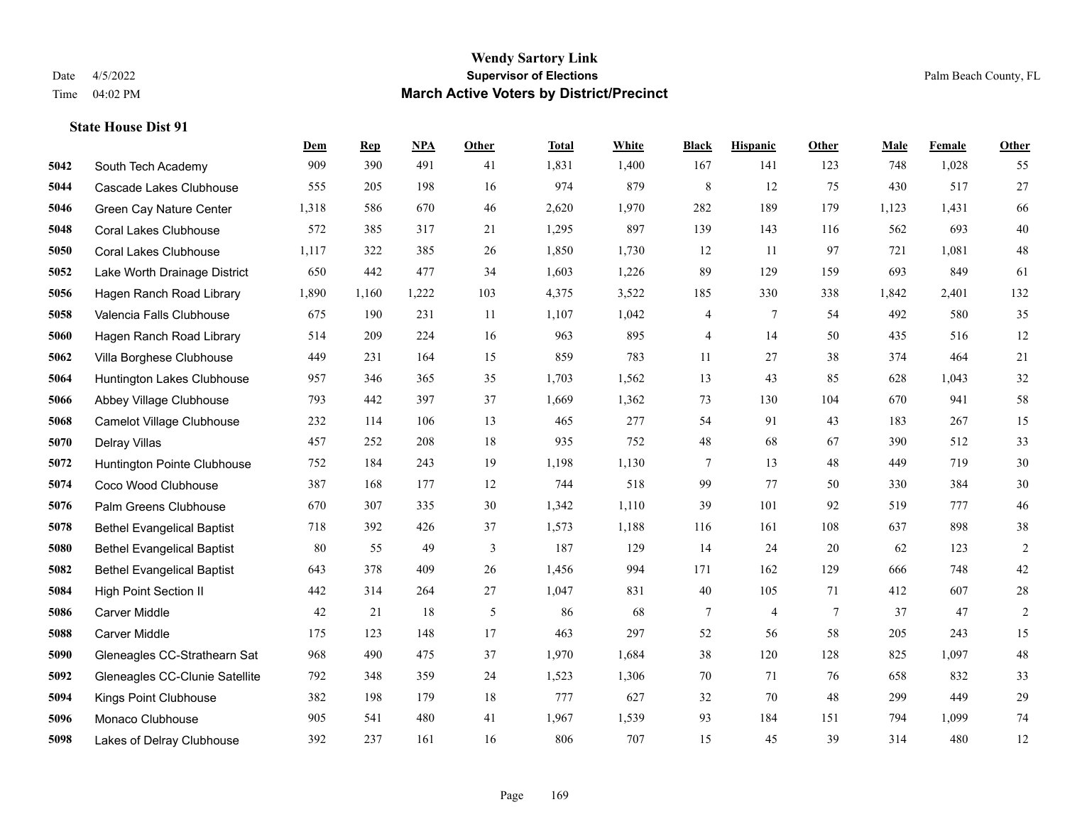# Wendy Sartory Link

**Supervisor of Elections**

**March Active Voters by District/Precinct**

Date 4/5/2022

Time 04:02 PM

Palm Beach County, FL

### State House Dist 91

| | | Dem | Rep | NPA | Other | Total | White | Black | Hispanic | Other | Male | Female | Other |
|---|---|---|---|---|---|---|---|---|---|---|---|---|---|
| 5042 | South Tech Academy | 909 | 390 | 491 | 41 | 1,831 | 1,400 | 167 | 141 | 123 | 748 | 1,028 | 55 |
| 5044 | Cascade Lakes Clubhouse | 555 | 205 | 198 | 16 | 974 | 879 | 8 | 12 | 75 | 430 | 517 | 27 |
| 5046 | Green Cay Nature Center | 1,318 | 586 | 670 | 46 | 2,620 | 1,970 | 282 | 189 | 179 | 1,123 | 1,431 | 66 |
| 5048 | Coral Lakes Clubhouse | 572 | 385 | 317 | 21 | 1,295 | 897 | 139 | 143 | 116 | 562 | 693 | 40 |
| 5050 | Coral Lakes Clubhouse | 1,117 | 322 | 385 | 26 | 1,850 | 1,730 | 12 | 11 | 97 | 721 | 1,081 | 48 |
| 5052 | Lake Worth Drainage District | 650 | 442 | 477 | 34 | 1,603 | 1,226 | 89 | 129 | 159 | 693 | 849 | 61 |
| 5056 | Hagen Ranch Road Library | 1,890 | 1,160 | 1,222 | 103 | 4,375 | 3,522 | 185 | 330 | 338 | 1,842 | 2,401 | 132 |
| 5058 | Valencia Falls Clubhouse | 675 | 190 | 231 | 11 | 1,107 | 1,042 | 4 | 7 | 54 | 492 | 580 | 35 |
| 5060 | Hagen Ranch Road Library | 514 | 209 | 224 | 16 | 963 | 895 | 4 | 14 | 50 | 435 | 516 | 12 |
| 5062 | Villa Borghese Clubhouse | 449 | 231 | 164 | 15 | 859 | 783 | 11 | 27 | 38 | 374 | 464 | 21 |
| 5064 | Huntington Lakes Clubhouse | 957 | 346 | 365 | 35 | 1,703 | 1,562 | 13 | 43 | 85 | 628 | 1,043 | 32 |
| 5066 | Abbey Village Clubhouse | 793 | 442 | 397 | 37 | 1,669 | 1,362 | 73 | 130 | 104 | 670 | 941 | 58 |
| 5068 | Camelot Village Clubhouse | 232 | 114 | 106 | 13 | 465 | 277 | 54 | 91 | 43 | 183 | 267 | 15 |
| 5070 | Delray Villas | 457 | 252 | 208 | 18 | 935 | 752 | 48 | 68 | 67 | 390 | 512 | 33 |
| 5072 | Huntington Pointe Clubhouse | 752 | 184 | 243 | 19 | 1,198 | 1,130 | 7 | 13 | 48 | 449 | 719 | 30 |
| 5074 | Coco Wood Clubhouse | 387 | 168 | 177 | 12 | 744 | 518 | 99 | 77 | 50 | 330 | 384 | 30 |
| 5076 | Palm Greens Clubhouse | 670 | 307 | 335 | 30 | 1,342 | 1,110 | 39 | 101 | 92 | 519 | 777 | 46 |
| 5078 | Bethel Evangelical Baptist | 718 | 392 | 426 | 37 | 1,573 | 1,188 | 116 | 161 | 108 | 637 | 898 | 38 |
| 5080 | Bethel Evangelical Baptist | 80 | 55 | 49 | 3 | 187 | 129 | 14 | 24 | 20 | 62 | 123 | 2 |
| 5082 | Bethel Evangelical Baptist | 643 | 378 | 409 | 26 | 1,456 | 994 | 171 | 162 | 129 | 666 | 748 | 42 |
| 5084 | High Point Section II | 442 | 314 | 264 | 27 | 1,047 | 831 | 40 | 105 | 71 | 412 | 607 | 28 |
| 5086 | Carver Middle | 42 | 21 | 18 | 5 | 86 | 68 | 7 | 4 | 7 | 37 | 47 | 2 |
| 5088 | Carver Middle | 175 | 123 | 148 | 17 | 463 | 297 | 52 | 56 | 58 | 205 | 243 | 15 |
| 5090 | Gleneagles CC-Strathearn Sat | 968 | 490 | 475 | 37 | 1,970 | 1,684 | 38 | 120 | 128 | 825 | 1,097 | 48 |
| 5092 | Gleneagles CC-Clunie Satellite | 792 | 348 | 359 | 24 | 1,523 | 1,306 | 70 | 71 | 76 | 658 | 832 | 33 |
| 5094 | Kings Point Clubhouse | 382 | 198 | 179 | 18 | 777 | 627 | 32 | 70 | 48 | 299 | 449 | 29 |
| 5096 | Monaco Clubhouse | 905 | 541 | 480 | 41 | 1,967 | 1,539 | 93 | 184 | 151 | 794 | 1,099 | 74 |
| 5098 | Lakes of Delray Clubhouse | 392 | 237 | 161 | 16 | 806 | 707 | 15 | 45 | 39 | 314 | 480 | 12 |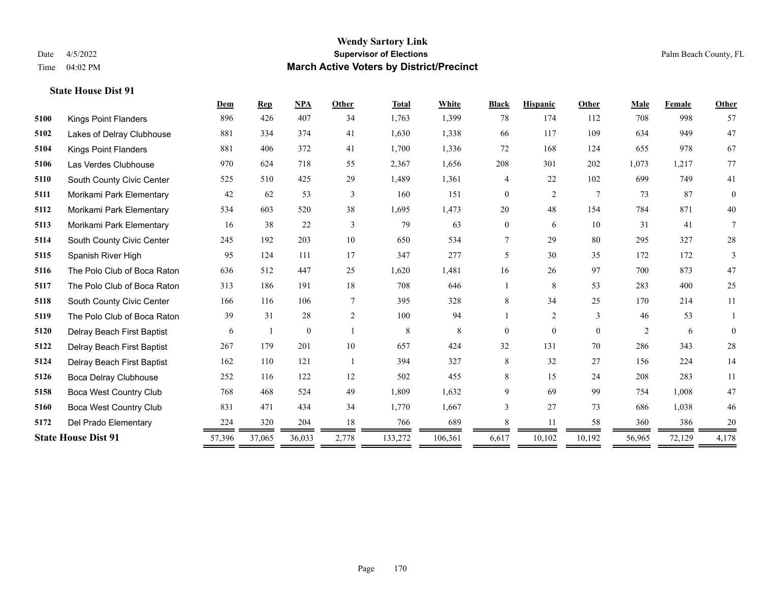# Wendy Sartory Link

**Supervisor of Elections**

**March Active Voters by District/Precinct**

Date 4/5/2022

Time 04:02 PM

Palm Beach County, FL

## State House Dist 91

| | | Dem | Rep | NPA | Other | Total | White | Black | Hispanic | Other | Male | Female | Other |
|---|---|---|---|---|---|---|---|---|---|---|---|---|---|
| 5100 | Kings Point Flanders | 896 | 426 | 407 | 34 | 1,763 | 1,399 | 78 | 174 | 112 | 708 | 998 | 57 |
| 5102 | Lakes of Delray Clubhouse | 881 | 334 | 374 | 41 | 1,630 | 1,338 | 66 | 117 | 109 | 634 | 949 | 47 |
| 5104 | Kings Point Flanders | 881 | 406 | 372 | 41 | 1,700 | 1,336 | 72 | 168 | 124 | 655 | 978 | 67 |
| 5106 | Las Verdes Clubhouse | 970 | 624 | 718 | 55 | 2,367 | 1,656 | 208 | 301 | 202 | 1,073 | 1,217 | 77 |
| 5110 | South County Civic Center | 525 | 510 | 425 | 29 | 1,489 | 1,361 | 4 | 22 | 102 | 699 | 749 | 41 |
| 5111 | Morikami Park Elementary | 42 | 62 | 53 | 3 | 160 | 151 | 0 | 2 | 7 | 73 | 87 | 0 |
| 5112 | Morikami Park Elementary | 534 | 603 | 520 | 38 | 1,695 | 1,473 | 20 | 48 | 154 | 784 | 871 | 40 |
| 5113 | Morikami Park Elementary | 16 | 38 | 22 | 3 | 79 | 63 | 0 | 6 | 10 | 31 | 41 | 7 |
| 5114 | South County Civic Center | 245 | 192 | 203 | 10 | 650 | 534 | 7 | 29 | 80 | 295 | 327 | 28 |
| 5115 | Spanish River High | 95 | 124 | 111 | 17 | 347 | 277 | 5 | 30 | 35 | 172 | 172 | 3 |
| 5116 | The Polo Club of Boca Raton | 636 | 512 | 447 | 25 | 1,620 | 1,481 | 16 | 26 | 97 | 700 | 873 | 47 |
| 5117 | The Polo Club of Boca Raton | 313 | 186 | 191 | 18 | 708 | 646 | 1 | 8 | 53 | 283 | 400 | 25 |
| 5118 | South County Civic Center | 166 | 116 | 106 | 7 | 395 | 328 | 8 | 34 | 25 | 170 | 214 | 11 |
| 5119 | The Polo Club of Boca Raton | 39 | 31 | 28 | 2 | 100 | 94 | 1 | 2 | 3 | 46 | 53 | 1 |
| 5120 | Delray Beach First Baptist | 6 | 1 | 0 | 1 | 8 | 8 | 0 | 0 | 0 | 2 | 6 | 0 |
| 5122 | Delray Beach First Baptist | 267 | 179 | 201 | 10 | 657 | 424 | 32 | 131 | 70 | 286 | 343 | 28 |
| 5124 | Delray Beach First Baptist | 162 | 110 | 121 | 1 | 394 | 327 | 8 | 32 | 27 | 156 | 224 | 14 |
| 5126 | Boca Delray Clubhouse | 252 | 116 | 122 | 12 | 502 | 455 | 8 | 15 | 24 | 208 | 283 | 11 |
| 5158 | Boca West Country Club | 768 | 468 | 524 | 49 | 1,809 | 1,632 | 9 | 69 | 99 | 754 | 1,008 | 47 |
| 5160 | Boca West Country Club | 831 | 471 | 434 | 34 | 1,770 | 1,667 | 3 | 27 | 73 | 686 | 1,038 | 46 |
| 5172 | Del Prado Elementary | 224 | 320 | 204 | 18 | 766 | 689 | 8 | 11 | 58 | 360 | 386 | 20 |
| **State House Dist 91** | | 57,396 | 37,065 | 36,033 | 2,778 | 133,272 | 106,361 | 6,617 | 10,102 | 10,192 | 56,965 | 72,129 | 4,178 |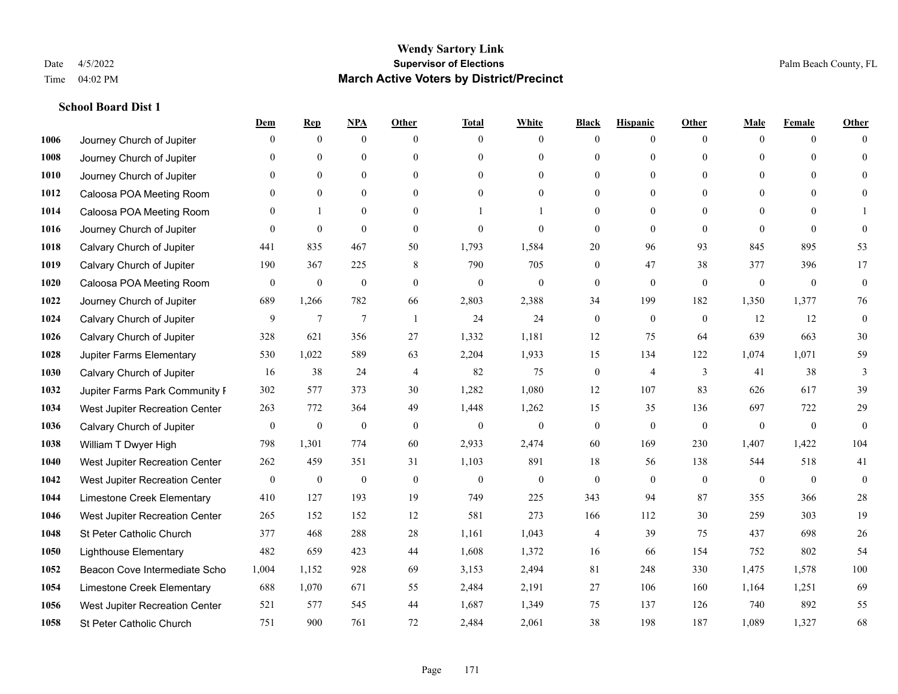# Wendy Sartory Link
## Supervisor of Elections
## March Active Voters by District/Precinct

Date 4/5/2022
Time 04:02 PM

Palm Beach County, FL

### School Board Dist 1

| | | Dem | Rep | NPA | Other | Total | White | Black | Hispanic | Other | Male | Female | Other |
|---|---|---|---|---|---|---|---|---|---|---|---|---|---|
| 1006 | Journey Church of Jupiter | 0 | 0 | 0 | 0 | 0 | 0 | 0 | 0 | 0 | 0 | 0 | 0 |
| 1008 | Journey Church of Jupiter | 0 | 0 | 0 | 0 | 0 | 0 | 0 | 0 | 0 | 0 | 0 | 0 |
| 1010 | Journey Church of Jupiter | 0 | 0 | 0 | 0 | 0 | 0 | 0 | 0 | 0 | 0 | 0 | 0 |
| 1012 | Caloosa POA Meeting Room | 0 | 0 | 0 | 0 | 0 | 0 | 0 | 0 | 0 | 0 | 0 | 0 |
| 1014 | Caloosa POA Meeting Room | 0 | 1 | 0 | 0 | 1 | 1 | 0 | 0 | 0 | 0 | 0 | 1 |
| 1016 | Journey Church of Jupiter | 0 | 0 | 0 | 0 | 0 | 0 | 0 | 0 | 0 | 0 | 0 | 0 |
| 1018 | Calvary Church of Jupiter | 441 | 835 | 467 | 50 | 1,793 | 1,584 | 20 | 96 | 93 | 845 | 895 | 53 |
| 1019 | Calvary Church of Jupiter | 190 | 367 | 225 | 8 | 790 | 705 | 0 | 47 | 38 | 377 | 396 | 17 |
| 1020 | Caloosa POA Meeting Room | 0 | 0 | 0 | 0 | 0 | 0 | 0 | 0 | 0 | 0 | 0 | 0 |
| 1022 | Journey Church of Jupiter | 689 | 1,266 | 782 | 66 | 2,803 | 2,388 | 34 | 199 | 182 | 1,350 | 1,377 | 76 |
| 1024 | Calvary Church of Jupiter | 9 | 7 | 7 | 1 | 24 | 24 | 0 | 0 | 0 | 12 | 12 | 0 |
| 1026 | Calvary Church of Jupiter | 328 | 621 | 356 | 27 | 1,332 | 1,181 | 12 | 75 | 64 | 639 | 663 | 30 |
| 1028 | Jupiter Farms Elementary | 530 | 1,022 | 589 | 63 | 2,204 | 1,933 | 15 | 134 | 122 | 1,074 | 1,071 | 59 |
| 1030 | Calvary Church of Jupiter | 16 | 38 | 24 | 4 | 82 | 75 | 0 | 4 | 3 | 41 | 38 | 3 |
| 1032 | Jupiter Farms Park Community F | 302 | 577 | 373 | 30 | 1,282 | 1,080 | 12 | 107 | 83 | 626 | 617 | 39 |
| 1034 | West Jupiter Recreation Center | 263 | 772 | 364 | 49 | 1,448 | 1,262 | 15 | 35 | 136 | 697 | 722 | 29 |
| 1036 | Calvary Church of Jupiter | 0 | 0 | 0 | 0 | 0 | 0 | 0 | 0 | 0 | 0 | 0 | 0 |
| 1038 | William T Dwyer High | 798 | 1,301 | 774 | 60 | 2,933 | 2,474 | 60 | 169 | 230 | 1,407 | 1,422 | 104 |
| 1040 | West Jupiter Recreation Center | 262 | 459 | 351 | 31 | 1,103 | 891 | 18 | 56 | 138 | 544 | 518 | 41 |
| 1042 | West Jupiter Recreation Center | 0 | 0 | 0 | 0 | 0 | 0 | 0 | 0 | 0 | 0 | 0 | 0 |
| 1044 | Limestone Creek Elementary | 410 | 127 | 193 | 19 | 749 | 225 | 343 | 94 | 87 | 355 | 366 | 28 |
| 1046 | West Jupiter Recreation Center | 265 | 152 | 152 | 12 | 581 | 273 | 166 | 112 | 30 | 259 | 303 | 19 |
| 1048 | St Peter Catholic Church | 377 | 468 | 288 | 28 | 1,161 | 1,043 | 4 | 39 | 75 | 437 | 698 | 26 |
| 1050 | Lighthouse Elementary | 482 | 659 | 423 | 44 | 1,608 | 1,372 | 16 | 66 | 154 | 752 | 802 | 54 |
| 1052 | Beacon Cove Intermediate Scho | 1,004 | 1,152 | 928 | 69 | 3,153 | 2,494 | 81 | 248 | 330 | 1,475 | 1,578 | 100 |
| 1054 | Limestone Creek Elementary | 688 | 1,070 | 671 | 55 | 2,484 | 2,191 | 27 | 106 | 160 | 1,164 | 1,251 | 69 |
| 1056 | West Jupiter Recreation Center | 521 | 577 | 545 | 44 | 1,687 | 1,349 | 75 | 137 | 126 | 740 | 892 | 55 |
| 1058 | St Peter Catholic Church | 751 | 900 | 761 | 72 | 2,484 | 2,061 | 38 | 198 | 187 | 1,089 | 1,327 | 68 |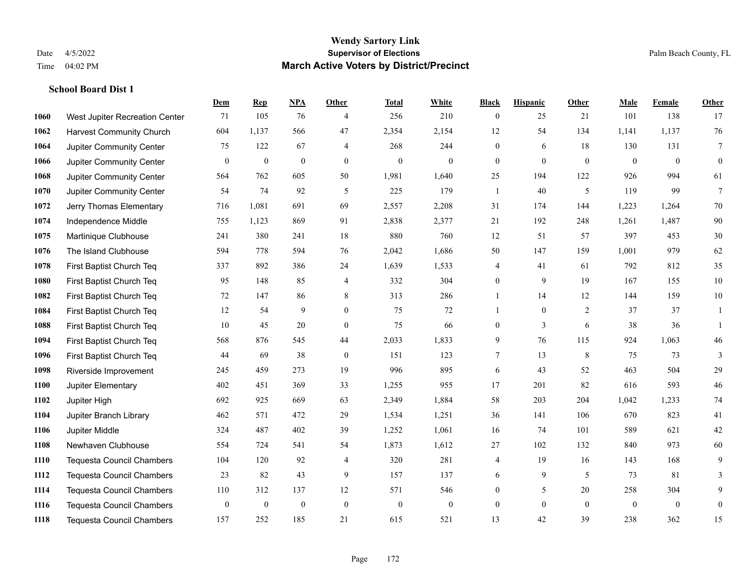# Wendy Sartory Link
## Supervisor of Elections
## March Active Voters by District/Precinct

Date 4/5/2022
Time 04:02 PM

Palm Beach County, FL

### School Board Dist 1

| | | Dem | Rep | NPA | Other | Total | White | Black | Hispanic | Other | Male | Female | Other |
|---|---|---|---|---|---|---|---|---|---|---|---|---|---|
| 1060 | West Jupiter Recreation Center | 71 | 105 | 76 | 4 | 256 | 210 | 0 | 25 | 21 | 101 | 138 | 17 |
| 1062 | Harvest Community Church | 604 | 1,137 | 566 | 47 | 2,354 | 2,154 | 12 | 54 | 134 | 1,141 | 1,137 | 76 |
| 1064 | Jupiter Community Center | 75 | 122 | 67 | 4 | 268 | 244 | 0 | 6 | 18 | 130 | 131 | 7 |
| 1066 | Jupiter Community Center | 0 | 0 | 0 | 0 | 0 | 0 | 0 | 0 | 0 | 0 | 0 | 0 |
| 1068 | Jupiter Community Center | 564 | 762 | 605 | 50 | 1,981 | 1,640 | 25 | 194 | 122 | 926 | 994 | 61 |
| 1070 | Jupiter Community Center | 54 | 74 | 92 | 5 | 225 | 179 | 1 | 40 | 5 | 119 | 99 | 7 |
| 1072 | Jerry Thomas Elementary | 716 | 1,081 | 691 | 69 | 2,557 | 2,208 | 31 | 174 | 144 | 1,223 | 1,264 | 70 |
| 1074 | Independence Middle | 755 | 1,123 | 869 | 91 | 2,838 | 2,377 | 21 | 192 | 248 | 1,261 | 1,487 | 90 |
| 1075 | Martinique Clubhouse | 241 | 380 | 241 | 18 | 880 | 760 | 12 | 51 | 57 | 397 | 453 | 30 |
| 1076 | The Island Clubhouse | 594 | 778 | 594 | 76 | 2,042 | 1,686 | 50 | 147 | 159 | 1,001 | 979 | 62 |
| 1078 | First Baptist Church Teq | 337 | 892 | 386 | 24 | 1,639 | 1,533 | 4 | 41 | 61 | 792 | 812 | 35 |
| 1080 | First Baptist Church Teq | 95 | 148 | 85 | 4 | 332 | 304 | 0 | 9 | 19 | 167 | 155 | 10 |
| 1082 | First Baptist Church Teq | 72 | 147 | 86 | 8 | 313 | 286 | 1 | 14 | 12 | 144 | 159 | 10 |
| 1084 | First Baptist Church Teq | 12 | 54 | 9 | 0 | 75 | 72 | 1 | 0 | 2 | 37 | 37 | 1 |
| 1088 | First Baptist Church Teq | 10 | 45 | 20 | 0 | 75 | 66 | 0 | 3 | 6 | 38 | 36 | 1 |
| 1094 | First Baptist Church Teq | 568 | 876 | 545 | 44 | 2,033 | 1,833 | 9 | 76 | 115 | 924 | 1,063 | 46 |
| 1096 | First Baptist Church Teq | 44 | 69 | 38 | 0 | 151 | 123 | 7 | 13 | 8 | 75 | 73 | 3 |
| 1098 | Riverside Improvement | 245 | 459 | 273 | 19 | 996 | 895 | 6 | 43 | 52 | 463 | 504 | 29 |
| 1100 | Jupiter Elementary | 402 | 451 | 369 | 33 | 1,255 | 955 | 17 | 201 | 82 | 616 | 593 | 46 |
| 1102 | Jupiter High | 692 | 925 | 669 | 63 | 2,349 | 1,884 | 58 | 203 | 204 | 1,042 | 1,233 | 74 |
| 1104 | Jupiter Branch Library | 462 | 571 | 472 | 29 | 1,534 | 1,251 | 36 | 141 | 106 | 670 | 823 | 41 |
| 1106 | Jupiter Middle | 324 | 487 | 402 | 39 | 1,252 | 1,061 | 16 | 74 | 101 | 589 | 621 | 42 |
| 1108 | Newhaven Clubhouse | 554 | 724 | 541 | 54 | 1,873 | 1,612 | 27 | 102 | 132 | 840 | 973 | 60 |
| 1110 | Tequesta Council Chambers | 104 | 120 | 92 | 4 | 320 | 281 | 4 | 19 | 16 | 143 | 168 | 9 |
| 1112 | Tequesta Council Chambers | 23 | 82 | 43 | 9 | 157 | 137 | 6 | 9 | 5 | 73 | 81 | 3 |
| 1114 | Tequesta Council Chambers | 110 | 312 | 137 | 12 | 571 | 546 | 0 | 5 | 20 | 258 | 304 | 9 |
| 1116 | Tequesta Council Chambers | 0 | 0 | 0 | 0 | 0 | 0 | 0 | 0 | 0 | 0 | 0 | 0 |
| 1118 | Tequesta Council Chambers | 157 | 252 | 185 | 21 | 615 | 521 | 13 | 42 | 39 | 238 | 362 | 15 |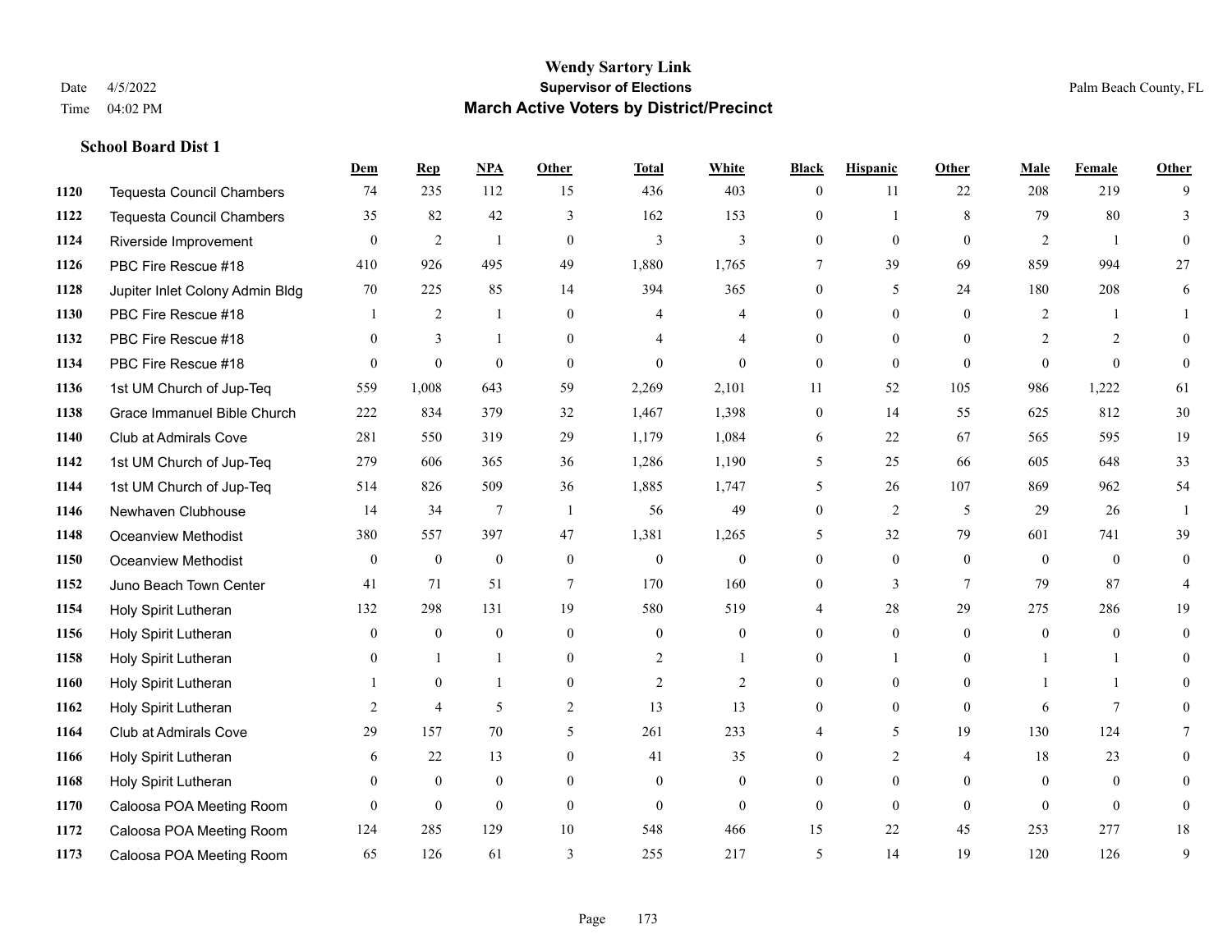# Wendy Sartory Link

**Supervisor of Elections**

**March Active Voters by District/Precinct**

Date 4/5/2022
Time 04:02 PM

Palm Beach County, FL

### School Board Dist 1

| | | Dem | Rep | NPA | Other | Total | White | Black | Hispanic | Other | Male | Female | Other |
|---|---|---|---|---|---|---|---|---|---|---|---|---|---|
| 1120 | Tequesta Council Chambers | 74 | 235 | 112 | 15 | 436 | 403 | 0 | 11 | 22 | 208 | 219 | 9 |
| 1122 | Tequesta Council Chambers | 35 | 82 | 42 | 3 | 162 | 153 | 0 | 1 | 8 | 79 | 80 | 3 |
| 1124 | Riverside Improvement | 0 | 2 | 1 | 0 | 3 | 3 | 0 | 0 | 0 | 2 | 1 | 0 |
| 1126 | PBC Fire Rescue #18 | 410 | 926 | 495 | 49 | 1,880 | 1,765 | 7 | 39 | 69 | 859 | 994 | 27 |
| 1128 | Jupiter Inlet Colony Admin Bldg | 70 | 225 | 85 | 14 | 394 | 365 | 0 | 5 | 24 | 180 | 208 | 6 |
| 1130 | PBC Fire Rescue #18 | 1 | 2 | 1 | 0 | 4 | 4 | 0 | 0 | 0 | 2 | 1 | 1 |
| 1132 | PBC Fire Rescue #18 | 0 | 3 | 1 | 0 | 4 | 4 | 0 | 0 | 0 | 2 | 2 | 0 |
| 1134 | PBC Fire Rescue #18 | 0 | 0 | 0 | 0 | 0 | 0 | 0 | 0 | 0 | 0 | 0 | 0 |
| 1136 | 1st UM Church of Jup-Teq | 559 | 1,008 | 643 | 59 | 2,269 | 2,101 | 11 | 52 | 105 | 986 | 1,222 | 61 |
| 1138 | Grace Immanuel Bible Church | 222 | 834 | 379 | 32 | 1,467 | 1,398 | 0 | 14 | 55 | 625 | 812 | 30 |
| 1140 | Club at Admirals Cove | 281 | 550 | 319 | 29 | 1,179 | 1,084 | 6 | 22 | 67 | 565 | 595 | 19 |
| 1142 | 1st UM Church of Jup-Teq | 279 | 606 | 365 | 36 | 1,286 | 1,190 | 5 | 25 | 66 | 605 | 648 | 33 |
| 1144 | 1st UM Church of Jup-Teq | 514 | 826 | 509 | 36 | 1,885 | 1,747 | 5 | 26 | 107 | 869 | 962 | 54 |
| 1146 | Newhaven Clubhouse | 14 | 34 | 7 | 1 | 56 | 49 | 0 | 2 | 5 | 29 | 26 | 1 |
| 1148 | Oceanview Methodist | 380 | 557 | 397 | 47 | 1,381 | 1,265 | 5 | 32 | 79 | 601 | 741 | 39 |
| 1150 | Oceanview Methodist | 0 | 0 | 0 | 0 | 0 | 0 | 0 | 0 | 0 | 0 | 0 | 0 |
| 1152 | Juno Beach Town Center | 41 | 71 | 51 | 7 | 170 | 160 | 0 | 3 | 7 | 79 | 87 | 4 |
| 1154 | Holy Spirit Lutheran | 132 | 298 | 131 | 19 | 580 | 519 | 4 | 28 | 29 | 275 | 286 | 19 |
| 1156 | Holy Spirit Lutheran | 0 | 0 | 0 | 0 | 0 | 0 | 0 | 0 | 0 | 0 | 0 | 0 |
| 1158 | Holy Spirit Lutheran | 0 | 1 | 1 | 0 | 2 | 1 | 0 | 1 | 0 | 1 | 1 | 0 |
| 1160 | Holy Spirit Lutheran | 1 | 0 | 1 | 0 | 2 | 2 | 0 | 0 | 0 | 1 | 1 | 0 |
| 1162 | Holy Spirit Lutheran | 2 | 4 | 5 | 2 | 13 | 13 | 0 | 0 | 0 | 6 | 7 | 0 |
| 1164 | Club at Admirals Cove | 29 | 157 | 70 | 5 | 261 | 233 | 4 | 5 | 19 | 130 | 124 | 7 |
| 1166 | Holy Spirit Lutheran | 6 | 22 | 13 | 0 | 41 | 35 | 0 | 2 | 4 | 18 | 23 | 0 |
| 1168 | Holy Spirit Lutheran | 0 | 0 | 0 | 0 | 0 | 0 | 0 | 0 | 0 | 0 | 0 | 0 |
| 1170 | Caloosa POA Meeting Room | 0 | 0 | 0 | 0 | 0 | 0 | 0 | 0 | 0 | 0 | 0 | 0 |
| 1172 | Caloosa POA Meeting Room | 124 | 285 | 129 | 10 | 548 | 466 | 15 | 22 | 45 | 253 | 277 | 18 |
| 1173 | Caloosa POA Meeting Room | 65 | 126 | 61 | 3 | 255 | 217 | 5 | 14 | 19 | 120 | 126 | 9 |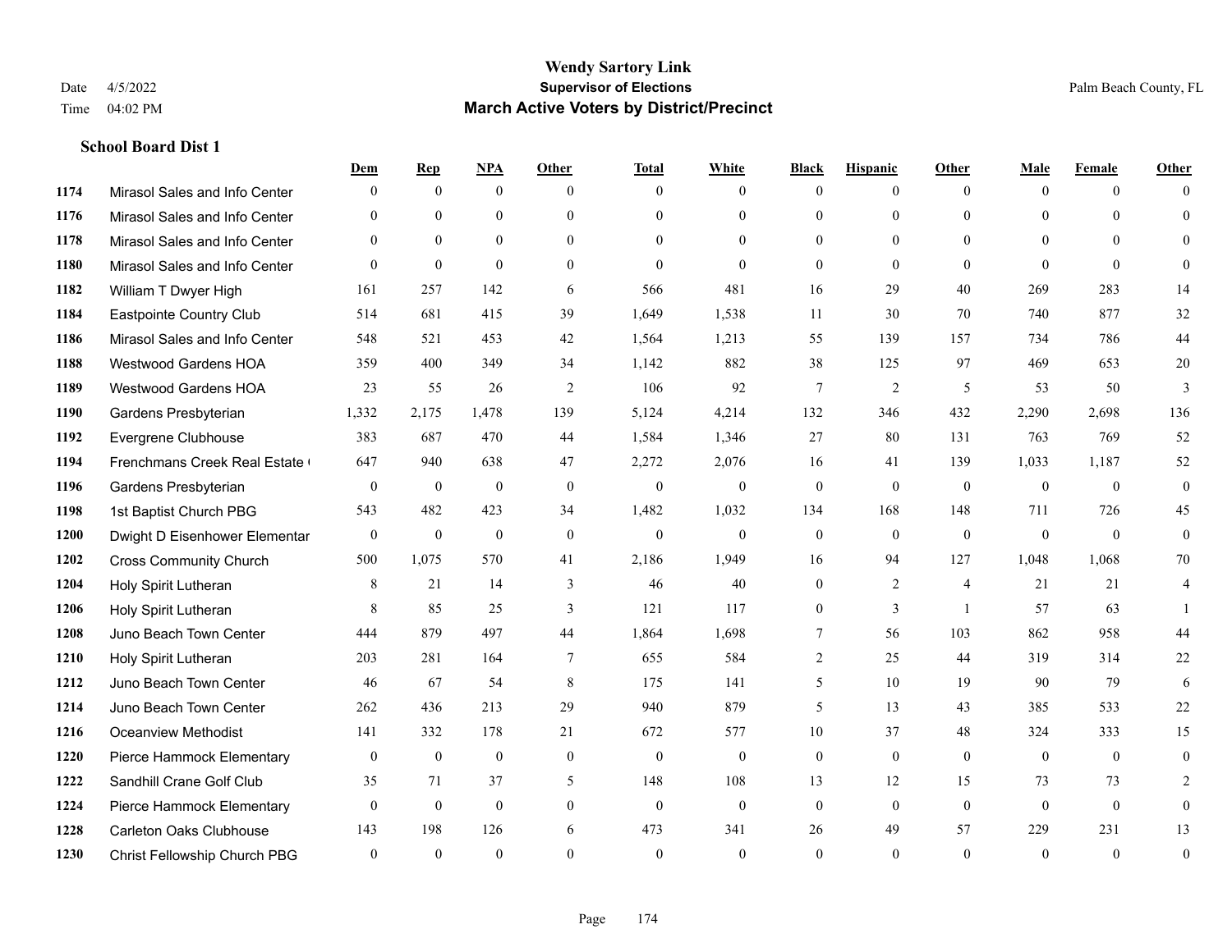# Wendy Sartory Link

## Supervisor of Elections

## March Active Voters by District/Precinct

Date 4/5/2022
Time 04:02 PM

Palm Beach County, FL

### School Board Dist 1

| | | Dem | Rep | NPA | Other | Total | White | Black | Hispanic | Other | Male | Female | Other |
|---|---|---|---|---|---|---|---|---|---|---|---|---|---|
| 1174 | Mirasol Sales and Info Center | 0 | 0 | 0 | 0 | 0 | 0 | 0 | 0 | 0 | 0 | 0 | 0 |
| 1176 | Mirasol Sales and Info Center | 0 | 0 | 0 | 0 | 0 | 0 | 0 | 0 | 0 | 0 | 0 | 0 |
| 1178 | Mirasol Sales and Info Center | 0 | 0 | 0 | 0 | 0 | 0 | 0 | 0 | 0 | 0 | 0 | 0 |
| 1180 | Mirasol Sales and Info Center | 0 | 0 | 0 | 0 | 0 | 0 | 0 | 0 | 0 | 0 | 0 | 0 |
| 1182 | William T Dwyer High | 161 | 257 | 142 | 6 | 566 | 481 | 16 | 29 | 40 | 269 | 283 | 14 |
| 1184 | Eastpointe Country Club | 514 | 681 | 415 | 39 | 1,649 | 1,538 | 11 | 30 | 70 | 740 | 877 | 32 |
| 1186 | Mirasol Sales and Info Center | 548 | 521 | 453 | 42 | 1,564 | 1,213 | 55 | 139 | 157 | 734 | 786 | 44 |
| 1188 | Westwood Gardens HOA | 359 | 400 | 349 | 34 | 1,142 | 882 | 38 | 125 | 97 | 469 | 653 | 20 |
| 1189 | Westwood Gardens HOA | 23 | 55 | 26 | 2 | 106 | 92 | 7 | 2 | 5 | 53 | 50 | 3 |
| 1190 | Gardens Presbyterian | 1,332 | 2,175 | 1,478 | 139 | 5,124 | 4,214 | 132 | 346 | 432 | 2,290 | 2,698 | 136 |
| 1192 | Evergrene Clubhouse | 383 | 687 | 470 | 44 | 1,584 | 1,346 | 27 | 80 | 131 | 763 | 769 | 52 |
| 1194 | Frenchmans Creek Real Estate ( | 647 | 940 | 638 | 47 | 2,272 | 2,076 | 16 | 41 | 139 | 1,033 | 1,187 | 52 |
| 1196 | Gardens Presbyterian | 0 | 0 | 0 | 0 | 0 | 0 | 0 | 0 | 0 | 0 | 0 | 0 |
| 1198 | 1st Baptist Church PBG | 543 | 482 | 423 | 34 | 1,482 | 1,032 | 134 | 168 | 148 | 711 | 726 | 45 |
| 1200 | Dwight D Eisenhower Elementar | 0 | 0 | 0 | 0 | 0 | 0 | 0 | 0 | 0 | 0 | 0 | 0 |
| 1202 | Cross Community Church | 500 | 1,075 | 570 | 41 | 2,186 | 1,949 | 16 | 94 | 127 | 1,048 | 1,068 | 70 |
| 1204 | Holy Spirit Lutheran | 8 | 21 | 14 | 3 | 46 | 40 | 0 | 2 | 4 | 21 | 21 | 4 |
| 1206 | Holy Spirit Lutheran | 8 | 85 | 25 | 3 | 121 | 117 | 0 | 3 | 1 | 57 | 63 | 1 |
| 1208 | Juno Beach Town Center | 444 | 879 | 497 | 44 | 1,864 | 1,698 | 7 | 56 | 103 | 862 | 958 | 44 |
| 1210 | Holy Spirit Lutheran | 203 | 281 | 164 | 7 | 655 | 584 | 2 | 25 | 44 | 319 | 314 | 22 |
| 1212 | Juno Beach Town Center | 46 | 67 | 54 | 8 | 175 | 141 | 5 | 10 | 19 | 90 | 79 | 6 |
| 1214 | Juno Beach Town Center | 262 | 436 | 213 | 29 | 940 | 879 | 5 | 13 | 43 | 385 | 533 | 22 |
| 1216 | Oceanview Methodist | 141 | 332 | 178 | 21 | 672 | 577 | 10 | 37 | 48 | 324 | 333 | 15 |
| 1220 | Pierce Hammock Elementary | 0 | 0 | 0 | 0 | 0 | 0 | 0 | 0 | 0 | 0 | 0 | 0 |
| 1222 | Sandhill Crane Golf Club | 35 | 71 | 37 | 5 | 148 | 108 | 13 | 12 | 15 | 73 | 73 | 2 |
| 1224 | Pierce Hammock Elementary | 0 | 0 | 0 | 0 | 0 | 0 | 0 | 0 | 0 | 0 | 0 | 0 |
| 1228 | Carleton Oaks Clubhouse | 143 | 198 | 126 | 6 | 473 | 341 | 26 | 49 | 57 | 229 | 231 | 13 |
| 1230 | Christ Fellowship Church PBG | 0 | 0 | 0 | 0 | 0 | 0 | 0 | 0 | 0 | 0 | 0 | 0 |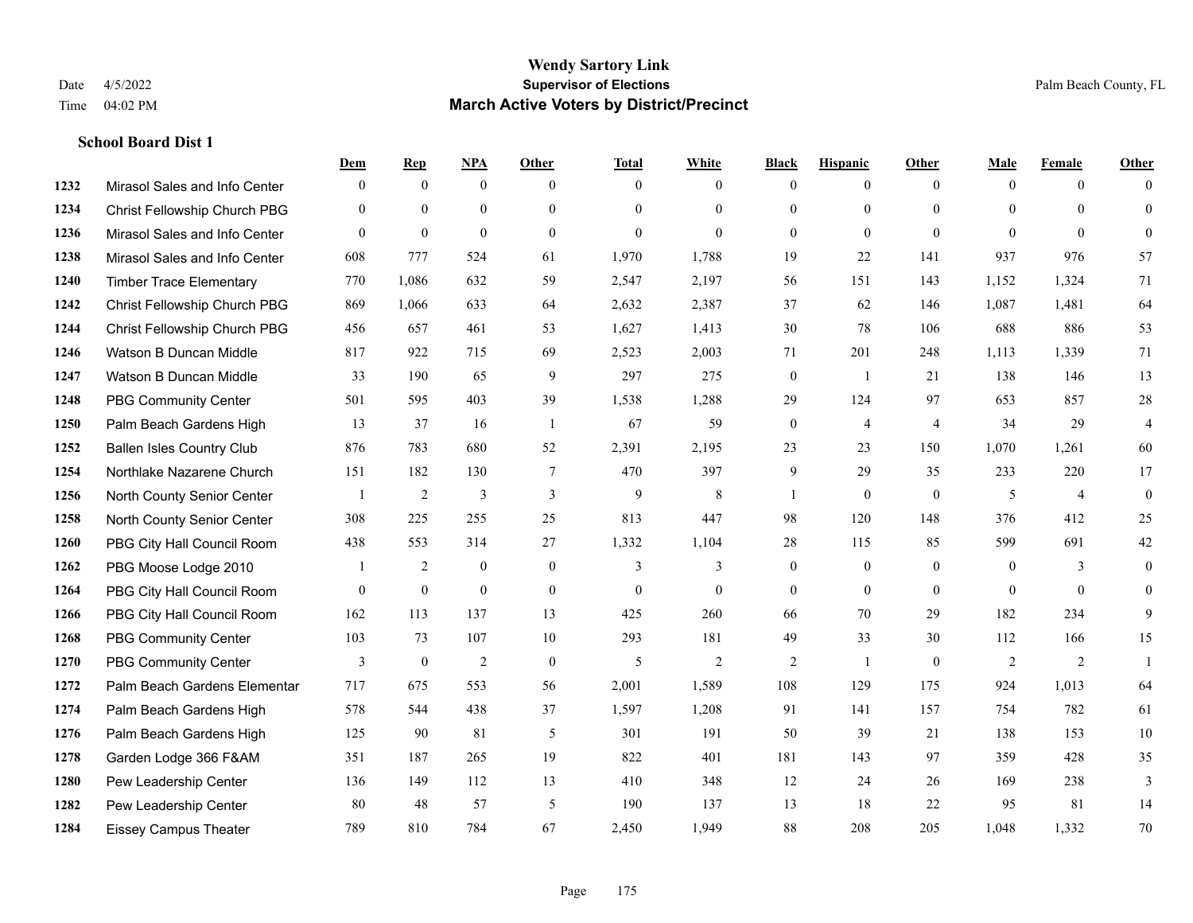# Wendy Sartory Link
## Supervisor of Elections
## March Active Voters by District/Precinct

Date 4/5/2022
Time 04:02 PM
Palm Beach County, FL

### School Board Dist 1

| | | Dem | Rep | NPA | Other | Total | White | Black | Hispanic | Other | Male | Female | Other |
|---|---|---|---|---|---|---|---|---|---|---|---|---|---|
| 1232 | Mirasol Sales and Info Center | 0 | 0 | 0 | 0 | 0 | 0 | 0 | 0 | 0 | 0 | 0 | 0 |
| 1234 | Christ Fellowship Church PBG | 0 | 0 | 0 | 0 | 0 | 0 | 0 | 0 | 0 | 0 | 0 | 0 |
| 1236 | Mirasol Sales and Info Center | 0 | 0 | 0 | 0 | 0 | 0 | 0 | 0 | 0 | 0 | 0 | 0 |
| 1238 | Mirasol Sales and Info Center | 608 | 777 | 524 | 61 | 1,970 | 1,788 | 19 | 22 | 141 | 937 | 976 | 57 |
| 1240 | Timber Trace Elementary | 770 | 1,086 | 632 | 59 | 2,547 | 2,197 | 56 | 151 | 143 | 1,152 | 1,324 | 71 |
| 1242 | Christ Fellowship Church PBG | 869 | 1,066 | 633 | 64 | 2,632 | 2,387 | 37 | 62 | 146 | 1,087 | 1,481 | 64 |
| 1244 | Christ Fellowship Church PBG | 456 | 657 | 461 | 53 | 1,627 | 1,413 | 30 | 78 | 106 | 688 | 886 | 53 |
| 1246 | Watson B Duncan Middle | 817 | 922 | 715 | 69 | 2,523 | 2,003 | 71 | 201 | 248 | 1,113 | 1,339 | 71 |
| 1247 | Watson B Duncan Middle | 33 | 190 | 65 | 9 | 297 | 275 | 0 | 1 | 21 | 138 | 146 | 13 |
| 1248 | PBG Community Center | 501 | 595 | 403 | 39 | 1,538 | 1,288 | 29 | 124 | 97 | 653 | 857 | 28 |
| 1250 | Palm Beach Gardens High | 13 | 37 | 16 | 1 | 67 | 59 | 0 | 4 | 4 | 34 | 29 | 4 |
| 1252 | Ballen Isles Country Club | 876 | 783 | 680 | 52 | 2,391 | 2,195 | 23 | 23 | 150 | 1,070 | 1,261 | 60 |
| 1254 | Northlake Nazarene Church | 151 | 182 | 130 | 7 | 470 | 397 | 9 | 29 | 35 | 233 | 220 | 17 |
| 1256 | North County Senior Center | 1 | 2 | 3 | 3 | 9 | 8 | 1 | 0 | 0 | 5 | 4 | 0 |
| 1258 | North County Senior Center | 308 | 225 | 255 | 25 | 813 | 447 | 98 | 120 | 148 | 376 | 412 | 25 |
| 1260 | PBG City Hall Council Room | 438 | 553 | 314 | 27 | 1,332 | 1,104 | 28 | 115 | 85 | 599 | 691 | 42 |
| 1262 | PBG Moose Lodge 2010 | 1 | 2 | 0 | 0 | 3 | 3 | 0 | 0 | 0 | 0 | 3 | 0 |
| 1264 | PBG City Hall Council Room | 0 | 0 | 0 | 0 | 0 | 0 | 0 | 0 | 0 | 0 | 0 | 0 |
| 1266 | PBG City Hall Council Room | 162 | 113 | 137 | 13 | 425 | 260 | 66 | 70 | 29 | 182 | 234 | 9 |
| 1268 | PBG Community Center | 103 | 73 | 107 | 10 | 293 | 181 | 49 | 33 | 30 | 112 | 166 | 15 |
| 1270 | PBG Community Center | 3 | 0 | 2 | 0 | 5 | 2 | 2 | 1 | 0 | 2 | 2 | 1 |
| 1272 | Palm Beach Gardens Elementar | 717 | 675 | 553 | 56 | 2,001 | 1,589 | 108 | 129 | 175 | 924 | 1,013 | 64 |
| 1274 | Palm Beach Gardens High | 578 | 544 | 438 | 37 | 1,597 | 1,208 | 91 | 141 | 157 | 754 | 782 | 61 |
| 1276 | Palm Beach Gardens High | 125 | 90 | 81 | 5 | 301 | 191 | 50 | 39 | 21 | 138 | 153 | 10 |
| 1278 | Garden Lodge 366 F&AM | 351 | 187 | 265 | 19 | 822 | 401 | 181 | 143 | 97 | 359 | 428 | 35 |
| 1280 | Pew Leadership Center | 136 | 149 | 112 | 13 | 410 | 348 | 12 | 24 | 26 | 169 | 238 | 3 |
| 1282 | Pew Leadership Center | 80 | 48 | 57 | 5 | 190 | 137 | 13 | 18 | 22 | 95 | 81 | 14 |
| 1284 | Eissey Campus Theater | 789 | 810 | 784 | 67 | 2,450 | 1,949 | 88 | 208 | 205 | 1,048 | 1,332 | 70 |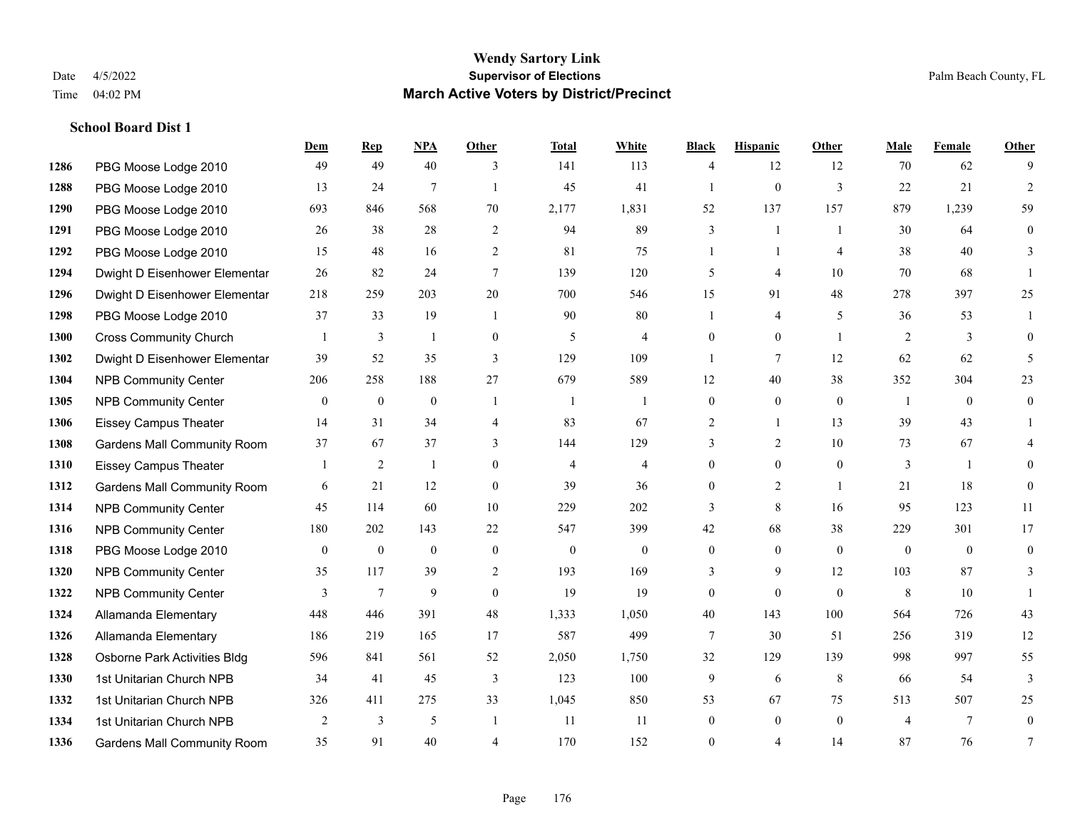**Wendy Sartory Link**
**Supervisor of Elections**
**March Active Voters by District/Precinct**

Date 4/5/2022
Time 04:02 PM

Palm Beach County, FL

### School Board Dist 1

| | | Dem | Rep | NPA | Other | Total | White | Black | Hispanic | Other | Male | Female | Other |
|---|---|---|---|---|---|---|---|---|---|---|---|---|---|
| 1286 | PBG Moose Lodge 2010 | 49 | 49 | 40 | 3 | 141 | 113 | 4 | 12 | 12 | 70 | 62 | 9 |
| 1288 | PBG Moose Lodge 2010 | 13 | 24 | 7 | 1 | 45 | 41 | 1 | 0 | 3 | 22 | 21 | 2 |
| 1290 | PBG Moose Lodge 2010 | 693 | 846 | 568 | 70 | 2,177 | 1,831 | 52 | 137 | 157 | 879 | 1,239 | 59 |
| 1291 | PBG Moose Lodge 2010 | 26 | 38 | 28 | 2 | 94 | 89 | 3 | 1 | 1 | 30 | 64 | 0 |
| 1292 | PBG Moose Lodge 2010 | 15 | 48 | 16 | 2 | 81 | 75 | 1 | 1 | 4 | 38 | 40 | 3 |
| 1294 | Dwight D Eisenhower Elementar | 26 | 82 | 24 | 7 | 139 | 120 | 5 | 4 | 10 | 70 | 68 | 1 |
| 1296 | Dwight D Eisenhower Elementar | 218 | 259 | 203 | 20 | 700 | 546 | 15 | 91 | 48 | 278 | 397 | 25 |
| 1298 | PBG Moose Lodge 2010 | 37 | 33 | 19 | 1 | 90 | 80 | 1 | 4 | 5 | 36 | 53 | 1 |
| 1300 | Cross Community Church | 1 | 3 | 1 | 0 | 5 | 4 | 0 | 0 | 1 | 2 | 3 | 0 |
| 1302 | Dwight D Eisenhower Elementar | 39 | 52 | 35 | 3 | 129 | 109 | 1 | 7 | 12 | 62 | 62 | 5 |
| 1304 | NPB Community Center | 206 | 258 | 188 | 27 | 679 | 589 | 12 | 40 | 38 | 352 | 304 | 23 |
| 1305 | NPB Community Center | 0 | 0 | 0 | 1 | 1 | 1 | 0 | 0 | 0 | 1 | 0 | 0 |
| 1306 | Eissey Campus Theater | 14 | 31 | 34 | 4 | 83 | 67 | 2 | 1 | 13 | 39 | 43 | 1 |
| 1308 | Gardens Mall Community Room | 37 | 67 | 37 | 3 | 144 | 129 | 3 | 2 | 10 | 73 | 67 | 4 |
| 1310 | Eissey Campus Theater | 1 | 2 | 1 | 0 | 4 | 4 | 0 | 0 | 0 | 3 | 1 | 0 |
| 1312 | Gardens Mall Community Room | 6 | 21 | 12 | 0 | 39 | 36 | 0 | 2 | 1 | 21 | 18 | 0 |
| 1314 | NPB Community Center | 45 | 114 | 60 | 10 | 229 | 202 | 3 | 8 | 16 | 95 | 123 | 11 |
| 1316 | NPB Community Center | 180 | 202 | 143 | 22 | 547 | 399 | 42 | 68 | 38 | 229 | 301 | 17 |
| 1318 | PBG Moose Lodge 2010 | 0 | 0 | 0 | 0 | 0 | 0 | 0 | 0 | 0 | 0 | 0 | 0 |
| 1320 | NPB Community Center | 35 | 117 | 39 | 2 | 193 | 169 | 3 | 9 | 12 | 103 | 87 | 3 |
| 1322 | NPB Community Center | 3 | 7 | 9 | 0 | 19 | 19 | 0 | 0 | 0 | 8 | 10 | 1 |
| 1324 | Allamanda Elementary | 448 | 446 | 391 | 48 | 1,333 | 1,050 | 40 | 143 | 100 | 564 | 726 | 43 |
| 1326 | Allamanda Elementary | 186 | 219 | 165 | 17 | 587 | 499 | 7 | 30 | 51 | 256 | 319 | 12 |
| 1328 | Osborne Park Activities Bldg | 596 | 841 | 561 | 52 | 2,050 | 1,750 | 32 | 129 | 139 | 998 | 997 | 55 |
| 1330 | 1st Unitarian Church NPB | 34 | 41 | 45 | 3 | 123 | 100 | 9 | 6 | 8 | 66 | 54 | 3 |
| 1332 | 1st Unitarian Church NPB | 326 | 411 | 275 | 33 | 1,045 | 850 | 53 | 67 | 75 | 513 | 507 | 25 |
| 1334 | 1st Unitarian Church NPB | 2 | 3 | 5 | 1 | 11 | 11 | 0 | 0 | 0 | 4 | 7 | 0 |
| 1336 | Gardens Mall Community Room | 35 | 91 | 40 | 4 | 170 | 152 | 0 | 4 | 14 | 87 | 76 | 7 |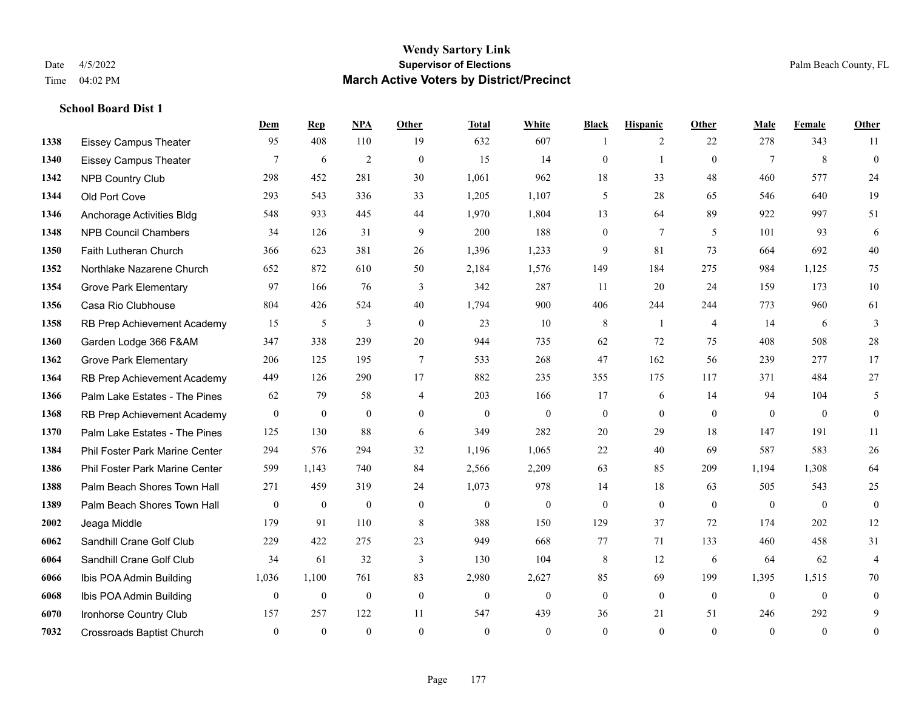# Wendy Sartory Link

**Supervisor of Elections**

**March Active Voters by District/Precinct**

Date 4/5/2022
Time 04:02 PM

Palm Beach County, FL

### School Board Dist 1

| | | Dem | Rep | NPA | Other | Total | White | Black | Hispanic | Other | Male | Female | Other |
|---|---|---|---|---|---|---|---|---|---|---|---|---|---|
| 1338 | Eissey Campus Theater | 95 | 408 | 110 | 19 | 632 | 607 | 1 | 2 | 22 | 278 | 343 | 11 |
| 1340 | Eissey Campus Theater | 7 | 6 | 2 | 0 | 15 | 14 | 0 | 1 | 0 | 7 | 8 | 0 |
| 1342 | NPB Country Club | 298 | 452 | 281 | 30 | 1,061 | 962 | 18 | 33 | 48 | 460 | 577 | 24 |
| 1344 | Old Port Cove | 293 | 543 | 336 | 33 | 1,205 | 1,107 | 5 | 28 | 65 | 546 | 640 | 19 |
| 1346 | Anchorage Activities Bldg | 548 | 933 | 445 | 44 | 1,970 | 1,804 | 13 | 64 | 89 | 922 | 997 | 51 |
| 1348 | NPB Council Chambers | 34 | 126 | 31 | 9 | 200 | 188 | 0 | 7 | 5 | 101 | 93 | 6 |
| 1350 | Faith Lutheran Church | 366 | 623 | 381 | 26 | 1,396 | 1,233 | 9 | 81 | 73 | 664 | 692 | 40 |
| 1352 | Northlake Nazarene Church | 652 | 872 | 610 | 50 | 2,184 | 1,576 | 149 | 184 | 275 | 984 | 1,125 | 75 |
| 1354 | Grove Park Elementary | 97 | 166 | 76 | 3 | 342 | 287 | 11 | 20 | 24 | 159 | 173 | 10 |
| 1356 | Casa Rio Clubhouse | 804 | 426 | 524 | 40 | 1,794 | 900 | 406 | 244 | 244 | 773 | 960 | 61 |
| 1358 | RB Prep Achievement Academy | 15 | 5 | 3 | 0 | 23 | 10 | 8 | 1 | 4 | 14 | 6 | 3 |
| 1360 | Garden Lodge 366 F&AM | 347 | 338 | 239 | 20 | 944 | 735 | 62 | 72 | 75 | 408 | 508 | 28 |
| 1362 | Grove Park Elementary | 206 | 125 | 195 | 7 | 533 | 268 | 47 | 162 | 56 | 239 | 277 | 17 |
| 1364 | RB Prep Achievement Academy | 449 | 126 | 290 | 17 | 882 | 235 | 355 | 175 | 117 | 371 | 484 | 27 |
| 1366 | Palm Lake Estates - The Pines | 62 | 79 | 58 | 4 | 203 | 166 | 17 | 6 | 14 | 94 | 104 | 5 |
| 1368 | RB Prep Achievement Academy | 0 | 0 | 0 | 0 | 0 | 0 | 0 | 0 | 0 | 0 | 0 | 0 |
| 1370 | Palm Lake Estates - The Pines | 125 | 130 | 88 | 6 | 349 | 282 | 20 | 29 | 18 | 147 | 191 | 11 |
| 1384 | Phil Foster Park Marine Center | 294 | 576 | 294 | 32 | 1,196 | 1,065 | 22 | 40 | 69 | 587 | 583 | 26 |
| 1386 | Phil Foster Park Marine Center | 599 | 1,143 | 740 | 84 | 2,566 | 2,209 | 63 | 85 | 209 | 1,194 | 1,308 | 64 |
| 1388 | Palm Beach Shores Town Hall | 271 | 459 | 319 | 24 | 1,073 | 978 | 14 | 18 | 63 | 505 | 543 | 25 |
| 1389 | Palm Beach Shores Town Hall | 0 | 0 | 0 | 0 | 0 | 0 | 0 | 0 | 0 | 0 | 0 | 0 |
| 2002 | Jeaga Middle | 179 | 91 | 110 | 8 | 388 | 150 | 129 | 37 | 72 | 174 | 202 | 12 |
| 6062 | Sandhill Crane Golf Club | 229 | 422 | 275 | 23 | 949 | 668 | 77 | 71 | 133 | 460 | 458 | 31 |
| 6064 | Sandhill Crane Golf Club | 34 | 61 | 32 | 3 | 130 | 104 | 8 | 12 | 6 | 64 | 62 | 4 |
| 6066 | Ibis POA Admin Building | 1,036 | 1,100 | 761 | 83 | 2,980 | 2,627 | 85 | 69 | 199 | 1,395 | 1,515 | 70 |
| 6068 | Ibis POA Admin Building | 0 | 0 | 0 | 0 | 0 | 0 | 0 | 0 | 0 | 0 | 0 | 0 |
| 6070 | Ironhorse Country Club | 157 | 257 | 122 | 11 | 547 | 439 | 36 | 21 | 51 | 246 | 292 | 9 |
| 7032 | Crossroads Baptist Church | 0 | 0 | 0 | 0 | 0 | 0 | 0 | 0 | 0 | 0 | 0 | 0 |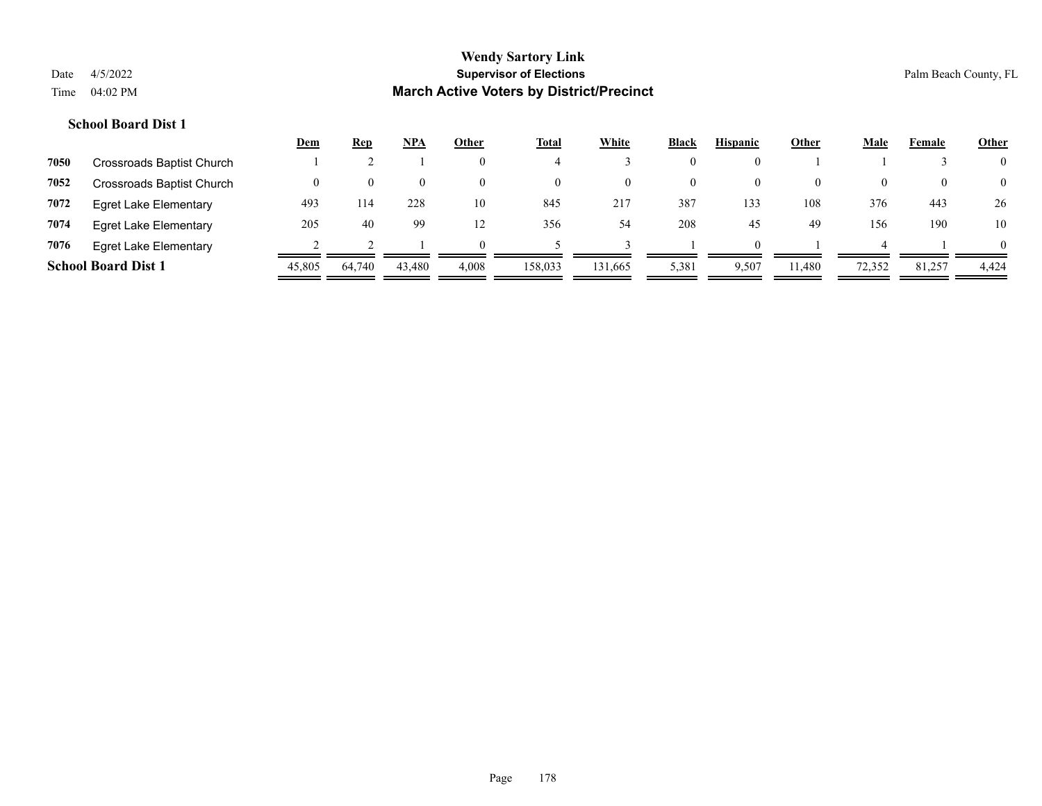# Wendy Sartory Link

## Supervisor of Elections

## March Active Voters by District/Precinct

Date 4/5/2022
Time 04:02 PM

Palm Beach County, FL

### School Board Dist 1

| | | Dem | Rep | NPA | Other | Total | White | Black | Hispanic | Other | Male | Female | Other |
|---|---|---|---|---|---|---|---|---|---|---|---|---|---|
| 7050 | Crossroads Baptist Church | 1 | 2 | 1 | 0 | 4 | 3 | 0 | 0 | 1 | 1 | 3 | 0 |
| 7052 | Crossroads Baptist Church | 0 | 0 | 0 | 0 | 0 | 0 | 0 | 0 | 0 | 0 | 0 | 0 |
| 7072 | Egret Lake Elementary | 493 | 114 | 228 | 10 | 845 | 217 | 387 | 133 | 108 | 376 | 443 | 26 |
| 7074 | Egret Lake Elementary | 205 | 40 | 99 | 12 | 356 | 54 | 208 | 45 | 49 | 156 | 190 | 10 |
| 7076 | Egret Lake Elementary | 2 | 2 | 1 | 0 | 5 | 3 | 1 | 0 | 1 | 4 | 1 | 0 |
| **School Board Dist 1** | | 45,805 | 64,740 | 43,480 | 4,008 | 158,033 | 131,665 | 5,381 | 9,507 | 11,480 | 72,352 | 81,257 | 4,424 |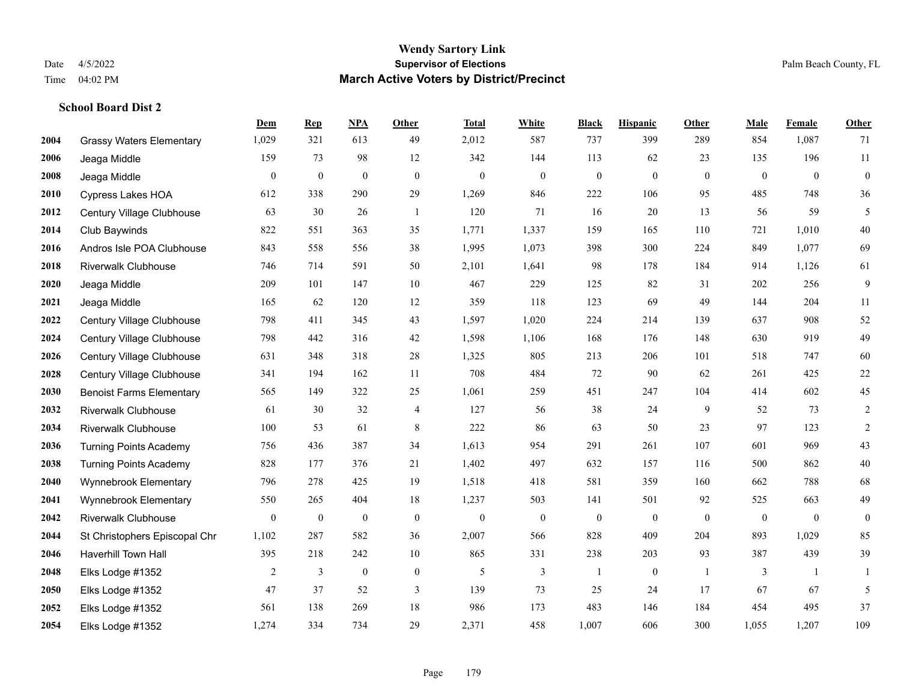**Wendy Sartory Link**
**Supervisor of Elections**
**March Active Voters by District/Precinct**

Date 4/5/2022
Time 04:02 PM

Palm Beach County, FL

### School Board Dist 2

| | | Dem | Rep | NPA | Other | Total | White | Black | Hispanic | Other | Male | Female | Other |
|---|---|---|---|---|---|---|---|---|---|---|---|---|---|
| 2004 | Grassy Waters Elementary | 1,029 | 321 | 613 | 49 | 2,012 | 587 | 737 | 399 | 289 | 854 | 1,087 | 71 |
| 2006 | Jeaga Middle | 159 | 73 | 98 | 12 | 342 | 144 | 113 | 62 | 23 | 135 | 196 | 11 |
| 2008 | Jeaga Middle | 0 | 0 | 0 | 0 | 0 | 0 | 0 | 0 | 0 | 0 | 0 | 0 |
| 2010 | Cypress Lakes HOA | 612 | 338 | 290 | 29 | 1,269 | 846 | 222 | 106 | 95 | 485 | 748 | 36 |
| 2012 | Century Village Clubhouse | 63 | 30 | 26 | 1 | 120 | 71 | 16 | 20 | 13 | 56 | 59 | 5 |
| 2014 | Club Baywinds | 822 | 551 | 363 | 35 | 1,771 | 1,337 | 159 | 165 | 110 | 721 | 1,010 | 40 |
| 2016 | Andros Isle POA Clubhouse | 843 | 558 | 556 | 38 | 1,995 | 1,073 | 398 | 300 | 224 | 849 | 1,077 | 69 |
| 2018 | Riverwalk Clubhouse | 746 | 714 | 591 | 50 | 2,101 | 1,641 | 98 | 178 | 184 | 914 | 1,126 | 61 |
| 2020 | Jeaga Middle | 209 | 101 | 147 | 10 | 467 | 229 | 125 | 82 | 31 | 202 | 256 | 9 |
| 2021 | Jeaga Middle | 165 | 62 | 120 | 12 | 359 | 118 | 123 | 69 | 49 | 144 | 204 | 11 |
| 2022 | Century Village Clubhouse | 798 | 411 | 345 | 43 | 1,597 | 1,020 | 224 | 214 | 139 | 637 | 908 | 52 |
| 2024 | Century Village Clubhouse | 798 | 442 | 316 | 42 | 1,598 | 1,106 | 168 | 176 | 148 | 630 | 919 | 49 |
| 2026 | Century Village Clubhouse | 631 | 348 | 318 | 28 | 1,325 | 805 | 213 | 206 | 101 | 518 | 747 | 60 |
| 2028 | Century Village Clubhouse | 341 | 194 | 162 | 11 | 708 | 484 | 72 | 90 | 62 | 261 | 425 | 22 |
| 2030 | Benoist Farms Elementary | 565 | 149 | 322 | 25 | 1,061 | 259 | 451 | 247 | 104 | 414 | 602 | 45 |
| 2032 | Riverwalk Clubhouse | 61 | 30 | 32 | 4 | 127 | 56 | 38 | 24 | 9 | 52 | 73 | 2 |
| 2034 | Riverwalk Clubhouse | 100 | 53 | 61 | 8 | 222 | 86 | 63 | 50 | 23 | 97 | 123 | 2 |
| 2036 | Turning Points Academy | 756 | 436 | 387 | 34 | 1,613 | 954 | 291 | 261 | 107 | 601 | 969 | 43 |
| 2038 | Turning Points Academy | 828 | 177 | 376 | 21 | 1,402 | 497 | 632 | 157 | 116 | 500 | 862 | 40 |
| 2040 | Wynnebrook Elementary | 796 | 278 | 425 | 19 | 1,518 | 418 | 581 | 359 | 160 | 662 | 788 | 68 |
| 2041 | Wynnebrook Elementary | 550 | 265 | 404 | 18 | 1,237 | 503 | 141 | 501 | 92 | 525 | 663 | 49 |
| 2042 | Riverwalk Clubhouse | 0 | 0 | 0 | 0 | 0 | 0 | 0 | 0 | 0 | 0 | 0 | 0 |
| 2044 | St Christophers Episcopal Chr | 1,102 | 287 | 582 | 36 | 2,007 | 566 | 828 | 409 | 204 | 893 | 1,029 | 85 |
| 2046 | Haverhill Town Hall | 395 | 218 | 242 | 10 | 865 | 331 | 238 | 203 | 93 | 387 | 439 | 39 |
| 2048 | Elks Lodge #1352 | 2 | 3 | 0 | 0 | 5 | 3 | 1 | 0 | 1 | 3 | 1 | 1 |
| 2050 | Elks Lodge #1352 | 47 | 37 | 52 | 3 | 139 | 73 | 25 | 24 | 17 | 67 | 67 | 5 |
| 2052 | Elks Lodge #1352 | 561 | 138 | 269 | 18 | 986 | 173 | 483 | 146 | 184 | 454 | 495 | 37 |
| 2054 | Elks Lodge #1352 | 1,274 | 334 | 734 | 29 | 2,371 | 458 | 1,007 | 606 | 300 | 1,055 | 1,207 | 109 |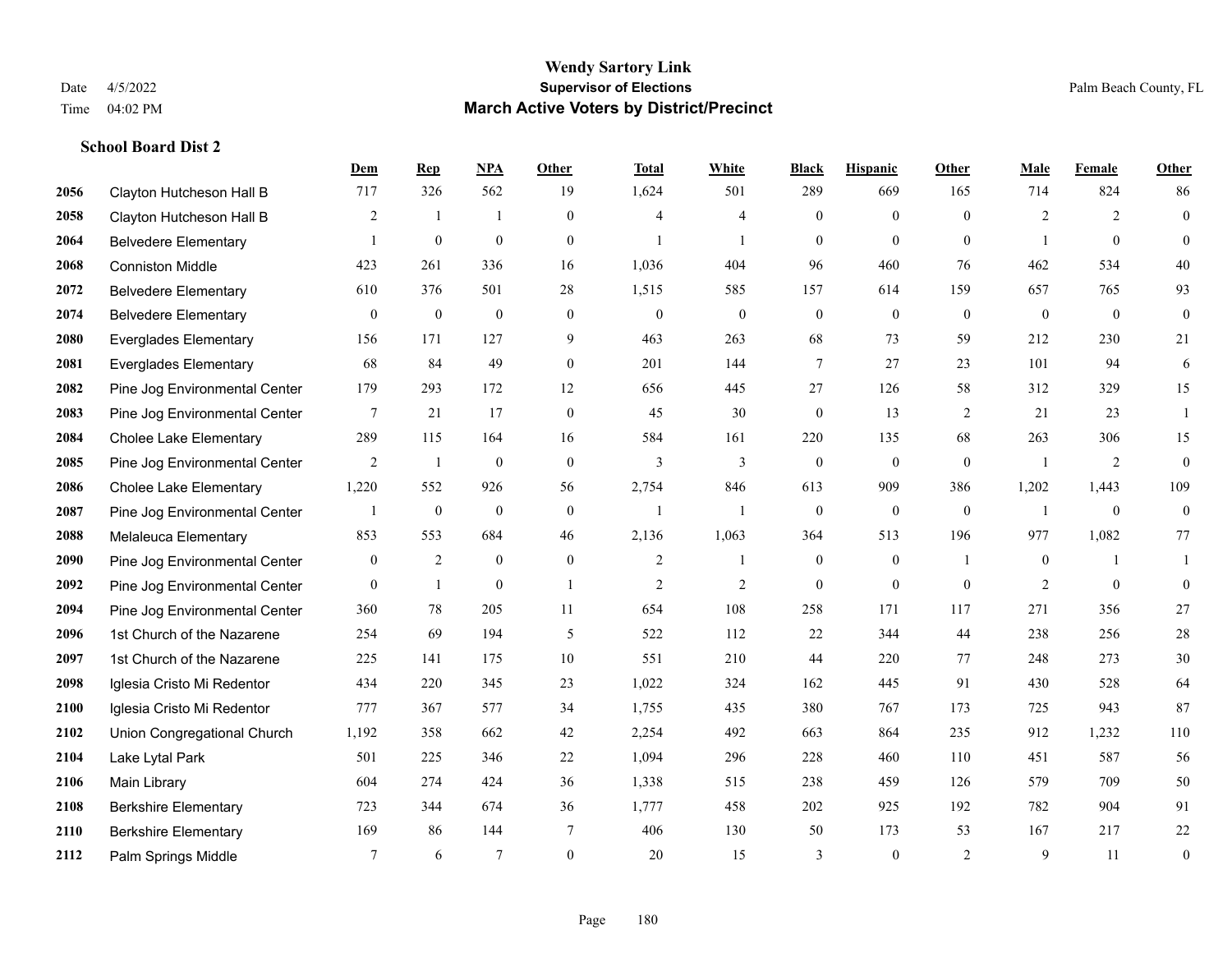**Wendy Sartory Link**
**Supervisor of Elections**
**March Active Voters by District/Precinct**

Date 4/5/2022
Time 04:02 PM

Palm Beach County, FL

### School Board Dist 2

| | | Dem | Rep | NPA | Other | Total | White | Black | Hispanic | Other | Male | Female | Other |
|---|---|---|---|---|---|---|---|---|---|---|---|---|---|
| 2056 | Clayton Hutcheson Hall B | 717 | 326 | 562 | 19 | 1,624 | 501 | 289 | 669 | 165 | 714 | 824 | 86 |
| 2058 | Clayton Hutcheson Hall B | 2 | 1 | 1 | 0 | 4 | 4 | 0 | 0 | 0 | 2 | 2 | 0 |
| 2064 | Belvedere Elementary | 1 | 0 | 0 | 0 | 1 | 1 | 0 | 0 | 0 | 1 | 0 | 0 |
| 2068 | Conniston Middle | 423 | 261 | 336 | 16 | 1,036 | 404 | 96 | 460 | 76 | 462 | 534 | 40 |
| 2072 | Belvedere Elementary | 610 | 376 | 501 | 28 | 1,515 | 585 | 157 | 614 | 159 | 657 | 765 | 93 |
| 2074 | Belvedere Elementary | 0 | 0 | 0 | 0 | 0 | 0 | 0 | 0 | 0 | 0 | 0 | 0 |
| 2080 | Everglades Elementary | 156 | 171 | 127 | 9 | 463 | 263 | 68 | 73 | 59 | 212 | 230 | 21 |
| 2081 | Everglades Elementary | 68 | 84 | 49 | 0 | 201 | 144 | 7 | 27 | 23 | 101 | 94 | 6 |
| 2082 | Pine Jog Environmental Center | 179 | 293 | 172 | 12 | 656 | 445 | 27 | 126 | 58 | 312 | 329 | 15 |
| 2083 | Pine Jog Environmental Center | 7 | 21 | 17 | 0 | 45 | 30 | 0 | 13 | 2 | 21 | 23 | 1 |
| 2084 | Cholee Lake Elementary | 289 | 115 | 164 | 16 | 584 | 161 | 220 | 135 | 68 | 263 | 306 | 15 |
| 2085 | Pine Jog Environmental Center | 2 | 1 | 0 | 0 | 3 | 3 | 0 | 0 | 0 | 1 | 2 | 0 |
| 2086 | Cholee Lake Elementary | 1,220 | 552 | 926 | 56 | 2,754 | 846 | 613 | 909 | 386 | 1,202 | 1,443 | 109 |
| 2087 | Pine Jog Environmental Center | 1 | 0 | 0 | 0 | 1 | 1 | 0 | 0 | 0 | 1 | 0 | 0 |
| 2088 | Melaleuca Elementary | 853 | 553 | 684 | 46 | 2,136 | 1,063 | 364 | 513 | 196 | 977 | 1,082 | 77 |
| 2090 | Pine Jog Environmental Center | 0 | 2 | 0 | 0 | 2 | 1 | 0 | 0 | 1 | 0 | 1 | 1 |
| 2092 | Pine Jog Environmental Center | 0 | 1 | 0 | 1 | 2 | 2 | 0 | 0 | 0 | 2 | 0 | 0 |
| 2094 | Pine Jog Environmental Center | 360 | 78 | 205 | 11 | 654 | 108 | 258 | 171 | 117 | 271 | 356 | 27 |
| 2096 | 1st Church of the Nazarene | 254 | 69 | 194 | 5 | 522 | 112 | 22 | 344 | 44 | 238 | 256 | 28 |
| 2097 | 1st Church of the Nazarene | 225 | 141 | 175 | 10 | 551 | 210 | 44 | 220 | 77 | 248 | 273 | 30 |
| 2098 | Iglesia Cristo Mi Redentor | 434 | 220 | 345 | 23 | 1,022 | 324 | 162 | 445 | 91 | 430 | 528 | 64 |
| 2100 | Iglesia Cristo Mi Redentor | 777 | 367 | 577 | 34 | 1,755 | 435 | 380 | 767 | 173 | 725 | 943 | 87 |
| 2102 | Union Congregational Church | 1,192 | 358 | 662 | 42 | 2,254 | 492 | 663 | 864 | 235 | 912 | 1,232 | 110 |
| 2104 | Lake Lytal Park | 501 | 225 | 346 | 22 | 1,094 | 296 | 228 | 460 | 110 | 451 | 587 | 56 |
| 2106 | Main Library | 604 | 274 | 424 | 36 | 1,338 | 515 | 238 | 459 | 126 | 579 | 709 | 50 |
| 2108 | Berkshire Elementary | 723 | 344 | 674 | 36 | 1,777 | 458 | 202 | 925 | 192 | 782 | 904 | 91 |
| 2110 | Berkshire Elementary | 169 | 86 | 144 | 7 | 406 | 130 | 50 | 173 | 53 | 167 | 217 | 22 |
| 2112 | Palm Springs Middle | 7 | 6 | 7 | 0 | 20 | 15 | 3 | 0 | 2 | 9 | 11 | 0 |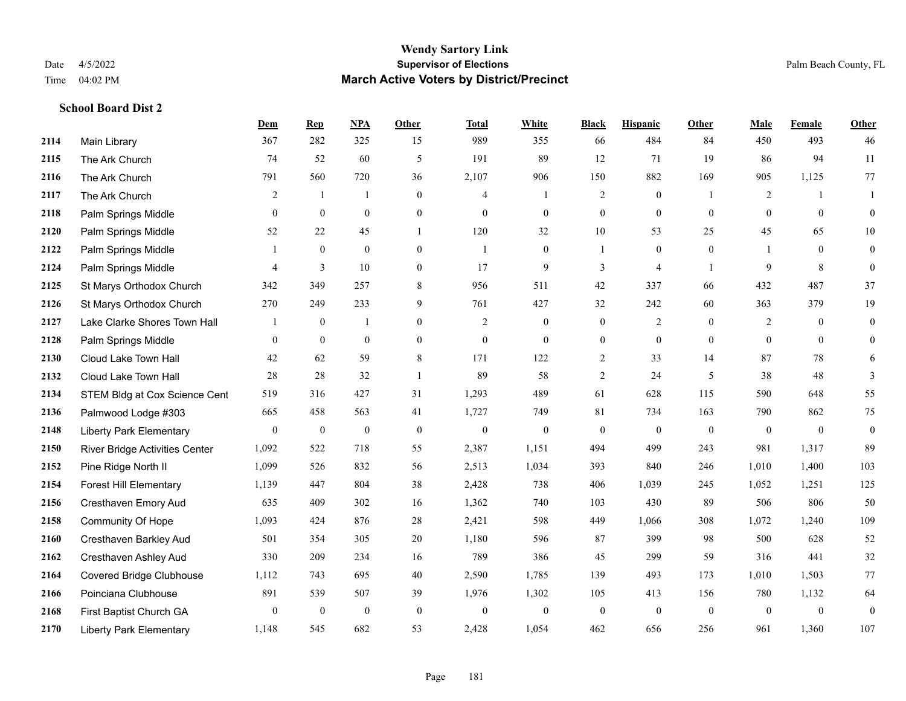**Wendy Sartory Link**
**Supervisor of Elections**
**March Active Voters by District/Precinct**

Date 4/5/2022
Time 04:02 PM

Palm Beach County, FL

**School Board Dist 2**

| | | Dem | Rep | NPA | Other | Total | White | Black | Hispanic | Other | Male | Female | Other |
|---|---|---|---|---|---|---|---|---|---|---|---|---|---|
| 2114 | Main Library | 367 | 282 | 325 | 15 | 989 | 355 | 66 | 484 | 84 | 450 | 493 | 46 |
| 2115 | The Ark Church | 74 | 52 | 60 | 5 | 191 | 89 | 12 | 71 | 19 | 86 | 94 | 11 |
| 2116 | The Ark Church | 791 | 560 | 720 | 36 | 2,107 | 906 | 150 | 882 | 169 | 905 | 1,125 | 77 |
| 2117 | The Ark Church | 2 | 1 | 1 | 0 | 4 | 1 | 2 | 0 | 1 | 2 | 1 | 1 |
| 2118 | Palm Springs Middle | 0 | 0 | 0 | 0 | 0 | 0 | 0 | 0 | 0 | 0 | 0 | 0 |
| 2120 | Palm Springs Middle | 52 | 22 | 45 | 1 | 120 | 32 | 10 | 53 | 25 | 45 | 65 | 10 |
| 2122 | Palm Springs Middle | 1 | 0 | 0 | 0 | 1 | 0 | 1 | 0 | 0 | 1 | 0 | 0 |
| 2124 | Palm Springs Middle | 4 | 3 | 10 | 0 | 17 | 9 | 3 | 4 | 1 | 9 | 8 | 0 |
| 2125 | St Marys Orthodox Church | 342 | 349 | 257 | 8 | 956 | 511 | 42 | 337 | 66 | 432 | 487 | 37 |
| 2126 | St Marys Orthodox Church | 270 | 249 | 233 | 9 | 761 | 427 | 32 | 242 | 60 | 363 | 379 | 19 |
| 2127 | Lake Clarke Shores Town Hall | 1 | 0 | 1 | 0 | 2 | 0 | 0 | 2 | 0 | 2 | 0 | 0 |
| 2128 | Palm Springs Middle | 0 | 0 | 0 | 0 | 0 | 0 | 0 | 0 | 0 | 0 | 0 | 0 |
| 2130 | Cloud Lake Town Hall | 42 | 62 | 59 | 8 | 171 | 122 | 2 | 33 | 14 | 87 | 78 | 6 |
| 2132 | Cloud Lake Town Hall | 28 | 28 | 32 | 1 | 89 | 58 | 2 | 24 | 5 | 38 | 48 | 3 |
| 2134 | STEM Bldg at Cox Science Cent | 519 | 316 | 427 | 31 | 1,293 | 489 | 61 | 628 | 115 | 590 | 648 | 55 |
| 2136 | Palmwood Lodge #303 | 665 | 458 | 563 | 41 | 1,727 | 749 | 81 | 734 | 163 | 790 | 862 | 75 |
| 2148 | Liberty Park Elementary | 0 | 0 | 0 | 0 | 0 | 0 | 0 | 0 | 0 | 0 | 0 | 0 |
| 2150 | River Bridge Activities Center | 1,092 | 522 | 718 | 55 | 2,387 | 1,151 | 494 | 499 | 243 | 981 | 1,317 | 89 |
| 2152 | Pine Ridge North II | 1,099 | 526 | 832 | 56 | 2,513 | 1,034 | 393 | 840 | 246 | 1,010 | 1,400 | 103 |
| 2154 | Forest Hill Elementary | 1,139 | 447 | 804 | 38 | 2,428 | 738 | 406 | 1,039 | 245 | 1,052 | 1,251 | 125 |
| 2156 | Cresthaven Emory Aud | 635 | 409 | 302 | 16 | 1,362 | 740 | 103 | 430 | 89 | 506 | 806 | 50 |
| 2158 | Community Of Hope | 1,093 | 424 | 876 | 28 | 2,421 | 598 | 449 | 1,066 | 308 | 1,072 | 1,240 | 109 |
| 2160 | Cresthaven Barkley Aud | 501 | 354 | 305 | 20 | 1,180 | 596 | 87 | 399 | 98 | 500 | 628 | 52 |
| 2162 | Cresthaven Ashley Aud | 330 | 209 | 234 | 16 | 789 | 386 | 45 | 299 | 59 | 316 | 441 | 32 |
| 2164 | Covered Bridge Clubhouse | 1,112 | 743 | 695 | 40 | 2,590 | 1,785 | 139 | 493 | 173 | 1,010 | 1,503 | 77 |
| 2166 | Poinciana Clubhouse | 891 | 539 | 507 | 39 | 1,976 | 1,302 | 105 | 413 | 156 | 780 | 1,132 | 64 |
| 2168 | First Baptist Church GA | 0 | 0 | 0 | 0 | 0 | 0 | 0 | 0 | 0 | 0 | 0 | 0 |
| 2170 | Liberty Park Elementary | 1,148 | 545 | 682 | 53 | 2,428 | 1,054 | 462 | 656 | 256 | 961 | 1,360 | 107 |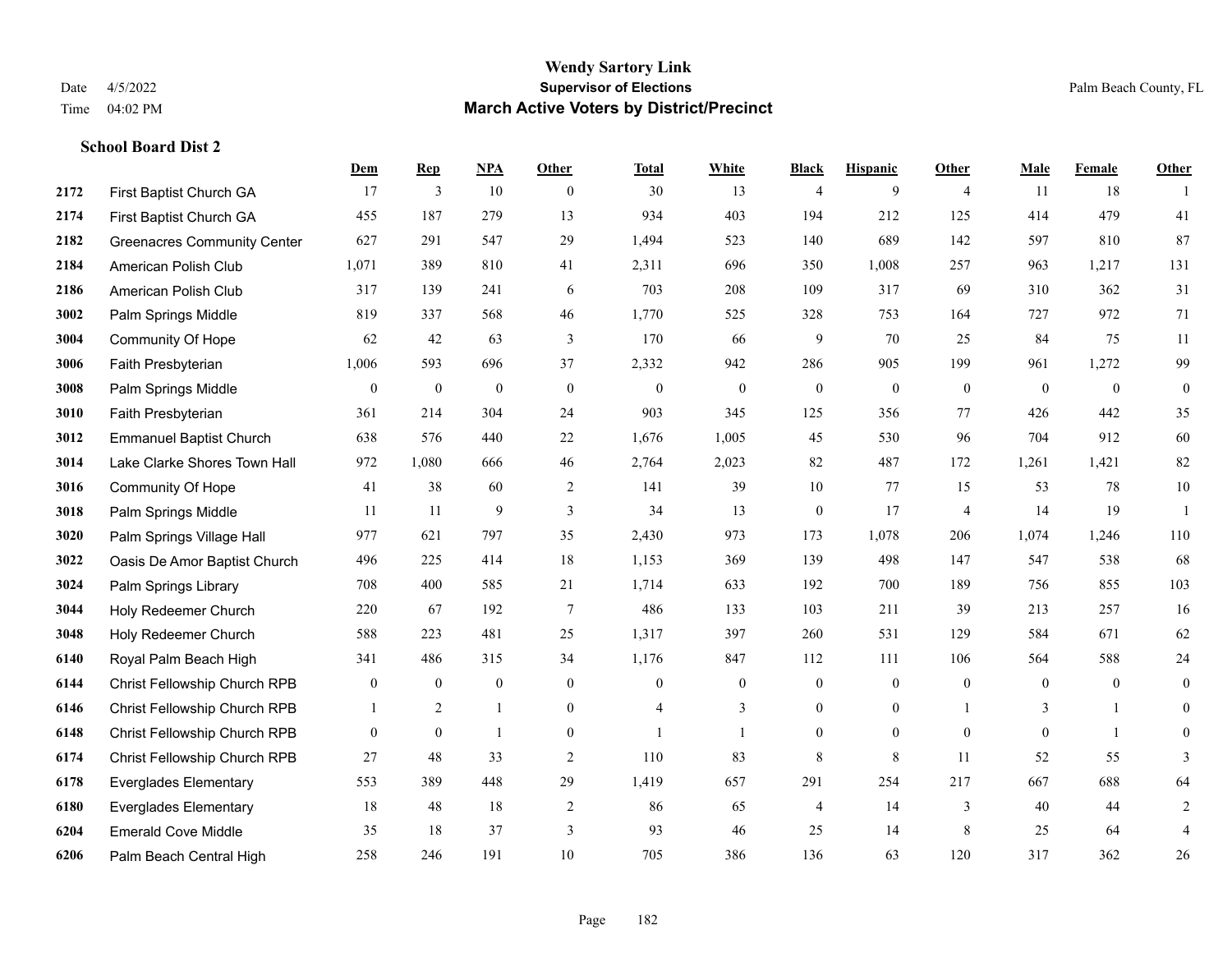**Wendy Sartory Link**

**Supervisor of Elections**

**March Active Voters by District/Precinct**

Date 4/5/2022

Time 04:02 PM

Palm Beach County, FL

**School Board Dist 2**

| | | Dem | Rep | NPA | Other | Total | White | Black | Hispanic | Other | Male | Female | Other |
|---|---|---|---|---|---|---|---|---|---|---|---|---|---|
| 2172 | First Baptist Church GA | 17 | 3 | 10 | 0 | 30 | 13 | 4 | 9 | 4 | 11 | 18 | 1 |
| 2174 | First Baptist Church GA | 455 | 187 | 279 | 13 | 934 | 403 | 194 | 212 | 125 | 414 | 479 | 41 |
| 2182 | Greenacres Community Center | 627 | 291 | 547 | 29 | 1,494 | 523 | 140 | 689 | 142 | 597 | 810 | 87 |
| 2184 | American Polish Club | 1,071 | 389 | 810 | 41 | 2,311 | 696 | 350 | 1,008 | 257 | 963 | 1,217 | 131 |
| 2186 | American Polish Club | 317 | 139 | 241 | 6 | 703 | 208 | 109 | 317 | 69 | 310 | 362 | 31 |
| 3002 | Palm Springs Middle | 819 | 337 | 568 | 46 | 1,770 | 525 | 328 | 753 | 164 | 727 | 972 | 71 |
| 3004 | Community Of Hope | 62 | 42 | 63 | 3 | 170 | 66 | 9 | 70 | 25 | 84 | 75 | 11 |
| 3006 | Faith Presbyterian | 1,006 | 593 | 696 | 37 | 2,332 | 942 | 286 | 905 | 199 | 961 | 1,272 | 99 |
| 3008 | Palm Springs Middle | 0 | 0 | 0 | 0 | 0 | 0 | 0 | 0 | 0 | 0 | 0 | 0 |
| 3010 | Faith Presbyterian | 361 | 214 | 304 | 24 | 903 | 345 | 125 | 356 | 77 | 426 | 442 | 35 |
| 3012 | Emmanuel Baptist Church | 638 | 576 | 440 | 22 | 1,676 | 1,005 | 45 | 530 | 96 | 704 | 912 | 60 |
| 3014 | Lake Clarke Shores Town Hall | 972 | 1,080 | 666 | 46 | 2,764 | 2,023 | 82 | 487 | 172 | 1,261 | 1,421 | 82 |
| 3016 | Community Of Hope | 41 | 38 | 60 | 2 | 141 | 39 | 10 | 77 | 15 | 53 | 78 | 10 |
| 3018 | Palm Springs Middle | 11 | 11 | 9 | 3 | 34 | 13 | 0 | 17 | 4 | 14 | 19 | 1 |
| 3020 | Palm Springs Village Hall | 977 | 621 | 797 | 35 | 2,430 | 973 | 173 | 1,078 | 206 | 1,074 | 1,246 | 110 |
| 3022 | Oasis De Amor Baptist Church | 496 | 225 | 414 | 18 | 1,153 | 369 | 139 | 498 | 147 | 547 | 538 | 68 |
| 3024 | Palm Springs Library | 708 | 400 | 585 | 21 | 1,714 | 633 | 192 | 700 | 189 | 756 | 855 | 103 |
| 3044 | Holy Redeemer Church | 220 | 67 | 192 | 7 | 486 | 133 | 103 | 211 | 39 | 213 | 257 | 16 |
| 3048 | Holy Redeemer Church | 588 | 223 | 481 | 25 | 1,317 | 397 | 260 | 531 | 129 | 584 | 671 | 62 |
| 6140 | Royal Palm Beach High | 341 | 486 | 315 | 34 | 1,176 | 847 | 112 | 111 | 106 | 564 | 588 | 24 |
| 6144 | Christ Fellowship Church RPB | 0 | 0 | 0 | 0 | 0 | 0 | 0 | 0 | 0 | 0 | 0 | 0 |
| 6146 | Christ Fellowship Church RPB | 1 | 2 | 1 | 0 | 4 | 3 | 0 | 0 | 1 | 3 | 1 | 0 |
| 6148 | Christ Fellowship Church RPB | 0 | 0 | 1 | 0 | 1 | 1 | 0 | 0 | 0 | 0 | 1 | 0 |
| 6174 | Christ Fellowship Church RPB | 27 | 48 | 33 | 2 | 110 | 83 | 8 | 8 | 11 | 52 | 55 | 3 |
| 6178 | Everglades Elementary | 553 | 389 | 448 | 29 | 1,419 | 657 | 291 | 254 | 217 | 667 | 688 | 64 |
| 6180 | Everglades Elementary | 18 | 48 | 18 | 2 | 86 | 65 | 4 | 14 | 3 | 40 | 44 | 2 |
| 6204 | Emerald Cove Middle | 35 | 18 | 37 | 3 | 93 | 46 | 25 | 14 | 8 | 25 | 64 | 4 |
| 6206 | Palm Beach Central High | 258 | 246 | 191 | 10 | 705 | 386 | 136 | 63 | 120 | 317 | 362 | 26 |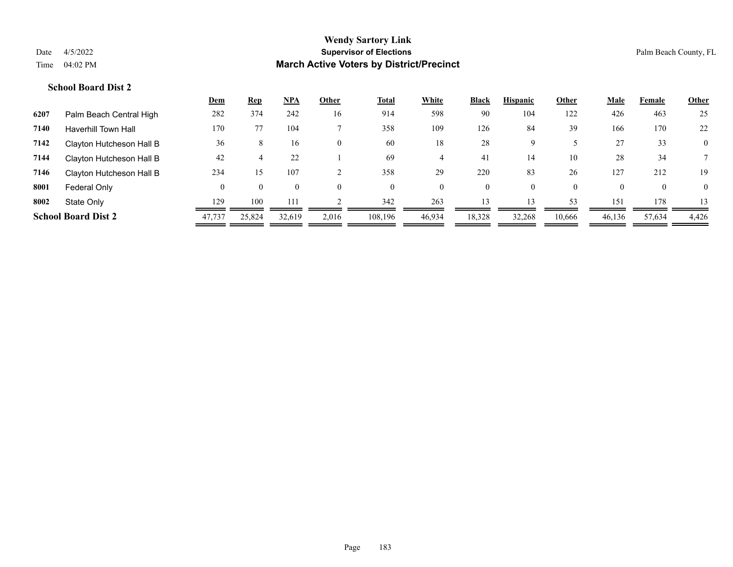# Wendy Sartory Link

**Supervisor of Elections**

**March Active Voters by District/Precinct**

Date 4/5/2022
Time 04:02 PM

Palm Beach County, FL

### School Board Dist 2

| | | Dem | Rep | NPA | Other | Total | White | Black | Hispanic | Other | Male | Female | Other |
|---|---|---|---|---|---|---|---|---|---|---|---|---|---|
| 6207 | Palm Beach Central High | 282 | 374 | 242 | 16 | 914 | 598 | 90 | 104 | 122 | 426 | 463 | 25 |
| 7140 | Haverhill Town Hall | 170 | 77 | 104 | 7 | 358 | 109 | 126 | 84 | 39 | 166 | 170 | 22 |
| 7142 | Clayton Hutcheson Hall B | 36 | 8 | 16 | 0 | 60 | 18 | 28 | 9 | 5 | 27 | 33 | 0 |
| 7144 | Clayton Hutcheson Hall B | 42 | 4 | 22 | 1 | 69 | 4 | 41 | 14 | 10 | 28 | 34 | 7 |
| 7146 | Clayton Hutcheson Hall B | 234 | 15 | 107 | 2 | 358 | 29 | 220 | 83 | 26 | 127 | 212 | 19 |
| 8001 | Federal Only | 0 | 0 | 0 | 0 | 0 | 0 | 0 | 0 | 0 | 0 | 0 | 0 |
| 8002 | State Only | 129 | 100 | 111 | 2 | 342 | 263 | 13 | 13 | 53 | 151 | 178 | 13 |
| **School Board Dist 2** | | 47,737 | 25,824 | 32,619 | 2,016 | 108,196 | 46,934 | 18,328 | 32,268 | 10,666 | 46,136 | 57,634 | 4,426 |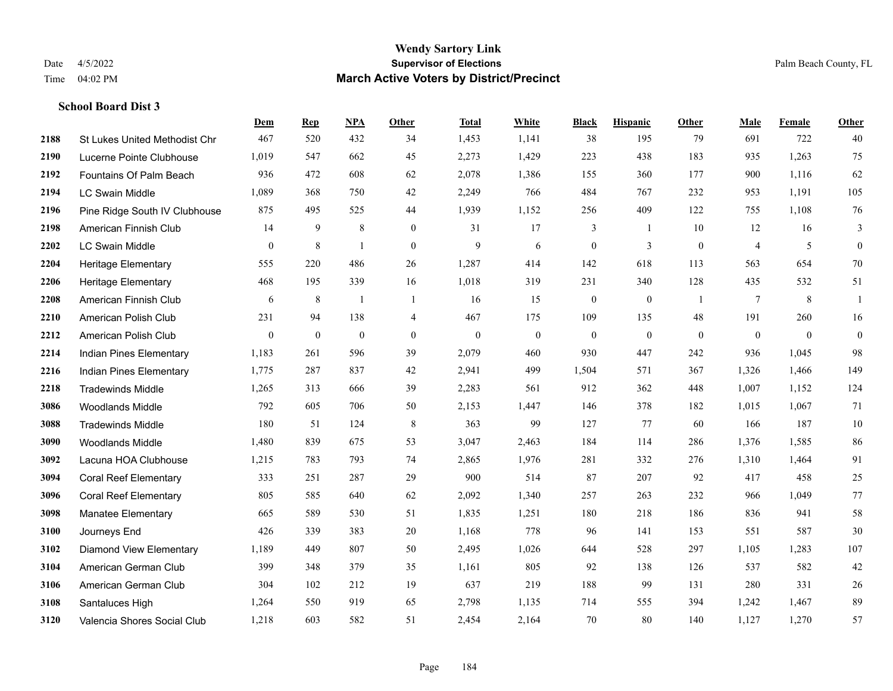# Wendy Sartory Link

## Supervisor of Elections

## March Active Voters by District/Precinct

Date 4/5/2022
Time 04:02 PM

Palm Beach County, FL

### School Board Dist 3

| | | Dem | Rep | NPA | Other | Total | White | Black | Hispanic | Other | Male | Female | Other |
|---|---|---|---|---|---|---|---|---|---|---|---|---|---|
| 2188 | St Lukes United Methodist Chr | 467 | 520 | 432 | 34 | 1,453 | 1,141 | 38 | 195 | 79 | 691 | 722 | 40 |
| 2190 | Lucerne Pointe Clubhouse | 1,019 | 547 | 662 | 45 | 2,273 | 1,429 | 223 | 438 | 183 | 935 | 1,263 | 75 |
| 2192 | Fountains Of Palm Beach | 936 | 472 | 608 | 62 | 2,078 | 1,386 | 155 | 360 | 177 | 900 | 1,116 | 62 |
| 2194 | LC Swain Middle | 1,089 | 368 | 750 | 42 | 2,249 | 766 | 484 | 767 | 232 | 953 | 1,191 | 105 |
| 2196 | Pine Ridge South IV Clubhouse | 875 | 495 | 525 | 44 | 1,939 | 1,152 | 256 | 409 | 122 | 755 | 1,108 | 76 |
| 2198 | American Finnish Club | 14 | 9 | 8 | 0 | 31 | 17 | 3 | 1 | 10 | 12 | 16 | 3 |
| 2202 | LC Swain Middle | 0 | 8 | 1 | 0 | 9 | 6 | 0 | 3 | 0 | 4 | 5 | 0 |
| 2204 | Heritage Elementary | 555 | 220 | 486 | 26 | 1,287 | 414 | 142 | 618 | 113 | 563 | 654 | 70 |
| 2206 | Heritage Elementary | 468 | 195 | 339 | 16 | 1,018 | 319 | 231 | 340 | 128 | 435 | 532 | 51 |
| 2208 | American Finnish Club | 6 | 8 | 1 | 1 | 16 | 15 | 0 | 0 | 1 | 7 | 8 | 1 |
| 2210 | American Polish Club | 231 | 94 | 138 | 4 | 467 | 175 | 109 | 135 | 48 | 191 | 260 | 16 |
| 2212 | American Polish Club | 0 | 0 | 0 | 0 | 0 | 0 | 0 | 0 | 0 | 0 | 0 | 0 |
| 2214 | Indian Pines Elementary | 1,183 | 261 | 596 | 39 | 2,079 | 460 | 930 | 447 | 242 | 936 | 1,045 | 98 |
| 2216 | Indian Pines Elementary | 1,775 | 287 | 837 | 42 | 2,941 | 499 | 1,504 | 571 | 367 | 1,326 | 1,466 | 149 |
| 2218 | Tradewinds Middle | 1,265 | 313 | 666 | 39 | 2,283 | 561 | 912 | 362 | 448 | 1,007 | 1,152 | 124 |
| 3086 | Woodlands Middle | 792 | 605 | 706 | 50 | 2,153 | 1,447 | 146 | 378 | 182 | 1,015 | 1,067 | 71 |
| 3088 | Tradewinds Middle | 180 | 51 | 124 | 8 | 363 | 99 | 127 | 77 | 60 | 166 | 187 | 10 |
| 3090 | Woodlands Middle | 1,480 | 839 | 675 | 53 | 3,047 | 2,463 | 184 | 114 | 286 | 1,376 | 1,585 | 86 |
| 3092 | Lacuna HOA Clubhouse | 1,215 | 783 | 793 | 74 | 2,865 | 1,976 | 281 | 332 | 276 | 1,310 | 1,464 | 91 |
| 3094 | Coral Reef Elementary | 333 | 251 | 287 | 29 | 900 | 514 | 87 | 207 | 92 | 417 | 458 | 25 |
| 3096 | Coral Reef Elementary | 805 | 585 | 640 | 62 | 2,092 | 1,340 | 257 | 263 | 232 | 966 | 1,049 | 77 |
| 3098 | Manatee Elementary | 665 | 589 | 530 | 51 | 1,835 | 1,251 | 180 | 218 | 186 | 836 | 941 | 58 |
| 3100 | Journeys End | 426 | 339 | 383 | 20 | 1,168 | 778 | 96 | 141 | 153 | 551 | 587 | 30 |
| 3102 | Diamond View Elementary | 1,189 | 449 | 807 | 50 | 2,495 | 1,026 | 644 | 528 | 297 | 1,105 | 1,283 | 107 |
| 3104 | American German Club | 399 | 348 | 379 | 35 | 1,161 | 805 | 92 | 138 | 126 | 537 | 582 | 42 |
| 3106 | American German Club | 304 | 102 | 212 | 19 | 637 | 219 | 188 | 99 | 131 | 280 | 331 | 26 |
| 3108 | Santaluces High | 1,264 | 550 | 919 | 65 | 2,798 | 1,135 | 714 | 555 | 394 | 1,242 | 1,467 | 89 |
| 3120 | Valencia Shores Social Club | 1,218 | 603 | 582 | 51 | 2,454 | 2,164 | 70 | 80 | 140 | 1,127 | 1,270 | 57 |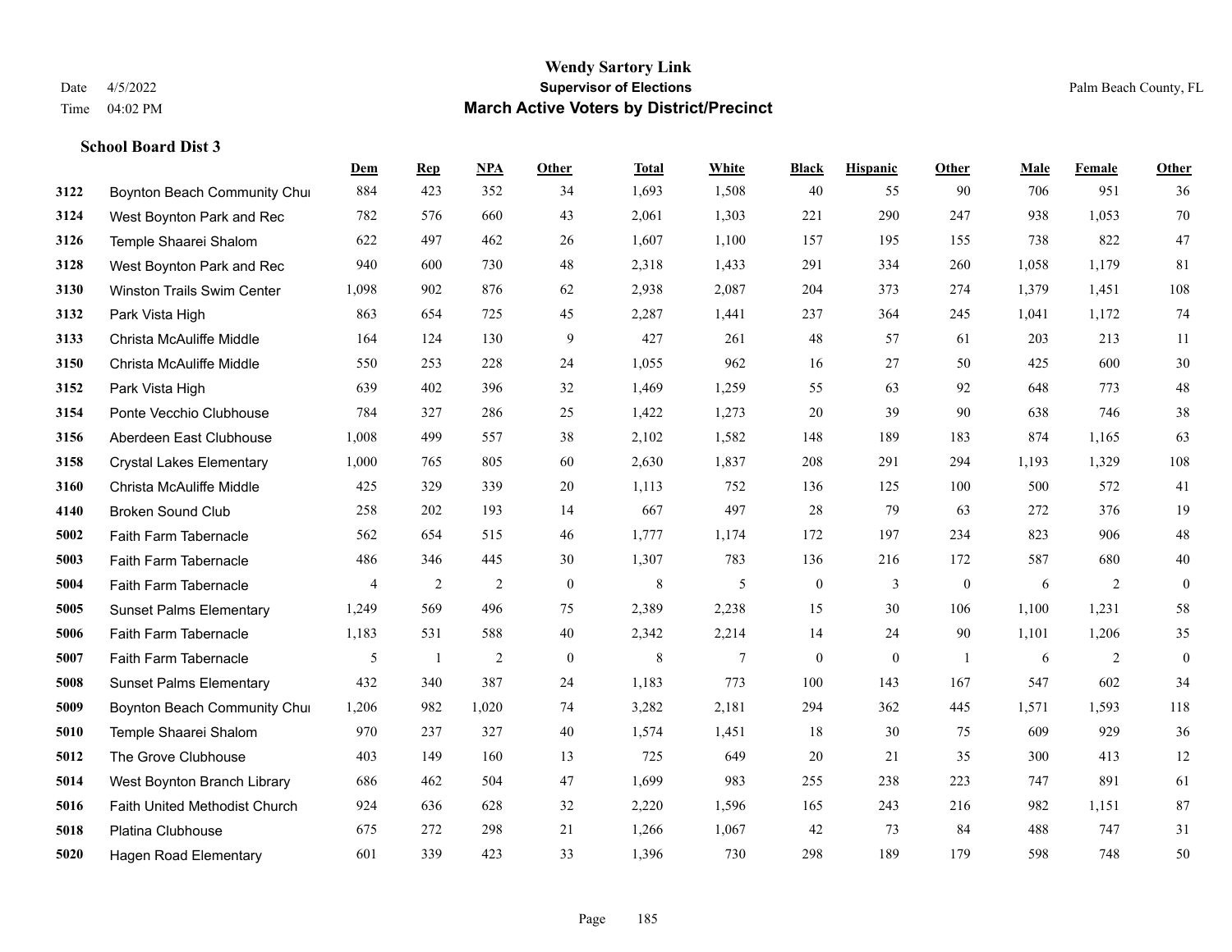# Wendy Sartory Link

## Supervisor of Elections

## March Active Voters by District/Precinct

Date 4/5/2022

Time 04:02 PM

Palm Beach County, FL

**School Board Dist 3**

| | | Dem | Rep | NPA | Other | Total | White | Black | Hispanic | Other | Male | Female | Other |
|---|---|---|---|---|---|---|---|---|---|---|---|---|---|
| 3122 | Boynton Beach Community Chur | 884 | 423 | 352 | 34 | 1,693 | 1,508 | 40 | 55 | 90 | 706 | 951 | 36 |
| 3124 | West Boynton Park and Rec | 782 | 576 | 660 | 43 | 2,061 | 1,303 | 221 | 290 | 247 | 938 | 1,053 | 70 |
| 3126 | Temple Shaarei Shalom | 622 | 497 | 462 | 26 | 1,607 | 1,100 | 157 | 195 | 155 | 738 | 822 | 47 |
| 3128 | West Boynton Park and Rec | 940 | 600 | 730 | 48 | 2,318 | 1,433 | 291 | 334 | 260 | 1,058 | 1,179 | 81 |
| 3130 | Winston Trails Swim Center | 1,098 | 902 | 876 | 62 | 2,938 | 2,087 | 204 | 373 | 274 | 1,379 | 1,451 | 108 |
| 3132 | Park Vista High | 863 | 654 | 725 | 45 | 2,287 | 1,441 | 237 | 364 | 245 | 1,041 | 1,172 | 74 |
| 3133 | Christa McAuliffe Middle | 164 | 124 | 130 | 9 | 427 | 261 | 48 | 57 | 61 | 203 | 213 | 11 |
| 3150 | Christa McAuliffe Middle | 550 | 253 | 228 | 24 | 1,055 | 962 | 16 | 27 | 50 | 425 | 600 | 30 |
| 3152 | Park Vista High | 639 | 402 | 396 | 32 | 1,469 | 1,259 | 55 | 63 | 92 | 648 | 773 | 48 |
| 3154 | Ponte Vecchio Clubhouse | 784 | 327 | 286 | 25 | 1,422 | 1,273 | 20 | 39 | 90 | 638 | 746 | 38 |
| 3156 | Aberdeen East Clubhouse | 1,008 | 499 | 557 | 38 | 2,102 | 1,582 | 148 | 189 | 183 | 874 | 1,165 | 63 |
| 3158 | Crystal Lakes Elementary | 1,000 | 765 | 805 | 60 | 2,630 | 1,837 | 208 | 291 | 294 | 1,193 | 1,329 | 108 |
| 3160 | Christa McAuliffe Middle | 425 | 329 | 339 | 20 | 1,113 | 752 | 136 | 125 | 100 | 500 | 572 | 41 |
| 4140 | Broken Sound Club | 258 | 202 | 193 | 14 | 667 | 497 | 28 | 79 | 63 | 272 | 376 | 19 |
| 5002 | Faith Farm Tabernacle | 562 | 654 | 515 | 46 | 1,777 | 1,174 | 172 | 197 | 234 | 823 | 906 | 48 |
| 5003 | Faith Farm Tabernacle | 486 | 346 | 445 | 30 | 1,307 | 783 | 136 | 216 | 172 | 587 | 680 | 40 |
| 5004 | Faith Farm Tabernacle | 4 | 2 | 2 | 0 | 8 | 5 | 0 | 3 | 0 | 6 | 2 | 0 |
| 5005 | Sunset Palms Elementary | 1,249 | 569 | 496 | 75 | 2,389 | 2,238 | 15 | 30 | 106 | 1,100 | 1,231 | 58 |
| 5006 | Faith Farm Tabernacle | 1,183 | 531 | 588 | 40 | 2,342 | 2,214 | 14 | 24 | 90 | 1,101 | 1,206 | 35 |
| 5007 | Faith Farm Tabernacle | 5 | 1 | 2 | 0 | 8 | 7 | 0 | 0 | 1 | 6 | 2 | 0 |
| 5008 | Sunset Palms Elementary | 432 | 340 | 387 | 24 | 1,183 | 773 | 100 | 143 | 167 | 547 | 602 | 34 |
| 5009 | Boynton Beach Community Chur | 1,206 | 982 | 1,020 | 74 | 3,282 | 2,181 | 294 | 362 | 445 | 1,571 | 1,593 | 118 |
| 5010 | Temple Shaarei Shalom | 970 | 237 | 327 | 40 | 1,574 | 1,451 | 18 | 30 | 75 | 609 | 929 | 36 |
| 5012 | The Grove Clubhouse | 403 | 149 | 160 | 13 | 725 | 649 | 20 | 21 | 35 | 300 | 413 | 12 |
| 5014 | West Boynton Branch Library | 686 | 462 | 504 | 47 | 1,699 | 983 | 255 | 238 | 223 | 747 | 891 | 61 |
| 5016 | Faith United Methodist Church | 924 | 636 | 628 | 32 | 2,220 | 1,596 | 165 | 243 | 216 | 982 | 1,151 | 87 |
| 5018 | Platina Clubhouse | 675 | 272 | 298 | 21 | 1,266 | 1,067 | 42 | 73 | 84 | 488 | 747 | 31 |
| 5020 | Hagen Road Elementary | 601 | 339 | 423 | 33 | 1,396 | 730 | 298 | 189 | 179 | 598 | 748 | 50 |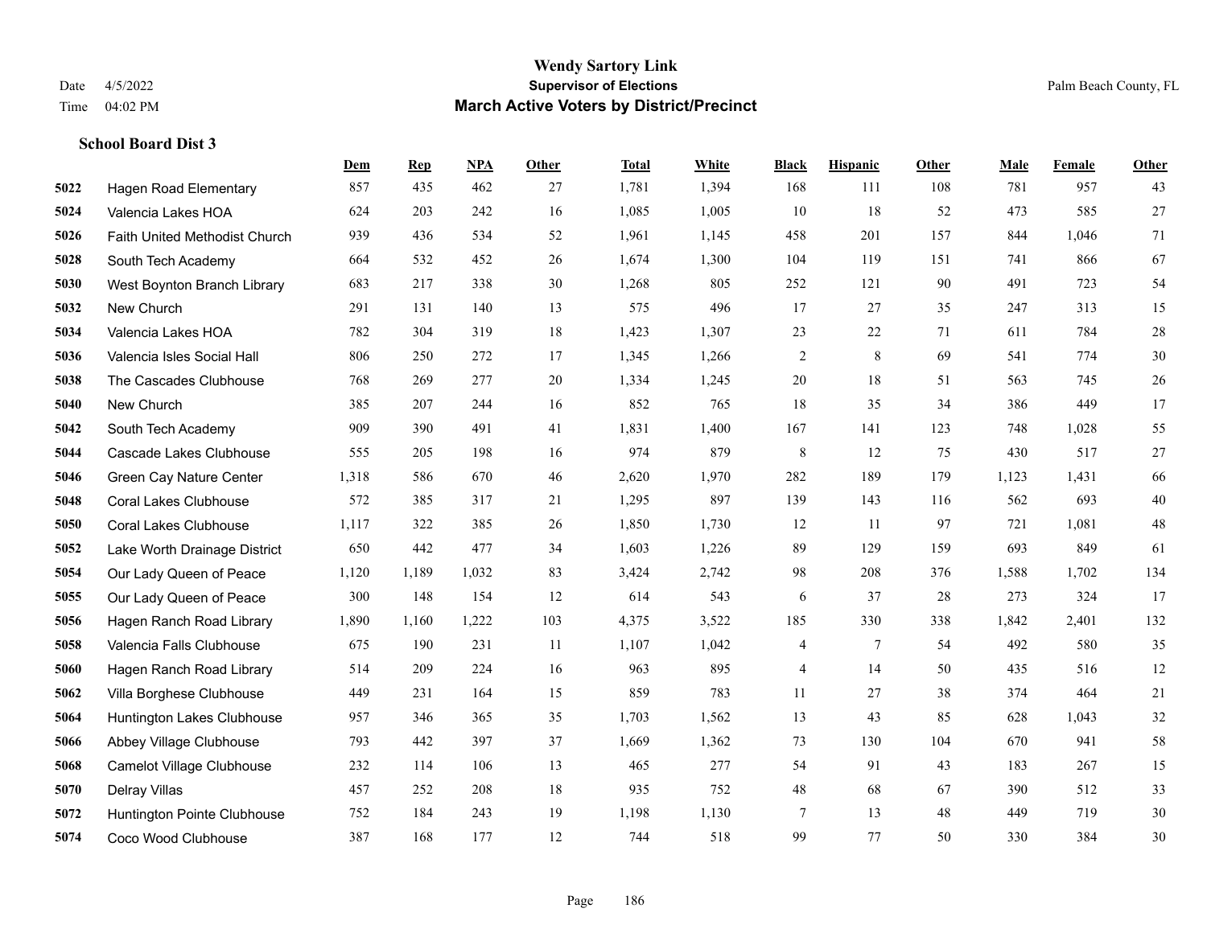# Wendy Sartory Link
## Supervisor of Elections
## March Active Voters by District/Precinct

Date 4/5/2022
Time 04:02 PM

Palm Beach County, FL

### School Board Dist 3

| | | Dem | Rep | NPA | Other | Total | White | Black | Hispanic | Other | Male | Female | Other |
|---|---|---|---|---|---|---|---|---|---|---|---|---|---|
| 5022 | Hagen Road Elementary | 857 | 435 | 462 | 27 | 1,781 | 1,394 | 168 | 111 | 108 | 781 | 957 | 43 |
| 5024 | Valencia Lakes HOA | 624 | 203 | 242 | 16 | 1,085 | 1,005 | 10 | 18 | 52 | 473 | 585 | 27 |
| 5026 | Faith United Methodist Church | 939 | 436 | 534 | 52 | 1,961 | 1,145 | 458 | 201 | 157 | 844 | 1,046 | 71 |
| 5028 | South Tech Academy | 664 | 532 | 452 | 26 | 1,674 | 1,300 | 104 | 119 | 151 | 741 | 866 | 67 |
| 5030 | West Boynton Branch Library | 683 | 217 | 338 | 30 | 1,268 | 805 | 252 | 121 | 90 | 491 | 723 | 54 |
| 5032 | New Church | 291 | 131 | 140 | 13 | 575 | 496 | 17 | 27 | 35 | 247 | 313 | 15 |
| 5034 | Valencia Lakes HOA | 782 | 304 | 319 | 18 | 1,423 | 1,307 | 23 | 22 | 71 | 611 | 784 | 28 |
| 5036 | Valencia Isles Social Hall | 806 | 250 | 272 | 17 | 1,345 | 1,266 | 2 | 8 | 69 | 541 | 774 | 30 |
| 5038 | The Cascades Clubhouse | 768 | 269 | 277 | 20 | 1,334 | 1,245 | 20 | 18 | 51 | 563 | 745 | 26 |
| 5040 | New Church | 385 | 207 | 244 | 16 | 852 | 765 | 18 | 35 | 34 | 386 | 449 | 17 |
| 5042 | South Tech Academy | 909 | 390 | 491 | 41 | 1,831 | 1,400 | 167 | 141 | 123 | 748 | 1,028 | 55 |
| 5044 | Cascade Lakes Clubhouse | 555 | 205 | 198 | 16 | 974 | 879 | 8 | 12 | 75 | 430 | 517 | 27 |
| 5046 | Green Cay Nature Center | 1,318 | 586 | 670 | 46 | 2,620 | 1,970 | 282 | 189 | 179 | 1,123 | 1,431 | 66 |
| 5048 | Coral Lakes Clubhouse | 572 | 385 | 317 | 21 | 1,295 | 897 | 139 | 143 | 116 | 562 | 693 | 40 |
| 5050 | Coral Lakes Clubhouse | 1,117 | 322 | 385 | 26 | 1,850 | 1,730 | 12 | 11 | 97 | 721 | 1,081 | 48 |
| 5052 | Lake Worth Drainage District | 650 | 442 | 477 | 34 | 1,603 | 1,226 | 89 | 129 | 159 | 693 | 849 | 61 |
| 5054 | Our Lady Queen of Peace | 1,120 | 1,189 | 1,032 | 83 | 3,424 | 2,742 | 98 | 208 | 376 | 1,588 | 1,702 | 134 |
| 5055 | Our Lady Queen of Peace | 300 | 148 | 154 | 12 | 614 | 543 | 6 | 37 | 28 | 273 | 324 | 17 |
| 5056 | Hagen Ranch Road Library | 1,890 | 1,160 | 1,222 | 103 | 4,375 | 3,522 | 185 | 330 | 338 | 1,842 | 2,401 | 132 |
| 5058 | Valencia Falls Clubhouse | 675 | 190 | 231 | 11 | 1,107 | 1,042 | 4 | 7 | 54 | 492 | 580 | 35 |
| 5060 | Hagen Ranch Road Library | 514 | 209 | 224 | 16 | 963 | 895 | 4 | 14 | 50 | 435 | 516 | 12 |
| 5062 | Villa Borghese Clubhouse | 449 | 231 | 164 | 15 | 859 | 783 | 11 | 27 | 38 | 374 | 464 | 21 |
| 5064 | Huntington Lakes Clubhouse | 957 | 346 | 365 | 35 | 1,703 | 1,562 | 13 | 43 | 85 | 628 | 1,043 | 32 |
| 5066 | Abbey Village Clubhouse | 793 | 442 | 397 | 37 | 1,669 | 1,362 | 73 | 130 | 104 | 670 | 941 | 58 |
| 5068 | Camelot Village Clubhouse | 232 | 114 | 106 | 13 | 465 | 277 | 54 | 91 | 43 | 183 | 267 | 15 |
| 5070 | Delray Villas | 457 | 252 | 208 | 18 | 935 | 752 | 48 | 68 | 67 | 390 | 512 | 33 |
| 5072 | Huntington Pointe Clubhouse | 752 | 184 | 243 | 19 | 1,198 | 1,130 | 7 | 13 | 48 | 449 | 719 | 30 |
| 5074 | Coco Wood Clubhouse | 387 | 168 | 177 | 12 | 744 | 518 | 99 | 77 | 50 | 330 | 384 | 30 |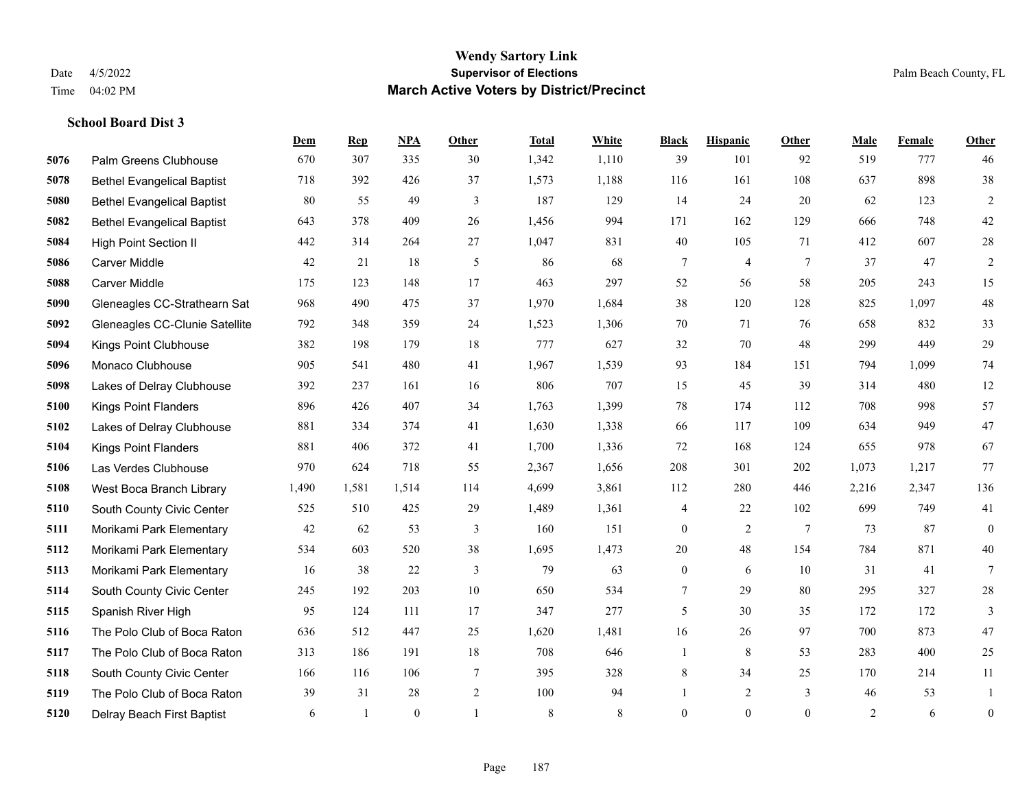# Wendy Sartory Link
## Supervisor of Elections
## March Active Voters by District/Precinct

Date 4/5/2022
Time 04:02 PM

Palm Beach County, FL

### School Board Dist 3

| | | Dem | Rep | NPA | Other | Total | White | Black | Hispanic | Other | Male | Female | Other |
|---|---|---|---|---|---|---|---|---|---|---|---|---|---|
| 5076 | Palm Greens Clubhouse | 670 | 307 | 335 | 30 | 1,342 | 1,110 | 39 | 101 | 92 | 519 | 777 | 46 |
| 5078 | Bethel Evangelical Baptist | 718 | 392 | 426 | 37 | 1,573 | 1,188 | 116 | 161 | 108 | 637 | 898 | 38 |
| 5080 | Bethel Evangelical Baptist | 80 | 55 | 49 | 3 | 187 | 129 | 14 | 24 | 20 | 62 | 123 | 2 |
| 5082 | Bethel Evangelical Baptist | 643 | 378 | 409 | 26 | 1,456 | 994 | 171 | 162 | 129 | 666 | 748 | 42 |
| 5084 | High Point Section II | 442 | 314 | 264 | 27 | 1,047 | 831 | 40 | 105 | 71 | 412 | 607 | 28 |
| 5086 | Carver Middle | 42 | 21 | 18 | 5 | 86 | 68 | 7 | 4 | 7 | 37 | 47 | 2 |
| 5088 | Carver Middle | 175 | 123 | 148 | 17 | 463 | 297 | 52 | 56 | 58 | 205 | 243 | 15 |
| 5090 | Gleneagles CC-Strathearn Sat | 968 | 490 | 475 | 37 | 1,970 | 1,684 | 38 | 120 | 128 | 825 | 1,097 | 48 |
| 5092 | Gleneagles CC-Clunie Satellite | 792 | 348 | 359 | 24 | 1,523 | 1,306 | 70 | 71 | 76 | 658 | 832 | 33 |
| 5094 | Kings Point Clubhouse | 382 | 198 | 179 | 18 | 777 | 627 | 32 | 70 | 48 | 299 | 449 | 29 |
| 5096 | Monaco Clubhouse | 905 | 541 | 480 | 41 | 1,967 | 1,539 | 93 | 184 | 151 | 794 | 1,099 | 74 |
| 5098 | Lakes of Delray Clubhouse | 392 | 237 | 161 | 16 | 806 | 707 | 15 | 45 | 39 | 314 | 480 | 12 |
| 5100 | Kings Point Flanders | 896 | 426 | 407 | 34 | 1,763 | 1,399 | 78 | 174 | 112 | 708 | 998 | 57 |
| 5102 | Lakes of Delray Clubhouse | 881 | 334 | 374 | 41 | 1,630 | 1,338 | 66 | 117 | 109 | 634 | 949 | 47 |
| 5104 | Kings Point Flanders | 881 | 406 | 372 | 41 | 1,700 | 1,336 | 72 | 168 | 124 | 655 | 978 | 67 |
| 5106 | Las Verdes Clubhouse | 970 | 624 | 718 | 55 | 2,367 | 1,656 | 208 | 301 | 202 | 1,073 | 1,217 | 77 |
| 5108 | West Boca Branch Library | 1,490 | 1,581 | 1,514 | 114 | 4,699 | 3,861 | 112 | 280 | 446 | 2,216 | 2,347 | 136 |
| 5110 | South County Civic Center | 525 | 510 | 425 | 29 | 1,489 | 1,361 | 4 | 22 | 102 | 699 | 749 | 41 |
| 5111 | Morikami Park Elementary | 42 | 62 | 53 | 3 | 160 | 151 | 0 | 2 | 7 | 73 | 87 | 0 |
| 5112 | Morikami Park Elementary | 534 | 603 | 520 | 38 | 1,695 | 1,473 | 20 | 48 | 154 | 784 | 871 | 40 |
| 5113 | Morikami Park Elementary | 16 | 38 | 22 | 3 | 79 | 63 | 0 | 6 | 10 | 31 | 41 | 7 |
| 5114 | South County Civic Center | 245 | 192 | 203 | 10 | 650 | 534 | 7 | 29 | 80 | 295 | 327 | 28 |
| 5115 | Spanish River High | 95 | 124 | 111 | 17 | 347 | 277 | 5 | 30 | 35 | 172 | 172 | 3 |
| 5116 | The Polo Club of Boca Raton | 636 | 512 | 447 | 25 | 1,620 | 1,481 | 16 | 26 | 97 | 700 | 873 | 47 |
| 5117 | The Polo Club of Boca Raton | 313 | 186 | 191 | 18 | 708 | 646 | 1 | 8 | 53 | 283 | 400 | 25 |
| 5118 | South County Civic Center | 166 | 116 | 106 | 7 | 395 | 328 | 8 | 34 | 25 | 170 | 214 | 11 |
| 5119 | The Polo Club of Boca Raton | 39 | 31 | 28 | 2 | 100 | 94 | 1 | 2 | 3 | 46 | 53 | 1 |
| 5120 | Delray Beach First Baptist | 6 | 1 | 0 | 1 | 8 | 8 | 0 | 0 | 0 | 2 | 6 | 0 |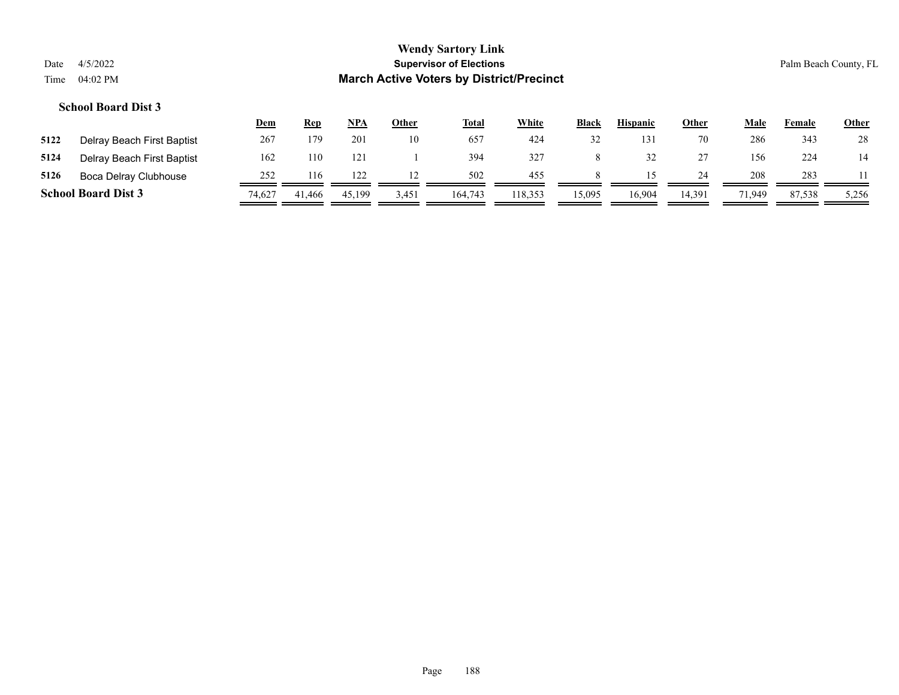# Wendy Sartory Link

## Supervisor of Elections

## March Active Voters by District/Precinct

Date 4/5/2022
Time 04:02 PM

Palm Beach County, FL

### School Board Dist 3

| | | Dem | Rep | NPA | Other | Total | White | Black | Hispanic | Other | Male | Female | Other |
|---|---|---|---|---|---|---|---|---|---|---|---|---|---|
| 5122 | Delray Beach First Baptist | 267 | 179 | 201 | 10 | 657 | 424 | 32 | 131 | 70 | 286 | 343 | 28 |
| 5124 | Delray Beach First Baptist | 162 | 110 | 121 | 1 | 394 | 327 | 8 | 32 | 27 | 156 | 224 | 14 |
| 5126 | Boca Delray Clubhouse | 252 | 116 | 122 | 12 | 502 | 455 | 8 | 15 | 24 | 208 | 283 | 11 |
| **School Board Dist 3** | | 74,627 | 41,466 | 45,199 | 3,451 | 164,743 | 118,353 | 15,095 | 16,904 | 14,391 | 71,949 | 87,538 | 5,256 |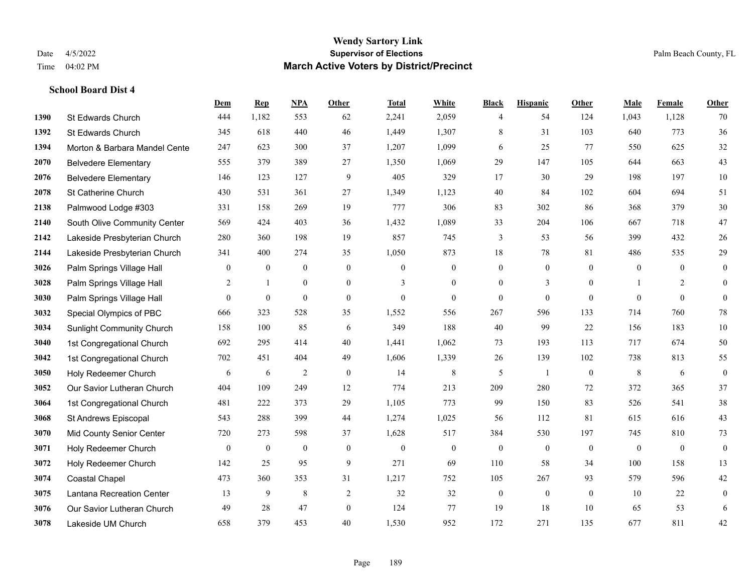# Wendy Sartory Link
## Supervisor of Elections
## March Active Voters by District/Precinct

Date 4/5/2022
Time 04:02 PM

Palm Beach County, FL

### School Board Dist 4

| | | Dem | Rep | NPA | Other | Total | White | Black | Hispanic | Other | Male | Female | Other |
|---|---|---|---|---|---|---|---|---|---|---|---|---|---|
| 1390 | St Edwards Church | 444 | 1,182 | 553 | 62 | 2,241 | 2,059 | 4 | 54 | 124 | 1,043 | 1,128 | 70 |
| 1392 | St Edwards Church | 345 | 618 | 440 | 46 | 1,449 | 1,307 | 8 | 31 | 103 | 640 | 773 | 36 |
| 1394 | Morton & Barbara Mandel Cente | 247 | 623 | 300 | 37 | 1,207 | 1,099 | 6 | 25 | 77 | 550 | 625 | 32 |
| 2070 | Belvedere Elementary | 555 | 379 | 389 | 27 | 1,350 | 1,069 | 29 | 147 | 105 | 644 | 663 | 43 |
| 2076 | Belvedere Elementary | 146 | 123 | 127 | 9 | 405 | 329 | 17 | 30 | 29 | 198 | 197 | 10 |
| 2078 | St Catherine Church | 430 | 531 | 361 | 27 | 1,349 | 1,123 | 40 | 84 | 102 | 604 | 694 | 51 |
| 2138 | Palmwood Lodge #303 | 331 | 158 | 269 | 19 | 777 | 306 | 83 | 302 | 86 | 368 | 379 | 30 |
| 2140 | South Olive Community Center | 569 | 424 | 403 | 36 | 1,432 | 1,089 | 33 | 204 | 106 | 667 | 718 | 47 |
| 2142 | Lakeside Presbyterian Church | 280 | 360 | 198 | 19 | 857 | 745 | 3 | 53 | 56 | 399 | 432 | 26 |
| 2144 | Lakeside Presbyterian Church | 341 | 400 | 274 | 35 | 1,050 | 873 | 18 | 78 | 81 | 486 | 535 | 29 |
| 3026 | Palm Springs Village Hall | 0 | 0 | 0 | 0 | 0 | 0 | 0 | 0 | 0 | 0 | 0 | 0 |
| 3028 | Palm Springs Village Hall | 2 | 1 | 0 | 0 | 3 | 0 | 0 | 3 | 0 | 1 | 2 | 0 |
| 3030 | Palm Springs Village Hall | 0 | 0 | 0 | 0 | 0 | 0 | 0 | 0 | 0 | 0 | 0 | 0 |
| 3032 | Special Olympics of PBC | 666 | 323 | 528 | 35 | 1,552 | 556 | 267 | 596 | 133 | 714 | 760 | 78 |
| 3034 | Sunlight Community Church | 158 | 100 | 85 | 6 | 349 | 188 | 40 | 99 | 22 | 156 | 183 | 10 |
| 3040 | 1st Congregational Church | 692 | 295 | 414 | 40 | 1,441 | 1,062 | 73 | 193 | 113 | 717 | 674 | 50 |
| 3042 | 1st Congregational Church | 702 | 451 | 404 | 49 | 1,606 | 1,339 | 26 | 139 | 102 | 738 | 813 | 55 |
| 3050 | Holy Redeemer Church | 6 | 6 | 2 | 0 | 14 | 8 | 5 | 1 | 0 | 8 | 6 | 0 |
| 3052 | Our Savior Lutheran Church | 404 | 109 | 249 | 12 | 774 | 213 | 209 | 280 | 72 | 372 | 365 | 37 |
| 3064 | 1st Congregational Church | 481 | 222 | 373 | 29 | 1,105 | 773 | 99 | 150 | 83 | 526 | 541 | 38 |
| 3068 | St Andrews Episcopal | 543 | 288 | 399 | 44 | 1,274 | 1,025 | 56 | 112 | 81 | 615 | 616 | 43 |
| 3070 | Mid County Senior Center | 720 | 273 | 598 | 37 | 1,628 | 517 | 384 | 530 | 197 | 745 | 810 | 73 |
| 3071 | Holy Redeemer Church | 0 | 0 | 0 | 0 | 0 | 0 | 0 | 0 | 0 | 0 | 0 | 0 |
| 3072 | Holy Redeemer Church | 142 | 25 | 95 | 9 | 271 | 69 | 110 | 58 | 34 | 100 | 158 | 13 |
| 3074 | Coastal Chapel | 473 | 360 | 353 | 31 | 1,217 | 752 | 105 | 267 | 93 | 579 | 596 | 42 |
| 3075 | Lantana Recreation Center | 13 | 9 | 8 | 2 | 32 | 32 | 0 | 0 | 0 | 10 | 22 | 0 |
| 3076 | Our Savior Lutheran Church | 49 | 28 | 47 | 0 | 124 | 77 | 19 | 18 | 10 | 65 | 53 | 6 |
| 3078 | Lakeside UM Church | 658 | 379 | 453 | 40 | 1,530 | 952 | 172 | 271 | 135 | 677 | 811 | 42 |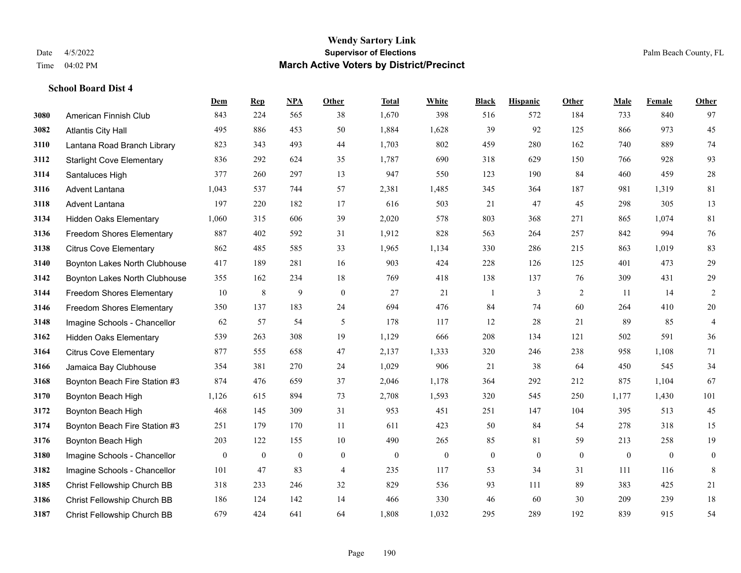### School Board Dist 4

| | | Dem | Rep | NPA | Other | Total | White | Black | Hispanic | Other | Male | Female | Other |
|---|---|---|---|---|---|---|---|---|---|---|---|---|---|
| 3080 | American Finnish Club | 843 | 224 | 565 | 38 | 1,670 | 398 | 516 | 572 | 184 | 733 | 840 | 97 |
| 3082 | Atlantis City Hall | 495 | 886 | 453 | 50 | 1,884 | 1,628 | 39 | 92 | 125 | 866 | 973 | 45 |
| 3110 | Lantana Road Branch Library | 823 | 343 | 493 | 44 | 1,703 | 802 | 459 | 280 | 162 | 740 | 889 | 74 |
| 3112 | Starlight Cove Elementary | 836 | 292 | 624 | 35 | 1,787 | 690 | 318 | 629 | 150 | 766 | 928 | 93 |
| 3114 | Santaluces High | 377 | 260 | 297 | 13 | 947 | 550 | 123 | 190 | 84 | 460 | 459 | 28 |
| 3116 | Advent Lantana | 1,043 | 537 | 744 | 57 | 2,381 | 1,485 | 345 | 364 | 187 | 981 | 1,319 | 81 |
| 3118 | Advent Lantana | 197 | 220 | 182 | 17 | 616 | 503 | 21 | 47 | 45 | 298 | 305 | 13 |
| 3134 | Hidden Oaks Elementary | 1,060 | 315 | 606 | 39 | 2,020 | 578 | 803 | 368 | 271 | 865 | 1,074 | 81 |
| 3136 | Freedom Shores Elementary | 887 | 402 | 592 | 31 | 1,912 | 828 | 563 | 264 | 257 | 842 | 994 | 76 |
| 3138 | Citrus Cove Elementary | 862 | 485 | 585 | 33 | 1,965 | 1,134 | 330 | 286 | 215 | 863 | 1,019 | 83 |
| 3140 | Boynton Lakes North Clubhouse | 417 | 189 | 281 | 16 | 903 | 424 | 228 | 126 | 125 | 401 | 473 | 29 |
| 3142 | Boynton Lakes North Clubhouse | 355 | 162 | 234 | 18 | 769 | 418 | 138 | 137 | 76 | 309 | 431 | 29 |
| 3144 | Freedom Shores Elementary | 10 | 8 | 9 | 0 | 27 | 21 | 1 | 3 | 2 | 11 | 14 | 2 |
| 3146 | Freedom Shores Elementary | 350 | 137 | 183 | 24 | 694 | 476 | 84 | 74 | 60 | 264 | 410 | 20 |
| 3148 | Imagine Schools - Chancellor | 62 | 57 | 54 | 5 | 178 | 117 | 12 | 28 | 21 | 89 | 85 | 4 |
| 3162 | Hidden Oaks Elementary | 539 | 263 | 308 | 19 | 1,129 | 666 | 208 | 134 | 121 | 502 | 591 | 36 |
| 3164 | Citrus Cove Elementary | 877 | 555 | 658 | 47 | 2,137 | 1,333 | 320 | 246 | 238 | 958 | 1,108 | 71 |
| 3166 | Jamaica Bay Clubhouse | 354 | 381 | 270 | 24 | 1,029 | 906 | 21 | 38 | 64 | 450 | 545 | 34 |
| 3168 | Boynton Beach Fire Station #3 | 874 | 476 | 659 | 37 | 2,046 | 1,178 | 364 | 292 | 212 | 875 | 1,104 | 67 |
| 3170 | Boynton Beach High | 1,126 | 615 | 894 | 73 | 2,708 | 1,593 | 320 | 545 | 250 | 1,177 | 1,430 | 101 |
| 3172 | Boynton Beach High | 468 | 145 | 309 | 31 | 953 | 451 | 251 | 147 | 104 | 395 | 513 | 45 |
| 3174 | Boynton Beach Fire Station #3 | 251 | 179 | 170 | 11 | 611 | 423 | 50 | 84 | 54 | 278 | 318 | 15 |
| 3176 | Boynton Beach High | 203 | 122 | 155 | 10 | 490 | 265 | 85 | 81 | 59 | 213 | 258 | 19 |
| 3180 | Imagine Schools - Chancellor | 0 | 0 | 0 | 0 | 0 | 0 | 0 | 0 | 0 | 0 | 0 | 0 |
| 3182 | Imagine Schools - Chancellor | 101 | 47 | 83 | 4 | 235 | 117 | 53 | 34 | 31 | 111 | 116 | 8 |
| 3185 | Christ Fellowship Church BB | 318 | 233 | 246 | 32 | 829 | 536 | 93 | 111 | 89 | 383 | 425 | 21 |
| 3186 | Christ Fellowship Church BB | 186 | 124 | 142 | 14 | 466 | 330 | 46 | 60 | 30 | 209 | 239 | 18 |
| 3187 | Christ Fellowship Church BB | 679 | 424 | 641 | 64 | 1,808 | 1,032 | 295 | 289 | 192 | 839 | 915 | 54 |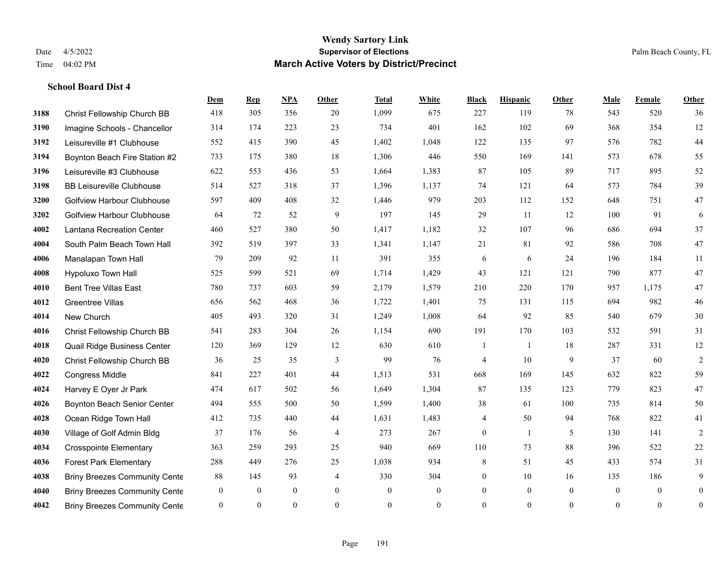# Wendy Sartory Link

**Supervisor of Elections**

**March Active Voters by District/Precinct**

Date 4/5/2022

Time 04:02 PM

Palm Beach County, FL

### School Board Dist 4

| | | Dem | Rep | NPA | Other | Total | White | Black | Hispanic | Other | Male | Female | Other |
|---|---|---|---|---|---|---|---|---|---|---|---|---|---|
| 3188 | Christ Fellowship Church BB | 418 | 305 | 356 | 20 | 1,099 | 675 | 227 | 119 | 78 | 543 | 520 | 36 |
| 3190 | Imagine Schools - Chancellor | 314 | 174 | 223 | 23 | 734 | 401 | 162 | 102 | 69 | 368 | 354 | 12 |
| 3192 | Leisureville #1 Clubhouse | 552 | 415 | 390 | 45 | 1,402 | 1,048 | 122 | 135 | 97 | 576 | 782 | 44 |
| 3194 | Boynton Beach Fire Station #2 | 733 | 175 | 380 | 18 | 1,306 | 446 | 550 | 169 | 141 | 573 | 678 | 55 |
| 3196 | Leisureville #3 Clubhouse | 622 | 553 | 436 | 53 | 1,664 | 1,383 | 87 | 105 | 89 | 717 | 895 | 52 |
| 3198 | BB Leisureville Clubhouse | 514 | 527 | 318 | 37 | 1,396 | 1,137 | 74 | 121 | 64 | 573 | 784 | 39 |
| 3200 | Golfview Harbour Clubhouse | 597 | 409 | 408 | 32 | 1,446 | 979 | 203 | 112 | 152 | 648 | 751 | 47 |
| 3202 | Golfview Harbour Clubhouse | 64 | 72 | 52 | 9 | 197 | 145 | 29 | 11 | 12 | 100 | 91 | 6 |
| 4002 | Lantana Recreation Center | 460 | 527 | 380 | 50 | 1,417 | 1,182 | 32 | 107 | 96 | 686 | 694 | 37 |
| 4004 | South Palm Beach Town Hall | 392 | 519 | 397 | 33 | 1,341 | 1,147 | 21 | 81 | 92 | 586 | 708 | 47 |
| 4006 | Manalapan Town Hall | 79 | 209 | 92 | 11 | 391 | 355 | 6 | 6 | 24 | 196 | 184 | 11 |
| 4008 | Hypoluxo Town Hall | 525 | 599 | 521 | 69 | 1,714 | 1,429 | 43 | 121 | 121 | 790 | 877 | 47 |
| 4010 | Bent Tree Villas East | 780 | 737 | 603 | 59 | 2,179 | 1,579 | 210 | 220 | 170 | 957 | 1,175 | 47 |
| 4012 | Greentree Villas | 656 | 562 | 468 | 36 | 1,722 | 1,401 | 75 | 131 | 115 | 694 | 982 | 46 |
| 4014 | New Church | 405 | 493 | 320 | 31 | 1,249 | 1,008 | 64 | 92 | 85 | 540 | 679 | 30 |
| 4016 | Christ Fellowship Church BB | 541 | 283 | 304 | 26 | 1,154 | 690 | 191 | 170 | 103 | 532 | 591 | 31 |
| 4018 | Quail Ridge Business Center | 120 | 369 | 129 | 12 | 630 | 610 | 1 | 1 | 18 | 287 | 331 | 12 |
| 4020 | Christ Fellowship Church BB | 36 | 25 | 35 | 3 | 99 | 76 | 4 | 10 | 9 | 37 | 60 | 2 |
| 4022 | Congress Middle | 841 | 227 | 401 | 44 | 1,513 | 531 | 668 | 169 | 145 | 632 | 822 | 59 |
| 4024 | Harvey E Oyer Jr Park | 474 | 617 | 502 | 56 | 1,649 | 1,304 | 87 | 135 | 123 | 779 | 823 | 47 |
| 4026 | Boynton Beach Senior Center | 494 | 555 | 500 | 50 | 1,599 | 1,400 | 38 | 61 | 100 | 735 | 814 | 50 |
| 4028 | Ocean Ridge Town Hall | 412 | 735 | 440 | 44 | 1,631 | 1,483 | 4 | 50 | 94 | 768 | 822 | 41 |
| 4030 | Village of Golf Admin Bldg | 37 | 176 | 56 | 4 | 273 | 267 | 0 | 1 | 5 | 130 | 141 | 2 |
| 4034 | Crosspointe Elementary | 363 | 259 | 293 | 25 | 940 | 669 | 110 | 73 | 88 | 396 | 522 | 22 |
| 4036 | Forest Park Elementary | 288 | 449 | 276 | 25 | 1,038 | 934 | 8 | 51 | 45 | 433 | 574 | 31 |
| 4038 | Briny Breezes Community Cente | 88 | 145 | 93 | 4 | 330 | 304 | 0 | 10 | 16 | 135 | 186 | 9 |
| 4040 | Briny Breezes Community Cente | 0 | 0 | 0 | 0 | 0 | 0 | 0 | 0 | 0 | 0 | 0 | 0 |
| 4042 | Briny Breezes Community Cente | 0 | 0 | 0 | 0 | 0 | 0 | 0 | 0 | 0 | 0 | 0 | 0 |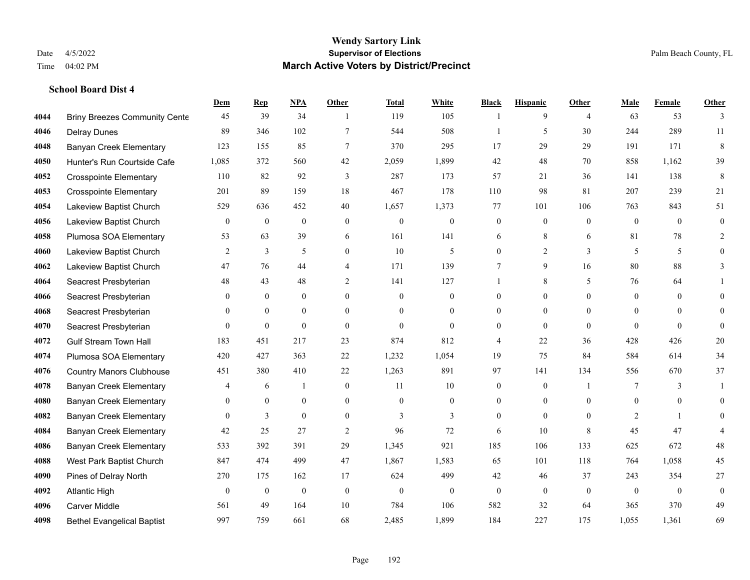# Wendy Sartory Link
## Supervisor of Elections
## March Active Voters by District/Precinct

Date 4/5/2022
Time 04:02 PM

Palm Beach County, FL

**School Board Dist 4**

| | | Dem | Rep | NPA | Other | Total | White | Black | Hispanic | Other | Male | Female | Other |
|---|---|---|---|---|---|---|---|---|---|---|---|---|---|
| 4044 | Briny Breezes Community Cente | 45 | 39 | 34 | 1 | 119 | 105 | 1 | 9 | 4 | 63 | 53 | 3 |
| 4046 | Delray Dunes | 89 | 346 | 102 | 7 | 544 | 508 | 1 | 5 | 30 | 244 | 289 | 11 |
| 4048 | Banyan Creek Elementary | 123 | 155 | 85 | 7 | 370 | 295 | 17 | 29 | 29 | 191 | 171 | 8 |
| 4050 | Hunter's Run Courtside Cafe | 1,085 | 372 | 560 | 42 | 2,059 | 1,899 | 42 | 48 | 70 | 858 | 1,162 | 39 |
| 4052 | Crosspointe Elementary | 110 | 82 | 92 | 3 | 287 | 173 | 57 | 21 | 36 | 141 | 138 | 8 |
| 4053 | Crosspointe Elementary | 201 | 89 | 159 | 18 | 467 | 178 | 110 | 98 | 81 | 207 | 239 | 21 |
| 4054 | Lakeview Baptist Church | 529 | 636 | 452 | 40 | 1,657 | 1,373 | 77 | 101 | 106 | 763 | 843 | 51 |
| 4056 | Lakeview Baptist Church | 0 | 0 | 0 | 0 | 0 | 0 | 0 | 0 | 0 | 0 | 0 | 0 |
| 4058 | Plumosa SOA Elementary | 53 | 63 | 39 | 6 | 161 | 141 | 6 | 8 | 6 | 81 | 78 | 2 |
| 4060 | Lakeview Baptist Church | 2 | 3 | 5 | 0 | 10 | 5 | 0 | 2 | 3 | 5 | 5 | 0 |
| 4062 | Lakeview Baptist Church | 47 | 76 | 44 | 4 | 171 | 139 | 7 | 9 | 16 | 80 | 88 | 3 |
| 4064 | Seacrest Presbyterian | 48 | 43 | 48 | 2 | 141 | 127 | 1 | 8 | 5 | 76 | 64 | 1 |
| 4066 | Seacrest Presbyterian | 0 | 0 | 0 | 0 | 0 | 0 | 0 | 0 | 0 | 0 | 0 | 0 |
| 4068 | Seacrest Presbyterian | 0 | 0 | 0 | 0 | 0 | 0 | 0 | 0 | 0 | 0 | 0 | 0 |
| 4070 | Seacrest Presbyterian | 0 | 0 | 0 | 0 | 0 | 0 | 0 | 0 | 0 | 0 | 0 | 0 |
| 4072 | Gulf Stream Town Hall | 183 | 451 | 217 | 23 | 874 | 812 | 4 | 22 | 36 | 428 | 426 | 20 |
| 4074 | Plumosa SOA Elementary | 420 | 427 | 363 | 22 | 1,232 | 1,054 | 19 | 75 | 84 | 584 | 614 | 34 |
| 4076 | Country Manors Clubhouse | 451 | 380 | 410 | 22 | 1,263 | 891 | 97 | 141 | 134 | 556 | 670 | 37 |
| 4078 | Banyan Creek Elementary | 4 | 6 | 1 | 0 | 11 | 10 | 0 | 0 | 1 | 7 | 3 | 1 |
| 4080 | Banyan Creek Elementary | 0 | 0 | 0 | 0 | 0 | 0 | 0 | 0 | 0 | 0 | 0 | 0 |
| 4082 | Banyan Creek Elementary | 0 | 3 | 0 | 0 | 3 | 3 | 0 | 0 | 0 | 2 | 1 | 0 |
| 4084 | Banyan Creek Elementary | 42 | 25 | 27 | 2 | 96 | 72 | 6 | 10 | 8 | 45 | 47 | 4 |
| 4086 | Banyan Creek Elementary | 533 | 392 | 391 | 29 | 1,345 | 921 | 185 | 106 | 133 | 625 | 672 | 48 |
| 4088 | West Park Baptist Church | 847 | 474 | 499 | 47 | 1,867 | 1,583 | 65 | 101 | 118 | 764 | 1,058 | 45 |
| 4090 | Pines of Delray North | 270 | 175 | 162 | 17 | 624 | 499 | 42 | 46 | 37 | 243 | 354 | 27 |
| 4092 | Atlantic High | 0 | 0 | 0 | 0 | 0 | 0 | 0 | 0 | 0 | 0 | 0 | 0 |
| 4096 | Carver Middle | 561 | 49 | 164 | 10 | 784 | 106 | 582 | 32 | 64 | 365 | 370 | 49 |
| 4098 | Bethel Evangelical Baptist | 997 | 759 | 661 | 68 | 2,485 | 1,899 | 184 | 227 | 175 | 1,055 | 1,361 | 69 |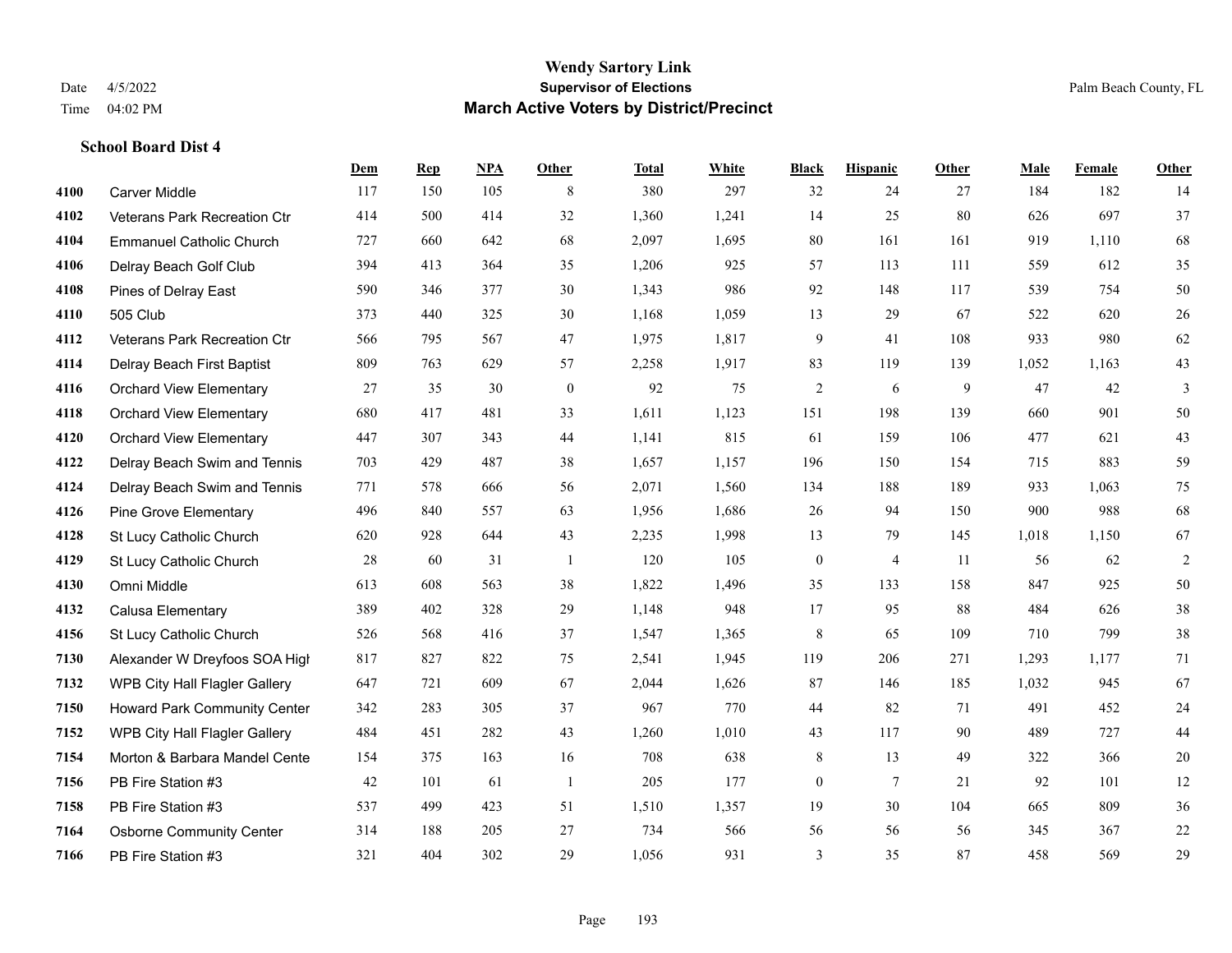# Wendy Sartory Link

**Supervisor of Elections**

**March Active Voters by District/Precinct**

Date 4/5/2022
Time 04:02 PM

Palm Beach County, FL

### School Board Dist 4

| | | Dem | Rep | NPA | Other | Total | White | Black | Hispanic | Other | Male | Female | Other |
|---|---|---|---|---|---|---|---|---|---|---|---|---|---|
| 4100 | Carver Middle | 117 | 150 | 105 | 8 | 380 | 297 | 32 | 24 | 27 | 184 | 182 | 14 |
| 4102 | Veterans Park Recreation Ctr | 414 | 500 | 414 | 32 | 1,360 | 1,241 | 14 | 25 | 80 | 626 | 697 | 37 |
| 4104 | Emmanuel Catholic Church | 727 | 660 | 642 | 68 | 2,097 | 1,695 | 80 | 161 | 161 | 919 | 1,110 | 68 |
| 4106 | Delray Beach Golf Club | 394 | 413 | 364 | 35 | 1,206 | 925 | 57 | 113 | 111 | 559 | 612 | 35 |
| 4108 | Pines of Delray East | 590 | 346 | 377 | 30 | 1,343 | 986 | 92 | 148 | 117 | 539 | 754 | 50 |
| 4110 | 505 Club | 373 | 440 | 325 | 30 | 1,168 | 1,059 | 13 | 29 | 67 | 522 | 620 | 26 |
| 4112 | Veterans Park Recreation Ctr | 566 | 795 | 567 | 47 | 1,975 | 1,817 | 9 | 41 | 108 | 933 | 980 | 62 |
| 4114 | Delray Beach First Baptist | 809 | 763 | 629 | 57 | 2,258 | 1,917 | 83 | 119 | 139 | 1,052 | 1,163 | 43 |
| 4116 | Orchard View Elementary | 27 | 35 | 30 | 0 | 92 | 75 | 2 | 6 | 9 | 47 | 42 | 3 |
| 4118 | Orchard View Elementary | 680 | 417 | 481 | 33 | 1,611 | 1,123 | 151 | 198 | 139 | 660 | 901 | 50 |
| 4120 | Orchard View Elementary | 447 | 307 | 343 | 44 | 1,141 | 815 | 61 | 159 | 106 | 477 | 621 | 43 |
| 4122 | Delray Beach Swim and Tennis | 703 | 429 | 487 | 38 | 1,657 | 1,157 | 196 | 150 | 154 | 715 | 883 | 59 |
| 4124 | Delray Beach Swim and Tennis | 771 | 578 | 666 | 56 | 2,071 | 1,560 | 134 | 188 | 189 | 933 | 1,063 | 75 |
| 4126 | Pine Grove Elementary | 496 | 840 | 557 | 63 | 1,956 | 1,686 | 26 | 94 | 150 | 900 | 988 | 68 |
| 4128 | St Lucy Catholic Church | 620 | 928 | 644 | 43 | 2,235 | 1,998 | 13 | 79 | 145 | 1,018 | 1,150 | 67 |
| 4129 | St Lucy Catholic Church | 28 | 60 | 31 | 1 | 120 | 105 | 0 | 4 | 11 | 56 | 62 | 2 |
| 4130 | Omni Middle | 613 | 608 | 563 | 38 | 1,822 | 1,496 | 35 | 133 | 158 | 847 | 925 | 50 |
| 4132 | Calusa Elementary | 389 | 402 | 328 | 29 | 1,148 | 948 | 17 | 95 | 88 | 484 | 626 | 38 |
| 4156 | St Lucy Catholic Church | 526 | 568 | 416 | 37 | 1,547 | 1,365 | 8 | 65 | 109 | 710 | 799 | 38 |
| 7130 | Alexander W Dreyfoos SOA High | 817 | 827 | 822 | 75 | 2,541 | 1,945 | 119 | 206 | 271 | 1,293 | 1,177 | 71 |
| 7132 | WPB City Hall Flagler Gallery | 647 | 721 | 609 | 67 | 2,044 | 1,626 | 87 | 146 | 185 | 1,032 | 945 | 67 |
| 7150 | Howard Park Community Center | 342 | 283 | 305 | 37 | 967 | 770 | 44 | 82 | 71 | 491 | 452 | 24 |
| 7152 | WPB City Hall Flagler Gallery | 484 | 451 | 282 | 43 | 1,260 | 1,010 | 43 | 117 | 90 | 489 | 727 | 44 |
| 7154 | Morton & Barbara Mandel Center | 154 | 375 | 163 | 16 | 708 | 638 | 8 | 13 | 49 | 322 | 366 | 20 |
| 7156 | PB Fire Station #3 | 42 | 101 | 61 | 1 | 205 | 177 | 0 | 7 | 21 | 92 | 101 | 12 |
| 7158 | PB Fire Station #3 | 537 | 499 | 423 | 51 | 1,510 | 1,357 | 19 | 30 | 104 | 665 | 809 | 36 |
| 7164 | Osborne Community Center | 314 | 188 | 205 | 27 | 734 | 566 | 56 | 56 | 56 | 345 | 367 | 22 |
| 7166 | PB Fire Station #3 | 321 | 404 | 302 | 29 | 1,056 | 931 | 3 | 35 | 87 | 458 | 569 | 29 |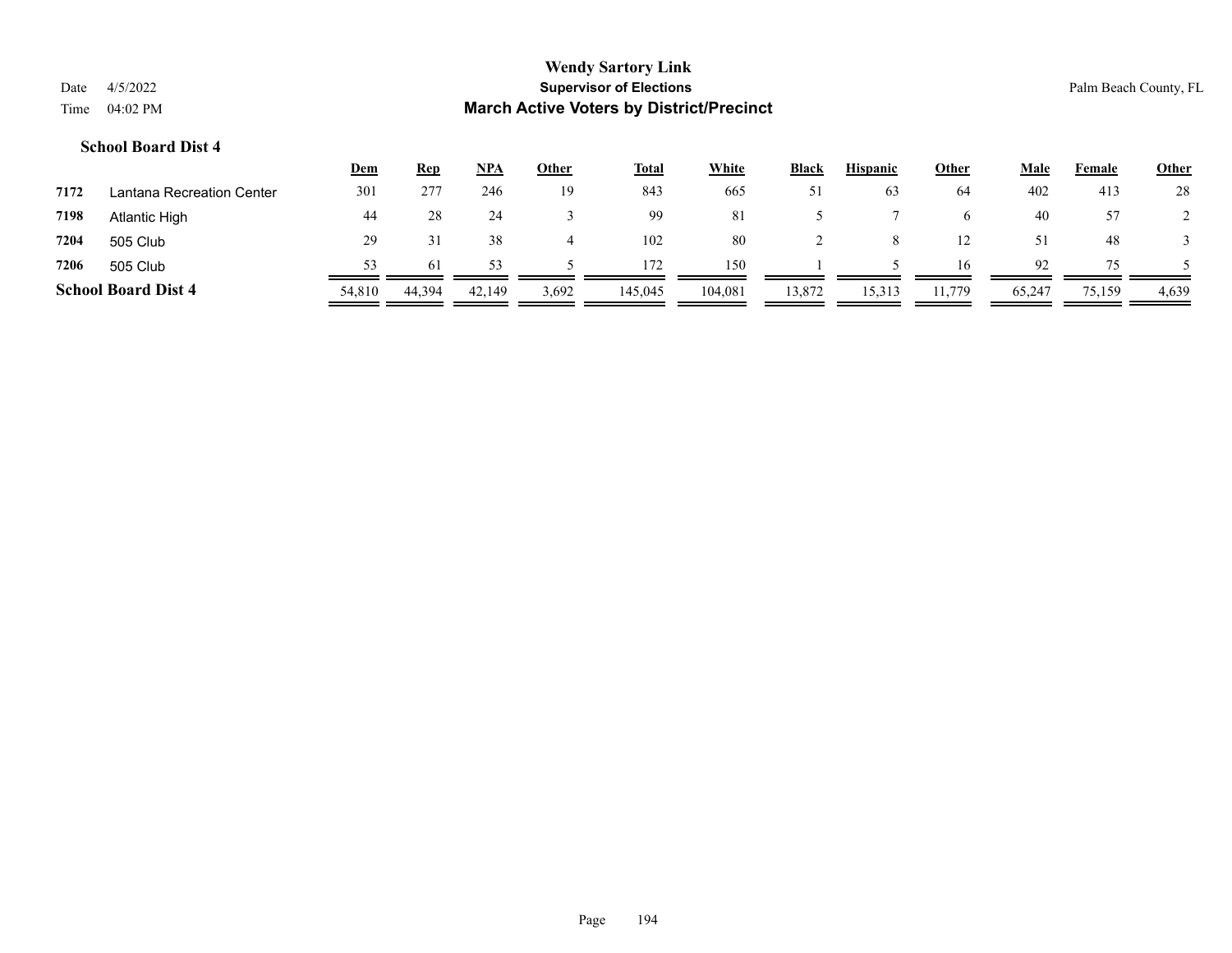# Wendy Sartory Link
## Supervisor of Elections
## March Active Voters by District/Precinct

Date 4/5/2022
Time 04:02 PM

Palm Beach County, FL

### School Board Dist 4

| | | Dem | Rep | NPA | Other | Total | White | Black | Hispanic | Other | Male | Female | Other |
|---|---|---|---|---|---|---|---|---|---|---|---|---|---|
| 7172 | Lantana Recreation Center | 301 | 277 | 246 | 19 | 843 | 665 | 51 | 63 | 64 | 402 | 413 | 28 |
| 7198 | Atlantic High | 44 | 28 | 24 | 3 | 99 | 81 | 5 | 7 | 6 | 40 | 57 | 2 |
| 7204 | 505 Club | 29 | 31 | 38 | 4 | 102 | 80 | 2 | 8 | 12 | 51 | 48 | 3 |
| 7206 | 505 Club | 53 | 61 | 53 | 5 | 172 | 150 | 1 | 5 | 16 | 92 | 75 | 5 |
| **School Board Dist 4** | | 54,810 | 44,394 | 42,149 | 3,692 | 145,045 | 104,081 | 13,872 | 15,313 | 11,779 | 65,247 | 75,159 | 4,639 |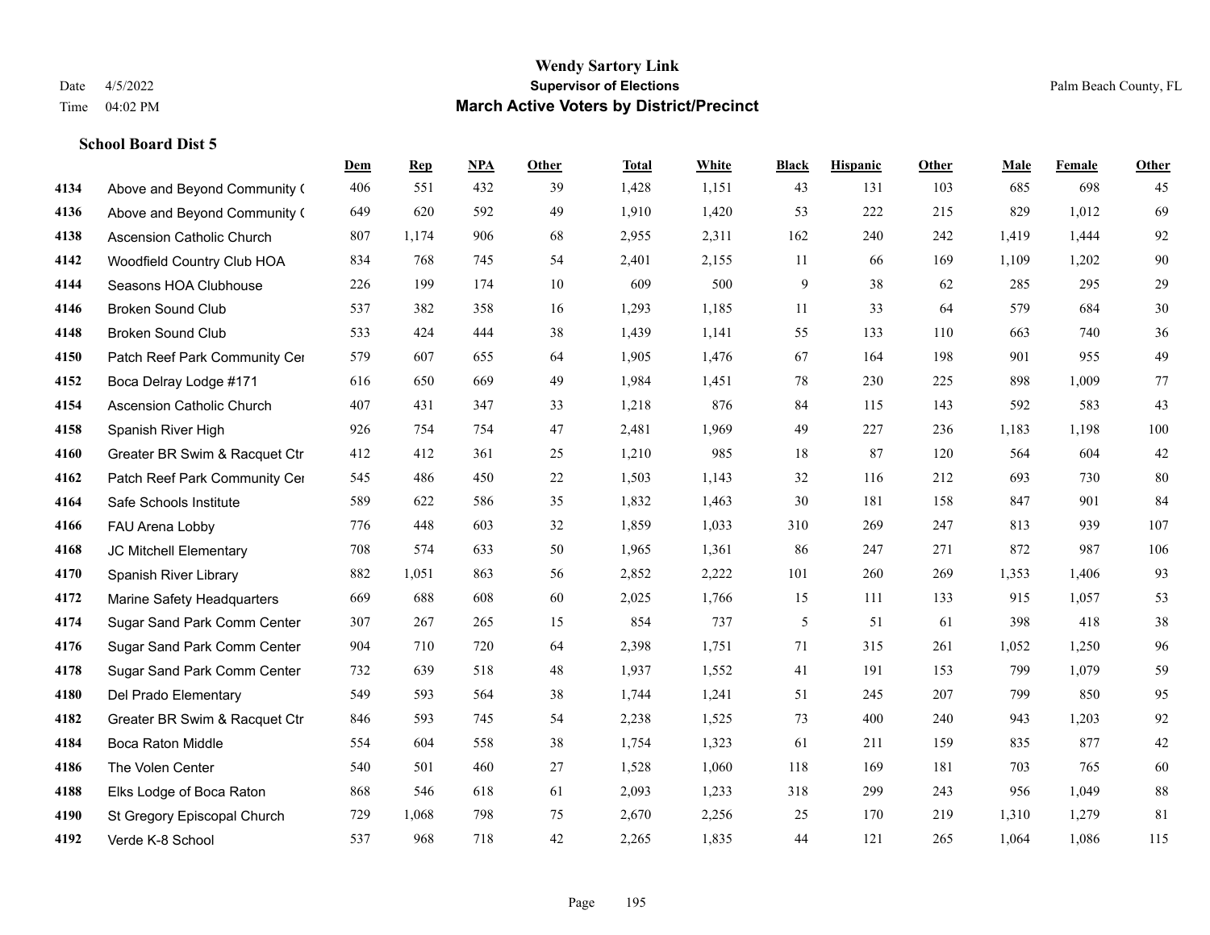**School Board Dist 5**

| | | Dem | Rep | NPA | Other | Total | White | Black | Hispanic | Other | Male | Female | Other |
|---|---|---|---|---|---|---|---|---|---|---|---|---|---|
| 4134 | Above and Beyond Community ( | 406 | 551 | 432 | 39 | 1,428 | 1,151 | 43 | 131 | 103 | 685 | 698 | 45 |
| 4136 | Above and Beyond Community ( | 649 | 620 | 592 | 49 | 1,910 | 1,420 | 53 | 222 | 215 | 829 | 1,012 | 69 |
| 4138 | Ascension Catholic Church | 807 | 1,174 | 906 | 68 | 2,955 | 2,311 | 162 | 240 | 242 | 1,419 | 1,444 | 92 |
| 4142 | Woodfield Country Club HOA | 834 | 768 | 745 | 54 | 2,401 | 2,155 | 11 | 66 | 169 | 1,109 | 1,202 | 90 |
| 4144 | Seasons HOA Clubhouse | 226 | 199 | 174 | 10 | 609 | 500 | 9 | 38 | 62 | 285 | 295 | 29 |
| 4146 | Broken Sound Club | 537 | 382 | 358 | 16 | 1,293 | 1,185 | 11 | 33 | 64 | 579 | 684 | 30 |
| 4148 | Broken Sound Club | 533 | 424 | 444 | 38 | 1,439 | 1,141 | 55 | 133 | 110 | 663 | 740 | 36 |
| 4150 | Patch Reef Park Community Cer | 579 | 607 | 655 | 64 | 1,905 | 1,476 | 67 | 164 | 198 | 901 | 955 | 49 |
| 4152 | Boca Delray Lodge #171 | 616 | 650 | 669 | 49 | 1,984 | 1,451 | 78 | 230 | 225 | 898 | 1,009 | 77 |
| 4154 | Ascension Catholic Church | 407 | 431 | 347 | 33 | 1,218 | 876 | 84 | 115 | 143 | 592 | 583 | 43 |
| 4158 | Spanish River High | 926 | 754 | 754 | 47 | 2,481 | 1,969 | 49 | 227 | 236 | 1,183 | 1,198 | 100 |
| 4160 | Greater BR Swim & Racquet Ctr | 412 | 412 | 361 | 25 | 1,210 | 985 | 18 | 87 | 120 | 564 | 604 | 42 |
| 4162 | Patch Reef Park Community Cer | 545 | 486 | 450 | 22 | 1,503 | 1,143 | 32 | 116 | 212 | 693 | 730 | 80 |
| 4164 | Safe Schools Institute | 589 | 622 | 586 | 35 | 1,832 | 1,463 | 30 | 181 | 158 | 847 | 901 | 84 |
| 4166 | FAU Arena Lobby | 776 | 448 | 603 | 32 | 1,859 | 1,033 | 310 | 269 | 247 | 813 | 939 | 107 |
| 4168 | JC Mitchell Elementary | 708 | 574 | 633 | 50 | 1,965 | 1,361 | 86 | 247 | 271 | 872 | 987 | 106 |
| 4170 | Spanish River Library | 882 | 1,051 | 863 | 56 | 2,852 | 2,222 | 101 | 260 | 269 | 1,353 | 1,406 | 93 |
| 4172 | Marine Safety Headquarters | 669 | 688 | 608 | 60 | 2,025 | 1,766 | 15 | 111 | 133 | 915 | 1,057 | 53 |
| 4174 | Sugar Sand Park Comm Center | 307 | 267 | 265 | 15 | 854 | 737 | 5 | 51 | 61 | 398 | 418 | 38 |
| 4176 | Sugar Sand Park Comm Center | 904 | 710 | 720 | 64 | 2,398 | 1,751 | 71 | 315 | 261 | 1,052 | 1,250 | 96 |
| 4178 | Sugar Sand Park Comm Center | 732 | 639 | 518 | 48 | 1,937 | 1,552 | 41 | 191 | 153 | 799 | 1,079 | 59 |
| 4180 | Del Prado Elementary | 549 | 593 | 564 | 38 | 1,744 | 1,241 | 51 | 245 | 207 | 799 | 850 | 95 |
| 4182 | Greater BR Swim & Racquet Ctr | 846 | 593 | 745 | 54 | 2,238 | 1,525 | 73 | 400 | 240 | 943 | 1,203 | 92 |
| 4184 | Boca Raton Middle | 554 | 604 | 558 | 38 | 1,754 | 1,323 | 61 | 211 | 159 | 835 | 877 | 42 |
| 4186 | The Volen Center | 540 | 501 | 460 | 27 | 1,528 | 1,060 | 118 | 169 | 181 | 703 | 765 | 60 |
| 4188 | Elks Lodge of Boca Raton | 868 | 546 | 618 | 61 | 2,093 | 1,233 | 318 | 299 | 243 | 956 | 1,049 | 88 |
| 4190 | St Gregory Episcopal Church | 729 | 1,068 | 798 | 75 | 2,670 | 2,256 | 25 | 170 | 219 | 1,310 | 1,279 | 81 |
| 4192 | Verde K-8 School | 537 | 968 | 718 | 42 | 2,265 | 1,835 | 44 | 121 | 265 | 1,064 | 1,086 | 115 |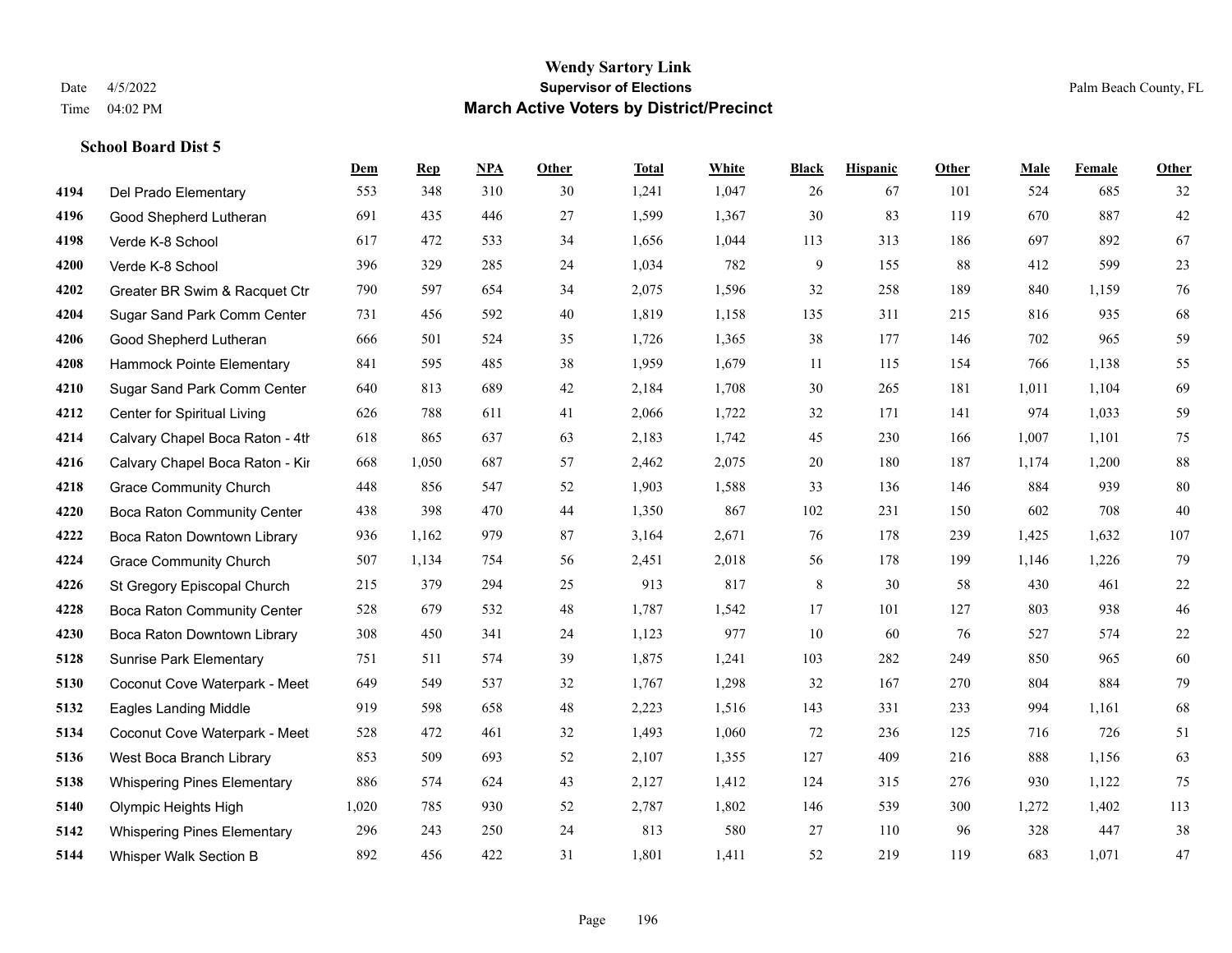# Wendy Sartory Link

**Supervisor of Elections**

**March Active Voters by District/Precinct**

Date 4/5/2022

Time 04:02 PM

Palm Beach County, FL

### School Board Dist 5

| | | Dem | Rep | NPA | Other | Total | White | Black | Hispanic | Other | Male | Female | Other |
|---|---|---|---|---|---|---|---|---|---|---|---|---|---|
| 4194 | Del Prado Elementary | 553 | 348 | 310 | 30 | 1,241 | 1,047 | 26 | 67 | 101 | 524 | 685 | 32 |
| 4196 | Good Shepherd Lutheran | 691 | 435 | 446 | 27 | 1,599 | 1,367 | 30 | 83 | 119 | 670 | 887 | 42 |
| 4198 | Verde K-8 School | 617 | 472 | 533 | 34 | 1,656 | 1,044 | 113 | 313 | 186 | 697 | 892 | 67 |
| 4200 | Verde K-8 School | 396 | 329 | 285 | 24 | 1,034 | 782 | 9 | 155 | 88 | 412 | 599 | 23 |
| 4202 | Greater BR Swim & Racquet Ctr | 790 | 597 | 654 | 34 | 2,075 | 1,596 | 32 | 258 | 189 | 840 | 1,159 | 76 |
| 4204 | Sugar Sand Park Comm Center | 731 | 456 | 592 | 40 | 1,819 | 1,158 | 135 | 311 | 215 | 816 | 935 | 68 |
| 4206 | Good Shepherd Lutheran | 666 | 501 | 524 | 35 | 1,726 | 1,365 | 38 | 177 | 146 | 702 | 965 | 59 |
| 4208 | Hammock Pointe Elementary | 841 | 595 | 485 | 38 | 1,959 | 1,679 | 11 | 115 | 154 | 766 | 1,138 | 55 |
| 4210 | Sugar Sand Park Comm Center | 640 | 813 | 689 | 42 | 2,184 | 1,708 | 30 | 265 | 181 | 1,011 | 1,104 | 69 |
| 4212 | Center for Spiritual Living | 626 | 788 | 611 | 41 | 2,066 | 1,722 | 32 | 171 | 141 | 974 | 1,033 | 59 |
| 4214 | Calvary Chapel Boca Raton - 4th | 618 | 865 | 637 | 63 | 2,183 | 1,742 | 45 | 230 | 166 | 1,007 | 1,101 | 75 |
| 4216 | Calvary Chapel Boca Raton - Kir | 668 | 1,050 | 687 | 57 | 2,462 | 2,075 | 20 | 180 | 187 | 1,174 | 1,200 | 88 |
| 4218 | Grace Community Church | 448 | 856 | 547 | 52 | 1,903 | 1,588 | 33 | 136 | 146 | 884 | 939 | 80 |
| 4220 | Boca Raton Community Center | 438 | 398 | 470 | 44 | 1,350 | 867 | 102 | 231 | 150 | 602 | 708 | 40 |
| 4222 | Boca Raton Downtown Library | 936 | 1,162 | 979 | 87 | 3,164 | 2,671 | 76 | 178 | 239 | 1,425 | 1,632 | 107 |
| 4224 | Grace Community Church | 507 | 1,134 | 754 | 56 | 2,451 | 2,018 | 56 | 178 | 199 | 1,146 | 1,226 | 79 |
| 4226 | St Gregory Episcopal Church | 215 | 379 | 294 | 25 | 913 | 817 | 8 | 30 | 58 | 430 | 461 | 22 |
| 4228 | Boca Raton Community Center | 528 | 679 | 532 | 48 | 1,787 | 1,542 | 17 | 101 | 127 | 803 | 938 | 46 |
| 4230 | Boca Raton Downtown Library | 308 | 450 | 341 | 24 | 1,123 | 977 | 10 | 60 | 76 | 527 | 574 | 22 |
| 5128 | Sunrise Park Elementary | 751 | 511 | 574 | 39 | 1,875 | 1,241 | 103 | 282 | 249 | 850 | 965 | 60 |
| 5130 | Coconut Cove Waterpark - Meet | 649 | 549 | 537 | 32 | 1,767 | 1,298 | 32 | 167 | 270 | 804 | 884 | 79 |
| 5132 | Eagles Landing Middle | 919 | 598 | 658 | 48 | 2,223 | 1,516 | 143 | 331 | 233 | 994 | 1,161 | 68 |
| 5134 | Coconut Cove Waterpark - Meet | 528 | 472 | 461 | 32 | 1,493 | 1,060 | 72 | 236 | 125 | 716 | 726 | 51 |
| 5136 | West Boca Branch Library | 853 | 509 | 693 | 52 | 2,107 | 1,355 | 127 | 409 | 216 | 888 | 1,156 | 63 |
| 5138 | Whispering Pines Elementary | 886 | 574 | 624 | 43 | 2,127 | 1,412 | 124 | 315 | 276 | 930 | 1,122 | 75 |
| 5140 | Olympic Heights High | 1,020 | 785 | 930 | 52 | 2,787 | 1,802 | 146 | 539 | 300 | 1,272 | 1,402 | 113 |
| 5142 | Whispering Pines Elementary | 296 | 243 | 250 | 24 | 813 | 580 | 27 | 110 | 96 | 328 | 447 | 38 |
| 5144 | Whisper Walk Section B | 892 | 456 | 422 | 31 | 1,801 | 1,411 | 52 | 219 | 119 | 683 | 1,071 | 47 |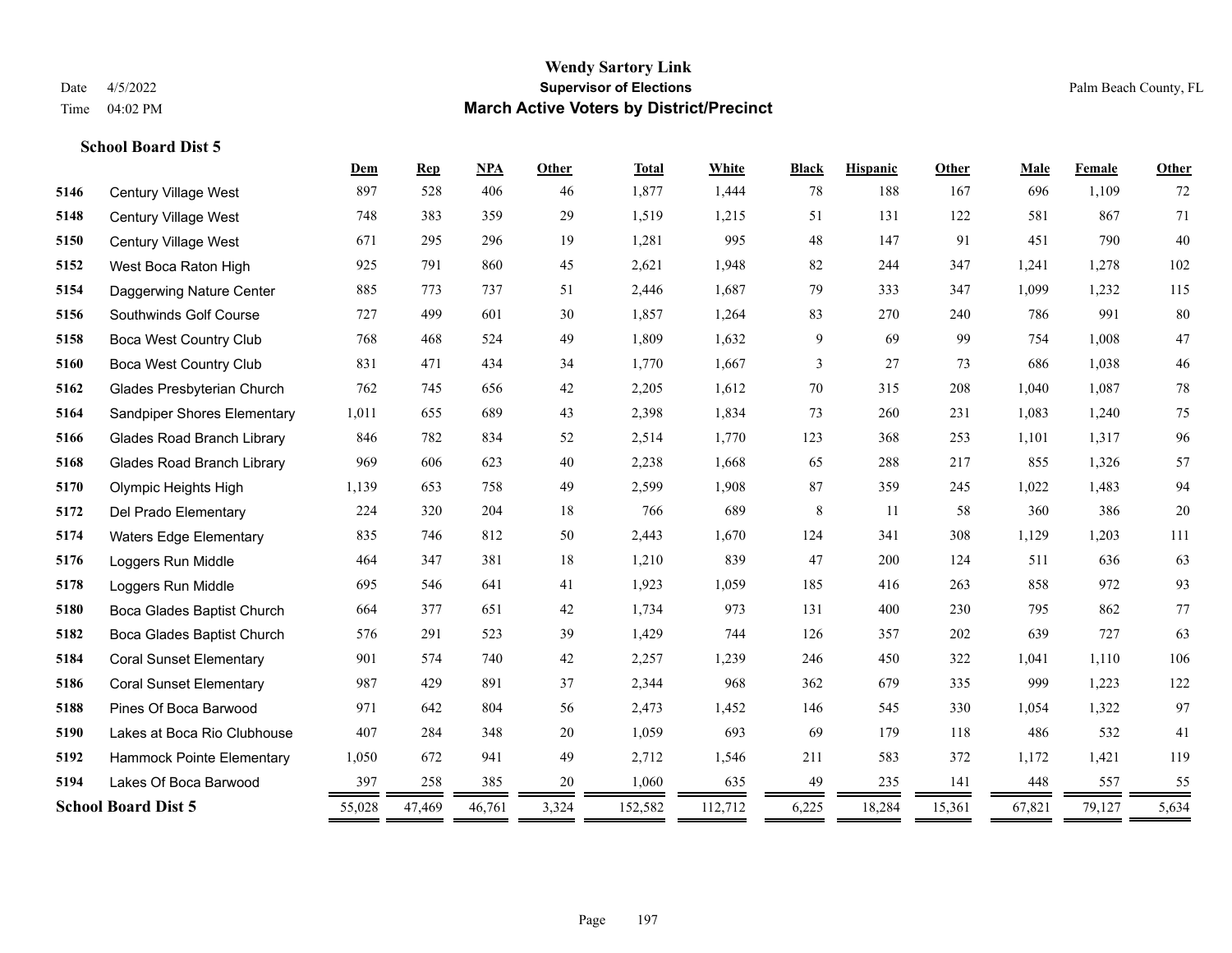# Wendy Sartory Link
## Supervisor of Elections
## March Active Voters by District/Precinct

Date 4/5/2022
Time 04:02 PM
Palm Beach County, FL

**School Board Dist 5**

| | | Dem | Rep | NPA | Other | Total | White | Black | Hispanic | Other | Male | Female | Other |
|---|---|---|---|---|---|---|---|---|---|---|---|---|---|
| 5146 | Century Village West | 897 | 528 | 406 | 46 | 1,877 | 1,444 | 78 | 188 | 167 | 696 | 1,109 | 72 |
| 5148 | Century Village West | 748 | 383 | 359 | 29 | 1,519 | 1,215 | 51 | 131 | 122 | 581 | 867 | 71 |
| 5150 | Century Village West | 671 | 295 | 296 | 19 | 1,281 | 995 | 48 | 147 | 91 | 451 | 790 | 40 |
| 5152 | West Boca Raton High | 925 | 791 | 860 | 45 | 2,621 | 1,948 | 82 | 244 | 347 | 1,241 | 1,278 | 102 |
| 5154 | Daggerwing Nature Center | 885 | 773 | 737 | 51 | 2,446 | 1,687 | 79 | 333 | 347 | 1,099 | 1,232 | 115 |
| 5156 | Southwinds Golf Course | 727 | 499 | 601 | 30 | 1,857 | 1,264 | 83 | 270 | 240 | 786 | 991 | 80 |
| 5158 | Boca West Country Club | 768 | 468 | 524 | 49 | 1,809 | 1,632 | 9 | 69 | 99 | 754 | 1,008 | 47 |
| 5160 | Boca West Country Club | 831 | 471 | 434 | 34 | 1,770 | 1,667 | 3 | 27 | 73 | 686 | 1,038 | 46 |
| 5162 | Glades Presbyterian Church | 762 | 745 | 656 | 42 | 2,205 | 1,612 | 70 | 315 | 208 | 1,040 | 1,087 | 78 |
| 5164 | Sandpiper Shores Elementary | 1,011 | 655 | 689 | 43 | 2,398 | 1,834 | 73 | 260 | 231 | 1,083 | 1,240 | 75 |
| 5166 | Glades Road Branch Library | 846 | 782 | 834 | 52 | 2,514 | 1,770 | 123 | 368 | 253 | 1,101 | 1,317 | 96 |
| 5168 | Glades Road Branch Library | 969 | 606 | 623 | 40 | 2,238 | 1,668 | 65 | 288 | 217 | 855 | 1,326 | 57 |
| 5170 | Olympic Heights High | 1,139 | 653 | 758 | 49 | 2,599 | 1,908 | 87 | 359 | 245 | 1,022 | 1,483 | 94 |
| 5172 | Del Prado Elementary | 224 | 320 | 204 | 18 | 766 | 689 | 8 | 11 | 58 | 360 | 386 | 20 |
| 5174 | Waters Edge Elementary | 835 | 746 | 812 | 50 | 2,443 | 1,670 | 124 | 341 | 308 | 1,129 | 1,203 | 111 |
| 5176 | Loggers Run Middle | 464 | 347 | 381 | 18 | 1,210 | 839 | 47 | 200 | 124 | 511 | 636 | 63 |
| 5178 | Loggers Run Middle | 695 | 546 | 641 | 41 | 1,923 | 1,059 | 185 | 416 | 263 | 858 | 972 | 93 |
| 5180 | Boca Glades Baptist Church | 664 | 377 | 651 | 42 | 1,734 | 973 | 131 | 400 | 230 | 795 | 862 | 77 |
| 5182 | Boca Glades Baptist Church | 576 | 291 | 523 | 39 | 1,429 | 744 | 126 | 357 | 202 | 639 | 727 | 63 |
| 5184 | Coral Sunset Elementary | 901 | 574 | 740 | 42 | 2,257 | 1,239 | 246 | 450 | 322 | 1,041 | 1,110 | 106 |
| 5186 | Coral Sunset Elementary | 987 | 429 | 891 | 37 | 2,344 | 968 | 362 | 679 | 335 | 999 | 1,223 | 122 |
| 5188 | Pines Of Boca Barwood | 971 | 642 | 804 | 56 | 2,473 | 1,452 | 146 | 545 | 330 | 1,054 | 1,322 | 97 |
| 5190 | Lakes at Boca Rio Clubhouse | 407 | 284 | 348 | 20 | 1,059 | 693 | 69 | 179 | 118 | 486 | 532 | 41 |
| 5192 | Hammock Pointe Elementary | 1,050 | 672 | 941 | 49 | 2,712 | 1,546 | 211 | 583 | 372 | 1,172 | 1,421 | 119 |
| 5194 | Lakes Of Boca Barwood | 397 | 258 | 385 | 20 | 1,060 | 635 | 49 | 235 | 141 | 448 | 557 | 55 |
| **School Board Dist 5** | | 55,028 | 47,469 | 46,761 | 3,324 | 152,582 | 112,712 | 6,225 | 18,284 | 15,361 | 67,821 | 79,127 | 5,634 |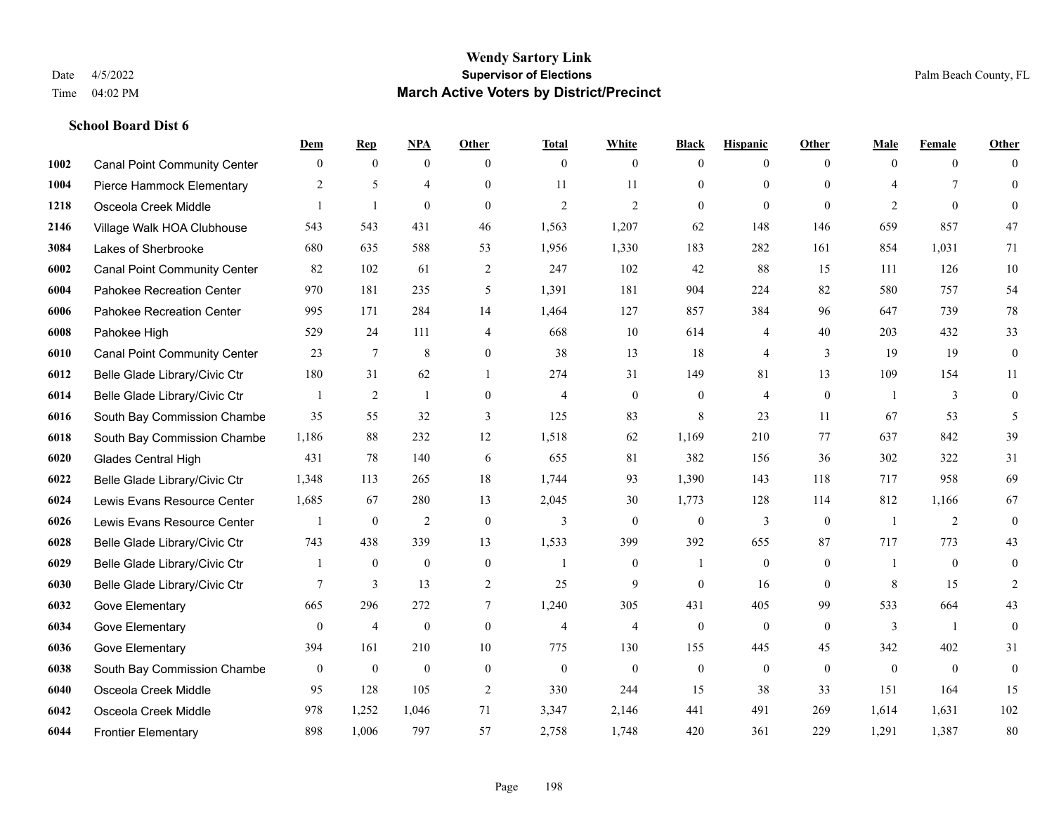# Wendy Sartory Link

**Supervisor of Elections**

**March Active Voters by District/Precinct**

Date 4/5/2022
Time 04:02 PM

Palm Beach County, FL

### School Board Dist 6

| | | Dem | Rep | NPA | Other | Total | White | Black | Hispanic | Other | Male | Female | Other |
|---|---|---|---|---|---|---|---|---|---|---|---|---|---|
| 1002 | Canal Point Community Center | 0 | 0 | 0 | 0 | 0 | 0 | 0 | 0 | 0 | 0 | 0 | 0 |
| 1004 | Pierce Hammock Elementary | 2 | 5 | 4 | 0 | 11 | 11 | 0 | 0 | 0 | 4 | 7 | 0 |
| 1218 | Osceola Creek Middle | 1 | 1 | 0 | 0 | 2 | 2 | 0 | 0 | 0 | 2 | 0 | 0 |
| 2146 | Village Walk HOA Clubhouse | 543 | 543 | 431 | 46 | 1,563 | 1,207 | 62 | 148 | 146 | 659 | 857 | 47 |
| 3084 | Lakes of Sherbrooke | 680 | 635 | 588 | 53 | 1,956 | 1,330 | 183 | 282 | 161 | 854 | 1,031 | 71 |
| 6002 | Canal Point Community Center | 82 | 102 | 61 | 2 | 247 | 102 | 42 | 88 | 15 | 111 | 126 | 10 |
| 6004 | Pahokee Recreation Center | 970 | 181 | 235 | 5 | 1,391 | 181 | 904 | 224 | 82 | 580 | 757 | 54 |
| 6006 | Pahokee Recreation Center | 995 | 171 | 284 | 14 | 1,464 | 127 | 857 | 384 | 96 | 647 | 739 | 78 |
| 6008 | Pahokee High | 529 | 24 | 111 | 4 | 668 | 10 | 614 | 4 | 40 | 203 | 432 | 33 |
| 6010 | Canal Point Community Center | 23 | 7 | 8 | 0 | 38 | 13 | 18 | 4 | 3 | 19 | 19 | 0 |
| 6012 | Belle Glade Library/Civic Ctr | 180 | 31 | 62 | 1 | 274 | 31 | 149 | 81 | 13 | 109 | 154 | 11 |
| 6014 | Belle Glade Library/Civic Ctr | 1 | 2 | 1 | 0 | 4 | 0 | 0 | 4 | 0 | 1 | 3 | 0 |
| 6016 | South Bay Commission Chambe | 35 | 55 | 32 | 3 | 125 | 83 | 8 | 23 | 11 | 67 | 53 | 5 |
| 6018 | South Bay Commission Chambe | 1,186 | 88 | 232 | 12 | 1,518 | 62 | 1,169 | 210 | 77 | 637 | 842 | 39 |
| 6020 | Glades Central High | 431 | 78 | 140 | 6 | 655 | 81 | 382 | 156 | 36 | 302 | 322 | 31 |
| 6022 | Belle Glade Library/Civic Ctr | 1,348 | 113 | 265 | 18 | 1,744 | 93 | 1,390 | 143 | 118 | 717 | 958 | 69 |
| 6024 | Lewis Evans Resource Center | 1,685 | 67 | 280 | 13 | 2,045 | 30 | 1,773 | 128 | 114 | 812 | 1,166 | 67 |
| 6026 | Lewis Evans Resource Center | 1 | 0 | 2 | 0 | 3 | 0 | 0 | 3 | 0 | 1 | 2 | 0 |
| 6028 | Belle Glade Library/Civic Ctr | 743 | 438 | 339 | 13 | 1,533 | 399 | 392 | 655 | 87 | 717 | 773 | 43 |
| 6029 | Belle Glade Library/Civic Ctr | 1 | 0 | 0 | 0 | 1 | 0 | 1 | 0 | 0 | 1 | 0 | 0 |
| 6030 | Belle Glade Library/Civic Ctr | 7 | 3 | 13 | 2 | 25 | 9 | 0 | 16 | 0 | 8 | 15 | 2 |
| 6032 | Gove Elementary | 665 | 296 | 272 | 7 | 1,240 | 305 | 431 | 405 | 99 | 533 | 664 | 43 |
| 6034 | Gove Elementary | 0 | 4 | 0 | 0 | 4 | 4 | 0 | 0 | 0 | 3 | 1 | 0 |
| 6036 | Gove Elementary | 394 | 161 | 210 | 10 | 775 | 130 | 155 | 445 | 45 | 342 | 402 | 31 |
| 6038 | South Bay Commission Chambe | 0 | 0 | 0 | 0 | 0 | 0 | 0 | 0 | 0 | 0 | 0 | 0 |
| 6040 | Osceola Creek Middle | 95 | 128 | 105 | 2 | 330 | 244 | 15 | 38 | 33 | 151 | 164 | 15 |
| 6042 | Osceola Creek Middle | 978 | 1,252 | 1,046 | 71 | 3,347 | 2,146 | 441 | 491 | 269 | 1,614 | 1,631 | 102 |
| 6044 | Frontier Elementary | 898 | 1,006 | 797 | 57 | 2,758 | 1,748 | 420 | 361 | 229 | 1,291 | 1,387 | 80 |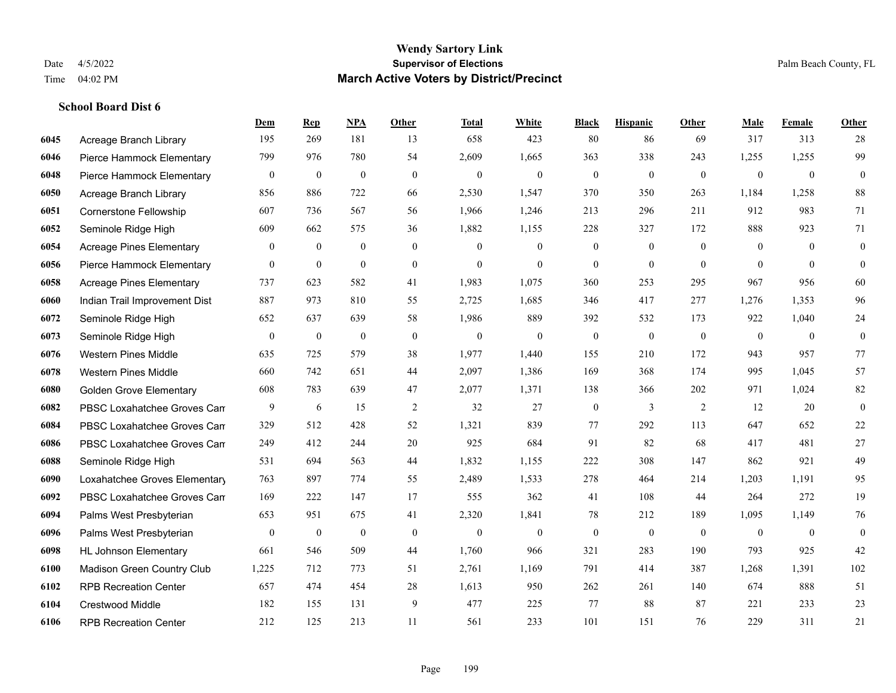**Wendy Sartory Link**
**Supervisor of Elections**
**March Active Voters by District/Precinct**

Date 4/5/2022
Time 04:02 PM

Palm Beach County, FL

### School Board Dist 6

| | | Dem | Rep | NPA | Other | Total | White | Black | Hispanic | Other | Male | Female | Other |
|---|---|---|---|---|---|---|---|---|---|---|---|---|---|
| 6045 | Acreage Branch Library | 195 | 269 | 181 | 13 | 658 | 423 | 80 | 86 | 69 | 317 | 313 | 28 |
| 6046 | Pierce Hammock Elementary | 799 | 976 | 780 | 54 | 2,609 | 1,665 | 363 | 338 | 243 | 1,255 | 1,255 | 99 |
| 6048 | Pierce Hammock Elementary | 0 | 0 | 0 | 0 | 0 | 0 | 0 | 0 | 0 | 0 | 0 | 0 |
| 6050 | Acreage Branch Library | 856 | 886 | 722 | 66 | 2,530 | 1,547 | 370 | 350 | 263 | 1,184 | 1,258 | 88 |
| 6051 | Cornerstone Fellowship | 607 | 736 | 567 | 56 | 1,966 | 1,246 | 213 | 296 | 211 | 912 | 983 | 71 |
| 6052 | Seminole Ridge High | 609 | 662 | 575 | 36 | 1,882 | 1,155 | 228 | 327 | 172 | 888 | 923 | 71 |
| 6054 | Acreage Pines Elementary | 0 | 0 | 0 | 0 | 0 | 0 | 0 | 0 | 0 | 0 | 0 | 0 |
| 6056 | Pierce Hammock Elementary | 0 | 0 | 0 | 0 | 0 | 0 | 0 | 0 | 0 | 0 | 0 | 0 |
| 6058 | Acreage Pines Elementary | 737 | 623 | 582 | 41 | 1,983 | 1,075 | 360 | 253 | 295 | 967 | 956 | 60 |
| 6060 | Indian Trail Improvement Dist | 887 | 973 | 810 | 55 | 2,725 | 1,685 | 346 | 417 | 277 | 1,276 | 1,353 | 96 |
| 6072 | Seminole Ridge High | 652 | 637 | 639 | 58 | 1,986 | 889 | 392 | 532 | 173 | 922 | 1,040 | 24 |
| 6073 | Seminole Ridge High | 0 | 0 | 0 | 0 | 0 | 0 | 0 | 0 | 0 | 0 | 0 | 0 |
| 6076 | Western Pines Middle | 635 | 725 | 579 | 38 | 1,977 | 1,440 | 155 | 210 | 172 | 943 | 957 | 77 |
| 6078 | Western Pines Middle | 660 | 742 | 651 | 44 | 2,097 | 1,386 | 169 | 368 | 174 | 995 | 1,045 | 57 |
| 6080 | Golden Grove Elementary | 608 | 783 | 639 | 47 | 2,077 | 1,371 | 138 | 366 | 202 | 971 | 1,024 | 82 |
| 6082 | PBSC Loxahatchee Groves Cam | 9 | 6 | 15 | 2 | 32 | 27 | 0 | 3 | 2 | 12 | 20 | 0 |
| 6084 | PBSC Loxahatchee Groves Cam | 329 | 512 | 428 | 52 | 1,321 | 839 | 77 | 292 | 113 | 647 | 652 | 22 |
| 6086 | PBSC Loxahatchee Groves Cam | 249 | 412 | 244 | 20 | 925 | 684 | 91 | 82 | 68 | 417 | 481 | 27 |
| 6088 | Seminole Ridge High | 531 | 694 | 563 | 44 | 1,832 | 1,155 | 222 | 308 | 147 | 862 | 921 | 49 |
| 6090 | Loxahatchee Groves Elementary | 763 | 897 | 774 | 55 | 2,489 | 1,533 | 278 | 464 | 214 | 1,203 | 1,191 | 95 |
| 6092 | PBSC Loxahatchee Groves Cam | 169 | 222 | 147 | 17 | 555 | 362 | 41 | 108 | 44 | 264 | 272 | 19 |
| 6094 | Palms West Presbyterian | 653 | 951 | 675 | 41 | 2,320 | 1,841 | 78 | 212 | 189 | 1,095 | 1,149 | 76 |
| 6096 | Palms West Presbyterian | 0 | 0 | 0 | 0 | 0 | 0 | 0 | 0 | 0 | 0 | 0 | 0 |
| 6098 | HL Johnson Elementary | 661 | 546 | 509 | 44 | 1,760 | 966 | 321 | 283 | 190 | 793 | 925 | 42 |
| 6100 | Madison Green Country Club | 1,225 | 712 | 773 | 51 | 2,761 | 1,169 | 791 | 414 | 387 | 1,268 | 1,391 | 102 |
| 6102 | RPB Recreation Center | 657 | 474 | 454 | 28 | 1,613 | 950 | 262 | 261 | 140 | 674 | 888 | 51 |
| 6104 | Crestwood Middle | 182 | 155 | 131 | 9 | 477 | 225 | 77 | 88 | 87 | 221 | 233 | 23 |
| 6106 | RPB Recreation Center | 212 | 125 | 213 | 11 | 561 | 233 | 101 | 151 | 76 | 229 | 311 | 21 |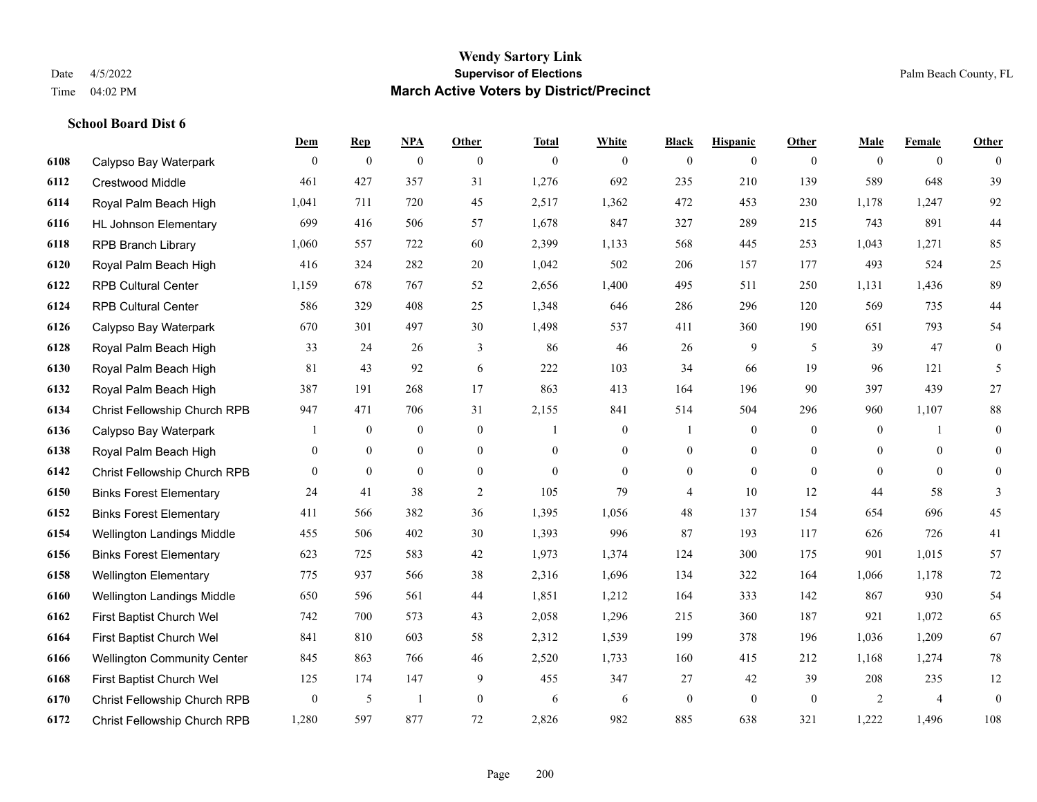# Wendy Sartory Link

**Supervisor of Elections**

**March Active Voters by District/Precinct**

Date 4/5/2022

Time 04:02 PM

Palm Beach County, FL

### School Board Dist 6

| | | Dem | Rep | NPA | Other | Total | White | Black | Hispanic | Other | Male | Female | Other |
|---|---|---|---|---|---|---|---|---|---|---|---|---|---|
| 6108 | Calypso Bay Waterpark | 0 | 0 | 0 | 0 | 0 | 0 | 0 | 0 | 0 | 0 | 0 | 0 |
| 6112 | Crestwood Middle | 461 | 427 | 357 | 31 | 1,276 | 692 | 235 | 210 | 139 | 589 | 648 | 39 |
| 6114 | Royal Palm Beach High | 1,041 | 711 | 720 | 45 | 2,517 | 1,362 | 472 | 453 | 230 | 1,178 | 1,247 | 92 |
| 6116 | HL Johnson Elementary | 699 | 416 | 506 | 57 | 1,678 | 847 | 327 | 289 | 215 | 743 | 891 | 44 |
| 6118 | RPB Branch Library | 1,060 | 557 | 722 | 60 | 2,399 | 1,133 | 568 | 445 | 253 | 1,043 | 1,271 | 85 |
| 6120 | Royal Palm Beach High | 416 | 324 | 282 | 20 | 1,042 | 502 | 206 | 157 | 177 | 493 | 524 | 25 |
| 6122 | RPB Cultural Center | 1,159 | 678 | 767 | 52 | 2,656 | 1,400 | 495 | 511 | 250 | 1,131 | 1,436 | 89 |
| 6124 | RPB Cultural Center | 586 | 329 | 408 | 25 | 1,348 | 646 | 286 | 296 | 120 | 569 | 735 | 44 |
| 6126 | Calypso Bay Waterpark | 670 | 301 | 497 | 30 | 1,498 | 537 | 411 | 360 | 190 | 651 | 793 | 54 |
| 6128 | Royal Palm Beach High | 33 | 24 | 26 | 3 | 86 | 46 | 26 | 9 | 5 | 39 | 47 | 0 |
| 6130 | Royal Palm Beach High | 81 | 43 | 92 | 6 | 222 | 103 | 34 | 66 | 19 | 96 | 121 | 5 |
| 6132 | Royal Palm Beach High | 387 | 191 | 268 | 17 | 863 | 413 | 164 | 196 | 90 | 397 | 439 | 27 |
| 6134 | Christ Fellowship Church RPB | 947 | 471 | 706 | 31 | 2,155 | 841 | 514 | 504 | 296 | 960 | 1,107 | 88 |
| 6136 | Calypso Bay Waterpark | 1 | 0 | 0 | 0 | 1 | 0 | 1 | 0 | 0 | 0 | 1 | 0 |
| 6138 | Royal Palm Beach High | 0 | 0 | 0 | 0 | 0 | 0 | 0 | 0 | 0 | 0 | 0 | 0 |
| 6142 | Christ Fellowship Church RPB | 0 | 0 | 0 | 0 | 0 | 0 | 0 | 0 | 0 | 0 | 0 | 0 |
| 6150 | Binks Forest Elementary | 24 | 41 | 38 | 2 | 105 | 79 | 4 | 10 | 12 | 44 | 58 | 3 |
| 6152 | Binks Forest Elementary | 411 | 566 | 382 | 36 | 1,395 | 1,056 | 48 | 137 | 154 | 654 | 696 | 45 |
| 6154 | Wellington Landings Middle | 455 | 506 | 402 | 30 | 1,393 | 996 | 87 | 193 | 117 | 626 | 726 | 41 |
| 6156 | Binks Forest Elementary | 623 | 725 | 583 | 42 | 1,973 | 1,374 | 124 | 300 | 175 | 901 | 1,015 | 57 |
| 6158 | Wellington Elementary | 775 | 937 | 566 | 38 | 2,316 | 1,696 | 134 | 322 | 164 | 1,066 | 1,178 | 72 |
| 6160 | Wellington Landings Middle | 650 | 596 | 561 | 44 | 1,851 | 1,212 | 164 | 333 | 142 | 867 | 930 | 54 |
| 6162 | First Baptist Church Wel | 742 | 700 | 573 | 43 | 2,058 | 1,296 | 215 | 360 | 187 | 921 | 1,072 | 65 |
| 6164 | First Baptist Church Wel | 841 | 810 | 603 | 58 | 2,312 | 1,539 | 199 | 378 | 196 | 1,036 | 1,209 | 67 |
| 6166 | Wellington Community Center | 845 | 863 | 766 | 46 | 2,520 | 1,733 | 160 | 415 | 212 | 1,168 | 1,274 | 78 |
| 6168 | First Baptist Church Wel | 125 | 174 | 147 | 9 | 455 | 347 | 27 | 42 | 39 | 208 | 235 | 12 |
| 6170 | Christ Fellowship Church RPB | 0 | 5 | 1 | 0 | 6 | 6 | 0 | 0 | 0 | 2 | 4 | 0 |
| 6172 | Christ Fellowship Church RPB | 1,280 | 597 | 877 | 72 | 2,826 | 982 | 885 | 638 | 321 | 1,222 | 1,496 | 108 |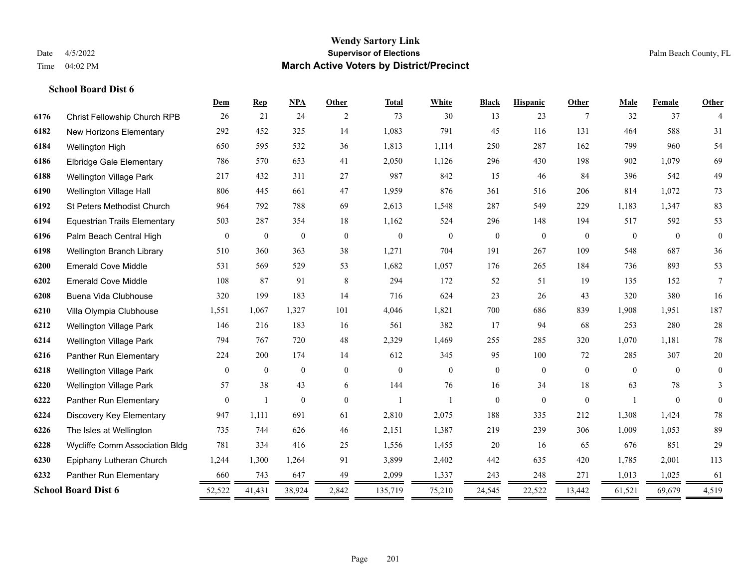# Wendy Sartory Link

**Supervisor of Elections**

**March Active Voters by District/Precinct**

Date 4/5/2022
Time 04:02 PM

Palm Beach County, FL

### School Board Dist 6

| | | Dem | Rep | NPA | Other | Total | White | Black | Hispanic | Other | Male | Female | Other |
|---|---|---|---|---|---|---|---|---|---|---|---|---|---|
| 6176 | Christ Fellowship Church RPB | 26 | 21 | 24 | 2 | 73 | 30 | 13 | 23 | 7 | 32 | 37 | 4 |
| 6182 | New Horizons Elementary | 292 | 452 | 325 | 14 | 1,083 | 791 | 45 | 116 | 131 | 464 | 588 | 31 |
| 6184 | Wellington High | 650 | 595 | 532 | 36 | 1,813 | 1,114 | 250 | 287 | 162 | 799 | 960 | 54 |
| 6186 | Elbridge Gale Elementary | 786 | 570 | 653 | 41 | 2,050 | 1,126 | 296 | 430 | 198 | 902 | 1,079 | 69 |
| 6188 | Wellington Village Park | 217 | 432 | 311 | 27 | 987 | 842 | 15 | 46 | 84 | 396 | 542 | 49 |
| 6190 | Wellington Village Hall | 806 | 445 | 661 | 47 | 1,959 | 876 | 361 | 516 | 206 | 814 | 1,072 | 73 |
| 6192 | St Peters Methodist Church | 964 | 792 | 788 | 69 | 2,613 | 1,548 | 287 | 549 | 229 | 1,183 | 1,347 | 83 |
| 6194 | Equestrian Trails Elementary | 503 | 287 | 354 | 18 | 1,162 | 524 | 296 | 148 | 194 | 517 | 592 | 53 |
| 6196 | Palm Beach Central High | 0 | 0 | 0 | 0 | 0 | 0 | 0 | 0 | 0 | 0 | 0 | 0 |
| 6198 | Wellington Branch Library | 510 | 360 | 363 | 38 | 1,271 | 704 | 191 | 267 | 109 | 548 | 687 | 36 |
| 6200 | Emerald Cove Middle | 531 | 569 | 529 | 53 | 1,682 | 1,057 | 176 | 265 | 184 | 736 | 893 | 53 |
| 6202 | Emerald Cove Middle | 108 | 87 | 91 | 8 | 294 | 172 | 52 | 51 | 19 | 135 | 152 | 7 |
| 6208 | Buena Vida Clubhouse | 320 | 199 | 183 | 14 | 716 | 624 | 23 | 26 | 43 | 320 | 380 | 16 |
| 6210 | Villa Olympia Clubhouse | 1,551 | 1,067 | 1,327 | 101 | 4,046 | 1,821 | 700 | 686 | 839 | 1,908 | 1,951 | 187 |
| 6212 | Wellington Village Park | 146 | 216 | 183 | 16 | 561 | 382 | 17 | 94 | 68 | 253 | 280 | 28 |
| 6214 | Wellington Village Park | 794 | 767 | 720 | 48 | 2,329 | 1,469 | 255 | 285 | 320 | 1,070 | 1,181 | 78 |
| 6216 | Panther Run Elementary | 224 | 200 | 174 | 14 | 612 | 345 | 95 | 100 | 72 | 285 | 307 | 20 |
| 6218 | Wellington Village Park | 0 | 0 | 0 | 0 | 0 | 0 | 0 | 0 | 0 | 0 | 0 | 0 |
| 6220 | Wellington Village Park | 57 | 38 | 43 | 6 | 144 | 76 | 16 | 34 | 18 | 63 | 78 | 3 |
| 6222 | Panther Run Elementary | 0 | 1 | 0 | 0 | 1 | 1 | 0 | 0 | 0 | 1 | 0 | 0 |
| 6224 | Discovery Key Elementary | 947 | 1,111 | 691 | 61 | 2,810 | 2,075 | 188 | 335 | 212 | 1,308 | 1,424 | 78 |
| 6226 | The Isles at Wellington | 735 | 744 | 626 | 46 | 2,151 | 1,387 | 219 | 239 | 306 | 1,009 | 1,053 | 89 |
| 6228 | Wycliffe Comm Association Bldg | 781 | 334 | 416 | 25 | 1,556 | 1,455 | 20 | 16 | 65 | 676 | 851 | 29 |
| 6230 | Epiphany Lutheran Church | 1,244 | 1,300 | 1,264 | 91 | 3,899 | 2,402 | 442 | 635 | 420 | 1,785 | 2,001 | 113 |
| 6232 | Panther Run Elementary | 660 | 743 | 647 | 49 | 2,099 | 1,337 | 243 | 248 | 271 | 1,013 | 1,025 | 61 |
| **School Board Dist 6** | | 52,522 | 41,431 | 38,924 | 2,842 | 135,719 | 75,210 | 24,545 | 22,522 | 13,442 | 61,521 | 69,679 | 4,519 |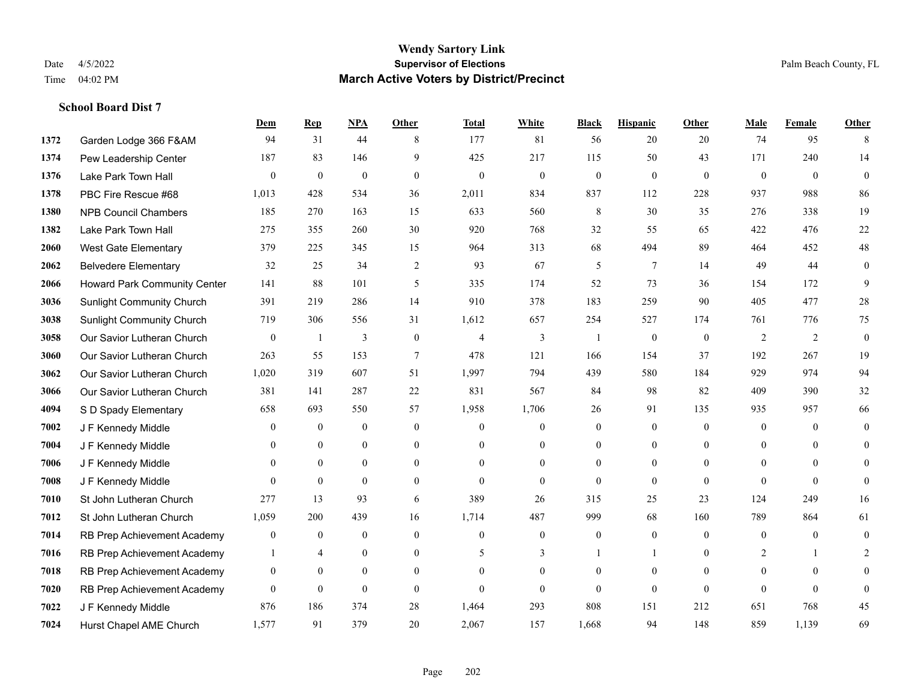# Wendy Sartory Link

**Supervisor of Elections**

**March Active Voters by District/Precinct**

Date 4/5/2022
Time 04:02 PM

Palm Beach County, FL

### School Board Dist 7

| | | Dem | Rep | NPA | Other | Total | White | Black | Hispanic | Other | Male | Female | Other |
|---|---|---|---|---|---|---|---|---|---|---|---|---|---|
| 1372 | Garden Lodge 366 F&AM | 94 | 31 | 44 | 8 | 177 | 81 | 56 | 20 | 20 | 74 | 95 | 8 |
| 1374 | Pew Leadership Center | 187 | 83 | 146 | 9 | 425 | 217 | 115 | 50 | 43 | 171 | 240 | 14 |
| 1376 | Lake Park Town Hall | 0 | 0 | 0 | 0 | 0 | 0 | 0 | 0 | 0 | 0 | 0 | 0 |
| 1378 | PBC Fire Rescue #68 | 1,013 | 428 | 534 | 36 | 2,011 | 834 | 837 | 112 | 228 | 937 | 988 | 86 |
| 1380 | NPB Council Chambers | 185 | 270 | 163 | 15 | 633 | 560 | 8 | 30 | 35 | 276 | 338 | 19 |
| 1382 | Lake Park Town Hall | 275 | 355 | 260 | 30 | 920 | 768 | 32 | 55 | 65 | 422 | 476 | 22 |
| 2060 | West Gate Elementary | 379 | 225 | 345 | 15 | 964 | 313 | 68 | 494 | 89 | 464 | 452 | 48 |
| 2062 | Belvedere Elementary | 32 | 25 | 34 | 2 | 93 | 67 | 5 | 7 | 14 | 49 | 44 | 0 |
| 2066 | Howard Park Community Center | 141 | 88 | 101 | 5 | 335 | 174 | 52 | 73 | 36 | 154 | 172 | 9 |
| 3036 | Sunlight Community Church | 391 | 219 | 286 | 14 | 910 | 378 | 183 | 259 | 90 | 405 | 477 | 28 |
| 3038 | Sunlight Community Church | 719 | 306 | 556 | 31 | 1,612 | 657 | 254 | 527 | 174 | 761 | 776 | 75 |
| 3058 | Our Savior Lutheran Church | 0 | 1 | 3 | 0 | 4 | 3 | 1 | 0 | 0 | 2 | 2 | 0 |
| 3060 | Our Savior Lutheran Church | 263 | 55 | 153 | 7 | 478 | 121 | 166 | 154 | 37 | 192 | 267 | 19 |
| 3062 | Our Savior Lutheran Church | 1,020 | 319 | 607 | 51 | 1,997 | 794 | 439 | 580 | 184 | 929 | 974 | 94 |
| 3066 | Our Savior Lutheran Church | 381 | 141 | 287 | 22 | 831 | 567 | 84 | 98 | 82 | 409 | 390 | 32 |
| 4094 | S D Spady Elementary | 658 | 693 | 550 | 57 | 1,958 | 1,706 | 26 | 91 | 135 | 935 | 957 | 66 |
| 7002 | J F Kennedy Middle | 0 | 0 | 0 | 0 | 0 | 0 | 0 | 0 | 0 | 0 | 0 | 0 |
| 7004 | J F Kennedy Middle | 0 | 0 | 0 | 0 | 0 | 0 | 0 | 0 | 0 | 0 | 0 | 0 |
| 7006 | J F Kennedy Middle | 0 | 0 | 0 | 0 | 0 | 0 | 0 | 0 | 0 | 0 | 0 | 0 |
| 7008 | J F Kennedy Middle | 0 | 0 | 0 | 0 | 0 | 0 | 0 | 0 | 0 | 0 | 0 | 0 |
| 7010 | St John Lutheran Church | 277 | 13 | 93 | 6 | 389 | 26 | 315 | 25 | 23 | 124 | 249 | 16 |
| 7012 | St John Lutheran Church | 1,059 | 200 | 439 | 16 | 1,714 | 487 | 999 | 68 | 160 | 789 | 864 | 61 |
| 7014 | RB Prep Achievement Academy | 0 | 0 | 0 | 0 | 0 | 0 | 0 | 0 | 0 | 0 | 0 | 0 |
| 7016 | RB Prep Achievement Academy | 1 | 4 | 0 | 0 | 5 | 3 | 1 | 1 | 0 | 2 | 1 | 2 |
| 7018 | RB Prep Achievement Academy | 0 | 0 | 0 | 0 | 0 | 0 | 0 | 0 | 0 | 0 | 0 | 0 |
| 7020 | RB Prep Achievement Academy | 0 | 0 | 0 | 0 | 0 | 0 | 0 | 0 | 0 | 0 | 0 | 0 |
| 7022 | J F Kennedy Middle | 876 | 186 | 374 | 28 | 1,464 | 293 | 808 | 151 | 212 | 651 | 768 | 45 |
| 7024 | Hurst Chapel AME Church | 1,577 | 91 | 379 | 20 | 2,067 | 157 | 1,668 | 94 | 148 | 859 | 1,139 | 69 |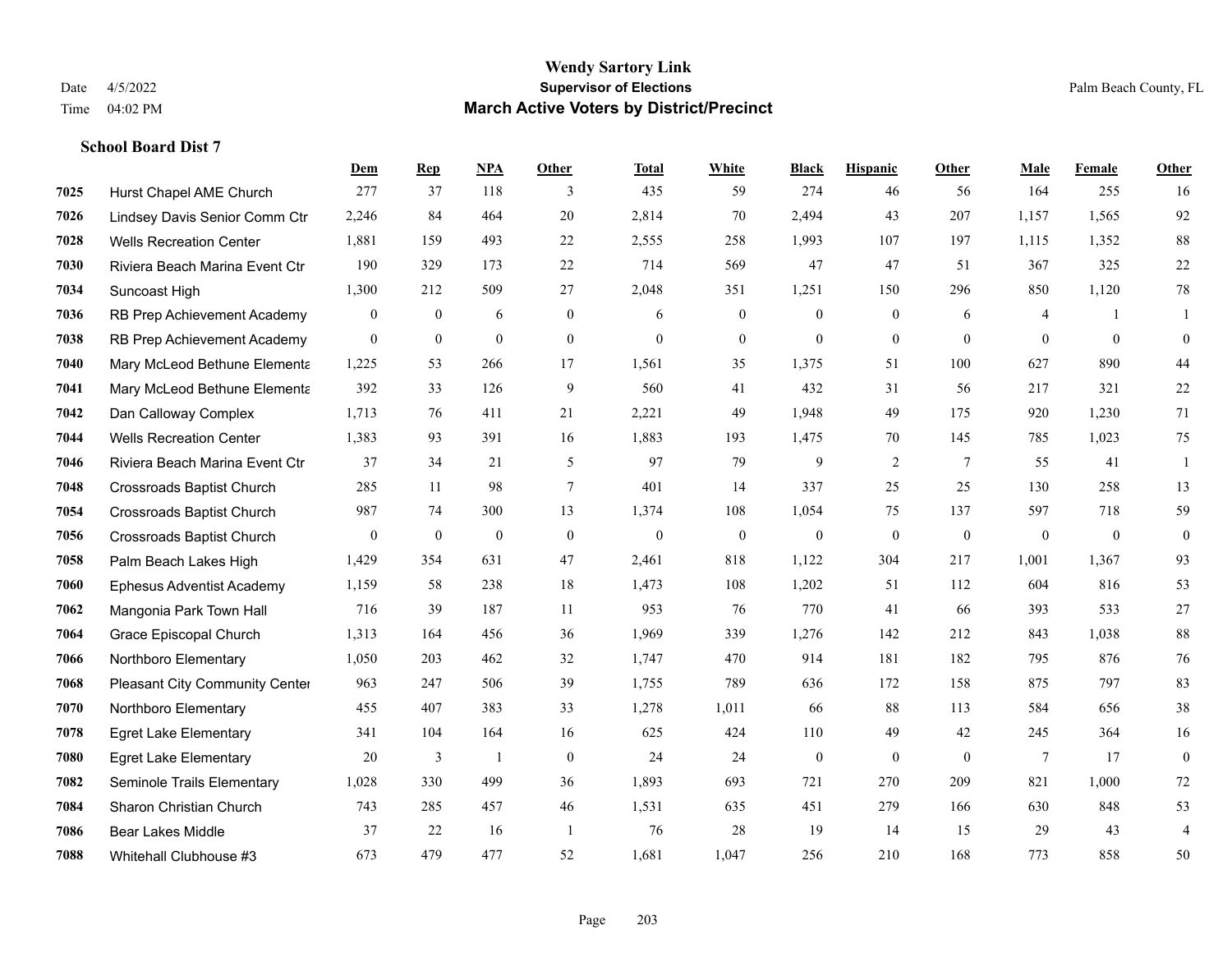**Wendy Sartory Link**
**Supervisor of Elections**
**March Active Voters by District/Precinct**

Date 4/5/2022
Time 04:02 PM

Palm Beach County, FL

### School Board Dist 7

| | | Dem | Rep | NPA | Other | Total | White | Black | Hispanic | Other | Male | Female | Other |
|---|---|---|---|---|---|---|---|---|---|---|---|---|---|
| 7025 | Hurst Chapel AME Church | 277 | 37 | 118 | 3 | 435 | 59 | 274 | 46 | 56 | 164 | 255 | 16 |
| 7026 | Lindsey Davis Senior Comm Ctr | 2,246 | 84 | 464 | 20 | 2,814 | 70 | 2,494 | 43 | 207 | 1,157 | 1,565 | 92 |
| 7028 | Wells Recreation Center | 1,881 | 159 | 493 | 22 | 2,555 | 258 | 1,993 | 107 | 197 | 1,115 | 1,352 | 88 |
| 7030 | Riviera Beach Marina Event Ctr | 190 | 329 | 173 | 22 | 714 | 569 | 47 | 47 | 51 | 367 | 325 | 22 |
| 7034 | Suncoast High | 1,300 | 212 | 509 | 27 | 2,048 | 351 | 1,251 | 150 | 296 | 850 | 1,120 | 78 |
| 7036 | RB Prep Achievement Academy | 0 | 0 | 6 | 0 | 6 | 0 | 0 | 0 | 6 | 4 | 1 | 1 |
| 7038 | RB Prep Achievement Academy | 0 | 0 | 0 | 0 | 0 | 0 | 0 | 0 | 0 | 0 | 0 | 0 |
| 7040 | Mary McLeod Bethune Elementa | 1,225 | 53 | 266 | 17 | 1,561 | 35 | 1,375 | 51 | 100 | 627 | 890 | 44 |
| 7041 | Mary McLeod Bethune Elementa | 392 | 33 | 126 | 9 | 560 | 41 | 432 | 31 | 56 | 217 | 321 | 22 |
| 7042 | Dan Calloway Complex | 1,713 | 76 | 411 | 21 | 2,221 | 49 | 1,948 | 49 | 175 | 920 | 1,230 | 71 |
| 7044 | Wells Recreation Center | 1,383 | 93 | 391 | 16 | 1,883 | 193 | 1,475 | 70 | 145 | 785 | 1,023 | 75 |
| 7046 | Riviera Beach Marina Event Ctr | 37 | 34 | 21 | 5 | 97 | 79 | 9 | 2 | 7 | 55 | 41 | 1 |
| 7048 | Crossroads Baptist Church | 285 | 11 | 98 | 7 | 401 | 14 | 337 | 25 | 25 | 130 | 258 | 13 |
| 7054 | Crossroads Baptist Church | 987 | 74 | 300 | 13 | 1,374 | 108 | 1,054 | 75 | 137 | 597 | 718 | 59 |
| 7056 | Crossroads Baptist Church | 0 | 0 | 0 | 0 | 0 | 0 | 0 | 0 | 0 | 0 | 0 | 0 |
| 7058 | Palm Beach Lakes High | 1,429 | 354 | 631 | 47 | 2,461 | 818 | 1,122 | 304 | 217 | 1,001 | 1,367 | 93 |
| 7060 | Ephesus Adventist Academy | 1,159 | 58 | 238 | 18 | 1,473 | 108 | 1,202 | 51 | 112 | 604 | 816 | 53 |
| 7062 | Mangonia Park Town Hall | 716 | 39 | 187 | 11 | 953 | 76 | 770 | 41 | 66 | 393 | 533 | 27 |
| 7064 | Grace Episcopal Church | 1,313 | 164 | 456 | 36 | 1,969 | 339 | 1,276 | 142 | 212 | 843 | 1,038 | 88 |
| 7066 | Northboro Elementary | 1,050 | 203 | 462 | 32 | 1,747 | 470 | 914 | 181 | 182 | 795 | 876 | 76 |
| 7068 | Pleasant City Community Center | 963 | 247 | 506 | 39 | 1,755 | 789 | 636 | 172 | 158 | 875 | 797 | 83 |
| 7070 | Northboro Elementary | 455 | 407 | 383 | 33 | 1,278 | 1,011 | 66 | 88 | 113 | 584 | 656 | 38 |
| 7078 | Egret Lake Elementary | 341 | 104 | 164 | 16 | 625 | 424 | 110 | 49 | 42 | 245 | 364 | 16 |
| 7080 | Egret Lake Elementary | 20 | 3 | 1 | 0 | 24 | 24 | 0 | 0 | 0 | 7 | 17 | 0 |
| 7082 | Seminole Trails Elementary | 1,028 | 330 | 499 | 36 | 1,893 | 693 | 721 | 270 | 209 | 821 | 1,000 | 72 |
| 7084 | Sharon Christian Church | 743 | 285 | 457 | 46 | 1,531 | 635 | 451 | 279 | 166 | 630 | 848 | 53 |
| 7086 | Bear Lakes Middle | 37 | 22 | 16 | 1 | 76 | 28 | 19 | 14 | 15 | 29 | 43 | 4 |
| 7088 | Whitehall Clubhouse #3 | 673 | 479 | 477 | 52 | 1,681 | 1,047 | 256 | 210 | 168 | 773 | 858 | 50 |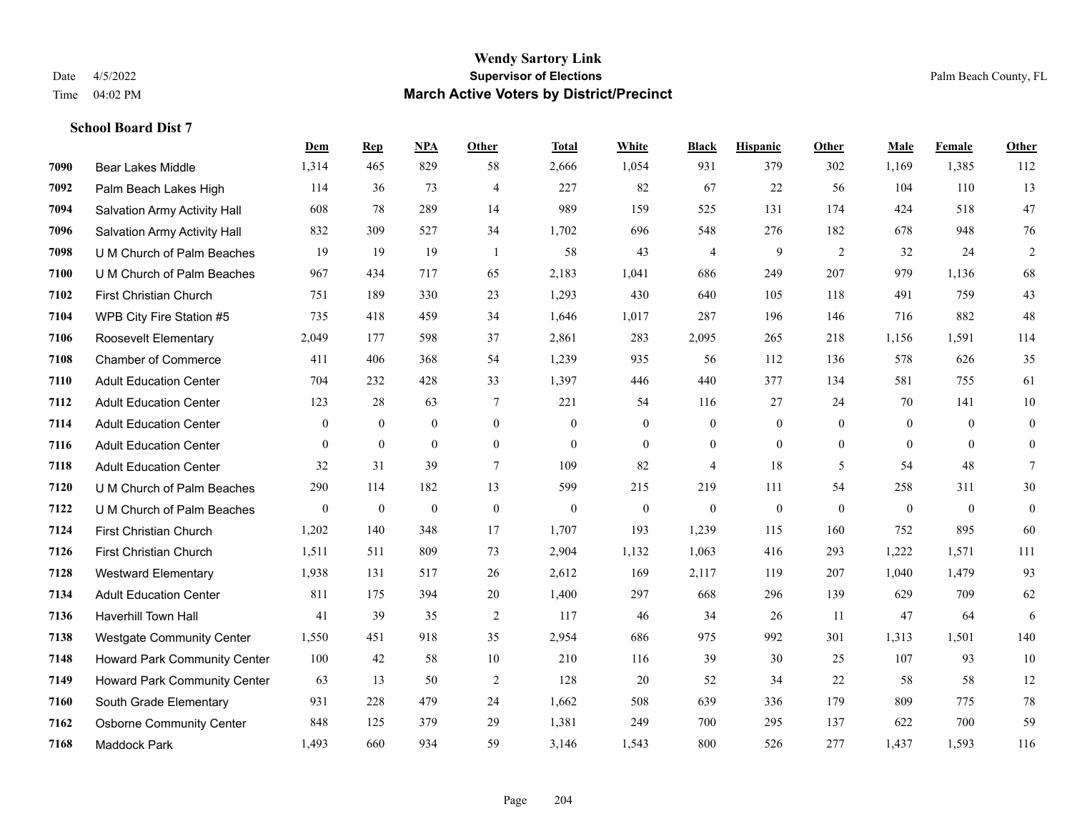# Wendy Sartory Link

## Supervisor of Elections

## March Active Voters by District/Precinct

Date 4/5/2022

Time 04:02 PM

Palm Beach County, FL

### School Board Dist 7

| | | Dem | Rep | NPA | Other | Total | White | Black | Hispanic | Other | Male | Female | Other |
|---|---|---|---|---|---|---|---|---|---|---|---|---|---|
| 7090 | Bear Lakes Middle | 1,314 | 465 | 829 | 58 | 2,666 | 1,054 | 931 | 379 | 302 | 1,169 | 1,385 | 112 |
| 7092 | Palm Beach Lakes High | 114 | 36 | 73 | 4 | 227 | 82 | 67 | 22 | 56 | 104 | 110 | 13 |
| 7094 | Salvation Army Activity Hall | 608 | 78 | 289 | 14 | 989 | 159 | 525 | 131 | 174 | 424 | 518 | 47 |
| 7096 | Salvation Army Activity Hall | 832 | 309 | 527 | 34 | 1,702 | 696 | 548 | 276 | 182 | 678 | 948 | 76 |
| 7098 | U M Church of Palm Beaches | 19 | 19 | 19 | 1 | 58 | 43 | 4 | 9 | 2 | 32 | 24 | 2 |
| 7100 | U M Church of Palm Beaches | 967 | 434 | 717 | 65 | 2,183 | 1,041 | 686 | 249 | 207 | 979 | 1,136 | 68 |
| 7102 | First Christian Church | 751 | 189 | 330 | 23 | 1,293 | 430 | 640 | 105 | 118 | 491 | 759 | 43 |
| 7104 | WPB City Fire Station #5 | 735 | 418 | 459 | 34 | 1,646 | 1,017 | 287 | 196 | 146 | 716 | 882 | 48 |
| 7106 | Roosevelt Elementary | 2,049 | 177 | 598 | 37 | 2,861 | 283 | 2,095 | 265 | 218 | 1,156 | 1,591 | 114 |
| 7108 | Chamber of Commerce | 411 | 406 | 368 | 54 | 1,239 | 935 | 56 | 112 | 136 | 578 | 626 | 35 |
| 7110 | Adult Education Center | 704 | 232 | 428 | 33 | 1,397 | 446 | 440 | 377 | 134 | 581 | 755 | 61 |
| 7112 | Adult Education Center | 123 | 28 | 63 | 7 | 221 | 54 | 116 | 27 | 24 | 70 | 141 | 10 |
| 7114 | Adult Education Center | 0 | 0 | 0 | 0 | 0 | 0 | 0 | 0 | 0 | 0 | 0 | 0 |
| 7116 | Adult Education Center | 0 | 0 | 0 | 0 | 0 | 0 | 0 | 0 | 0 | 0 | 0 | 0 |
| 7118 | Adult Education Center | 32 | 31 | 39 | 7 | 109 | 82 | 4 | 18 | 5 | 54 | 48 | 7 |
| 7120 | U M Church of Palm Beaches | 290 | 114 | 182 | 13 | 599 | 215 | 219 | 111 | 54 | 258 | 311 | 30 |
| 7122 | U M Church of Palm Beaches | 0 | 0 | 0 | 0 | 0 | 0 | 0 | 0 | 0 | 0 | 0 | 0 |
| 7124 | First Christian Church | 1,202 | 140 | 348 | 17 | 1,707 | 193 | 1,239 | 115 | 160 | 752 | 895 | 60 |
| 7126 | First Christian Church | 1,511 | 511 | 809 | 73 | 2,904 | 1,132 | 1,063 | 416 | 293 | 1,222 | 1,571 | 111 |
| 7128 | Westward Elementary | 1,938 | 131 | 517 | 26 | 2,612 | 169 | 2,117 | 119 | 207 | 1,040 | 1,479 | 93 |
| 7134 | Adult Education Center | 811 | 175 | 394 | 20 | 1,400 | 297 | 668 | 296 | 139 | 629 | 709 | 62 |
| 7136 | Haverhill Town Hall | 41 | 39 | 35 | 2 | 117 | 46 | 34 | 26 | 11 | 47 | 64 | 6 |
| 7138 | Westgate Community Center | 1,550 | 451 | 918 | 35 | 2,954 | 686 | 975 | 992 | 301 | 1,313 | 1,501 | 140 |
| 7148 | Howard Park Community Center | 100 | 42 | 58 | 10 | 210 | 116 | 39 | 30 | 25 | 107 | 93 | 10 |
| 7149 | Howard Park Community Center | 63 | 13 | 50 | 2 | 128 | 20 | 52 | 34 | 22 | 58 | 58 | 12 |
| 7160 | South Grade Elementary | 931 | 228 | 479 | 24 | 1,662 | 508 | 639 | 336 | 179 | 809 | 775 | 78 |
| 7162 | Osborne Community Center | 848 | 125 | 379 | 29 | 1,381 | 249 | 700 | 295 | 137 | 622 | 700 | 59 |
| 7168 | Maddock Park | 1,493 | 660 | 934 | 59 | 3,146 | 1,543 | 800 | 526 | 277 | 1,437 | 1,593 | 116 |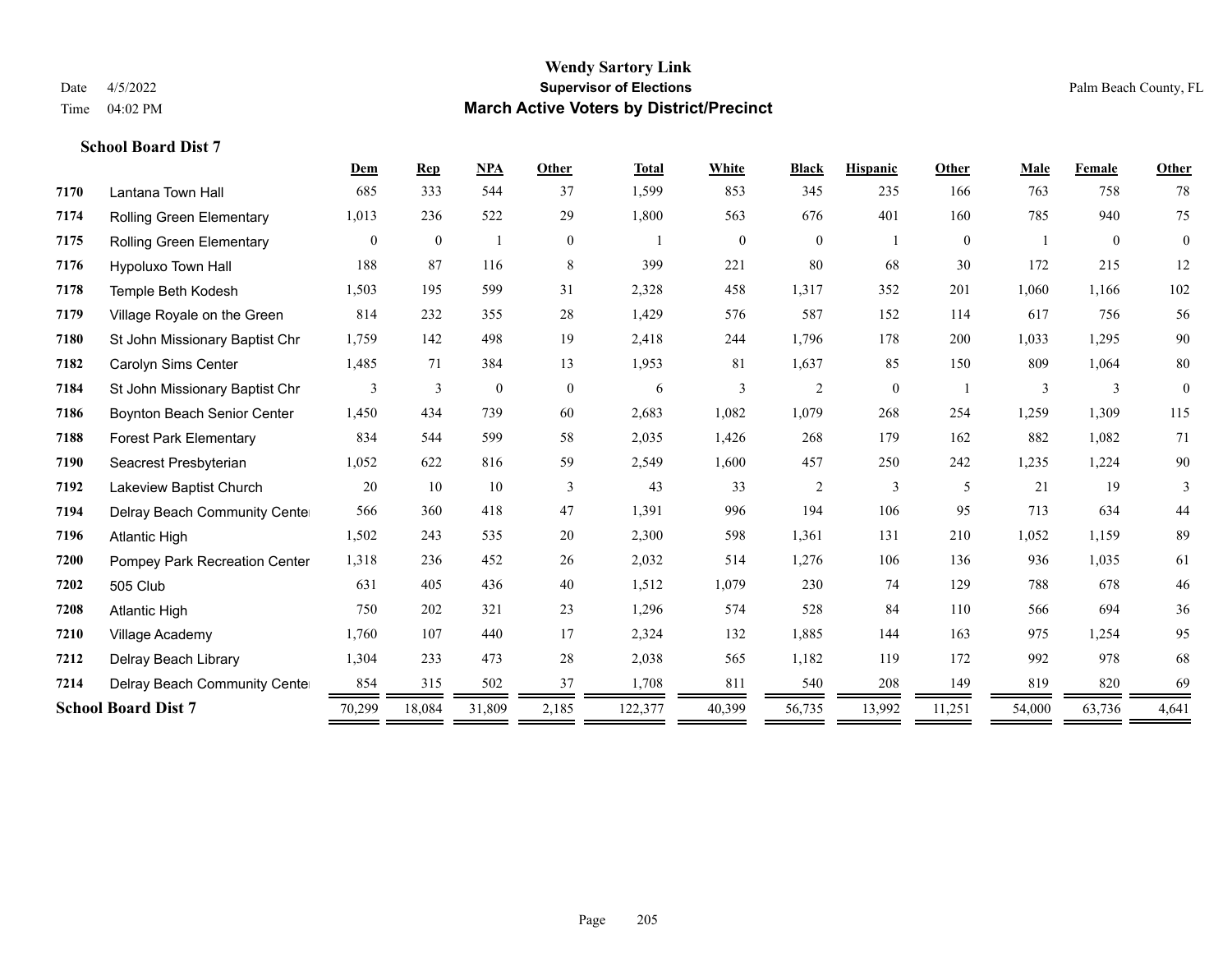# Wendy Sartory Link

**Supervisor of Elections**

**March Active Voters by District/Precinct**

Date 4/5/2022
Time 04:02 PM

Palm Beach County, FL

### School Board Dist 7

| | | Dem | Rep | NPA | Other | Total | White | Black | Hispanic | Other | Male | Female | Other |
|---|---|---|---|---|---|---|---|---|---|---|---|---|---|
| 7170 | Lantana Town Hall | 685 | 333 | 544 | 37 | 1,599 | 853 | 345 | 235 | 166 | 763 | 758 | 78 |
| 7174 | Rolling Green Elementary | 1,013 | 236 | 522 | 29 | 1,800 | 563 | 676 | 401 | 160 | 785 | 940 | 75 |
| 7175 | Rolling Green Elementary | 0 | 0 | 1 | 0 | 1 | 0 | 0 | 1 | 0 | 1 | 0 | 0 |
| 7176 | Hypoluxo Town Hall | 188 | 87 | 116 | 8 | 399 | 221 | 80 | 68 | 30 | 172 | 215 | 12 |
| 7178 | Temple Beth Kodesh | 1,503 | 195 | 599 | 31 | 2,328 | 458 | 1,317 | 352 | 201 | 1,060 | 1,166 | 102 |
| 7179 | Village Royale on the Green | 814 | 232 | 355 | 28 | 1,429 | 576 | 587 | 152 | 114 | 617 | 756 | 56 |
| 7180 | St John Missionary Baptist Chr | 1,759 | 142 | 498 | 19 | 2,418 | 244 | 1,796 | 178 | 200 | 1,033 | 1,295 | 90 |
| 7182 | Carolyn Sims Center | 1,485 | 71 | 384 | 13 | 1,953 | 81 | 1,637 | 85 | 150 | 809 | 1,064 | 80 |
| 7184 | St John Missionary Baptist Chr | 3 | 3 | 0 | 0 | 6 | 3 | 2 | 0 | 1 | 3 | 3 | 0 |
| 7186 | Boynton Beach Senior Center | 1,450 | 434 | 739 | 60 | 2,683 | 1,082 | 1,079 | 268 | 254 | 1,259 | 1,309 | 115 |
| 7188 | Forest Park Elementary | 834 | 544 | 599 | 58 | 2,035 | 1,426 | 268 | 179 | 162 | 882 | 1,082 | 71 |
| 7190 | Seacrest Presbyterian | 1,052 | 622 | 816 | 59 | 2,549 | 1,600 | 457 | 250 | 242 | 1,235 | 1,224 | 90 |
| 7192 | Lakeview Baptist Church | 20 | 10 | 10 | 3 | 43 | 33 | 2 | 3 | 5 | 21 | 19 | 3 |
| 7194 | Delray Beach Community Cente | 566 | 360 | 418 | 47 | 1,391 | 996 | 194 | 106 | 95 | 713 | 634 | 44 |
| 7196 | Atlantic High | 1,502 | 243 | 535 | 20 | 2,300 | 598 | 1,361 | 131 | 210 | 1,052 | 1,159 | 89 |
| 7200 | Pompey Park Recreation Center | 1,318 | 236 | 452 | 26 | 2,032 | 514 | 1,276 | 106 | 136 | 936 | 1,035 | 61 |
| 7202 | 505 Club | 631 | 405 | 436 | 40 | 1,512 | 1,079 | 230 | 74 | 129 | 788 | 678 | 46 |
| 7208 | Atlantic High | 750 | 202 | 321 | 23 | 1,296 | 574 | 528 | 84 | 110 | 566 | 694 | 36 |
| 7210 | Village Academy | 1,760 | 107 | 440 | 17 | 2,324 | 132 | 1,885 | 144 | 163 | 975 | 1,254 | 95 |
| 7212 | Delray Beach Library | 1,304 | 233 | 473 | 28 | 2,038 | 565 | 1,182 | 119 | 172 | 992 | 978 | 68 |
| 7214 | Delray Beach Community Cente | 854 | 315 | 502 | 37 | 1,708 | 811 | 540 | 208 | 149 | 819 | 820 | 69 |
| **School Board Dist 7** | | 70,299 | 18,084 | 31,809 | 2,185 | 122,377 | 40,399 | 56,735 | 13,992 | 11,251 | 54,000 | 63,736 | 4,641 |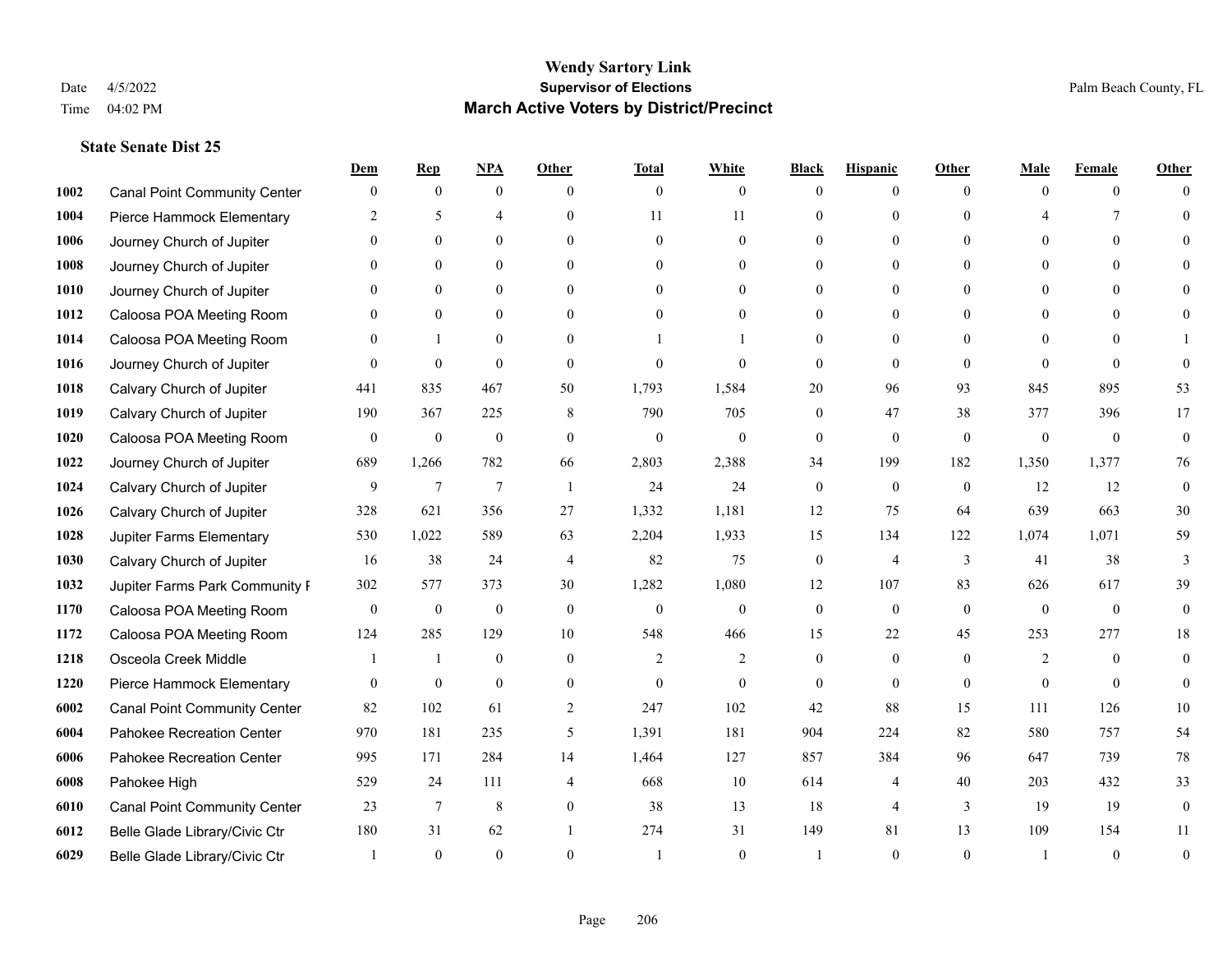# Wendy Sartory Link

## Supervisor of Elections

## March Active Voters by District/Precinct

Date 4/5/2022
Time 04:02 PM

Palm Beach County, FL

### State Senate Dist 25

| | | Dem | Rep | NPA | Other | Total | White | Black | Hispanic | Other | Male | Female | Other |
|---|---|---|---|---|---|---|---|---|---|---|---|---|---|
| 1002 | Canal Point Community Center | 0 | 0 | 0 | 0 | 0 | 0 | 0 | 0 | 0 | 0 | 0 | 0 |
| 1004 | Pierce Hammock Elementary | 2 | 5 | 4 | 0 | 11 | 11 | 0 | 0 | 0 | 4 | 7 | 0 |
| 1006 | Journey Church of Jupiter | 0 | 0 | 0 | 0 | 0 | 0 | 0 | 0 | 0 | 0 | 0 | 0 |
| 1008 | Journey Church of Jupiter | 0 | 0 | 0 | 0 | 0 | 0 | 0 | 0 | 0 | 0 | 0 | 0 |
| 1010 | Journey Church of Jupiter | 0 | 0 | 0 | 0 | 0 | 0 | 0 | 0 | 0 | 0 | 0 | 0 |
| 1012 | Caloosa POA Meeting Room | 0 | 0 | 0 | 0 | 0 | 0 | 0 | 0 | 0 | 0 | 0 | 0 |
| 1014 | Caloosa POA Meeting Room | 0 | 1 | 0 | 0 | 1 | 1 | 0 | 0 | 0 | 0 | 0 | 1 |
| 1016 | Journey Church of Jupiter | 0 | 0 | 0 | 0 | 0 | 0 | 0 | 0 | 0 | 0 | 0 | 0 |
| 1018 | Calvary Church of Jupiter | 441 | 835 | 467 | 50 | 1,793 | 1,584 | 20 | 96 | 93 | 845 | 895 | 53 |
| 1019 | Calvary Church of Jupiter | 190 | 367 | 225 | 8 | 790 | 705 | 0 | 47 | 38 | 377 | 396 | 17 |
| 1020 | Caloosa POA Meeting Room | 0 | 0 | 0 | 0 | 0 | 0 | 0 | 0 | 0 | 0 | 0 | 0 |
| 1022 | Journey Church of Jupiter | 689 | 1,266 | 782 | 66 | 2,803 | 2,388 | 34 | 199 | 182 | 1,350 | 1,377 | 76 |
| 1024 | Calvary Church of Jupiter | 9 | 7 | 7 | 1 | 24 | 24 | 0 | 0 | 0 | 12 | 12 | 0 |
| 1026 | Calvary Church of Jupiter | 328 | 621 | 356 | 27 | 1,332 | 1,181 | 12 | 75 | 64 | 639 | 663 | 30 |
| 1028 | Jupiter Farms Elementary | 530 | 1,022 | 589 | 63 | 2,204 | 1,933 | 15 | 134 | 122 | 1,074 | 1,071 | 59 |
| 1030 | Calvary Church of Jupiter | 16 | 38 | 24 | 4 | 82 | 75 | 0 | 4 | 3 | 41 | 38 | 3 |
| 1032 | Jupiter Farms Park Community F | 302 | 577 | 373 | 30 | 1,282 | 1,080 | 12 | 107 | 83 | 626 | 617 | 39 |
| 1170 | Caloosa POA Meeting Room | 0 | 0 | 0 | 0 | 0 | 0 | 0 | 0 | 0 | 0 | 0 | 0 |
| 1172 | Caloosa POA Meeting Room | 124 | 285 | 129 | 10 | 548 | 466 | 15 | 22 | 45 | 253 | 277 | 18 |
| 1218 | Osceola Creek Middle | 1 | 1 | 0 | 0 | 2 | 2 | 0 | 0 | 0 | 2 | 0 | 0 |
| 1220 | Pierce Hammock Elementary | 0 | 0 | 0 | 0 | 0 | 0 | 0 | 0 | 0 | 0 | 0 | 0 |
| 6002 | Canal Point Community Center | 82 | 102 | 61 | 2 | 247 | 102 | 42 | 88 | 15 | 111 | 126 | 10 |
| 6004 | Pahokee Recreation Center | 970 | 181 | 235 | 5 | 1,391 | 181 | 904 | 224 | 82 | 580 | 757 | 54 |
| 6006 | Pahokee Recreation Center | 995 | 171 | 284 | 14 | 1,464 | 127 | 857 | 384 | 96 | 647 | 739 | 78 |
| 6008 | Pahokee High | 529 | 24 | 111 | 4 | 668 | 10 | 614 | 4 | 40 | 203 | 432 | 33 |
| 6010 | Canal Point Community Center | 23 | 7 | 8 | 0 | 38 | 13 | 18 | 4 | 3 | 19 | 19 | 0 |
| 6012 | Belle Glade Library/Civic Ctr | 180 | 31 | 62 | 1 | 274 | 31 | 149 | 81 | 13 | 109 | 154 | 11 |
| 6029 | Belle Glade Library/Civic Ctr | 1 | 0 | 0 | 0 | 1 | 0 | 1 | 0 | 0 | 1 | 0 | 0 |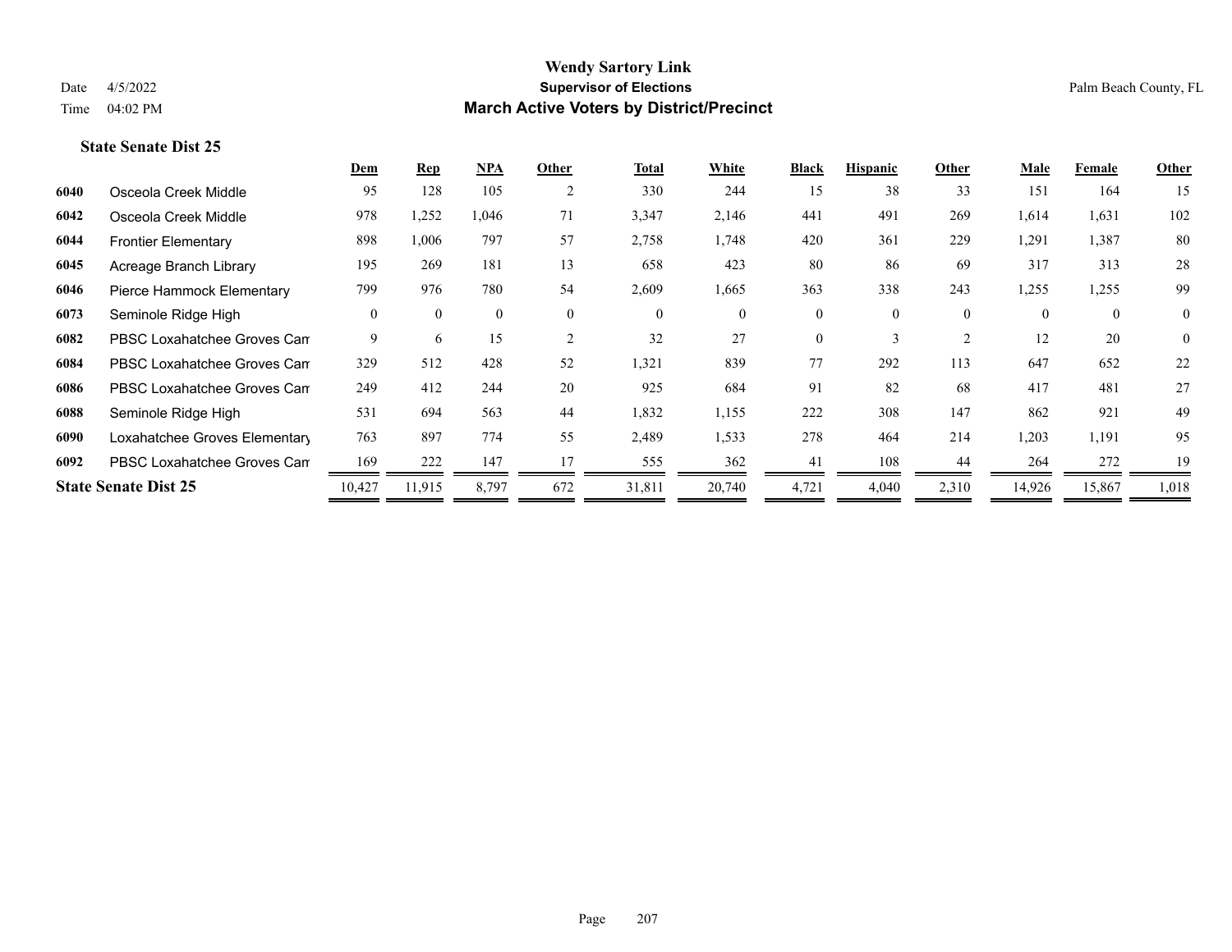# Wendy Sartory Link

**Supervisor of Elections**

**March Active Voters by District/Precinct**

Date 4/5/2022

Time 04:02 PM

Palm Beach County, FL

### State Senate Dist 25

| | | Dem | Rep | NPA | Other | Total | White | Black | Hispanic | Other | Male | Female | Other |
|---|---|---|---|---|---|---|---|---|---|---|---|---|---|
| 6040 | Osceola Creek Middle | 95 | 128 | 105 | 2 | 330 | 244 | 15 | 38 | 33 | 151 | 164 | 15 |
| 6042 | Osceola Creek Middle | 978 | 1,252 | 1,046 | 71 | 3,347 | 2,146 | 441 | 491 | 269 | 1,614 | 1,631 | 102 |
| 6044 | Frontier Elementary | 898 | 1,006 | 797 | 57 | 2,758 | 1,748 | 420 | 361 | 229 | 1,291 | 1,387 | 80 |
| 6045 | Acreage Branch Library | 195 | 269 | 181 | 13 | 658 | 423 | 80 | 86 | 69 | 317 | 313 | 28 |
| 6046 | Pierce Hammock Elementary | 799 | 976 | 780 | 54 | 2,609 | 1,665 | 363 | 338 | 243 | 1,255 | 1,255 | 99 |
| 6073 | Seminole Ridge High | 0 | 0 | 0 | 0 | 0 | 0 | 0 | 0 | 0 | 0 | 0 | 0 |
| 6082 | PBSC Loxahatchee Groves Cam | 9 | 6 | 15 | 2 | 32 | 27 | 0 | 3 | 2 | 12 | 20 | 0 |
| 6084 | PBSC Loxahatchee Groves Cam | 329 | 512 | 428 | 52 | 1,321 | 839 | 77 | 292 | 113 | 647 | 652 | 22 |
| 6086 | PBSC Loxahatchee Groves Cam | 249 | 412 | 244 | 20 | 925 | 684 | 91 | 82 | 68 | 417 | 481 | 27 |
| 6088 | Seminole Ridge High | 531 | 694 | 563 | 44 | 1,832 | 1,155 | 222 | 308 | 147 | 862 | 921 | 49 |
| 6090 | Loxahatchee Groves Elementary | 763 | 897 | 774 | 55 | 2,489 | 1,533 | 278 | 464 | 214 | 1,203 | 1,191 | 95 |
| 6092 | PBSC Loxahatchee Groves Cam | 169 | 222 | 147 | 17 | 555 | 362 | 41 | 108 | 44 | 264 | 272 | 19 |
| **State Senate Dist 25** | | 10,427 | 11,915 | 8,797 | 672 | 31,811 | 20,740 | 4,721 | 4,040 | 2,310 | 14,926 | 15,867 | 1,018 |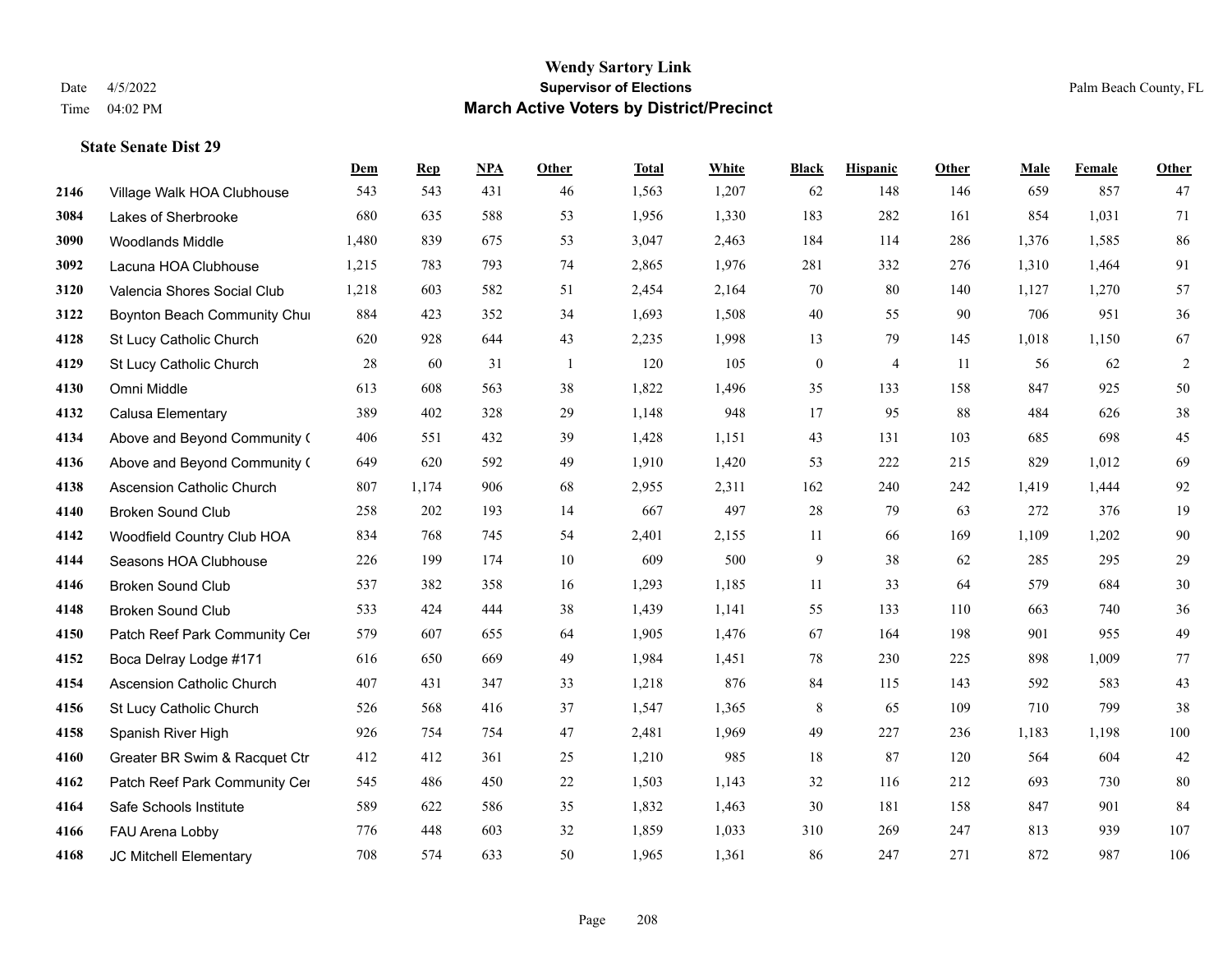# Wendy Sartory Link
## Supervisor of Elections
## March Active Voters by District/Precinct

Date 4/5/2022
Time 04:02 PM

Palm Beach County, FL

### State Senate Dist 29

| | | Dem | Rep | NPA | Other | Total | White | Black | Hispanic | Other | Male | Female | Other |
|---|---|---|---|---|---|---|---|---|---|---|---|---|---|
| 2146 | Village Walk HOA Clubhouse | 543 | 543 | 431 | 46 | 1,563 | 1,207 | 62 | 148 | 146 | 659 | 857 | 47 |
| 3084 | Lakes of Sherbrooke | 680 | 635 | 588 | 53 | 1,956 | 1,330 | 183 | 282 | 161 | 854 | 1,031 | 71 |
| 3090 | Woodlands Middle | 1,480 | 839 | 675 | 53 | 3,047 | 2,463 | 184 | 114 | 286 | 1,376 | 1,585 | 86 |
| 3092 | Lacuna HOA Clubhouse | 1,215 | 783 | 793 | 74 | 2,865 | 1,976 | 281 | 332 | 276 | 1,310 | 1,464 | 91 |
| 3120 | Valencia Shores Social Club | 1,218 | 603 | 582 | 51 | 2,454 | 2,164 | 70 | 80 | 140 | 1,127 | 1,270 | 57 |
| 3122 | Boynton Beach Community Chui | 884 | 423 | 352 | 34 | 1,693 | 1,508 | 40 | 55 | 90 | 706 | 951 | 36 |
| 4128 | St Lucy Catholic Church | 620 | 928 | 644 | 43 | 2,235 | 1,998 | 13 | 79 | 145 | 1,018 | 1,150 | 67 |
| 4129 | St Lucy Catholic Church | 28 | 60 | 31 | 1 | 120 | 105 | 0 | 4 | 11 | 56 | 62 | 2 |
| 4130 | Omni Middle | 613 | 608 | 563 | 38 | 1,822 | 1,496 | 35 | 133 | 158 | 847 | 925 | 50 |
| 4132 | Calusa Elementary | 389 | 402 | 328 | 29 | 1,148 | 948 | 17 | 95 | 88 | 484 | 626 | 38 |
| 4134 | Above and Beyond Community ( | 406 | 551 | 432 | 39 | 1,428 | 1,151 | 43 | 131 | 103 | 685 | 698 | 45 |
| 4136 | Above and Beyond Community ( | 649 | 620 | 592 | 49 | 1,910 | 1,420 | 53 | 222 | 215 | 829 | 1,012 | 69 |
| 4138 | Ascension Catholic Church | 807 | 1,174 | 906 | 68 | 2,955 | 2,311 | 162 | 240 | 242 | 1,419 | 1,444 | 92 |
| 4140 | Broken Sound Club | 258 | 202 | 193 | 14 | 667 | 497 | 28 | 79 | 63 | 272 | 376 | 19 |
| 4142 | Woodfield Country Club HOA | 834 | 768 | 745 | 54 | 2,401 | 2,155 | 11 | 66 | 169 | 1,109 | 1,202 | 90 |
| 4144 | Seasons HOA Clubhouse | 226 | 199 | 174 | 10 | 609 | 500 | 9 | 38 | 62 | 285 | 295 | 29 |
| 4146 | Broken Sound Club | 537 | 382 | 358 | 16 | 1,293 | 1,185 | 11 | 33 | 64 | 579 | 684 | 30 |
| 4148 | Broken Sound Club | 533 | 424 | 444 | 38 | 1,439 | 1,141 | 55 | 133 | 110 | 663 | 740 | 36 |
| 4150 | Patch Reef Park Community Cer | 579 | 607 | 655 | 64 | 1,905 | 1,476 | 67 | 164 | 198 | 901 | 955 | 49 |
| 4152 | Boca Delray Lodge #171 | 616 | 650 | 669 | 49 | 1,984 | 1,451 | 78 | 230 | 225 | 898 | 1,009 | 77 |
| 4154 | Ascension Catholic Church | 407 | 431 | 347 | 33 | 1,218 | 876 | 84 | 115 | 143 | 592 | 583 | 43 |
| 4156 | St Lucy Catholic Church | 526 | 568 | 416 | 37 | 1,547 | 1,365 | 8 | 65 | 109 | 710 | 799 | 38 |
| 4158 | Spanish River High | 926 | 754 | 754 | 47 | 2,481 | 1,969 | 49 | 227 | 236 | 1,183 | 1,198 | 100 |
| 4160 | Greater BR Swim & Racquet Ctr | 412 | 412 | 361 | 25 | 1,210 | 985 | 18 | 87 | 120 | 564 | 604 | 42 |
| 4162 | Patch Reef Park Community Cer | 545 | 486 | 450 | 22 | 1,503 | 1,143 | 32 | 116 | 212 | 693 | 730 | 80 |
| 4164 | Safe Schools Institute | 589 | 622 | 586 | 35 | 1,832 | 1,463 | 30 | 181 | 158 | 847 | 901 | 84 |
| 4166 | FAU Arena Lobby | 776 | 448 | 603 | 32 | 1,859 | 1,033 | 310 | 269 | 247 | 813 | 939 | 107 |
| 4168 | JC Mitchell Elementary | 708 | 574 | 633 | 50 | 1,965 | 1,361 | 86 | 247 | 271 | 872 | 987 | 106 |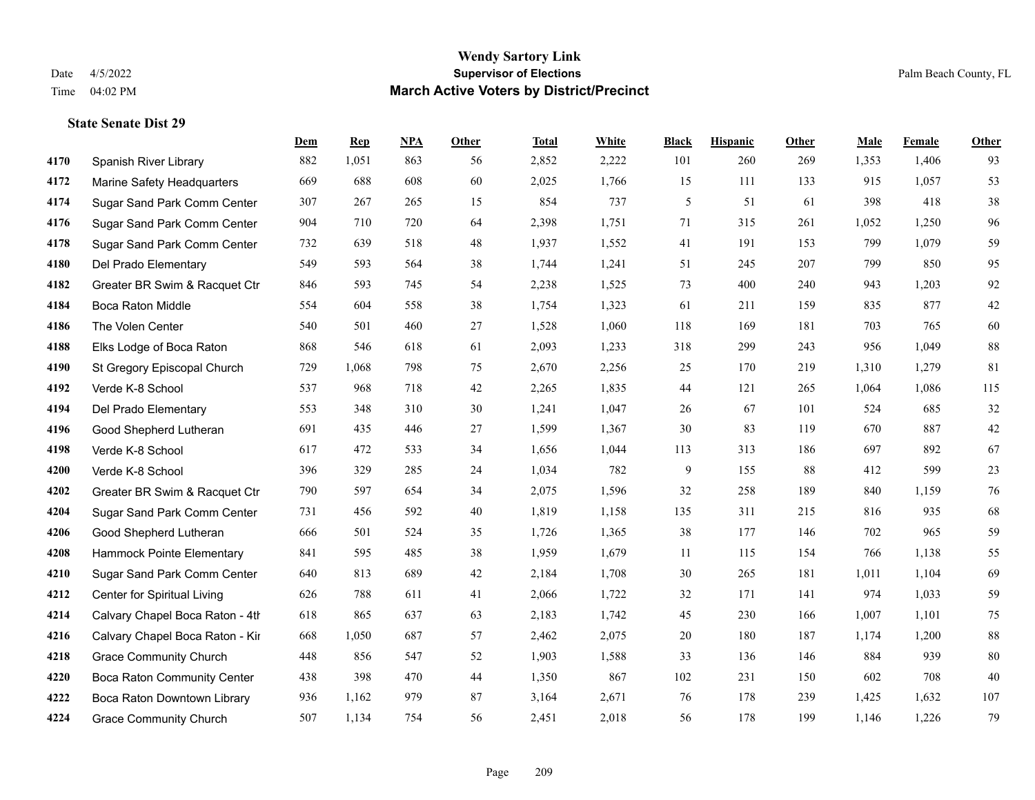# Wendy Sartory Link
## Supervisor of Elections
## March Active Voters by District/Precinct

Date 4/5/2022
Time 04:02 PM

Palm Beach County, FL

**State Senate Dist 29**

| | | Dem | Rep | NPA | Other | Total | White | Black | Hispanic | Other | Male | Female | Other |
|---|---|---|---|---|---|---|---|---|---|---|---|---|---|
| 4170 | Spanish River Library | 882 | 1,051 | 863 | 56 | 2,852 | 2,222 | 101 | 260 | 269 | 1,353 | 1,406 | 93 |
| 4172 | Marine Safety Headquarters | 669 | 688 | 608 | 60 | 2,025 | 1,766 | 15 | 111 | 133 | 915 | 1,057 | 53 |
| 4174 | Sugar Sand Park Comm Center | 307 | 267 | 265 | 15 | 854 | 737 | 5 | 51 | 61 | 398 | 418 | 38 |
| 4176 | Sugar Sand Park Comm Center | 904 | 710 | 720 | 64 | 2,398 | 1,751 | 71 | 315 | 261 | 1,052 | 1,250 | 96 |
| 4178 | Sugar Sand Park Comm Center | 732 | 639 | 518 | 48 | 1,937 | 1,552 | 41 | 191 | 153 | 799 | 1,079 | 59 |
| 4180 | Del Prado Elementary | 549 | 593 | 564 | 38 | 1,744 | 1,241 | 51 | 245 | 207 | 799 | 850 | 95 |
| 4182 | Greater BR Swim & Racquet Ctr | 846 | 593 | 745 | 54 | 2,238 | 1,525 | 73 | 400 | 240 | 943 | 1,203 | 92 |
| 4184 | Boca Raton Middle | 554 | 604 | 558 | 38 | 1,754 | 1,323 | 61 | 211 | 159 | 835 | 877 | 42 |
| 4186 | The Volen Center | 540 | 501 | 460 | 27 | 1,528 | 1,060 | 118 | 169 | 181 | 703 | 765 | 60 |
| 4188 | Elks Lodge of Boca Raton | 868 | 546 | 618 | 61 | 2,093 | 1,233 | 318 | 299 | 243 | 956 | 1,049 | 88 |
| 4190 | St Gregory Episcopal Church | 729 | 1,068 | 798 | 75 | 2,670 | 2,256 | 25 | 170 | 219 | 1,310 | 1,279 | 81 |
| 4192 | Verde K-8 School | 537 | 968 | 718 | 42 | 2,265 | 1,835 | 44 | 121 | 265 | 1,064 | 1,086 | 115 |
| 4194 | Del Prado Elementary | 553 | 348 | 310 | 30 | 1,241 | 1,047 | 26 | 67 | 101 | 524 | 685 | 32 |
| 4196 | Good Shepherd Lutheran | 691 | 435 | 446 | 27 | 1,599 | 1,367 | 30 | 83 | 119 | 670 | 887 | 42 |
| 4198 | Verde K-8 School | 617 | 472 | 533 | 34 | 1,656 | 1,044 | 113 | 313 | 186 | 697 | 892 | 67 |
| 4200 | Verde K-8 School | 396 | 329 | 285 | 24 | 1,034 | 782 | 9 | 155 | 88 | 412 | 599 | 23 |
| 4202 | Greater BR Swim & Racquet Ctr | 790 | 597 | 654 | 34 | 2,075 | 1,596 | 32 | 258 | 189 | 840 | 1,159 | 76 |
| 4204 | Sugar Sand Park Comm Center | 731 | 456 | 592 | 40 | 1,819 | 1,158 | 135 | 311 | 215 | 816 | 935 | 68 |
| 4206 | Good Shepherd Lutheran | 666 | 501 | 524 | 35 | 1,726 | 1,365 | 38 | 177 | 146 | 702 | 965 | 59 |
| 4208 | Hammock Pointe Elementary | 841 | 595 | 485 | 38 | 1,959 | 1,679 | 11 | 115 | 154 | 766 | 1,138 | 55 |
| 4210 | Sugar Sand Park Comm Center | 640 | 813 | 689 | 42 | 2,184 | 1,708 | 30 | 265 | 181 | 1,011 | 1,104 | 69 |
| 4212 | Center for Spiritual Living | 626 | 788 | 611 | 41 | 2,066 | 1,722 | 32 | 171 | 141 | 974 | 1,033 | 59 |
| 4214 | Calvary Chapel Boca Raton - 4th | 618 | 865 | 637 | 63 | 2,183 | 1,742 | 45 | 230 | 166 | 1,007 | 1,101 | 75 |
| 4216 | Calvary Chapel Boca Raton - Kir | 668 | 1,050 | 687 | 57 | 2,462 | 2,075 | 20 | 180 | 187 | 1,174 | 1,200 | 88 |
| 4218 | Grace Community Church | 448 | 856 | 547 | 52 | 1,903 | 1,588 | 33 | 136 | 146 | 884 | 939 | 80 |
| 4220 | Boca Raton Community Center | 438 | 398 | 470 | 44 | 1,350 | 867 | 102 | 231 | 150 | 602 | 708 | 40 |
| 4222 | Boca Raton Downtown Library | 936 | 1,162 | 979 | 87 | 3,164 | 2,671 | 76 | 178 | 239 | 1,425 | 1,632 | 107 |
| 4224 | Grace Community Church | 507 | 1,134 | 754 | 56 | 2,451 | 2,018 | 56 | 178 | 199 | 1,146 | 1,226 | 79 |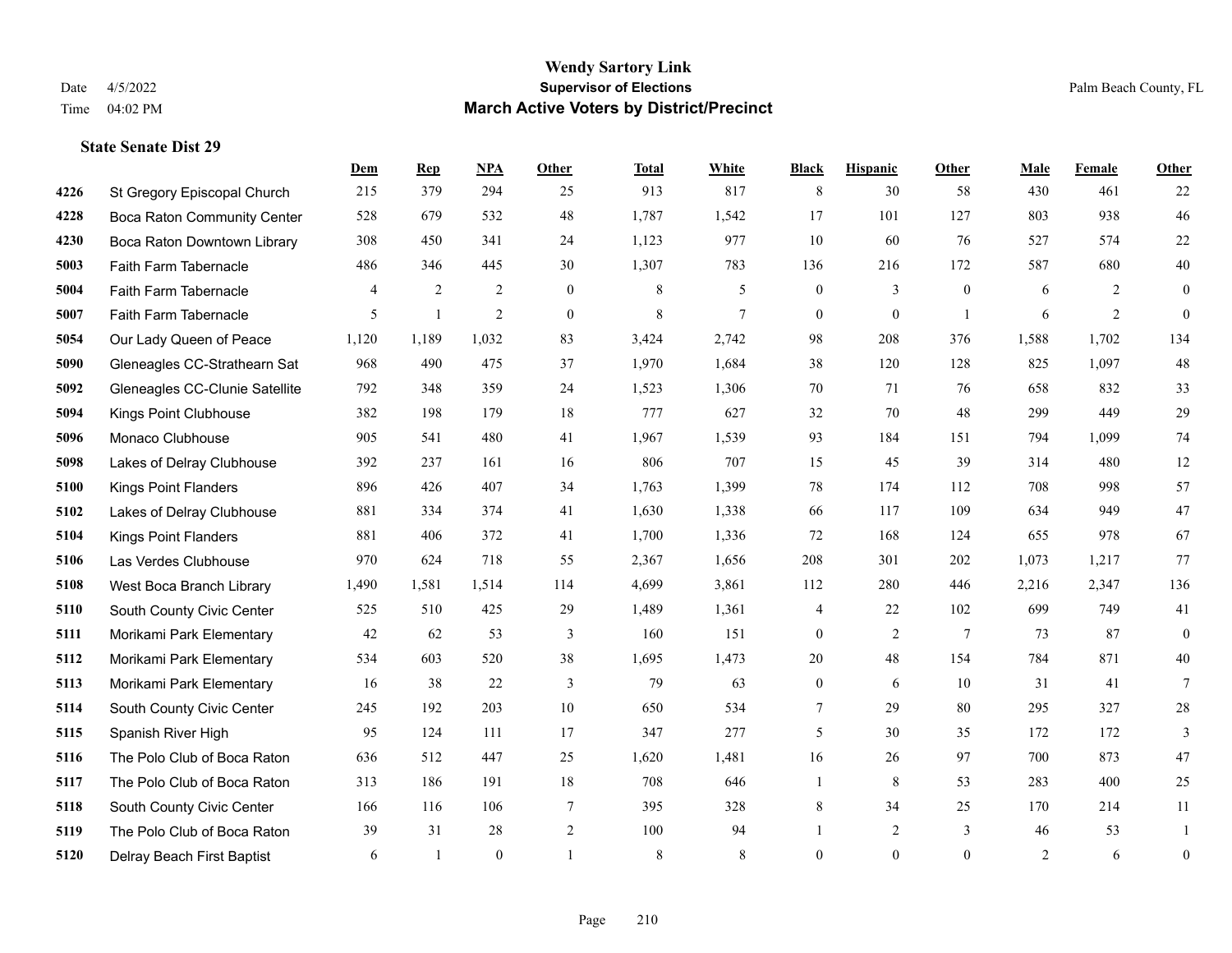# Wendy Sartory Link
## Supervisor of Elections
## March Active Voters by District/Precinct

Date 4/5/2022
Time 04:02 PM

Palm Beach County, FL

### State Senate Dist 29

| | | Dem | Rep | NPA | Other | Total | White | Black | Hispanic | Other | Male | Female | Other |
|---|---|---|---|---|---|---|---|---|---|---|---|---|---|
| 4226 | St Gregory Episcopal Church | 215 | 379 | 294 | 25 | 913 | 817 | 8 | 30 | 58 | 430 | 461 | 22 |
| 4228 | Boca Raton Community Center | 528 | 679 | 532 | 48 | 1,787 | 1,542 | 17 | 101 | 127 | 803 | 938 | 46 |
| 4230 | Boca Raton Downtown Library | 308 | 450 | 341 | 24 | 1,123 | 977 | 10 | 60 | 76 | 527 | 574 | 22 |
| 5003 | Faith Farm Tabernacle | 486 | 346 | 445 | 30 | 1,307 | 783 | 136 | 216 | 172 | 587 | 680 | 40 |
| 5004 | Faith Farm Tabernacle | 4 | 2 | 2 | 0 | 8 | 5 | 0 | 3 | 0 | 6 | 2 | 0 |
| 5007 | Faith Farm Tabernacle | 5 | 1 | 2 | 0 | 8 | 7 | 0 | 0 | 1 | 6 | 2 | 0 |
| 5054 | Our Lady Queen of Peace | 1,120 | 1,189 | 1,032 | 83 | 3,424 | 2,742 | 98 | 208 | 376 | 1,588 | 1,702 | 134 |
| 5090 | Gleneagles CC-Strathearn Sat | 968 | 490 | 475 | 37 | 1,970 | 1,684 | 38 | 120 | 128 | 825 | 1,097 | 48 |
| 5092 | Gleneagles CC-Clunie Satellite | 792 | 348 | 359 | 24 | 1,523 | 1,306 | 70 | 71 | 76 | 658 | 832 | 33 |
| 5094 | Kings Point Clubhouse | 382 | 198 | 179 | 18 | 777 | 627 | 32 | 70 | 48 | 299 | 449 | 29 |
| 5096 | Monaco Clubhouse | 905 | 541 | 480 | 41 | 1,967 | 1,539 | 93 | 184 | 151 | 794 | 1,099 | 74 |
| 5098 | Lakes of Delray Clubhouse | 392 | 237 | 161 | 16 | 806 | 707 | 15 | 45 | 39 | 314 | 480 | 12 |
| 5100 | Kings Point Flanders | 896 | 426 | 407 | 34 | 1,763 | 1,399 | 78 | 174 | 112 | 708 | 998 | 57 |
| 5102 | Lakes of Delray Clubhouse | 881 | 334 | 374 | 41 | 1,630 | 1,338 | 66 | 117 | 109 | 634 | 949 | 47 |
| 5104 | Kings Point Flanders | 881 | 406 | 372 | 41 | 1,700 | 1,336 | 72 | 168 | 124 | 655 | 978 | 67 |
| 5106 | Las Verdes Clubhouse | 970 | 624 | 718 | 55 | 2,367 | 1,656 | 208 | 301 | 202 | 1,073 | 1,217 | 77 |
| 5108 | West Boca Branch Library | 1,490 | 1,581 | 1,514 | 114 | 4,699 | 3,861 | 112 | 280 | 446 | 2,216 | 2,347 | 136 |
| 5110 | South County Civic Center | 525 | 510 | 425 | 29 | 1,489 | 1,361 | 4 | 22 | 102 | 699 | 749 | 41 |
| 5111 | Morikami Park Elementary | 42 | 62 | 53 | 3 | 160 | 151 | 0 | 2 | 7 | 73 | 87 | 0 |
| 5112 | Morikami Park Elementary | 534 | 603 | 520 | 38 | 1,695 | 1,473 | 20 | 48 | 154 | 784 | 871 | 40 |
| 5113 | Morikami Park Elementary | 16 | 38 | 22 | 3 | 79 | 63 | 0 | 6 | 10 | 31 | 41 | 7 |
| 5114 | South County Civic Center | 245 | 192 | 203 | 10 | 650 | 534 | 7 | 29 | 80 | 295 | 327 | 28 |
| 5115 | Spanish River High | 95 | 124 | 111 | 17 | 347 | 277 | 5 | 30 | 35 | 172 | 172 | 3 |
| 5116 | The Polo Club of Boca Raton | 636 | 512 | 447 | 25 | 1,620 | 1,481 | 16 | 26 | 97 | 700 | 873 | 47 |
| 5117 | The Polo Club of Boca Raton | 313 | 186 | 191 | 18 | 708 | 646 | 1 | 8 | 53 | 283 | 400 | 25 |
| 5118 | South County Civic Center | 166 | 116 | 106 | 7 | 395 | 328 | 8 | 34 | 25 | 170 | 214 | 11 |
| 5119 | The Polo Club of Boca Raton | 39 | 31 | 28 | 2 | 100 | 94 | 1 | 2 | 3 | 46 | 53 | 1 |
| 5120 | Delray Beach First Baptist | 6 | 1 | 0 | 1 | 8 | 8 | 0 | 0 | 0 | 2 | 6 | 0 |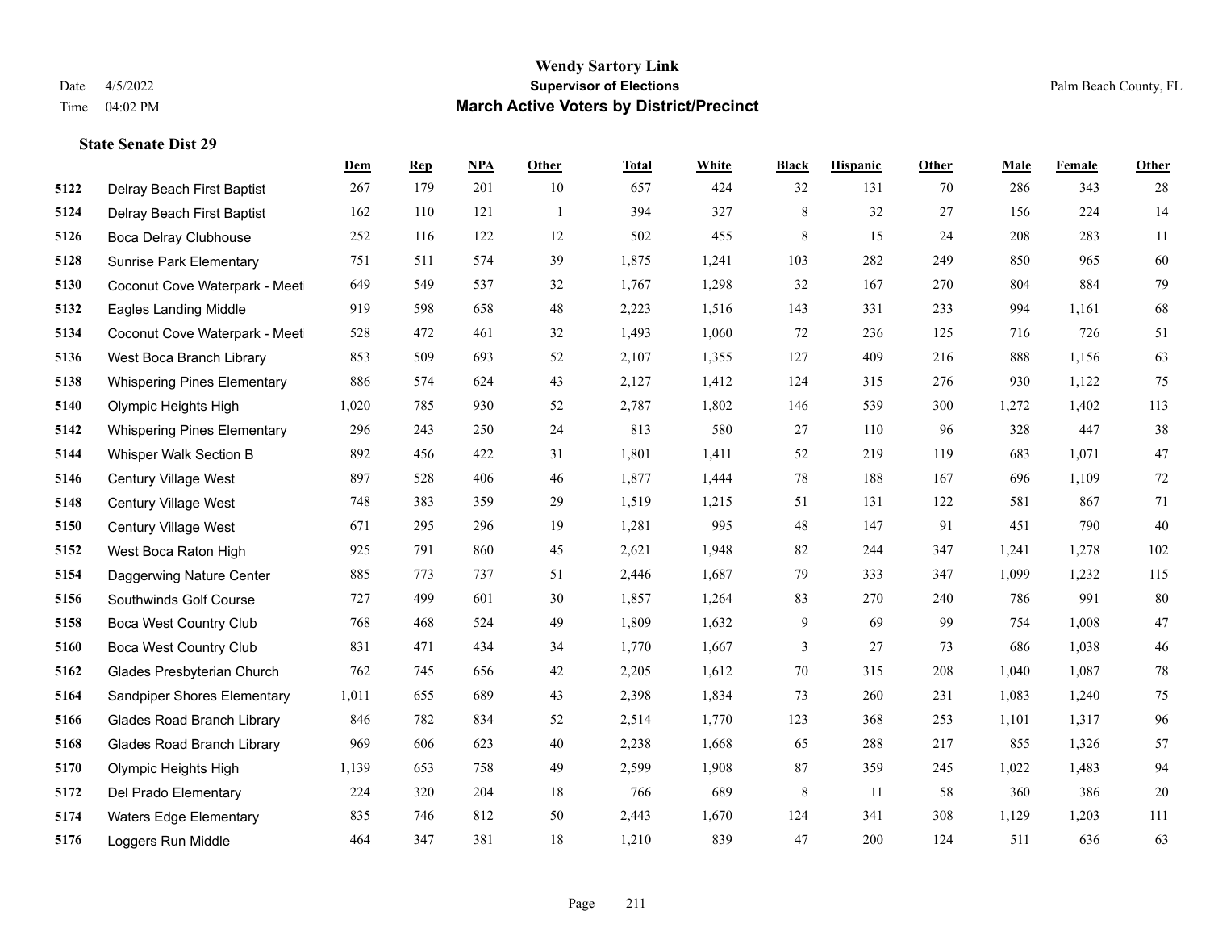# Wendy Sartory Link

**Supervisor of Elections**

**March Active Voters by District/Precinct**

Date 4/5/2022

Time 04:02 PM

Palm Beach County, FL

### State Senate Dist 29

| | | Dem | Rep | NPA | Other | Total | White | Black | Hispanic | Other | Male | Female | Other |
|---|---|---|---|---|---|---|---|---|---|---|---|---|---|
| 5122 | Delray Beach First Baptist | 267 | 179 | 201 | 10 | 657 | 424 | 32 | 131 | 70 | 286 | 343 | 28 |
| 5124 | Delray Beach First Baptist | 162 | 110 | 121 | 1 | 394 | 327 | 8 | 32 | 27 | 156 | 224 | 14 |
| 5126 | Boca Delray Clubhouse | 252 | 116 | 122 | 12 | 502 | 455 | 8 | 15 | 24 | 208 | 283 | 11 |
| 5128 | Sunrise Park Elementary | 751 | 511 | 574 | 39 | 1,875 | 1,241 | 103 | 282 | 249 | 850 | 965 | 60 |
| 5130 | Coconut Cove Waterpark - Meet | 649 | 549 | 537 | 32 | 1,767 | 1,298 | 32 | 167 | 270 | 804 | 884 | 79 |
| 5132 | Eagles Landing Middle | 919 | 598 | 658 | 48 | 2,223 | 1,516 | 143 | 331 | 233 | 994 | 1,161 | 68 |
| 5134 | Coconut Cove Waterpark - Meet | 528 | 472 | 461 | 32 | 1,493 | 1,060 | 72 | 236 | 125 | 716 | 726 | 51 |
| 5136 | West Boca Branch Library | 853 | 509 | 693 | 52 | 2,107 | 1,355 | 127 | 409 | 216 | 888 | 1,156 | 63 |
| 5138 | Whispering Pines Elementary | 886 | 574 | 624 | 43 | 2,127 | 1,412 | 124 | 315 | 276 | 930 | 1,122 | 75 |
| 5140 | Olympic Heights High | 1,020 | 785 | 930 | 52 | 2,787 | 1,802 | 146 | 539 | 300 | 1,272 | 1,402 | 113 |
| 5142 | Whispering Pines Elementary | 296 | 243 | 250 | 24 | 813 | 580 | 27 | 110 | 96 | 328 | 447 | 38 |
| 5144 | Whisper Walk Section B | 892 | 456 | 422 | 31 | 1,801 | 1,411 | 52 | 219 | 119 | 683 | 1,071 | 47 |
| 5146 | Century Village West | 897 | 528 | 406 | 46 | 1,877 | 1,444 | 78 | 188 | 167 | 696 | 1,109 | 72 |
| 5148 | Century Village West | 748 | 383 | 359 | 29 | 1,519 | 1,215 | 51 | 131 | 122 | 581 | 867 | 71 |
| 5150 | Century Village West | 671 | 295 | 296 | 19 | 1,281 | 995 | 48 | 147 | 91 | 451 | 790 | 40 |
| 5152 | West Boca Raton High | 925 | 791 | 860 | 45 | 2,621 | 1,948 | 82 | 244 | 347 | 1,241 | 1,278 | 102 |
| 5154 | Daggerwing Nature Center | 885 | 773 | 737 | 51 | 2,446 | 1,687 | 79 | 333 | 347 | 1,099 | 1,232 | 115 |
| 5156 | Southwinds Golf Course | 727 | 499 | 601 | 30 | 1,857 | 1,264 | 83 | 270 | 240 | 786 | 991 | 80 |
| 5158 | Boca West Country Club | 768 | 468 | 524 | 49 | 1,809 | 1,632 | 9 | 69 | 99 | 754 | 1,008 | 47 |
| 5160 | Boca West Country Club | 831 | 471 | 434 | 34 | 1,770 | 1,667 | 3 | 27 | 73 | 686 | 1,038 | 46 |
| 5162 | Glades Presbyterian Church | 762 | 745 | 656 | 42 | 2,205 | 1,612 | 70 | 315 | 208 | 1,040 | 1,087 | 78 |
| 5164 | Sandpiper Shores Elementary | 1,011 | 655 | 689 | 43 | 2,398 | 1,834 | 73 | 260 | 231 | 1,083 | 1,240 | 75 |
| 5166 | Glades Road Branch Library | 846 | 782 | 834 | 52 | 2,514 | 1,770 | 123 | 368 | 253 | 1,101 | 1,317 | 96 |
| 5168 | Glades Road Branch Library | 969 | 606 | 623 | 40 | 2,238 | 1,668 | 65 | 288 | 217 | 855 | 1,326 | 57 |
| 5170 | Olympic Heights High | 1,139 | 653 | 758 | 49 | 2,599 | 1,908 | 87 | 359 | 245 | 1,022 | 1,483 | 94 |
| 5172 | Del Prado Elementary | 224 | 320 | 204 | 18 | 766 | 689 | 8 | 11 | 58 | 360 | 386 | 20 |
| 5174 | Waters Edge Elementary | 835 | 746 | 812 | 50 | 2,443 | 1,670 | 124 | 341 | 308 | 1,129 | 1,203 | 111 |
| 5176 | Loggers Run Middle | 464 | 347 | 381 | 18 | 1,210 | 839 | 47 | 200 | 124 | 511 | 636 | 63 |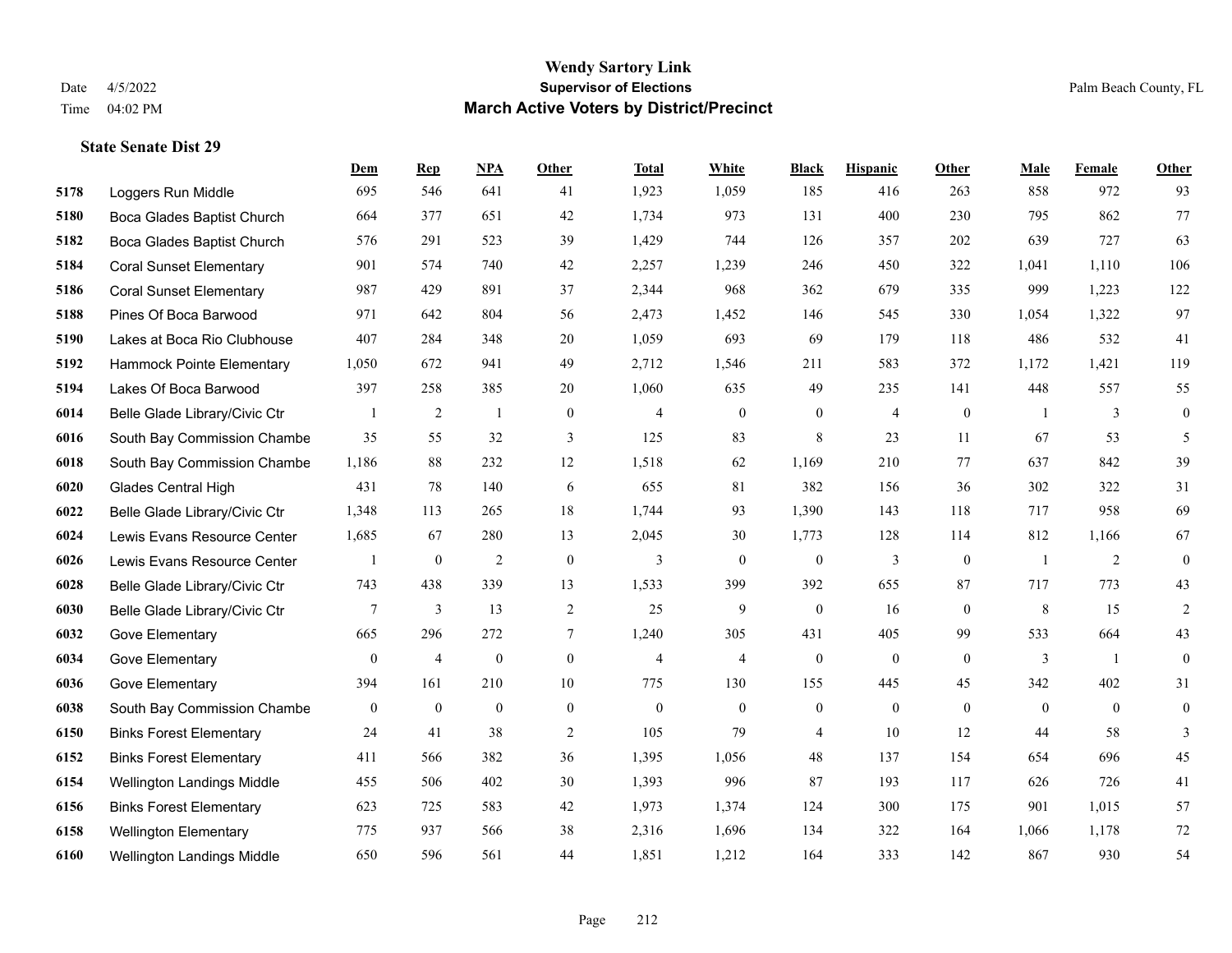# Wendy Sartory Link
## Supervisor of Elections
## March Active Voters by District/Precinct

Date 4/5/2022
Time 04:02 PM

Palm Beach County, FL

### State Senate Dist 29

| | | Dem | Rep | NPA | Other | Total | White | Black | Hispanic | Other | Male | Female | Other |
|---|---|---|---|---|---|---|---|---|---|---|---|---|---|
| 5178 | Loggers Run Middle | 695 | 546 | 641 | 41 | 1,923 | 1,059 | 185 | 416 | 263 | 858 | 972 | 93 |
| 5180 | Boca Glades Baptist Church | 664 | 377 | 651 | 42 | 1,734 | 973 | 131 | 400 | 230 | 795 | 862 | 77 |
| 5182 | Boca Glades Baptist Church | 576 | 291 | 523 | 39 | 1,429 | 744 | 126 | 357 | 202 | 639 | 727 | 63 |
| 5184 | Coral Sunset Elementary | 901 | 574 | 740 | 42 | 2,257 | 1,239 | 246 | 450 | 322 | 1,041 | 1,110 | 106 |
| 5186 | Coral Sunset Elementary | 987 | 429 | 891 | 37 | 2,344 | 968 | 362 | 679 | 335 | 999 | 1,223 | 122 |
| 5188 | Pines Of Boca Barwood | 971 | 642 | 804 | 56 | 2,473 | 1,452 | 146 | 545 | 330 | 1,054 | 1,322 | 97 |
| 5190 | Lakes at Boca Rio Clubhouse | 407 | 284 | 348 | 20 | 1,059 | 693 | 69 | 179 | 118 | 486 | 532 | 41 |
| 5192 | Hammock Pointe Elementary | 1,050 | 672 | 941 | 49 | 2,712 | 1,546 | 211 | 583 | 372 | 1,172 | 1,421 | 119 |
| 5194 | Lakes Of Boca Barwood | 397 | 258 | 385 | 20 | 1,060 | 635 | 49 | 235 | 141 | 448 | 557 | 55 |
| 6014 | Belle Glade Library/Civic Ctr | 1 | 2 | 1 | 0 | 4 | 0 | 0 | 4 | 0 | 1 | 3 | 0 |
| 6016 | South Bay Commission Chambe | 35 | 55 | 32 | 3 | 125 | 83 | 8 | 23 | 11 | 67 | 53 | 5 |
| 6018 | South Bay Commission Chambe | 1,186 | 88 | 232 | 12 | 1,518 | 62 | 1,169 | 210 | 77 | 637 | 842 | 39 |
| 6020 | Glades Central High | 431 | 78 | 140 | 6 | 655 | 81 | 382 | 156 | 36 | 302 | 322 | 31 |
| 6022 | Belle Glade Library/Civic Ctr | 1,348 | 113 | 265 | 18 | 1,744 | 93 | 1,390 | 143 | 118 | 717 | 958 | 69 |
| 6024 | Lewis Evans Resource Center | 1,685 | 67 | 280 | 13 | 2,045 | 30 | 1,773 | 128 | 114 | 812 | 1,166 | 67 |
| 6026 | Lewis Evans Resource Center | 1 | 0 | 2 | 0 | 3 | 0 | 0 | 3 | 0 | 1 | 2 | 0 |
| 6028 | Belle Glade Library/Civic Ctr | 743 | 438 | 339 | 13 | 1,533 | 399 | 392 | 655 | 87 | 717 | 773 | 43 |
| 6030 | Belle Glade Library/Civic Ctr | 7 | 3 | 13 | 2 | 25 | 9 | 0 | 16 | 0 | 8 | 15 | 2 |
| 6032 | Gove Elementary | 665 | 296 | 272 | 7 | 1,240 | 305 | 431 | 405 | 99 | 533 | 664 | 43 |
| 6034 | Gove Elementary | 0 | 4 | 0 | 0 | 4 | 4 | 0 | 0 | 0 | 3 | 1 | 0 |
| 6036 | Gove Elementary | 394 | 161 | 210 | 10 | 775 | 130 | 155 | 445 | 45 | 342 | 402 | 31 |
| 6038 | South Bay Commission Chambe | 0 | 0 | 0 | 0 | 0 | 0 | 0 | 0 | 0 | 0 | 0 | 0 |
| 6150 | Binks Forest Elementary | 24 | 41 | 38 | 2 | 105 | 79 | 4 | 10 | 12 | 44 | 58 | 3 |
| 6152 | Binks Forest Elementary | 411 | 566 | 382 | 36 | 1,395 | 1,056 | 48 | 137 | 154 | 654 | 696 | 45 |
| 6154 | Wellington Landings Middle | 455 | 506 | 402 | 30 | 1,393 | 996 | 87 | 193 | 117 | 626 | 726 | 41 |
| 6156 | Binks Forest Elementary | 623 | 725 | 583 | 42 | 1,973 | 1,374 | 124 | 300 | 175 | 901 | 1,015 | 57 |
| 6158 | Wellington Elementary | 775 | 937 | 566 | 38 | 2,316 | 1,696 | 134 | 322 | 164 | 1,066 | 1,178 | 72 |
| 6160 | Wellington Landings Middle | 650 | 596 | 561 | 44 | 1,851 | 1,212 | 164 | 333 | 142 | 867 | 930 | 54 |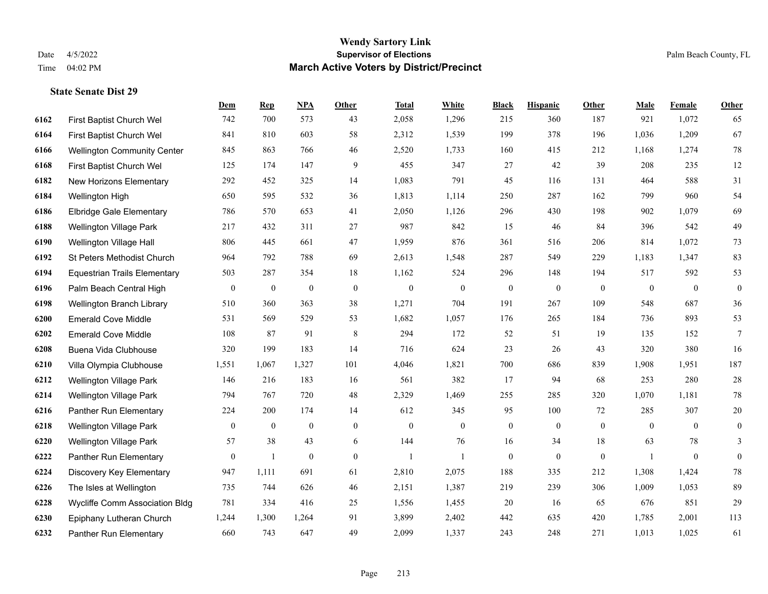**Wendy Sartory Link**
**Supervisor of Elections**
**March Active Voters by District/Precinct**

Date 4/5/2022
Time 04:02 PM

Palm Beach County, FL

### State Senate Dist 29

| | | Dem | Rep | NPA | Other | Total | White | Black | Hispanic | Other | Male | Female | Other |
|---|---|---|---|---|---|---|---|---|---|---|---|---|---|
| 6162 | First Baptist Church Wel | 742 | 700 | 573 | 43 | 2,058 | 1,296 | 215 | 360 | 187 | 921 | 1,072 | 65 |
| 6164 | First Baptist Church Wel | 841 | 810 | 603 | 58 | 2,312 | 1,539 | 199 | 378 | 196 | 1,036 | 1,209 | 67 |
| 6166 | Wellington Community Center | 845 | 863 | 766 | 46 | 2,520 | 1,733 | 160 | 415 | 212 | 1,168 | 1,274 | 78 |
| 6168 | First Baptist Church Wel | 125 | 174 | 147 | 9 | 455 | 347 | 27 | 42 | 39 | 208 | 235 | 12 |
| 6182 | New Horizons Elementary | 292 | 452 | 325 | 14 | 1,083 | 791 | 45 | 116 | 131 | 464 | 588 | 31 |
| 6184 | Wellington High | 650 | 595 | 532 | 36 | 1,813 | 1,114 | 250 | 287 | 162 | 799 | 960 | 54 |
| 6186 | Elbridge Gale Elementary | 786 | 570 | 653 | 41 | 2,050 | 1,126 | 296 | 430 | 198 | 902 | 1,079 | 69 |
| 6188 | Wellington Village Park | 217 | 432 | 311 | 27 | 987 | 842 | 15 | 46 | 84 | 396 | 542 | 49 |
| 6190 | Wellington Village Hall | 806 | 445 | 661 | 47 | 1,959 | 876 | 361 | 516 | 206 | 814 | 1,072 | 73 |
| 6192 | St Peters Methodist Church | 964 | 792 | 788 | 69 | 2,613 | 1,548 | 287 | 549 | 229 | 1,183 | 1,347 | 83 |
| 6194 | Equestrian Trails Elementary | 503 | 287 | 354 | 18 | 1,162 | 524 | 296 | 148 | 194 | 517 | 592 | 53 |
| 6196 | Palm Beach Central High | 0 | 0 | 0 | 0 | 0 | 0 | 0 | 0 | 0 | 0 | 0 | 0 |
| 6198 | Wellington Branch Library | 510 | 360 | 363 | 38 | 1,271 | 704 | 191 | 267 | 109 | 548 | 687 | 36 |
| 6200 | Emerald Cove Middle | 531 | 569 | 529 | 53 | 1,682 | 1,057 | 176 | 265 | 184 | 736 | 893 | 53 |
| 6202 | Emerald Cove Middle | 108 | 87 | 91 | 8 | 294 | 172 | 52 | 51 | 19 | 135 | 152 | 7 |
| 6208 | Buena Vida Clubhouse | 320 | 199 | 183 | 14 | 716 | 624 | 23 | 26 | 43 | 320 | 380 | 16 |
| 6210 | Villa Olympia Clubhouse | 1,551 | 1,067 | 1,327 | 101 | 4,046 | 1,821 | 700 | 686 | 839 | 1,908 | 1,951 | 187 |
| 6212 | Wellington Village Park | 146 | 216 | 183 | 16 | 561 | 382 | 17 | 94 | 68 | 253 | 280 | 28 |
| 6214 | Wellington Village Park | 794 | 767 | 720 | 48 | 2,329 | 1,469 | 255 | 285 | 320 | 1,070 | 1,181 | 78 |
| 6216 | Panther Run Elementary | 224 | 200 | 174 | 14 | 612 | 345 | 95 | 100 | 72 | 285 | 307 | 20 |
| 6218 | Wellington Village Park | 0 | 0 | 0 | 0 | 0 | 0 | 0 | 0 | 0 | 0 | 0 | 0 |
| 6220 | Wellington Village Park | 57 | 38 | 43 | 6 | 144 | 76 | 16 | 34 | 18 | 63 | 78 | 3 |
| 6222 | Panther Run Elementary | 0 | 1 | 0 | 0 | 1 | 1 | 0 | 0 | 0 | 1 | 0 | 0 |
| 6224 | Discovery Key Elementary | 947 | 1,111 | 691 | 61 | 2,810 | 2,075 | 188 | 335 | 212 | 1,308 | 1,424 | 78 |
| 6226 | The Isles at Wellington | 735 | 744 | 626 | 46 | 2,151 | 1,387 | 219 | 239 | 306 | 1,009 | 1,053 | 89 |
| 6228 | Wycliffe Comm Association Bldg | 781 | 334 | 416 | 25 | 1,556 | 1,455 | 20 | 16 | 65 | 676 | 851 | 29 |
| 6230 | Epiphany Lutheran Church | 1,244 | 1,300 | 1,264 | 91 | 3,899 | 2,402 | 442 | 635 | 420 | 1,785 | 2,001 | 113 |
| 6232 | Panther Run Elementary | 660 | 743 | 647 | 49 | 2,099 | 1,337 | 243 | 248 | 271 | 1,013 | 1,025 | 61 |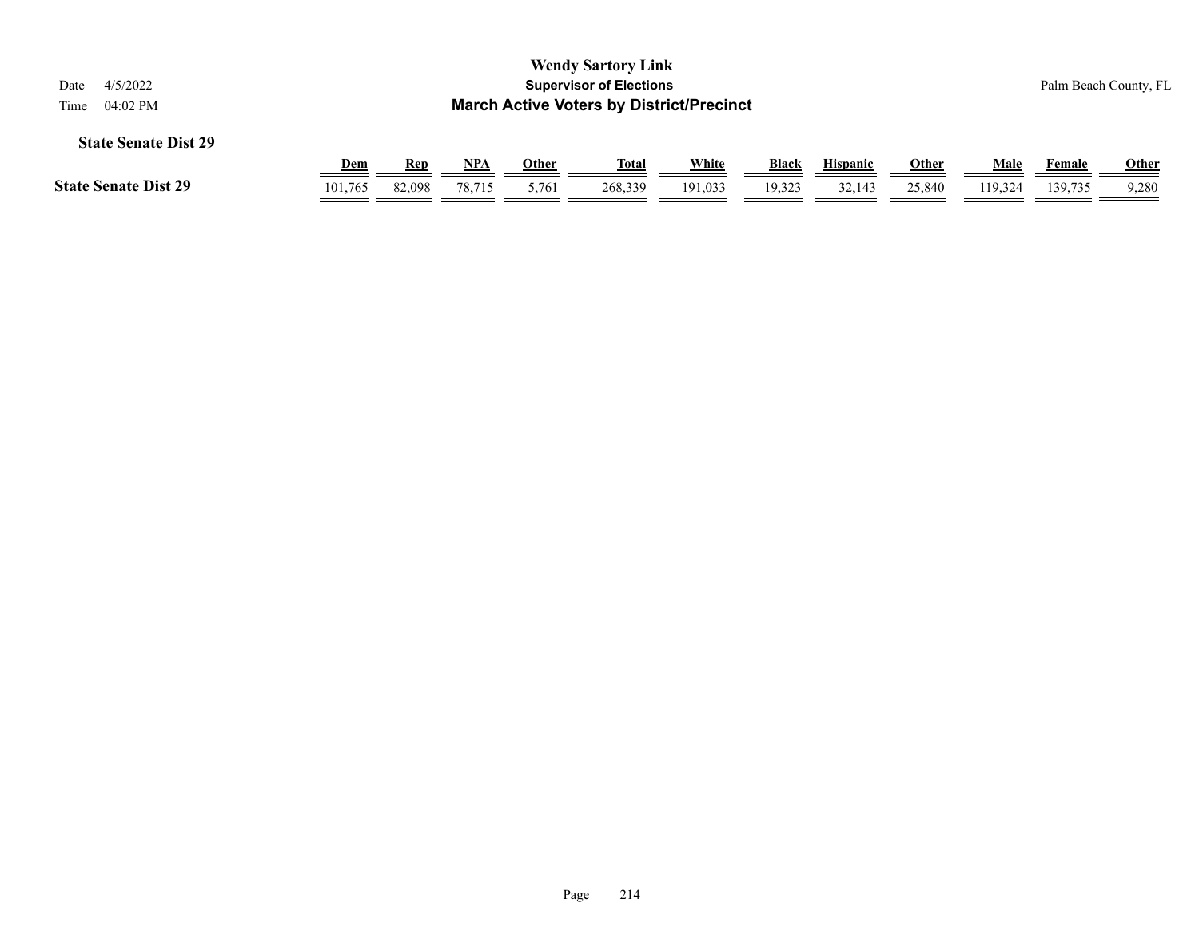### State Senate Dist 29

| | Dem | Rep | NPA | Other | Total | White | Black | Hispanic | Other | Male | Female | Other |
|---|---|---|---|---|---|---|---|---|---|---|---|---|
| **State Senate Dist 29** | 101,765 | 82,098 | 78,715 | 5,761 | 268,339 | 191,033 | 19,323 | 32,143 | 25,840 | 119,324 | 139,735 | 9,280 |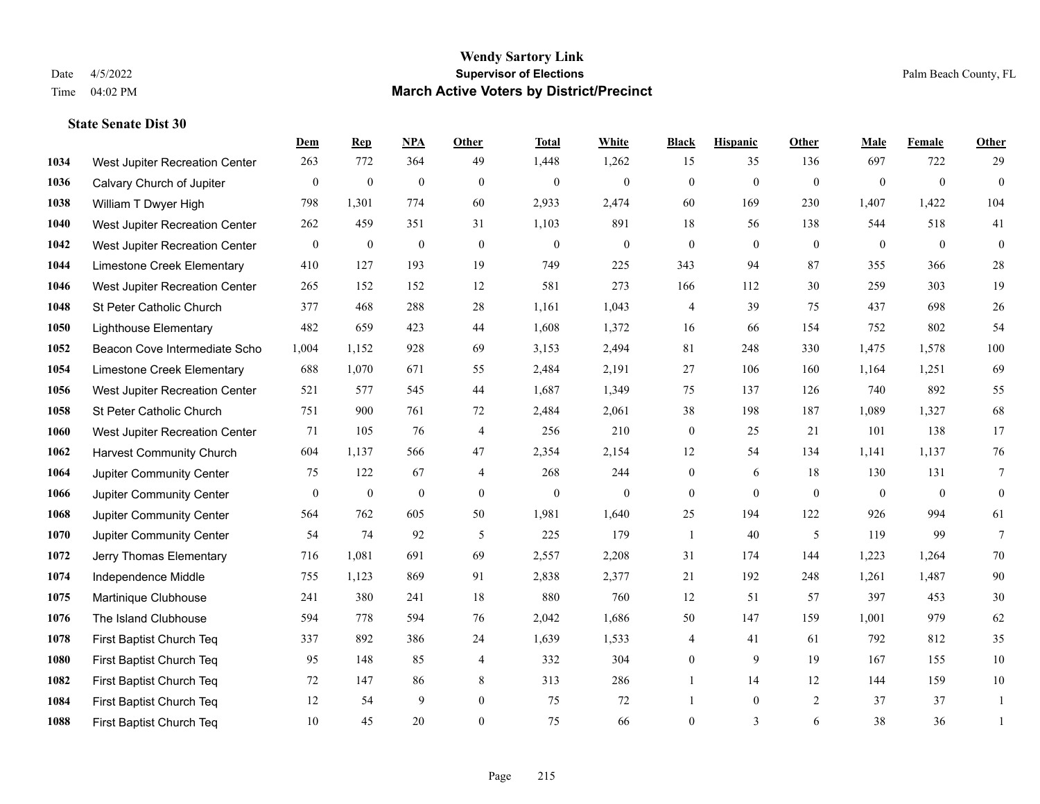# Wendy Sartory Link

**Supervisor of Elections**

**March Active Voters by District/Precinct**

Date 4/5/2022
Time 04:02 PM

Palm Beach County, FL

### State Senate Dist 30

| | | Dem | Rep | NPA | Other | Total | White | Black | Hispanic | Other | Male | Female | Other |
|---|---|---|---|---|---|---|---|---|---|---|---|---|---|
| 1034 | West Jupiter Recreation Center | 263 | 772 | 364 | 49 | 1,448 | 1,262 | 15 | 35 | 136 | 697 | 722 | 29 |
| 1036 | Calvary Church of Jupiter | 0 | 0 | 0 | 0 | 0 | 0 | 0 | 0 | 0 | 0 | 0 | 0 |
| 1038 | William T Dwyer High | 798 | 1,301 | 774 | 60 | 2,933 | 2,474 | 60 | 169 | 230 | 1,407 | 1,422 | 104 |
| 1040 | West Jupiter Recreation Center | 262 | 459 | 351 | 31 | 1,103 | 891 | 18 | 56 | 138 | 544 | 518 | 41 |
| 1042 | West Jupiter Recreation Center | 0 | 0 | 0 | 0 | 0 | 0 | 0 | 0 | 0 | 0 | 0 | 0 |
| 1044 | Limestone Creek Elementary | 410 | 127 | 193 | 19 | 749 | 225 | 343 | 94 | 87 | 355 | 366 | 28 |
| 1046 | West Jupiter Recreation Center | 265 | 152 | 152 | 12 | 581 | 273 | 166 | 112 | 30 | 259 | 303 | 19 |
| 1048 | St Peter Catholic Church | 377 | 468 | 288 | 28 | 1,161 | 1,043 | 4 | 39 | 75 | 437 | 698 | 26 |
| 1050 | Lighthouse Elementary | 482 | 659 | 423 | 44 | 1,608 | 1,372 | 16 | 66 | 154 | 752 | 802 | 54 |
| 1052 | Beacon Cove Intermediate Scho | 1,004 | 1,152 | 928 | 69 | 3,153 | 2,494 | 81 | 248 | 330 | 1,475 | 1,578 | 100 |
| 1054 | Limestone Creek Elementary | 688 | 1,070 | 671 | 55 | 2,484 | 2,191 | 27 | 106 | 160 | 1,164 | 1,251 | 69 |
| 1056 | West Jupiter Recreation Center | 521 | 577 | 545 | 44 | 1,687 | 1,349 | 75 | 137 | 126 | 740 | 892 | 55 |
| 1058 | St Peter Catholic Church | 751 | 900 | 761 | 72 | 2,484 | 2,061 | 38 | 198 | 187 | 1,089 | 1,327 | 68 |
| 1060 | West Jupiter Recreation Center | 71 | 105 | 76 | 4 | 256 | 210 | 0 | 25 | 21 | 101 | 138 | 17 |
| 1062 | Harvest Community Church | 604 | 1,137 | 566 | 47 | 2,354 | 2,154 | 12 | 54 | 134 | 1,141 | 1,137 | 76 |
| 1064 | Jupiter Community Center | 75 | 122 | 67 | 4 | 268 | 244 | 0 | 6 | 18 | 130 | 131 | 7 |
| 1066 | Jupiter Community Center | 0 | 0 | 0 | 0 | 0 | 0 | 0 | 0 | 0 | 0 | 0 | 0 |
| 1068 | Jupiter Community Center | 564 | 762 | 605 | 50 | 1,981 | 1,640 | 25 | 194 | 122 | 926 | 994 | 61 |
| 1070 | Jupiter Community Center | 54 | 74 | 92 | 5 | 225 | 179 | 1 | 40 | 5 | 119 | 99 | 7 |
| 1072 | Jerry Thomas Elementary | 716 | 1,081 | 691 | 69 | 2,557 | 2,208 | 31 | 174 | 144 | 1,223 | 1,264 | 70 |
| 1074 | Independence Middle | 755 | 1,123 | 869 | 91 | 2,838 | 2,377 | 21 | 192 | 248 | 1,261 | 1,487 | 90 |
| 1075 | Martinique Clubhouse | 241 | 380 | 241 | 18 | 880 | 760 | 12 | 51 | 57 | 397 | 453 | 30 |
| 1076 | The Island Clubhouse | 594 | 778 | 594 | 76 | 2,042 | 1,686 | 50 | 147 | 159 | 1,001 | 979 | 62 |
| 1078 | First Baptist Church Teq | 337 | 892 | 386 | 24 | 1,639 | 1,533 | 4 | 41 | 61 | 792 | 812 | 35 |
| 1080 | First Baptist Church Teq | 95 | 148 | 85 | 4 | 332 | 304 | 0 | 9 | 19 | 167 | 155 | 10 |
| 1082 | First Baptist Church Teq | 72 | 147 | 86 | 8 | 313 | 286 | 1 | 14 | 12 | 144 | 159 | 10 |
| 1084 | First Baptist Church Teq | 12 | 54 | 9 | 0 | 75 | 72 | 1 | 0 | 2 | 37 | 37 | 1 |
| 1088 | First Baptist Church Teq | 10 | 45 | 20 | 0 | 75 | 66 | 0 | 3 | 6 | 38 | 36 | 1 |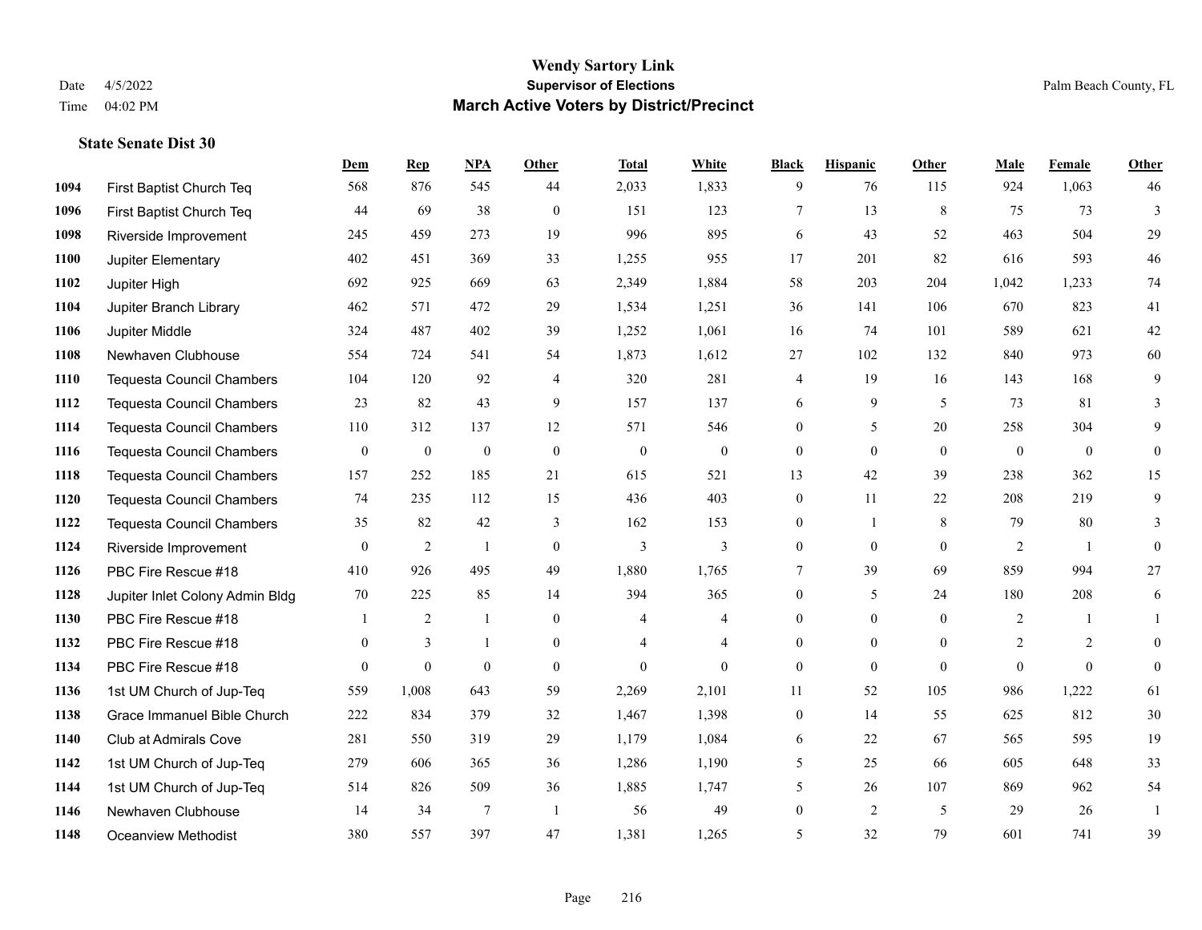# Wendy Sartory Link
## Supervisor of Elections
## March Active Voters by District/Precinct

Date 4/5/2022
Time 04:02 PM

Palm Beach County, FL

**State Senate Dist 30**

| | | Dem | Rep | NPA | Other | Total | White | Black | Hispanic | Other | Male | Female | Other |
|---|---|---|---|---|---|---|---|---|---|---|---|---|---|
| 1094 | First Baptist Church Teq | 568 | 876 | 545 | 44 | 2,033 | 1,833 | 9 | 76 | 115 | 924 | 1,063 | 46 |
| 1096 | First Baptist Church Teq | 44 | 69 | 38 | 0 | 151 | 123 | 7 | 13 | 8 | 75 | 73 | 3 |
| 1098 | Riverside Improvement | 245 | 459 | 273 | 19 | 996 | 895 | 6 | 43 | 52 | 463 | 504 | 29 |
| 1100 | Jupiter Elementary | 402 | 451 | 369 | 33 | 1,255 | 955 | 17 | 201 | 82 | 616 | 593 | 46 |
| 1102 | Jupiter High | 692 | 925 | 669 | 63 | 2,349 | 1,884 | 58 | 203 | 204 | 1,042 | 1,233 | 74 |
| 1104 | Jupiter Branch Library | 462 | 571 | 472 | 29 | 1,534 | 1,251 | 36 | 141 | 106 | 670 | 823 | 41 |
| 1106 | Jupiter Middle | 324 | 487 | 402 | 39 | 1,252 | 1,061 | 16 | 74 | 101 | 589 | 621 | 42 |
| 1108 | Newhaven Clubhouse | 554 | 724 | 541 | 54 | 1,873 | 1,612 | 27 | 102 | 132 | 840 | 973 | 60 |
| 1110 | Tequesta Council Chambers | 104 | 120 | 92 | 4 | 320 | 281 | 4 | 19 | 16 | 143 | 168 | 9 |
| 1112 | Tequesta Council Chambers | 23 | 82 | 43 | 9 | 157 | 137 | 6 | 9 | 5 | 73 | 81 | 3 |
| 1114 | Tequesta Council Chambers | 110 | 312 | 137 | 12 | 571 | 546 | 0 | 5 | 20 | 258 | 304 | 9 |
| 1116 | Tequesta Council Chambers | 0 | 0 | 0 | 0 | 0 | 0 | 0 | 0 | 0 | 0 | 0 | 0 |
| 1118 | Tequesta Council Chambers | 157 | 252 | 185 | 21 | 615 | 521 | 13 | 42 | 39 | 238 | 362 | 15 |
| 1120 | Tequesta Council Chambers | 74 | 235 | 112 | 15 | 436 | 403 | 0 | 11 | 22 | 208 | 219 | 9 |
| 1122 | Tequesta Council Chambers | 35 | 82 | 42 | 3 | 162 | 153 | 0 | 1 | 8 | 79 | 80 | 3 |
| 1124 | Riverside Improvement | 0 | 2 | 1 | 0 | 3 | 3 | 0 | 0 | 0 | 2 | 1 | 0 |
| 1126 | PBC Fire Rescue #18 | 410 | 926 | 495 | 49 | 1,880 | 1,765 | 7 | 39 | 69 | 859 | 994 | 27 |
| 1128 | Jupiter Inlet Colony Admin Bldg | 70 | 225 | 85 | 14 | 394 | 365 | 0 | 5 | 24 | 180 | 208 | 6 |
| 1130 | PBC Fire Rescue #18 | 1 | 2 | 1 | 0 | 4 | 4 | 0 | 0 | 0 | 2 | 1 | 1 |
| 1132 | PBC Fire Rescue #18 | 0 | 3 | 1 | 0 | 4 | 4 | 0 | 0 | 0 | 2 | 2 | 0 |
| 1134 | PBC Fire Rescue #18 | 0 | 0 | 0 | 0 | 0 | 0 | 0 | 0 | 0 | 0 | 0 | 0 |
| 1136 | 1st UM Church of Jup-Teq | 559 | 1,008 | 643 | 59 | 2,269 | 2,101 | 11 | 52 | 105 | 986 | 1,222 | 61 |
| 1138 | Grace Immanuel Bible Church | 222 | 834 | 379 | 32 | 1,467 | 1,398 | 0 | 14 | 55 | 625 | 812 | 30 |
| 1140 | Club at Admirals Cove | 281 | 550 | 319 | 29 | 1,179 | 1,084 | 6 | 22 | 67 | 565 | 595 | 19 |
| 1142 | 1st UM Church of Jup-Teq | 279 | 606 | 365 | 36 | 1,286 | 1,190 | 5 | 25 | 66 | 605 | 648 | 33 |
| 1144 | 1st UM Church of Jup-Teq | 514 | 826 | 509 | 36 | 1,885 | 1,747 | 5 | 26 | 107 | 869 | 962 | 54 |
| 1146 | Newhaven Clubhouse | 14 | 34 | 7 | 1 | 56 | 49 | 0 | 2 | 5 | 29 | 26 | 1 |
| 1148 | Oceanview Methodist | 380 | 557 | 397 | 47 | 1,381 | 1,265 | 5 | 32 | 79 | 601 | 741 | 39 |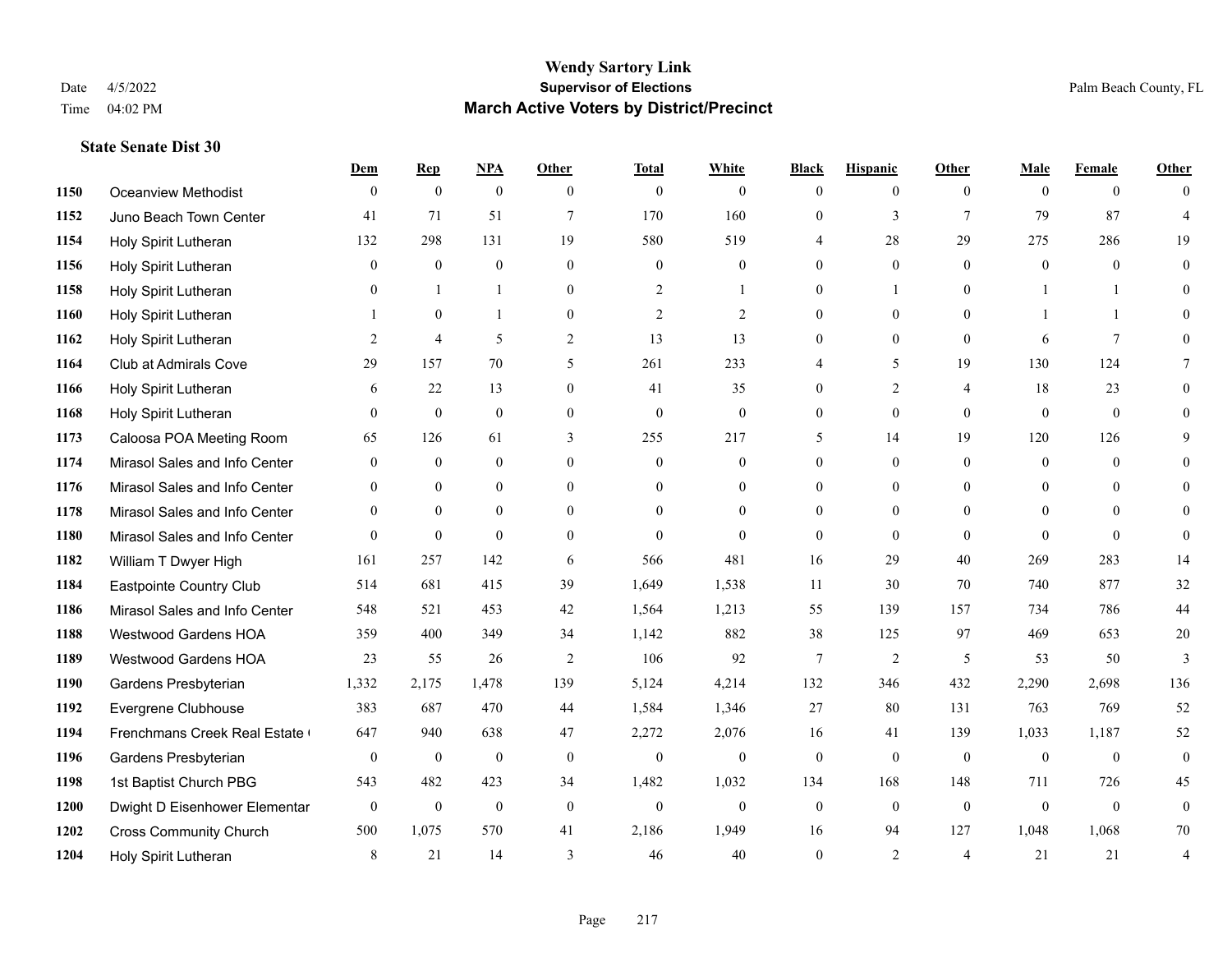# Wendy Sartory Link

## Supervisor of Elections

## March Active Voters by District/Precinct

Date 4/5/2022
Time 04:02 PM

Palm Beach County, FL

### State Senate Dist 30

| | | Dem | Rep | NPA | Other | Total | White | Black | Hispanic | Other | Male | Female | Other |
|---|---|---|---|---|---|---|---|---|---|---|---|---|---|
| 1150 | Oceanview Methodist | 0 | 0 | 0 | 0 | 0 | 0 | 0 | 0 | 0 | 0 | 0 | 0 |
| 1152 | Juno Beach Town Center | 41 | 71 | 51 | 7 | 170 | 160 | 0 | 3 | 7 | 79 | 87 | 4 |
| 1154 | Holy Spirit Lutheran | 132 | 298 | 131 | 19 | 580 | 519 | 4 | 28 | 29 | 275 | 286 | 19 |
| 1156 | Holy Spirit Lutheran | 0 | 0 | 0 | 0 | 0 | 0 | 0 | 0 | 0 | 0 | 0 | 0 |
| 1158 | Holy Spirit Lutheran | 0 | 1 | 1 | 0 | 2 | 1 | 0 | 1 | 0 | 1 | 1 | 0 |
| 1160 | Holy Spirit Lutheran | 1 | 0 | 1 | 0 | 2 | 2 | 0 | 0 | 0 | 1 | 1 | 0 |
| 1162 | Holy Spirit Lutheran | 2 | 4 | 5 | 2 | 13 | 13 | 0 | 0 | 0 | 6 | 7 | 0 |
| 1164 | Club at Admirals Cove | 29 | 157 | 70 | 5 | 261 | 233 | 4 | 5 | 19 | 130 | 124 | 7 |
| 1166 | Holy Spirit Lutheran | 6 | 22 | 13 | 0 | 41 | 35 | 0 | 2 | 4 | 18 | 23 | 0 |
| 1168 | Holy Spirit Lutheran | 0 | 0 | 0 | 0 | 0 | 0 | 0 | 0 | 0 | 0 | 0 | 0 |
| 1173 | Caloosa POA Meeting Room | 65 | 126 | 61 | 3 | 255 | 217 | 5 | 14 | 19 | 120 | 126 | 9 |
| 1174 | Mirasol Sales and Info Center | 0 | 0 | 0 | 0 | 0 | 0 | 0 | 0 | 0 | 0 | 0 | 0 |
| 1176 | Mirasol Sales and Info Center | 0 | 0 | 0 | 0 | 0 | 0 | 0 | 0 | 0 | 0 | 0 | 0 |
| 1178 | Mirasol Sales and Info Center | 0 | 0 | 0 | 0 | 0 | 0 | 0 | 0 | 0 | 0 | 0 | 0 |
| 1180 | Mirasol Sales and Info Center | 0 | 0 | 0 | 0 | 0 | 0 | 0 | 0 | 0 | 0 | 0 | 0 |
| 1182 | William T Dwyer High | 161 | 257 | 142 | 6 | 566 | 481 | 16 | 29 | 40 | 269 | 283 | 14 |
| 1184 | Eastpointe Country Club | 514 | 681 | 415 | 39 | 1,649 | 1,538 | 11 | 30 | 70 | 740 | 877 | 32 |
| 1186 | Mirasol Sales and Info Center | 548 | 521 | 453 | 42 | 1,564 | 1,213 | 55 | 139 | 157 | 734 | 786 | 44 |
| 1188 | Westwood Gardens HOA | 359 | 400 | 349 | 34 | 1,142 | 882 | 38 | 125 | 97 | 469 | 653 | 20 |
| 1189 | Westwood Gardens HOA | 23 | 55 | 26 | 2 | 106 | 92 | 7 | 2 | 5 | 53 | 50 | 3 |
| 1190 | Gardens Presbyterian | 1,332 | 2,175 | 1,478 | 139 | 5,124 | 4,214 | 132 | 346 | 432 | 2,290 | 2,698 | 136 |
| 1192 | Evergrene Clubhouse | 383 | 687 | 470 | 44 | 1,584 | 1,346 | 27 | 80 | 131 | 763 | 769 | 52 |
| 1194 | Frenchmans Creek Real Estate ( | 647 | 940 | 638 | 47 | 2,272 | 2,076 | 16 | 41 | 139 | 1,033 | 1,187 | 52 |
| 1196 | Gardens Presbyterian | 0 | 0 | 0 | 0 | 0 | 0 | 0 | 0 | 0 | 0 | 0 | 0 |
| 1198 | 1st Baptist Church PBG | 543 | 482 | 423 | 34 | 1,482 | 1,032 | 134 | 168 | 148 | 711 | 726 | 45 |
| 1200 | Dwight D Eisenhower Elementar | 0 | 0 | 0 | 0 | 0 | 0 | 0 | 0 | 0 | 0 | 0 | 0 |
| 1202 | Cross Community Church | 500 | 1,075 | 570 | 41 | 2,186 | 1,949 | 16 | 94 | 127 | 1,048 | 1,068 | 70 |
| 1204 | Holy Spirit Lutheran | 8 | 21 | 14 | 3 | 46 | 40 | 0 | 2 | 4 | 21 | 21 | 4 |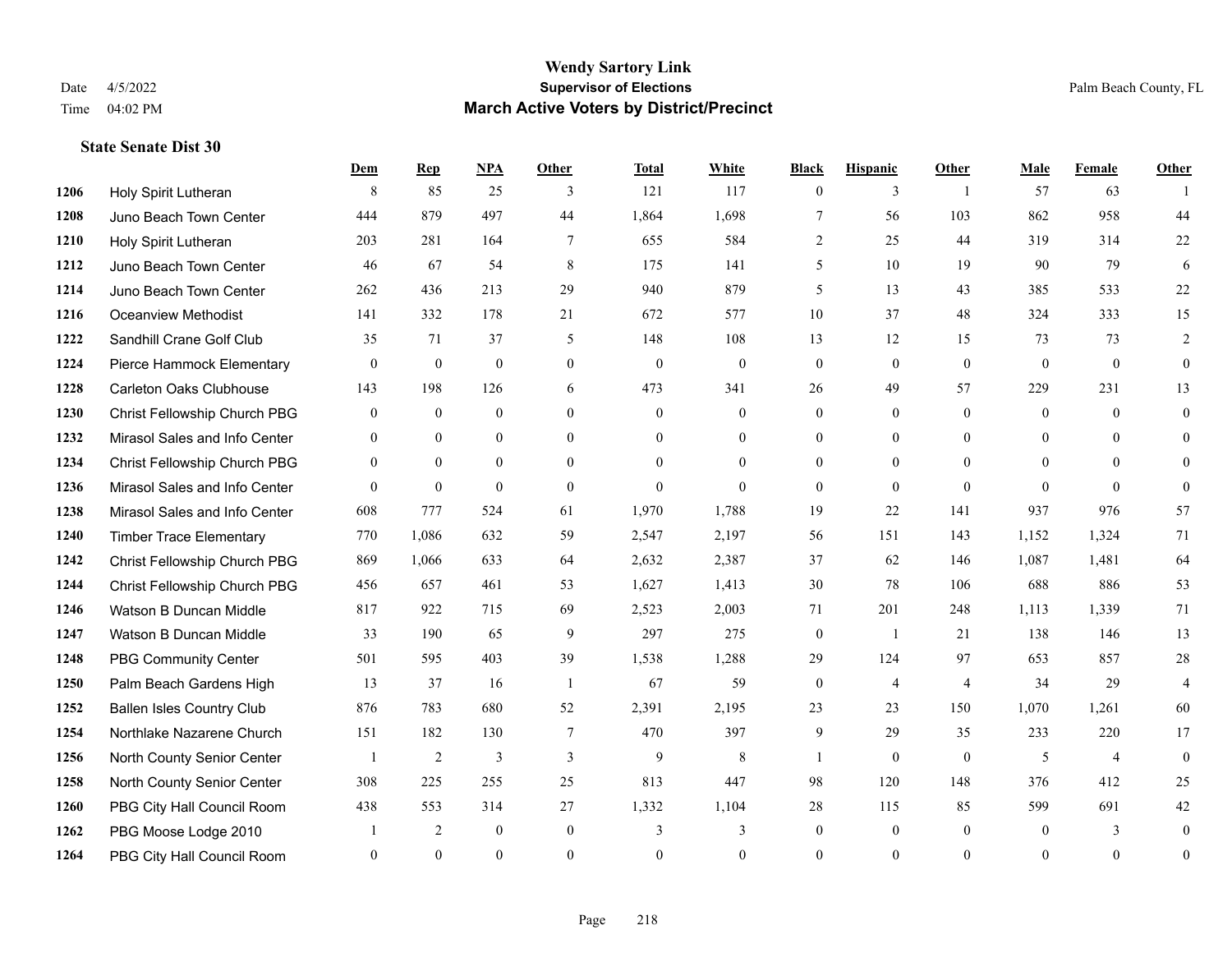# Wendy Sartory Link

## Supervisor of Elections

## March Active Voters by District/Precinct

Date 4/5/2022
Time 04:02 PM

Palm Beach County, FL

### State Senate Dist 30

| | | Dem | Rep | NPA | Other | Total | White | Black | Hispanic | Other | Male | Female | Other |
|---|---|---|---|---|---|---|---|---|---|---|---|---|---|
| 1206 | Holy Spirit Lutheran | 8 | 85 | 25 | 3 | 121 | 117 | 0 | 3 | 1 | 57 | 63 | 1 |
| 1208 | Juno Beach Town Center | 444 | 879 | 497 | 44 | 1,864 | 1,698 | 7 | 56 | 103 | 862 | 958 | 44 |
| 1210 | Holy Spirit Lutheran | 203 | 281 | 164 | 7 | 655 | 584 | 2 | 25 | 44 | 319 | 314 | 22 |
| 1212 | Juno Beach Town Center | 46 | 67 | 54 | 8 | 175 | 141 | 5 | 10 | 19 | 90 | 79 | 6 |
| 1214 | Juno Beach Town Center | 262 | 436 | 213 | 29 | 940 | 879 | 5 | 13 | 43 | 385 | 533 | 22 |
| 1216 | Oceanview Methodist | 141 | 332 | 178 | 21 | 672 | 577 | 10 | 37 | 48 | 324 | 333 | 15 |
| 1222 | Sandhill Crane Golf Club | 35 | 71 | 37 | 5 | 148 | 108 | 13 | 12 | 15 | 73 | 73 | 2 |
| 1224 | Pierce Hammock Elementary | 0 | 0 | 0 | 0 | 0 | 0 | 0 | 0 | 0 | 0 | 0 | 0 |
| 1228 | Carleton Oaks Clubhouse | 143 | 198 | 126 | 6 | 473 | 341 | 26 | 49 | 57 | 229 | 231 | 13 |
| 1230 | Christ Fellowship Church PBG | 0 | 0 | 0 | 0 | 0 | 0 | 0 | 0 | 0 | 0 | 0 | 0 |
| 1232 | Mirasol Sales and Info Center | 0 | 0 | 0 | 0 | 0 | 0 | 0 | 0 | 0 | 0 | 0 | 0 |
| 1234 | Christ Fellowship Church PBG | 0 | 0 | 0 | 0 | 0 | 0 | 0 | 0 | 0 | 0 | 0 | 0 |
| 1236 | Mirasol Sales and Info Center | 0 | 0 | 0 | 0 | 0 | 0 | 0 | 0 | 0 | 0 | 0 | 0 |
| 1238 | Mirasol Sales and Info Center | 608 | 777 | 524 | 61 | 1,970 | 1,788 | 19 | 22 | 141 | 937 | 976 | 57 |
| 1240 | Timber Trace Elementary | 770 | 1,086 | 632 | 59 | 2,547 | 2,197 | 56 | 151 | 143 | 1,152 | 1,324 | 71 |
| 1242 | Christ Fellowship Church PBG | 869 | 1,066 | 633 | 64 | 2,632 | 2,387 | 37 | 62 | 146 | 1,087 | 1,481 | 64 |
| 1244 | Christ Fellowship Church PBG | 456 | 657 | 461 | 53 | 1,627 | 1,413 | 30 | 78 | 106 | 688 | 886 | 53 |
| 1246 | Watson B Duncan Middle | 817 | 922 | 715 | 69 | 2,523 | 2,003 | 71 | 201 | 248 | 1,113 | 1,339 | 71 |
| 1247 | Watson B Duncan Middle | 33 | 190 | 65 | 9 | 297 | 275 | 0 | 1 | 21 | 138 | 146 | 13 |
| 1248 | PBG Community Center | 501 | 595 | 403 | 39 | 1,538 | 1,288 | 29 | 124 | 97 | 653 | 857 | 28 |
| 1250 | Palm Beach Gardens High | 13 | 37 | 16 | 1 | 67 | 59 | 0 | 4 | 4 | 34 | 29 | 4 |
| 1252 | Ballen Isles Country Club | 876 | 783 | 680 | 52 | 2,391 | 2,195 | 23 | 23 | 150 | 1,070 | 1,261 | 60 |
| 1254 | Northlake Nazarene Church | 151 | 182 | 130 | 7 | 470 | 397 | 9 | 29 | 35 | 233 | 220 | 17 |
| 1256 | North County Senior Center | 1 | 2 | 3 | 3 | 9 | 8 | 1 | 0 | 0 | 5 | 4 | 0 |
| 1258 | North County Senior Center | 308 | 225 | 255 | 25 | 813 | 447 | 98 | 120 | 148 | 376 | 412 | 25 |
| 1260 | PBG City Hall Council Room | 438 | 553 | 314 | 27 | 1,332 | 1,104 | 28 | 115 | 85 | 599 | 691 | 42 |
| 1262 | PBG Moose Lodge 2010 | 1 | 2 | 0 | 0 | 3 | 3 | 0 | 0 | 0 | 0 | 3 | 0 |
| 1264 | PBG City Hall Council Room | 0 | 0 | 0 | 0 | 0 | 0 | 0 | 0 | 0 | 0 | 0 | 0 |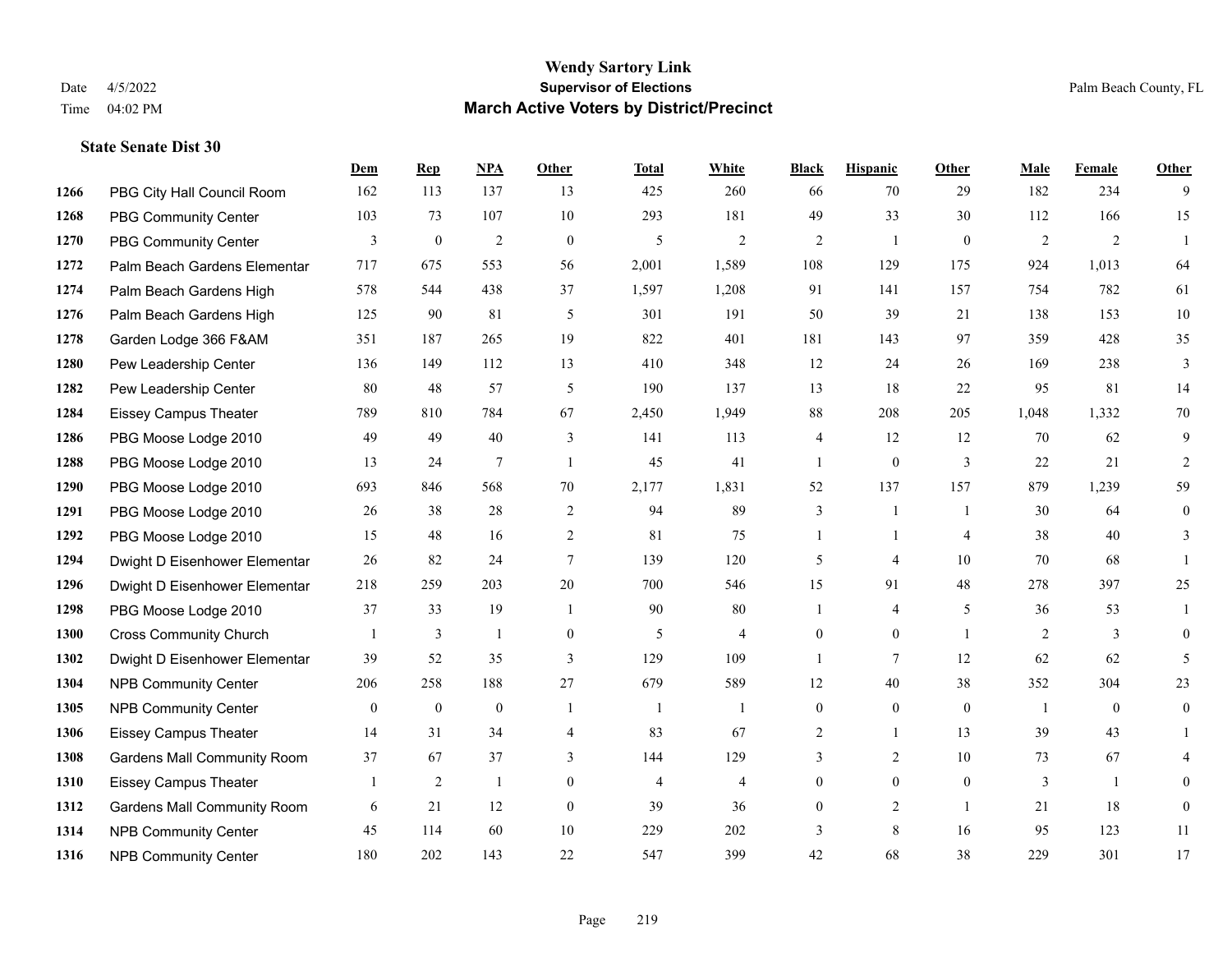# Wendy Sartory Link

**Supervisor of Elections**

**March Active Voters by District/Precinct**

Date 4/5/2022

Time 04:02 PM

Palm Beach County, FL

### State Senate Dist 30

| | | Dem | Rep | NPA | Other | Total | White | Black | Hispanic | Other | Male | Female | Other |
|---|---|---|---|---|---|---|---|---|---|---|---|---|---|
| 1266 | PBG City Hall Council Room | 162 | 113 | 137 | 13 | 425 | 260 | 66 | 70 | 29 | 182 | 234 | 9 |
| 1268 | PBG Community Center | 103 | 73 | 107 | 10 | 293 | 181 | 49 | 33 | 30 | 112 | 166 | 15 |
| 1270 | PBG Community Center | 3 | 0 | 2 | 0 | 5 | 2 | 2 | 1 | 0 | 2 | 2 | 1 |
| 1272 | Palm Beach Gardens Elementar | 717 | 675 | 553 | 56 | 2,001 | 1,589 | 108 | 129 | 175 | 924 | 1,013 | 64 |
| 1274 | Palm Beach Gardens High | 578 | 544 | 438 | 37 | 1,597 | 1,208 | 91 | 141 | 157 | 754 | 782 | 61 |
| 1276 | Palm Beach Gardens High | 125 | 90 | 81 | 5 | 301 | 191 | 50 | 39 | 21 | 138 | 153 | 10 |
| 1278 | Garden Lodge 366 F&AM | 351 | 187 | 265 | 19 | 822 | 401 | 181 | 143 | 97 | 359 | 428 | 35 |
| 1280 | Pew Leadership Center | 136 | 149 | 112 | 13 | 410 | 348 | 12 | 24 | 26 | 169 | 238 | 3 |
| 1282 | Pew Leadership Center | 80 | 48 | 57 | 5 | 190 | 137 | 13 | 18 | 22 | 95 | 81 | 14 |
| 1284 | Eissey Campus Theater | 789 | 810 | 784 | 67 | 2,450 | 1,949 | 88 | 208 | 205 | 1,048 | 1,332 | 70 |
| 1286 | PBG Moose Lodge 2010 | 49 | 49 | 40 | 3 | 141 | 113 | 4 | 12 | 12 | 70 | 62 | 9 |
| 1288 | PBG Moose Lodge 2010 | 13 | 24 | 7 | 1 | 45 | 41 | 1 | 0 | 3 | 22 | 21 | 2 |
| 1290 | PBG Moose Lodge 2010 | 693 | 846 | 568 | 70 | 2,177 | 1,831 | 52 | 137 | 157 | 879 | 1,239 | 59 |
| 1291 | PBG Moose Lodge 2010 | 26 | 38 | 28 | 2 | 94 | 89 | 3 | 1 | 1 | 30 | 64 | 0 |
| 1292 | PBG Moose Lodge 2010 | 15 | 48 | 16 | 2 | 81 | 75 | 1 | 1 | 4 | 38 | 40 | 3 |
| 1294 | Dwight D Eisenhower Elementar | 26 | 82 | 24 | 7 | 139 | 120 | 5 | 4 | 10 | 70 | 68 | 1 |
| 1296 | Dwight D Eisenhower Elementar | 218 | 259 | 203 | 20 | 700 | 546 | 15 | 91 | 48 | 278 | 397 | 25 |
| 1298 | PBG Moose Lodge 2010 | 37 | 33 | 19 | 1 | 90 | 80 | 1 | 4 | 5 | 36 | 53 | 1 |
| 1300 | Cross Community Church | 1 | 3 | 1 | 0 | 5 | 4 | 0 | 0 | 1 | 2 | 3 | 0 |
| 1302 | Dwight D Eisenhower Elementar | 39 | 52 | 35 | 3 | 129 | 109 | 1 | 7 | 12 | 62 | 62 | 5 |
| 1304 | NPB Community Center | 206 | 258 | 188 | 27 | 679 | 589 | 12 | 40 | 38 | 352 | 304 | 23 |
| 1305 | NPB Community Center | 0 | 0 | 0 | 1 | 1 | 1 | 0 | 0 | 0 | 1 | 0 | 0 |
| 1306 | Eissey Campus Theater | 14 | 31 | 34 | 4 | 83 | 67 | 2 | 1 | 13 | 39 | 43 | 1 |
| 1308 | Gardens Mall Community Room | 37 | 67 | 37 | 3 | 144 | 129 | 3 | 2 | 10 | 73 | 67 | 4 |
| 1310 | Eissey Campus Theater | 1 | 2 | 1 | 0 | 4 | 4 | 0 | 0 | 0 | 3 | 1 | 0 |
| 1312 | Gardens Mall Community Room | 6 | 21 | 12 | 0 | 39 | 36 | 0 | 2 | 1 | 21 | 18 | 0 |
| 1314 | NPB Community Center | 45 | 114 | 60 | 10 | 229 | 202 | 3 | 8 | 16 | 95 | 123 | 11 |
| 1316 | NPB Community Center | 180 | 202 | 143 | 22 | 547 | 399 | 42 | 68 | 38 | 229 | 301 | 17 |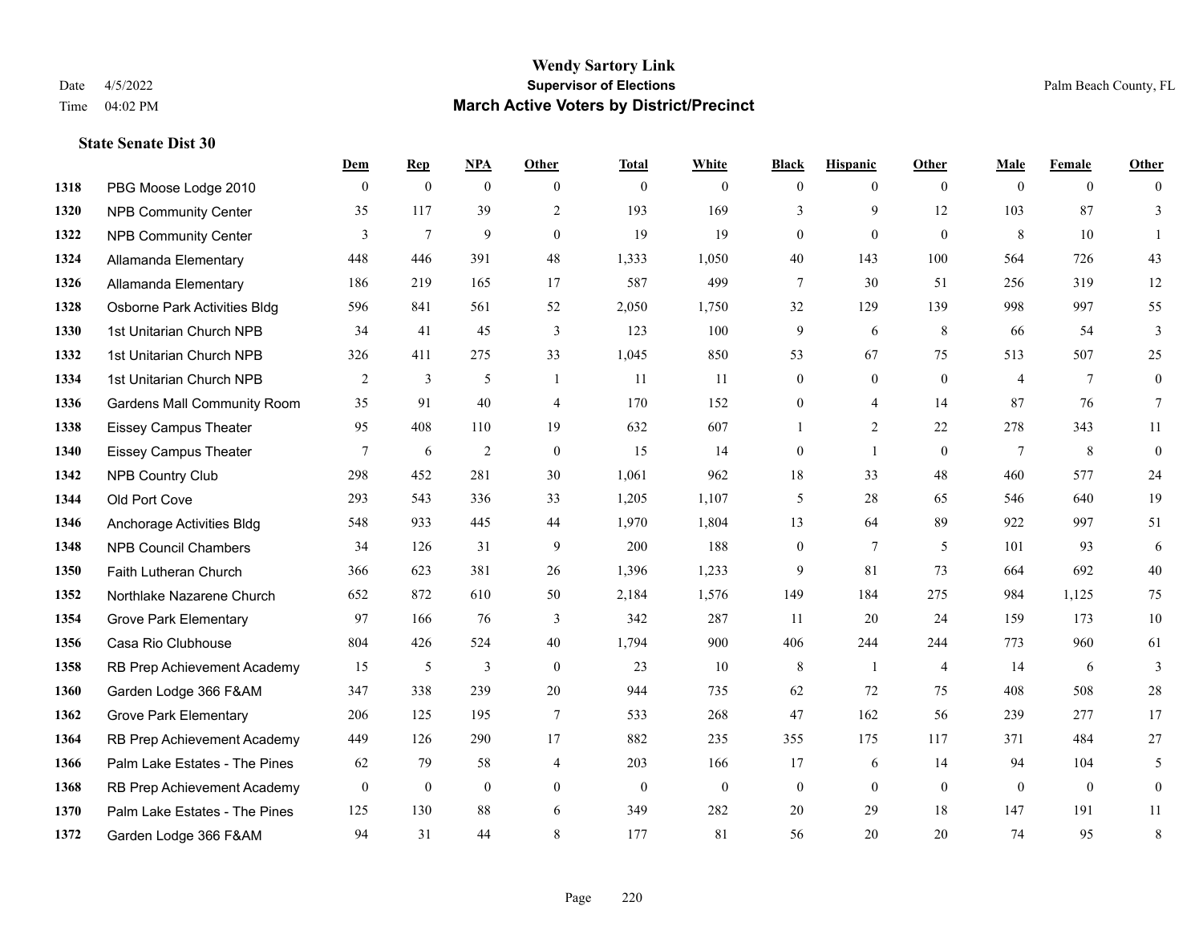**Wendy Sartory Link**
**Supervisor of Elections**
**March Active Voters by District/Precinct**

Date 4/5/2022
Time 04:02 PM
Palm Beach County, FL

### State Senate Dist 30

| | | Dem | Rep | NPA | Other | Total | White | Black | Hispanic | Other | Male | Female | Other |
|---|---|---|---|---|---|---|---|---|---|---|---|---|---|
| 1318 | PBG Moose Lodge 2010 | 0 | 0 | 0 | 0 | 0 | 0 | 0 | 0 | 0 | 0 | 0 | 0 |
| 1320 | NPB Community Center | 35 | 117 | 39 | 2 | 193 | 169 | 3 | 9 | 12 | 103 | 87 | 3 |
| 1322 | NPB Community Center | 3 | 7 | 9 | 0 | 19 | 19 | 0 | 0 | 0 | 8 | 10 | 1 |
| 1324 | Allamanda Elementary | 448 | 446 | 391 | 48 | 1,333 | 1,050 | 40 | 143 | 100 | 564 | 726 | 43 |
| 1326 | Allamanda Elementary | 186 | 219 | 165 | 17 | 587 | 499 | 7 | 30 | 51 | 256 | 319 | 12 |
| 1328 | Osborne Park Activities Bldg | 596 | 841 | 561 | 52 | 2,050 | 1,750 | 32 | 129 | 139 | 998 | 997 | 55 |
| 1330 | 1st Unitarian Church NPB | 34 | 41 | 45 | 3 | 123 | 100 | 9 | 6 | 8 | 66 | 54 | 3 |
| 1332 | 1st Unitarian Church NPB | 326 | 411 | 275 | 33 | 1,045 | 850 | 53 | 67 | 75 | 513 | 507 | 25 |
| 1334 | 1st Unitarian Church NPB | 2 | 3 | 5 | 1 | 11 | 11 | 0 | 0 | 0 | 4 | 7 | 0 |
| 1336 | Gardens Mall Community Room | 35 | 91 | 40 | 4 | 170 | 152 | 0 | 4 | 14 | 87 | 76 | 7 |
| 1338 | Eissey Campus Theater | 95 | 408 | 110 | 19 | 632 | 607 | 1 | 2 | 22 | 278 | 343 | 11 |
| 1340 | Eissey Campus Theater | 7 | 6 | 2 | 0 | 15 | 14 | 0 | 1 | 0 | 7 | 8 | 0 |
| 1342 | NPB Country Club | 298 | 452 | 281 | 30 | 1,061 | 962 | 18 | 33 | 48 | 460 | 577 | 24 |
| 1344 | Old Port Cove | 293 | 543 | 336 | 33 | 1,205 | 1,107 | 5 | 28 | 65 | 546 | 640 | 19 |
| 1346 | Anchorage Activities Bldg | 548 | 933 | 445 | 44 | 1,970 | 1,804 | 13 | 64 | 89 | 922 | 997 | 51 |
| 1348 | NPB Council Chambers | 34 | 126 | 31 | 9 | 200 | 188 | 0 | 7 | 5 | 101 | 93 | 6 |
| 1350 | Faith Lutheran Church | 366 | 623 | 381 | 26 | 1,396 | 1,233 | 9 | 81 | 73 | 664 | 692 | 40 |
| 1352 | Northlake Nazarene Church | 652 | 872 | 610 | 50 | 2,184 | 1,576 | 149 | 184 | 275 | 984 | 1,125 | 75 |
| 1354 | Grove Park Elementary | 97 | 166 | 76 | 3 | 342 | 287 | 11 | 20 | 24 | 159 | 173 | 10 |
| 1356 | Casa Rio Clubhouse | 804 | 426 | 524 | 40 | 1,794 | 900 | 406 | 244 | 244 | 773 | 960 | 61 |
| 1358 | RB Prep Achievement Academy | 15 | 5 | 3 | 0 | 23 | 10 | 8 | 1 | 4 | 14 | 6 | 3 |
| 1360 | Garden Lodge 366 F&AM | 347 | 338 | 239 | 20 | 944 | 735 | 62 | 72 | 75 | 408 | 508 | 28 |
| 1362 | Grove Park Elementary | 206 | 125 | 195 | 7 | 533 | 268 | 47 | 162 | 56 | 239 | 277 | 17 |
| 1364 | RB Prep Achievement Academy | 449 | 126 | 290 | 17 | 882 | 235 | 355 | 175 | 117 | 371 | 484 | 27 |
| 1366 | Palm Lake Estates - The Pines | 62 | 79 | 58 | 4 | 203 | 166 | 17 | 6 | 14 | 94 | 104 | 5 |
| 1368 | RB Prep Achievement Academy | 0 | 0 | 0 | 0 | 0 | 0 | 0 | 0 | 0 | 0 | 0 | 0 |
| 1370 | Palm Lake Estates - The Pines | 125 | 130 | 88 | 6 | 349 | 282 | 20 | 29 | 18 | 147 | 191 | 11 |
| 1372 | Garden Lodge 366 F&AM | 94 | 31 | 44 | 8 | 177 | 81 | 56 | 20 | 20 | 74 | 95 | 8 |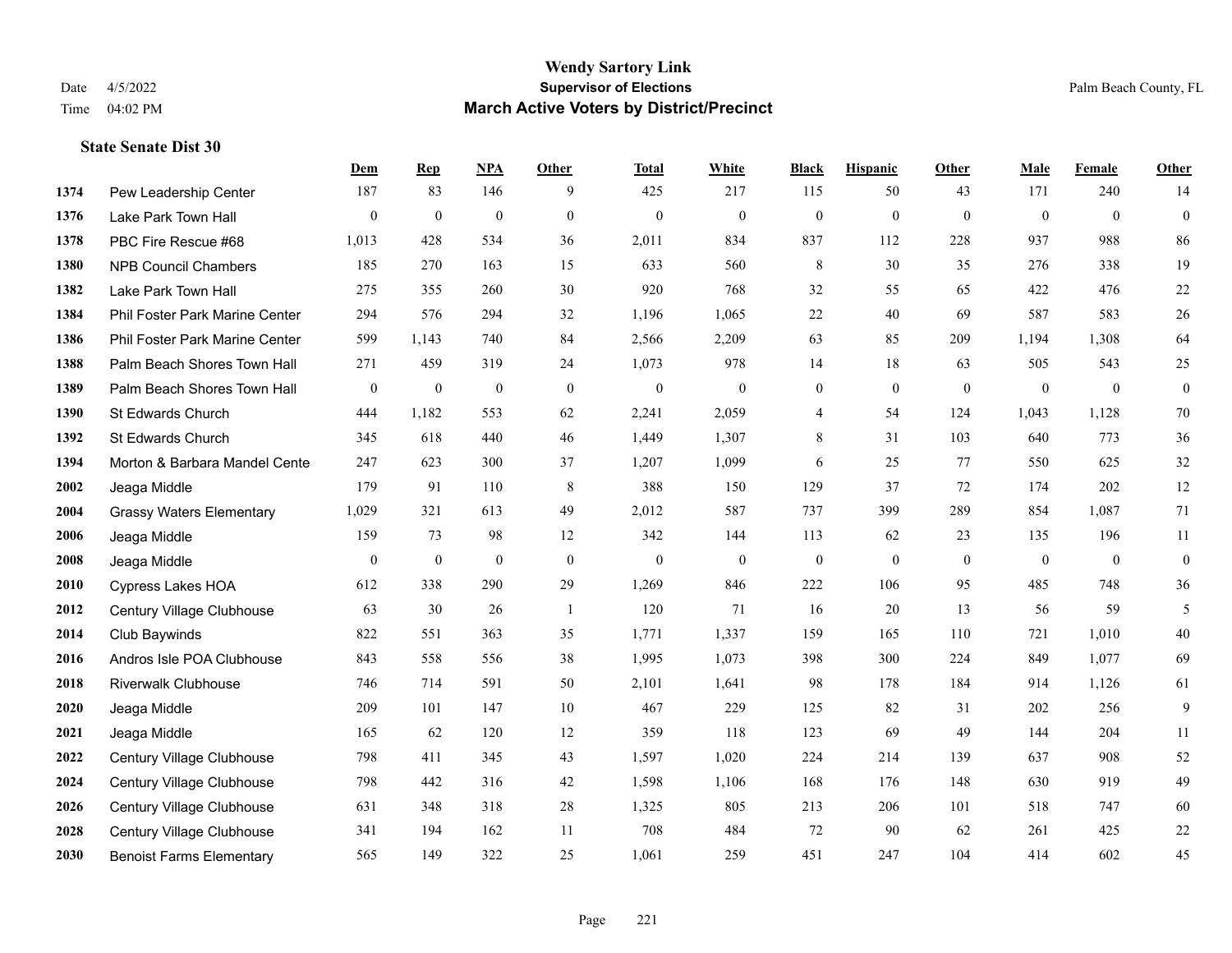# Wendy Sartory Link

**Supervisor of Elections**

**March Active Voters by District/Precinct**

Date 4/5/2022
Time 04:02 PM

Palm Beach County, FL

### State Senate Dist 30

| | | Dem | Rep | NPA | Other | Total | White | Black | Hispanic | Other | Male | Female | Other |
|---|---|---|---|---|---|---|---|---|---|---|---|---|---|
| 1374 | Pew Leadership Center | 187 | 83 | 146 | 9 | 425 | 217 | 115 | 50 | 43 | 171 | 240 | 14 |
| 1376 | Lake Park Town Hall | 0 | 0 | 0 | 0 | 0 | 0 | 0 | 0 | 0 | 0 | 0 | 0 |
| 1378 | PBC Fire Rescue #68 | 1,013 | 428 | 534 | 36 | 2,011 | 834 | 837 | 112 | 228 | 937 | 988 | 86 |
| 1380 | NPB Council Chambers | 185 | 270 | 163 | 15 | 633 | 560 | 8 | 30 | 35 | 276 | 338 | 19 |
| 1382 | Lake Park Town Hall | 275 | 355 | 260 | 30 | 920 | 768 | 32 | 55 | 65 | 422 | 476 | 22 |
| 1384 | Phil Foster Park Marine Center | 294 | 576 | 294 | 32 | 1,196 | 1,065 | 22 | 40 | 69 | 587 | 583 | 26 |
| 1386 | Phil Foster Park Marine Center | 599 | 1,143 | 740 | 84 | 2,566 | 2,209 | 63 | 85 | 209 | 1,194 | 1,308 | 64 |
| 1388 | Palm Beach Shores Town Hall | 271 | 459 | 319 | 24 | 1,073 | 978 | 14 | 18 | 63 | 505 | 543 | 25 |
| 1389 | Palm Beach Shores Town Hall | 0 | 0 | 0 | 0 | 0 | 0 | 0 | 0 | 0 | 0 | 0 | 0 |
| 1390 | St Edwards Church | 444 | 1,182 | 553 | 62 | 2,241 | 2,059 | 4 | 54 | 124 | 1,043 | 1,128 | 70 |
| 1392 | St Edwards Church | 345 | 618 | 440 | 46 | 1,449 | 1,307 | 8 | 31 | 103 | 640 | 773 | 36 |
| 1394 | Morton & Barbara Mandel Cente | 247 | 623 | 300 | 37 | 1,207 | 1,099 | 6 | 25 | 77 | 550 | 625 | 32 |
| 2002 | Jeaga Middle | 179 | 91 | 110 | 8 | 388 | 150 | 129 | 37 | 72 | 174 | 202 | 12 |
| 2004 | Grassy Waters Elementary | 1,029 | 321 | 613 | 49 | 2,012 | 587 | 737 | 399 | 289 | 854 | 1,087 | 71 |
| 2006 | Jeaga Middle | 159 | 73 | 98 | 12 | 342 | 144 | 113 | 62 | 23 | 135 | 196 | 11 |
| 2008 | Jeaga Middle | 0 | 0 | 0 | 0 | 0 | 0 | 0 | 0 | 0 | 0 | 0 | 0 |
| 2010 | Cypress Lakes HOA | 612 | 338 | 290 | 29 | 1,269 | 846 | 222 | 106 | 95 | 485 | 748 | 36 |
| 2012 | Century Village Clubhouse | 63 | 30 | 26 | 1 | 120 | 71 | 16 | 20 | 13 | 56 | 59 | 5 |
| 2014 | Club Baywinds | 822 | 551 | 363 | 35 | 1,771 | 1,337 | 159 | 165 | 110 | 721 | 1,010 | 40 |
| 2016 | Andros Isle POA Clubhouse | 843 | 558 | 556 | 38 | 1,995 | 1,073 | 398 | 300 | 224 | 849 | 1,077 | 69 |
| 2018 | Riverwalk Clubhouse | 746 | 714 | 591 | 50 | 2,101 | 1,641 | 98 | 178 | 184 | 914 | 1,126 | 61 |
| 2020 | Jeaga Middle | 209 | 101 | 147 | 10 | 467 | 229 | 125 | 82 | 31 | 202 | 256 | 9 |
| 2021 | Jeaga Middle | 165 | 62 | 120 | 12 | 359 | 118 | 123 | 69 | 49 | 144 | 204 | 11 |
| 2022 | Century Village Clubhouse | 798 | 411 | 345 | 43 | 1,597 | 1,020 | 224 | 214 | 139 | 637 | 908 | 52 |
| 2024 | Century Village Clubhouse | 798 | 442 | 316 | 42 | 1,598 | 1,106 | 168 | 176 | 148 | 630 | 919 | 49 |
| 2026 | Century Village Clubhouse | 631 | 348 | 318 | 28 | 1,325 | 805 | 213 | 206 | 101 | 518 | 747 | 60 |
| 2028 | Century Village Clubhouse | 341 | 194 | 162 | 11 | 708 | 484 | 72 | 90 | 62 | 261 | 425 | 22 |
| 2030 | Benoist Farms Elementary | 565 | 149 | 322 | 25 | 1,061 | 259 | 451 | 247 | 104 | 414 | 602 | 45 |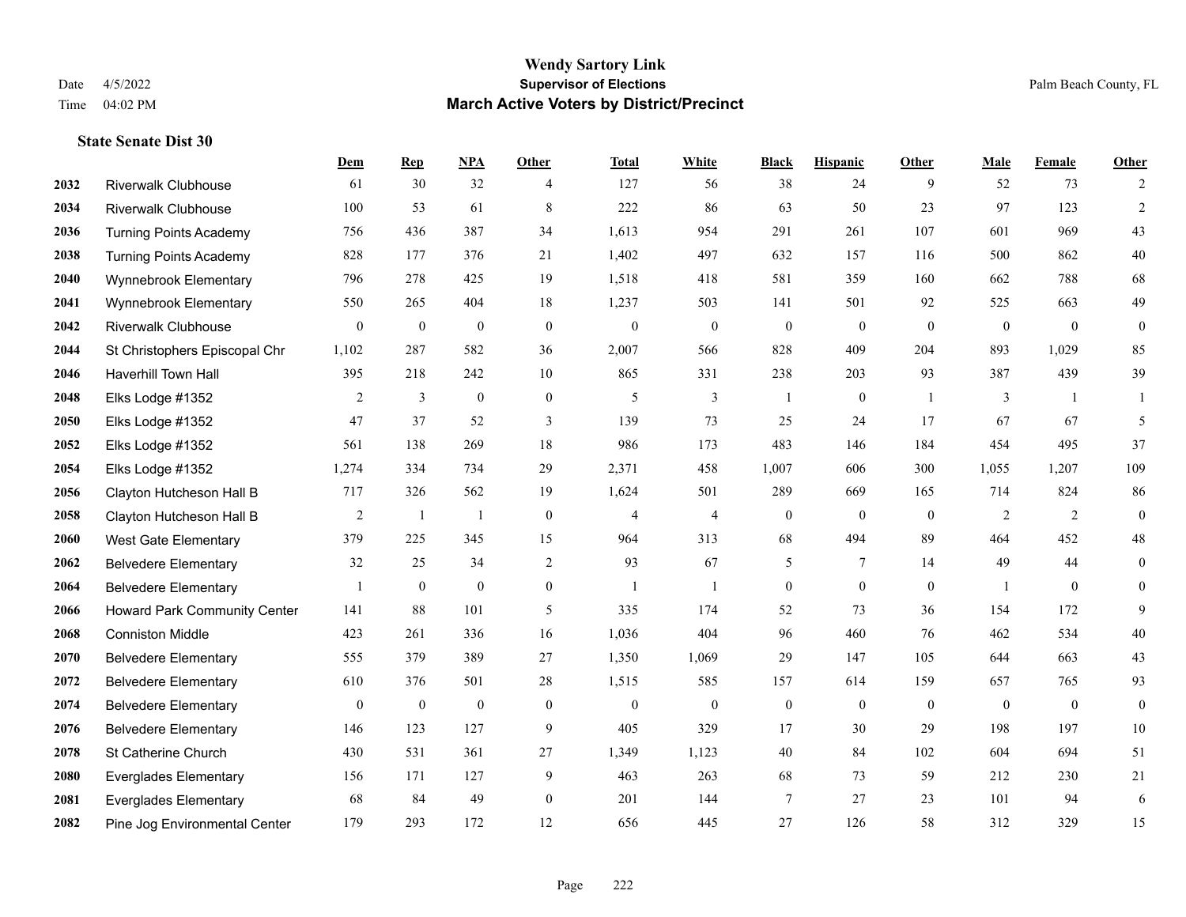# Wendy Sartory Link
## Supervisor of Elections
## March Active Voters by District/Precinct

Date 4/5/2022
Time 04:02 PM

Palm Beach County, FL

### State Senate Dist 30

| | | Dem | Rep | NPA | Other | Total | White | Black | Hispanic | Other | Male | Female | Other |
|---|---|---|---|---|---|---|---|---|---|---|---|---|---|
| 2032 | Riverwalk Clubhouse | 61 | 30 | 32 | 4 | 127 | 56 | 38 | 24 | 9 | 52 | 73 | 2 |
| 2034 | Riverwalk Clubhouse | 100 | 53 | 61 | 8 | 222 | 86 | 63 | 50 | 23 | 97 | 123 | 2 |
| 2036 | Turning Points Academy | 756 | 436 | 387 | 34 | 1,613 | 954 | 291 | 261 | 107 | 601 | 969 | 43 |
| 2038 | Turning Points Academy | 828 | 177 | 376 | 21 | 1,402 | 497 | 632 | 157 | 116 | 500 | 862 | 40 |
| 2040 | Wynnebrook Elementary | 796 | 278 | 425 | 19 | 1,518 | 418 | 581 | 359 | 160 | 662 | 788 | 68 |
| 2041 | Wynnebrook Elementary | 550 | 265 | 404 | 18 | 1,237 | 503 | 141 | 501 | 92 | 525 | 663 | 49 |
| 2042 | Riverwalk Clubhouse | 0 | 0 | 0 | 0 | 0 | 0 | 0 | 0 | 0 | 0 | 0 | 0 |
| 2044 | St Christophers Episcopal Chr | 1,102 | 287 | 582 | 36 | 2,007 | 566 | 828 | 409 | 204 | 893 | 1,029 | 85 |
| 2046 | Haverhill Town Hall | 395 | 218 | 242 | 10 | 865 | 331 | 238 | 203 | 93 | 387 | 439 | 39 |
| 2048 | Elks Lodge #1352 | 2 | 3 | 0 | 0 | 5 | 3 | 1 | 0 | 1 | 3 | 1 | 1 |
| 2050 | Elks Lodge #1352 | 47 | 37 | 52 | 3 | 139 | 73 | 25 | 24 | 17 | 67 | 67 | 5 |
| 2052 | Elks Lodge #1352 | 561 | 138 | 269 | 18 | 986 | 173 | 483 | 146 | 184 | 454 | 495 | 37 |
| 2054 | Elks Lodge #1352 | 1,274 | 334 | 734 | 29 | 2,371 | 458 | 1,007 | 606 | 300 | 1,055 | 1,207 | 109 |
| 2056 | Clayton Hutcheson Hall B | 717 | 326 | 562 | 19 | 1,624 | 501 | 289 | 669 | 165 | 714 | 824 | 86 |
| 2058 | Clayton Hutcheson Hall B | 2 | 1 | 1 | 0 | 4 | 4 | 0 | 0 | 0 | 2 | 2 | 0 |
| 2060 | West Gate Elementary | 379 | 225 | 345 | 15 | 964 | 313 | 68 | 494 | 89 | 464 | 452 | 48 |
| 2062 | Belvedere Elementary | 32 | 25 | 34 | 2 | 93 | 67 | 5 | 7 | 14 | 49 | 44 | 0 |
| 2064 | Belvedere Elementary | 1 | 0 | 0 | 0 | 1 | 1 | 0 | 0 | 0 | 1 | 0 | 0 |
| 2066 | Howard Park Community Center | 141 | 88 | 101 | 5 | 335 | 174 | 52 | 73 | 36 | 154 | 172 | 9 |
| 2068 | Conniston Middle | 423 | 261 | 336 | 16 | 1,036 | 404 | 96 | 460 | 76 | 462 | 534 | 40 |
| 2070 | Belvedere Elementary | 555 | 379 | 389 | 27 | 1,350 | 1,069 | 29 | 147 | 105 | 644 | 663 | 43 |
| 2072 | Belvedere Elementary | 610 | 376 | 501 | 28 | 1,515 | 585 | 157 | 614 | 159 | 657 | 765 | 93 |
| 2074 | Belvedere Elementary | 0 | 0 | 0 | 0 | 0 | 0 | 0 | 0 | 0 | 0 | 0 | 0 |
| 2076 | Belvedere Elementary | 146 | 123 | 127 | 9 | 405 | 329 | 17 | 30 | 29 | 198 | 197 | 10 |
| 2078 | St Catherine Church | 430 | 531 | 361 | 27 | 1,349 | 1,123 | 40 | 84 | 102 | 604 | 694 | 51 |
| 2080 | Everglades Elementary | 156 | 171 | 127 | 9 | 463 | 263 | 68 | 73 | 59 | 212 | 230 | 21 |
| 2081 | Everglades Elementary | 68 | 84 | 49 | 0 | 201 | 144 | 7 | 27 | 23 | 101 | 94 | 6 |
| 2082 | Pine Jog Environmental Center | 179 | 293 | 172 | 12 | 656 | 445 | 27 | 126 | 58 | 312 | 329 | 15 |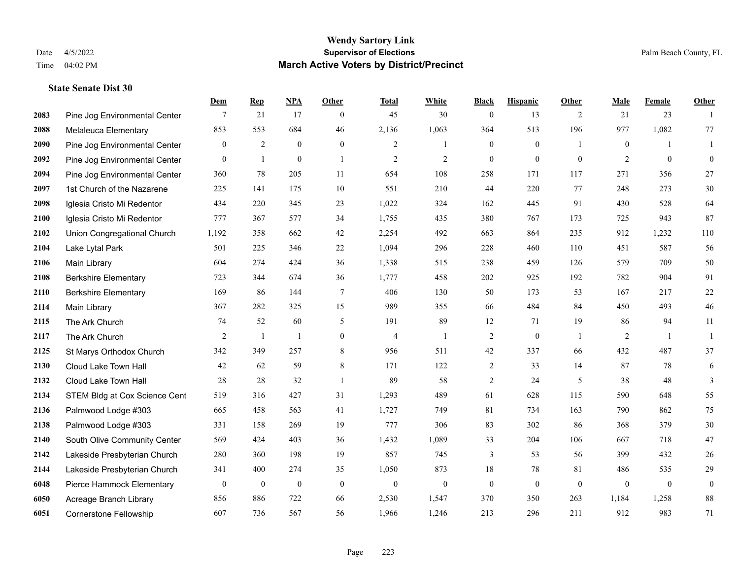**Wendy Sartory Link**
**Supervisor of Elections**
**March Active Voters by District/Precinct**

Date 4/5/2022
Time 04:02 PM
Palm Beach County, FL

### State Senate Dist 30

| | | Dem | Rep | NPA | Other | Total | White | Black | Hispanic | Other | Male | Female | Other |
|---|---|---|---|---|---|---|---|---|---|---|---|---|---|
| 2083 | Pine Jog Environmental Center | 7 | 21 | 17 | 0 | 45 | 30 | 0 | 13 | 2 | 21 | 23 | 1 |
| 2088 | Melaleuca Elementary | 853 | 553 | 684 | 46 | 2,136 | 1,063 | 364 | 513 | 196 | 977 | 1,082 | 77 |
| 2090 | Pine Jog Environmental Center | 0 | 2 | 0 | 0 | 2 | 1 | 0 | 0 | 1 | 0 | 1 | 1 |
| 2092 | Pine Jog Environmental Center | 0 | 1 | 0 | 1 | 2 | 2 | 0 | 0 | 0 | 2 | 0 | 0 |
| 2094 | Pine Jog Environmental Center | 360 | 78 | 205 | 11 | 654 | 108 | 258 | 171 | 117 | 271 | 356 | 27 |
| 2097 | 1st Church of the Nazarene | 225 | 141 | 175 | 10 | 551 | 210 | 44 | 220 | 77 | 248 | 273 | 30 |
| 2098 | Iglesia Cristo Mi Redentor | 434 | 220 | 345 | 23 | 1,022 | 324 | 162 | 445 | 91 | 430 | 528 | 64 |
| 2100 | Iglesia Cristo Mi Redentor | 777 | 367 | 577 | 34 | 1,755 | 435 | 380 | 767 | 173 | 725 | 943 | 87 |
| 2102 | Union Congregational Church | 1,192 | 358 | 662 | 42 | 2,254 | 492 | 663 | 864 | 235 | 912 | 1,232 | 110 |
| 2104 | Lake Lytal Park | 501 | 225 | 346 | 22 | 1,094 | 296 | 228 | 460 | 110 | 451 | 587 | 56 |
| 2106 | Main Library | 604 | 274 | 424 | 36 | 1,338 | 515 | 238 | 459 | 126 | 579 | 709 | 50 |
| 2108 | Berkshire Elementary | 723 | 344 | 674 | 36 | 1,777 | 458 | 202 | 925 | 192 | 782 | 904 | 91 |
| 2110 | Berkshire Elementary | 169 | 86 | 144 | 7 | 406 | 130 | 50 | 173 | 53 | 167 | 217 | 22 |
| 2114 | Main Library | 367 | 282 | 325 | 15 | 989 | 355 | 66 | 484 | 84 | 450 | 493 | 46 |
| 2115 | The Ark Church | 74 | 52 | 60 | 5 | 191 | 89 | 12 | 71 | 19 | 86 | 94 | 11 |
| 2117 | The Ark Church | 2 | 1 | 1 | 0 | 4 | 1 | 2 | 0 | 1 | 2 | 1 | 1 |
| 2125 | St Marys Orthodox Church | 342 | 349 | 257 | 8 | 956 | 511 | 42 | 337 | 66 | 432 | 487 | 37 |
| 2130 | Cloud Lake Town Hall | 42 | 62 | 59 | 8 | 171 | 122 | 2 | 33 | 14 | 87 | 78 | 6 |
| 2132 | Cloud Lake Town Hall | 28 | 28 | 32 | 1 | 89 | 58 | 2 | 24 | 5 | 38 | 48 | 3 |
| 2134 | STEM Bldg at Cox Science Cent | 519 | 316 | 427 | 31 | 1,293 | 489 | 61 | 628 | 115 | 590 | 648 | 55 |
| 2136 | Palmwood Lodge #303 | 665 | 458 | 563 | 41 | 1,727 | 749 | 81 | 734 | 163 | 790 | 862 | 75 |
| 2138 | Palmwood Lodge #303 | 331 | 158 | 269 | 19 | 777 | 306 | 83 | 302 | 86 | 368 | 379 | 30 |
| 2140 | South Olive Community Center | 569 | 424 | 403 | 36 | 1,432 | 1,089 | 33 | 204 | 106 | 667 | 718 | 47 |
| 2142 | Lakeside Presbyterian Church | 280 | 360 | 198 | 19 | 857 | 745 | 3 | 53 | 56 | 399 | 432 | 26 |
| 2144 | Lakeside Presbyterian Church | 341 | 400 | 274 | 35 | 1,050 | 873 | 18 | 78 | 81 | 486 | 535 | 29 |
| 6048 | Pierce Hammock Elementary | 0 | 0 | 0 | 0 | 0 | 0 | 0 | 0 | 0 | 0 | 0 | 0 |
| 6050 | Acreage Branch Library | 856 | 886 | 722 | 66 | 2,530 | 1,547 | 370 | 350 | 263 | 1,184 | 1,258 | 88 |
| 6051 | Cornerstone Fellowship | 607 | 736 | 567 | 56 | 1,966 | 1,246 | 213 | 296 | 211 | 912 | 983 | 71 |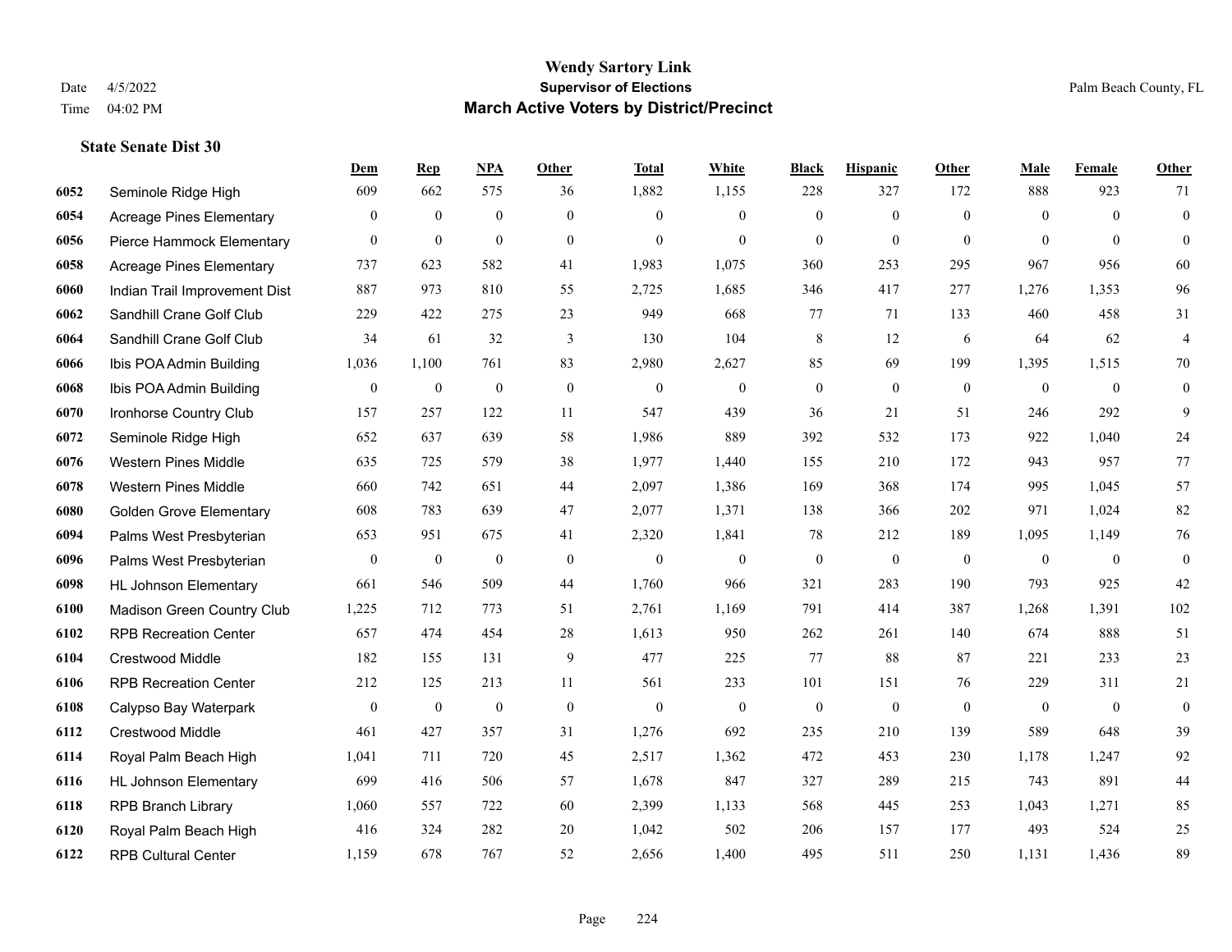# Wendy Sartory Link
## Supervisor of Elections
## March Active Voters by District/Precinct

Date 4/5/2022
Time 04:02 PM

Palm Beach County, FL

**State Senate Dist 30**

| | | Dem | Rep | NPA | Other | Total | White | Black | Hispanic | Other | Male | Female | Other |
|---|---|---|---|---|---|---|---|---|---|---|---|---|---|
| 6052 | Seminole Ridge High | 609 | 662 | 575 | 36 | 1,882 | 1,155 | 228 | 327 | 172 | 888 | 923 | 71 |
| 6054 | Acreage Pines Elementary | 0 | 0 | 0 | 0 | 0 | 0 | 0 | 0 | 0 | 0 | 0 | 0 |
| 6056 | Pierce Hammock Elementary | 0 | 0 | 0 | 0 | 0 | 0 | 0 | 0 | 0 | 0 | 0 | 0 |
| 6058 | Acreage Pines Elementary | 737 | 623 | 582 | 41 | 1,983 | 1,075 | 360 | 253 | 295 | 967 | 956 | 60 |
| 6060 | Indian Trail Improvement Dist | 887 | 973 | 810 | 55 | 2,725 | 1,685 | 346 | 417 | 277 | 1,276 | 1,353 | 96 |
| 6062 | Sandhill Crane Golf Club | 229 | 422 | 275 | 23 | 949 | 668 | 77 | 71 | 133 | 460 | 458 | 31 |
| 6064 | Sandhill Crane Golf Club | 34 | 61 | 32 | 3 | 130 | 104 | 8 | 12 | 6 | 64 | 62 | 4 |
| 6066 | Ibis POA Admin Building | 1,036 | 1,100 | 761 | 83 | 2,980 | 2,627 | 85 | 69 | 199 | 1,395 | 1,515 | 70 |
| 6068 | Ibis POA Admin Building | 0 | 0 | 0 | 0 | 0 | 0 | 0 | 0 | 0 | 0 | 0 | 0 |
| 6070 | Ironhorse Country Club | 157 | 257 | 122 | 11 | 547 | 439 | 36 | 21 | 51 | 246 | 292 | 9 |
| 6072 | Seminole Ridge High | 652 | 637 | 639 | 58 | 1,986 | 889 | 392 | 532 | 173 | 922 | 1,040 | 24 |
| 6076 | Western Pines Middle | 635 | 725 | 579 | 38 | 1,977 | 1,440 | 155 | 210 | 172 | 943 | 957 | 77 |
| 6078 | Western Pines Middle | 660 | 742 | 651 | 44 | 2,097 | 1,386 | 169 | 368 | 174 | 995 | 1,045 | 57 |
| 6080 | Golden Grove Elementary | 608 | 783 | 639 | 47 | 2,077 | 1,371 | 138 | 366 | 202 | 971 | 1,024 | 82 |
| 6094 | Palms West Presbyterian | 653 | 951 | 675 | 41 | 2,320 | 1,841 | 78 | 212 | 189 | 1,095 | 1,149 | 76 |
| 6096 | Palms West Presbyterian | 0 | 0 | 0 | 0 | 0 | 0 | 0 | 0 | 0 | 0 | 0 | 0 |
| 6098 | HL Johnson Elementary | 661 | 546 | 509 | 44 | 1,760 | 966 | 321 | 283 | 190 | 793 | 925 | 42 |
| 6100 | Madison Green Country Club | 1,225 | 712 | 773 | 51 | 2,761 | 1,169 | 791 | 414 | 387 | 1,268 | 1,391 | 102 |
| 6102 | RPB Recreation Center | 657 | 474 | 454 | 28 | 1,613 | 950 | 262 | 261 | 140 | 674 | 888 | 51 |
| 6104 | Crestwood Middle | 182 | 155 | 131 | 9 | 477 | 225 | 77 | 88 | 87 | 221 | 233 | 23 |
| 6106 | RPB Recreation Center | 212 | 125 | 213 | 11 | 561 | 233 | 101 | 151 | 76 | 229 | 311 | 21 |
| 6108 | Calypso Bay Waterpark | 0 | 0 | 0 | 0 | 0 | 0 | 0 | 0 | 0 | 0 | 0 | 0 |
| 6112 | Crestwood Middle | 461 | 427 | 357 | 31 | 1,276 | 692 | 235 | 210 | 139 | 589 | 648 | 39 |
| 6114 | Royal Palm Beach High | 1,041 | 711 | 720 | 45 | 2,517 | 1,362 | 472 | 453 | 230 | 1,178 | 1,247 | 92 |
| 6116 | HL Johnson Elementary | 699 | 416 | 506 | 57 | 1,678 | 847 | 327 | 289 | 215 | 743 | 891 | 44 |
| 6118 | RPB Branch Library | 1,060 | 557 | 722 | 60 | 2,399 | 1,133 | 568 | 445 | 253 | 1,043 | 1,271 | 85 |
| 6120 | Royal Palm Beach High | 416 | 324 | 282 | 20 | 1,042 | 502 | 206 | 157 | 177 | 493 | 524 | 25 |
| 6122 | RPB Cultural Center | 1,159 | 678 | 767 | 52 | 2,656 | 1,400 | 495 | 511 | 250 | 1,131 | 1,436 | 89 |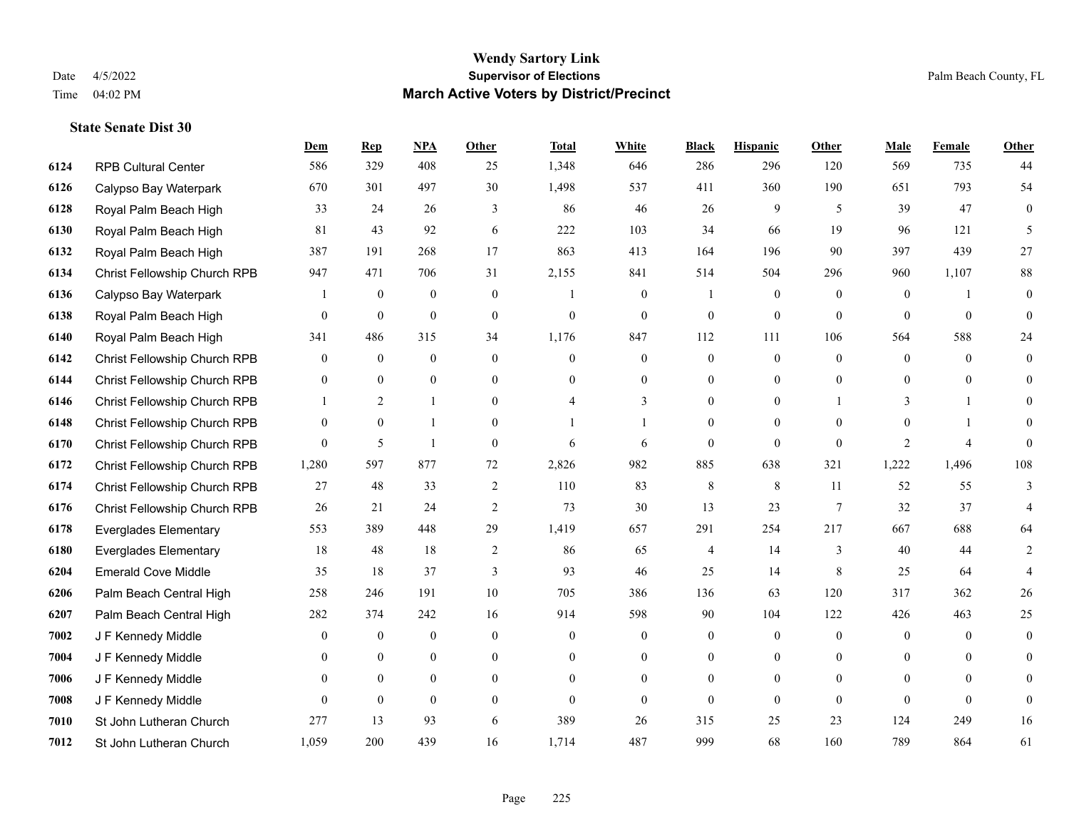# Wendy Sartory Link
## Supervisor of Elections
## March Active Voters by District/Precinct

Date 4/5/2022
Time 04:02 PM

Palm Beach County, FL

### State Senate Dist 30

| | | Dem | Rep | NPA | Other | Total | White | Black | Hispanic | Other | Male | Female | Other |
|---|---|---|---|---|---|---|---|---|---|---|---|---|---|
| 6124 | RPB Cultural Center | 586 | 329 | 408 | 25 | 1,348 | 646 | 286 | 296 | 120 | 569 | 735 | 44 |
| 6126 | Calypso Bay Waterpark | 670 | 301 | 497 | 30 | 1,498 | 537 | 411 | 360 | 190 | 651 | 793 | 54 |
| 6128 | Royal Palm Beach High | 33 | 24 | 26 | 3 | 86 | 46 | 26 | 9 | 5 | 39 | 47 | 0 |
| 6130 | Royal Palm Beach High | 81 | 43 | 92 | 6 | 222 | 103 | 34 | 66 | 19 | 96 | 121 | 5 |
| 6132 | Royal Palm Beach High | 387 | 191 | 268 | 17 | 863 | 413 | 164 | 196 | 90 | 397 | 439 | 27 |
| 6134 | Christ Fellowship Church RPB | 947 | 471 | 706 | 31 | 2,155 | 841 | 514 | 504 | 296 | 960 | 1,107 | 88 |
| 6136 | Calypso Bay Waterpark | 1 | 0 | 0 | 0 | 1 | 0 | 1 | 0 | 0 | 0 | 1 | 0 |
| 6138 | Royal Palm Beach High | 0 | 0 | 0 | 0 | 0 | 0 | 0 | 0 | 0 | 0 | 0 | 0 |
| 6140 | Royal Palm Beach High | 341 | 486 | 315 | 34 | 1,176 | 847 | 112 | 111 | 106 | 564 | 588 | 24 |
| 6142 | Christ Fellowship Church RPB | 0 | 0 | 0 | 0 | 0 | 0 | 0 | 0 | 0 | 0 | 0 | 0 |
| 6144 | Christ Fellowship Church RPB | 0 | 0 | 0 | 0 | 0 | 0 | 0 | 0 | 0 | 0 | 0 | 0 |
| 6146 | Christ Fellowship Church RPB | 1 | 2 | 1 | 0 | 4 | 3 | 0 | 0 | 1 | 3 | 1 | 0 |
| 6148 | Christ Fellowship Church RPB | 0 | 0 | 1 | 0 | 1 | 1 | 0 | 0 | 0 | 0 | 1 | 0 |
| 6170 | Christ Fellowship Church RPB | 0 | 5 | 1 | 0 | 6 | 6 | 0 | 0 | 0 | 2 | 4 | 0 |
| 6172 | Christ Fellowship Church RPB | 1,280 | 597 | 877 | 72 | 2,826 | 982 | 885 | 638 | 321 | 1,222 | 1,496 | 108 |
| 6174 | Christ Fellowship Church RPB | 27 | 48 | 33 | 2 | 110 | 83 | 8 | 8 | 11 | 52 | 55 | 3 |
| 6176 | Christ Fellowship Church RPB | 26 | 21 | 24 | 2 | 73 | 30 | 13 | 23 | 7 | 32 | 37 | 4 |
| 6178 | Everglades Elementary | 553 | 389 | 448 | 29 | 1,419 | 657 | 291 | 254 | 217 | 667 | 688 | 64 |
| 6180 | Everglades Elementary | 18 | 48 | 18 | 2 | 86 | 65 | 4 | 14 | 3 | 40 | 44 | 2 |
| 6204 | Emerald Cove Middle | 35 | 18 | 37 | 3 | 93 | 46 | 25 | 14 | 8 | 25 | 64 | 4 |
| 6206 | Palm Beach Central High | 258 | 246 | 191 | 10 | 705 | 386 | 136 | 63 | 120 | 317 | 362 | 26 |
| 6207 | Palm Beach Central High | 282 | 374 | 242 | 16 | 914 | 598 | 90 | 104 | 122 | 426 | 463 | 25 |
| 7002 | J F Kennedy Middle | 0 | 0 | 0 | 0 | 0 | 0 | 0 | 0 | 0 | 0 | 0 | 0 |
| 7004 | J F Kennedy Middle | 0 | 0 | 0 | 0 | 0 | 0 | 0 | 0 | 0 | 0 | 0 | 0 |
| 7006 | J F Kennedy Middle | 0 | 0 | 0 | 0 | 0 | 0 | 0 | 0 | 0 | 0 | 0 | 0 |
| 7008 | J F Kennedy Middle | 0 | 0 | 0 | 0 | 0 | 0 | 0 | 0 | 0 | 0 | 0 | 0 |
| 7010 | St John Lutheran Church | 277 | 13 | 93 | 6 | 389 | 26 | 315 | 25 | 23 | 124 | 249 | 16 |
| 7012 | St John Lutheran Church | 1,059 | 200 | 439 | 16 | 1,714 | 487 | 999 | 68 | 160 | 789 | 864 | 61 |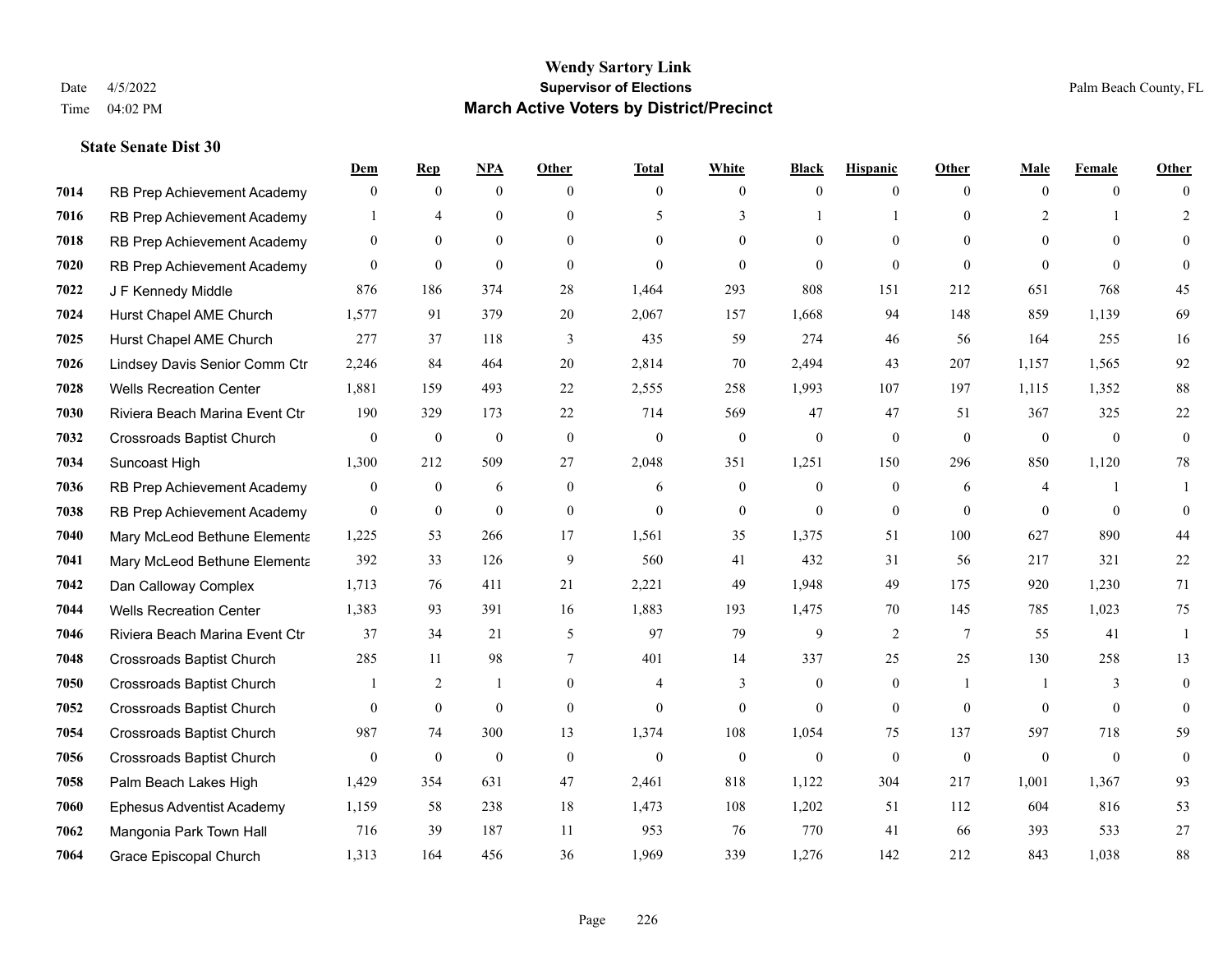# Wendy Sartory Link

**Supervisor of Elections**

**March Active Voters by District/Precinct**

Date 4/5/2022
Time 04:02 PM

Palm Beach County, FL

**State Senate Dist 30**

| | | Dem | Rep | NPA | Other | Total | White | Black | Hispanic | Other | Male | Female | Other |
|---|---|---|---|---|---|---|---|---|---|---|---|---|---|
| 7014 | RB Prep Achievement Academy | 0 | 0 | 0 | 0 | 0 | 0 | 0 | 0 | 0 | 0 | 0 | 0 |
| 7016 | RB Prep Achievement Academy | 1 | 4 | 0 | 0 | 5 | 3 | 1 | 1 | 0 | 2 | 1 | 2 |
| 7018 | RB Prep Achievement Academy | 0 | 0 | 0 | 0 | 0 | 0 | 0 | 0 | 0 | 0 | 0 | 0 |
| 7020 | RB Prep Achievement Academy | 0 | 0 | 0 | 0 | 0 | 0 | 0 | 0 | 0 | 0 | 0 | 0 |
| 7022 | J F Kennedy Middle | 876 | 186 | 374 | 28 | 1,464 | 293 | 808 | 151 | 212 | 651 | 768 | 45 |
| 7024 | Hurst Chapel AME Church | 1,577 | 91 | 379 | 20 | 2,067 | 157 | 1,668 | 94 | 148 | 859 | 1,139 | 69 |
| 7025 | Hurst Chapel AME Church | 277 | 37 | 118 | 3 | 435 | 59 | 274 | 46 | 56 | 164 | 255 | 16 |
| 7026 | Lindsey Davis Senior Comm Ctr | 2,246 | 84 | 464 | 20 | 2,814 | 70 | 2,494 | 43 | 207 | 1,157 | 1,565 | 92 |
| 7028 | Wells Recreation Center | 1,881 | 159 | 493 | 22 | 2,555 | 258 | 1,993 | 107 | 197 | 1,115 | 1,352 | 88 |
| 7030 | Riviera Beach Marina Event Ctr | 190 | 329 | 173 | 22 | 714 | 569 | 47 | 47 | 51 | 367 | 325 | 22 |
| 7032 | Crossroads Baptist Church | 0 | 0 | 0 | 0 | 0 | 0 | 0 | 0 | 0 | 0 | 0 | 0 |
| 7034 | Suncoast High | 1,300 | 212 | 509 | 27 | 2,048 | 351 | 1,251 | 150 | 296 | 850 | 1,120 | 78 |
| 7036 | RB Prep Achievement Academy | 0 | 0 | 6 | 0 | 6 | 0 | 0 | 0 | 6 | 4 | 1 | 1 |
| 7038 | RB Prep Achievement Academy | 0 | 0 | 0 | 0 | 0 | 0 | 0 | 0 | 0 | 0 | 0 | 0 |
| 7040 | Mary McLeod Bethune Elementa | 1,225 | 53 | 266 | 17 | 1,561 | 35 | 1,375 | 51 | 100 | 627 | 890 | 44 |
| 7041 | Mary McLeod Bethune Elementa | 392 | 33 | 126 | 9 | 560 | 41 | 432 | 31 | 56 | 217 | 321 | 22 |
| 7042 | Dan Calloway Complex | 1,713 | 76 | 411 | 21 | 2,221 | 49 | 1,948 | 49 | 175 | 920 | 1,230 | 71 |
| 7044 | Wells Recreation Center | 1,383 | 93 | 391 | 16 | 1,883 | 193 | 1,475 | 70 | 145 | 785 | 1,023 | 75 |
| 7046 | Riviera Beach Marina Event Ctr | 37 | 34 | 21 | 5 | 97 | 79 | 9 | 2 | 7 | 55 | 41 | 1 |
| 7048 | Crossroads Baptist Church | 285 | 11 | 98 | 7 | 401 | 14 | 337 | 25 | 25 | 130 | 258 | 13 |
| 7050 | Crossroads Baptist Church | 1 | 2 | 1 | 0 | 4 | 3 | 0 | 0 | 1 | 1 | 3 | 0 |
| 7052 | Crossroads Baptist Church | 0 | 0 | 0 | 0 | 0 | 0 | 0 | 0 | 0 | 0 | 0 | 0 |
| 7054 | Crossroads Baptist Church | 987 | 74 | 300 | 13 | 1,374 | 108 | 1,054 | 75 | 137 | 597 | 718 | 59 |
| 7056 | Crossroads Baptist Church | 0 | 0 | 0 | 0 | 0 | 0 | 0 | 0 | 0 | 0 | 0 | 0 |
| 7058 | Palm Beach Lakes High | 1,429 | 354 | 631 | 47 | 2,461 | 818 | 1,122 | 304 | 217 | 1,001 | 1,367 | 93 |
| 7060 | Ephesus Adventist Academy | 1,159 | 58 | 238 | 18 | 1,473 | 108 | 1,202 | 51 | 112 | 604 | 816 | 53 |
| 7062 | Mangonia Park Town Hall | 716 | 39 | 187 | 11 | 953 | 76 | 770 | 41 | 66 | 393 | 533 | 27 |
| 7064 | Grace Episcopal Church | 1,313 | 164 | 456 | 36 | 1,969 | 339 | 1,276 | 142 | 212 | 843 | 1,038 | 88 |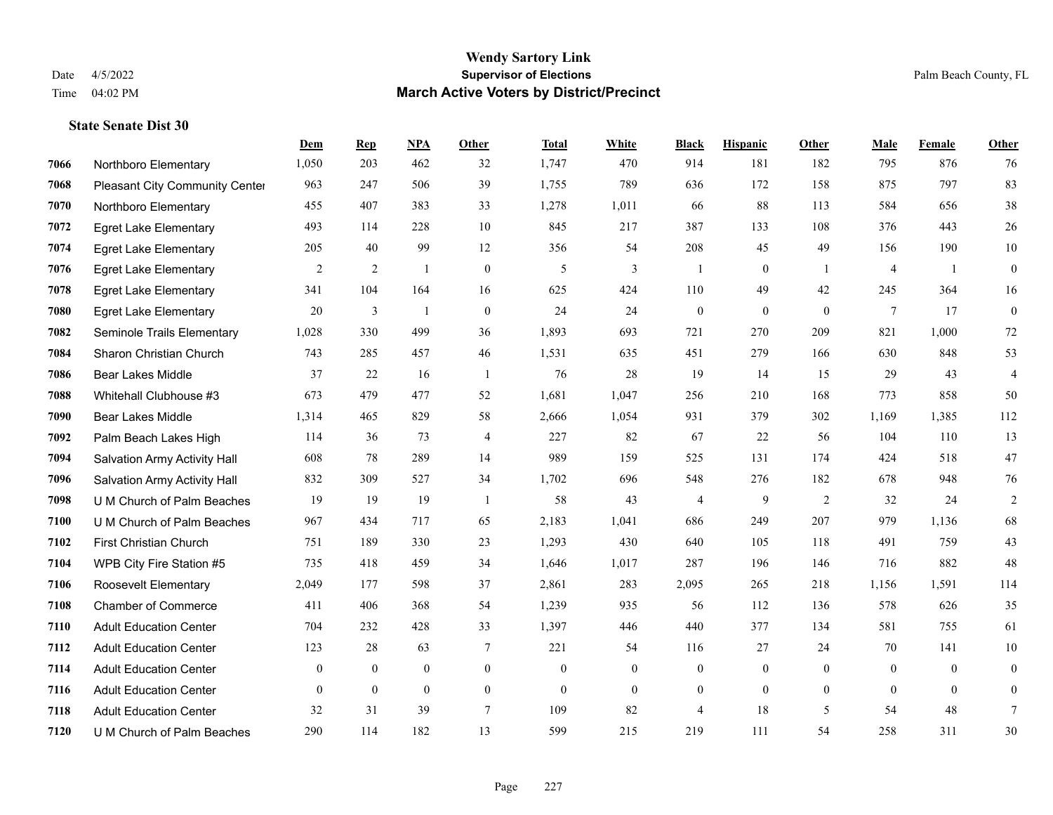# Wendy Sartory Link
## Supervisor of Elections
## March Active Voters by District/Precinct

Date 4/5/2022
Time 04:02 PM

Palm Beach County, FL

### State Senate Dist 30

| | | Dem | Rep | NPA | Other | Total | White | Black | Hispanic | Other | Male | Female | Other |
|---|---|---|---|---|---|---|---|---|---|---|---|---|---|
| 7066 | Northboro Elementary | 1,050 | 203 | 462 | 32 | 1,747 | 470 | 914 | 181 | 182 | 795 | 876 | 76 |
| 7068 | Pleasant City Community Center | 963 | 247 | 506 | 39 | 1,755 | 789 | 636 | 172 | 158 | 875 | 797 | 83 |
| 7070 | Northboro Elementary | 455 | 407 | 383 | 33 | 1,278 | 1,011 | 66 | 88 | 113 | 584 | 656 | 38 |
| 7072 | Egret Lake Elementary | 493 | 114 | 228 | 10 | 845 | 217 | 387 | 133 | 108 | 376 | 443 | 26 |
| 7074 | Egret Lake Elementary | 205 | 40 | 99 | 12 | 356 | 54 | 208 | 45 | 49 | 156 | 190 | 10 |
| 7076 | Egret Lake Elementary | 2 | 2 | 1 | 0 | 5 | 3 | 1 | 0 | 1 | 4 | 1 | 0 |
| 7078 | Egret Lake Elementary | 341 | 104 | 164 | 16 | 625 | 424 | 110 | 49 | 42 | 245 | 364 | 16 |
| 7080 | Egret Lake Elementary | 20 | 3 | 1 | 0 | 24 | 24 | 0 | 0 | 0 | 7 | 17 | 0 |
| 7082 | Seminole Trails Elementary | 1,028 | 330 | 499 | 36 | 1,893 | 693 | 721 | 270 | 209 | 821 | 1,000 | 72 |
| 7084 | Sharon Christian Church | 743 | 285 | 457 | 46 | 1,531 | 635 | 451 | 279 | 166 | 630 | 848 | 53 |
| 7086 | Bear Lakes Middle | 37 | 22 | 16 | 1 | 76 | 28 | 19 | 14 | 15 | 29 | 43 | 4 |
| 7088 | Whitehall Clubhouse #3 | 673 | 479 | 477 | 52 | 1,681 | 1,047 | 256 | 210 | 168 | 773 | 858 | 50 |
| 7090 | Bear Lakes Middle | 1,314 | 465 | 829 | 58 | 2,666 | 1,054 | 931 | 379 | 302 | 1,169 | 1,385 | 112 |
| 7092 | Palm Beach Lakes High | 114 | 36 | 73 | 4 | 227 | 82 | 67 | 22 | 56 | 104 | 110 | 13 |
| 7094 | Salvation Army Activity Hall | 608 | 78 | 289 | 14 | 989 | 159 | 525 | 131 | 174 | 424 | 518 | 47 |
| 7096 | Salvation Army Activity Hall | 832 | 309 | 527 | 34 | 1,702 | 696 | 548 | 276 | 182 | 678 | 948 | 76 |
| 7098 | U M Church of Palm Beaches | 19 | 19 | 19 | 1 | 58 | 43 | 4 | 9 | 2 | 32 | 24 | 2 |
| 7100 | U M Church of Palm Beaches | 967 | 434 | 717 | 65 | 2,183 | 1,041 | 686 | 249 | 207 | 979 | 1,136 | 68 |
| 7102 | First Christian Church | 751 | 189 | 330 | 23 | 1,293 | 430 | 640 | 105 | 118 | 491 | 759 | 43 |
| 7104 | WPB City Fire Station #5 | 735 | 418 | 459 | 34 | 1,646 | 1,017 | 287 | 196 | 146 | 716 | 882 | 48 |
| 7106 | Roosevelt Elementary | 2,049 | 177 | 598 | 37 | 2,861 | 283 | 2,095 | 265 | 218 | 1,156 | 1,591 | 114 |
| 7108 | Chamber of Commerce | 411 | 406 | 368 | 54 | 1,239 | 935 | 56 | 112 | 136 | 578 | 626 | 35 |
| 7110 | Adult Education Center | 704 | 232 | 428 | 33 | 1,397 | 446 | 440 | 377 | 134 | 581 | 755 | 61 |
| 7112 | Adult Education Center | 123 | 28 | 63 | 7 | 221 | 54 | 116 | 27 | 24 | 70 | 141 | 10 |
| 7114 | Adult Education Center | 0 | 0 | 0 | 0 | 0 | 0 | 0 | 0 | 0 | 0 | 0 | 0 |
| 7116 | Adult Education Center | 0 | 0 | 0 | 0 | 0 | 0 | 0 | 0 | 0 | 0 | 0 | 0 |
| 7118 | Adult Education Center | 32 | 31 | 39 | 7 | 109 | 82 | 4 | 18 | 5 | 54 | 48 | 7 |
| 7120 | U M Church of Palm Beaches | 290 | 114 | 182 | 13 | 599 | 215 | 219 | 111 | 54 | 258 | 311 | 30 |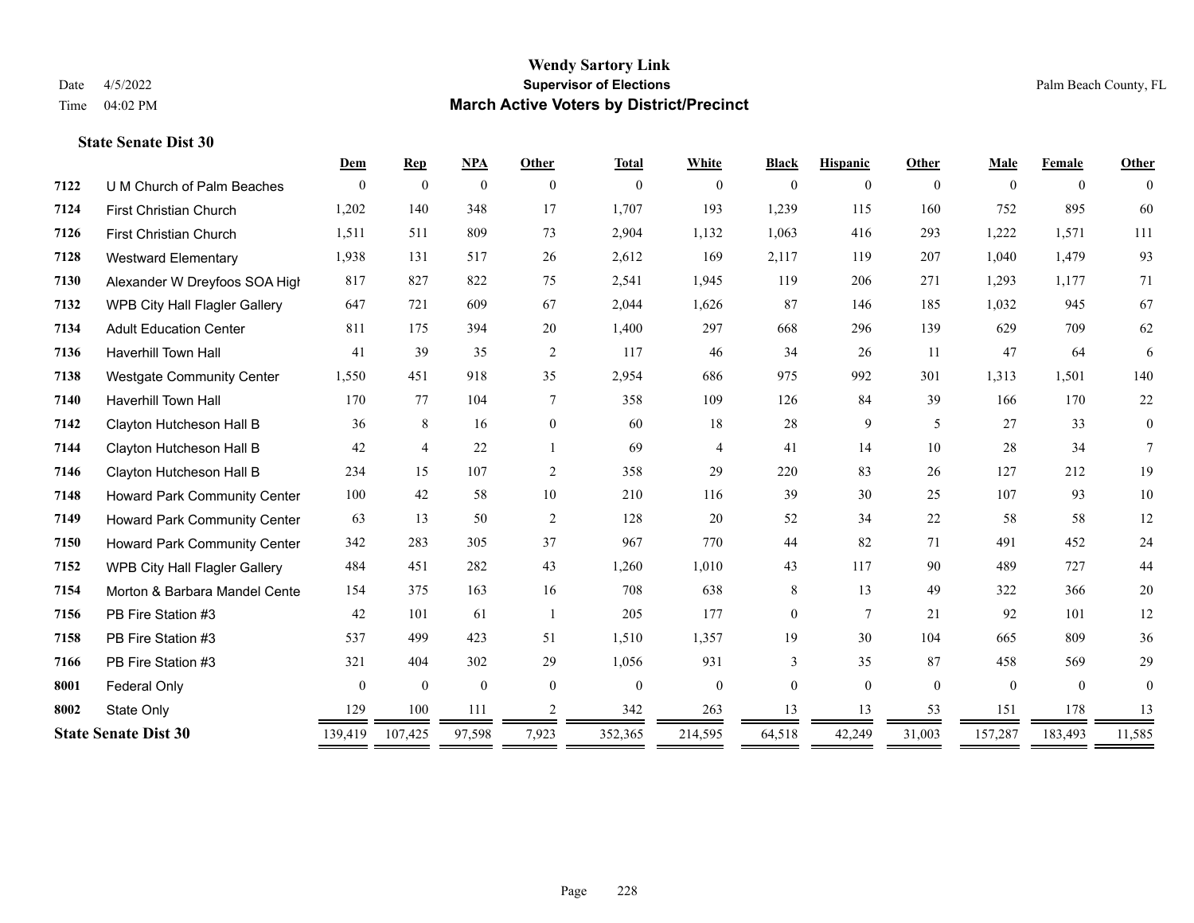# Wendy Sartory Link

**Supervisor of Elections**

**March Active Voters by District/Precinct**

Date 4/5/2022

Time 04:02 PM

Palm Beach County, FL

### State Senate Dist 30

| | | Dem | Rep | NPA | Other | Total | White | Black | Hispanic | Other | Male | Female | Other |
|---|---|---|---|---|---|---|---|---|---|---|---|---|---|
| 7122 | U M Church of Palm Beaches | 0 | 0 | 0 | 0 | 0 | 0 | 0 | 0 | 0 | 0 | 0 | 0 |
| 7124 | First Christian Church | 1,202 | 140 | 348 | 17 | 1,707 | 193 | 1,239 | 115 | 160 | 752 | 895 | 60 |
| 7126 | First Christian Church | 1,511 | 511 | 809 | 73 | 2,904 | 1,132 | 1,063 | 416 | 293 | 1,222 | 1,571 | 111 |
| 7128 | Westward Elementary | 1,938 | 131 | 517 | 26 | 2,612 | 169 | 2,117 | 119 | 207 | 1,040 | 1,479 | 93 |
| 7130 | Alexander W Dreyfoos SOA High | 817 | 827 | 822 | 75 | 2,541 | 1,945 | 119 | 206 | 271 | 1,293 | 1,177 | 71 |
| 7132 | WPB City Hall Flagler Gallery | 647 | 721 | 609 | 67 | 2,044 | 1,626 | 87 | 146 | 185 | 1,032 | 945 | 67 |
| 7134 | Adult Education Center | 811 | 175 | 394 | 20 | 1,400 | 297 | 668 | 296 | 139 | 629 | 709 | 62 |
| 7136 | Haverhill Town Hall | 41 | 39 | 35 | 2 | 117 | 46 | 34 | 26 | 11 | 47 | 64 | 6 |
| 7138 | Westgate Community Center | 1,550 | 451 | 918 | 35 | 2,954 | 686 | 975 | 992 | 301 | 1,313 | 1,501 | 140 |
| 7140 | Haverhill Town Hall | 170 | 77 | 104 | 7 | 358 | 109 | 126 | 84 | 39 | 166 | 170 | 22 |
| 7142 | Clayton Hutcheson Hall B | 36 | 8 | 16 | 0 | 60 | 18 | 28 | 9 | 5 | 27 | 33 | 0 |
| 7144 | Clayton Hutcheson Hall B | 42 | 4 | 22 | 1 | 69 | 4 | 41 | 14 | 10 | 28 | 34 | 7 |
| 7146 | Clayton Hutcheson Hall B | 234 | 15 | 107 | 2 | 358 | 29 | 220 | 83 | 26 | 127 | 212 | 19 |
| 7148 | Howard Park Community Center | 100 | 42 | 58 | 10 | 210 | 116 | 39 | 30 | 25 | 107 | 93 | 10 |
| 7149 | Howard Park Community Center | 63 | 13 | 50 | 2 | 128 | 20 | 52 | 34 | 22 | 58 | 58 | 12 |
| 7150 | Howard Park Community Center | 342 | 283 | 305 | 37 | 967 | 770 | 44 | 82 | 71 | 491 | 452 | 24 |
| 7152 | WPB City Hall Flagler Gallery | 484 | 451 | 282 | 43 | 1,260 | 1,010 | 43 | 117 | 90 | 489 | 727 | 44 |
| 7154 | Morton & Barbara Mandel Cente | 154 | 375 | 163 | 16 | 708 | 638 | 8 | 13 | 49 | 322 | 366 | 20 |
| 7156 | PB Fire Station #3 | 42 | 101 | 61 | 1 | 205 | 177 | 0 | 7 | 21 | 92 | 101 | 12 |
| 7158 | PB Fire Station #3 | 537 | 499 | 423 | 51 | 1,510 | 1,357 | 19 | 30 | 104 | 665 | 809 | 36 |
| 7166 | PB Fire Station #3 | 321 | 404 | 302 | 29 | 1,056 | 931 | 3 | 35 | 87 | 458 | 569 | 29 |
| 8001 | Federal Only | 0 | 0 | 0 | 0 | 0 | 0 | 0 | 0 | 0 | 0 | 0 | 0 |
| 8002 | State Only | 129 | 100 | 111 | 2 | 342 | 263 | 13 | 13 | 53 | 151 | 178 | 13 |
| **State Senate Dist 30** | | 139,419 | 107,425 | 97,598 | 7,923 | 352,365 | 214,595 | 64,518 | 42,249 | 31,003 | 157,287 | 183,493 | 11,585 |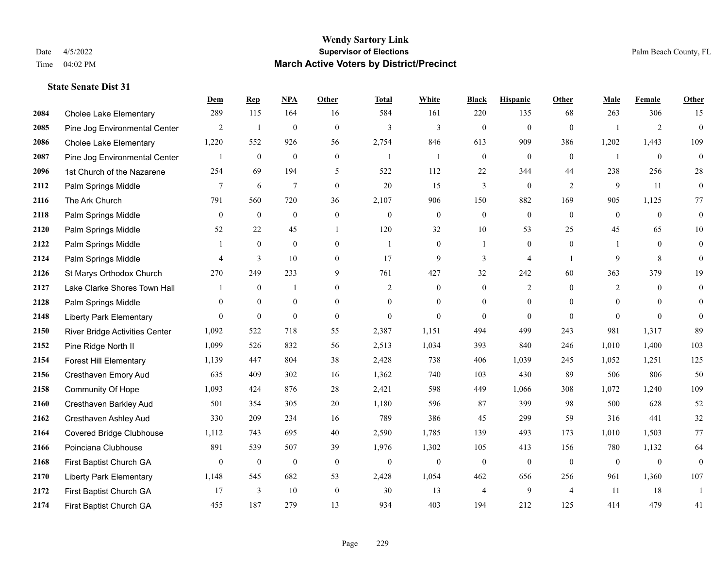# Wendy Sartory Link

**Supervisor of Elections**

**March Active Voters by District/Precinct**

Date 4/5/2022
Time 04:02 PM

Palm Beach County, FL

### State Senate Dist 31

| | | Dem | Rep | NPA | Other | Total | White | Black | Hispanic | Other | Male | Female | Other |
|---|---|---|---|---|---|---|---|---|---|---|---|---|---|
| 2084 | Cholee Lake Elementary | 289 | 115 | 164 | 16 | 584 | 161 | 220 | 135 | 68 | 263 | 306 | 15 |
| 2085 | Pine Jog Environmental Center | 2 | 1 | 0 | 0 | 3 | 3 | 0 | 0 | 0 | 1 | 2 | 0 |
| 2086 | Cholee Lake Elementary | 1,220 | 552 | 926 | 56 | 2,754 | 846 | 613 | 909 | 386 | 1,202 | 1,443 | 109 |
| 2087 | Pine Jog Environmental Center | 1 | 0 | 0 | 0 | 1 | 1 | 0 | 0 | 0 | 1 | 0 | 0 |
| 2096 | 1st Church of the Nazarene | 254 | 69 | 194 | 5 | 522 | 112 | 22 | 344 | 44 | 238 | 256 | 28 |
| 2112 | Palm Springs Middle | 7 | 6 | 7 | 0 | 20 | 15 | 3 | 0 | 2 | 9 | 11 | 0 |
| 2116 | The Ark Church | 791 | 560 | 720 | 36 | 2,107 | 906 | 150 | 882 | 169 | 905 | 1,125 | 77 |
| 2118 | Palm Springs Middle | 0 | 0 | 0 | 0 | 0 | 0 | 0 | 0 | 0 | 0 | 0 | 0 |
| 2120 | Palm Springs Middle | 52 | 22 | 45 | 1 | 120 | 32 | 10 | 53 | 25 | 45 | 65 | 10 |
| 2122 | Palm Springs Middle | 1 | 0 | 0 | 0 | 1 | 0 | 1 | 0 | 0 | 1 | 0 | 0 |
| 2124 | Palm Springs Middle | 4 | 3 | 10 | 0 | 17 | 9 | 3 | 4 | 1 | 9 | 8 | 0 |
| 2126 | St Marys Orthodox Church | 270 | 249 | 233 | 9 | 761 | 427 | 32 | 242 | 60 | 363 | 379 | 19 |
| 2127 | Lake Clarke Shores Town Hall | 1 | 0 | 1 | 0 | 2 | 0 | 0 | 2 | 0 | 2 | 0 | 0 |
| 2128 | Palm Springs Middle | 0 | 0 | 0 | 0 | 0 | 0 | 0 | 0 | 0 | 0 | 0 | 0 |
| 2148 | Liberty Park Elementary | 0 | 0 | 0 | 0 | 0 | 0 | 0 | 0 | 0 | 0 | 0 | 0 |
| 2150 | River Bridge Activities Center | 1,092 | 522 | 718 | 55 | 2,387 | 1,151 | 494 | 499 | 243 | 981 | 1,317 | 89 |
| 2152 | Pine Ridge North II | 1,099 | 526 | 832 | 56 | 2,513 | 1,034 | 393 | 840 | 246 | 1,010 | 1,400 | 103 |
| 2154 | Forest Hill Elementary | 1,139 | 447 | 804 | 38 | 2,428 | 738 | 406 | 1,039 | 245 | 1,052 | 1,251 | 125 |
| 2156 | Cresthaven Emory Aud | 635 | 409 | 302 | 16 | 1,362 | 740 | 103 | 430 | 89 | 506 | 806 | 50 |
| 2158 | Community Of Hope | 1,093 | 424 | 876 | 28 | 2,421 | 598 | 449 | 1,066 | 308 | 1,072 | 1,240 | 109 |
| 2160 | Cresthaven Barkley Aud | 501 | 354 | 305 | 20 | 1,180 | 596 | 87 | 399 | 98 | 500 | 628 | 52 |
| 2162 | Cresthaven Ashley Aud | 330 | 209 | 234 | 16 | 789 | 386 | 45 | 299 | 59 | 316 | 441 | 32 |
| 2164 | Covered Bridge Clubhouse | 1,112 | 743 | 695 | 40 | 2,590 | 1,785 | 139 | 493 | 173 | 1,010 | 1,503 | 77 |
| 2166 | Poinciana Clubhouse | 891 | 539 | 507 | 39 | 1,976 | 1,302 | 105 | 413 | 156 | 780 | 1,132 | 64 |
| 2168 | First Baptist Church GA | 0 | 0 | 0 | 0 | 0 | 0 | 0 | 0 | 0 | 0 | 0 | 0 |
| 2170 | Liberty Park Elementary | 1,148 | 545 | 682 | 53 | 2,428 | 1,054 | 462 | 656 | 256 | 961 | 1,360 | 107 |
| 2172 | First Baptist Church GA | 17 | 3 | 10 | 0 | 30 | 13 | 4 | 9 | 4 | 11 | 18 | 1 |
| 2174 | First Baptist Church GA | 455 | 187 | 279 | 13 | 934 | 403 | 194 | 212 | 125 | 414 | 479 | 41 |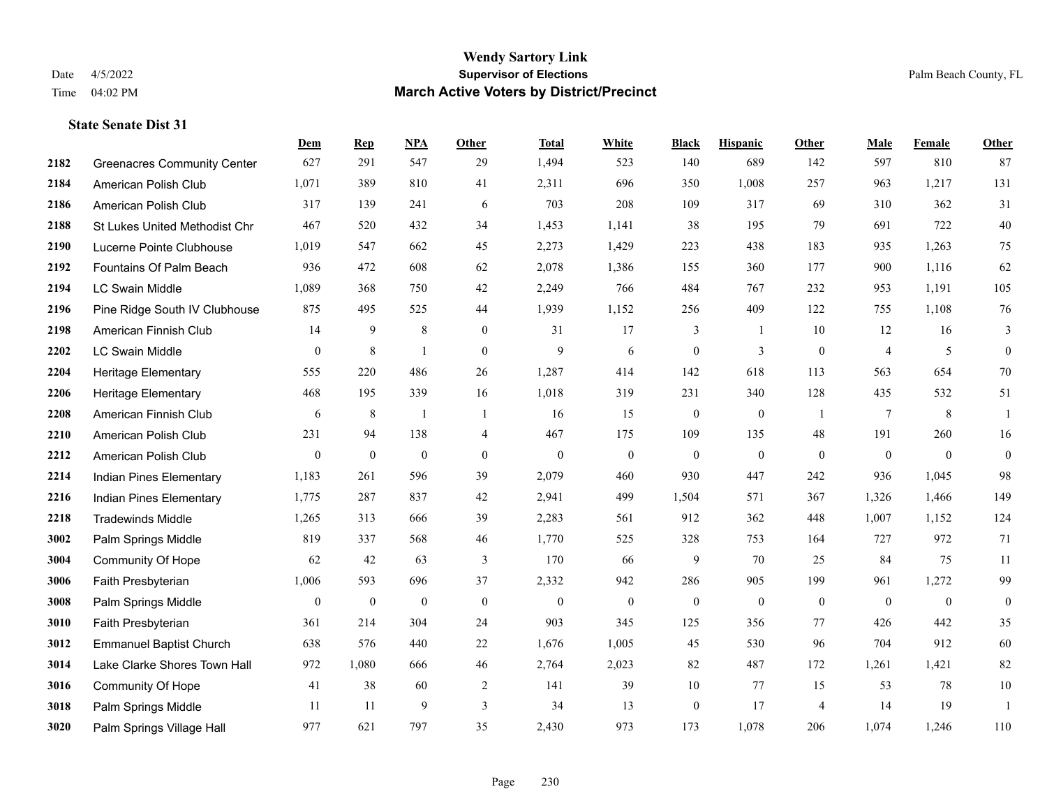# Wendy Sartory Link

**Supervisor of Elections**

**March Active Voters by District/Precinct**

Date 4/5/2022

Time 04:02 PM

Palm Beach County, FL

### State Senate Dist 31

| | | Dem | Rep | NPA | Other | Total | White | Black | Hispanic | Other | Male | Female | Other |
|---|---|---|---|---|---|---|---|---|---|---|---|---|---|
| 2182 | Greenacres Community Center | 627 | 291 | 547 | 29 | 1,494 | 523 | 140 | 689 | 142 | 597 | 810 | 87 |
| 2184 | American Polish Club | 1,071 | 389 | 810 | 41 | 2,311 | 696 | 350 | 1,008 | 257 | 963 | 1,217 | 131 |
| 2186 | American Polish Club | 317 | 139 | 241 | 6 | 703 | 208 | 109 | 317 | 69 | 310 | 362 | 31 |
| 2188 | St Lukes United Methodist Chr | 467 | 520 | 432 | 34 | 1,453 | 1,141 | 38 | 195 | 79 | 691 | 722 | 40 |
| 2190 | Lucerne Pointe Clubhouse | 1,019 | 547 | 662 | 45 | 2,273 | 1,429 | 223 | 438 | 183 | 935 | 1,263 | 75 |
| 2192 | Fountains Of Palm Beach | 936 | 472 | 608 | 62 | 2,078 | 1,386 | 155 | 360 | 177 | 900 | 1,116 | 62 |
| 2194 | LC Swain Middle | 1,089 | 368 | 750 | 42 | 2,249 | 766 | 484 | 767 | 232 | 953 | 1,191 | 105 |
| 2196 | Pine Ridge South IV Clubhouse | 875 | 495 | 525 | 44 | 1,939 | 1,152 | 256 | 409 | 122 | 755 | 1,108 | 76 |
| 2198 | American Finnish Club | 14 | 9 | 8 | 0 | 31 | 17 | 3 | 1 | 10 | 12 | 16 | 3 |
| 2202 | LC Swain Middle | 0 | 8 | 1 | 0 | 9 | 6 | 0 | 3 | 0 | 4 | 5 | 0 |
| 2204 | Heritage Elementary | 555 | 220 | 486 | 26 | 1,287 | 414 | 142 | 618 | 113 | 563 | 654 | 70 |
| 2206 | Heritage Elementary | 468 | 195 | 339 | 16 | 1,018 | 319 | 231 | 340 | 128 | 435 | 532 | 51 |
| 2208 | American Finnish Club | 6 | 8 | 1 | 1 | 16 | 15 | 0 | 0 | 1 | 7 | 8 | 1 |
| 2210 | American Polish Club | 231 | 94 | 138 | 4 | 467 | 175 | 109 | 135 | 48 | 191 | 260 | 16 |
| 2212 | American Polish Club | 0 | 0 | 0 | 0 | 0 | 0 | 0 | 0 | 0 | 0 | 0 | 0 |
| 2214 | Indian Pines Elementary | 1,183 | 261 | 596 | 39 | 2,079 | 460 | 930 | 447 | 242 | 936 | 1,045 | 98 |
| 2216 | Indian Pines Elementary | 1,775 | 287 | 837 | 42 | 2,941 | 499 | 1,504 | 571 | 367 | 1,326 | 1,466 | 149 |
| 2218 | Tradewinds Middle | 1,265 | 313 | 666 | 39 | 2,283 | 561 | 912 | 362 | 448 | 1,007 | 1,152 | 124 |
| 3002 | Palm Springs Middle | 819 | 337 | 568 | 46 | 1,770 | 525 | 328 | 753 | 164 | 727 | 972 | 71 |
| 3004 | Community Of Hope | 62 | 42 | 63 | 3 | 170 | 66 | 9 | 70 | 25 | 84 | 75 | 11 |
| 3006 | Faith Presbyterian | 1,006 | 593 | 696 | 37 | 2,332 | 942 | 286 | 905 | 199 | 961 | 1,272 | 99 |
| 3008 | Palm Springs Middle | 0 | 0 | 0 | 0 | 0 | 0 | 0 | 0 | 0 | 0 | 0 | 0 |
| 3010 | Faith Presbyterian | 361 | 214 | 304 | 24 | 903 | 345 | 125 | 356 | 77 | 426 | 442 | 35 |
| 3012 | Emmanuel Baptist Church | 638 | 576 | 440 | 22 | 1,676 | 1,005 | 45 | 530 | 96 | 704 | 912 | 60 |
| 3014 | Lake Clarke Shores Town Hall | 972 | 1,080 | 666 | 46 | 2,764 | 2,023 | 82 | 487 | 172 | 1,261 | 1,421 | 82 |
| 3016 | Community Of Hope | 41 | 38 | 60 | 2 | 141 | 39 | 10 | 77 | 15 | 53 | 78 | 10 |
| 3018 | Palm Springs Middle | 11 | 11 | 9 | 3 | 34 | 13 | 0 | 17 | 4 | 14 | 19 | 1 |
| 3020 | Palm Springs Village Hall | 977 | 621 | 797 | 35 | 2,430 | 973 | 173 | 1,078 | 206 | 1,074 | 1,246 | 110 |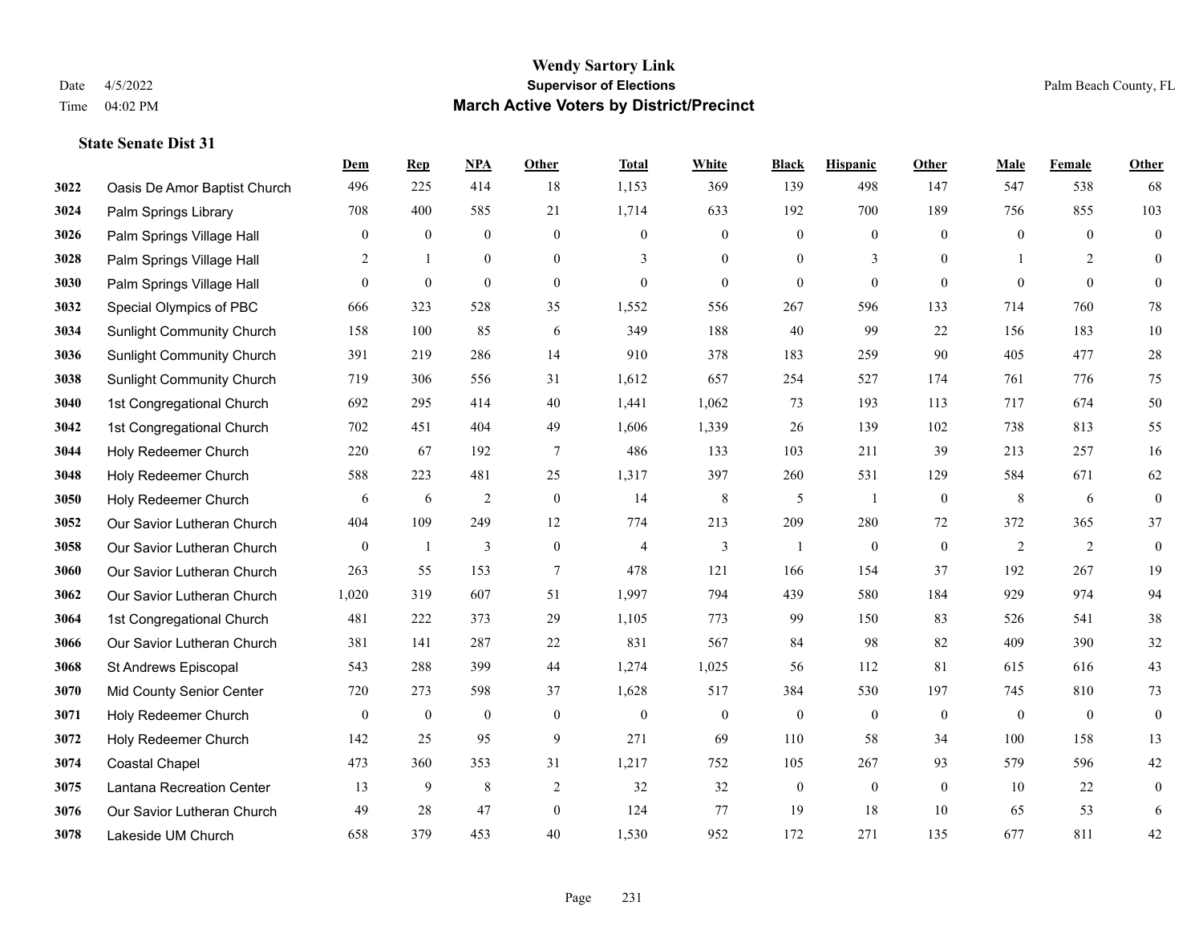# Wendy Sartory Link
## Supervisor of Elections
## March Active Voters by District/Precinct

Date 4/5/2022
Time 04:02 PM

Palm Beach County, FL

### State Senate Dist 31

| | | Dem | Rep | NPA | Other | Total | White | Black | Hispanic | Other | Male | Female | Other |
|---|---|---|---|---|---|---|---|---|---|---|---|---|---|
| 3022 | Oasis De Amor Baptist Church | 496 | 225 | 414 | 18 | 1,153 | 369 | 139 | 498 | 147 | 547 | 538 | 68 |
| 3024 | Palm Springs Library | 708 | 400 | 585 | 21 | 1,714 | 633 | 192 | 700 | 189 | 756 | 855 | 103 |
| 3026 | Palm Springs Village Hall | 0 | 0 | 0 | 0 | 0 | 0 | 0 | 0 | 0 | 0 | 0 | 0 |
| 3028 | Palm Springs Village Hall | 2 | 1 | 0 | 0 | 3 | 0 | 0 | 3 | 0 | 1 | 2 | 0 |
| 3030 | Palm Springs Village Hall | 0 | 0 | 0 | 0 | 0 | 0 | 0 | 0 | 0 | 0 | 0 | 0 |
| 3032 | Special Olympics of PBC | 666 | 323 | 528 | 35 | 1,552 | 556 | 267 | 596 | 133 | 714 | 760 | 78 |
| 3034 | Sunlight Community Church | 158 | 100 | 85 | 6 | 349 | 188 | 40 | 99 | 22 | 156 | 183 | 10 |
| 3036 | Sunlight Community Church | 391 | 219 | 286 | 14 | 910 | 378 | 183 | 259 | 90 | 405 | 477 | 28 |
| 3038 | Sunlight Community Church | 719 | 306 | 556 | 31 | 1,612 | 657 | 254 | 527 | 174 | 761 | 776 | 75 |
| 3040 | 1st Congregational Church | 692 | 295 | 414 | 40 | 1,441 | 1,062 | 73 | 193 | 113 | 717 | 674 | 50 |
| 3042 | 1st Congregational Church | 702 | 451 | 404 | 49 | 1,606 | 1,339 | 26 | 139 | 102 | 738 | 813 | 55 |
| 3044 | Holy Redeemer Church | 220 | 67 | 192 | 7 | 486 | 133 | 103 | 211 | 39 | 213 | 257 | 16 |
| 3048 | Holy Redeemer Church | 588 | 223 | 481 | 25 | 1,317 | 397 | 260 | 531 | 129 | 584 | 671 | 62 |
| 3050 | Holy Redeemer Church | 6 | 6 | 2 | 0 | 14 | 8 | 5 | 1 | 0 | 8 | 6 | 0 |
| 3052 | Our Savior Lutheran Church | 404 | 109 | 249 | 12 | 774 | 213 | 209 | 280 | 72 | 372 | 365 | 37 |
| 3058 | Our Savior Lutheran Church | 0 | 1 | 3 | 0 | 4 | 3 | 1 | 0 | 0 | 2 | 2 | 0 |
| 3060 | Our Savior Lutheran Church | 263 | 55 | 153 | 7 | 478 | 121 | 166 | 154 | 37 | 192 | 267 | 19 |
| 3062 | Our Savior Lutheran Church | 1,020 | 319 | 607 | 51 | 1,997 | 794 | 439 | 580 | 184 | 929 | 974 | 94 |
| 3064 | 1st Congregational Church | 481 | 222 | 373 | 29 | 1,105 | 773 | 99 | 150 | 83 | 526 | 541 | 38 |
| 3066 | Our Savior Lutheran Church | 381 | 141 | 287 | 22 | 831 | 567 | 84 | 98 | 82 | 409 | 390 | 32 |
| 3068 | St Andrews Episcopal | 543 | 288 | 399 | 44 | 1,274 | 1,025 | 56 | 112 | 81 | 615 | 616 | 43 |
| 3070 | Mid County Senior Center | 720 | 273 | 598 | 37 | 1,628 | 517 | 384 | 530 | 197 | 745 | 810 | 73 |
| 3071 | Holy Redeemer Church | 0 | 0 | 0 | 0 | 0 | 0 | 0 | 0 | 0 | 0 | 0 | 0 |
| 3072 | Holy Redeemer Church | 142 | 25 | 95 | 9 | 271 | 69 | 110 | 58 | 34 | 100 | 158 | 13 |
| 3074 | Coastal Chapel | 473 | 360 | 353 | 31 | 1,217 | 752 | 105 | 267 | 93 | 579 | 596 | 42 |
| 3075 | Lantana Recreation Center | 13 | 9 | 8 | 2 | 32 | 32 | 0 | 0 | 0 | 10 | 22 | 0 |
| 3076 | Our Savior Lutheran Church | 49 | 28 | 47 | 0 | 124 | 77 | 19 | 18 | 10 | 65 | 53 | 6 |
| 3078 | Lakeside UM Church | 658 | 379 | 453 | 40 | 1,530 | 952 | 172 | 271 | 135 | 677 | 811 | 42 |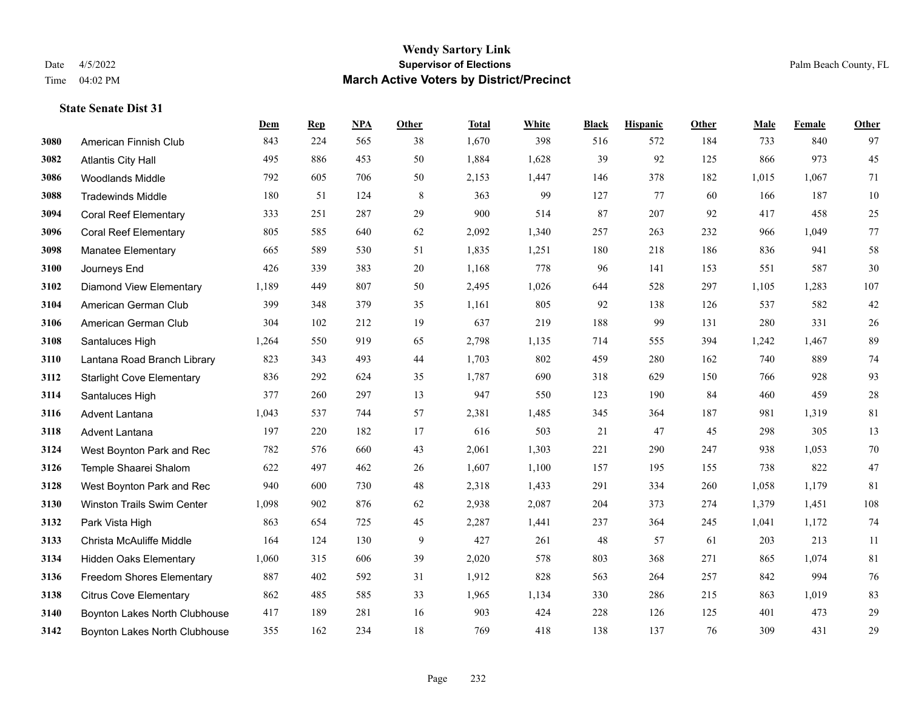# Wendy Sartory Link

**Supervisor of Elections**

**March Active Voters by District/Precinct**

Date 4/5/2022

Time 04:02 PM

Palm Beach County, FL

### State Senate Dist 31

| | | Dem | Rep | NPA | Other | Total | White | Black | Hispanic | Other | Male | Female | Other |
|---|---|---|---|---|---|---|---|---|---|---|---|---|---|
| 3080 | American Finnish Club | 843 | 224 | 565 | 38 | 1,670 | 398 | 516 | 572 | 184 | 733 | 840 | 97 |
| 3082 | Atlantis City Hall | 495 | 886 | 453 | 50 | 1,884 | 1,628 | 39 | 92 | 125 | 866 | 973 | 45 |
| 3086 | Woodlands Middle | 792 | 605 | 706 | 50 | 2,153 | 1,447 | 146 | 378 | 182 | 1,015 | 1,067 | 71 |
| 3088 | Tradewinds Middle | 180 | 51 | 124 | 8 | 363 | 99 | 127 | 77 | 60 | 166 | 187 | 10 |
| 3094 | Coral Reef Elementary | 333 | 251 | 287 | 29 | 900 | 514 | 87 | 207 | 92 | 417 | 458 | 25 |
| 3096 | Coral Reef Elementary | 805 | 585 | 640 | 62 | 2,092 | 1,340 | 257 | 263 | 232 | 966 | 1,049 | 77 |
| 3098 | Manatee Elementary | 665 | 589 | 530 | 51 | 1,835 | 1,251 | 180 | 218 | 186 | 836 | 941 | 58 |
| 3100 | Journeys End | 426 | 339 | 383 | 20 | 1,168 | 778 | 96 | 141 | 153 | 551 | 587 | 30 |
| 3102 | Diamond View Elementary | 1,189 | 449 | 807 | 50 | 2,495 | 1,026 | 644 | 528 | 297 | 1,105 | 1,283 | 107 |
| 3104 | American German Club | 399 | 348 | 379 | 35 | 1,161 | 805 | 92 | 138 | 126 | 537 | 582 | 42 |
| 3106 | American German Club | 304 | 102 | 212 | 19 | 637 | 219 | 188 | 99 | 131 | 280 | 331 | 26 |
| 3108 | Santaluces High | 1,264 | 550 | 919 | 65 | 2,798 | 1,135 | 714 | 555 | 394 | 1,242 | 1,467 | 89 |
| 3110 | Lantana Road Branch Library | 823 | 343 | 493 | 44 | 1,703 | 802 | 459 | 280 | 162 | 740 | 889 | 74 |
| 3112 | Starlight Cove Elementary | 836 | 292 | 624 | 35 | 1,787 | 690 | 318 | 629 | 150 | 766 | 928 | 93 |
| 3114 | Santaluces High | 377 | 260 | 297 | 13 | 947 | 550 | 123 | 190 | 84 | 460 | 459 | 28 |
| 3116 | Advent Lantana | 1,043 | 537 | 744 | 57 | 2,381 | 1,485 | 345 | 364 | 187 | 981 | 1,319 | 81 |
| 3118 | Advent Lantana | 197 | 220 | 182 | 17 | 616 | 503 | 21 | 47 | 45 | 298 | 305 | 13 |
| 3124 | West Boynton Park and Rec | 782 | 576 | 660 | 43 | 2,061 | 1,303 | 221 | 290 | 247 | 938 | 1,053 | 70 |
| 3126 | Temple Shaarei Shalom | 622 | 497 | 462 | 26 | 1,607 | 1,100 | 157 | 195 | 155 | 738 | 822 | 47 |
| 3128 | West Boynton Park and Rec | 940 | 600 | 730 | 48 | 2,318 | 1,433 | 291 | 334 | 260 | 1,058 | 1,179 | 81 |
| 3130 | Winston Trails Swim Center | 1,098 | 902 | 876 | 62 | 2,938 | 2,087 | 204 | 373 | 274 | 1,379 | 1,451 | 108 |
| 3132 | Park Vista High | 863 | 654 | 725 | 45 | 2,287 | 1,441 | 237 | 364 | 245 | 1,041 | 1,172 | 74 |
| 3133 | Christa McAuliffe Middle | 164 | 124 | 130 | 9 | 427 | 261 | 48 | 57 | 61 | 203 | 213 | 11 |
| 3134 | Hidden Oaks Elementary | 1,060 | 315 | 606 | 39 | 2,020 | 578 | 803 | 368 | 271 | 865 | 1,074 | 81 |
| 3136 | Freedom Shores Elementary | 887 | 402 | 592 | 31 | 1,912 | 828 | 563 | 264 | 257 | 842 | 994 | 76 |
| 3138 | Citrus Cove Elementary | 862 | 485 | 585 | 33 | 1,965 | 1,134 | 330 | 286 | 215 | 863 | 1,019 | 83 |
| 3140 | Boynton Lakes North Clubhouse | 417 | 189 | 281 | 16 | 903 | 424 | 228 | 126 | 125 | 401 | 473 | 29 |
| 3142 | Boynton Lakes North Clubhouse | 355 | 162 | 234 | 18 | 769 | 418 | 138 | 137 | 76 | 309 | 431 | 29 |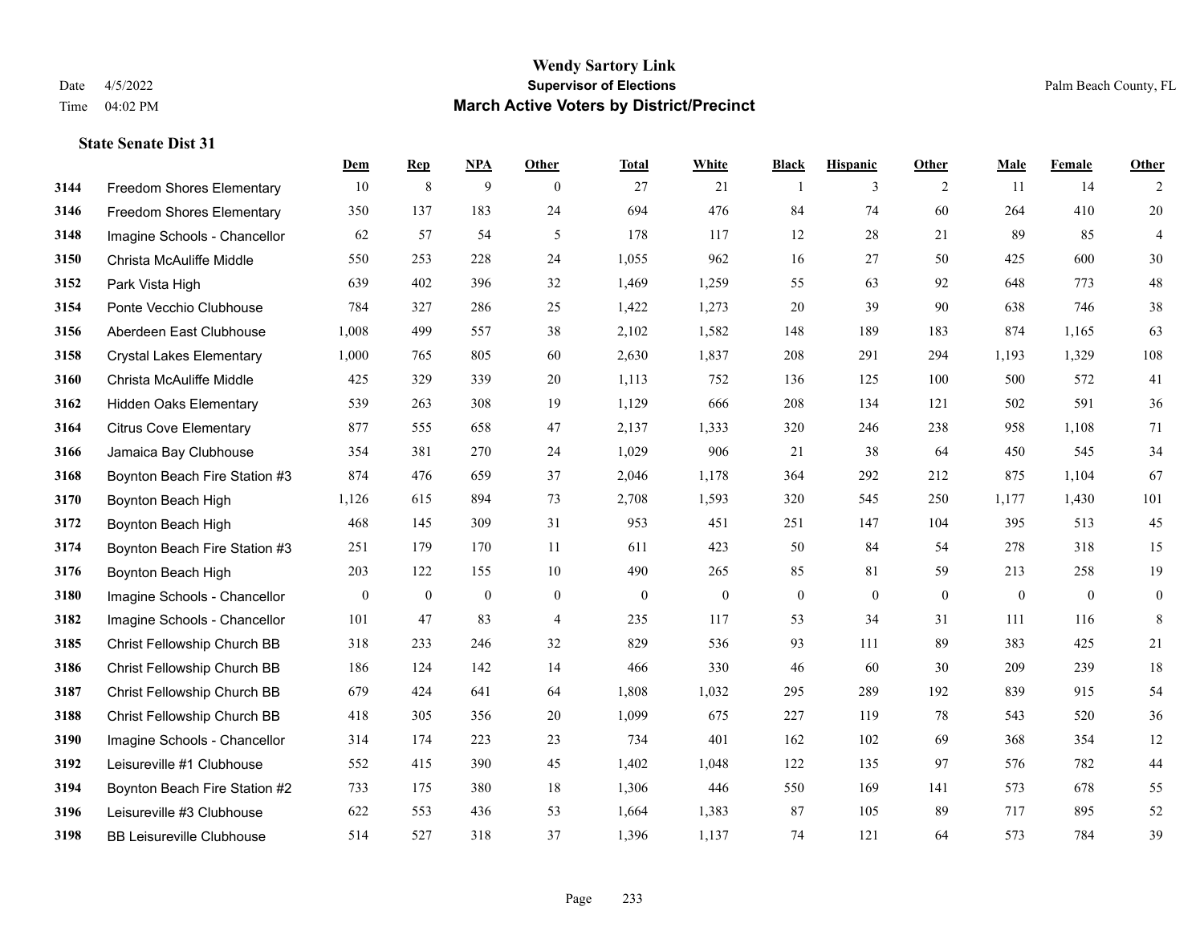# Wendy Sartory Link

**Supervisor of Elections**

**March Active Voters by District/Precinct**

Date 4/5/2022

Time 04:02 PM

Palm Beach County, FL

### State Senate Dist 31

| | | Dem | Rep | NPA | Other | Total | White | Black | Hispanic | Other | Male | Female | Other |
|---|---|---|---|---|---|---|---|---|---|---|---|---|---|
| 3144 | Freedom Shores Elementary | 10 | 8 | 9 | 0 | 27 | 21 | 1 | 3 | 2 | 11 | 14 | 2 |
| 3146 | Freedom Shores Elementary | 350 | 137 | 183 | 24 | 694 | 476 | 84 | 74 | 60 | 264 | 410 | 20 |
| 3148 | Imagine Schools - Chancellor | 62 | 57 | 54 | 5 | 178 | 117 | 12 | 28 | 21 | 89 | 85 | 4 |
| 3150 | Christa McAuliffe Middle | 550 | 253 | 228 | 24 | 1,055 | 962 | 16 | 27 | 50 | 425 | 600 | 30 |
| 3152 | Park Vista High | 639 | 402 | 396 | 32 | 1,469 | 1,259 | 55 | 63 | 92 | 648 | 773 | 48 |
| 3154 | Ponte Vecchio Clubhouse | 784 | 327 | 286 | 25 | 1,422 | 1,273 | 20 | 39 | 90 | 638 | 746 | 38 |
| 3156 | Aberdeen East Clubhouse | 1,008 | 499 | 557 | 38 | 2,102 | 1,582 | 148 | 189 | 183 | 874 | 1,165 | 63 |
| 3158 | Crystal Lakes Elementary | 1,000 | 765 | 805 | 60 | 2,630 | 1,837 | 208 | 291 | 294 | 1,193 | 1,329 | 108 |
| 3160 | Christa McAuliffe Middle | 425 | 329 | 339 | 20 | 1,113 | 752 | 136 | 125 | 100 | 500 | 572 | 41 |
| 3162 | Hidden Oaks Elementary | 539 | 263 | 308 | 19 | 1,129 | 666 | 208 | 134 | 121 | 502 | 591 | 36 |
| 3164 | Citrus Cove Elementary | 877 | 555 | 658 | 47 | 2,137 | 1,333 | 320 | 246 | 238 | 958 | 1,108 | 71 |
| 3166 | Jamaica Bay Clubhouse | 354 | 381 | 270 | 24 | 1,029 | 906 | 21 | 38 | 64 | 450 | 545 | 34 |
| 3168 | Boynton Beach Fire Station #3 | 874 | 476 | 659 | 37 | 2,046 | 1,178 | 364 | 292 | 212 | 875 | 1,104 | 67 |
| 3170 | Boynton Beach High | 1,126 | 615 | 894 | 73 | 2,708 | 1,593 | 320 | 545 | 250 | 1,177 | 1,430 | 101 |
| 3172 | Boynton Beach High | 468 | 145 | 309 | 31 | 953 | 451 | 251 | 147 | 104 | 395 | 513 | 45 |
| 3174 | Boynton Beach Fire Station #3 | 251 | 179 | 170 | 11 | 611 | 423 | 50 | 84 | 54 | 278 | 318 | 15 |
| 3176 | Boynton Beach High | 203 | 122 | 155 | 10 | 490 | 265 | 85 | 81 | 59 | 213 | 258 | 19 |
| 3180 | Imagine Schools - Chancellor | 0 | 0 | 0 | 0 | 0 | 0 | 0 | 0 | 0 | 0 | 0 | 0 |
| 3182 | Imagine Schools - Chancellor | 101 | 47 | 83 | 4 | 235 | 117 | 53 | 34 | 31 | 111 | 116 | 8 |
| 3185 | Christ Fellowship Church BB | 318 | 233 | 246 | 32 | 829 | 536 | 93 | 111 | 89 | 383 | 425 | 21 |
| 3186 | Christ Fellowship Church BB | 186 | 124 | 142 | 14 | 466 | 330 | 46 | 60 | 30 | 209 | 239 | 18 |
| 3187 | Christ Fellowship Church BB | 679 | 424 | 641 | 64 | 1,808 | 1,032 | 295 | 289 | 192 | 839 | 915 | 54 |
| 3188 | Christ Fellowship Church BB | 418 | 305 | 356 | 20 | 1,099 | 675 | 227 | 119 | 78 | 543 | 520 | 36 |
| 3190 | Imagine Schools - Chancellor | 314 | 174 | 223 | 23 | 734 | 401 | 162 | 102 | 69 | 368 | 354 | 12 |
| 3192 | Leisureville #1 Clubhouse | 552 | 415 | 390 | 45 | 1,402 | 1,048 | 122 | 135 | 97 | 576 | 782 | 44 |
| 3194 | Boynton Beach Fire Station #2 | 733 | 175 | 380 | 18 | 1,306 | 446 | 550 | 169 | 141 | 573 | 678 | 55 |
| 3196 | Leisureville #3 Clubhouse | 622 | 553 | 436 | 53 | 1,664 | 1,383 | 87 | 105 | 89 | 717 | 895 | 52 |
| 3198 | BB Leisureville Clubhouse | 514 | 527 | 318 | 37 | 1,396 | 1,137 | 74 | 121 | 64 | 573 | 784 | 39 |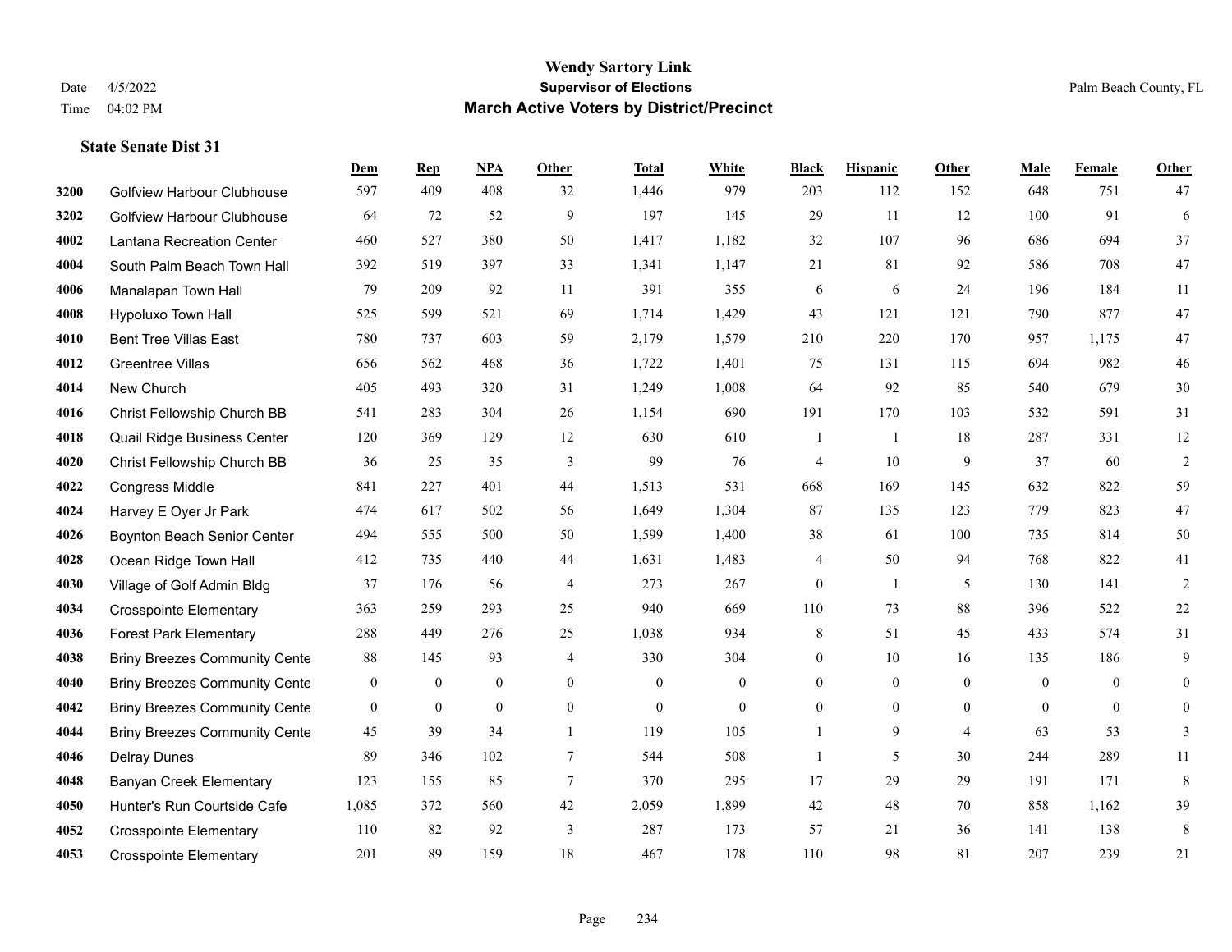# Wendy Sartory Link
## Supervisor of Elections
## March Active Voters by District/Precinct

Date 4/5/2022
Time 04:02 PM

Palm Beach County, FL

### State Senate Dist 31

| | | Dem | Rep | NPA | Other | Total | White | Black | Hispanic | Other | Male | Female | Other |
|---|---|---|---|---|---|---|---|---|---|---|---|---|---|
| 3200 | Golfview Harbour Clubhouse | 597 | 409 | 408 | 32 | 1,446 | 979 | 203 | 112 | 152 | 648 | 751 | 47 |
| 3202 | Golfview Harbour Clubhouse | 64 | 72 | 52 | 9 | 197 | 145 | 29 | 11 | 12 | 100 | 91 | 6 |
| 4002 | Lantana Recreation Center | 460 | 527 | 380 | 50 | 1,417 | 1,182 | 32 | 107 | 96 | 686 | 694 | 37 |
| 4004 | South Palm Beach Town Hall | 392 | 519 | 397 | 33 | 1,341 | 1,147 | 21 | 81 | 92 | 586 | 708 | 47 |
| 4006 | Manalapan Town Hall | 79 | 209 | 92 | 11 | 391 | 355 | 6 | 6 | 24 | 196 | 184 | 11 |
| 4008 | Hypoluxo Town Hall | 525 | 599 | 521 | 69 | 1,714 | 1,429 | 43 | 121 | 121 | 790 | 877 | 47 |
| 4010 | Bent Tree Villas East | 780 | 737 | 603 | 59 | 2,179 | 1,579 | 210 | 220 | 170 | 957 | 1,175 | 47 |
| 4012 | Greentree Villas | 656 | 562 | 468 | 36 | 1,722 | 1,401 | 75 | 131 | 115 | 694 | 982 | 46 |
| 4014 | New Church | 405 | 493 | 320 | 31 | 1,249 | 1,008 | 64 | 92 | 85 | 540 | 679 | 30 |
| 4016 | Christ Fellowship Church BB | 541 | 283 | 304 | 26 | 1,154 | 690 | 191 | 170 | 103 | 532 | 591 | 31 |
| 4018 | Quail Ridge Business Center | 120 | 369 | 129 | 12 | 630 | 610 | 1 | 1 | 18 | 287 | 331 | 12 |
| 4020 | Christ Fellowship Church BB | 36 | 25 | 35 | 3 | 99 | 76 | 4 | 10 | 9 | 37 | 60 | 2 |
| 4022 | Congress Middle | 841 | 227 | 401 | 44 | 1,513 | 531 | 668 | 169 | 145 | 632 | 822 | 59 |
| 4024 | Harvey E Oyer Jr Park | 474 | 617 | 502 | 56 | 1,649 | 1,304 | 87 | 135 | 123 | 779 | 823 | 47 |
| 4026 | Boynton Beach Senior Center | 494 | 555 | 500 | 50 | 1,599 | 1,400 | 38 | 61 | 100 | 735 | 814 | 50 |
| 4028 | Ocean Ridge Town Hall | 412 | 735 | 440 | 44 | 1,631 | 1,483 | 4 | 50 | 94 | 768 | 822 | 41 |
| 4030 | Village of Golf Admin Bldg | 37 | 176 | 56 | 4 | 273 | 267 | 0 | 1 | 5 | 130 | 141 | 2 |
| 4034 | Crosspointe Elementary | 363 | 259 | 293 | 25 | 940 | 669 | 110 | 73 | 88 | 396 | 522 | 22 |
| 4036 | Forest Park Elementary | 288 | 449 | 276 | 25 | 1,038 | 934 | 8 | 51 | 45 | 433 | 574 | 31 |
| 4038 | Briny Breezes Community Cente | 88 | 145 | 93 | 4 | 330 | 304 | 0 | 10 | 16 | 135 | 186 | 9 |
| 4040 | Briny Breezes Community Cente | 0 | 0 | 0 | 0 | 0 | 0 | 0 | 0 | 0 | 0 | 0 | 0 |
| 4042 | Briny Breezes Community Cente | 0 | 0 | 0 | 0 | 0 | 0 | 0 | 0 | 0 | 0 | 0 | 0 |
| 4044 | Briny Breezes Community Cente | 45 | 39 | 34 | 1 | 119 | 105 | 1 | 9 | 4 | 63 | 53 | 3 |
| 4046 | Delray Dunes | 89 | 346 | 102 | 7 | 544 | 508 | 1 | 5 | 30 | 244 | 289 | 11 |
| 4048 | Banyan Creek Elementary | 123 | 155 | 85 | 7 | 370 | 295 | 17 | 29 | 29 | 191 | 171 | 8 |
| 4050 | Hunter's Run Courtside Cafe | 1,085 | 372 | 560 | 42 | 2,059 | 1,899 | 42 | 48 | 70 | 858 | 1,162 | 39 |
| 4052 | Crosspointe Elementary | 110 | 82 | 92 | 3 | 287 | 173 | 57 | 21 | 36 | 141 | 138 | 8 |
| 4053 | Crosspointe Elementary | 201 | 89 | 159 | 18 | 467 | 178 | 110 | 98 | 81 | 207 | 239 | 21 |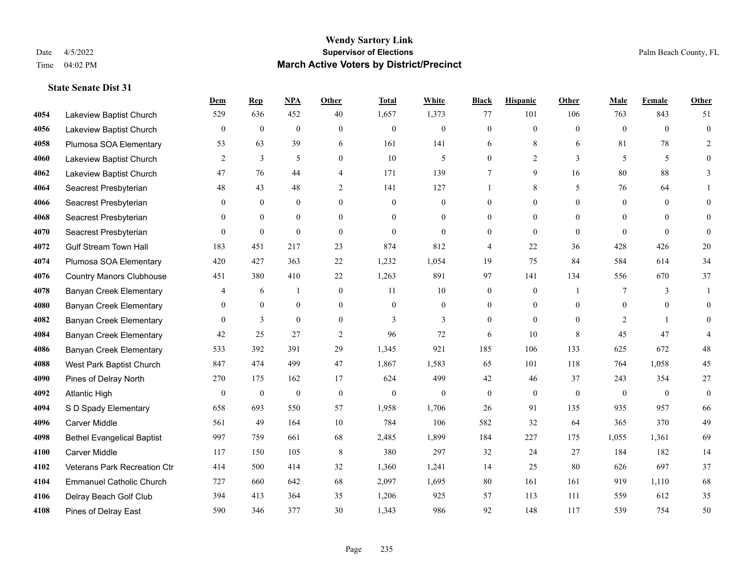**Wendy Sartory Link**
**Supervisor of Elections**
**March Active Voters by District/Precinct**

Date 4/5/2022
Time 04:02 PM

Palm Beach County, FL

**State Senate Dist 31**

| | | Dem | Rep | NPA | Other | Total | White | Black | Hispanic | Other | Male | Female | Other |
|---|---|---|---|---|---|---|---|---|---|---|---|---|---|
| 4054 | Lakeview Baptist Church | 529 | 636 | 452 | 40 | 1,657 | 1,373 | 77 | 101 | 106 | 763 | 843 | 51 |
| 4056 | Lakeview Baptist Church | 0 | 0 | 0 | 0 | 0 | 0 | 0 | 0 | 0 | 0 | 0 | 0 |
| 4058 | Plumosa SOA Elementary | 53 | 63 | 39 | 6 | 161 | 141 | 6 | 8 | 6 | 81 | 78 | 2 |
| 4060 | Lakeview Baptist Church | 2 | 3 | 5 | 0 | 10 | 5 | 0 | 2 | 3 | 5 | 5 | 0 |
| 4062 | Lakeview Baptist Church | 47 | 76 | 44 | 4 | 171 | 139 | 7 | 9 | 16 | 80 | 88 | 3 |
| 4064 | Seacrest Presbyterian | 48 | 43 | 48 | 2 | 141 | 127 | 1 | 8 | 5 | 76 | 64 | 1 |
| 4066 | Seacrest Presbyterian | 0 | 0 | 0 | 0 | 0 | 0 | 0 | 0 | 0 | 0 | 0 | 0 |
| 4068 | Seacrest Presbyterian | 0 | 0 | 0 | 0 | 0 | 0 | 0 | 0 | 0 | 0 | 0 | 0 |
| 4070 | Seacrest Presbyterian | 0 | 0 | 0 | 0 | 0 | 0 | 0 | 0 | 0 | 0 | 0 | 0 |
| 4072 | Gulf Stream Town Hall | 183 | 451 | 217 | 23 | 874 | 812 | 4 | 22 | 36 | 428 | 426 | 20 |
| 4074 | Plumosa SOA Elementary | 420 | 427 | 363 | 22 | 1,232 | 1,054 | 19 | 75 | 84 | 584 | 614 | 34 |
| 4076 | Country Manors Clubhouse | 451 | 380 | 410 | 22 | 1,263 | 891 | 97 | 141 | 134 | 556 | 670 | 37 |
| 4078 | Banyan Creek Elementary | 4 | 6 | 1 | 0 | 11 | 10 | 0 | 0 | 1 | 7 | 3 | 1 |
| 4080 | Banyan Creek Elementary | 0 | 0 | 0 | 0 | 0 | 0 | 0 | 0 | 0 | 0 | 0 | 0 |
| 4082 | Banyan Creek Elementary | 0 | 3 | 0 | 0 | 3 | 3 | 0 | 0 | 0 | 2 | 1 | 0 |
| 4084 | Banyan Creek Elementary | 42 | 25 | 27 | 2 | 96 | 72 | 6 | 10 | 8 | 45 | 47 | 4 |
| 4086 | Banyan Creek Elementary | 533 | 392 | 391 | 29 | 1,345 | 921 | 185 | 106 | 133 | 625 | 672 | 48 |
| 4088 | West Park Baptist Church | 847 | 474 | 499 | 47 | 1,867 | 1,583 | 65 | 101 | 118 | 764 | 1,058 | 45 |
| 4090 | Pines of Delray North | 270 | 175 | 162 | 17 | 624 | 499 | 42 | 46 | 37 | 243 | 354 | 27 |
| 4092 | Atlantic High | 0 | 0 | 0 | 0 | 0 | 0 | 0 | 0 | 0 | 0 | 0 | 0 |
| 4094 | S D Spady Elementary | 658 | 693 | 550 | 57 | 1,958 | 1,706 | 26 | 91 | 135 | 935 | 957 | 66 |
| 4096 | Carver Middle | 561 | 49 | 164 | 10 | 784 | 106 | 582 | 32 | 64 | 365 | 370 | 49 |
| 4098 | Bethel Evangelical Baptist | 997 | 759 | 661 | 68 | 2,485 | 1,899 | 184 | 227 | 175 | 1,055 | 1,361 | 69 |
| 4100 | Carver Middle | 117 | 150 | 105 | 8 | 380 | 297 | 32 | 24 | 27 | 184 | 182 | 14 |
| 4102 | Veterans Park Recreation Ctr | 414 | 500 | 414 | 32 | 1,360 | 1,241 | 14 | 25 | 80 | 626 | 697 | 37 |
| 4104 | Emmanuel Catholic Church | 727 | 660 | 642 | 68 | 2,097 | 1,695 | 80 | 161 | 161 | 919 | 1,110 | 68 |
| 4106 | Delray Beach Golf Club | 394 | 413 | 364 | 35 | 1,206 | 925 | 57 | 113 | 111 | 559 | 612 | 35 |
| 4108 | Pines of Delray East | 590 | 346 | 377 | 30 | 1,343 | 986 | 92 | 148 | 117 | 539 | 754 | 50 |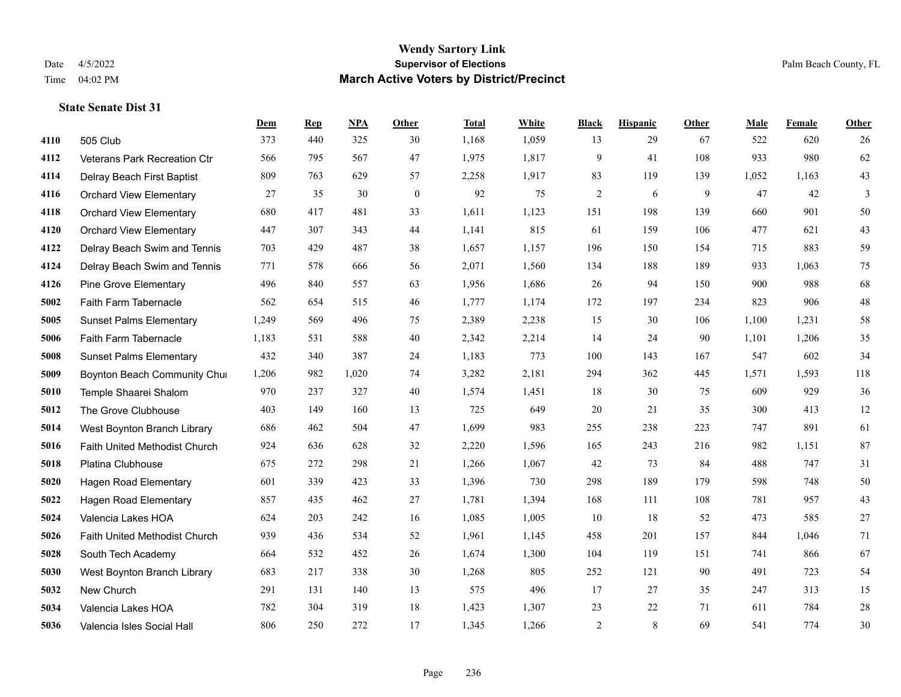# Wendy Sartory Link

**Supervisor of Elections**

**March Active Voters by District/Precinct**

Date 4/5/2022
Time 04:02 PM

Palm Beach County, FL

### State Senate Dist 31

| | | Dem | Rep | NPA | Other | Total | White | Black | Hispanic | Other | Male | Female | Other |
|---|---|---|---|---|---|---|---|---|---|---|---|---|---|
| 4110 | 505 Club | 373 | 440 | 325 | 30 | 1,168 | 1,059 | 13 | 29 | 67 | 522 | 620 | 26 |
| 4112 | Veterans Park Recreation Ctr | 566 | 795 | 567 | 47 | 1,975 | 1,817 | 9 | 41 | 108 | 933 | 980 | 62 |
| 4114 | Delray Beach First Baptist | 809 | 763 | 629 | 57 | 2,258 | 1,917 | 83 | 119 | 139 | 1,052 | 1,163 | 43 |
| 4116 | Orchard View Elementary | 27 | 35 | 30 | 0 | 92 | 75 | 2 | 6 | 9 | 47 | 42 | 3 |
| 4118 | Orchard View Elementary | 680 | 417 | 481 | 33 | 1,611 | 1,123 | 151 | 198 | 139 | 660 | 901 | 50 |
| 4120 | Orchard View Elementary | 447 | 307 | 343 | 44 | 1,141 | 815 | 61 | 159 | 106 | 477 | 621 | 43 |
| 4122 | Delray Beach Swim and Tennis | 703 | 429 | 487 | 38 | 1,657 | 1,157 | 196 | 150 | 154 | 715 | 883 | 59 |
| 4124 | Delray Beach Swim and Tennis | 771 | 578 | 666 | 56 | 2,071 | 1,560 | 134 | 188 | 189 | 933 | 1,063 | 75 |
| 4126 | Pine Grove Elementary | 496 | 840 | 557 | 63 | 1,956 | 1,686 | 26 | 94 | 150 | 900 | 988 | 68 |
| 5002 | Faith Farm Tabernacle | 562 | 654 | 515 | 46 | 1,777 | 1,174 | 172 | 197 | 234 | 823 | 906 | 48 |
| 5005 | Sunset Palms Elementary | 1,249 | 569 | 496 | 75 | 2,389 | 2,238 | 15 | 30 | 106 | 1,100 | 1,231 | 58 |
| 5006 | Faith Farm Tabernacle | 1,183 | 531 | 588 | 40 | 2,342 | 2,214 | 14 | 24 | 90 | 1,101 | 1,206 | 35 |
| 5008 | Sunset Palms Elementary | 432 | 340 | 387 | 24 | 1,183 | 773 | 100 | 143 | 167 | 547 | 602 | 34 |
| 5009 | Boynton Beach Community Chui | 1,206 | 982 | 1,020 | 74 | 3,282 | 2,181 | 294 | 362 | 445 | 1,571 | 1,593 | 118 |
| 5010 | Temple Shaarei Shalom | 970 | 237 | 327 | 40 | 1,574 | 1,451 | 18 | 30 | 75 | 609 | 929 | 36 |
| 5012 | The Grove Clubhouse | 403 | 149 | 160 | 13 | 725 | 649 | 20 | 21 | 35 | 300 | 413 | 12 |
| 5014 | West Boynton Branch Library | 686 | 462 | 504 | 47 | 1,699 | 983 | 255 | 238 | 223 | 747 | 891 | 61 |
| 5016 | Faith United Methodist Church | 924 | 636 | 628 | 32 | 2,220 | 1,596 | 165 | 243 | 216 | 982 | 1,151 | 87 |
| 5018 | Platina Clubhouse | 675 | 272 | 298 | 21 | 1,266 | 1,067 | 42 | 73 | 84 | 488 | 747 | 31 |
| 5020 | Hagen Road Elementary | 601 | 339 | 423 | 33 | 1,396 | 730 | 298 | 189 | 179 | 598 | 748 | 50 |
| 5022 | Hagen Road Elementary | 857 | 435 | 462 | 27 | 1,781 | 1,394 | 168 | 111 | 108 | 781 | 957 | 43 |
| 5024 | Valencia Lakes HOA | 624 | 203 | 242 | 16 | 1,085 | 1,005 | 10 | 18 | 52 | 473 | 585 | 27 |
| 5026 | Faith United Methodist Church | 939 | 436 | 534 | 52 | 1,961 | 1,145 | 458 | 201 | 157 | 844 | 1,046 | 71 |
| 5028 | South Tech Academy | 664 | 532 | 452 | 26 | 1,674 | 1,300 | 104 | 119 | 151 | 741 | 866 | 67 |
| 5030 | West Boynton Branch Library | 683 | 217 | 338 | 30 | 1,268 | 805 | 252 | 121 | 90 | 491 | 723 | 54 |
| 5032 | New Church | 291 | 131 | 140 | 13 | 575 | 496 | 17 | 27 | 35 | 247 | 313 | 15 |
| 5034 | Valencia Lakes HOA | 782 | 304 | 319 | 18 | 1,423 | 1,307 | 23 | 22 | 71 | 611 | 784 | 28 |
| 5036 | Valencia Isles Social Hall | 806 | 250 | 272 | 17 | 1,345 | 1,266 | 2 | 8 | 69 | 541 | 774 | 30 |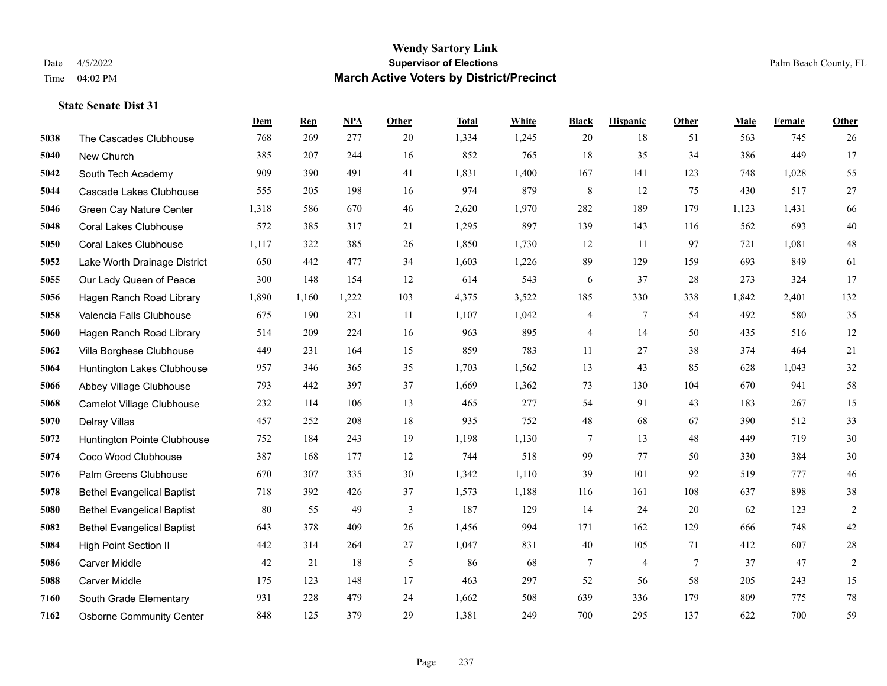# Wendy Sartory Link

**Supervisor of Elections**

**March Active Voters by District/Precinct**

Date 4/5/2022

Time 04:02 PM

Palm Beach County, FL

### State Senate Dist 31

| | | Dem | Rep | NPA | Other | Total | White | Black | Hispanic | Other | Male | Female | Other |
|---|---|---|---|---|---|---|---|---|---|---|---|---|---|
| 5038 | The Cascades Clubhouse | 768 | 269 | 277 | 20 | 1,334 | 1,245 | 20 | 18 | 51 | 563 | 745 | 26 |
| 5040 | New Church | 385 | 207 | 244 | 16 | 852 | 765 | 18 | 35 | 34 | 386 | 449 | 17 |
| 5042 | South Tech Academy | 909 | 390 | 491 | 41 | 1,831 | 1,400 | 167 | 141 | 123 | 748 | 1,028 | 55 |
| 5044 | Cascade Lakes Clubhouse | 555 | 205 | 198 | 16 | 974 | 879 | 8 | 12 | 75 | 430 | 517 | 27 |
| 5046 | Green Cay Nature Center | 1,318 | 586 | 670 | 46 | 2,620 | 1,970 | 282 | 189 | 179 | 1,123 | 1,431 | 66 |
| 5048 | Coral Lakes Clubhouse | 572 | 385 | 317 | 21 | 1,295 | 897 | 139 | 143 | 116 | 562 | 693 | 40 |
| 5050 | Coral Lakes Clubhouse | 1,117 | 322 | 385 | 26 | 1,850 | 1,730 | 12 | 11 | 97 | 721 | 1,081 | 48 |
| 5052 | Lake Worth Drainage District | 650 | 442 | 477 | 34 | 1,603 | 1,226 | 89 | 129 | 159 | 693 | 849 | 61 |
| 5055 | Our Lady Queen of Peace | 300 | 148 | 154 | 12 | 614 | 543 | 6 | 37 | 28 | 273 | 324 | 17 |
| 5056 | Hagen Ranch Road Library | 1,890 | 1,160 | 1,222 | 103 | 4,375 | 3,522 | 185 | 330 | 338 | 1,842 | 2,401 | 132 |
| 5058 | Valencia Falls Clubhouse | 675 | 190 | 231 | 11 | 1,107 | 1,042 | 4 | 7 | 54 | 492 | 580 | 35 |
| 5060 | Hagen Ranch Road Library | 514 | 209 | 224 | 16 | 963 | 895 | 4 | 14 | 50 | 435 | 516 | 12 |
| 5062 | Villa Borghese Clubhouse | 449 | 231 | 164 | 15 | 859 | 783 | 11 | 27 | 38 | 374 | 464 | 21 |
| 5064 | Huntington Lakes Clubhouse | 957 | 346 | 365 | 35 | 1,703 | 1,562 | 13 | 43 | 85 | 628 | 1,043 | 32 |
| 5066 | Abbey Village Clubhouse | 793 | 442 | 397 | 37 | 1,669 | 1,362 | 73 | 130 | 104 | 670 | 941 | 58 |
| 5068 | Camelot Village Clubhouse | 232 | 114 | 106 | 13 | 465 | 277 | 54 | 91 | 43 | 183 | 267 | 15 |
| 5070 | Delray Villas | 457 | 252 | 208 | 18 | 935 | 752 | 48 | 68 | 67 | 390 | 512 | 33 |
| 5072 | Huntington Pointe Clubhouse | 752 | 184 | 243 | 19 | 1,198 | 1,130 | 7 | 13 | 48 | 449 | 719 | 30 |
| 5074 | Coco Wood Clubhouse | 387 | 168 | 177 | 12 | 744 | 518 | 99 | 77 | 50 | 330 | 384 | 30 |
| 5076 | Palm Greens Clubhouse | 670 | 307 | 335 | 30 | 1,342 | 1,110 | 39 | 101 | 92 | 519 | 777 | 46 |
| 5078 | Bethel Evangelical Baptist | 718 | 392 | 426 | 37 | 1,573 | 1,188 | 116 | 161 | 108 | 637 | 898 | 38 |
| 5080 | Bethel Evangelical Baptist | 80 | 55 | 49 | 3 | 187 | 129 | 14 | 24 | 20 | 62 | 123 | 2 |
| 5082 | Bethel Evangelical Baptist | 643 | 378 | 409 | 26 | 1,456 | 994 | 171 | 162 | 129 | 666 | 748 | 42 |
| 5084 | High Point Section II | 442 | 314 | 264 | 27 | 1,047 | 831 | 40 | 105 | 71 | 412 | 607 | 28 |
| 5086 | Carver Middle | 42 | 21 | 18 | 5 | 86 | 68 | 7 | 4 | 7 | 37 | 47 | 2 |
| 5088 | Carver Middle | 175 | 123 | 148 | 17 | 463 | 297 | 52 | 56 | 58 | 205 | 243 | 15 |
| 7160 | South Grade Elementary | 931 | 228 | 479 | 24 | 1,662 | 508 | 639 | 336 | 179 | 809 | 775 | 78 |
| 7162 | Osborne Community Center | 848 | 125 | 379 | 29 | 1,381 | 249 | 700 | 295 | 137 | 622 | 700 | 59 |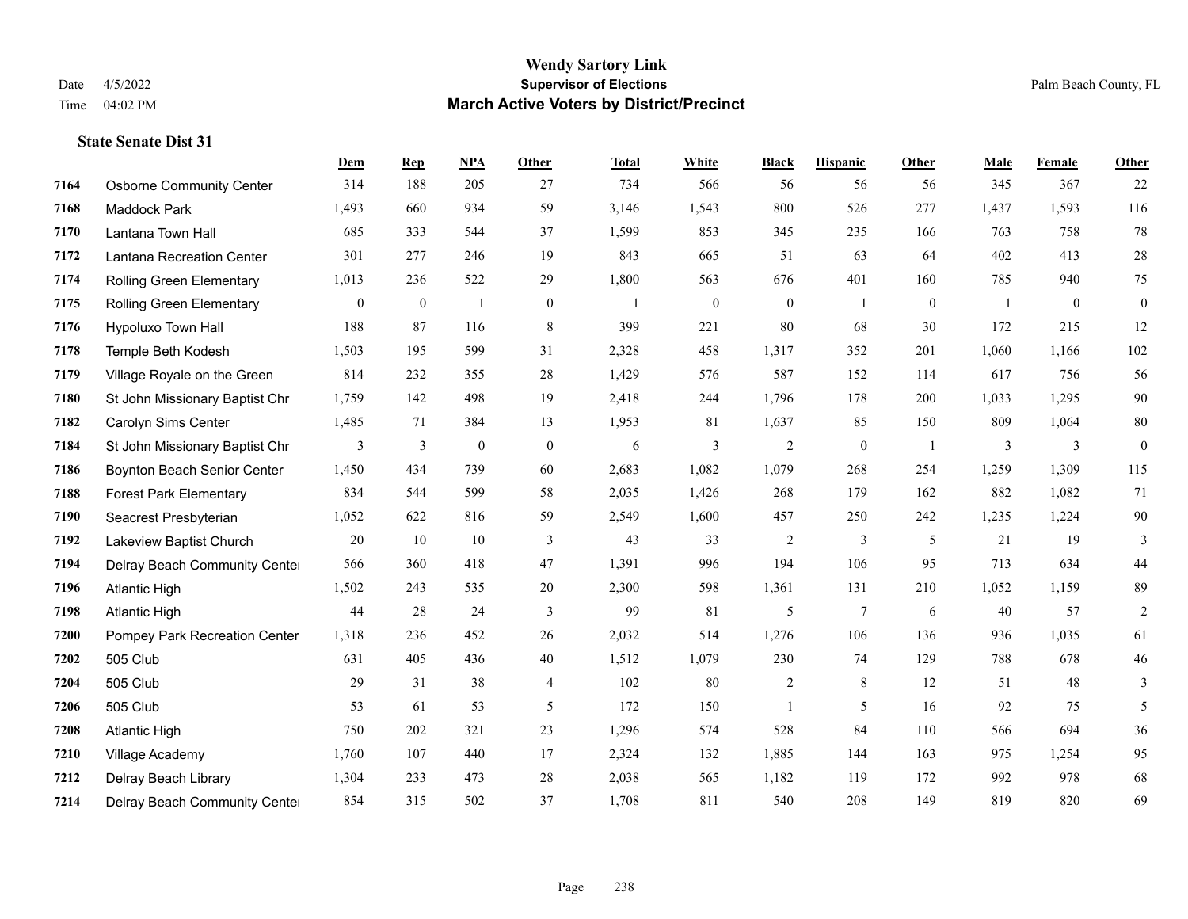# Wendy Sartory Link

## Supervisor of Elections

## March Active Voters by District/Precinct

Date 4/5/2022

Time 04:02 PM

Palm Beach County, FL

### State Senate Dist 31

| | | Dem | Rep | NPA | Other | Total | White | Black | Hispanic | Other | Male | Female | Other |
|---|---|---|---|---|---|---|---|---|---|---|---|---|---|
| 7164 | Osborne Community Center | 314 | 188 | 205 | 27 | 734 | 566 | 56 | 56 | 56 | 345 | 367 | 22 |
| 7168 | Maddock Park | 1,493 | 660 | 934 | 59 | 3,146 | 1,543 | 800 | 526 | 277 | 1,437 | 1,593 | 116 |
| 7170 | Lantana Town Hall | 685 | 333 | 544 | 37 | 1,599 | 853 | 345 | 235 | 166 | 763 | 758 | 78 |
| 7172 | Lantana Recreation Center | 301 | 277 | 246 | 19 | 843 | 665 | 51 | 63 | 64 | 402 | 413 | 28 |
| 7174 | Rolling Green Elementary | 1,013 | 236 | 522 | 29 | 1,800 | 563 | 676 | 401 | 160 | 785 | 940 | 75 |
| 7175 | Rolling Green Elementary | 0 | 0 | 1 | 0 | 1 | 0 | 0 | 1 | 0 | 1 | 0 | 0 |
| 7176 | Hypoluxo Town Hall | 188 | 87 | 116 | 8 | 399 | 221 | 80 | 68 | 30 | 172 | 215 | 12 |
| 7178 | Temple Beth Kodesh | 1,503 | 195 | 599 | 31 | 2,328 | 458 | 1,317 | 352 | 201 | 1,060 | 1,166 | 102 |
| 7179 | Village Royale on the Green | 814 | 232 | 355 | 28 | 1,429 | 576 | 587 | 152 | 114 | 617 | 756 | 56 |
| 7180 | St John Missionary Baptist Chr | 1,759 | 142 | 498 | 19 | 2,418 | 244 | 1,796 | 178 | 200 | 1,033 | 1,295 | 90 |
| 7182 | Carolyn Sims Center | 1,485 | 71 | 384 | 13 | 1,953 | 81 | 1,637 | 85 | 150 | 809 | 1,064 | 80 |
| 7184 | St John Missionary Baptist Chr | 3 | 3 | 0 | 0 | 6 | 3 | 2 | 0 | 1 | 3 | 3 | 0 |
| 7186 | Boynton Beach Senior Center | 1,450 | 434 | 739 | 60 | 2,683 | 1,082 | 1,079 | 268 | 254 | 1,259 | 1,309 | 115 |
| 7188 | Forest Park Elementary | 834 | 544 | 599 | 58 | 2,035 | 1,426 | 268 | 179 | 162 | 882 | 1,082 | 71 |
| 7190 | Seacrest Presbyterian | 1,052 | 622 | 816 | 59 | 2,549 | 1,600 | 457 | 250 | 242 | 1,235 | 1,224 | 90 |
| 7192 | Lakeview Baptist Church | 20 | 10 | 10 | 3 | 43 | 33 | 2 | 3 | 5 | 21 | 19 | 3 |
| 7194 | Delray Beach Community Center | 566 | 360 | 418 | 47 | 1,391 | 996 | 194 | 106 | 95 | 713 | 634 | 44 |
| 7196 | Atlantic High | 1,502 | 243 | 535 | 20 | 2,300 | 598 | 1,361 | 131 | 210 | 1,052 | 1,159 | 89 |
| 7198 | Atlantic High | 44 | 28 | 24 | 3 | 99 | 81 | 5 | 7 | 6 | 40 | 57 | 2 |
| 7200 | Pompey Park Recreation Center | 1,318 | 236 | 452 | 26 | 2,032 | 514 | 1,276 | 106 | 136 | 936 | 1,035 | 61 |
| 7202 | 505 Club | 631 | 405 | 436 | 40 | 1,512 | 1,079 | 230 | 74 | 129 | 788 | 678 | 46 |
| 7204 | 505 Club | 29 | 31 | 38 | 4 | 102 | 80 | 2 | 8 | 12 | 51 | 48 | 3 |
| 7206 | 505 Club | 53 | 61 | 53 | 5 | 172 | 150 | 1 | 5 | 16 | 92 | 75 | 5 |
| 7208 | Atlantic High | 750 | 202 | 321 | 23 | 1,296 | 574 | 528 | 84 | 110 | 566 | 694 | 36 |
| 7210 | Village Academy | 1,760 | 107 | 440 | 17 | 2,324 | 132 | 1,885 | 144 | 163 | 975 | 1,254 | 95 |
| 7212 | Delray Beach Library | 1,304 | 233 | 473 | 28 | 2,038 | 565 | 1,182 | 119 | 172 | 992 | 978 | 68 |
| 7214 | Delray Beach Community Center | 854 | 315 | 502 | 37 | 1,708 | 811 | 540 | 208 | 149 | 819 | 820 | 69 |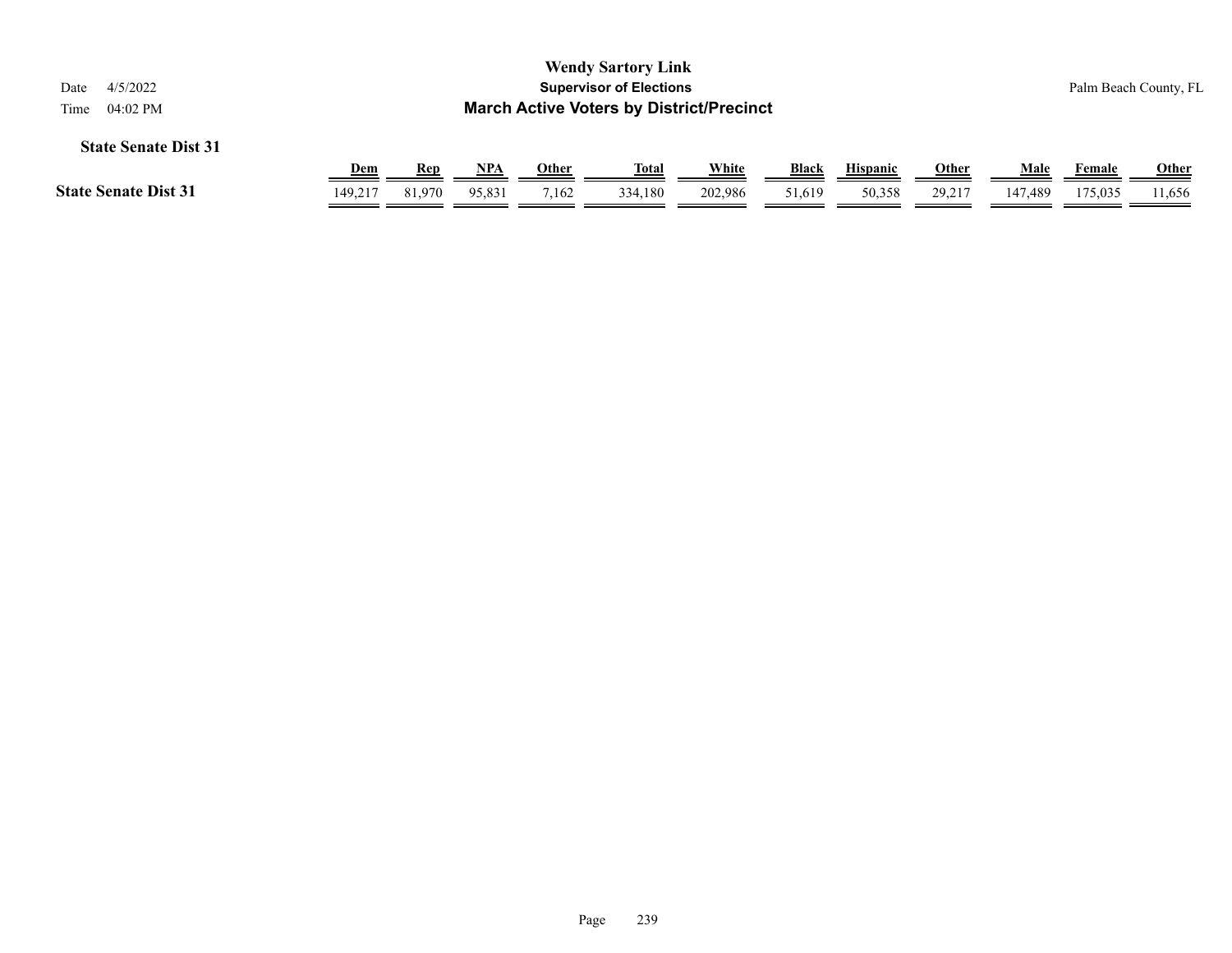# Wendy Sartory Link

## Supervisor of Elections

## March Active Voters by District/Precinct

Date 4/5/2022

Time 04:02 PM

Palm Beach County, FL

### State Senate Dist 31

| | Dem | Rep | NPA | Other | Total | White | Black | Hispanic | Other | Male | Female | Other |
|---|---|---|---|---|---|---|---|---|---|---|---|---|
| **State Senate Dist 31** | 149,217 | 81,970 | 95,831 | 7,162 | 334,180 | 202,986 | 51,619 | 50,358 | 29,217 | 147,489 | 175,035 | 11,656 |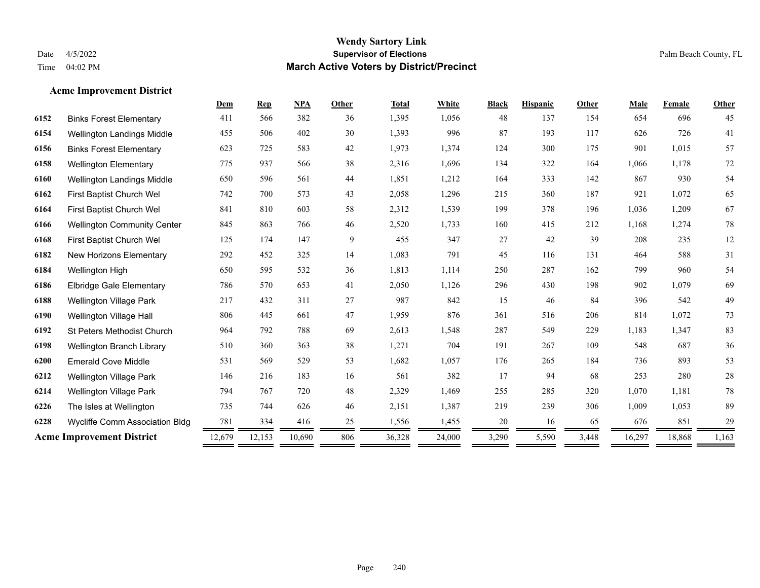# Wendy Sartory Link

## Supervisor of Elections

## March Active Voters by District/Precinct

Date 4/5/2022
Time 04:02 PM

Palm Beach County, FL

### Acme Improvement District

| | | Dem | Rep | NPA | Other | Total | White | Black | Hispanic | Other | Male | Female | Other |
|---|---|---|---|---|---|---|---|---|---|---|---|---|---|
| 6152 | Binks Forest Elementary | 411 | 566 | 382 | 36 | 1,395 | 1,056 | 48 | 137 | 154 | 654 | 696 | 45 |
| 6154 | Wellington Landings Middle | 455 | 506 | 402 | 30 | 1,393 | 996 | 87 | 193 | 117 | 626 | 726 | 41 |
| 6156 | Binks Forest Elementary | 623 | 725 | 583 | 42 | 1,973 | 1,374 | 124 | 300 | 175 | 901 | 1,015 | 57 |
| 6158 | Wellington Elementary | 775 | 937 | 566 | 38 | 2,316 | 1,696 | 134 | 322 | 164 | 1,066 | 1,178 | 72 |
| 6160 | Wellington Landings Middle | 650 | 596 | 561 | 44 | 1,851 | 1,212 | 164 | 333 | 142 | 867 | 930 | 54 |
| 6162 | First Baptist Church Wel | 742 | 700 | 573 | 43 | 2,058 | 1,296 | 215 | 360 | 187 | 921 | 1,072 | 65 |
| 6164 | First Baptist Church Wel | 841 | 810 | 603 | 58 | 2,312 | 1,539 | 199 | 378 | 196 | 1,036 | 1,209 | 67 |
| 6166 | Wellington Community Center | 845 | 863 | 766 | 46 | 2,520 | 1,733 | 160 | 415 | 212 | 1,168 | 1,274 | 78 |
| 6168 | First Baptist Church Wel | 125 | 174 | 147 | 9 | 455 | 347 | 27 | 42 | 39 | 208 | 235 | 12 |
| 6182 | New Horizons Elementary | 292 | 452 | 325 | 14 | 1,083 | 791 | 45 | 116 | 131 | 464 | 588 | 31 |
| 6184 | Wellington High | 650 | 595 | 532 | 36 | 1,813 | 1,114 | 250 | 287 | 162 | 799 | 960 | 54 |
| 6186 | Elbridge Gale Elementary | 786 | 570 | 653 | 41 | 2,050 | 1,126 | 296 | 430 | 198 | 902 | 1,079 | 69 |
| 6188 | Wellington Village Park | 217 | 432 | 311 | 27 | 987 | 842 | 15 | 46 | 84 | 396 | 542 | 49 |
| 6190 | Wellington Village Hall | 806 | 445 | 661 | 47 | 1,959 | 876 | 361 | 516 | 206 | 814 | 1,072 | 73 |
| 6192 | St Peters Methodist Church | 964 | 792 | 788 | 69 | 2,613 | 1,548 | 287 | 549 | 229 | 1,183 | 1,347 | 83 |
| 6198 | Wellington Branch Library | 510 | 360 | 363 | 38 | 1,271 | 704 | 191 | 267 | 109 | 548 | 687 | 36 |
| 6200 | Emerald Cove Middle | 531 | 569 | 529 | 53 | 1,682 | 1,057 | 176 | 265 | 184 | 736 | 893 | 53 |
| 6212 | Wellington Village Park | 146 | 216 | 183 | 16 | 561 | 382 | 17 | 94 | 68 | 253 | 280 | 28 |
| 6214 | Wellington Village Park | 794 | 767 | 720 | 48 | 2,329 | 1,469 | 255 | 285 | 320 | 1,070 | 1,181 | 78 |
| 6226 | The Isles at Wellington | 735 | 744 | 626 | 46 | 2,151 | 1,387 | 219 | 239 | 306 | 1,009 | 1,053 | 89 |
| 6228 | Wycliffe Comm Association Bldg | 781 | 334 | 416 | 25 | 1,556 | 1,455 | 20 | 16 | 65 | 676 | 851 | 29 |
| **Acme Improvement District** | | 12,679 | 12,153 | 10,690 | 806 | 36,328 | 24,000 | 3,290 | 5,590 | 3,448 | 16,297 | 18,868 | 1,163 |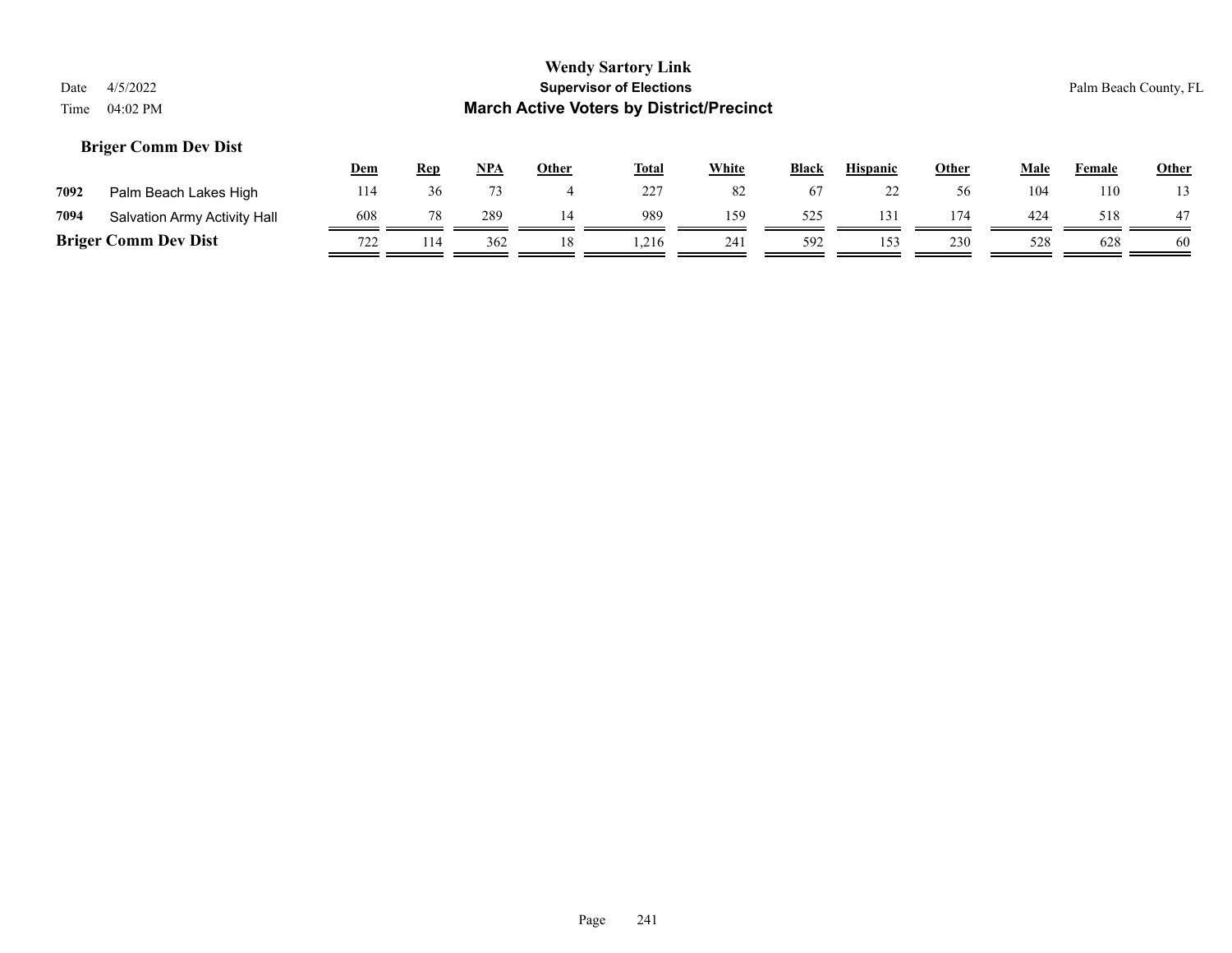**Wendy Sartory Link**

**Supervisor of Elections**

**March Active Voters by District/Precinct**

Date 4/5/2022

Time 04:02 PM

Palm Beach County, FL

### Briger Comm Dev Dist

| | | Dem | Rep | NPA | Other | Total | White | Black | Hispanic | Other | Male | Female | Other |
|---|---|---|---|---|---|---|---|---|---|---|---|---|---|
| 7092 | Palm Beach Lakes High | 114 | 36 | 73 | 4 | 227 | 82 | 67 | 22 | 56 | 104 | 110 | 13 |
| 7094 | Salvation Army Activity Hall | 608 | 78 | 289 | 14 | 989 | 159 | 525 | 131 | 174 | 424 | 518 | 47 |
| **Briger Comm Dev Dist** | | 722 | 114 | 362 | 18 | 1,216 | 241 | 592 | 153 | 230 | 528 | 628 | 60 |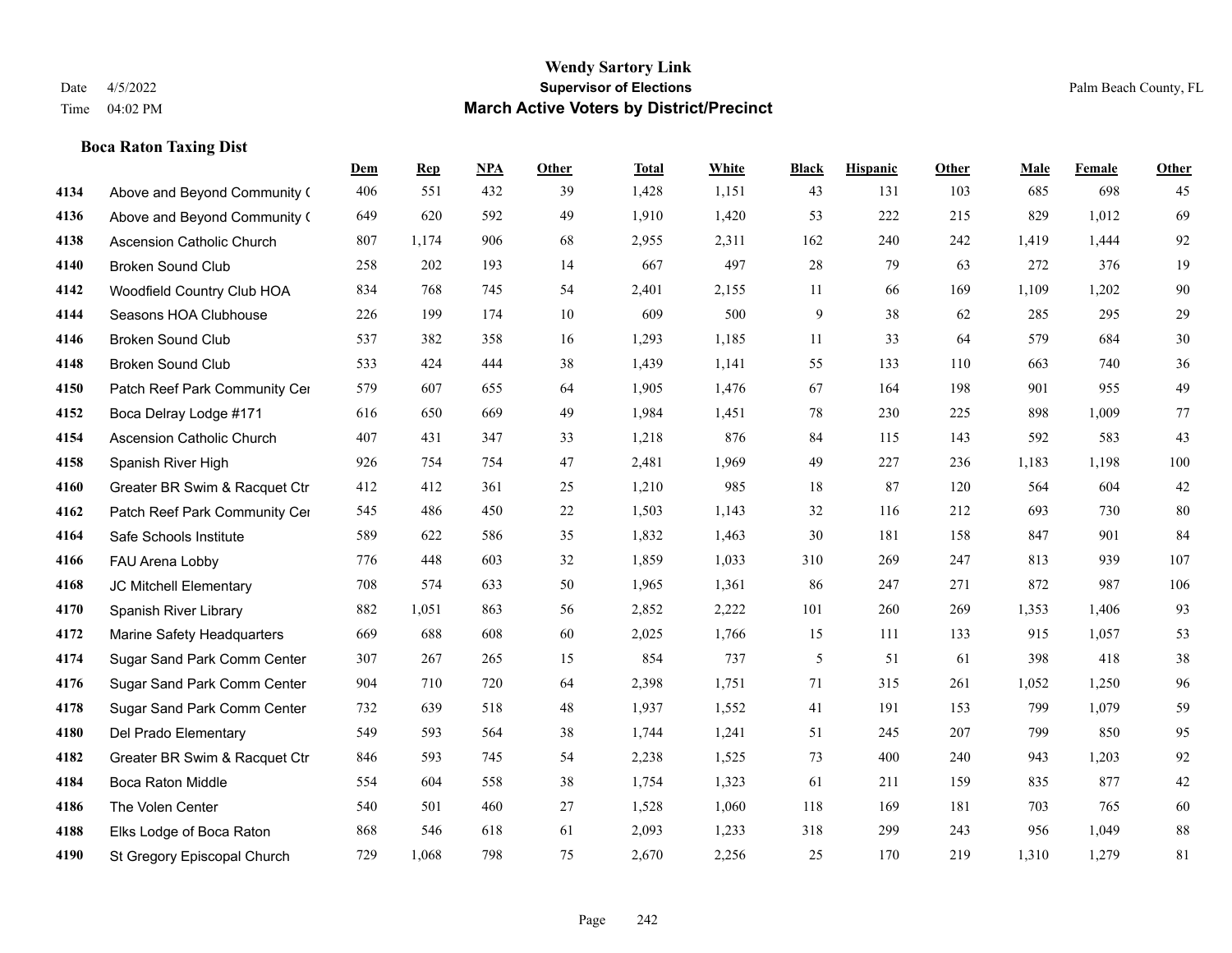# Wendy Sartory Link

**Supervisor of Elections**

**March Active Voters by District/Precinct**

Date 4/5/2022

Time 04:02 PM

Palm Beach County, FL

### Boca Raton Taxing Dist

| | | Dem | Rep | NPA | Other | Total | White | Black | Hispanic | Other | Male | Female | Other |
|---|---|---|---|---|---|---|---|---|---|---|---|---|---|
| 4134 | Above and Beyond Community ( | 406 | 551 | 432 | 39 | 1,428 | 1,151 | 43 | 131 | 103 | 685 | 698 | 45 |
| 4136 | Above and Beyond Community ( | 649 | 620 | 592 | 49 | 1,910 | 1,420 | 53 | 222 | 215 | 829 | 1,012 | 69 |
| 4138 | Ascension Catholic Church | 807 | 1,174 | 906 | 68 | 2,955 | 2,311 | 162 | 240 | 242 | 1,419 | 1,444 | 92 |
| 4140 | Broken Sound Club | 258 | 202 | 193 | 14 | 667 | 497 | 28 | 79 | 63 | 272 | 376 | 19 |
| 4142 | Woodfield Country Club HOA | 834 | 768 | 745 | 54 | 2,401 | 2,155 | 11 | 66 | 169 | 1,109 | 1,202 | 90 |
| 4144 | Seasons HOA Clubhouse | 226 | 199 | 174 | 10 | 609 | 500 | 9 | 38 | 62 | 285 | 295 | 29 |
| 4146 | Broken Sound Club | 537 | 382 | 358 | 16 | 1,293 | 1,185 | 11 | 33 | 64 | 579 | 684 | 30 |
| 4148 | Broken Sound Club | 533 | 424 | 444 | 38 | 1,439 | 1,141 | 55 | 133 | 110 | 663 | 740 | 36 |
| 4150 | Patch Reef Park Community Cer | 579 | 607 | 655 | 64 | 1,905 | 1,476 | 67 | 164 | 198 | 901 | 955 | 49 |
| 4152 | Boca Delray Lodge #171 | 616 | 650 | 669 | 49 | 1,984 | 1,451 | 78 | 230 | 225 | 898 | 1,009 | 77 |
| 4154 | Ascension Catholic Church | 407 | 431 | 347 | 33 | 1,218 | 876 | 84 | 115 | 143 | 592 | 583 | 43 |
| 4158 | Spanish River High | 926 | 754 | 754 | 47 | 2,481 | 1,969 | 49 | 227 | 236 | 1,183 | 1,198 | 100 |
| 4160 | Greater BR Swim & Racquet Ctr | 412 | 412 | 361 | 25 | 1,210 | 985 | 18 | 87 | 120 | 564 | 604 | 42 |
| 4162 | Patch Reef Park Community Cer | 545 | 486 | 450 | 22 | 1,503 | 1,143 | 32 | 116 | 212 | 693 | 730 | 80 |
| 4164 | Safe Schools Institute | 589 | 622 | 586 | 35 | 1,832 | 1,463 | 30 | 181 | 158 | 847 | 901 | 84 |
| 4166 | FAU Arena Lobby | 776 | 448 | 603 | 32 | 1,859 | 1,033 | 310 | 269 | 247 | 813 | 939 | 107 |
| 4168 | JC Mitchell Elementary | 708 | 574 | 633 | 50 | 1,965 | 1,361 | 86 | 247 | 271 | 872 | 987 | 106 |
| 4170 | Spanish River Library | 882 | 1,051 | 863 | 56 | 2,852 | 2,222 | 101 | 260 | 269 | 1,353 | 1,406 | 93 |
| 4172 | Marine Safety Headquarters | 669 | 688 | 608 | 60 | 2,025 | 1,766 | 15 | 111 | 133 | 915 | 1,057 | 53 |
| 4174 | Sugar Sand Park Comm Center | 307 | 267 | 265 | 15 | 854 | 737 | 5 | 51 | 61 | 398 | 418 | 38 |
| 4176 | Sugar Sand Park Comm Center | 904 | 710 | 720 | 64 | 2,398 | 1,751 | 71 | 315 | 261 | 1,052 | 1,250 | 96 |
| 4178 | Sugar Sand Park Comm Center | 732 | 639 | 518 | 48 | 1,937 | 1,552 | 41 | 191 | 153 | 799 | 1,079 | 59 |
| 4180 | Del Prado Elementary | 549 | 593 | 564 | 38 | 1,744 | 1,241 | 51 | 245 | 207 | 799 | 850 | 95 |
| 4182 | Greater BR Swim & Racquet Ctr | 846 | 593 | 745 | 54 | 2,238 | 1,525 | 73 | 400 | 240 | 943 | 1,203 | 92 |
| 4184 | Boca Raton Middle | 554 | 604 | 558 | 38 | 1,754 | 1,323 | 61 | 211 | 159 | 835 | 877 | 42 |
| 4186 | The Volen Center | 540 | 501 | 460 | 27 | 1,528 | 1,060 | 118 | 169 | 181 | 703 | 765 | 60 |
| 4188 | Elks Lodge of Boca Raton | 868 | 546 | 618 | 61 | 2,093 | 1,233 | 318 | 299 | 243 | 956 | 1,049 | 88 |
| 4190 | St Gregory Episcopal Church | 729 | 1,068 | 798 | 75 | 2,670 | 2,256 | 25 | 170 | 219 | 1,310 | 1,279 | 81 |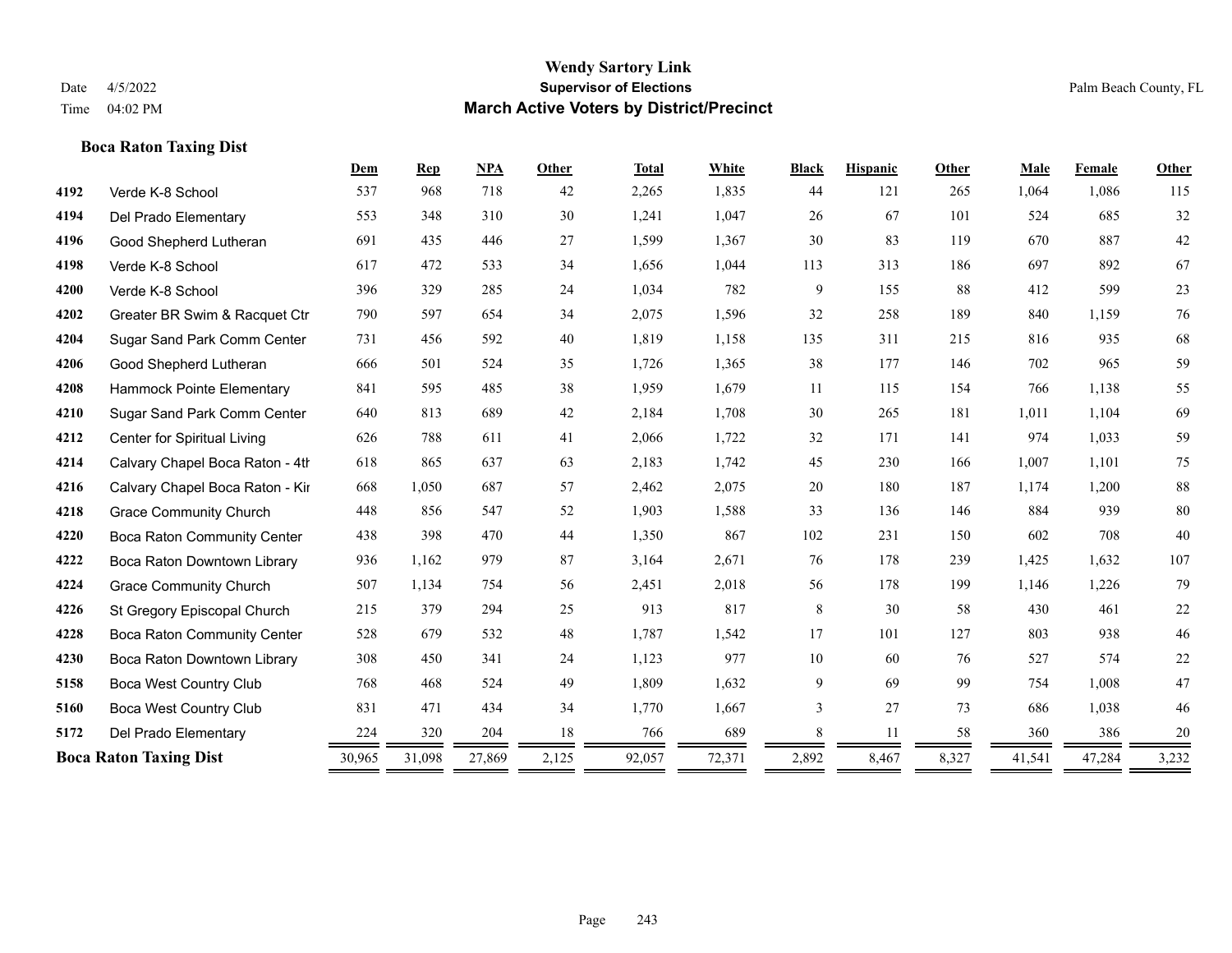# Wendy Sartory Link

**Supervisor of Elections**

**March Active Voters by District/Precinct**

Date 4/5/2022

Time 04:02 PM

Palm Beach County, FL

### Boca Raton Taxing Dist

| | | Dem | Rep | NPA | Other | Total | White | Black | Hispanic | Other | Male | Female | Other |
|---|---|---|---|---|---|---|---|---|---|---|---|---|---|
| 4192 | Verde K-8 School | 537 | 968 | 718 | 42 | 2,265 | 1,835 | 44 | 121 | 265 | 1,064 | 1,086 | 115 |
| 4194 | Del Prado Elementary | 553 | 348 | 310 | 30 | 1,241 | 1,047 | 26 | 67 | 101 | 524 | 685 | 32 |
| 4196 | Good Shepherd Lutheran | 691 | 435 | 446 | 27 | 1,599 | 1,367 | 30 | 83 | 119 | 670 | 887 | 42 |
| 4198 | Verde K-8 School | 617 | 472 | 533 | 34 | 1,656 | 1,044 | 113 | 313 | 186 | 697 | 892 | 67 |
| 4200 | Verde K-8 School | 396 | 329 | 285 | 24 | 1,034 | 782 | 9 | 155 | 88 | 412 | 599 | 23 |
| 4202 | Greater BR Swim & Racquet Ctr | 790 | 597 | 654 | 34 | 2,075 | 1,596 | 32 | 258 | 189 | 840 | 1,159 | 76 |
| 4204 | Sugar Sand Park Comm Center | 731 | 456 | 592 | 40 | 1,819 | 1,158 | 135 | 311 | 215 | 816 | 935 | 68 |
| 4206 | Good Shepherd Lutheran | 666 | 501 | 524 | 35 | 1,726 | 1,365 | 38 | 177 | 146 | 702 | 965 | 59 |
| 4208 | Hammock Pointe Elementary | 841 | 595 | 485 | 38 | 1,959 | 1,679 | 11 | 115 | 154 | 766 | 1,138 | 55 |
| 4210 | Sugar Sand Park Comm Center | 640 | 813 | 689 | 42 | 2,184 | 1,708 | 30 | 265 | 181 | 1,011 | 1,104 | 69 |
| 4212 | Center for Spiritual Living | 626 | 788 | 611 | 41 | 2,066 | 1,722 | 32 | 171 | 141 | 974 | 1,033 | 59 |
| 4214 | Calvary Chapel Boca Raton - 4th | 618 | 865 | 637 | 63 | 2,183 | 1,742 | 45 | 230 | 166 | 1,007 | 1,101 | 75 |
| 4216 | Calvary Chapel Boca Raton - Kir | 668 | 1,050 | 687 | 57 | 2,462 | 2,075 | 20 | 180 | 187 | 1,174 | 1,200 | 88 |
| 4218 | Grace Community Church | 448 | 856 | 547 | 52 | 1,903 | 1,588 | 33 | 136 | 146 | 884 | 939 | 80 |
| 4220 | Boca Raton Community Center | 438 | 398 | 470 | 44 | 1,350 | 867 | 102 | 231 | 150 | 602 | 708 | 40 |
| 4222 | Boca Raton Downtown Library | 936 | 1,162 | 979 | 87 | 3,164 | 2,671 | 76 | 178 | 239 | 1,425 | 1,632 | 107 |
| 4224 | Grace Community Church | 507 | 1,134 | 754 | 56 | 2,451 | 2,018 | 56 | 178 | 199 | 1,146 | 1,226 | 79 |
| 4226 | St Gregory Episcopal Church | 215 | 379 | 294 | 25 | 913 | 817 | 8 | 30 | 58 | 430 | 461 | 22 |
| 4228 | Boca Raton Community Center | 528 | 679 | 532 | 48 | 1,787 | 1,542 | 17 | 101 | 127 | 803 | 938 | 46 |
| 4230 | Boca Raton Downtown Library | 308 | 450 | 341 | 24 | 1,123 | 977 | 10 | 60 | 76 | 527 | 574 | 22 |
| 5158 | Boca West Country Club | 768 | 468 | 524 | 49 | 1,809 | 1,632 | 9 | 69 | 99 | 754 | 1,008 | 47 |
| 5160 | Boca West Country Club | 831 | 471 | 434 | 34 | 1,770 | 1,667 | 3 | 27 | 73 | 686 | 1,038 | 46 |
| 5172 | Del Prado Elementary | 224 | 320 | 204 | 18 | 766 | 689 | 8 | 11 | 58 | 360 | 386 | 20 |
| **Boca Raton Taxing Dist** | | 30,965 | 31,098 | 27,869 | 2,125 | 92,057 | 72,371 | 2,892 | 8,467 | 8,327 | 41,541 | 47,284 | 3,232 |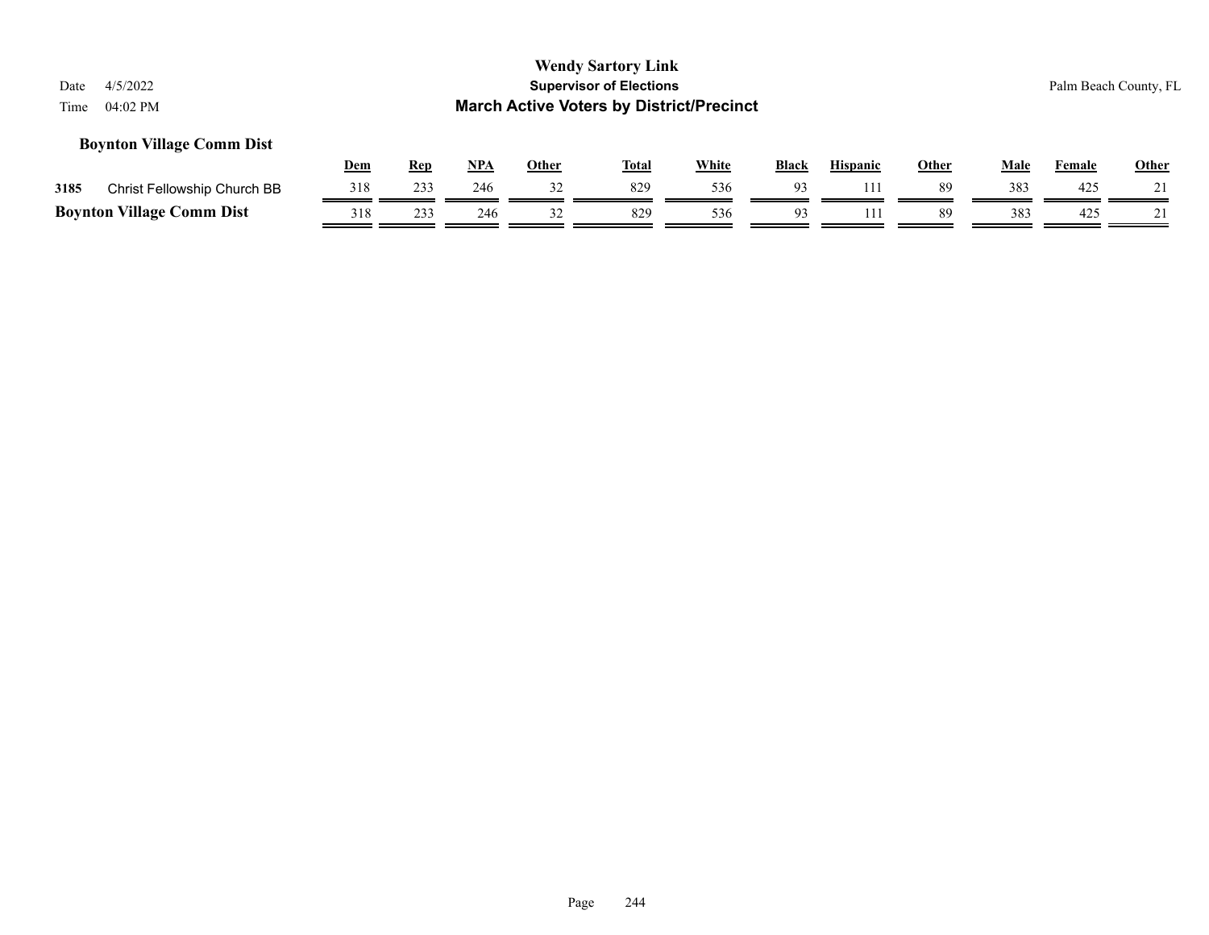**Wendy Sartory Link**
**Supervisor of Elections**
**March Active Voters by District/Precinct**

Date 4/5/2022
Time 04:02 PM

Palm Beach County, FL

### Boynton Village Comm Dist

| | | Dem | Rep | NPA | Other | Total | White | Black | Hispanic | Other | Male | Female | Other |
|---|---|---|---|---|---|---|---|---|---|---|---|---|---|
| 3185 | Christ Fellowship Church BB | 318 | 233 | 246 | 32 | 829 | 536 | 93 | 111 | 89 | 383 | 425 | 21 |
| **Boynton Village Comm Dist** | | 318 | 233 | 246 | 32 | 829 | 536 | 93 | 111 | 89 | 383 | 425 | 21 |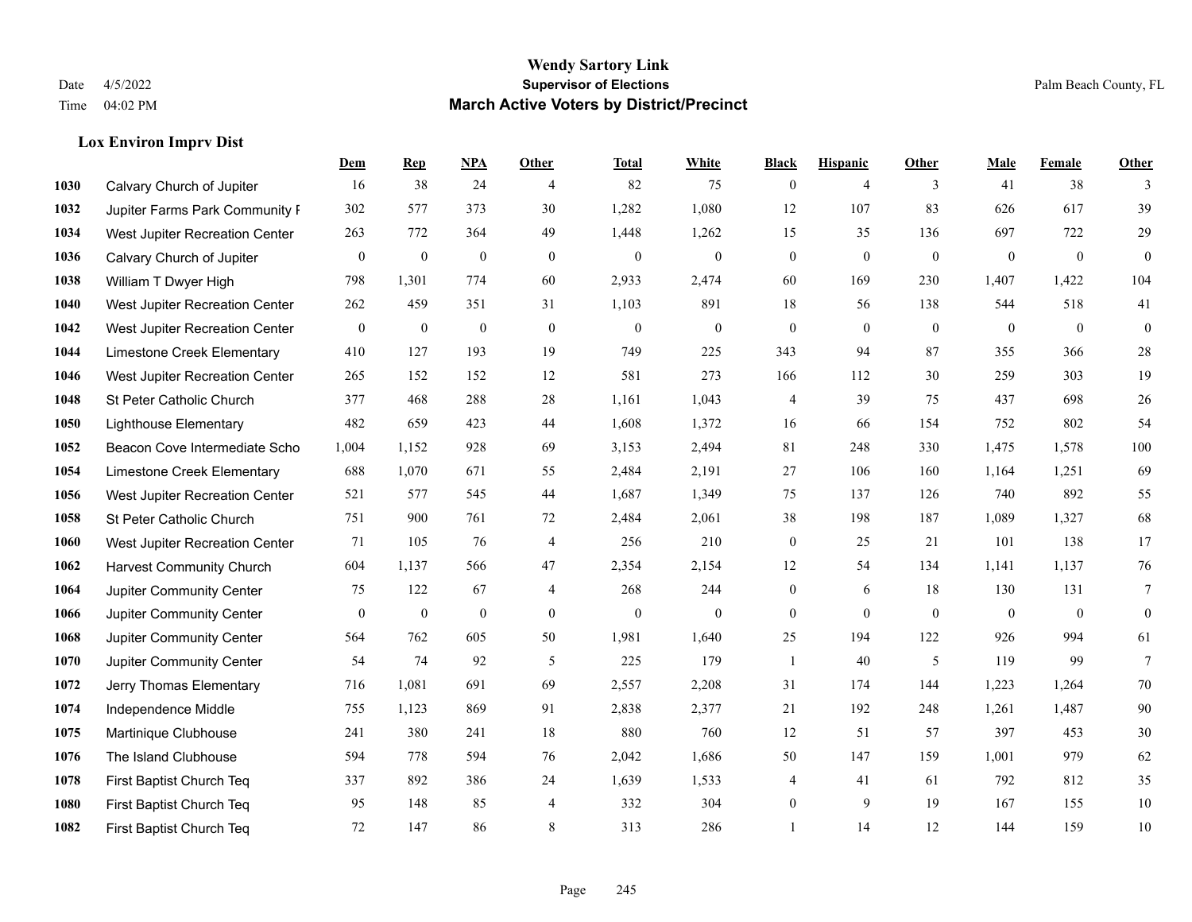**Wendy Sartory Link**
**Supervisor of Elections**
**March Active Voters by District/Precinct**

Date 4/5/2022
Time 04:02 PM
Palm Beach County, FL

### Lox Environ Imprv Dist

| | | Dem | Rep | NPA | Other | Total | White | Black | Hispanic | Other | Male | Female | Other |
|---|---|---|---|---|---|---|---|---|---|---|---|---|---|
| 1030 | Calvary Church of Jupiter | 16 | 38 | 24 | 4 | 82 | 75 | 0 | 4 | 3 | 41 | 38 | 3 |
| 1032 | Jupiter Farms Park Community F | 302 | 577 | 373 | 30 | 1,282 | 1,080 | 12 | 107 | 83 | 626 | 617 | 39 |
| 1034 | West Jupiter Recreation Center | 263 | 772 | 364 | 49 | 1,448 | 1,262 | 15 | 35 | 136 | 697 | 722 | 29 |
| 1036 | Calvary Church of Jupiter | 0 | 0 | 0 | 0 | 0 | 0 | 0 | 0 | 0 | 0 | 0 | 0 |
| 1038 | William T Dwyer High | 798 | 1,301 | 774 | 60 | 2,933 | 2,474 | 60 | 169 | 230 | 1,407 | 1,422 | 104 |
| 1040 | West Jupiter Recreation Center | 262 | 459 | 351 | 31 | 1,103 | 891 | 18 | 56 | 138 | 544 | 518 | 41 |
| 1042 | West Jupiter Recreation Center | 0 | 0 | 0 | 0 | 0 | 0 | 0 | 0 | 0 | 0 | 0 | 0 |
| 1044 | Limestone Creek Elementary | 410 | 127 | 193 | 19 | 749 | 225 | 343 | 94 | 87 | 355 | 366 | 28 |
| 1046 | West Jupiter Recreation Center | 265 | 152 | 152 | 12 | 581 | 273 | 166 | 112 | 30 | 259 | 303 | 19 |
| 1048 | St Peter Catholic Church | 377 | 468 | 288 | 28 | 1,161 | 1,043 | 4 | 39 | 75 | 437 | 698 | 26 |
| 1050 | Lighthouse Elementary | 482 | 659 | 423 | 44 | 1,608 | 1,372 | 16 | 66 | 154 | 752 | 802 | 54 |
| 1052 | Beacon Cove Intermediate Scho | 1,004 | 1,152 | 928 | 69 | 3,153 | 2,494 | 81 | 248 | 330 | 1,475 | 1,578 | 100 |
| 1054 | Limestone Creek Elementary | 688 | 1,070 | 671 | 55 | 2,484 | 2,191 | 27 | 106 | 160 | 1,164 | 1,251 | 69 |
| 1056 | West Jupiter Recreation Center | 521 | 577 | 545 | 44 | 1,687 | 1,349 | 75 | 137 | 126 | 740 | 892 | 55 |
| 1058 | St Peter Catholic Church | 751 | 900 | 761 | 72 | 2,484 | 2,061 | 38 | 198 | 187 | 1,089 | 1,327 | 68 |
| 1060 | West Jupiter Recreation Center | 71 | 105 | 76 | 4 | 256 | 210 | 0 | 25 | 21 | 101 | 138 | 17 |
| 1062 | Harvest Community Church | 604 | 1,137 | 566 | 47 | 2,354 | 2,154 | 12 | 54 | 134 | 1,141 | 1,137 | 76 |
| 1064 | Jupiter Community Center | 75 | 122 | 67 | 4 | 268 | 244 | 0 | 6 | 18 | 130 | 131 | 7 |
| 1066 | Jupiter Community Center | 0 | 0 | 0 | 0 | 0 | 0 | 0 | 0 | 0 | 0 | 0 | 0 |
| 1068 | Jupiter Community Center | 564 | 762 | 605 | 50 | 1,981 | 1,640 | 25 | 194 | 122 | 926 | 994 | 61 |
| 1070 | Jupiter Community Center | 54 | 74 | 92 | 5 | 225 | 179 | 1 | 40 | 5 | 119 | 99 | 7 |
| 1072 | Jerry Thomas Elementary | 716 | 1,081 | 691 | 69 | 2,557 | 2,208 | 31 | 174 | 144 | 1,223 | 1,264 | 70 |
| 1074 | Independence Middle | 755 | 1,123 | 869 | 91 | 2,838 | 2,377 | 21 | 192 | 248 | 1,261 | 1,487 | 90 |
| 1075 | Martinique Clubhouse | 241 | 380 | 241 | 18 | 880 | 760 | 12 | 51 | 57 | 397 | 453 | 30 |
| 1076 | The Island Clubhouse | 594 | 778 | 594 | 76 | 2,042 | 1,686 | 50 | 147 | 159 | 1,001 | 979 | 62 |
| 1078 | First Baptist Church Teq | 337 | 892 | 386 | 24 | 1,639 | 1,533 | 4 | 41 | 61 | 792 | 812 | 35 |
| 1080 | First Baptist Church Teq | 95 | 148 | 85 | 4 | 332 | 304 | 0 | 9 | 19 | 167 | 155 | 10 |
| 1082 | First Baptist Church Teq | 72 | 147 | 86 | 8 | 313 | 286 | 1 | 14 | 12 | 144 | 159 | 10 |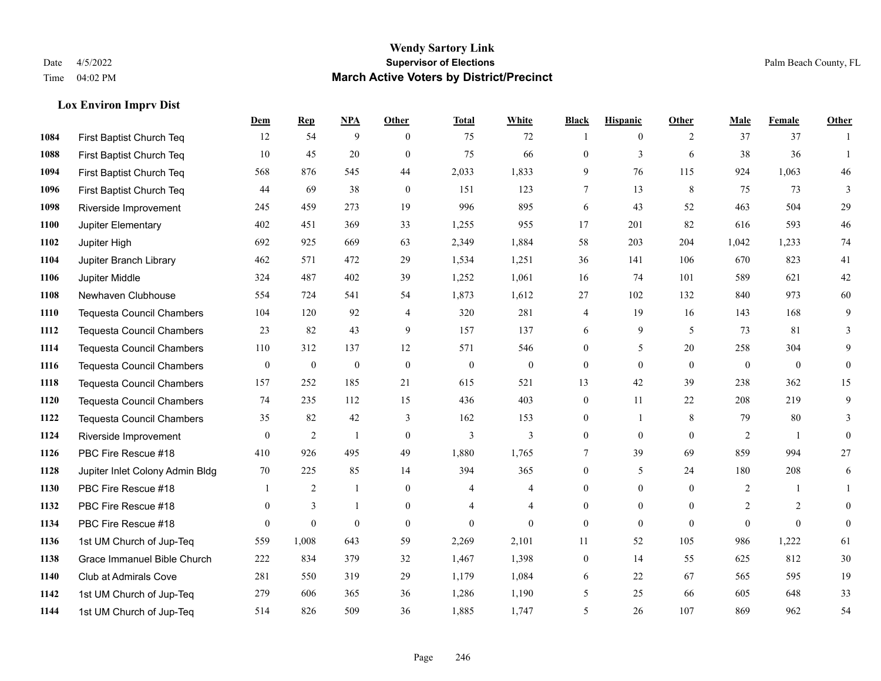# Wendy Sartory Link
## Supervisor of Elections
## March Active Voters by District/Precinct

Date 4/5/2022
Time 04:02 PM

Palm Beach County, FL

### Lox Environ Imprv Dist

| | | Dem | Rep | NPA | Other | Total | White | Black | Hispanic | Other | Male | Female | Other |
|---|---|---|---|---|---|---|---|---|---|---|---|---|---|
| 1084 | First Baptist Church Teq | 12 | 54 | 9 | 0 | 75 | 72 | 1 | 0 | 2 | 37 | 37 | 1 |
| 1088 | First Baptist Church Teq | 10 | 45 | 20 | 0 | 75 | 66 | 0 | 3 | 6 | 38 | 36 | 1 |
| 1094 | First Baptist Church Teq | 568 | 876 | 545 | 44 | 2,033 | 1,833 | 9 | 76 | 115 | 924 | 1,063 | 46 |
| 1096 | First Baptist Church Teq | 44 | 69 | 38 | 0 | 151 | 123 | 7 | 13 | 8 | 75 | 73 | 3 |
| 1098 | Riverside Improvement | 245 | 459 | 273 | 19 | 996 | 895 | 6 | 43 | 52 | 463 | 504 | 29 |
| 1100 | Jupiter Elementary | 402 | 451 | 369 | 33 | 1,255 | 955 | 17 | 201 | 82 | 616 | 593 | 46 |
| 1102 | Jupiter High | 692 | 925 | 669 | 63 | 2,349 | 1,884 | 58 | 203 | 204 | 1,042 | 1,233 | 74 |
| 1104 | Jupiter Branch Library | 462 | 571 | 472 | 29 | 1,534 | 1,251 | 36 | 141 | 106 | 670 | 823 | 41 |
| 1106 | Jupiter Middle | 324 | 487 | 402 | 39 | 1,252 | 1,061 | 16 | 74 | 101 | 589 | 621 | 42 |
| 1108 | Newhaven Clubhouse | 554 | 724 | 541 | 54 | 1,873 | 1,612 | 27 | 102 | 132 | 840 | 973 | 60 |
| 1110 | Tequesta Council Chambers | 104 | 120 | 92 | 4 | 320 | 281 | 4 | 19 | 16 | 143 | 168 | 9 |
| 1112 | Tequesta Council Chambers | 23 | 82 | 43 | 9 | 157 | 137 | 6 | 9 | 5 | 73 | 81 | 3 |
| 1114 | Tequesta Council Chambers | 110 | 312 | 137 | 12 | 571 | 546 | 0 | 5 | 20 | 258 | 304 | 9 |
| 1116 | Tequesta Council Chambers | 0 | 0 | 0 | 0 | 0 | 0 | 0 | 0 | 0 | 0 | 0 | 0 |
| 1118 | Tequesta Council Chambers | 157 | 252 | 185 | 21 | 615 | 521 | 13 | 42 | 39 | 238 | 362 | 15 |
| 1120 | Tequesta Council Chambers | 74 | 235 | 112 | 15 | 436 | 403 | 0 | 11 | 22 | 208 | 219 | 9 |
| 1122 | Tequesta Council Chambers | 35 | 82 | 42 | 3 | 162 | 153 | 0 | 1 | 8 | 79 | 80 | 3 |
| 1124 | Riverside Improvement | 0 | 2 | 1 | 0 | 3 | 3 | 0 | 0 | 0 | 2 | 1 | 0 |
| 1126 | PBC Fire Rescue #18 | 410 | 926 | 495 | 49 | 1,880 | 1,765 | 7 | 39 | 69 | 859 | 994 | 27 |
| 1128 | Jupiter Inlet Colony Admin Bldg | 70 | 225 | 85 | 14 | 394 | 365 | 0 | 5 | 24 | 180 | 208 | 6 |
| 1130 | PBC Fire Rescue #18 | 1 | 2 | 1 | 0 | 4 | 4 | 0 | 0 | 0 | 2 | 1 | 1 |
| 1132 | PBC Fire Rescue #18 | 0 | 3 | 1 | 0 | 4 | 4 | 0 | 0 | 0 | 2 | 2 | 0 |
| 1134 | PBC Fire Rescue #18 | 0 | 0 | 0 | 0 | 0 | 0 | 0 | 0 | 0 | 0 | 0 | 0 |
| 1136 | 1st UM Church of Jup-Teq | 559 | 1,008 | 643 | 59 | 2,269 | 2,101 | 11 | 52 | 105 | 986 | 1,222 | 61 |
| 1138 | Grace Immanuel Bible Church | 222 | 834 | 379 | 32 | 1,467 | 1,398 | 0 | 14 | 55 | 625 | 812 | 30 |
| 1140 | Club at Admirals Cove | 281 | 550 | 319 | 29 | 1,179 | 1,084 | 6 | 22 | 67 | 565 | 595 | 19 |
| 1142 | 1st UM Church of Jup-Teq | 279 | 606 | 365 | 36 | 1,286 | 1,190 | 5 | 25 | 66 | 605 | 648 | 33 |
| 1144 | 1st UM Church of Jup-Teq | 514 | 826 | 509 | 36 | 1,885 | 1,747 | 5 | 26 | 107 | 869 | 962 | 54 |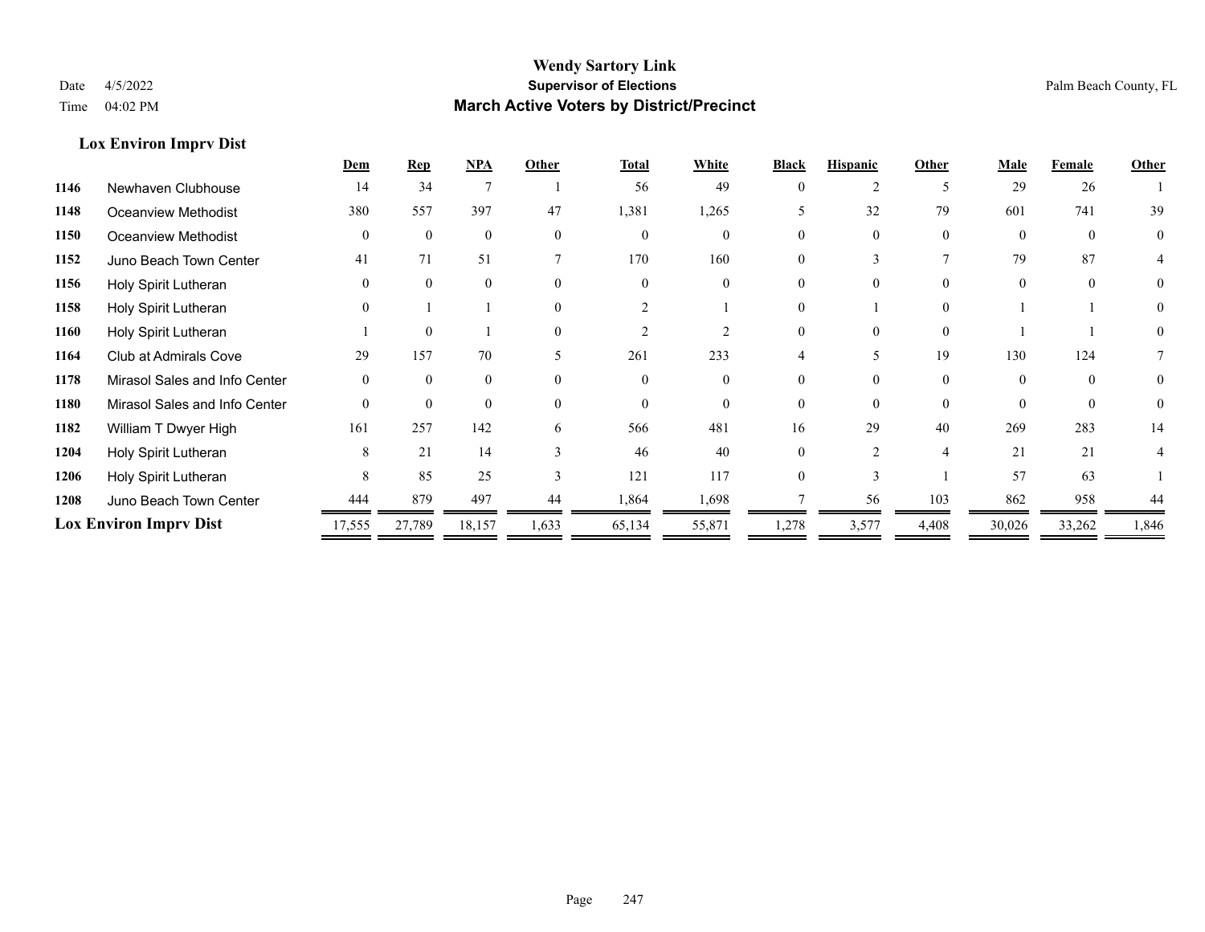# Wendy Sartory Link

**Supervisor of Elections**

**March Active Voters by District/Precinct**

Date 4/5/2022

Time 04:02 PM

Palm Beach County, FL

### Lox Environ Imprv Dist

| | | Dem | Rep | NPA | Other | Total | White | Black | Hispanic | Other | Male | Female | Other |
|---|---|---|---|---|---|---|---|---|---|---|---|---|---|
| **1146** | Newhaven Clubhouse | 14 | 34 | 7 | 1 | 56 | 49 | 0 | 2 | 5 | 29 | 26 | 1 |
| **1148** | Oceanview Methodist | 380 | 557 | 397 | 47 | 1,381 | 1,265 | 5 | 32 | 79 | 601 | 741 | 39 |
| **1150** | Oceanview Methodist | 0 | 0 | 0 | 0 | 0 | 0 | 0 | 0 | 0 | 0 | 0 | 0 |
| **1152** | Juno Beach Town Center | 41 | 71 | 51 | 7 | 170 | 160 | 0 | 3 | 7 | 79 | 87 | 4 |
| **1156** | Holy Spirit Lutheran | 0 | 0 | 0 | 0 | 0 | 0 | 0 | 0 | 0 | 0 | 0 | 0 |
| **1158** | Holy Spirit Lutheran | 0 | 1 | 1 | 0 | 2 | 1 | 0 | 1 | 0 | 1 | 1 | 0 |
| **1160** | Holy Spirit Lutheran | 1 | 0 | 1 | 0 | 2 | 2 | 0 | 0 | 0 | 1 | 1 | 0 |
| **1164** | Club at Admirals Cove | 29 | 157 | 70 | 5 | 261 | 233 | 4 | 5 | 19 | 130 | 124 | 7 |
| **1178** | Mirasol Sales and Info Center | 0 | 0 | 0 | 0 | 0 | 0 | 0 | 0 | 0 | 0 | 0 | 0 |
| **1180** | Mirasol Sales and Info Center | 0 | 0 | 0 | 0 | 0 | 0 | 0 | 0 | 0 | 0 | 0 | 0 |
| **1182** | William T Dwyer High | 161 | 257 | 142 | 6 | 566 | 481 | 16 | 29 | 40 | 269 | 283 | 14 |
| **1204** | Holy Spirit Lutheran | 8 | 21 | 14 | 3 | 46 | 40 | 0 | 2 | 4 | 21 | 21 | 4 |
| **1206** | Holy Spirit Lutheran | 8 | 85 | 25 | 3 | 121 | 117 | 0 | 3 | 1 | 57 | 63 | 1 |
| **1208** | Juno Beach Town Center | 444 | 879 | 497 | 44 | 1,864 | 1,698 | 7 | 56 | 103 | 862 | 958 | 44 |
| **Lox Environ Imprv Dist** | | 17,555 | 27,789 | 18,157 | 1,633 | 65,134 | 55,871 | 1,278 | 3,577 | 4,408 | 30,026 | 33,262 | 1,846 |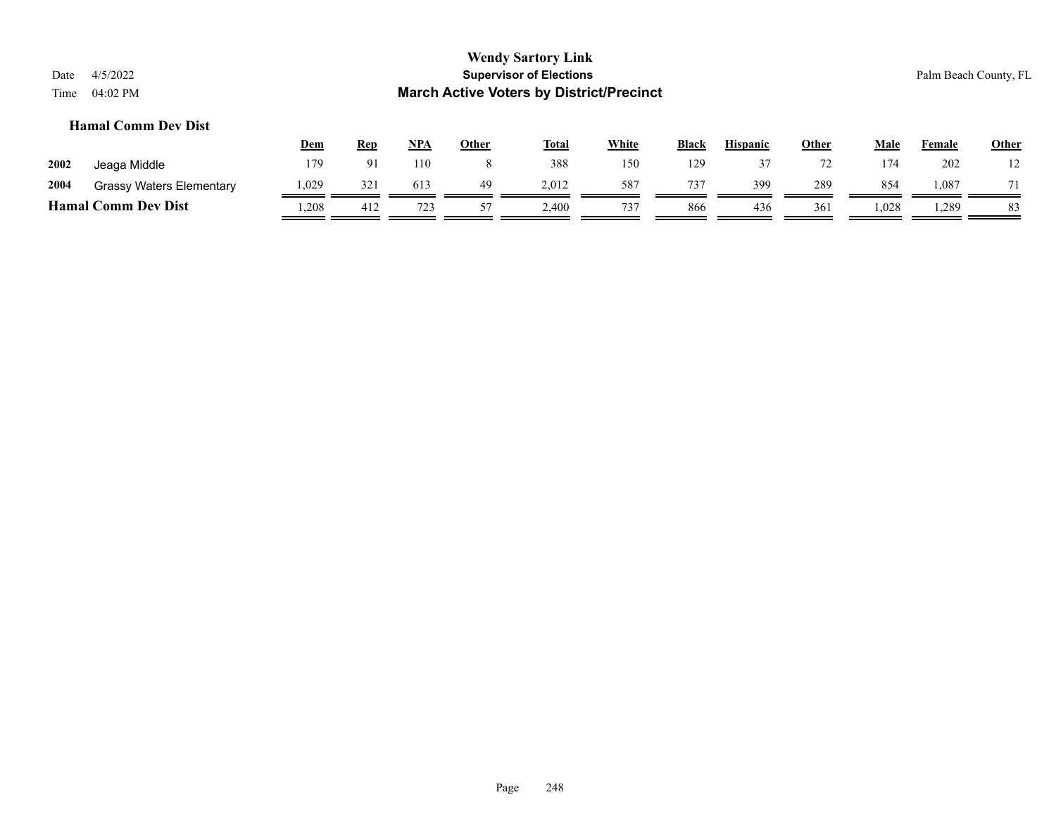# Wendy Sartory Link

## Supervisor of Elections

## March Active Voters by District/Precinct

Date 4/5/2022

Time 04:02 PM

Palm Beach County, FL

### Hamal Comm Dev Dist

| | | Dem | Rep | NPA | Other | Total | White | Black | Hispanic | Other | Male | Female | Other |
|---|---|---|---|---|---|---|---|---|---|---|---|---|---|
| 2002 | Jeaga Middle | 179 | 91 | 110 | 8 | 388 | 150 | 129 | 37 | 72 | 174 | 202 | 12 |
| 2004 | Grassy Waters Elementary | 1,029 | 321 | 613 | 49 | 2,012 | 587 | 737 | 399 | 289 | 854 | 1,087 | 71 |
| **Hamal Comm Dev Dist** | | 1,208 | 412 | 723 | 57 | 2,400 | 737 | 866 | 436 | 361 | 1,028 | 1,289 | 83 |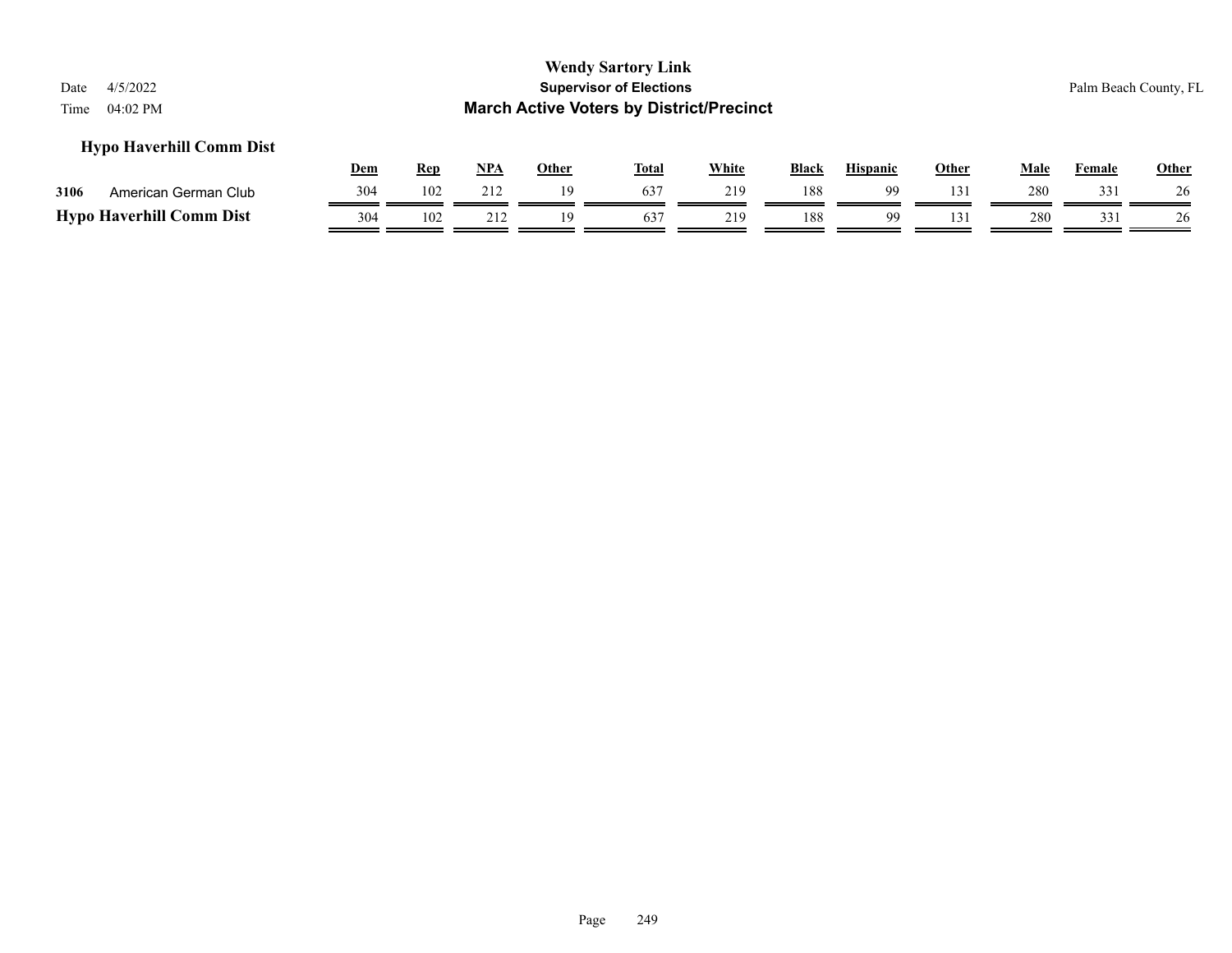# Wendy Sartory Link

**Supervisor of Elections**

**March Active Voters by District/Precinct**

Date 4/5/2022
Time 04:02 PM

Palm Beach County, FL

### Hypo Haverhill Comm Dist

| | | Dem | Rep | NPA | Other | Total | White | Black | Hispanic | Other | Male | Female | Other |
|---|---|---|---|---|---|---|---|---|---|---|---|---|---|
| 3106 | American German Club | 304 | 102 | 212 | 19 | 637 | 219 | 188 | 99 | 131 | 280 | 331 | 26 |
| **Hypo Haverhill Comm Dist** | | 304 | 102 | 212 | 19 | 637 | 219 | 188 | 99 | 131 | 280 | 331 | 26 |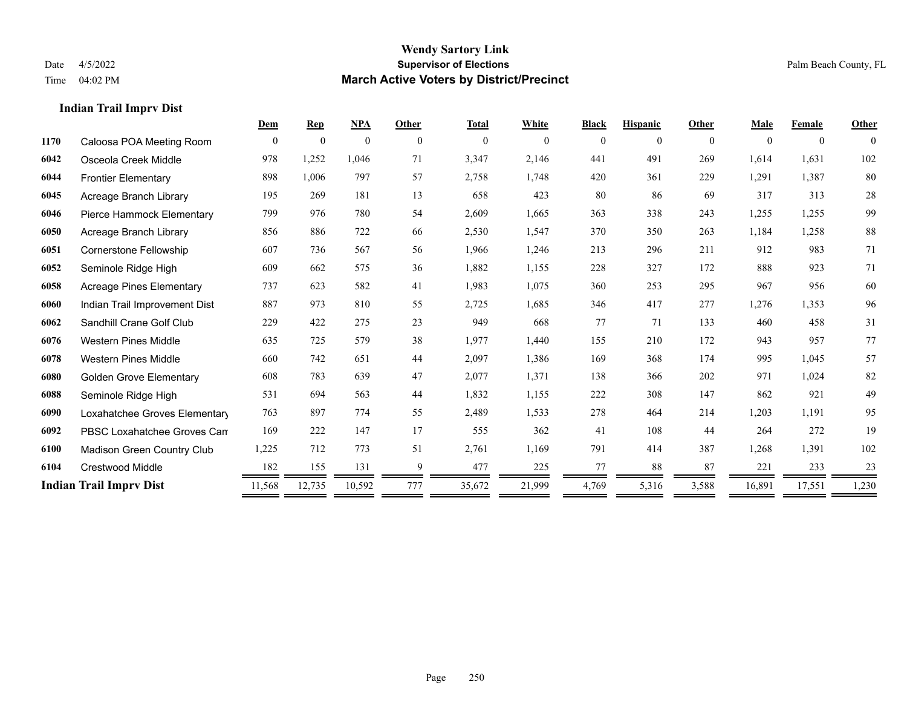# Wendy Sartory Link

**Supervisor of Elections**

**March Active Voters by District/Precinct**

Date 4/5/2022
Time 04:02 PM

Palm Beach County, FL

## Indian Trail Imprv Dist

| | | Dem | Rep | NPA | Other | Total | White | Black | Hispanic | Other | Male | Female | Other |
|---|---|---|---|---|---|---|---|---|---|---|---|---|---|
| 1170 | Caloosa POA Meeting Room | 0 | 0 | 0 | 0 | 0 | 0 | 0 | 0 | 0 | 0 | 0 | 0 |
| 6042 | Osceola Creek Middle | 978 | 1,252 | 1,046 | 71 | 3,347 | 2,146 | 441 | 491 | 269 | 1,614 | 1,631 | 102 |
| 6044 | Frontier Elementary | 898 | 1,006 | 797 | 57 | 2,758 | 1,748 | 420 | 361 | 229 | 1,291 | 1,387 | 80 |
| 6045 | Acreage Branch Library | 195 | 269 | 181 | 13 | 658 | 423 | 80 | 86 | 69 | 317 | 313 | 28 |
| 6046 | Pierce Hammock Elementary | 799 | 976 | 780 | 54 | 2,609 | 1,665 | 363 | 338 | 243 | 1,255 | 1,255 | 99 |
| 6050 | Acreage Branch Library | 856 | 886 | 722 | 66 | 2,530 | 1,547 | 370 | 350 | 263 | 1,184 | 1,258 | 88 |
| 6051 | Cornerstone Fellowship | 607 | 736 | 567 | 56 | 1,966 | 1,246 | 213 | 296 | 211 | 912 | 983 | 71 |
| 6052 | Seminole Ridge High | 609 | 662 | 575 | 36 | 1,882 | 1,155 | 228 | 327 | 172 | 888 | 923 | 71 |
| 6058 | Acreage Pines Elementary | 737 | 623 | 582 | 41 | 1,983 | 1,075 | 360 | 253 | 295 | 967 | 956 | 60 |
| 6060 | Indian Trail Improvement Dist | 887 | 973 | 810 | 55 | 2,725 | 1,685 | 346 | 417 | 277 | 1,276 | 1,353 | 96 |
| 6062 | Sandhill Crane Golf Club | 229 | 422 | 275 | 23 | 949 | 668 | 77 | 71 | 133 | 460 | 458 | 31 |
| 6076 | Western Pines Middle | 635 | 725 | 579 | 38 | 1,977 | 1,440 | 155 | 210 | 172 | 943 | 957 | 77 |
| 6078 | Western Pines Middle | 660 | 742 | 651 | 44 | 2,097 | 1,386 | 169 | 368 | 174 | 995 | 1,045 | 57 |
| 6080 | Golden Grove Elementary | 608 | 783 | 639 | 47 | 2,077 | 1,371 | 138 | 366 | 202 | 971 | 1,024 | 82 |
| 6088 | Seminole Ridge High | 531 | 694 | 563 | 44 | 1,832 | 1,155 | 222 | 308 | 147 | 862 | 921 | 49 |
| 6090 | Loxahatchee Groves Elementary | 763 | 897 | 774 | 55 | 2,489 | 1,533 | 278 | 464 | 214 | 1,203 | 1,191 | 95 |
| 6092 | PBSC Loxahatchee Groves Cam | 169 | 222 | 147 | 17 | 555 | 362 | 41 | 108 | 44 | 264 | 272 | 19 |
| 6100 | Madison Green Country Club | 1,225 | 712 | 773 | 51 | 2,761 | 1,169 | 791 | 414 | 387 | 1,268 | 1,391 | 102 |
| 6104 | Crestwood Middle | 182 | 155 | 131 | 9 | 477 | 225 | 77 | 88 | 87 | 221 | 233 | 23 |
| **Indian Trail Imprv Dist** | | 11,568 | 12,735 | 10,592 | 777 | 35,672 | 21,999 | 4,769 | 5,316 | 3,588 | 16,891 | 17,551 | 1,230 |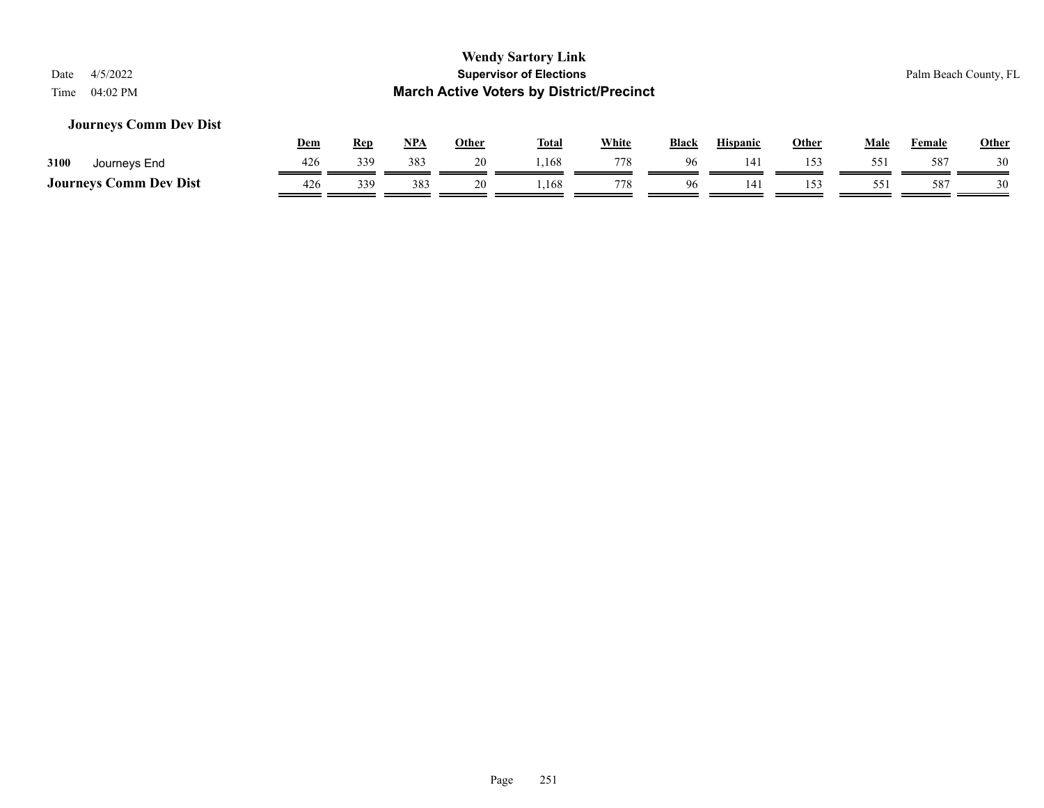# Wendy Sartory Link

## Supervisor of Elections

## March Active Voters by District/Precinct

Date 4/5/2022

Time 04:02 PM

Palm Beach County, FL

### Journeys Comm Dev Dist

| | | Dem | Rep | NPA | Other | Total | White | Black | Hispanic | Other | Male | Female | Other |
|---|---|---|---|---|---|---|---|---|---|---|---|---|---|
| 3100 | Journeys End | 426 | 339 | 383 | 20 | 1,168 | 778 | 96 | 141 | 153 | 551 | 587 | 30 |
| **Journeys Comm Dev Dist** | | 426 | 339 | 383 | 20 | 1,168 | 778 | 96 | 141 | 153 | 551 | 587 | 30 |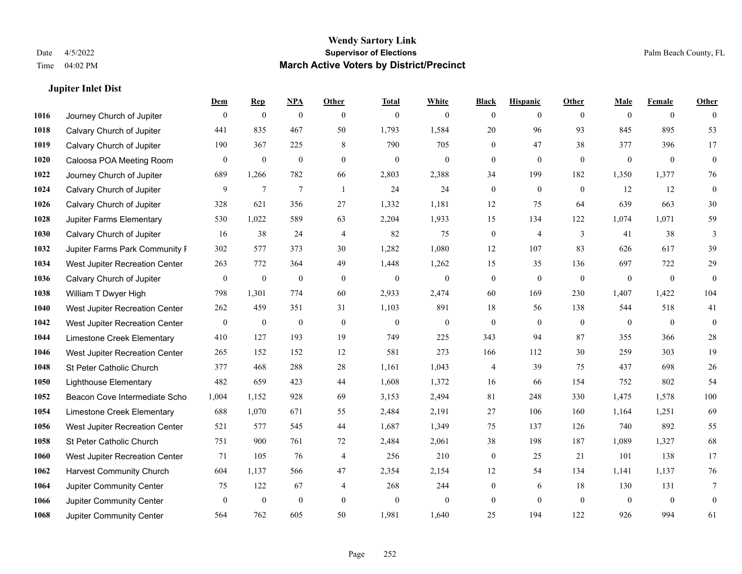**Wendy Sartory Link**
**Supervisor of Elections**
**March Active Voters by District/Precinct**

Date 4/5/2022
Time 04:02 PM

Palm Beach County, FL

### Jupiter Inlet Dist

| | | Dem | Rep | NPA | Other | Total | White | Black | Hispanic | Other | Male | Female | Other |
|---|---|---|---|---|---|---|---|---|---|---|---|---|---|
| 1016 | Journey Church of Jupiter | 0 | 0 | 0 | 0 | 0 | 0 | 0 | 0 | 0 | 0 | 0 | 0 |
| 1018 | Calvary Church of Jupiter | 441 | 835 | 467 | 50 | 1,793 | 1,584 | 20 | 96 | 93 | 845 | 895 | 53 |
| 1019 | Calvary Church of Jupiter | 190 | 367 | 225 | 8 | 790 | 705 | 0 | 47 | 38 | 377 | 396 | 17 |
| 1020 | Caloosa POA Meeting Room | 0 | 0 | 0 | 0 | 0 | 0 | 0 | 0 | 0 | 0 | 0 | 0 |
| 1022 | Journey Church of Jupiter | 689 | 1,266 | 782 | 66 | 2,803 | 2,388 | 34 | 199 | 182 | 1,350 | 1,377 | 76 |
| 1024 | Calvary Church of Jupiter | 9 | 7 | 7 | 1 | 24 | 24 | 0 | 0 | 0 | 12 | 12 | 0 |
| 1026 | Calvary Church of Jupiter | 328 | 621 | 356 | 27 | 1,332 | 1,181 | 12 | 75 | 64 | 639 | 663 | 30 |
| 1028 | Jupiter Farms Elementary | 530 | 1,022 | 589 | 63 | 2,204 | 1,933 | 15 | 134 | 122 | 1,074 | 1,071 | 59 |
| 1030 | Calvary Church of Jupiter | 16 | 38 | 24 | 4 | 82 | 75 | 0 | 4 | 3 | 41 | 38 | 3 |
| 1032 | Jupiter Farms Park Community F | 302 | 577 | 373 | 30 | 1,282 | 1,080 | 12 | 107 | 83 | 626 | 617 | 39 |
| 1034 | West Jupiter Recreation Center | 263 | 772 | 364 | 49 | 1,448 | 1,262 | 15 | 35 | 136 | 697 | 722 | 29 |
| 1036 | Calvary Church of Jupiter | 0 | 0 | 0 | 0 | 0 | 0 | 0 | 0 | 0 | 0 | 0 | 0 |
| 1038 | William T Dwyer High | 798 | 1,301 | 774 | 60 | 2,933 | 2,474 | 60 | 169 | 230 | 1,407 | 1,422 | 104 |
| 1040 | West Jupiter Recreation Center | 262 | 459 | 351 | 31 | 1,103 | 891 | 18 | 56 | 138 | 544 | 518 | 41 |
| 1042 | West Jupiter Recreation Center | 0 | 0 | 0 | 0 | 0 | 0 | 0 | 0 | 0 | 0 | 0 | 0 |
| 1044 | Limestone Creek Elementary | 410 | 127 | 193 | 19 | 749 | 225 | 343 | 94 | 87 | 355 | 366 | 28 |
| 1046 | West Jupiter Recreation Center | 265 | 152 | 152 | 12 | 581 | 273 | 166 | 112 | 30 | 259 | 303 | 19 |
| 1048 | St Peter Catholic Church | 377 | 468 | 288 | 28 | 1,161 | 1,043 | 4 | 39 | 75 | 437 | 698 | 26 |
| 1050 | Lighthouse Elementary | 482 | 659 | 423 | 44 | 1,608 | 1,372 | 16 | 66 | 154 | 752 | 802 | 54 |
| 1052 | Beacon Cove Intermediate Scho | 1,004 | 1,152 | 928 | 69 | 3,153 | 2,494 | 81 | 248 | 330 | 1,475 | 1,578 | 100 |
| 1054 | Limestone Creek Elementary | 688 | 1,070 | 671 | 55 | 2,484 | 2,191 | 27 | 106 | 160 | 1,164 | 1,251 | 69 |
| 1056 | West Jupiter Recreation Center | 521 | 577 | 545 | 44 | 1,687 | 1,349 | 75 | 137 | 126 | 740 | 892 | 55 |
| 1058 | St Peter Catholic Church | 751 | 900 | 761 | 72 | 2,484 | 2,061 | 38 | 198 | 187 | 1,089 | 1,327 | 68 |
| 1060 | West Jupiter Recreation Center | 71 | 105 | 76 | 4 | 256 | 210 | 0 | 25 | 21 | 101 | 138 | 17 |
| 1062 | Harvest Community Church | 604 | 1,137 | 566 | 47 | 2,354 | 2,154 | 12 | 54 | 134 | 1,141 | 1,137 | 76 |
| 1064 | Jupiter Community Center | 75 | 122 | 67 | 4 | 268 | 244 | 0 | 6 | 18 | 130 | 131 | 7 |
| 1066 | Jupiter Community Center | 0 | 0 | 0 | 0 | 0 | 0 | 0 | 0 | 0 | 0 | 0 | 0 |
| 1068 | Jupiter Community Center | 564 | 762 | 605 | 50 | 1,981 | 1,640 | 25 | 194 | 122 | 926 | 994 | 61 |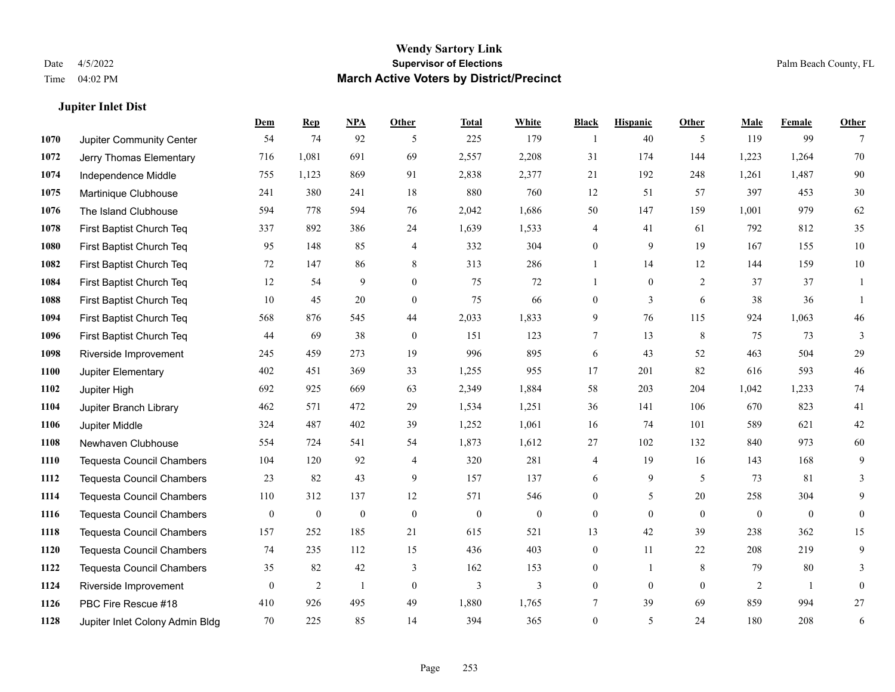**Wendy Sartory Link**
**Supervisor of Elections**
**March Active Voters by District/Precinct**

Date 4/5/2022
Time 04:02 PM

Palm Beach County, FL

### Jupiter Inlet Dist

| | | Dem | Rep | NPA | Other | Total | White | Black | Hispanic | Other | Male | Female | Other |
|---|---|---|---|---|---|---|---|---|---|---|---|---|---|
| 1070 | Jupiter Community Center | 54 | 74 | 92 | 5 | 225 | 179 | 1 | 40 | 5 | 119 | 99 | 7 |
| 1072 | Jerry Thomas Elementary | 716 | 1,081 | 691 | 69 | 2,557 | 2,208 | 31 | 174 | 144 | 1,223 | 1,264 | 70 |
| 1074 | Independence Middle | 755 | 1,123 | 869 | 91 | 2,838 | 2,377 | 21 | 192 | 248 | 1,261 | 1,487 | 90 |
| 1075 | Martinique Clubhouse | 241 | 380 | 241 | 18 | 880 | 760 | 12 | 51 | 57 | 397 | 453 | 30 |
| 1076 | The Island Clubhouse | 594 | 778 | 594 | 76 | 2,042 | 1,686 | 50 | 147 | 159 | 1,001 | 979 | 62 |
| 1078 | First Baptist Church Teq | 337 | 892 | 386 | 24 | 1,639 | 1,533 | 4 | 41 | 61 | 792 | 812 | 35 |
| 1080 | First Baptist Church Teq | 95 | 148 | 85 | 4 | 332 | 304 | 0 | 9 | 19 | 167 | 155 | 10 |
| 1082 | First Baptist Church Teq | 72 | 147 | 86 | 8 | 313 | 286 | 1 | 14 | 12 | 144 | 159 | 10 |
| 1084 | First Baptist Church Teq | 12 | 54 | 9 | 0 | 75 | 72 | 1 | 0 | 2 | 37 | 37 | 1 |
| 1088 | First Baptist Church Teq | 10 | 45 | 20 | 0 | 75 | 66 | 0 | 3 | 6 | 38 | 36 | 1 |
| 1094 | First Baptist Church Teq | 568 | 876 | 545 | 44 | 2,033 | 1,833 | 9 | 76 | 115 | 924 | 1,063 | 46 |
| 1096 | First Baptist Church Teq | 44 | 69 | 38 | 0 | 151 | 123 | 7 | 13 | 8 | 75 | 73 | 3 |
| 1098 | Riverside Improvement | 245 | 459 | 273 | 19 | 996 | 895 | 6 | 43 | 52 | 463 | 504 | 29 |
| 1100 | Jupiter Elementary | 402 | 451 | 369 | 33 | 1,255 | 955 | 17 | 201 | 82 | 616 | 593 | 46 |
| 1102 | Jupiter High | 692 | 925 | 669 | 63 | 2,349 | 1,884 | 58 | 203 | 204 | 1,042 | 1,233 | 74 |
| 1104 | Jupiter Branch Library | 462 | 571 | 472 | 29 | 1,534 | 1,251 | 36 | 141 | 106 | 670 | 823 | 41 |
| 1106 | Jupiter Middle | 324 | 487 | 402 | 39 | 1,252 | 1,061 | 16 | 74 | 101 | 589 | 621 | 42 |
| 1108 | Newhaven Clubhouse | 554 | 724 | 541 | 54 | 1,873 | 1,612 | 27 | 102 | 132 | 840 | 973 | 60 |
| 1110 | Tequesta Council Chambers | 104 | 120 | 92 | 4 | 320 | 281 | 4 | 19 | 16 | 143 | 168 | 9 |
| 1112 | Tequesta Council Chambers | 23 | 82 | 43 | 9 | 157 | 137 | 6 | 9 | 5 | 73 | 81 | 3 |
| 1114 | Tequesta Council Chambers | 110 | 312 | 137 | 12 | 571 | 546 | 0 | 5 | 20 | 258 | 304 | 9 |
| 1116 | Tequesta Council Chambers | 0 | 0 | 0 | 0 | 0 | 0 | 0 | 0 | 0 | 0 | 0 | 0 |
| 1118 | Tequesta Council Chambers | 157 | 252 | 185 | 21 | 615 | 521 | 13 | 42 | 39 | 238 | 362 | 15 |
| 1120 | Tequesta Council Chambers | 74 | 235 | 112 | 15 | 436 | 403 | 0 | 11 | 22 | 208 | 219 | 9 |
| 1122 | Tequesta Council Chambers | 35 | 82 | 42 | 3 | 162 | 153 | 0 | 1 | 8 | 79 | 80 | 3 |
| 1124 | Riverside Improvement | 0 | 2 | 1 | 0 | 3 | 3 | 0 | 0 | 0 | 2 | 1 | 0 |
| 1126 | PBC Fire Rescue #18 | 410 | 926 | 495 | 49 | 1,880 | 1,765 | 7 | 39 | 69 | 859 | 994 | 27 |
| 1128 | Jupiter Inlet Colony Admin Bldg | 70 | 225 | 85 | 14 | 394 | 365 | 0 | 5 | 24 | 180 | 208 | 6 |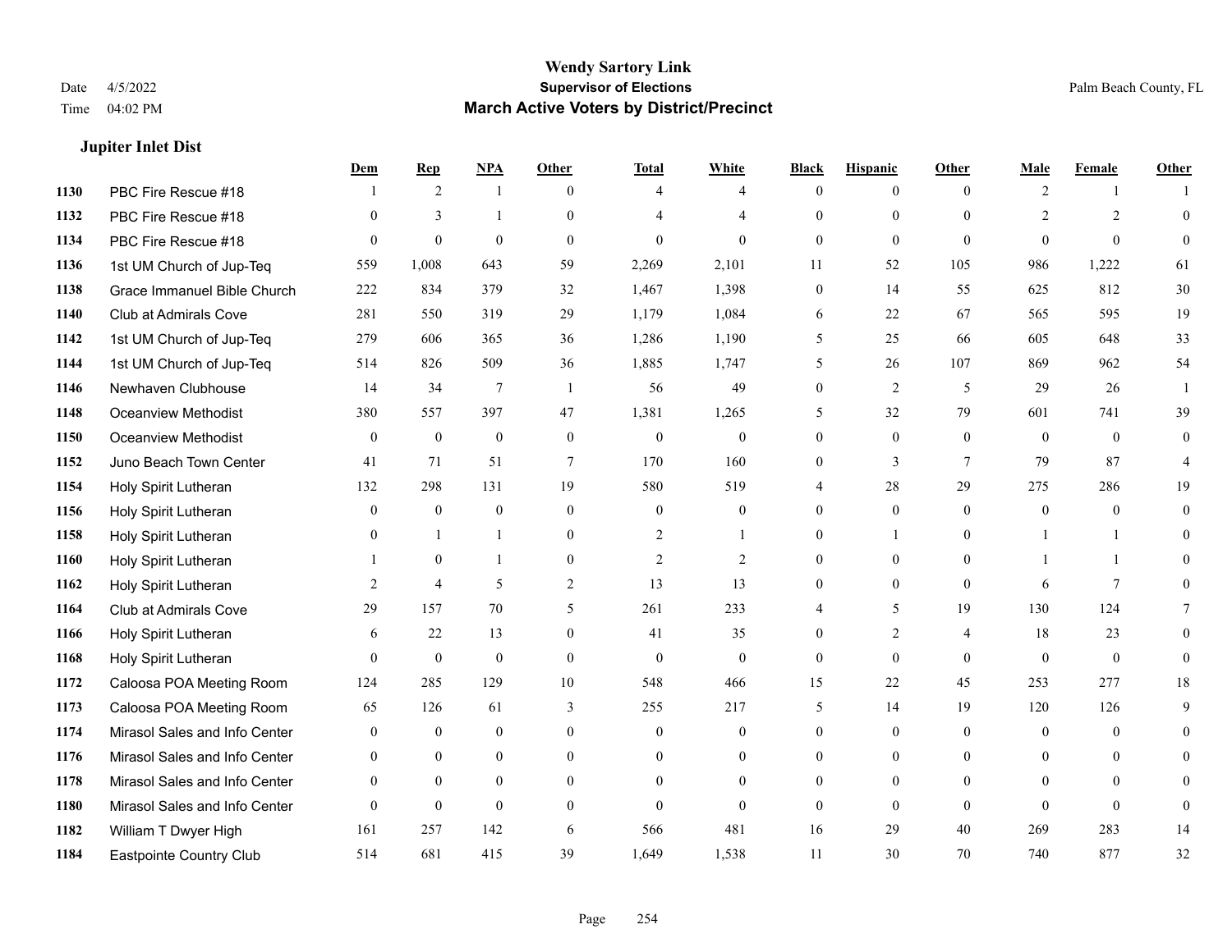## Jupiter Inlet Dist

| | | Dem | Rep | NPA | Other | Total | White | Black | Hispanic | Other | Male | Female | Other |
|---|---|---|---|---|---|---|---|---|---|---|---|---|---|
| 1130 | PBC Fire Rescue #18 | 1 | 2 | 1 | 0 | 4 | 4 | 0 | 0 | 0 | 2 | 1 | 1 |
| 1132 | PBC Fire Rescue #18 | 0 | 3 | 1 | 0 | 4 | 4 | 0 | 0 | 0 | 2 | 2 | 0 |
| 1134 | PBC Fire Rescue #18 | 0 | 0 | 0 | 0 | 0 | 0 | 0 | 0 | 0 | 0 | 0 | 0 |
| 1136 | 1st UM Church of Jup-Teq | 559 | 1,008 | 643 | 59 | 2,269 | 2,101 | 11 | 52 | 105 | 986 | 1,222 | 61 |
| 1138 | Grace Immanuel Bible Church | 222 | 834 | 379 | 32 | 1,467 | 1,398 | 0 | 14 | 55 | 625 | 812 | 30 |
| 1140 | Club at Admirals Cove | 281 | 550 | 319 | 29 | 1,179 | 1,084 | 6 | 22 | 67 | 565 | 595 | 19 |
| 1142 | 1st UM Church of Jup-Teq | 279 | 606 | 365 | 36 | 1,286 | 1,190 | 5 | 25 | 66 | 605 | 648 | 33 |
| 1144 | 1st UM Church of Jup-Teq | 514 | 826 | 509 | 36 | 1,885 | 1,747 | 5 | 26 | 107 | 869 | 962 | 54 |
| 1146 | Newhaven Clubhouse | 14 | 34 | 7 | 1 | 56 | 49 | 0 | 2 | 5 | 29 | 26 | 1 |
| 1148 | Oceanview Methodist | 380 | 557 | 397 | 47 | 1,381 | 1,265 | 5 | 32 | 79 | 601 | 741 | 39 |
| 1150 | Oceanview Methodist | 0 | 0 | 0 | 0 | 0 | 0 | 0 | 0 | 0 | 0 | 0 | 0 |
| 1152 | Juno Beach Town Center | 41 | 71 | 51 | 7 | 170 | 160 | 0 | 3 | 7 | 79 | 87 | 4 |
| 1154 | Holy Spirit Lutheran | 132 | 298 | 131 | 19 | 580 | 519 | 4 | 28 | 29 | 275 | 286 | 19 |
| 1156 | Holy Spirit Lutheran | 0 | 0 | 0 | 0 | 0 | 0 | 0 | 0 | 0 | 0 | 0 | 0 |
| 1158 | Holy Spirit Lutheran | 0 | 1 | 1 | 0 | 2 | 1 | 0 | 1 | 0 | 1 | 1 | 0 |
| 1160 | Holy Spirit Lutheran | 1 | 0 | 1 | 0 | 2 | 2 | 0 | 0 | 0 | 1 | 1 | 0 |
| 1162 | Holy Spirit Lutheran | 2 | 4 | 5 | 2 | 13 | 13 | 0 | 0 | 0 | 6 | 7 | 0 |
| 1164 | Club at Admirals Cove | 29 | 157 | 70 | 5 | 261 | 233 | 4 | 5 | 19 | 130 | 124 | 7 |
| 1166 | Holy Spirit Lutheran | 6 | 22 | 13 | 0 | 41 | 35 | 0 | 2 | 4 | 18 | 23 | 0 |
| 1168 | Holy Spirit Lutheran | 0 | 0 | 0 | 0 | 0 | 0 | 0 | 0 | 0 | 0 | 0 | 0 |
| 1172 | Caloosa POA Meeting Room | 124 | 285 | 129 | 10 | 548 | 466 | 15 | 22 | 45 | 253 | 277 | 18 |
| 1173 | Caloosa POA Meeting Room | 65 | 126 | 61 | 3 | 255 | 217 | 5 | 14 | 19 | 120 | 126 | 9 |
| 1174 | Mirasol Sales and Info Center | 0 | 0 | 0 | 0 | 0 | 0 | 0 | 0 | 0 | 0 | 0 | 0 |
| 1176 | Mirasol Sales and Info Center | 0 | 0 | 0 | 0 | 0 | 0 | 0 | 0 | 0 | 0 | 0 | 0 |
| 1178 | Mirasol Sales and Info Center | 0 | 0 | 0 | 0 | 0 | 0 | 0 | 0 | 0 | 0 | 0 | 0 |
| 1180 | Mirasol Sales and Info Center | 0 | 0 | 0 | 0 | 0 | 0 | 0 | 0 | 0 | 0 | 0 | 0 |
| 1182 | William T Dwyer High | 161 | 257 | 142 | 6 | 566 | 481 | 16 | 29 | 40 | 269 | 283 | 14 |
| 1184 | Eastpointe Country Club | 514 | 681 | 415 | 39 | 1,649 | 1,538 | 11 | 30 | 70 | 740 | 877 | 32 |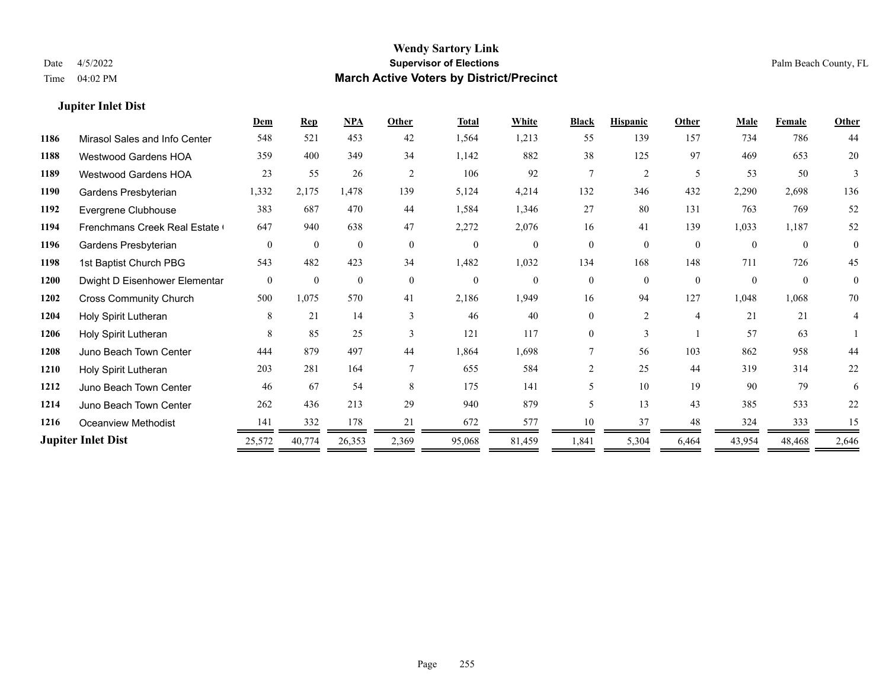# Wendy Sartory Link

**Supervisor of Elections**

**March Active Voters by District/Precinct**

Date 4/5/2022

Time 04:02 PM

Palm Beach County, FL

### Jupiter Inlet Dist

| | | Dem | Rep | NPA | Other | Total | White | Black | Hispanic | Other | Male | Female | Other |
|---|---|---|---|---|---|---|---|---|---|---|---|---|---|
| **1186** | Mirasol Sales and Info Center | 548 | 521 | 453 | 42 | 1,564 | 1,213 | 55 | 139 | 157 | 734 | 786 | 44 |
| **1188** | Westwood Gardens HOA | 359 | 400 | 349 | 34 | 1,142 | 882 | 38 | 125 | 97 | 469 | 653 | 20 |
| **1189** | Westwood Gardens HOA | 23 | 55 | 26 | 2 | 106 | 92 | 7 | 2 | 5 | 53 | 50 | 3 |
| **1190** | Gardens Presbyterian | 1,332 | 2,175 | 1,478 | 139 | 5,124 | 4,214 | 132 | 346 | 432 | 2,290 | 2,698 | 136 |
| **1192** | Evergrene Clubhouse | 383 | 687 | 470 | 44 | 1,584 | 1,346 | 27 | 80 | 131 | 763 | 769 | 52 |
| **1194** | Frenchmans Creek Real Estate ( | 647 | 940 | 638 | 47 | 2,272 | 2,076 | 16 | 41 | 139 | 1,033 | 1,187 | 52 |
| **1196** | Gardens Presbyterian | 0 | 0 | 0 | 0 | 0 | 0 | 0 | 0 | 0 | 0 | 0 | 0 |
| **1198** | 1st Baptist Church PBG | 543 | 482 | 423 | 34 | 1,482 | 1,032 | 134 | 168 | 148 | 711 | 726 | 45 |
| **1200** | Dwight D Eisenhower Elementar | 0 | 0 | 0 | 0 | 0 | 0 | 0 | 0 | 0 | 0 | 0 | 0 |
| **1202** | Cross Community Church | 500 | 1,075 | 570 | 41 | 2,186 | 1,949 | 16 | 94 | 127 | 1,048 | 1,068 | 70 |
| **1204** | Holy Spirit Lutheran | 8 | 21 | 14 | 3 | 46 | 40 | 0 | 2 | 4 | 21 | 21 | 4 |
| **1206** | Holy Spirit Lutheran | 8 | 85 | 25 | 3 | 121 | 117 | 0 | 3 | 1 | 57 | 63 | 1 |
| **1208** | Juno Beach Town Center | 444 | 879 | 497 | 44 | 1,864 | 1,698 | 7 | 56 | 103 | 862 | 958 | 44 |
| **1210** | Holy Spirit Lutheran | 203 | 281 | 164 | 7 | 655 | 584 | 2 | 25 | 44 | 319 | 314 | 22 |
| **1212** | Juno Beach Town Center | 46 | 67 | 54 | 8 | 175 | 141 | 5 | 10 | 19 | 90 | 79 | 6 |
| **1214** | Juno Beach Town Center | 262 | 436 | 213 | 29 | 940 | 879 | 5 | 13 | 43 | 385 | 533 | 22 |
| **1216** | Oceanview Methodist | 141 | 332 | 178 | 21 | 672 | 577 | 10 | 37 | 48 | 324 | 333 | 15 |
| **Jupiter Inlet Dist** | | 25,572 | 40,774 | 26,353 | 2,369 | 95,068 | 81,459 | 1,841 | 5,304 | 6,464 | 43,954 | 48,468 | 2,646 |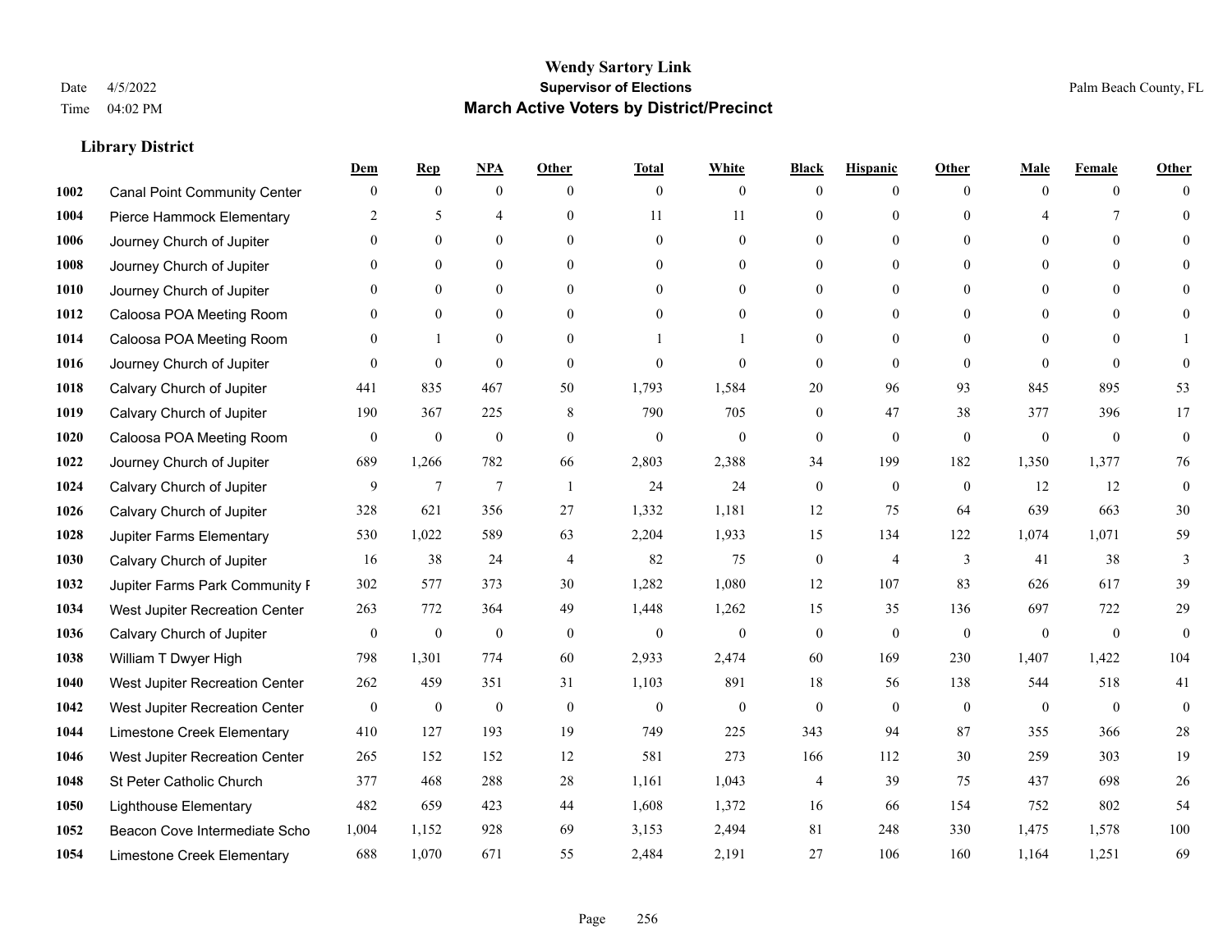# Wendy Sartory Link
## Supervisor of Elections
## March Active Voters by District/Precinct

Date 4/5/2022
Time 04:02 PM

Palm Beach County, FL

### Library District

| | | Dem | Rep | NPA | Other | Total | White | Black | Hispanic | Other | Male | Female | Other |
|---|---|---|---|---|---|---|---|---|---|---|---|---|---|
| 1002 | Canal Point Community Center | 0 | 0 | 0 | 0 | 0 | 0 | 0 | 0 | 0 | 0 | 0 | 0 |
| 1004 | Pierce Hammock Elementary | 2 | 5 | 4 | 0 | 11 | 11 | 0 | 0 | 0 | 4 | 7 | 0 |
| 1006 | Journey Church of Jupiter | 0 | 0 | 0 | 0 | 0 | 0 | 0 | 0 | 0 | 0 | 0 | 0 |
| 1008 | Journey Church of Jupiter | 0 | 0 | 0 | 0 | 0 | 0 | 0 | 0 | 0 | 0 | 0 | 0 |
| 1010 | Journey Church of Jupiter | 0 | 0 | 0 | 0 | 0 | 0 | 0 | 0 | 0 | 0 | 0 | 0 |
| 1012 | Caloosa POA Meeting Room | 0 | 0 | 0 | 0 | 0 | 0 | 0 | 0 | 0 | 0 | 0 | 0 |
| 1014 | Caloosa POA Meeting Room | 0 | 1 | 0 | 0 | 1 | 1 | 0 | 0 | 0 | 0 | 0 | 1 |
| 1016 | Journey Church of Jupiter | 0 | 0 | 0 | 0 | 0 | 0 | 0 | 0 | 0 | 0 | 0 | 0 |
| 1018 | Calvary Church of Jupiter | 441 | 835 | 467 | 50 | 1,793 | 1,584 | 20 | 96 | 93 | 845 | 895 | 53 |
| 1019 | Calvary Church of Jupiter | 190 | 367 | 225 | 8 | 790 | 705 | 0 | 47 | 38 | 377 | 396 | 17 |
| 1020 | Caloosa POA Meeting Room | 0 | 0 | 0 | 0 | 0 | 0 | 0 | 0 | 0 | 0 | 0 | 0 |
| 1022 | Journey Church of Jupiter | 689 | 1,266 | 782 | 66 | 2,803 | 2,388 | 34 | 199 | 182 | 1,350 | 1,377 | 76 |
| 1024 | Calvary Church of Jupiter | 9 | 7 | 7 | 1 | 24 | 24 | 0 | 0 | 0 | 12 | 12 | 0 |
| 1026 | Calvary Church of Jupiter | 328 | 621 | 356 | 27 | 1,332 | 1,181 | 12 | 75 | 64 | 639 | 663 | 30 |
| 1028 | Jupiter Farms Elementary | 530 | 1,022 | 589 | 63 | 2,204 | 1,933 | 15 | 134 | 122 | 1,074 | 1,071 | 59 |
| 1030 | Calvary Church of Jupiter | 16 | 38 | 24 | 4 | 82 | 75 | 0 | 4 | 3 | 41 | 38 | 3 |
| 1032 | Jupiter Farms Park Community F | 302 | 577 | 373 | 30 | 1,282 | 1,080 | 12 | 107 | 83 | 626 | 617 | 39 |
| 1034 | West Jupiter Recreation Center | 263 | 772 | 364 | 49 | 1,448 | 1,262 | 15 | 35 | 136 | 697 | 722 | 29 |
| 1036 | Calvary Church of Jupiter | 0 | 0 | 0 | 0 | 0 | 0 | 0 | 0 | 0 | 0 | 0 | 0 |
| 1038 | William T Dwyer High | 798 | 1,301 | 774 | 60 | 2,933 | 2,474 | 60 | 169 | 230 | 1,407 | 1,422 | 104 |
| 1040 | West Jupiter Recreation Center | 262 | 459 | 351 | 31 | 1,103 | 891 | 18 | 56 | 138 | 544 | 518 | 41 |
| 1042 | West Jupiter Recreation Center | 0 | 0 | 0 | 0 | 0 | 0 | 0 | 0 | 0 | 0 | 0 | 0 |
| 1044 | Limestone Creek Elementary | 410 | 127 | 193 | 19 | 749 | 225 | 343 | 94 | 87 | 355 | 366 | 28 |
| 1046 | West Jupiter Recreation Center | 265 | 152 | 152 | 12 | 581 | 273 | 166 | 112 | 30 | 259 | 303 | 19 |
| 1048 | St Peter Catholic Church | 377 | 468 | 288 | 28 | 1,161 | 1,043 | 4 | 39 | 75 | 437 | 698 | 26 |
| 1050 | Lighthouse Elementary | 482 | 659 | 423 | 44 | 1,608 | 1,372 | 16 | 66 | 154 | 752 | 802 | 54 |
| 1052 | Beacon Cove Intermediate Scho | 1,004 | 1,152 | 928 | 69 | 3,153 | 2,494 | 81 | 248 | 330 | 1,475 | 1,578 | 100 |
| 1054 | Limestone Creek Elementary | 688 | 1,070 | 671 | 55 | 2,484 | 2,191 | 27 | 106 | 160 | 1,164 | 1,251 | 69 |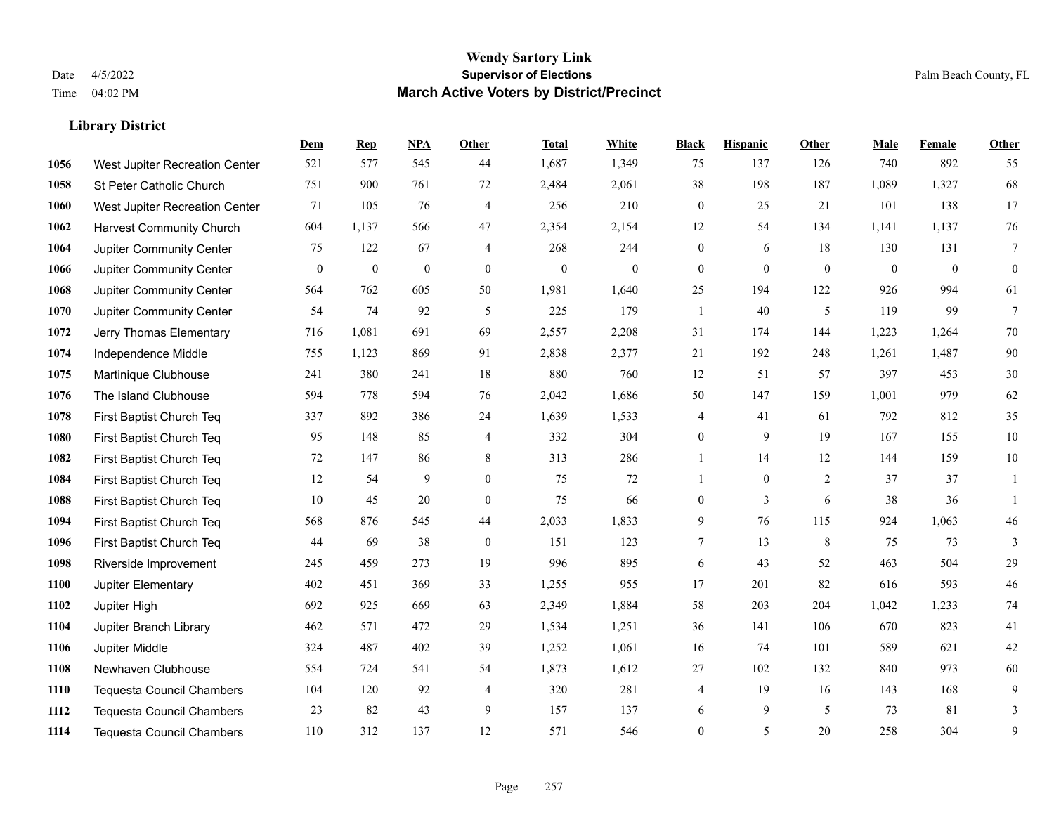# Wendy Sartory Link
## Supervisor of Elections
## March Active Voters by District/Precinct

Date 4/5/2022
Time 04:02 PM

Palm Beach County, FL

### Library District

| | | Dem | Rep | NPA | Other | Total | White | Black | Hispanic | Other | Male | Female | Other |
|---|---|---|---|---|---|---|---|---|---|---|---|---|---|
| 1056 | West Jupiter Recreation Center | 521 | 577 | 545 | 44 | 1,687 | 1,349 | 75 | 137 | 126 | 740 | 892 | 55 |
| 1058 | St Peter Catholic Church | 751 | 900 | 761 | 72 | 2,484 | 2,061 | 38 | 198 | 187 | 1,089 | 1,327 | 68 |
| 1060 | West Jupiter Recreation Center | 71 | 105 | 76 | 4 | 256 | 210 | 0 | 25 | 21 | 101 | 138 | 17 |
| 1062 | Harvest Community Church | 604 | 1,137 | 566 | 47 | 2,354 | 2,154 | 12 | 54 | 134 | 1,141 | 1,137 | 76 |
| 1064 | Jupiter Community Center | 75 | 122 | 67 | 4 | 268 | 244 | 0 | 6 | 18 | 130 | 131 | 7 |
| 1066 | Jupiter Community Center | 0 | 0 | 0 | 0 | 0 | 0 | 0 | 0 | 0 | 0 | 0 | 0 |
| 1068 | Jupiter Community Center | 564 | 762 | 605 | 50 | 1,981 | 1,640 | 25 | 194 | 122 | 926 | 994 | 61 |
| 1070 | Jupiter Community Center | 54 | 74 | 92 | 5 | 225 | 179 | 1 | 40 | 5 | 119 | 99 | 7 |
| 1072 | Jerry Thomas Elementary | 716 | 1,081 | 691 | 69 | 2,557 | 2,208 | 31 | 174 | 144 | 1,223 | 1,264 | 70 |
| 1074 | Independence Middle | 755 | 1,123 | 869 | 91 | 2,838 | 2,377 | 21 | 192 | 248 | 1,261 | 1,487 | 90 |
| 1075 | Martinique Clubhouse | 241 | 380 | 241 | 18 | 880 | 760 | 12 | 51 | 57 | 397 | 453 | 30 |
| 1076 | The Island Clubhouse | 594 | 778 | 594 | 76 | 2,042 | 1,686 | 50 | 147 | 159 | 1,001 | 979 | 62 |
| 1078 | First Baptist Church Teq | 337 | 892 | 386 | 24 | 1,639 | 1,533 | 4 | 41 | 61 | 792 | 812 | 35 |
| 1080 | First Baptist Church Teq | 95 | 148 | 85 | 4 | 332 | 304 | 0 | 9 | 19 | 167 | 155 | 10 |
| 1082 | First Baptist Church Teq | 72 | 147 | 86 | 8 | 313 | 286 | 1 | 14 | 12 | 144 | 159 | 10 |
| 1084 | First Baptist Church Teq | 12 | 54 | 9 | 0 | 75 | 72 | 1 | 0 | 2 | 37 | 37 | 1 |
| 1088 | First Baptist Church Teq | 10 | 45 | 20 | 0 | 75 | 66 | 0 | 3 | 6 | 38 | 36 | 1 |
| 1094 | First Baptist Church Teq | 568 | 876 | 545 | 44 | 2,033 | 1,833 | 9 | 76 | 115 | 924 | 1,063 | 46 |
| 1096 | First Baptist Church Teq | 44 | 69 | 38 | 0 | 151 | 123 | 7 | 13 | 8 | 75 | 73 | 3 |
| 1098 | Riverside Improvement | 245 | 459 | 273 | 19 | 996 | 895 | 6 | 43 | 52 | 463 | 504 | 29 |
| 1100 | Jupiter Elementary | 402 | 451 | 369 | 33 | 1,255 | 955 | 17 | 201 | 82 | 616 | 593 | 46 |
| 1102 | Jupiter High | 692 | 925 | 669 | 63 | 2,349 | 1,884 | 58 | 203 | 204 | 1,042 | 1,233 | 74 |
| 1104 | Jupiter Branch Library | 462 | 571 | 472 | 29 | 1,534 | 1,251 | 36 | 141 | 106 | 670 | 823 | 41 |
| 1106 | Jupiter Middle | 324 | 487 | 402 | 39 | 1,252 | 1,061 | 16 | 74 | 101 | 589 | 621 | 42 |
| 1108 | Newhaven Clubhouse | 554 | 724 | 541 | 54 | 1,873 | 1,612 | 27 | 102 | 132 | 840 | 973 | 60 |
| 1110 | Tequesta Council Chambers | 104 | 120 | 92 | 4 | 320 | 281 | 4 | 19 | 16 | 143 | 168 | 9 |
| 1112 | Tequesta Council Chambers | 23 | 82 | 43 | 9 | 157 | 137 | 6 | 9 | 5 | 73 | 81 | 3 |
| 1114 | Tequesta Council Chambers | 110 | 312 | 137 | 12 | 571 | 546 | 0 | 5 | 20 | 258 | 304 | 9 |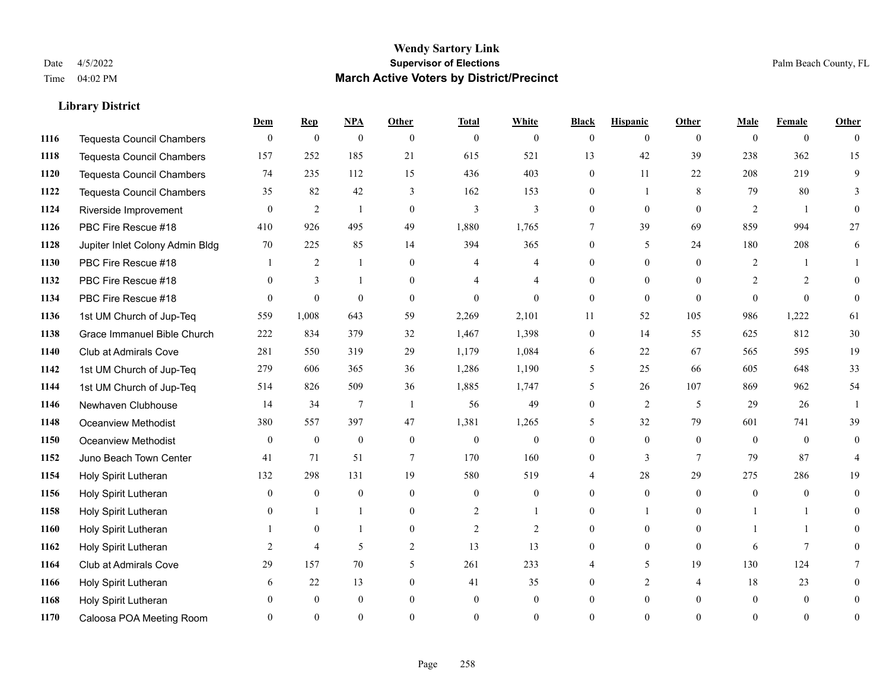# Wendy Sartory Link

## Supervisor of Elections

## March Active Voters by District/Precinct

Date 4/5/2022
Time 04:02 PM

Palm Beach County, FL

### Library District

| | | Dem | Rep | NPA | Other | Total | White | Black | Hispanic | Other | Male | Female | Other |
|---|---|---|---|---|---|---|---|---|---|---|---|---|---|
| 1116 | Tequesta Council Chambers | 0 | 0 | 0 | 0 | 0 | 0 | 0 | 0 | 0 | 0 | 0 | 0 |
| 1118 | Tequesta Council Chambers | 157 | 252 | 185 | 21 | 615 | 521 | 13 | 42 | 39 | 238 | 362 | 15 |
| 1120 | Tequesta Council Chambers | 74 | 235 | 112 | 15 | 436 | 403 | 0 | 11 | 22 | 208 | 219 | 9 |
| 1122 | Tequesta Council Chambers | 35 | 82 | 42 | 3 | 162 | 153 | 0 | 1 | 8 | 79 | 80 | 3 |
| 1124 | Riverside Improvement | 0 | 2 | 1 | 0 | 3 | 3 | 0 | 0 | 0 | 2 | 1 | 0 |
| 1126 | PBC Fire Rescue #18 | 410 | 926 | 495 | 49 | 1,880 | 1,765 | 7 | 39 | 69 | 859 | 994 | 27 |
| 1128 | Jupiter Inlet Colony Admin Bldg | 70 | 225 | 85 | 14 | 394 | 365 | 0 | 5 | 24 | 180 | 208 | 6 |
| 1130 | PBC Fire Rescue #18 | 1 | 2 | 1 | 0 | 4 | 4 | 0 | 0 | 0 | 2 | 1 | 1 |
| 1132 | PBC Fire Rescue #18 | 0 | 3 | 1 | 0 | 4 | 4 | 0 | 0 | 0 | 2 | 2 | 0 |
| 1134 | PBC Fire Rescue #18 | 0 | 0 | 0 | 0 | 0 | 0 | 0 | 0 | 0 | 0 | 0 | 0 |
| 1136 | 1st UM Church of Jup-Teq | 559 | 1,008 | 643 | 59 | 2,269 | 2,101 | 11 | 52 | 105 | 986 | 1,222 | 61 |
| 1138 | Grace Immanuel Bible Church | 222 | 834 | 379 | 32 | 1,467 | 1,398 | 0 | 14 | 55 | 625 | 812 | 30 |
| 1140 | Club at Admirals Cove | 281 | 550 | 319 | 29 | 1,179 | 1,084 | 6 | 22 | 67 | 565 | 595 | 19 |
| 1142 | 1st UM Church of Jup-Teq | 279 | 606 | 365 | 36 | 1,286 | 1,190 | 5 | 25 | 66 | 605 | 648 | 33 |
| 1144 | 1st UM Church of Jup-Teq | 514 | 826 | 509 | 36 | 1,885 | 1,747 | 5 | 26 | 107 | 869 | 962 | 54 |
| 1146 | Newhaven Clubhouse | 14 | 34 | 7 | 1 | 56 | 49 | 0 | 2 | 5 | 29 | 26 | 1 |
| 1148 | Oceanview Methodist | 380 | 557 | 397 | 47 | 1,381 | 1,265 | 5 | 32 | 79 | 601 | 741 | 39 |
| 1150 | Oceanview Methodist | 0 | 0 | 0 | 0 | 0 | 0 | 0 | 0 | 0 | 0 | 0 | 0 |
| 1152 | Juno Beach Town Center | 41 | 71 | 51 | 7 | 170 | 160 | 0 | 3 | 7 | 79 | 87 | 4 |
| 1154 | Holy Spirit Lutheran | 132 | 298 | 131 | 19 | 580 | 519 | 4 | 28 | 29 | 275 | 286 | 19 |
| 1156 | Holy Spirit Lutheran | 0 | 0 | 0 | 0 | 0 | 0 | 0 | 0 | 0 | 0 | 0 | 0 |
| 1158 | Holy Spirit Lutheran | 0 | 1 | 1 | 0 | 2 | 1 | 0 | 1 | 0 | 1 | 1 | 0 |
| 1160 | Holy Spirit Lutheran | 1 | 0 | 1 | 0 | 2 | 2 | 0 | 0 | 0 | 1 | 1 | 0 |
| 1162 | Holy Spirit Lutheran | 2 | 4 | 5 | 2 | 13 | 13 | 0 | 0 | 0 | 6 | 7 | 0 |
| 1164 | Club at Admirals Cove | 29 | 157 | 70 | 5 | 261 | 233 | 4 | 5 | 19 | 130 | 124 | 7 |
| 1166 | Holy Spirit Lutheran | 6 | 22 | 13 | 0 | 41 | 35 | 0 | 2 | 4 | 18 | 23 | 0 |
| 1168 | Holy Spirit Lutheran | 0 | 0 | 0 | 0 | 0 | 0 | 0 | 0 | 0 | 0 | 0 | 0 |
| 1170 | Caloosa POA Meeting Room | 0 | 0 | 0 | 0 | 0 | 0 | 0 | 0 | 0 | 0 | 0 | 0 |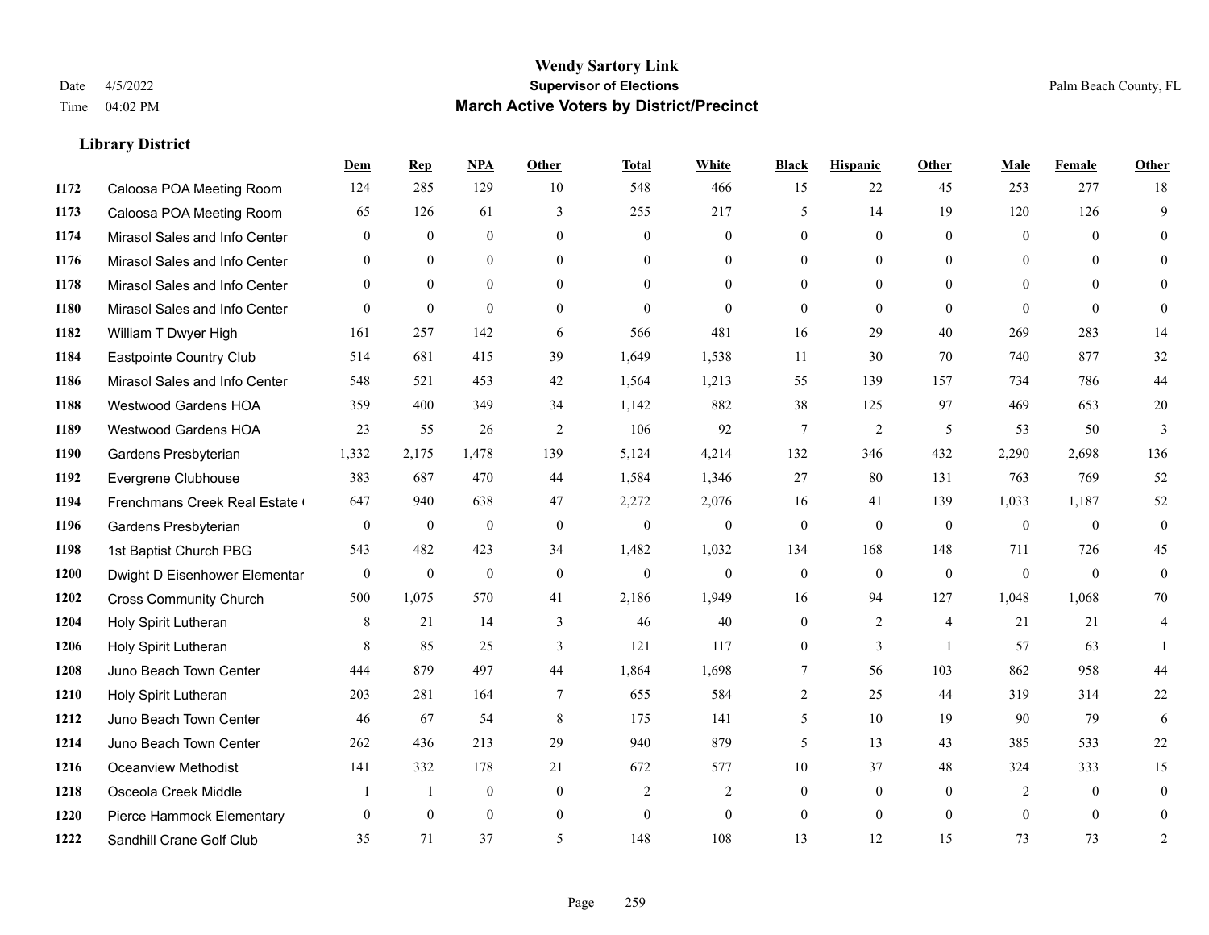# Wendy Sartory Link
## Supervisor of Elections
## March Active Voters by District/Precinct

Date 4/5/2022
Time 04:02 PM

Palm Beach County, FL

### Library District

| | | Dem | Rep | NPA | Other | Total | White | Black | Hispanic | Other | Male | Female | Other |
|---|---|---|---|---|---|---|---|---|---|---|---|---|---|
| 1172 | Caloosa POA Meeting Room | 124 | 285 | 129 | 10 | 548 | 466 | 15 | 22 | 45 | 253 | 277 | 18 |
| 1173 | Caloosa POA Meeting Room | 65 | 126 | 61 | 3 | 255 | 217 | 5 | 14 | 19 | 120 | 126 | 9 |
| 1174 | Mirasol Sales and Info Center | 0 | 0 | 0 | 0 | 0 | 0 | 0 | 0 | 0 | 0 | 0 | 0 |
| 1176 | Mirasol Sales and Info Center | 0 | 0 | 0 | 0 | 0 | 0 | 0 | 0 | 0 | 0 | 0 | 0 |
| 1178 | Mirasol Sales and Info Center | 0 | 0 | 0 | 0 | 0 | 0 | 0 | 0 | 0 | 0 | 0 | 0 |
| 1180 | Mirasol Sales and Info Center | 0 | 0 | 0 | 0 | 0 | 0 | 0 | 0 | 0 | 0 | 0 | 0 |
| 1182 | William T Dwyer High | 161 | 257 | 142 | 6 | 566 | 481 | 16 | 29 | 40 | 269 | 283 | 14 |
| 1184 | Eastpointe Country Club | 514 | 681 | 415 | 39 | 1,649 | 1,538 | 11 | 30 | 70 | 740 | 877 | 32 |
| 1186 | Mirasol Sales and Info Center | 548 | 521 | 453 | 42 | 1,564 | 1,213 | 55 | 139 | 157 | 734 | 786 | 44 |
| 1188 | Westwood Gardens HOA | 359 | 400 | 349 | 34 | 1,142 | 882 | 38 | 125 | 97 | 469 | 653 | 20 |
| 1189 | Westwood Gardens HOA | 23 | 55 | 26 | 2 | 106 | 92 | 7 | 2 | 5 | 53 | 50 | 3 |
| 1190 | Gardens Presbyterian | 1,332 | 2,175 | 1,478 | 139 | 5,124 | 4,214 | 132 | 346 | 432 | 2,290 | 2,698 | 136 |
| 1192 | Evergrene Clubhouse | 383 | 687 | 470 | 44 | 1,584 | 1,346 | 27 | 80 | 131 | 763 | 769 | 52 |
| 1194 | Frenchmans Creek Real Estate ( | 647 | 940 | 638 | 47 | 2,272 | 2,076 | 16 | 41 | 139 | 1,033 | 1,187 | 52 |
| 1196 | Gardens Presbyterian | 0 | 0 | 0 | 0 | 0 | 0 | 0 | 0 | 0 | 0 | 0 | 0 |
| 1198 | 1st Baptist Church PBG | 543 | 482 | 423 | 34 | 1,482 | 1,032 | 134 | 168 | 148 | 711 | 726 | 45 |
| 1200 | Dwight D Eisenhower Elementar | 0 | 0 | 0 | 0 | 0 | 0 | 0 | 0 | 0 | 0 | 0 | 0 |
| 1202 | Cross Community Church | 500 | 1,075 | 570 | 41 | 2,186 | 1,949 | 16 | 94 | 127 | 1,048 | 1,068 | 70 |
| 1204 | Holy Spirit Lutheran | 8 | 21 | 14 | 3 | 46 | 40 | 0 | 2 | 4 | 21 | 21 | 4 |
| 1206 | Holy Spirit Lutheran | 8 | 85 | 25 | 3 | 121 | 117 | 0 | 3 | 1 | 57 | 63 | 1 |
| 1208 | Juno Beach Town Center | 444 | 879 | 497 | 44 | 1,864 | 1,698 | 7 | 56 | 103 | 862 | 958 | 44 |
| 1210 | Holy Spirit Lutheran | 203 | 281 | 164 | 7 | 655 | 584 | 2 | 25 | 44 | 319 | 314 | 22 |
| 1212 | Juno Beach Town Center | 46 | 67 | 54 | 8 | 175 | 141 | 5 | 10 | 19 | 90 | 79 | 6 |
| 1214 | Juno Beach Town Center | 262 | 436 | 213 | 29 | 940 | 879 | 5 | 13 | 43 | 385 | 533 | 22 |
| 1216 | Oceanview Methodist | 141 | 332 | 178 | 21 | 672 | 577 | 10 | 37 | 48 | 324 | 333 | 15 |
| 1218 | Osceola Creek Middle | 1 | 1 | 0 | 0 | 2 | 2 | 0 | 0 | 0 | 2 | 0 | 0 |
| 1220 | Pierce Hammock Elementary | 0 | 0 | 0 | 0 | 0 | 0 | 0 | 0 | 0 | 0 | 0 | 0 |
| 1222 | Sandhill Crane Golf Club | 35 | 71 | 37 | 5 | 148 | 108 | 13 | 12 | 15 | 73 | 73 | 2 |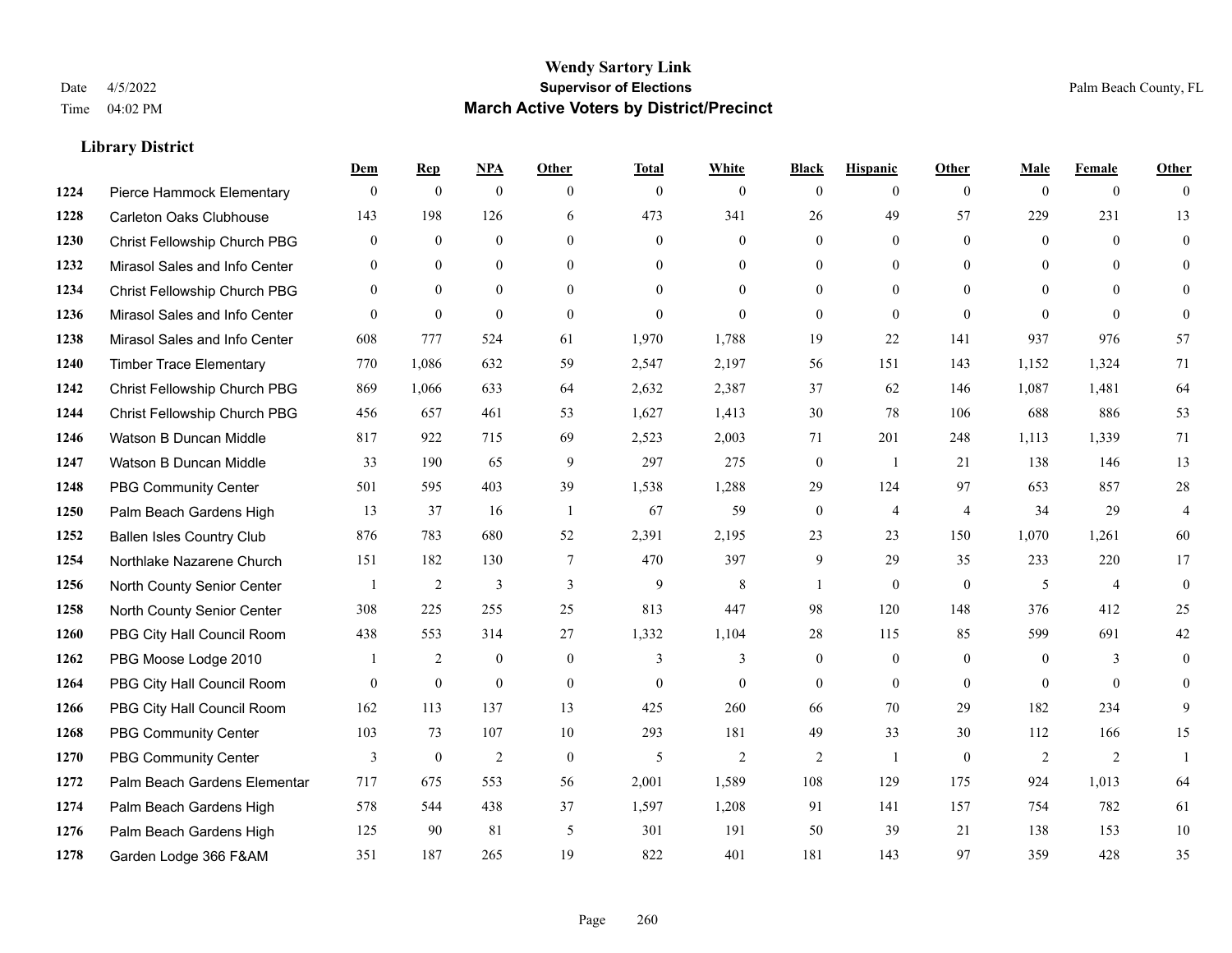# Wendy Sartory Link

**Supervisor of Elections**

**March Active Voters by District/Precinct**

Date 4/5/2022
Time 04:02 PM

Palm Beach County, FL

### Library District

| | | Dem | Rep | NPA | Other | Total | White | Black | Hispanic | Other | Male | Female | Other |
|---|---|---|---|---|---|---|---|---|---|---|---|---|---|
| 1224 | Pierce Hammock Elementary | 0 | 0 | 0 | 0 | 0 | 0 | 0 | 0 | 0 | 0 | 0 | 0 |
| 1228 | Carleton Oaks Clubhouse | 143 | 198 | 126 | 6 | 473 | 341 | 26 | 49 | 57 | 229 | 231 | 13 |
| 1230 | Christ Fellowship Church PBG | 0 | 0 | 0 | 0 | 0 | 0 | 0 | 0 | 0 | 0 | 0 | 0 |
| 1232 | Mirasol Sales and Info Center | 0 | 0 | 0 | 0 | 0 | 0 | 0 | 0 | 0 | 0 | 0 | 0 |
| 1234 | Christ Fellowship Church PBG | 0 | 0 | 0 | 0 | 0 | 0 | 0 | 0 | 0 | 0 | 0 | 0 |
| 1236 | Mirasol Sales and Info Center | 0 | 0 | 0 | 0 | 0 | 0 | 0 | 0 | 0 | 0 | 0 | 0 |
| 1238 | Mirasol Sales and Info Center | 608 | 777 | 524 | 61 | 1,970 | 1,788 | 19 | 22 | 141 | 937 | 976 | 57 |
| 1240 | Timber Trace Elementary | 770 | 1,086 | 632 | 59 | 2,547 | 2,197 | 56 | 151 | 143 | 1,152 | 1,324 | 71 |
| 1242 | Christ Fellowship Church PBG | 869 | 1,066 | 633 | 64 | 2,632 | 2,387 | 37 | 62 | 146 | 1,087 | 1,481 | 64 |
| 1244 | Christ Fellowship Church PBG | 456 | 657 | 461 | 53 | 1,627 | 1,413 | 30 | 78 | 106 | 688 | 886 | 53 |
| 1246 | Watson B Duncan Middle | 817 | 922 | 715 | 69 | 2,523 | 2,003 | 71 | 201 | 248 | 1,113 | 1,339 | 71 |
| 1247 | Watson B Duncan Middle | 33 | 190 | 65 | 9 | 297 | 275 | 0 | 1 | 21 | 138 | 146 | 13 |
| 1248 | PBG Community Center | 501 | 595 | 403 | 39 | 1,538 | 1,288 | 29 | 124 | 97 | 653 | 857 | 28 |
| 1250 | Palm Beach Gardens High | 13 | 37 | 16 | 1 | 67 | 59 | 0 | 4 | 4 | 34 | 29 | 4 |
| 1252 | Ballen Isles Country Club | 876 | 783 | 680 | 52 | 2,391 | 2,195 | 23 | 23 | 150 | 1,070 | 1,261 | 60 |
| 1254 | Northlake Nazarene Church | 151 | 182 | 130 | 7 | 470 | 397 | 9 | 29 | 35 | 233 | 220 | 17 |
| 1256 | North County Senior Center | 1 | 2 | 3 | 3 | 9 | 8 | 1 | 0 | 0 | 5 | 4 | 0 |
| 1258 | North County Senior Center | 308 | 225 | 255 | 25 | 813 | 447 | 98 | 120 | 148 | 376 | 412 | 25 |
| 1260 | PBG City Hall Council Room | 438 | 553 | 314 | 27 | 1,332 | 1,104 | 28 | 115 | 85 | 599 | 691 | 42 |
| 1262 | PBG Moose Lodge 2010 | 1 | 2 | 0 | 0 | 3 | 3 | 0 | 0 | 0 | 0 | 3 | 0 |
| 1264 | PBG City Hall Council Room | 0 | 0 | 0 | 0 | 0 | 0 | 0 | 0 | 0 | 0 | 0 | 0 |
| 1266 | PBG City Hall Council Room | 162 | 113 | 137 | 13 | 425 | 260 | 66 | 70 | 29 | 182 | 234 | 9 |
| 1268 | PBG Community Center | 103 | 73 | 107 | 10 | 293 | 181 | 49 | 33 | 30 | 112 | 166 | 15 |
| 1270 | PBG Community Center | 3 | 0 | 2 | 0 | 5 | 2 | 2 | 1 | 0 | 2 | 2 | 1 |
| 1272 | Palm Beach Gardens Elementar | 717 | 675 | 553 | 56 | 2,001 | 1,589 | 108 | 129 | 175 | 924 | 1,013 | 64 |
| 1274 | Palm Beach Gardens High | 578 | 544 | 438 | 37 | 1,597 | 1,208 | 91 | 141 | 157 | 754 | 782 | 61 |
| 1276 | Palm Beach Gardens High | 125 | 90 | 81 | 5 | 301 | 191 | 50 | 39 | 21 | 138 | 153 | 10 |
| 1278 | Garden Lodge 366 F&AM | 351 | 187 | 265 | 19 | 822 | 401 | 181 | 143 | 97 | 359 | 428 | 35 |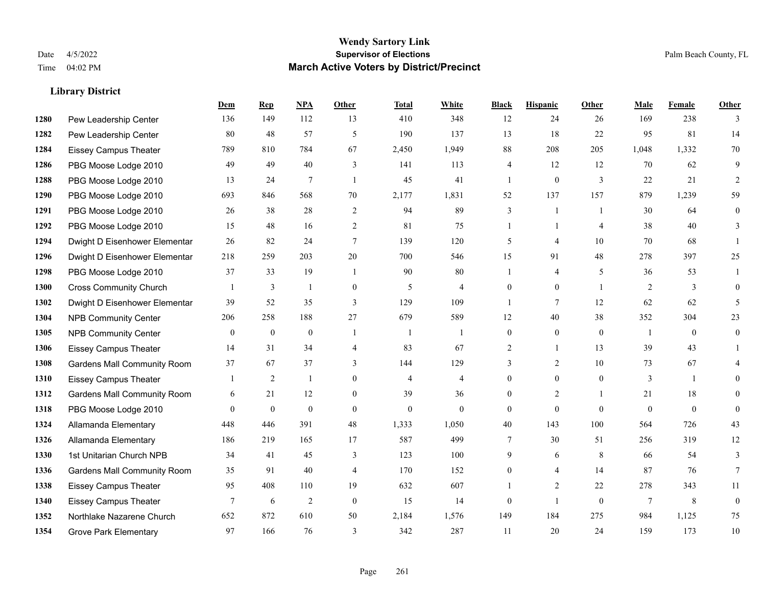**Wendy Sartory Link**

**Supervisor of Elections**

**March Active Voters by District/Precinct**

Date 4/5/2022 Palm Beach County, FL

Time 04:02 PM

### Library District

| | | Dem | Rep | NPA | Other | Total | White | Black | Hispanic | Other | Male | Female | Other |
|---|---|---|---|---|---|---|---|---|---|---|---|---|---|
| 1280 | Pew Leadership Center | 136 | 149 | 112 | 13 | 410 | 348 | 12 | 24 | 26 | 169 | 238 | 3 |
| 1282 | Pew Leadership Center | 80 | 48 | 57 | 5 | 190 | 137 | 13 | 18 | 22 | 95 | 81 | 14 |
| 1284 | Eissey Campus Theater | 789 | 810 | 784 | 67 | 2,450 | 1,949 | 88 | 208 | 205 | 1,048 | 1,332 | 70 |
| 1286 | PBG Moose Lodge 2010 | 49 | 49 | 40 | 3 | 141 | 113 | 4 | 12 | 12 | 70 | 62 | 9 |
| 1288 | PBG Moose Lodge 2010 | 13 | 24 | 7 | 1 | 45 | 41 | 1 | 0 | 3 | 22 | 21 | 2 |
| 1290 | PBG Moose Lodge 2010 | 693 | 846 | 568 | 70 | 2,177 | 1,831 | 52 | 137 | 157 | 879 | 1,239 | 59 |
| 1291 | PBG Moose Lodge 2010 | 26 | 38 | 28 | 2 | 94 | 89 | 3 | 1 | 1 | 30 | 64 | 0 |
| 1292 | PBG Moose Lodge 2010 | 15 | 48 | 16 | 2 | 81 | 75 | 1 | 1 | 4 | 38 | 40 | 3 |
| 1294 | Dwight D Eisenhower Elementar | 26 | 82 | 24 | 7 | 139 | 120 | 5 | 4 | 10 | 70 | 68 | 1 |
| 1296 | Dwight D Eisenhower Elementar | 218 | 259 | 203 | 20 | 700 | 546 | 15 | 91 | 48 | 278 | 397 | 25 |
| 1298 | PBG Moose Lodge 2010 | 37 | 33 | 19 | 1 | 90 | 80 | 1 | 4 | 5 | 36 | 53 | 1 |
| 1300 | Cross Community Church | 1 | 3 | 1 | 0 | 5 | 4 | 0 | 0 | 1 | 2 | 3 | 0 |
| 1302 | Dwight D Eisenhower Elementar | 39 | 52 | 35 | 3 | 129 | 109 | 1 | 7 | 12 | 62 | 62 | 5 |
| 1304 | NPB Community Center | 206 | 258 | 188 | 27 | 679 | 589 | 12 | 40 | 38 | 352 | 304 | 23 |
| 1305 | NPB Community Center | 0 | 0 | 0 | 1 | 1 | 1 | 0 | 0 | 0 | 1 | 0 | 0 |
| 1306 | Eissey Campus Theater | 14 | 31 | 34 | 4 | 83 | 67 | 2 | 1 | 13 | 39 | 43 | 1 |
| 1308 | Gardens Mall Community Room | 37 | 67 | 37 | 3 | 144 | 129 | 3 | 2 | 10 | 73 | 67 | 4 |
| 1310 | Eissey Campus Theater | 1 | 2 | 1 | 0 | 4 | 4 | 0 | 0 | 0 | 3 | 1 | 0 |
| 1312 | Gardens Mall Community Room | 6 | 21 | 12 | 0 | 39 | 36 | 0 | 2 | 1 | 21 | 18 | 0 |
| 1318 | PBG Moose Lodge 2010 | 0 | 0 | 0 | 0 | 0 | 0 | 0 | 0 | 0 | 0 | 0 | 0 |
| 1324 | Allamanda Elementary | 448 | 446 | 391 | 48 | 1,333 | 1,050 | 40 | 143 | 100 | 564 | 726 | 43 |
| 1326 | Allamanda Elementary | 186 | 219 | 165 | 17 | 587 | 499 | 7 | 30 | 51 | 256 | 319 | 12 |
| 1330 | 1st Unitarian Church NPB | 34 | 41 | 45 | 3 | 123 | 100 | 9 | 6 | 8 | 66 | 54 | 3 |
| 1336 | Gardens Mall Community Room | 35 | 91 | 40 | 4 | 170 | 152 | 0 | 4 | 14 | 87 | 76 | 7 |
| 1338 | Eissey Campus Theater | 95 | 408 | 110 | 19 | 632 | 607 | 1 | 2 | 22 | 278 | 343 | 11 |
| 1340 | Eissey Campus Theater | 7 | 6 | 2 | 0 | 15 | 14 | 0 | 1 | 0 | 7 | 8 | 0 |
| 1352 | Northlake Nazarene Church | 652 | 872 | 610 | 50 | 2,184 | 1,576 | 149 | 184 | 275 | 984 | 1,125 | 75 |
| 1354 | Grove Park Elementary | 97 | 166 | 76 | 3 | 342 | 287 | 11 | 20 | 24 | 159 | 173 | 10 |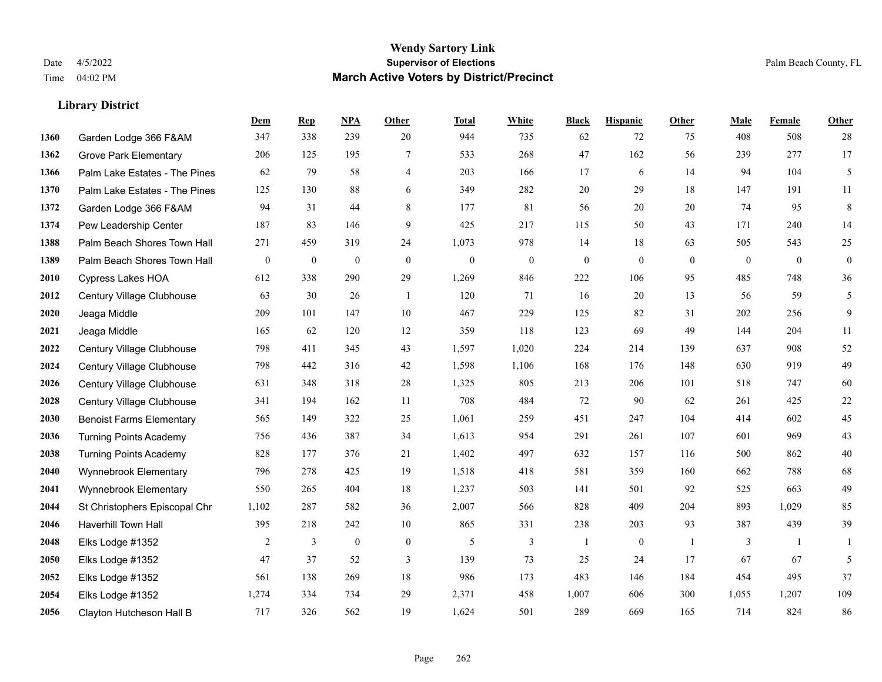# Wendy Sartory Link

**Supervisor of Elections**

**March Active Voters by District/Precinct**

Date 4/5/2022
Time 04:02 PM

Palm Beach County, FL

## Library District

| | | Dem | Rep | NPA | Other | Total | White | Black | Hispanic | Other | Male | Female | Other |
|---|---|---|---|---|---|---|---|---|---|---|---|---|---|
| 1360 | Garden Lodge 366 F&AM | 347 | 338 | 239 | 20 | 944 | 735 | 62 | 72 | 75 | 408 | 508 | 28 |
| 1362 | Grove Park Elementary | 206 | 125 | 195 | 7 | 533 | 268 | 47 | 162 | 56 | 239 | 277 | 17 |
| 1366 | Palm Lake Estates - The Pines | 62 | 79 | 58 | 4 | 203 | 166 | 17 | 6 | 14 | 94 | 104 | 5 |
| 1370 | Palm Lake Estates - The Pines | 125 | 130 | 88 | 6 | 349 | 282 | 20 | 29 | 18 | 147 | 191 | 11 |
| 1372 | Garden Lodge 366 F&AM | 94 | 31 | 44 | 8 | 177 | 81 | 56 | 20 | 20 | 74 | 95 | 8 |
| 1374 | Pew Leadership Center | 187 | 83 | 146 | 9 | 425 | 217 | 115 | 50 | 43 | 171 | 240 | 14 |
| 1388 | Palm Beach Shores Town Hall | 271 | 459 | 319 | 24 | 1,073 | 978 | 14 | 18 | 63 | 505 | 543 | 25 |
| 1389 | Palm Beach Shores Town Hall | 0 | 0 | 0 | 0 | 0 | 0 | 0 | 0 | 0 | 0 | 0 | 0 |
| 2010 | Cypress Lakes HOA | 612 | 338 | 290 | 29 | 1,269 | 846 | 222 | 106 | 95 | 485 | 748 | 36 |
| 2012 | Century Village Clubhouse | 63 | 30 | 26 | 1 | 120 | 71 | 16 | 20 | 13 | 56 | 59 | 5 |
| 2020 | Jeaga Middle | 209 | 101 | 147 | 10 | 467 | 229 | 125 | 82 | 31 | 202 | 256 | 9 |
| 2021 | Jeaga Middle | 165 | 62 | 120 | 12 | 359 | 118 | 123 | 69 | 49 | 144 | 204 | 11 |
| 2022 | Century Village Clubhouse | 798 | 411 | 345 | 43 | 1,597 | 1,020 | 224 | 214 | 139 | 637 | 908 | 52 |
| 2024 | Century Village Clubhouse | 798 | 442 | 316 | 42 | 1,598 | 1,106 | 168 | 176 | 148 | 630 | 919 | 49 |
| 2026 | Century Village Clubhouse | 631 | 348 | 318 | 28 | 1,325 | 805 | 213 | 206 | 101 | 518 | 747 | 60 |
| 2028 | Century Village Clubhouse | 341 | 194 | 162 | 11 | 708 | 484 | 72 | 90 | 62 | 261 | 425 | 22 |
| 2030 | Benoist Farms Elementary | 565 | 149 | 322 | 25 | 1,061 | 259 | 451 | 247 | 104 | 414 | 602 | 45 |
| 2036 | Turning Points Academy | 756 | 436 | 387 | 34 | 1,613 | 954 | 291 | 261 | 107 | 601 | 969 | 43 |
| 2038 | Turning Points Academy | 828 | 177 | 376 | 21 | 1,402 | 497 | 632 | 157 | 116 | 500 | 862 | 40 |
| 2040 | Wynnebrook Elementary | 796 | 278 | 425 | 19 | 1,518 | 418 | 581 | 359 | 160 | 662 | 788 | 68 |
| 2041 | Wynnebrook Elementary | 550 | 265 | 404 | 18 | 1,237 | 503 | 141 | 501 | 92 | 525 | 663 | 49 |
| 2044 | St Christophers Episcopal Chr | 1,102 | 287 | 582 | 36 | 2,007 | 566 | 828 | 409 | 204 | 893 | 1,029 | 85 |
| 2046 | Haverhill Town Hall | 395 | 218 | 242 | 10 | 865 | 331 | 238 | 203 | 93 | 387 | 439 | 39 |
| 2048 | Elks Lodge #1352 | 2 | 3 | 0 | 0 | 5 | 3 | 1 | 0 | 1 | 3 | 1 | 1 |
| 2050 | Elks Lodge #1352 | 47 | 37 | 52 | 3 | 139 | 73 | 25 | 24 | 17 | 67 | 67 | 5 |
| 2052 | Elks Lodge #1352 | 561 | 138 | 269 | 18 | 986 | 173 | 483 | 146 | 184 | 454 | 495 | 37 |
| 2054 | Elks Lodge #1352 | 1,274 | 334 | 734 | 29 | 2,371 | 458 | 1,007 | 606 | 300 | 1,055 | 1,207 | 109 |
| 2056 | Clayton Hutcheson Hall B | 717 | 326 | 562 | 19 | 1,624 | 501 | 289 | 669 | 165 | 714 | 824 | 86 |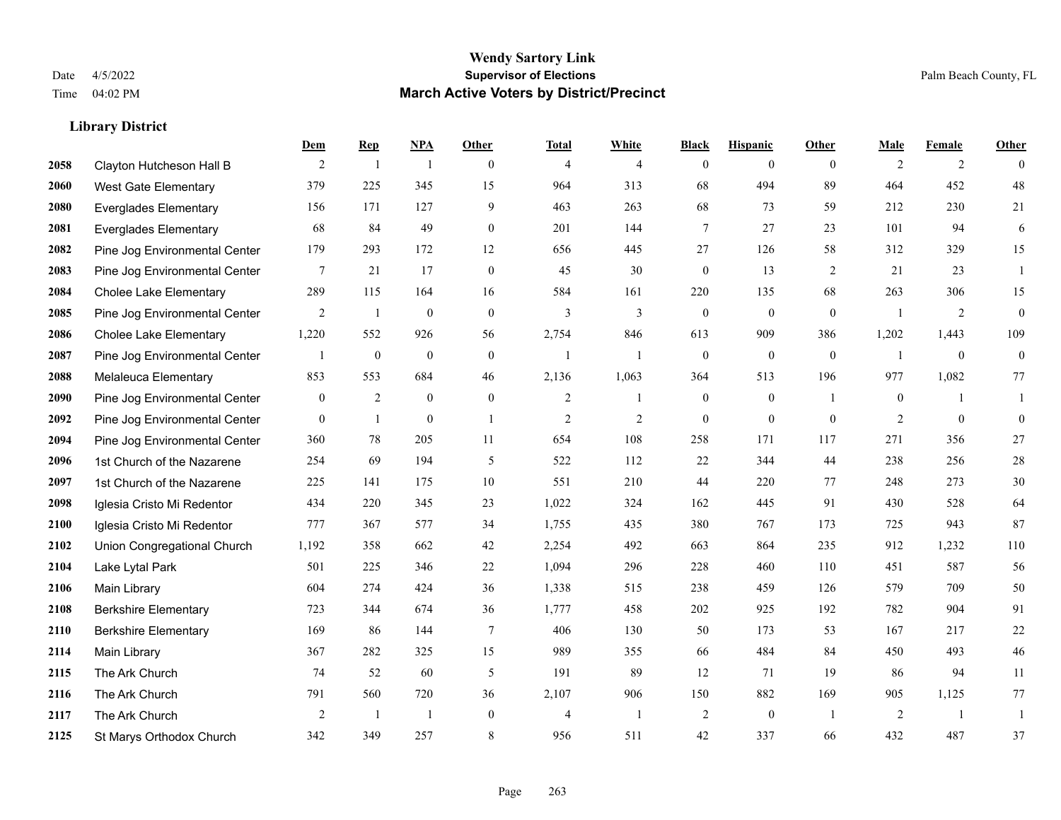# Wendy Sartory Link

**Supervisor of Elections**

**March Active Voters by District/Precinct**

Date 4/5/2022
Time 04:02 PM

Palm Beach County, FL

### Library District

| | | Dem | Rep | NPA | Other | Total | White | Black | Hispanic | Other | Male | Female | Other |
|---|---|---|---|---|---|---|---|---|---|---|---|---|---|
| 2058 | Clayton Hutcheson Hall B | 2 | 1 | 1 | 0 | 4 | 4 | 0 | 0 | 0 | 2 | 2 | 0 |
| 2060 | West Gate Elementary | 379 | 225 | 345 | 15 | 964 | 313 | 68 | 494 | 89 | 464 | 452 | 48 |
| 2080 | Everglades Elementary | 156 | 171 | 127 | 9 | 463 | 263 | 68 | 73 | 59 | 212 | 230 | 21 |
| 2081 | Everglades Elementary | 68 | 84 | 49 | 0 | 201 | 144 | 7 | 27 | 23 | 101 | 94 | 6 |
| 2082 | Pine Jog Environmental Center | 179 | 293 | 172 | 12 | 656 | 445 | 27 | 126 | 58 | 312 | 329 | 15 |
| 2083 | Pine Jog Environmental Center | 7 | 21 | 17 | 0 | 45 | 30 | 0 | 13 | 2 | 21 | 23 | 1 |
| 2084 | Cholee Lake Elementary | 289 | 115 | 164 | 16 | 584 | 161 | 220 | 135 | 68 | 263 | 306 | 15 |
| 2085 | Pine Jog Environmental Center | 2 | 1 | 0 | 0 | 3 | 3 | 0 | 0 | 0 | 1 | 2 | 0 |
| 2086 | Cholee Lake Elementary | 1,220 | 552 | 926 | 56 | 2,754 | 846 | 613 | 909 | 386 | 1,202 | 1,443 | 109 |
| 2087 | Pine Jog Environmental Center | 1 | 0 | 0 | 0 | 1 | 1 | 0 | 0 | 0 | 1 | 0 | 0 |
| 2088 | Melaleuca Elementary | 853 | 553 | 684 | 46 | 2,136 | 1,063 | 364 | 513 | 196 | 977 | 1,082 | 77 |
| 2090 | Pine Jog Environmental Center | 0 | 2 | 0 | 0 | 2 | 1 | 0 | 0 | 1 | 0 | 1 | 1 |
| 2092 | Pine Jog Environmental Center | 0 | 1 | 0 | 1 | 2 | 2 | 0 | 0 | 0 | 2 | 0 | 0 |
| 2094 | Pine Jog Environmental Center | 360 | 78 | 205 | 11 | 654 | 108 | 258 | 171 | 117 | 271 | 356 | 27 |
| 2096 | 1st Church of the Nazarene | 254 | 69 | 194 | 5 | 522 | 112 | 22 | 344 | 44 | 238 | 256 | 28 |
| 2097 | 1st Church of the Nazarene | 225 | 141 | 175 | 10 | 551 | 210 | 44 | 220 | 77 | 248 | 273 | 30 |
| 2098 | Iglesia Cristo Mi Redentor | 434 | 220 | 345 | 23 | 1,022 | 324 | 162 | 445 | 91 | 430 | 528 | 64 |
| 2100 | Iglesia Cristo Mi Redentor | 777 | 367 | 577 | 34 | 1,755 | 435 | 380 | 767 | 173 | 725 | 943 | 87 |
| 2102 | Union Congregational Church | 1,192 | 358 | 662 | 42 | 2,254 | 492 | 663 | 864 | 235 | 912 | 1,232 | 110 |
| 2104 | Lake Lytal Park | 501 | 225 | 346 | 22 | 1,094 | 296 | 228 | 460 | 110 | 451 | 587 | 56 |
| 2106 | Main Library | 604 | 274 | 424 | 36 | 1,338 | 515 | 238 | 459 | 126 | 579 | 709 | 50 |
| 2108 | Berkshire Elementary | 723 | 344 | 674 | 36 | 1,777 | 458 | 202 | 925 | 192 | 782 | 904 | 91 |
| 2110 | Berkshire Elementary | 169 | 86 | 144 | 7 | 406 | 130 | 50 | 173 | 53 | 167 | 217 | 22 |
| 2114 | Main Library | 367 | 282 | 325 | 15 | 989 | 355 | 66 | 484 | 84 | 450 | 493 | 46 |
| 2115 | The Ark Church | 74 | 52 | 60 | 5 | 191 | 89 | 12 | 71 | 19 | 86 | 94 | 11 |
| 2116 | The Ark Church | 791 | 560 | 720 | 36 | 2,107 | 906 | 150 | 882 | 169 | 905 | 1,125 | 77 |
| 2117 | The Ark Church | 2 | 1 | 1 | 0 | 4 | 1 | 2 | 0 | 1 | 2 | 1 | 1 |
| 2125 | St Marys Orthodox Church | 342 | 349 | 257 | 8 | 956 | 511 | 42 | 337 | 66 | 432 | 487 | 37 |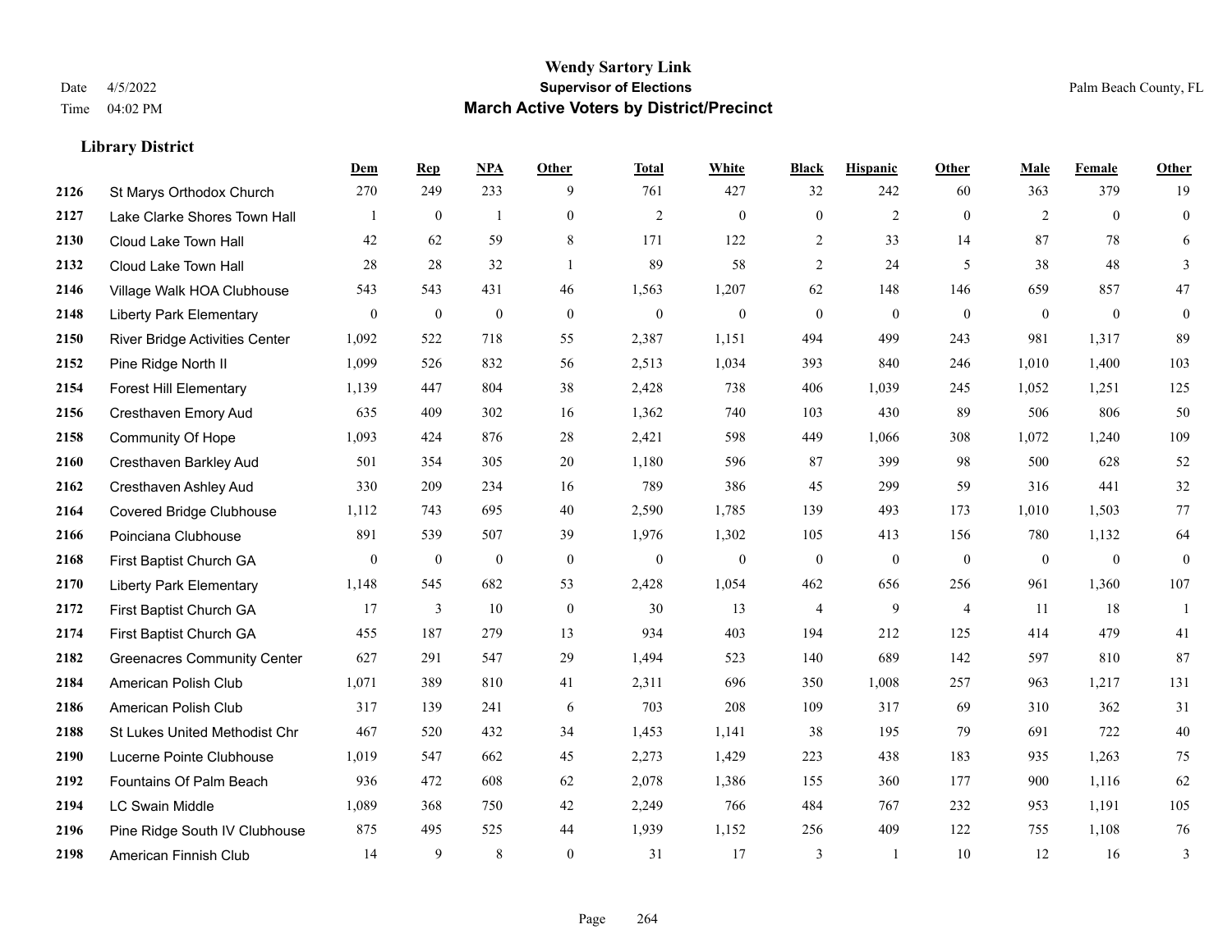# Wendy Sartory Link

**Supervisor of Elections**

**March Active Voters by District/Precinct**

Date 4/5/2022
Time 04:02 PM

Palm Beach County, FL

## Library District

| | | Dem | Rep | NPA | Other | Total | White | Black | Hispanic | Other | Male | Female | Other |
|---|---|---|---|---|---|---|---|---|---|---|---|---|---|
| 2126 | St Marys Orthodox Church | 270 | 249 | 233 | 9 | 761 | 427 | 32 | 242 | 60 | 363 | 379 | 19 |
| 2127 | Lake Clarke Shores Town Hall | 1 | 0 | 1 | 0 | 2 | 0 | 0 | 2 | 0 | 2 | 0 | 0 |
| 2130 | Cloud Lake Town Hall | 42 | 62 | 59 | 8 | 171 | 122 | 2 | 33 | 14 | 87 | 78 | 6 |
| 2132 | Cloud Lake Town Hall | 28 | 28 | 32 | 1 | 89 | 58 | 2 | 24 | 5 | 38 | 48 | 3 |
| 2146 | Village Walk HOA Clubhouse | 543 | 543 | 431 | 46 | 1,563 | 1,207 | 62 | 148 | 146 | 659 | 857 | 47 |
| 2148 | Liberty Park Elementary | 0 | 0 | 0 | 0 | 0 | 0 | 0 | 0 | 0 | 0 | 0 | 0 |
| 2150 | River Bridge Activities Center | 1,092 | 522 | 718 | 55 | 2,387 | 1,151 | 494 | 499 | 243 | 981 | 1,317 | 89 |
| 2152 | Pine Ridge North II | 1,099 | 526 | 832 | 56 | 2,513 | 1,034 | 393 | 840 | 246 | 1,010 | 1,400 | 103 |
| 2154 | Forest Hill Elementary | 1,139 | 447 | 804 | 38 | 2,428 | 738 | 406 | 1,039 | 245 | 1,052 | 1,251 | 125 |
| 2156 | Cresthaven Emory Aud | 635 | 409 | 302 | 16 | 1,362 | 740 | 103 | 430 | 89 | 506 | 806 | 50 |
| 2158 | Community Of Hope | 1,093 | 424 | 876 | 28 | 2,421 | 598 | 449 | 1,066 | 308 | 1,072 | 1,240 | 109 |
| 2160 | Cresthaven Barkley Aud | 501 | 354 | 305 | 20 | 1,180 | 596 | 87 | 399 | 98 | 500 | 628 | 52 |
| 2162 | Cresthaven Ashley Aud | 330 | 209 | 234 | 16 | 789 | 386 | 45 | 299 | 59 | 316 | 441 | 32 |
| 2164 | Covered Bridge Clubhouse | 1,112 | 743 | 695 | 40 | 2,590 | 1,785 | 139 | 493 | 173 | 1,010 | 1,503 | 77 |
| 2166 | Poinciana Clubhouse | 891 | 539 | 507 | 39 | 1,976 | 1,302 | 105 | 413 | 156 | 780 | 1,132 | 64 |
| 2168 | First Baptist Church GA | 0 | 0 | 0 | 0 | 0 | 0 | 0 | 0 | 0 | 0 | 0 | 0 |
| 2170 | Liberty Park Elementary | 1,148 | 545 | 682 | 53 | 2,428 | 1,054 | 462 | 656 | 256 | 961 | 1,360 | 107 |
| 2172 | First Baptist Church GA | 17 | 3 | 10 | 0 | 30 | 13 | 4 | 9 | 4 | 11 | 18 | 1 |
| 2174 | First Baptist Church GA | 455 | 187 | 279 | 13 | 934 | 403 | 194 | 212 | 125 | 414 | 479 | 41 |
| 2182 | Greenacres Community Center | 627 | 291 | 547 | 29 | 1,494 | 523 | 140 | 689 | 142 | 597 | 810 | 87 |
| 2184 | American Polish Club | 1,071 | 389 | 810 | 41 | 2,311 | 696 | 350 | 1,008 | 257 | 963 | 1,217 | 131 |
| 2186 | American Polish Club | 317 | 139 | 241 | 6 | 703 | 208 | 109 | 317 | 69 | 310 | 362 | 31 |
| 2188 | St Lukes United Methodist Chr | 467 | 520 | 432 | 34 | 1,453 | 1,141 | 38 | 195 | 79 | 691 | 722 | 40 |
| 2190 | Lucerne Pointe Clubhouse | 1,019 | 547 | 662 | 45 | 2,273 | 1,429 | 223 | 438 | 183 | 935 | 1,263 | 75 |
| 2192 | Fountains Of Palm Beach | 936 | 472 | 608 | 62 | 2,078 | 1,386 | 155 | 360 | 177 | 900 | 1,116 | 62 |
| 2194 | LC Swain Middle | 1,089 | 368 | 750 | 42 | 2,249 | 766 | 484 | 767 | 232 | 953 | 1,191 | 105 |
| 2196 | Pine Ridge South IV Clubhouse | 875 | 495 | 525 | 44 | 1,939 | 1,152 | 256 | 409 | 122 | 755 | 1,108 | 76 |
| 2198 | American Finnish Club | 14 | 9 | 8 | 0 | 31 | 17 | 3 | 1 | 10 | 12 | 16 | 3 |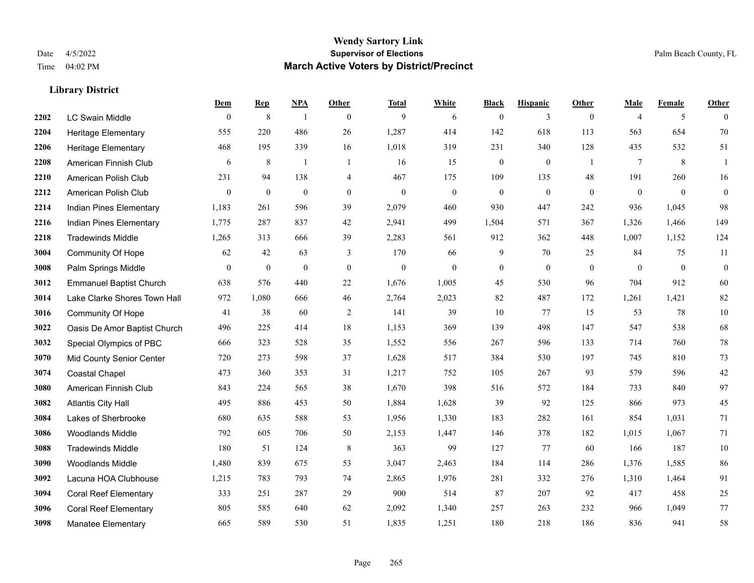# Wendy Sartory Link

## Supervisor of Elections

## March Active Voters by District/Precinct

Date 4/5/2022
Time 04:02 PM

Palm Beach County, FL

### Library District

| | | Dem | Rep | NPA | Other | Total | White | Black | Hispanic | Other | Male | Female | Other |
|---|---|---|---|---|---|---|---|---|---|---|---|---|---|
| 2202 | LC Swain Middle | 0 | 8 | 1 | 0 | 9 | 6 | 0 | 3 | 0 | 4 | 5 | 0 |
| 2204 | Heritage Elementary | 555 | 220 | 486 | 26 | 1,287 | 414 | 142 | 618 | 113 | 563 | 654 | 70 |
| 2206 | Heritage Elementary | 468 | 195 | 339 | 16 | 1,018 | 319 | 231 | 340 | 128 | 435 | 532 | 51 |
| 2208 | American Finnish Club | 6 | 8 | 1 | 1 | 16 | 15 | 0 | 0 | 1 | 7 | 8 | 1 |
| 2210 | American Polish Club | 231 | 94 | 138 | 4 | 467 | 175 | 109 | 135 | 48 | 191 | 260 | 16 |
| 2212 | American Polish Club | 0 | 0 | 0 | 0 | 0 | 0 | 0 | 0 | 0 | 0 | 0 | 0 |
| 2214 | Indian Pines Elementary | 1,183 | 261 | 596 | 39 | 2,079 | 460 | 930 | 447 | 242 | 936 | 1,045 | 98 |
| 2216 | Indian Pines Elementary | 1,775 | 287 | 837 | 42 | 2,941 | 499 | 1,504 | 571 | 367 | 1,326 | 1,466 | 149 |
| 2218 | Tradewinds Middle | 1,265 | 313 | 666 | 39 | 2,283 | 561 | 912 | 362 | 448 | 1,007 | 1,152 | 124 |
| 3004 | Community Of Hope | 62 | 42 | 63 | 3 | 170 | 66 | 9 | 70 | 25 | 84 | 75 | 11 |
| 3008 | Palm Springs Middle | 0 | 0 | 0 | 0 | 0 | 0 | 0 | 0 | 0 | 0 | 0 | 0 |
| 3012 | Emmanuel Baptist Church | 638 | 576 | 440 | 22 | 1,676 | 1,005 | 45 | 530 | 96 | 704 | 912 | 60 |
| 3014 | Lake Clarke Shores Town Hall | 972 | 1,080 | 666 | 46 | 2,764 | 2,023 | 82 | 487 | 172 | 1,261 | 1,421 | 82 |
| 3016 | Community Of Hope | 41 | 38 | 60 | 2 | 141 | 39 | 10 | 77 | 15 | 53 | 78 | 10 |
| 3022 | Oasis De Amor Baptist Church | 496 | 225 | 414 | 18 | 1,153 | 369 | 139 | 498 | 147 | 547 | 538 | 68 |
| 3032 | Special Olympics of PBC | 666 | 323 | 528 | 35 | 1,552 | 556 | 267 | 596 | 133 | 714 | 760 | 78 |
| 3070 | Mid County Senior Center | 720 | 273 | 598 | 37 | 1,628 | 517 | 384 | 530 | 197 | 745 | 810 | 73 |
| 3074 | Coastal Chapel | 473 | 360 | 353 | 31 | 1,217 | 752 | 105 | 267 | 93 | 579 | 596 | 42 |
| 3080 | American Finnish Club | 843 | 224 | 565 | 38 | 1,670 | 398 | 516 | 572 | 184 | 733 | 840 | 97 |
| 3082 | Atlantis City Hall | 495 | 886 | 453 | 50 | 1,884 | 1,628 | 39 | 92 | 125 | 866 | 973 | 45 |
| 3084 | Lakes of Sherbrooke | 680 | 635 | 588 | 53 | 1,956 | 1,330 | 183 | 282 | 161 | 854 | 1,031 | 71 |
| 3086 | Woodlands Middle | 792 | 605 | 706 | 50 | 2,153 | 1,447 | 146 | 378 | 182 | 1,015 | 1,067 | 71 |
| 3088 | Tradewinds Middle | 180 | 51 | 124 | 8 | 363 | 99 | 127 | 77 | 60 | 166 | 187 | 10 |
| 3090 | Woodlands Middle | 1,480 | 839 | 675 | 53 | 3,047 | 2,463 | 184 | 114 | 286 | 1,376 | 1,585 | 86 |
| 3092 | Lacuna HOA Clubhouse | 1,215 | 783 | 793 | 74 | 2,865 | 1,976 | 281 | 332 | 276 | 1,310 | 1,464 | 91 |
| 3094 | Coral Reef Elementary | 333 | 251 | 287 | 29 | 900 | 514 | 87 | 207 | 92 | 417 | 458 | 25 |
| 3096 | Coral Reef Elementary | 805 | 585 | 640 | 62 | 2,092 | 1,340 | 257 | 263 | 232 | 966 | 1,049 | 77 |
| 3098 | Manatee Elementary | 665 | 589 | 530 | 51 | 1,835 | 1,251 | 180 | 218 | 186 | 836 | 941 | 58 |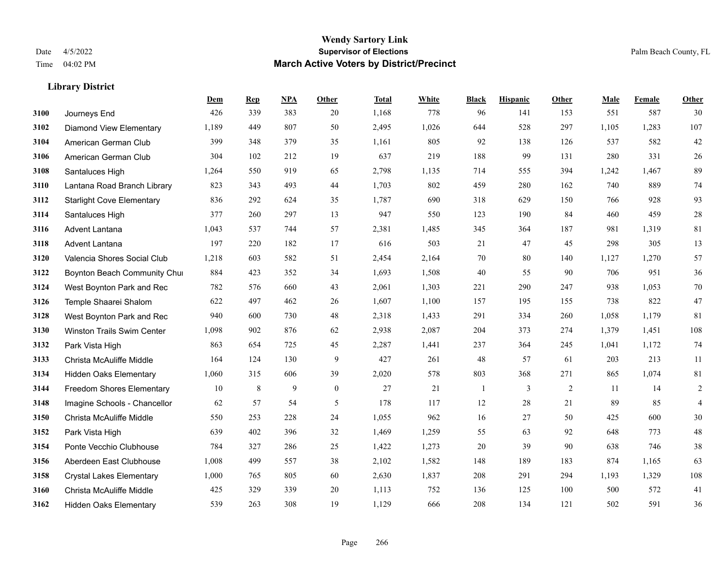**Wendy Sartory Link**
**Supervisor of Elections**
**March Active Voters by District/Precinct**

Date 4/5/2022
Time 04:02 PM

Palm Beach County, FL

### Library District

| | | Dem | Rep | NPA | Other | Total | White | Black | Hispanic | Other | Male | Female | Other |
|---|---|---|---|---|---|---|---|---|---|---|---|---|---|
| 3100 | Journeys End | 426 | 339 | 383 | 20 | 1,168 | 778 | 96 | 141 | 153 | 551 | 587 | 30 |
| 3102 | Diamond View Elementary | 1,189 | 449 | 807 | 50 | 2,495 | 1,026 | 644 | 528 | 297 | 1,105 | 1,283 | 107 |
| 3104 | American German Club | 399 | 348 | 379 | 35 | 1,161 | 805 | 92 | 138 | 126 | 537 | 582 | 42 |
| 3106 | American German Club | 304 | 102 | 212 | 19 | 637 | 219 | 188 | 99 | 131 | 280 | 331 | 26 |
| 3108 | Santaluces High | 1,264 | 550 | 919 | 65 | 2,798 | 1,135 | 714 | 555 | 394 | 1,242 | 1,467 | 89 |
| 3110 | Lantana Road Branch Library | 823 | 343 | 493 | 44 | 1,703 | 802 | 459 | 280 | 162 | 740 | 889 | 74 |
| 3112 | Starlight Cove Elementary | 836 | 292 | 624 | 35 | 1,787 | 690 | 318 | 629 | 150 | 766 | 928 | 93 |
| 3114 | Santaluces High | 377 | 260 | 297 | 13 | 947 | 550 | 123 | 190 | 84 | 460 | 459 | 28 |
| 3116 | Advent Lantana | 1,043 | 537 | 744 | 57 | 2,381 | 1,485 | 345 | 364 | 187 | 981 | 1,319 | 81 |
| 3118 | Advent Lantana | 197 | 220 | 182 | 17 | 616 | 503 | 21 | 47 | 45 | 298 | 305 | 13 |
| 3120 | Valencia Shores Social Club | 1,218 | 603 | 582 | 51 | 2,454 | 2,164 | 70 | 80 | 140 | 1,127 | 1,270 | 57 |
| 3122 | Boynton Beach Community Chu | 884 | 423 | 352 | 34 | 1,693 | 1,508 | 40 | 55 | 90 | 706 | 951 | 36 |
| 3124 | West Boynton Park and Rec | 782 | 576 | 660 | 43 | 2,061 | 1,303 | 221 | 290 | 247 | 938 | 1,053 | 70 |
| 3126 | Temple Shaarei Shalom | 622 | 497 | 462 | 26 | 1,607 | 1,100 | 157 | 195 | 155 | 738 | 822 | 47 |
| 3128 | West Boynton Park and Rec | 940 | 600 | 730 | 48 | 2,318 | 1,433 | 291 | 334 | 260 | 1,058 | 1,179 | 81 |
| 3130 | Winston Trails Swim Center | 1,098 | 902 | 876 | 62 | 2,938 | 2,087 | 204 | 373 | 274 | 1,379 | 1,451 | 108 |
| 3132 | Park Vista High | 863 | 654 | 725 | 45 | 2,287 | 1,441 | 237 | 364 | 245 | 1,041 | 1,172 | 74 |
| 3133 | Christa McAuliffe Middle | 164 | 124 | 130 | 9 | 427 | 261 | 48 | 57 | 61 | 203 | 213 | 11 |
| 3134 | Hidden Oaks Elementary | 1,060 | 315 | 606 | 39 | 2,020 | 578 | 803 | 368 | 271 | 865 | 1,074 | 81 |
| 3144 | Freedom Shores Elementary | 10 | 8 | 9 | 0 | 27 | 21 | 1 | 3 | 2 | 11 | 14 | 2 |
| 3148 | Imagine Schools - Chancellor | 62 | 57 | 54 | 5 | 178 | 117 | 12 | 28 | 21 | 89 | 85 | 4 |
| 3150 | Christa McAuliffe Middle | 550 | 253 | 228 | 24 | 1,055 | 962 | 16 | 27 | 50 | 425 | 600 | 30 |
| 3152 | Park Vista High | 639 | 402 | 396 | 32 | 1,469 | 1,259 | 55 | 63 | 92 | 648 | 773 | 48 |
| 3154 | Ponte Vecchio Clubhouse | 784 | 327 | 286 | 25 | 1,422 | 1,273 | 20 | 39 | 90 | 638 | 746 | 38 |
| 3156 | Aberdeen East Clubhouse | 1,008 | 499 | 557 | 38 | 2,102 | 1,582 | 148 | 189 | 183 | 874 | 1,165 | 63 |
| 3158 | Crystal Lakes Elementary | 1,000 | 765 | 805 | 60 | 2,630 | 1,837 | 208 | 291 | 294 | 1,193 | 1,329 | 108 |
| 3160 | Christa McAuliffe Middle | 425 | 329 | 339 | 20 | 1,113 | 752 | 136 | 125 | 100 | 500 | 572 | 41 |
| 3162 | Hidden Oaks Elementary | 539 | 263 | 308 | 19 | 1,129 | 666 | 208 | 134 | 121 | 502 | 591 | 36 |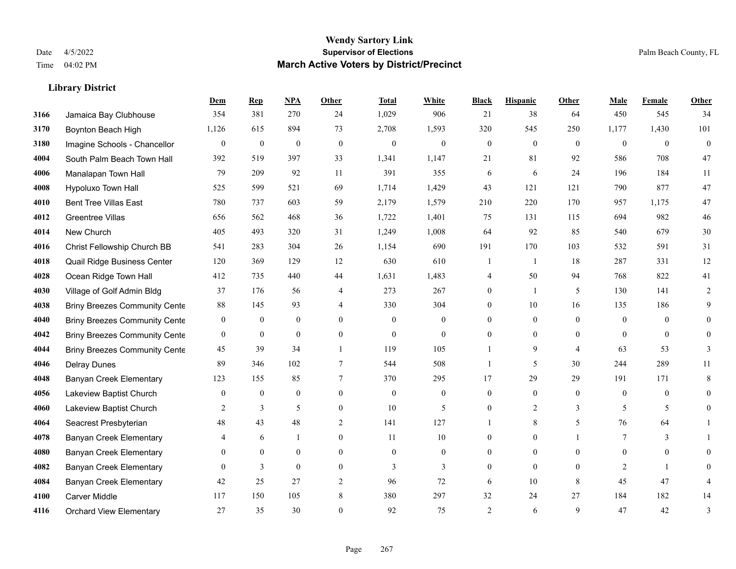# Wendy Sartory Link
## Supervisor of Elections
## March Active Voters by District/Precinct

Date 4/5/2022
Time 04:02 PM

Palm Beach County, FL

### Library District

| | | Dem | Rep | NPA | Other | Total | White | Black | Hispanic | Other | Male | Female | Other |
|---|---|---|---|---|---|---|---|---|---|---|---|---|---|
| 3166 | Jamaica Bay Clubhouse | 354 | 381 | 270 | 24 | 1,029 | 906 | 21 | 38 | 64 | 450 | 545 | 34 |
| 3170 | Boynton Beach High | 1,126 | 615 | 894 | 73 | 2,708 | 1,593 | 320 | 545 | 250 | 1,177 | 1,430 | 101 |
| 3180 | Imagine Schools - Chancellor | 0 | 0 | 0 | 0 | 0 | 0 | 0 | 0 | 0 | 0 | 0 | 0 |
| 4004 | South Palm Beach Town Hall | 392 | 519 | 397 | 33 | 1,341 | 1,147 | 21 | 81 | 92 | 586 | 708 | 47 |
| 4006 | Manalapan Town Hall | 79 | 209 | 92 | 11 | 391 | 355 | 6 | 6 | 24 | 196 | 184 | 11 |
| 4008 | Hypoluxo Town Hall | 525 | 599 | 521 | 69 | 1,714 | 1,429 | 43 | 121 | 121 | 790 | 877 | 47 |
| 4010 | Bent Tree Villas East | 780 | 737 | 603 | 59 | 2,179 | 1,579 | 210 | 220 | 170 | 957 | 1,175 | 47 |
| 4012 | Greentree Villas | 656 | 562 | 468 | 36 | 1,722 | 1,401 | 75 | 131 | 115 | 694 | 982 | 46 |
| 4014 | New Church | 405 | 493 | 320 | 31 | 1,249 | 1,008 | 64 | 92 | 85 | 540 | 679 | 30 |
| 4016 | Christ Fellowship Church BB | 541 | 283 | 304 | 26 | 1,154 | 690 | 191 | 170 | 103 | 532 | 591 | 31 |
| 4018 | Quail Ridge Business Center | 120 | 369 | 129 | 12 | 630 | 610 | 1 | 1 | 18 | 287 | 331 | 12 |
| 4028 | Ocean Ridge Town Hall | 412 | 735 | 440 | 44 | 1,631 | 1,483 | 4 | 50 | 94 | 768 | 822 | 41 |
| 4030 | Village of Golf Admin Bldg | 37 | 176 | 56 | 4 | 273 | 267 | 0 | 1 | 5 | 130 | 141 | 2 |
| 4038 | Briny Breezes Community Cente | 88 | 145 | 93 | 4 | 330 | 304 | 0 | 10 | 16 | 135 | 186 | 9 |
| 4040 | Briny Breezes Community Cente | 0 | 0 | 0 | 0 | 0 | 0 | 0 | 0 | 0 | 0 | 0 | 0 |
| 4042 | Briny Breezes Community Cente | 0 | 0 | 0 | 0 | 0 | 0 | 0 | 0 | 0 | 0 | 0 | 0 |
| 4044 | Briny Breezes Community Cente | 45 | 39 | 34 | 1 | 119 | 105 | 1 | 9 | 4 | 63 | 53 | 3 |
| 4046 | Delray Dunes | 89 | 346 | 102 | 7 | 544 | 508 | 1 | 5 | 30 | 244 | 289 | 11 |
| 4048 | Banyan Creek Elementary | 123 | 155 | 85 | 7 | 370 | 295 | 17 | 29 | 29 | 191 | 171 | 8 |
| 4056 | Lakeview Baptist Church | 0 | 0 | 0 | 0 | 0 | 0 | 0 | 0 | 0 | 0 | 0 | 0 |
| 4060 | Lakeview Baptist Church | 2 | 3 | 5 | 0 | 10 | 5 | 0 | 2 | 3 | 5 | 5 | 0 |
| 4064 | Seacrest Presbyterian | 48 | 43 | 48 | 2 | 141 | 127 | 1 | 8 | 5 | 76 | 64 | 1 |
| 4078 | Banyan Creek Elementary | 4 | 6 | 1 | 0 | 11 | 10 | 0 | 0 | 1 | 7 | 3 | 1 |
| 4080 | Banyan Creek Elementary | 0 | 0 | 0 | 0 | 0 | 0 | 0 | 0 | 0 | 0 | 0 | 0 |
| 4082 | Banyan Creek Elementary | 0 | 3 | 0 | 0 | 3 | 3 | 0 | 0 | 0 | 2 | 1 | 0 |
| 4084 | Banyan Creek Elementary | 42 | 25 | 27 | 2 | 96 | 72 | 6 | 10 | 8 | 45 | 47 | 4 |
| 4100 | Carver Middle | 117 | 150 | 105 | 8 | 380 | 297 | 32 | 24 | 27 | 184 | 182 | 14 |
| 4116 | Orchard View Elementary | 27 | 35 | 30 | 0 | 92 | 75 | 2 | 6 | 9 | 47 | 42 | 3 |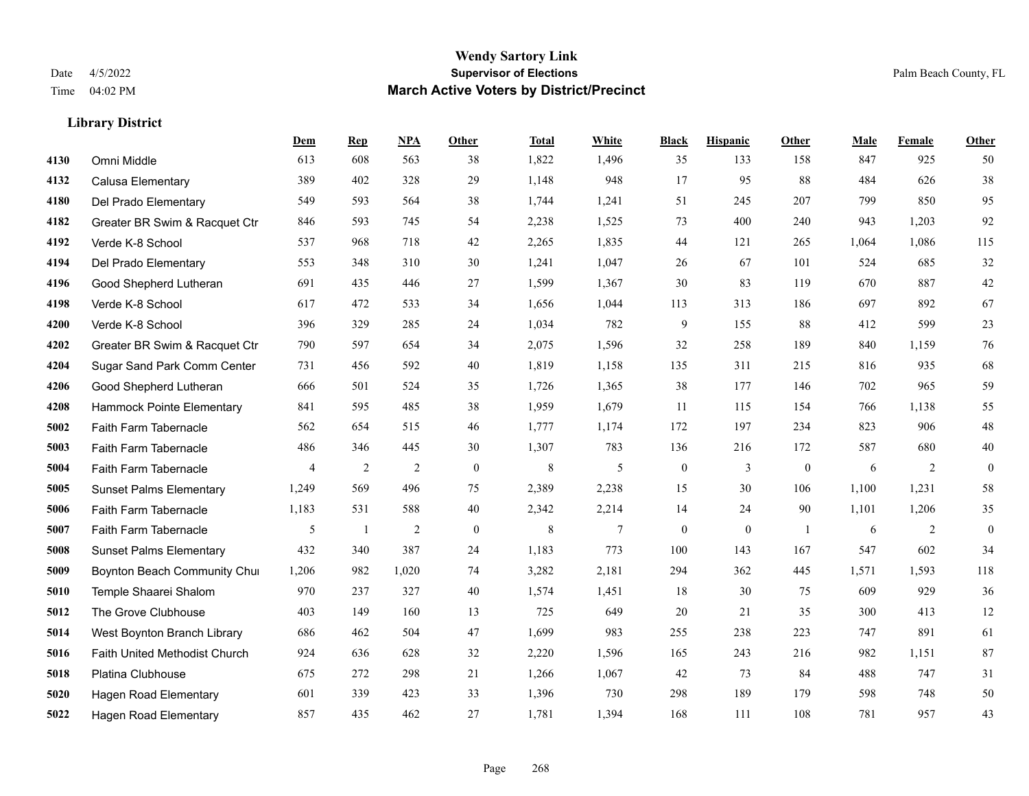**Wendy Sartory Link**
**Supervisor of Elections**
**March Active Voters by District/Precinct**

Date 4/5/2022
Time 04:02 PM
Palm Beach County, FL

### Library District

| | | Dem | Rep | NPA | Other | Total | White | Black | Hispanic | Other | Male | Female | Other |
|---|---|---|---|---|---|---|---|---|---|---|---|---|---|
| 4130 | Omni Middle | 613 | 608 | 563 | 38 | 1,822 | 1,496 | 35 | 133 | 158 | 847 | 925 | 50 |
| 4132 | Calusa Elementary | 389 | 402 | 328 | 29 | 1,148 | 948 | 17 | 95 | 88 | 484 | 626 | 38 |
| 4180 | Del Prado Elementary | 549 | 593 | 564 | 38 | 1,744 | 1,241 | 51 | 245 | 207 | 799 | 850 | 95 |
| 4182 | Greater BR Swim & Racquet Ctr | 846 | 593 | 745 | 54 | 2,238 | 1,525 | 73 | 400 | 240 | 943 | 1,203 | 92 |
| 4192 | Verde K-8 School | 537 | 968 | 718 | 42 | 2,265 | 1,835 | 44 | 121 | 265 | 1,064 | 1,086 | 115 |
| 4194 | Del Prado Elementary | 553 | 348 | 310 | 30 | 1,241 | 1,047 | 26 | 67 | 101 | 524 | 685 | 32 |
| 4196 | Good Shepherd Lutheran | 691 | 435 | 446 | 27 | 1,599 | 1,367 | 30 | 83 | 119 | 670 | 887 | 42 |
| 4198 | Verde K-8 School | 617 | 472 | 533 | 34 | 1,656 | 1,044 | 113 | 313 | 186 | 697 | 892 | 67 |
| 4200 | Verde K-8 School | 396 | 329 | 285 | 24 | 1,034 | 782 | 9 | 155 | 88 | 412 | 599 | 23 |
| 4202 | Greater BR Swim & Racquet Ctr | 790 | 597 | 654 | 34 | 2,075 | 1,596 | 32 | 258 | 189 | 840 | 1,159 | 76 |
| 4204 | Sugar Sand Park Comm Center | 731 | 456 | 592 | 40 | 1,819 | 1,158 | 135 | 311 | 215 | 816 | 935 | 68 |
| 4206 | Good Shepherd Lutheran | 666 | 501 | 524 | 35 | 1,726 | 1,365 | 38 | 177 | 146 | 702 | 965 | 59 |
| 4208 | Hammock Pointe Elementary | 841 | 595 | 485 | 38 | 1,959 | 1,679 | 11 | 115 | 154 | 766 | 1,138 | 55 |
| 5002 | Faith Farm Tabernacle | 562 | 654 | 515 | 46 | 1,777 | 1,174 | 172 | 197 | 234 | 823 | 906 | 48 |
| 5003 | Faith Farm Tabernacle | 486 | 346 | 445 | 30 | 1,307 | 783 | 136 | 216 | 172 | 587 | 680 | 40 |
| 5004 | Faith Farm Tabernacle | 4 | 2 | 2 | 0 | 8 | 5 | 0 | 3 | 0 | 6 | 2 | 0 |
| 5005 | Sunset Palms Elementary | 1,249 | 569 | 496 | 75 | 2,389 | 2,238 | 15 | 30 | 106 | 1,100 | 1,231 | 58 |
| 5006 | Faith Farm Tabernacle | 1,183 | 531 | 588 | 40 | 2,342 | 2,214 | 14 | 24 | 90 | 1,101 | 1,206 | 35 |
| 5007 | Faith Farm Tabernacle | 5 | 1 | 2 | 0 | 8 | 7 | 0 | 0 | 1 | 6 | 2 | 0 |
| 5008 | Sunset Palms Elementary | 432 | 340 | 387 | 24 | 1,183 | 773 | 100 | 143 | 167 | 547 | 602 | 34 |
| 5009 | Boynton Beach Community Chu | 1,206 | 982 | 1,020 | 74 | 3,282 | 2,181 | 294 | 362 | 445 | 1,571 | 1,593 | 118 |
| 5010 | Temple Shaarei Shalom | 970 | 237 | 327 | 40 | 1,574 | 1,451 | 18 | 30 | 75 | 609 | 929 | 36 |
| 5012 | The Grove Clubhouse | 403 | 149 | 160 | 13 | 725 | 649 | 20 | 21 | 35 | 300 | 413 | 12 |
| 5014 | West Boynton Branch Library | 686 | 462 | 504 | 47 | 1,699 | 983 | 255 | 238 | 223 | 747 | 891 | 61 |
| 5016 | Faith United Methodist Church | 924 | 636 | 628 | 32 | 2,220 | 1,596 | 165 | 243 | 216 | 982 | 1,151 | 87 |
| 5018 | Platina Clubhouse | 675 | 272 | 298 | 21 | 1,266 | 1,067 | 42 | 73 | 84 | 488 | 747 | 31 |
| 5020 | Hagen Road Elementary | 601 | 339 | 423 | 33 | 1,396 | 730 | 298 | 189 | 179 | 598 | 748 | 50 |
| 5022 | Hagen Road Elementary | 857 | 435 | 462 | 27 | 1,781 | 1,394 | 168 | 111 | 108 | 781 | 957 | 43 |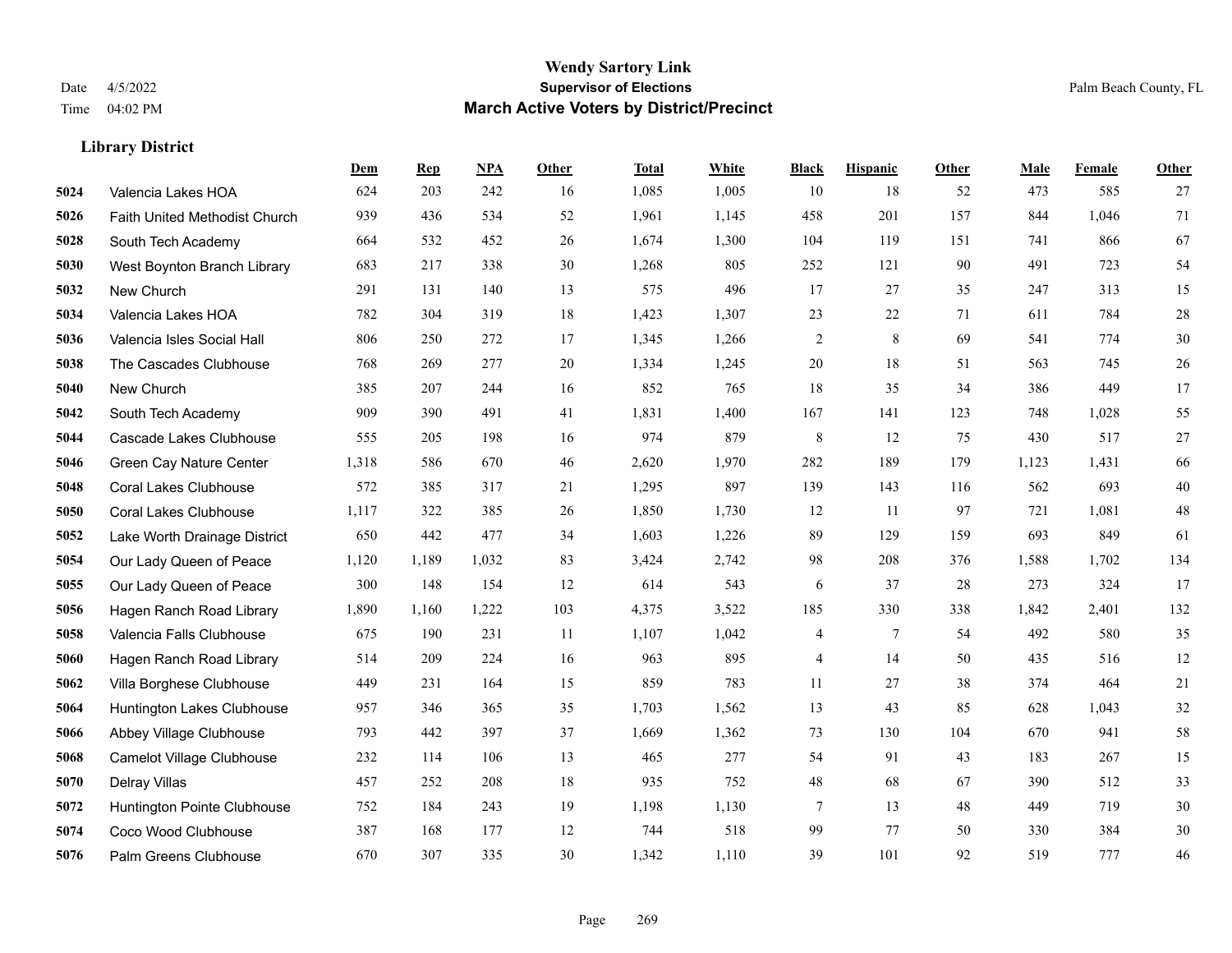# Wendy Sartory Link
## Supervisor of Elections
## March Active Voters by District/Precinct

Date 4/5/2022
Time 04:02 PM

Palm Beach County, FL

### Library District

| | | Dem | Rep | NPA | Other | Total | White | Black | Hispanic | Other | Male | Female | Other |
|---|---|---|---|---|---|---|---|---|---|---|---|---|---|
| 5024 | Valencia Lakes HOA | 624 | 203 | 242 | 16 | 1,085 | 1,005 | 10 | 18 | 52 | 473 | 585 | 27 |
| 5026 | Faith United Methodist Church | 939 | 436 | 534 | 52 | 1,961 | 1,145 | 458 | 201 | 157 | 844 | 1,046 | 71 |
| 5028 | South Tech Academy | 664 | 532 | 452 | 26 | 1,674 | 1,300 | 104 | 119 | 151 | 741 | 866 | 67 |
| 5030 | West Boynton Branch Library | 683 | 217 | 338 | 30 | 1,268 | 805 | 252 | 121 | 90 | 491 | 723 | 54 |
| 5032 | New Church | 291 | 131 | 140 | 13 | 575 | 496 | 17 | 27 | 35 | 247 | 313 | 15 |
| 5034 | Valencia Lakes HOA | 782 | 304 | 319 | 18 | 1,423 | 1,307 | 23 | 22 | 71 | 611 | 784 | 28 |
| 5036 | Valencia Isles Social Hall | 806 | 250 | 272 | 17 | 1,345 | 1,266 | 2 | 8 | 69 | 541 | 774 | 30 |
| 5038 | The Cascades Clubhouse | 768 | 269 | 277 | 20 | 1,334 | 1,245 | 20 | 18 | 51 | 563 | 745 | 26 |
| 5040 | New Church | 385 | 207 | 244 | 16 | 852 | 765 | 18 | 35 | 34 | 386 | 449 | 17 |
| 5042 | South Tech Academy | 909 | 390 | 491 | 41 | 1,831 | 1,400 | 167 | 141 | 123 | 748 | 1,028 | 55 |
| 5044 | Cascade Lakes Clubhouse | 555 | 205 | 198 | 16 | 974 | 879 | 8 | 12 | 75 | 430 | 517 | 27 |
| 5046 | Green Cay Nature Center | 1,318 | 586 | 670 | 46 | 2,620 | 1,970 | 282 | 189 | 179 | 1,123 | 1,431 | 66 |
| 5048 | Coral Lakes Clubhouse | 572 | 385 | 317 | 21 | 1,295 | 897 | 139 | 143 | 116 | 562 | 693 | 40 |
| 5050 | Coral Lakes Clubhouse | 1,117 | 322 | 385 | 26 | 1,850 | 1,730 | 12 | 11 | 97 | 721 | 1,081 | 48 |
| 5052 | Lake Worth Drainage District | 650 | 442 | 477 | 34 | 1,603 | 1,226 | 89 | 129 | 159 | 693 | 849 | 61 |
| 5054 | Our Lady Queen of Peace | 1,120 | 1,189 | 1,032 | 83 | 3,424 | 2,742 | 98 | 208 | 376 | 1,588 | 1,702 | 134 |
| 5055 | Our Lady Queen of Peace | 300 | 148 | 154 | 12 | 614 | 543 | 6 | 37 | 28 | 273 | 324 | 17 |
| 5056 | Hagen Ranch Road Library | 1,890 | 1,160 | 1,222 | 103 | 4,375 | 3,522 | 185 | 330 | 338 | 1,842 | 2,401 | 132 |
| 5058 | Valencia Falls Clubhouse | 675 | 190 | 231 | 11 | 1,107 | 1,042 | 4 | 7 | 54 | 492 | 580 | 35 |
| 5060 | Hagen Ranch Road Library | 514 | 209 | 224 | 16 | 963 | 895 | 4 | 14 | 50 | 435 | 516 | 12 |
| 5062 | Villa Borghese Clubhouse | 449 | 231 | 164 | 15 | 859 | 783 | 11 | 27 | 38 | 374 | 464 | 21 |
| 5064 | Huntington Lakes Clubhouse | 957 | 346 | 365 | 35 | 1,703 | 1,562 | 13 | 43 | 85 | 628 | 1,043 | 32 |
| 5066 | Abbey Village Clubhouse | 793 | 442 | 397 | 37 | 1,669 | 1,362 | 73 | 130 | 104 | 670 | 941 | 58 |
| 5068 | Camelot Village Clubhouse | 232 | 114 | 106 | 13 | 465 | 277 | 54 | 91 | 43 | 183 | 267 | 15 |
| 5070 | Delray Villas | 457 | 252 | 208 | 18 | 935 | 752 | 48 | 68 | 67 | 390 | 512 | 33 |
| 5072 | Huntington Pointe Clubhouse | 752 | 184 | 243 | 19 | 1,198 | 1,130 | 7 | 13 | 48 | 449 | 719 | 30 |
| 5074 | Coco Wood Clubhouse | 387 | 168 | 177 | 12 | 744 | 518 | 99 | 77 | 50 | 330 | 384 | 30 |
| 5076 | Palm Greens Clubhouse | 670 | 307 | 335 | 30 | 1,342 | 1,110 | 39 | 101 | 92 | 519 | 777 | 46 |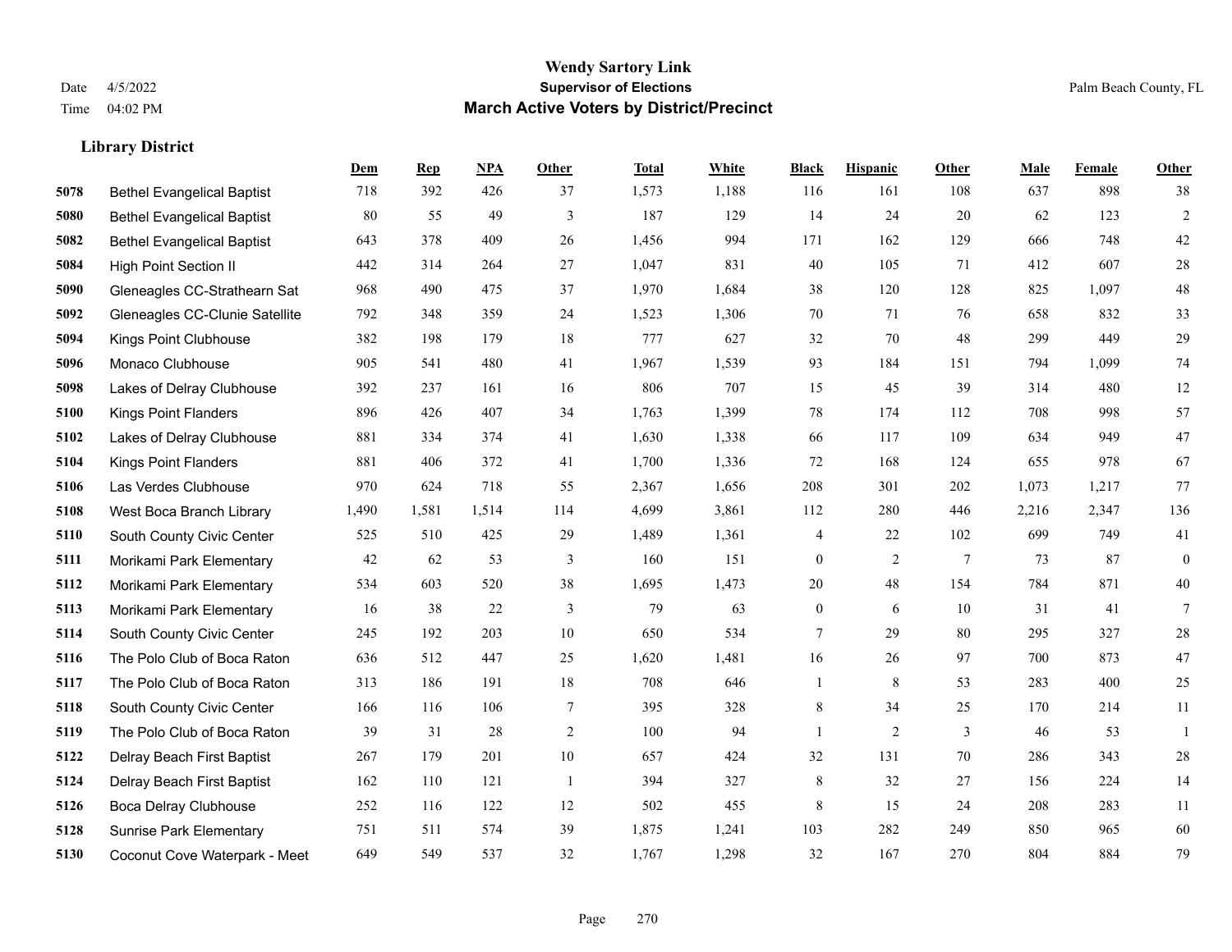# Wendy Sartory Link
## Supervisor of Elections
## March Active Voters by District/Precinct

Date 4/5/2022
Time 04:02 PM
Palm Beach County, FL

### Library District

| | | Dem | Rep | NPA | Other | Total | White | Black | Hispanic | Other | Male | Female | Other |
|---|---|---|---|---|---|---|---|---|---|---|---|---|---|
| 5078 | Bethel Evangelical Baptist | 718 | 392 | 426 | 37 | 1,573 | 1,188 | 116 | 161 | 108 | 637 | 898 | 38 |
| 5080 | Bethel Evangelical Baptist | 80 | 55 | 49 | 3 | 187 | 129 | 14 | 24 | 20 | 62 | 123 | 2 |
| 5082 | Bethel Evangelical Baptist | 643 | 378 | 409 | 26 | 1,456 | 994 | 171 | 162 | 129 | 666 | 748 | 42 |
| 5084 | High Point Section II | 442 | 314 | 264 | 27 | 1,047 | 831 | 40 | 105 | 71 | 412 | 607 | 28 |
| 5090 | Gleneagles CC-Strathearn Sat | 968 | 490 | 475 | 37 | 1,970 | 1,684 | 38 | 120 | 128 | 825 | 1,097 | 48 |
| 5092 | Gleneagles CC-Clunie Satellite | 792 | 348 | 359 | 24 | 1,523 | 1,306 | 70 | 71 | 76 | 658 | 832 | 33 |
| 5094 | Kings Point Clubhouse | 382 | 198 | 179 | 18 | 777 | 627 | 32 | 70 | 48 | 299 | 449 | 29 |
| 5096 | Monaco Clubhouse | 905 | 541 | 480 | 41 | 1,967 | 1,539 | 93 | 184 | 151 | 794 | 1,099 | 74 |
| 5098 | Lakes of Delray Clubhouse | 392 | 237 | 161 | 16 | 806 | 707 | 15 | 45 | 39 | 314 | 480 | 12 |
| 5100 | Kings Point Flanders | 896 | 426 | 407 | 34 | 1,763 | 1,399 | 78 | 174 | 112 | 708 | 998 | 57 |
| 5102 | Lakes of Delray Clubhouse | 881 | 334 | 374 | 41 | 1,630 | 1,338 | 66 | 117 | 109 | 634 | 949 | 47 |
| 5104 | Kings Point Flanders | 881 | 406 | 372 | 41 | 1,700 | 1,336 | 72 | 168 | 124 | 655 | 978 | 67 |
| 5106 | Las Verdes Clubhouse | 970 | 624 | 718 | 55 | 2,367 | 1,656 | 208 | 301 | 202 | 1,073 | 1,217 | 77 |
| 5108 | West Boca Branch Library | 1,490 | 1,581 | 1,514 | 114 | 4,699 | 3,861 | 112 | 280 | 446 | 2,216 | 2,347 | 136 |
| 5110 | South County Civic Center | 525 | 510 | 425 | 29 | 1,489 | 1,361 | 4 | 22 | 102 | 699 | 749 | 41 |
| 5111 | Morikami Park Elementary | 42 | 62 | 53 | 3 | 160 | 151 | 0 | 2 | 7 | 73 | 87 | 0 |
| 5112 | Morikami Park Elementary | 534 | 603 | 520 | 38 | 1,695 | 1,473 | 20 | 48 | 154 | 784 | 871 | 40 |
| 5113 | Morikami Park Elementary | 16 | 38 | 22 | 3 | 79 | 63 | 0 | 6 | 10 | 31 | 41 | 7 |
| 5114 | South County Civic Center | 245 | 192 | 203 | 10 | 650 | 534 | 7 | 29 | 80 | 295 | 327 | 28 |
| 5116 | The Polo Club of Boca Raton | 636 | 512 | 447 | 25 | 1,620 | 1,481 | 16 | 26 | 97 | 700 | 873 | 47 |
| 5117 | The Polo Club of Boca Raton | 313 | 186 | 191 | 18 | 708 | 646 | 1 | 8 | 53 | 283 | 400 | 25 |
| 5118 | South County Civic Center | 166 | 116 | 106 | 7 | 395 | 328 | 8 | 34 | 25 | 170 | 214 | 11 |
| 5119 | The Polo Club of Boca Raton | 39 | 31 | 28 | 2 | 100 | 94 | 1 | 2 | 3 | 46 | 53 | 1 |
| 5122 | Delray Beach First Baptist | 267 | 179 | 201 | 10 | 657 | 424 | 32 | 131 | 70 | 286 | 343 | 28 |
| 5124 | Delray Beach First Baptist | 162 | 110 | 121 | 1 | 394 | 327 | 8 | 32 | 27 | 156 | 224 | 14 |
| 5126 | Boca Delray Clubhouse | 252 | 116 | 122 | 12 | 502 | 455 | 8 | 15 | 24 | 208 | 283 | 11 |
| 5128 | Sunrise Park Elementary | 751 | 511 | 574 | 39 | 1,875 | 1,241 | 103 | 282 | 249 | 850 | 965 | 60 |
| 5130 | Coconut Cove Waterpark - Meet | 649 | 549 | 537 | 32 | 1,767 | 1,298 | 32 | 167 | 270 | 804 | 884 | 79 |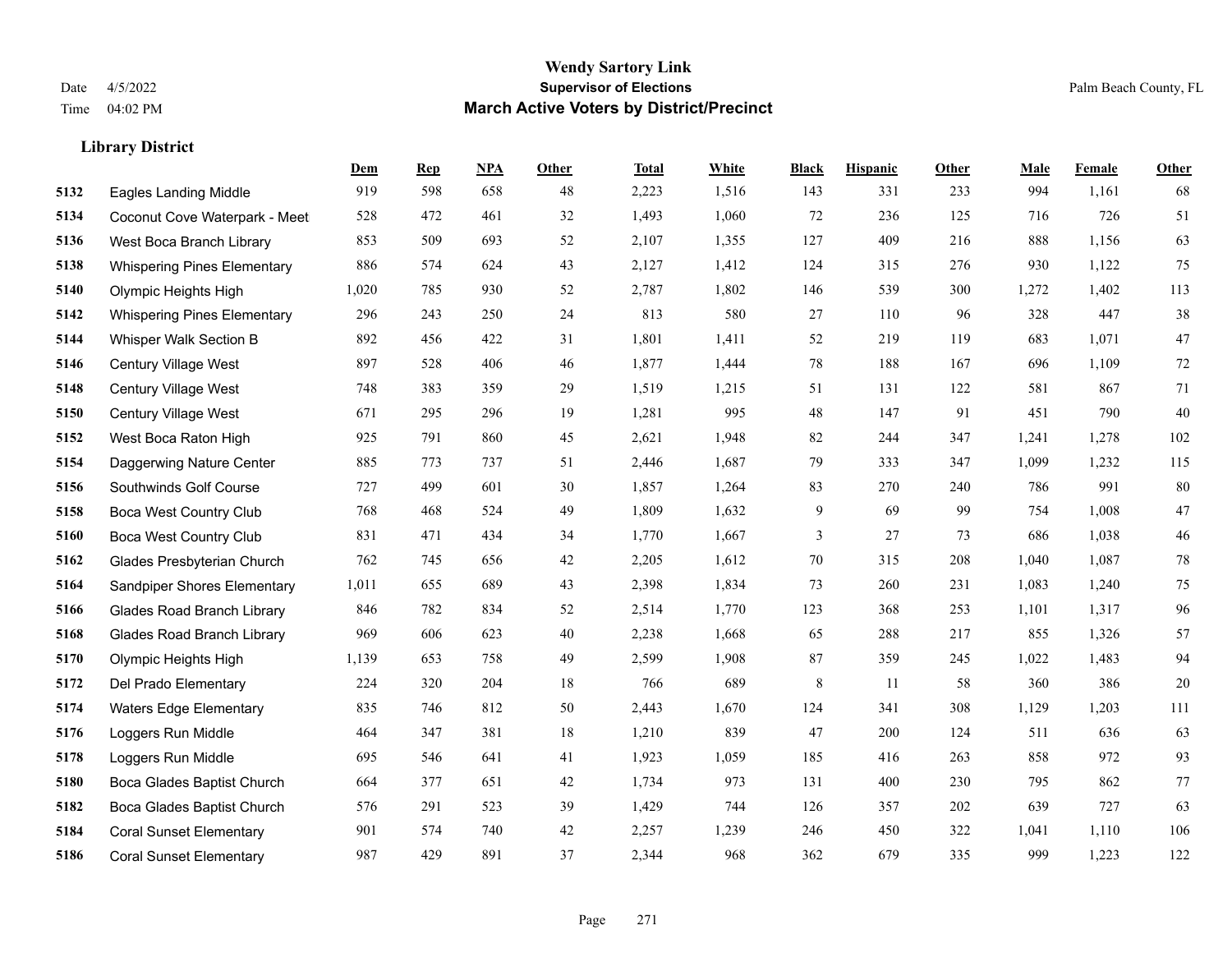# Wendy Sartory Link
## Supervisor of Elections
## March Active Voters by District/Precinct

Date 4/5/2022
Time 04:02 PM

Palm Beach County, FL

### Library District

| | | Dem | Rep | NPA | Other | Total | White | Black | Hispanic | Other | Male | Female | Other |
|---|---|---|---|---|---|---|---|---|---|---|---|---|---|
| 5132 | Eagles Landing Middle | 919 | 598 | 658 | 48 | 2,223 | 1,516 | 143 | 331 | 233 | 994 | 1,161 | 68 |
| 5134 | Coconut Cove Waterpark - Meet | 528 | 472 | 461 | 32 | 1,493 | 1,060 | 72 | 236 | 125 | 716 | 726 | 51 |
| 5136 | West Boca Branch Library | 853 | 509 | 693 | 52 | 2,107 | 1,355 | 127 | 409 | 216 | 888 | 1,156 | 63 |
| 5138 | Whispering Pines Elementary | 886 | 574 | 624 | 43 | 2,127 | 1,412 | 124 | 315 | 276 | 930 | 1,122 | 75 |
| 5140 | Olympic Heights High | 1,020 | 785 | 930 | 52 | 2,787 | 1,802 | 146 | 539 | 300 | 1,272 | 1,402 | 113 |
| 5142 | Whispering Pines Elementary | 296 | 243 | 250 | 24 | 813 | 580 | 27 | 110 | 96 | 328 | 447 | 38 |
| 5144 | Whisper Walk Section B | 892 | 456 | 422 | 31 | 1,801 | 1,411 | 52 | 219 | 119 | 683 | 1,071 | 47 |
| 5146 | Century Village West | 897 | 528 | 406 | 46 | 1,877 | 1,444 | 78 | 188 | 167 | 696 | 1,109 | 72 |
| 5148 | Century Village West | 748 | 383 | 359 | 29 | 1,519 | 1,215 | 51 | 131 | 122 | 581 | 867 | 71 |
| 5150 | Century Village West | 671 | 295 | 296 | 19 | 1,281 | 995 | 48 | 147 | 91 | 451 | 790 | 40 |
| 5152 | West Boca Raton High | 925 | 791 | 860 | 45 | 2,621 | 1,948 | 82 | 244 | 347 | 1,241 | 1,278 | 102 |
| 5154 | Daggerwing Nature Center | 885 | 773 | 737 | 51 | 2,446 | 1,687 | 79 | 333 | 347 | 1,099 | 1,232 | 115 |
| 5156 | Southwinds Golf Course | 727 | 499 | 601 | 30 | 1,857 | 1,264 | 83 | 270 | 240 | 786 | 991 | 80 |
| 5158 | Boca West Country Club | 768 | 468 | 524 | 49 | 1,809 | 1,632 | 9 | 69 | 99 | 754 | 1,008 | 47 |
| 5160 | Boca West Country Club | 831 | 471 | 434 | 34 | 1,770 | 1,667 | 3 | 27 | 73 | 686 | 1,038 | 46 |
| 5162 | Glades Presbyterian Church | 762 | 745 | 656 | 42 | 2,205 | 1,612 | 70 | 315 | 208 | 1,040 | 1,087 | 78 |
| 5164 | Sandpiper Shores Elementary | 1,011 | 655 | 689 | 43 | 2,398 | 1,834 | 73 | 260 | 231 | 1,083 | 1,240 | 75 |
| 5166 | Glades Road Branch Library | 846 | 782 | 834 | 52 | 2,514 | 1,770 | 123 | 368 | 253 | 1,101 | 1,317 | 96 |
| 5168 | Glades Road Branch Library | 969 | 606 | 623 | 40 | 2,238 | 1,668 | 65 | 288 | 217 | 855 | 1,326 | 57 |
| 5170 | Olympic Heights High | 1,139 | 653 | 758 | 49 | 2,599 | 1,908 | 87 | 359 | 245 | 1,022 | 1,483 | 94 |
| 5172 | Del Prado Elementary | 224 | 320 | 204 | 18 | 766 | 689 | 8 | 11 | 58 | 360 | 386 | 20 |
| 5174 | Waters Edge Elementary | 835 | 746 | 812 | 50 | 2,443 | 1,670 | 124 | 341 | 308 | 1,129 | 1,203 | 111 |
| 5176 | Loggers Run Middle | 464 | 347 | 381 | 18 | 1,210 | 839 | 47 | 200 | 124 | 511 | 636 | 63 |
| 5178 | Loggers Run Middle | 695 | 546 | 641 | 41 | 1,923 | 1,059 | 185 | 416 | 263 | 858 | 972 | 93 |
| 5180 | Boca Glades Baptist Church | 664 | 377 | 651 | 42 | 1,734 | 973 | 131 | 400 | 230 | 795 | 862 | 77 |
| 5182 | Boca Glades Baptist Church | 576 | 291 | 523 | 39 | 1,429 | 744 | 126 | 357 | 202 | 639 | 727 | 63 |
| 5184 | Coral Sunset Elementary | 901 | 574 | 740 | 42 | 2,257 | 1,239 | 246 | 450 | 322 | 1,041 | 1,110 | 106 |
| 5186 | Coral Sunset Elementary | 987 | 429 | 891 | 37 | 2,344 | 968 | 362 | 679 | 335 | 999 | 1,223 | 122 |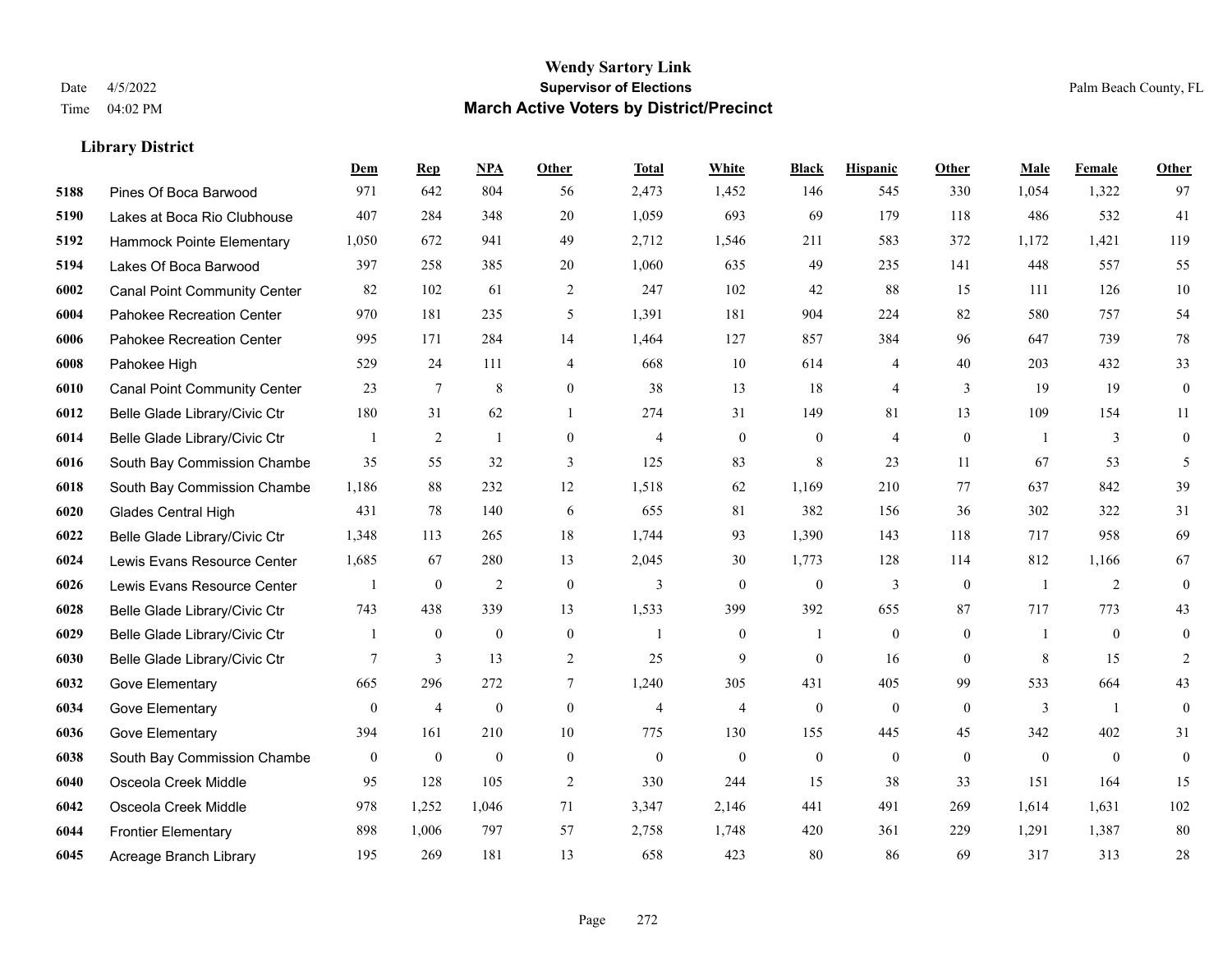# Wendy Sartory Link
## Supervisor of Elections
## March Active Voters by District/Precinct

Date 4/5/2022
Time 04:02 PM

Palm Beach County, FL

### Library District

| | | Dem | Rep | NPA | Other | Total | White | Black | Hispanic | Other | Male | Female | Other |
|---|---|---|---|---|---|---|---|---|---|---|---|---|---|
| 5188 | Pines Of Boca Barwood | 971 | 642 | 804 | 56 | 2,473 | 1,452 | 146 | 545 | 330 | 1,054 | 1,322 | 97 |
| 5190 | Lakes at Boca Rio Clubhouse | 407 | 284 | 348 | 20 | 1,059 | 693 | 69 | 179 | 118 | 486 | 532 | 41 |
| 5192 | Hammock Pointe Elementary | 1,050 | 672 | 941 | 49 | 2,712 | 1,546 | 211 | 583 | 372 | 1,172 | 1,421 | 119 |
| 5194 | Lakes Of Boca Barwood | 397 | 258 | 385 | 20 | 1,060 | 635 | 49 | 235 | 141 | 448 | 557 | 55 |
| 6002 | Canal Point Community Center | 82 | 102 | 61 | 2 | 247 | 102 | 42 | 88 | 15 | 111 | 126 | 10 |
| 6004 | Pahokee Recreation Center | 970 | 181 | 235 | 5 | 1,391 | 181 | 904 | 224 | 82 | 580 | 757 | 54 |
| 6006 | Pahokee Recreation Center | 995 | 171 | 284 | 14 | 1,464 | 127 | 857 | 384 | 96 | 647 | 739 | 78 |
| 6008 | Pahokee High | 529 | 24 | 111 | 4 | 668 | 10 | 614 | 4 | 40 | 203 | 432 | 33 |
| 6010 | Canal Point Community Center | 23 | 7 | 8 | 0 | 38 | 13 | 18 | 4 | 3 | 19 | 19 | 0 |
| 6012 | Belle Glade Library/Civic Ctr | 180 | 31 | 62 | 1 | 274 | 31 | 149 | 81 | 13 | 109 | 154 | 11 |
| 6014 | Belle Glade Library/Civic Ctr | 1 | 2 | 1 | 0 | 4 | 0 | 0 | 4 | 0 | 1 | 3 | 0 |
| 6016 | South Bay Commission Chambe | 35 | 55 | 32 | 3 | 125 | 83 | 8 | 23 | 11 | 67 | 53 | 5 |
| 6018 | South Bay Commission Chambe | 1,186 | 88 | 232 | 12 | 1,518 | 62 | 1,169 | 210 | 77 | 637 | 842 | 39 |
| 6020 | Glades Central High | 431 | 78 | 140 | 6 | 655 | 81 | 382 | 156 | 36 | 302 | 322 | 31 |
| 6022 | Belle Glade Library/Civic Ctr | 1,348 | 113 | 265 | 18 | 1,744 | 93 | 1,390 | 143 | 118 | 717 | 958 | 69 |
| 6024 | Lewis Evans Resource Center | 1,685 | 67 | 280 | 13 | 2,045 | 30 | 1,773 | 128 | 114 | 812 | 1,166 | 67 |
| 6026 | Lewis Evans Resource Center | 1 | 0 | 2 | 0 | 3 | 0 | 0 | 3 | 0 | 1 | 2 | 0 |
| 6028 | Belle Glade Library/Civic Ctr | 743 | 438 | 339 | 13 | 1,533 | 399 | 392 | 655 | 87 | 717 | 773 | 43 |
| 6029 | Belle Glade Library/Civic Ctr | 1 | 0 | 0 | 0 | 1 | 0 | 1 | 0 | 0 | 1 | 0 | 0 |
| 6030 | Belle Glade Library/Civic Ctr | 7 | 3 | 13 | 2 | 25 | 9 | 0 | 16 | 0 | 8 | 15 | 2 |
| 6032 | Gove Elementary | 665 | 296 | 272 | 7 | 1,240 | 305 | 431 | 405 | 99 | 533 | 664 | 43 |
| 6034 | Gove Elementary | 0 | 4 | 0 | 0 | 4 | 4 | 0 | 0 | 0 | 3 | 1 | 0 |
| 6036 | Gove Elementary | 394 | 161 | 210 | 10 | 775 | 130 | 155 | 445 | 45 | 342 | 402 | 31 |
| 6038 | South Bay Commission Chambe | 0 | 0 | 0 | 0 | 0 | 0 | 0 | 0 | 0 | 0 | 0 | 0 |
| 6040 | Osceola Creek Middle | 95 | 128 | 105 | 2 | 330 | 244 | 15 | 38 | 33 | 151 | 164 | 15 |
| 6042 | Osceola Creek Middle | 978 | 1,252 | 1,046 | 71 | 3,347 | 2,146 | 441 | 491 | 269 | 1,614 | 1,631 | 102 |
| 6044 | Frontier Elementary | 898 | 1,006 | 797 | 57 | 2,758 | 1,748 | 420 | 361 | 229 | 1,291 | 1,387 | 80 |
| 6045 | Acreage Branch Library | 195 | 269 | 181 | 13 | 658 | 423 | 80 | 86 | 69 | 317 | 313 | 28 |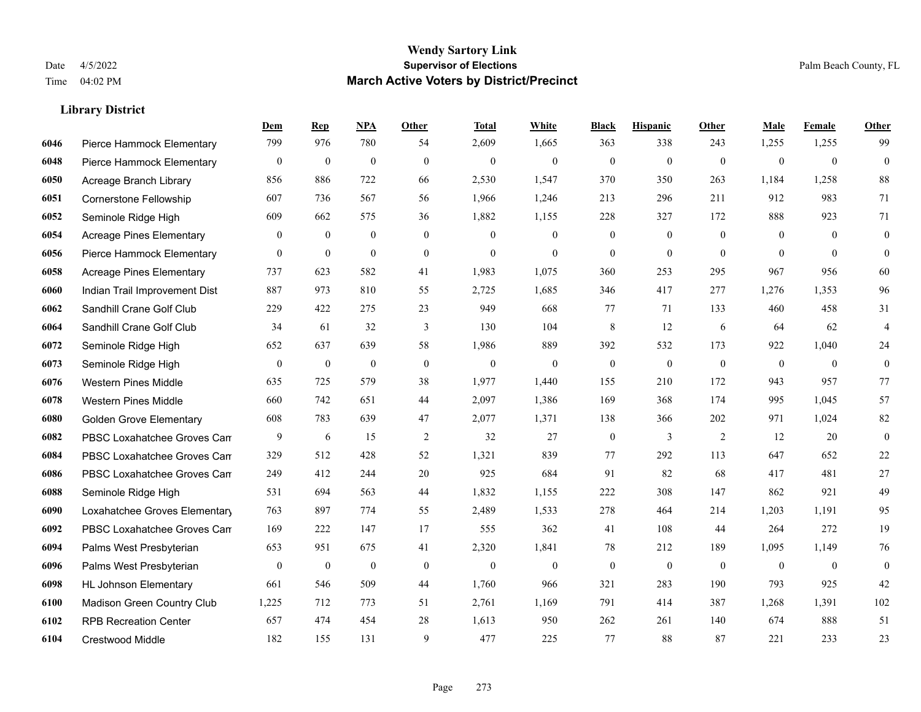# Wendy Sartory Link

## Supervisor of Elections

## March Active Voters by District/Precinct

Date 4/5/2022
Time 04:02 PM

Palm Beach County, FL

### Library District

| | | Dem | Rep | NPA | Other | Total | White | Black | Hispanic | Other | Male | Female | Other |
|---|---|---|---|---|---|---|---|---|---|---|---|---|---|
| 6046 | Pierce Hammock Elementary | 799 | 976 | 780 | 54 | 2,609 | 1,665 | 363 | 338 | 243 | 1,255 | 1,255 | 99 |
| 6048 | Pierce Hammock Elementary | 0 | 0 | 0 | 0 | 0 | 0 | 0 | 0 | 0 | 0 | 0 | 0 |
| 6050 | Acreage Branch Library | 856 | 886 | 722 | 66 | 2,530 | 1,547 | 370 | 350 | 263 | 1,184 | 1,258 | 88 |
| 6051 | Cornerstone Fellowship | 607 | 736 | 567 | 56 | 1,966 | 1,246 | 213 | 296 | 211 | 912 | 983 | 71 |
| 6052 | Seminole Ridge High | 609 | 662 | 575 | 36 | 1,882 | 1,155 | 228 | 327 | 172 | 888 | 923 | 71 |
| 6054 | Acreage Pines Elementary | 0 | 0 | 0 | 0 | 0 | 0 | 0 | 0 | 0 | 0 | 0 | 0 |
| 6056 | Pierce Hammock Elementary | 0 | 0 | 0 | 0 | 0 | 0 | 0 | 0 | 0 | 0 | 0 | 0 |
| 6058 | Acreage Pines Elementary | 737 | 623 | 582 | 41 | 1,983 | 1,075 | 360 | 253 | 295 | 967 | 956 | 60 |
| 6060 | Indian Trail Improvement Dist | 887 | 973 | 810 | 55 | 2,725 | 1,685 | 346 | 417 | 277 | 1,276 | 1,353 | 96 |
| 6062 | Sandhill Crane Golf Club | 229 | 422 | 275 | 23 | 949 | 668 | 77 | 71 | 133 | 460 | 458 | 31 |
| 6064 | Sandhill Crane Golf Club | 34 | 61 | 32 | 3 | 130 | 104 | 8 | 12 | 6 | 64 | 62 | 4 |
| 6072 | Seminole Ridge High | 652 | 637 | 639 | 58 | 1,986 | 889 | 392 | 532 | 173 | 922 | 1,040 | 24 |
| 6073 | Seminole Ridge High | 0 | 0 | 0 | 0 | 0 | 0 | 0 | 0 | 0 | 0 | 0 | 0 |
| 6076 | Western Pines Middle | 635 | 725 | 579 | 38 | 1,977 | 1,440 | 155 | 210 | 172 | 943 | 957 | 77 |
| 6078 | Western Pines Middle | 660 | 742 | 651 | 44 | 2,097 | 1,386 | 169 | 368 | 174 | 995 | 1,045 | 57 |
| 6080 | Golden Grove Elementary | 608 | 783 | 639 | 47 | 2,077 | 1,371 | 138 | 366 | 202 | 971 | 1,024 | 82 |
| 6082 | PBSC Loxahatchee Groves Cam | 9 | 6 | 15 | 2 | 32 | 27 | 0 | 3 | 2 | 12 | 20 | 0 |
| 6084 | PBSC Loxahatchee Groves Cam | 329 | 512 | 428 | 52 | 1,321 | 839 | 77 | 292 | 113 | 647 | 652 | 22 |
| 6086 | PBSC Loxahatchee Groves Cam | 249 | 412 | 244 | 20 | 925 | 684 | 91 | 82 | 68 | 417 | 481 | 27 |
| 6088 | Seminole Ridge High | 531 | 694 | 563 | 44 | 1,832 | 1,155 | 222 | 308 | 147 | 862 | 921 | 49 |
| 6090 | Loxahatchee Groves Elementary | 763 | 897 | 774 | 55 | 2,489 | 1,533 | 278 | 464 | 214 | 1,203 | 1,191 | 95 |
| 6092 | PBSC Loxahatchee Groves Cam | 169 | 222 | 147 | 17 | 555 | 362 | 41 | 108 | 44 | 264 | 272 | 19 |
| 6094 | Palms West Presbyterian | 653 | 951 | 675 | 41 | 2,320 | 1,841 | 78 | 212 | 189 | 1,095 | 1,149 | 76 |
| 6096 | Palms West Presbyterian | 0 | 0 | 0 | 0 | 0 | 0 | 0 | 0 | 0 | 0 | 0 | 0 |
| 6098 | HL Johnson Elementary | 661 | 546 | 509 | 44 | 1,760 | 966 | 321 | 283 | 190 | 793 | 925 | 42 |
| 6100 | Madison Green Country Club | 1,225 | 712 | 773 | 51 | 2,761 | 1,169 | 791 | 414 | 387 | 1,268 | 1,391 | 102 |
| 6102 | RPB Recreation Center | 657 | 474 | 454 | 28 | 1,613 | 950 | 262 | 261 | 140 | 674 | 888 | 51 |
| 6104 | Crestwood Middle | 182 | 155 | 131 | 9 | 477 | 225 | 77 | 88 | 87 | 221 | 233 | 23 |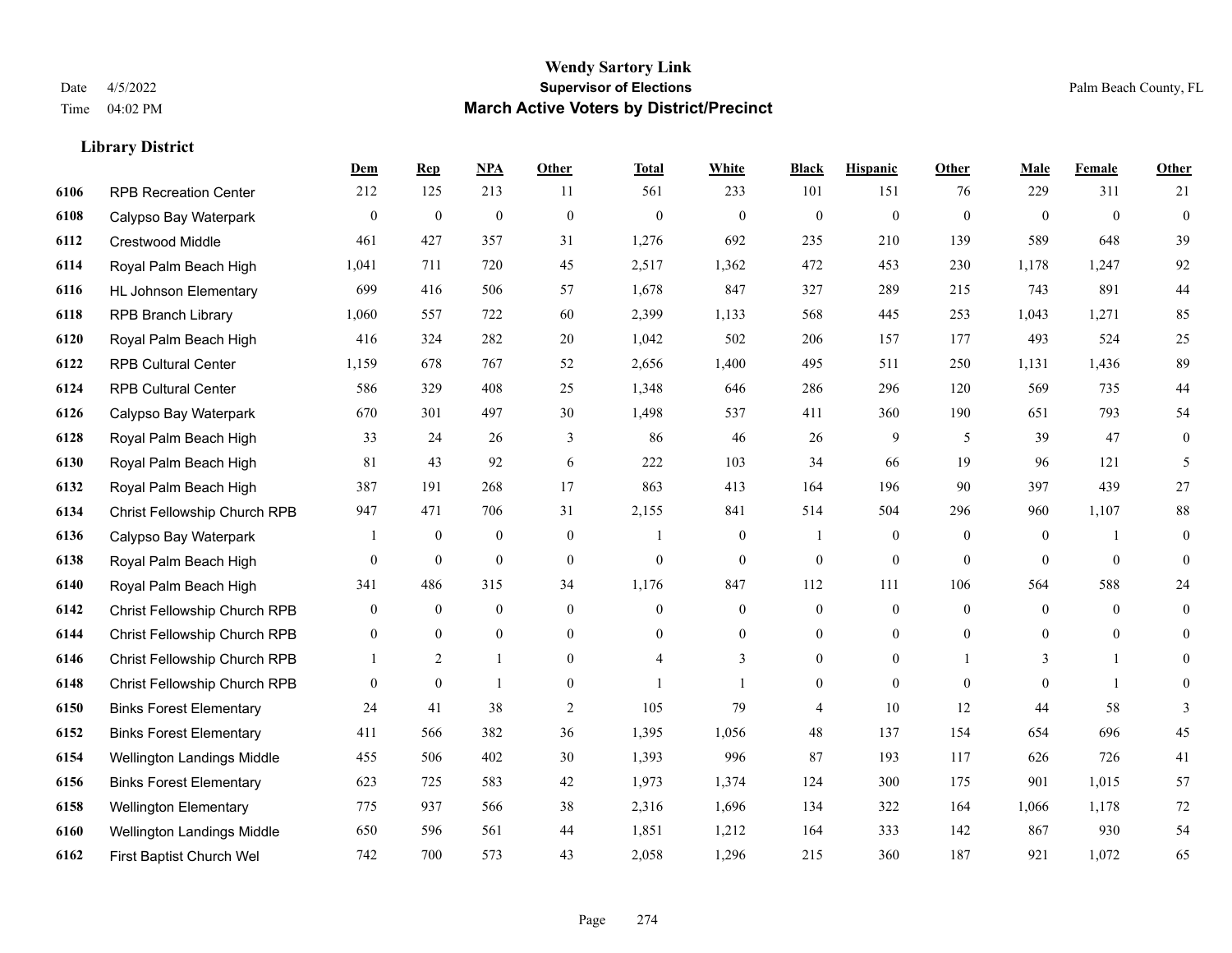# Wendy Sartory Link
## Supervisor of Elections
## March Active Voters by District/Precinct

Date 4/5/2022
Time 04:02 PM

Palm Beach County, FL

### Library District

| | | Dem | Rep | NPA | Other | Total | White | Black | Hispanic | Other | Male | Female | Other |
|---|---|---|---|---|---|---|---|---|---|---|---|---|---|
| 6106 | RPB Recreation Center | 212 | 125 | 213 | 11 | 561 | 233 | 101 | 151 | 76 | 229 | 311 | 21 |
| 6108 | Calypso Bay Waterpark | 0 | 0 | 0 | 0 | 0 | 0 | 0 | 0 | 0 | 0 | 0 | 0 |
| 6112 | Crestwood Middle | 461 | 427 | 357 | 31 | 1,276 | 692 | 235 | 210 | 139 | 589 | 648 | 39 |
| 6114 | Royal Palm Beach High | 1,041 | 711 | 720 | 45 | 2,517 | 1,362 | 472 | 453 | 230 | 1,178 | 1,247 | 92 |
| 6116 | HL Johnson Elementary | 699 | 416 | 506 | 57 | 1,678 | 847 | 327 | 289 | 215 | 743 | 891 | 44 |
| 6118 | RPB Branch Library | 1,060 | 557 | 722 | 60 | 2,399 | 1,133 | 568 | 445 | 253 | 1,043 | 1,271 | 85 |
| 6120 | Royal Palm Beach High | 416 | 324 | 282 | 20 | 1,042 | 502 | 206 | 157 | 177 | 493 | 524 | 25 |
| 6122 | RPB Cultural Center | 1,159 | 678 | 767 | 52 | 2,656 | 1,400 | 495 | 511 | 250 | 1,131 | 1,436 | 89 |
| 6124 | RPB Cultural Center | 586 | 329 | 408 | 25 | 1,348 | 646 | 286 | 296 | 120 | 569 | 735 | 44 |
| 6126 | Calypso Bay Waterpark | 670 | 301 | 497 | 30 | 1,498 | 537 | 411 | 360 | 190 | 651 | 793 | 54 |
| 6128 | Royal Palm Beach High | 33 | 24 | 26 | 3 | 86 | 46 | 26 | 9 | 5 | 39 | 47 | 0 |
| 6130 | Royal Palm Beach High | 81 | 43 | 92 | 6 | 222 | 103 | 34 | 66 | 19 | 96 | 121 | 5 |
| 6132 | Royal Palm Beach High | 387 | 191 | 268 | 17 | 863 | 413 | 164 | 196 | 90 | 397 | 439 | 27 |
| 6134 | Christ Fellowship Church RPB | 947 | 471 | 706 | 31 | 2,155 | 841 | 514 | 504 | 296 | 960 | 1,107 | 88 |
| 6136 | Calypso Bay Waterpark | 1 | 0 | 0 | 0 | 1 | 0 | 1 | 0 | 0 | 0 | 1 | 0 |
| 6138 | Royal Palm Beach High | 0 | 0 | 0 | 0 | 0 | 0 | 0 | 0 | 0 | 0 | 0 | 0 |
| 6140 | Royal Palm Beach High | 341 | 486 | 315 | 34 | 1,176 | 847 | 112 | 111 | 106 | 564 | 588 | 24 |
| 6142 | Christ Fellowship Church RPB | 0 | 0 | 0 | 0 | 0 | 0 | 0 | 0 | 0 | 0 | 0 | 0 |
| 6144 | Christ Fellowship Church RPB | 0 | 0 | 0 | 0 | 0 | 0 | 0 | 0 | 0 | 0 | 0 | 0 |
| 6146 | Christ Fellowship Church RPB | 1 | 2 | 1 | 0 | 4 | 3 | 0 | 0 | 1 | 3 | 1 | 0 |
| 6148 | Christ Fellowship Church RPB | 0 | 0 | 1 | 0 | 1 | 1 | 0 | 0 | 0 | 0 | 1 | 0 |
| 6150 | Binks Forest Elementary | 24 | 41 | 38 | 2 | 105 | 79 | 4 | 10 | 12 | 44 | 58 | 3 |
| 6152 | Binks Forest Elementary | 411 | 566 | 382 | 36 | 1,395 | 1,056 | 48 | 137 | 154 | 654 | 696 | 45 |
| 6154 | Wellington Landings Middle | 455 | 506 | 402 | 30 | 1,393 | 996 | 87 | 193 | 117 | 626 | 726 | 41 |
| 6156 | Binks Forest Elementary | 623 | 725 | 583 | 42 | 1,973 | 1,374 | 124 | 300 | 175 | 901 | 1,015 | 57 |
| 6158 | Wellington Elementary | 775 | 937 | 566 | 38 | 2,316 | 1,696 | 134 | 322 | 164 | 1,066 | 1,178 | 72 |
| 6160 | Wellington Landings Middle | 650 | 596 | 561 | 44 | 1,851 | 1,212 | 164 | 333 | 142 | 867 | 930 | 54 |
| 6162 | First Baptist Church Wel | 742 | 700 | 573 | 43 | 2,058 | 1,296 | 215 | 360 | 187 | 921 | 1,072 | 65 |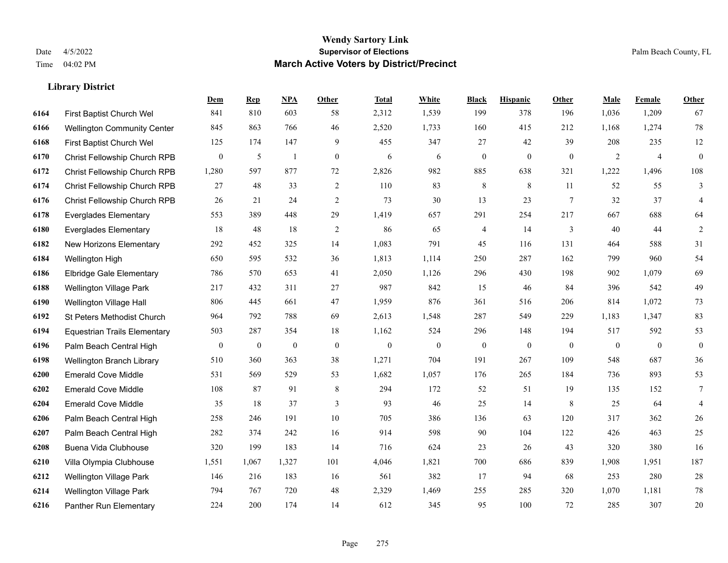# Wendy Sartory Link
## Supervisor of Elections
## March Active Voters by District/Precinct

Date 4/5/2022
Time 04:02 PM

Palm Beach County, FL

**Library District**

| | | Dem | Rep | NPA | Other | Total | White | Black | Hispanic | Other | Male | Female | Other |
|---|---|---|---|---|---|---|---|---|---|---|---|---|---|
| 6164 | First Baptist Church Wel | 841 | 810 | 603 | 58 | 2,312 | 1,539 | 199 | 378 | 196 | 1,036 | 1,209 | 67 |
| 6166 | Wellington Community Center | 845 | 863 | 766 | 46 | 2,520 | 1,733 | 160 | 415 | 212 | 1,168 | 1,274 | 78 |
| 6168 | First Baptist Church Wel | 125 | 174 | 147 | 9 | 455 | 347 | 27 | 42 | 39 | 208 | 235 | 12 |
| 6170 | Christ Fellowship Church RPB | 0 | 5 | 1 | 0 | 6 | 6 | 0 | 0 | 0 | 2 | 4 | 0 |
| 6172 | Christ Fellowship Church RPB | 1,280 | 597 | 877 | 72 | 2,826 | 982 | 885 | 638 | 321 | 1,222 | 1,496 | 108 |
| 6174 | Christ Fellowship Church RPB | 27 | 48 | 33 | 2 | 110 | 83 | 8 | 8 | 11 | 52 | 55 | 3 |
| 6176 | Christ Fellowship Church RPB | 26 | 21 | 24 | 2 | 73 | 30 | 13 | 23 | 7 | 32 | 37 | 4 |
| 6178 | Everglades Elementary | 553 | 389 | 448 | 29 | 1,419 | 657 | 291 | 254 | 217 | 667 | 688 | 64 |
| 6180 | Everglades Elementary | 18 | 48 | 18 | 2 | 86 | 65 | 4 | 14 | 3 | 40 | 44 | 2 |
| 6182 | New Horizons Elementary | 292 | 452 | 325 | 14 | 1,083 | 791 | 45 | 116 | 131 | 464 | 588 | 31 |
| 6184 | Wellington High | 650 | 595 | 532 | 36 | 1,813 | 1,114 | 250 | 287 | 162 | 799 | 960 | 54 |
| 6186 | Elbridge Gale Elementary | 786 | 570 | 653 | 41 | 2,050 | 1,126 | 296 | 430 | 198 | 902 | 1,079 | 69 |
| 6188 | Wellington Village Park | 217 | 432 | 311 | 27 | 987 | 842 | 15 | 46 | 84 | 396 | 542 | 49 |
| 6190 | Wellington Village Hall | 806 | 445 | 661 | 47 | 1,959 | 876 | 361 | 516 | 206 | 814 | 1,072 | 73 |
| 6192 | St Peters Methodist Church | 964 | 792 | 788 | 69 | 2,613 | 1,548 | 287 | 549 | 229 | 1,183 | 1,347 | 83 |
| 6194 | Equestrian Trails Elementary | 503 | 287 | 354 | 18 | 1,162 | 524 | 296 | 148 | 194 | 517 | 592 | 53 |
| 6196 | Palm Beach Central High | 0 | 0 | 0 | 0 | 0 | 0 | 0 | 0 | 0 | 0 | 0 | 0 |
| 6198 | Wellington Branch Library | 510 | 360 | 363 | 38 | 1,271 | 704 | 191 | 267 | 109 | 548 | 687 | 36 |
| 6200 | Emerald Cove Middle | 531 | 569 | 529 | 53 | 1,682 | 1,057 | 176 | 265 | 184 | 736 | 893 | 53 |
| 6202 | Emerald Cove Middle | 108 | 87 | 91 | 8 | 294 | 172 | 52 | 51 | 19 | 135 | 152 | 7 |
| 6204 | Emerald Cove Middle | 35 | 18 | 37 | 3 | 93 | 46 | 25 | 14 | 8 | 25 | 64 | 4 |
| 6206 | Palm Beach Central High | 258 | 246 | 191 | 10 | 705 | 386 | 136 | 63 | 120 | 317 | 362 | 26 |
| 6207 | Palm Beach Central High | 282 | 374 | 242 | 16 | 914 | 598 | 90 | 104 | 122 | 426 | 463 | 25 |
| 6208 | Buena Vida Clubhouse | 320 | 199 | 183 | 14 | 716 | 624 | 23 | 26 | 43 | 320 | 380 | 16 |
| 6210 | Villa Olympia Clubhouse | 1,551 | 1,067 | 1,327 | 101 | 4,046 | 1,821 | 700 | 686 | 839 | 1,908 | 1,951 | 187 |
| 6212 | Wellington Village Park | 146 | 216 | 183 | 16 | 561 | 382 | 17 | 94 | 68 | 253 | 280 | 28 |
| 6214 | Wellington Village Park | 794 | 767 | 720 | 48 | 2,329 | 1,469 | 255 | 285 | 320 | 1,070 | 1,181 | 78 |
| 6216 | Panther Run Elementary | 224 | 200 | 174 | 14 | 612 | 345 | 95 | 100 | 72 | 285 | 307 | 20 |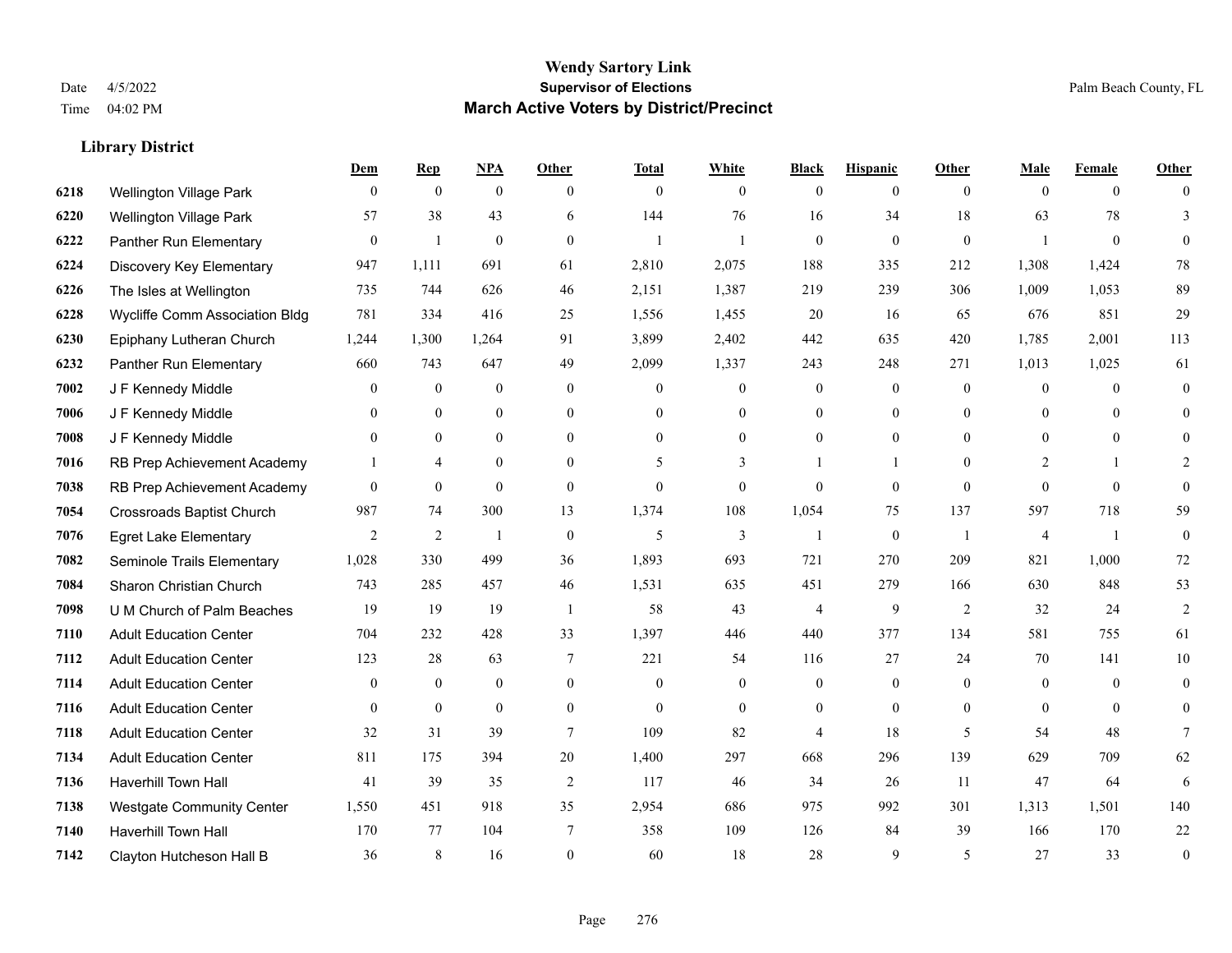# Wendy Sartory Link
## Supervisor of Elections
## March Active Voters by District/Precinct

Date 4/5/2022
Time 04:02 PM

Palm Beach County, FL

### Library District

| | | Dem | Rep | NPA | Other | Total | White | Black | Hispanic | Other | Male | Female | Other |
|---|---|---|---|---|---|---|---|---|---|---|---|---|---|
| 6218 | Wellington Village Park | 0 | 0 | 0 | 0 | 0 | 0 | 0 | 0 | 0 | 0 | 0 | 0 |
| 6220 | Wellington Village Park | 57 | 38 | 43 | 6 | 144 | 76 | 16 | 34 | 18 | 63 | 78 | 3 |
| 6222 | Panther Run Elementary | 0 | 1 | 0 | 0 | 1 | 1 | 0 | 0 | 0 | 1 | 0 | 0 |
| 6224 | Discovery Key Elementary | 947 | 1,111 | 691 | 61 | 2,810 | 2,075 | 188 | 335 | 212 | 1,308 | 1,424 | 78 |
| 6226 | The Isles at Wellington | 735 | 744 | 626 | 46 | 2,151 | 1,387 | 219 | 239 | 306 | 1,009 | 1,053 | 89 |
| 6228 | Wycliffe Comm Association Bldg | 781 | 334 | 416 | 25 | 1,556 | 1,455 | 20 | 16 | 65 | 676 | 851 | 29 |
| 6230 | Epiphany Lutheran Church | 1,244 | 1,300 | 1,264 | 91 | 3,899 | 2,402 | 442 | 635 | 420 | 1,785 | 2,001 | 113 |
| 6232 | Panther Run Elementary | 660 | 743 | 647 | 49 | 2,099 | 1,337 | 243 | 248 | 271 | 1,013 | 1,025 | 61 |
| 7002 | J F Kennedy Middle | 0 | 0 | 0 | 0 | 0 | 0 | 0 | 0 | 0 | 0 | 0 | 0 |
| 7006 | J F Kennedy Middle | 0 | 0 | 0 | 0 | 0 | 0 | 0 | 0 | 0 | 0 | 0 | 0 |
| 7008 | J F Kennedy Middle | 0 | 0 | 0 | 0 | 0 | 0 | 0 | 0 | 0 | 0 | 0 | 0 |
| 7016 | RB Prep Achievement Academy | 1 | 4 | 0 | 0 | 5 | 3 | 1 | 1 | 0 | 2 | 1 | 2 |
| 7038 | RB Prep Achievement Academy | 0 | 0 | 0 | 0 | 0 | 0 | 0 | 0 | 0 | 0 | 0 | 0 |
| 7054 | Crossroads Baptist Church | 987 | 74 | 300 | 13 | 1,374 | 108 | 1,054 | 75 | 137 | 597 | 718 | 59 |
| 7076 | Egret Lake Elementary | 2 | 2 | 1 | 0 | 5 | 3 | 1 | 0 | 1 | 4 | 1 | 0 |
| 7082 | Seminole Trails Elementary | 1,028 | 330 | 499 | 36 | 1,893 | 693 | 721 | 270 | 209 | 821 | 1,000 | 72 |
| 7084 | Sharon Christian Church | 743 | 285 | 457 | 46 | 1,531 | 635 | 451 | 279 | 166 | 630 | 848 | 53 |
| 7098 | U M Church of Palm Beaches | 19 | 19 | 19 | 1 | 58 | 43 | 4 | 9 | 2 | 32 | 24 | 2 |
| 7110 | Adult Education Center | 704 | 232 | 428 | 33 | 1,397 | 446 | 440 | 377 | 134 | 581 | 755 | 61 |
| 7112 | Adult Education Center | 123 | 28 | 63 | 7 | 221 | 54 | 116 | 27 | 24 | 70 | 141 | 10 |
| 7114 | Adult Education Center | 0 | 0 | 0 | 0 | 0 | 0 | 0 | 0 | 0 | 0 | 0 | 0 |
| 7116 | Adult Education Center | 0 | 0 | 0 | 0 | 0 | 0 | 0 | 0 | 0 | 0 | 0 | 0 |
| 7118 | Adult Education Center | 32 | 31 | 39 | 7 | 109 | 82 | 4 | 18 | 5 | 54 | 48 | 7 |
| 7134 | Adult Education Center | 811 | 175 | 394 | 20 | 1,400 | 297 | 668 | 296 | 139 | 629 | 709 | 62 |
| 7136 | Haverhill Town Hall | 41 | 39 | 35 | 2 | 117 | 46 | 34 | 26 | 11 | 47 | 64 | 6 |
| 7138 | Westgate Community Center | 1,550 | 451 | 918 | 35 | 2,954 | 686 | 975 | 992 | 301 | 1,313 | 1,501 | 140 |
| 7140 | Haverhill Town Hall | 170 | 77 | 104 | 7 | 358 | 109 | 126 | 84 | 39 | 166 | 170 | 22 |
| 7142 | Clayton Hutcheson Hall B | 36 | 8 | 16 | 0 | 60 | 18 | 28 | 9 | 5 | 27 | 33 | 0 |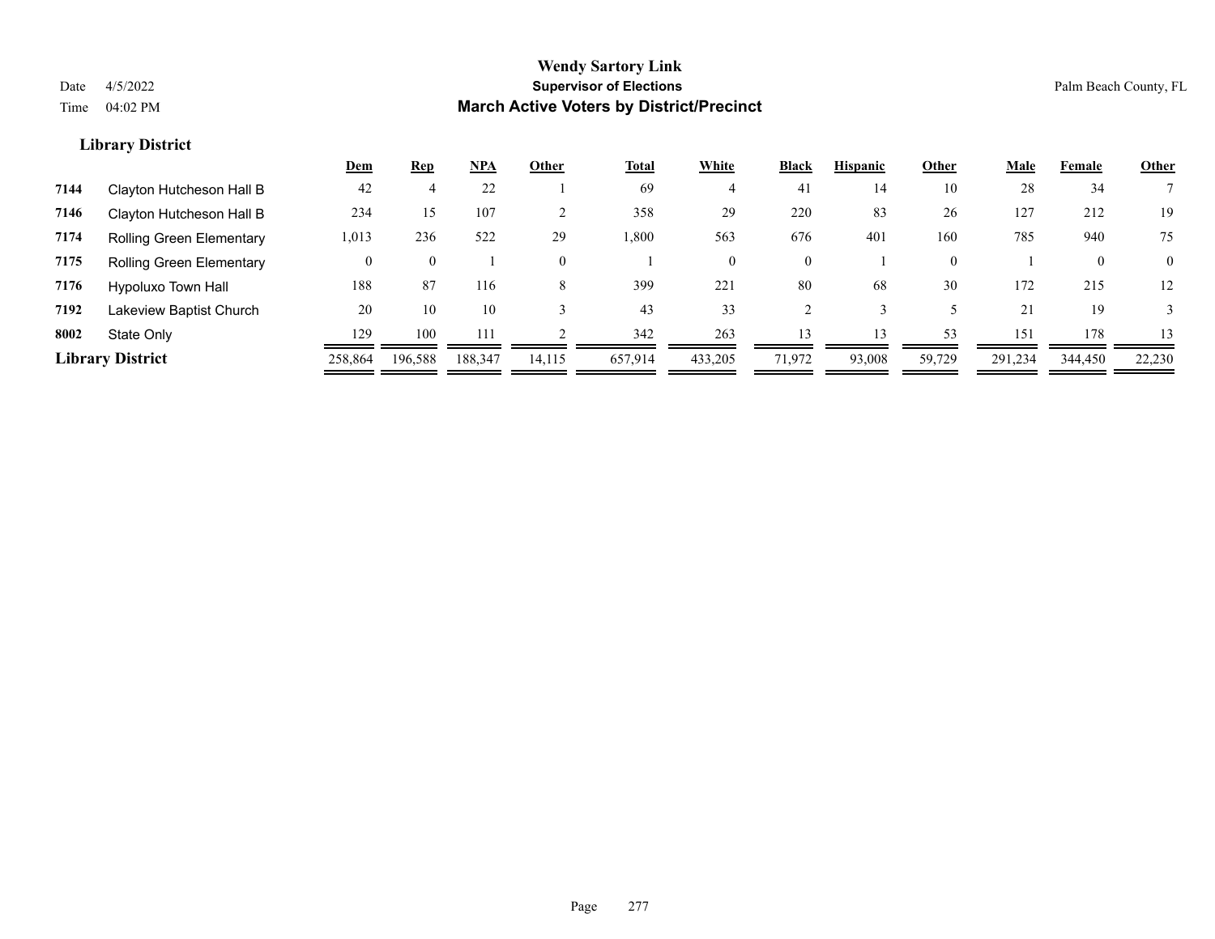## Wendy Sartory Link
### Supervisor of Elections
### March Active Voters by District/Precinct

Date 4/5/2022
Time 04:02 PM

Palm Beach County, FL

**Library District**

| | | Dem | Rep | NPA | Other | Total | White | Black | Hispanic | Other | Male | Female | Other |
|---|---|---|---|---|---|---|---|---|---|---|---|---|---|
| 7144 | Clayton Hutcheson Hall B | 42 | 4 | 22 | 1 | 69 | 4 | 41 | 14 | 10 | 28 | 34 | 7 |
| 7146 | Clayton Hutcheson Hall B | 234 | 15 | 107 | 2 | 358 | 29 | 220 | 83 | 26 | 127 | 212 | 19 |
| 7174 | Rolling Green Elementary | 1,013 | 236 | 522 | 29 | 1,800 | 563 | 676 | 401 | 160 | 785 | 940 | 75 |
| 7175 | Rolling Green Elementary | 0 | 0 | 1 | 0 | 1 | 0 | 0 | 1 | 0 | 1 | 0 | 0 |
| 7176 | Hypoluxo Town Hall | 188 | 87 | 116 | 8 | 399 | 221 | 80 | 68 | 30 | 172 | 215 | 12 |
| 7192 | Lakeview Baptist Church | 20 | 10 | 10 | 3 | 43 | 33 | 2 | 3 | 5 | 21 | 19 | 3 |
| 8002 | State Only | 129 | 100 | 111 | 2 | 342 | 263 | 13 | 13 | 53 | 151 | 178 | 13 |
| **Library District** | | 258,864 | 196,588 | 188,347 | 14,115 | 657,914 | 433,205 | 71,972 | 93,008 | 59,729 | 291,234 | 344,450 | 22,230 |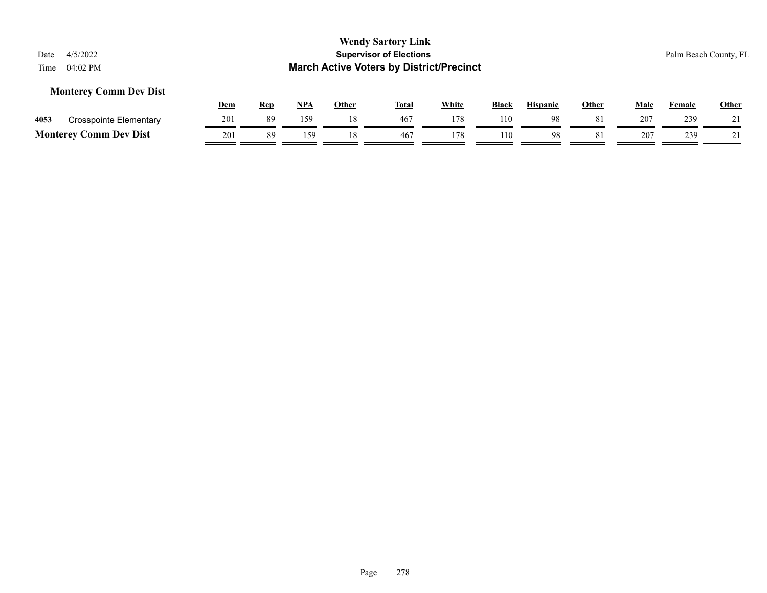# Wendy Sartory Link

## Supervisor of Elections

## March Active Voters by District/Precinct

Date 4/5/2022

Time 04:02 PM

Palm Beach County, FL

### Monterey Comm Dev Dist

| | | Dem | Rep | NPA | Other | Total | White | Black | Hispanic | Other | Male | Female | Other |
|---|---|---|---|---|---|---|---|---|---|---|---|---|---|
| 4053 | Crosspointe Elementary | 201 | 89 | 159 | 18 | 467 | 178 | 110 | 98 | 81 | 207 | 239 | 21 |
| **Monterey Comm Dev Dist** | | 201 | 89 | 159 | 18 | 467 | 178 | 110 | 98 | 81 | 207 | 239 | 21 |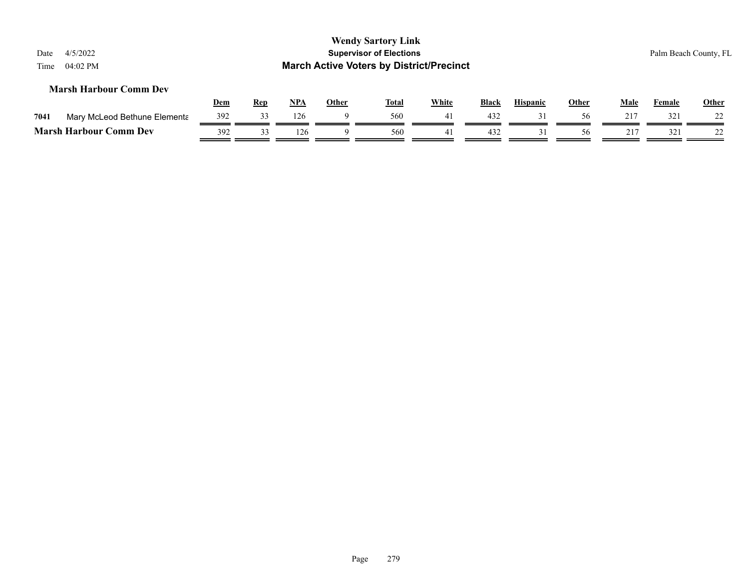**Wendy Sartory Link**
**Supervisor of Elections**
**March Active Voters by District/Precinct**

Date 4/5/2022
Time 04:02 PM

Palm Beach County, FL

### Marsh Harbour Comm Dev

| | | Dem | Rep | NPA | Other | Total | White | Black | Hispanic | Other | Male | Female | Other |
|---|---|---|---|---|---|---|---|---|---|---|---|---|---|
| 7041 | Mary McLeod Bethune Elementa | 392 | 33 | 126 | 9 | 560 | 41 | 432 | 31 | 56 | 217 | 321 | 22 |
| **Marsh Harbour Comm Dev** | | 392 | 33 | 126 | 9 | 560 | 41 | 432 | 31 | 56 | 217 | 321 | 22 |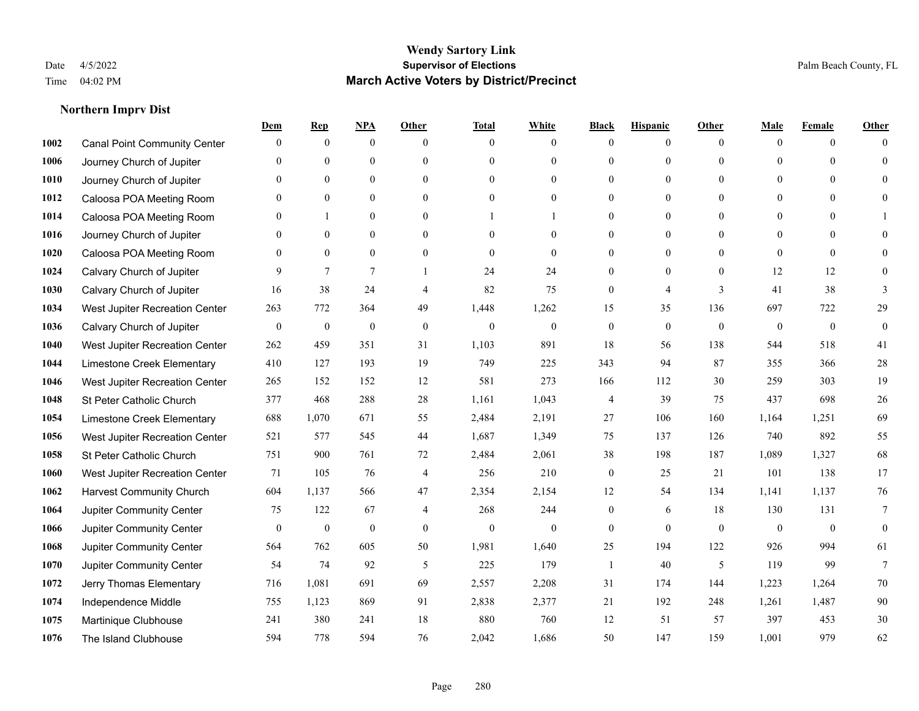**Wendy Sartory Link**

**Supervisor of Elections**

**March Active Voters by District/Precinct**

Date 4/5/2022
Time 04:02 PM

Palm Beach County, FL

**Northern Imprv Dist**

| | | Dem | Rep | NPA | Other | Total | White | Black | Hispanic | Other | Male | Female | Other |
|---|---|---|---|---|---|---|---|---|---|---|---|---|---|
| 1002 | Canal Point Community Center | 0 | 0 | 0 | 0 | 0 | 0 | 0 | 0 | 0 | 0 | 0 | 0 |
| 1006 | Journey Church of Jupiter | 0 | 0 | 0 | 0 | 0 | 0 | 0 | 0 | 0 | 0 | 0 | 0 |
| 1010 | Journey Church of Jupiter | 0 | 0 | 0 | 0 | 0 | 0 | 0 | 0 | 0 | 0 | 0 | 0 |
| 1012 | Caloosa POA Meeting Room | 0 | 0 | 0 | 0 | 0 | 0 | 0 | 0 | 0 | 0 | 0 | 0 |
| 1014 | Caloosa POA Meeting Room | 0 | 1 | 0 | 0 | 1 | 1 | 0 | 0 | 0 | 0 | 0 | 1 |
| 1016 | Journey Church of Jupiter | 0 | 0 | 0 | 0 | 0 | 0 | 0 | 0 | 0 | 0 | 0 | 0 |
| 1020 | Caloosa POA Meeting Room | 0 | 0 | 0 | 0 | 0 | 0 | 0 | 0 | 0 | 0 | 0 | 0 |
| 1024 | Calvary Church of Jupiter | 9 | 7 | 7 | 1 | 24 | 24 | 0 | 0 | 0 | 12 | 12 | 0 |
| 1030 | Calvary Church of Jupiter | 16 | 38 | 24 | 4 | 82 | 75 | 0 | 4 | 3 | 41 | 38 | 3 |
| 1034 | West Jupiter Recreation Center | 263 | 772 | 364 | 49 | 1,448 | 1,262 | 15 | 35 | 136 | 697 | 722 | 29 |
| 1036 | Calvary Church of Jupiter | 0 | 0 | 0 | 0 | 0 | 0 | 0 | 0 | 0 | 0 | 0 | 0 |
| 1040 | West Jupiter Recreation Center | 262 | 459 | 351 | 31 | 1,103 | 891 | 18 | 56 | 138 | 544 | 518 | 41 |
| 1044 | Limestone Creek Elementary | 410 | 127 | 193 | 19 | 749 | 225 | 343 | 94 | 87 | 355 | 366 | 28 |
| 1046 | West Jupiter Recreation Center | 265 | 152 | 152 | 12 | 581 | 273 | 166 | 112 | 30 | 259 | 303 | 19 |
| 1048 | St Peter Catholic Church | 377 | 468 | 288 | 28 | 1,161 | 1,043 | 4 | 39 | 75 | 437 | 698 | 26 |
| 1054 | Limestone Creek Elementary | 688 | 1,070 | 671 | 55 | 2,484 | 2,191 | 27 | 106 | 160 | 1,164 | 1,251 | 69 |
| 1056 | West Jupiter Recreation Center | 521 | 577 | 545 | 44 | 1,687 | 1,349 | 75 | 137 | 126 | 740 | 892 | 55 |
| 1058 | St Peter Catholic Church | 751 | 900 | 761 | 72 | 2,484 | 2,061 | 38 | 198 | 187 | 1,089 | 1,327 | 68 |
| 1060 | West Jupiter Recreation Center | 71 | 105 | 76 | 4 | 256 | 210 | 0 | 25 | 21 | 101 | 138 | 17 |
| 1062 | Harvest Community Church | 604 | 1,137 | 566 | 47 | 2,354 | 2,154 | 12 | 54 | 134 | 1,141 | 1,137 | 76 |
| 1064 | Jupiter Community Center | 75 | 122 | 67 | 4 | 268 | 244 | 0 | 6 | 18 | 130 | 131 | 7 |
| 1066 | Jupiter Community Center | 0 | 0 | 0 | 0 | 0 | 0 | 0 | 0 | 0 | 0 | 0 | 0 |
| 1068 | Jupiter Community Center | 564 | 762 | 605 | 50 | 1,981 | 1,640 | 25 | 194 | 122 | 926 | 994 | 61 |
| 1070 | Jupiter Community Center | 54 | 74 | 92 | 5 | 225 | 179 | 1 | 40 | 5 | 119 | 99 | 7 |
| 1072 | Jerry Thomas Elementary | 716 | 1,081 | 691 | 69 | 2,557 | 2,208 | 31 | 174 | 144 | 1,223 | 1,264 | 70 |
| 1074 | Independence Middle | 755 | 1,123 | 869 | 91 | 2,838 | 2,377 | 21 | 192 | 248 | 1,261 | 1,487 | 90 |
| 1075 | Martinique Clubhouse | 241 | 380 | 241 | 18 | 880 | 760 | 12 | 51 | 57 | 397 | 453 | 30 |
| 1076 | The Island Clubhouse | 594 | 778 | 594 | 76 | 2,042 | 1,686 | 50 | 147 | 159 | 1,001 | 979 | 62 |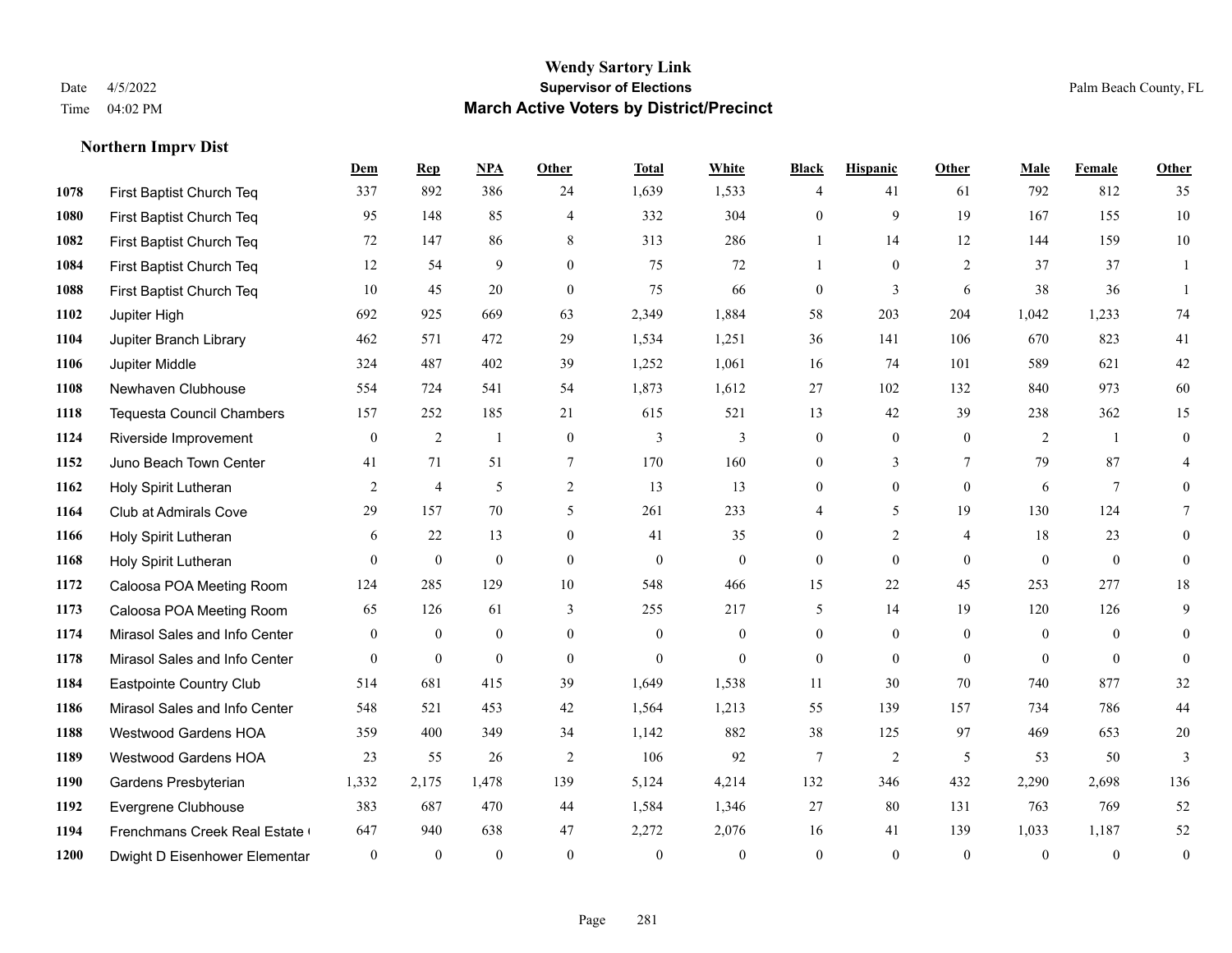# Wendy Sartory Link

## Supervisor of Elections

## March Active Voters by District/Precinct

Date 4/5/2022
Time 04:02 PM

Palm Beach County, FL

### Northern Imprv Dist

| | | Dem | Rep | NPA | Other | Total | White | Black | Hispanic | Other | Male | Female | Other |
|---|---|---|---|---|---|---|---|---|---|---|---|---|---|
| 1078 | First Baptist Church Teq | 337 | 892 | 386 | 24 | 1,639 | 1,533 | 4 | 41 | 61 | 792 | 812 | 35 |
| 1080 | First Baptist Church Teq | 95 | 148 | 85 | 4 | 332 | 304 | 0 | 9 | 19 | 167 | 155 | 10 |
| 1082 | First Baptist Church Teq | 72 | 147 | 86 | 8 | 313 | 286 | 1 | 14 | 12 | 144 | 159 | 10 |
| 1084 | First Baptist Church Teq | 12 | 54 | 9 | 0 | 75 | 72 | 1 | 0 | 2 | 37 | 37 | 1 |
| 1088 | First Baptist Church Teq | 10 | 45 | 20 | 0 | 75 | 66 | 0 | 3 | 6 | 38 | 36 | 1 |
| 1102 | Jupiter High | 692 | 925 | 669 | 63 | 2,349 | 1,884 | 58 | 203 | 204 | 1,042 | 1,233 | 74 |
| 1104 | Jupiter Branch Library | 462 | 571 | 472 | 29 | 1,534 | 1,251 | 36 | 141 | 106 | 670 | 823 | 41 |
| 1106 | Jupiter Middle | 324 | 487 | 402 | 39 | 1,252 | 1,061 | 16 | 74 | 101 | 589 | 621 | 42 |
| 1108 | Newhaven Clubhouse | 554 | 724 | 541 | 54 | 1,873 | 1,612 | 27 | 102 | 132 | 840 | 973 | 60 |
| 1118 | Tequesta Council Chambers | 157 | 252 | 185 | 21 | 615 | 521 | 13 | 42 | 39 | 238 | 362 | 15 |
| 1124 | Riverside Improvement | 0 | 2 | 1 | 0 | 3 | 3 | 0 | 0 | 0 | 2 | 1 | 0 |
| 1152 | Juno Beach Town Center | 41 | 71 | 51 | 7 | 170 | 160 | 0 | 3 | 7 | 79 | 87 | 4 |
| 1162 | Holy Spirit Lutheran | 2 | 4 | 5 | 2 | 13 | 13 | 0 | 0 | 0 | 6 | 7 | 0 |
| 1164 | Club at Admirals Cove | 29 | 157 | 70 | 5 | 261 | 233 | 4 | 5 | 19 | 130 | 124 | 7 |
| 1166 | Holy Spirit Lutheran | 6 | 22 | 13 | 0 | 41 | 35 | 0 | 2 | 4 | 18 | 23 | 0 |
| 1168 | Holy Spirit Lutheran | 0 | 0 | 0 | 0 | 0 | 0 | 0 | 0 | 0 | 0 | 0 | 0 |
| 1172 | Caloosa POA Meeting Room | 124 | 285 | 129 | 10 | 548 | 466 | 15 | 22 | 45 | 253 | 277 | 18 |
| 1173 | Caloosa POA Meeting Room | 65 | 126 | 61 | 3 | 255 | 217 | 5 | 14 | 19 | 120 | 126 | 9 |
| 1174 | Mirasol Sales and Info Center | 0 | 0 | 0 | 0 | 0 | 0 | 0 | 0 | 0 | 0 | 0 | 0 |
| 1178 | Mirasol Sales and Info Center | 0 | 0 | 0 | 0 | 0 | 0 | 0 | 0 | 0 | 0 | 0 | 0 |
| 1184 | Eastpointe Country Club | 514 | 681 | 415 | 39 | 1,649 | 1,538 | 11 | 30 | 70 | 740 | 877 | 32 |
| 1186 | Mirasol Sales and Info Center | 548 | 521 | 453 | 42 | 1,564 | 1,213 | 55 | 139 | 157 | 734 | 786 | 44 |
| 1188 | Westwood Gardens HOA | 359 | 400 | 349 | 34 | 1,142 | 882 | 38 | 125 | 97 | 469 | 653 | 20 |
| 1189 | Westwood Gardens HOA | 23 | 55 | 26 | 2 | 106 | 92 | 7 | 2 | 5 | 53 | 50 | 3 |
| 1190 | Gardens Presbyterian | 1,332 | 2,175 | 1,478 | 139 | 5,124 | 4,214 | 132 | 346 | 432 | 2,290 | 2,698 | 136 |
| 1192 | Evergrene Clubhouse | 383 | 687 | 470 | 44 | 1,584 | 1,346 | 27 | 80 | 131 | 763 | 769 | 52 |
| 1194 | Frenchmans Creek Real Estate ( | 647 | 940 | 638 | 47 | 2,272 | 2,076 | 16 | 41 | 139 | 1,033 | 1,187 | 52 |
| 1200 | Dwight D Eisenhower Elementar | 0 | 0 | 0 | 0 | 0 | 0 | 0 | 0 | 0 | 0 | 0 | 0 |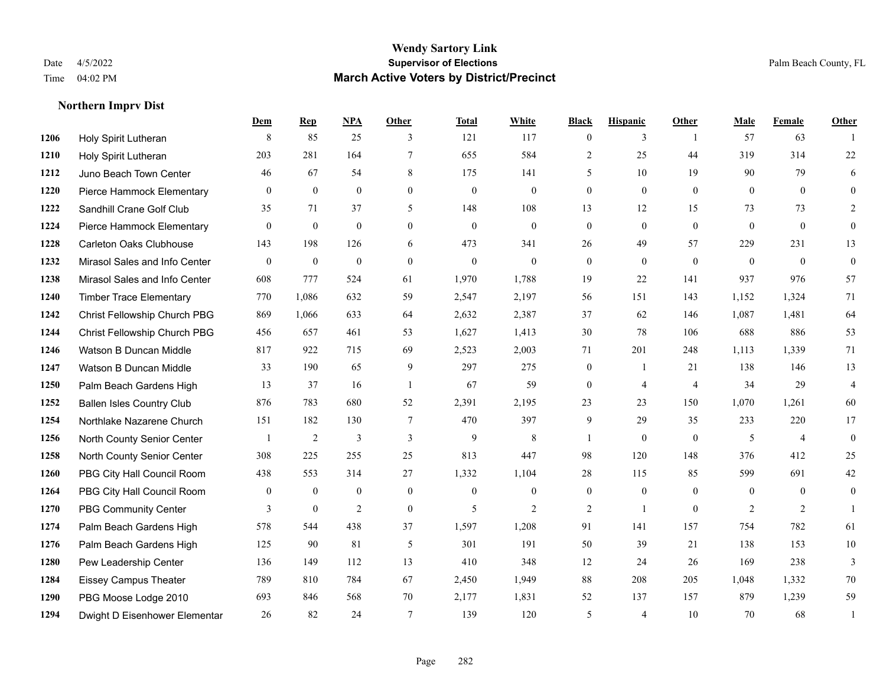# Wendy Sartory Link

**Supervisor of Elections**

**March Active Voters by District/Precinct**

Date 4/5/2022
Time 04:02 PM

Palm Beach County, FL

### Northern Imprv Dist

| | | Dem | Rep | NPA | Other | Total | White | Black | Hispanic | Other | Male | Female | Other |
|---|---|---|---|---|---|---|---|---|---|---|---|---|---|
| 1206 | Holy Spirit Lutheran | 8 | 85 | 25 | 3 | 121 | 117 | 0 | 3 | 1 | 57 | 63 | 1 |
| 1210 | Holy Spirit Lutheran | 203 | 281 | 164 | 7 | 655 | 584 | 2 | 25 | 44 | 319 | 314 | 22 |
| 1212 | Juno Beach Town Center | 46 | 67 | 54 | 8 | 175 | 141 | 5 | 10 | 19 | 90 | 79 | 6 |
| 1220 | Pierce Hammock Elementary | 0 | 0 | 0 | 0 | 0 | 0 | 0 | 0 | 0 | 0 | 0 | 0 |
| 1222 | Sandhill Crane Golf Club | 35 | 71 | 37 | 5 | 148 | 108 | 13 | 12 | 15 | 73 | 73 | 2 |
| 1224 | Pierce Hammock Elementary | 0 | 0 | 0 | 0 | 0 | 0 | 0 | 0 | 0 | 0 | 0 | 0 |
| 1228 | Carleton Oaks Clubhouse | 143 | 198 | 126 | 6 | 473 | 341 | 26 | 49 | 57 | 229 | 231 | 13 |
| 1232 | Mirasol Sales and Info Center | 0 | 0 | 0 | 0 | 0 | 0 | 0 | 0 | 0 | 0 | 0 | 0 |
| 1238 | Mirasol Sales and Info Center | 608 | 777 | 524 | 61 | 1,970 | 1,788 | 19 | 22 | 141 | 937 | 976 | 57 |
| 1240 | Timber Trace Elementary | 770 | 1,086 | 632 | 59 | 2,547 | 2,197 | 56 | 151 | 143 | 1,152 | 1,324 | 71 |
| 1242 | Christ Fellowship Church PBG | 869 | 1,066 | 633 | 64 | 2,632 | 2,387 | 37 | 62 | 146 | 1,087 | 1,481 | 64 |
| 1244 | Christ Fellowship Church PBG | 456 | 657 | 461 | 53 | 1,627 | 1,413 | 30 | 78 | 106 | 688 | 886 | 53 |
| 1246 | Watson B Duncan Middle | 817 | 922 | 715 | 69 | 2,523 | 2,003 | 71 | 201 | 248 | 1,113 | 1,339 | 71 |
| 1247 | Watson B Duncan Middle | 33 | 190 | 65 | 9 | 297 | 275 | 0 | 1 | 21 | 138 | 146 | 13 |
| 1250 | Palm Beach Gardens High | 13 | 37 | 16 | 1 | 67 | 59 | 0 | 4 | 4 | 34 | 29 | 4 |
| 1252 | Ballen Isles Country Club | 876 | 783 | 680 | 52 | 2,391 | 2,195 | 23 | 23 | 150 | 1,070 | 1,261 | 60 |
| 1254 | Northlake Nazarene Church | 151 | 182 | 130 | 7 | 470 | 397 | 9 | 29 | 35 | 233 | 220 | 17 |
| 1256 | North County Senior Center | 1 | 2 | 3 | 3 | 9 | 8 | 1 | 0 | 0 | 5 | 4 | 0 |
| 1258 | North County Senior Center | 308 | 225 | 255 | 25 | 813 | 447 | 98 | 120 | 148 | 376 | 412 | 25 |
| 1260 | PBG City Hall Council Room | 438 | 553 | 314 | 27 | 1,332 | 1,104 | 28 | 115 | 85 | 599 | 691 | 42 |
| 1264 | PBG City Hall Council Room | 0 | 0 | 0 | 0 | 0 | 0 | 0 | 0 | 0 | 0 | 0 | 0 |
| 1270 | PBG Community Center | 3 | 0 | 2 | 0 | 5 | 2 | 2 | 1 | 0 | 2 | 2 | 1 |
| 1274 | Palm Beach Gardens High | 578 | 544 | 438 | 37 | 1,597 | 1,208 | 91 | 141 | 157 | 754 | 782 | 61 |
| 1276 | Palm Beach Gardens High | 125 | 90 | 81 | 5 | 301 | 191 | 50 | 39 | 21 | 138 | 153 | 10 |
| 1280 | Pew Leadership Center | 136 | 149 | 112 | 13 | 410 | 348 | 12 | 24 | 26 | 169 | 238 | 3 |
| 1284 | Eissey Campus Theater | 789 | 810 | 784 | 67 | 2,450 | 1,949 | 88 | 208 | 205 | 1,048 | 1,332 | 70 |
| 1290 | PBG Moose Lodge 2010 | 693 | 846 | 568 | 70 | 2,177 | 1,831 | 52 | 137 | 157 | 879 | 1,239 | 59 |
| 1294 | Dwight D Eisenhower Elementar | 26 | 82 | 24 | 7 | 139 | 120 | 5 | 4 | 10 | 70 | 68 | 1 |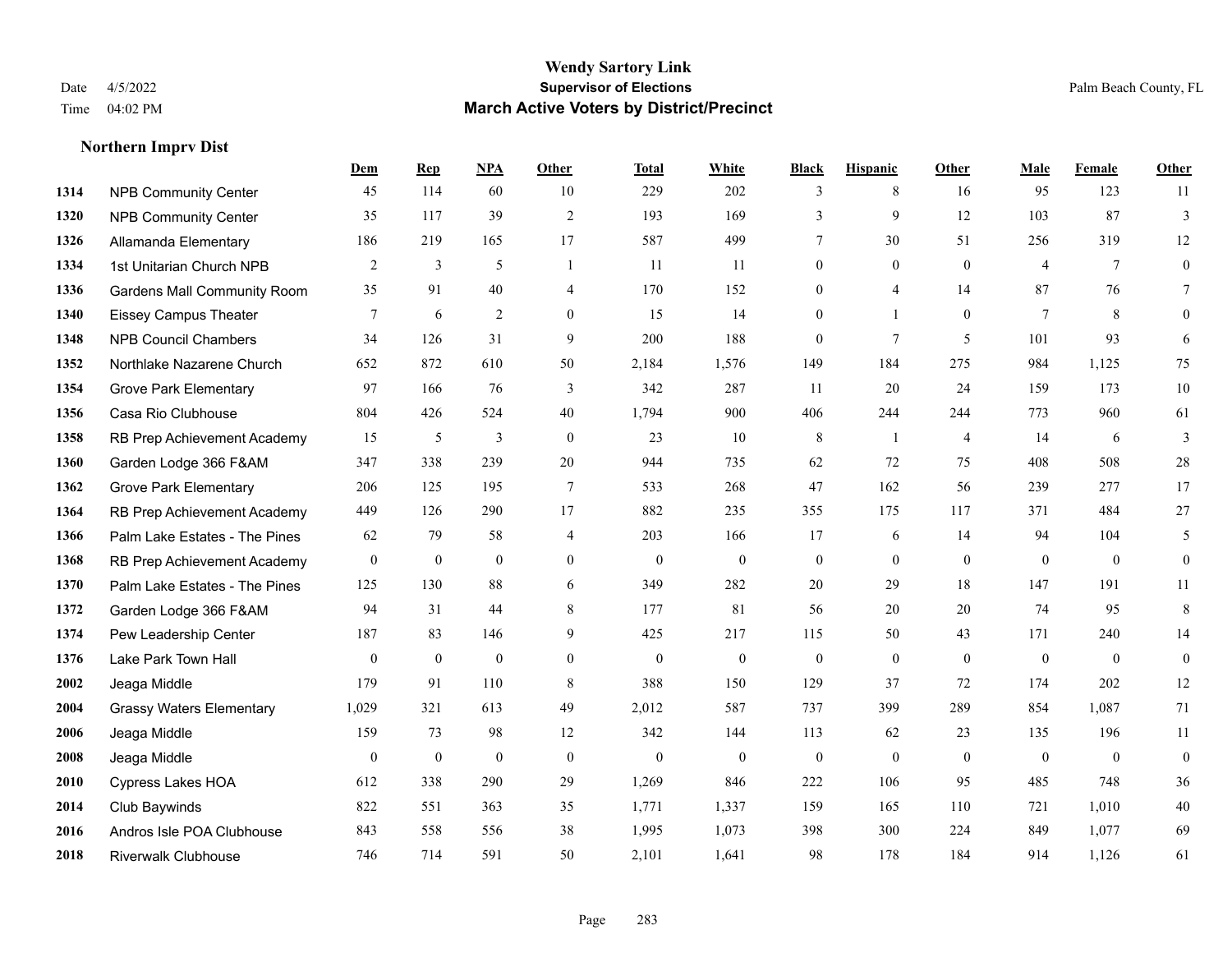# Wendy Sartory Link
## Supervisor of Elections
## March Active Voters by District/Precinct

Date 4/5/2022
Time 04:02 PM

Palm Beach County, FL

### Northern Imprv Dist

| | | Dem | Rep | NPA | Other | Total | White | Black | Hispanic | Other | Male | Female | Other |
|---|---|---|---|---|---|---|---|---|---|---|---|---|---|
| 1314 | NPB Community Center | 45 | 114 | 60 | 10 | 229 | 202 | 3 | 8 | 16 | 95 | 123 | 11 |
| 1320 | NPB Community Center | 35 | 117 | 39 | 2 | 193 | 169 | 3 | 9 | 12 | 103 | 87 | 3 |
| 1326 | Allamanda Elementary | 186 | 219 | 165 | 17 | 587 | 499 | 7 | 30 | 51 | 256 | 319 | 12 |
| 1334 | 1st Unitarian Church NPB | 2 | 3 | 5 | 1 | 11 | 11 | 0 | 0 | 0 | 4 | 7 | 0 |
| 1336 | Gardens Mall Community Room | 35 | 91 | 40 | 4 | 170 | 152 | 0 | 4 | 14 | 87 | 76 | 7 |
| 1340 | Eissey Campus Theater | 7 | 6 | 2 | 0 | 15 | 14 | 0 | 1 | 0 | 7 | 8 | 0 |
| 1348 | NPB Council Chambers | 34 | 126 | 31 | 9 | 200 | 188 | 0 | 7 | 5 | 101 | 93 | 6 |
| 1352 | Northlake Nazarene Church | 652 | 872 | 610 | 50 | 2,184 | 1,576 | 149 | 184 | 275 | 984 | 1,125 | 75 |
| 1354 | Grove Park Elementary | 97 | 166 | 76 | 3 | 342 | 287 | 11 | 20 | 24 | 159 | 173 | 10 |
| 1356 | Casa Rio Clubhouse | 804 | 426 | 524 | 40 | 1,794 | 900 | 406 | 244 | 244 | 773 | 960 | 61 |
| 1358 | RB Prep Achievement Academy | 15 | 5 | 3 | 0 | 23 | 10 | 8 | 1 | 4 | 14 | 6 | 3 |
| 1360 | Garden Lodge 366 F&AM | 347 | 338 | 239 | 20 | 944 | 735 | 62 | 72 | 75 | 408 | 508 | 28 |
| 1362 | Grove Park Elementary | 206 | 125 | 195 | 7 | 533 | 268 | 47 | 162 | 56 | 239 | 277 | 17 |
| 1364 | RB Prep Achievement Academy | 449 | 126 | 290 | 17 | 882 | 235 | 355 | 175 | 117 | 371 | 484 | 27 |
| 1366 | Palm Lake Estates - The Pines | 62 | 79 | 58 | 4 | 203 | 166 | 17 | 6 | 14 | 94 | 104 | 5 |
| 1368 | RB Prep Achievement Academy | 0 | 0 | 0 | 0 | 0 | 0 | 0 | 0 | 0 | 0 | 0 | 0 |
| 1370 | Palm Lake Estates - The Pines | 125 | 130 | 88 | 6 | 349 | 282 | 20 | 29 | 18 | 147 | 191 | 11 |
| 1372 | Garden Lodge 366 F&AM | 94 | 31 | 44 | 8 | 177 | 81 | 56 | 20 | 20 | 74 | 95 | 8 |
| 1374 | Pew Leadership Center | 187 | 83 | 146 | 9 | 425 | 217 | 115 | 50 | 43 | 171 | 240 | 14 |
| 1376 | Lake Park Town Hall | 0 | 0 | 0 | 0 | 0 | 0 | 0 | 0 | 0 | 0 | 0 | 0 |
| 2002 | Jeaga Middle | 179 | 91 | 110 | 8 | 388 | 150 | 129 | 37 | 72 | 174 | 202 | 12 |
| 2004 | Grassy Waters Elementary | 1,029 | 321 | 613 | 49 | 2,012 | 587 | 737 | 399 | 289 | 854 | 1,087 | 71 |
| 2006 | Jeaga Middle | 159 | 73 | 98 | 12 | 342 | 144 | 113 | 62 | 23 | 135 | 196 | 11 |
| 2008 | Jeaga Middle | 0 | 0 | 0 | 0 | 0 | 0 | 0 | 0 | 0 | 0 | 0 | 0 |
| 2010 | Cypress Lakes HOA | 612 | 338 | 290 | 29 | 1,269 | 846 | 222 | 106 | 95 | 485 | 748 | 36 |
| 2014 | Club Baywinds | 822 | 551 | 363 | 35 | 1,771 | 1,337 | 159 | 165 | 110 | 721 | 1,010 | 40 |
| 2016 | Andros Isle POA Clubhouse | 843 | 558 | 556 | 38 | 1,995 | 1,073 | 398 | 300 | 224 | 849 | 1,077 | 69 |
| 2018 | Riverwalk Clubhouse | 746 | 714 | 591 | 50 | 2,101 | 1,641 | 98 | 178 | 184 | 914 | 1,126 | 61 |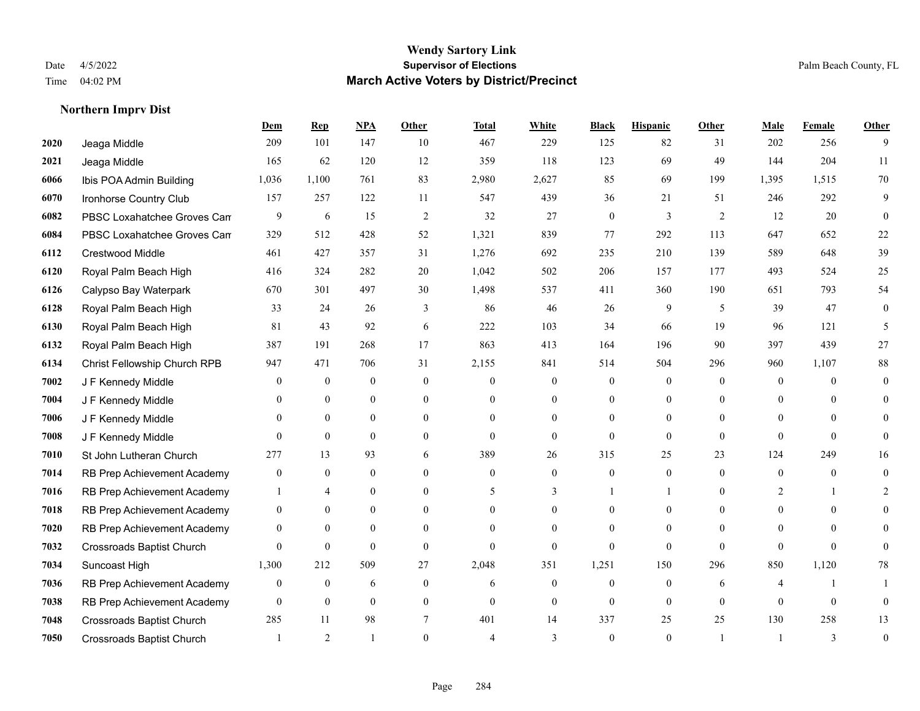# Wendy Sartory Link
## Supervisor of Elections
## March Active Voters by District/Precinct

Date 4/5/2022
Time 04:02 PM

Palm Beach County, FL

### Northern Imprv Dist

| | | Dem | Rep | NPA | Other | Total | White | Black | Hispanic | Other | Male | Female | Other |
|---|---|---|---|---|---|---|---|---|---|---|---|---|---|
| 2020 | Jeaga Middle | 209 | 101 | 147 | 10 | 467 | 229 | 125 | 82 | 31 | 202 | 256 | 9 |
| 2021 | Jeaga Middle | 165 | 62 | 120 | 12 | 359 | 118 | 123 | 69 | 49 | 144 | 204 | 11 |
| 6066 | Ibis POA Admin Building | 1,036 | 1,100 | 761 | 83 | 2,980 | 2,627 | 85 | 69 | 199 | 1,395 | 1,515 | 70 |
| 6070 | Ironhorse Country Club | 157 | 257 | 122 | 11 | 547 | 439 | 36 | 21 | 51 | 246 | 292 | 9 |
| 6082 | PBSC Loxahatchee Groves Can | 9 | 6 | 15 | 2 | 32 | 27 | 0 | 3 | 2 | 12 | 20 | 0 |
| 6084 | PBSC Loxahatchee Groves Can | 329 | 512 | 428 | 52 | 1,321 | 839 | 77 | 292 | 113 | 647 | 652 | 22 |
| 6112 | Crestwood Middle | 461 | 427 | 357 | 31 | 1,276 | 692 | 235 | 210 | 139 | 589 | 648 | 39 |
| 6120 | Royal Palm Beach High | 416 | 324 | 282 | 20 | 1,042 | 502 | 206 | 157 | 177 | 493 | 524 | 25 |
| 6126 | Calypso Bay Waterpark | 670 | 301 | 497 | 30 | 1,498 | 537 | 411 | 360 | 190 | 651 | 793 | 54 |
| 6128 | Royal Palm Beach High | 33 | 24 | 26 | 3 | 86 | 46 | 26 | 9 | 5 | 39 | 47 | 0 |
| 6130 | Royal Palm Beach High | 81 | 43 | 92 | 6 | 222 | 103 | 34 | 66 | 19 | 96 | 121 | 5 |
| 6132 | Royal Palm Beach High | 387 | 191 | 268 | 17 | 863 | 413 | 164 | 196 | 90 | 397 | 439 | 27 |
| 6134 | Christ Fellowship Church RPB | 947 | 471 | 706 | 31 | 2,155 | 841 | 514 | 504 | 296 | 960 | 1,107 | 88 |
| 7002 | J F Kennedy Middle | 0 | 0 | 0 | 0 | 0 | 0 | 0 | 0 | 0 | 0 | 0 | 0 |
| 7004 | J F Kennedy Middle | 0 | 0 | 0 | 0 | 0 | 0 | 0 | 0 | 0 | 0 | 0 | 0 |
| 7006 | J F Kennedy Middle | 0 | 0 | 0 | 0 | 0 | 0 | 0 | 0 | 0 | 0 | 0 | 0 |
| 7008 | J F Kennedy Middle | 0 | 0 | 0 | 0 | 0 | 0 | 0 | 0 | 0 | 0 | 0 | 0 |
| 7010 | St John Lutheran Church | 277 | 13 | 93 | 6 | 389 | 26 | 315 | 25 | 23 | 124 | 249 | 16 |
| 7014 | RB Prep Achievement Academy | 0 | 0 | 0 | 0 | 0 | 0 | 0 | 0 | 0 | 0 | 0 | 0 |
| 7016 | RB Prep Achievement Academy | 1 | 4 | 0 | 0 | 5 | 3 | 1 | 1 | 0 | 2 | 1 | 2 |
| 7018 | RB Prep Achievement Academy | 0 | 0 | 0 | 0 | 0 | 0 | 0 | 0 | 0 | 0 | 0 | 0 |
| 7020 | RB Prep Achievement Academy | 0 | 0 | 0 | 0 | 0 | 0 | 0 | 0 | 0 | 0 | 0 | 0 |
| 7032 | Crossroads Baptist Church | 0 | 0 | 0 | 0 | 0 | 0 | 0 | 0 | 0 | 0 | 0 | 0 |
| 7034 | Suncoast High | 1,300 | 212 | 509 | 27 | 2,048 | 351 | 1,251 | 150 | 296 | 850 | 1,120 | 78 |
| 7036 | RB Prep Achievement Academy | 0 | 0 | 6 | 0 | 6 | 0 | 0 | 0 | 6 | 4 | 1 | 1 |
| 7038 | RB Prep Achievement Academy | 0 | 0 | 0 | 0 | 0 | 0 | 0 | 0 | 0 | 0 | 0 | 0 |
| 7048 | Crossroads Baptist Church | 285 | 11 | 98 | 7 | 401 | 14 | 337 | 25 | 25 | 130 | 258 | 13 |
| 7050 | Crossroads Baptist Church | 1 | 2 | 1 | 0 | 4 | 3 | 0 | 0 | 1 | 1 | 3 | 0 |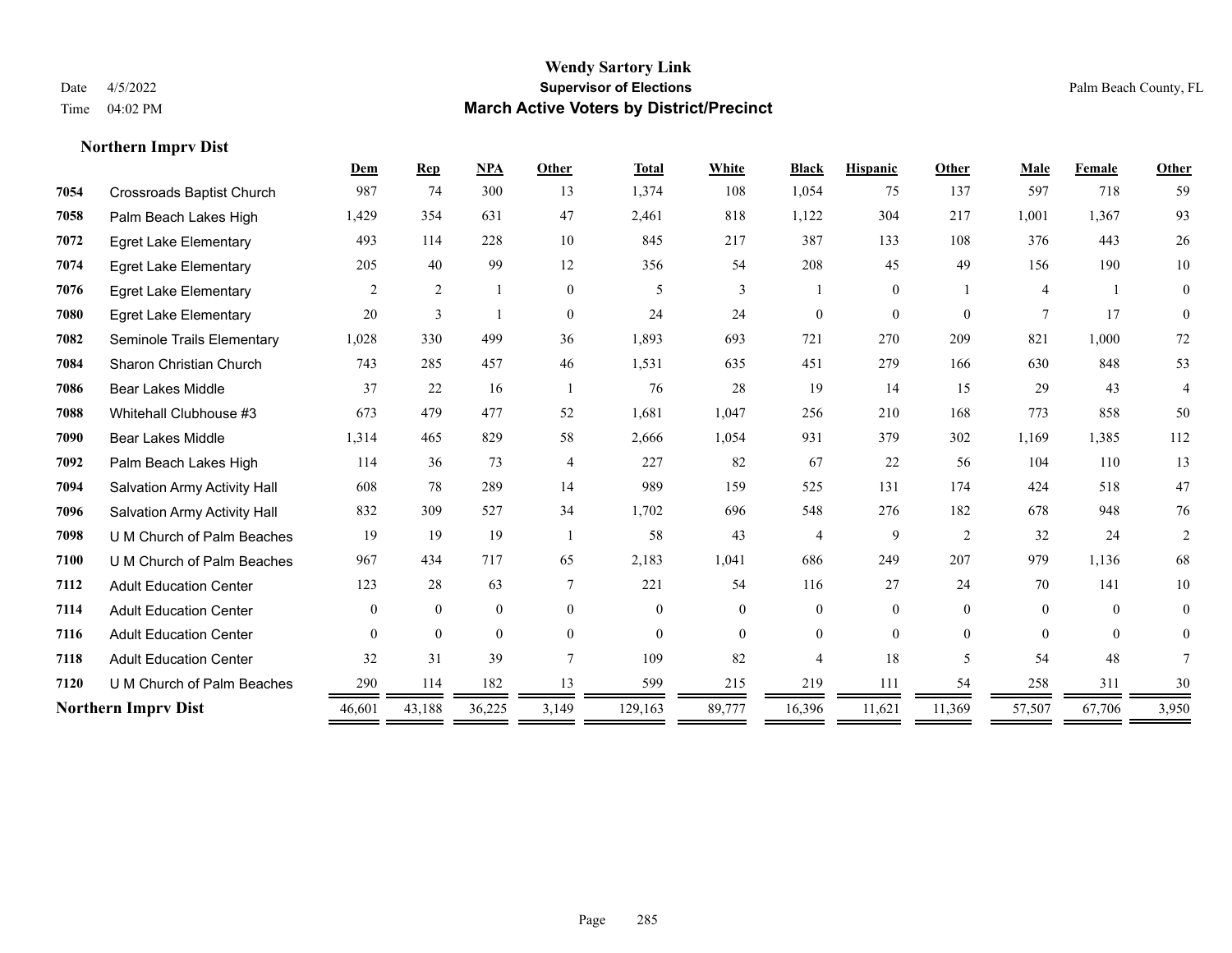# Wendy Sartory Link

**Supervisor of Elections**

**March Active Voters by District/Precinct**

Date 4/5/2022

Time 04:02 PM

Palm Beach County, FL

## Northern Imprv Dist

| | | Dem | Rep | NPA | Other | Total | White | Black | Hispanic | Other | Male | Female | Other |
|---|---|---|---|---|---|---|---|---|---|---|---|---|---|
| 7054 | Crossroads Baptist Church | 987 | 74 | 300 | 13 | 1,374 | 108 | 1,054 | 75 | 137 | 597 | 718 | 59 |
| 7058 | Palm Beach Lakes High | 1,429 | 354 | 631 | 47 | 2,461 | 818 | 1,122 | 304 | 217 | 1,001 | 1,367 | 93 |
| 7072 | Egret Lake Elementary | 493 | 114 | 228 | 10 | 845 | 217 | 387 | 133 | 108 | 376 | 443 | 26 |
| 7074 | Egret Lake Elementary | 205 | 40 | 99 | 12 | 356 | 54 | 208 | 45 | 49 | 156 | 190 | 10 |
| 7076 | Egret Lake Elementary | 2 | 2 | 1 | 0 | 5 | 3 | 1 | 0 | 1 | 4 | 1 | 0 |
| 7080 | Egret Lake Elementary | 20 | 3 | 1 | 0 | 24 | 24 | 0 | 0 | 0 | 7 | 17 | 0 |
| 7082 | Seminole Trails Elementary | 1,028 | 330 | 499 | 36 | 1,893 | 693 | 721 | 270 | 209 | 821 | 1,000 | 72 |
| 7084 | Sharon Christian Church | 743 | 285 | 457 | 46 | 1,531 | 635 | 451 | 279 | 166 | 630 | 848 | 53 |
| 7086 | Bear Lakes Middle | 37 | 22 | 16 | 1 | 76 | 28 | 19 | 14 | 15 | 29 | 43 | 4 |
| 7088 | Whitehall Clubhouse #3 | 673 | 479 | 477 | 52 | 1,681 | 1,047 | 256 | 210 | 168 | 773 | 858 | 50 |
| 7090 | Bear Lakes Middle | 1,314 | 465 | 829 | 58 | 2,666 | 1,054 | 931 | 379 | 302 | 1,169 | 1,385 | 112 |
| 7092 | Palm Beach Lakes High | 114 | 36 | 73 | 4 | 227 | 82 | 67 | 22 | 56 | 104 | 110 | 13 |
| 7094 | Salvation Army Activity Hall | 608 | 78 | 289 | 14 | 989 | 159 | 525 | 131 | 174 | 424 | 518 | 47 |
| 7096 | Salvation Army Activity Hall | 832 | 309 | 527 | 34 | 1,702 | 696 | 548 | 276 | 182 | 678 | 948 | 76 |
| 7098 | U M Church of Palm Beaches | 19 | 19 | 19 | 1 | 58 | 43 | 4 | 9 | 2 | 32 | 24 | 2 |
| 7100 | U M Church of Palm Beaches | 967 | 434 | 717 | 65 | 2,183 | 1,041 | 686 | 249 | 207 | 979 | 1,136 | 68 |
| 7112 | Adult Education Center | 123 | 28 | 63 | 7 | 221 | 54 | 116 | 27 | 24 | 70 | 141 | 10 |
| 7114 | Adult Education Center | 0 | 0 | 0 | 0 | 0 | 0 | 0 | 0 | 0 | 0 | 0 | 0 |
| 7116 | Adult Education Center | 0 | 0 | 0 | 0 | 0 | 0 | 0 | 0 | 0 | 0 | 0 | 0 |
| 7118 | Adult Education Center | 32 | 31 | 39 | 7 | 109 | 82 | 4 | 18 | 5 | 54 | 48 | 7 |
| 7120 | U M Church of Palm Beaches | 290 | 114 | 182 | 13 | 599 | 215 | 219 | 111 | 54 | 258 | 311 | 30 |
| **Northern Imprv Dist** | | 46,601 | 43,188 | 36,225 | 3,149 | 129,163 | 89,777 | 16,396 | 11,621 | 11,369 | 57,507 | 67,706 | 3,950 |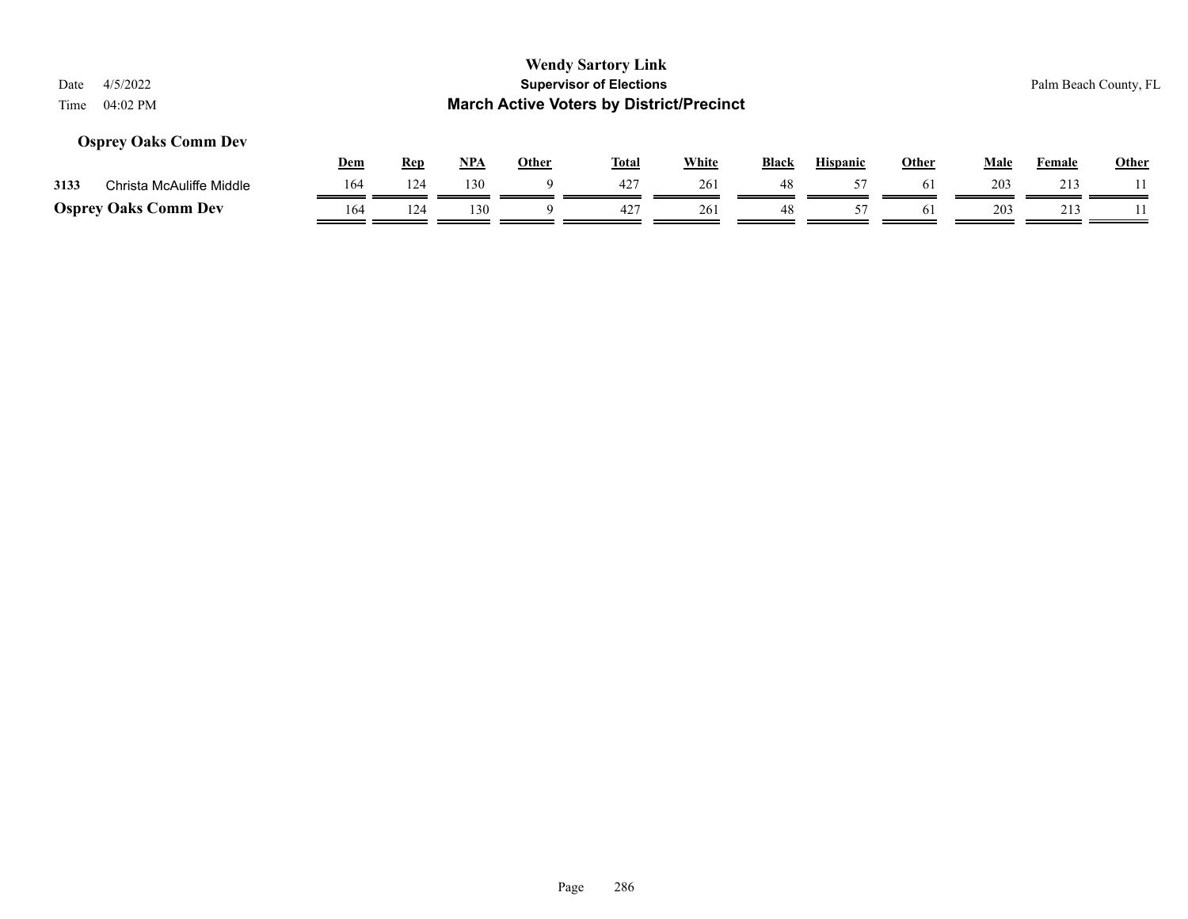# Wendy Sartory Link

## Supervisor of Elections

## March Active Voters by District/Precinct

Date 4/5/2022

Time 04:02 PM

Palm Beach County, FL

### Osprey Oaks Comm Dev

| | | Dem | Rep | NPA | Other | Total | White | Black | Hispanic | Other | Male | Female | Other |
|---|---|---|---|---|---|---|---|---|---|---|---|---|---|
| 3133 | Christa McAuliffe Middle | 164 | 124 | 130 | 9 | 427 | 261 | 48 | 57 | 61 | 203 | 213 | 11 |
| **Osprey Oaks Comm Dev** | | 164 | 124 | 130 | 9 | 427 | 261 | 48 | 57 | 61 | 203 | 213 | 11 |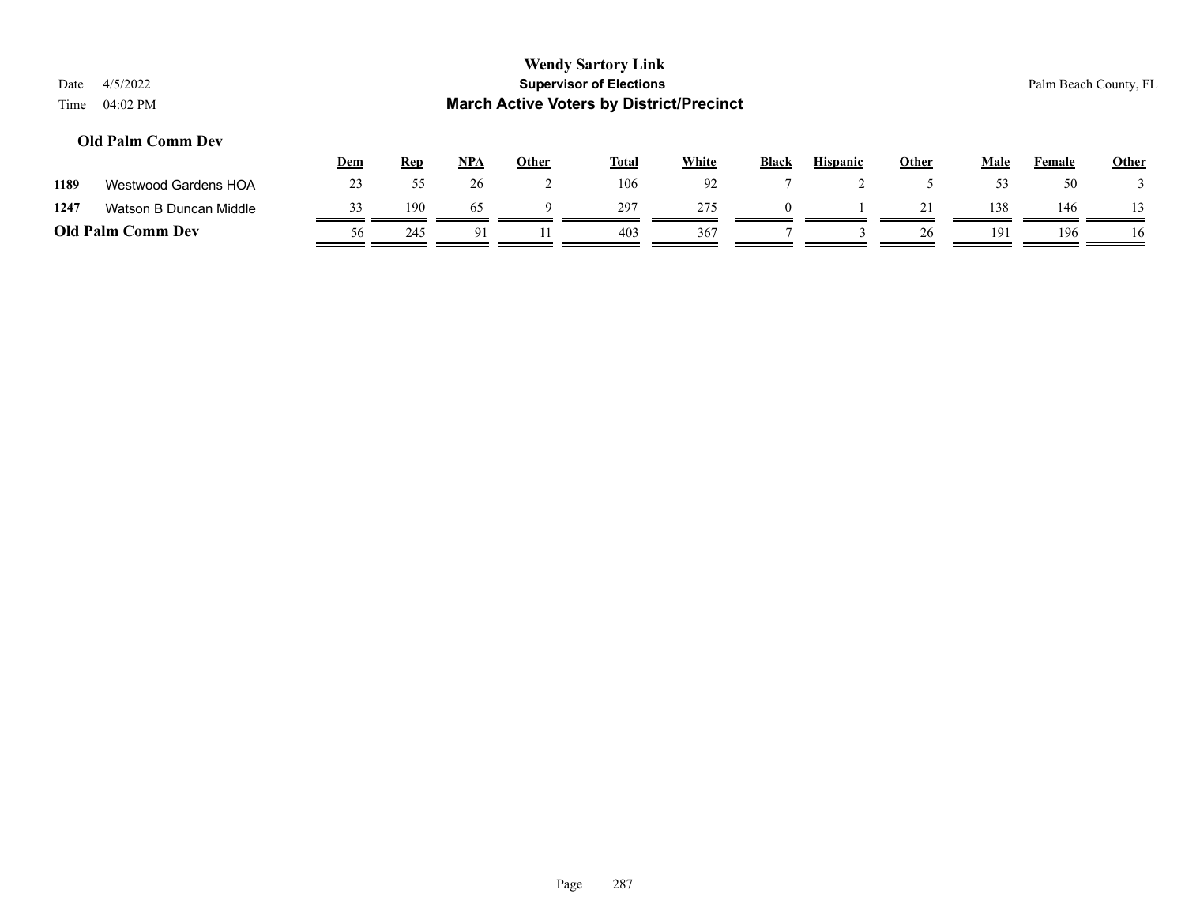## Old Palm Comm Dev

| | | Dem | Rep | NPA | Other | Total | White | Black | Hispanic | Other | Male | Female | Other |
|---|---|---|---|---|---|---|---|---|---|---|---|---|---|
| 1189 | Westwood Gardens HOA | 23 | 55 | 26 | 2 | 106 | 92 | 7 | 2 | 5 | 53 | 50 | 3 |
| 1247 | Watson B Duncan Middle | 33 | 190 | 65 | 9 | 297 | 275 | 0 | 1 | 21 | 138 | 146 | 13 |
| **Old Palm Comm Dev** | | 56 | 245 | 91 | 11 | 403 | 367 | 7 | 3 | 26 | 191 | 196 | 16 |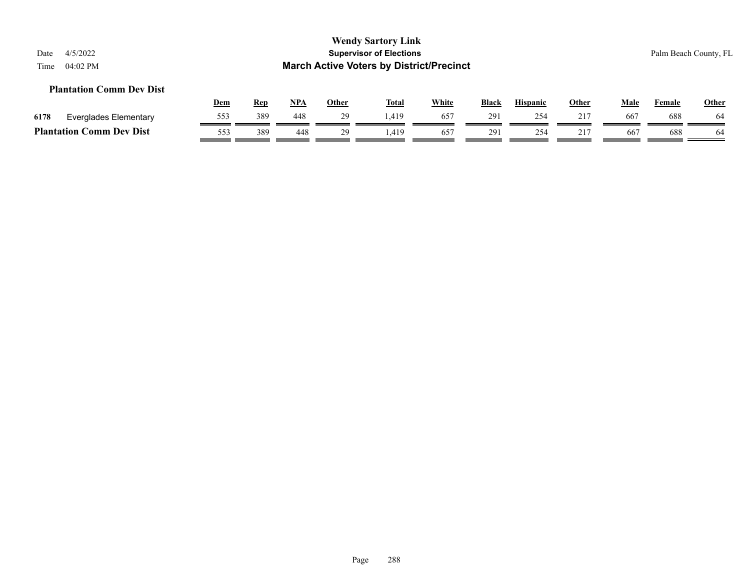## Plantation Comm Dev Dist

| | | Dem | Rep | NPA | Other | Total | White | Black | Hispanic | Other | Male | Female | Other |
|---|---|---|---|---|---|---|---|---|---|---|---|---|---|
| 6178 | Everglades Elementary | 553 | 389 | 448 | 29 | 1,419 | 657 | 291 | 254 | 217 | 667 | 688 | 64 |
| **Plantation Comm Dev Dist** | | 553 | 389 | 448 | 29 | 1,419 | 657 | 291 | 254 | 217 | 667 | 688 | 64 |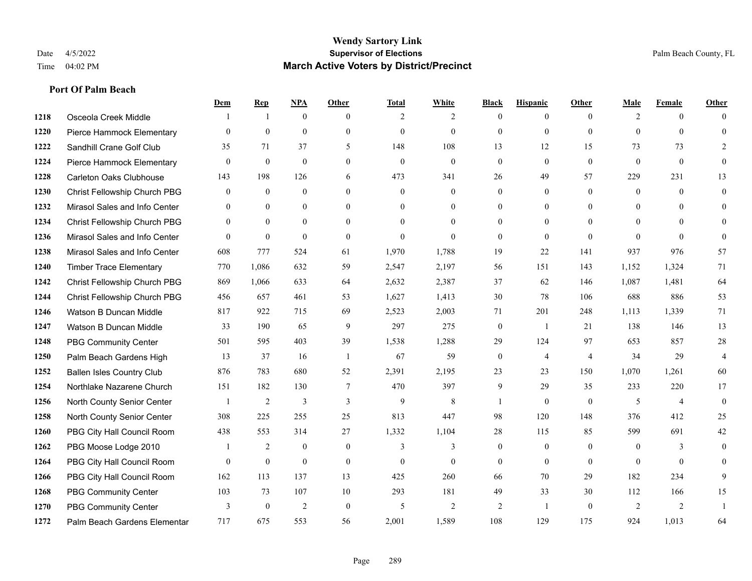**Wendy Sartory Link**
**Supervisor of Elections**
**March Active Voters by District/Precinct**

Date 4/5/2022
Time 04:02 PM
Palm Beach County, FL

### Port Of Palm Beach

| | | Dem | Rep | NPA | Other | Total | White | Black | Hispanic | Other | Male | Female | Other |
|---|---|---|---|---|---|---|---|---|---|---|---|---|---|
| 1218 | Osceola Creek Middle | 1 | 1 | 0 | 0 | 2 | 2 | 0 | 0 | 0 | 2 | 0 | 0 |
| 1220 | Pierce Hammock Elementary | 0 | 0 | 0 | 0 | 0 | 0 | 0 | 0 | 0 | 0 | 0 | 0 |
| 1222 | Sandhill Crane Golf Club | 35 | 71 | 37 | 5 | 148 | 108 | 13 | 12 | 15 | 73 | 73 | 2 |
| 1224 | Pierce Hammock Elementary | 0 | 0 | 0 | 0 | 0 | 0 | 0 | 0 | 0 | 0 | 0 | 0 |
| 1228 | Carleton Oaks Clubhouse | 143 | 198 | 126 | 6 | 473 | 341 | 26 | 49 | 57 | 229 | 231 | 13 |
| 1230 | Christ Fellowship Church PBG | 0 | 0 | 0 | 0 | 0 | 0 | 0 | 0 | 0 | 0 | 0 | 0 |
| 1232 | Mirasol Sales and Info Center | 0 | 0 | 0 | 0 | 0 | 0 | 0 | 0 | 0 | 0 | 0 | 0 |
| 1234 | Christ Fellowship Church PBG | 0 | 0 | 0 | 0 | 0 | 0 | 0 | 0 | 0 | 0 | 0 | 0 |
| 1236 | Mirasol Sales and Info Center | 0 | 0 | 0 | 0 | 0 | 0 | 0 | 0 | 0 | 0 | 0 | 0 |
| 1238 | Mirasol Sales and Info Center | 608 | 777 | 524 | 61 | 1,970 | 1,788 | 19 | 22 | 141 | 937 | 976 | 57 |
| 1240 | Timber Trace Elementary | 770 | 1,086 | 632 | 59 | 2,547 | 2,197 | 56 | 151 | 143 | 1,152 | 1,324 | 71 |
| 1242 | Christ Fellowship Church PBG | 869 | 1,066 | 633 | 64 | 2,632 | 2,387 | 37 | 62 | 146 | 1,087 | 1,481 | 64 |
| 1244 | Christ Fellowship Church PBG | 456 | 657 | 461 | 53 | 1,627 | 1,413 | 30 | 78 | 106 | 688 | 886 | 53 |
| 1246 | Watson B Duncan Middle | 817 | 922 | 715 | 69 | 2,523 | 2,003 | 71 | 201 | 248 | 1,113 | 1,339 | 71 |
| 1247 | Watson B Duncan Middle | 33 | 190 | 65 | 9 | 297 | 275 | 0 | 1 | 21 | 138 | 146 | 13 |
| 1248 | PBG Community Center | 501 | 595 | 403 | 39 | 1,538 | 1,288 | 29 | 124 | 97 | 653 | 857 | 28 |
| 1250 | Palm Beach Gardens High | 13 | 37 | 16 | 1 | 67 | 59 | 0 | 4 | 4 | 34 | 29 | 4 |
| 1252 | Ballen Isles Country Club | 876 | 783 | 680 | 52 | 2,391 | 2,195 | 23 | 23 | 150 | 1,070 | 1,261 | 60 |
| 1254 | Northlake Nazarene Church | 151 | 182 | 130 | 7 | 470 | 397 | 9 | 29 | 35 | 233 | 220 | 17 |
| 1256 | North County Senior Center | 1 | 2 | 3 | 3 | 9 | 8 | 1 | 0 | 0 | 5 | 4 | 0 |
| 1258 | North County Senior Center | 308 | 225 | 255 | 25 | 813 | 447 | 98 | 120 | 148 | 376 | 412 | 25 |
| 1260 | PBG City Hall Council Room | 438 | 553 | 314 | 27 | 1,332 | 1,104 | 28 | 115 | 85 | 599 | 691 | 42 |
| 1262 | PBG Moose Lodge 2010 | 1 | 2 | 0 | 0 | 3 | 3 | 0 | 0 | 0 | 0 | 3 | 0 |
| 1264 | PBG City Hall Council Room | 0 | 0 | 0 | 0 | 0 | 0 | 0 | 0 | 0 | 0 | 0 | 0 |
| 1266 | PBG City Hall Council Room | 162 | 113 | 137 | 13 | 425 | 260 | 66 | 70 | 29 | 182 | 234 | 9 |
| 1268 | PBG Community Center | 103 | 73 | 107 | 10 | 293 | 181 | 49 | 33 | 30 | 112 | 166 | 15 |
| 1270 | PBG Community Center | 3 | 0 | 2 | 0 | 5 | 2 | 2 | 1 | 0 | 2 | 2 | 1 |
| 1272 | Palm Beach Gardens Elementar | 717 | 675 | 553 | 56 | 2,001 | 1,589 | 108 | 129 | 175 | 924 | 1,013 | 64 |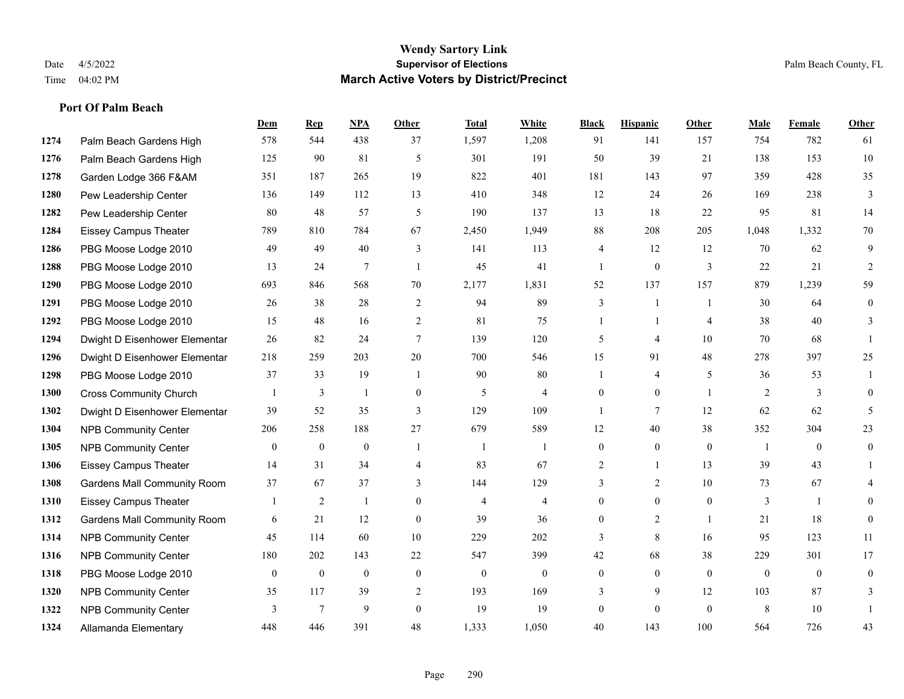# Wendy Sartory Link
## Supervisor of Elections
## March Active Voters by District/Precinct

Date 4/5/2022
Time 04:02 PM

Palm Beach County, FL

### Port Of Palm Beach

| | | Dem | Rep | NPA | Other | Total | White | Black | Hispanic | Other | Male | Female | Other |
|---|---|---|---|---|---|---|---|---|---|---|---|---|---|
| 1274 | Palm Beach Gardens High | 578 | 544 | 438 | 37 | 1,597 | 1,208 | 91 | 141 | 157 | 754 | 782 | 61 |
| 1276 | Palm Beach Gardens High | 125 | 90 | 81 | 5 | 301 | 191 | 50 | 39 | 21 | 138 | 153 | 10 |
| 1278 | Garden Lodge 366 F&AM | 351 | 187 | 265 | 19 | 822 | 401 | 181 | 143 | 97 | 359 | 428 | 35 |
| 1280 | Pew Leadership Center | 136 | 149 | 112 | 13 | 410 | 348 | 12 | 24 | 26 | 169 | 238 | 3 |
| 1282 | Pew Leadership Center | 80 | 48 | 57 | 5 | 190 | 137 | 13 | 18 | 22 | 95 | 81 | 14 |
| 1284 | Eissey Campus Theater | 789 | 810 | 784 | 67 | 2,450 | 1,949 | 88 | 208 | 205 | 1,048 | 1,332 | 70 |
| 1286 | PBG Moose Lodge 2010 | 49 | 49 | 40 | 3 | 141 | 113 | 4 | 12 | 12 | 70 | 62 | 9 |
| 1288 | PBG Moose Lodge 2010 | 13 | 24 | 7 | 1 | 45 | 41 | 1 | 0 | 3 | 22 | 21 | 2 |
| 1290 | PBG Moose Lodge 2010 | 693 | 846 | 568 | 70 | 2,177 | 1,831 | 52 | 137 | 157 | 879 | 1,239 | 59 |
| 1291 | PBG Moose Lodge 2010 | 26 | 38 | 28 | 2 | 94 | 89 | 3 | 1 | 1 | 30 | 64 | 0 |
| 1292 | PBG Moose Lodge 2010 | 15 | 48 | 16 | 2 | 81 | 75 | 1 | 1 | 4 | 38 | 40 | 3 |
| 1294 | Dwight D Eisenhower Elementar | 26 | 82 | 24 | 7 | 139 | 120 | 5 | 4 | 10 | 70 | 68 | 1 |
| 1296 | Dwight D Eisenhower Elementar | 218 | 259 | 203 | 20 | 700 | 546 | 15 | 91 | 48 | 278 | 397 | 25 |
| 1298 | PBG Moose Lodge 2010 | 37 | 33 | 19 | 1 | 90 | 80 | 1 | 4 | 5 | 36 | 53 | 1 |
| 1300 | Cross Community Church | 1 | 3 | 1 | 0 | 5 | 4 | 0 | 0 | 1 | 2 | 3 | 0 |
| 1302 | Dwight D Eisenhower Elementar | 39 | 52 | 35 | 3 | 129 | 109 | 1 | 7 | 12 | 62 | 62 | 5 |
| 1304 | NPB Community Center | 206 | 258 | 188 | 27 | 679 | 589 | 12 | 40 | 38 | 352 | 304 | 23 |
| 1305 | NPB Community Center | 0 | 0 | 0 | 1 | 1 | 1 | 0 | 0 | 0 | 1 | 0 | 0 |
| 1306 | Eissey Campus Theater | 14 | 31 | 34 | 4 | 83 | 67 | 2 | 1 | 13 | 39 | 43 | 1 |
| 1308 | Gardens Mall Community Room | 37 | 67 | 37 | 3 | 144 | 129 | 3 | 2 | 10 | 73 | 67 | 4 |
| 1310 | Eissey Campus Theater | 1 | 2 | 1 | 0 | 4 | 4 | 0 | 0 | 0 | 3 | 1 | 0 |
| 1312 | Gardens Mall Community Room | 6 | 21 | 12 | 0 | 39 | 36 | 0 | 2 | 1 | 21 | 18 | 0 |
| 1314 | NPB Community Center | 45 | 114 | 60 | 10 | 229 | 202 | 3 | 8 | 16 | 95 | 123 | 11 |
| 1316 | NPB Community Center | 180 | 202 | 143 | 22 | 547 | 399 | 42 | 68 | 38 | 229 | 301 | 17 |
| 1318 | PBG Moose Lodge 2010 | 0 | 0 | 0 | 0 | 0 | 0 | 0 | 0 | 0 | 0 | 0 | 0 |
| 1320 | NPB Community Center | 35 | 117 | 39 | 2 | 193 | 169 | 3 | 9 | 12 | 103 | 87 | 3 |
| 1322 | NPB Community Center | 3 | 7 | 9 | 0 | 19 | 19 | 0 | 0 | 0 | 8 | 10 | 1 |
| 1324 | Allamanda Elementary | 448 | 446 | 391 | 48 | 1,333 | 1,050 | 40 | 143 | 100 | 564 | 726 | 43 |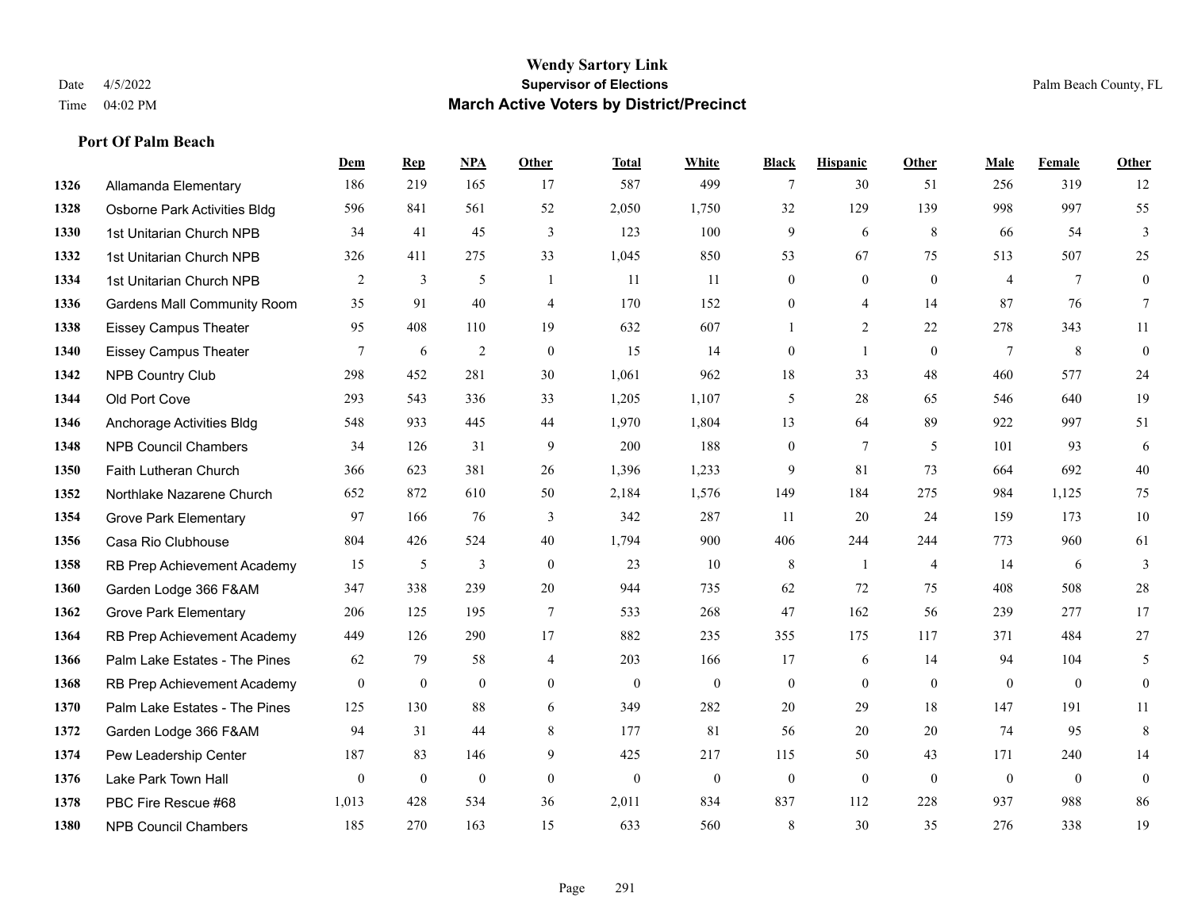# Wendy Sartory Link

**Supervisor of Elections**

**March Active Voters by District/Precinct**

Date 4/5/2022
Time 04:02 PM

Palm Beach County, FL

### Port Of Palm Beach

| | | Dem | Rep | NPA | Other | Total | White | Black | Hispanic | Other | Male | Female | Other |
|---|---|---|---|---|---|---|---|---|---|---|---|---|---|
| 1326 | Allamanda Elementary | 186 | 219 | 165 | 17 | 587 | 499 | 7 | 30 | 51 | 256 | 319 | 12 |
| 1328 | Osborne Park Activities Bldg | 596 | 841 | 561 | 52 | 2,050 | 1,750 | 32 | 129 | 139 | 998 | 997 | 55 |
| 1330 | 1st Unitarian Church NPB | 34 | 41 | 45 | 3 | 123 | 100 | 9 | 6 | 8 | 66 | 54 | 3 |
| 1332 | 1st Unitarian Church NPB | 326 | 411 | 275 | 33 | 1,045 | 850 | 53 | 67 | 75 | 513 | 507 | 25 |
| 1334 | 1st Unitarian Church NPB | 2 | 3 | 5 | 1 | 11 | 11 | 0 | 0 | 0 | 4 | 7 | 0 |
| 1336 | Gardens Mall Community Room | 35 | 91 | 40 | 4 | 170 | 152 | 0 | 4 | 14 | 87 | 76 | 7 |
| 1338 | Eissey Campus Theater | 95 | 408 | 110 | 19 | 632 | 607 | 1 | 2 | 22 | 278 | 343 | 11 |
| 1340 | Eissey Campus Theater | 7 | 6 | 2 | 0 | 15 | 14 | 0 | 1 | 0 | 7 | 8 | 0 |
| 1342 | NPB Country Club | 298 | 452 | 281 | 30 | 1,061 | 962 | 18 | 33 | 48 | 460 | 577 | 24 |
| 1344 | Old Port Cove | 293 | 543 | 336 | 33 | 1,205 | 1,107 | 5 | 28 | 65 | 546 | 640 | 19 |
| 1346 | Anchorage Activities Bldg | 548 | 933 | 445 | 44 | 1,970 | 1,804 | 13 | 64 | 89 | 922 | 997 | 51 |
| 1348 | NPB Council Chambers | 34 | 126 | 31 | 9 | 200 | 188 | 0 | 7 | 5 | 101 | 93 | 6 |
| 1350 | Faith Lutheran Church | 366 | 623 | 381 | 26 | 1,396 | 1,233 | 9 | 81 | 73 | 664 | 692 | 40 |
| 1352 | Northlake Nazarene Church | 652 | 872 | 610 | 50 | 2,184 | 1,576 | 149 | 184 | 275 | 984 | 1,125 | 75 |
| 1354 | Grove Park Elementary | 97 | 166 | 76 | 3 | 342 | 287 | 11 | 20 | 24 | 159 | 173 | 10 |
| 1356 | Casa Rio Clubhouse | 804 | 426 | 524 | 40 | 1,794 | 900 | 406 | 244 | 244 | 773 | 960 | 61 |
| 1358 | RB Prep Achievement Academy | 15 | 5 | 3 | 0 | 23 | 10 | 8 | 1 | 4 | 14 | 6 | 3 |
| 1360 | Garden Lodge 366 F&AM | 347 | 338 | 239 | 20 | 944 | 735 | 62 | 72 | 75 | 408 | 508 | 28 |
| 1362 | Grove Park Elementary | 206 | 125 | 195 | 7 | 533 | 268 | 47 | 162 | 56 | 239 | 277 | 17 |
| 1364 | RB Prep Achievement Academy | 449 | 126 | 290 | 17 | 882 | 235 | 355 | 175 | 117 | 371 | 484 | 27 |
| 1366 | Palm Lake Estates - The Pines | 62 | 79 | 58 | 4 | 203 | 166 | 17 | 6 | 14 | 94 | 104 | 5 |
| 1368 | RB Prep Achievement Academy | 0 | 0 | 0 | 0 | 0 | 0 | 0 | 0 | 0 | 0 | 0 | 0 |
| 1370 | Palm Lake Estates - The Pines | 125 | 130 | 88 | 6 | 349 | 282 | 20 | 29 | 18 | 147 | 191 | 11 |
| 1372 | Garden Lodge 366 F&AM | 94 | 31 | 44 | 8 | 177 | 81 | 56 | 20 | 20 | 74 | 95 | 8 |
| 1374 | Pew Leadership Center | 187 | 83 | 146 | 9 | 425 | 217 | 115 | 50 | 43 | 171 | 240 | 14 |
| 1376 | Lake Park Town Hall | 0 | 0 | 0 | 0 | 0 | 0 | 0 | 0 | 0 | 0 | 0 | 0 |
| 1378 | PBC Fire Rescue #68 | 1,013 | 428 | 534 | 36 | 2,011 | 834 | 837 | 112 | 228 | 937 | 988 | 86 |
| 1380 | NPB Council Chambers | 185 | 270 | 163 | 15 | 633 | 560 | 8 | 30 | 35 | 276 | 338 | 19 |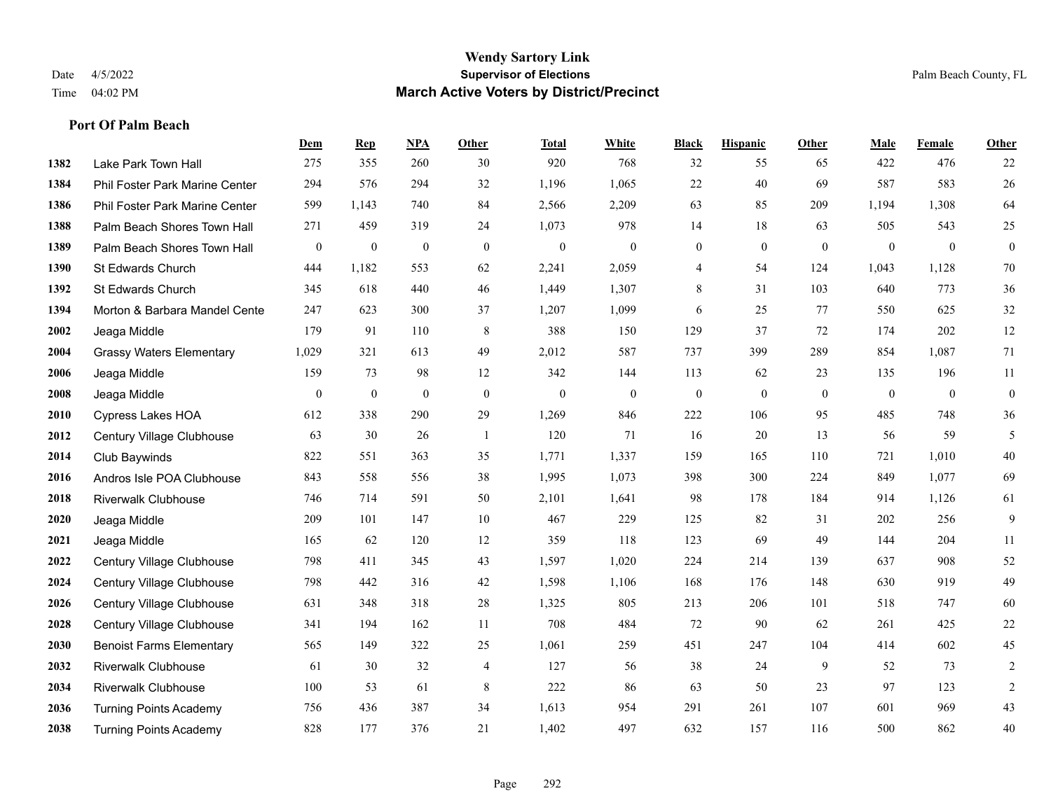**Wendy Sartory Link**
**Supervisor of Elections**
**March Active Voters by District/Precinct**

Date 4/5/2022
Time 04:02 PM

Palm Beach County, FL

### Port Of Palm Beach

| | | Dem | Rep | NPA | Other | Total | White | Black | Hispanic | Other | Male | Female | Other |
|---|---|---|---|---|---|---|---|---|---|---|---|---|---|
| 1382 | Lake Park Town Hall | 275 | 355 | 260 | 30 | 920 | 768 | 32 | 55 | 65 | 422 | 476 | 22 |
| 1384 | Phil Foster Park Marine Center | 294 | 576 | 294 | 32 | 1,196 | 1,065 | 22 | 40 | 69 | 587 | 583 | 26 |
| 1386 | Phil Foster Park Marine Center | 599 | 1,143 | 740 | 84 | 2,566 | 2,209 | 63 | 85 | 209 | 1,194 | 1,308 | 64 |
| 1388 | Palm Beach Shores Town Hall | 271 | 459 | 319 | 24 | 1,073 | 978 | 14 | 18 | 63 | 505 | 543 | 25 |
| 1389 | Palm Beach Shores Town Hall | 0 | 0 | 0 | 0 | 0 | 0 | 0 | 0 | 0 | 0 | 0 | 0 |
| 1390 | St Edwards Church | 444 | 1,182 | 553 | 62 | 2,241 | 2,059 | 4 | 54 | 124 | 1,043 | 1,128 | 70 |
| 1392 | St Edwards Church | 345 | 618 | 440 | 46 | 1,449 | 1,307 | 8 | 31 | 103 | 640 | 773 | 36 |
| 1394 | Morton & Barbara Mandel Cente | 247 | 623 | 300 | 37 | 1,207 | 1,099 | 6 | 25 | 77 | 550 | 625 | 32 |
| 2002 | Jeaga Middle | 179 | 91 | 110 | 8 | 388 | 150 | 129 | 37 | 72 | 174 | 202 | 12 |
| 2004 | Grassy Waters Elementary | 1,029 | 321 | 613 | 49 | 2,012 | 587 | 737 | 399 | 289 | 854 | 1,087 | 71 |
| 2006 | Jeaga Middle | 159 | 73 | 98 | 12 | 342 | 144 | 113 | 62 | 23 | 135 | 196 | 11 |
| 2008 | Jeaga Middle | 0 | 0 | 0 | 0 | 0 | 0 | 0 | 0 | 0 | 0 | 0 | 0 |
| 2010 | Cypress Lakes HOA | 612 | 338 | 290 | 29 | 1,269 | 846 | 222 | 106 | 95 | 485 | 748 | 36 |
| 2012 | Century Village Clubhouse | 63 | 30 | 26 | 1 | 120 | 71 | 16 | 20 | 13 | 56 | 59 | 5 |
| 2014 | Club Baywinds | 822 | 551 | 363 | 35 | 1,771 | 1,337 | 159 | 165 | 110 | 721 | 1,010 | 40 |
| 2016 | Andros Isle POA Clubhouse | 843 | 558 | 556 | 38 | 1,995 | 1,073 | 398 | 300 | 224 | 849 | 1,077 | 69 |
| 2018 | Riverwalk Clubhouse | 746 | 714 | 591 | 50 | 2,101 | 1,641 | 98 | 178 | 184 | 914 | 1,126 | 61 |
| 2020 | Jeaga Middle | 209 | 101 | 147 | 10 | 467 | 229 | 125 | 82 | 31 | 202 | 256 | 9 |
| 2021 | Jeaga Middle | 165 | 62 | 120 | 12 | 359 | 118 | 123 | 69 | 49 | 144 | 204 | 11 |
| 2022 | Century Village Clubhouse | 798 | 411 | 345 | 43 | 1,597 | 1,020 | 224 | 214 | 139 | 637 | 908 | 52 |
| 2024 | Century Village Clubhouse | 798 | 442 | 316 | 42 | 1,598 | 1,106 | 168 | 176 | 148 | 630 | 919 | 49 |
| 2026 | Century Village Clubhouse | 631 | 348 | 318 | 28 | 1,325 | 805 | 213 | 206 | 101 | 518 | 747 | 60 |
| 2028 | Century Village Clubhouse | 341 | 194 | 162 | 11 | 708 | 484 | 72 | 90 | 62 | 261 | 425 | 22 |
| 2030 | Benoist Farms Elementary | 565 | 149 | 322 | 25 | 1,061 | 259 | 451 | 247 | 104 | 414 | 602 | 45 |
| 2032 | Riverwalk Clubhouse | 61 | 30 | 32 | 4 | 127 | 56 | 38 | 24 | 9 | 52 | 73 | 2 |
| 2034 | Riverwalk Clubhouse | 100 | 53 | 61 | 8 | 222 | 86 | 63 | 50 | 23 | 97 | 123 | 2 |
| 2036 | Turning Points Academy | 756 | 436 | 387 | 34 | 1,613 | 954 | 291 | 261 | 107 | 601 | 969 | 43 |
| 2038 | Turning Points Academy | 828 | 177 | 376 | 21 | 1,402 | 497 | 632 | 157 | 116 | 500 | 862 | 40 |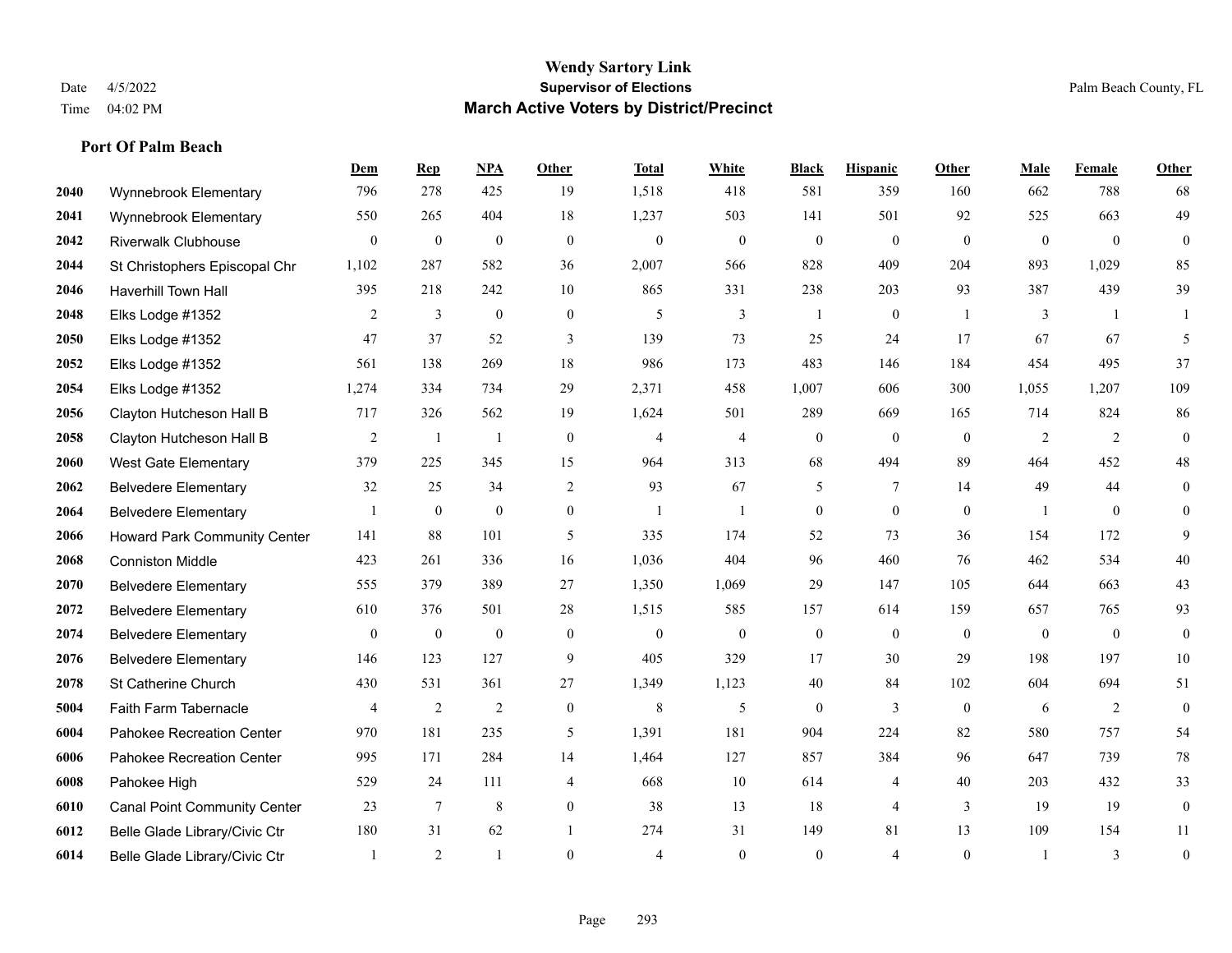# Wendy Sartory Link
## Supervisor of Elections
## March Active Voters by District/Precinct

Date 4/5/2022
Time 04:02 PM

Palm Beach County, FL

### Port Of Palm Beach

| | | Dem | Rep | NPA | Other | Total | White | Black | Hispanic | Other | Male | Female | Other |
|---|---|---|---|---|---|---|---|---|---|---|---|---|---|
| 2040 | Wynnebrook Elementary | 796 | 278 | 425 | 19 | 1,518 | 418 | 581 | 359 | 160 | 662 | 788 | 68 |
| 2041 | Wynnebrook Elementary | 550 | 265 | 404 | 18 | 1,237 | 503 | 141 | 501 | 92 | 525 | 663 | 49 |
| 2042 | Riverwalk Clubhouse | 0 | 0 | 0 | 0 | 0 | 0 | 0 | 0 | 0 | 0 | 0 | 0 |
| 2044 | St Christophers Episcopal Chr | 1,102 | 287 | 582 | 36 | 2,007 | 566 | 828 | 409 | 204 | 893 | 1,029 | 85 |
| 2046 | Haverhill Town Hall | 395 | 218 | 242 | 10 | 865 | 331 | 238 | 203 | 93 | 387 | 439 | 39 |
| 2048 | Elks Lodge #1352 | 2 | 3 | 0 | 0 | 5 | 3 | 1 | 0 | 1 | 3 | 1 | 1 |
| 2050 | Elks Lodge #1352 | 47 | 37 | 52 | 3 | 139 | 73 | 25 | 24 | 17 | 67 | 67 | 5 |
| 2052 | Elks Lodge #1352 | 561 | 138 | 269 | 18 | 986 | 173 | 483 | 146 | 184 | 454 | 495 | 37 |
| 2054 | Elks Lodge #1352 | 1,274 | 334 | 734 | 29 | 2,371 | 458 | 1,007 | 606 | 300 | 1,055 | 1,207 | 109 |
| 2056 | Clayton Hutcheson Hall B | 717 | 326 | 562 | 19 | 1,624 | 501 | 289 | 669 | 165 | 714 | 824 | 86 |
| 2058 | Clayton Hutcheson Hall B | 2 | 1 | 1 | 0 | 4 | 4 | 0 | 0 | 0 | 2 | 2 | 0 |
| 2060 | West Gate Elementary | 379 | 225 | 345 | 15 | 964 | 313 | 68 | 494 | 89 | 464 | 452 | 48 |
| 2062 | Belvedere Elementary | 32 | 25 | 34 | 2 | 93 | 67 | 5 | 7 | 14 | 49 | 44 | 0 |
| 2064 | Belvedere Elementary | 1 | 0 | 0 | 0 | 1 | 1 | 0 | 0 | 0 | 1 | 0 | 0 |
| 2066 | Howard Park Community Center | 141 | 88 | 101 | 5 | 335 | 174 | 52 | 73 | 36 | 154 | 172 | 9 |
| 2068 | Conniston Middle | 423 | 261 | 336 | 16 | 1,036 | 404 | 96 | 460 | 76 | 462 | 534 | 40 |
| 2070 | Belvedere Elementary | 555 | 379 | 389 | 27 | 1,350 | 1,069 | 29 | 147 | 105 | 644 | 663 | 43 |
| 2072 | Belvedere Elementary | 610 | 376 | 501 | 28 | 1,515 | 585 | 157 | 614 | 159 | 657 | 765 | 93 |
| 2074 | Belvedere Elementary | 0 | 0 | 0 | 0 | 0 | 0 | 0 | 0 | 0 | 0 | 0 | 0 |
| 2076 | Belvedere Elementary | 146 | 123 | 127 | 9 | 405 | 329 | 17 | 30 | 29 | 198 | 197 | 10 |
| 2078 | St Catherine Church | 430 | 531 | 361 | 27 | 1,349 | 1,123 | 40 | 84 | 102 | 604 | 694 | 51 |
| 5004 | Faith Farm Tabernacle | 4 | 2 | 2 | 0 | 8 | 5 | 0 | 3 | 0 | 6 | 2 | 0 |
| 6004 | Pahokee Recreation Center | 970 | 181 | 235 | 5 | 1,391 | 181 | 904 | 224 | 82 | 580 | 757 | 54 |
| 6006 | Pahokee Recreation Center | 995 | 171 | 284 | 14 | 1,464 | 127 | 857 | 384 | 96 | 647 | 739 | 78 |
| 6008 | Pahokee High | 529 | 24 | 111 | 4 | 668 | 10 | 614 | 4 | 40 | 203 | 432 | 33 |
| 6010 | Canal Point Community Center | 23 | 7 | 8 | 0 | 38 | 13 | 18 | 4 | 3 | 19 | 19 | 0 |
| 6012 | Belle Glade Library/Civic Ctr | 180 | 31 | 62 | 1 | 274 | 31 | 149 | 81 | 13 | 109 | 154 | 11 |
| 6014 | Belle Glade Library/Civic Ctr | 1 | 2 | 1 | 0 | 4 | 0 | 0 | 4 | 0 | 1 | 3 | 0 |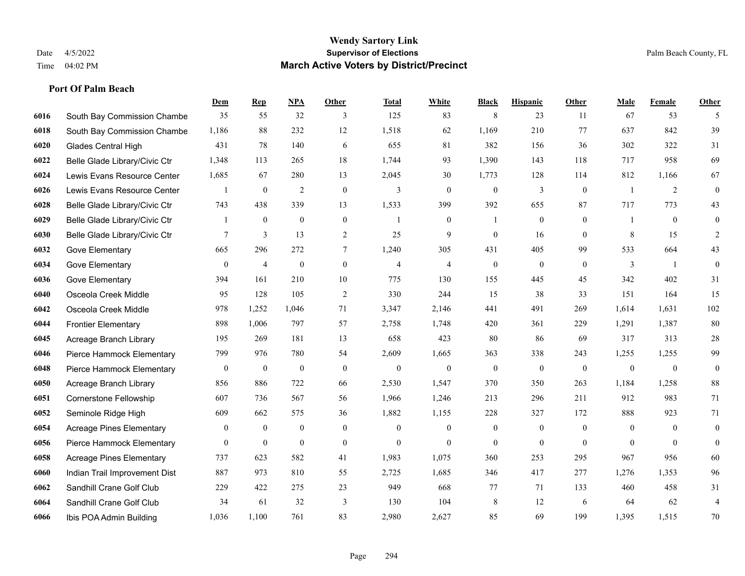# Wendy Sartory Link

**Supervisor of Elections**

**March Active Voters by District/Precinct**

Date 4/5/2022
Time 04:02 PM

Palm Beach County, FL

**Port Of Palm Beach**

| | | Dem | Rep | NPA | Other | Total | White | Black | Hispanic | Other | Male | Female | Other |
|---|---|---|---|---|---|---|---|---|---|---|---|---|---|
| 6016 | South Bay Commission Chambe | 35 | 55 | 32 | 3 | 125 | 83 | 8 | 23 | 11 | 67 | 53 | 5 |
| 6018 | South Bay Commission Chambe | 1,186 | 88 | 232 | 12 | 1,518 | 62 | 1,169 | 210 | 77 | 637 | 842 | 39 |
| 6020 | Glades Central High | 431 | 78 | 140 | 6 | 655 | 81 | 382 | 156 | 36 | 302 | 322 | 31 |
| 6022 | Belle Glade Library/Civic Ctr | 1,348 | 113 | 265 | 18 | 1,744 | 93 | 1,390 | 143 | 118 | 717 | 958 | 69 |
| 6024 | Lewis Evans Resource Center | 1,685 | 67 | 280 | 13 | 2,045 | 30 | 1,773 | 128 | 114 | 812 | 1,166 | 67 |
| 6026 | Lewis Evans Resource Center | 1 | 0 | 2 | 0 | 3 | 0 | 0 | 3 | 0 | 1 | 2 | 0 |
| 6028 | Belle Glade Library/Civic Ctr | 743 | 438 | 339 | 13 | 1,533 | 399 | 392 | 655 | 87 | 717 | 773 | 43 |
| 6029 | Belle Glade Library/Civic Ctr | 1 | 0 | 0 | 0 | 1 | 0 | 1 | 0 | 0 | 1 | 0 | 0 |
| 6030 | Belle Glade Library/Civic Ctr | 7 | 3 | 13 | 2 | 25 | 9 | 0 | 16 | 0 | 8 | 15 | 2 |
| 6032 | Gove Elementary | 665 | 296 | 272 | 7 | 1,240 | 305 | 431 | 405 | 99 | 533 | 664 | 43 |
| 6034 | Gove Elementary | 0 | 4 | 0 | 0 | 4 | 4 | 0 | 0 | 0 | 3 | 1 | 0 |
| 6036 | Gove Elementary | 394 | 161 | 210 | 10 | 775 | 130 | 155 | 445 | 45 | 342 | 402 | 31 |
| 6040 | Osceola Creek Middle | 95 | 128 | 105 | 2 | 330 | 244 | 15 | 38 | 33 | 151 | 164 | 15 |
| 6042 | Osceola Creek Middle | 978 | 1,252 | 1,046 | 71 | 3,347 | 2,146 | 441 | 491 | 269 | 1,614 | 1,631 | 102 |
| 6044 | Frontier Elementary | 898 | 1,006 | 797 | 57 | 2,758 | 1,748 | 420 | 361 | 229 | 1,291 | 1,387 | 80 |
| 6045 | Acreage Branch Library | 195 | 269 | 181 | 13 | 658 | 423 | 80 | 86 | 69 | 317 | 313 | 28 |
| 6046 | Pierce Hammock Elementary | 799 | 976 | 780 | 54 | 2,609 | 1,665 | 363 | 338 | 243 | 1,255 | 1,255 | 99 |
| 6048 | Pierce Hammock Elementary | 0 | 0 | 0 | 0 | 0 | 0 | 0 | 0 | 0 | 0 | 0 | 0 |
| 6050 | Acreage Branch Library | 856 | 886 | 722 | 66 | 2,530 | 1,547 | 370 | 350 | 263 | 1,184 | 1,258 | 88 |
| 6051 | Cornerstone Fellowship | 607 | 736 | 567 | 56 | 1,966 | 1,246 | 213 | 296 | 211 | 912 | 983 | 71 |
| 6052 | Seminole Ridge High | 609 | 662 | 575 | 36 | 1,882 | 1,155 | 228 | 327 | 172 | 888 | 923 | 71 |
| 6054 | Acreage Pines Elementary | 0 | 0 | 0 | 0 | 0 | 0 | 0 | 0 | 0 | 0 | 0 | 0 |
| 6056 | Pierce Hammock Elementary | 0 | 0 | 0 | 0 | 0 | 0 | 0 | 0 | 0 | 0 | 0 | 0 |
| 6058 | Acreage Pines Elementary | 737 | 623 | 582 | 41 | 1,983 | 1,075 | 360 | 253 | 295 | 967 | 956 | 60 |
| 6060 | Indian Trail Improvement Dist | 887 | 973 | 810 | 55 | 2,725 | 1,685 | 346 | 417 | 277 | 1,276 | 1,353 | 96 |
| 6062 | Sandhill Crane Golf Club | 229 | 422 | 275 | 23 | 949 | 668 | 77 | 71 | 133 | 460 | 458 | 31 |
| 6064 | Sandhill Crane Golf Club | 34 | 61 | 32 | 3 | 130 | 104 | 8 | 12 | 6 | 64 | 62 | 4 |
| 6066 | Ibis POA Admin Building | 1,036 | 1,100 | 761 | 83 | 2,980 | 2,627 | 85 | 69 | 199 | 1,395 | 1,515 | 70 |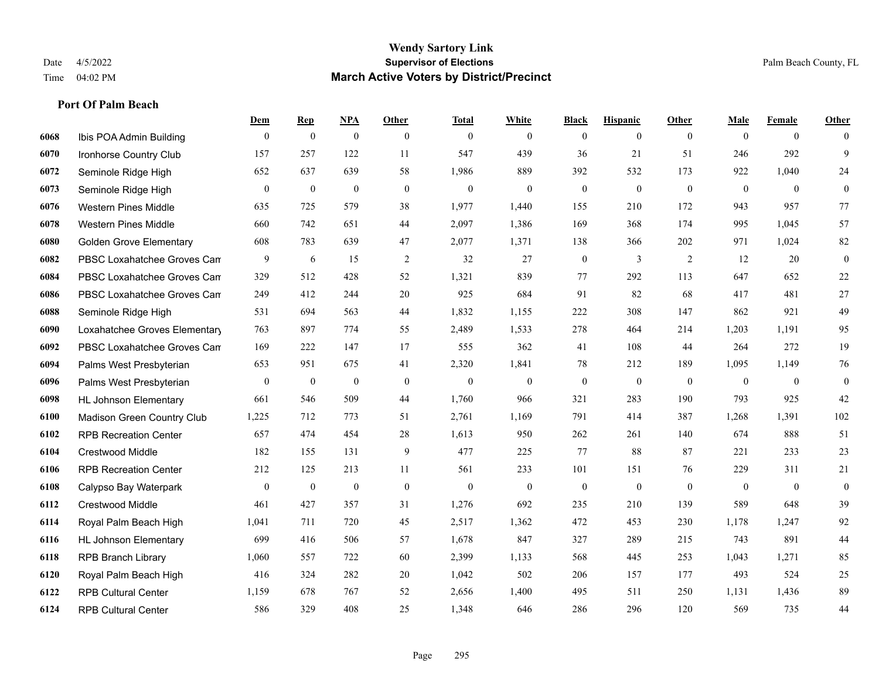# Wendy Sartory Link

**Supervisor of Elections**

**March Active Voters by District/Precinct**

Date 4/5/2022
Time 04:02 PM

Palm Beach County, FL

### Port Of Palm Beach

| | | Dem | Rep | NPA | Other | Total | White | Black | Hispanic | Other | Male | Female | Other |
|---|---|---|---|---|---|---|---|---|---|---|---|---|---|
| 6068 | Ibis POA Admin Building | 0 | 0 | 0 | 0 | 0 | 0 | 0 | 0 | 0 | 0 | 0 | 0 |
| 6070 | Ironhorse Country Club | 157 | 257 | 122 | 11 | 547 | 439 | 36 | 21 | 51 | 246 | 292 | 9 |
| 6072 | Seminole Ridge High | 652 | 637 | 639 | 58 | 1,986 | 889 | 392 | 532 | 173 | 922 | 1,040 | 24 |
| 6073 | Seminole Ridge High | 0 | 0 | 0 | 0 | 0 | 0 | 0 | 0 | 0 | 0 | 0 | 0 |
| 6076 | Western Pines Middle | 635 | 725 | 579 | 38 | 1,977 | 1,440 | 155 | 210 | 172 | 943 | 957 | 77 |
| 6078 | Western Pines Middle | 660 | 742 | 651 | 44 | 2,097 | 1,386 | 169 | 368 | 174 | 995 | 1,045 | 57 |
| 6080 | Golden Grove Elementary | 608 | 783 | 639 | 47 | 2,077 | 1,371 | 138 | 366 | 202 | 971 | 1,024 | 82 |
| 6082 | PBSC Loxahatchee Groves Cam | 9 | 6 | 15 | 2 | 32 | 27 | 0 | 3 | 2 | 12 | 20 | 0 |
| 6084 | PBSC Loxahatchee Groves Cam | 329 | 512 | 428 | 52 | 1,321 | 839 | 77 | 292 | 113 | 647 | 652 | 22 |
| 6086 | PBSC Loxahatchee Groves Cam | 249 | 412 | 244 | 20 | 925 | 684 | 91 | 82 | 68 | 417 | 481 | 27 |
| 6088 | Seminole Ridge High | 531 | 694 | 563 | 44 | 1,832 | 1,155 | 222 | 308 | 147 | 862 | 921 | 49 |
| 6090 | Loxahatchee Groves Elementary | 763 | 897 | 774 | 55 | 2,489 | 1,533 | 278 | 464 | 214 | 1,203 | 1,191 | 95 |
| 6092 | PBSC Loxahatchee Groves Cam | 169 | 222 | 147 | 17 | 555 | 362 | 41 | 108 | 44 | 264 | 272 | 19 |
| 6094 | Palms West Presbyterian | 653 | 951 | 675 | 41 | 2,320 | 1,841 | 78 | 212 | 189 | 1,095 | 1,149 | 76 |
| 6096 | Palms West Presbyterian | 0 | 0 | 0 | 0 | 0 | 0 | 0 | 0 | 0 | 0 | 0 | 0 |
| 6098 | HL Johnson Elementary | 661 | 546 | 509 | 44 | 1,760 | 966 | 321 | 283 | 190 | 793 | 925 | 42 |
| 6100 | Madison Green Country Club | 1,225 | 712 | 773 | 51 | 2,761 | 1,169 | 791 | 414 | 387 | 1,268 | 1,391 | 102 |
| 6102 | RPB Recreation Center | 657 | 474 | 454 | 28 | 1,613 | 950 | 262 | 261 | 140 | 674 | 888 | 51 |
| 6104 | Crestwood Middle | 182 | 155 | 131 | 9 | 477 | 225 | 77 | 88 | 87 | 221 | 233 | 23 |
| 6106 | RPB Recreation Center | 212 | 125 | 213 | 11 | 561 | 233 | 101 | 151 | 76 | 229 | 311 | 21 |
| 6108 | Calypso Bay Waterpark | 0 | 0 | 0 | 0 | 0 | 0 | 0 | 0 | 0 | 0 | 0 | 0 |
| 6112 | Crestwood Middle | 461 | 427 | 357 | 31 | 1,276 | 692 | 235 | 210 | 139 | 589 | 648 | 39 |
| 6114 | Royal Palm Beach High | 1,041 | 711 | 720 | 45 | 2,517 | 1,362 | 472 | 453 | 230 | 1,178 | 1,247 | 92 |
| 6116 | HL Johnson Elementary | 699 | 416 | 506 | 57 | 1,678 | 847 | 327 | 289 | 215 | 743 | 891 | 44 |
| 6118 | RPB Branch Library | 1,060 | 557 | 722 | 60 | 2,399 | 1,133 | 568 | 445 | 253 | 1,043 | 1,271 | 85 |
| 6120 | Royal Palm Beach High | 416 | 324 | 282 | 20 | 1,042 | 502 | 206 | 157 | 177 | 493 | 524 | 25 |
| 6122 | RPB Cultural Center | 1,159 | 678 | 767 | 52 | 2,656 | 1,400 | 495 | 511 | 250 | 1,131 | 1,436 | 89 |
| 6124 | RPB Cultural Center | 586 | 329 | 408 | 25 | 1,348 | 646 | 286 | 296 | 120 | 569 | 735 | 44 |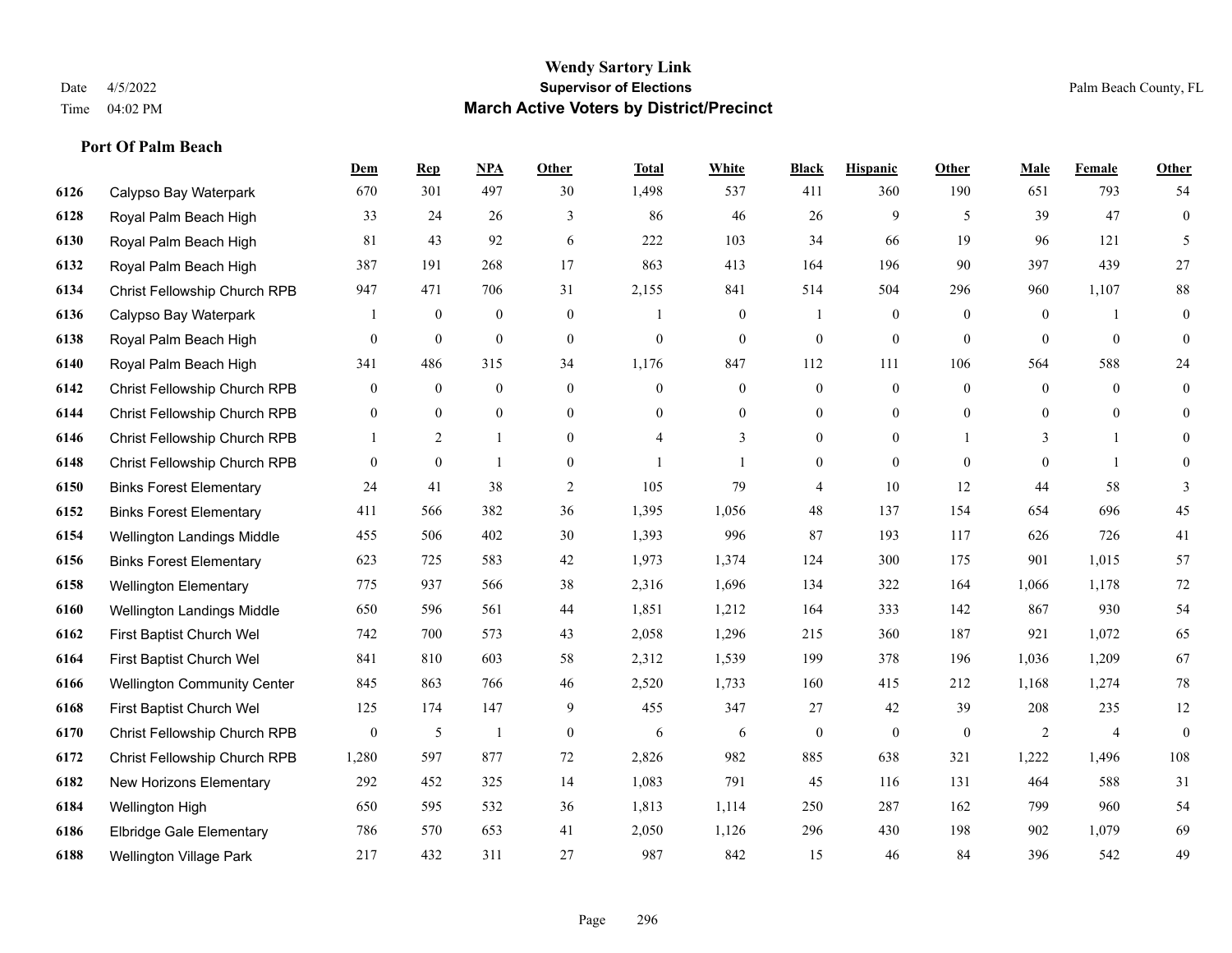# Wendy Sartory Link
## Supervisor of Elections
## March Active Voters by District/Precinct

Date 4/5/2022
Time 04:02 PM

Palm Beach County, FL

### Port Of Palm Beach

| | | Dem | Rep | NPA | Other | Total | White | Black | Hispanic | Other | Male | Female | Other |
|---|---|---|---|---|---|---|---|---|---|---|---|---|---|
| 6126 | Calypso Bay Waterpark | 670 | 301 | 497 | 30 | 1,498 | 537 | 411 | 360 | 190 | 651 | 793 | 54 |
| 6128 | Royal Palm Beach High | 33 | 24 | 26 | 3 | 86 | 46 | 26 | 9 | 5 | 39 | 47 | 0 |
| 6130 | Royal Palm Beach High | 81 | 43 | 92 | 6 | 222 | 103 | 34 | 66 | 19 | 96 | 121 | 5 |
| 6132 | Royal Palm Beach High | 387 | 191 | 268 | 17 | 863 | 413 | 164 | 196 | 90 | 397 | 439 | 27 |
| 6134 | Christ Fellowship Church RPB | 947 | 471 | 706 | 31 | 2,155 | 841 | 514 | 504 | 296 | 960 | 1,107 | 88 |
| 6136 | Calypso Bay Waterpark | 1 | 0 | 0 | 0 | 1 | 0 | 1 | 0 | 0 | 0 | 1 | 0 |
| 6138 | Royal Palm Beach High | 0 | 0 | 0 | 0 | 0 | 0 | 0 | 0 | 0 | 0 | 0 | 0 |
| 6140 | Royal Palm Beach High | 341 | 486 | 315 | 34 | 1,176 | 847 | 112 | 111 | 106 | 564 | 588 | 24 |
| 6142 | Christ Fellowship Church RPB | 0 | 0 | 0 | 0 | 0 | 0 | 0 | 0 | 0 | 0 | 0 | 0 |
| 6144 | Christ Fellowship Church RPB | 0 | 0 | 0 | 0 | 0 | 0 | 0 | 0 | 0 | 0 | 0 | 0 |
| 6146 | Christ Fellowship Church RPB | 1 | 2 | 1 | 0 | 4 | 3 | 0 | 0 | 1 | 3 | 1 | 0 |
| 6148 | Christ Fellowship Church RPB | 0 | 0 | 1 | 0 | 1 | 1 | 0 | 0 | 0 | 0 | 1 | 0 |
| 6150 | Binks Forest Elementary | 24 | 41 | 38 | 2 | 105 | 79 | 4 | 10 | 12 | 44 | 58 | 3 |
| 6152 | Binks Forest Elementary | 411 | 566 | 382 | 36 | 1,395 | 1,056 | 48 | 137 | 154 | 654 | 696 | 45 |
| 6154 | Wellington Landings Middle | 455 | 506 | 402 | 30 | 1,393 | 996 | 87 | 193 | 117 | 626 | 726 | 41 |
| 6156 | Binks Forest Elementary | 623 | 725 | 583 | 42 | 1,973 | 1,374 | 124 | 300 | 175 | 901 | 1,015 | 57 |
| 6158 | Wellington Elementary | 775 | 937 | 566 | 38 | 2,316 | 1,696 | 134 | 322 | 164 | 1,066 | 1,178 | 72 |
| 6160 | Wellington Landings Middle | 650 | 596 | 561 | 44 | 1,851 | 1,212 | 164 | 333 | 142 | 867 | 930 | 54 |
| 6162 | First Baptist Church Wel | 742 | 700 | 573 | 43 | 2,058 | 1,296 | 215 | 360 | 187 | 921 | 1,072 | 65 |
| 6164 | First Baptist Church Wel | 841 | 810 | 603 | 58 | 2,312 | 1,539 | 199 | 378 | 196 | 1,036 | 1,209 | 67 |
| 6166 | Wellington Community Center | 845 | 863 | 766 | 46 | 2,520 | 1,733 | 160 | 415 | 212 | 1,168 | 1,274 | 78 |
| 6168 | First Baptist Church Wel | 125 | 174 | 147 | 9 | 455 | 347 | 27 | 42 | 39 | 208 | 235 | 12 |
| 6170 | Christ Fellowship Church RPB | 0 | 5 | 1 | 0 | 6 | 6 | 0 | 0 | 0 | 2 | 4 | 0 |
| 6172 | Christ Fellowship Church RPB | 1,280 | 597 | 877 | 72 | 2,826 | 982 | 885 | 638 | 321 | 1,222 | 1,496 | 108 |
| 6182 | New Horizons Elementary | 292 | 452 | 325 | 14 | 1,083 | 791 | 45 | 116 | 131 | 464 | 588 | 31 |
| 6184 | Wellington High | 650 | 595 | 532 | 36 | 1,813 | 1,114 | 250 | 287 | 162 | 799 | 960 | 54 |
| 6186 | Elbridge Gale Elementary | 786 | 570 | 653 | 41 | 2,050 | 1,126 | 296 | 430 | 198 | 902 | 1,079 | 69 |
| 6188 | Wellington Village Park | 217 | 432 | 311 | 27 | 987 | 842 | 15 | 46 | 84 | 396 | 542 | 49 |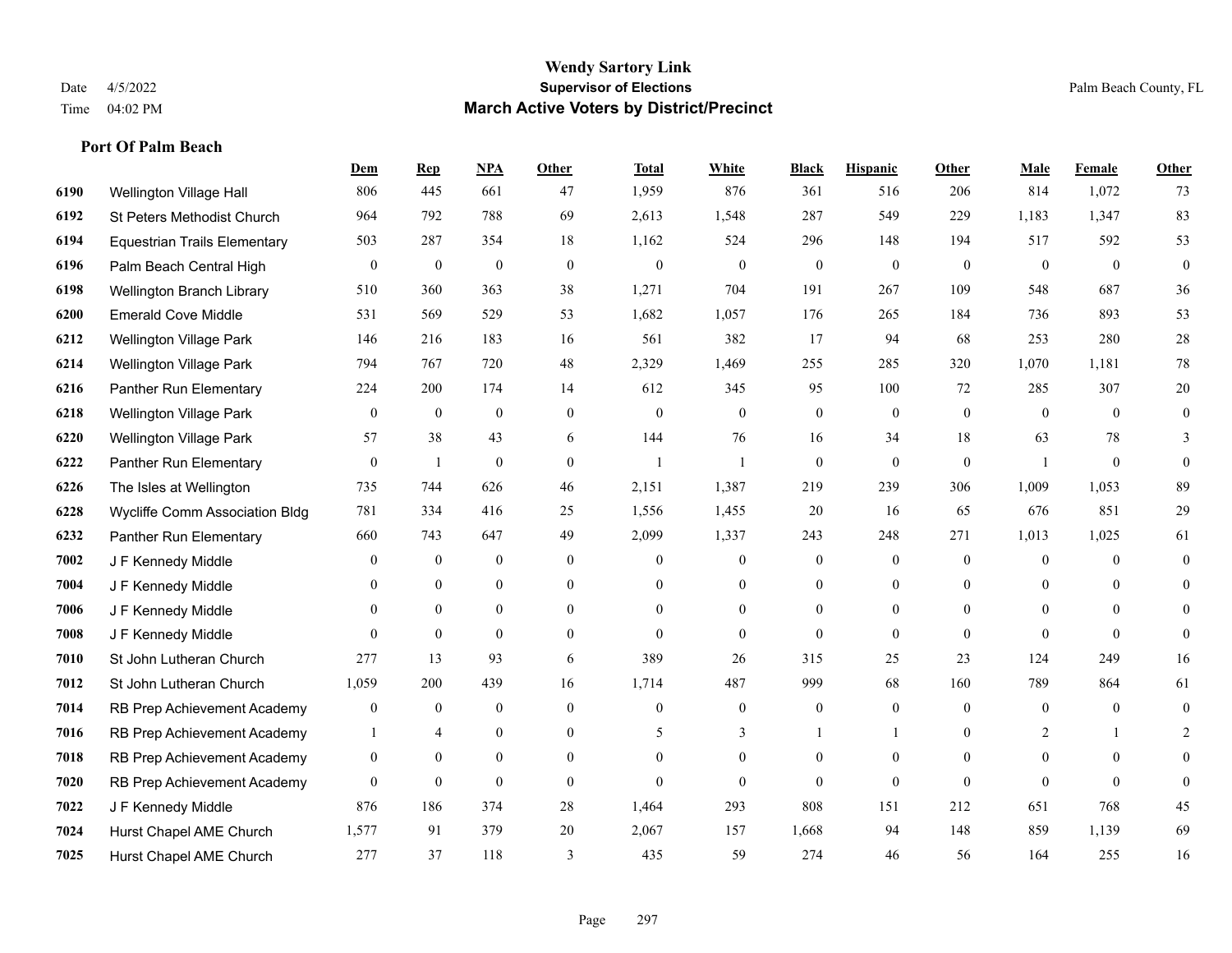# Wendy Sartory Link

**Supervisor of Elections**

**March Active Voters by District/Precinct**

Date 4/5/2022
Time 04:02 PM

Palm Beach County, FL

## Port Of Palm Beach

| | | Dem | Rep | NPA | Other | Total | White | Black | Hispanic | Other | Male | Female | Other |
|---|---|---|---|---|---|---|---|---|---|---|---|---|---|
| 6190 | Wellington Village Hall | 806 | 445 | 661 | 47 | 1,959 | 876 | 361 | 516 | 206 | 814 | 1,072 | 73 |
| 6192 | St Peters Methodist Church | 964 | 792 | 788 | 69 | 2,613 | 1,548 | 287 | 549 | 229 | 1,183 | 1,347 | 83 |
| 6194 | Equestrian Trails Elementary | 503 | 287 | 354 | 18 | 1,162 | 524 | 296 | 148 | 194 | 517 | 592 | 53 |
| 6196 | Palm Beach Central High | 0 | 0 | 0 | 0 | 0 | 0 | 0 | 0 | 0 | 0 | 0 | 0 |
| 6198 | Wellington Branch Library | 510 | 360 | 363 | 38 | 1,271 | 704 | 191 | 267 | 109 | 548 | 687 | 36 |
| 6200 | Emerald Cove Middle | 531 | 569 | 529 | 53 | 1,682 | 1,057 | 176 | 265 | 184 | 736 | 893 | 53 |
| 6212 | Wellington Village Park | 146 | 216 | 183 | 16 | 561 | 382 | 17 | 94 | 68 | 253 | 280 | 28 |
| 6214 | Wellington Village Park | 794 | 767 | 720 | 48 | 2,329 | 1,469 | 255 | 285 | 320 | 1,070 | 1,181 | 78 |
| 6216 | Panther Run Elementary | 224 | 200 | 174 | 14 | 612 | 345 | 95 | 100 | 72 | 285 | 307 | 20 |
| 6218 | Wellington Village Park | 0 | 0 | 0 | 0 | 0 | 0 | 0 | 0 | 0 | 0 | 0 | 0 |
| 6220 | Wellington Village Park | 57 | 38 | 43 | 6 | 144 | 76 | 16 | 34 | 18 | 63 | 78 | 3 |
| 6222 | Panther Run Elementary | 0 | 1 | 0 | 0 | 1 | 1 | 0 | 0 | 0 | 1 | 0 | 0 |
| 6226 | The Isles at Wellington | 735 | 744 | 626 | 46 | 2,151 | 1,387 | 219 | 239 | 306 | 1,009 | 1,053 | 89 |
| 6228 | Wycliffe Comm Association Bldg | 781 | 334 | 416 | 25 | 1,556 | 1,455 | 20 | 16 | 65 | 676 | 851 | 29 |
| 6232 | Panther Run Elementary | 660 | 743 | 647 | 49 | 2,099 | 1,337 | 243 | 248 | 271 | 1,013 | 1,025 | 61 |
| 7002 | J F Kennedy Middle | 0 | 0 | 0 | 0 | 0 | 0 | 0 | 0 | 0 | 0 | 0 | 0 |
| 7004 | J F Kennedy Middle | 0 | 0 | 0 | 0 | 0 | 0 | 0 | 0 | 0 | 0 | 0 | 0 |
| 7006 | J F Kennedy Middle | 0 | 0 | 0 | 0 | 0 | 0 | 0 | 0 | 0 | 0 | 0 | 0 |
| 7008 | J F Kennedy Middle | 0 | 0 | 0 | 0 | 0 | 0 | 0 | 0 | 0 | 0 | 0 | 0 |
| 7010 | St John Lutheran Church | 277 | 13 | 93 | 6 | 389 | 26 | 315 | 25 | 23 | 124 | 249 | 16 |
| 7012 | St John Lutheran Church | 1,059 | 200 | 439 | 16 | 1,714 | 487 | 999 | 68 | 160 | 789 | 864 | 61 |
| 7014 | RB Prep Achievement Academy | 0 | 0 | 0 | 0 | 0 | 0 | 0 | 0 | 0 | 0 | 0 | 0 |
| 7016 | RB Prep Achievement Academy | 1 | 4 | 0 | 0 | 5 | 3 | 1 | 1 | 0 | 2 | 1 | 2 |
| 7018 | RB Prep Achievement Academy | 0 | 0 | 0 | 0 | 0 | 0 | 0 | 0 | 0 | 0 | 0 | 0 |
| 7020 | RB Prep Achievement Academy | 0 | 0 | 0 | 0 | 0 | 0 | 0 | 0 | 0 | 0 | 0 | 0 |
| 7022 | J F Kennedy Middle | 876 | 186 | 374 | 28 | 1,464 | 293 | 808 | 151 | 212 | 651 | 768 | 45 |
| 7024 | Hurst Chapel AME Church | 1,577 | 91 | 379 | 20 | 2,067 | 157 | 1,668 | 94 | 148 | 859 | 1,139 | 69 |
| 7025 | Hurst Chapel AME Church | 277 | 37 | 118 | 3 | 435 | 59 | 274 | 46 | 56 | 164 | 255 | 16 |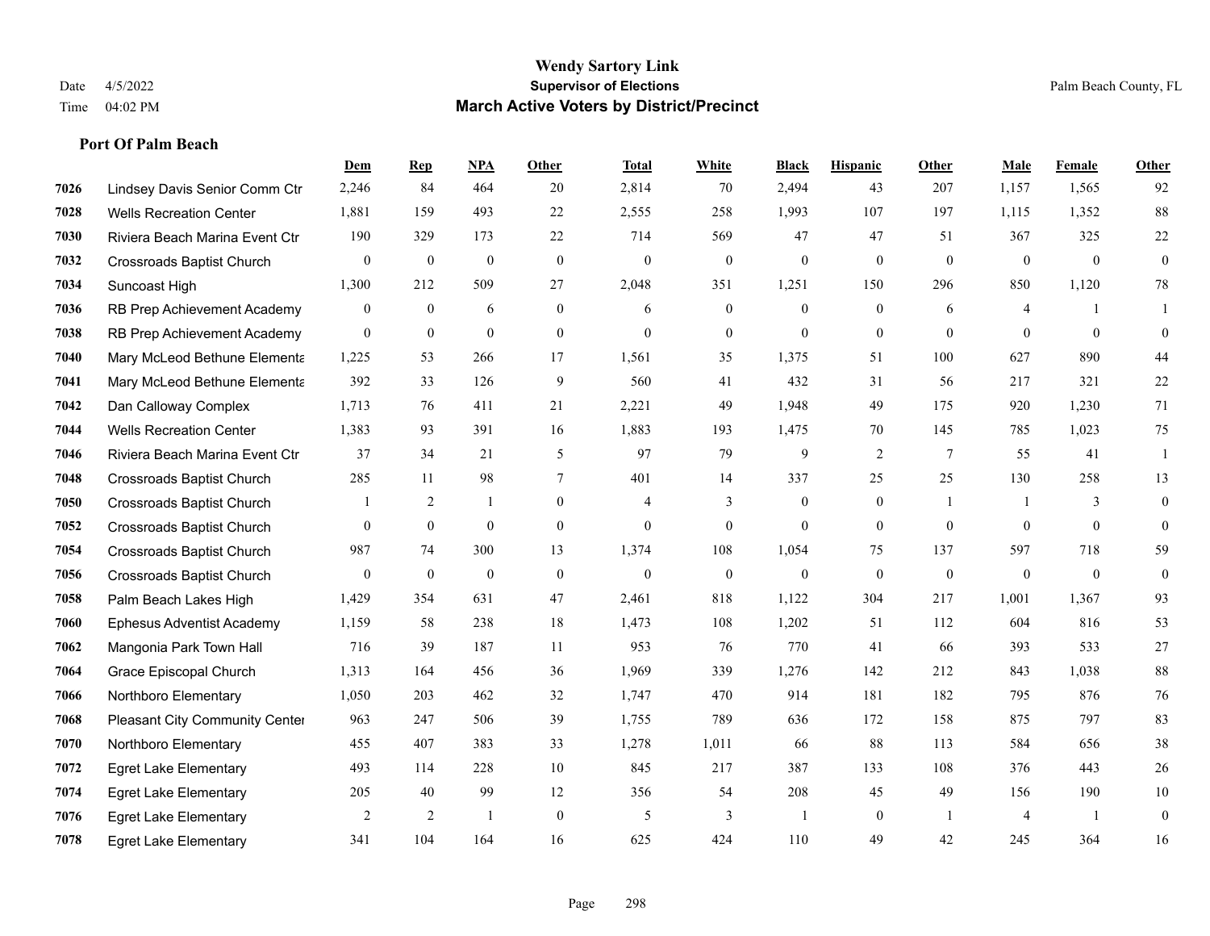# Wendy Sartory Link
## Supervisor of Elections
## March Active Voters by District/Precinct

Date 4/5/2022
Time 04:02 PM

Palm Beach County, FL

### Port Of Palm Beach

| | | Dem | Rep | NPA | Other | Total | White | Black | Hispanic | Other | Male | Female | Other |
|---|---|---|---|---|---|---|---|---|---|---|---|---|---|
| 7026 | Lindsey Davis Senior Comm Ctr | 2,246 | 84 | 464 | 20 | 2,814 | 70 | 2,494 | 43 | 207 | 1,157 | 1,565 | 92 |
| 7028 | Wells Recreation Center | 1,881 | 159 | 493 | 22 | 2,555 | 258 | 1,993 | 107 | 197 | 1,115 | 1,352 | 88 |
| 7030 | Riviera Beach Marina Event Ctr | 190 | 329 | 173 | 22 | 714 | 569 | 47 | 47 | 51 | 367 | 325 | 22 |
| 7032 | Crossroads Baptist Church | 0 | 0 | 0 | 0 | 0 | 0 | 0 | 0 | 0 | 0 | 0 | 0 |
| 7034 | Suncoast High | 1,300 | 212 | 509 | 27 | 2,048 | 351 | 1,251 | 150 | 296 | 850 | 1,120 | 78 |
| 7036 | RB Prep Achievement Academy | 0 | 0 | 6 | 0 | 6 | 0 | 0 | 0 | 6 | 4 | 1 | 1 |
| 7038 | RB Prep Achievement Academy | 0 | 0 | 0 | 0 | 0 | 0 | 0 | 0 | 0 | 0 | 0 | 0 |
| 7040 | Mary McLeod Bethune Elementa | 1,225 | 53 | 266 | 17 | 1,561 | 35 | 1,375 | 51 | 100 | 627 | 890 | 44 |
| 7041 | Mary McLeod Bethune Elementa | 392 | 33 | 126 | 9 | 560 | 41 | 432 | 31 | 56 | 217 | 321 | 22 |
| 7042 | Dan Calloway Complex | 1,713 | 76 | 411 | 21 | 2,221 | 49 | 1,948 | 49 | 175 | 920 | 1,230 | 71 |
| 7044 | Wells Recreation Center | 1,383 | 93 | 391 | 16 | 1,883 | 193 | 1,475 | 70 | 145 | 785 | 1,023 | 75 |
| 7046 | Riviera Beach Marina Event Ctr | 37 | 34 | 21 | 5 | 97 | 79 | 9 | 2 | 7 | 55 | 41 | 1 |
| 7048 | Crossroads Baptist Church | 285 | 11 | 98 | 7 | 401 | 14 | 337 | 25 | 25 | 130 | 258 | 13 |
| 7050 | Crossroads Baptist Church | 1 | 2 | 1 | 0 | 4 | 3 | 0 | 0 | 1 | 1 | 3 | 0 |
| 7052 | Crossroads Baptist Church | 0 | 0 | 0 | 0 | 0 | 0 | 0 | 0 | 0 | 0 | 0 | 0 |
| 7054 | Crossroads Baptist Church | 987 | 74 | 300 | 13 | 1,374 | 108 | 1,054 | 75 | 137 | 597 | 718 | 59 |
| 7056 | Crossroads Baptist Church | 0 | 0 | 0 | 0 | 0 | 0 | 0 | 0 | 0 | 0 | 0 | 0 |
| 7058 | Palm Beach Lakes High | 1,429 | 354 | 631 | 47 | 2,461 | 818 | 1,122 | 304 | 217 | 1,001 | 1,367 | 93 |
| 7060 | Ephesus Adventist Academy | 1,159 | 58 | 238 | 18 | 1,473 | 108 | 1,202 | 51 | 112 | 604 | 816 | 53 |
| 7062 | Mangonia Park Town Hall | 716 | 39 | 187 | 11 | 953 | 76 | 770 | 41 | 66 | 393 | 533 | 27 |
| 7064 | Grace Episcopal Church | 1,313 | 164 | 456 | 36 | 1,969 | 339 | 1,276 | 142 | 212 | 843 | 1,038 | 88 |
| 7066 | Northboro Elementary | 1,050 | 203 | 462 | 32 | 1,747 | 470 | 914 | 181 | 182 | 795 | 876 | 76 |
| 7068 | Pleasant City Community Center | 963 | 247 | 506 | 39 | 1,755 | 789 | 636 | 172 | 158 | 875 | 797 | 83 |
| 7070 | Northboro Elementary | 455 | 407 | 383 | 33 | 1,278 | 1,011 | 66 | 88 | 113 | 584 | 656 | 38 |
| 7072 | Egret Lake Elementary | 493 | 114 | 228 | 10 | 845 | 217 | 387 | 133 | 108 | 376 | 443 | 26 |
| 7074 | Egret Lake Elementary | 205 | 40 | 99 | 12 | 356 | 54 | 208 | 45 | 49 | 156 | 190 | 10 |
| 7076 | Egret Lake Elementary | 2 | 2 | 1 | 0 | 5 | 3 | 1 | 0 | 1 | 4 | 1 | 0 |
| 7078 | Egret Lake Elementary | 341 | 104 | 164 | 16 | 625 | 424 | 110 | 49 | 42 | 245 | 364 | 16 |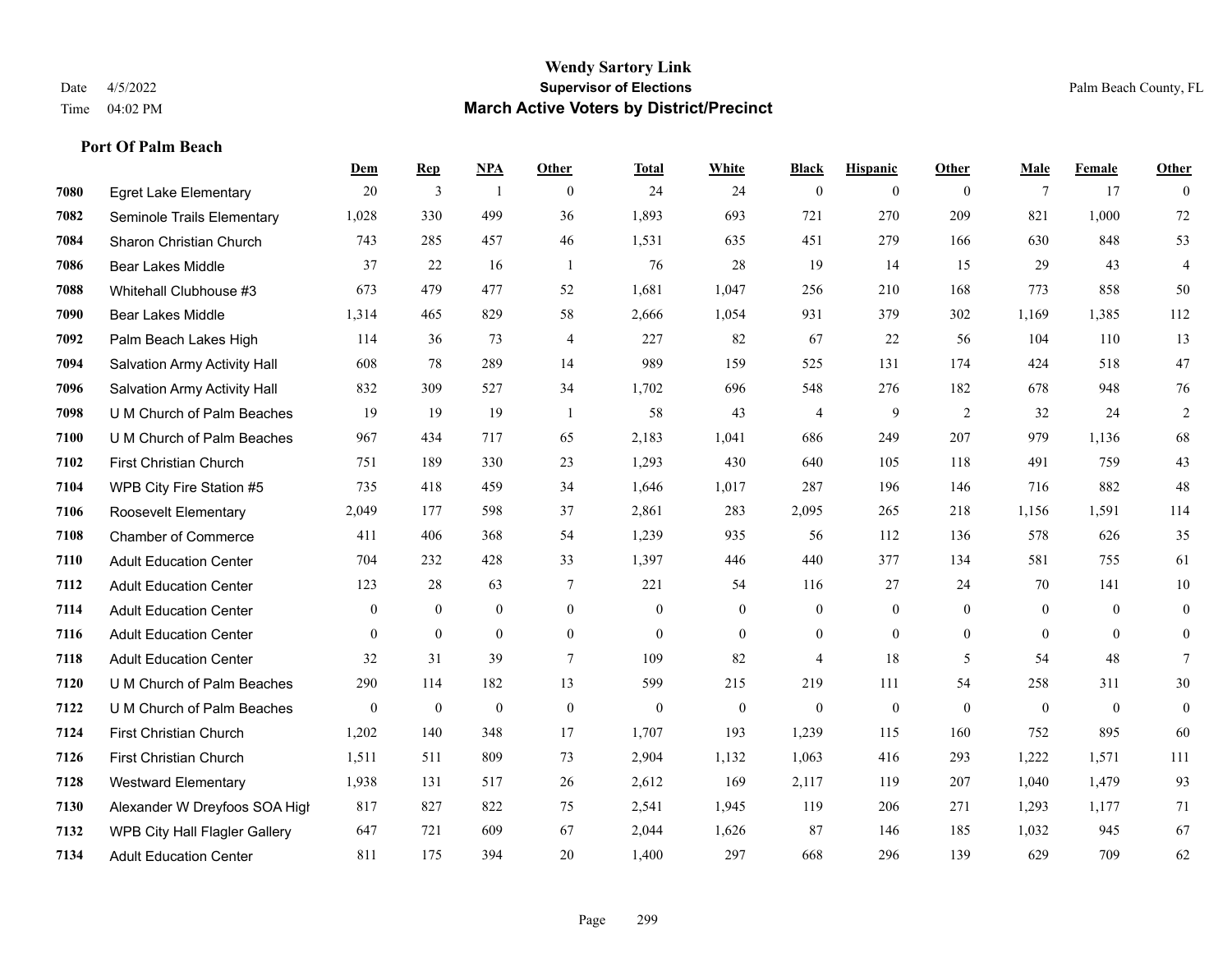## Port Of Palm Beach

| | | Dem | Rep | NPA | Other | Total | White | Black | Hispanic | Other | Male | Female | Other |
|---|---|---|---|---|---|---|---|---|---|---|---|---|---|
| 7080 | Egret Lake Elementary | 20 | 3 | 1 | 0 | 24 | 24 | 0 | 0 | 0 | 7 | 17 | 0 |
| 7082 | Seminole Trails Elementary | 1,028 | 330 | 499 | 36 | 1,893 | 693 | 721 | 270 | 209 | 821 | 1,000 | 72 |
| 7084 | Sharon Christian Church | 743 | 285 | 457 | 46 | 1,531 | 635 | 451 | 279 | 166 | 630 | 848 | 53 |
| 7086 | Bear Lakes Middle | 37 | 22 | 16 | 1 | 76 | 28 | 19 | 14 | 15 | 29 | 43 | 4 |
| 7088 | Whitehall Clubhouse #3 | 673 | 479 | 477 | 52 | 1,681 | 1,047 | 256 | 210 | 168 | 773 | 858 | 50 |
| 7090 | Bear Lakes Middle | 1,314 | 465 | 829 | 58 | 2,666 | 1,054 | 931 | 379 | 302 | 1,169 | 1,385 | 112 |
| 7092 | Palm Beach Lakes High | 114 | 36 | 73 | 4 | 227 | 82 | 67 | 22 | 56 | 104 | 110 | 13 |
| 7094 | Salvation Army Activity Hall | 608 | 78 | 289 | 14 | 989 | 159 | 525 | 131 | 174 | 424 | 518 | 47 |
| 7096 | Salvation Army Activity Hall | 832 | 309 | 527 | 34 | 1,702 | 696 | 548 | 276 | 182 | 678 | 948 | 76 |
| 7098 | U M Church of Palm Beaches | 19 | 19 | 19 | 1 | 58 | 43 | 4 | 9 | 2 | 32 | 24 | 2 |
| 7100 | U M Church of Palm Beaches | 967 | 434 | 717 | 65 | 2,183 | 1,041 | 686 | 249 | 207 | 979 | 1,136 | 68 |
| 7102 | First Christian Church | 751 | 189 | 330 | 23 | 1,293 | 430 | 640 | 105 | 118 | 491 | 759 | 43 |
| 7104 | WPB City Fire Station #5 | 735 | 418 | 459 | 34 | 1,646 | 1,017 | 287 | 196 | 146 | 716 | 882 | 48 |
| 7106 | Roosevelt Elementary | 2,049 | 177 | 598 | 37 | 2,861 | 283 | 2,095 | 265 | 218 | 1,156 | 1,591 | 114 |
| 7108 | Chamber of Commerce | 411 | 406 | 368 | 54 | 1,239 | 935 | 56 | 112 | 136 | 578 | 626 | 35 |
| 7110 | Adult Education Center | 704 | 232 | 428 | 33 | 1,397 | 446 | 440 | 377 | 134 | 581 | 755 | 61 |
| 7112 | Adult Education Center | 123 | 28 | 63 | 7 | 221 | 54 | 116 | 27 | 24 | 70 | 141 | 10 |
| 7114 | Adult Education Center | 0 | 0 | 0 | 0 | 0 | 0 | 0 | 0 | 0 | 0 | 0 | 0 |
| 7116 | Adult Education Center | 0 | 0 | 0 | 0 | 0 | 0 | 0 | 0 | 0 | 0 | 0 | 0 |
| 7118 | Adult Education Center | 32 | 31 | 39 | 7 | 109 | 82 | 4 | 18 | 5 | 54 | 48 | 7 |
| 7120 | U M Church of Palm Beaches | 290 | 114 | 182 | 13 | 599 | 215 | 219 | 111 | 54 | 258 | 311 | 30 |
| 7122 | U M Church of Palm Beaches | 0 | 0 | 0 | 0 | 0 | 0 | 0 | 0 | 0 | 0 | 0 | 0 |
| 7124 | First Christian Church | 1,202 | 140 | 348 | 17 | 1,707 | 193 | 1,239 | 115 | 160 | 752 | 895 | 60 |
| 7126 | First Christian Church | 1,511 | 511 | 809 | 73 | 2,904 | 1,132 | 1,063 | 416 | 293 | 1,222 | 1,571 | 111 |
| 7128 | Westward Elementary | 1,938 | 131 | 517 | 26 | 2,612 | 169 | 2,117 | 119 | 207 | 1,040 | 1,479 | 93 |
| 7130 | Alexander W Dreyfoos SOA High | 817 | 827 | 822 | 75 | 2,541 | 1,945 | 119 | 206 | 271 | 1,293 | 1,177 | 71 |
| 7132 | WPB City Hall Flagler Gallery | 647 | 721 | 609 | 67 | 2,044 | 1,626 | 87 | 146 | 185 | 1,032 | 945 | 67 |
| 7134 | Adult Education Center | 811 | 175 | 394 | 20 | 1,400 | 297 | 668 | 296 | 139 | 629 | 709 | 62 |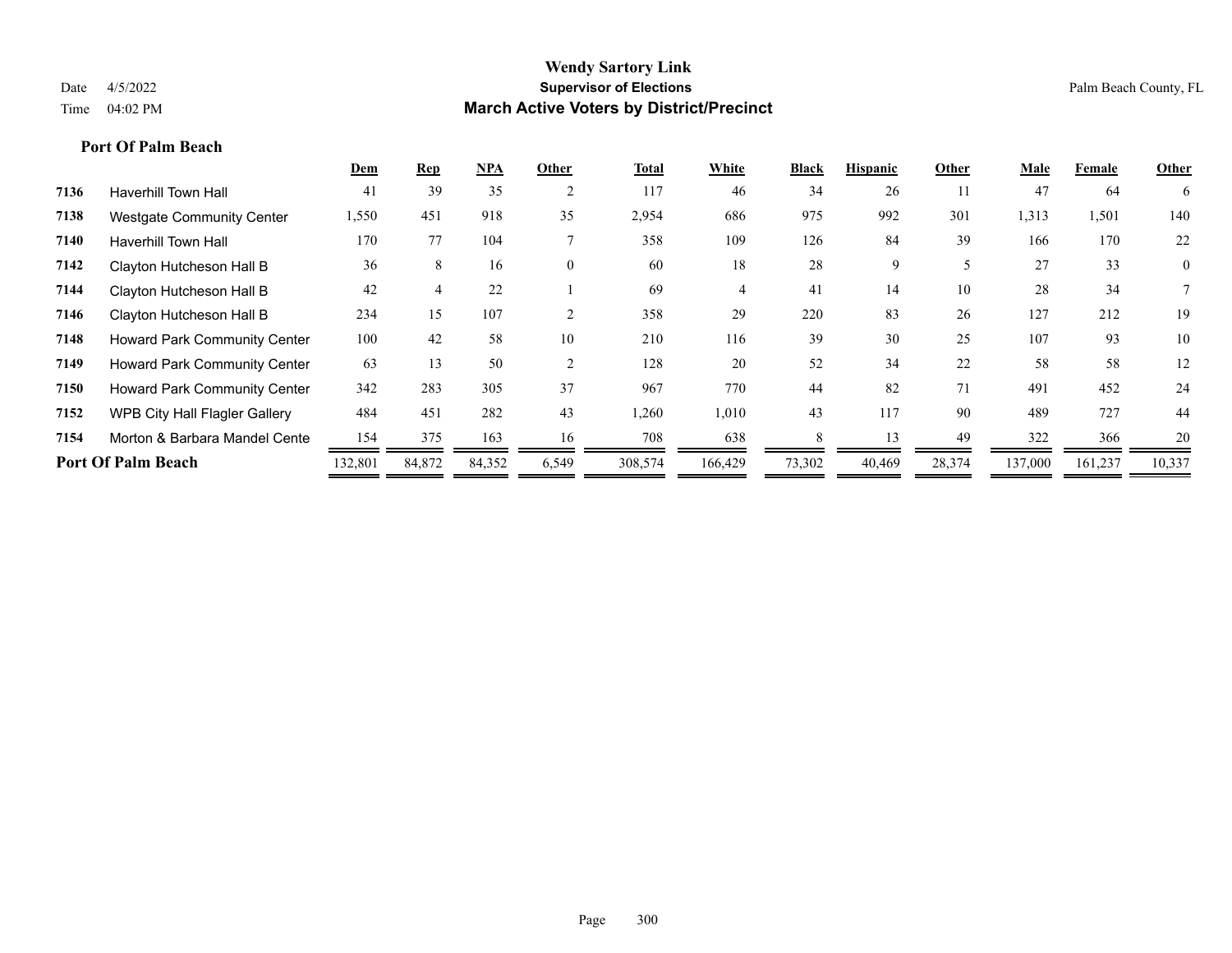# Wendy Sartory Link

## Supervisor of Elections

## March Active Voters by District/Precinct

Date 4/5/2022
Time 04:02 PM

Palm Beach County, FL

### Port Of Palm Beach

| | | Dem | Rep | NPA | Other | Total | White | Black | Hispanic | Other | Male | Female | Other |
|---|---|---|---|---|---|---|---|---|---|---|---|---|---|
| 7136 | Haverhill Town Hall | 41 | 39 | 35 | 2 | 117 | 46 | 34 | 26 | 11 | 47 | 64 | 6 |
| 7138 | Westgate Community Center | 1,550 | 451 | 918 | 35 | 2,954 | 686 | 975 | 992 | 301 | 1,313 | 1,501 | 140 |
| 7140 | Haverhill Town Hall | 170 | 77 | 104 | 7 | 358 | 109 | 126 | 84 | 39 | 166 | 170 | 22 |
| 7142 | Clayton Hutcheson Hall B | 36 | 8 | 16 | 0 | 60 | 18 | 28 | 9 | 5 | 27 | 33 | 0 |
| 7144 | Clayton Hutcheson Hall B | 42 | 4 | 22 | 1 | 69 | 4 | 41 | 14 | 10 | 28 | 34 | 7 |
| 7146 | Clayton Hutcheson Hall B | 234 | 15 | 107 | 2 | 358 | 29 | 220 | 83 | 26 | 127 | 212 | 19 |
| 7148 | Howard Park Community Center | 100 | 42 | 58 | 10 | 210 | 116 | 39 | 30 | 25 | 107 | 93 | 10 |
| 7149 | Howard Park Community Center | 63 | 13 | 50 | 2 | 128 | 20 | 52 | 34 | 22 | 58 | 58 | 12 |
| 7150 | Howard Park Community Center | 342 | 283 | 305 | 37 | 967 | 770 | 44 | 82 | 71 | 491 | 452 | 24 |
| 7152 | WPB City Hall Flagler Gallery | 484 | 451 | 282 | 43 | 1,260 | 1,010 | 43 | 117 | 90 | 489 | 727 | 44 |
| 7154 | Morton & Barbara Mandel Cente | 154 | 375 | 163 | 16 | 708 | 638 | 8 | 13 | 49 | 322 | 366 | 20 |
| **Port Of Palm Beach** | | 132,801 | 84,872 | 84,352 | 6,549 | 308,574 | 166,429 | 73,302 | 40,469 | 28,374 | 137,000 | 161,237 | 10,337 |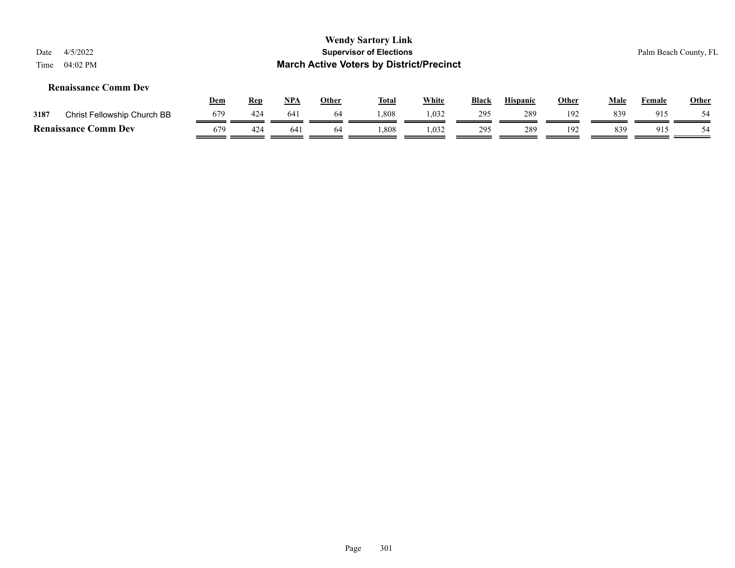# Wendy Sartory Link

## Supervisor of Elections

## March Active Voters by District/Precinct

Date 4/5/2022
Time 04:02 PM

Palm Beach County, FL

### Renaissance Comm Dev

| | | Dem | Rep | NPA | Other | Total | White | Black | Hispanic | Other | Male | Female | Other |
|---|---|---|---|---|---|---|---|---|---|---|---|---|---|
| 3187 | Christ Fellowship Church BB | 679 | 424 | 641 | 64 | 1,808 | 1,032 | 295 | 289 | 192 | 839 | 915 | 54 |
| **Renaissance Comm Dev** | | 679 | 424 | 641 | 64 | 1,808 | 1,032 | 295 | 289 | 192 | 839 | 915 | 54 |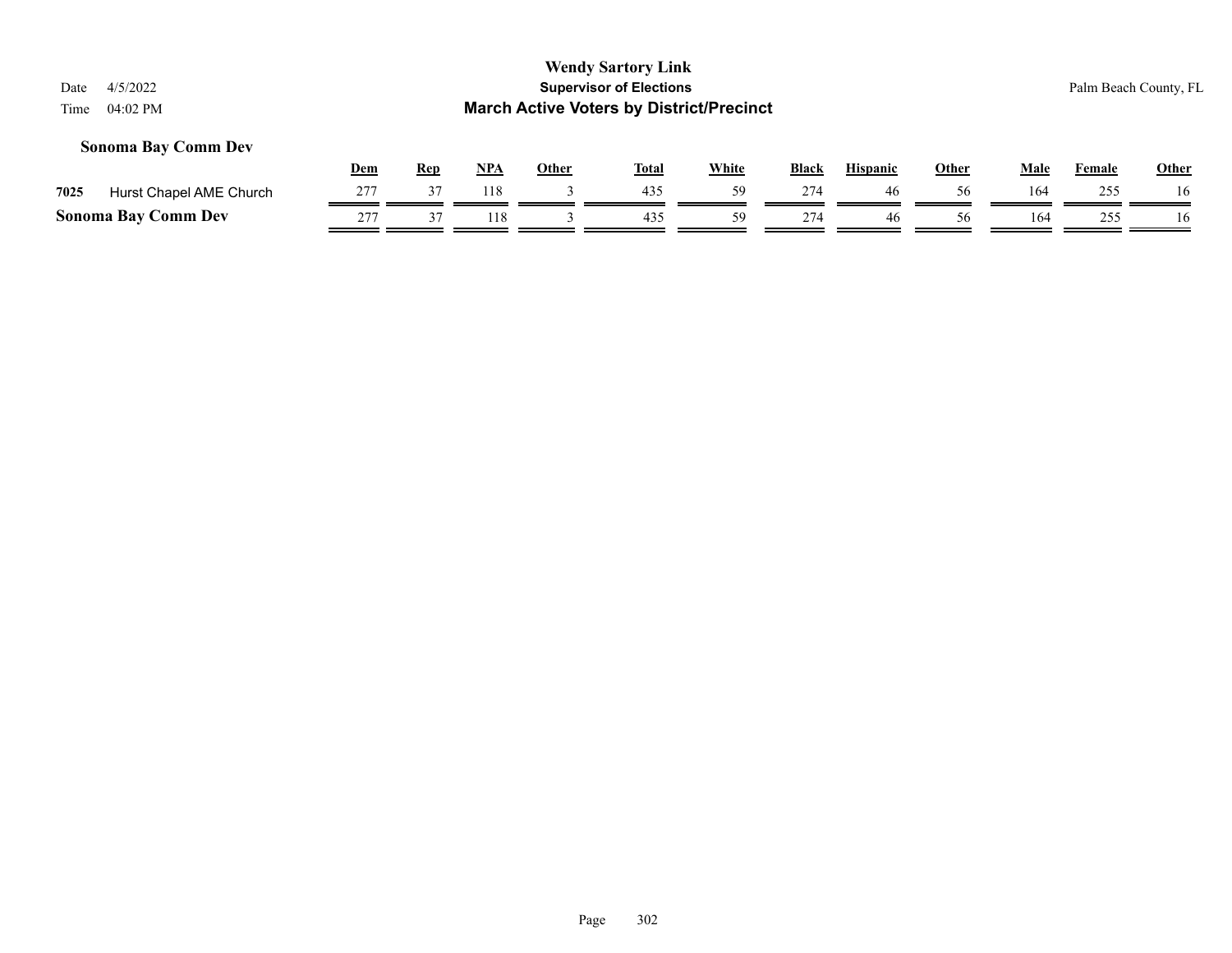## Sonoma Bay Comm Dev

| | | Dem | Rep | NPA | Other | Total | White | Black | Hispanic | Other | Male | Female | Other |
|---|---|---|---|---|---|---|---|---|---|---|---|---|---|
| 7025 | Hurst Chapel AME Church | 277 | 37 | 118 | 3 | 435 | 59 | 274 | 46 | 56 | 164 | 255 | 16 |
| **Sonoma Bay Comm Dev** | | 277 | 37 | 118 | 3 | 435 | 59 | 274 | 46 | 56 | 164 | 255 | 16 |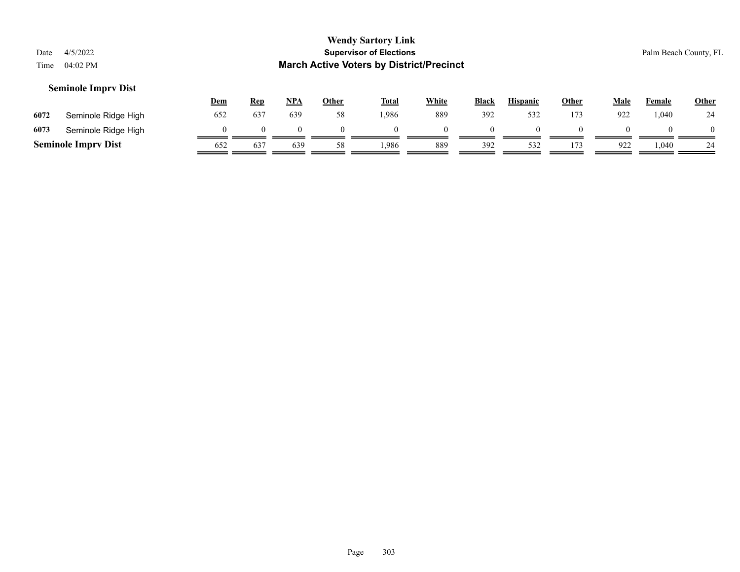## Seminole Imprv Dist

| | | Dem | Rep | NPA | Other | Total | White | Black | Hispanic | Other | Male | Female | Other |
|---|---|---|---|---|---|---|---|---|---|---|---|---|---|
| 6072 | Seminole Ridge High | 652 | 637 | 639 | 58 | 1,986 | 889 | 392 | 532 | 173 | 922 | 1,040 | 24 |
| 6073 | Seminole Ridge High | 0 | 0 | 0 | 0 | 0 | 0 | 0 | 0 | 0 | 0 | 0 | 0 |
| **Seminole Imprv Dist** | | 652 | 637 | 639 | 58 | 1,986 | 889 | 392 | 532 | 173 | 922 | 1,040 | 24 |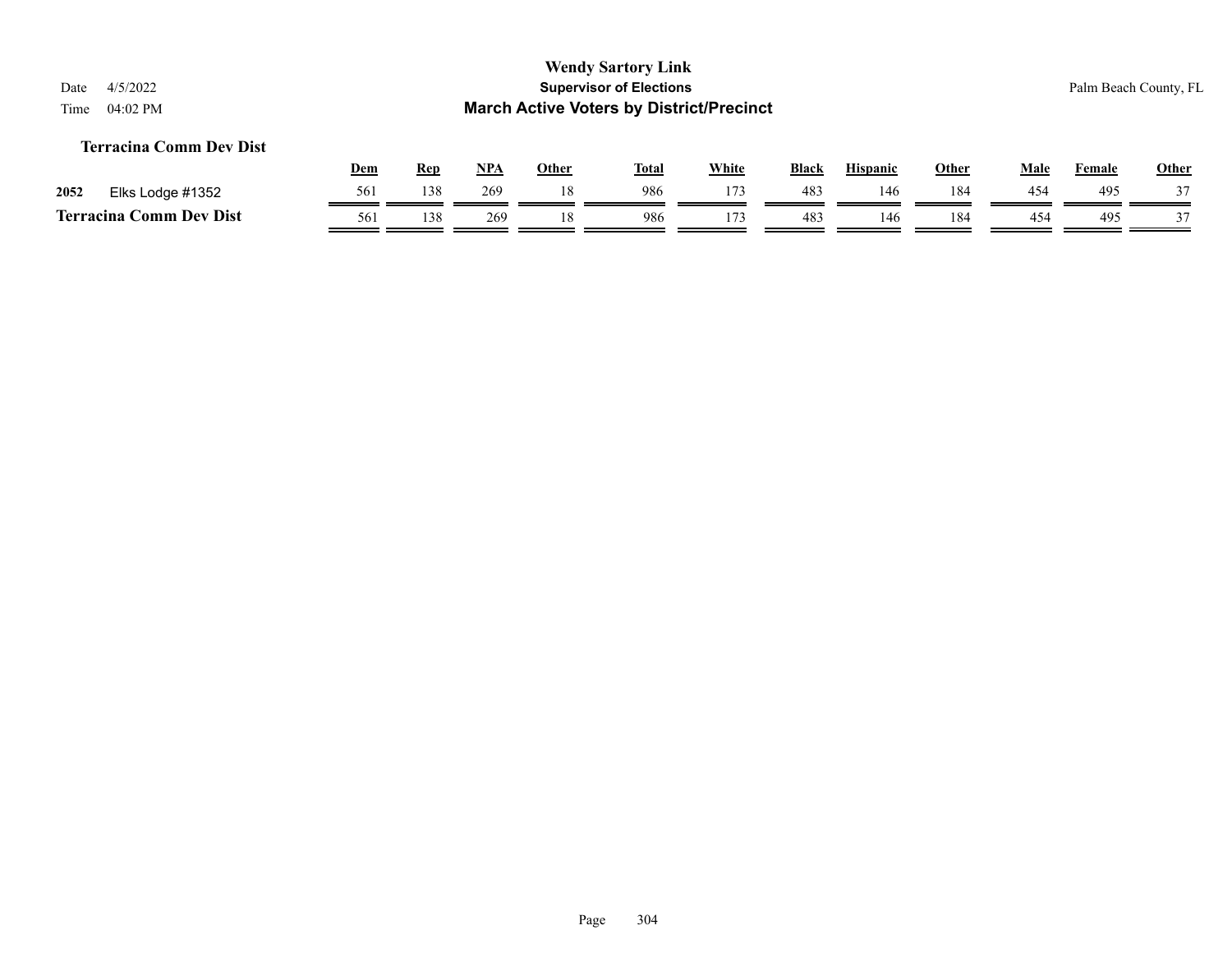### Terracina Comm Dev Dist

| | | Dem | Rep | NPA | Other | Total | White | Black | Hispanic | Other | Male | Female | Other |
|---|---|---|---|---|---|---|---|---|---|---|---|---|---|
| 2052 | Elks Lodge #1352 | 561 | 138 | 269 | 18 | 986 | 173 | 483 | 146 | 184 | 454 | 495 | 37 |
| **Terracina Comm Dev Dist** | | 561 | 138 | 269 | 18 | 986 | 173 | 483 | 146 | 184 | 454 | 495 | 37 |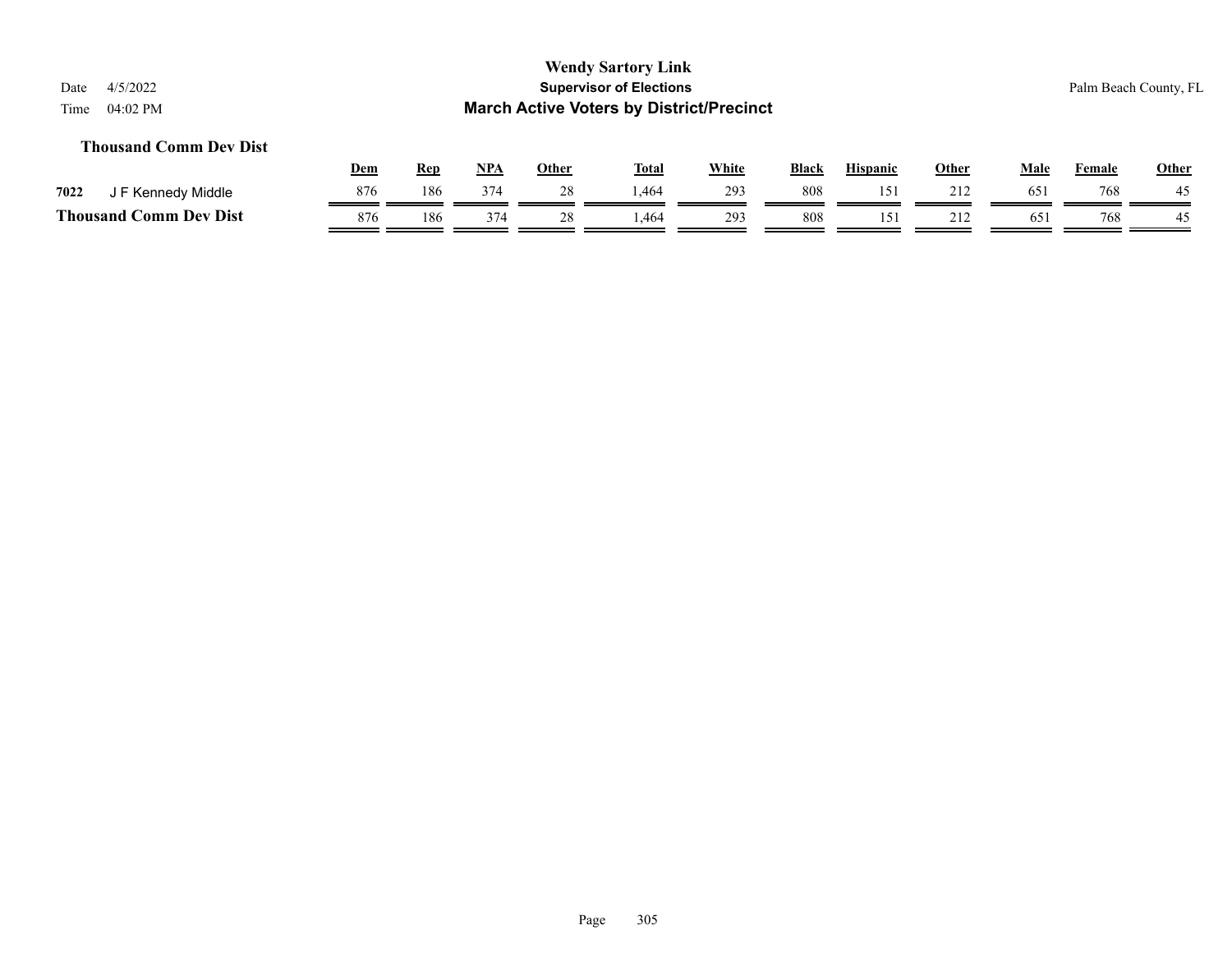# Wendy Sartory Link

## Supervisor of Elections

## March Active Voters by District/Precinct

Date 4/5/2022

Time 04:02 PM

Palm Beach County, FL

### Thousand Comm Dev Dist

| | | Dem | Rep | NPA | Other | Total | White | Black | Hispanic | Other | Male | Female | Other |
|---|---|---|---|---|---|---|---|---|---|---|---|---|---|
| 7022 | J F Kennedy Middle | 876 | 186 | 374 | 28 | 1,464 | 293 | 808 | 151 | 212 | 651 | 768 | 45 |
| **Thousand Comm Dev Dist** | | 876 | 186 | 374 | 28 | 1,464 | 293 | 808 | 151 | 212 | 651 | 768 | 45 |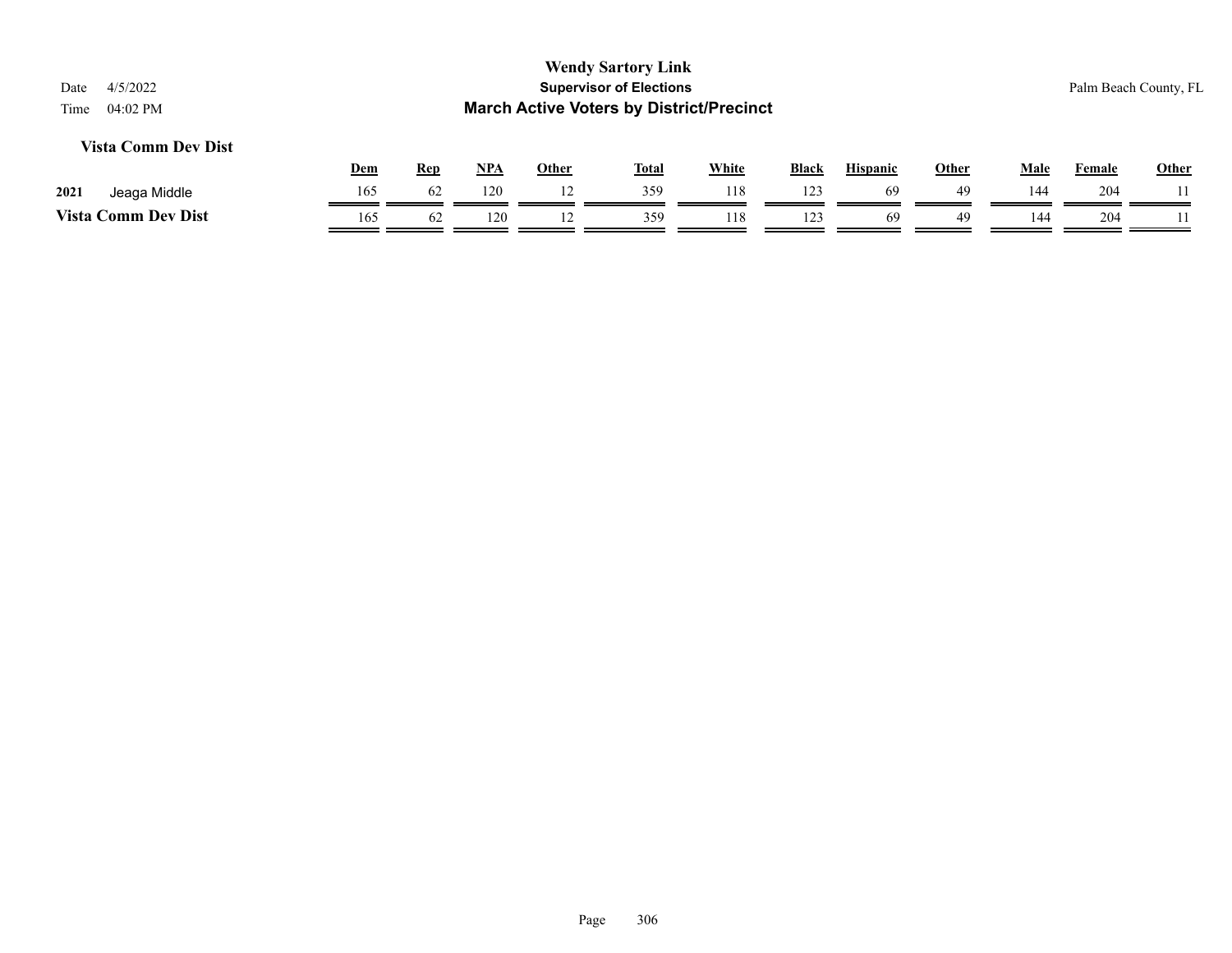# Wendy Sartory Link

**Supervisor of Elections**

**March Active Voters by District/Precinct**

Date 4/5/2022
Time 04:02 PM

Palm Beach County, FL

### Vista Comm Dev Dist

| | | Dem | Rep | NPA | Other | Total | White | Black | Hispanic | Other | Male | Female | Other |
|---|---|---|---|---|---|---|---|---|---|---|---|---|---|
| 2021 | Jeaga Middle | 165 | 62 | 120 | 12 | 359 | 118 | 123 | 69 | 49 | 144 | 204 | 11 |
| **Vista Comm Dev Dist** | | 165 | 62 | 120 | 12 | 359 | 118 | 123 | 69 | 49 | 144 | 204 | 11 |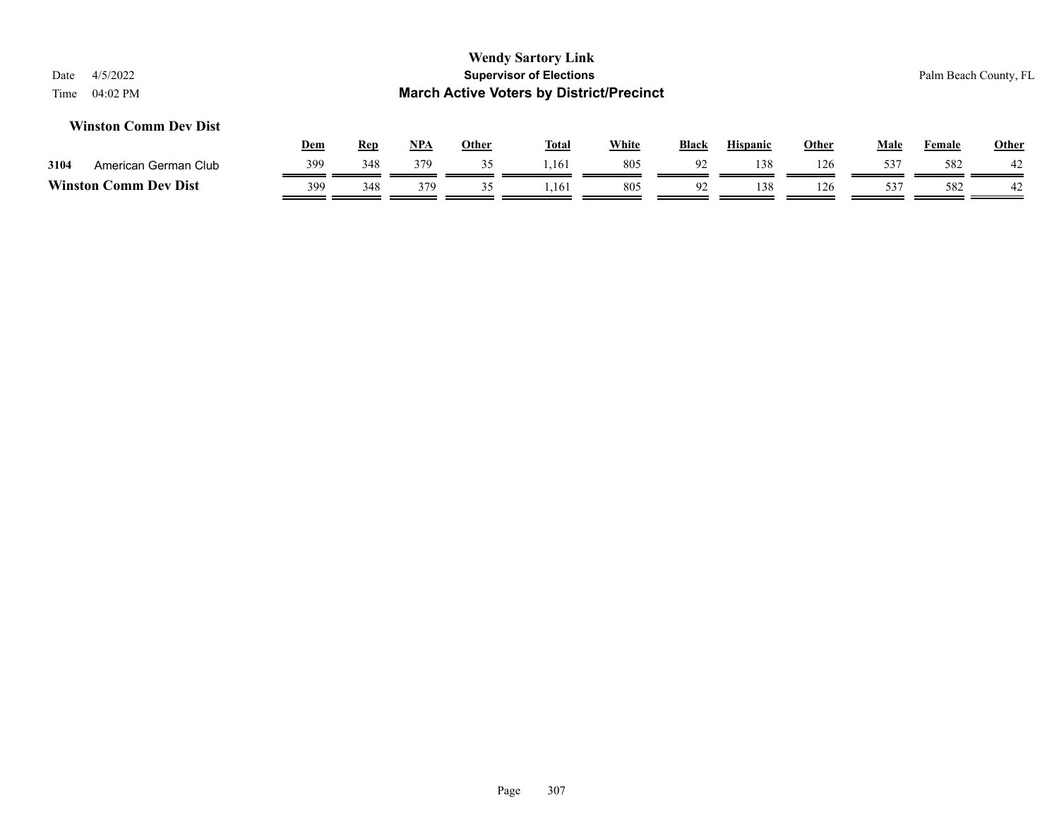### Winston Comm Dev Dist

| | | Dem | Rep | NPA | Other | Total | White | Black | Hispanic | Other | Male | Female | Other |
|---|---|---|---|---|---|---|---|---|---|---|---|---|---|
| 3104 | American German Club | 399 | 348 | 379 | 35 | 1,161 | 805 | 92 | 138 | 126 | 537 | 582 | 42 |
| **Winston Comm Dev Dist** | | 399 | 348 | 379 | 35 | 1,161 | 805 | 92 | 138 | 126 | 537 | 582 | 42 |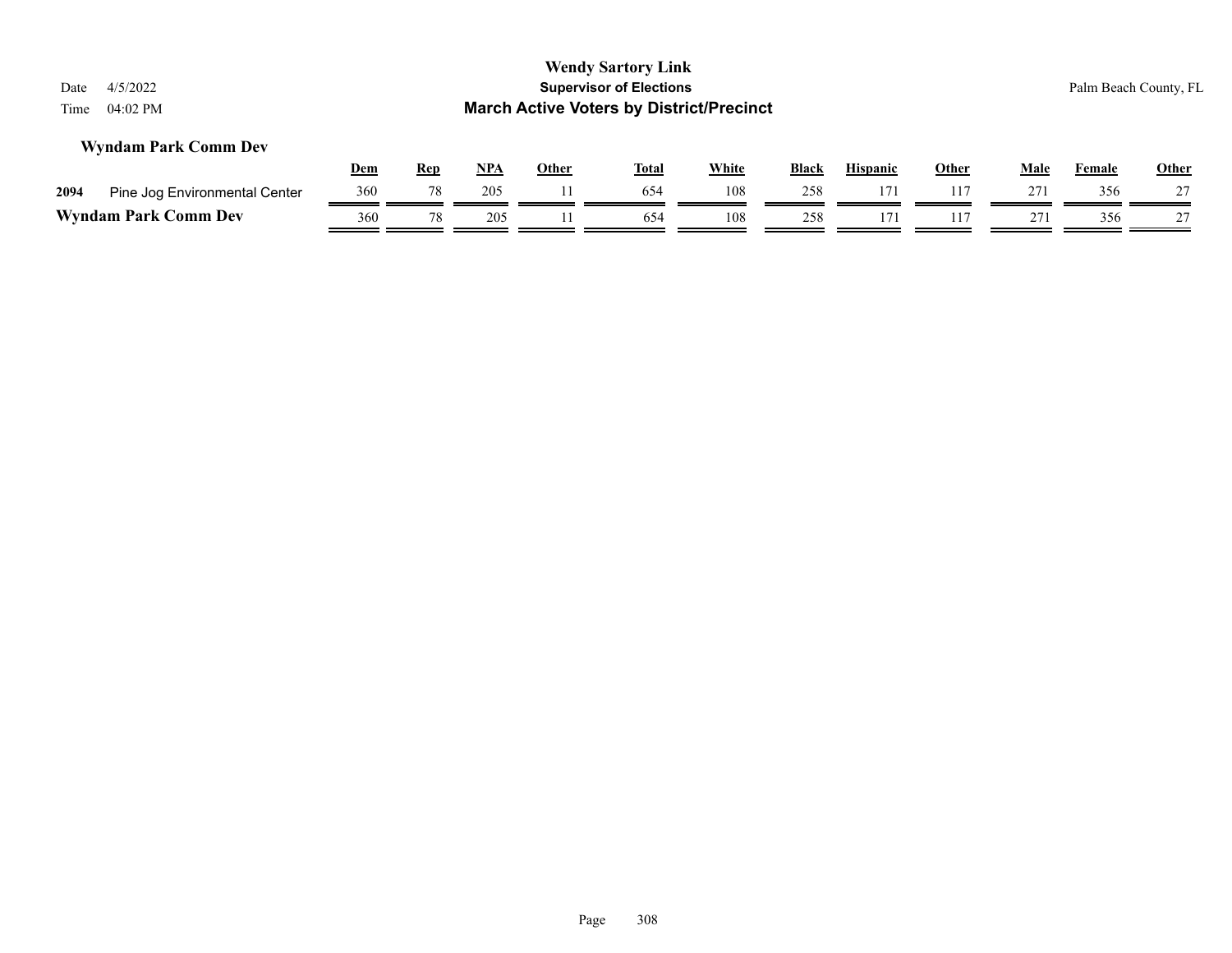## Wyndam Park Comm Dev

| | | Dem | Rep | NPA | Other | Total | White | Black | Hispanic | Other | Male | Female | Other |
|---|---|---|---|---|---|---|---|---|---|---|---|---|---|
| 2094 | Pine Jog Environmental Center | 360 | 78 | 205 | 11 | 654 | 108 | 258 | 171 | 117 | 271 | 356 | 27 |
| **Wyndam Park Comm Dev** | | 360 | 78 | 205 | 11 | 654 | 108 | 258 | 171 | 117 | 271 | 356 | 27 |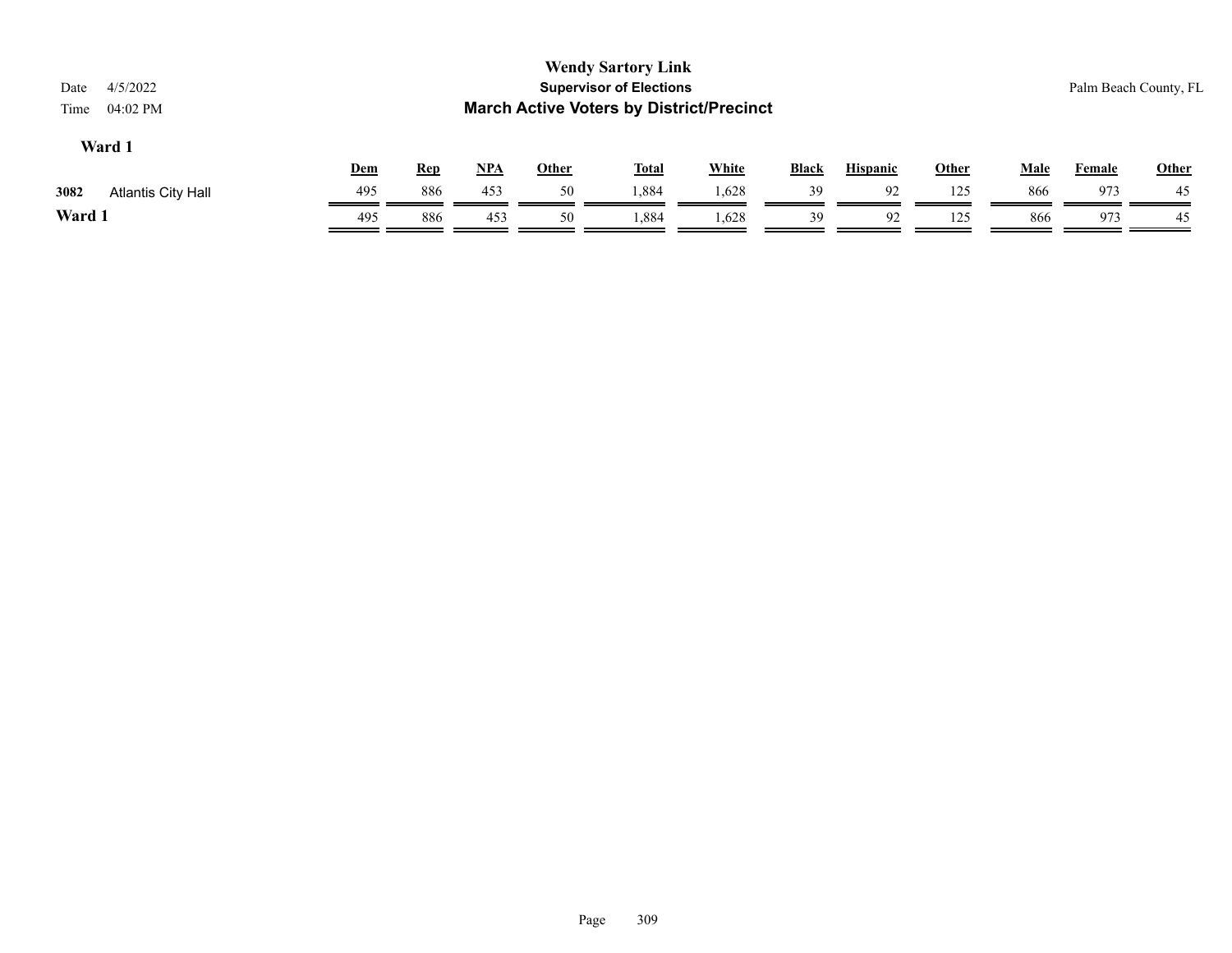# Wendy Sartory Link

## Supervisor of Elections

## March Active Voters by District/Precinct

Date 4/5/2022

Time 04:02 PM

Palm Beach County, FL

### Ward 1

| | | Dem | Rep | NPA | Other | Total | White | Black | Hispanic | Other | Male | Female | Other |
|---|---|---|---|---|---|---|---|---|---|---|---|---|---|
| 3082 | Atlantis City Hall | 495 | 886 | 453 | 50 | 1,884 | 1,628 | 39 | 92 | 125 | 866 | 973 | 45 |
| **Ward 1** | | 495 | 886 | 453 | 50 | 1,884 | 1,628 | 39 | 92 | 125 | 866 | 973 | 45 |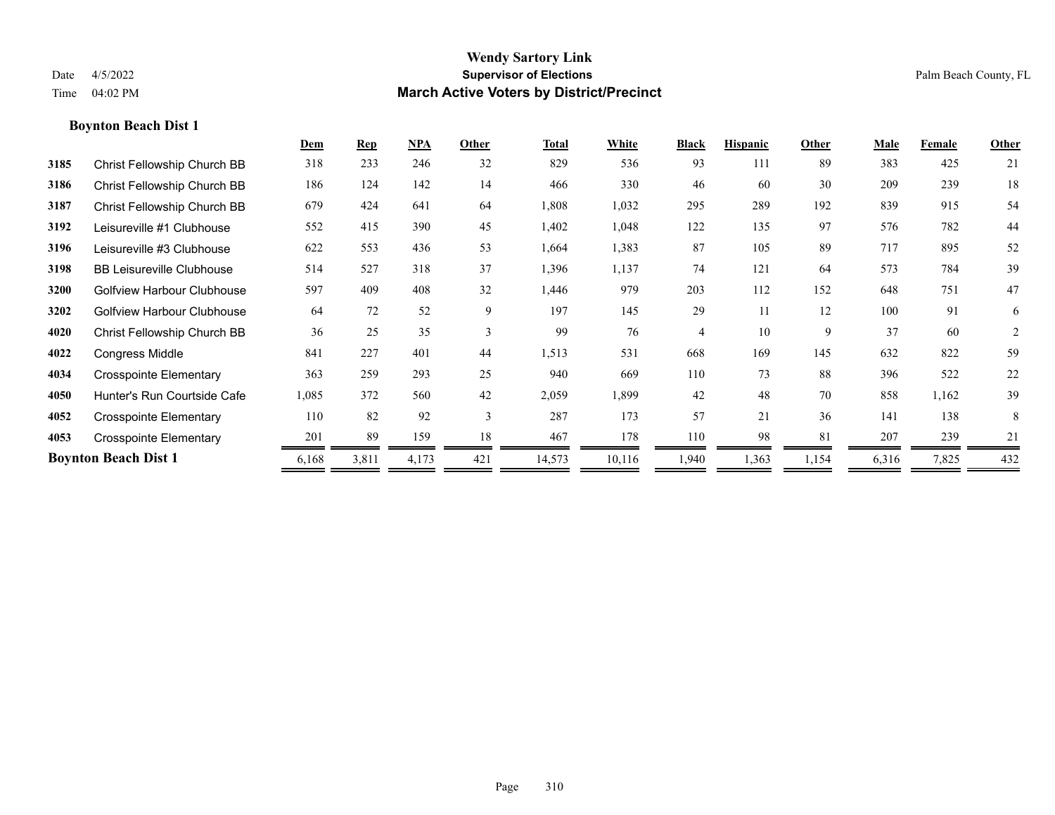# Wendy Sartory Link
## Supervisor of Elections
## March Active Voters by District/Precinct

Date 4/5/2022
Time 04:02 PM

Palm Beach County, FL

### Boynton Beach Dist 1

| | | Dem | Rep | NPA | Other | Total | White | Black | Hispanic | Other | Male | Female | Other |
|---|---|---|---|---|---|---|---|---|---|---|---|---|---|
| 3185 | Christ Fellowship Church BB | 318 | 233 | 246 | 32 | 829 | 536 | 93 | 111 | 89 | 383 | 425 | 21 |
| 3186 | Christ Fellowship Church BB | 186 | 124 | 142 | 14 | 466 | 330 | 46 | 60 | 30 | 209 | 239 | 18 |
| 3187 | Christ Fellowship Church BB | 679 | 424 | 641 | 64 | 1,808 | 1,032 | 295 | 289 | 192 | 839 | 915 | 54 |
| 3192 | Leisureville #1 Clubhouse | 552 | 415 | 390 | 45 | 1,402 | 1,048 | 122 | 135 | 97 | 576 | 782 | 44 |
| 3196 | Leisureville #3 Clubhouse | 622 | 553 | 436 | 53 | 1,664 | 1,383 | 87 | 105 | 89 | 717 | 895 | 52 |
| 3198 | BB Leisureville Clubhouse | 514 | 527 | 318 | 37 | 1,396 | 1,137 | 74 | 121 | 64 | 573 | 784 | 39 |
| 3200 | Golfview Harbour Clubhouse | 597 | 409 | 408 | 32 | 1,446 | 979 | 203 | 112 | 152 | 648 | 751 | 47 |
| 3202 | Golfview Harbour Clubhouse | 64 | 72 | 52 | 9 | 197 | 145 | 29 | 11 | 12 | 100 | 91 | 6 |
| 4020 | Christ Fellowship Church BB | 36 | 25 | 35 | 3 | 99 | 76 | 4 | 10 | 9 | 37 | 60 | 2 |
| 4022 | Congress Middle | 841 | 227 | 401 | 44 | 1,513 | 531 | 668 | 169 | 145 | 632 | 822 | 59 |
| 4034 | Crosspointe Elementary | 363 | 259 | 293 | 25 | 940 | 669 | 110 | 73 | 88 | 396 | 522 | 22 |
| 4050 | Hunter's Run Courtside Cafe | 1,085 | 372 | 560 | 42 | 2,059 | 1,899 | 42 | 48 | 70 | 858 | 1,162 | 39 |
| 4052 | Crosspointe Elementary | 110 | 82 | 92 | 3 | 287 | 173 | 57 | 21 | 36 | 141 | 138 | 8 |
| 4053 | Crosspointe Elementary | 201 | 89 | 159 | 18 | 467 | 178 | 110 | 98 | 81 | 207 | 239 | 21 |
| **Boynton Beach Dist 1** | | 6,168 | 3,811 | 4,173 | 421 | 14,573 | 10,116 | 1,940 | 1,363 | 1,154 | 6,316 | 7,825 | 432 |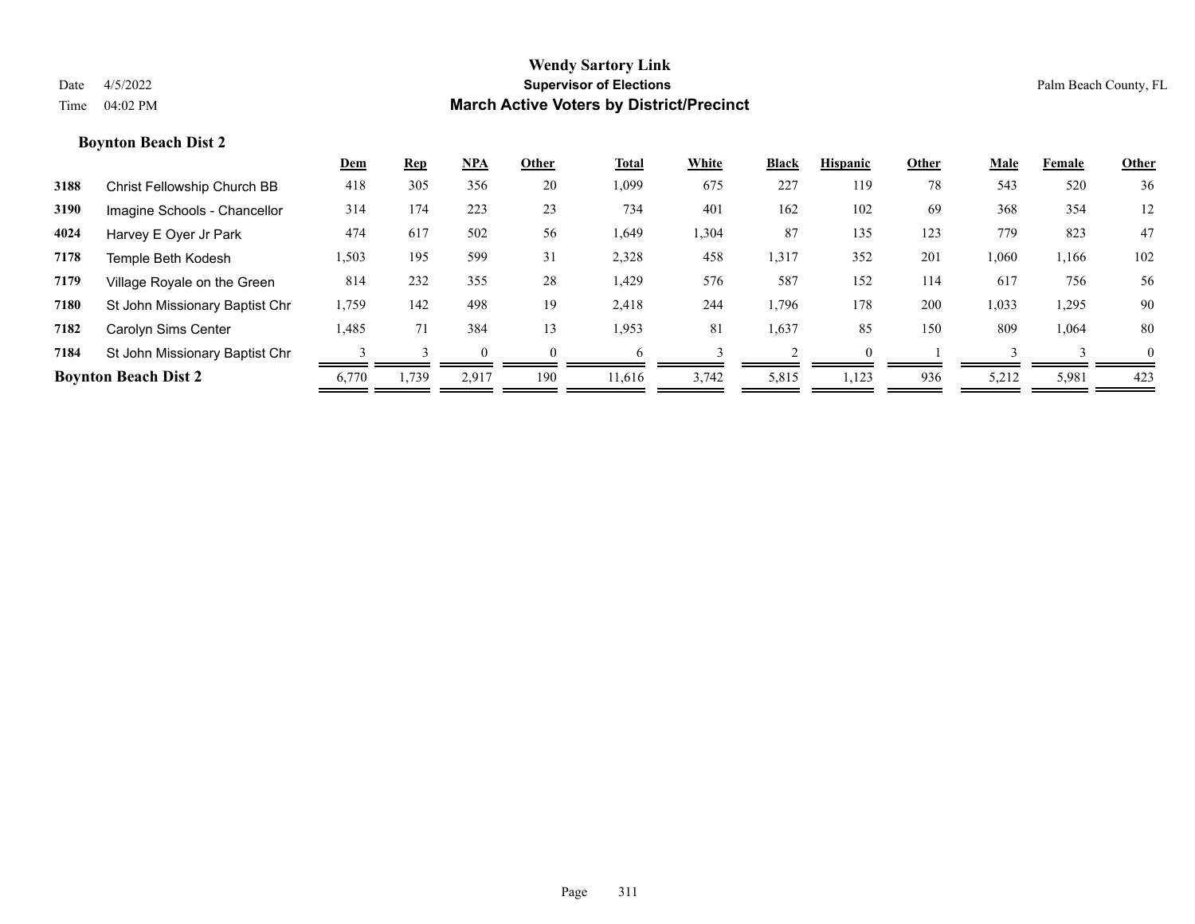# Wendy Sartory Link
## Supervisor of Elections
## March Active Voters by District/Precinct

Date 4/5/2022
Time 04:02 PM

Palm Beach County, FL

### Boynton Beach Dist 2

| | | Dem | Rep | NPA | Other | Total | White | Black | Hispanic | Other | Male | Female | Other |
|---|---|---|---|---|---|---|---|---|---|---|---|---|---|
| 3188 | Christ Fellowship Church BB | 418 | 305 | 356 | 20 | 1,099 | 675 | 227 | 119 | 78 | 543 | 520 | 36 |
| 3190 | Imagine Schools - Chancellor | 314 | 174 | 223 | 23 | 734 | 401 | 162 | 102 | 69 | 368 | 354 | 12 |
| 4024 | Harvey E Oyer Jr Park | 474 | 617 | 502 | 56 | 1,649 | 1,304 | 87 | 135 | 123 | 779 | 823 | 47 |
| 7178 | Temple Beth Kodesh | 1,503 | 195 | 599 | 31 | 2,328 | 458 | 1,317 | 352 | 201 | 1,060 | 1,166 | 102 |
| 7179 | Village Royale on the Green | 814 | 232 | 355 | 28 | 1,429 | 576 | 587 | 152 | 114 | 617 | 756 | 56 |
| 7180 | St John Missionary Baptist Chr | 1,759 | 142 | 498 | 19 | 2,418 | 244 | 1,796 | 178 | 200 | 1,033 | 1,295 | 90 |
| 7182 | Carolyn Sims Center | 1,485 | 71 | 384 | 13 | 1,953 | 81 | 1,637 | 85 | 150 | 809 | 1,064 | 80 |
| 7184 | St John Missionary Baptist Chr | 3 | 3 | 0 | 0 | 6 | 3 | 2 | 0 | 1 | 3 | 3 | 0 |
| **Boynton Beach Dist 2** | | 6,770 | 1,739 | 2,917 | 190 | 11,616 | 3,742 | 5,815 | 1,123 | 936 | 5,212 | 5,981 | 423 |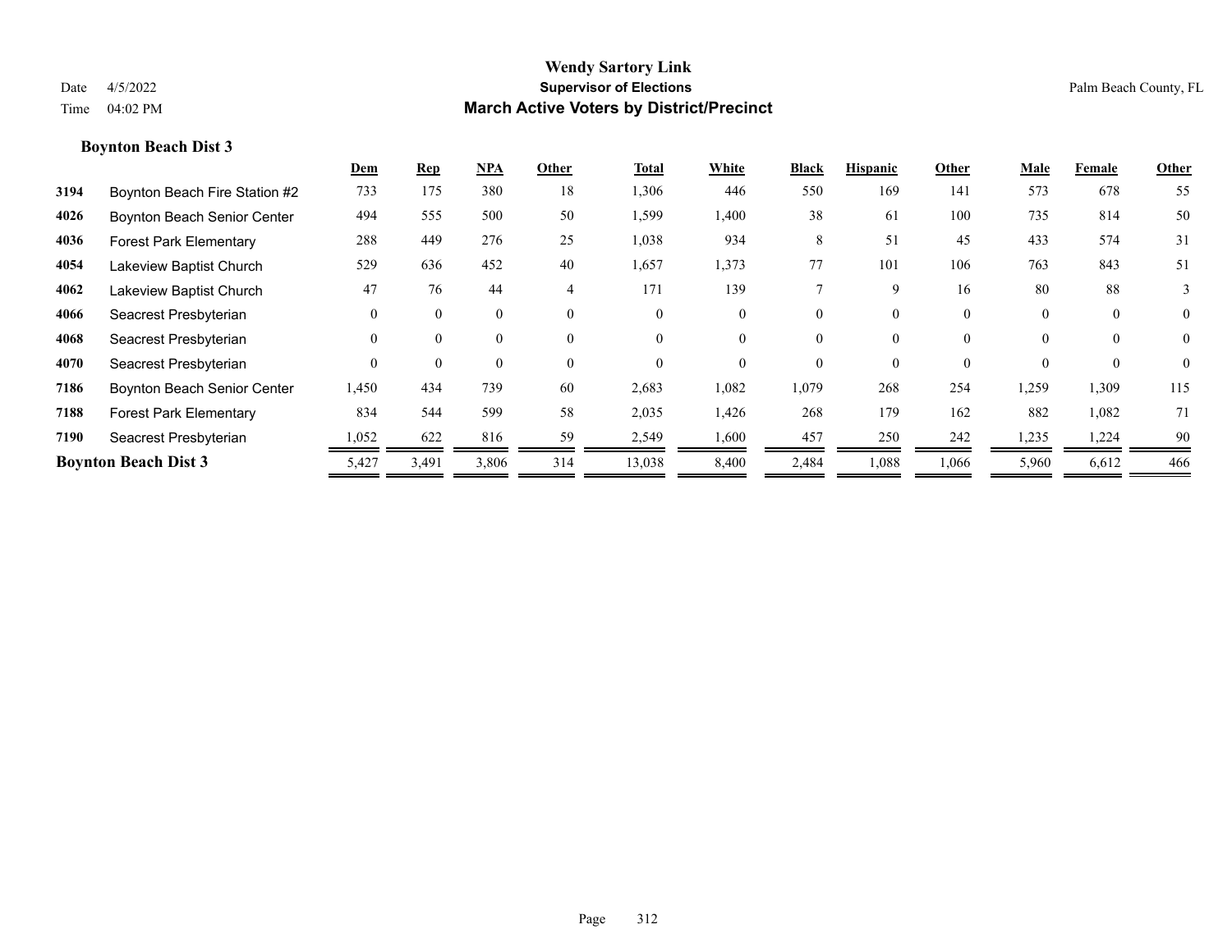# Wendy Sartory Link
## Supervisor of Elections
## March Active Voters by District/Precinct

Date 4/5/2022
Time 04:02 PM

Palm Beach County, FL

### Boynton Beach Dist 3

| | | Dem | Rep | NPA | Other | Total | White | Black | Hispanic | Other | Male | Female | Other |
|---|---|---|---|---|---|---|---|---|---|---|---|---|---|
| 3194 | Boynton Beach Fire Station #2 | 733 | 175 | 380 | 18 | 1,306 | 446 | 550 | 169 | 141 | 573 | 678 | 55 |
| 4026 | Boynton Beach Senior Center | 494 | 555 | 500 | 50 | 1,599 | 1,400 | 38 | 61 | 100 | 735 | 814 | 50 |
| 4036 | Forest Park Elementary | 288 | 449 | 276 | 25 | 1,038 | 934 | 8 | 51 | 45 | 433 | 574 | 31 |
| 4054 | Lakeview Baptist Church | 529 | 636 | 452 | 40 | 1,657 | 1,373 | 77 | 101 | 106 | 763 | 843 | 51 |
| 4062 | Lakeview Baptist Church | 47 | 76 | 44 | 4 | 171 | 139 | 7 | 9 | 16 | 80 | 88 | 3 |
| 4066 | Seacrest Presbyterian | 0 | 0 | 0 | 0 | 0 | 0 | 0 | 0 | 0 | 0 | 0 | 0 |
| 4068 | Seacrest Presbyterian | 0 | 0 | 0 | 0 | 0 | 0 | 0 | 0 | 0 | 0 | 0 | 0 |
| 4070 | Seacrest Presbyterian | 0 | 0 | 0 | 0 | 0 | 0 | 0 | 0 | 0 | 0 | 0 | 0 |
| 7186 | Boynton Beach Senior Center | 1,450 | 434 | 739 | 60 | 2,683 | 1,082 | 1,079 | 268 | 254 | 1,259 | 1,309 | 115 |
| 7188 | Forest Park Elementary | 834 | 544 | 599 | 58 | 2,035 | 1,426 | 268 | 179 | 162 | 882 | 1,082 | 71 |
| 7190 | Seacrest Presbyterian | 1,052 | 622 | 816 | 59 | 2,549 | 1,600 | 457 | 250 | 242 | 1,235 | 1,224 | 90 |
| **Boynton Beach Dist 3** | | 5,427 | 3,491 | 3,806 | 314 | 13,038 | 8,400 | 2,484 | 1,088 | 1,066 | 5,960 | 6,612 | 466 |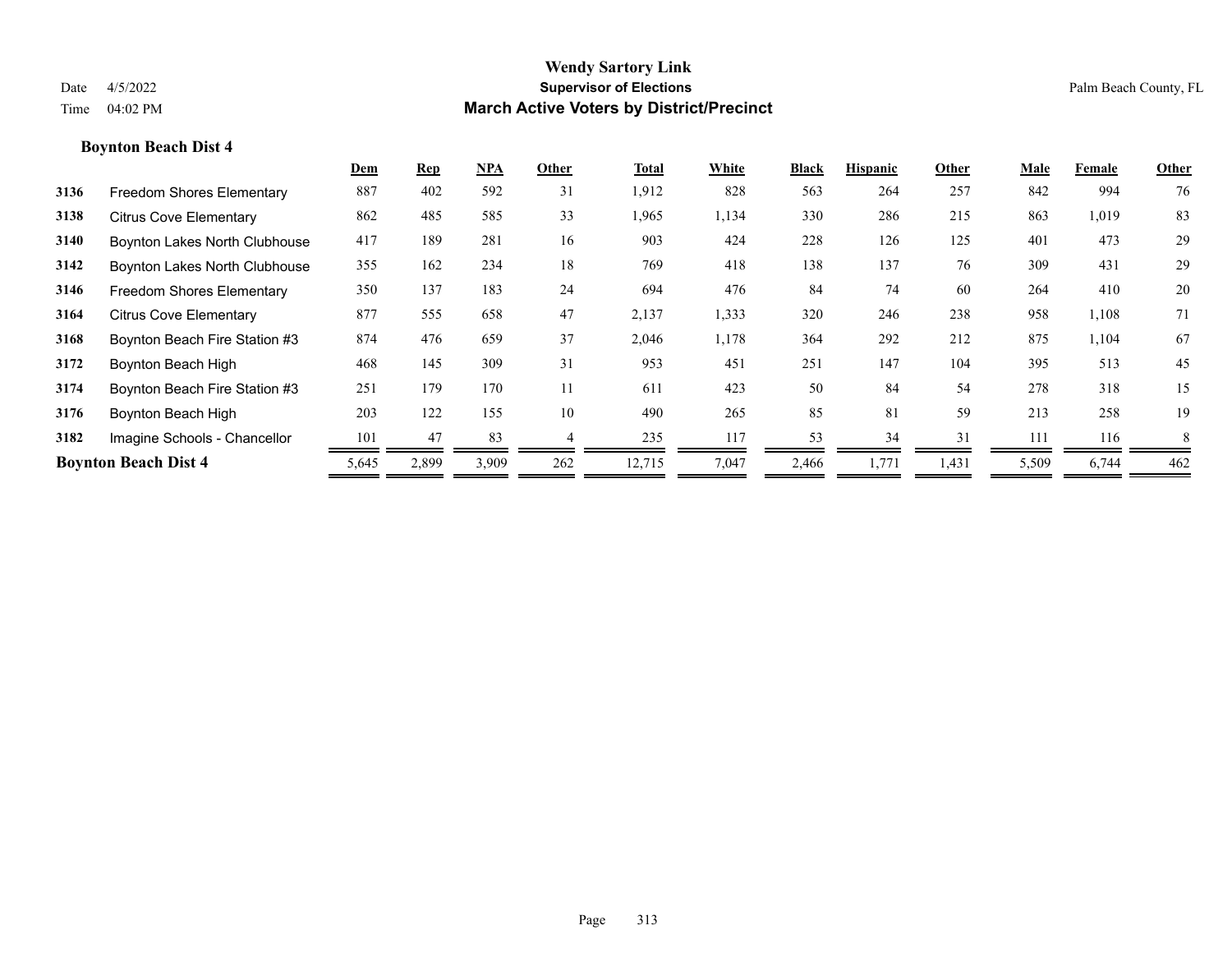# Wendy Sartory Link
## Supervisor of Elections
## March Active Voters by District/Precinct

Date 4/5/2022
Time 04:02 PM

Palm Beach County, FL

### Boynton Beach Dist 4

| | | Dem | Rep | NPA | Other | Total | White | Black | Hispanic | Other | Male | Female | Other |
|---|---|---|---|---|---|---|---|---|---|---|---|---|---|
| 3136 | Freedom Shores Elementary | 887 | 402 | 592 | 31 | 1,912 | 828 | 563 | 264 | 257 | 842 | 994 | 76 |
| 3138 | Citrus Cove Elementary | 862 | 485 | 585 | 33 | 1,965 | 1,134 | 330 | 286 | 215 | 863 | 1,019 | 83 |
| 3140 | Boynton Lakes North Clubhouse | 417 | 189 | 281 | 16 | 903 | 424 | 228 | 126 | 125 | 401 | 473 | 29 |
| 3142 | Boynton Lakes North Clubhouse | 355 | 162 | 234 | 18 | 769 | 418 | 138 | 137 | 76 | 309 | 431 | 29 |
| 3146 | Freedom Shores Elementary | 350 | 137 | 183 | 24 | 694 | 476 | 84 | 74 | 60 | 264 | 410 | 20 |
| 3164 | Citrus Cove Elementary | 877 | 555 | 658 | 47 | 2,137 | 1,333 | 320 | 246 | 238 | 958 | 1,108 | 71 |
| 3168 | Boynton Beach Fire Station #3 | 874 | 476 | 659 | 37 | 2,046 | 1,178 | 364 | 292 | 212 | 875 | 1,104 | 67 |
| 3172 | Boynton Beach High | 468 | 145 | 309 | 31 | 953 | 451 | 251 | 147 | 104 | 395 | 513 | 45 |
| 3174 | Boynton Beach Fire Station #3 | 251 | 179 | 170 | 11 | 611 | 423 | 50 | 84 | 54 | 278 | 318 | 15 |
| 3176 | Boynton Beach High | 203 | 122 | 155 | 10 | 490 | 265 | 85 | 81 | 59 | 213 | 258 | 19 |
| 3182 | Imagine Schools - Chancellor | 101 | 47 | 83 | 4 | 235 | 117 | 53 | 34 | 31 | 111 | 116 | 8 |
| **Boynton Beach Dist 4** | | 5,645 | 2,899 | 3,909 | 262 | 12,715 | 7,047 | 2,466 | 1,771 | 1,431 | 5,509 | 6,744 | 462 |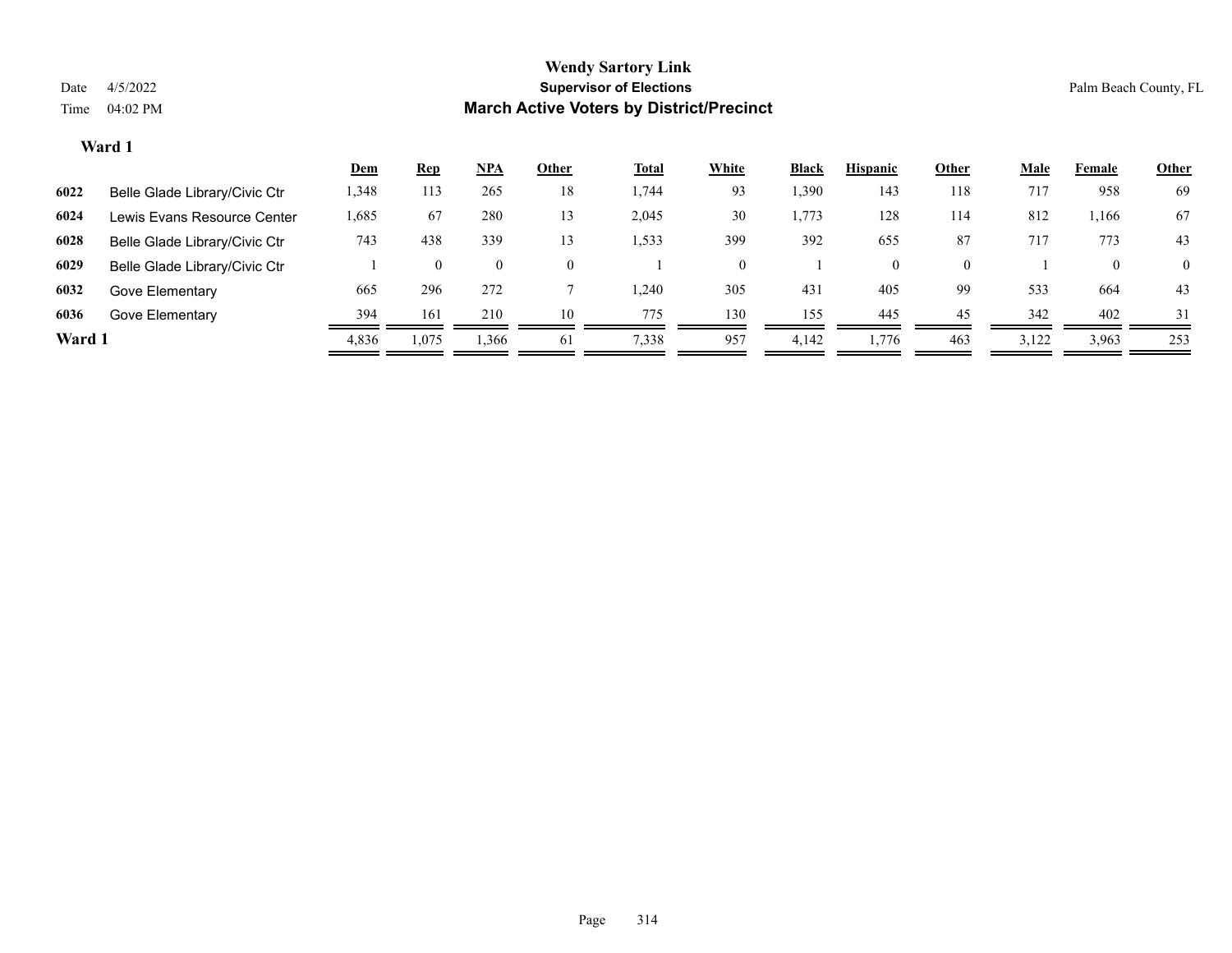# Wendy Sartory Link

**Supervisor of Elections**

**March Active Voters by District/Precinct**

Date 4/5/2022
Time 04:02 PM

Palm Beach County, FL

## Ward 1

| | | Dem | Rep | NPA | Other | Total | White | Black | Hispanic | Other | Male | Female | Other |
|---|---|---|---|---|---|---|---|---|---|---|---|---|---|
| 6022 | Belle Glade Library/Civic Ctr | 1,348 | 113 | 265 | 18 | 1,744 | 93 | 1,390 | 143 | 118 | 717 | 958 | 69 |
| 6024 | Lewis Evans Resource Center | 1,685 | 67 | 280 | 13 | 2,045 | 30 | 1,773 | 128 | 114 | 812 | 1,166 | 67 |
| 6028 | Belle Glade Library/Civic Ctr | 743 | 438 | 339 | 13 | 1,533 | 399 | 392 | 655 | 87 | 717 | 773 | 43 |
| 6029 | Belle Glade Library/Civic Ctr | 1 | 0 | 0 | 0 | 1 | 0 | 1 | 0 | 0 | 1 | 0 | 0 |
| 6032 | Gove Elementary | 665 | 296 | 272 | 7 | 1,240 | 305 | 431 | 405 | 99 | 533 | 664 | 43 |
| 6036 | Gove Elementary | 394 | 161 | 210 | 10 | 775 | 130 | 155 | 445 | 45 | 342 | 402 | 31 |
| **Ward 1** | | 4,836 | 1,075 | 1,366 | 61 | 7,338 | 957 | 4,142 | 1,776 | 463 | 3,122 | 3,963 | 253 |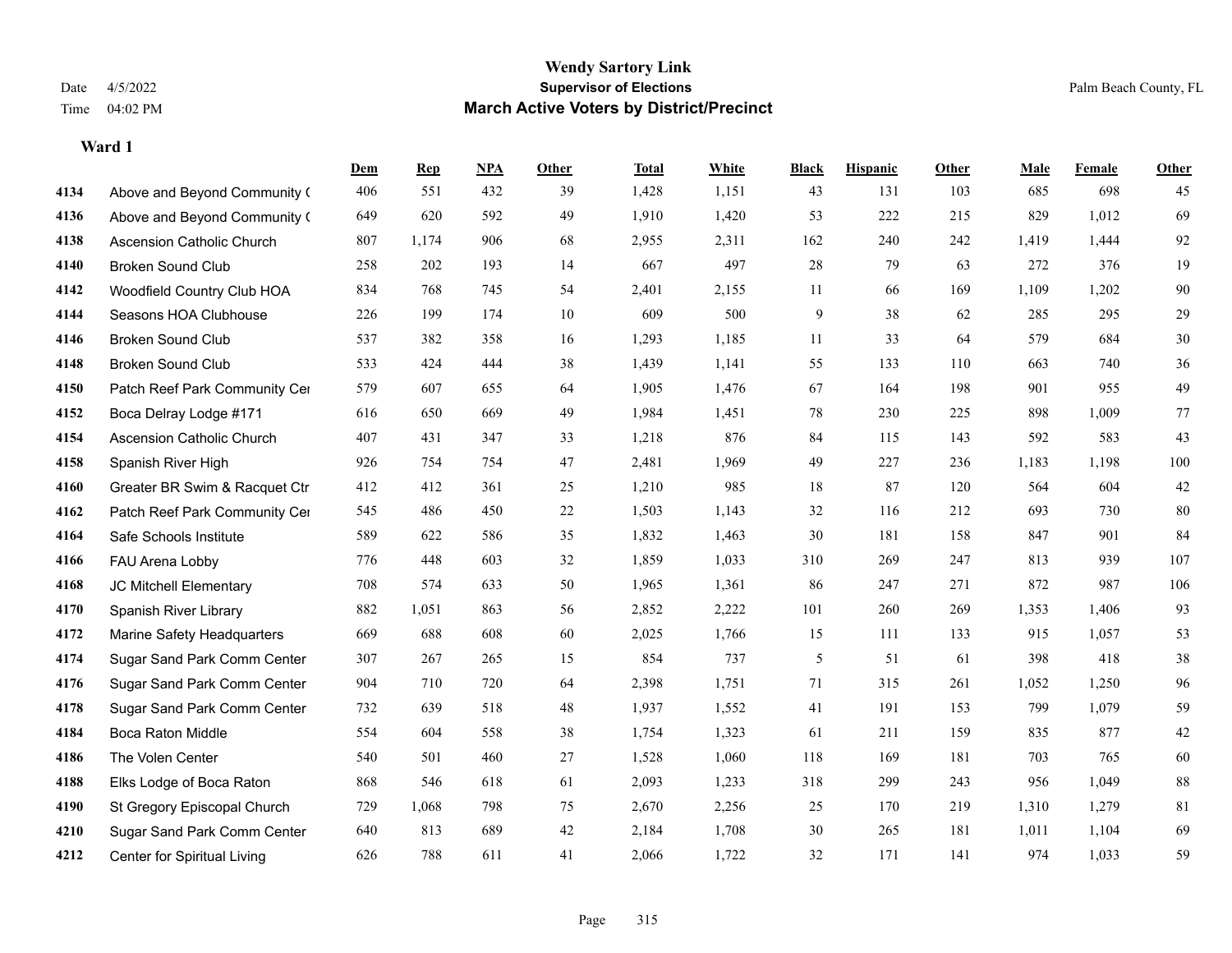# Wendy Sartory Link

**Supervisor of Elections**

**March Active Voters by District/Precinct**

Date 4/5/2022

Time 04:02 PM

Palm Beach County, FL

**Ward 1**

| | | Dem | Rep | NPA | Other | Total | White | Black | Hispanic | Other | Male | Female | Other |
|---|---|---|---|---|---|---|---|---|---|---|---|---|---|
| 4134 | Above and Beyond Community ( | 406 | 551 | 432 | 39 | 1,428 | 1,151 | 43 | 131 | 103 | 685 | 698 | 45 |
| 4136 | Above and Beyond Community ( | 649 | 620 | 592 | 49 | 1,910 | 1,420 | 53 | 222 | 215 | 829 | 1,012 | 69 |
| 4138 | Ascension Catholic Church | 807 | 1,174 | 906 | 68 | 2,955 | 2,311 | 162 | 240 | 242 | 1,419 | 1,444 | 92 |
| 4140 | Broken Sound Club | 258 | 202 | 193 | 14 | 667 | 497 | 28 | 79 | 63 | 272 | 376 | 19 |
| 4142 | Woodfield Country Club HOA | 834 | 768 | 745 | 54 | 2,401 | 2,155 | 11 | 66 | 169 | 1,109 | 1,202 | 90 |
| 4144 | Seasons HOA Clubhouse | 226 | 199 | 174 | 10 | 609 | 500 | 9 | 38 | 62 | 285 | 295 | 29 |
| 4146 | Broken Sound Club | 537 | 382 | 358 | 16 | 1,293 | 1,185 | 11 | 33 | 64 | 579 | 684 | 30 |
| 4148 | Broken Sound Club | 533 | 424 | 444 | 38 | 1,439 | 1,141 | 55 | 133 | 110 | 663 | 740 | 36 |
| 4150 | Patch Reef Park Community Cer | 579 | 607 | 655 | 64 | 1,905 | 1,476 | 67 | 164 | 198 | 901 | 955 | 49 |
| 4152 | Boca Delray Lodge #171 | 616 | 650 | 669 | 49 | 1,984 | 1,451 | 78 | 230 | 225 | 898 | 1,009 | 77 |
| 4154 | Ascension Catholic Church | 407 | 431 | 347 | 33 | 1,218 | 876 | 84 | 115 | 143 | 592 | 583 | 43 |
| 4158 | Spanish River High | 926 | 754 | 754 | 47 | 2,481 | 1,969 | 49 | 227 | 236 | 1,183 | 1,198 | 100 |
| 4160 | Greater BR Swim & Racquet Ctr | 412 | 412 | 361 | 25 | 1,210 | 985 | 18 | 87 | 120 | 564 | 604 | 42 |
| 4162 | Patch Reef Park Community Cer | 545 | 486 | 450 | 22 | 1,503 | 1,143 | 32 | 116 | 212 | 693 | 730 | 80 |
| 4164 | Safe Schools Institute | 589 | 622 | 586 | 35 | 1,832 | 1,463 | 30 | 181 | 158 | 847 | 901 | 84 |
| 4166 | FAU Arena Lobby | 776 | 448 | 603 | 32 | 1,859 | 1,033 | 310 | 269 | 247 | 813 | 939 | 107 |
| 4168 | JC Mitchell Elementary | 708 | 574 | 633 | 50 | 1,965 | 1,361 | 86 | 247 | 271 | 872 | 987 | 106 |
| 4170 | Spanish River Library | 882 | 1,051 | 863 | 56 | 2,852 | 2,222 | 101 | 260 | 269 | 1,353 | 1,406 | 93 |
| 4172 | Marine Safety Headquarters | 669 | 688 | 608 | 60 | 2,025 | 1,766 | 15 | 111 | 133 | 915 | 1,057 | 53 |
| 4174 | Sugar Sand Park Comm Center | 307 | 267 | 265 | 15 | 854 | 737 | 5 | 51 | 61 | 398 | 418 | 38 |
| 4176 | Sugar Sand Park Comm Center | 904 | 710 | 720 | 64 | 2,398 | 1,751 | 71 | 315 | 261 | 1,052 | 1,250 | 96 |
| 4178 | Sugar Sand Park Comm Center | 732 | 639 | 518 | 48 | 1,937 | 1,552 | 41 | 191 | 153 | 799 | 1,079 | 59 |
| 4184 | Boca Raton Middle | 554 | 604 | 558 | 38 | 1,754 | 1,323 | 61 | 211 | 159 | 835 | 877 | 42 |
| 4186 | The Volen Center | 540 | 501 | 460 | 27 | 1,528 | 1,060 | 118 | 169 | 181 | 703 | 765 | 60 |
| 4188 | Elks Lodge of Boca Raton | 868 | 546 | 618 | 61 | 2,093 | 1,233 | 318 | 299 | 243 | 956 | 1,049 | 88 |
| 4190 | St Gregory Episcopal Church | 729 | 1,068 | 798 | 75 | 2,670 | 2,256 | 25 | 170 | 219 | 1,310 | 1,279 | 81 |
| 4210 | Sugar Sand Park Comm Center | 640 | 813 | 689 | 42 | 2,184 | 1,708 | 30 | 265 | 181 | 1,011 | 1,104 | 69 |
| 4212 | Center for Spiritual Living | 626 | 788 | 611 | 41 | 2,066 | 1,722 | 32 | 171 | 141 | 974 | 1,033 | 59 |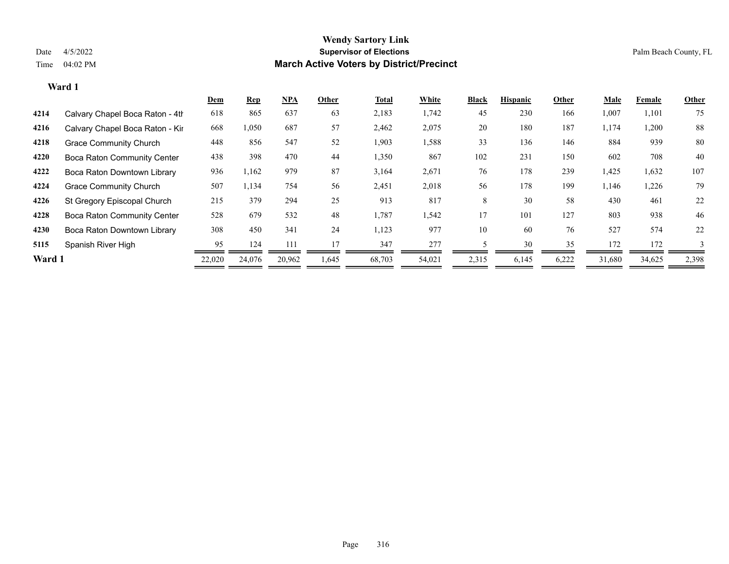**Wendy Sartory Link**

**Supervisor of Elections**

**March Active Voters by District/Precinct**

Date 4/5/2022

Time 04:02 PM

Palm Beach County, FL

### Ward 1

| | | Dem | Rep | NPA | Other | Total | White | Black | Hispanic | Other | Male | Female | Other |
|---|---|---|---|---|---|---|---|---|---|---|---|---|---|
| 4214 | Calvary Chapel Boca Raton - 4th | 618 | 865 | 637 | 63 | 2,183 | 1,742 | 45 | 230 | 166 | 1,007 | 1,101 | 75 |
| 4216 | Calvary Chapel Boca Raton - Kir | 668 | 1,050 | 687 | 57 | 2,462 | 2,075 | 20 | 180 | 187 | 1,174 | 1,200 | 88 |
| 4218 | Grace Community Church | 448 | 856 | 547 | 52 | 1,903 | 1,588 | 33 | 136 | 146 | 884 | 939 | 80 |
| 4220 | Boca Raton Community Center | 438 | 398 | 470 | 44 | 1,350 | 867 | 102 | 231 | 150 | 602 | 708 | 40 |
| 4222 | Boca Raton Downtown Library | 936 | 1,162 | 979 | 87 | 3,164 | 2,671 | 76 | 178 | 239 | 1,425 | 1,632 | 107 |
| 4224 | Grace Community Church | 507 | 1,134 | 754 | 56 | 2,451 | 2,018 | 56 | 178 | 199 | 1,146 | 1,226 | 79 |
| 4226 | St Gregory Episcopal Church | 215 | 379 | 294 | 25 | 913 | 817 | 8 | 30 | 58 | 430 | 461 | 22 |
| 4228 | Boca Raton Community Center | 528 | 679 | 532 | 48 | 1,787 | 1,542 | 17 | 101 | 127 | 803 | 938 | 46 |
| 4230 | Boca Raton Downtown Library | 308 | 450 | 341 | 24 | 1,123 | 977 | 10 | 60 | 76 | 527 | 574 | 22 |
| 5115 | Spanish River High | 95 | 124 | 111 | 17 | 347 | 277 | 5 | 30 | 35 | 172 | 172 | 3 |
| **Ward 1** | | 22,020 | 24,076 | 20,962 | 1,645 | 68,703 | 54,021 | 2,315 | 6,145 | 6,222 | 31,680 | 34,625 | 2,398 |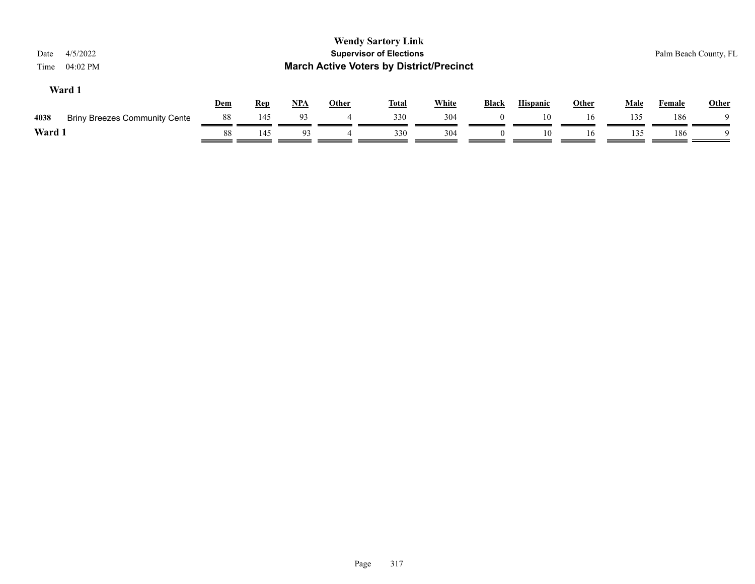**Wendy Sartory Link**

**Supervisor of Elections**

**March Active Voters by District/Precinct**

Date 4/5/2022

Time 04:02 PM

Palm Beach County, FL

### Ward 1

| | | Dem | Rep | NPA | Other | Total | White | Black | Hispanic | Other | Male | Female | Other |
|---|---|---|---|---|---|---|---|---|---|---|---|---|---|
| 4038 | Briny Breezes Community Cente | 88 | 145 | 93 | 4 | 330 | 304 | 0 | 10 | 16 | 135 | 186 | 9 |
| **Ward 1** | | 88 | 145 | 93 | 4 | 330 | 304 | 0 | 10 | 16 | 135 | 186 | 9 |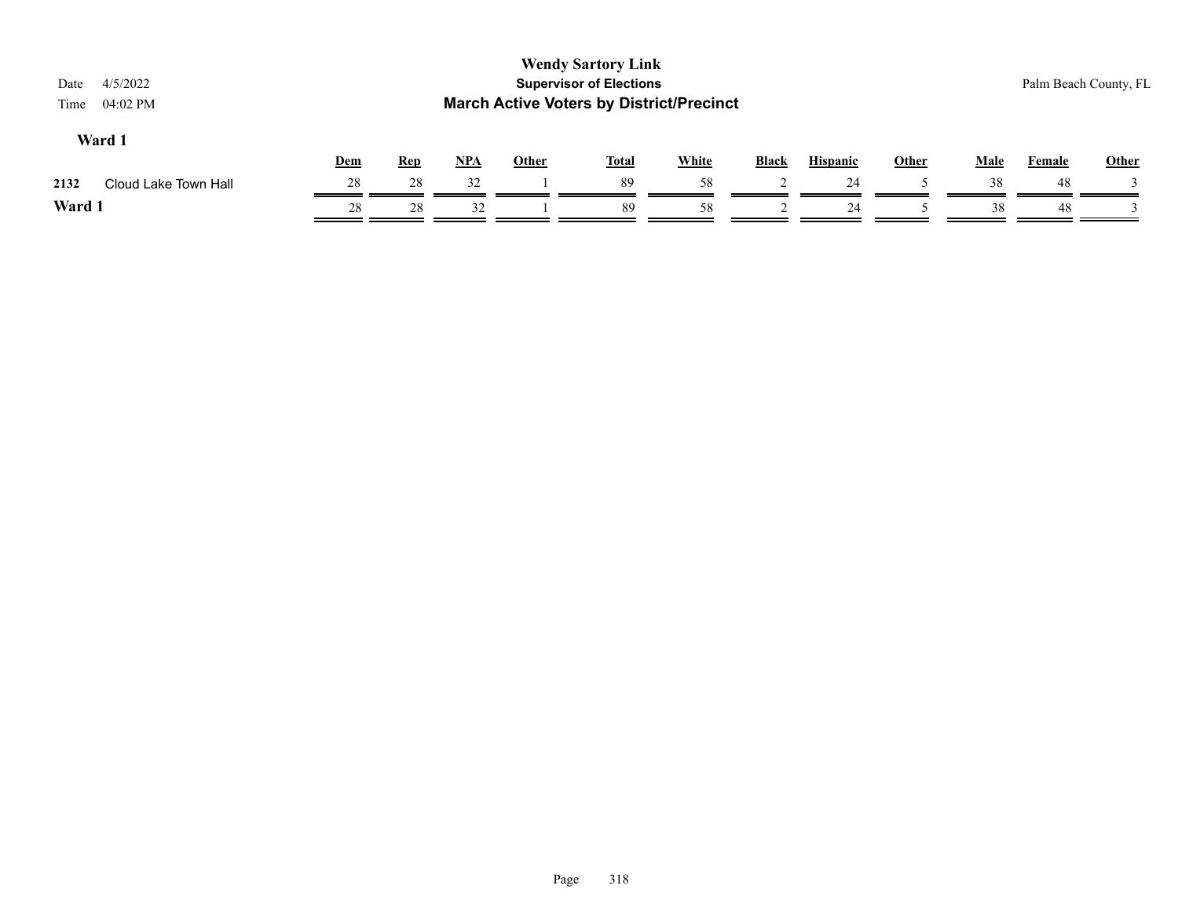# Wendy Sartory Link

## Supervisor of Elections

## March Active Voters by District/Precinct

Date 4/5/2022

Time 04:02 PM

Palm Beach County, FL

### Ward 1

| | | Dem | Rep | NPA | Other | Total | White | Black | Hispanic | Other | Male | Female | Other |
|---|---|---|---|---|---|---|---|---|---|---|---|---|---|
| 2132 | Cloud Lake Town Hall | 28 | 28 | 32 | 1 | 89 | 58 | 2 | 24 | 5 | 38 | 48 | 3 |
| **Ward 1** | | 28 | 28 | 32 | 1 | 89 | 58 | 2 | 24 | 5 | 38 | 48 | 3 |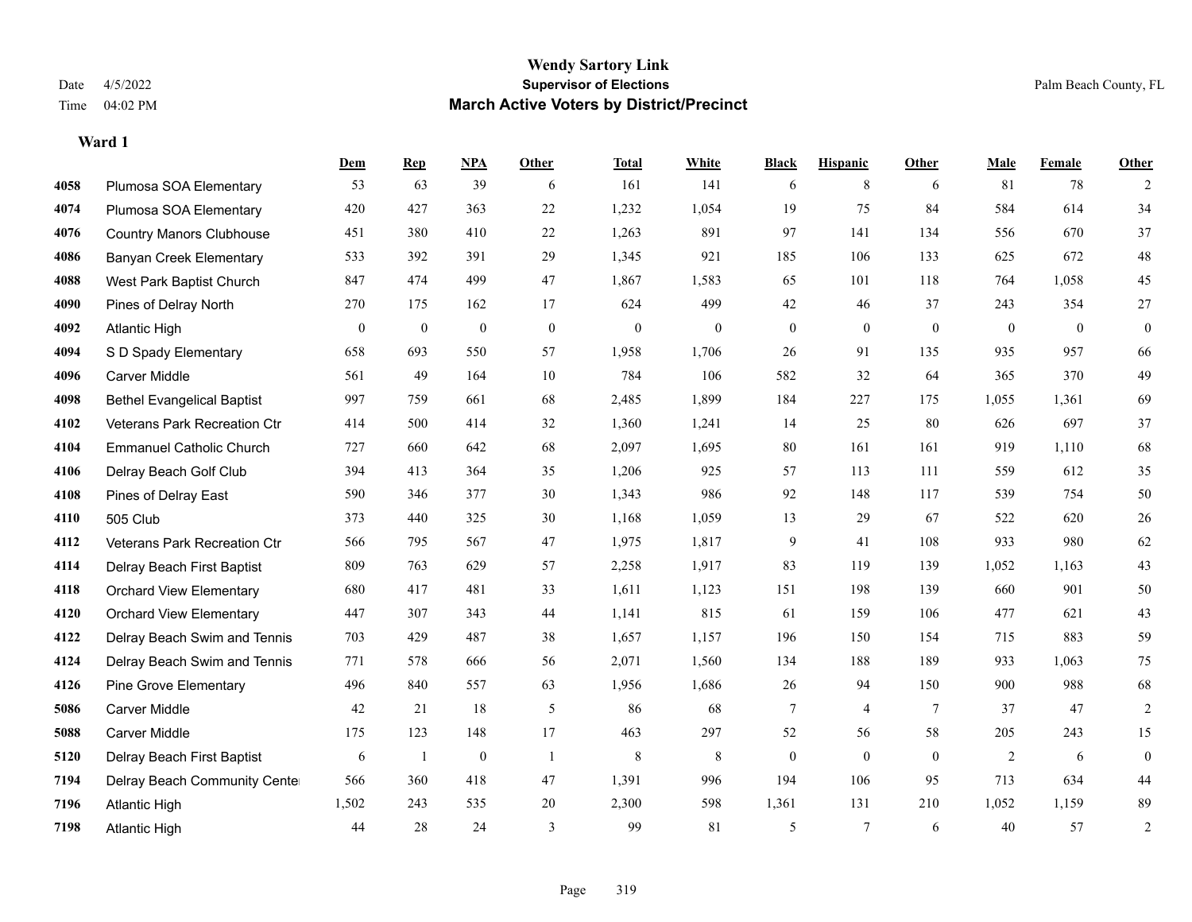# Wendy Sartory Link
## Supervisor of Elections
## March Active Voters by District/Precinct

Date 4/5/2022
Time 04:02 PM

Palm Beach County, FL

### Ward 1

| | | Dem | Rep | NPA | Other | Total | White | Black | Hispanic | Other | Male | Female | Other |
|---|---|---|---|---|---|---|---|---|---|---|---|---|---|
| 4058 | Plumosa SOA Elementary | 53 | 63 | 39 | 6 | 161 | 141 | 6 | 8 | 6 | 81 | 78 | 2 |
| 4074 | Plumosa SOA Elementary | 420 | 427 | 363 | 22 | 1,232 | 1,054 | 19 | 75 | 84 | 584 | 614 | 34 |
| 4076 | Country Manors Clubhouse | 451 | 380 | 410 | 22 | 1,263 | 891 | 97 | 141 | 134 | 556 | 670 | 37 |
| 4086 | Banyan Creek Elementary | 533 | 392 | 391 | 29 | 1,345 | 921 | 185 | 106 | 133 | 625 | 672 | 48 |
| 4088 | West Park Baptist Church | 847 | 474 | 499 | 47 | 1,867 | 1,583 | 65 | 101 | 118 | 764 | 1,058 | 45 |
| 4090 | Pines of Delray North | 270 | 175 | 162 | 17 | 624 | 499 | 42 | 46 | 37 | 243 | 354 | 27 |
| 4092 | Atlantic High | 0 | 0 | 0 | 0 | 0 | 0 | 0 | 0 | 0 | 0 | 0 | 0 |
| 4094 | S D Spady Elementary | 658 | 693 | 550 | 57 | 1,958 | 1,706 | 26 | 91 | 135 | 935 | 957 | 66 |
| 4096 | Carver Middle | 561 | 49 | 164 | 10 | 784 | 106 | 582 | 32 | 64 | 365 | 370 | 49 |
| 4098 | Bethel Evangelical Baptist | 997 | 759 | 661 | 68 | 2,485 | 1,899 | 184 | 227 | 175 | 1,055 | 1,361 | 69 |
| 4102 | Veterans Park Recreation Ctr | 414 | 500 | 414 | 32 | 1,360 | 1,241 | 14 | 25 | 80 | 626 | 697 | 37 |
| 4104 | Emmanuel Catholic Church | 727 | 660 | 642 | 68 | 2,097 | 1,695 | 80 | 161 | 161 | 919 | 1,110 | 68 |
| 4106 | Delray Beach Golf Club | 394 | 413 | 364 | 35 | 1,206 | 925 | 57 | 113 | 111 | 559 | 612 | 35 |
| 4108 | Pines of Delray East | 590 | 346 | 377 | 30 | 1,343 | 986 | 92 | 148 | 117 | 539 | 754 | 50 |
| 4110 | 505 Club | 373 | 440 | 325 | 30 | 1,168 | 1,059 | 13 | 29 | 67 | 522 | 620 | 26 |
| 4112 | Veterans Park Recreation Ctr | 566 | 795 | 567 | 47 | 1,975 | 1,817 | 9 | 41 | 108 | 933 | 980 | 62 |
| 4114 | Delray Beach First Baptist | 809 | 763 | 629 | 57 | 2,258 | 1,917 | 83 | 119 | 139 | 1,052 | 1,163 | 43 |
| 4118 | Orchard View Elementary | 680 | 417 | 481 | 33 | 1,611 | 1,123 | 151 | 198 | 139 | 660 | 901 | 50 |
| 4120 | Orchard View Elementary | 447 | 307 | 343 | 44 | 1,141 | 815 | 61 | 159 | 106 | 477 | 621 | 43 |
| 4122 | Delray Beach Swim and Tennis | 703 | 429 | 487 | 38 | 1,657 | 1,157 | 196 | 150 | 154 | 715 | 883 | 59 |
| 4124 | Delray Beach Swim and Tennis | 771 | 578 | 666 | 56 | 2,071 | 1,560 | 134 | 188 | 189 | 933 | 1,063 | 75 |
| 4126 | Pine Grove Elementary | 496 | 840 | 557 | 63 | 1,956 | 1,686 | 26 | 94 | 150 | 900 | 988 | 68 |
| 5086 | Carver Middle | 42 | 21 | 18 | 5 | 86 | 68 | 7 | 4 | 7 | 37 | 47 | 2 |
| 5088 | Carver Middle | 175 | 123 | 148 | 17 | 463 | 297 | 52 | 56 | 58 | 205 | 243 | 15 |
| 5120 | Delray Beach First Baptist | 6 | 1 | 0 | 1 | 8 | 8 | 0 | 0 | 0 | 2 | 6 | 0 |
| 7194 | Delray Beach Community Center | 566 | 360 | 418 | 47 | 1,391 | 996 | 194 | 106 | 95 | 713 | 634 | 44 |
| 7196 | Atlantic High | 1,502 | 243 | 535 | 20 | 2,300 | 598 | 1,361 | 131 | 210 | 1,052 | 1,159 | 89 |
| 7198 | Atlantic High | 44 | 28 | 24 | 3 | 99 | 81 | 5 | 7 | 6 | 40 | 57 | 2 |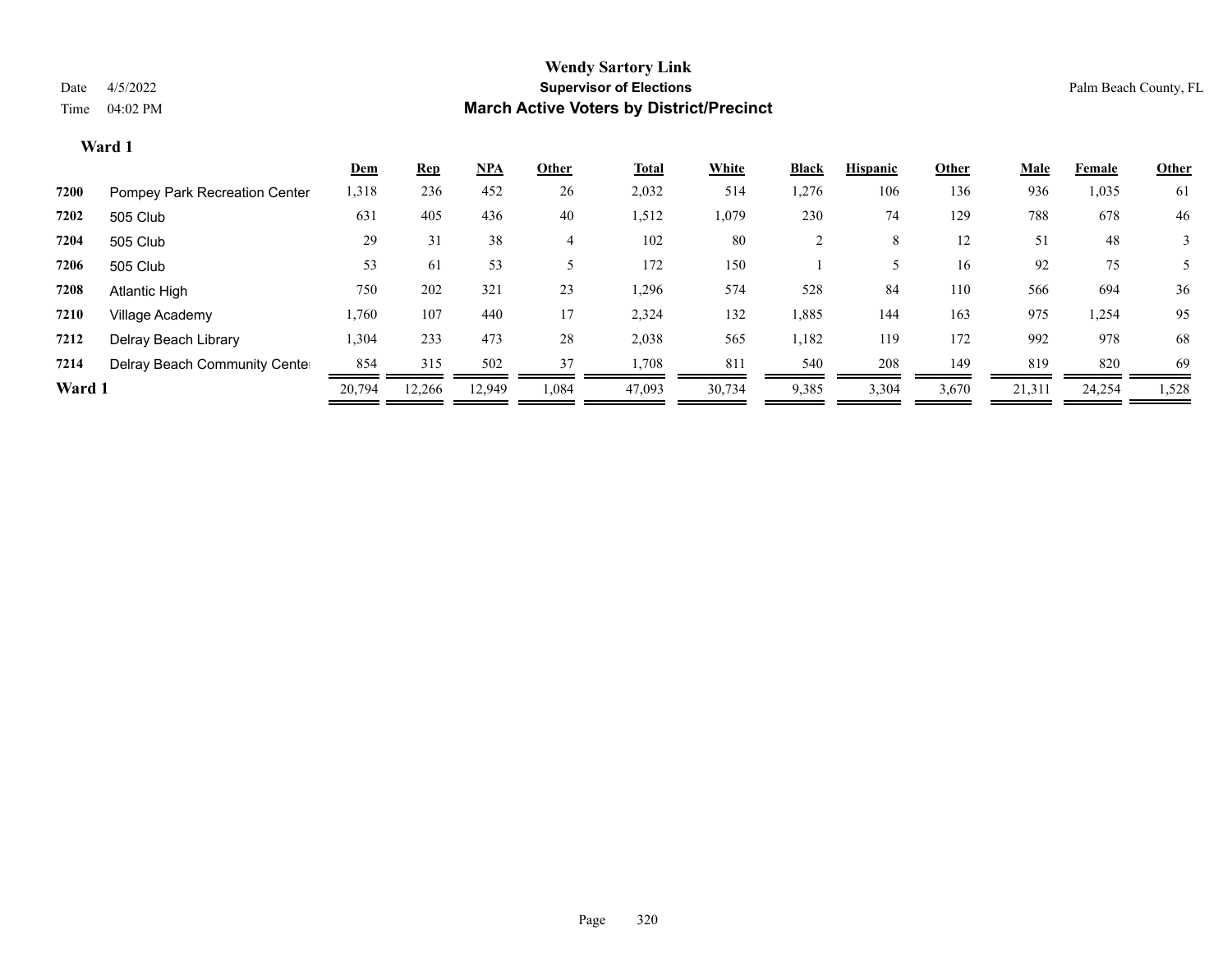# Wendy Sartory Link

## Supervisor of Elections

## March Active Voters by District/Precinct

Date 4/5/2022
Time 04:02 PM

Palm Beach County, FL

**Ward 1**

| | | Dem | Rep | NPA | Other | Total | White | Black | Hispanic | Other | Male | Female | Other |
|---|---|---|---|---|---|---|---|---|---|---|---|---|---|
| 7200 | Pompey Park Recreation Center | 1,318 | 236 | 452 | 26 | 2,032 | 514 | 1,276 | 106 | 136 | 936 | 1,035 | 61 |
| 7202 | 505 Club | 631 | 405 | 436 | 40 | 1,512 | 1,079 | 230 | 74 | 129 | 788 | 678 | 46 |
| 7204 | 505 Club | 29 | 31 | 38 | 4 | 102 | 80 | 2 | 8 | 12 | 51 | 48 | 3 |
| 7206 | 505 Club | 53 | 61 | 53 | 5 | 172 | 150 | 1 | 5 | 16 | 92 | 75 | 5 |
| 7208 | Atlantic High | 750 | 202 | 321 | 23 | 1,296 | 574 | 528 | 84 | 110 | 566 | 694 | 36 |
| 7210 | Village Academy | 1,760 | 107 | 440 | 17 | 2,324 | 132 | 1,885 | 144 | 163 | 975 | 1,254 | 95 |
| 7212 | Delray Beach Library | 1,304 | 233 | 473 | 28 | 2,038 | 565 | 1,182 | 119 | 172 | 992 | 978 | 68 |
| 7214 | Delray Beach Community Center | 854 | 315 | 502 | 37 | 1,708 | 811 | 540 | 208 | 149 | 819 | 820 | 69 |
| **Ward 1** | | 20,794 | 12,266 | 12,949 | 1,084 | 47,093 | 30,734 | 9,385 | 3,304 | 3,670 | 21,311 | 24,254 | 1,528 |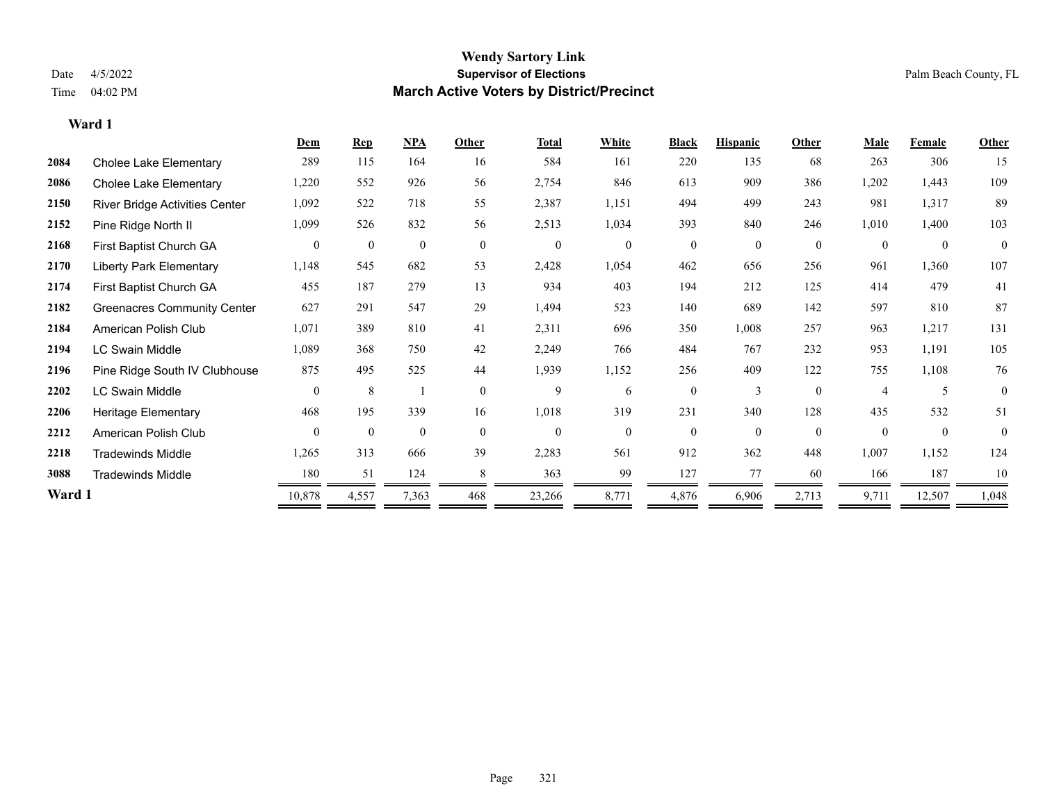# Wendy Sartory Link

**Supervisor of Elections**

**March Active Voters by District/Precinct**

Date 4/5/2022

Time 04:02 PM

Palm Beach County, FL

**Ward 1**

| | | Dem | Rep | NPA | Other | Total | White | Black | Hispanic | Other | Male | Female | Other |
|---|---|---|---|---|---|---|---|---|---|---|---|---|---|
| 2084 | Cholee Lake Elementary | 289 | 115 | 164 | 16 | 584 | 161 | 220 | 135 | 68 | 263 | 306 | 15 |
| 2086 | Cholee Lake Elementary | 1,220 | 552 | 926 | 56 | 2,754 | 846 | 613 | 909 | 386 | 1,202 | 1,443 | 109 |
| 2150 | River Bridge Activities Center | 1,092 | 522 | 718 | 55 | 2,387 | 1,151 | 494 | 499 | 243 | 981 | 1,317 | 89 |
| 2152 | Pine Ridge North II | 1,099 | 526 | 832 | 56 | 2,513 | 1,034 | 393 | 840 | 246 | 1,010 | 1,400 | 103 |
| 2168 | First Baptist Church GA | 0 | 0 | 0 | 0 | 0 | 0 | 0 | 0 | 0 | 0 | 0 | 0 |
| 2170 | Liberty Park Elementary | 1,148 | 545 | 682 | 53 | 2,428 | 1,054 | 462 | 656 | 256 | 961 | 1,360 | 107 |
| 2174 | First Baptist Church GA | 455 | 187 | 279 | 13 | 934 | 403 | 194 | 212 | 125 | 414 | 479 | 41 |
| 2182 | Greenacres Community Center | 627 | 291 | 547 | 29 | 1,494 | 523 | 140 | 689 | 142 | 597 | 810 | 87 |
| 2184 | American Polish Club | 1,071 | 389 | 810 | 41 | 2,311 | 696 | 350 | 1,008 | 257 | 963 | 1,217 | 131 |
| 2194 | LC Swain Middle | 1,089 | 368 | 750 | 42 | 2,249 | 766 | 484 | 767 | 232 | 953 | 1,191 | 105 |
| 2196 | Pine Ridge South IV Clubhouse | 875 | 495 | 525 | 44 | 1,939 | 1,152 | 256 | 409 | 122 | 755 | 1,108 | 76 |
| 2202 | LC Swain Middle | 0 | 8 | 1 | 0 | 9 | 6 | 0 | 3 | 0 | 4 | 5 | 0 |
| 2206 | Heritage Elementary | 468 | 195 | 339 | 16 | 1,018 | 319 | 231 | 340 | 128 | 435 | 532 | 51 |
| 2212 | American Polish Club | 0 | 0 | 0 | 0 | 0 | 0 | 0 | 0 | 0 | 0 | 0 | 0 |
| 2218 | Tradewinds Middle | 1,265 | 313 | 666 | 39 | 2,283 | 561 | 912 | 362 | 448 | 1,007 | 1,152 | 124 |
| 3088 | Tradewinds Middle | 180 | 51 | 124 | 8 | 363 | 99 | 127 | 77 | 60 | 166 | 187 | 10 |
| **Ward 1** | | 10,878 | 4,557 | 7,363 | 468 | 23,266 | 8,771 | 4,876 | 6,906 | 2,713 | 9,711 | 12,507 | 1,048 |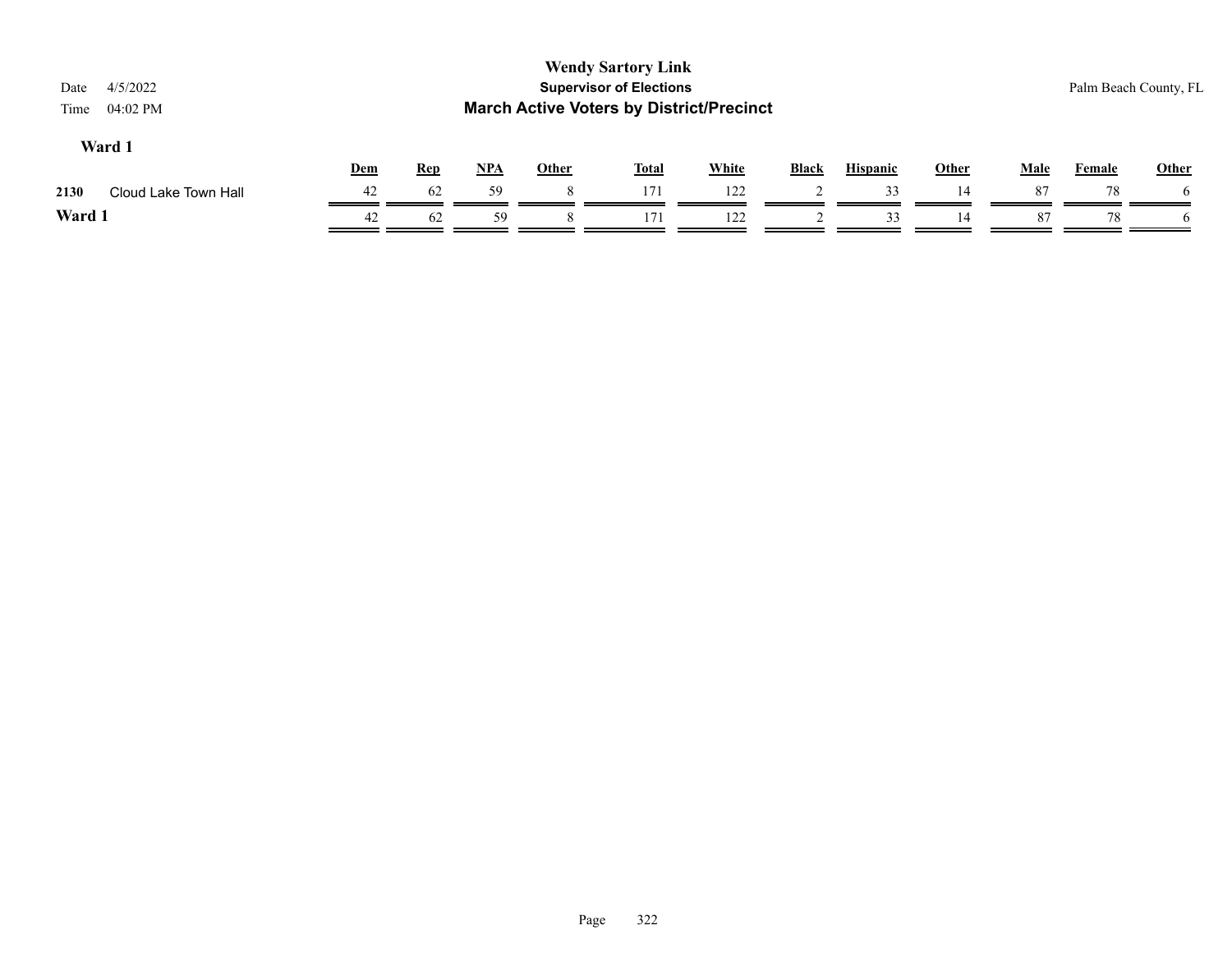# Wendy Sartory Link

## Supervisor of Elections

## March Active Voters by District/Precinct

Date 4/5/2022

Time 04:02 PM

Palm Beach County, FL

### Ward 1

| | | Dem | Rep | NPA | Other | Total | White | Black | Hispanic | Other | Male | Female | Other |
|---|---|---|---|---|---|---|---|---|---|---|---|---|---|
| 2130 | Cloud Lake Town Hall | 42 | 62 | 59 | 8 | 171 | 122 | 2 | 33 | 14 | 87 | 78 | 6 |
| **Ward 1** | | 42 | 62 | 59 | 8 | 171 | 122 | 2 | 33 | 14 | 87 | 78 | 6 |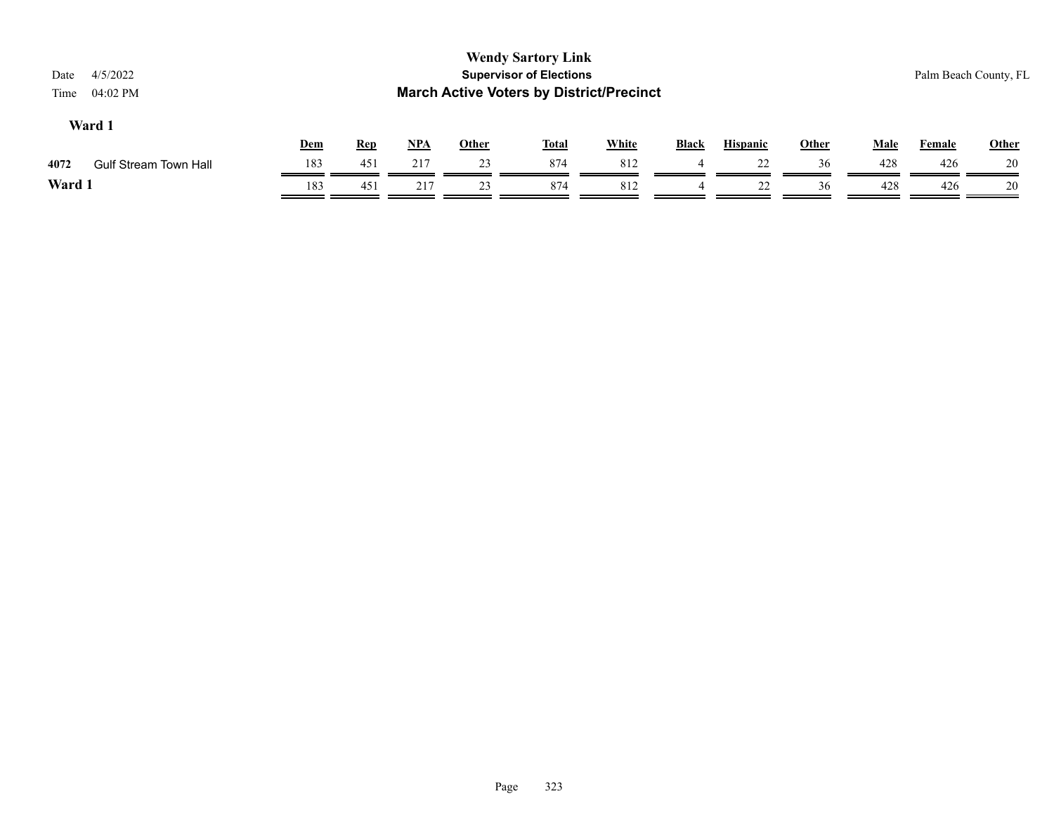# Wendy Sartory Link

## Supervisor of Elections

## March Active Voters by District/Precinct

Date 4/5/2022

Time 04:02 PM

Palm Beach County, FL

### Ward 1

| | | Dem | Rep | NPA | Other | Total | White | Black | Hispanic | Other | Male | Female | Other |
|---|---|---|---|---|---|---|---|---|---|---|---|---|---|
| 4072 | Gulf Stream Town Hall | 183 | 451 | 217 | 23 | 874 | 812 | 4 | 22 | 36 | 428 | 426 | 20 |
| **Ward 1** | | 183 | 451 | 217 | 23 | 874 | 812 | 4 | 22 | 36 | 428 | 426 | 20 |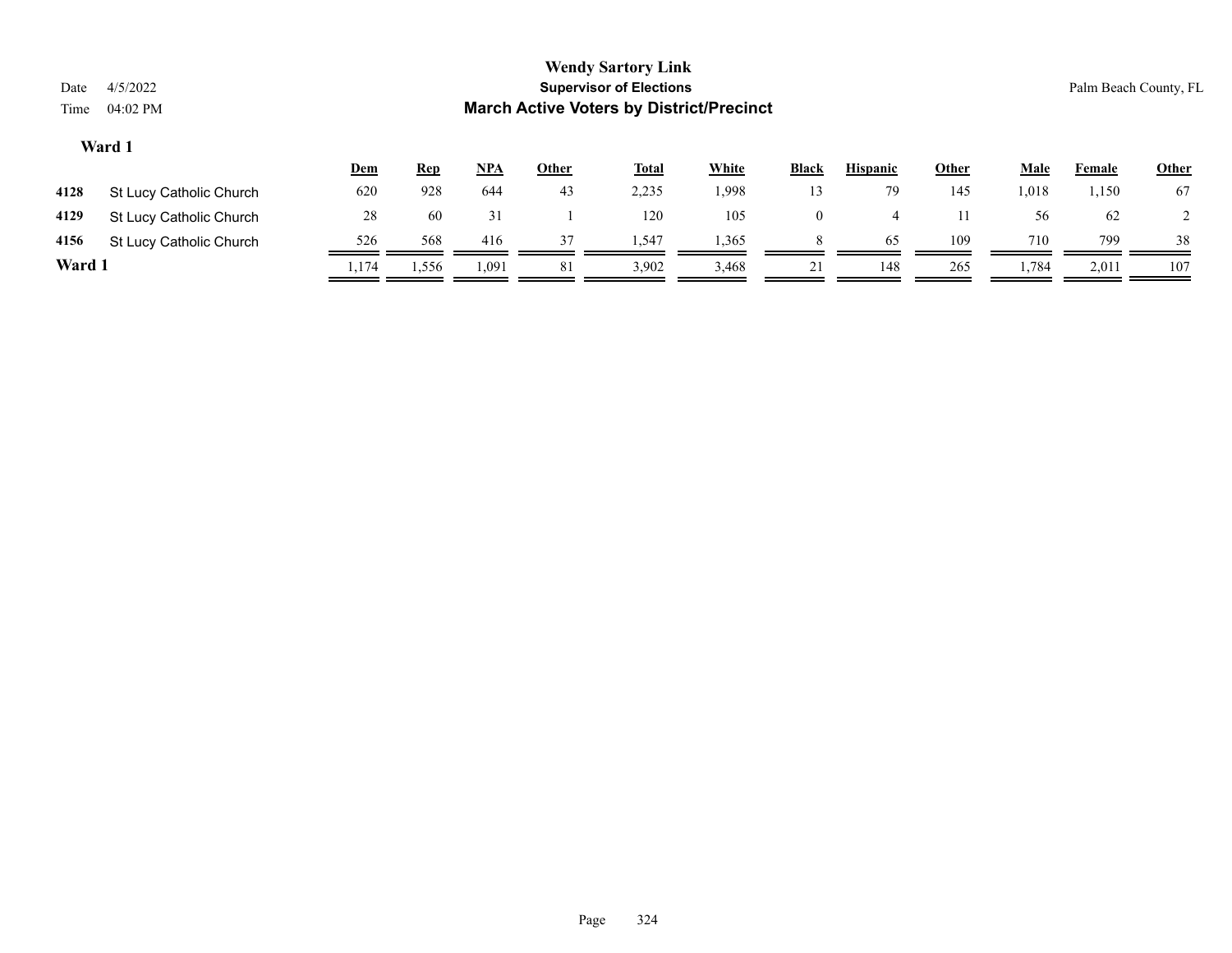# Wendy Sartory Link

## Supervisor of Elections

## March Active Voters by District/Precinct

Date 4/5/2022

Time 04:02 PM

Palm Beach County, FL

### Ward 1

| | | Dem | Rep | NPA | Other | Total | White | Black | Hispanic | Other | Male | Female | Other |
|---|---|---|---|---|---|---|---|---|---|---|---|---|---|
| 4128 | St Lucy Catholic Church | 620 | 928 | 644 | 43 | 2,235 | 1,998 | 13 | 79 | 145 | 1,018 | 1,150 | 67 |
| 4129 | St Lucy Catholic Church | 28 | 60 | 31 | 1 | 120 | 105 | 0 | 4 | 11 | 56 | 62 | 2 |
| 4156 | St Lucy Catholic Church | 526 | 568 | 416 | 37 | 1,547 | 1,365 | 8 | 65 | 109 | 710 | 799 | 38 |
| **Ward 1** | | 1,174 | 1,556 | 1,091 | 81 | 3,902 | 3,468 | 21 | 148 | 265 | 1,784 | 2,011 | 107 |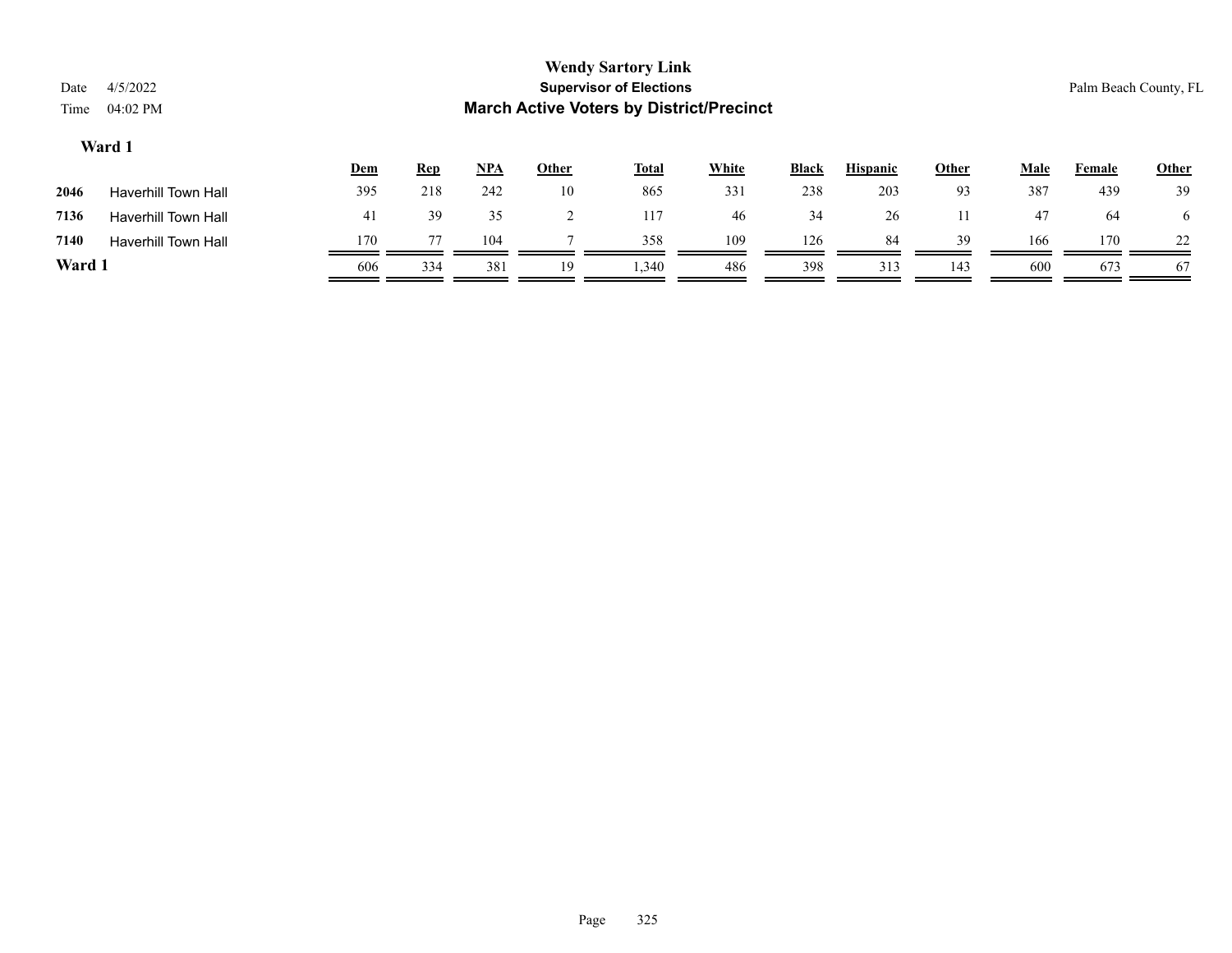# Wendy Sartory Link

## Supervisor of Elections

## March Active Voters by District/Precinct

Date 4/5/2022

Time 04:02 PM

Palm Beach County, FL

### Ward 1

| | | Dem | Rep | NPA | Other | Total | White | Black | Hispanic | Other | Male | Female | Other |
|---|---|---|---|---|---|---|---|---|---|---|---|---|---|
| 2046 | Haverhill Town Hall | 395 | 218 | 242 | 10 | 865 | 331 | 238 | 203 | 93 | 387 | 439 | 39 |
| 7136 | Haverhill Town Hall | 41 | 39 | 35 | 2 | 117 | 46 | 34 | 26 | 11 | 47 | 64 | 6 |
| 7140 | Haverhill Town Hall | 170 | 77 | 104 | 7 | 358 | 109 | 126 | 84 | 39 | 166 | 170 | 22 |
| **Ward 1** | | 606 | 334 | 381 | 19 | 1,340 | 486 | 398 | 313 | 143 | 600 | 673 | 67 |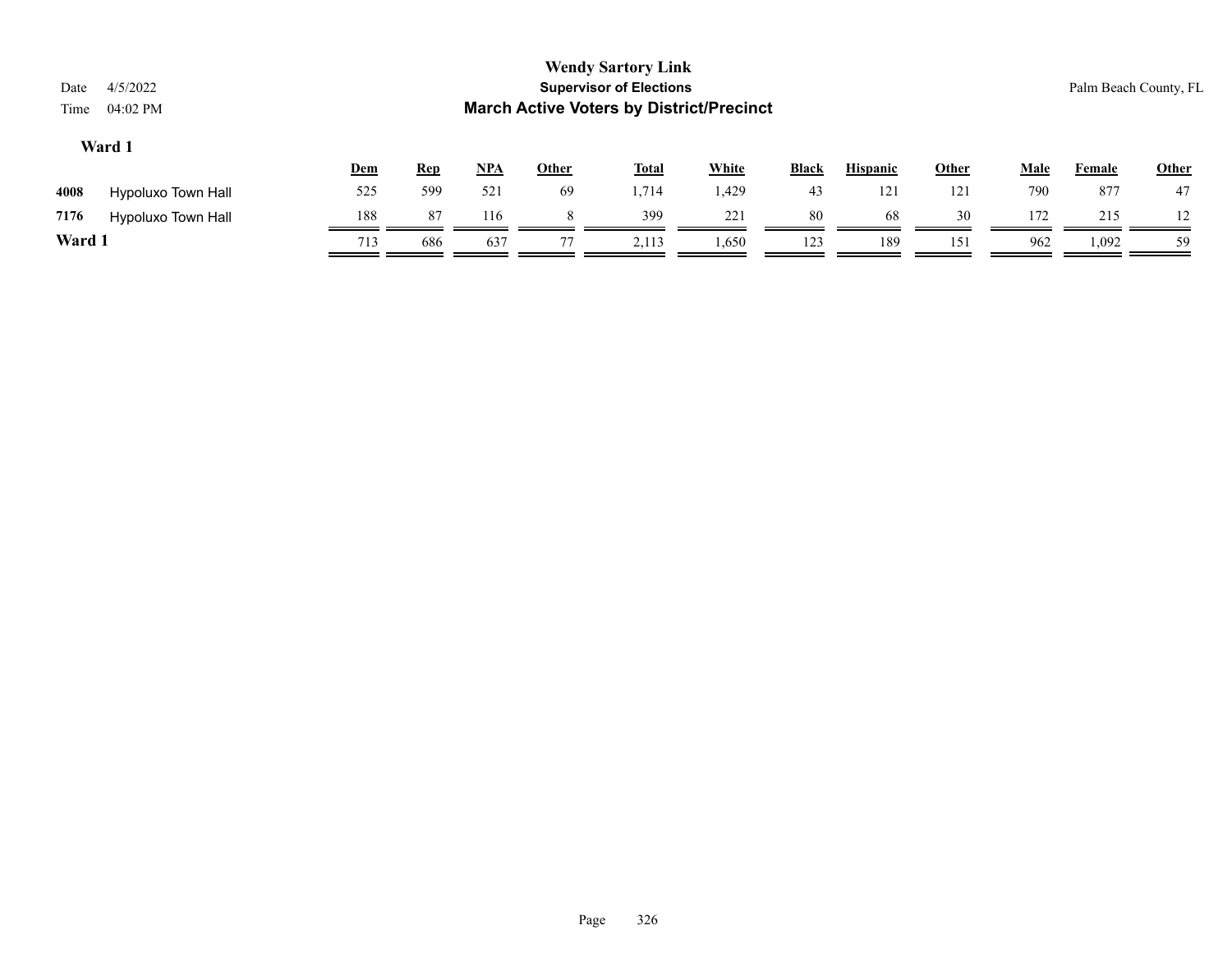**Wendy Sartory Link**
**Supervisor of Elections**
**March Active Voters by District/Precinct**

Date 4/5/2022
Time 04:02 PM

Palm Beach County, FL

### Ward 1

| | | Dem | Rep | NPA | Other | Total | White | Black | Hispanic | Other | Male | Female | Other |
|---|---|---|---|---|---|---|---|---|---|---|---|---|---|
| 4008 | Hypoluxo Town Hall | 525 | 599 | 521 | 69 | 1,714 | 1,429 | 43 | 121 | 121 | 790 | 877 | 47 |
| 7176 | Hypoluxo Town Hall | 188 | 87 | 116 | 8 | 399 | 221 | 80 | 68 | 30 | 172 | 215 | 12 |
| **Ward 1** | | 713 | 686 | 637 | 77 | 2,113 | 1,650 | 123 | 189 | 151 | 962 | 1,092 | 59 |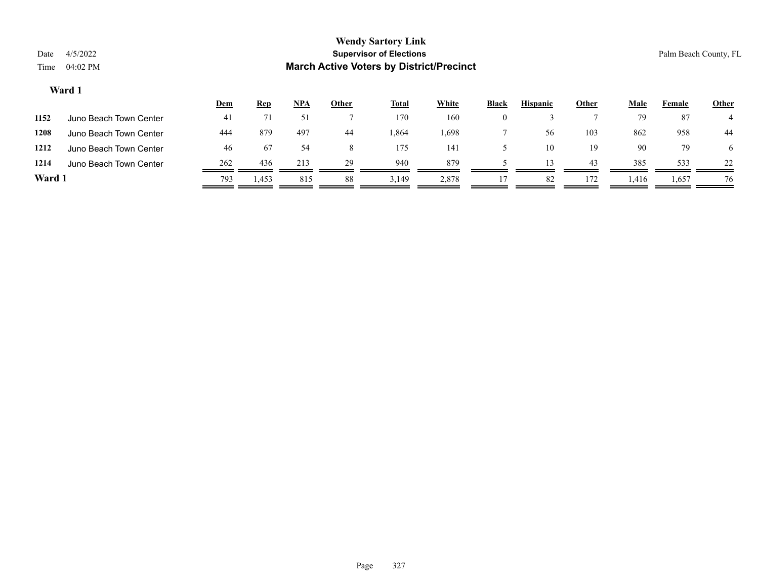**Wendy Sartory Link**

**Supervisor of Elections**

**March Active Voters by District/Precinct**

Date 4/5/2022

Time 04:02 PM

Palm Beach County, FL

### Ward 1

| | | Dem | Rep | NPA | Other | Total | White | Black | Hispanic | Other | Male | Female | Other |
|---|---|---|---|---|---|---|---|---|---|---|---|---|---|
| 1152 | Juno Beach Town Center | 41 | 71 | 51 | 7 | 170 | 160 | 0 | 3 | 7 | 79 | 87 | 4 |
| 1208 | Juno Beach Town Center | 444 | 879 | 497 | 44 | 1,864 | 1,698 | 7 | 56 | 103 | 862 | 958 | 44 |
| 1212 | Juno Beach Town Center | 46 | 67 | 54 | 8 | 175 | 141 | 5 | 10 | 19 | 90 | 79 | 6 |
| 1214 | Juno Beach Town Center | 262 | 436 | 213 | 29 | 940 | 879 | 5 | 13 | 43 | 385 | 533 | 22 |
| **Ward 1** | | 793 | 1,453 | 815 | 88 | 3,149 | 2,878 | 17 | 82 | 172 | 1,416 | 1,657 | 76 |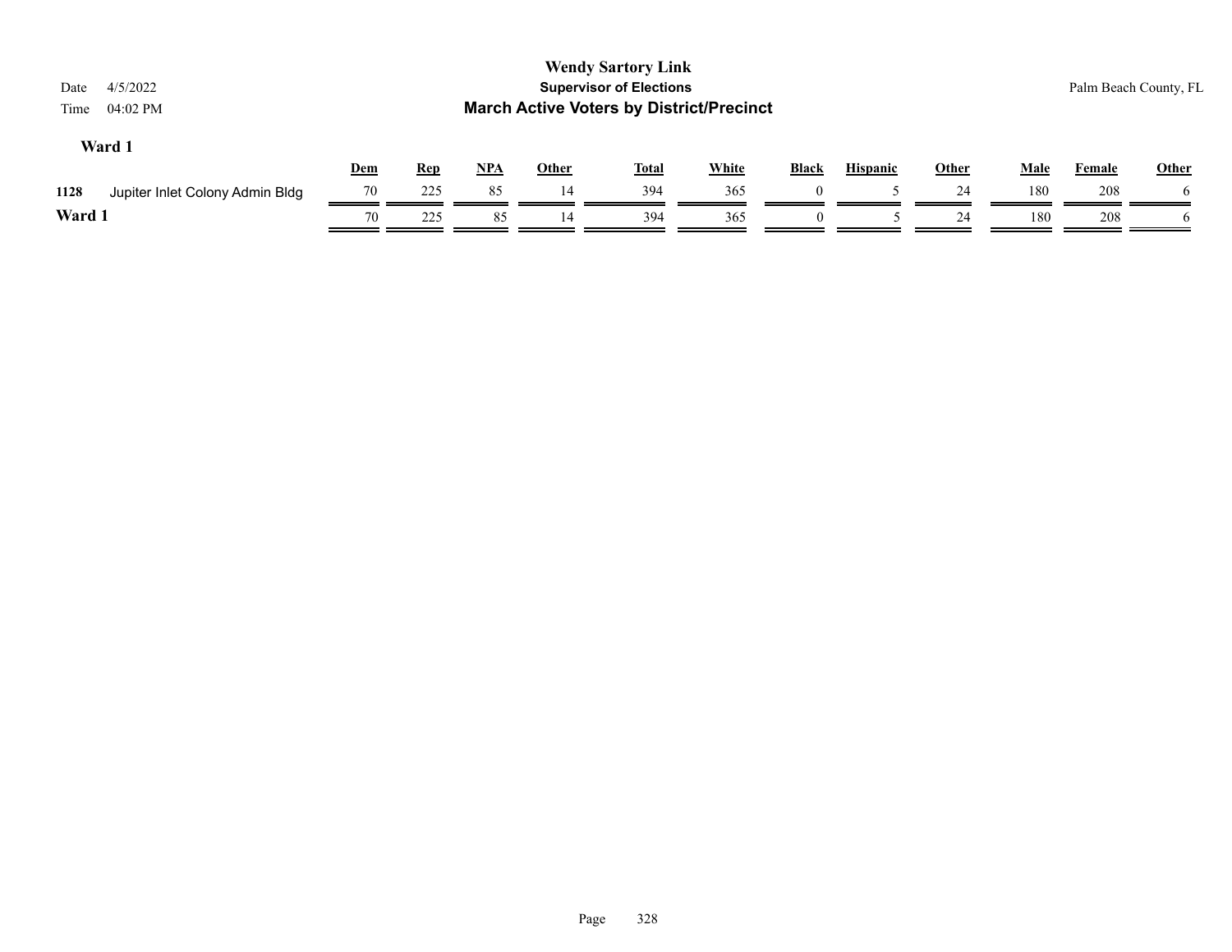**Wendy Sartory Link**
**Supervisor of Elections**
**March Active Voters by District/Precinct**

Date 4/5/2022
Time 04:02 PM

Palm Beach County, FL

### Ward 1

| | | Dem | Rep | NPA | Other | Total | White | Black | Hispanic | Other | Male | Female | Other |
|---|---|---|---|---|---|---|---|---|---|---|---|---|---|
| 1128 | Jupiter Inlet Colony Admin Bldg | 70 | 225 | 85 | 14 | 394 | 365 | 0 | 5 | 24 | 180 | 208 | 6 |
| **Ward 1** | | 70 | 225 | 85 | 14 | 394 | 365 | 0 | 5 | 24 | 180 | 208 | 6 |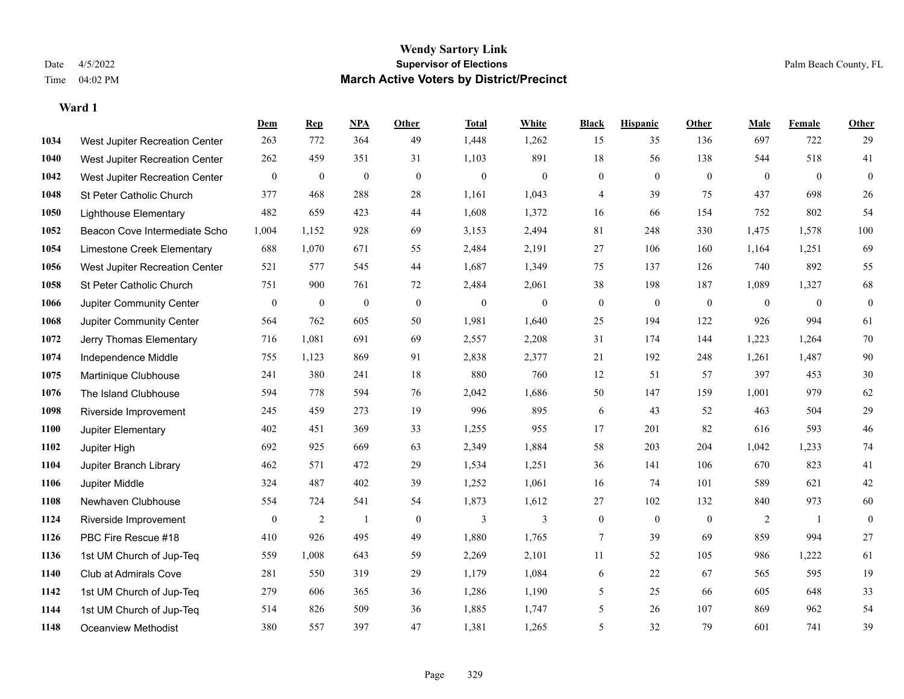# Wendy Sartory Link

**Supervisor of Elections**

**March Active Voters by District/Precinct**

Date 4/5/2022
Time 04:02 PM

Palm Beach County, FL

### Ward 1

| | | Dem | Rep | NPA | Other | Total | White | Black | Hispanic | Other | Male | Female | Other |
|---|---|---|---|---|---|---|---|---|---|---|---|---|---|
| 1034 | West Jupiter Recreation Center | 263 | 772 | 364 | 49 | 1,448 | 1,262 | 15 | 35 | 136 | 697 | 722 | 29 |
| 1040 | West Jupiter Recreation Center | 262 | 459 | 351 | 31 | 1,103 | 891 | 18 | 56 | 138 | 544 | 518 | 41 |
| 1042 | West Jupiter Recreation Center | 0 | 0 | 0 | 0 | 0 | 0 | 0 | 0 | 0 | 0 | 0 | 0 |
| 1048 | St Peter Catholic Church | 377 | 468 | 288 | 28 | 1,161 | 1,043 | 4 | 39 | 75 | 437 | 698 | 26 |
| 1050 | Lighthouse Elementary | 482 | 659 | 423 | 44 | 1,608 | 1,372 | 16 | 66 | 154 | 752 | 802 | 54 |
| 1052 | Beacon Cove Intermediate Scho | 1,004 | 1,152 | 928 | 69 | 3,153 | 2,494 | 81 | 248 | 330 | 1,475 | 1,578 | 100 |
| 1054 | Limestone Creek Elementary | 688 | 1,070 | 671 | 55 | 2,484 | 2,191 | 27 | 106 | 160 | 1,164 | 1,251 | 69 |
| 1056 | West Jupiter Recreation Center | 521 | 577 | 545 | 44 | 1,687 | 1,349 | 75 | 137 | 126 | 740 | 892 | 55 |
| 1058 | St Peter Catholic Church | 751 | 900 | 761 | 72 | 2,484 | 2,061 | 38 | 198 | 187 | 1,089 | 1,327 | 68 |
| 1066 | Jupiter Community Center | 0 | 0 | 0 | 0 | 0 | 0 | 0 | 0 | 0 | 0 | 0 | 0 |
| 1068 | Jupiter Community Center | 564 | 762 | 605 | 50 | 1,981 | 1,640 | 25 | 194 | 122 | 926 | 994 | 61 |
| 1072 | Jerry Thomas Elementary | 716 | 1,081 | 691 | 69 | 2,557 | 2,208 | 31 | 174 | 144 | 1,223 | 1,264 | 70 |
| 1074 | Independence Middle | 755 | 1,123 | 869 | 91 | 2,838 | 2,377 | 21 | 192 | 248 | 1,261 | 1,487 | 90 |
| 1075 | Martinique Clubhouse | 241 | 380 | 241 | 18 | 880 | 760 | 12 | 51 | 57 | 397 | 453 | 30 |
| 1076 | The Island Clubhouse | 594 | 778 | 594 | 76 | 2,042 | 1,686 | 50 | 147 | 159 | 1,001 | 979 | 62 |
| 1098 | Riverside Improvement | 245 | 459 | 273 | 19 | 996 | 895 | 6 | 43 | 52 | 463 | 504 | 29 |
| 1100 | Jupiter Elementary | 402 | 451 | 369 | 33 | 1,255 | 955 | 17 | 201 | 82 | 616 | 593 | 46 |
| 1102 | Jupiter High | 692 | 925 | 669 | 63 | 2,349 | 1,884 | 58 | 203 | 204 | 1,042 | 1,233 | 74 |
| 1104 | Jupiter Branch Library | 462 | 571 | 472 | 29 | 1,534 | 1,251 | 36 | 141 | 106 | 670 | 823 | 41 |
| 1106 | Jupiter Middle | 324 | 487 | 402 | 39 | 1,252 | 1,061 | 16 | 74 | 101 | 589 | 621 | 42 |
| 1108 | Newhaven Clubhouse | 554 | 724 | 541 | 54 | 1,873 | 1,612 | 27 | 102 | 132 | 840 | 973 | 60 |
| 1124 | Riverside Improvement | 0 | 2 | 1 | 0 | 3 | 3 | 0 | 0 | 0 | 2 | 1 | 0 |
| 1126 | PBC Fire Rescue #18 | 410 | 926 | 495 | 49 | 1,880 | 1,765 | 7 | 39 | 69 | 859 | 994 | 27 |
| 1136 | 1st UM Church of Jup-Teq | 559 | 1,008 | 643 | 59 | 2,269 | 2,101 | 11 | 52 | 105 | 986 | 1,222 | 61 |
| 1140 | Club at Admirals Cove | 281 | 550 | 319 | 29 | 1,179 | 1,084 | 6 | 22 | 67 | 565 | 595 | 19 |
| 1142 | 1st UM Church of Jup-Teq | 279 | 606 | 365 | 36 | 1,286 | 1,190 | 5 | 25 | 66 | 605 | 648 | 33 |
| 1144 | 1st UM Church of Jup-Teq | 514 | 826 | 509 | 36 | 1,885 | 1,747 | 5 | 26 | 107 | 869 | 962 | 54 |
| 1148 | Oceanview Methodist | 380 | 557 | 397 | 47 | 1,381 | 1,265 | 5 | 32 | 79 | 601 | 741 | 39 |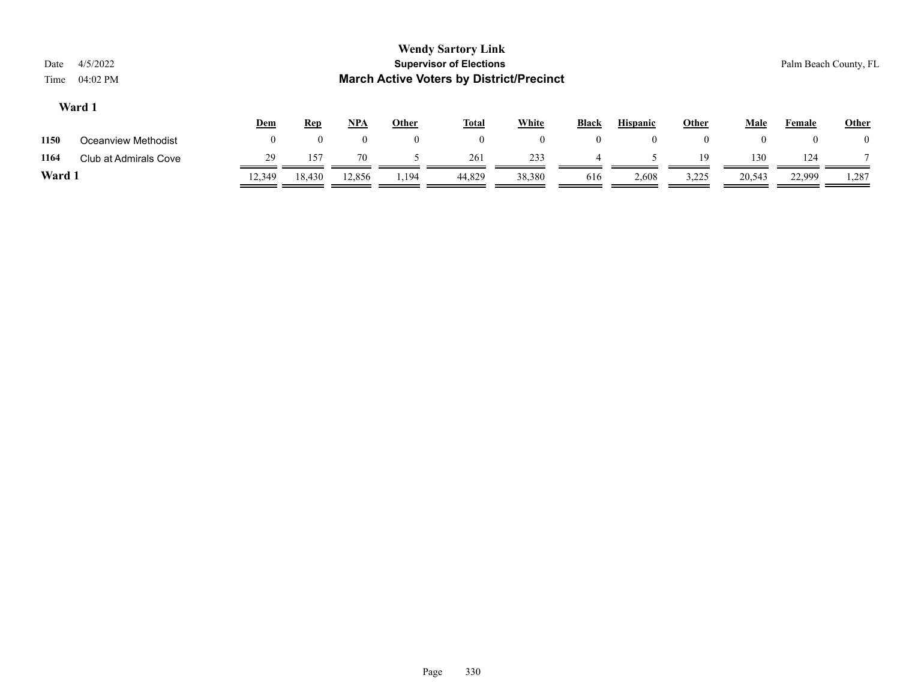# Wendy Sartory Link

**Supervisor of Elections**

**March Active Voters by District/Precinct**

Date 4/5/2022
Time 04:02 PM

Palm Beach County, FL

## Ward 1

| | | Dem | Rep | NPA | Other | Total | White | Black | Hispanic | Other | Male | Female | Other |
|---|---|---|---|---|---|---|---|---|---|---|---|---|---|
| 1150 | Oceanview Methodist | 0 | 0 | 0 | 0 | 0 | 0 | 0 | 0 | 0 | 0 | 0 | 0 |
| 1164 | Club at Admirals Cove | 29 | 157 | 70 | 5 | 261 | 233 | 4 | 5 | 19 | 130 | 124 | 7 |
| **Ward 1** | | 12,349 | 18,430 | 12,856 | 1,194 | 44,829 | 38,380 | 616 | 2,608 | 3,225 | 20,543 | 22,999 | 1,287 |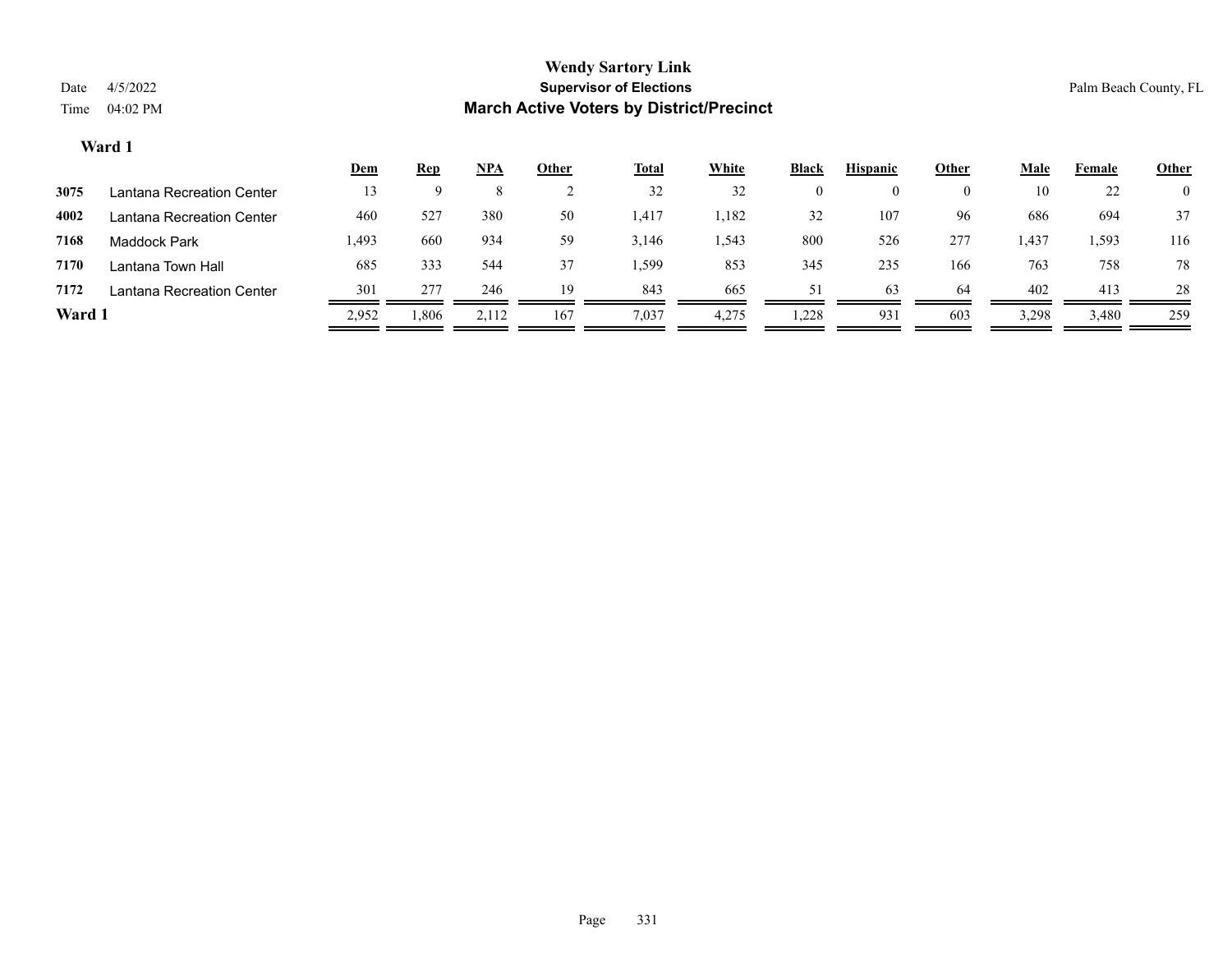# Wendy Sartory Link
## Supervisor of Elections
## March Active Voters by District/Precinct

Date 4/5/2022
Time 04:02 PM

Palm Beach County, FL

**Ward 1**

| | | Dem | Rep | NPA | Other | Total | White | Black | Hispanic | Other | Male | Female | Other |
|---|---|---|---|---|---|---|---|---|---|---|---|---|---|
| **3075** | Lantana Recreation Center | 13 | 9 | 8 | 2 | 32 | 32 | 0 | 0 | 0 | 10 | 22 | 0 |
| **4002** | Lantana Recreation Center | 460 | 527 | 380 | 50 | 1,417 | 1,182 | 32 | 107 | 96 | 686 | 694 | 37 |
| **7168** | Maddock Park | 1,493 | 660 | 934 | 59 | 3,146 | 1,543 | 800 | 526 | 277 | 1,437 | 1,593 | 116 |
| **7170** | Lantana Town Hall | 685 | 333 | 544 | 37 | 1,599 | 853 | 345 | 235 | 166 | 763 | 758 | 78 |
| **7172** | Lantana Recreation Center | 301 | 277 | 246 | 19 | 843 | 665 | 51 | 63 | 64 | 402 | 413 | 28 |
| **Ward 1** | | 2,952 | 1,806 | 2,112 | 167 | 7,037 | 4,275 | 1,228 | 931 | 603 | 3,298 | 3,480 | 259 |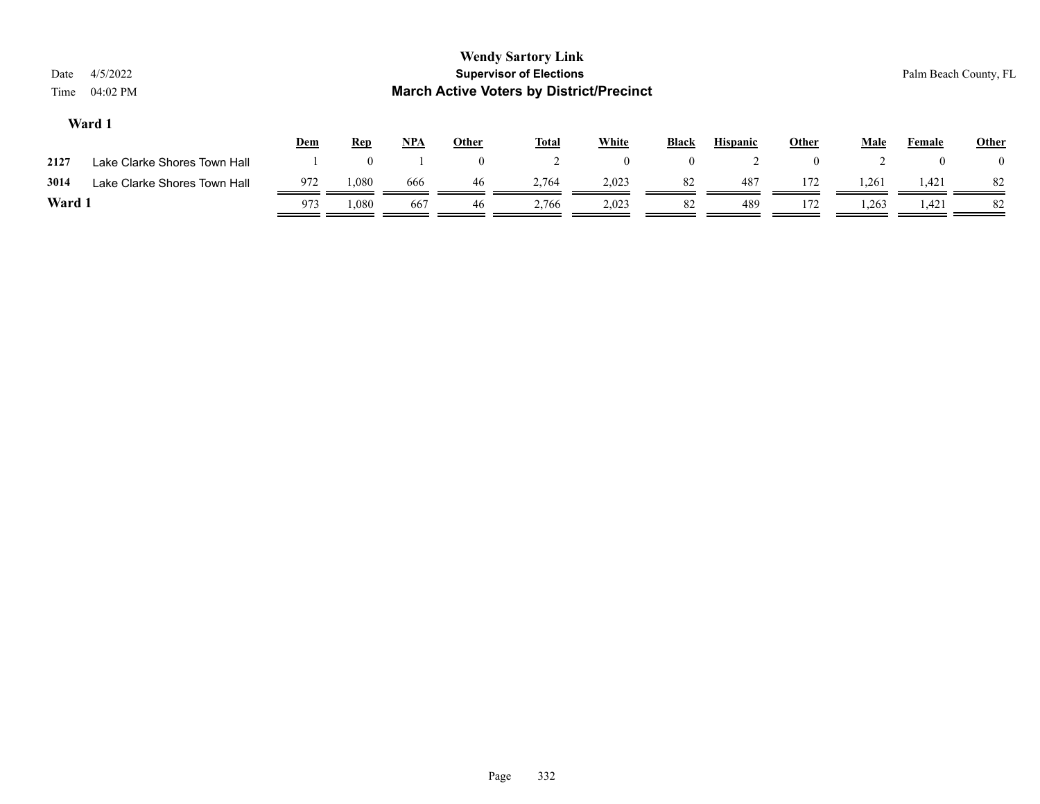**Wendy Sartory Link**
**Supervisor of Elections**
**March Active Voters by District/Precinct**

Date 4/5/2022
Time 04:02 PM

Palm Beach County, FL

### Ward 1

| | | Dem | Rep | NPA | Other | Total | White | Black | Hispanic | Other | Male | Female | Other |
|---|---|---|---|---|---|---|---|---|---|---|---|---|---|
| 2127 | Lake Clarke Shores Town Hall | 1 | 0 | 1 | 0 | 2 | 0 | 0 | 2 | 0 | 2 | 0 | 0 |
| 3014 | Lake Clarke Shores Town Hall | 972 | 1,080 | 666 | 46 | 2,764 | 2,023 | 82 | 487 | 172 | 1,261 | 1,421 | 82 |
| **Ward 1** | | 973 | 1,080 | 667 | 46 | 2,766 | 2,023 | 82 | 489 | 172 | 1,263 | 1,421 | 82 |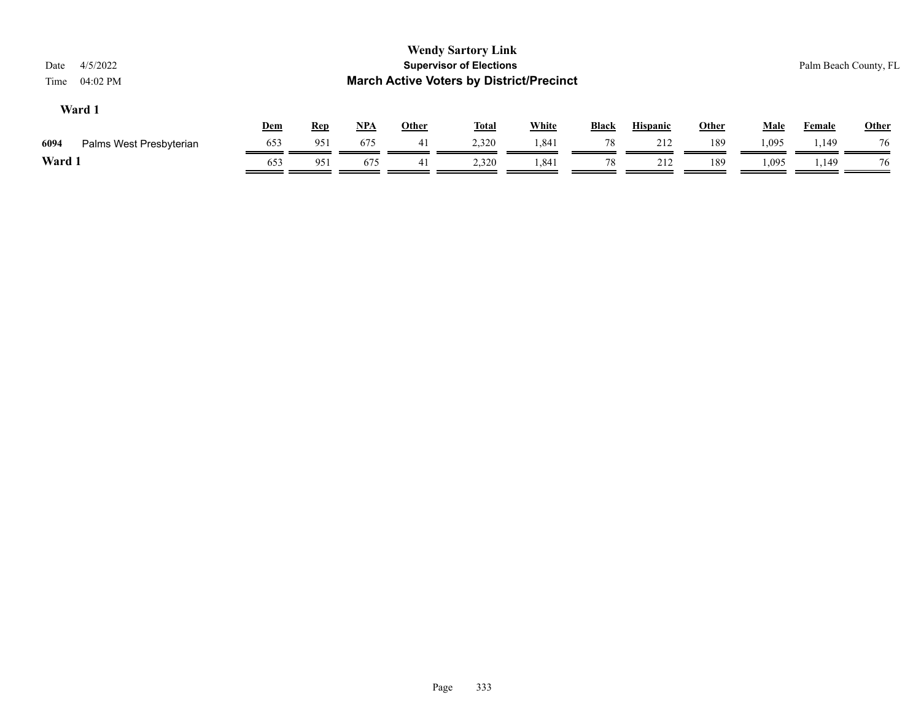**Wendy Sartory Link**
**Supervisor of Elections**
**March Active Voters by District/Precinct**

Date 4/5/2022
Time 04:02 PM

Palm Beach County, FL

### Ward 1

| | | Dem | Rep | NPA | Other | Total | White | Black | Hispanic | Other | Male | Female | Other |
|---|---|---|---|---|---|---|---|---|---|---|---|---|---|
| 6094 | Palms West Presbyterian | 653 | 951 | 675 | 41 | 2,320 | 1,841 | 78 | 212 | 189 | 1,095 | 1,149 | 76 |
| **Ward 1** | | 653 | 951 | 675 | 41 | 2,320 | 1,841 | 78 | 212 | 189 | 1,095 | 1,149 | 76 |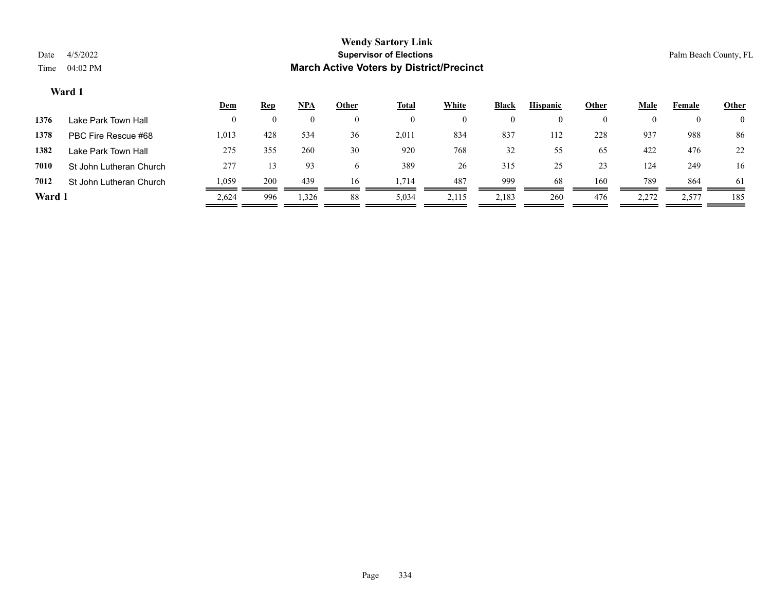# Wendy Sartory Link

## Supervisor of Elections

## March Active Voters by District/Precinct

Date 4/5/2022
Time 04:02 PM

Palm Beach County, FL

### Ward 1

| | | Dem | Rep | NPA | Other | Total | White | Black | Hispanic | Other | Male | Female | Other |
|---|---|---|---|---|---|---|---|---|---|---|---|---|---|
| 1376 | Lake Park Town Hall | 0 | 0 | 0 | 0 | 0 | 0 | 0 | 0 | 0 | 0 | 0 | 0 |
| 1378 | PBC Fire Rescue #68 | 1,013 | 428 | 534 | 36 | 2,011 | 834 | 837 | 112 | 228 | 937 | 988 | 86 |
| 1382 | Lake Park Town Hall | 275 | 355 | 260 | 30 | 920 | 768 | 32 | 55 | 65 | 422 | 476 | 22 |
| 7010 | St John Lutheran Church | 277 | 13 | 93 | 6 | 389 | 26 | 315 | 25 | 23 | 124 | 249 | 16 |
| 7012 | St John Lutheran Church | 1,059 | 200 | 439 | 16 | 1,714 | 487 | 999 | 68 | 160 | 789 | 864 | 61 |
| **Ward 1** | | 2,624 | 996 | 1,326 | 88 | 5,034 | 2,115 | 2,183 | 260 | 476 | 2,272 | 2,577 | 185 |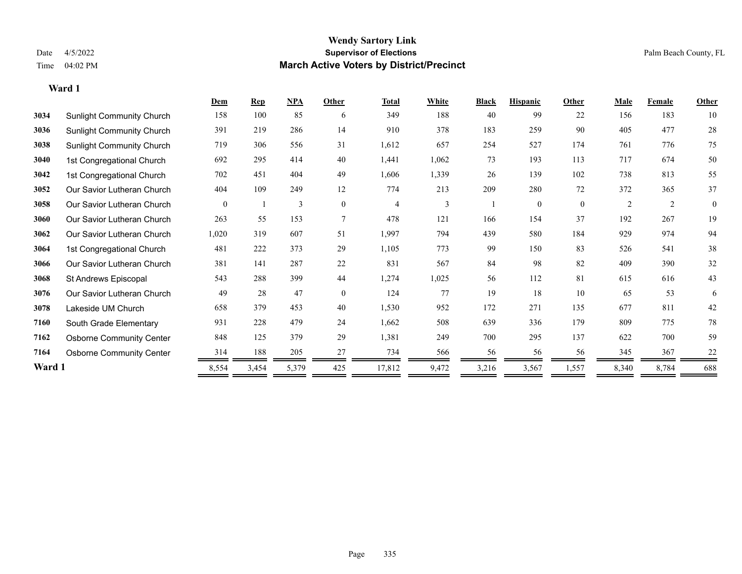# Wendy Sartory Link

**Supervisor of Elections**

**March Active Voters by District/Precinct**

Date 4/5/2022

Time 04:02 PM

Palm Beach County, FL

## Ward 1

| | | Dem | Rep | NPA | Other | Total | White | Black | Hispanic | Other | Male | Female | Other |
|---|---|---|---|---|---|---|---|---|---|---|---|---|---|
| **3034** | Sunlight Community Church | 158 | 100 | 85 | 6 | 349 | 188 | 40 | 99 | 22 | 156 | 183 | 10 |
| **3036** | Sunlight Community Church | 391 | 219 | 286 | 14 | 910 | 378 | 183 | 259 | 90 | 405 | 477 | 28 |
| **3038** | Sunlight Community Church | 719 | 306 | 556 | 31 | 1,612 | 657 | 254 | 527 | 174 | 761 | 776 | 75 |
| **3040** | 1st Congregational Church | 692 | 295 | 414 | 40 | 1,441 | 1,062 | 73 | 193 | 113 | 717 | 674 | 50 |
| **3042** | 1st Congregational Church | 702 | 451 | 404 | 49 | 1,606 | 1,339 | 26 | 139 | 102 | 738 | 813 | 55 |
| **3052** | Our Savior Lutheran Church | 404 | 109 | 249 | 12 | 774 | 213 | 209 | 280 | 72 | 372 | 365 | 37 |
| **3058** | Our Savior Lutheran Church | 0 | 1 | 3 | 0 | 4 | 3 | 1 | 0 | 0 | 2 | 2 | 0 |
| **3060** | Our Savior Lutheran Church | 263 | 55 | 153 | 7 | 478 | 121 | 166 | 154 | 37 | 192 | 267 | 19 |
| **3062** | Our Savior Lutheran Church | 1,020 | 319 | 607 | 51 | 1,997 | 794 | 439 | 580 | 184 | 929 | 974 | 94 |
| **3064** | 1st Congregational Church | 481 | 222 | 373 | 29 | 1,105 | 773 | 99 | 150 | 83 | 526 | 541 | 38 |
| **3066** | Our Savior Lutheran Church | 381 | 141 | 287 | 22 | 831 | 567 | 84 | 98 | 82 | 409 | 390 | 32 |
| **3068** | St Andrews Episcopal | 543 | 288 | 399 | 44 | 1,274 | 1,025 | 56 | 112 | 81 | 615 | 616 | 43 |
| **3076** | Our Savior Lutheran Church | 49 | 28 | 47 | 0 | 124 | 77 | 19 | 18 | 10 | 65 | 53 | 6 |
| **3078** | Lakeside UM Church | 658 | 379 | 453 | 40 | 1,530 | 952 | 172 | 271 | 135 | 677 | 811 | 42 |
| **7160** | South Grade Elementary | 931 | 228 | 479 | 24 | 1,662 | 508 | 639 | 336 | 179 | 809 | 775 | 78 |
| **7162** | Osborne Community Center | 848 | 125 | 379 | 29 | 1,381 | 249 | 700 | 295 | 137 | 622 | 700 | 59 |
| **7164** | Osborne Community Center | 314 | 188 | 205 | 27 | 734 | 566 | 56 | 56 | 56 | 345 | 367 | 22 |
| **Ward 1** | | 8,554 | 3,454 | 5,379 | 425 | 17,812 | 9,472 | 3,216 | 3,567 | 1,557 | 8,340 | 8,784 | 688 |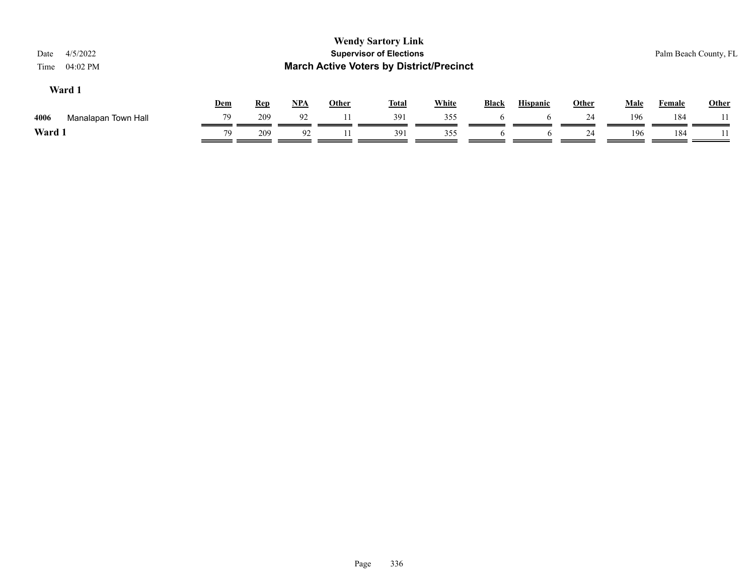**Wendy Sartory Link**
**Supervisor of Elections**
**March Active Voters by District/Precinct**

Date 4/5/2022
Time 04:02 PM

Palm Beach County, FL

**Ward 1**

| | | Dem | Rep | NPA | Other | Total | White | Black | Hispanic | Other | Male | Female | Other |
|---|---|---|---|---|---|---|---|---|---|---|---|---|---|
| 4006 | Manalapan Town Hall | 79 | 209 | 92 | 11 | 391 | 355 | 6 | 6 | 24 | 196 | 184 | 11 |
| **Ward 1** | | 79 | 209 | 92 | 11 | 391 | 355 | 6 | 6 | 24 | 196 | 184 | 11 |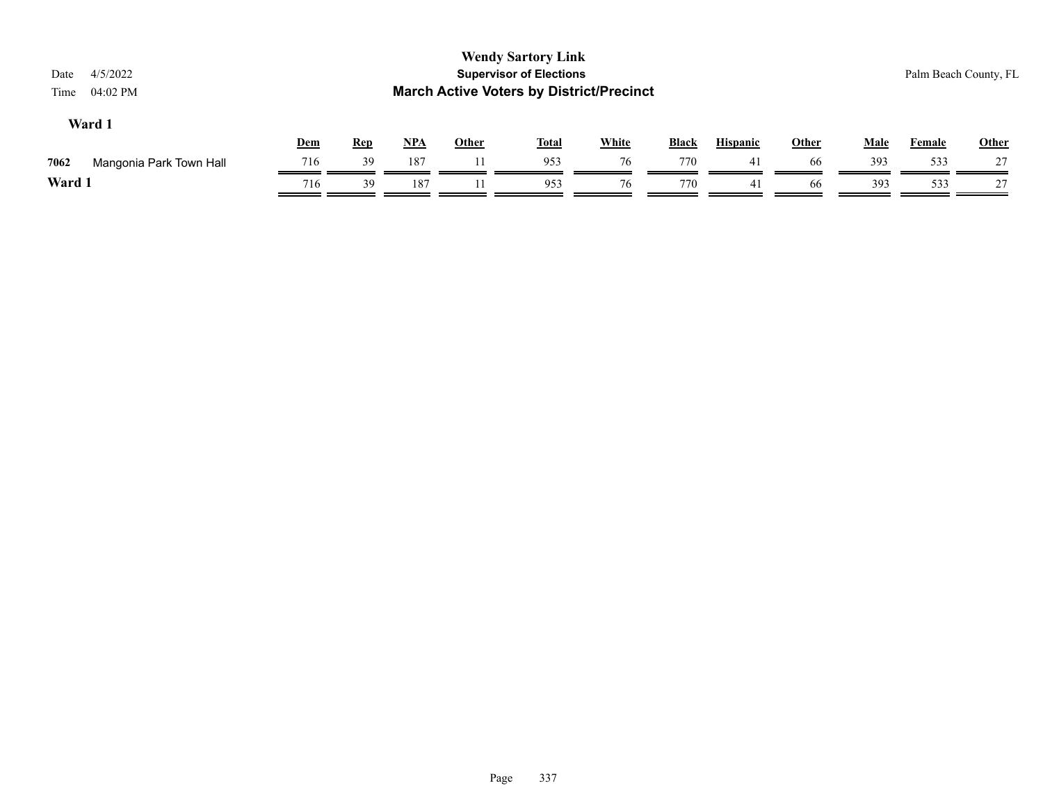# Wendy Sartory Link

## Supervisor of Elections

## March Active Voters by District/Precinct

Date 4/5/2022

Time 04:02 PM

Palm Beach County, FL

### Ward 1

| | | Dem | Rep | NPA | Other | Total | White | Black | Hispanic | Other | Male | Female | Other |
|---|---|---|---|---|---|---|---|---|---|---|---|---|---|
| 7062 | Mangonia Park Town Hall | 716 | 39 | 187 | 11 | 953 | 76 | 770 | 41 | 66 | 393 | 533 | 27 |
| **Ward 1** | | 716 | 39 | 187 | 11 | 953 | 76 | 770 | 41 | 66 | 393 | 533 | 27 |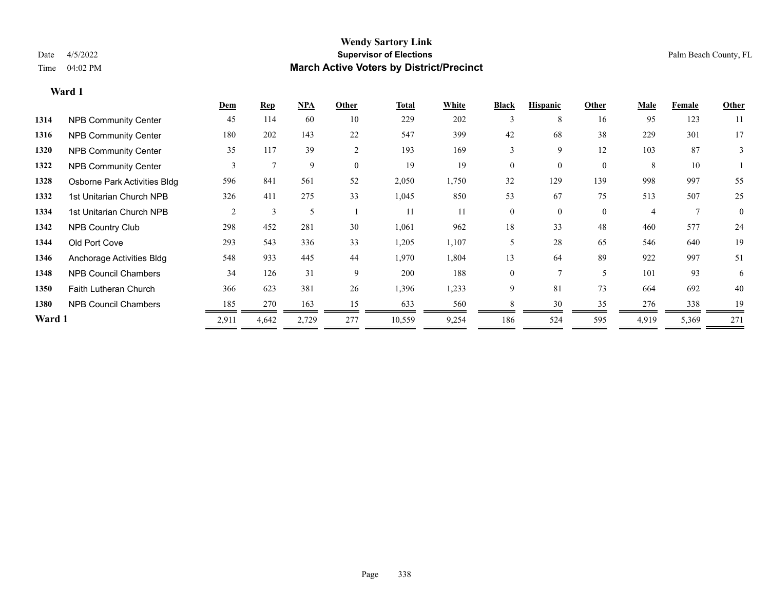**Wendy Sartory Link**

**Supervisor of Elections**

**March Active Voters by District/Precinct**

Date 4/5/2022

Time 04:02 PM

Palm Beach County, FL

**Ward 1**

| | | Dem | Rep | NPA | Other | Total | White | Black | Hispanic | Other | Male | Female | Other |
|---|---|---|---|---|---|---|---|---|---|---|---|---|---|
| 1314 | NPB Community Center | 45 | 114 | 60 | 10 | 229 | 202 | 3 | 8 | 16 | 95 | 123 | 11 |
| 1316 | NPB Community Center | 180 | 202 | 143 | 22 | 547 | 399 | 42 | 68 | 38 | 229 | 301 | 17 |
| 1320 | NPB Community Center | 35 | 117 | 39 | 2 | 193 | 169 | 3 | 9 | 12 | 103 | 87 | 3 |
| 1322 | NPB Community Center | 3 | 7 | 9 | 0 | 19 | 19 | 0 | 0 | 0 | 8 | 10 | 1 |
| 1328 | Osborne Park Activities Bldg | 596 | 841 | 561 | 52 | 2,050 | 1,750 | 32 | 129 | 139 | 998 | 997 | 55 |
| 1332 | 1st Unitarian Church NPB | 326 | 411 | 275 | 33 | 1,045 | 850 | 53 | 67 | 75 | 513 | 507 | 25 |
| 1334 | 1st Unitarian Church NPB | 2 | 3 | 5 | 1 | 11 | 11 | 0 | 0 | 0 | 4 | 7 | 0 |
| 1342 | NPB Country Club | 298 | 452 | 281 | 30 | 1,061 | 962 | 18 | 33 | 48 | 460 | 577 | 24 |
| 1344 | Old Port Cove | 293 | 543 | 336 | 33 | 1,205 | 1,107 | 5 | 28 | 65 | 546 | 640 | 19 |
| 1346 | Anchorage Activities Bldg | 548 | 933 | 445 | 44 | 1,970 | 1,804 | 13 | 64 | 89 | 922 | 997 | 51 |
| 1348 | NPB Council Chambers | 34 | 126 | 31 | 9 | 200 | 188 | 0 | 7 | 5 | 101 | 93 | 6 |
| 1350 | Faith Lutheran Church | 366 | 623 | 381 | 26 | 1,396 | 1,233 | 9 | 81 | 73 | 664 | 692 | 40 |
| 1380 | NPB Council Chambers | 185 | 270 | 163 | 15 | 633 | 560 | 8 | 30 | 35 | 276 | 338 | 19 |
| **Ward 1** | | 2,911 | 4,642 | 2,729 | 277 | 10,559 | 9,254 | 186 | 524 | 595 | 4,919 | 5,369 | 271 |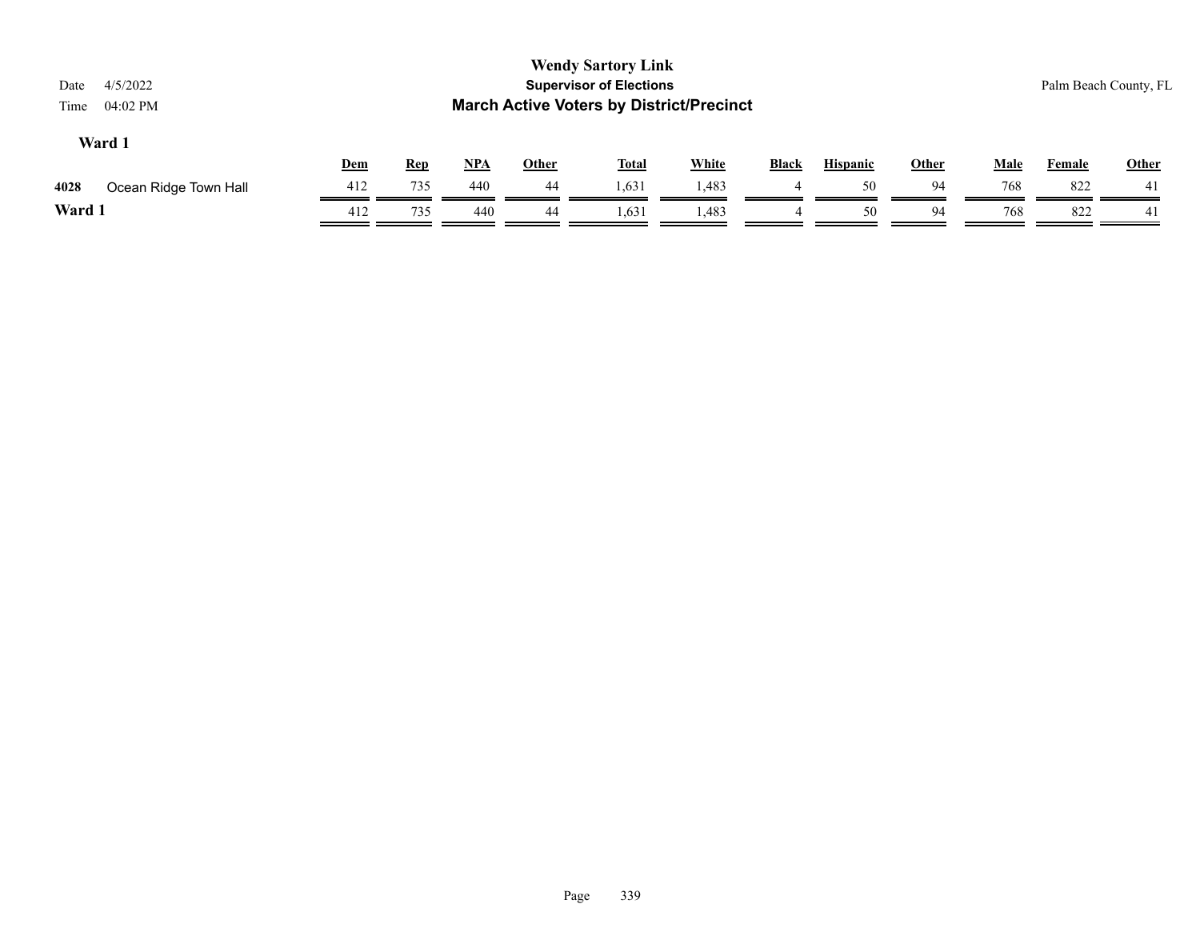# Wendy Sartory Link

## Supervisor of Elections

## March Active Voters by District/Precinct

Date 4/5/2022

Time 04:02 PM

Palm Beach County, FL

### Ward 1

| | | Dem | Rep | NPA | Other | Total | White | Black | Hispanic | Other | Male | Female | Other |
|---|---|---|---|---|---|---|---|---|---|---|---|---|---|
| 4028 | Ocean Ridge Town Hall | 412 | 735 | 440 | 44 | 1,631 | 1,483 | 4 | 50 | 94 | 768 | 822 | 41 |
| **Ward 1** | | 412 | 735 | 440 | 44 | 1,631 | 1,483 | 4 | 50 | 94 | 768 | 822 | 41 |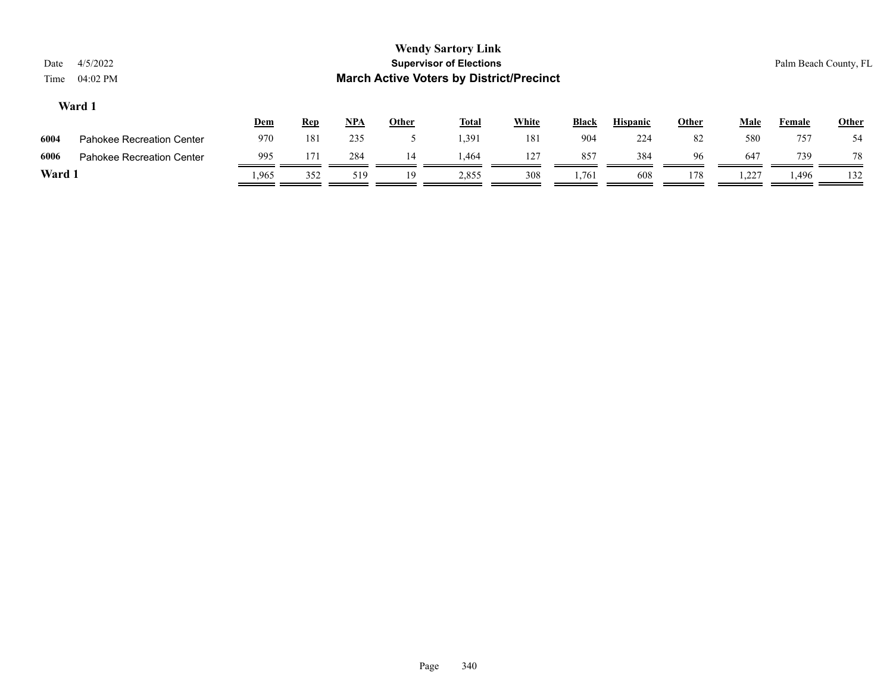# Wendy Sartory Link

## Supervisor of Elections

## March Active Voters by District/Precinct

Date 4/5/2022

Time 04:02 PM

Palm Beach County, FL

### Ward 1

| | | Dem | Rep | NPA | Other | Total | White | Black | Hispanic | Other | Male | Female | Other |
|---|---|---|---|---|---|---|---|---|---|---|---|---|---|
| 6004 | Pahokee Recreation Center | 970 | 181 | 235 | 5 | 1,391 | 181 | 904 | 224 | 82 | 580 | 757 | 54 |
| 6006 | Pahokee Recreation Center | 995 | 171 | 284 | 14 | 1,464 | 127 | 857 | 384 | 96 | 647 | 739 | 78 |
| **Ward 1** | | 1,965 | 352 | 519 | 19 | 2,855 | 308 | 1,761 | 608 | 178 | 1,227 | 1,496 | 132 |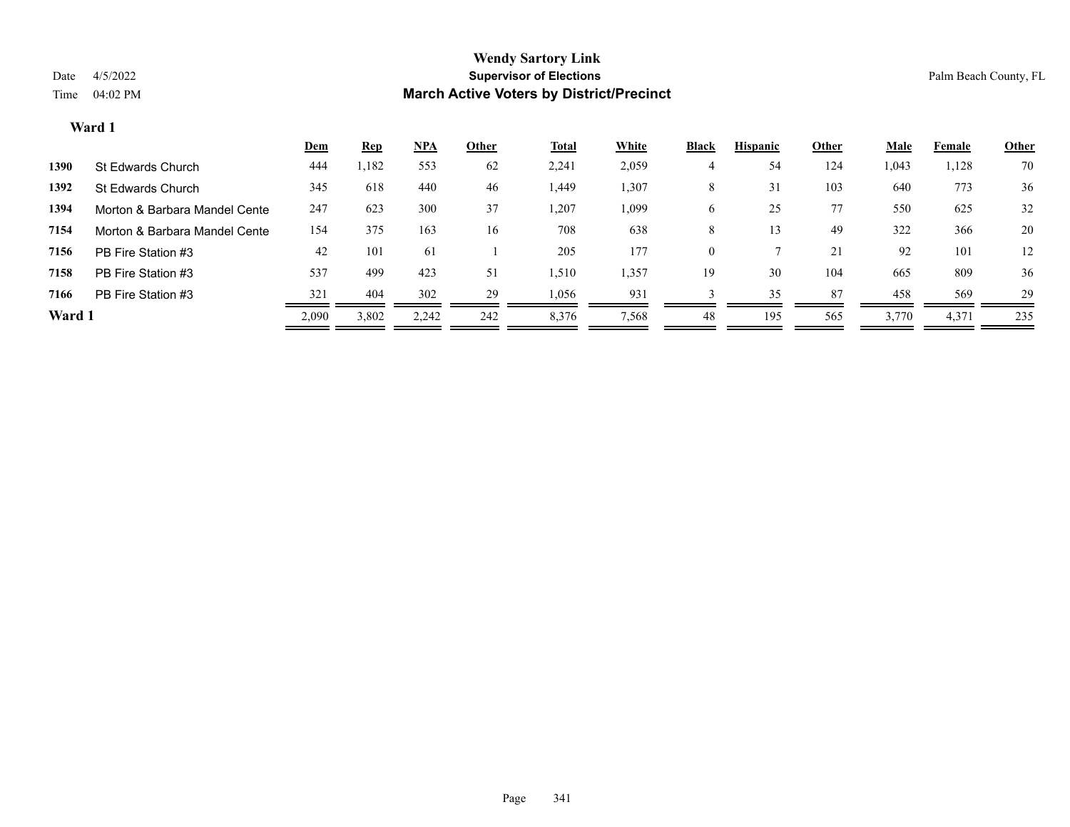# Wendy Sartory Link

## Supervisor of Elections

## March Active Voters by District/Precinct

Date 4/5/2022

Time 04:02 PM

Palm Beach County, FL

### Ward 1

| | | Dem | Rep | NPA | Other | Total | White | Black | Hispanic | Other | Male | Female | Other |
|---|---|---|---|---|---|---|---|---|---|---|---|---|---|
| 1390 | St Edwards Church | 444 | 1,182 | 553 | 62 | 2,241 | 2,059 | 4 | 54 | 124 | 1,043 | 1,128 | 70 |
| 1392 | St Edwards Church | 345 | 618 | 440 | 46 | 1,449 | 1,307 | 8 | 31 | 103 | 640 | 773 | 36 |
| 1394 | Morton & Barbara Mandel Cente | 247 | 623 | 300 | 37 | 1,207 | 1,099 | 6 | 25 | 77 | 550 | 625 | 32 |
| 7154 | Morton & Barbara Mandel Cente | 154 | 375 | 163 | 16 | 708 | 638 | 8 | 13 | 49 | 322 | 366 | 20 |
| 7156 | PB Fire Station #3 | 42 | 101 | 61 | 1 | 205 | 177 | 0 | 7 | 21 | 92 | 101 | 12 |
| 7158 | PB Fire Station #3 | 537 | 499 | 423 | 51 | 1,510 | 1,357 | 19 | 30 | 104 | 665 | 809 | 36 |
| 7166 | PB Fire Station #3 | 321 | 404 | 302 | 29 | 1,056 | 931 | 3 | 35 | 87 | 458 | 569 | 29 |
| **Ward 1** | | 2,090 | 3,802 | 2,242 | 242 | 8,376 | 7,568 | 48 | 195 | 565 | 3,770 | 4,371 | 235 |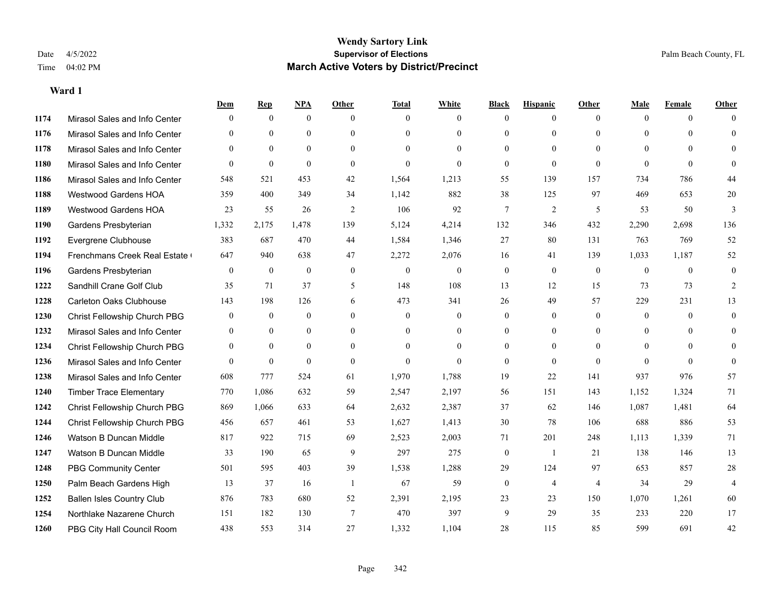# Wendy Sartory Link
## Supervisor of Elections
## March Active Voters by District/Precinct

Date 4/5/2022
Time 04:02 PM

Palm Beach County, FL

### Ward 1

| | | Dem | Rep | NPA | Other | Total | White | Black | Hispanic | Other | Male | Female | Other |
|---|---|---|---|---|---|---|---|---|---|---|---|---|---|
| 1174 | Mirasol Sales and Info Center | 0 | 0 | 0 | 0 | 0 | 0 | 0 | 0 | 0 | 0 | 0 | 0 |
| 1176 | Mirasol Sales and Info Center | 0 | 0 | 0 | 0 | 0 | 0 | 0 | 0 | 0 | 0 | 0 | 0 |
| 1178 | Mirasol Sales and Info Center | 0 | 0 | 0 | 0 | 0 | 0 | 0 | 0 | 0 | 0 | 0 | 0 |
| 1180 | Mirasol Sales and Info Center | 0 | 0 | 0 | 0 | 0 | 0 | 0 | 0 | 0 | 0 | 0 | 0 |
| 1186 | Mirasol Sales and Info Center | 548 | 521 | 453 | 42 | 1,564 | 1,213 | 55 | 139 | 157 | 734 | 786 | 44 |
| 1188 | Westwood Gardens HOA | 359 | 400 | 349 | 34 | 1,142 | 882 | 38 | 125 | 97 | 469 | 653 | 20 |
| 1189 | Westwood Gardens HOA | 23 | 55 | 26 | 2 | 106 | 92 | 7 | 2 | 5 | 53 | 50 | 3 |
| 1190 | Gardens Presbyterian | 1,332 | 2,175 | 1,478 | 139 | 5,124 | 4,214 | 132 | 346 | 432 | 2,290 | 2,698 | 136 |
| 1192 | Evergrene Clubhouse | 383 | 687 | 470 | 44 | 1,584 | 1,346 | 27 | 80 | 131 | 763 | 769 | 52 |
| 1194 | Frenchmans Creek Real Estate ( | 647 | 940 | 638 | 47 | 2,272 | 2,076 | 16 | 41 | 139 | 1,033 | 1,187 | 52 |
| 1196 | Gardens Presbyterian | 0 | 0 | 0 | 0 | 0 | 0 | 0 | 0 | 0 | 0 | 0 | 0 |
| 1222 | Sandhill Crane Golf Club | 35 | 71 | 37 | 5 | 148 | 108 | 13 | 12 | 15 | 73 | 73 | 2 |
| 1228 | Carleton Oaks Clubhouse | 143 | 198 | 126 | 6 | 473 | 341 | 26 | 49 | 57 | 229 | 231 | 13 |
| 1230 | Christ Fellowship Church PBG | 0 | 0 | 0 | 0 | 0 | 0 | 0 | 0 | 0 | 0 | 0 | 0 |
| 1232 | Mirasol Sales and Info Center | 0 | 0 | 0 | 0 | 0 | 0 | 0 | 0 | 0 | 0 | 0 | 0 |
| 1234 | Christ Fellowship Church PBG | 0 | 0 | 0 | 0 | 0 | 0 | 0 | 0 | 0 | 0 | 0 | 0 |
| 1236 | Mirasol Sales and Info Center | 0 | 0 | 0 | 0 | 0 | 0 | 0 | 0 | 0 | 0 | 0 | 0 |
| 1238 | Mirasol Sales and Info Center | 608 | 777 | 524 | 61 | 1,970 | 1,788 | 19 | 22 | 141 | 937 | 976 | 57 |
| 1240 | Timber Trace Elementary | 770 | 1,086 | 632 | 59 | 2,547 | 2,197 | 56 | 151 | 143 | 1,152 | 1,324 | 71 |
| 1242 | Christ Fellowship Church PBG | 869 | 1,066 | 633 | 64 | 2,632 | 2,387 | 37 | 62 | 146 | 1,087 | 1,481 | 64 |
| 1244 | Christ Fellowship Church PBG | 456 | 657 | 461 | 53 | 1,627 | 1,413 | 30 | 78 | 106 | 688 | 886 | 53 |
| 1246 | Watson B Duncan Middle | 817 | 922 | 715 | 69 | 2,523 | 2,003 | 71 | 201 | 248 | 1,113 | 1,339 | 71 |
| 1247 | Watson B Duncan Middle | 33 | 190 | 65 | 9 | 297 | 275 | 0 | 1 | 21 | 138 | 146 | 13 |
| 1248 | PBG Community Center | 501 | 595 | 403 | 39 | 1,538 | 1,288 | 29 | 124 | 97 | 653 | 857 | 28 |
| 1250 | Palm Beach Gardens High | 13 | 37 | 16 | 1 | 67 | 59 | 0 | 4 | 4 | 34 | 29 | 4 |
| 1252 | Ballen Isles Country Club | 876 | 783 | 680 | 52 | 2,391 | 2,195 | 23 | 23 | 150 | 1,070 | 1,261 | 60 |
| 1254 | Northlake Nazarene Church | 151 | 182 | 130 | 7 | 470 | 397 | 9 | 29 | 35 | 233 | 220 | 17 |
| 1260 | PBG City Hall Council Room | 438 | 553 | 314 | 27 | 1,332 | 1,104 | 28 | 115 | 85 | 599 | 691 | 42 |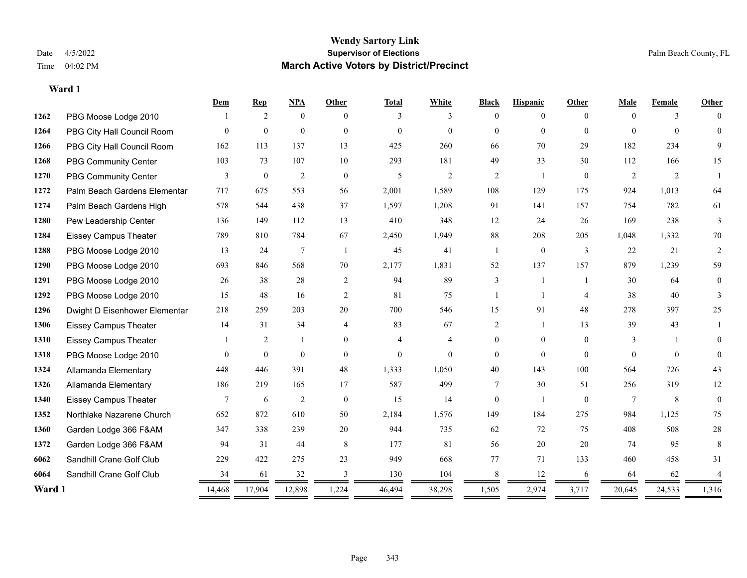# Wendy Sartory Link

**Supervisor of Elections**

**March Active Voters by District/Precinct**

Date 4/5/2022
Time 04:02 PM

Palm Beach County, FL

### Ward 1

| | | Dem | Rep | NPA | Other | Total | White | Black | Hispanic | Other | Male | Female | Other |
|---|---|---|---|---|---|---|---|---|---|---|---|---|---|
| 1262 | PBG Moose Lodge 2010 | 1 | 2 | 0 | 0 | 3 | 3 | 0 | 0 | 0 | 0 | 3 | 0 |
| 1264 | PBG City Hall Council Room | 0 | 0 | 0 | 0 | 0 | 0 | 0 | 0 | 0 | 0 | 0 | 0 |
| 1266 | PBG City Hall Council Room | 162 | 113 | 137 | 13 | 425 | 260 | 66 | 70 | 29 | 182 | 234 | 9 |
| 1268 | PBG Community Center | 103 | 73 | 107 | 10 | 293 | 181 | 49 | 33 | 30 | 112 | 166 | 15 |
| 1270 | PBG Community Center | 3 | 0 | 2 | 0 | 5 | 2 | 2 | 1 | 0 | 2 | 2 | 1 |
| 1272 | Palm Beach Gardens Elementar | 717 | 675 | 553 | 56 | 2,001 | 1,589 | 108 | 129 | 175 | 924 | 1,013 | 64 |
| 1274 | Palm Beach Gardens High | 578 | 544 | 438 | 37 | 1,597 | 1,208 | 91 | 141 | 157 | 754 | 782 | 61 |
| 1280 | Pew Leadership Center | 136 | 149 | 112 | 13 | 410 | 348 | 12 | 24 | 26 | 169 | 238 | 3 |
| 1284 | Eissey Campus Theater | 789 | 810 | 784 | 67 | 2,450 | 1,949 | 88 | 208 | 205 | 1,048 | 1,332 | 70 |
| 1288 | PBG Moose Lodge 2010 | 13 | 24 | 7 | 1 | 45 | 41 | 1 | 0 | 3 | 22 | 21 | 2 |
| 1290 | PBG Moose Lodge 2010 | 693 | 846 | 568 | 70 | 2,177 | 1,831 | 52 | 137 | 157 | 879 | 1,239 | 59 |
| 1291 | PBG Moose Lodge 2010 | 26 | 38 | 28 | 2 | 94 | 89 | 3 | 1 | 1 | 30 | 64 | 0 |
| 1292 | PBG Moose Lodge 2010 | 15 | 48 | 16 | 2 | 81 | 75 | 1 | 1 | 4 | 38 | 40 | 3 |
| 1296 | Dwight D Eisenhower Elementar | 218 | 259 | 203 | 20 | 700 | 546 | 15 | 91 | 48 | 278 | 397 | 25 |
| 1306 | Eissey Campus Theater | 14 | 31 | 34 | 4 | 83 | 67 | 2 | 1 | 13 | 39 | 43 | 1 |
| 1310 | Eissey Campus Theater | 1 | 2 | 1 | 0 | 4 | 4 | 0 | 0 | 0 | 3 | 1 | 0 |
| 1318 | PBG Moose Lodge 2010 | 0 | 0 | 0 | 0 | 0 | 0 | 0 | 0 | 0 | 0 | 0 | 0 |
| 1324 | Allamanda Elementary | 448 | 446 | 391 | 48 | 1,333 | 1,050 | 40 | 143 | 100 | 564 | 726 | 43 |
| 1326 | Allamanda Elementary | 186 | 219 | 165 | 17 | 587 | 499 | 7 | 30 | 51 | 256 | 319 | 12 |
| 1340 | Eissey Campus Theater | 7 | 6 | 2 | 0 | 15 | 14 | 0 | 1 | 0 | 7 | 8 | 0 |
| 1352 | Northlake Nazarene Church | 652 | 872 | 610 | 50 | 2,184 | 1,576 | 149 | 184 | 275 | 984 | 1,125 | 75 |
| 1360 | Garden Lodge 366 F&AM | 347 | 338 | 239 | 20 | 944 | 735 | 62 | 72 | 75 | 408 | 508 | 28 |
| 1372 | Garden Lodge 366 F&AM | 94 | 31 | 44 | 8 | 177 | 81 | 56 | 20 | 20 | 74 | 95 | 8 |
| 6062 | Sandhill Crane Golf Club | 229 | 422 | 275 | 23 | 949 | 668 | 77 | 71 | 133 | 460 | 458 | 31 |
| 6064 | Sandhill Crane Golf Club | 34 | 61 | 32 | 3 | 130 | 104 | 8 | 12 | 6 | 64 | 62 | 4 |
| **Ward 1** | | 14,468 | 17,904 | 12,898 | 1,224 | 46,494 | 38,298 | 1,505 | 2,974 | 3,717 | 20,645 | 24,533 | 1,316 |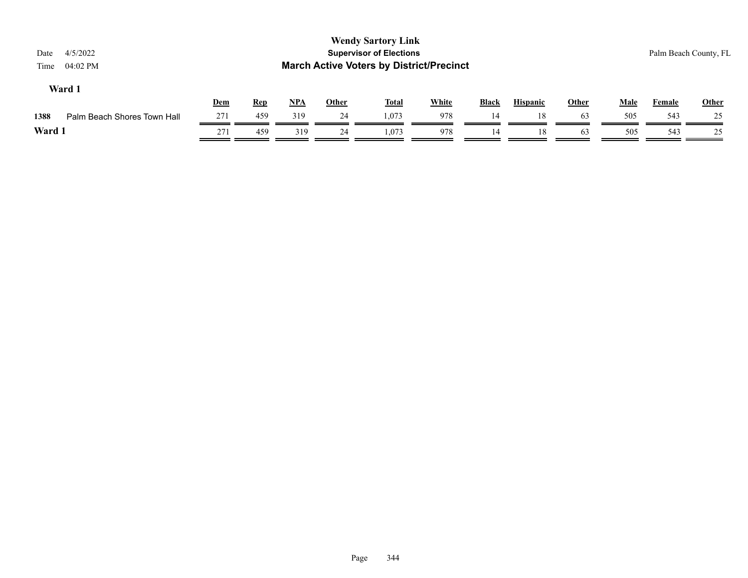# Wendy Sartory Link
## Supervisor of Elections
## March Active Voters by District/Precinct

Date 4/5/2022
Time 04:02 PM

Palm Beach County, FL

### Ward 1

| | | Dem | Rep | NPA | Other | Total | White | Black | Hispanic | Other | Male | Female | Other |
|---|---|---|---|---|---|---|---|---|---|---|---|---|---|
| 1388 | Palm Beach Shores Town Hall | 271 | 459 | 319 | 24 | 1,073 | 978 | 14 | 18 | 63 | 505 | 543 | 25 |
| **Ward 1** | | 271 | 459 | 319 | 24 | 1,073 | 978 | 14 | 18 | 63 | 505 | 543 | 25 |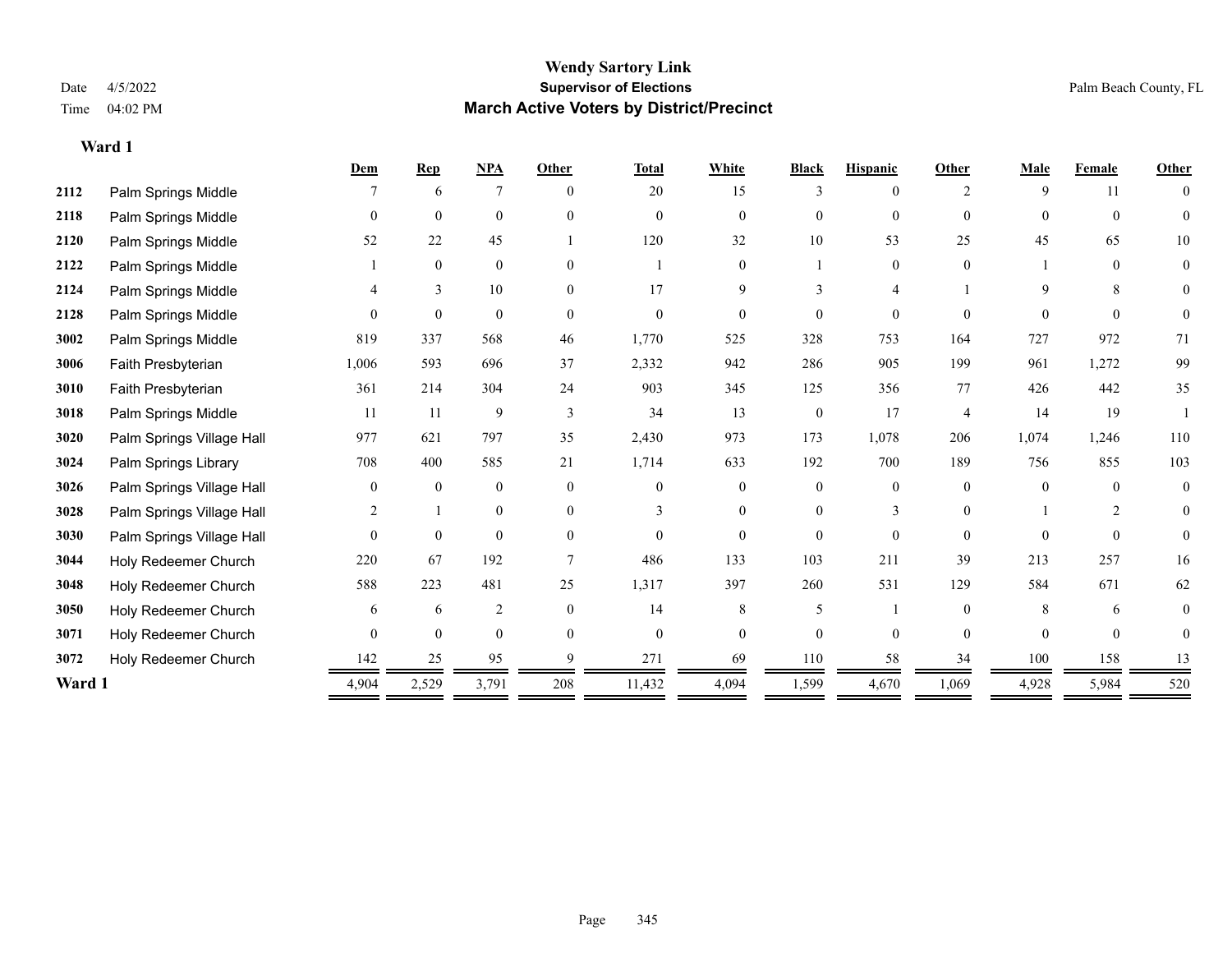# Wendy Sartory Link

## Supervisor of Elections

## March Active Voters by District/Precinct

Date 4/5/2022
Time 04:02 PM

Palm Beach County, FL

### Ward 1

| | | Dem | Rep | NPA | Other | Total | White | Black | Hispanic | Other | Male | Female | Other |
|---|---|---|---|---|---|---|---|---|---|---|---|---|---|
| 2112 | Palm Springs Middle | 7 | 6 | 7 | 0 | 20 | 15 | 3 | 0 | 2 | 9 | 11 | 0 |
| 2118 | Palm Springs Middle | 0 | 0 | 0 | 0 | 0 | 0 | 0 | 0 | 0 | 0 | 0 | 0 |
| 2120 | Palm Springs Middle | 52 | 22 | 45 | 1 | 120 | 32 | 10 | 53 | 25 | 45 | 65 | 10 |
| 2122 | Palm Springs Middle | 1 | 0 | 0 | 0 | 1 | 0 | 1 | 0 | 0 | 1 | 0 | 0 |
| 2124 | Palm Springs Middle | 4 | 3 | 10 | 0 | 17 | 9 | 3 | 4 | 1 | 9 | 8 | 0 |
| 2128 | Palm Springs Middle | 0 | 0 | 0 | 0 | 0 | 0 | 0 | 0 | 0 | 0 | 0 | 0 |
| 3002 | Palm Springs Middle | 819 | 337 | 568 | 46 | 1,770 | 525 | 328 | 753 | 164 | 727 | 972 | 71 |
| 3006 | Faith Presbyterian | 1,006 | 593 | 696 | 37 | 2,332 | 942 | 286 | 905 | 199 | 961 | 1,272 | 99 |
| 3010 | Faith Presbyterian | 361 | 214 | 304 | 24 | 903 | 345 | 125 | 356 | 77 | 426 | 442 | 35 |
| 3018 | Palm Springs Middle | 11 | 11 | 9 | 3 | 34 | 13 | 0 | 17 | 4 | 14 | 19 | 1 |
| 3020 | Palm Springs Village Hall | 977 | 621 | 797 | 35 | 2,430 | 973 | 173 | 1,078 | 206 | 1,074 | 1,246 | 110 |
| 3024 | Palm Springs Library | 708 | 400 | 585 | 21 | 1,714 | 633 | 192 | 700 | 189 | 756 | 855 | 103 |
| 3026 | Palm Springs Village Hall | 0 | 0 | 0 | 0 | 0 | 0 | 0 | 0 | 0 | 0 | 0 | 0 |
| 3028 | Palm Springs Village Hall | 2 | 1 | 0 | 0 | 3 | 0 | 0 | 3 | 0 | 1 | 2 | 0 |
| 3030 | Palm Springs Village Hall | 0 | 0 | 0 | 0 | 0 | 0 | 0 | 0 | 0 | 0 | 0 | 0 |
| 3044 | Holy Redeemer Church | 220 | 67 | 192 | 7 | 486 | 133 | 103 | 211 | 39 | 213 | 257 | 16 |
| 3048 | Holy Redeemer Church | 588 | 223 | 481 | 25 | 1,317 | 397 | 260 | 531 | 129 | 584 | 671 | 62 |
| 3050 | Holy Redeemer Church | 6 | 6 | 2 | 0 | 14 | 8 | 5 | 1 | 0 | 8 | 6 | 0 |
| 3071 | Holy Redeemer Church | 0 | 0 | 0 | 0 | 0 | 0 | 0 | 0 | 0 | 0 | 0 | 0 |
| 3072 | Holy Redeemer Church | 142 | 25 | 95 | 9 | 271 | 69 | 110 | 58 | 34 | 100 | 158 | 13 |
| **Ward 1** | | 4,904 | 2,529 | 3,791 | 208 | 11,432 | 4,094 | 1,599 | 4,670 | 1,069 | 4,928 | 5,984 | 520 |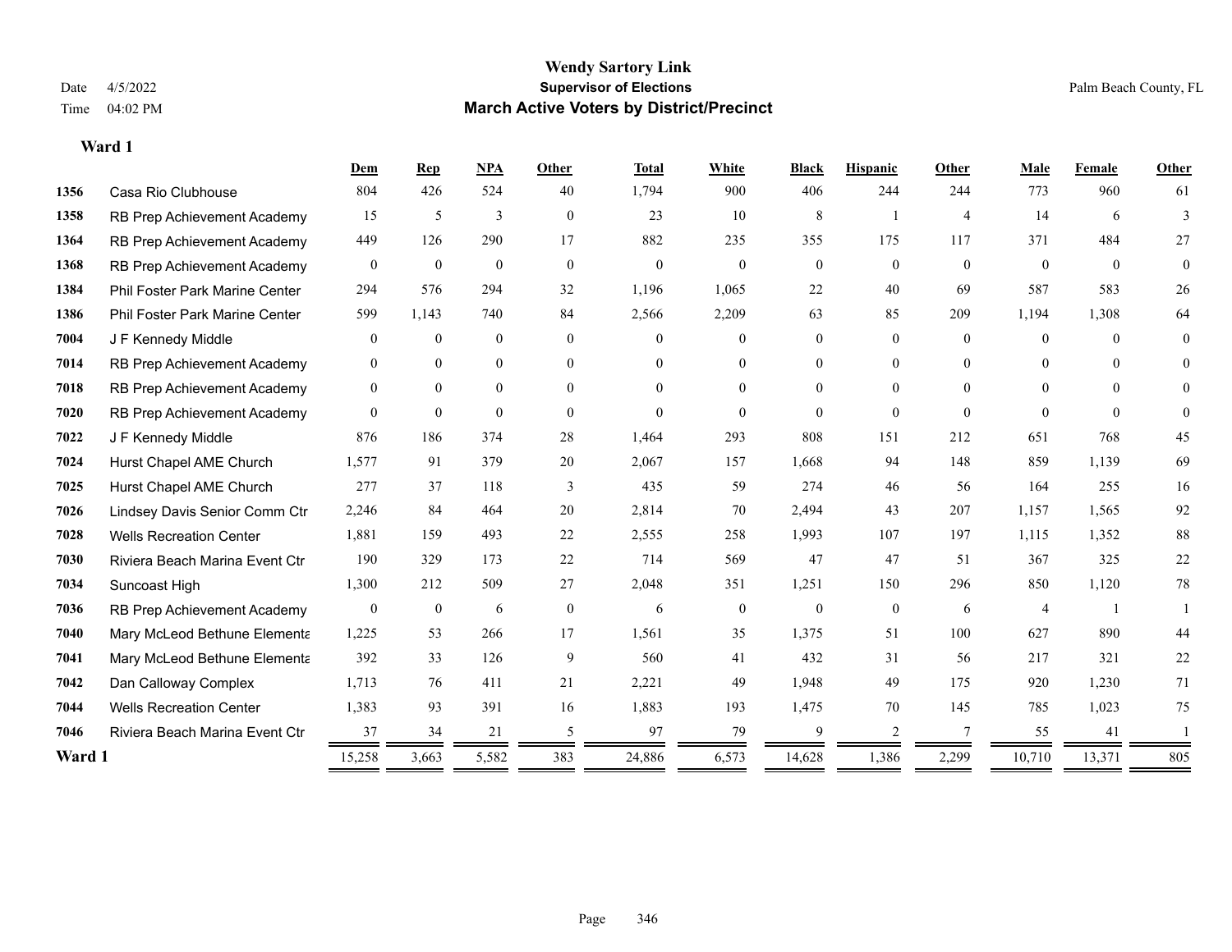# Wendy Sartory Link

**Supervisor of Elections**

**March Active Voters by District/Precinct**

Date 4/5/2022

Time 04:02 PM

Palm Beach County, FL

**Ward 1**

| | | Dem | Rep | NPA | Other | Total | White | Black | Hispanic | Other | Male | Female | Other |
|---|---|---|---|---|---|---|---|---|---|---|---|---|---|
| 1356 | Casa Rio Clubhouse | 804 | 426 | 524 | 40 | 1,794 | 900 | 406 | 244 | 244 | 773 | 960 | 61 |
| 1358 | RB Prep Achievement Academy | 15 | 5 | 3 | 0 | 23 | 10 | 8 | 1 | 4 | 14 | 6 | 3 |
| 1364 | RB Prep Achievement Academy | 449 | 126 | 290 | 17 | 882 | 235 | 355 | 175 | 117 | 371 | 484 | 27 |
| 1368 | RB Prep Achievement Academy | 0 | 0 | 0 | 0 | 0 | 0 | 0 | 0 | 0 | 0 | 0 | 0 |
| 1384 | Phil Foster Park Marine Center | 294 | 576 | 294 | 32 | 1,196 | 1,065 | 22 | 40 | 69 | 587 | 583 | 26 |
| 1386 | Phil Foster Park Marine Center | 599 | 1,143 | 740 | 84 | 2,566 | 2,209 | 63 | 85 | 209 | 1,194 | 1,308 | 64 |
| 7004 | J F Kennedy Middle | 0 | 0 | 0 | 0 | 0 | 0 | 0 | 0 | 0 | 0 | 0 | 0 |
| 7014 | RB Prep Achievement Academy | 0 | 0 | 0 | 0 | 0 | 0 | 0 | 0 | 0 | 0 | 0 | 0 |
| 7018 | RB Prep Achievement Academy | 0 | 0 | 0 | 0 | 0 | 0 | 0 | 0 | 0 | 0 | 0 | 0 |
| 7020 | RB Prep Achievement Academy | 0 | 0 | 0 | 0 | 0 | 0 | 0 | 0 | 0 | 0 | 0 | 0 |
| 7022 | J F Kennedy Middle | 876 | 186 | 374 | 28 | 1,464 | 293 | 808 | 151 | 212 | 651 | 768 | 45 |
| 7024 | Hurst Chapel AME Church | 1,577 | 91 | 379 | 20 | 2,067 | 157 | 1,668 | 94 | 148 | 859 | 1,139 | 69 |
| 7025 | Hurst Chapel AME Church | 277 | 37 | 118 | 3 | 435 | 59 | 274 | 46 | 56 | 164 | 255 | 16 |
| 7026 | Lindsey Davis Senior Comm Ctr | 2,246 | 84 | 464 | 20 | 2,814 | 70 | 2,494 | 43 | 207 | 1,157 | 1,565 | 92 |
| 7028 | Wells Recreation Center | 1,881 | 159 | 493 | 22 | 2,555 | 258 | 1,993 | 107 | 197 | 1,115 | 1,352 | 88 |
| 7030 | Riviera Beach Marina Event Ctr | 190 | 329 | 173 | 22 | 714 | 569 | 47 | 47 | 51 | 367 | 325 | 22 |
| 7034 | Suncoast High | 1,300 | 212 | 509 | 27 | 2,048 | 351 | 1,251 | 150 | 296 | 850 | 1,120 | 78 |
| 7036 | RB Prep Achievement Academy | 0 | 0 | 6 | 0 | 6 | 0 | 0 | 0 | 6 | 4 | 1 | 1 |
| 7040 | Mary McLeod Bethune Elementa | 1,225 | 53 | 266 | 17 | 1,561 | 35 | 1,375 | 51 | 100 | 627 | 890 | 44 |
| 7041 | Mary McLeod Bethune Elementa | 392 | 33 | 126 | 9 | 560 | 41 | 432 | 31 | 56 | 217 | 321 | 22 |
| 7042 | Dan Calloway Complex | 1,713 | 76 | 411 | 21 | 2,221 | 49 | 1,948 | 49 | 175 | 920 | 1,230 | 71 |
| 7044 | Wells Recreation Center | 1,383 | 93 | 391 | 16 | 1,883 | 193 | 1,475 | 70 | 145 | 785 | 1,023 | 75 |
| 7046 | Riviera Beach Marina Event Ctr | 37 | 34 | 21 | 5 | 97 | 79 | 9 | 2 | 7 | 55 | 41 | 1 |
| **Ward 1** | | 15,258 | 3,663 | 5,582 | 383 | 24,886 | 6,573 | 14,628 | 1,386 | 2,299 | 10,710 | 13,371 | 805 |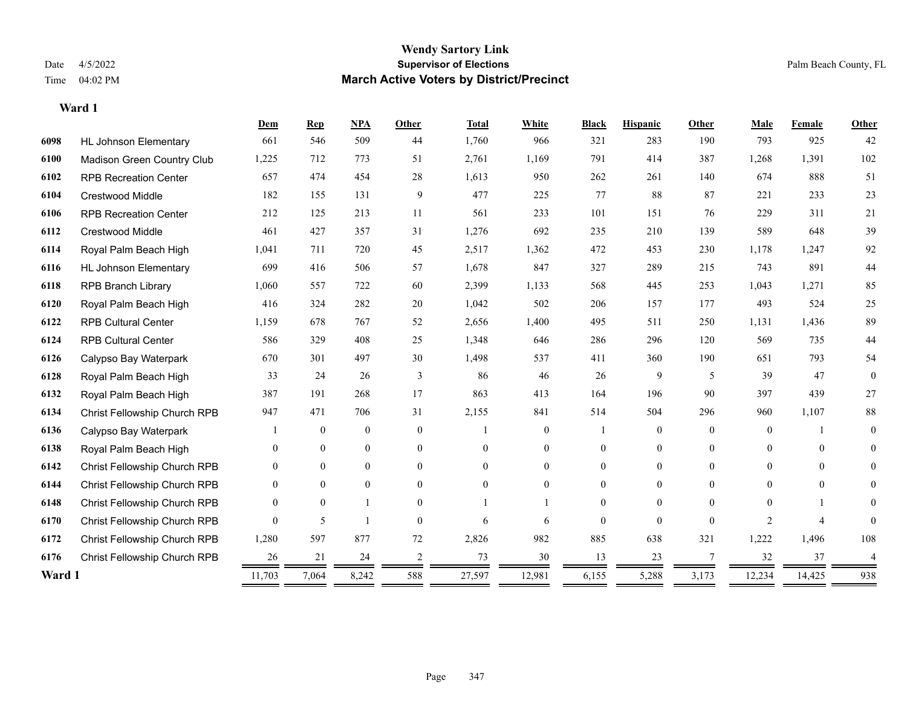# Wendy Sartory Link

## Supervisor of Elections

## March Active Voters by District/Precinct

Date 4/5/2022

Time 04:02 PM

Palm Beach County, FL

### Ward 1

| | | Dem | Rep | NPA | Other | Total | White | Black | Hispanic | Other | Male | Female | Other |
|---|---|---|---|---|---|---|---|---|---|---|---|---|---|
| 6098 | HL Johnson Elementary | 661 | 546 | 509 | 44 | 1,760 | 966 | 321 | 283 | 190 | 793 | 925 | 42 |
| 6100 | Madison Green Country Club | 1,225 | 712 | 773 | 51 | 2,761 | 1,169 | 791 | 414 | 387 | 1,268 | 1,391 | 102 |
| 6102 | RPB Recreation Center | 657 | 474 | 454 | 28 | 1,613 | 950 | 262 | 261 | 140 | 674 | 888 | 51 |
| 6104 | Crestwood Middle | 182 | 155 | 131 | 9 | 477 | 225 | 77 | 88 | 87 | 221 | 233 | 23 |
| 6106 | RPB Recreation Center | 212 | 125 | 213 | 11 | 561 | 233 | 101 | 151 | 76 | 229 | 311 | 21 |
| 6112 | Crestwood Middle | 461 | 427 | 357 | 31 | 1,276 | 692 | 235 | 210 | 139 | 589 | 648 | 39 |
| 6114 | Royal Palm Beach High | 1,041 | 711 | 720 | 45 | 2,517 | 1,362 | 472 | 453 | 230 | 1,178 | 1,247 | 92 |
| 6116 | HL Johnson Elementary | 699 | 416 | 506 | 57 | 1,678 | 847 | 327 | 289 | 215 | 743 | 891 | 44 |
| 6118 | RPB Branch Library | 1,060 | 557 | 722 | 60 | 2,399 | 1,133 | 568 | 445 | 253 | 1,043 | 1,271 | 85 |
| 6120 | Royal Palm Beach High | 416 | 324 | 282 | 20 | 1,042 | 502 | 206 | 157 | 177 | 493 | 524 | 25 |
| 6122 | RPB Cultural Center | 1,159 | 678 | 767 | 52 | 2,656 | 1,400 | 495 | 511 | 250 | 1,131 | 1,436 | 89 |
| 6124 | RPB Cultural Center | 586 | 329 | 408 | 25 | 1,348 | 646 | 286 | 296 | 120 | 569 | 735 | 44 |
| 6126 | Calypso Bay Waterpark | 670 | 301 | 497 | 30 | 1,498 | 537 | 411 | 360 | 190 | 651 | 793 | 54 |
| 6128 | Royal Palm Beach High | 33 | 24 | 26 | 3 | 86 | 46 | 26 | 9 | 5 | 39 | 47 | 0 |
| 6132 | Royal Palm Beach High | 387 | 191 | 268 | 17 | 863 | 413 | 164 | 196 | 90 | 397 | 439 | 27 |
| 6134 | Christ Fellowship Church RPB | 947 | 471 | 706 | 31 | 2,155 | 841 | 514 | 504 | 296 | 960 | 1,107 | 88 |
| 6136 | Calypso Bay Waterpark | 1 | 0 | 0 | 0 | 1 | 0 | 1 | 0 | 0 | 0 | 1 | 0 |
| 6138 | Royal Palm Beach High | 0 | 0 | 0 | 0 | 0 | 0 | 0 | 0 | 0 | 0 | 0 | 0 |
| 6142 | Christ Fellowship Church RPB | 0 | 0 | 0 | 0 | 0 | 0 | 0 | 0 | 0 | 0 | 0 | 0 |
| 6144 | Christ Fellowship Church RPB | 0 | 0 | 0 | 0 | 0 | 0 | 0 | 0 | 0 | 0 | 0 | 0 |
| 6148 | Christ Fellowship Church RPB | 0 | 0 | 1 | 0 | 1 | 1 | 0 | 0 | 0 | 0 | 1 | 0 |
| 6170 | Christ Fellowship Church RPB | 0 | 5 | 1 | 0 | 6 | 6 | 0 | 0 | 0 | 2 | 4 | 0 |
| 6172 | Christ Fellowship Church RPB | 1,280 | 597 | 877 | 72 | 2,826 | 982 | 885 | 638 | 321 | 1,222 | 1,496 | 108 |
| 6176 | Christ Fellowship Church RPB | 26 | 21 | 24 | 2 | 73 | 30 | 13 | 23 | 7 | 32 | 37 | 4 |
| **Ward 1** | | 11,703 | 7,064 | 8,242 | 588 | 27,597 | 12,981 | 6,155 | 5,288 | 3,173 | 12,234 | 14,425 | 938 |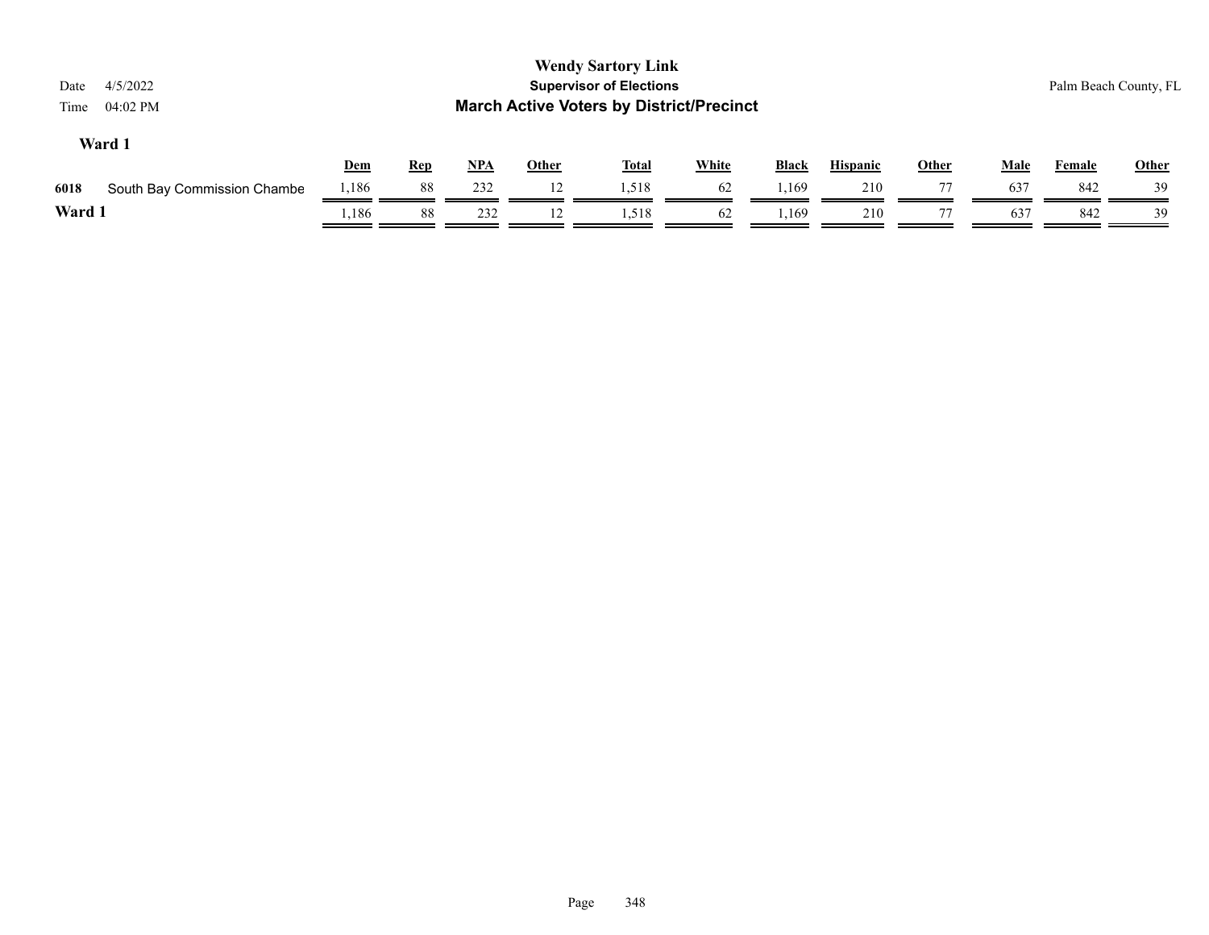**Wendy Sartory Link**

**Supervisor of Elections**

**March Active Voters by District/Precinct**

Date 4/5/2022

Time 04:02 PM

Palm Beach County, FL

### Ward 1

| | | Dem | Rep | NPA | Other | Total | White | Black | Hispanic | Other | Male | Female | Other |
|---|---|---|---|---|---|---|---|---|---|---|---|---|---|
| 6018 | South Bay Commission Chambe | 1,186 | 88 | 232 | 12 | 1,518 | 62 | 1,169 | 210 | 77 | 637 | 842 | 39 |
| **Ward 1** | | 1,186 | 88 | 232 | 12 | 1,518 | 62 | 1,169 | 210 | 77 | 637 | 842 | 39 |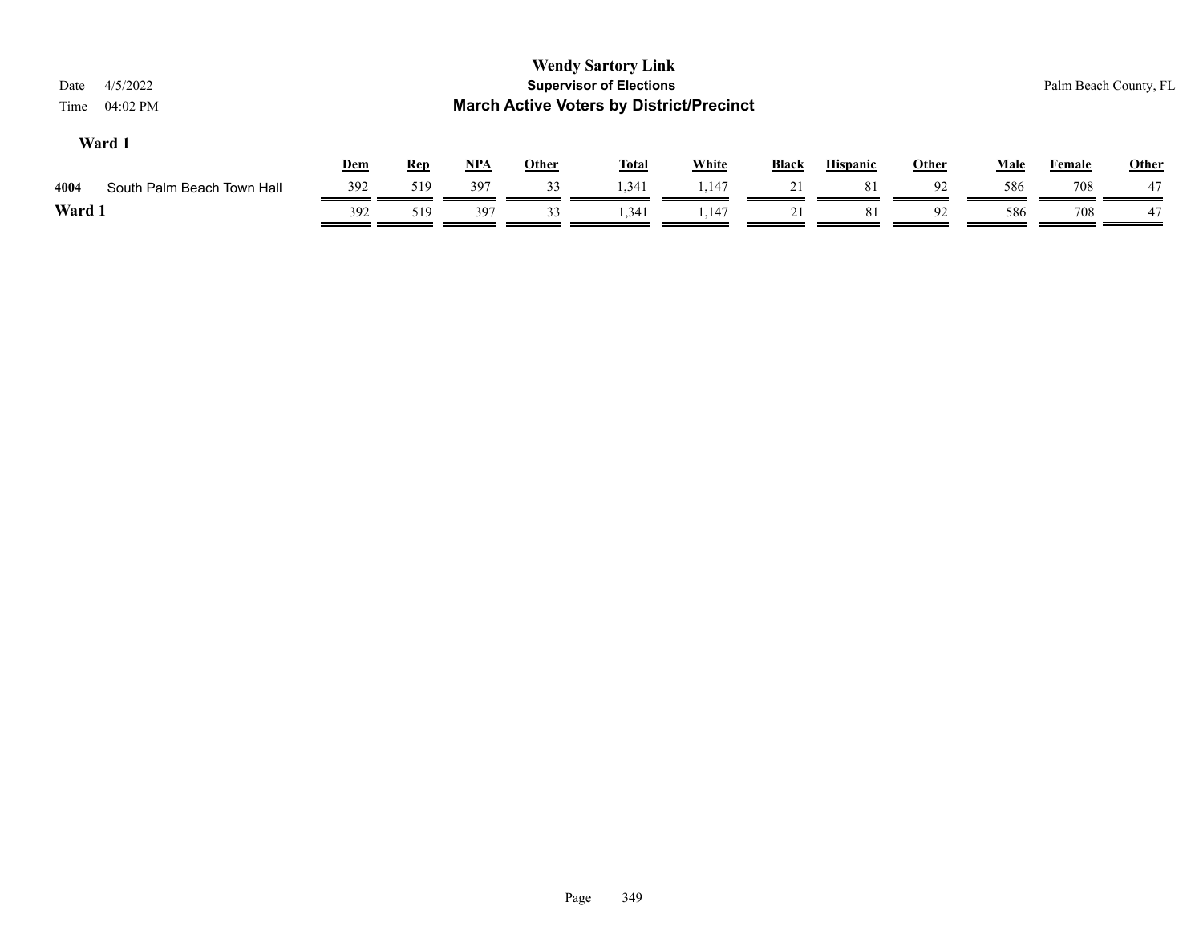# Wendy Sartory Link

## Supervisor of Elections

## March Active Voters by District/Precinct

Date 4/5/2022

Time 04:02 PM

Palm Beach County, FL

### Ward 1

| | | Dem | Rep | NPA | Other | Total | White | Black | Hispanic | Other | Male | Female | Other |
|---|---|---|---|---|---|---|---|---|---|---|---|---|---|
| 4004 | South Palm Beach Town Hall | 392 | 519 | 397 | 33 | 1,341 | 1,147 | 21 | 81 | 92 | 586 | 708 | 47 |
| **Ward 1** | | 392 | 519 | 397 | 33 | 1,341 | 1,147 | 21 | 81 | 92 | 586 | 708 | 47 |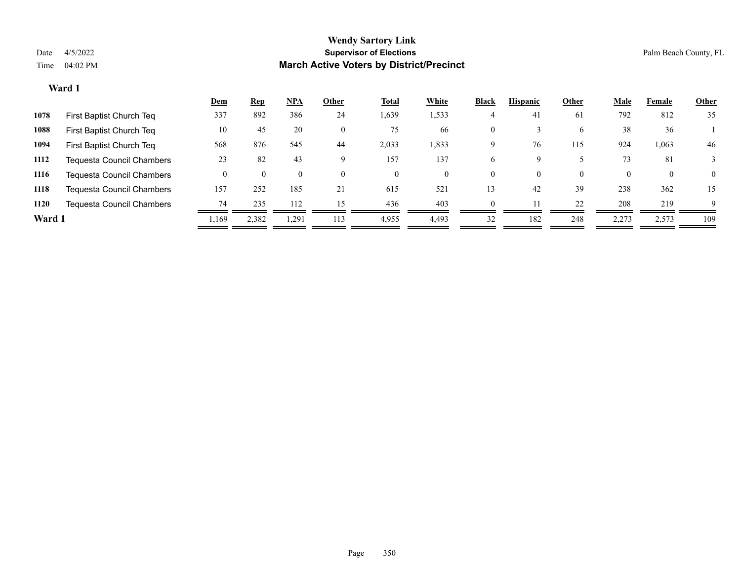# Wendy Sartory Link

**Supervisor of Elections**

**March Active Voters by District/Precinct**

Date 4/5/2022

Time 04:02 PM

Palm Beach County, FL

### Ward 1

| | | Dem | Rep | NPA | Other | Total | White | Black | Hispanic | Other | Male | Female | Other |
|---|---|---|---|---|---|---|---|---|---|---|---|---|---|
| **1078** | First Baptist Church Teq | 337 | 892 | 386 | 24 | 1,639 | 1,533 | 4 | 41 | 61 | 792 | 812 | 35 |
| **1088** | First Baptist Church Teq | 10 | 45 | 20 | 0 | 75 | 66 | 0 | 3 | 6 | 38 | 36 | 1 |
| **1094** | First Baptist Church Teq | 568 | 876 | 545 | 44 | 2,033 | 1,833 | 9 | 76 | 115 | 924 | 1,063 | 46 |
| **1112** | Tequesta Council Chambers | 23 | 82 | 43 | 9 | 157 | 137 | 6 | 9 | 5 | 73 | 81 | 3 |
| **1116** | Tequesta Council Chambers | 0 | 0 | 0 | 0 | 0 | 0 | 0 | 0 | 0 | 0 | 0 | 0 |
| **1118** | Tequesta Council Chambers | 157 | 252 | 185 | 21 | 615 | 521 | 13 | 42 | 39 | 238 | 362 | 15 |
| **1120** | Tequesta Council Chambers | 74 | 235 | 112 | 15 | 436 | 403 | 0 | 11 | 22 | 208 | 219 | 9 |
| **Ward 1** | | 1,169 | 2,382 | 1,291 | 113 | 4,955 | 4,493 | 32 | 182 | 248 | 2,273 | 2,573 | 109 |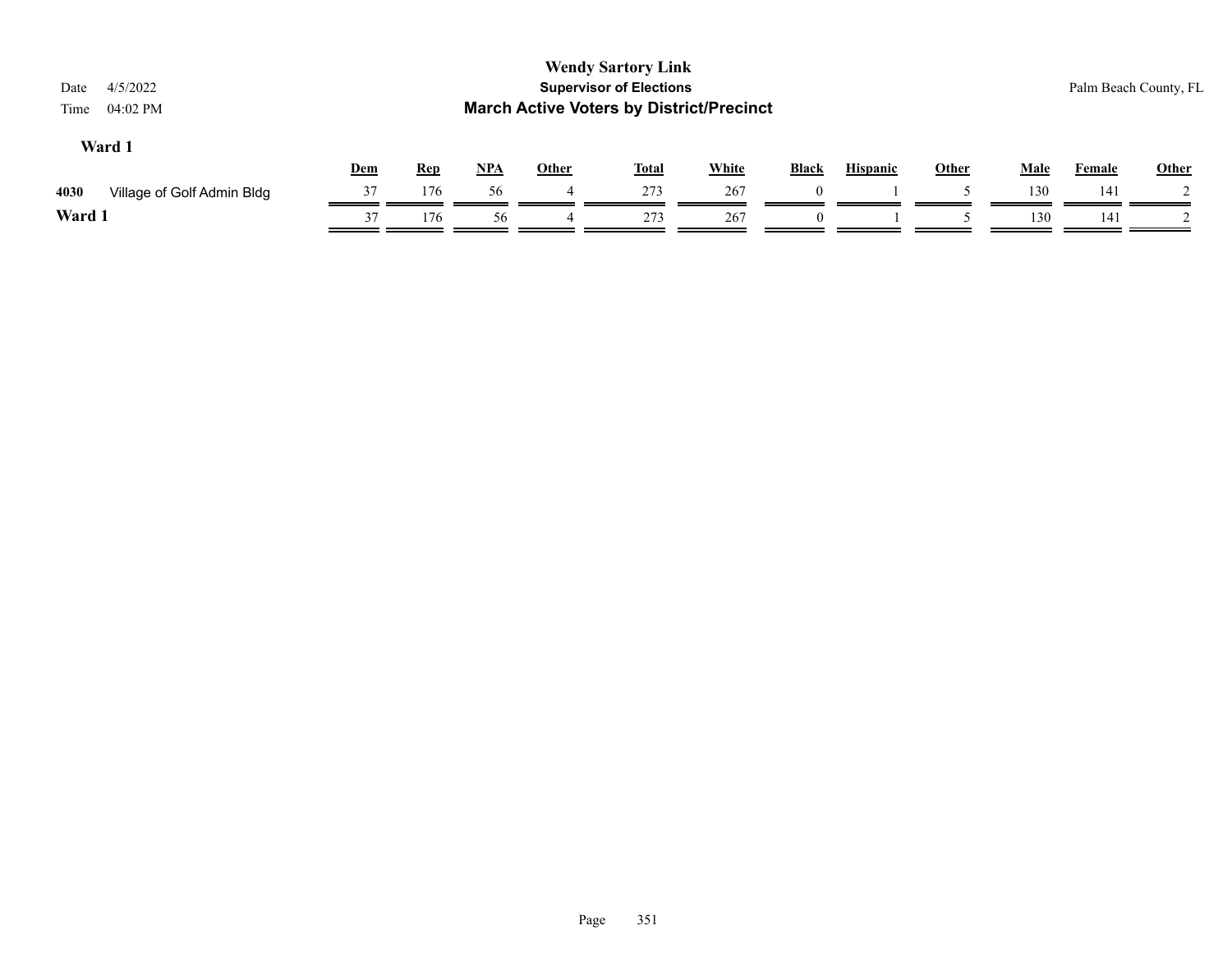# Wendy Sartory Link

## Supervisor of Elections

## March Active Voters by District/Precinct

Date 4/5/2022

Time 04:02 PM

Palm Beach County, FL

### Ward 1

| | | Dem | Rep | NPA | Other | Total | White | Black | Hispanic | Other | Male | Female | Other |
|---|---|---|---|---|---|---|---|---|---|---|---|---|---|
| 4030 | Village of Golf Admin Bldg | 37 | 176 | 56 | 4 | 273 | 267 | 0 | 1 | 5 | 130 | 141 | 2 |
| **Ward 1** | | 37 | 176 | 56 | 4 | 273 | 267 | 0 | 1 | 5 | 130 | 141 | 2 |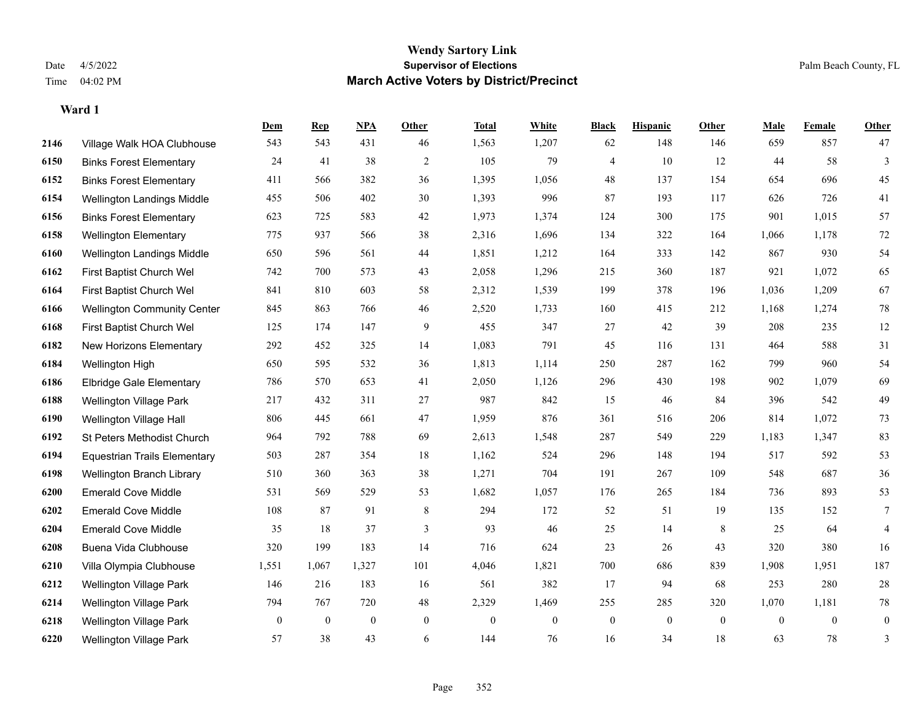# Wendy Sartory Link

**Supervisor of Elections**

**March Active Voters by District/Precinct**

Date 4/5/2022
Time 04:02 PM

Palm Beach County, FL

**Ward 1**

| | | Dem | Rep | NPA | Other | Total | White | Black | Hispanic | Other | Male | Female | Other |
|---|---|---|---|---|---|---|---|---|---|---|---|---|---|
| 2146 | Village Walk HOA Clubhouse | 543 | 543 | 431 | 46 | 1,563 | 1,207 | 62 | 148 | 146 | 659 | 857 | 47 |
| 6150 | Binks Forest Elementary | 24 | 41 | 38 | 2 | 105 | 79 | 4 | 10 | 12 | 44 | 58 | 3 |
| 6152 | Binks Forest Elementary | 411 | 566 | 382 | 36 | 1,395 | 1,056 | 48 | 137 | 154 | 654 | 696 | 45 |
| 6154 | Wellington Landings Middle | 455 | 506 | 402 | 30 | 1,393 | 996 | 87 | 193 | 117 | 626 | 726 | 41 |
| 6156 | Binks Forest Elementary | 623 | 725 | 583 | 42 | 1,973 | 1,374 | 124 | 300 | 175 | 901 | 1,015 | 57 |
| 6158 | Wellington Elementary | 775 | 937 | 566 | 38 | 2,316 | 1,696 | 134 | 322 | 164 | 1,066 | 1,178 | 72 |
| 6160 | Wellington Landings Middle | 650 | 596 | 561 | 44 | 1,851 | 1,212 | 164 | 333 | 142 | 867 | 930 | 54 |
| 6162 | First Baptist Church Wel | 742 | 700 | 573 | 43 | 2,058 | 1,296 | 215 | 360 | 187 | 921 | 1,072 | 65 |
| 6164 | First Baptist Church Wel | 841 | 810 | 603 | 58 | 2,312 | 1,539 | 199 | 378 | 196 | 1,036 | 1,209 | 67 |
| 6166 | Wellington Community Center | 845 | 863 | 766 | 46 | 2,520 | 1,733 | 160 | 415 | 212 | 1,168 | 1,274 | 78 |
| 6168 | First Baptist Church Wel | 125 | 174 | 147 | 9 | 455 | 347 | 27 | 42 | 39 | 208 | 235 | 12 |
| 6182 | New Horizons Elementary | 292 | 452 | 325 | 14 | 1,083 | 791 | 45 | 116 | 131 | 464 | 588 | 31 |
| 6184 | Wellington High | 650 | 595 | 532 | 36 | 1,813 | 1,114 | 250 | 287 | 162 | 799 | 960 | 54 |
| 6186 | Elbridge Gale Elementary | 786 | 570 | 653 | 41 | 2,050 | 1,126 | 296 | 430 | 198 | 902 | 1,079 | 69 |
| 6188 | Wellington Village Park | 217 | 432 | 311 | 27 | 987 | 842 | 15 | 46 | 84 | 396 | 542 | 49 |
| 6190 | Wellington Village Hall | 806 | 445 | 661 | 47 | 1,959 | 876 | 361 | 516 | 206 | 814 | 1,072 | 73 |
| 6192 | St Peters Methodist Church | 964 | 792 | 788 | 69 | 2,613 | 1,548 | 287 | 549 | 229 | 1,183 | 1,347 | 83 |
| 6194 | Equestrian Trails Elementary | 503 | 287 | 354 | 18 | 1,162 | 524 | 296 | 148 | 194 | 517 | 592 | 53 |
| 6198 | Wellington Branch Library | 510 | 360 | 363 | 38 | 1,271 | 704 | 191 | 267 | 109 | 548 | 687 | 36 |
| 6200 | Emerald Cove Middle | 531 | 569 | 529 | 53 | 1,682 | 1,057 | 176 | 265 | 184 | 736 | 893 | 53 |
| 6202 | Emerald Cove Middle | 108 | 87 | 91 | 8 | 294 | 172 | 52 | 51 | 19 | 135 | 152 | 7 |
| 6204 | Emerald Cove Middle | 35 | 18 | 37 | 3 | 93 | 46 | 25 | 14 | 8 | 25 | 64 | 4 |
| 6208 | Buena Vida Clubhouse | 320 | 199 | 183 | 14 | 716 | 624 | 23 | 26 | 43 | 320 | 380 | 16 |
| 6210 | Villa Olympia Clubhouse | 1,551 | 1,067 | 1,327 | 101 | 4,046 | 1,821 | 700 | 686 | 839 | 1,908 | 1,951 | 187 |
| 6212 | Wellington Village Park | 146 | 216 | 183 | 16 | 561 | 382 | 17 | 94 | 68 | 253 | 280 | 28 |
| 6214 | Wellington Village Park | 794 | 767 | 720 | 48 | 2,329 | 1,469 | 255 | 285 | 320 | 1,070 | 1,181 | 78 |
| 6218 | Wellington Village Park | 0 | 0 | 0 | 0 | 0 | 0 | 0 | 0 | 0 | 0 | 0 | 0 |
| 6220 | Wellington Village Park | 57 | 38 | 43 | 6 | 144 | 76 | 16 | 34 | 18 | 63 | 78 | 3 |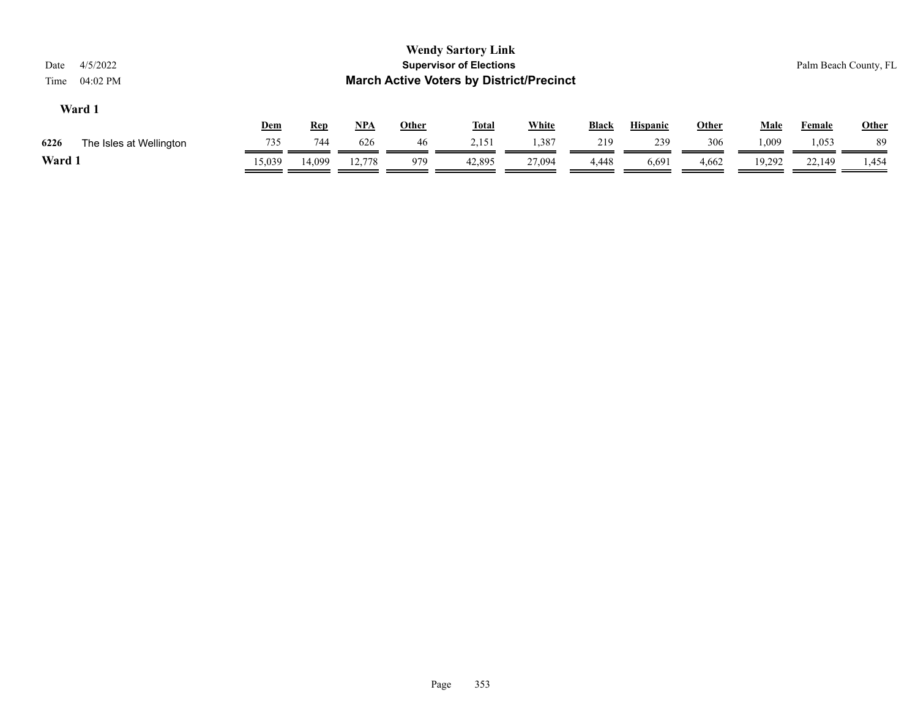# Wendy Sartory Link

**Supervisor of Elections**

**March Active Voters by District/Precinct**

Date 4/5/2022

Time 04:02 PM

Palm Beach County, FL

### Ward 1

| | | Dem | Rep | NPA | Other | Total | White | Black | Hispanic | Other | Male | Female | Other |
|---|---|---|---|---|---|---|---|---|---|---|---|---|---|
| 6226 | The Isles at Wellington | 735 | 744 | 626 | 46 | 2,151 | 1,387 | 219 | 239 | 306 | 1,009 | 1,053 | 89 |
| **Ward 1** | | 15,039 | 14,099 | 12,778 | 979 | 42,895 | 27,094 | 4,448 | 6,691 | 4,662 | 19,292 | 22,149 | 1,454 |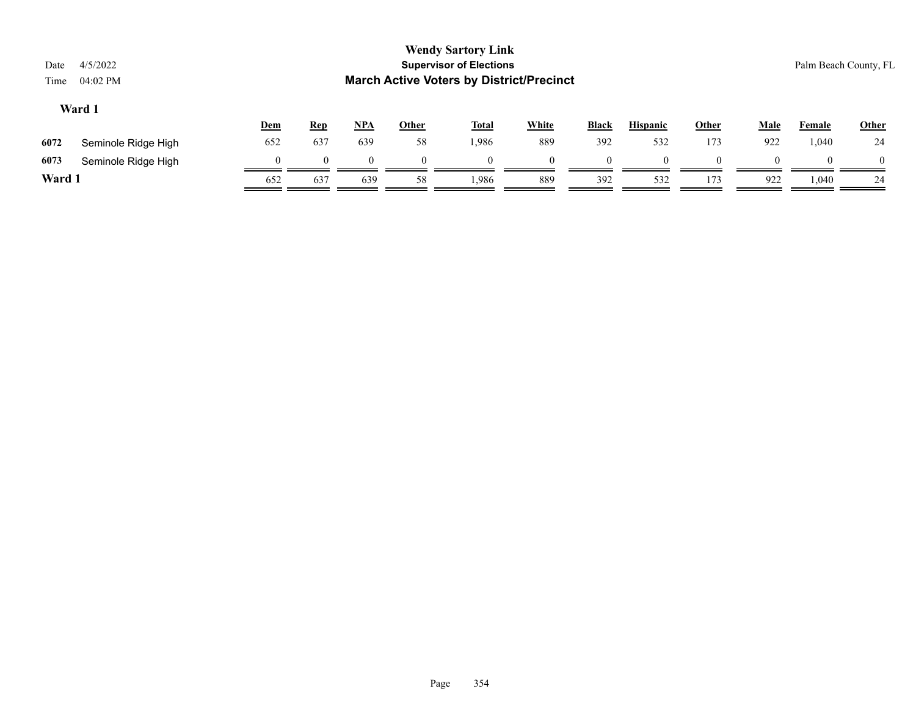# Wendy Sartory Link

## Supervisor of Elections

## March Active Voters by District/Precinct

Date 4/5/2022

Time 04:02 PM

Palm Beach County, FL

### Ward 1

| | | Dem | Rep | NPA | Other | Total | White | Black | Hispanic | Other | Male | Female | Other |
|---|---|---|---|---|---|---|---|---|---|---|---|---|---|
| 6072 | Seminole Ridge High | 652 | 637 | 639 | 58 | 1,986 | 889 | 392 | 532 | 173 | 922 | 1,040 | 24 |
| 6073 | Seminole Ridge High | 0 | 0 | 0 | 0 | 0 | 0 | 0 | 0 | 0 | 0 | 0 | 0 |
| **Ward 1** | | 652 | 637 | 639 | 58 | 1,986 | 889 | 392 | 532 | 173 | 922 | 1,040 | 24 |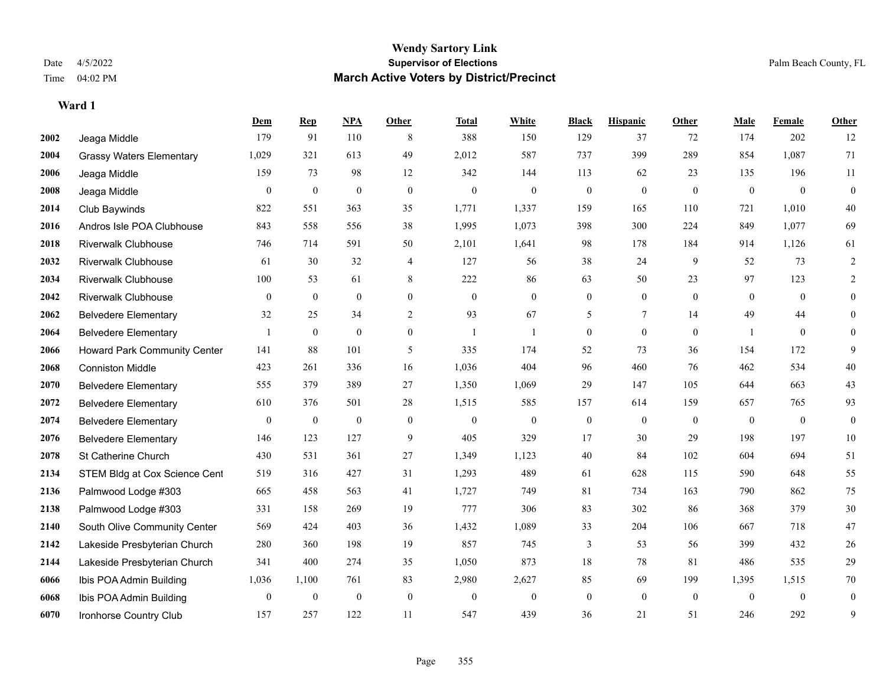# Wendy Sartory Link

**Supervisor of Elections**

**March Active Voters by District/Precinct**

Date 4/5/2022

Time 04:02 PM

Palm Beach County, FL

### Ward 1

| | | Dem | Rep | NPA | Other | Total | White | Black | Hispanic | Other | Male | Female | Other |
|---|---|---|---|---|---|---|---|---|---|---|---|---|---|
| 2002 | Jeaga Middle | 179 | 91 | 110 | 8 | 388 | 150 | 129 | 37 | 72 | 174 | 202 | 12 |
| 2004 | Grassy Waters Elementary | 1,029 | 321 | 613 | 49 | 2,012 | 587 | 737 | 399 | 289 | 854 | 1,087 | 71 |
| 2006 | Jeaga Middle | 159 | 73 | 98 | 12 | 342 | 144 | 113 | 62 | 23 | 135 | 196 | 11 |
| 2008 | Jeaga Middle | 0 | 0 | 0 | 0 | 0 | 0 | 0 | 0 | 0 | 0 | 0 | 0 |
| 2014 | Club Baywinds | 822 | 551 | 363 | 35 | 1,771 | 1,337 | 159 | 165 | 110 | 721 | 1,010 | 40 |
| 2016 | Andros Isle POA Clubhouse | 843 | 558 | 556 | 38 | 1,995 | 1,073 | 398 | 300 | 224 | 849 | 1,077 | 69 |
| 2018 | Riverwalk Clubhouse | 746 | 714 | 591 | 50 | 2,101 | 1,641 | 98 | 178 | 184 | 914 | 1,126 | 61 |
| 2032 | Riverwalk Clubhouse | 61 | 30 | 32 | 4 | 127 | 56 | 38 | 24 | 9 | 52 | 73 | 2 |
| 2034 | Riverwalk Clubhouse | 100 | 53 | 61 | 8 | 222 | 86 | 63 | 50 | 23 | 97 | 123 | 2 |
| 2042 | Riverwalk Clubhouse | 0 | 0 | 0 | 0 | 0 | 0 | 0 | 0 | 0 | 0 | 0 | 0 |
| 2062 | Belvedere Elementary | 32 | 25 | 34 | 2 | 93 | 67 | 5 | 7 | 14 | 49 | 44 | 0 |
| 2064 | Belvedere Elementary | 1 | 0 | 0 | 0 | 1 | 1 | 0 | 0 | 0 | 1 | 0 | 0 |
| 2066 | Howard Park Community Center | 141 | 88 | 101 | 5 | 335 | 174 | 52 | 73 | 36 | 154 | 172 | 9 |
| 2068 | Conniston Middle | 423 | 261 | 336 | 16 | 1,036 | 404 | 96 | 460 | 76 | 462 | 534 | 40 |
| 2070 | Belvedere Elementary | 555 | 379 | 389 | 27 | 1,350 | 1,069 | 29 | 147 | 105 | 644 | 663 | 43 |
| 2072 | Belvedere Elementary | 610 | 376 | 501 | 28 | 1,515 | 585 | 157 | 614 | 159 | 657 | 765 | 93 |
| 2074 | Belvedere Elementary | 0 | 0 | 0 | 0 | 0 | 0 | 0 | 0 | 0 | 0 | 0 | 0 |
| 2076 | Belvedere Elementary | 146 | 123 | 127 | 9 | 405 | 329 | 17 | 30 | 29 | 198 | 197 | 10 |
| 2078 | St Catherine Church | 430 | 531 | 361 | 27 | 1,349 | 1,123 | 40 | 84 | 102 | 604 | 694 | 51 |
| 2134 | STEM Bldg at Cox Science Cent | 519 | 316 | 427 | 31 | 1,293 | 489 | 61 | 628 | 115 | 590 | 648 | 55 |
| 2136 | Palmwood Lodge #303 | 665 | 458 | 563 | 41 | 1,727 | 749 | 81 | 734 | 163 | 790 | 862 | 75 |
| 2138 | Palmwood Lodge #303 | 331 | 158 | 269 | 19 | 777 | 306 | 83 | 302 | 86 | 368 | 379 | 30 |
| 2140 | South Olive Community Center | 569 | 424 | 403 | 36 | 1,432 | 1,089 | 33 | 204 | 106 | 667 | 718 | 47 |
| 2142 | Lakeside Presbyterian Church | 280 | 360 | 198 | 19 | 857 | 745 | 3 | 53 | 56 | 399 | 432 | 26 |
| 2144 | Lakeside Presbyterian Church | 341 | 400 | 274 | 35 | 1,050 | 873 | 18 | 78 | 81 | 486 | 535 | 29 |
| 6066 | Ibis POA Admin Building | 1,036 | 1,100 | 761 | 83 | 2,980 | 2,627 | 85 | 69 | 199 | 1,395 | 1,515 | 70 |
| 6068 | Ibis POA Admin Building | 0 | 0 | 0 | 0 | 0 | 0 | 0 | 0 | 0 | 0 | 0 | 0 |
| 6070 | Ironhorse Country Club | 157 | 257 | 122 | 11 | 547 | 439 | 36 | 21 | 51 | 246 | 292 | 9 |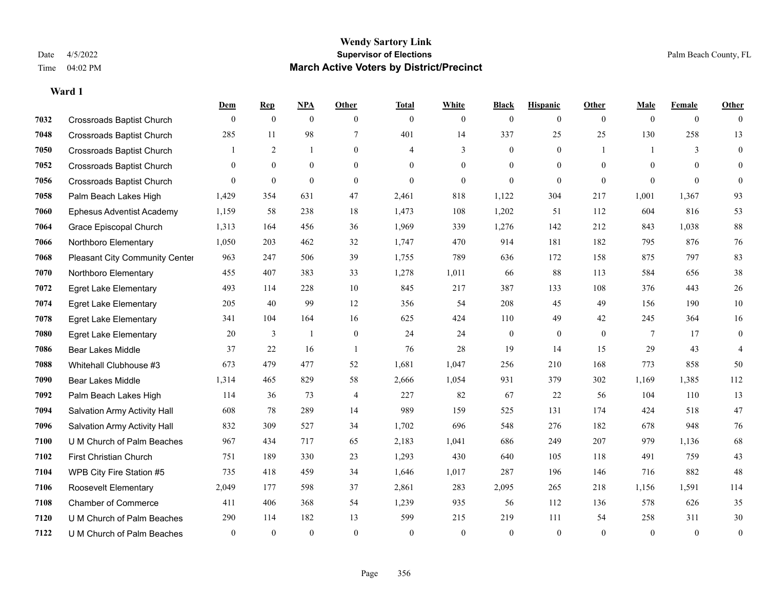# Wendy Sartory Link

Date 4/5/2022 **Supervisor of Elections** Palm Beach County, FL

Time 04:02 PM **March Active Voters by District/Precinct**

### Ward 1

| | | Dem | Rep | NPA | Other | Total | White | Black | Hispanic | Other | Male | Female | Other |
|---|---|---|---|---|---|---|---|---|---|---|---|---|---|
| 7032 | Crossroads Baptist Church | 0 | 0 | 0 | 0 | 0 | 0 | 0 | 0 | 0 | 0 | 0 | 0 |
| 7048 | Crossroads Baptist Church | 285 | 11 | 98 | 7 | 401 | 14 | 337 | 25 | 25 | 130 | 258 | 13 |
| 7050 | Crossroads Baptist Church | 1 | 2 | 1 | 0 | 4 | 3 | 0 | 0 | 1 | 1 | 3 | 0 |
| 7052 | Crossroads Baptist Church | 0 | 0 | 0 | 0 | 0 | 0 | 0 | 0 | 0 | 0 | 0 | 0 |
| 7056 | Crossroads Baptist Church | 0 | 0 | 0 | 0 | 0 | 0 | 0 | 0 | 0 | 0 | 0 | 0 |
| 7058 | Palm Beach Lakes High | 1,429 | 354 | 631 | 47 | 2,461 | 818 | 1,122 | 304 | 217 | 1,001 | 1,367 | 93 |
| 7060 | Ephesus Adventist Academy | 1,159 | 58 | 238 | 18 | 1,473 | 108 | 1,202 | 51 | 112 | 604 | 816 | 53 |
| 7064 | Grace Episcopal Church | 1,313 | 164 | 456 | 36 | 1,969 | 339 | 1,276 | 142 | 212 | 843 | 1,038 | 88 |
| 7066 | Northboro Elementary | 1,050 | 203 | 462 | 32 | 1,747 | 470 | 914 | 181 | 182 | 795 | 876 | 76 |
| 7068 | Pleasant City Community Center | 963 | 247 | 506 | 39 | 1,755 | 789 | 636 | 172 | 158 | 875 | 797 | 83 |
| 7070 | Northboro Elementary | 455 | 407 | 383 | 33 | 1,278 | 1,011 | 66 | 88 | 113 | 584 | 656 | 38 |
| 7072 | Egret Lake Elementary | 493 | 114 | 228 | 10 | 845 | 217 | 387 | 133 | 108 | 376 | 443 | 26 |
| 7074 | Egret Lake Elementary | 205 | 40 | 99 | 12 | 356 | 54 | 208 | 45 | 49 | 156 | 190 | 10 |
| 7078 | Egret Lake Elementary | 341 | 104 | 164 | 16 | 625 | 424 | 110 | 49 | 42 | 245 | 364 | 16 |
| 7080 | Egret Lake Elementary | 20 | 3 | 1 | 0 | 24 | 24 | 0 | 0 | 0 | 7 | 17 | 0 |
| 7086 | Bear Lakes Middle | 37 | 22 | 16 | 1 | 76 | 28 | 19 | 14 | 15 | 29 | 43 | 4 |
| 7088 | Whitehall Clubhouse #3 | 673 | 479 | 477 | 52 | 1,681 | 1,047 | 256 | 210 | 168 | 773 | 858 | 50 |
| 7090 | Bear Lakes Middle | 1,314 | 465 | 829 | 58 | 2,666 | 1,054 | 931 | 379 | 302 | 1,169 | 1,385 | 112 |
| 7092 | Palm Beach Lakes High | 114 | 36 | 73 | 4 | 227 | 82 | 67 | 22 | 56 | 104 | 110 | 13 |
| 7094 | Salvation Army Activity Hall | 608 | 78 | 289 | 14 | 989 | 159 | 525 | 131 | 174 | 424 | 518 | 47 |
| 7096 | Salvation Army Activity Hall | 832 | 309 | 527 | 34 | 1,702 | 696 | 548 | 276 | 182 | 678 | 948 | 76 |
| 7100 | U M Church of Palm Beaches | 967 | 434 | 717 | 65 | 2,183 | 1,041 | 686 | 249 | 207 | 979 | 1,136 | 68 |
| 7102 | First Christian Church | 751 | 189 | 330 | 23 | 1,293 | 430 | 640 | 105 | 118 | 491 | 759 | 43 |
| 7104 | WPB City Fire Station #5 | 735 | 418 | 459 | 34 | 1,646 | 1,017 | 287 | 196 | 146 | 716 | 882 | 48 |
| 7106 | Roosevelt Elementary | 2,049 | 177 | 598 | 37 | 2,861 | 283 | 2,095 | 265 | 218 | 1,156 | 1,591 | 114 |
| 7108 | Chamber of Commerce | 411 | 406 | 368 | 54 | 1,239 | 935 | 56 | 112 | 136 | 578 | 626 | 35 |
| 7120 | U M Church of Palm Beaches | 290 | 114 | 182 | 13 | 599 | 215 | 219 | 111 | 54 | 258 | 311 | 30 |
| 7122 | U M Church of Palm Beaches | 0 | 0 | 0 | 0 | 0 | 0 | 0 | 0 | 0 | 0 | 0 | 0 |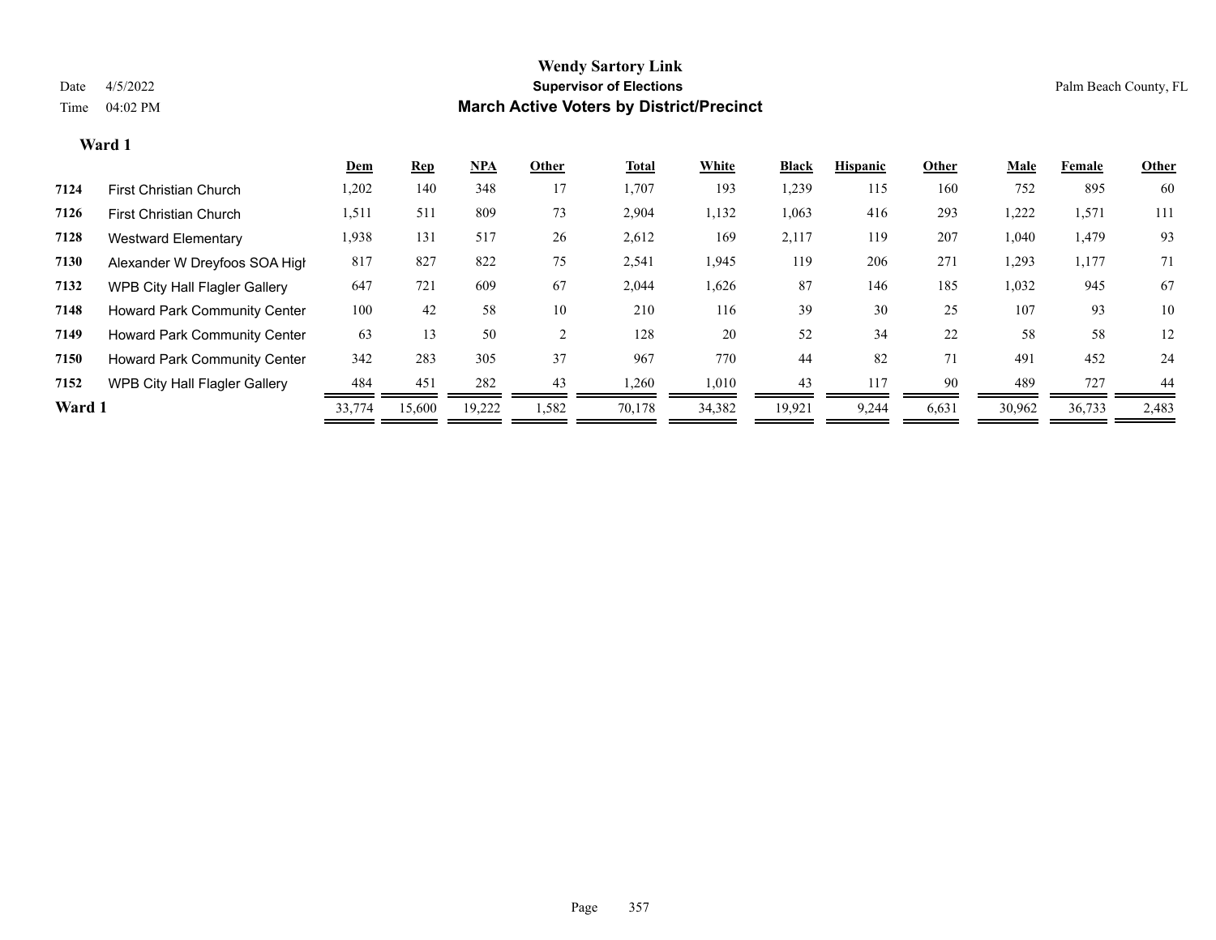**Wendy Sartory Link**

**Supervisor of Elections**

**March Active Voters by District/Precinct**

Date 4/5/2022

Time 04:02 PM

Palm Beach County, FL

**Ward 1**

| | | Dem | Rep | NPA | Other | Total | White | Black | Hispanic | Other | Male | Female | Other |
|---|---|---|---|---|---|---|---|---|---|---|---|---|---|
| 7124 | First Christian Church | 1,202 | 140 | 348 | 17 | 1,707 | 193 | 1,239 | 115 | 160 | 752 | 895 | 60 |
| 7126 | First Christian Church | 1,511 | 511 | 809 | 73 | 2,904 | 1,132 | 1,063 | 416 | 293 | 1,222 | 1,571 | 111 |
| 7128 | Westward Elementary | 1,938 | 131 | 517 | 26 | 2,612 | 169 | 2,117 | 119 | 207 | 1,040 | 1,479 | 93 |
| 7130 | Alexander W Dreyfoos SOA High | 817 | 827 | 822 | 75 | 2,541 | 1,945 | 119 | 206 | 271 | 1,293 | 1,177 | 71 |
| 7132 | WPB City Hall Flagler Gallery | 647 | 721 | 609 | 67 | 2,044 | 1,626 | 87 | 146 | 185 | 1,032 | 945 | 67 |
| 7148 | Howard Park Community Center | 100 | 42 | 58 | 10 | 210 | 116 | 39 | 30 | 25 | 107 | 93 | 10 |
| 7149 | Howard Park Community Center | 63 | 13 | 50 | 2 | 128 | 20 | 52 | 34 | 22 | 58 | 58 | 12 |
| 7150 | Howard Park Community Center | 342 | 283 | 305 | 37 | 967 | 770 | 44 | 82 | 71 | 491 | 452 | 24 |
| 7152 | WPB City Hall Flagler Gallery | 484 | 451 | 282 | 43 | 1,260 | 1,010 | 43 | 117 | 90 | 489 | 727 | 44 |
| **Ward 1** | | 33,774 | 15,600 | 19,222 | 1,582 | 70,178 | 34,382 | 19,921 | 9,244 | 6,631 | 30,962 | 36,733 | 2,483 |